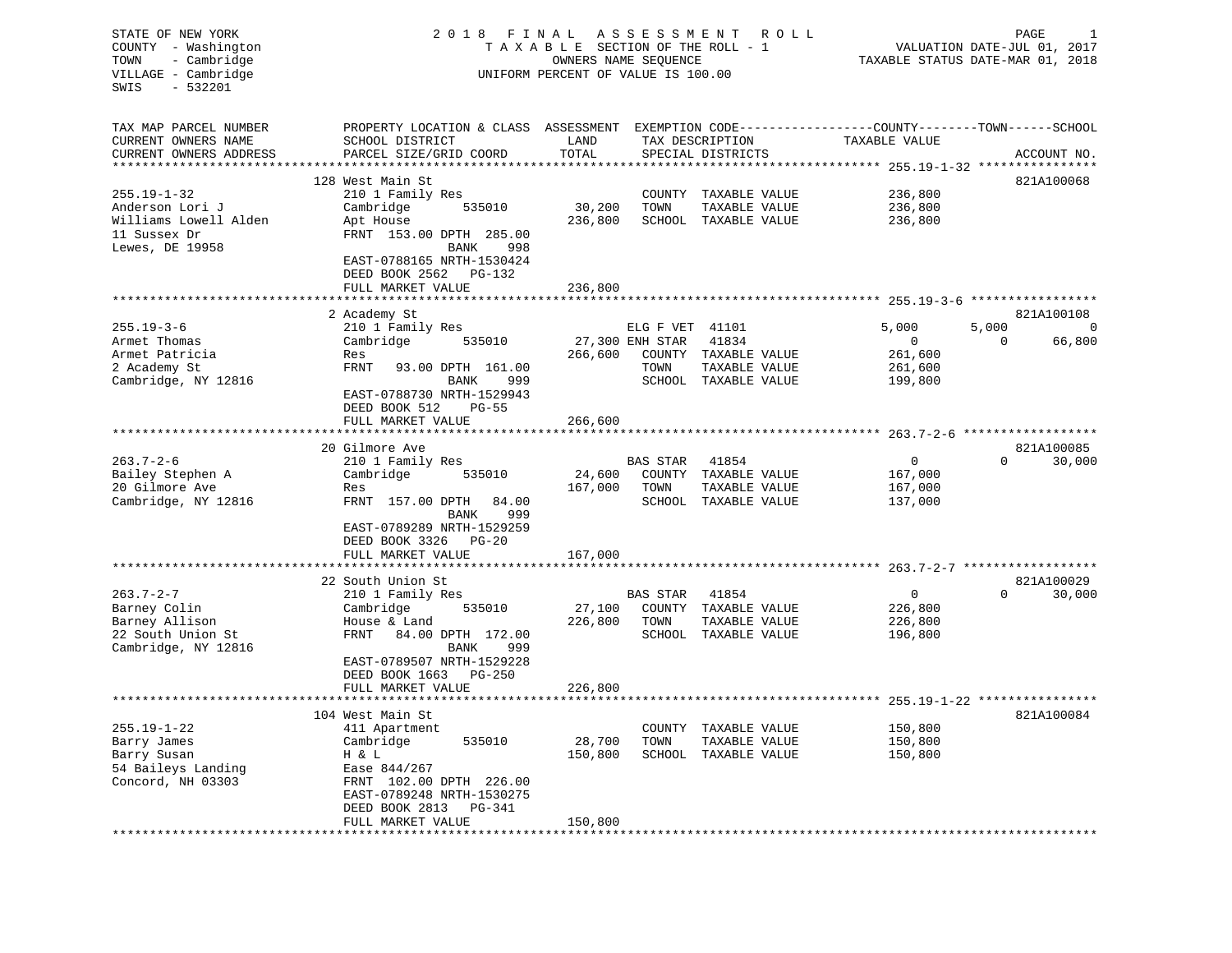STATE OF NEW YORK
COUNTY - Washington
TOWN - Cambridge
VILLAGE - Cambridge
SWIS - 532201

**2018 FINAL ASSESSMENT ROLL**
TAXABLE SECTION OF THE ROLL - 1
OWNERS NAME SEQUENCE
UNIFORM PERCENT OF VALUE IS 100.00

VALUATION DATE-JUL 01, 2017
TAXABLE STATUS DATE-MAR 01, 2018

```
TAX MAP PARCEL NUMBER          PROPERTY LOCATION & CLASS  ASSESSMENT  EXEMPTION CODE------------------COUNTY--------TOWN------SCHOOL
CURRENT OWNERS NAME            SCHOOL DISTRICT               LAND      TAX DESCRIPTION            TAXABLE VALUE
CURRENT OWNERS ADDRESS         PARCEL SIZE/GRID COORD        TOTAL     SPECIAL DISTRICTS                                  ACCOUNT NO.
******************************************************************************************************* 255.19-1-32 ****************
                               128 West Main St                                                                           821A100068
255.19-1-32                    210 1 Family Res                         COUNTY  TAXABLE VALUE          236,800
Anderson Lori J                Cambridge        535010       30,200     TOWN    TAXABLE VALUE          236,800
Williams Lowell Alden          Apt House                    236,800     SCHOOL  TAXABLE VALUE          236,800
11 Sussex Dr                   FRNT 153.00 DPTH 285.00
Lewes, DE 19958                              BANK     998
                               EAST-0788165 NRTH-1530424
                               DEED BOOK 2562   PG-132
                               FULL MARKET VALUE            236,800
******************************************************************************************************* 255.19-3-6 *****************
                               2 Academy St                                                                               821A100108
255.19-3-6                     210 1 Family Res                  ELG F VET  41101               5,000        5,000              0
Armet Thomas                   Cambridge        535010       27,300 ENH STAR  41834                   0            0         66,800
Armet Patricia                 Res                          266,600     COUNTY  TAXABLE VALUE          261,600
2 Academy St                   FRNT  93.00 DPTH 161.00                  TOWN    TAXABLE VALUE          261,600
Cambridge, NY 12816                          BANK     999               SCHOOL  TAXABLE VALUE          199,800
                               EAST-0788730 NRTH-1529943
                               DEED BOOK 512    PG-55
                               FULL MARKET VALUE            266,600
******************************************************************************************************* 263.7-2-6 ******************
                               20 Gilmore Ave                                                                             821A100085
263.7-2-6                      210 1 Family Res                  BAS STAR   41854                   0            0         30,000
Bailey Stephen A               Cambridge        535010       24,600     COUNTY  TAXABLE VALUE          167,000
20 Gilmore Ave                 Res                          167,000     TOWN    TAXABLE VALUE          167,000
Cambridge, NY 12816            FRNT 157.00 DPTH  84.00                  SCHOOL  TAXABLE VALUE          137,000
                                             BANK     999
                               EAST-0789289 NRTH-1529259
                               DEED BOOK 3326   PG-20
                               FULL MARKET VALUE            167,000
******************************************************************************************************* 263.7-2-7 ******************
                               22 South Union St                                                                          821A100029
263.7-2-7                      210 1 Family Res                  BAS STAR   41854                   0            0         30,000
Barney Colin                   Cambridge        535010       27,100     COUNTY  TAXABLE VALUE          226,800
Barney Allison                 House & Land                 226,800     TOWN    TAXABLE VALUE          226,800
22 South Union St              FRNT  84.00 DPTH 172.00                  SCHOOL  TAXABLE VALUE          196,800
Cambridge, NY 12816                          BANK     999
                               EAST-0789507 NRTH-1529228
                               DEED BOOK 1663   PG-250
                               FULL MARKET VALUE            226,800
******************************************************************************************************* 255.19-1-22 ****************
                               104 West Main St                                                                           821A100084
255.19-1-22                    411 Apartment                            COUNTY  TAXABLE VALUE          150,800
Barry James                    Cambridge        535010       28,700     TOWN    TAXABLE VALUE          150,800
Barry Susan                    H & L                        150,800     SCHOOL  TAXABLE VALUE          150,800
54 Baileys Landing             Ease 844/267
Concord, NH 03303              FRNT 102.00 DPTH 226.00
                               EAST-0789248 NRTH-1530275
                               DEED BOOK 2813   PG-341
                               FULL MARKET VALUE            150,800
************************************************************************************************************************************
```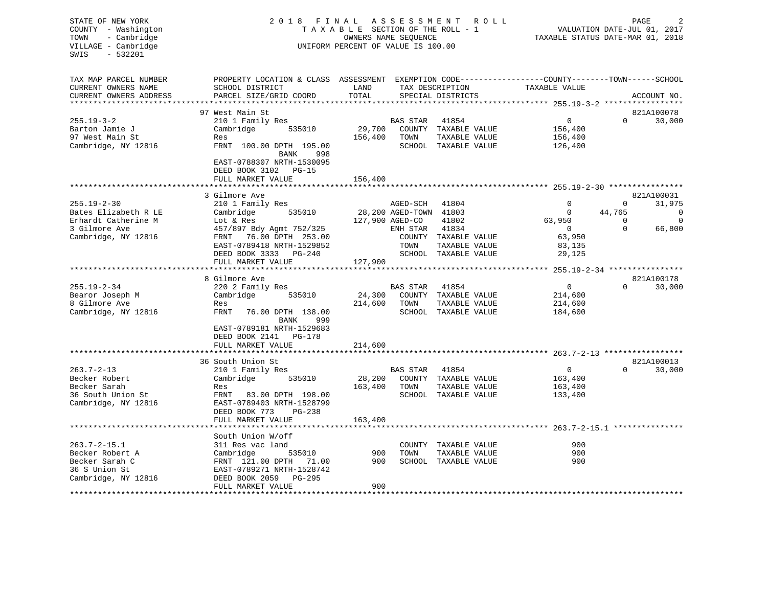STATE OF NEW YORK
COUNTY - Washington
TOWN - Cambridge
VILLAGE - Cambridge
SWIS - 532201

2018 FINAL ASSESSMENT ROLL
TAXABLE SECTION OF THE ROLL - 1
OWNERS NAME SEQUENCE
UNIFORM PERCENT OF VALUE IS 100.00

VALUATION DATE-JUL 01, 2017
TAXABLE STATUS DATE-MAR 01, 2018

```
TAX MAP PARCEL NUMBER          PROPERTY LOCATION & CLASS  ASSESSMENT  EXEMPTION CODE------------------COUNTY--------TOWN------SCHOOL
CURRENT OWNERS NAME            SCHOOL DISTRICT               LAND      TAX DESCRIPTION            TAXABLE VALUE
CURRENT OWNERS ADDRESS         PARCEL SIZE/GRID COORD       TOTAL      SPECIAL DISTRICTS                                    ACCOUNT NO.
******************************************************************************************************* 255.19-3-2 *****************
                               97 West Main St                                                                            821A100078
255.19-3-2                     210 1 Family Res                    BAS STAR   41854                  0          0      30,000
Barton Jamie J                 Cambridge       535010      29,700    COUNTY  TAXABLE VALUE        156,400
97 West Main St                Res                        156,400    TOWN    TAXABLE VALUE        156,400
Cambridge, NY 12816            FRNT 100.00 DPTH 195.00                SCHOOL  TAXABLE VALUE        126,400
                                          BANK     998
                               EAST-0788307 NRTH-1530095
                               DEED BOOK 3102   PG-15
                               FULL MARKET VALUE           156,400
******************************************************************************************************* 255.19-2-30 ****************
                               3 Gilmore Ave                                                                              821A100031
255.19-2-30                    210 1 Family Res                    AGED-SCH   41804                  0          0      31,975
Bates Elizabeth R LE           Cambridge       535010      28,200 AGED-TOWN  41803                  0     44,765           0
Erhardt Catherine M            Lot & Res                  127,900 AGED-CO    41802             63,950          0           0
3 Gilmore Ave                  457/897 Bdy Agmt 752/325            ENH STAR   41834                  0          0      66,800
Cambridge, NY 12816            FRNT  76.00 DPTH 253.00                COUNTY  TAXABLE VALUE         63,950
                               EAST-0789418 NRTH-1529852              TOWN    TAXABLE VALUE         83,135
                               DEED BOOK 3333   PG-240                SCHOOL  TAXABLE VALUE         29,125
                               FULL MARKET VALUE           127,900
******************************************************************************************************* 255.19-2-34 ****************
                               8 Gilmore Ave                                                                              821A100178
255.19-2-34                    220 2 Family Res                    BAS STAR   41854                  0          0      30,000
Bearor Joseph M                Cambridge       535010      24,300    COUNTY  TAXABLE VALUE        214,600
8 Gilmore Ave                  Res                        214,600    TOWN    TAXABLE VALUE        214,600
Cambridge, NY 12816            FRNT  76.00 DPTH 138.00                SCHOOL  TAXABLE VALUE        184,600
                                          BANK     999
                               EAST-0789181 NRTH-1529683
                               DEED BOOK 2141   PG-178
                               FULL MARKET VALUE           214,600
******************************************************************************************************* 263.7-2-13 *****************
                               36 South Union St                                                                          821A100013
263.7-2-13                     210 1 Family Res                    BAS STAR   41854                  0          0      30,000
Becker Robert                  Cambridge       535010      28,200    COUNTY  TAXABLE VALUE        163,400
Becker Sarah                   Res                        163,400    TOWN    TAXABLE VALUE        163,400
36 South Union St              FRNT  83.00 DPTH 198.00                SCHOOL  TAXABLE VALUE        133,400
Cambridge, NY 12816            EAST-0789403 NRTH-1528799
                               DEED BOOK 773    PG-238
                               FULL MARKET VALUE           163,400
******************************************************************************************************* 263.7-2-15.1 ***************
                               South Union W/off
263.7-2-15.1                   311 Res vac land                       COUNTY  TAXABLE VALUE            900
Becker Robert A                Cambridge       535010         900    TOWN    TAXABLE VALUE            900
Becker Sarah C                 FRNT 121.00 DPTH  71.00         900    SCHOOL  TAXABLE VALUE            900
36 S Union St                  EAST-0789271 NRTH-1528742
Cambridge, NY 12816            DEED BOOK 2059   PG-295
                               FULL MARKET VALUE               900
************************************************************************************************************************************
```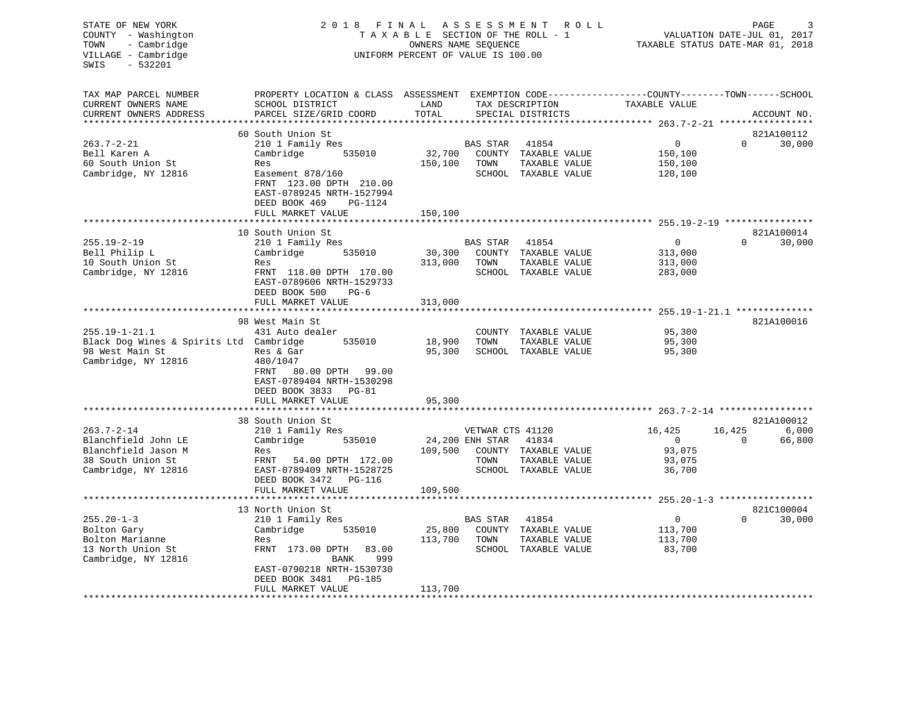STATE OF NEW YORK
COUNTY - Washington
TOWN - Cambridge
VILLAGE - Cambridge
SWIS - 532201

2 0 1 8 F I N A L A S S E S S M E N T R O L L
T A X A B L E SECTION OF THE ROLL - 1
OWNERS NAME SEQUENCE
UNIFORM PERCENT OF VALUE IS 100.00

VALUATION DATE-JUL 01, 2017
TAXABLE STATUS DATE-MAR 01, 2018

| TAX MAP PARCEL NUMBER / CURRENT OWNERS NAME / CURRENT OWNERS ADDRESS | PROPERTY LOCATION & CLASS / SCHOOL DISTRICT / PARCEL SIZE/GRID COORD | ASSESSMENT LAND / TOTAL | EXEMPTION CODE / TAX DESCRIPTION / SPECIAL DISTRICTS | COUNTY TAXABLE VALUE | TOWN | SCHOOL | ACCOUNT NO. |
|---|---|---|---|---|---|---|---|
| **263.7-2-21** | 60 South Union St | | | | | | 821A100112 |
| 263.7-2-21 | 210 1 Family Res | | BAS STAR 41854 | 0 | 0 | 30,000 | |
| Bell Karen A | Cambridge 535010 | 32,700 | COUNTY TAXABLE VALUE | 150,100 | | | |
| 60 South Union St | Res | 150,100 | TOWN TAXABLE VALUE | 150,100 | | | |
| Cambridge, NY 12816 | Easement 878/160 | | SCHOOL TAXABLE VALUE | 120,100 | | | |
| | FRNT 123.00 DPTH 210.00 | | | | | | |
| | EAST-0789245 NRTH-1527994 | | | | | | |
| | DEED BOOK 469 PG-1124 | | | | | | |
| | FULL MARKET VALUE | 150,100 | | | | | |
| **255.19-2-19** | 10 South Union St | | | | | | 821A100014 |
| 255.19-2-19 | 210 1 Family Res | | BAS STAR 41854 | 0 | 0 | 30,000 | |
| Bell Philip L | Cambridge 535010 | 30,300 | COUNTY TAXABLE VALUE | 313,000 | | | |
| 10 South Union St | Res | 313,000 | TOWN TAXABLE VALUE | 313,000 | | | |
| Cambridge, NY 12816 | FRNT 118.00 DPTH 170.00 | | SCHOOL TAXABLE VALUE | 283,000 | | | |
| | EAST-0789606 NRTH-1529733 | | | | | | |
| | DEED BOOK 500 PG-6 | | | | | | |
| | FULL MARKET VALUE | 313,000 | | | | | |
| **255.19-1-21.1** | 98 West Main St | | | | | | 821A100016 |
| 255.19-1-21.1 | 431 Auto dealer | | COUNTY TAXABLE VALUE | 95,300 | | | |
| Black Dog Wines & Spirits Ltd | Cambridge 535010 | 18,900 | TOWN TAXABLE VALUE | 95,300 | | | |
| 98 West Main St | Res & Gar | 95,300 | SCHOOL TAXABLE VALUE | 95,300 | | | |
| Cambridge, NY 12816 | 480/1047 | | | | | | |
| | FRNT 80.00 DPTH 99.00 | | | | | | |
| | EAST-0789404 NRTH-1530298 | | | | | | |
| | DEED BOOK 3833 PG-81 | | | | | | |
| | FULL MARKET VALUE | 95,300 | | | | | |
| **263.7-2-14** | 38 South Union St | | | | | | 821A100012 |
| 263.7-2-14 | 210 1 Family Res | | VETWAR CTS 41120 | 16,425 | 16,425 | 6,000 | |
| Blanchfield John LE | Cambridge 535010 | 24,200 | ENH STAR 41834 | 0 | 0 | 66,800 | |
| Blanchfield Jason M | Res | 109,500 | COUNTY TAXABLE VALUE | 93,075 | | | |
| 38 South Union St | FRNT 54.00 DPTH 172.00 | | TOWN TAXABLE VALUE | 93,075 | | | |
| Cambridge, NY 12816 | EAST-0789409 NRTH-1528725 | | SCHOOL TAXABLE VALUE | 36,700 | | | |
| | DEED BOOK 3472 PG-116 | | | | | | |
| | FULL MARKET VALUE | 109,500 | | | | | |
| **255.20-1-3** | 13 North Union St | | | | | | 821C100004 |
| 255.20-1-3 | 210 1 Family Res | | BAS STAR 41854 | 0 | 0 | 30,000 | |
| Bolton Gary | Cambridge 535010 | 25,800 | COUNTY TAXABLE VALUE | 113,700 | | | |
| Bolton Marianne | Res | 113,700 | TOWN TAXABLE VALUE | 113,700 | | | |
| 13 North Union St | FRNT 173.00 DPTH 83.00 | | SCHOOL TAXABLE VALUE | 83,700 | | | |
| Cambridge, NY 12816 | BANK 999 | | | | | | |
| | EAST-0790218 NRTH-1530730 | | | | | | |
| | DEED BOOK 3481 PG-185 | | | | | | |
| | FULL MARKET VALUE | 113,700 | | | | | |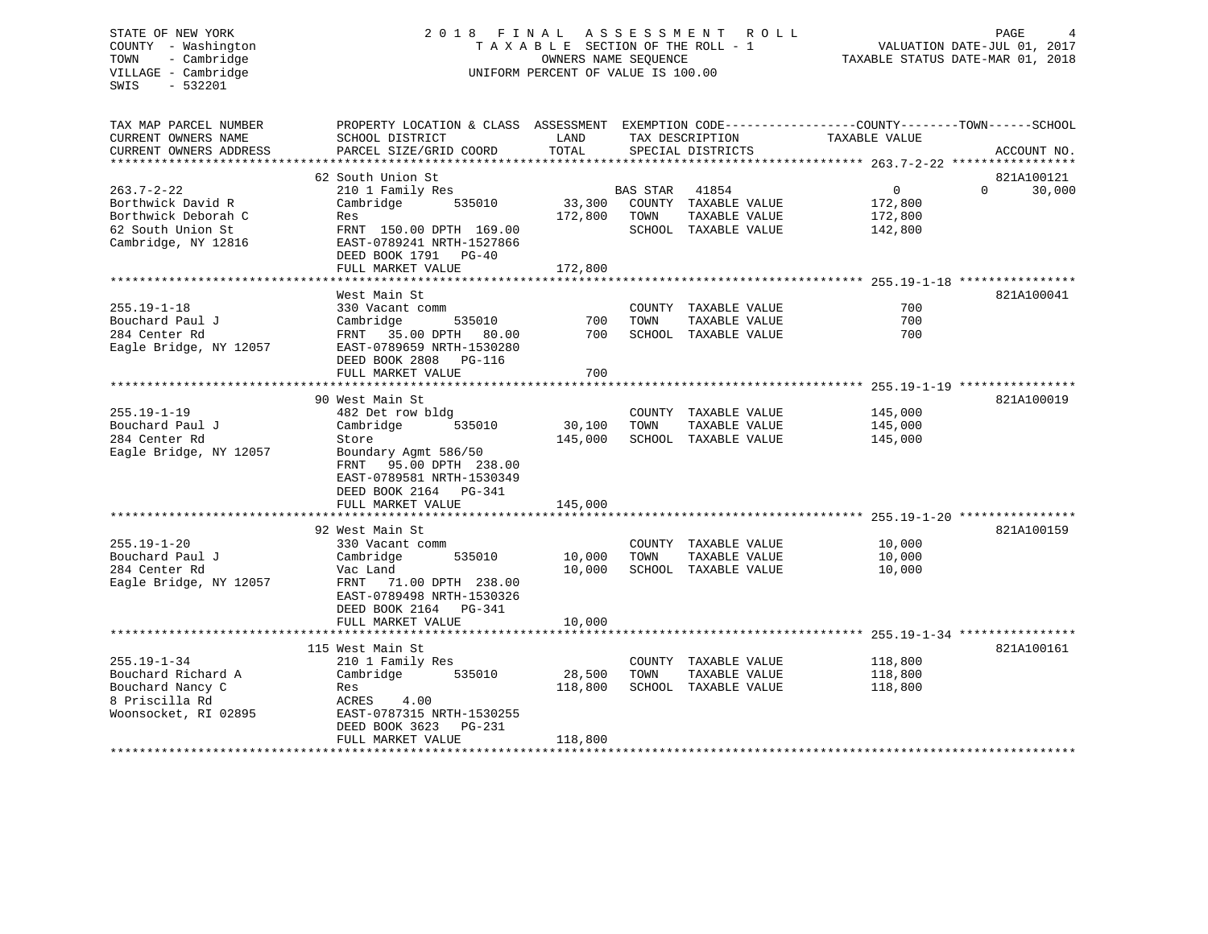STATE OF NEW YORK
COUNTY - Washington
TOWN - Cambridge
VILLAGE - Cambridge
SWIS - 532201

2018 FINAL ASSESSMENT ROLL
TAXABLE SECTION OF THE ROLL - 1
OWNERS NAME SEQUENCE
UNIFORM PERCENT OF VALUE IS 100.00

VALUATION DATE-JUL 01, 2017
TAXABLE STATUS DATE-MAR 01, 2018

| TAX MAP PARCEL NUMBER / CURRENT OWNERS NAME / CURRENT OWNERS ADDRESS | PROPERTY LOCATION & CLASS / SCHOOL DISTRICT / PARCEL SIZE/GRID COORD | ASSESSMENT LAND | TOTAL | EXEMPTION CODE / TAX DESCRIPTION / SPECIAL DISTRICTS | COUNTY TAXABLE VALUE | TOWN | SCHOOL | ACCOUNT NO. |
|---|---|---|---|---|---|---|---|---|
| 263.7-2-22 | 62 South Union St | | | | | | | 821A100121 |
| 263.7-2-22 | 210 1 Family Res | | | BAS STAR 41854 | 0 | 0 | 30,000 | |
| Borthwick David R | Cambridge 535010 | 33,300 | | COUNTY TAXABLE VALUE | 172,800 | | | |
| Borthwick Deborah C | Res | | 172,800 | TOWN TAXABLE VALUE | 172,800 | | | |
| 62 South Union St | FRNT 150.00 DPTH 169.00 | | | SCHOOL TAXABLE VALUE | 142,800 | | | |
| Cambridge, NY 12816 | EAST-0789241 NRTH-1527866 | | | | | | | |
| | DEED BOOK 1791 PG-40 | | | | | | | |
| | FULL MARKET VALUE | | 172,800 | | | | | |
| 255.19-1-18 | West Main St | | | | | | | 821A100041 |
| 255.19-1-18 | 330 Vacant comm | | | COUNTY TAXABLE VALUE | 700 | | | |
| Bouchard Paul J | Cambridge 535010 | 700 | | TOWN TAXABLE VALUE | 700 | | | |
| 284 Center Rd | FRNT 35.00 DPTH 80.00 | | 700 | SCHOOL TAXABLE VALUE | 700 | | | |
| Eagle Bridge, NY 12057 | EAST-0789659 NRTH-1530280 | | | | | | | |
| | DEED BOOK 2808 PG-116 | | | | | | | |
| | FULL MARKET VALUE | | 700 | | | | | |
| 255.19-1-19 | 90 West Main St | | | | | | | 821A100019 |
| 255.19-1-19 | 482 Det row bldg | | | COUNTY TAXABLE VALUE | 145,000 | | | |
| Bouchard Paul J | Cambridge 535010 | 30,100 | | TOWN TAXABLE VALUE | 145,000 | | | |
| 284 Center Rd | Store | | 145,000 | SCHOOL TAXABLE VALUE | 145,000 | | | |
| Eagle Bridge, NY 12057 | Boundary Agmt 586/50 | | | | | | | |
| | FRNT 95.00 DPTH 238.00 | | | | | | | |
| | EAST-0789581 NRTH-1530349 | | | | | | | |
| | DEED BOOK 2164 PG-341 | | | | | | | |
| | FULL MARKET VALUE | | 145,000 | | | | | |
| 255.19-1-20 | 92 West Main St | | | | | | | 821A100159 |
| 255.19-1-20 | 330 Vacant comm | | | COUNTY TAXABLE VALUE | 10,000 | | | |
| Bouchard Paul J | Cambridge 535010 | 10,000 | | TOWN TAXABLE VALUE | 10,000 | | | |
| 284 Center Rd | Vac Land | | 10,000 | SCHOOL TAXABLE VALUE | 10,000 | | | |
| Eagle Bridge, NY 12057 | FRNT 71.00 DPTH 238.00 | | | | | | | |
| | EAST-0789498 NRTH-1530326 | | | | | | | |
| | DEED BOOK 2164 PG-341 | | | | | | | |
| | FULL MARKET VALUE | | 10,000 | | | | | |
| 255.19-1-34 | 115 West Main St | | | | | | | 821A100161 |
| 255.19-1-34 | 210 1 Family Res | | | COUNTY TAXABLE VALUE | 118,800 | | | |
| Bouchard Richard A | Cambridge 535010 | 28,500 | | TOWN TAXABLE VALUE | 118,800 | | | |
| Bouchard Nancy C | Res | | 118,800 | SCHOOL TAXABLE VALUE | 118,800 | | | |
| 8 Priscilla Rd | ACRES 4.00 | | | | | | | |
| Woonsocket, RI 02895 | EAST-0787315 NRTH-1530255 | | | | | | | |
| | DEED BOOK 3623 PG-231 | | | | | | | |
| | FULL MARKET VALUE | | 118,800 | | | | | |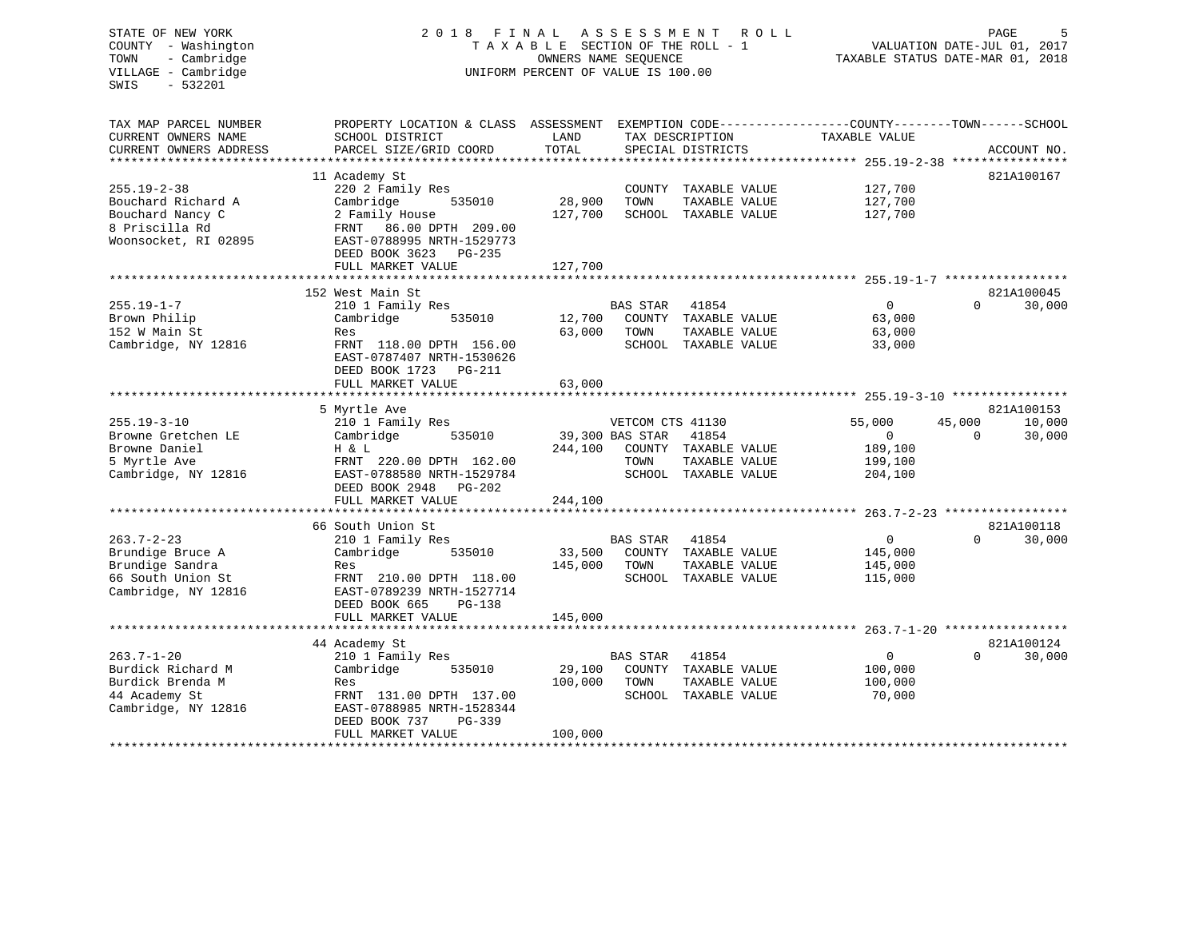STATE OF NEW YORK
COUNTY - Washington
TOWN - Cambridge
VILLAGE - Cambridge
SWIS - 532201

# 2018 FINAL ASSESSMENT ROLL

TAXABLE SECTION OF THE ROLL - 1
OWNERS NAME SEQUENCE
UNIFORM PERCENT OF VALUE IS 100.00

VALUATION DATE-JUL 01, 2017
TAXABLE STATUS DATE-MAR 01, 2018

| TAX MAP PARCEL NUMBER / CURRENT OWNERS NAME / CURRENT OWNERS ADDRESS | PROPERTY LOCATION & CLASS / SCHOOL DISTRICT / PARCEL SIZE/GRID COORD | ASSESSMENT LAND | ASSESSMENT TOTAL | EXEMPTION CODE / TAX DESCRIPTION / SPECIAL DISTRICTS | COUNTY TAXABLE VALUE | TOWN | SCHOOL | ACCOUNT NO. |
|---|---|---|---|---|---|---|---|---|
| 255.19-2-38 | 11 Academy St | | | | | | | 821A100167 |
| | 220 2 Family Res | | | COUNTY TAXABLE VALUE | 127,700 | | | |
| Bouchard Richard A | Cambridge 535010 | 28,900 | | TOWN TAXABLE VALUE | 127,700 | | | |
| Bouchard Nancy C | 2 Family House | | 127,700 | SCHOOL TAXABLE VALUE | 127,700 | | | |
| 8 Priscilla Rd | FRNT 86.00 DPTH 209.00 | | | | | | | |
| Woonsocket, RI 02895 | EAST-0788995 NRTH-1529773 | | | | | | | |
| | DEED BOOK 3623 PG-235 | | | | | | | |
| | FULL MARKET VALUE | | 127,700 | | | | | |
| 255.19-1-7 | 152 West Main St | | | | | | | 821A100045 |
| | 210 1 Family Res | | | BAS STAR 41854 | 0 | 0 | 30,000 | |
| Brown Philip | Cambridge 535010 | 12,700 | | COUNTY TAXABLE VALUE | 63,000 | | | |
| 152 W Main St | Res | | 63,000 | TOWN TAXABLE VALUE | 63,000 | | | |
| Cambridge, NY 12816 | FRNT 118.00 DPTH 156.00 | | | SCHOOL TAXABLE VALUE | 33,000 | | | |
| | EAST-0787407 NRTH-1530626 | | | | | | | |
| | DEED BOOK 1723 PG-211 | | | | | | | |
| | FULL MARKET VALUE | | 63,000 | | | | | |
| 255.19-3-10 | 5 Myrtle Ave | | | | | | | 821A100153 |
| | 210 1 Family Res | | | VETCOM CTS 41130 | 55,000 | 45,000 | 10,000 | |
| Browne Gretchen LE | Cambridge 535010 | 39,300 | | BAS STAR 41854 | 0 | 0 | 30,000 | |
| Browne Daniel | H & L | | 244,100 | COUNTY TAXABLE VALUE | 189,100 | | | |
| 5 Myrtle Ave | FRNT 220.00 DPTH 162.00 | | | TOWN TAXABLE VALUE | 199,100 | | | |
| Cambridge, NY 12816 | EAST-0788580 NRTH-1529784 | | | SCHOOL TAXABLE VALUE | 204,100 | | | |
| | DEED BOOK 2948 PG-202 | | | | | | | |
| | FULL MARKET VALUE | | 244,100 | | | | | |
| 263.7-2-23 | 66 South Union St | | | | | | | 821A100118 |
| | 210 1 Family Res | | | BAS STAR 41854 | 0 | 0 | 30,000 | |
| Brundige Bruce A | Cambridge 535010 | 33,500 | | COUNTY TAXABLE VALUE | 145,000 | | | |
| Brundige Sandra | Res | | 145,000 | TOWN TAXABLE VALUE | 145,000 | | | |
| 66 South Union St | FRNT 210.00 DPTH 118.00 | | | SCHOOL TAXABLE VALUE | 115,000 | | | |
| Cambridge, NY 12816 | EAST-0789239 NRTH-1527714 | | | | | | | |
| | DEED BOOK 665 PG-138 | | | | | | | |
| | FULL MARKET VALUE | | 145,000 | | | | | |
| 263.7-1-20 | 44 Academy St | | | | | | | 821A100124 |
| | 210 1 Family Res | | | BAS STAR 41854 | 0 | 0 | 30,000 | |
| Burdick Richard M | Cambridge 535010 | 29,100 | | COUNTY TAXABLE VALUE | 100,000 | | | |
| Burdick Brenda M | Res | | 100,000 | TOWN TAXABLE VALUE | 100,000 | | | |
| 44 Academy St | FRNT 131.00 DPTH 137.00 | | | SCHOOL TAXABLE VALUE | 70,000 | | | |
| Cambridge, NY 12816 | EAST-0788985 NRTH-1528344 | | | | | | | |
| | DEED BOOK 737 PG-339 | | | | | | | |
| | FULL MARKET VALUE | | 100,000 | | | | | |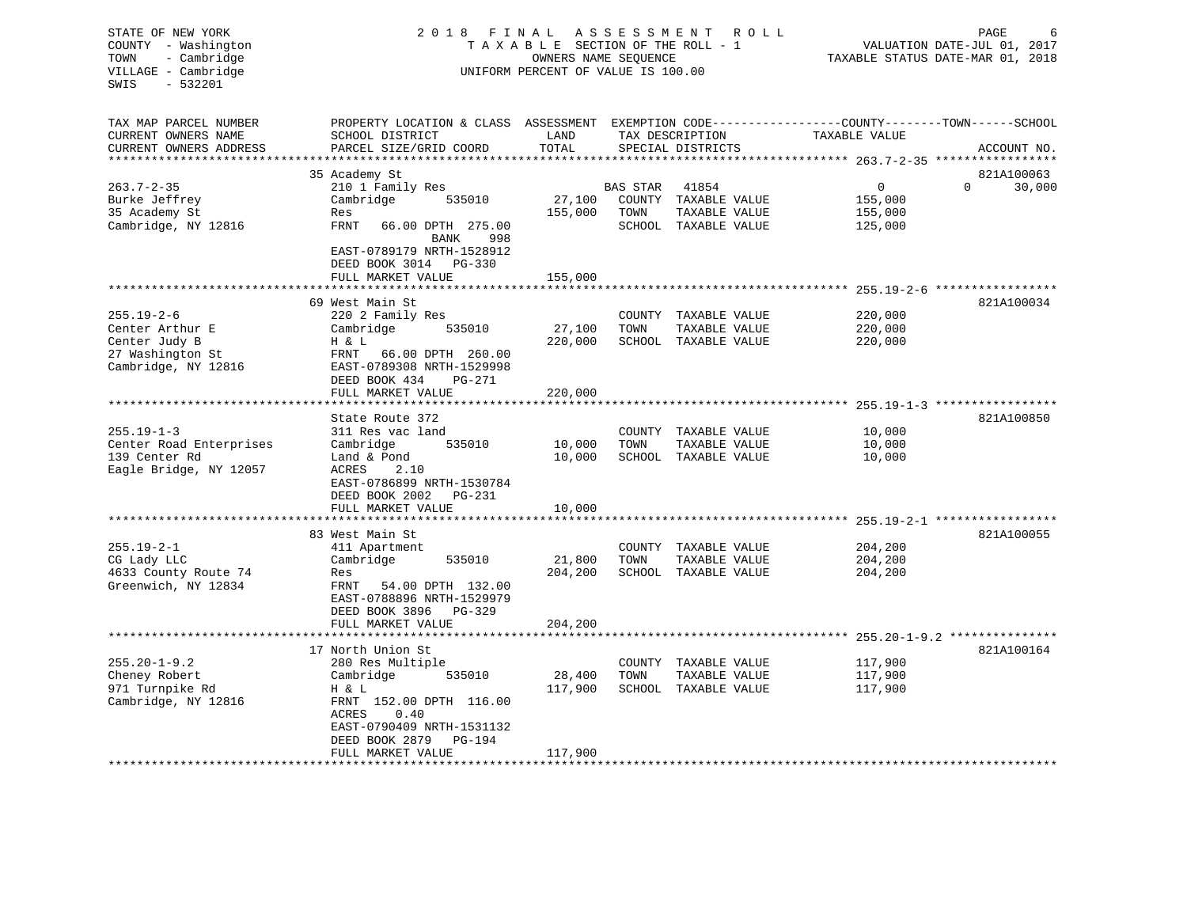STATE OF NEW YORK
COUNTY - Washington
TOWN - Cambridge
VILLAGE - Cambridge
SWIS - 532201

# 2018 FINAL ASSESSMENT ROLL

TAXABLE SECTION OF THE ROLL - 1
OWNERS NAME SEQUENCE
UNIFORM PERCENT OF VALUE IS 100.00

VALUATION DATE-JUL 01, 2017
TAXABLE STATUS DATE-MAR 01, 2018

| TAX MAP PARCEL NUMBER / CURRENT OWNERS NAME / CURRENT OWNERS ADDRESS | PROPERTY LOCATION & CLASS / SCHOOL DISTRICT / PARCEL SIZE/GRID COORD | ASSESSMENT LAND | TOTAL | EXEMPTION CODE / TAX DESCRIPTION / SPECIAL DISTRICTS | COUNTY | TOWN | SCHOOL | ACCOUNT NO. |
|---|---|---|---|---|---|---|---|---|
| 263.7-2-35 | 35 Academy St | | | | | | | 821A100063 |
| | 210 1 Family Res | | | BAS STAR 41854 | 0 | 0 | 30,000 | |
| Burke Jeffrey | Cambridge 535010 | 27,100 | | COUNTY TAXABLE VALUE | 155,000 | | | |
| 35 Academy St | Res | | 155,000 | TOWN TAXABLE VALUE | | 155,000 | | |
| Cambridge, NY 12816 | FRNT 66.00 DPTH 275.00 | | | SCHOOL TAXABLE VALUE | | | 125,000 | |
| | BANK 998 | | | | | | | |
| | EAST-0789179 NRTH-1528912 | | | | | | | |
| | DEED BOOK 3014 PG-330 | | | | | | | |
| | FULL MARKET VALUE | | 155,000 | | | | | |
| 255.19-2-6 | 69 West Main St | | | | | | | 821A100034 |
| | 220 2 Family Res | | | COUNTY TAXABLE VALUE | 220,000 | | | |
| Center Arthur E | Cambridge 535010 | 27,100 | | TOWN TAXABLE VALUE | | 220,000 | | |
| Center Judy B | H & L | | 220,000 | SCHOOL TAXABLE VALUE | | | 220,000 | |
| 27 Washington St | FRNT 66.00 DPTH 260.00 | | | | | | | |
| Cambridge, NY 12816 | EAST-0789308 NRTH-1529998 | | | | | | | |
| | DEED BOOK 434 PG-271 | | | | | | | |
| | FULL MARKET VALUE | | 220,000 | | | | | |
| 255.19-1-3 | State Route 372 | | | | | | | 821A100850 |
| | 311 Res vac land | | | COUNTY TAXABLE VALUE | 10,000 | | | |
| Center Road Enterprises | Cambridge 535010 | 10,000 | | TOWN TAXABLE VALUE | | 10,000 | | |
| 139 Center Rd | Land & Pond | | 10,000 | SCHOOL TAXABLE VALUE | | | 10,000 | |
| Eagle Bridge, NY 12057 | ACRES 2.10 | | | | | | | |
| | EAST-0786899 NRTH-1530784 | | | | | | | |
| | DEED BOOK 2002 PG-231 | | | | | | | |
| | FULL MARKET VALUE | | 10,000 | | | | | |
| 255.19-2-1 | 83 West Main St | | | | | | | 821A100055 |
| | 411 Apartment | | | COUNTY TAXABLE VALUE | 204,200 | | | |
| CG Lady LLC | Cambridge 535010 | 21,800 | | TOWN TAXABLE VALUE | | 204,200 | | |
| 4633 County Route 74 | Res | | 204,200 | SCHOOL TAXABLE VALUE | | | 204,200 | |
| Greenwich, NY 12834 | FRNT 54.00 DPTH 132.00 | | | | | | | |
| | EAST-0788896 NRTH-1529979 | | | | | | | |
| | DEED BOOK 3896 PG-329 | | | | | | | |
| | FULL MARKET VALUE | | 204,200 | | | | | |
| 255.20-1-9.2 | 17 North Union St | | | | | | | 821A100164 |
| | 280 Res Multiple | | | COUNTY TAXABLE VALUE | 117,900 | | | |
| Cheney Robert | Cambridge 535010 | 28,400 | | TOWN TAXABLE VALUE | | 117,900 | | |
| 971 Turnpike Rd | H & L | | 117,900 | SCHOOL TAXABLE VALUE | | | 117,900 | |
| Cambridge, NY 12816 | FRNT 152.00 DPTH 116.00 | | | | | | | |
| | ACRES 0.40 | | | | | | | |
| | EAST-0790409 NRTH-1531132 | | | | | | | |
| | DEED BOOK 2879 PG-194 | | | | | | | |
| | FULL MARKET VALUE | | 117,900 | | | | | |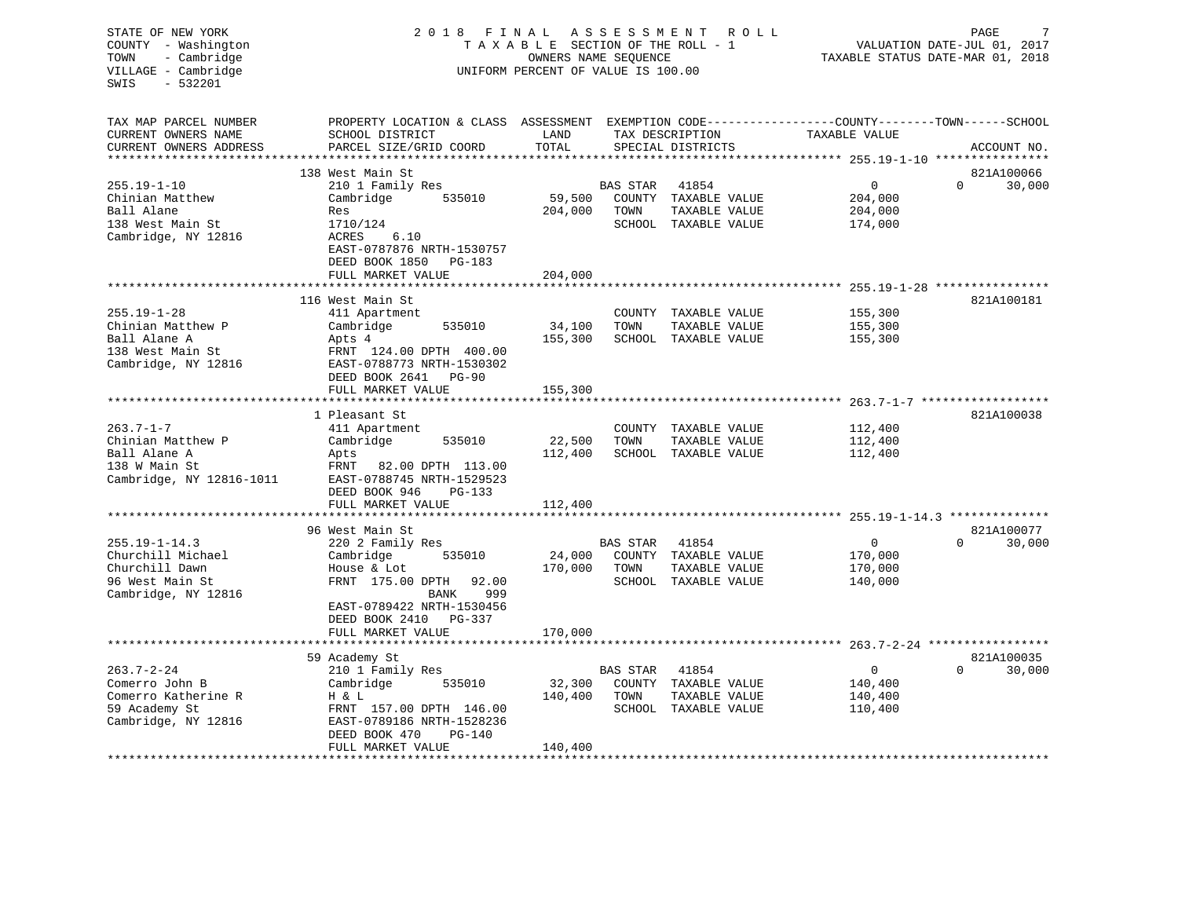STATE OF NEW YORK
COUNTY - Washington
TOWN - Cambridge
VILLAGE - Cambridge
SWIS - 532201

2018 FINAL ASSESSMENT ROLL
TAXABLE SECTION OF THE ROLL - 1
OWNERS NAME SEQUENCE
UNIFORM PERCENT OF VALUE IS 100.00

VALUATION DATE-JUL 01, 2017
TAXABLE STATUS DATE-MAR 01, 2018

| TAX MAP PARCEL NUMBER / CURRENT OWNERS NAME / CURRENT OWNERS ADDRESS | PROPERTY LOCATION & CLASS / SCHOOL DISTRICT / PARCEL SIZE/GRID COORD | ASSESSMENT LAND / TOTAL | EXEMPTION CODE / TAX DESCRIPTION / SPECIAL DISTRICTS | COUNTY TAXABLE VALUE | TOWN | SCHOOL | ACCOUNT NO. |
|---|---|---|---|---|---|---|---|
| 255.19-1-10 | 138 West Main St | | | | | | 821A100066 |
| 255.19-1-10 | 210 1 Family Res | | BAS STAR 41854 | 0 | 0 | 30,000 | |
| Chinian Matthew | Cambridge 535010 | 59,500 | COUNTY TAXABLE VALUE | 204,000 | | | |
| Ball Alane | Res | 204,000 | TOWN TAXABLE VALUE | 204,000 | | | |
| 138 West Main St | 1710/124 | | SCHOOL TAXABLE VALUE | 174,000 | | | |
| Cambridge, NY 12816 | ACRES 6.10 | | | | | | |
| | EAST-0787876 NRTH-1530757 | | | | | | |
| | DEED BOOK 1850 PG-183 | | | | | | |
| | FULL MARKET VALUE | 204,000 | | | | | |
| 255.19-1-28 | 116 West Main St | | | | | | 821A100181 |
| 255.19-1-28 | 411 Apartment | | COUNTY TAXABLE VALUE | 155,300 | | | |
| Chinian Matthew P | Cambridge 535010 | 34,100 | TOWN TAXABLE VALUE | 155,300 | | | |
| Ball Alane A | Apts 4 | 155,300 | SCHOOL TAXABLE VALUE | 155,300 | | | |
| 138 West Main St | FRNT 124.00 DPTH 400.00 | | | | | | |
| Cambridge, NY 12816 | EAST-0788773 NRTH-1530302 | | | | | | |
| | DEED BOOK 2641 PG-90 | | | | | | |
| | FULL MARKET VALUE | 155,300 | | | | | |
| 263.7-1-7 | 1 Pleasant St | | | | | | 821A100038 |
| 263.7-1-7 | 411 Apartment | | COUNTY TAXABLE VALUE | 112,400 | | | |
| Chinian Matthew P | Cambridge 535010 | 22,500 | TOWN TAXABLE VALUE | 112,400 | | | |
| Ball Alane A | Apts | 112,400 | SCHOOL TAXABLE VALUE | 112,400 | | | |
| 138 W Main St | FRNT 82.00 DPTH 113.00 | | | | | | |
| Cambridge, NY 12816-1011 | EAST-0788745 NRTH-1529523 | | | | | | |
| | DEED BOOK 946 PG-133 | | | | | | |
| | FULL MARKET VALUE | 112,400 | | | | | |
| 255.19-1-14.3 | 96 West Main St | | | | | | 821A100077 |
| 255.19-1-14.3 | 220 2 Family Res | | BAS STAR 41854 | 0 | 0 | 30,000 | |
| Churchill Michael | Cambridge 535010 | 24,000 | COUNTY TAXABLE VALUE | 170,000 | | | |
| Churchill Dawn | House & Lot | 170,000 | TOWN TAXABLE VALUE | 170,000 | | | |
| 96 West Main St | FRNT 175.00 DPTH 92.00 | | SCHOOL TAXABLE VALUE | 140,000 | | | |
| Cambridge, NY 12816 | BANK 999 | | | | | | |
| | EAST-0789422 NRTH-1530456 | | | | | | |
| | DEED BOOK 2410 PG-337 | | | | | | |
| | FULL MARKET VALUE | 170,000 | | | | | |
| 263.7-2-24 | 59 Academy St | | | | | | 821A100035 |
| 263.7-2-24 | 210 1 Family Res | | BAS STAR 41854 | 0 | 0 | 30,000 | |
| Comerro John B | Cambridge 535010 | 32,300 | COUNTY TAXABLE VALUE | 140,400 | | | |
| Comerro Katherine R | H & L | 140,400 | TOWN TAXABLE VALUE | 140,400 | | | |
| 59 Academy St | FRNT 157.00 DPTH 146.00 | | SCHOOL TAXABLE VALUE | 110,400 | | | |
| Cambridge, NY 12816 | EAST-0789186 NRTH-1528236 | | | | | | |
| | DEED BOOK 470 PG-140 | | | | | | |
| | FULL MARKET VALUE | 140,400 | | | | | |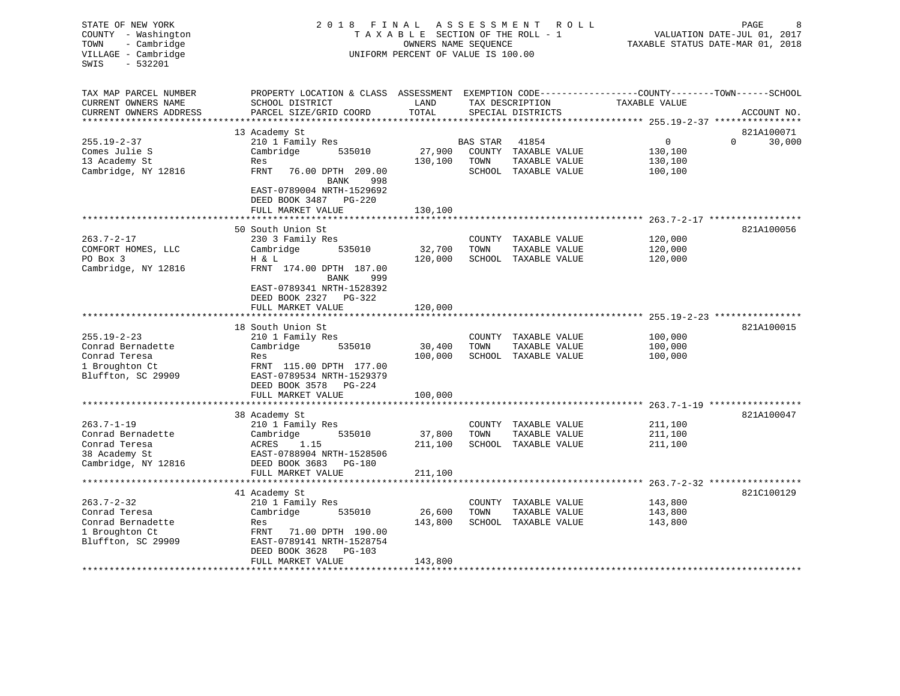STATE OF NEW YORK
COUNTY - Washington
TOWN - Cambridge
VILLAGE - Cambridge
SWIS - 532201

2018 FINAL ASSESSMENT ROLL
TAXABLE SECTION OF THE ROLL - 1
OWNERS NAME SEQUENCE
UNIFORM PERCENT OF VALUE IS 100.00

VALUATION DATE-JUL 01, 2017
TAXABLE STATUS DATE-MAR 01, 2018

| TAX MAP PARCEL NUMBER / CURRENT OWNERS NAME / CURRENT OWNERS ADDRESS | PROPERTY LOCATION & CLASS / SCHOOL DISTRICT / PARCEL SIZE/GRID COORD | ASSESSMENT LAND | TOTAL | EXEMPTION CODE / TAX DESCRIPTION / SPECIAL DISTRICTS | COUNTY | TOWN | SCHOOL | ACCOUNT NO. |
|---|---|---|---|---|---|---|---|---|
| 255.19-2-37 | 13 Academy St | | | | | | | 821A100071 |
| Comes Julie S | 210 1 Family Res | | | BAS STAR 41854 | 0 | 0 | 30,000 | |
| 13 Academy St | Cambridge 535010 | 27,900 | | COUNTY TAXABLE VALUE | 130,100 | | | |
| Cambridge, NY 12816 | Res | | 130,100 | TOWN TAXABLE VALUE | | 130,100 | | |
| | FRNT 76.00 DPTH 209.00 BANK 998 | | | SCHOOL TAXABLE VALUE | | | 100,100 | |
| | EAST-0789004 NRTH-1529692 | | | | | | | |
| | DEED BOOK 3487 PG-220 | | | | | | | |
| | FULL MARKET VALUE | | 130,100 | | | | | |
| 263.7-2-17 | 50 South Union St | | | | | | | 821A100056 |
| COMFORT HOMES, LLC | 230 3 Family Res | | | COUNTY TAXABLE VALUE | 120,000 | | | |
| PO Box 3 | Cambridge 535010 | 32,700 | | TOWN TAXABLE VALUE | | 120,000 | | |
| Cambridge, NY 12816 | H & L | | 120,000 | SCHOOL TAXABLE VALUE | | | 120,000 | |
| | FRNT 174.00 DPTH 187.00 BANK 999 | | | | | | | |
| | EAST-0789341 NRTH-1528392 | | | | | | | |
| | DEED BOOK 2327 PG-322 | | | | | | | |
| | FULL MARKET VALUE | | 120,000 | | | | | |
| 255.19-2-23 | 18 South Union St | | | | | | | 821A100015 |
| Conrad Bernadette | 210 1 Family Res | | | COUNTY TAXABLE VALUE | 100,000 | | | |
| Conrad Teresa | Cambridge 535010 | 30,400 | | TOWN TAXABLE VALUE | | 100,000 | | |
| 1 Broughton Ct | Res | | 100,000 | SCHOOL TAXABLE VALUE | | | 100,000 | |
| Bluffton, SC 29909 | FRNT 115.00 DPTH 177.00 | | | | | | | |
| | EAST-0789534 NRTH-1529379 | | | | | | | |
| | DEED BOOK 3578 PG-224 | | | | | | | |
| | FULL MARKET VALUE | | 100,000 | | | | | |
| 263.7-1-19 | 38 Academy St | | | | | | | 821A100047 |
| Conrad Bernadette | 210 1 Family Res | | | COUNTY TAXABLE VALUE | 211,100 | | | |
| Conrad Teresa | Cambridge 535010 | 37,800 | | TOWN TAXABLE VALUE | | 211,100 | | |
| 38 Academy St | ACRES 1.15 | | 211,100 | SCHOOL TAXABLE VALUE | | | 211,100 | |
| Cambridge, NY 12816 | EAST-0788904 NRTH-1528506 | | | | | | | |
| | DEED BOOK 3683 PG-180 | | | | | | | |
| | FULL MARKET VALUE | | 211,100 | | | | | |
| 263.7-2-32 | 41 Academy St | | | | | | | 821C100129 |
| Conrad Teresa | 210 1 Family Res | | | COUNTY TAXABLE VALUE | 143,800 | | | |
| Conrad Bernadette | Cambridge 535010 | 26,600 | | TOWN TAXABLE VALUE | | 143,800 | | |
| 1 Broughton Ct | Res | | 143,800 | SCHOOL TAXABLE VALUE | | | 143,800 | |
| Bluffton, SC 29909 | FRNT 71.00 DPTH 190.00 | | | | | | | |
| | EAST-0789141 NRTH-1528754 | | | | | | | |
| | DEED BOOK 3628 PG-103 | | | | | | | |
| | FULL MARKET VALUE | | 143,800 | | | | | |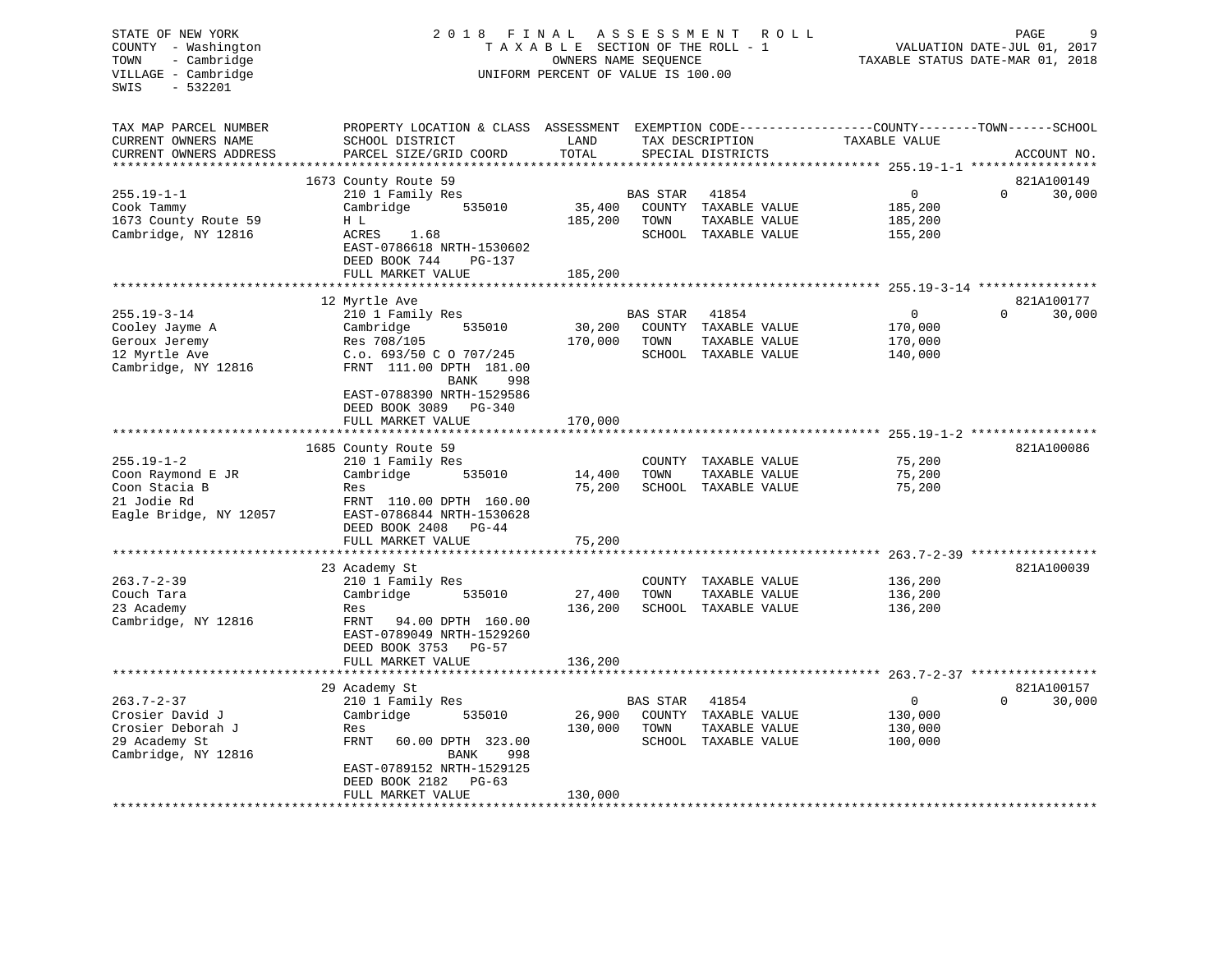STATE OF NEW YORK
COUNTY - Washington
TOWN - Cambridge
VILLAGE - Cambridge
SWIS - 532201

2018 FINAL ASSESSMENT ROLL
TAXABLE SECTION OF THE ROLL - 1
OWNERS NAME SEQUENCE
UNIFORM PERCENT OF VALUE IS 100.00

VALUATION DATE-JUL 01, 2017
TAXABLE STATUS DATE-MAR 01, 2018

| TAX MAP PARCEL NUMBER / CURRENT OWNERS NAME / CURRENT OWNERS ADDRESS | PROPERTY LOCATION & CLASS / SCHOOL DISTRICT / PARCEL SIZE/GRID COORD | ASSESSMENT LAND | TOTAL | EXEMPTION CODE / TAX DESCRIPTION / SPECIAL DISTRICTS | COUNTY TAXABLE VALUE | TOWN | SCHOOL | ACCOUNT NO. |
|---|---|---|---|---|---|---|---|---|
| 255.19-1-1 | 1673 County Route 59 | | | | | | | 821A100149 |
| 255.19-1-1 | 210 1 Family Res | | | BAS STAR 41854 | 0 | 0 | 30,000 | |
| Cook Tammy | Cambridge 535010 | 35,400 | | COUNTY TAXABLE VALUE | 185,200 | | | |
| 1673 County Route 59 | H L | | 185,200 | TOWN TAXABLE VALUE | 185,200 | | | |
| Cambridge, NY 12816 | ACRES 1.68 | | | SCHOOL TAXABLE VALUE | 155,200 | | | |
| | EAST-0786618 NRTH-1530602 | | | | | | | |
| | DEED BOOK 744 PG-137 | | | | | | | |
| | FULL MARKET VALUE | | 185,200 | | | | | |
| 255.19-3-14 | 12 Myrtle Ave | | | | | | | 821A100177 |
| 255.19-3-14 | 210 1 Family Res | | | BAS STAR 41854 | 0 | 0 | 30,000 | |
| Cooley Jayme A | Cambridge 535010 | 30,200 | | COUNTY TAXABLE VALUE | 170,000 | | | |
| Geroux Jeremy | Res 708/105 | | 170,000 | TOWN TAXABLE VALUE | 170,000 | | | |
| 12 Myrtle Ave | C.o. 693/50 C O 707/245 | | | SCHOOL TAXABLE VALUE | 140,000 | | | |
| Cambridge, NY 12816 | FRNT 111.00 DPTH 181.00 | | | | | | | |
| | BANK 998 | | | | | | | |
| | EAST-0788390 NRTH-1529586 | | | | | | | |
| | DEED BOOK 3089 PG-340 | | | | | | | |
| | FULL MARKET VALUE | | 170,000 | | | | | |
| 255.19-1-2 | 1685 County Route 59 | | | | | | | 821A100086 |
| 255.19-1-2 | 210 1 Family Res | | | COUNTY TAXABLE VALUE | 75,200 | | | |
| Coon Raymond E JR | Cambridge 535010 | 14,400 | | TOWN TAXABLE VALUE | 75,200 | | | |
| Coon Stacia B | Res | | 75,200 | SCHOOL TAXABLE VALUE | 75,200 | | | |
| 21 Jodie Rd | FRNT 110.00 DPTH 160.00 | | | | | | | |
| Eagle Bridge, NY 12057 | EAST-0786844 NRTH-1530628 | | | | | | | |
| | DEED BOOK 2408 PG-44 | | | | | | | |
| | FULL MARKET VALUE | | 75,200 | | | | | |
| 263.7-2-39 | 23 Academy St | | | | | | | 821A100039 |
| 263.7-2-39 | 210 1 Family Res | | | COUNTY TAXABLE VALUE | 136,200 | | | |
| Couch Tara | Cambridge 535010 | 27,400 | | TOWN TAXABLE VALUE | 136,200 | | | |
| 23 Academy | Res | | 136,200 | SCHOOL TAXABLE VALUE | 136,200 | | | |
| Cambridge, NY 12816 | FRNT 94.00 DPTH 160.00 | | | | | | | |
| | EAST-0789049 NRTH-1529260 | | | | | | | |
| | DEED BOOK 3753 PG-57 | | | | | | | |
| | FULL MARKET VALUE | | 136,200 | | | | | |
| 263.7-2-37 | 29 Academy St | | | | | | | 821A100157 |
| 263.7-2-37 | 210 1 Family Res | | | BAS STAR 41854 | 0 | 0 | 30,000 | |
| Crosier David J | Cambridge 535010 | 26,900 | | COUNTY TAXABLE VALUE | 130,000 | | | |
| Crosier Deborah J | Res | | 130,000 | TOWN TAXABLE VALUE | 130,000 | | | |
| 29 Academy St | FRNT 60.00 DPTH 323.00 | | | SCHOOL TAXABLE VALUE | 100,000 | | | |
| Cambridge, NY 12816 | BANK 998 | | | | | | | |
| | EAST-0789152 NRTH-1529125 | | | | | | | |
| | DEED BOOK 2182 PG-63 | | | | | | | |
| | FULL MARKET VALUE | | 130,000 | | | | | |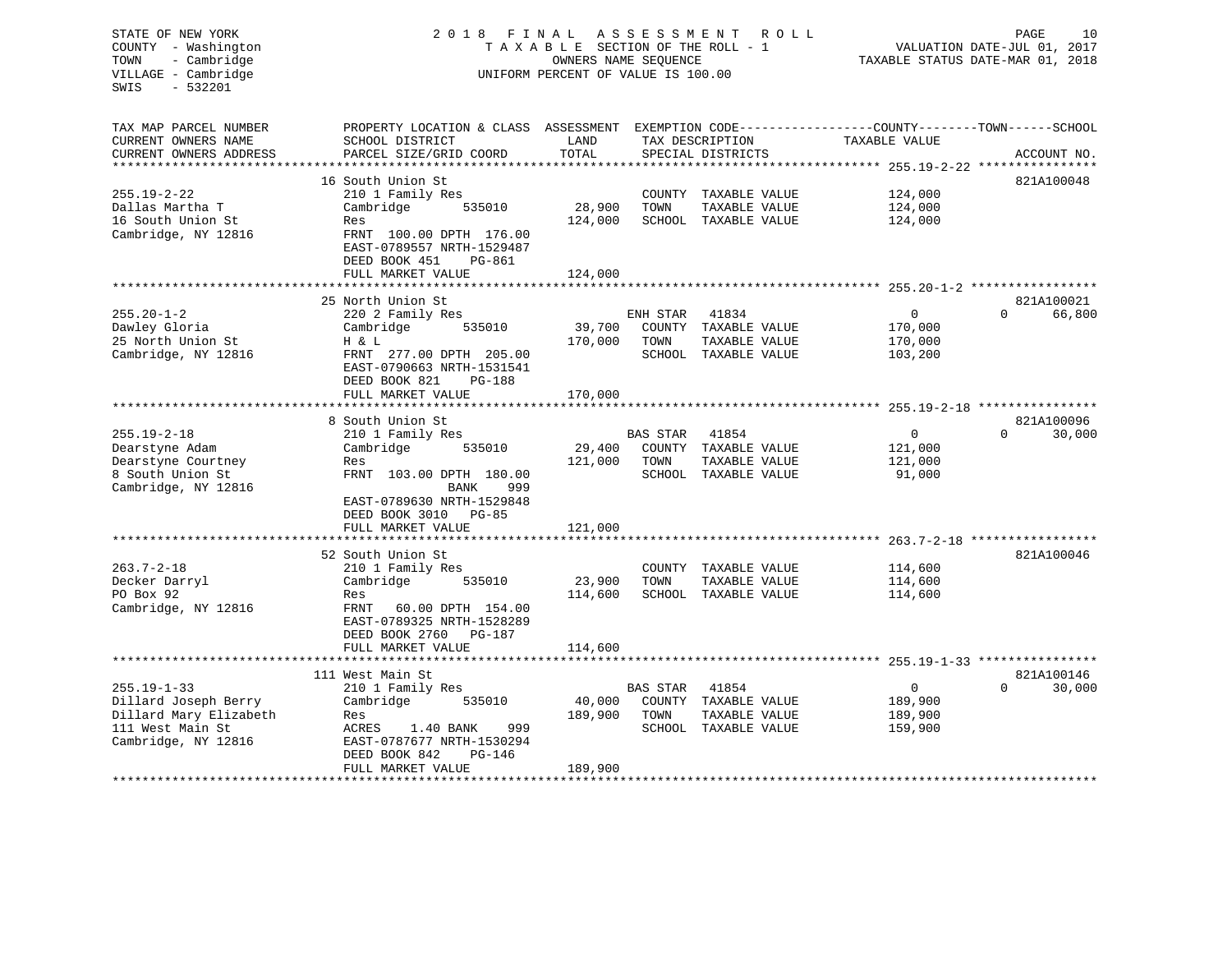STATE OF NEW YORK
COUNTY - Washington
TOWN - Cambridge
VILLAGE - Cambridge
SWIS - 532201

2018 FINAL ASSESSMENT ROLL
TAXABLE SECTION OF THE ROLL - 1
OWNERS NAME SEQUENCE
UNIFORM PERCENT OF VALUE IS 100.00

VALUATION DATE-JUL 01, 2017
TAXABLE STATUS DATE-MAR 01, 2018

| TAX MAP PARCEL NUMBER / CURRENT OWNERS NAME / CURRENT OWNERS ADDRESS | PROPERTY LOCATION & CLASS / SCHOOL DISTRICT / PARCEL SIZE/GRID COORD | ASSESSMENT LAND / TOTAL | EXEMPTION CODE / TAX DESCRIPTION / SPECIAL DISTRICTS | COUNTY / TOWN TAXABLE VALUE | SCHOOL | ACCOUNT NO. |
|---|---|---|---|---|---|---|
| **255.19-2-22** | 16 South Union St | | | | | 821A100048 |
| 255.19-2-22 | 210 1 Family Res | | COUNTY TAXABLE VALUE | 124,000 | | |
| Dallas Martha T | Cambridge 535010 | 28,900 | TOWN TAXABLE VALUE | 124,000 | | |
| 16 South Union St | Res | 124,000 | SCHOOL TAXABLE VALUE | 124,000 | | |
| Cambridge, NY 12816 | FRNT 100.00 DPTH 176.00 | | | | | |
| | EAST-0789557 NRTH-1529487 | | | | | |
| | DEED BOOK 451 PG-861 | | | | | |
| | FULL MARKET VALUE | 124,000 | | | | |
| **255.20-1-2** | 25 North Union St | | | | | 821A100021 |
| 255.20-1-2 | 220 2 Family Res | | ENH STAR 41834 | 0 | 0 | 66,800 |
| Dawley Gloria | Cambridge 535010 | 39,700 | COUNTY TAXABLE VALUE | 170,000 | | |
| 25 North Union St | H & L | 170,000 | TOWN TAXABLE VALUE | 170,000 | | |
| Cambridge, NY 12816 | FRNT 277.00 DPTH 205.00 | | SCHOOL TAXABLE VALUE | 103,200 | | |
| | EAST-0790663 NRTH-1531541 | | | | | |
| | DEED BOOK 821 PG-188 | | | | | |
| | FULL MARKET VALUE | 170,000 | | | | |
| **255.19-2-18** | 8 South Union St | | | | | 821A100096 |
| 255.19-2-18 | 210 1 Family Res | | BAS STAR 41854 | 0 | 0 | 30,000 |
| Dearstyne Adam | Cambridge 535010 | 29,400 | COUNTY TAXABLE VALUE | 121,000 | | |
| Dearstyne Courtney | Res | 121,000 | TOWN TAXABLE VALUE | 121,000 | | |
| 8 South Union St | FRNT 103.00 DPTH 180.00 | | SCHOOL TAXABLE VALUE | 91,000 | | |
| Cambridge, NY 12816 | BANK 999 | | | | | |
| | EAST-0789630 NRTH-1529848 | | | | | |
| | DEED BOOK 3010 PG-85 | | | | | |
| | FULL MARKET VALUE | 121,000 | | | | |
| **263.7-2-18** | 52 South Union St | | | | | 821A100046 |
| 263.7-2-18 | 210 1 Family Res | | COUNTY TAXABLE VALUE | 114,600 | | |
| Decker Darryl | Cambridge 535010 | 23,900 | TOWN TAXABLE VALUE | 114,600 | | |
| PO Box 92 | Res | 114,600 | SCHOOL TAXABLE VALUE | 114,600 | | |
| Cambridge, NY 12816 | FRNT 60.00 DPTH 154.00 | | | | | |
| | EAST-0789325 NRTH-1528289 | | | | | |
| | DEED BOOK 2760 PG-187 | | | | | |
| | FULL MARKET VALUE | 114,600 | | | | |
| **255.19-1-33** | 111 West Main St | | | | | 821A100146 |
| 255.19-1-33 | 210 1 Family Res | | BAS STAR 41854 | 0 | 0 | 30,000 |
| Dillard Joseph Berry | Cambridge 535010 | 40,000 | COUNTY TAXABLE VALUE | 189,900 | | |
| Dillard Mary Elizabeth | Res | 189,900 | TOWN TAXABLE VALUE | 189,900 | | |
| 111 West Main St | ACRES 1.40 BANK 999 | | SCHOOL TAXABLE VALUE | 159,900 | | |
| Cambridge, NY 12816 | EAST-0787677 NRTH-1530294 | | | | | |
| | DEED BOOK 842 PG-146 | | | | | |
| | FULL MARKET VALUE | 189,900 | | | | |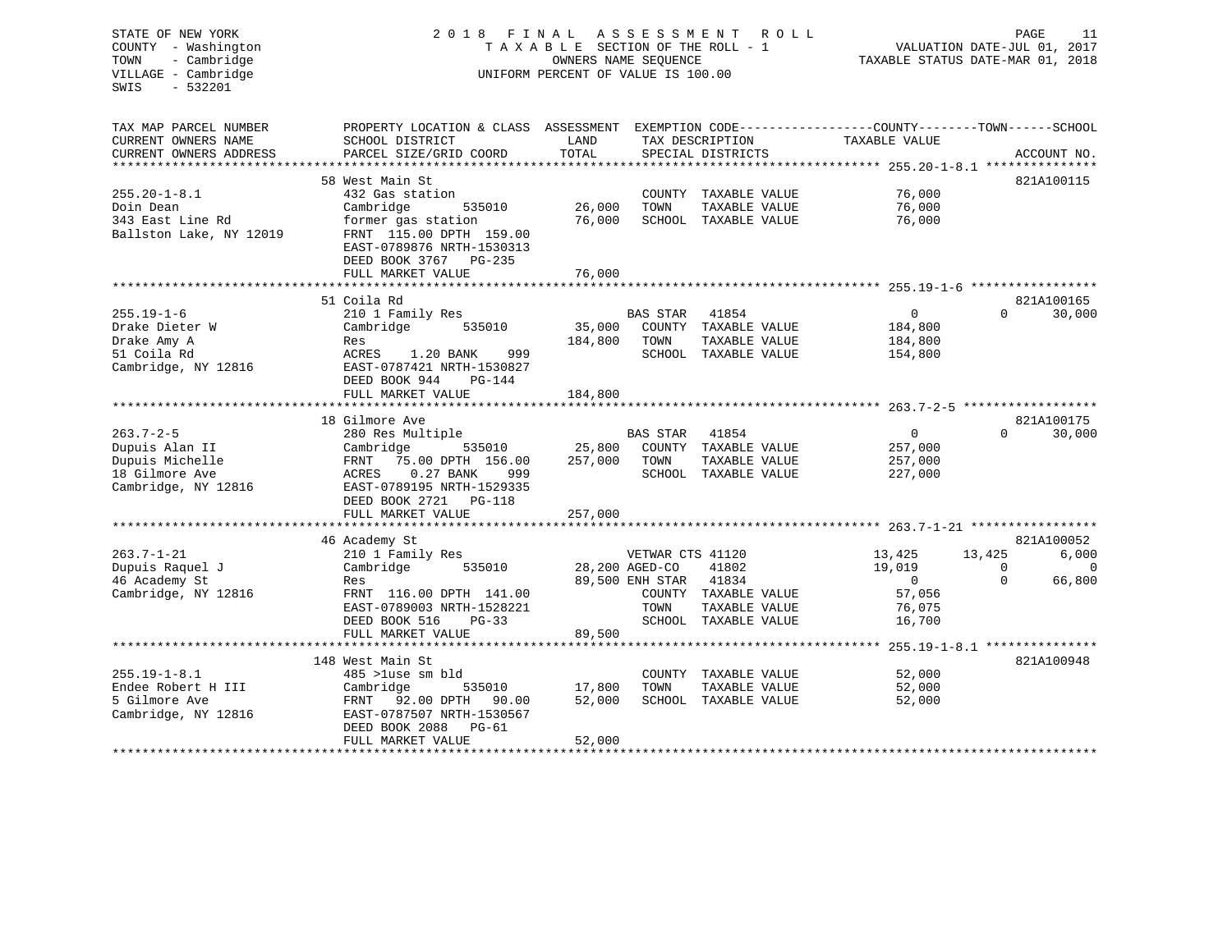STATE OF NEW YORK
COUNTY - Washington
TOWN - Cambridge
VILLAGE - Cambridge
SWIS - 532201

2018 FINAL ASSESSMENT ROLL
TAXABLE SECTION OF THE ROLL - 1
OWNERS NAME SEQUENCE
UNIFORM PERCENT OF VALUE IS 100.00

VALUATION DATE-JUL 01, 2017
TAXABLE STATUS DATE-MAR 01, 2018

| TAX MAP PARCEL NUMBER / CURRENT OWNERS NAME / CURRENT OWNERS ADDRESS | PROPERTY LOCATION & CLASS / SCHOOL DISTRICT / PARCEL SIZE/GRID COORD | ASSESSMENT LAND / TOTAL | EXEMPTION CODE / TAX DESCRIPTION / SPECIAL DISTRICTS | COUNTY TAXABLE VALUE | TOWN | SCHOOL | ACCOUNT NO. |
|---|---|---|---|---|---|---|---|
| **255.20-1-8.1** | 58 West Main St | | | | | | 821A100115 |
| 255.20-1-8.1 | 432 Gas station | | COUNTY TAXABLE VALUE | 76,000 | | | |
| Doin Dean | Cambridge 535010 | 26,000 | TOWN TAXABLE VALUE | 76,000 | | | |
| 343 East Line Rd | former gas station | 76,000 | SCHOOL TAXABLE VALUE | 76,000 | | | |
| Ballston Lake, NY 12019 | FRNT 115.00 DPTH 159.00 | | | | | | |
| | EAST-0789876 NRTH-1530313 | | | | | | |
| | DEED BOOK 3767 PG-235 | | | | | | |
| | FULL MARKET VALUE | 76,000 | | | | | |
| **255.19-1-6** | 51 Coila Rd | | | | | | 821A100165 |
| 255.19-1-6 | 210 1 Family Res | | BAS STAR 41854 | 0 | 0 | 30,000 | |
| Drake Dieter W | Cambridge 535010 | 35,000 | COUNTY TAXABLE VALUE | 184,800 | | | |
| Drake Amy A | Res | 184,800 | TOWN TAXABLE VALUE | 184,800 | | | |
| 51 Coila Rd | ACRES 1.20 BANK 999 | | SCHOOL TAXABLE VALUE | 154,800 | | | |
| Cambridge, NY 12816 | EAST-0787421 NRTH-1530827 | | | | | | |
| | DEED BOOK 944 PG-144 | | | | | | |
| | FULL MARKET VALUE | 184,800 | | | | | |
| **263.7-2-5** | 18 Gilmore Ave | | | | | | 821A100175 |
| 263.7-2-5 | 280 Res Multiple | | BAS STAR 41854 | 0 | 0 | 30,000 | |
| Dupuis Alan II | Cambridge 535010 | 25,800 | COUNTY TAXABLE VALUE | 257,000 | | | |
| Dupuis Michelle | FRNT 75.00 DPTH 156.00 | 257,000 | TOWN TAXABLE VALUE | 257,000 | | | |
| 18 Gilmore Ave | ACRES 0.27 BANK 999 | | SCHOOL TAXABLE VALUE | 227,000 | | | |
| Cambridge, NY 12816 | EAST-0789195 NRTH-1529335 | | | | | | |
| | DEED BOOK 2721 PG-118 | | | | | | |
| | FULL MARKET VALUE | 257,000 | | | | | |
| **263.7-1-21** | 46 Academy St | | | | | | 821A100052 |
| 263.7-1-21 | 210 1 Family Res | | VETWAR CTS 41120 | 13,425 | 13,425 | 6,000 | |
| Dupuis Raquel J | Cambridge 535010 | 28,200 | AGED-CO 41802 | 19,019 | 0 | 0 | |
| 46 Academy St | Res | 89,500 | ENH STAR 41834 | 0 | 0 | 66,800 | |
| Cambridge, NY 12816 | FRNT 116.00 DPTH 141.00 | | COUNTY TAXABLE VALUE | 57,056 | | | |
| | EAST-0789003 NRTH-1528221 | | TOWN TAXABLE VALUE | 76,075 | | | |
| | DEED BOOK 516 PG-33 | | SCHOOL TAXABLE VALUE | 16,700 | | | |
| | FULL MARKET VALUE | 89,500 | | | | | |
| **255.19-1-8.1** | 148 West Main St | | | | | | 821A100948 |
| 255.19-1-8.1 | 485 >1use sm bld | | COUNTY TAXABLE VALUE | 52,000 | | | |
| Endee Robert H III | Cambridge 535010 | 17,800 | TOWN TAXABLE VALUE | 52,000 | | | |
| 5 Gilmore Ave | FRNT 92.00 DPTH 90.00 | 52,000 | SCHOOL TAXABLE VALUE | 52,000 | | | |
| Cambridge, NY 12816 | EAST-0787507 NRTH-1530567 | | | | | | |
| | DEED BOOK 2088 PG-61 | | | | | | |
| | FULL MARKET VALUE | 52,000 | | | | | |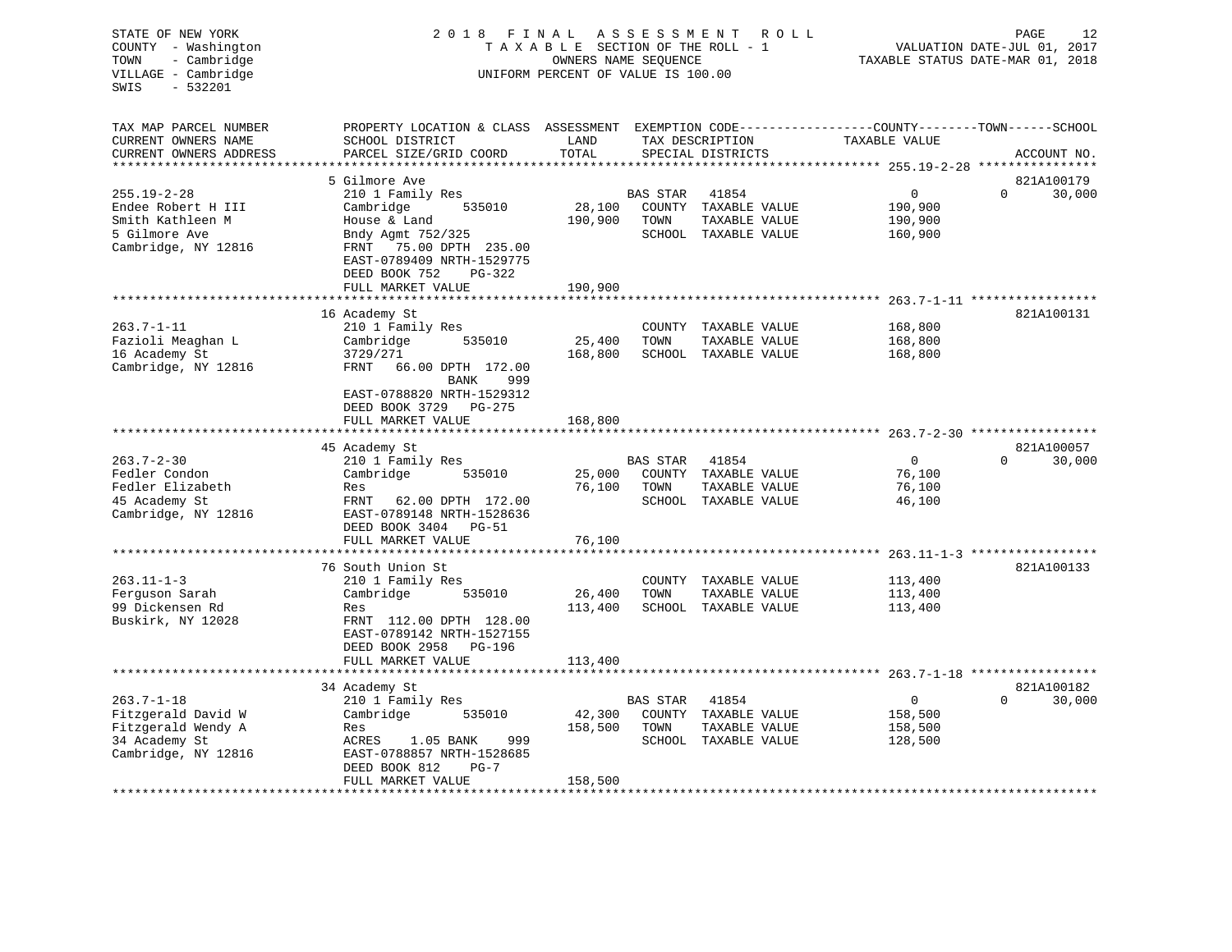STATE OF NEW YORK
COUNTY - Washington
TOWN - Cambridge
VILLAGE - Cambridge
SWIS - 532201

# 2018 FINAL ASSESSMENT ROLL
TAXABLE SECTION OF THE ROLL - 1
OWNERS NAME SEQUENCE
UNIFORM PERCENT OF VALUE IS 100.00

VALUATION DATE-JUL 01, 2017
TAXABLE STATUS DATE-MAR 01, 2018

| TAX MAP PARCEL NUMBER / CURRENT OWNERS NAME / CURRENT OWNERS ADDRESS | PROPERTY LOCATION & CLASS / SCHOOL DISTRICT / PARCEL SIZE/GRID COORD | ASSESSMENT LAND | TOTAL | EXEMPTION CODE / TAX DESCRIPTION / SPECIAL DISTRICTS | | COUNTY / TOWN TAXABLE VALUE | SCHOOL | ACCOUNT NO. |
|---|---|---|---|---|---|---|---|---|
| 255.19-2-28 | 5 Gilmore Ave | | | | | | | 821A100179 |
| | 210 1 Family Res | | | BAS STAR | 41854 | 0 | 0 30,000 | |
| Endee Robert H III | Cambridge 535010 | 28,100 | | COUNTY | TAXABLE VALUE | 190,900 | | |
| Smith Kathleen M | House & Land | | 190,900 | TOWN | TAXABLE VALUE | 190,900 | | |
| 5 Gilmore Ave | Bndy Agmt 752/325 | | | SCHOOL | TAXABLE VALUE | 160,900 | | |
| Cambridge, NY 12816 | FRNT 75.00 DPTH 235.00 | | | | | | | |
| | EAST-0789409 NRTH-1529775 | | | | | | | |
| | DEED BOOK 752 PG-322 | | | | | | | |
| | FULL MARKET VALUE | | 190,900 | | | | | |
| 263.7-1-11 | 16 Academy St | | | | | | | 821A100131 |
| | 210 1 Family Res | | | COUNTY | TAXABLE VALUE | 168,800 | | |
| Fazioli Meaghan L | Cambridge 535010 | 25,400 | | TOWN | TAXABLE VALUE | 168,800 | | |
| 16 Academy St | 3729/271 | | 168,800 | SCHOOL | TAXABLE VALUE | 168,800 | | |
| Cambridge, NY 12816 | FRNT 66.00 DPTH 172.00 | | | | | | | |
| | BANK 999 | | | | | | | |
| | EAST-0788820 NRTH-1529312 | | | | | | | |
| | DEED BOOK 3729 PG-275 | | | | | | | |
| | FULL MARKET VALUE | | 168,800 | | | | | |
| 263.7-2-30 | 45 Academy St | | | | | | | 821A100057 |
| | 210 1 Family Res | | | BAS STAR | 41854 | 0 | 0 30,000 | |
| Fedler Condon | Cambridge 535010 | 25,000 | | COUNTY | TAXABLE VALUE | 76,100 | | |
| Fedler Elizabeth | Res | | 76,100 | TOWN | TAXABLE VALUE | 76,100 | | |
| 45 Academy St | FRNT 62.00 DPTH 172.00 | | | SCHOOL | TAXABLE VALUE | 46,100 | | |
| Cambridge, NY 12816 | EAST-0789148 NRTH-1528636 | | | | | | | |
| | DEED BOOK 3404 PG-51 | | | | | | | |
| | FULL MARKET VALUE | | 76,100 | | | | | |
| 263.11-1-3 | 76 South Union St | | | | | | | 821A100133 |
| | 210 1 Family Res | | | COUNTY | TAXABLE VALUE | 113,400 | | |
| Ferguson Sarah | Cambridge 535010 | 26,400 | | TOWN | TAXABLE VALUE | 113,400 | | |
| 99 Dickensen Rd | Res | | 113,400 | SCHOOL | TAXABLE VALUE | 113,400 | | |
| Buskirk, NY 12028 | FRNT 112.00 DPTH 128.00 | | | | | | | |
| | EAST-0789142 NRTH-1527155 | | | | | | | |
| | DEED BOOK 2958 PG-196 | | | | | | | |
| | FULL MARKET VALUE | | 113,400 | | | | | |
| 263.7-1-18 | 34 Academy St | | | | | | | 821A100182 |
| | 210 1 Family Res | | | BAS STAR | 41854 | 0 | 0 30,000 | |
| Fitzgerald David W | Cambridge 535010 | 42,300 | | COUNTY | TAXABLE VALUE | 158,500 | | |
| Fitzgerald Wendy A | Res | | 158,500 | TOWN | TAXABLE VALUE | 158,500 | | |
| 34 Academy St | ACRES 1.05 BANK 999 | | | SCHOOL | TAXABLE VALUE | 128,500 | | |
| Cambridge, NY 12816 | EAST-0788857 NRTH-1528685 | | | | | | | |
| | DEED BOOK 812 PG-7 | | | | | | | |
| | FULL MARKET VALUE | | 158,500 | | | | | |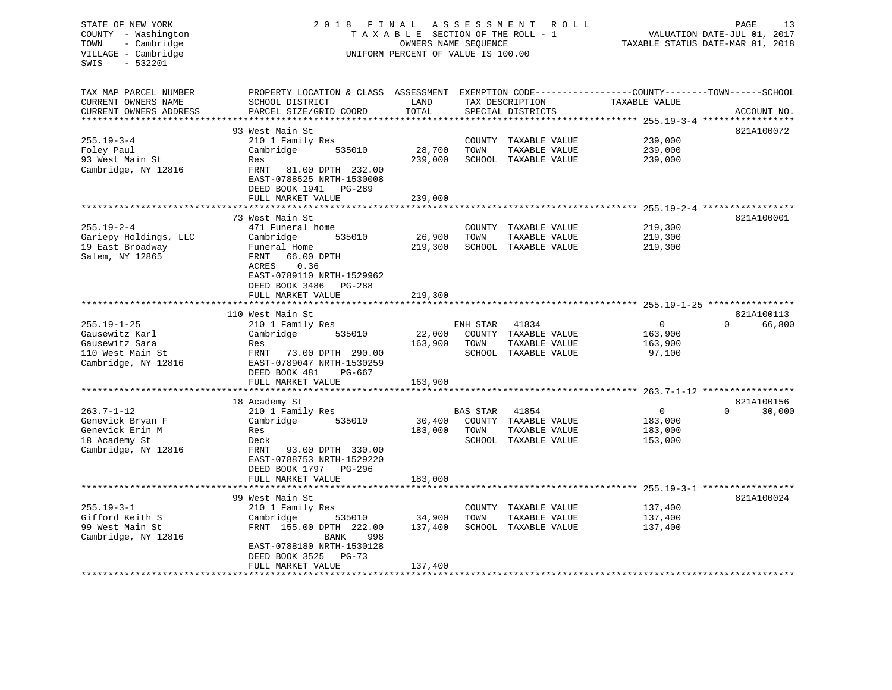STATE OF NEW YORK
COUNTY - Washington
TOWN - Cambridge
VILLAGE - Cambridge
SWIS - 532201

2018 FINAL ASSESSMENT ROLL
TAXABLE SECTION OF THE ROLL - 1
OWNERS NAME SEQUENCE
UNIFORM PERCENT OF VALUE IS 100.00

VALUATION DATE-JUL 01, 2017
TAXABLE STATUS DATE-MAR 01, 2018

| TAX MAP PARCEL NUMBER / CURRENT OWNERS NAME / CURRENT OWNERS ADDRESS | PROPERTY LOCATION & CLASS / SCHOOL DISTRICT / PARCEL SIZE/GRID COORD | ASSESSMENT LAND | TOTAL | EXEMPTION CODE / TAX DESCRIPTION / SPECIAL DISTRICTS | COUNTY / TOWN TAXABLE VALUE | SCHOOL | ACCOUNT NO. |
|---|---|---|---|---|---|---|---|
| 255.19-3-4 | 93 West Main St | | | | | | 821A100072 |
| | 210 1 Family Res | | | COUNTY TAXABLE VALUE | 239,000 | | |
| Foley Paul | Cambridge 535010 | 28,700 | | TOWN TAXABLE VALUE | 239,000 | | |
| 93 West Main St | Res | | 239,000 | SCHOOL TAXABLE VALUE | 239,000 | | |
| Cambridge, NY 12816 | FRNT 81.00 DPTH 232.00 | | | | | | |
| | EAST-0788525 NRTH-1530008 | | | | | | |
| | DEED BOOK 1941 PG-289 | | | | | | |
| | FULL MARKET VALUE | | 239,000 | | | | |
| 255.19-2-4 | 73 West Main St | | | | | | 821A100001 |
| | 471 Funeral home | | | COUNTY TAXABLE VALUE | 219,300 | | |
| Gariepy Holdings, LLC | Cambridge 535010 | 26,900 | | TOWN TAXABLE VALUE | 219,300 | | |
| 19 East Broadway | Funeral Home | | 219,300 | SCHOOL TAXABLE VALUE | 219,300 | | |
| Salem, NY 12865 | FRNT 66.00 DPTH | | | | | | |
| | ACRES 0.36 | | | | | | |
| | EAST-0789110 NRTH-1529962 | | | | | | |
| | DEED BOOK 3486 PG-288 | | | | | | |
| | FULL MARKET VALUE | | 219,300 | | | | |
| 255.19-1-25 | 110 West Main St | | | | | | 821A100113 |
| | 210 1 Family Res | | | ENH STAR 41834 | 0 | 0 | 66,800 |
| Gausewitz Karl | Cambridge 535010 | 22,000 | | COUNTY TAXABLE VALUE | 163,900 | | |
| Gausewitz Sara | Res | | 163,900 | TOWN TAXABLE VALUE | 163,900 | | |
| 110 West Main St | FRNT 73.00 DPTH 290.00 | | | SCHOOL TAXABLE VALUE | 97,100 | | |
| Cambridge, NY 12816 | EAST-0789047 NRTH-1530259 | | | | | | |
| | DEED BOOK 481 PG-667 | | | | | | |
| | FULL MARKET VALUE | | 163,900 | | | | |
| 263.7-1-12 | 18 Academy St | | | | | | 821A100156 |
| | 210 1 Family Res | | | BAS STAR 41854 | 0 | 0 | 30,000 |
| Genevick Bryan F | Cambridge 535010 | 30,400 | | COUNTY TAXABLE VALUE | 183,000 | | |
| Genevick Erin M | Res | | 183,000 | TOWN TAXABLE VALUE | 183,000 | | |
| 18 Academy St | Deck | | | SCHOOL TAXABLE VALUE | 153,000 | | |
| Cambridge, NY 12816 | FRNT 93.00 DPTH 330.00 | | | | | | |
| | EAST-0788753 NRTH-1529220 | | | | | | |
| | DEED BOOK 1797 PG-296 | | | | | | |
| | FULL MARKET VALUE | | 183,000 | | | | |
| 255.19-3-1 | 99 West Main St | | | | | | 821A100024 |
| | 210 1 Family Res | | | COUNTY TAXABLE VALUE | 137,400 | | |
| Gifford Keith S | Cambridge 535010 | 34,900 | | TOWN TAXABLE VALUE | 137,400 | | |
| 99 West Main St | FRNT 155.00 DPTH 222.00 | | 137,400 | SCHOOL TAXABLE VALUE | 137,400 | | |
| Cambridge, NY 12816 | BANK 998 | | | | | | |
| | EAST-0788180 NRTH-1530128 | | | | | | |
| | DEED BOOK 3525 PG-73 | | | | | | |
| | FULL MARKET VALUE | | 137,400 | | | | |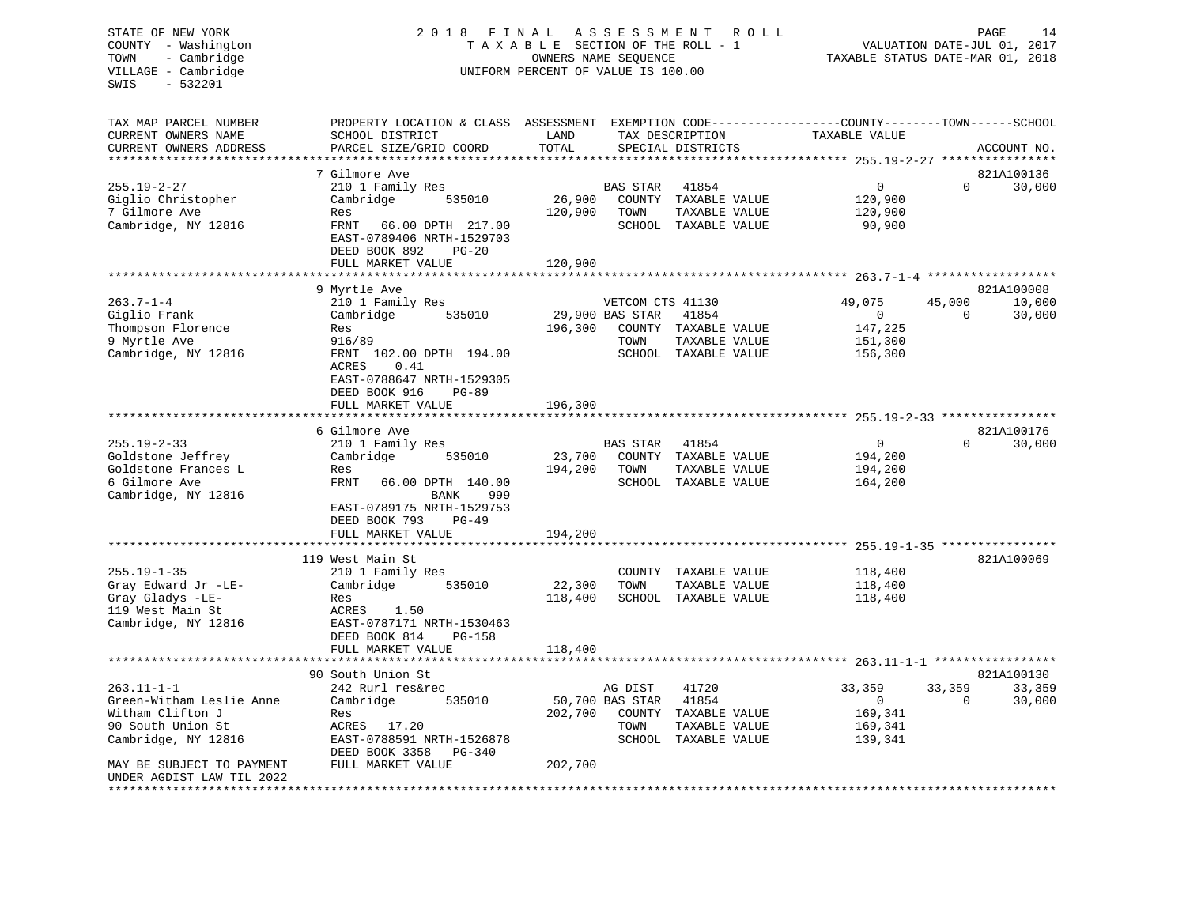STATE OF NEW YORK
COUNTY - Washington
TOWN - Cambridge
VILLAGE - Cambridge
SWIS - 532201

2018 FINAL ASSESSMENT ROLL
TAXABLE SECTION OF THE ROLL - 1
OWNERS NAME SEQUENCE
UNIFORM PERCENT OF VALUE IS 100.00

VALUATION DATE-JUL 01, 2017
TAXABLE STATUS DATE-MAR 01, 2018

| TAX MAP PARCEL NUMBER / CURRENT OWNERS NAME / CURRENT OWNERS ADDRESS | PROPERTY LOCATION & CLASS / SCHOOL DISTRICT / PARCEL SIZE/GRID COORD | ASSESSMENT LAND | TOTAL | EXEMPTION CODE / TAX DESCRIPTION / SPECIAL DISTRICTS | COUNTY TAXABLE VALUE | TOWN | SCHOOL | ACCOUNT NO. |
|---|---|---|---|---|---|---|---|---|
| **255.19-2-27** | 7 Gilmore Ave | | | | | | | 821A100136 |
| Giglio Christopher | 210 1 Family Res | | | BAS STAR 41854 | 0 | 0 | 30,000 | |
| 7 Gilmore Ave | Cambridge 535010 | 26,900 | | COUNTY TAXABLE VALUE | 120,900 | | | |
| Cambridge, NY 12816 | Res | | 120,900 | TOWN TAXABLE VALUE | 120,900 | | | |
| | FRNT 66.00 DPTH 217.00 | | | SCHOOL TAXABLE VALUE | 90,900 | | | |
| | EAST-0789406 NRTH-1529703 | | | | | | | |
| | DEED BOOK 892 PG-20 | | | | | | | |
| | FULL MARKET VALUE | | 120,900 | | | | | |
| **263.7-1-4** | 9 Myrtle Ave | | | | | | | 821A100008 |
| Giglio Frank | 210 1 Family Res | | | VETCOM CTS 41130 | 49,075 | 45,000 | 10,000 | |
| Thompson Florence | Cambridge 535010 | 29,900 | | BAS STAR 41854 | 0 | 0 | 30,000 | |
| 9 Myrtle Ave | Res | | 196,300 | COUNTY TAXABLE VALUE | 147,225 | | | |
| Cambridge, NY 12816 | 916/89 | | | TOWN TAXABLE VALUE | 151,300 | | | |
| | FRNT 102.00 DPTH 194.00 | | | SCHOOL TAXABLE VALUE | 156,300 | | | |
| | ACRES 0.41 | | | | | | | |
| | EAST-0788647 NRTH-1529305 | | | | | | | |
| | DEED BOOK 916 PG-89 | | | | | | | |
| | FULL MARKET VALUE | | 196,300 | | | | | |
| **255.19-2-33** | 6 Gilmore Ave | | | | | | | 821A100176 |
| Goldstone Jeffrey | 210 1 Family Res | | | BAS STAR 41854 | 0 | 0 | 30,000 | |
| Goldstone Frances L | Cambridge 535010 | 23,700 | | COUNTY TAXABLE VALUE | 194,200 | | | |
| 6 Gilmore Ave | Res | | 194,200 | TOWN TAXABLE VALUE | 194,200 | | | |
| Cambridge, NY 12816 | FRNT 66.00 DPTH 140.00 | | | SCHOOL TAXABLE VALUE | 164,200 | | | |
| | BANK 999 | | | | | | | |
| | EAST-0789175 NRTH-1529753 | | | | | | | |
| | DEED BOOK 793 PG-49 | | | | | | | |
| | FULL MARKET VALUE | | 194,200 | | | | | |
| **255.19-1-35** | 119 West Main St | | | | | | | 821A100069 |
| Gray Edward Jr -LE- | 210 1 Family Res | | | COUNTY TAXABLE VALUE | 118,400 | | | |
| Gray Gladys -LE- | Cambridge 535010 | 22,300 | | TOWN TAXABLE VALUE | 118,400 | | | |
| 119 West Main St | Res | | 118,400 | SCHOOL TAXABLE VALUE | 118,400 | | | |
| Cambridge, NY 12816 | ACRES 1.50 | | | | | | | |
| | EAST-0787171 NRTH-1530463 | | | | | | | |
| | DEED BOOK 814 PG-158 | | | | | | | |
| | FULL MARKET VALUE | | 118,400 | | | | | |
| **263.11-1-1** | 90 South Union St | | | | | | | 821A100130 |
| Green-Witham Leslie Anne | 242 Rurl res&rec | | | AG DIST 41720 | 33,359 | 33,359 | 33,359 | |
| Witham Clifton J | Cambridge 535010 | 50,700 | | BAS STAR 41854 | 0 | 0 | 30,000 | |
| 90 South Union St | Res | | 202,700 | COUNTY TAXABLE VALUE | 169,341 | | | |
| Cambridge, NY 12816 | ACRES 17.20 | | | TOWN TAXABLE VALUE | 169,341 | | | |
| | EAST-0788591 NRTH-1526878 | | | SCHOOL TAXABLE VALUE | 139,341 | | | |
| | DEED BOOK 3358 PG-340 | | | | | | | |
| MAY BE SUBJECT TO PAYMENT UNDER AGDIST LAW TIL 2022 | FULL MARKET VALUE | | 202,700 | | | | | |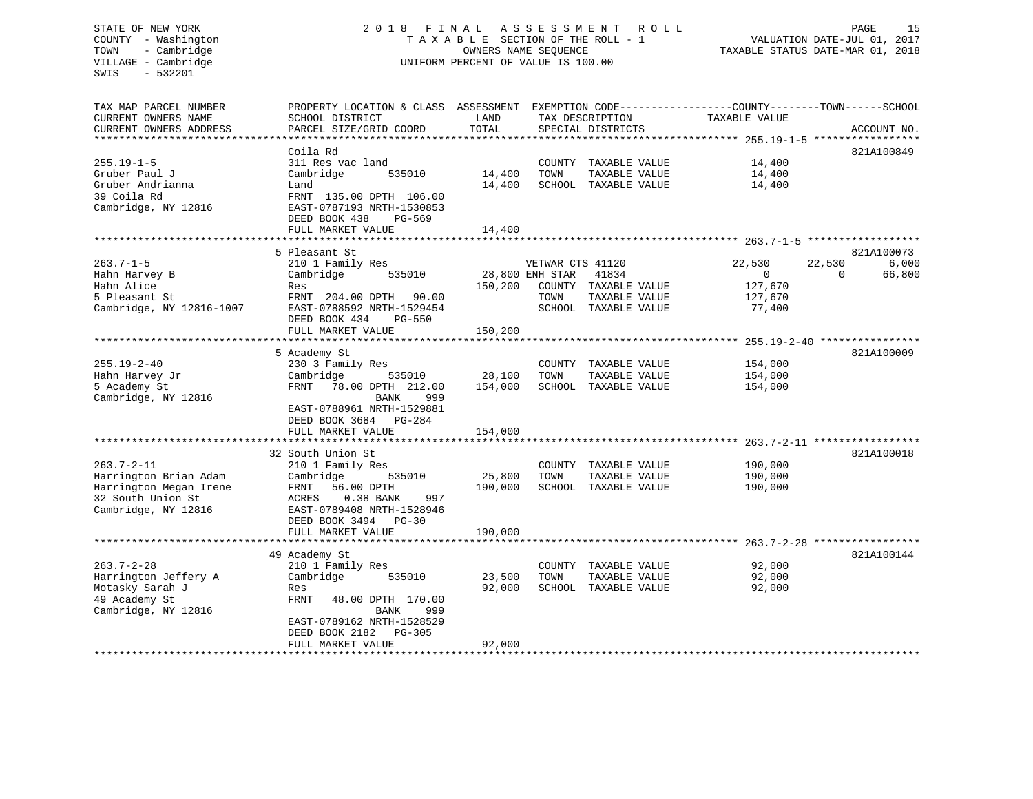STATE OF NEW YORK
COUNTY - Washington
TOWN - Cambridge
VILLAGE - Cambridge
SWIS - 532201

# 2018 FINAL ASSESSMENT ROLL

TAXABLE SECTION OF THE ROLL - 1
OWNERS NAME SEQUENCE
UNIFORM PERCENT OF VALUE IS 100.00

VALUATION DATE-JUL 01, 2017
TAXABLE STATUS DATE-MAR 01, 2018

| TAX MAP PARCEL NUMBER / CURRENT OWNERS NAME / CURRENT OWNERS ADDRESS | PROPERTY LOCATION & CLASS / SCHOOL DISTRICT / PARCEL SIZE/GRID COORD | ASSESSMENT LAND / TOTAL | EXEMPTION CODE / TAX DESCRIPTION / SPECIAL DISTRICTS | COUNTY TAXABLE VALUE | TOWN | SCHOOL | ACCOUNT NO. |
|---|---|---|---|---|---|---|---|
| **255.19-1-5** | Coila Rd | | | | | | 821A100849 |
| 255.19-1-5 | 311 Res vac land | | COUNTY TAXABLE VALUE | 14,400 | | | |
| Gruber Paul J | Cambridge 535010 | 14,400 | TOWN TAXABLE VALUE | 14,400 | | | |
| Gruber Andrianna | Land | 14,400 | SCHOOL TAXABLE VALUE | 14,400 | | | |
| 39 Coila Rd | FRNT 135.00 DPTH 106.00 | | | | | | |
| Cambridge, NY 12816 | EAST-0787193 NRTH-1530853 | | | | | | |
| | DEED BOOK 438 PG-569 | | | | | | |
| | FULL MARKET VALUE | 14,400 | | | | | |
| **263.7-1-5** | 5 Pleasant St | | | | | | 821A100073 |
| 263.7-1-5 | 210 1 Family Res | | VETWAR CTS 41120 | 22,530 | 22,530 | 6,000 | |
| Hahn Harvey B | Cambridge 535010 | 28,800 | ENH STAR 41834 | 0 | 0 | 66,800 | |
| Hahn Alice | Res | 150,200 | COUNTY TAXABLE VALUE | 127,670 | | | |
| 5 Pleasant St | FRNT 204.00 DPTH 90.00 | | TOWN TAXABLE VALUE | 127,670 | | | |
| Cambridge, NY 12816-1007 | EAST-0788592 NRTH-1529454 | | SCHOOL TAXABLE VALUE | 77,400 | | | |
| | DEED BOOK 434 PG-550 | | | | | | |
| | FULL MARKET VALUE | 150,200 | | | | | |
| **255.19-2-40** | 5 Academy St | | | | | | 821A100009 |
| 255.19-2-40 | 230 3 Family Res | | COUNTY TAXABLE VALUE | 154,000 | | | |
| Hahn Harvey Jr | Cambridge 535010 | 28,100 | TOWN TAXABLE VALUE | 154,000 | | | |
| 5 Academy St | FRNT 78.00 DPTH 212.00 | 154,000 | SCHOOL TAXABLE VALUE | 154,000 | | | |
| Cambridge, NY 12816 | BANK 999 | | | | | | |
| | EAST-0788961 NRTH-1529881 | | | | | | |
| | DEED BOOK 3684 PG-284 | | | | | | |
| | FULL MARKET VALUE | 154,000 | | | | | |
| **263.7-2-11** | 32 South Union St | | | | | | 821A100018 |
| 263.7-2-11 | 210 1 Family Res | | COUNTY TAXABLE VALUE | 190,000 | | | |
| Harrington Brian Adam | Cambridge 535010 | 25,800 | TOWN TAXABLE VALUE | 190,000 | | | |
| Harrington Megan Irene | FRNT 56.00 DPTH | 190,000 | SCHOOL TAXABLE VALUE | 190,000 | | | |
| 32 South Union St | ACRES 0.38 BANK 997 | | | | | | |
| Cambridge, NY 12816 | EAST-0789408 NRTH-1528946 | | | | | | |
| | DEED BOOK 3494 PG-30 | | | | | | |
| | FULL MARKET VALUE | 190,000 | | | | | |
| **263.7-2-28** | 49 Academy St | | | | | | 821A100144 |
| 263.7-2-28 | 210 1 Family Res | | COUNTY TAXABLE VALUE | 92,000 | | | |
| Harrington Jeffery A | Cambridge 535010 | 23,500 | TOWN TAXABLE VALUE | 92,000 | | | |
| Motasky Sarah J | Res | 92,000 | SCHOOL TAXABLE VALUE | 92,000 | | | |
| 49 Academy St | FRNT 48.00 DPTH 170.00 | | | | | | |
| Cambridge, NY 12816 | BANK 999 | | | | | | |
| | EAST-0789162 NRTH-1528529 | | | | | | |
| | DEED BOOK 2182 PG-305 | | | | | | |
| | FULL MARKET VALUE | 92,000 | | | | | |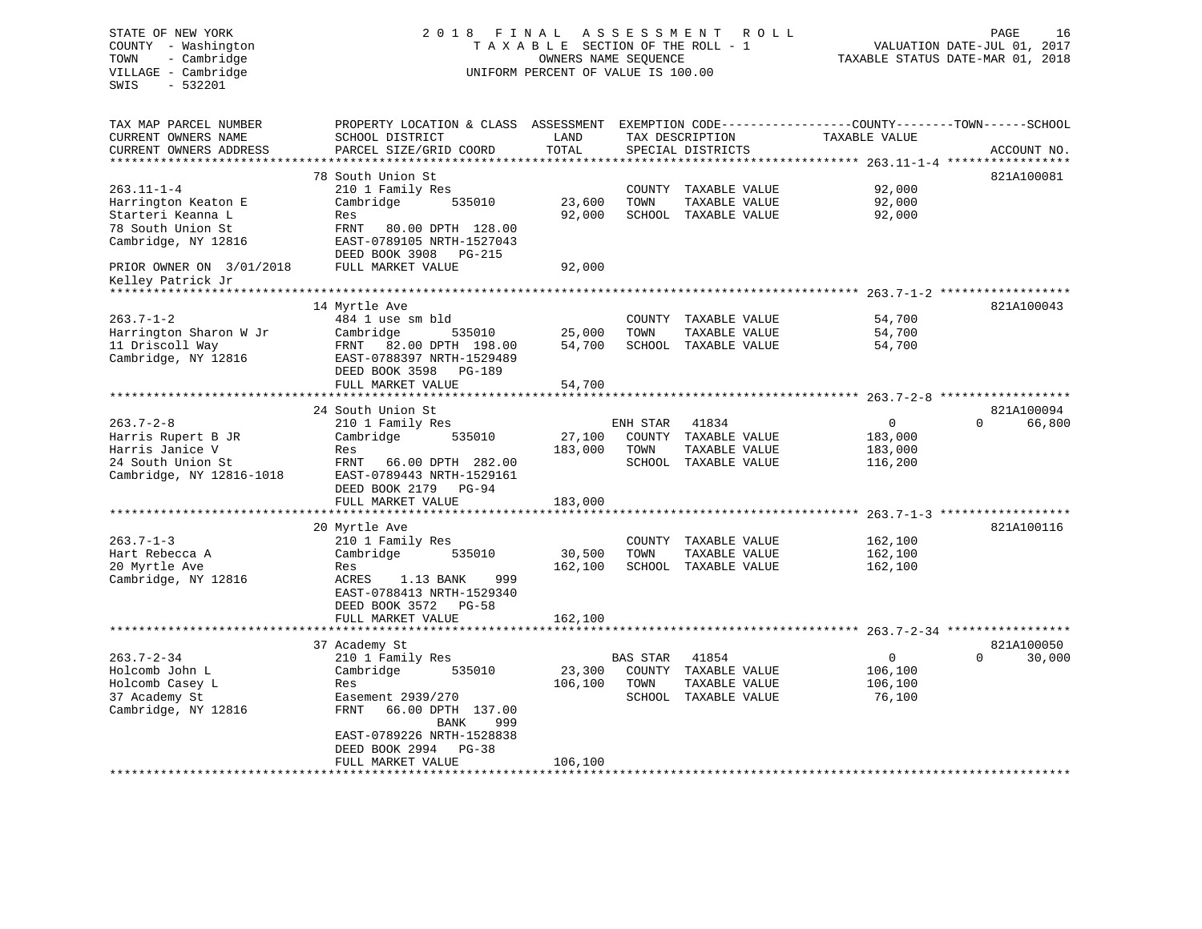STATE OF NEW YORK
COUNTY - Washington
TOWN - Cambridge
VILLAGE - Cambridge
SWIS - 532201

2018 FINAL ASSESSMENT ROLL
TAXABLE SECTION OF THE ROLL - 1
OWNERS NAME SEQUENCE
UNIFORM PERCENT OF VALUE IS 100.00

VALUATION DATE-JUL 01, 2017
TAXABLE STATUS DATE-MAR 01, 2018

| TAX MAP PARCEL NUMBER / CURRENT OWNERS NAME / CURRENT OWNERS ADDRESS | PROPERTY LOCATION & CLASS / SCHOOL DISTRICT / PARCEL SIZE/GRID COORD | ASSESSMENT LAND | TOTAL | EXEMPTION CODE / TAX DESCRIPTION / SPECIAL DISTRICTS | COUNTY/TOWN TAXABLE VALUE | SCHOOL | ACCOUNT NO. |
|---|---|---|---|---|---|---|---|
| 263.11-1-4 | 78 South Union St | | | | | | 821A100081 |
| 263.11-1-4 | 210 1 Family Res | | | COUNTY TAXABLE VALUE | 92,000 | | |
| Harrington Keaton E | Cambridge 535010 | 23,600 | | TOWN TAXABLE VALUE | 92,000 | | |
| Starteri Keanna L | Res | | 92,000 | SCHOOL TAXABLE VALUE | 92,000 | | |
| 78 South Union St | FRNT 80.00 DPTH 128.00 | | | | | | |
| Cambridge, NY 12816 | EAST-0789105 NRTH-1527043 | | | | | | |
| | DEED BOOK 3908 PG-215 | | | | | | |
| PRIOR OWNER ON 3/01/2018 | FULL MARKET VALUE | | 92,000 | | | | |
| Kelley Patrick Jr | | | | | | | |
| 263.7-1-2 | 14 Myrtle Ave | | | | | | 821A100043 |
| 263.7-1-2 | 484 1 use sm bld | | | COUNTY TAXABLE VALUE | 54,700 | | |
| Harrington Sharon W Jr | Cambridge 535010 | 25,000 | | TOWN TAXABLE VALUE | 54,700 | | |
| 11 Driscoll Way | FRNT 82.00 DPTH 198.00 | | 54,700 | SCHOOL TAXABLE VALUE | 54,700 | | |
| Cambridge, NY 12816 | EAST-0788397 NRTH-1529489 | | | | | | |
| | DEED BOOK 3598 PG-189 | | | | | | |
| | FULL MARKET VALUE | | 54,700 | | | | |
| 263.7-2-8 | 24 South Union St | | | | | | 821A100094 |
| 263.7-2-8 | 210 1 Family Res | | | ENH STAR 41834 | 0 | 0 | 66,800 |
| Harris Rupert B JR | Cambridge 535010 | 27,100 | | COUNTY TAXABLE VALUE | 183,000 | | |
| Harris Janice V | Res | | 183,000 | TOWN TAXABLE VALUE | 183,000 | | |
| 24 South Union St | FRNT 66.00 DPTH 282.00 | | | SCHOOL TAXABLE VALUE | 116,200 | | |
| Cambridge, NY 12816-1018 | EAST-0789443 NRTH-1529161 | | | | | | |
| | DEED BOOK 2179 PG-94 | | | | | | |
| | FULL MARKET VALUE | | 183,000 | | | | |
| 263.7-1-3 | 20 Myrtle Ave | | | | | | 821A100116 |
| 263.7-1-3 | 210 1 Family Res | | | COUNTY TAXABLE VALUE | 162,100 | | |
| Hart Rebecca A | Cambridge 535010 | 30,500 | | TOWN TAXABLE VALUE | 162,100 | | |
| 20 Myrtle Ave | Res | | 162,100 | SCHOOL TAXABLE VALUE | 162,100 | | |
| Cambridge, NY 12816 | ACRES 1.13 BANK 999 | | | | | | |
| | EAST-0788413 NRTH-1529340 | | | | | | |
| | DEED BOOK 3572 PG-58 | | | | | | |
| | FULL MARKET VALUE | | 162,100 | | | | |
| 263.7-2-34 | 37 Academy St | | | | | | 821A100050 |
| 263.7-2-34 | 210 1 Family Res | | | BAS STAR 41854 | 0 | 0 | 30,000 |
| Holcomb John L | Cambridge 535010 | 23,300 | | COUNTY TAXABLE VALUE | 106,100 | | |
| Holcomb Casey L | Res | | 106,100 | TOWN TAXABLE VALUE | 106,100 | | |
| 37 Academy St | Easement 2939/270 | | | SCHOOL TAXABLE VALUE | 76,100 | | |
| Cambridge, NY 12816 | FRNT 66.00 DPTH 137.00 | | | | | | |
| | BANK 999 | | | | | | |
| | EAST-0789226 NRTH-1528838 | | | | | | |
| | DEED BOOK 2994 PG-38 | | | | | | |
| | FULL MARKET VALUE | | 106,100 | | | | |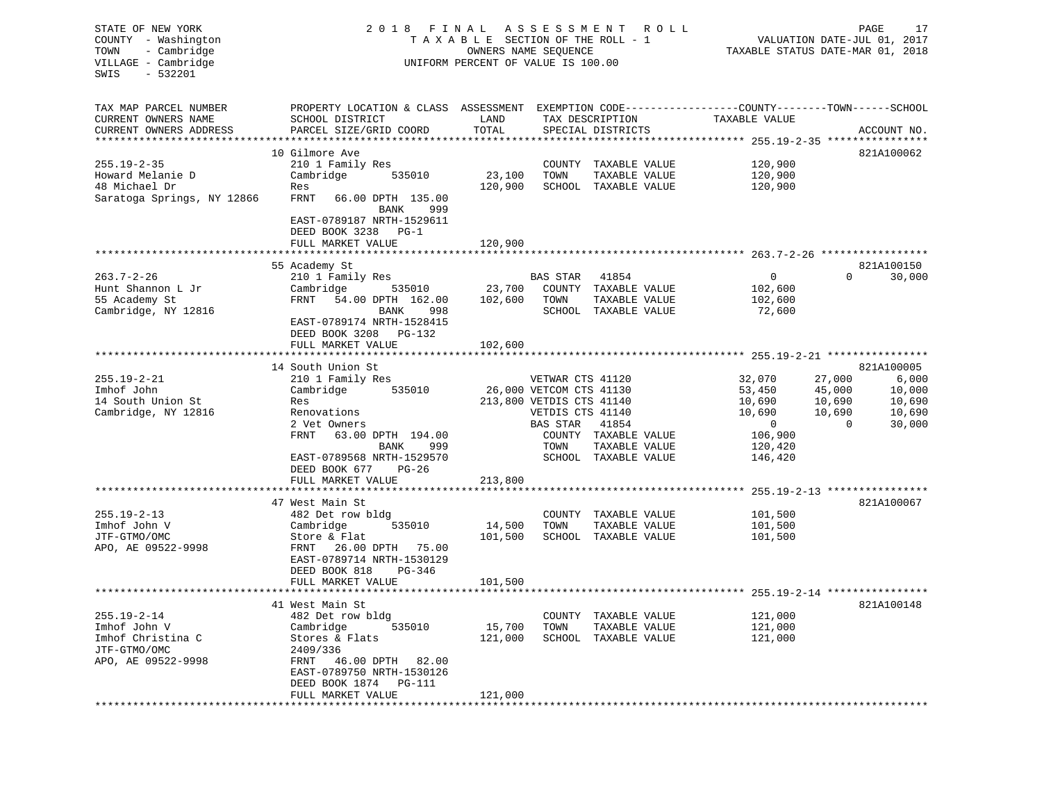STATE OF NEW YORK
COUNTY - Washington
TOWN - Cambridge
VILLAGE - Cambridge
SWIS - 532201

2018 FINAL ASSESSMENT ROLL
TAXABLE SECTION OF THE ROLL - 1
OWNERS NAME SEQUENCE
UNIFORM PERCENT OF VALUE IS 100.00

VALUATION DATE-JUL 01, 2017
TAXABLE STATUS DATE-MAR 01, 2018

| TAX MAP PARCEL NUMBER / CURRENT OWNERS NAME / CURRENT OWNERS ADDRESS | PROPERTY LOCATION & CLASS / SCHOOL DISTRICT / PARCEL SIZE/GRID COORD | LAND / ASSESSMENT TOTAL | EXEMPTION CODE / TAX DESCRIPTION / SPECIAL DISTRICTS | COUNTY TAXABLE VALUE | TOWN | SCHOOL | ACCOUNT NO. |
|---|---|---|---|---|---|---|---|
| | 10 Gilmore Ave | | | | | | 821A100062 |
| 255.19-2-35 | 210 1 Family Res | | COUNTY TAXABLE VALUE | 120,900 | | | |
| Howard Melanie D | Cambridge 535010 | 23,100 | TOWN TAXABLE VALUE | 120,900 | | | |
| 48 Michael Dr | Res | 120,900 | SCHOOL TAXABLE VALUE | 120,900 | | | |
| Saratoga Springs, NY 12866 | FRNT 66.00 DPTH 135.00 | | | | | | |
| | BANK 999 | | | | | | |
| | EAST-0789187 NRTH-1529611 | | | | | | |
| | DEED BOOK 3238 PG-1 | | | | | | |
| | FULL MARKET VALUE | 120,900 | | | | | |
| | 55 Academy St | | | | | | 821A100150 |
| 263.7-2-26 | 210 1 Family Res | | BAS STAR 41854 | 0 | 0 | 30,000 | |
| Hunt Shannon L Jr | Cambridge 535010 | 23,700 | COUNTY TAXABLE VALUE | 102,600 | | | |
| 55 Academy St | FRNT 54.00 DPTH 162.00 | 102,600 | TOWN TAXABLE VALUE | 102,600 | | | |
| Cambridge, NY 12816 | BANK 998 | | SCHOOL TAXABLE VALUE | 72,600 | | | |
| | EAST-0789174 NRTH-1528415 | | | | | | |
| | DEED BOOK 3208 PG-132 | | | | | | |
| | FULL MARKET VALUE | 102,600 | | | | | |
| | 14 South Union St | | | | | | 821A100005 |
| 255.19-2-21 | 210 1 Family Res | | VETWAR CTS 41120 | 32,070 | 27,000 | 6,000 | |
| Imhof John | Cambridge 535010 | 26,000 | VETCOM CTS 41130 | 53,450 | 45,000 | 10,000 | |
| 14 South Union St | Res | 213,800 | VETDIS CTS 41140 | 10,690 | 10,690 | 10,690 | |
| Cambridge, NY 12816 | Renovations | | VETDIS CTS 41140 | 10,690 | 10,690 | 10,690 | |
| | 2 Vet Owners | | BAS STAR 41854 | 0 | 0 | 30,000 | |
| | FRNT 63.00 DPTH 194.00 | | COUNTY TAXABLE VALUE | 106,900 | | | |
| | BANK 999 | | TOWN TAXABLE VALUE | 120,420 | | | |
| | EAST-0789568 NRTH-1529570 | | SCHOOL TAXABLE VALUE | 146,420 | | | |
| | DEED BOOK 677 PG-26 | | | | | | |
| | FULL MARKET VALUE | 213,800 | | | | | |
| | 47 West Main St | | | | | | 821A100067 |
| 255.19-2-13 | 482 Det row bldg | | COUNTY TAXABLE VALUE | 101,500 | | | |
| Imhof John V | Cambridge 535010 | 14,500 | TOWN TAXABLE VALUE | 101,500 | | | |
| JTF-GTMO/OMC | Store & Flat | 101,500 | SCHOOL TAXABLE VALUE | 101,500 | | | |
| APO, AE 09522-9998 | FRNT 26.00 DPTH 75.00 | | | | | | |
| | EAST-0789714 NRTH-1530129 | | | | | | |
| | DEED BOOK 818 PG-346 | | | | | | |
| | FULL MARKET VALUE | 101,500 | | | | | |
| | 41 West Main St | | | | | | 821A100148 |
| 255.19-2-14 | 482 Det row bldg | | COUNTY TAXABLE VALUE | 121,000 | | | |
| Imhof John V | Cambridge 535010 | 15,700 | TOWN TAXABLE VALUE | 121,000 | | | |
| Imhof Christina C | Stores & Flats | 121,000 | SCHOOL TAXABLE VALUE | 121,000 | | | |
| JTF-GTMO/OMC | 2409/336 | | | | | | |
| APO, AE 09522-9998 | FRNT 46.00 DPTH 82.00 | | | | | | |
| | EAST-0789750 NRTH-1530126 | | | | | | |
| | DEED BOOK 1874 PG-111 | | | | | | |
| | FULL MARKET VALUE | 121,000 | | | | | |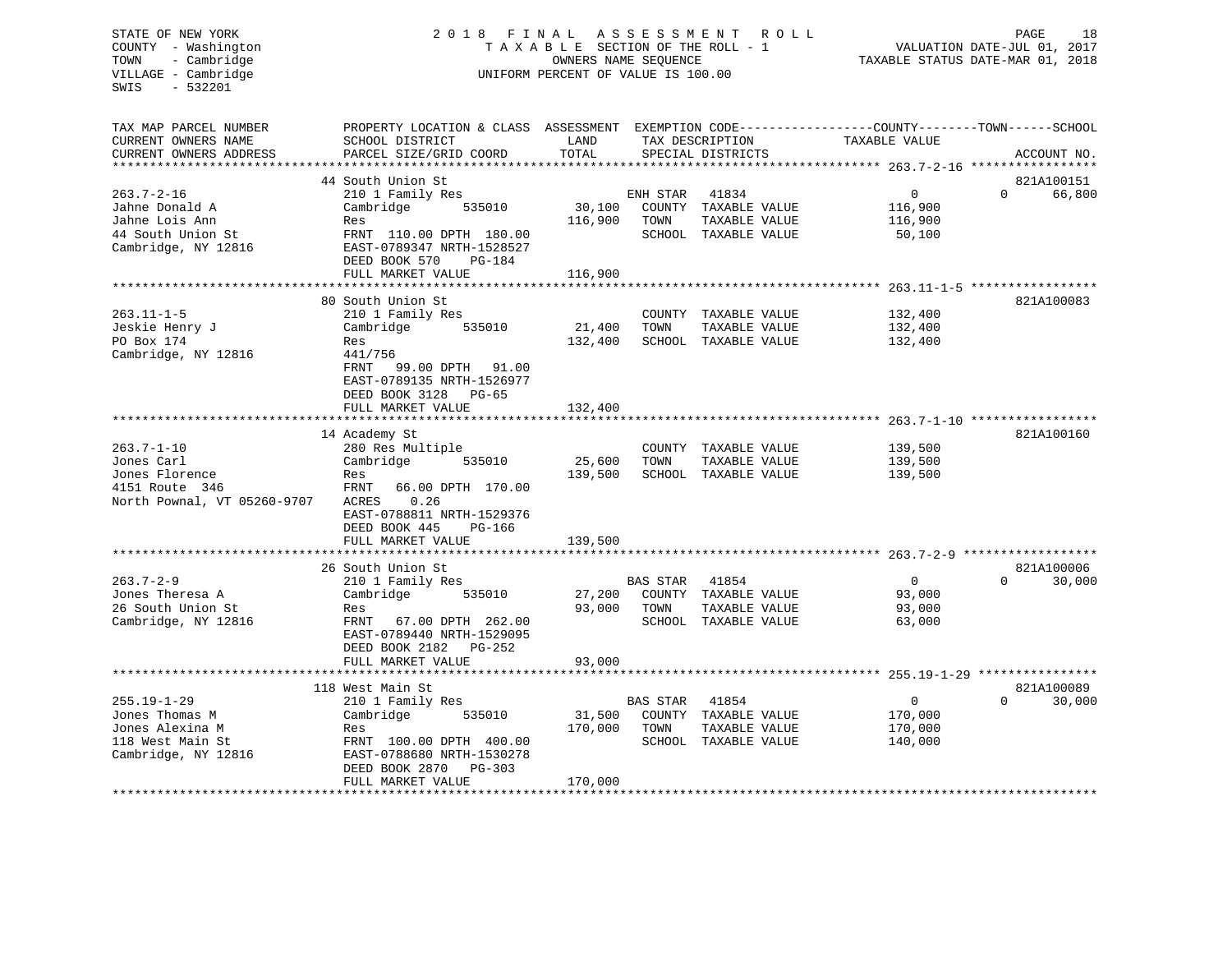STATE OF NEW YORK
COUNTY - Washington
TOWN - Cambridge
VILLAGE - Cambridge
SWIS - 532201

2018 FINAL ASSESSMENT ROLL
TAXABLE SECTION OF THE ROLL - 1
OWNERS NAME SEQUENCE
UNIFORM PERCENT OF VALUE IS 100.00

VALUATION DATE-JUL 01, 2017
TAXABLE STATUS DATE-MAR 01, 2018

| TAX MAP PARCEL NUMBER / CURRENT OWNERS NAME / CURRENT OWNERS ADDRESS | PROPERTY LOCATION & CLASS / SCHOOL DISTRICT / PARCEL SIZE/GRID COORD | ASSESSMENT LAND / TOTAL | EXEMPTION CODE / TAX DESCRIPTION / SPECIAL DISTRICTS | COUNTY / TOWN TAXABLE VALUE | SCHOOL | ACCOUNT NO. |
|---|---|---|---|---|---|---|
| 263.7-2-16 | 44 South Union St | | | | | 821A100151 |
| | 210 1 Family Res | | ENH STAR 41834 | 0 | 66,800 | |
| Jahne Donald A | Cambridge 535010 | 30,100 | COUNTY TAXABLE VALUE | 116,900 | | |
| Jahne Lois Ann | Res | 116,900 | TOWN TAXABLE VALUE | 116,900 | | |
| 44 South Union St | FRNT 110.00 DPTH 180.00 | | SCHOOL TAXABLE VALUE | 50,100 | | |
| Cambridge, NY 12816 | EAST-0789347 NRTH-1528527 | | | | | |
| | DEED BOOK 570 PG-184 | | | | | |
| | FULL MARKET VALUE | 116,900 | | | | |
| 263.11-1-5 | 80 South Union St | | | | | 821A100083 |
| | 210 1 Family Res | | COUNTY TAXABLE VALUE | 132,400 | | |
| Jeskie Henry J | Cambridge 535010 | 21,400 | TOWN TAXABLE VALUE | 132,400 | | |
| PO Box 174 | Res | 132,400 | SCHOOL TAXABLE VALUE | 132,400 | | |
| Cambridge, NY 12816 | 441/756 | | | | | |
| | FRNT 99.00 DPTH 91.00 | | | | | |
| | EAST-0789135 NRTH-1526977 | | | | | |
| | DEED BOOK 3128 PG-65 | | | | | |
| | FULL MARKET VALUE | 132,400 | | | | |
| 263.7-1-10 | 14 Academy St | | | | | 821A100160 |
| | 280 Res Multiple | | COUNTY TAXABLE VALUE | 139,500 | | |
| Jones Carl | Cambridge 535010 | 25,600 | TOWN TAXABLE VALUE | 139,500 | | |
| Jones Florence | Res | 139,500 | SCHOOL TAXABLE VALUE | 139,500 | | |
| 4151 Route 346 | FRNT 66.00 DPTH 170.00 | | | | | |
| North Pownal, VT 05260-9707 | ACRES 0.26 | | | | | |
| | EAST-0788811 NRTH-1529376 | | | | | |
| | DEED BOOK 445 PG-166 | | | | | |
| | FULL MARKET VALUE | 139,500 | | | | |
| 263.7-2-9 | 26 South Union St | | | | | 821A100006 |
| | 210 1 Family Res | | BAS STAR 41854 | 0 | 30,000 | |
| Jones Theresa A | Cambridge 535010 | 27,200 | COUNTY TAXABLE VALUE | 93,000 | | |
| 26 South Union St | Res | 93,000 | TOWN TAXABLE VALUE | 93,000 | | |
| Cambridge, NY 12816 | FRNT 67.00 DPTH 262.00 | | SCHOOL TAXABLE VALUE | 63,000 | | |
| | EAST-0789440 NRTH-1529095 | | | | | |
| | DEED BOOK 2182 PG-252 | | | | | |
| | FULL MARKET VALUE | 93,000 | | | | |
| 255.19-1-29 | 118 West Main St | | | | | 821A100089 |
| | 210 1 Family Res | | BAS STAR 41854 | 0 | 30,000 | |
| Jones Thomas M | Cambridge 535010 | 31,500 | COUNTY TAXABLE VALUE | 170,000 | | |
| Jones Alexina M | Res | 170,000 | TOWN TAXABLE VALUE | 170,000 | | |
| 118 West Main St | FRNT 100.00 DPTH 400.00 | | SCHOOL TAXABLE VALUE | 140,000 | | |
| Cambridge, NY 12816 | EAST-0788680 NRTH-1530278 | | | | | |
| | DEED BOOK 2870 PG-303 | | | | | |
| | FULL MARKET VALUE | 170,000 | | | | |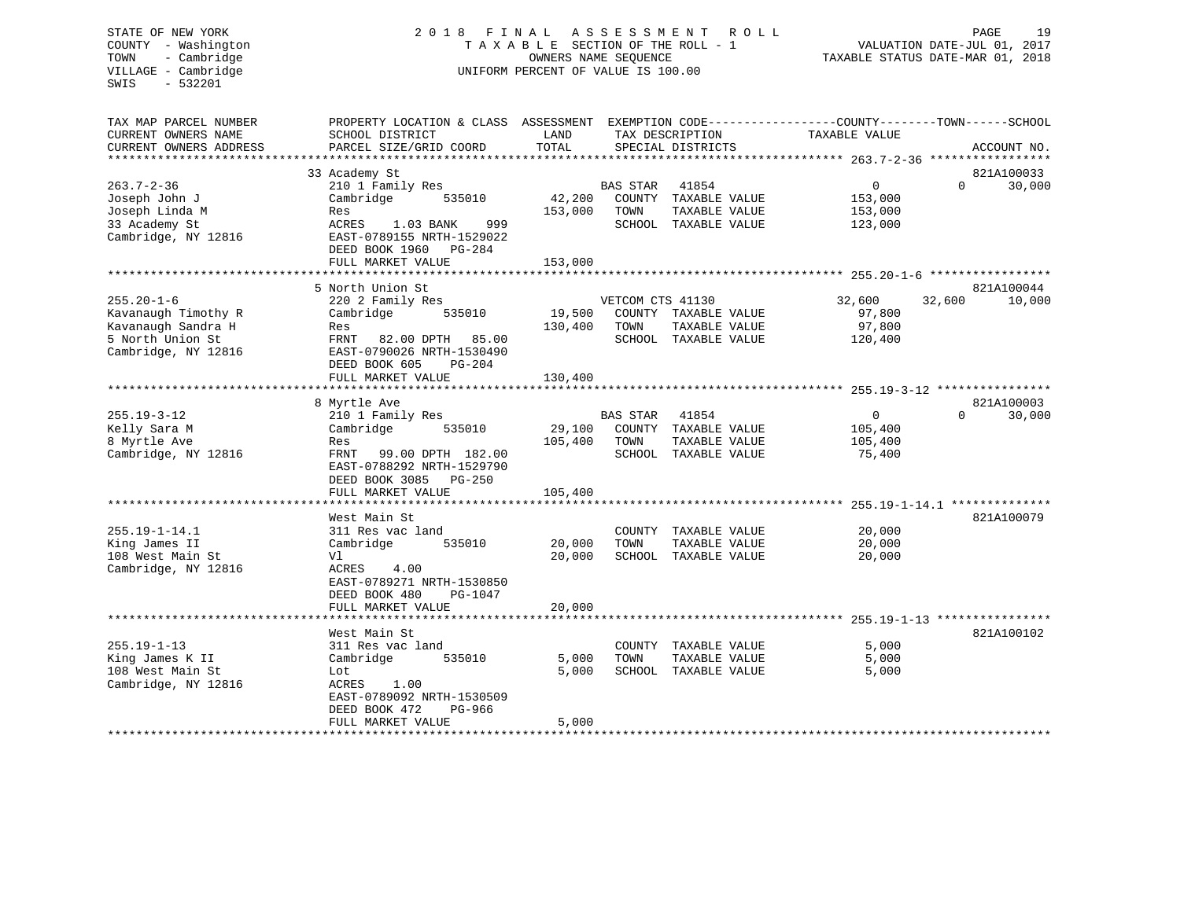STATE OF NEW YORK
COUNTY - Washington
TOWN - Cambridge
VILLAGE - Cambridge
SWIS - 532201

2018 FINAL ASSESSMENT ROLL
TAXABLE SECTION OF THE ROLL - 1
OWNERS NAME SEQUENCE
UNIFORM PERCENT OF VALUE IS 100.00

VALUATION DATE-JUL 01, 2017
TAXABLE STATUS DATE-MAR 01, 2018

| TAX MAP PARCEL NUMBER / CURRENT OWNERS NAME / CURRENT OWNERS ADDRESS | PROPERTY LOCATION & CLASS / SCHOOL DISTRICT / PARCEL SIZE/GRID COORD | ASSESSMENT LAND | TOTAL | EXEMPTION CODE / TAX DESCRIPTION / SPECIAL DISTRICTS | COUNTY TAXABLE VALUE | TOWN | SCHOOL | ACCOUNT NO. |
|---|---|---|---|---|---|---|---|---|
| **263.7-2-36** | 33 Academy St | | | | | | | 821A100033 |
| 263.7-2-36 | 210 1 Family Res | | | BAS STAR 41854 | 0 | 0 | 30,000 | |
| Joseph John J | Cambridge 535010 | 42,200 | | COUNTY TAXABLE VALUE | 153,000 | | | |
| Joseph Linda M | Res | | 153,000 | TOWN TAXABLE VALUE | 153,000 | | | |
| 33 Academy St | ACRES 1.03 BANK 999 | | | SCHOOL TAXABLE VALUE | 123,000 | | | |
| Cambridge, NY 12816 | EAST-0789155 NRTH-1529022 | | | | | | | |
| | DEED BOOK 1960 PG-284 | | | | | | | |
| | FULL MARKET VALUE | | 153,000 | | | | | |
| **255.20-1-6** | 5 North Union St | | | | | | | 821A100044 |
| 255.20-1-6 | 220 2 Family Res | | | VETCOM CTS 41130 | 32,600 | 32,600 | 10,000 | |
| Kavanaugh Timothy R | Cambridge 535010 | 19,500 | | COUNTY TAXABLE VALUE | 97,800 | | | |
| Kavanaugh Sandra H | Res | | 130,400 | TOWN TAXABLE VALUE | 97,800 | | | |
| 5 North Union St | FRNT 82.00 DPTH 85.00 | | | SCHOOL TAXABLE VALUE | 120,400 | | | |
| Cambridge, NY 12816 | EAST-0790026 NRTH-1530490 | | | | | | | |
| | DEED BOOK 605 PG-204 | | | | | | | |
| | FULL MARKET VALUE | | 130,400 | | | | | |
| **255.19-3-12** | 8 Myrtle Ave | | | | | | | 821A100003 |
| 255.19-3-12 | 210 1 Family Res | | | BAS STAR 41854 | 0 | 0 | 30,000 | |
| Kelly Sara M | Cambridge 535010 | 29,100 | | COUNTY TAXABLE VALUE | 105,400 | | | |
| 8 Myrtle Ave | Res | | 105,400 | TOWN TAXABLE VALUE | 105,400 | | | |
| Cambridge, NY 12816 | FRNT 99.00 DPTH 182.00 | | | SCHOOL TAXABLE VALUE | 75,400 | | | |
| | EAST-0788292 NRTH-1529790 | | | | | | | |
| | DEED BOOK 3085 PG-250 | | | | | | | |
| | FULL MARKET VALUE | | 105,400 | | | | | |
| **255.19-1-14.1** | West Main St | | | | | | | 821A100079 |
| 255.19-1-14.1 | 311 Res vac land | | | COUNTY TAXABLE VALUE | 20,000 | | | |
| King James II | Cambridge 535010 | 20,000 | | TOWN TAXABLE VALUE | 20,000 | | | |
| 108 West Main St | Vl | | 20,000 | SCHOOL TAXABLE VALUE | 20,000 | | | |
| Cambridge, NY 12816 | ACRES 4.00 | | | | | | | |
| | EAST-0789271 NRTH-1530850 | | | | | | | |
| | DEED BOOK 480 PG-1047 | | | | | | | |
| | FULL MARKET VALUE | | 20,000 | | | | | |
| **255.19-1-13** | West Main St | | | | | | | 821A100102 |
| 255.19-1-13 | 311 Res vac land | | | COUNTY TAXABLE VALUE | 5,000 | | | |
| King James K II | Cambridge 535010 | 5,000 | | TOWN TAXABLE VALUE | 5,000 | | | |
| 108 West Main St | Lot | | 5,000 | SCHOOL TAXABLE VALUE | 5,000 | | | |
| Cambridge, NY 12816 | ACRES 1.00 | | | | | | | |
| | EAST-0789092 NRTH-1530509 | | | | | | | |
| | DEED BOOK 472 PG-966 | | | | | | | |
| | FULL MARKET VALUE | | 5,000 | | | | | |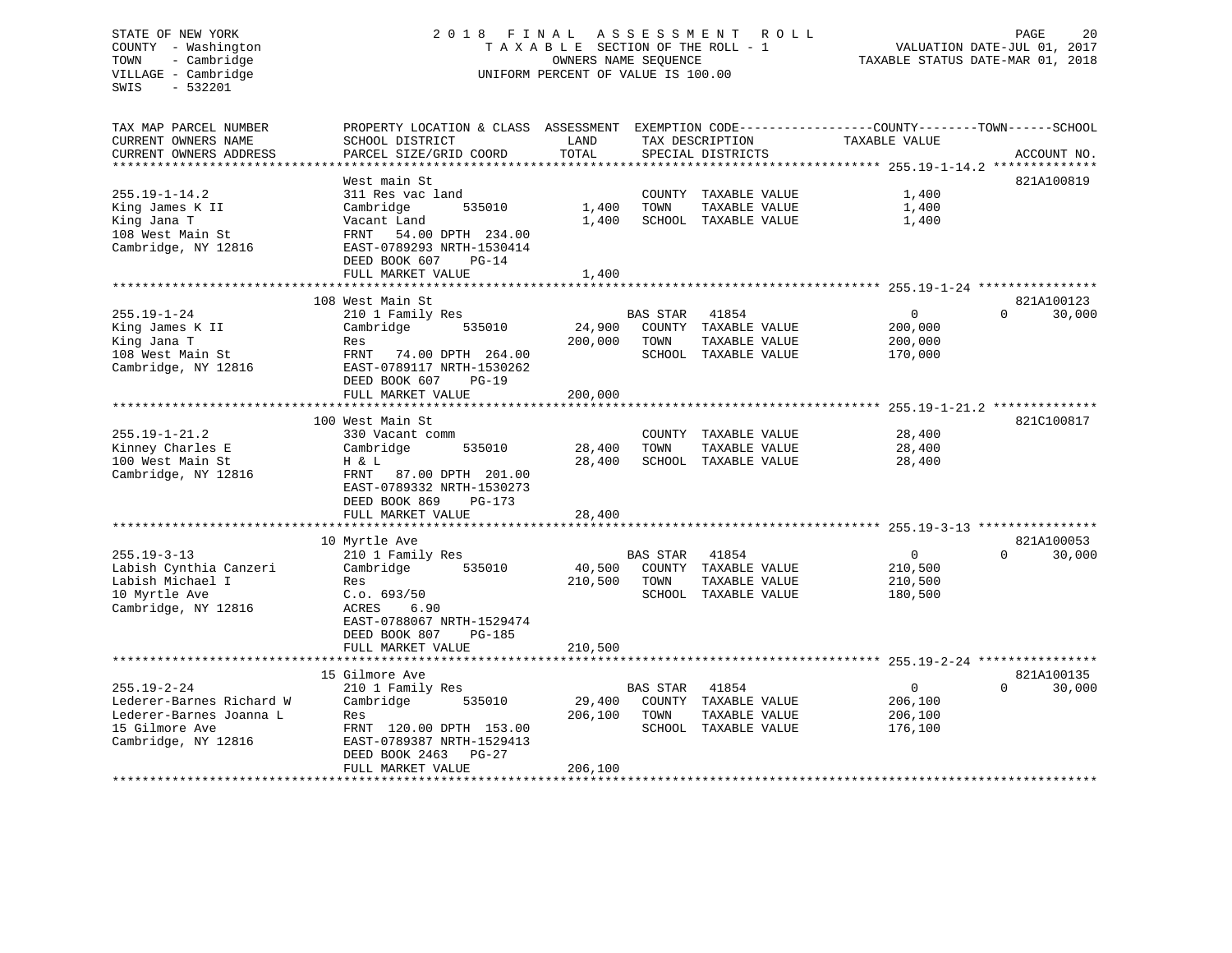STATE OF NEW YORK
COUNTY - Washington
TOWN - Cambridge
VILLAGE - Cambridge
SWIS - 532201

2 0 1 8 F I N A L A S S E S S M E N T R O L L
T A X A B L E SECTION OF THE ROLL - 1
OWNERS NAME SEQUENCE
UNIFORM PERCENT OF VALUE IS 100.00

VALUATION DATE-JUL 01, 2017
TAXABLE STATUS DATE-MAR 01, 2018

| TAX MAP PARCEL NUMBER / CURRENT OWNERS NAME / CURRENT OWNERS ADDRESS | PROPERTY LOCATION & CLASS / SCHOOL DISTRICT / PARCEL SIZE/GRID COORD | ASSESSMENT LAND / TOTAL | EXEMPTION CODE / TAX DESCRIPTION / SPECIAL DISTRICTS | COUNTY TAXABLE VALUE | TOWN | SCHOOL / ACCOUNT NO. |
|---|---|---|---|---|---|---|
| **255.19-1-14.2** | West main St | | | | | 821A100819 |
| 255.19-1-14.2 | 311 Res vac land | | COUNTY TAXABLE VALUE | 1,400 | | |
| King James K II | Cambridge 535010 | 1,400 | TOWN TAXABLE VALUE | 1,400 | | |
| King Jana T | Vacant Land | 1,400 | SCHOOL TAXABLE VALUE | 1,400 | | |
| 108 West Main St | FRNT 54.00 DPTH 234.00 | | | | | |
| Cambridge, NY 12816 | EAST-0789293 NRTH-1530414 | | | | | |
| | DEED BOOK 607 PG-14 | | | | | |
| | FULL MARKET VALUE | 1,400 | | | | |
| **255.19-1-24** | 108 West Main St | | | | | 821A100123 |
| 255.19-1-24 | 210 1 Family Res | | BAS STAR 41854 | 0 | 0 | 30,000 |
| King James K II | Cambridge 535010 | 24,900 | COUNTY TAXABLE VALUE | 200,000 | | |
| King Jana T | Res | 200,000 | TOWN TAXABLE VALUE | 200,000 | | |
| 108 West Main St | FRNT 74.00 DPTH 264.00 | | SCHOOL TAXABLE VALUE | 170,000 | | |
| Cambridge, NY 12816 | EAST-0789117 NRTH-1530262 | | | | | |
| | DEED BOOK 607 PG-19 | | | | | |
| | FULL MARKET VALUE | 200,000 | | | | |
| **255.19-1-21.2** | 100 West Main St | | | | | 821C100817 |
| 255.19-1-21.2 | 330 Vacant comm | | COUNTY TAXABLE VALUE | 28,400 | | |
| Kinney Charles E | Cambridge 535010 | 28,400 | TOWN TAXABLE VALUE | 28,400 | | |
| 100 West Main St | H & L | 28,400 | SCHOOL TAXABLE VALUE | 28,400 | | |
| Cambridge, NY 12816 | FRNT 87.00 DPTH 201.00 | | | | | |
| | EAST-0789332 NRTH-1530273 | | | | | |
| | DEED BOOK 869 PG-173 | | | | | |
| | FULL MARKET VALUE | 28,400 | | | | |
| **255.19-3-13** | 10 Myrtle Ave | | | | | 821A100053 |
| 255.19-3-13 | 210 1 Family Res | | BAS STAR 41854 | 0 | 0 | 30,000 |
| Labish Cynthia Canzeri | Cambridge 535010 | 40,500 | COUNTY TAXABLE VALUE | 210,500 | | |
| Labish Michael I | Res | 210,500 | TOWN TAXABLE VALUE | 210,500 | | |
| 10 Myrtle Ave | C.o. 693/50 | | SCHOOL TAXABLE VALUE | 180,500 | | |
| Cambridge, NY 12816 | ACRES 6.90 | | | | | |
| | EAST-0788067 NRTH-1529474 | | | | | |
| | DEED BOOK 807 PG-185 | | | | | |
| | FULL MARKET VALUE | 210,500 | | | | |
| **255.19-2-24** | 15 Gilmore Ave | | | | | 821A100135 |
| 255.19-2-24 | 210 1 Family Res | | BAS STAR 41854 | 0 | 0 | 30,000 |
| Lederer-Barnes Richard W | Cambridge 535010 | 29,400 | COUNTY TAXABLE VALUE | 206,100 | | |
| Lederer-Barnes Joanna L | Res | 206,100 | TOWN TAXABLE VALUE | 206,100 | | |
| 15 Gilmore Ave | FRNT 120.00 DPTH 153.00 | | SCHOOL TAXABLE VALUE | 176,100 | | |
| Cambridge, NY 12816 | EAST-0789387 NRTH-1529413 | | | | | |
| | DEED BOOK 2463 PG-27 | | | | | |
| | FULL MARKET VALUE | 206,100 | | | | |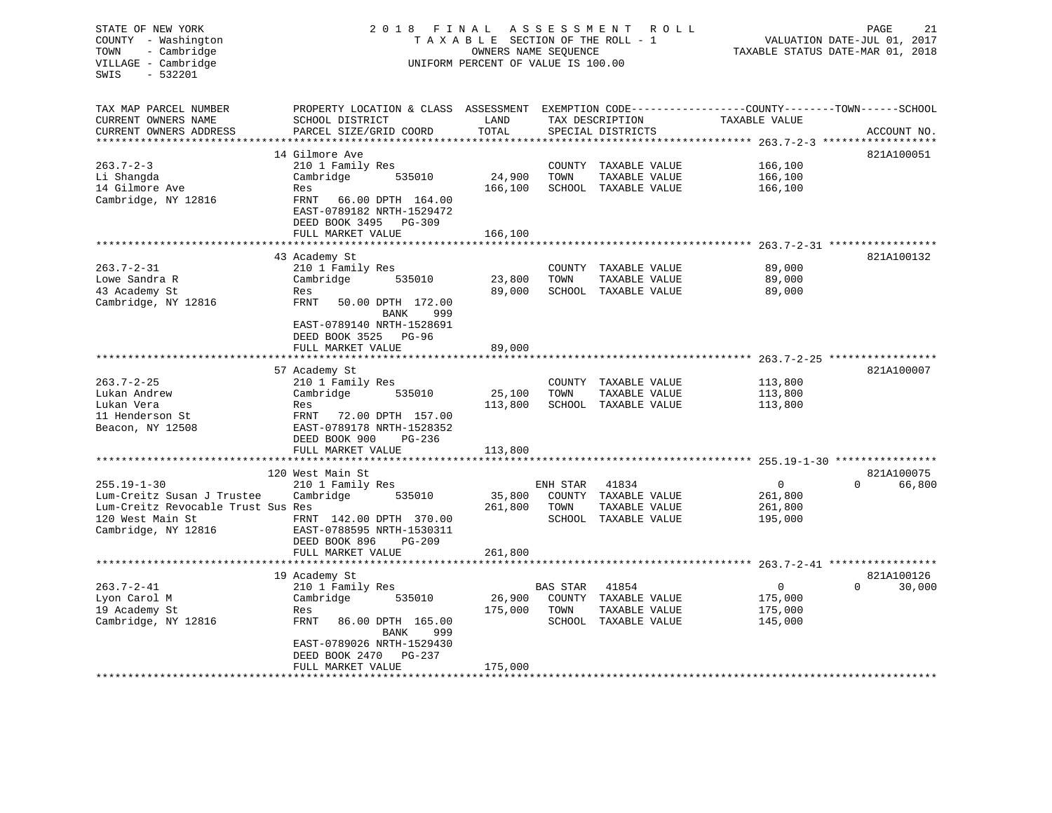STATE OF NEW YORK
COUNTY - Washington
TOWN - Cambridge
VILLAGE - Cambridge
SWIS - 532201

2 0 1 8 F I N A L A S S E S S M E N T R O L L
T A X A B L E SECTION OF THE ROLL - 1
OWNERS NAME SEQUENCE
UNIFORM PERCENT OF VALUE IS 100.00

VALUATION DATE-JUL 01, 2017
TAXABLE STATUS DATE-MAR 01, 2018

| TAX MAP PARCEL NUMBER / CURRENT OWNERS NAME / CURRENT OWNERS ADDRESS | PROPERTY LOCATION & CLASS / SCHOOL DISTRICT / PARCEL SIZE/GRID COORD | ASSESSMENT LAND / TOTAL | EXEMPTION CODE / TAX DESCRIPTION / SPECIAL DISTRICTS | COUNTY TAXABLE VALUE | TOWN | SCHOOL / ACCOUNT NO. |
|---|---|---|---|---|---|---|
| 263.7-2-3 | 14 Gilmore Ave | | | | | 821A100051 |
| | 210 1 Family Res | | COUNTY TAXABLE VALUE | 166,100 | | |
| Li Shangda | Cambridge 535010 | 24,900 | TOWN TAXABLE VALUE | 166,100 | | |
| 14 Gilmore Ave | Res | 166,100 | SCHOOL TAXABLE VALUE | 166,100 | | |
| Cambridge, NY 12816 | FRNT 66.00 DPTH 164.00 | | | | | |
| | EAST-0789182 NRTH-1529472 | | | | | |
| | DEED BOOK 3495 PG-309 | | | | | |
| | FULL MARKET VALUE | 166,100 | | | | |
| 263.7-2-31 | 43 Academy St | | | | | 821A100132 |
| | 210 1 Family Res | | COUNTY TAXABLE VALUE | 89,000 | | |
| Lowe Sandra R | Cambridge 535010 | 23,800 | TOWN TAXABLE VALUE | 89,000 | | |
| 43 Academy St | Res | 89,000 | SCHOOL TAXABLE VALUE | 89,000 | | |
| Cambridge, NY 12816 | FRNT 50.00 DPTH 172.00 | | | | | |
| | BANK 999 | | | | | |
| | EAST-0789140 NRTH-1528691 | | | | | |
| | DEED BOOK 3525 PG-96 | | | | | |
| | FULL MARKET VALUE | 89,000 | | | | |
| 263.7-2-25 | 57 Academy St | | | | | 821A100007 |
| | 210 1 Family Res | | COUNTY TAXABLE VALUE | 113,800 | | |
| Lukan Andrew | Cambridge 535010 | 25,100 | TOWN TAXABLE VALUE | 113,800 | | |
| Lukan Vera | Res | 113,800 | SCHOOL TAXABLE VALUE | 113,800 | | |
| 11 Henderson St | FRNT 72.00 DPTH 157.00 | | | | | |
| Beacon, NY 12508 | EAST-0789178 NRTH-1528352 | | | | | |
| | DEED BOOK 900 PG-236 | | | | | |
| | FULL MARKET VALUE | 113,800 | | | | |
| 255.19-1-30 | 120 West Main St | | | | | 821A100075 |
| | 210 1 Family Res | | ENH STAR 41834 | 0 | 0 | 66,800 |
| Lum-Creitz Susan J Trustee | Cambridge 535010 | 35,800 | COUNTY TAXABLE VALUE | 261,800 | | |
| Lum-Creitz Revocable Trust Sus | Res | 261,800 | TOWN TAXABLE VALUE | 261,800 | | |
| 120 West Main St | FRNT 142.00 DPTH 370.00 | | SCHOOL TAXABLE VALUE | 195,000 | | |
| Cambridge, NY 12816 | EAST-0788595 NRTH-1530311 | | | | | |
| | DEED BOOK 896 PG-209 | | | | | |
| | FULL MARKET VALUE | 261,800 | | | | |
| 263.7-2-41 | 19 Academy St | | | | | 821A100126 |
| | 210 1 Family Res | | BAS STAR 41854 | 0 | 0 | 30,000 |
| Lyon Carol M | Cambridge 535010 | 26,900 | COUNTY TAXABLE VALUE | 175,000 | | |
| 19 Academy St | Res | 175,000 | TOWN TAXABLE VALUE | 175,000 | | |
| Cambridge, NY 12816 | FRNT 86.00 DPTH 165.00 | | SCHOOL TAXABLE VALUE | 145,000 | | |
| | BANK 999 | | | | | |
| | EAST-0789026 NRTH-1529430 | | | | | |
| | DEED BOOK 2470 PG-237 | | | | | |
| | FULL MARKET VALUE | 175,000 | | | | |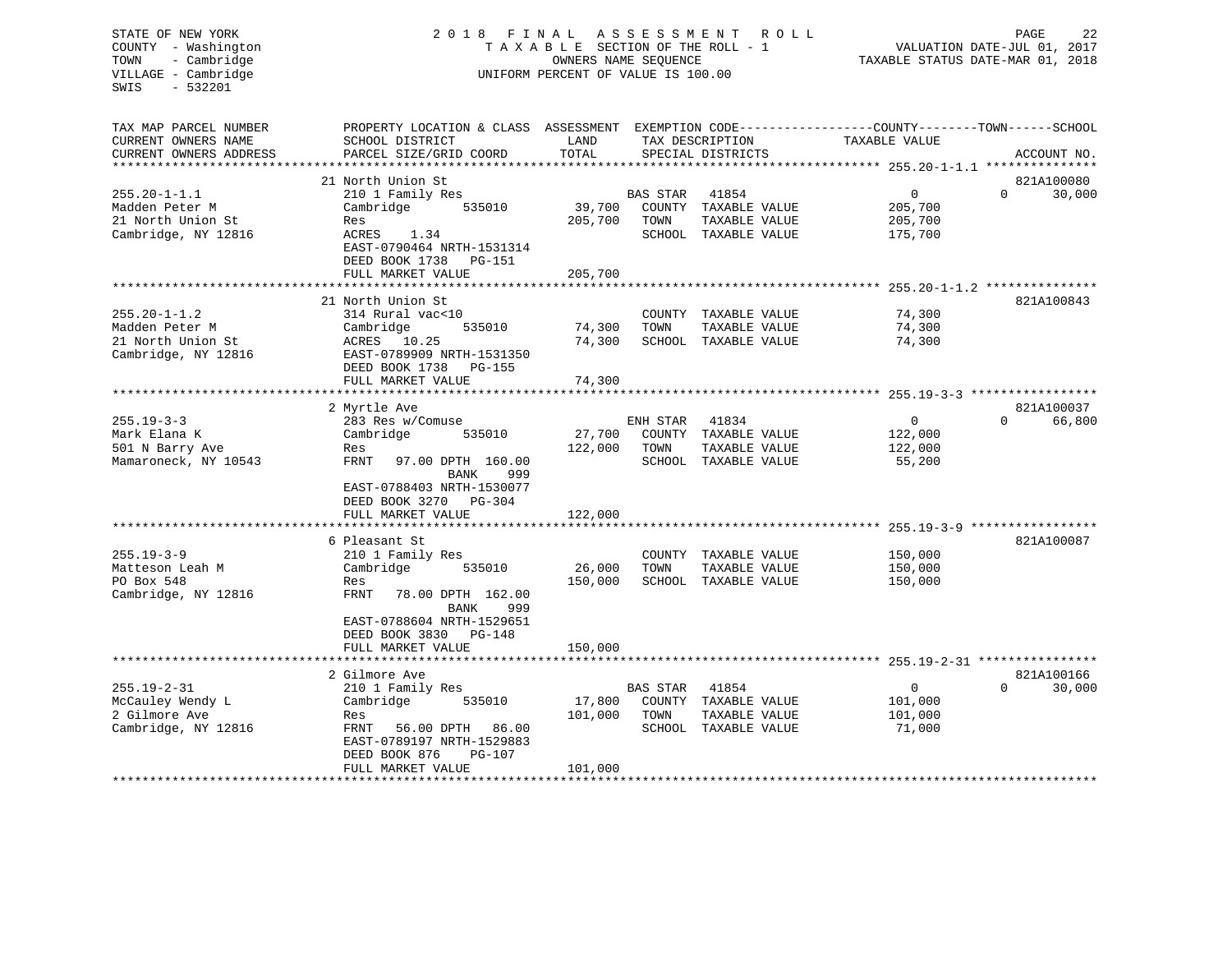STATE OF NEW YORK
COUNTY - Washington
TOWN - Cambridge
VILLAGE - Cambridge
SWIS - 532201

2 0 1 8 F I N A L A S S E S S M E N T R O L L
T A X A B L E SECTION OF THE ROLL - 1
OWNERS NAME SEQUENCE
UNIFORM PERCENT OF VALUE IS 100.00

VALUATION DATE-JUL 01, 2017
TAXABLE STATUS DATE-MAR 01, 2018

| TAX MAP PARCEL NUMBER / CURRENT OWNERS NAME / CURRENT OWNERS ADDRESS | PROPERTY LOCATION & CLASS / SCHOOL DISTRICT / PARCEL SIZE/GRID COORD | ASSESSMENT LAND | TOTAL | EXEMPTION CODE / TAX DESCRIPTION / SPECIAL DISTRICTS | COUNTY TAXABLE VALUE | TOWN | SCHOOL | ACCOUNT NO. |
|---|---|---|---|---|---|---|---|---|
| 255.20-1-1.1 | 21 North Union St | | | | | | | 821A100080 |
| | 210 1 Family Res | | | BAS STAR 41854 | 0 | 0 | 30,000 | |
| Madden Peter M | Cambridge 535010 | 39,700 | | COUNTY TAXABLE VALUE | 205,700 | | | |
| 21 North Union St | Res | | 205,700 | TOWN TAXABLE VALUE | 205,700 | | | |
| Cambridge, NY 12816 | ACRES 1.34 | | | SCHOOL TAXABLE VALUE | 175,700 | | | |
| | EAST-0790464 NRTH-1531314 | | | | | | | |
| | DEED BOOK 1738 PG-151 | | | | | | | |
| | FULL MARKET VALUE | | 205,700 | | | | | |
| 255.20-1-1.2 | 21 North Union St | | | | | | | 821A100843 |
| | 314 Rural vac<10 | | | COUNTY TAXABLE VALUE | 74,300 | | | |
| Madden Peter M | Cambridge 535010 | 74,300 | | TOWN TAXABLE VALUE | 74,300 | | | |
| 21 North Union St | ACRES 10.25 | | 74,300 | SCHOOL TAXABLE VALUE | 74,300 | | | |
| Cambridge, NY 12816 | EAST-0789909 NRTH-1531350 | | | | | | | |
| | DEED BOOK 1738 PG-155 | | | | | | | |
| | FULL MARKET VALUE | | 74,300 | | | | | |
| 255.19-3-3 | 2 Myrtle Ave | | | | | | | 821A100037 |
| | 283 Res w/Comuse | | | ENH STAR 41834 | 0 | 0 | 66,800 | |
| Mark Elana K | Cambridge 535010 | 27,700 | | COUNTY TAXABLE VALUE | 122,000 | | | |
| 501 N Barry Ave | Res | | 122,000 | TOWN TAXABLE VALUE | 122,000 | | | |
| Mamaroneck, NY 10543 | FRNT 97.00 DPTH 160.00 | | | SCHOOL TAXABLE VALUE | 55,200 | | | |
| | BANK 999 | | | | | | | |
| | EAST-0788403 NRTH-1530077 | | | | | | | |
| | DEED BOOK 3270 PG-304 | | | | | | | |
| | FULL MARKET VALUE | | 122,000 | | | | | |
| 255.19-3-9 | 6 Pleasant St | | | | | | | 821A100087 |
| | 210 1 Family Res | | | COUNTY TAXABLE VALUE | 150,000 | | | |
| Matteson Leah M | Cambridge 535010 | 26,000 | | TOWN TAXABLE VALUE | 150,000 | | | |
| PO Box 548 | Res | | 150,000 | SCHOOL TAXABLE VALUE | 150,000 | | | |
| Cambridge, NY 12816 | FRNT 78.00 DPTH 162.00 | | | | | | | |
| | BANK 999 | | | | | | | |
| | EAST-0788604 NRTH-1529651 | | | | | | | |
| | DEED BOOK 3830 PG-148 | | | | | | | |
| | FULL MARKET VALUE | | 150,000 | | | | | |
| 255.19-2-31 | 2 Gilmore Ave | | | | | | | 821A100166 |
| | 210 1 Family Res | | | BAS STAR 41854 | 0 | 0 | 30,000 | |
| McCauley Wendy L | Cambridge 535010 | 17,800 | | COUNTY TAXABLE VALUE | 101,000 | | | |
| 2 Gilmore Ave | Res | | 101,000 | TOWN TAXABLE VALUE | 101,000 | | | |
| Cambridge, NY 12816 | FRNT 56.00 DPTH 86.00 | | | SCHOOL TAXABLE VALUE | 71,000 | | | |
| | EAST-0789197 NRTH-1529883 | | | | | | | |
| | DEED BOOK 876 PG-107 | | | | | | | |
| | FULL MARKET VALUE | | 101,000 | | | | | |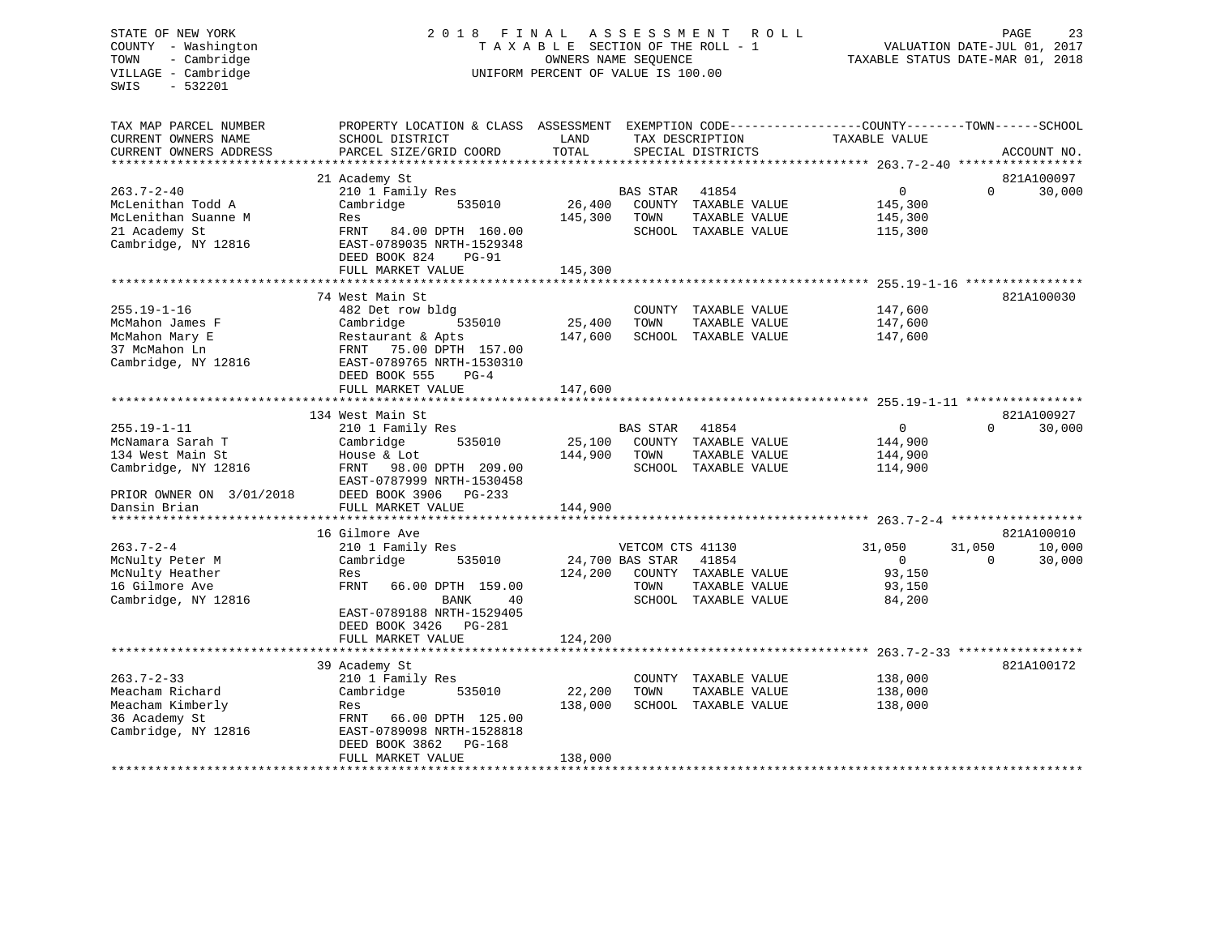STATE OF NEW YORK
COUNTY - Washington
TOWN - Cambridge
VILLAGE - Cambridge
SWIS - 532201

2018 FINAL ASSESSMENT ROLL
TAXABLE SECTION OF THE ROLL - 1
OWNERS NAME SEQUENCE
UNIFORM PERCENT OF VALUE IS 100.00

VALUATION DATE-JUL 01, 2017
TAXABLE STATUS DATE-MAR 01, 2018

```
TAX MAP PARCEL NUMBER          PROPERTY LOCATION & CLASS  ASSESSMENT  EXEMPTION CODE------------------COUNTY--------TOWN------SCHOOL
CURRENT OWNERS NAME            SCHOOL DISTRICT               LAND      TAX DESCRIPTION                TAXABLE VALUE
CURRENT OWNERS ADDRESS         PARCEL SIZE/GRID COORD        TOTAL     SPECIAL DISTRICTS                                     ACCOUNT NO.
******************************************************************************************************* 263.7-2-40 *****************
                               21 Academy St                                                                              821A100097
263.7-2-40                     210 1 Family Res                     BAS STAR   41854                      0            0     30,000
McLenithan Todd A              Cambridge        535010      26,400     COUNTY  TAXABLE VALUE          145,300
McLenithan Suanne M            Res                         145,300     TOWN    TAXABLE VALUE          145,300
21 Academy St                  FRNT   84.00 DPTH 160.00                SCHOOL  TAXABLE VALUE          115,300
Cambridge, NY 12816            EAST-0789035 NRTH-1529348
                               DEED BOOK 824     PG-91
                               FULL MARKET VALUE           145,300
******************************************************************************************************* 255.19-1-16 ****************
                               74 West Main St                                                                            821A100030
255.19-1-16                    482 Det row bldg                        COUNTY  TAXABLE VALUE          147,600
McMahon James F                Cambridge        535010      25,400     TOWN    TAXABLE VALUE          147,600
McMahon Mary E                 Restaurant & Apts           147,600     SCHOOL  TAXABLE VALUE          147,600
37 McMahon Ln                  FRNT   75.00 DPTH 157.00
Cambridge, NY 12816            EAST-0789765 NRTH-1530310
                               DEED BOOK 555     PG-4
                               FULL MARKET VALUE           147,600
******************************************************************************************************* 255.19-1-11 ****************
                               134 West Main St                                                                           821A100927
255.19-1-11                    210 1 Family Res                     BAS STAR   41854                      0            0     30,000
McNamara Sarah T               Cambridge        535010      25,100     COUNTY  TAXABLE VALUE          144,900
134 West Main St               House & Lot                 144,900     TOWN    TAXABLE VALUE          144,900
Cambridge, NY 12816            FRNT   98.00 DPTH 209.00                SCHOOL  TAXABLE VALUE          114,900
                               EAST-0787999 NRTH-1530458
PRIOR OWNER ON 3/01/2018       DEED BOOK 3906   PG-233
Dansin Brian                   FULL MARKET VALUE           144,900
******************************************************************************************************* 263.7-2-4 ******************
                               16 Gilmore Ave                                                                             821A100010
263.7-2-4                      210 1 Family Res                     VETCOM CTS 41130                 31,050       31,050     10,000
McNulty Peter M                Cambridge        535010      24,700 BAS STAR   41854                      0            0     30,000
McNulty Heather                Res                         124,200     COUNTY  TAXABLE VALUE           93,150
16 Gilmore Ave                 FRNT   66.00 DPTH 159.00                TOWN    TAXABLE VALUE           93,150
Cambridge, NY 12816                         BANK     40                SCHOOL  TAXABLE VALUE           84,200
                               EAST-0789188 NRTH-1529405
                               DEED BOOK 3426   PG-281
                               FULL MARKET VALUE           124,200
******************************************************************************************************* 263.7-2-33 *****************
                               39 Academy St                                                                              821A100172
263.7-2-33                     210 1 Family Res                        COUNTY  TAXABLE VALUE          138,000
Meacham Richard                Cambridge        535010      22,200     TOWN    TAXABLE VALUE          138,000
Meacham Kimberly               Res                         138,000     SCHOOL  TAXABLE VALUE          138,000
36 Academy St                  FRNT   66.00 DPTH 125.00
Cambridge, NY 12816            EAST-0789098 NRTH-1528818
                               DEED BOOK 3862   PG-168
                               FULL MARKET VALUE           138,000
************************************************************************************************************************************
```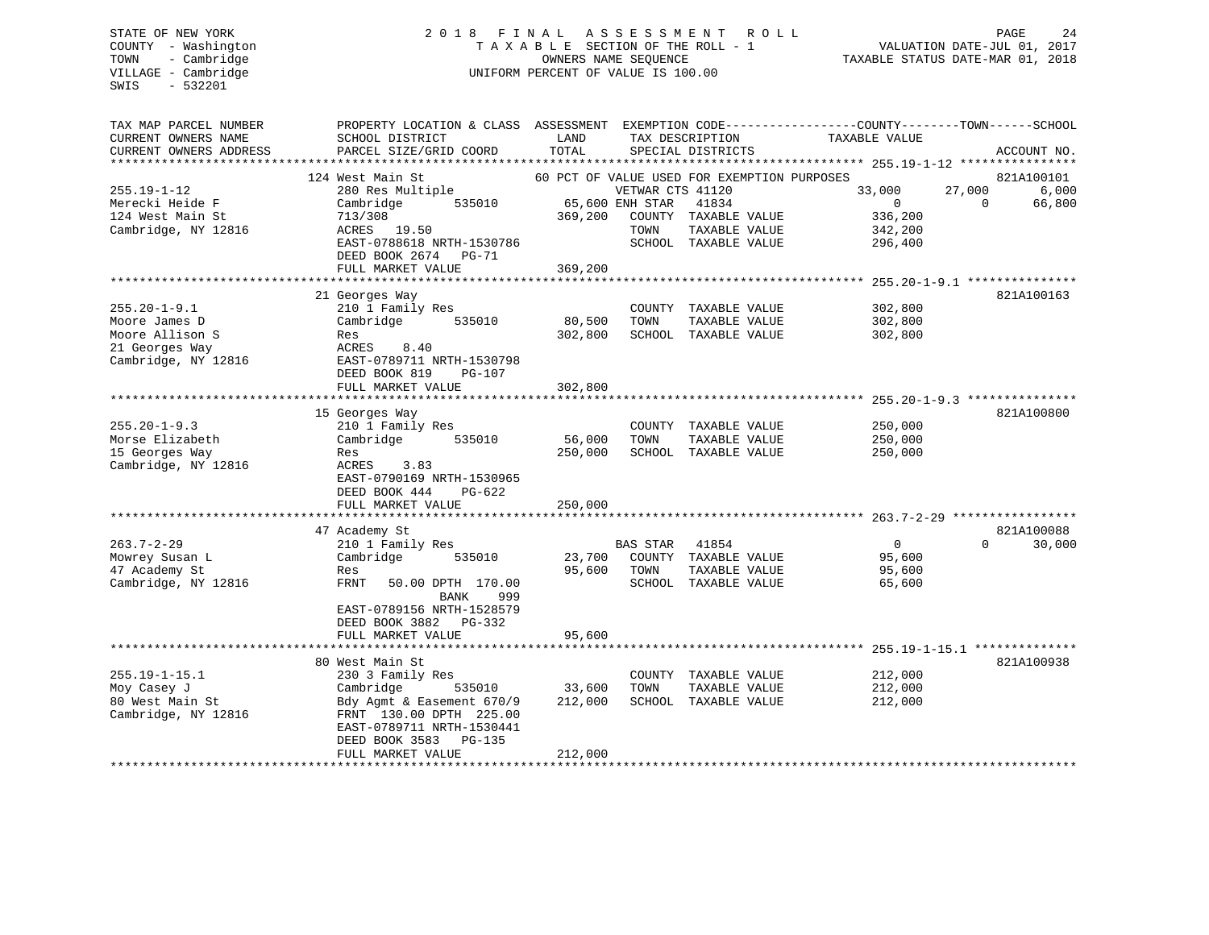STATE OF NEW YORK
COUNTY - Washington
TOWN - Cambridge
VILLAGE - Cambridge
SWIS - 532201

2018 FINAL ASSESSMENT ROLL
TAXABLE SECTION OF THE ROLL - 1
OWNERS NAME SEQUENCE
UNIFORM PERCENT OF VALUE IS 100.00

VALUATION DATE-JUL 01, 2017
TAXABLE STATUS DATE-MAR 01, 2018

| TAX MAP PARCEL NUMBER / CURRENT OWNERS NAME / CURRENT OWNERS ADDRESS | PROPERTY LOCATION & CLASS / SCHOOL DISTRICT / PARCEL SIZE/GRID COORD | ASSESSMENT LAND | ASSESSMENT TOTAL | EXEMPTION CODE / TAX DESCRIPTION / SPECIAL DISTRICTS | COUNTY TAXABLE VALUE | TOWN | SCHOOL | ACCOUNT NO. |
|---|---|---|---|---|---|---|---|---|
| | 124 West Main St | | | 60 PCT OF VALUE USED FOR EXEMPTION PURPOSES | | | | 821A100101 |
| 255.19-1-12 | 280 Res Multiple | | | VETWAR CTS 41120 | 33,000 | 27,000 | 6,000 | |
| Merecki Heide F | Cambridge 535010 | 65,600 | | ENH STAR 41834 | 0 | 0 | 66,800 | |
| 124 West Main St | 713/308 | | 369,200 | COUNTY TAXABLE VALUE | 336,200 | | | |
| Cambridge, NY 12816 | ACRES 19.50 | | | TOWN TAXABLE VALUE | 342,200 | | | |
| | EAST-0788618 NRTH-1530786 | | | SCHOOL TAXABLE VALUE | 296,400 | | | |
| | DEED BOOK 2674 PG-71 | | | | | | | |
| | FULL MARKET VALUE | | 369,200 | | | | | |
| | 21 Georges Way | | | | | | | 821A100163 |
| 255.20-1-9.1 | 210 1 Family Res | | | COUNTY TAXABLE VALUE | 302,800 | | | |
| Moore James D | Cambridge 535010 | 80,500 | | TOWN TAXABLE VALUE | 302,800 | | | |
| Moore Allison S | Res | | 302,800 | SCHOOL TAXABLE VALUE | 302,800 | | | |
| 21 Georges Way | ACRES 8.40 | | | | | | | |
| Cambridge, NY 12816 | EAST-0789711 NRTH-1530798 | | | | | | | |
| | DEED BOOK 819 PG-107 | | | | | | | |
| | FULL MARKET VALUE | | 302,800 | | | | | |
| | 15 Georges Way | | | | | | | 821A100800 |
| 255.20-1-9.3 | 210 1 Family Res | | | COUNTY TAXABLE VALUE | 250,000 | | | |
| Morse Elizabeth | Cambridge 535010 | 56,000 | | TOWN TAXABLE VALUE | 250,000 | | | |
| 15 Georges Way | Res | | 250,000 | SCHOOL TAXABLE VALUE | 250,000 | | | |
| Cambridge, NY 12816 | ACRES 3.83 | | | | | | | |
| | EAST-0790169 NRTH-1530965 | | | | | | | |
| | DEED BOOK 444 PG-622 | | | | | | | |
| | FULL MARKET VALUE | | 250,000 | | | | | |
| | 47 Academy St | | | | | | | 821A100088 |
| 263.7-2-29 | 210 1 Family Res | | | BAS STAR 41854 | 0 | 0 | 30,000 | |
| Mowrey Susan L | Cambridge 535010 | 23,700 | | COUNTY TAXABLE VALUE | 95,600 | | | |
| 47 Academy St | Res | | 95,600 | TOWN TAXABLE VALUE | 95,600 | | | |
| Cambridge, NY 12816 | FRNT 50.00 DPTH 170.00 | | | SCHOOL TAXABLE VALUE | 65,600 | | | |
| | BANK 999 | | | | | | | |
| | EAST-0789156 NRTH-1528579 | | | | | | | |
| | DEED BOOK 3882 PG-332 | | | | | | | |
| | FULL MARKET VALUE | | 95,600 | | | | | |
| | 80 West Main St | | | | | | | 821A100938 |
| 255.19-1-15.1 | 230 3 Family Res | | | COUNTY TAXABLE VALUE | 212,000 | | | |
| Moy Casey J | Cambridge 535010 | 33,600 | | TOWN TAXABLE VALUE | 212,000 | | | |
| 80 West Main St | Bdy Agmt & Easement 670/9 | | 212,000 | SCHOOL TAXABLE VALUE | 212,000 | | | |
| Cambridge, NY 12816 | FRNT 130.00 DPTH 225.00 | | | | | | | |
| | EAST-0789711 NRTH-1530441 | | | | | | | |
| | DEED BOOK 3583 PG-135 | | | | | | | |
| | FULL MARKET VALUE | | 212,000 | | | | | |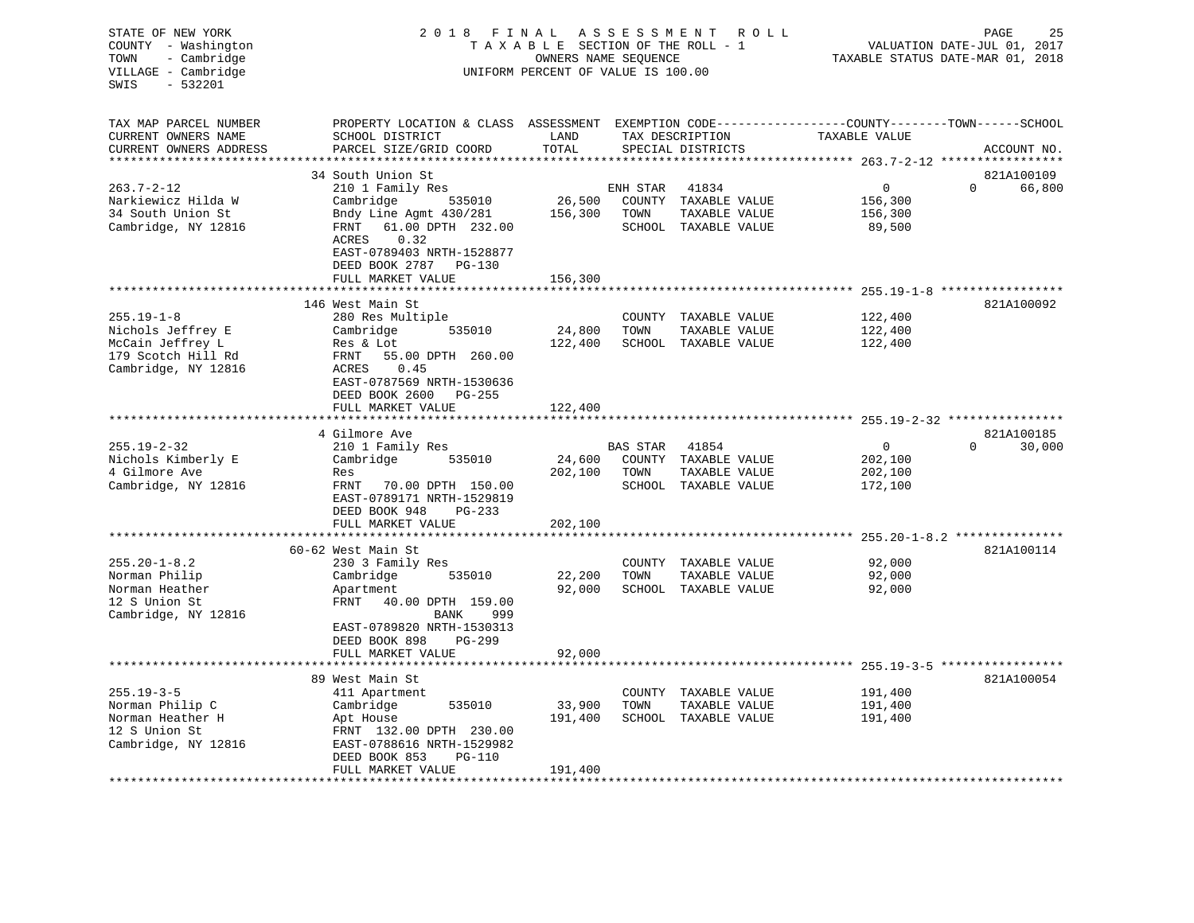STATE OF NEW YORK
COUNTY - Washington
TOWN - Cambridge
VILLAGE - Cambridge
SWIS - 532201

2018 FINAL ASSESSMENT ROLL
TAXABLE SECTION OF THE ROLL - 1
OWNERS NAME SEQUENCE
UNIFORM PERCENT OF VALUE IS 100.00

VALUATION DATE-JUL 01, 2017
TAXABLE STATUS DATE-MAR 01, 2018

| TAX MAP PARCEL NUMBER / CURRENT OWNERS NAME / CURRENT OWNERS ADDRESS | PROPERTY LOCATION & CLASS / SCHOOL DISTRICT / PARCEL SIZE/GRID COORD | ASSESSMENT LAND | TOTAL | EXEMPTION CODE / TAX DESCRIPTION / SPECIAL DISTRICTS | COUNTY TAXABLE VALUE | TOWN | SCHOOL | ACCOUNT NO. |
|---|---|---|---|---|---|---|---|---|
| 263.7-2-12 | 34 South Union St | | | | | | | 821A100109 |
| Narkiewicz Hilda W | 210 1 Family Res | | | ENH STAR 41834 | 0 | 0 | 66,800 | |
| 34 South Union St | Cambridge 535010 | 26,500 | | COUNTY TAXABLE VALUE | 156,300 | | | |
| Cambridge, NY 12816 | Bndy Line Agmt 430/281 | | 156,300 | TOWN TAXABLE VALUE | 156,300 | | | |
| | FRNT 61.00 DPTH 232.00 | | | SCHOOL TAXABLE VALUE | 89,500 | | | |
| | ACRES 0.32 | | | | | | | |
| | EAST-0789403 NRTH-1528877 | | | | | | | |
| | DEED BOOK 2787 PG-130 | | | | | | | |
| | FULL MARKET VALUE | | 156,300 | | | | | |
| 255.19-1-8 | 146 West Main St | | | | | | | 821A100092 |
| Nichols Jeffrey E | 280 Res Multiple | | | COUNTY TAXABLE VALUE | 122,400 | | | |
| McCain Jeffrey L | Cambridge 535010 | 24,800 | | TOWN TAXABLE VALUE | 122,400 | | | |
| 179 Scotch Hill Rd | Res & Lot | | 122,400 | SCHOOL TAXABLE VALUE | 122,400 | | | |
| Cambridge, NY 12816 | FRNT 55.00 DPTH 260.00 | | | | | | | |
| | ACRES 0.45 | | | | | | | |
| | EAST-0787569 NRTH-1530636 | | | | | | | |
| | DEED BOOK 2600 PG-255 | | | | | | | |
| | FULL MARKET VALUE | | 122,400 | | | | | |
| 255.19-2-32 | 4 Gilmore Ave | | | | | | | 821A100185 |
| Nichols Kimberly E | 210 1 Family Res | | | BAS STAR 41854 | 0 | 0 | 30,000 | |
| 4 Gilmore Ave | Cambridge 535010 | 24,600 | | COUNTY TAXABLE VALUE | 202,100 | | | |
| Cambridge, NY 12816 | Res | | 202,100 | TOWN TAXABLE VALUE | 202,100 | | | |
| | FRNT 70.00 DPTH 150.00 | | | SCHOOL TAXABLE VALUE | 172,100 | | | |
| | EAST-0789171 NRTH-1529819 | | | | | | | |
| | DEED BOOK 948 PG-233 | | | | | | | |
| | FULL MARKET VALUE | | 202,100 | | | | | |
| 255.20-1-8.2 | 60-62 West Main St | | | | | | | 821A100114 |
| Norman Philip | 230 3 Family Res | | | COUNTY TAXABLE VALUE | 92,000 | | | |
| Norman Heather | Cambridge 535010 | 22,200 | | TOWN TAXABLE VALUE | 92,000 | | | |
| 12 S Union St | Apartment | | 92,000 | SCHOOL TAXABLE VALUE | 92,000 | | | |
| Cambridge, NY 12816 | FRNT 40.00 DPTH 159.00 | | | | | | | |
| | BANK 999 | | | | | | | |
| | EAST-0789820 NRTH-1530313 | | | | | | | |
| | DEED BOOK 898 PG-299 | | | | | | | |
| | FULL MARKET VALUE | | 92,000 | | | | | |
| 255.19-3-5 | 89 West Main St | | | | | | | 821A100054 |
| Norman Philip C | 411 Apartment | | | COUNTY TAXABLE VALUE | 191,400 | | | |
| Norman Heather H | Cambridge 535010 | 33,900 | | TOWN TAXABLE VALUE | 191,400 | | | |
| 12 S Union St | Apt House | | 191,400 | SCHOOL TAXABLE VALUE | 191,400 | | | |
| Cambridge, NY 12816 | FRNT 132.00 DPTH 230.00 | | | | | | | |
| | EAST-0788616 NRTH-1529982 | | | | | | | |
| | DEED BOOK 853 PG-110 | | | | | | | |
| | FULL MARKET VALUE | | 191,400 | | | | | |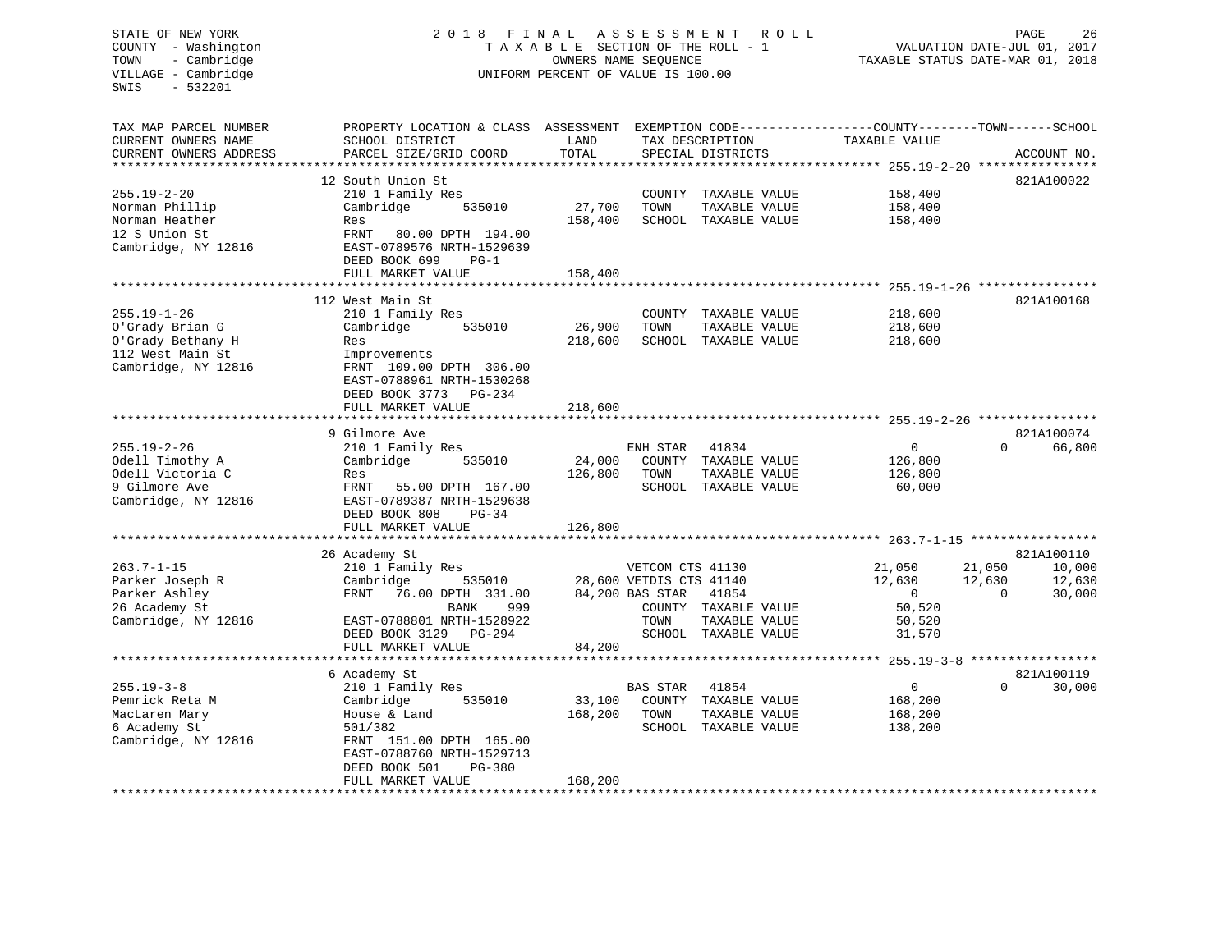STATE OF NEW YORK
COUNTY - Washington
TOWN - Cambridge
VILLAGE - Cambridge
SWIS - 532201

2018 FINAL ASSESSMENT ROLL
TAXABLE SECTION OF THE ROLL - 1
OWNERS NAME SEQUENCE
UNIFORM PERCENT OF VALUE IS 100.00

VALUATION DATE-JUL 01, 2017
TAXABLE STATUS DATE-MAR 01, 2018

| TAX MAP PARCEL NUMBER / CURRENT OWNERS NAME / CURRENT OWNERS ADDRESS | PROPERTY LOCATION & CLASS / SCHOOL DISTRICT / PARCEL SIZE/GRID COORD | ASSESSMENT LAND | TOTAL | EXEMPTION CODE / TAX DESCRIPTION / SPECIAL DISTRICTS | COUNTY TAXABLE VALUE | TOWN | SCHOOL | ACCOUNT NO. |
|---|---|---|---|---|---|---|---|---|
| **255.19-2-20** | 12 South Union St | | | | | | | 821A100022 |
| 255.19-2-20 | 210 1 Family Res | | | COUNTY TAXABLE VALUE | 158,400 | | | |
| Norman Phillip | Cambridge 535010 | 27,700 | | TOWN TAXABLE VALUE | 158,400 | | | |
| Norman Heather | Res | | 158,400 | SCHOOL TAXABLE VALUE | 158,400 | | | |
| 12 S Union St | FRNT 80.00 DPTH 194.00 | | | | | | | |
| Cambridge, NY 12816 | EAST-0789576 NRTH-1529639 | | | | | | | |
| | DEED BOOK 699 PG-1 | | | | | | | |
| | FULL MARKET VALUE | | 158,400 | | | | | |
| **255.19-1-26** | 112 West Main St | | | | | | | 821A100168 |
| 255.19-1-26 | 210 1 Family Res | | | COUNTY TAXABLE VALUE | 218,600 | | | |
| O'Grady Brian G | Cambridge 535010 | 26,900 | | TOWN TAXABLE VALUE | 218,600 | | | |
| O'Grady Bethany H | Res | | 218,600 | SCHOOL TAXABLE VALUE | 218,600 | | | |
| 112 West Main St | Improvements | | | | | | | |
| Cambridge, NY 12816 | FRNT 109.00 DPTH 306.00 | | | | | | | |
| | EAST-0788961 NRTH-1530268 | | | | | | | |
| | DEED BOOK 3773 PG-234 | | | | | | | |
| | FULL MARKET VALUE | | 218,600 | | | | | |
| **255.19-2-26** | 9 Gilmore Ave | | | | | | | 821A100074 |
| 255.19-2-26 | 210 1 Family Res | | | ENH STAR 41834 | 0 | 0 | 66,800 | |
| Odell Timothy A | Cambridge 535010 | 24,000 | | COUNTY TAXABLE VALUE | 126,800 | | | |
| Odell Victoria C | Res | | 126,800 | TOWN TAXABLE VALUE | 126,800 | | | |
| 9 Gilmore Ave | FRNT 55.00 DPTH 167.00 | | | SCHOOL TAXABLE VALUE | 60,000 | | | |
| Cambridge, NY 12816 | EAST-0789387 NRTH-1529638 | | | | | | | |
| | DEED BOOK 808 PG-34 | | | | | | | |
| | FULL MARKET VALUE | | 126,800 | | | | | |
| **263.7-1-15** | 26 Academy St | | | | | | | 821A100110 |
| 263.7-1-15 | 210 1 Family Res | | | VETCOM CTS 41130 | 21,050 | 21,050 | 10,000 | |
| Parker Joseph R | Cambridge 535010 | 28,600 | | VETDIS CTS 41140 | 12,630 | 12,630 | 12,630 | |
| Parker Ashley | FRNT 76.00 DPTH 331.00 | | 84,200 | BAS STAR 41854 | 0 | 0 | 30,000 | |
| 26 Academy St | BANK 999 | | | COUNTY TAXABLE VALUE | 50,520 | | | |
| Cambridge, NY 12816 | EAST-0788801 NRTH-1528922 | | | TOWN TAXABLE VALUE | 50,520 | | | |
| | DEED BOOK 3129 PG-294 | | | SCHOOL TAXABLE VALUE | 31,570 | | | |
| | FULL MARKET VALUE | | 84,200 | | | | | |
| **255.19-3-8** | 6 Academy St | | | | | | | 821A100119 |
| 255.19-3-8 | 210 1 Family Res | | | BAS STAR 41854 | 0 | 0 | 30,000 | |
| Pemrick Reta M | Cambridge 535010 | 33,100 | | COUNTY TAXABLE VALUE | 168,200 | | | |
| MacLaren Mary | House & Land | | 168,200 | TOWN TAXABLE VALUE | 168,200 | | | |
| 6 Academy St | 501/382 | | | SCHOOL TAXABLE VALUE | 138,200 | | | |
| Cambridge, NY 12816 | FRNT 151.00 DPTH 165.00 | | | | | | | |
| | EAST-0788760 NRTH-1529713 | | | | | | | |
| | DEED BOOK 501 PG-380 | | | | | | | |
| | FULL MARKET VALUE | | 168,200 | | | | | |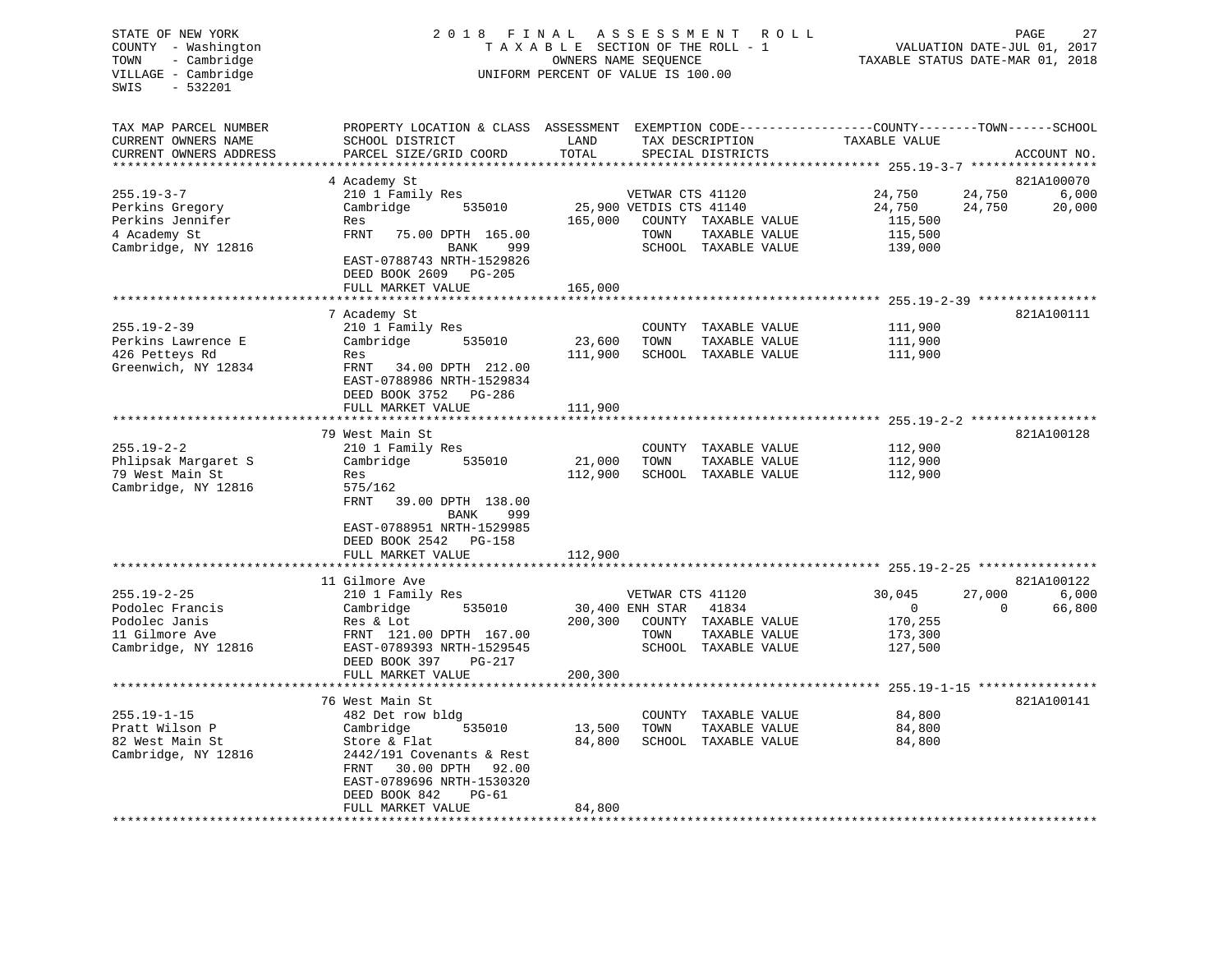STATE OF NEW YORK
COUNTY - Washington
TOWN - Cambridge
VILLAGE - Cambridge
SWIS - 532201

2018 FINAL ASSESSMENT ROLL
TAXABLE SECTION OF THE ROLL - 1
OWNERS NAME SEQUENCE
UNIFORM PERCENT OF VALUE IS 100.00

VALUATION DATE-JUL 01, 2017
TAXABLE STATUS DATE-MAR 01, 2018

| TAX MAP PARCEL NUMBER / CURRENT OWNERS NAME / CURRENT OWNERS ADDRESS | PROPERTY LOCATION & CLASS / SCHOOL DISTRICT / PARCEL SIZE/GRID COORD | ASSESSMENT LAND | TOTAL | EXEMPTION CODE / TAX DESCRIPTION / SPECIAL DISTRICTS | COUNTY TAXABLE VALUE | TOWN | SCHOOL | ACCOUNT NO. |
|---|---|---|---|---|---|---|---|---|
| **255.19-3-7** | 4 Academy St | | | | | | | 821A100070 |
| 255.19-3-7 | 210 1 Family Res | | | VETWAR CTS 41120 | 24,750 | 24,750 | 6,000 | |
| Perkins Gregory | Cambridge 535010 | 25,900 | | VETDIS CTS 41140 | 24,750 | 24,750 | 20,000 | |
| Perkins Jennifer | Res | | 165,000 | COUNTY TAXABLE VALUE | 115,500 | | | |
| 4 Academy St | FRNT 75.00 DPTH 165.00 | | | TOWN TAXABLE VALUE | 115,500 | | | |
| Cambridge, NY 12816 | BANK 999 | | | SCHOOL TAXABLE VALUE | 139,000 | | | |
| | EAST-0788743 NRTH-1529826 | | | | | | | |
| | DEED BOOK 2609 PG-205 | | | | | | | |
| | FULL MARKET VALUE | | 165,000 | | | | | |
| **255.19-2-39** | 7 Academy St | | | | | | | 821A100111 |
| 255.19-2-39 | 210 1 Family Res | | | COUNTY TAXABLE VALUE | 111,900 | | | |
| Perkins Lawrence E | Cambridge 535010 | 23,600 | | TOWN TAXABLE VALUE | 111,900 | | | |
| 426 Petteys Rd | Res | | 111,900 | SCHOOL TAXABLE VALUE | 111,900 | | | |
| Greenwich, NY 12834 | FRNT 34.00 DPTH 212.00 | | | | | | | |
| | EAST-0788986 NRTH-1529834 | | | | | | | |
| | DEED BOOK 3752 PG-286 | | | | | | | |
| | FULL MARKET VALUE | | 111,900 | | | | | |
| **255.19-2-2** | 79 West Main St | | | | | | | 821A100128 |
| 255.19-2-2 | 210 1 Family Res | | | COUNTY TAXABLE VALUE | 112,900 | | | |
| Phlipsak Margaret S | Cambridge 535010 | 21,000 | | TOWN TAXABLE VALUE | 112,900 | | | |
| 79 West Main St | Res | | 112,900 | SCHOOL TAXABLE VALUE | 112,900 | | | |
| Cambridge, NY 12816 | 575/162 | | | | | | | |
| | FRNT 39.00 DPTH 138.00 | | | | | | | |
| | BANK 999 | | | | | | | |
| | EAST-0788951 NRTH-1529985 | | | | | | | |
| | DEED BOOK 2542 PG-158 | | | | | | | |
| | FULL MARKET VALUE | | 112,900 | | | | | |
| **255.19-2-25** | 11 Gilmore Ave | | | | | | | 821A100122 |
| 255.19-2-25 | 210 1 Family Res | | | VETWAR CTS 41120 | 30,045 | 27,000 | 6,000 | |
| Podolec Francis | Cambridge 535010 | 30,400 | | ENH STAR 41834 | 0 | 0 | 66,800 | |
| Podolec Janis | Res & Lot | | 200,300 | COUNTY TAXABLE VALUE | 170,255 | | | |
| 11 Gilmore Ave | FRNT 121.00 DPTH 167.00 | | | TOWN TAXABLE VALUE | 173,300 | | | |
| Cambridge, NY 12816 | EAST-0789393 NRTH-1529545 | | | SCHOOL TAXABLE VALUE | 127,500 | | | |
| | DEED BOOK 397 PG-217 | | | | | | | |
| | FULL MARKET VALUE | | 200,300 | | | | | |
| **255.19-1-15** | 76 West Main St | | | | | | | 821A100141 |
| 255.19-1-15 | 482 Det row bldg | | | COUNTY TAXABLE VALUE | 84,800 | | | |
| Pratt Wilson P | Cambridge 535010 | 13,500 | | TOWN TAXABLE VALUE | 84,800 | | | |
| 82 West Main St | Store & Flat | | 84,800 | SCHOOL TAXABLE VALUE | 84,800 | | | |
| Cambridge, NY 12816 | 2442/191 Covenants & Rest | | | | | | | |
| | FRNT 30.00 DPTH 92.00 | | | | | | | |
| | EAST-0789696 NRTH-1530320 | | | | | | | |
| | DEED BOOK 842 PG-61 | | | | | | | |
| | FULL MARKET VALUE | | 84,800 | | | | | |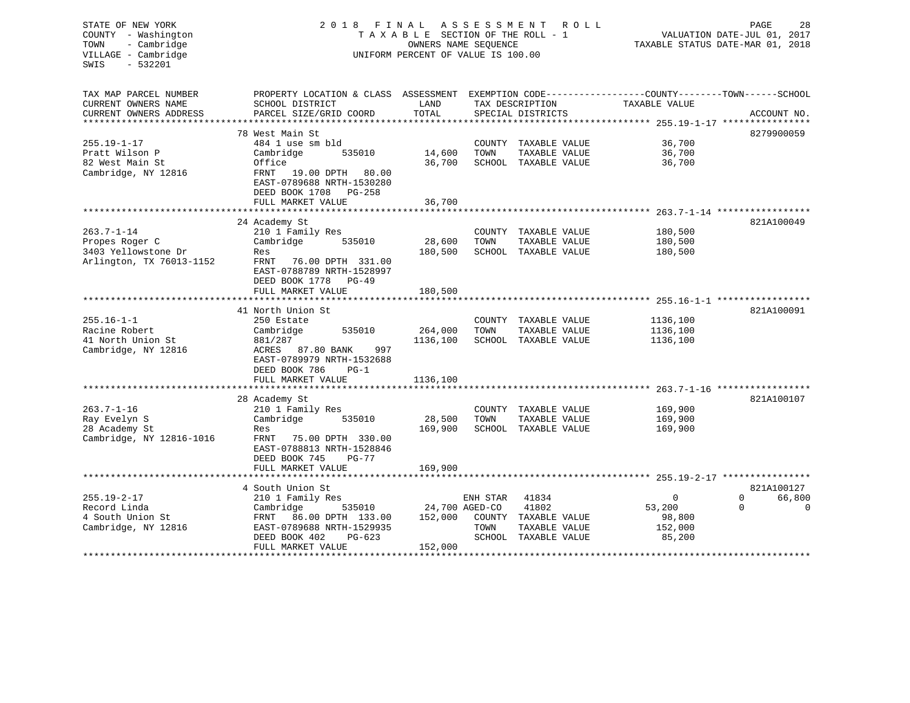STATE OF NEW YORK
COUNTY - Washington
TOWN - Cambridge
VILLAGE - Cambridge
SWIS - 532201

# 2018 FINAL ASSESSMENT ROLL

TAXABLE SECTION OF THE ROLL - 1
OWNERS NAME SEQUENCE
UNIFORM PERCENT OF VALUE IS 100.00

VALUATION DATE-JUL 01, 2017
TAXABLE STATUS DATE-MAR 01, 2018

| TAX MAP PARCEL NUMBER / CURRENT OWNERS NAME / CURRENT OWNERS ADDRESS | PROPERTY LOCATION & CLASS / SCHOOL DISTRICT / PARCEL SIZE/GRID COORD | ASSESSMENT LAND | TOTAL | EXEMPTION CODE / TAX DESCRIPTION / SPECIAL DISTRICTS | COUNTY / TOWN TAXABLE VALUE | SCHOOL | ACCOUNT NO. |
|---|---|---|---|---|---|---|---|
| **255.19-1-17** | 78 West Main St | | | | | | 8279900059 |
| Pratt Wilson P | 484 1 use sm bld | | | COUNTY TAXABLE VALUE | 36,700 | | |
| 82 West Main St | Cambridge 535010 | 14,600 | | TOWN TAXABLE VALUE | 36,700 | | |
| Cambridge, NY 12816 | Office | | 36,700 | SCHOOL TAXABLE VALUE | 36,700 | | |
| | FRNT 19.00 DPTH 80.00 | | | | | | |
| | EAST-0789688 NRTH-1530280 | | | | | | |
| | DEED BOOK 1708 PG-258 | | | | | | |
| | FULL MARKET VALUE | | 36,700 | | | | |
| **263.7-1-14** | 24 Academy St | | | | | | 821A100049 |
| Propes Roger C | 210 1 Family Res | | | COUNTY TAXABLE VALUE | 180,500 | | |
| 3403 Yellowstone Dr | Cambridge 535010 | 28,600 | | TOWN TAXABLE VALUE | 180,500 | | |
| Arlington, TX 76013-1152 | Res | | 180,500 | SCHOOL TAXABLE VALUE | 180,500 | | |
| | FRNT 76.00 DPTH 331.00 | | | | | | |
| | EAST-0788789 NRTH-1528997 | | | | | | |
| | DEED BOOK 1778 PG-49 | | | | | | |
| | FULL MARKET VALUE | | 180,500 | | | | |
| **255.16-1-1** | 41 North Union St | | | | | | 821A100091 |
| Racine Robert | 250 Estate | | | COUNTY TAXABLE VALUE | 1136,100 | | |
| 41 North Union St | Cambridge 535010 | 264,000 | | TOWN TAXABLE VALUE | 1136,100 | | |
| Cambridge, NY 12816 | 881/287 | | 1136,100 | SCHOOL TAXABLE VALUE | 1136,100 | | |
| | ACRES 87.80 BANK 997 | | | | | | |
| | EAST-0789979 NRTH-1532688 | | | | | | |
| | DEED BOOK 786 PG-1 | | | | | | |
| | FULL MARKET VALUE | | 1136,100 | | | | |
| **263.7-1-16** | 28 Academy St | | | | | | 821A100107 |
| Ray Evelyn S | 210 1 Family Res | | | COUNTY TAXABLE VALUE | 169,900 | | |
| 28 Academy St | Cambridge 535010 | 28,500 | | TOWN TAXABLE VALUE | 169,900 | | |
| Cambridge, NY 12816-1016 | Res | | 169,900 | SCHOOL TAXABLE VALUE | 169,900 | | |
| | FRNT 75.00 DPTH 330.00 | | | | | | |
| | EAST-0788813 NRTH-1528846 | | | | | | |
| | DEED BOOK 745 PG-77 | | | | | | |
| | FULL MARKET VALUE | | 169,900 | | | | |
| **255.19-2-17** | 4 South Union St | | | | | | 821A100127 |
| Record Linda | 210 1 Family Res | | | ENH STAR 41834 | 0 | 0 | 66,800 |
| 4 South Union St | Cambridge 535010 | 24,700 | | AGED-CO 41802 | 53,200 | 0 | 0 |
| Cambridge, NY 12816 | FRNT 86.00 DPTH 133.00 | | 152,000 | COUNTY TAXABLE VALUE | 98,800 | | |
| | EAST-0789688 NRTH-1529935 | | | TOWN TAXABLE VALUE | 152,000 | | |
| | DEED BOOK 402 PG-623 | | | SCHOOL TAXABLE VALUE | 85,200 | | |
| | FULL MARKET VALUE | | 152,000 | | | | |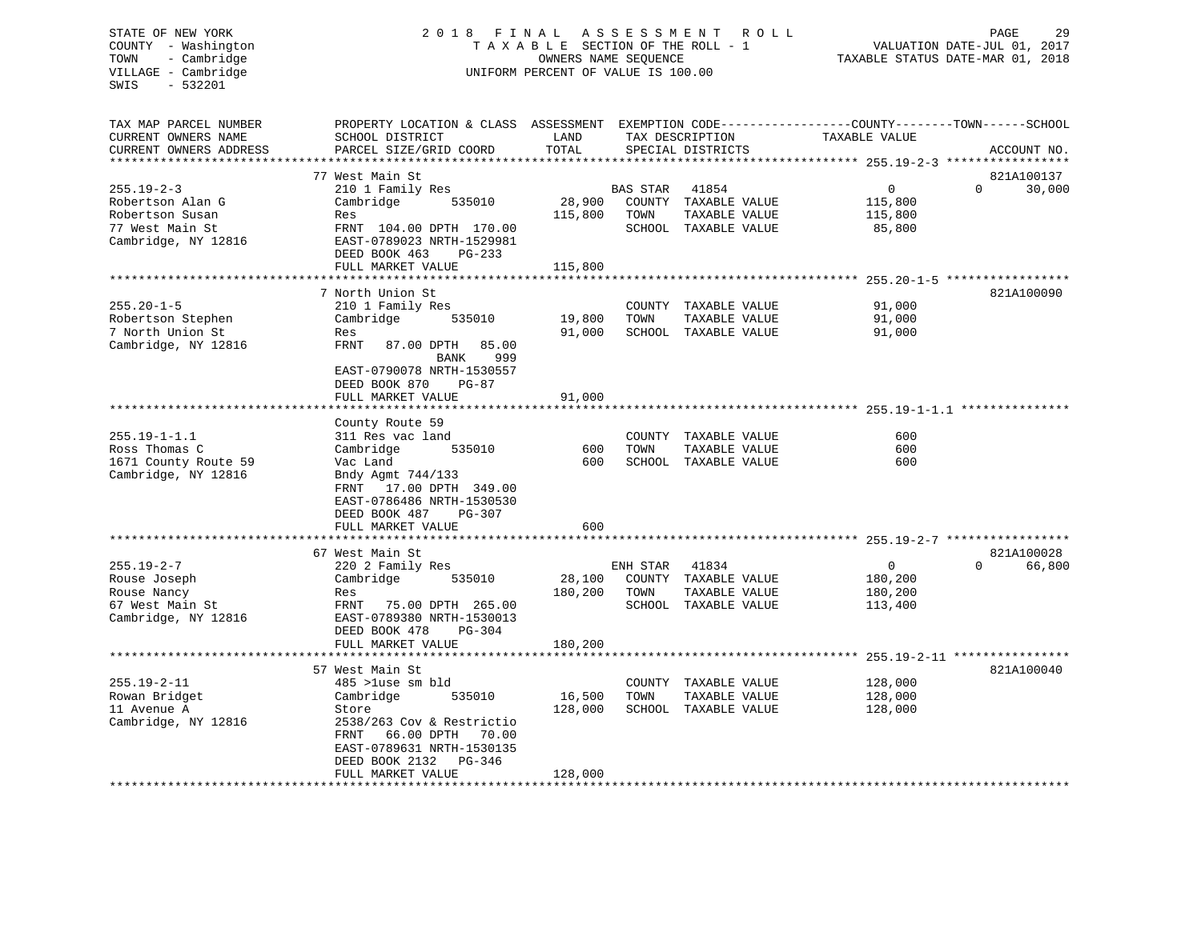STATE OF NEW YORK
COUNTY - Washington
TOWN - Cambridge
VILLAGE - Cambridge
SWIS - 532201

2018 FINAL ASSESSMENT ROLL
TAXABLE SECTION OF THE ROLL - 1
OWNERS NAME SEQUENCE
UNIFORM PERCENT OF VALUE IS 100.00

VALUATION DATE-JUL 01, 2017
TAXABLE STATUS DATE-MAR 01, 2018

| TAX MAP PARCEL NUMBER / CURRENT OWNERS NAME / CURRENT OWNERS ADDRESS | PROPERTY LOCATION & CLASS / SCHOOL DISTRICT / PARCEL SIZE/GRID COORD | ASSESSMENT LAND / TOTAL | EXEMPTION CODE / TAX DESCRIPTION / SPECIAL DISTRICTS | COUNTY / TOWN TAXABLE VALUE | SCHOOL | ACCOUNT NO. |
|---|---|---|---|---|---|---|
| **255.19-2-3** | 77 West Main St | | | | | 821A100137 |
| Robertson Alan G | 210 1 Family Res | | BAS STAR 41854 | 0 | 0 30,000 | |
| Robertson Susan | Cambridge 535010 | 28,900 | COUNTY TAXABLE VALUE | 115,800 | | |
| 77 West Main St | Res | 115,800 | TOWN TAXABLE VALUE | 115,800 | | |
| Cambridge, NY 12816 | FRNT 104.00 DPTH 170.00 | | SCHOOL TAXABLE VALUE | 85,800 | | |
| | EAST-0789023 NRTH-1529981 | | | | | |
| | DEED BOOK 463 PG-233 | | | | | |
| | FULL MARKET VALUE | 115,800 | | | | |
| **255.20-1-5** | 7 North Union St | | | | | 821A100090 |
| Robertson Stephen | 210 1 Family Res | | COUNTY TAXABLE VALUE | 91,000 | | |
| 7 North Union St | Cambridge 535010 | 19,800 | TOWN TAXABLE VALUE | 91,000 | | |
| Cambridge, NY 12816 | Res | 91,000 | SCHOOL TAXABLE VALUE | 91,000 | | |
| | FRNT 87.00 DPTH 85.00 | | | | | |
| | BANK 999 | | | | | |
| | EAST-0790078 NRTH-1530557 | | | | | |
| | DEED BOOK 870 PG-87 | | | | | |
| | FULL MARKET VALUE | 91,000 | | | | |
| **255.19-1-1.1** | County Route 59 | | | | | |
| Ross Thomas C | 311 Res vac land | | COUNTY TAXABLE VALUE | 600 | | |
| 1671 County Route 59 | Cambridge 535010 | 600 | TOWN TAXABLE VALUE | 600 | | |
| Cambridge, NY 12816 | Vac Land | 600 | SCHOOL TAXABLE VALUE | 600 | | |
| | Bndy Agmt 744/133 | | | | | |
| | FRNT 17.00 DPTH 349.00 | | | | | |
| | EAST-0786486 NRTH-1530530 | | | | | |
| | DEED BOOK 487 PG-307 | | | | | |
| | FULL MARKET VALUE | 600 | | | | |
| **255.19-2-7** | 67 West Main St | | | | | 821A100028 |
| Rouse Joseph | 220 2 Family Res | | ENH STAR 41834 | 0 | 0 66,800 | |
| Rouse Nancy | Cambridge 535010 | 28,100 | COUNTY TAXABLE VALUE | 180,200 | | |
| 67 West Main St | Res | 180,200 | TOWN TAXABLE VALUE | 180,200 | | |
| Cambridge, NY 12816 | FRNT 75.00 DPTH 265.00 | | SCHOOL TAXABLE VALUE | 113,400 | | |
| | EAST-0789380 NRTH-1530013 | | | | | |
| | DEED BOOK 478 PG-304 | | | | | |
| | FULL MARKET VALUE | 180,200 | | | | |
| **255.19-2-11** | 57 West Main St | | | | | 821A100040 |
| Rowan Bridget | 485 >1use sm bld | | COUNTY TAXABLE VALUE | 128,000 | | |
| 11 Avenue A | Cambridge 535010 | 16,500 | TOWN TAXABLE VALUE | 128,000 | | |
| Cambridge, NY 12816 | Store | 128,000 | SCHOOL TAXABLE VALUE | 128,000 | | |
| | 2538/263 Cov & Restrictio | | | | | |
| | FRNT 66.00 DPTH 70.00 | | | | | |
| | EAST-0789631 NRTH-1530135 | | | | | |
| | DEED BOOK 2132 PG-346 | | | | | |
| | FULL MARKET VALUE | 128,000 | | | | |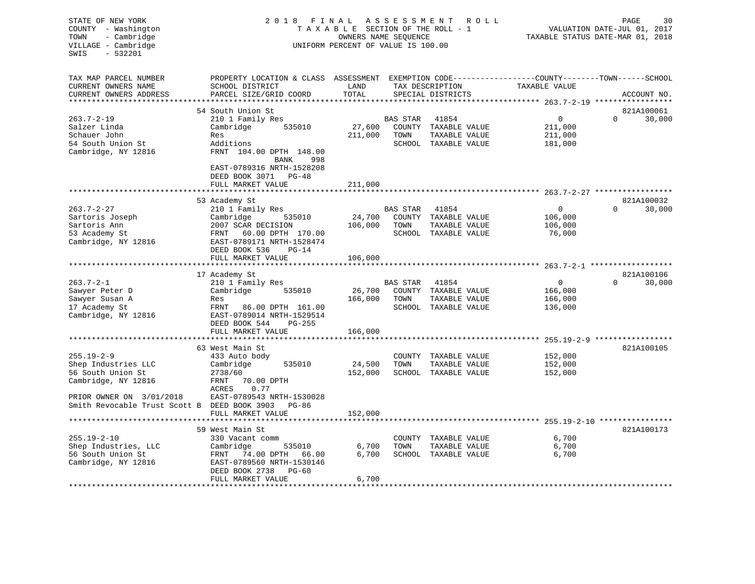STATE OF NEW YORK
COUNTY - Washington
TOWN - Cambridge
VILLAGE - Cambridge
SWIS - 532201

# 2018 FINAL ASSESSMENT ROLL
TAXABLE SECTION OF THE ROLL - 1
OWNERS NAME SEQUENCE
UNIFORM PERCENT OF VALUE IS 100.00

VALUATION DATE-JUL 01, 2017
TAXABLE STATUS DATE-MAR 01, 2018

| TAX MAP PARCEL NUMBER / CURRENT OWNERS NAME / CURRENT OWNERS ADDRESS | PROPERTY LOCATION & CLASS / SCHOOL DISTRICT / PARCEL SIZE/GRID COORD | ASSESSMENT LAND | TOTAL | EXEMPTION CODE / TAX DESCRIPTION / SPECIAL DISTRICTS | COUNTY TAXABLE VALUE | TOWN | SCHOOL | ACCOUNT NO. |
|---|---|---|---|---|---|---|---|---|
| | 54 South Union St | | | | | | | 821A100061 |
| 263.7-2-19 | 210 1 Family Res | | | BAS STAR 41854 | 0 | 0 | 30,000 | |
| Salzer Linda | Cambridge 535010 | 27,600 | | COUNTY TAXABLE VALUE | 211,000 | | | |
| Schauer John | Res | | 211,000 | TOWN TAXABLE VALUE | 211,000 | | | |
| 54 South Union St | Additions | | | SCHOOL TAXABLE VALUE | 181,000 | | | |
| Cambridge, NY 12816 | FRNT 104.00 DPTH 148.00 | | | | | | | |
| | BANK 998 | | | | | | | |
| | EAST-0789316 NRTH-1528208 | | | | | | | |
| | DEED BOOK 3071 PG-48 | | | | | | | |
| | FULL MARKET VALUE | | 211,000 | | | | | |
| | 53 Academy St | | | | | | | 821A100032 |
| 263.7-2-27 | 210 1 Family Res | | | BAS STAR 41854 | 0 | 0 | 30,000 | |
| Sartoris Joseph | Cambridge 535010 | 24,700 | | COUNTY TAXABLE VALUE | 106,000 | | | |
| Sartoris Ann | 2007 SCAR DECISION | | 106,000 | TOWN TAXABLE VALUE | 106,000 | | | |
| 53 Academy St | FRNT 60.00 DPTH 170.00 | | | SCHOOL TAXABLE VALUE | 76,000 | | | |
| Cambridge, NY 12816 | EAST-0789171 NRTH-1528474 | | | | | | | |
| | DEED BOOK 536 PG-14 | | | | | | | |
| | FULL MARKET VALUE | | 106,000 | | | | | |
| | 17 Academy St | | | | | | | 821A100106 |
| 263.7-2-1 | 210 1 Family Res | | | BAS STAR 41854 | 0 | 0 | 30,000 | |
| Sawyer Peter D | Cambridge 535010 | 26,700 | | COUNTY TAXABLE VALUE | 166,000 | | | |
| Sawyer Susan A | Res | | 166,000 | TOWN TAXABLE VALUE | 166,000 | | | |
| 17 Academy St | FRNT 86.00 DPTH 161.00 | | | SCHOOL TAXABLE VALUE | 136,000 | | | |
| Cambridge, NY 12816 | EAST-0789014 NRTH-1529514 | | | | | | | |
| | DEED BOOK 544 PG-255 | | | | | | | |
| | FULL MARKET VALUE | | 166,000 | | | | | |
| | 63 West Main St | | | | | | | 821A100105 |
| 255.19-2-9 | 433 Auto body | | | COUNTY TAXABLE VALUE | 152,000 | | | |
| Shep Industries LLC | Cambridge 535010 | 24,500 | | TOWN TAXABLE VALUE | 152,000 | | | |
| 56 South Union St | 2738/60 | | 152,000 | SCHOOL TAXABLE VALUE | 152,000 | | | |
| Cambridge, NY 12816 | FRNT 70.00 DPTH | | | | | | | |
| | ACRES 0.77 | | | | | | | |
| PRIOR OWNER ON 3/01/2018 | EAST-0789543 NRTH-1530028 | | | | | | | |
| Smith Revocable Trust Scott B | DEED BOOK 3903 PG-86 | | | | | | | |
| | FULL MARKET VALUE | | 152,000 | | | | | |
| | 59 West Main St | | | | | | | 821A100173 |
| 255.19-2-10 | 330 Vacant comm | | | COUNTY TAXABLE VALUE | 6,700 | | | |
| Shep Industries, LLC | Cambridge 535010 | 6,700 | | TOWN TAXABLE VALUE | 6,700 | | | |
| 56 South Union St | FRNT 74.00 DPTH 66.00 | | 6,700 | SCHOOL TAXABLE VALUE | 6,700 | | | |
| Cambridge, NY 12816 | EAST-0789560 NRTH-1530146 | | | | | | | |
| | DEED BOOK 2738 PG-60 | | | | | | | |
| | FULL MARKET VALUE | | 6,700 | | | | | |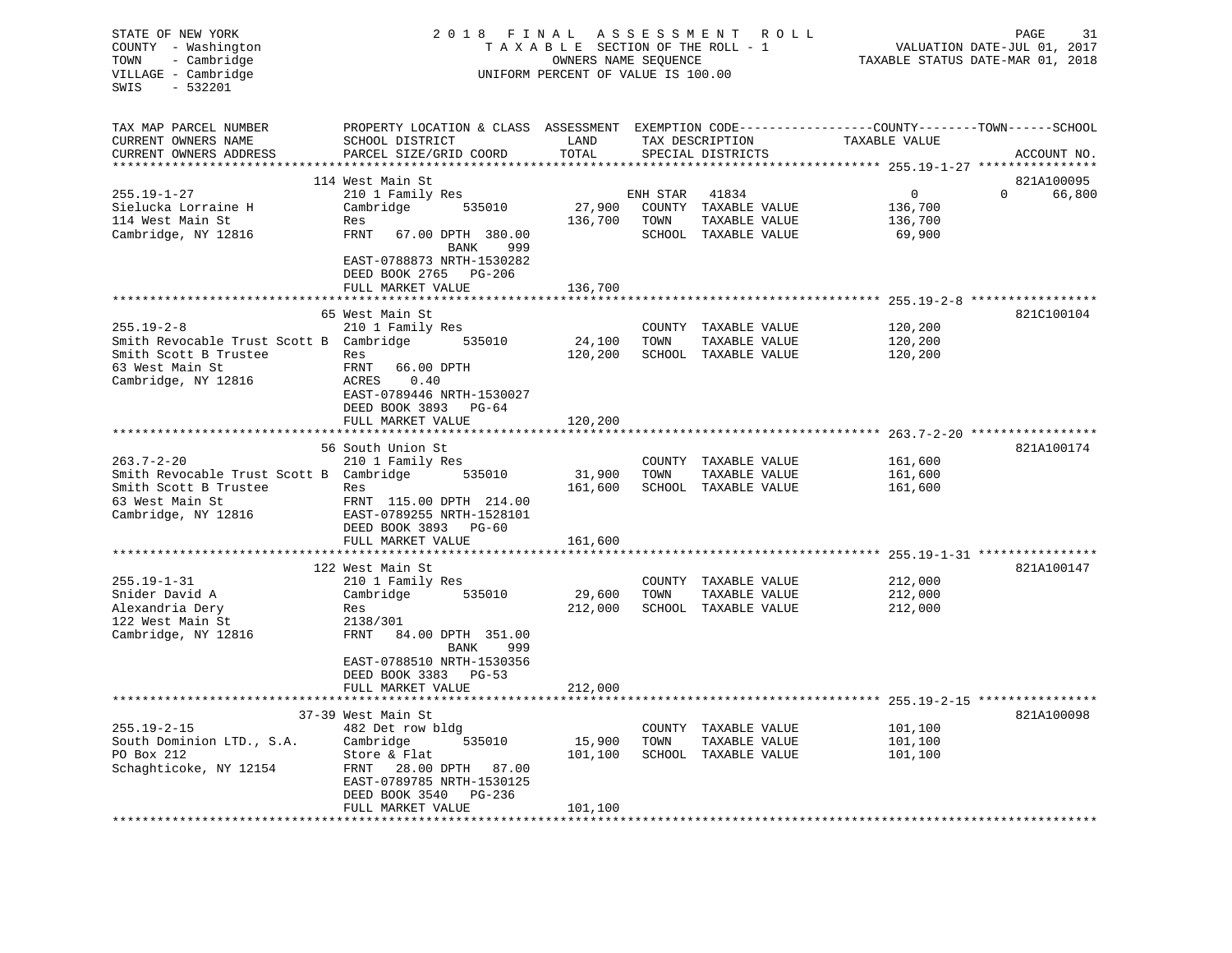STATE OF NEW YORK
COUNTY - Washington
TOWN - Cambridge
VILLAGE - Cambridge
SWIS - 532201

2018 FINAL ASSESSMENT ROLL
TAXABLE SECTION OF THE ROLL - 1
OWNERS NAME SEQUENCE
UNIFORM PERCENT OF VALUE IS 100.00

VALUATION DATE-JUL 01, 2017
TAXABLE STATUS DATE-MAR 01, 2018

| TAX MAP PARCEL NUMBER / CURRENT OWNERS NAME / CURRENT OWNERS ADDRESS | PROPERTY LOCATION & CLASS / SCHOOL DISTRICT / PARCEL SIZE/GRID COORD | ASSESSMENT LAND | TOTAL | EXEMPTION CODE / TAX DESCRIPTION / SPECIAL DISTRICTS | COUNTY / TAXABLE VALUE | TOWN | SCHOOL | ACCOUNT NO. |
|---|---|---|---|---|---|---|---|---|
| | 114 West Main St | | | | | | | 821A100095 |
| 255.19-1-27 | 210 1 Family Res | | | ENH STAR 41834 | 0 | 0 | 66,800 | |
| Sielucka Lorraine H | Cambridge 535010 | 27,900 | | COUNTY TAXABLE VALUE | 136,700 | | | |
| 114 West Main St | Res | | 136,700 | TOWN TAXABLE VALUE | 136,700 | | | |
| Cambridge, NY 12816 | FRNT 67.00 DPTH 380.00 | | | SCHOOL TAXABLE VALUE | 69,900 | | | |
| | BANK 999 | | | | | | | |
| | EAST-0788873 NRTH-1530282 | | | | | | | |
| | DEED BOOK 2765 PG-206 | | | | | | | |
| | FULL MARKET VALUE | | 136,700 | | | | | |
| | 65 West Main St | | | | | | | 821C100104 |
| 255.19-2-8 | 210 1 Family Res | | | COUNTY TAXABLE VALUE | 120,200 | | | |
| Smith Revocable Trust Scott B | Cambridge 535010 | 24,100 | | TOWN TAXABLE VALUE | 120,200 | | | |
| Smith Scott B Trustee | Res | | 120,200 | SCHOOL TAXABLE VALUE | 120,200 | | | |
| 63 West Main St | FRNT 66.00 DPTH | | | | | | | |
| Cambridge, NY 12816 | ACRES 0.40 | | | | | | | |
| | EAST-0789446 NRTH-1530027 | | | | | | | |
| | DEED BOOK 3893 PG-64 | | | | | | | |
| | FULL MARKET VALUE | | 120,200 | | | | | |
| | 56 South Union St | | | | | | | 821A100174 |
| 263.7-2-20 | 210 1 Family Res | | | COUNTY TAXABLE VALUE | 161,600 | | | |
| Smith Revocable Trust Scott B | Cambridge 535010 | 31,900 | | TOWN TAXABLE VALUE | 161,600 | | | |
| Smith Scott B Trustee | Res | | 161,600 | SCHOOL TAXABLE VALUE | 161,600 | | | |
| 63 West Main St | FRNT 115.00 DPTH 214.00 | | | | | | | |
| Cambridge, NY 12816 | EAST-0789255 NRTH-1528101 | | | | | | | |
| | DEED BOOK 3893 PG-60 | | | | | | | |
| | FULL MARKET VALUE | | 161,600 | | | | | |
| | 122 West Main St | | | | | | | 821A100147 |
| 255.19-1-31 | 210 1 Family Res | | | COUNTY TAXABLE VALUE | 212,000 | | | |
| Snider David A | Cambridge 535010 | 29,600 | | TOWN TAXABLE VALUE | 212,000 | | | |
| Alexandria Dery | Res | | 212,000 | SCHOOL TAXABLE VALUE | 212,000 | | | |
| 122 West Main St | 2138/301 | | | | | | | |
| Cambridge, NY 12816 | FRNT 84.00 DPTH 351.00 | | | | | | | |
| | BANK 999 | | | | | | | |
| | EAST-0788510 NRTH-1530356 | | | | | | | |
| | DEED BOOK 3383 PG-53 | | | | | | | |
| | FULL MARKET VALUE | | 212,000 | | | | | |
| | 37-39 West Main St | | | | | | | 821A100098 |
| 255.19-2-15 | 482 Det row bldg | | | COUNTY TAXABLE VALUE | 101,100 | | | |
| South Dominion LTD., S.A. | Cambridge 535010 | 15,900 | | TOWN TAXABLE VALUE | 101,100 | | | |
| PO Box 212 | Store & Flat | | 101,100 | SCHOOL TAXABLE VALUE | 101,100 | | | |
| Schaghticoke, NY 12154 | FRNT 28.00 DPTH 87.00 | | | | | | | |
| | EAST-0789785 NRTH-1530125 | | | | | | | |
| | DEED BOOK 3540 PG-236 | | | | | | | |
| | FULL MARKET VALUE | | 101,100 | | | | | |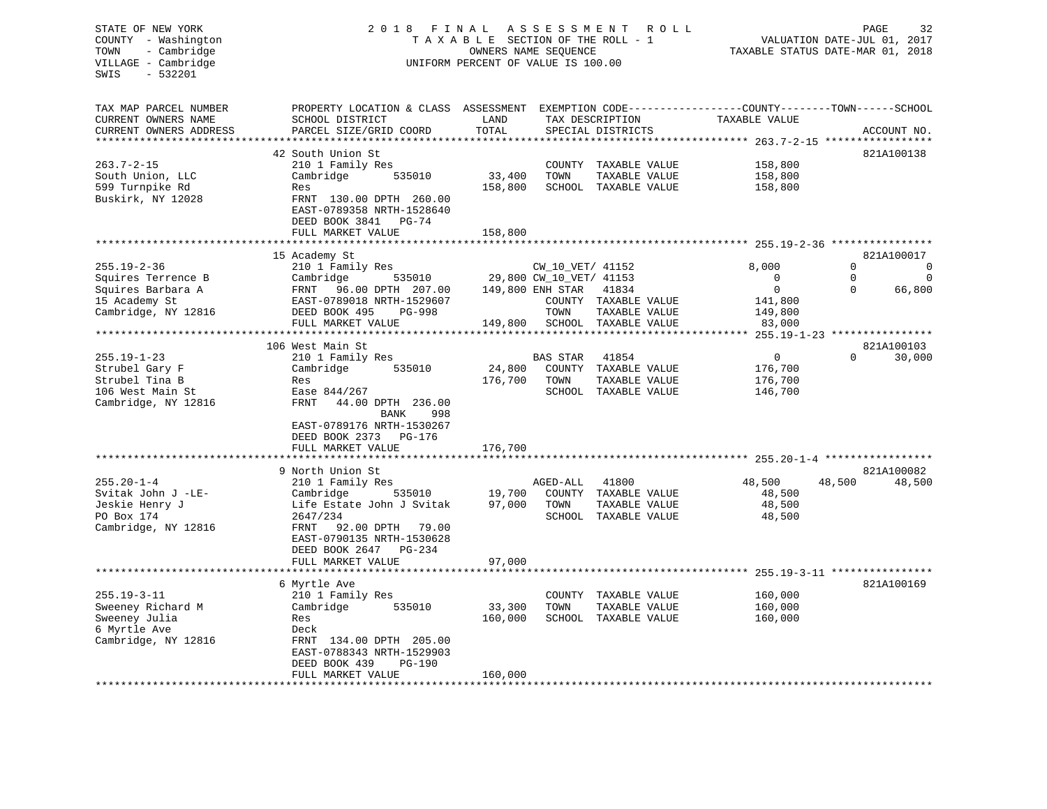STATE OF NEW YORK
COUNTY - Washington
TOWN - Cambridge
VILLAGE - Cambridge
SWIS - 532201

2018 FINAL ASSESSMENT ROLL
TAXABLE SECTION OF THE ROLL - 1
OWNERS NAME SEQUENCE
UNIFORM PERCENT OF VALUE IS 100.00

VALUATION DATE-JUL 01, 2017
TAXABLE STATUS DATE-MAR 01, 2018

| TAX MAP PARCEL NUMBER / CURRENT OWNERS NAME / CURRENT OWNERS ADDRESS | PROPERTY LOCATION & CLASS / SCHOOL DISTRICT / PARCEL SIZE/GRID COORD | ASSESSMENT LAND | TOTAL | EXEMPTION CODE / TAX DESCRIPTION / SPECIAL DISTRICTS | COUNTY TAXABLE VALUE | TOWN | SCHOOL | ACCOUNT NO. |
|---|---|---|---|---|---|---|---|---|
| **263.7-2-15** | 42 South Union St | | | | | | | 821A100138 |
| South Union, LLC | 210 1 Family Res | | | COUNTY TAXABLE VALUE | 158,800 | | | |
| 599 Turnpike Rd | Cambridge 535010 | 33,400 | | TOWN TAXABLE VALUE | 158,800 | | | |
| Buskirk, NY 12028 | Res | | 158,800 | SCHOOL TAXABLE VALUE | 158,800 | | | |
| | FRNT 130.00 DPTH 260.00 | | | | | | | |
| | EAST-0789358 NRTH-1528640 | | | | | | | |
| | DEED BOOK 3841 PG-74 | | | | | | | |
| | FULL MARKET VALUE | | 158,800 | | | | | |
| **255.19-2-36** | 15 Academy St | | | | | | | 821A100017 |
| Squires Terrence B | 210 1 Family Res | | | CW_10_VET/ 41152 | 8,000 | 0 | 0 | |
| Squires Barbara A | Cambridge 535010 | 29,800 | | CW_10_VET/ 41153 | 0 | 0 | 0 | |
| 15 Academy St | FRNT 96.00 DPTH 207.00 | | 149,800 | ENH STAR 41834 | 0 | 0 | 66,800 | |
| Cambridge, NY 12816 | EAST-0789018 NRTH-1529607 | | | COUNTY TAXABLE VALUE | 141,800 | | | |
| | DEED BOOK 495 PG-998 | | | TOWN TAXABLE VALUE | 149,800 | | | |
| | FULL MARKET VALUE | | 149,800 | SCHOOL TAXABLE VALUE | 83,000 | | | |
| **255.19-1-23** | 106 West Main St | | | | | | | 821A100103 |
| Strubel Gary F | 210 1 Family Res | | | BAS STAR 41854 | 0 | 0 | 30,000 | |
| Strubel Tina B | Cambridge 535010 | 24,800 | | COUNTY TAXABLE VALUE | 176,700 | | | |
| 106 West Main St | Res | | 176,700 | TOWN TAXABLE VALUE | 176,700 | | | |
| Cambridge, NY 12816 | Ease 844/267 | | | SCHOOL TAXABLE VALUE | 146,700 | | | |
| | FRNT 44.00 DPTH 236.00 | | | | | | | |
| | BANK 998 | | | | | | | |
| | EAST-0789176 NRTH-1530267 | | | | | | | |
| | DEED BOOK 2373 PG-176 | | | | | | | |
| | FULL MARKET VALUE | | 176,700 | | | | | |
| **255.20-1-4** | 9 North Union St | | | | | | | 821A100082 |
| Svitak John J -LE- | 210 1 Family Res | | | AGED-ALL 41800 | 48,500 | 48,500 | 48,500 | |
| Jeskie Henry J | Cambridge 535010 | 19,700 | | COUNTY TAXABLE VALUE | 48,500 | | | |
| PO Box 174 | Life Estate John J Svitak | | 97,000 | TOWN TAXABLE VALUE | 48,500 | | | |
| Cambridge, NY 12816 | 2647/234 | | | SCHOOL TAXABLE VALUE | 48,500 | | | |
| | FRNT 92.00 DPTH 79.00 | | | | | | | |
| | EAST-0790135 NRTH-1530628 | | | | | | | |
| | DEED BOOK 2647 PG-234 | | | | | | | |
| | FULL MARKET VALUE | | 97,000 | | | | | |
| **255.19-3-11** | 6 Myrtle Ave | | | | | | | 821A100169 |
| Sweeney Richard M | 210 1 Family Res | | | COUNTY TAXABLE VALUE | 160,000 | | | |
| Sweeney Julia | Cambridge 535010 | 33,300 | | TOWN TAXABLE VALUE | 160,000 | | | |
| 6 Myrtle Ave | Res | | 160,000 | SCHOOL TAXABLE VALUE | 160,000 | | | |
| Cambridge, NY 12816 | Deck | | | | | | | |
| | FRNT 134.00 DPTH 205.00 | | | | | | | |
| | EAST-0788343 NRTH-1529903 | | | | | | | |
| | DEED BOOK 439 PG-190 | | | | | | | |
| | FULL MARKET VALUE | | 160,000 | | | | | |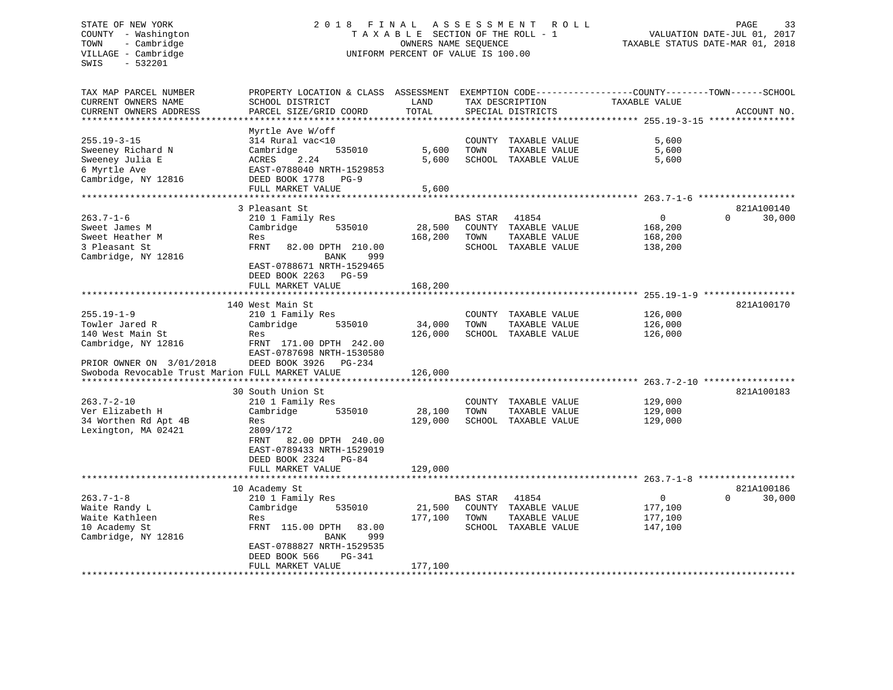STATE OF NEW YORK
COUNTY - Washington
TOWN - Cambridge
VILLAGE - Cambridge
SWIS - 532201

2018 FINAL ASSESSMENT ROLL
TAXABLE SECTION OF THE ROLL - 1
OWNERS NAME SEQUENCE
UNIFORM PERCENT OF VALUE IS 100.00

VALUATION DATE-JUL 01, 2017
TAXABLE STATUS DATE-MAR 01, 2018

```
TAX MAP PARCEL NUMBER          PROPERTY LOCATION & CLASS  ASSESSMENT  EXEMPTION CODE------------------COUNTY--------TOWN------SCHOOL
CURRENT OWNERS NAME            SCHOOL DISTRICT               LAND      TAX DESCRIPTION            TAXABLE VALUE
CURRENT OWNERS ADDRESS         PARCEL SIZE/GRID COORD       TOTAL      SPECIAL DISTRICTS                                   ACCOUNT NO.
******************************************************************************************************* 255.19-3-15 ****************
                               Myrtle Ave W/off
255.19-3-15                    314 Rural vac<10                        COUNTY  TAXABLE VALUE           5,600
Sweeney Richard N              Cambridge        535010        5,600    TOWN    TAXABLE VALUE           5,600
Sweeney Julia E                ACRES     2.24                 5,600    SCHOOL  TAXABLE VALUE           5,600
6 Myrtle Ave                   EAST-0788040 NRTH-1529853
Cambridge, NY 12816            DEED BOOK 1778   PG-9
                               FULL MARKET VALUE              5,600
******************************************************************************************************* 263.7-1-6 ******************
                               3 Pleasant St                                                                        821A100140
263.7-1-6                      210 1 Family Res                    BAS STAR  41854                   0           0     30,000
Sweet James M                  Cambridge        535010       28,500    COUNTY  TAXABLE VALUE         168,200
Sweet Heather M                Res                          168,200    TOWN    TAXABLE VALUE         168,200
3 Pleasant St                  FRNT    82.00 DPTH  210.00              SCHOOL  TAXABLE VALUE         138,200
Cambridge, NY 12816                           BANK     999
                               EAST-0788671 NRTH-1529465
                               DEED BOOK 2263   PG-59
                               FULL MARKET VALUE            168,200
******************************************************************************************************* 255.19-1-9 *****************
                               140 West Main St                                                                     821A100170
255.19-1-9                     210 1 Family Res                        COUNTY  TAXABLE VALUE         126,000
Towler Jared R                 Cambridge        535010       34,000    TOWN    TAXABLE VALUE         126,000
140 West Main St               Res                          126,000    SCHOOL  TAXABLE VALUE         126,000
Cambridge, NY 12816            FRNT  171.00 DPTH  242.00
                               EAST-0787698 NRTH-1530580
PRIOR OWNER ON  3/01/2018      DEED BOOK 3926   PG-234
Swoboda Revocable Trust Marion FULL MARKET VALUE            126,000
******************************************************************************************************* 263.7-2-10 *****************
                               30 South Union St                                                                    821A100183
263.7-2-10                     210 1 Family Res                        COUNTY  TAXABLE VALUE         129,000
Ver Elizabeth H                Cambridge        535010       28,100    TOWN    TAXABLE VALUE         129,000
34 Worthen Rd Apt 4B           Res                          129,000    SCHOOL  TAXABLE VALUE         129,000
Lexington, MA 02421            2809/172
                               FRNT    82.00 DPTH  240.00
                               EAST-0789433 NRTH-1529019
                               DEED BOOK 2324   PG-84
                               FULL MARKET VALUE            129,000
******************************************************************************************************* 263.7-1-8 ******************
                               10 Academy St                                                                        821A100186
263.7-1-8                      210 1 Family Res                    BAS STAR  41854                   0           0     30,000
Waite Randy L                  Cambridge        535010       21,500    COUNTY  TAXABLE VALUE         177,100
Waite Kathleen                 Res                          177,100    TOWN    TAXABLE VALUE         177,100
10 Academy St                  FRNT  115.00 DPTH   83.00               SCHOOL  TAXABLE VALUE         147,100
Cambridge, NY 12816                           BANK     999
                               EAST-0788827 NRTH-1529535
                               DEED BOOK 566    PG-341
                               FULL MARKET VALUE            177,100
************************************************************************************************************************************
```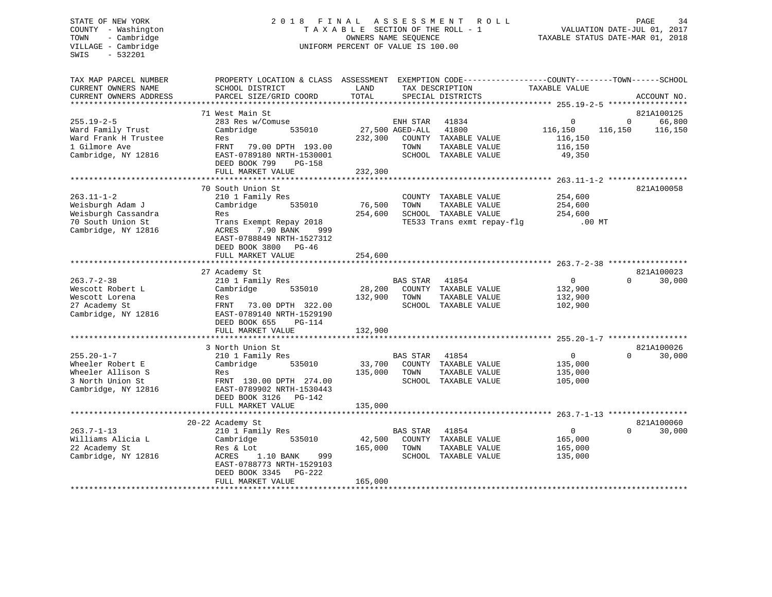STATE OF NEW YORK
COUNTY - Washington
TOWN - Cambridge
VILLAGE - Cambridge
SWIS - 532201

2 0 1 8 F I N A L A S S E S S M E N T R O L L
T A X A B L E SECTION OF THE ROLL - 1
OWNERS NAME SEQUENCE
UNIFORM PERCENT OF VALUE IS 100.00

VALUATION DATE-JUL 01, 2017
TAXABLE STATUS DATE-MAR 01, 2018

| TAX MAP PARCEL NUMBER / CURRENT OWNERS NAME / CURRENT OWNERS ADDRESS | PROPERTY LOCATION & CLASS / SCHOOL DISTRICT / PARCEL SIZE/GRID COORD | ASSESSMENT LAND | TOTAL | EXEMPTION CODE / TAX DESCRIPTION / SPECIAL DISTRICTS | COUNTY TAXABLE VALUE | TOWN | SCHOOL | ACCOUNT NO. |
|---|---|---|---|---|---|---|---|---|
| 255.19-2-5 | 71 West Main St | | | | | | | 821A100125 |
| | 283 Res w/Comuse | | | ENH STAR 41834 | 0 | 0 | 66,800 | |
| Ward Family Trust | Cambridge 535010 | 27,500 | | AGED-ALL 41800 | 116,150 | 116,150 | 116,150 | |
| Ward Frank H Trustee | Res | | 232,300 | COUNTY TAXABLE VALUE | 116,150 | | | |
| 1 Gilmore Ave | FRNT 79.00 DPTH 193.00 | | | TOWN TAXABLE VALUE | 116,150 | | | |
| Cambridge, NY 12816 | EAST-0789180 NRTH-1530001 | | | SCHOOL TAXABLE VALUE | 49,350 | | | |
| | DEED BOOK 799 PG-158 | | | | | | | |
| | FULL MARKET VALUE | | 232,300 | | | | | |
| 263.11-1-2 | 70 South Union St | | | | | | | 821A100058 |
| | 210 1 Family Res | | | COUNTY TAXABLE VALUE | 254,600 | | | |
| Weisburgh Adam J | Cambridge 535010 | 76,500 | | TOWN TAXABLE VALUE | 254,600 | | | |
| Weisburgh Cassandra | Res | | 254,600 | SCHOOL TAXABLE VALUE | 254,600 | | | |
| 70 South Union St | Trans Exempt Repay 2018 | | | TE533 Trans exmt repay-flg | .00 MT | | | |
| Cambridge, NY 12816 | ACRES 7.90 BANK 999 | | | | | | | |
| | EAST-0788849 NRTH-1527312 | | | | | | | |
| | DEED BOOK 3800 PG-46 | | | | | | | |
| | FULL MARKET VALUE | | 254,600 | | | | | |
| 263.7-2-38 | 27 Academy St | | | | | | | 821A100023 |
| | 210 1 Family Res | | | BAS STAR 41854 | 0 | 0 | 30,000 | |
| Wescott Robert L | Cambridge 535010 | 28,200 | | COUNTY TAXABLE VALUE | 132,900 | | | |
| Wescott Lorena | Res | | 132,900 | TOWN TAXABLE VALUE | 132,900 | | | |
| 27 Academy St | FRNT 73.00 DPTH 322.00 | | | SCHOOL TAXABLE VALUE | 102,900 | | | |
| Cambridge, NY 12816 | EAST-0789140 NRTH-1529190 | | | | | | | |
| | DEED BOOK 655 PG-114 | | | | | | | |
| | FULL MARKET VALUE | | 132,900 | | | | | |
| 255.20-1-7 | 3 North Union St | | | | | | | 821A100026 |
| | 210 1 Family Res | | | BAS STAR 41854 | 0 | 0 | 30,000 | |
| Wheeler Robert E | Cambridge 535010 | 33,700 | | COUNTY TAXABLE VALUE | 135,000 | | | |
| Wheeler Allison S | Res | | 135,000 | TOWN TAXABLE VALUE | 135,000 | | | |
| 3 North Union St | FRNT 130.00 DPTH 274.00 | | | SCHOOL TAXABLE VALUE | 105,000 | | | |
| Cambridge, NY 12816 | EAST-0789902 NRTH-1530443 | | | | | | | |
| | DEED BOOK 3126 PG-142 | | | | | | | |
| | FULL MARKET VALUE | | 135,000 | | | | | |
| 263.7-1-13 | 20-22 Academy St | | | | | | | 821A100060 |
| | 210 1 Family Res | | | BAS STAR 41854 | 0 | 0 | 30,000 | |
| Williams Alicia L | Cambridge 535010 | 42,500 | | COUNTY TAXABLE VALUE | 165,000 | | | |
| 22 Academy St | Res & Lot | | 165,000 | TOWN TAXABLE VALUE | 165,000 | | | |
| Cambridge, NY 12816 | ACRES 1.10 BANK 999 | | | SCHOOL TAXABLE VALUE | 135,000 | | | |
| | EAST-0788773 NRTH-1529103 | | | | | | | |
| | DEED BOOK 3345 PG-222 | | | | | | | |
| | FULL MARKET VALUE | | 165,000 | | | | | |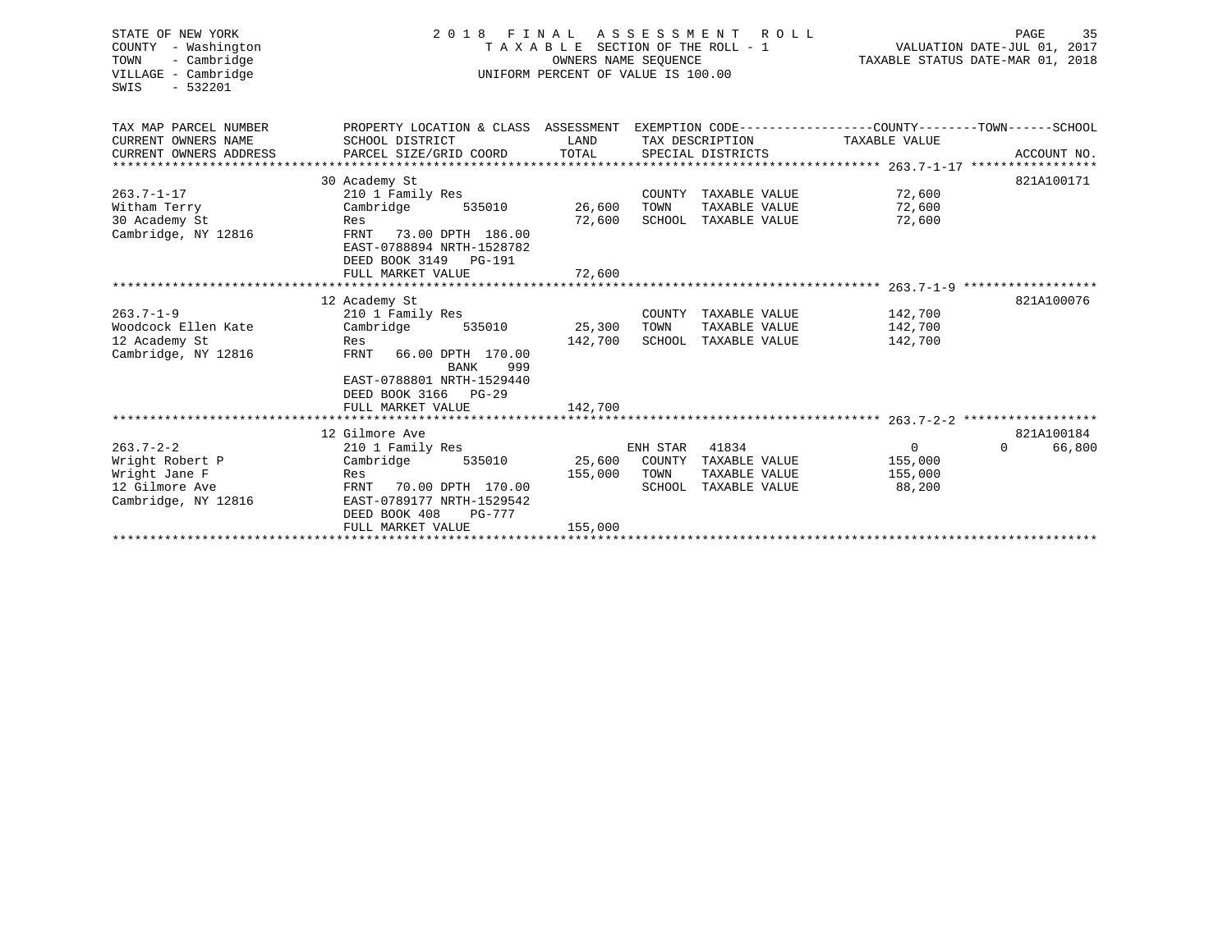STATE OF NEW YORK
COUNTY - Washington
TOWN - Cambridge
VILLAGE - Cambridge
SWIS - 532201

2 0 1 8 F I N A L A S S E S S M E N T R O L L
T A X A B L E SECTION OF THE ROLL - 1
OWNERS NAME SEQUENCE
UNIFORM PERCENT OF VALUE IS 100.00

VALUATION DATE-JUL 01, 2017
TAXABLE STATUS DATE-MAR 01, 2018

| TAX MAP PARCEL NUMBER / CURRENT OWNERS NAME / CURRENT OWNERS ADDRESS | PROPERTY LOCATION & CLASS / SCHOOL DISTRICT / PARCEL SIZE/GRID COORD | ASSESSMENT LAND | TOTAL | EXEMPTION CODE / TAX DESCRIPTION / SPECIAL DISTRICTS | COUNTY TAXABLE VALUE | TOWN | SCHOOL | ACCOUNT NO. |
|---|---|---|---|---|---|---|---|---|
| 263.7-1-17 | 30 Academy St | | | | | | | 821A100171 |
| 263.7-1-17 | 210 1 Family Res | | | COUNTY TAXABLE VALUE | 72,600 | | | |
| Witham Terry | Cambridge 535010 | 26,600 | | TOWN TAXABLE VALUE | 72,600 | | | |
| 30 Academy St | Res | | 72,600 | SCHOOL TAXABLE VALUE | 72,600 | | | |
| Cambridge, NY 12816 | FRNT 73.00 DPTH 186.00 | | | | | | | |
| | EAST-0788894 NRTH-1528782 | | | | | | | |
| | DEED BOOK 3149 PG-191 | | | | | | | |
| | FULL MARKET VALUE | | 72,600 | | | | | |
| 263.7-1-9 | 12 Academy St | | | | | | | 821A100076 |
| 263.7-1-9 | 210 1 Family Res | | | COUNTY TAXABLE VALUE | 142,700 | | | |
| Woodcock Ellen Kate | Cambridge 535010 | 25,300 | | TOWN TAXABLE VALUE | 142,700 | | | |
| 12 Academy St | Res | | 142,700 | SCHOOL TAXABLE VALUE | 142,700 | | | |
| Cambridge, NY 12816 | FRNT 66.00 DPTH 170.00 | | | | | | | |
| | BANK 999 | | | | | | | |
| | EAST-0788801 NRTH-1529440 | | | | | | | |
| | DEED BOOK 3166 PG-29 | | | | | | | |
| | FULL MARKET VALUE | | 142,700 | | | | | |
| 263.7-2-2 | 12 Gilmore Ave | | | | | | | 821A100184 |
| 263.7-2-2 | 210 1 Family Res | | | ENH STAR 41834 | 0 | 0 | 66,800 | |
| Wright Robert P | Cambridge 535010 | 25,600 | | COUNTY TAXABLE VALUE | 155,000 | | | |
| Wright Jane F | Res | | 155,000 | TOWN TAXABLE VALUE | 155,000 | | | |
| 12 Gilmore Ave | FRNT 70.00 DPTH 170.00 | | | SCHOOL TAXABLE VALUE | 88,200 | | | |
| Cambridge, NY 12816 | EAST-0789177 NRTH-1529542 | | | | | | | |
| | DEED BOOK 408 PG-777 | | | | | | | |
| | FULL MARKET VALUE | | 155,000 | | | | | |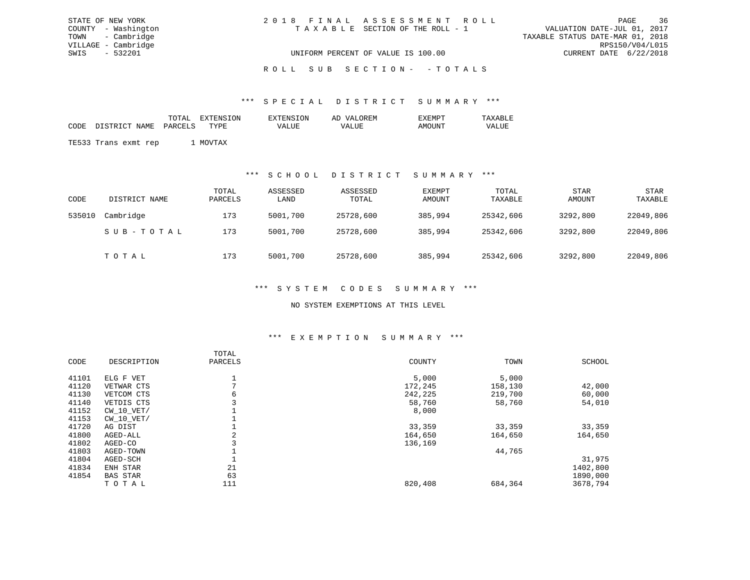STATE OF NEW YORK
COUNTY - Washington
TOWN - Cambridge
VILLAGE - Cambridge
SWIS - 532201

2018 FINAL ASSESSMENT ROLL
TAXABLE SECTION OF THE ROLL - 1

UNIFORM PERCENT OF VALUE IS 100.00

VALUATION DATE-JUL 01, 2017
TAXABLE STATUS DATE-MAR 01, 2018
RPS150/V04/L015
CURRENT DATE 6/22/2018

ROLL SUB SECTION- - TOTALS

## *** SPECIAL DISTRICT SUMMARY ***

| CODE | DISTRICT NAME | TOTAL PARCELS | EXTENSION TYPE | EXTENSION VALUE | AD VALOREM VALUE | EXEMPT AMOUNT | TAXABLE VALUE |
|---|---|---|---|---|---|---|---|
| TE533 | Trans exmt rep | 1 | MOVTAX | | | | |

## *** SCHOOL DISTRICT SUMMARY ***

| CODE | DISTRICT NAME | TOTAL PARCELS | ASSESSED LAND | ASSESSED TOTAL | EXEMPT AMOUNT | TOTAL TAXABLE | STAR AMOUNT | STAR TAXABLE |
|---|---|---|---|---|---|---|---|---|
| 535010 | Cambridge | 173 | 5001,700 | 25728,600 | 385,994 | 25342,606 | 3292,800 | 22049,806 |
| | SUB-TOTAL | 173 | 5001,700 | 25728,600 | 385,994 | 25342,606 | 3292,800 | 22049,806 |
| | TOTAL | 173 | 5001,700 | 25728,600 | 385,994 | 25342,606 | 3292,800 | 22049,806 |

## *** SYSTEM CODES SUMMARY ***

NO SYSTEM EXEMPTIONS AT THIS LEVEL

## *** EXEMPTION SUMMARY ***

| CODE | DESCRIPTION | TOTAL PARCELS | COUNTY | TOWN | SCHOOL |
|---|---|---|---|---|---|
| 41101 | ELG F VET | 1 | 5,000 | 5,000 | |
| 41120 | VETWAR CTS | 7 | 172,245 | 158,130 | 42,000 |
| 41130 | VETCOM CTS | 6 | 242,225 | 219,700 | 60,000 |
| 41140 | VETDIS CTS | 3 | 58,760 | 58,760 | 54,010 |
| 41152 | CW_10_VET/ | 1 | 8,000 | | |
| 41153 | CW_10_VET/ | 1 | | | |
| 41720 | AG DIST | 1 | 33,359 | 33,359 | 33,359 |
| 41800 | AGED-ALL | 2 | 164,650 | 164,650 | 164,650 |
| 41802 | AGED-CO | 3 | 136,169 | | |
| 41803 | AGED-TOWN | 1 | | 44,765 | |
| 41804 | AGED-SCH | 1 | | | 31,975 |
| 41834 | ENH STAR | 21 | | | 1402,800 |
| 41854 | BAS STAR | 63 | | | 1890,000 |
| | TOTAL | 111 | 820,408 | 684,364 | 3678,794 |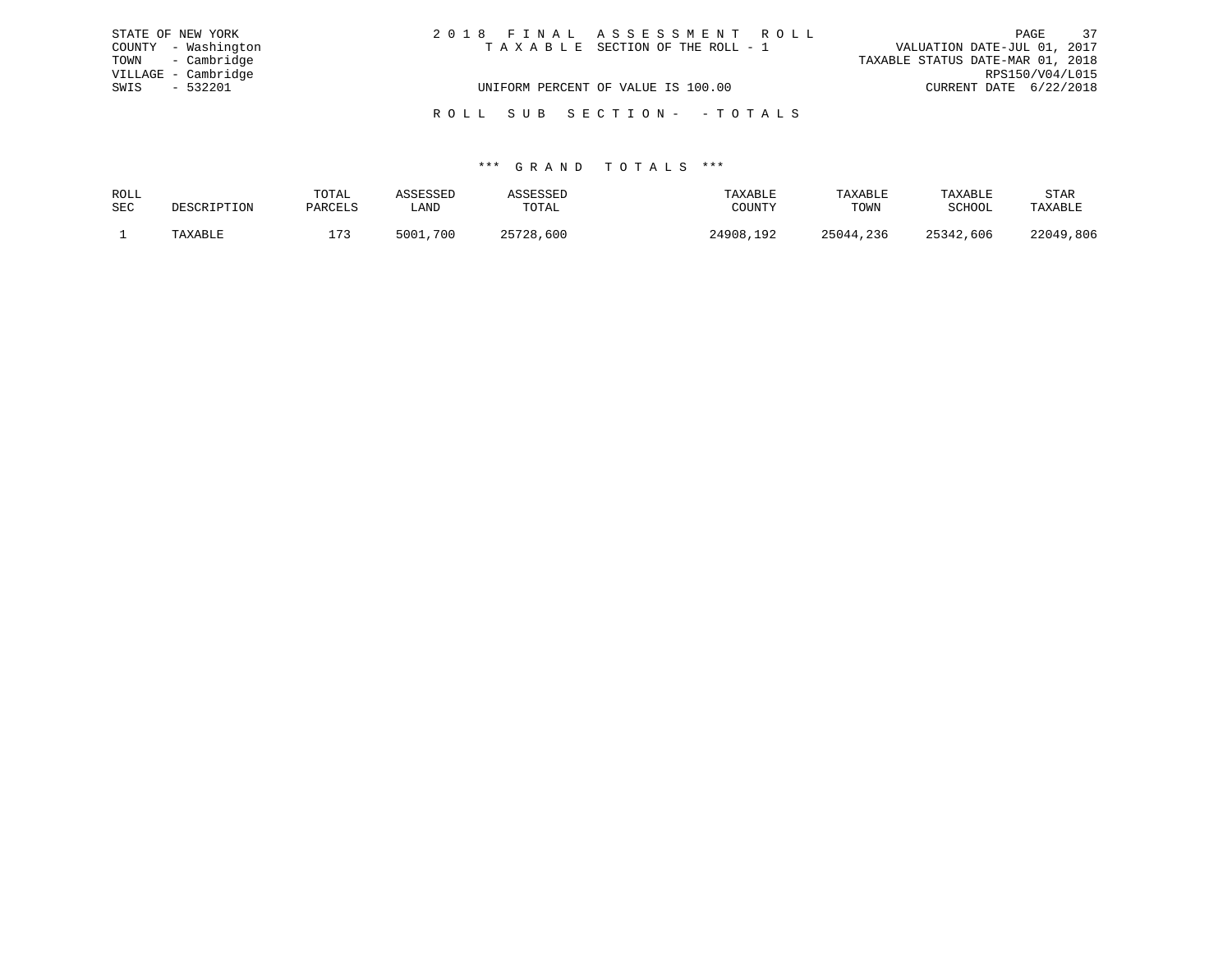STATE OF NEW YORK
COUNTY - Washington
TOWN - Cambridge
VILLAGE - Cambridge
SWIS - 532201

2 0 1 8 F I N A L A S S E S S M E N T R O L L
T A X A B L E SECTION OF THE ROLL - 1

VALUATION DATE-JUL 01, 2017
TAXABLE STATUS DATE-MAR 01, 2018
RPS150/V04/L015
CURRENT DATE 6/22/2018

UNIFORM PERCENT OF VALUE IS 100.00

R O L L S U B S E C T I O N - - T O T A L S

*** G R A N D T O T A L S ***

| ROLL SEC | DESCRIPTION | TOTAL PARCELS | ASSESSED LAND | ASSESSED TOTAL | TAXABLE COUNTY | TAXABLE TOWN | TAXABLE SCHOOL | STAR TAXABLE |
|---|---|---|---|---|---|---|---|---|
| 1 | TAXABLE | 173 | 5001,700 | 25728,600 | 24908,192 | 25044,236 | 25342,606 | 22049,806 |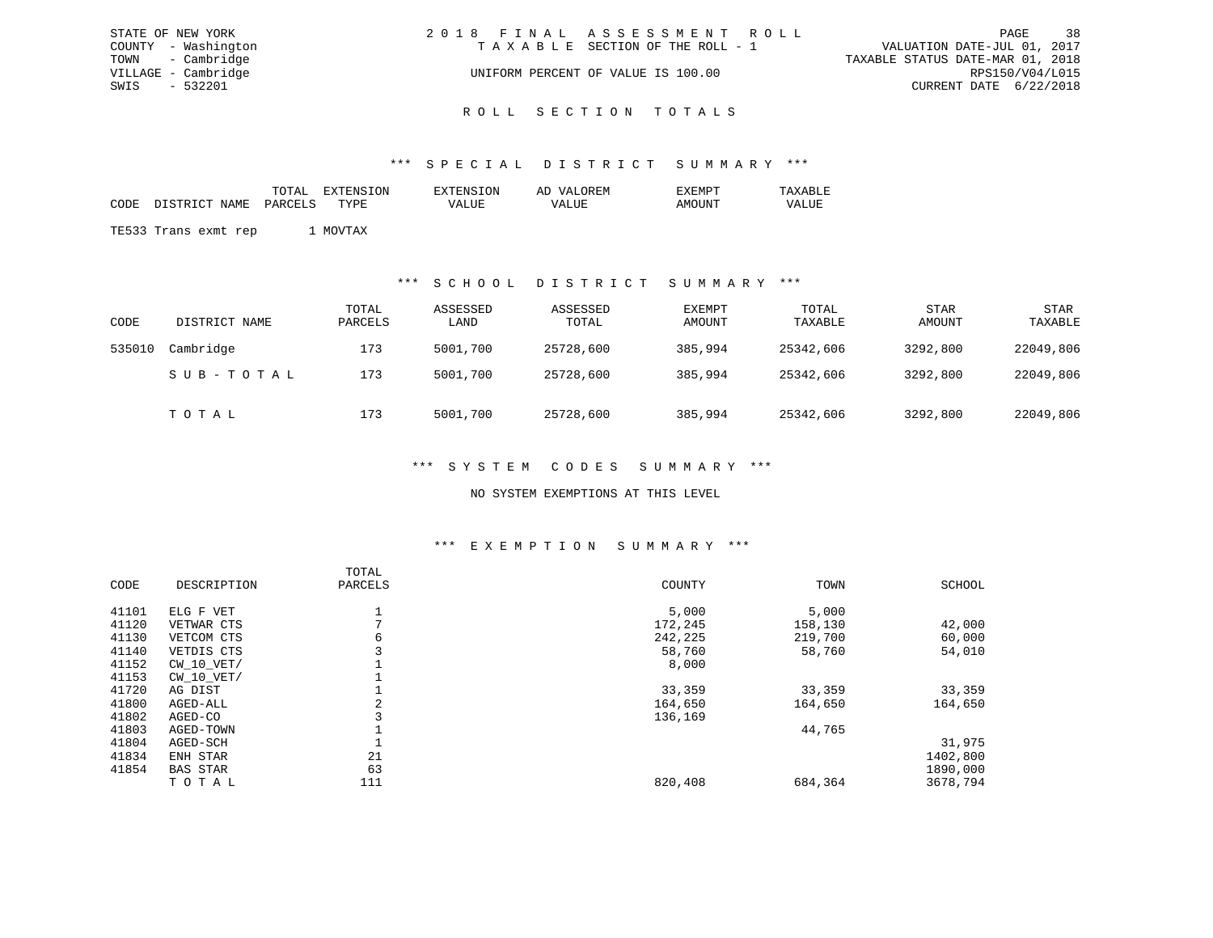STATE OF NEW YORK
COUNTY - Washington
TOWN - Cambridge
VILLAGE - Cambridge
SWIS - 532201

# 2018 FINAL ASSESSMENT ROLL

TAXABLE SECTION OF THE ROLL - 1

UNIFORM PERCENT OF VALUE IS 100.00

VALUATION DATE-JUL 01, 2017
TAXABLE STATUS DATE-MAR 01, 2018
RPS150/V04/L015
CURRENT DATE 6/22/2018

## ROLL SECTION TOTALS

### *** SPECIAL DISTRICT SUMMARY ***

| CODE | DISTRICT NAME | TOTAL PARCELS | EXTENSION TYPE | EXTENSION VALUE | AD VALOREM VALUE | EXEMPT AMOUNT | TAXABLE VALUE |
|---|---|---|---|---|---|---|---|
| TE533 | Trans exmt rep | 1 | MOVTAX | | | | |

### *** SCHOOL DISTRICT SUMMARY ***

| CODE | DISTRICT NAME | TOTAL PARCELS | ASSESSED LAND | ASSESSED TOTAL | EXEMPT AMOUNT | TOTAL TAXABLE | STAR AMOUNT | STAR TAXABLE |
|---|---|---|---|---|---|---|---|---|
| 535010 | Cambridge | 173 | 5001,700 | 25728,600 | 385,994 | 25342,606 | 3292,800 | 22049,806 |
| | SUB-TOTAL | 173 | 5001,700 | 25728,600 | 385,994 | 25342,606 | 3292,800 | 22049,806 |
| | TOTAL | 173 | 5001,700 | 25728,600 | 385,994 | 25342,606 | 3292,800 | 22049,806 |

### *** SYSTEM CODES SUMMARY ***

NO SYSTEM EXEMPTIONS AT THIS LEVEL

### *** EXEMPTION SUMMARY ***

| CODE | DESCRIPTION | TOTAL PARCELS | COUNTY | TOWN | SCHOOL |
|---|---|---|---|---|---|
| 41101 | ELG F VET | 1 | 5,000 | 5,000 | |
| 41120 | VETWAR CTS | 7 | 172,245 | 158,130 | 42,000 |
| 41130 | VETCOM CTS | 6 | 242,225 | 219,700 | 60,000 |
| 41140 | VETDIS CTS | 3 | 58,760 | 58,760 | 54,010 |
| 41152 | CW_10_VET/ | 1 | 8,000 | | |
| 41153 | CW_10_VET/ | 1 | | | |
| 41720 | AG DIST | 1 | 33,359 | 33,359 | 33,359 |
| 41800 | AGED-ALL | 2 | 164,650 | 164,650 | 164,650 |
| 41802 | AGED-CO | 3 | 136,169 | | |
| 41803 | AGED-TOWN | 1 | | 44,765 | |
| 41804 | AGED-SCH | 1 | | | 31,975 |
| 41834 | ENH STAR | 21 | | | 1402,800 |
| 41854 | BAS STAR | 63 | | | 1890,000 |
| | TOTAL | 111 | 820,408 | 684,364 | 3678,794 |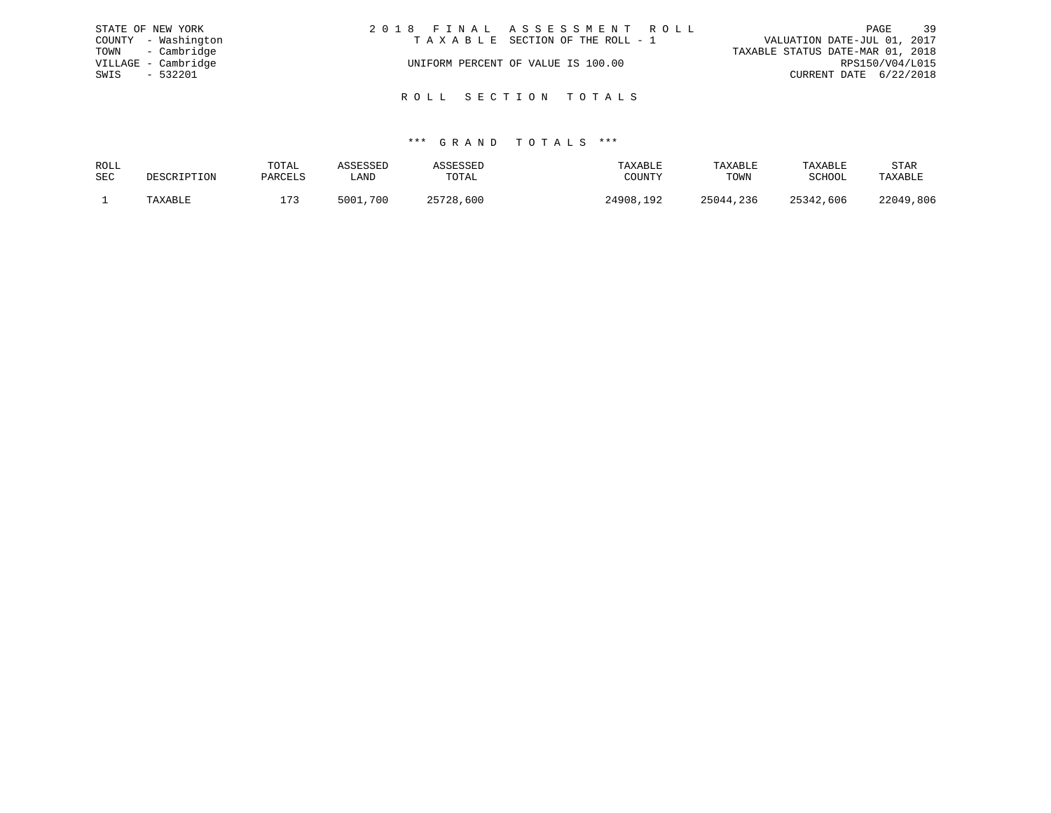STATE OF NEW YORK
COUNTY - Washington
TOWN - Cambridge
VILLAGE - Cambridge
SWIS - 532201

2 0 1 8 F I N A L A S S E S S M E N T R O L L
T A X A B L E SECTION OF THE ROLL - 1

UNIFORM PERCENT OF VALUE IS 100.00

VALUATION DATE-JUL 01, 2017
TAXABLE STATUS DATE-MAR 01, 2018
RPS150/V04/L015
CURRENT DATE 6/22/2018

## R O L L S E C T I O N T O T A L S

### *** G R A N D T O T A L S ***

| ROLL SEC | DESCRIPTION | TOTAL PARCELS | ASSESSED LAND | ASSESSED TOTAL | TAXABLE COUNTY | TAXABLE TOWN | TAXABLE SCHOOL | STAR TAXABLE |
|---|---|---|---|---|---|---|---|---|
| 1 | TAXABLE | 173 | 5001,700 | 25728,600 | 24908,192 | 25044,236 | 25342,606 | 22049,806 |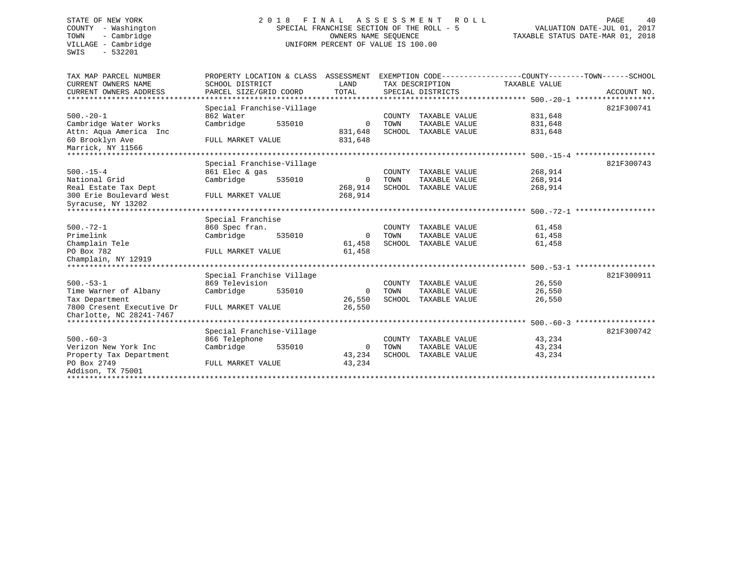STATE OF NEW YORK
COUNTY - Washington
TOWN - Cambridge
VILLAGE - Cambridge
SWIS - 532201

# 2018 FINAL ASSESSMENT ROLL

SPECIAL FRANCHISE SECTION OF THE ROLL - 5
OWNERS NAME SEQUENCE
UNIFORM PERCENT OF VALUE IS 100.00

VALUATION DATE-JUL 01, 2017
TAXABLE STATUS DATE-MAR 01, 2018

| TAX MAP PARCEL NUMBER / CURRENT OWNERS NAME / CURRENT OWNERS ADDRESS | PROPERTY LOCATION & CLASS / SCHOOL DISTRICT / PARCEL SIZE/GRID COORD | ASSESSMENT LAND / TOTAL | EXEMPTION CODE / TAX DESCRIPTION / SPECIAL DISTRICTS | TAXABLE VALUE (COUNTY / TOWN / SCHOOL) | ACCOUNT NO. |
|---|---|---|---|---|---|
| 500.-20-1 | Special Franchise-Village | | | | 821F300741 |
| Cambridge Water Works | 862 Water | | COUNTY TAXABLE VALUE | 831,648 | |
| Attn: Aqua America Inc | Cambridge 535010 | 0 | TOWN TAXABLE VALUE | 831,648 | |
| 60 Brooklyn Ave | | 831,648 | SCHOOL TAXABLE VALUE | 831,648 | |
| Marrick, NY 11566 | FULL MARKET VALUE | 831,648 | | | |
| 500.-15-4 | Special Franchise-Village | | | | 821F300743 |
| National Grid | 861 Elec & gas | | COUNTY TAXABLE VALUE | 268,914 | |
| Real Estate Tax Dept | Cambridge 535010 | 0 | TOWN TAXABLE VALUE | 268,914 | |
| 300 Erie Boulevard West | | 268,914 | SCHOOL TAXABLE VALUE | 268,914 | |
| Syracuse, NY 13202 | FULL MARKET VALUE | 268,914 | | | |
| 500.-72-1 | Special Franchise | | | | |
| Primelink | 860 Spec fran. | | COUNTY TAXABLE VALUE | 61,458 | |
| Champlain Tele | Cambridge 535010 | 0 | TOWN TAXABLE VALUE | 61,458 | |
| PO Box 782 | | 61,458 | SCHOOL TAXABLE VALUE | 61,458 | |
| Champlain, NY 12919 | FULL MARKET VALUE | 61,458 | | | |
| 500.-53-1 | Special Franchise Village | | | | 821F300911 |
| Time Warner of Albany | 869 Television | | COUNTY TAXABLE VALUE | 26,550 | |
| Tax Department | Cambridge 535010 | 0 | TOWN TAXABLE VALUE | 26,550 | |
| 7800 Cresent Executive Dr | | 26,550 | SCHOOL TAXABLE VALUE | 26,550 | |
| Charlotte, NC 28241-7467 | FULL MARKET VALUE | 26,550 | | | |
| 500.-60-3 | Special Franchise-Village | | | | 821F300742 |
| Verizon New York Inc | 866 Telephone | | COUNTY TAXABLE VALUE | 43,234 | |
| Property Tax Department | Cambridge 535010 | 0 | TOWN TAXABLE VALUE | 43,234 | |
| PO Box 2749 | | 43,234 | SCHOOL TAXABLE VALUE | 43,234 | |
| Addison, TX 75001 | FULL MARKET VALUE | 43,234 | | | |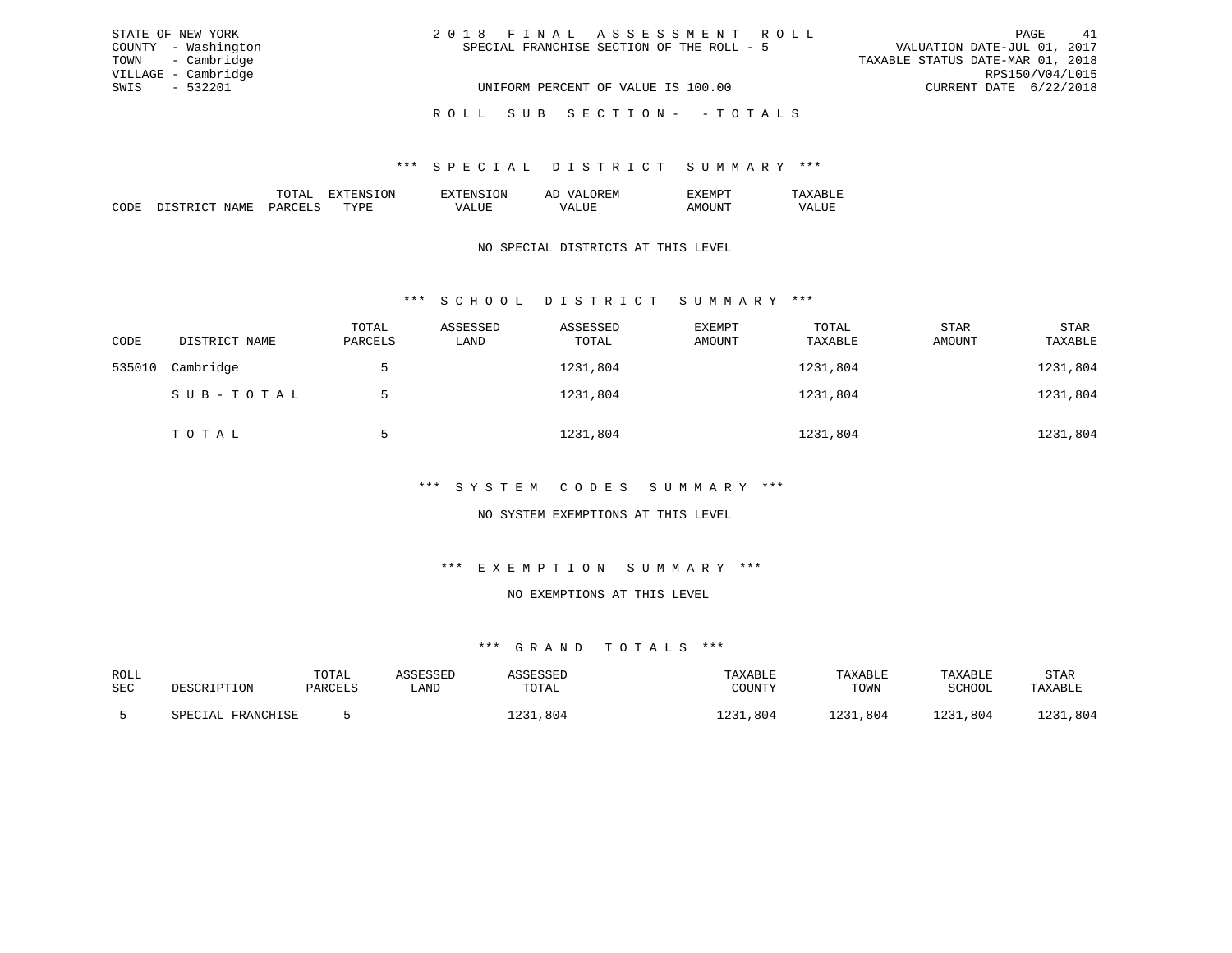STATE OF NEW YORK
COUNTY - Washington
TOWN - Cambridge
VILLAGE - Cambridge
SWIS - 532201

2 0 1 8 F I N A L A S S E S S M E N T R O L L
SPECIAL FRANCHISE SECTION OF THE ROLL - 5

UNIFORM PERCENT OF VALUE IS 100.00

VALUATION DATE-JUL 01, 2017
TAXABLE STATUS DATE-MAR 01, 2018
RPS150/V04/L015
CURRENT DATE 6/22/2018

R O L L S U B S E C T I O N - - T O T A L S

### *** S P E C I A L D I S T R I C T S U M M A R Y ***

| CODE | DISTRICT NAME | TOTAL PARCELS | EXTENSION TYPE | EXTENSION VALUE | AD VALOREM VALUE | EXEMPT AMOUNT | TAXABLE VALUE |
|---|---|---|---|---|---|---|---|

NO SPECIAL DISTRICTS AT THIS LEVEL

### *** S C H O O L D I S T R I C T S U M M A R Y ***

| CODE | DISTRICT NAME | TOTAL PARCELS | ASSESSED LAND | ASSESSED TOTAL | EXEMPT AMOUNT | TOTAL TAXABLE | STAR AMOUNT | STAR TAXABLE |
|---|---|---|---|---|---|---|---|---|
| 535010 | Cambridge | 5 | | 1231,804 | | 1231,804 | | 1231,804 |
| | S U B - T O T A L | 5 | | 1231,804 | | 1231,804 | | 1231,804 |
| | T O T A L | 5 | | 1231,804 | | 1231,804 | | 1231,804 |

### *** S Y S T E M C O D E S S U M M A R Y ***

NO SYSTEM EXEMPTIONS AT THIS LEVEL

### *** E X E M P T I O N S U M M A R Y ***

NO EXEMPTIONS AT THIS LEVEL

### *** G R A N D T O T A L S ***

| ROLL SEC | DESCRIPTION | TOTAL PARCELS | ASSESSED LAND | ASSESSED TOTAL | TAXABLE COUNTY | TAXABLE TOWN | TAXABLE SCHOOL | STAR TAXABLE |
|---|---|---|---|---|---|---|---|---|
| 5 | SPECIAL FRANCHISE | 5 | | 1231,804 | 1231,804 | 1231,804 | 1231,804 | 1231,804 |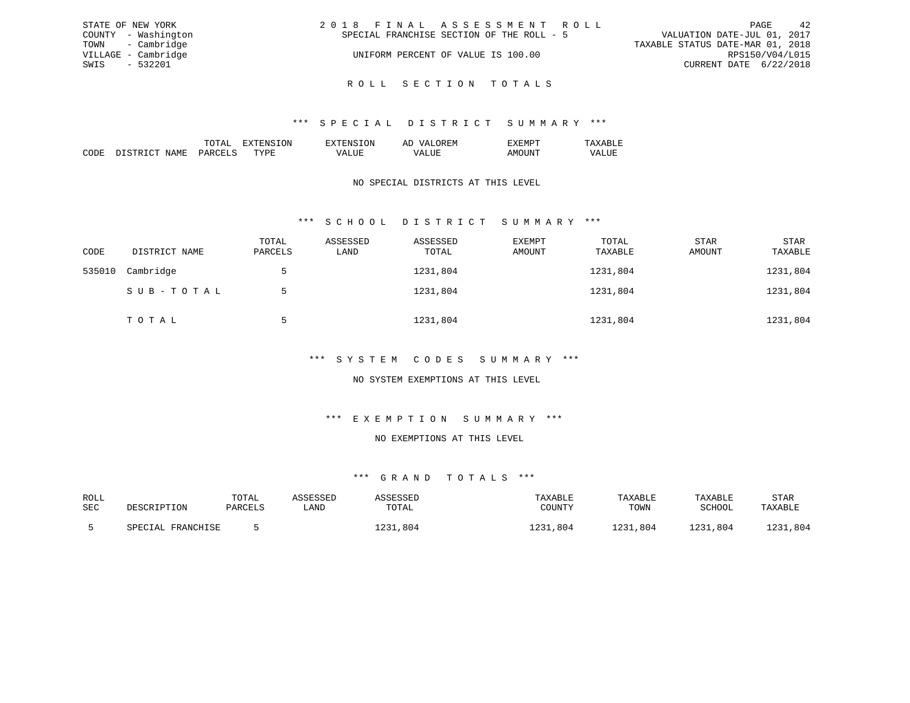STATE OF NEW YORK
COUNTY - Washington
TOWN - Cambridge
VILLAGE - Cambridge
SWIS - 532201

2 0 1 8 F I N A L A S S E S S M E N T R O L L
SPECIAL FRANCHISE SECTION OF THE ROLL - 5

UNIFORM PERCENT OF VALUE IS 100.00

VALUATION DATE-JUL 01, 2017
TAXABLE STATUS DATE-MAR 01, 2018
RPS150/V04/L015
CURRENT DATE 6/22/2018

## R O L L S E C T I O N T O T A L S

### *** S P E C I A L D I S T R I C T S U M M A R Y ***

| CODE | DISTRICT NAME | TOTAL PARCELS | EXTENSION TYPE | EXTENSION VALUE | AD VALOREM VALUE | EXEMPT AMOUNT | TAXABLE VALUE |
|---|---|---|---|---|---|---|---|

NO SPECIAL DISTRICTS AT THIS LEVEL

### *** S C H O O L D I S T R I C T S U M M A R Y ***

| CODE | DISTRICT NAME | TOTAL PARCELS | ASSESSED LAND | ASSESSED TOTAL | EXEMPT AMOUNT | TOTAL TAXABLE | STAR AMOUNT | STAR TAXABLE |
|---|---|---|---|---|---|---|---|---|
| 535010 | Cambridge | 5 | | 1231,804 | | 1231,804 | | 1231,804 |
| | S U B - T O T A L | 5 | | 1231,804 | | 1231,804 | | 1231,804 |
| | T O T A L | 5 | | 1231,804 | | 1231,804 | | 1231,804 |

### *** S Y S T E M C O D E S S U M M A R Y ***

NO SYSTEM EXEMPTIONS AT THIS LEVEL

### *** E X E M P T I O N S U M M A R Y ***

NO EXEMPTIONS AT THIS LEVEL

### *** G R A N D T O T A L S ***

| ROLL SEC | DESCRIPTION | TOTAL PARCELS | ASSESSED LAND | ASSESSED TOTAL | TAXABLE COUNTY | TAXABLE TOWN | TAXABLE SCHOOL | STAR TAXABLE |
|---|---|---|---|---|---|---|---|---|
| 5 | SPECIAL FRANCHISE | 5 | | 1231,804 | 1231,804 | 1231,804 | 1231,804 | 1231,804 |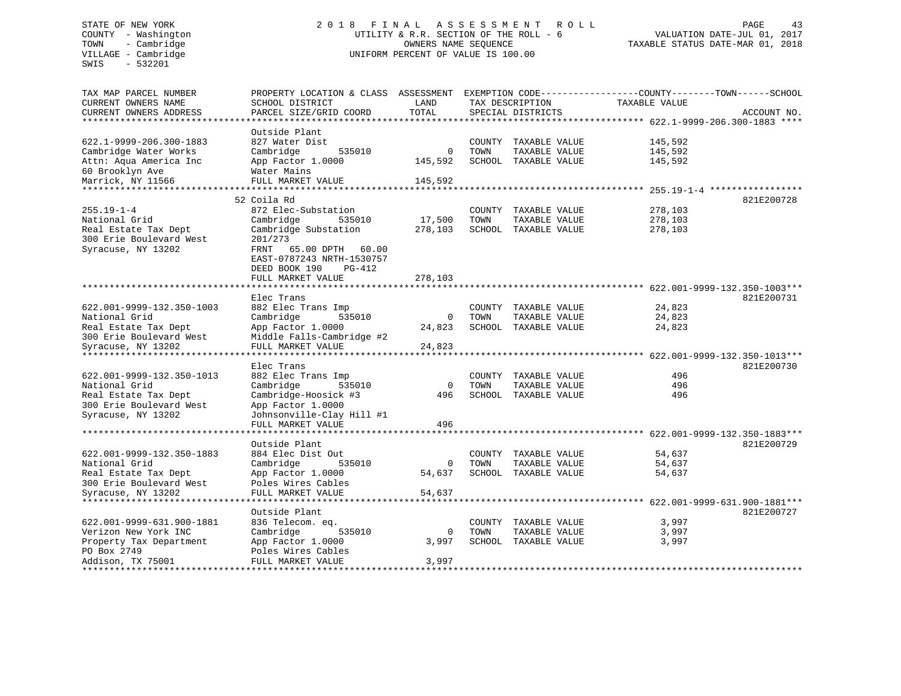STATE OF NEW YORK
COUNTY - Washington
TOWN - Cambridge
VILLAGE - Cambridge
SWIS - 532201

2018 FINAL ASSESSMENT ROLL
UTILITY & R.R. SECTION OF THE ROLL - 6
OWNERS NAME SEQUENCE
UNIFORM PERCENT OF VALUE IS 100.00

VALUATION DATE-JUL 01, 2017
TAXABLE STATUS DATE-MAR 01, 2018

| TAX MAP PARCEL NUMBER / CURRENT OWNERS NAME / CURRENT OWNERS ADDRESS | PROPERTY LOCATION & CLASS / SCHOOL DISTRICT / PARCEL SIZE/GRID COORD | ASSESSMENT LAND | TOTAL | EXEMPTION CODE / TAX DESCRIPTION / SPECIAL DISTRICTS | COUNTY--------TOWN------SCHOOL TAXABLE VALUE | ACCOUNT NO. |
|---|---|---|---|---|---|---|
| **622.1-9999-206.300-1883** | Outside Plant | | | | | |
| 622.1-9999-206.300-1883 | 827 Water Dist | | | COUNTY TAXABLE VALUE | 145,592 | |
| Cambridge Water Works | Cambridge 535010 | 0 | | TOWN TAXABLE VALUE | 145,592 | |
| Attn: Aqua America Inc | App Factor 1.0000 | | 145,592 | SCHOOL TAXABLE VALUE | 145,592 | |
| 60 Brooklyn Ave | Water Mains | | | | | |
| Marrick, NY 11566 | FULL MARKET VALUE | | 145,592 | | | |
| **255.19-1-4** | 52 Coila Rd | | | | | 821E200728 |
| 255.19-1-4 | 872 Elec-Substation | | | COUNTY TAXABLE VALUE | 278,103 | |
| National Grid | Cambridge 535010 | 17,500 | | TOWN TAXABLE VALUE | 278,103 | |
| Real Estate Tax Dept | Cambridge Substation | | 278,103 | SCHOOL TAXABLE VALUE | 278,103 | |
| 300 Erie Boulevard West | 201/273 | | | | | |
| Syracuse, NY 13202 | FRNT 65.00 DPTH 60.00 | | | | | |
| | EAST-0787243 NRTH-1530757 | | | | | |
| | DEED BOOK 190 PG-412 | | | | | |
| | FULL MARKET VALUE | | 278,103 | | | |
| **622.001-9999-132.350-1003** | Elec Trans | | | | | 821E200731 |
| 622.001-9999-132.350-1003 | 882 Elec Trans Imp | | | COUNTY TAXABLE VALUE | 24,823 | |
| National Grid | Cambridge 535010 | 0 | | TOWN TAXABLE VALUE | 24,823 | |
| Real Estate Tax Dept | App Factor 1.0000 | | 24,823 | SCHOOL TAXABLE VALUE | 24,823 | |
| 300 Erie Boulevard West | Middle Falls-Cambridge #2 | | | | | |
| Syracuse, NY 13202 | FULL MARKET VALUE | | 24,823 | | | |
| **622.001-9999-132.350-1013** | Elec Trans | | | | | 821E200730 |
| 622.001-9999-132.350-1013 | 882 Elec Trans Imp | | | COUNTY TAXABLE VALUE | 496 | |
| National Grid | Cambridge 535010 | 0 | | TOWN TAXABLE VALUE | 496 | |
| Real Estate Tax Dept | Cambridge-Hoosick #3 | | 496 | SCHOOL TAXABLE VALUE | 496 | |
| 300 Erie Boulevard West | App Factor 1.0000 | | | | | |
| Syracuse, NY 13202 | Johnsonville-Clay Hill #1 | | | | | |
| | FULL MARKET VALUE | | 496 | | | |
| **622.001-9999-132.350-1883** | Outside Plant | | | | | 821E200729 |
| 622.001-9999-132.350-1883 | 884 Elec Dist Out | | | COUNTY TAXABLE VALUE | 54,637 | |
| National Grid | Cambridge 535010 | 0 | | TOWN TAXABLE VALUE | 54,637 | |
| Real Estate Tax Dept | App Factor 1.0000 | | 54,637 | SCHOOL TAXABLE VALUE | 54,637 | |
| 300 Erie Boulevard West | Poles Wires Cables | | | | | |
| Syracuse, NY 13202 | FULL MARKET VALUE | | 54,637 | | | |
| **622.001-9999-631.900-1881** | Outside Plant | | | | | 821E200727 |
| 622.001-9999-631.900-1881 | 836 Telecom. eq. | | | COUNTY TAXABLE VALUE | 3,997 | |
| Verizon New York INC | Cambridge 535010 | 0 | | TOWN TAXABLE VALUE | 3,997 | |
| Property Tax Department | App Factor 1.0000 | | 3,997 | SCHOOL TAXABLE VALUE | 3,997 | |
| PO Box 2749 | Poles Wires Cables | | | | | |
| Addison, TX 75001 | FULL MARKET VALUE | | 3,997 | | | |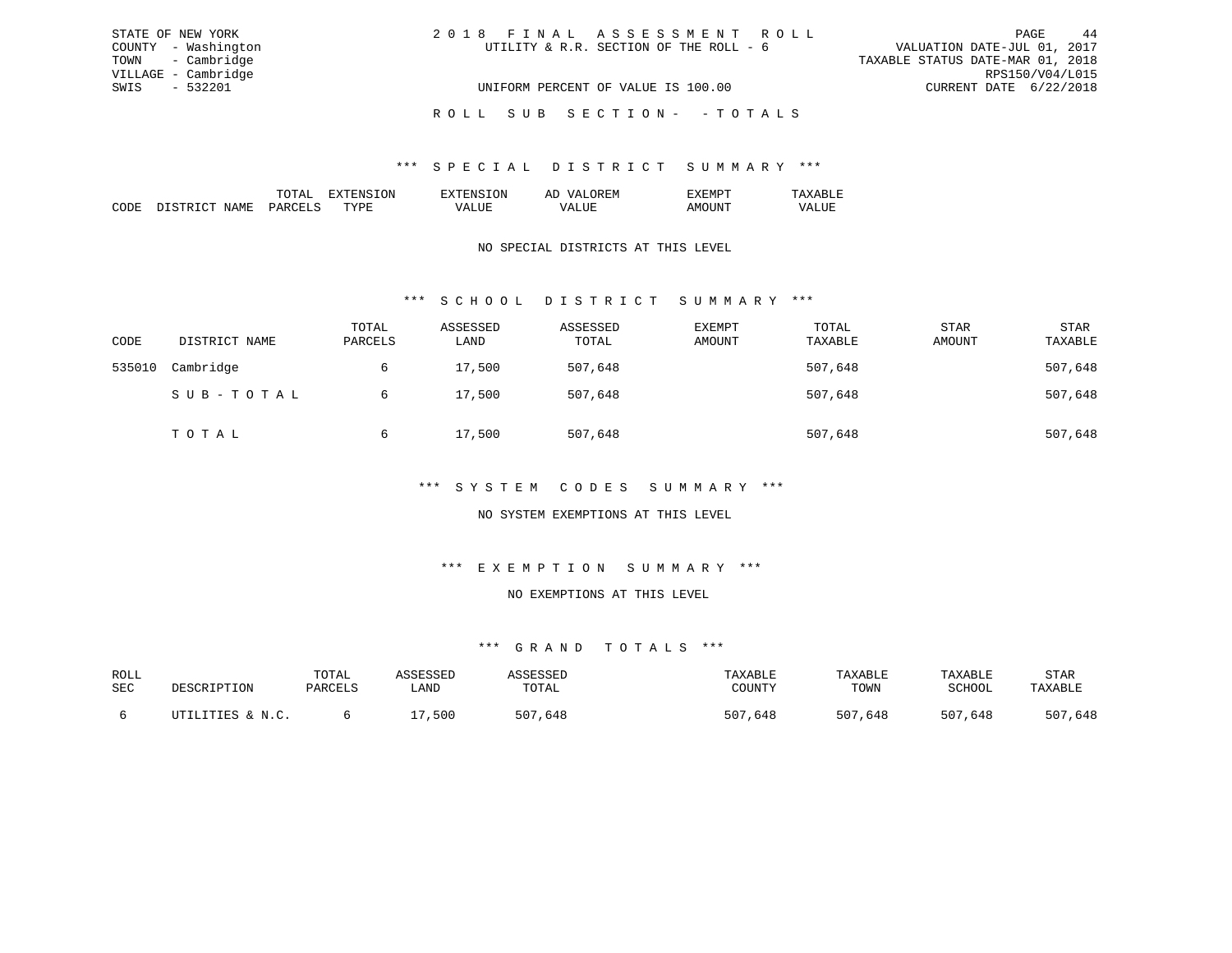STATE OF NEW YORK
COUNTY - Washington
TOWN - Cambridge
VILLAGE - Cambridge
SWIS - 532201

# 2018 FINAL ASSESSMENT ROLL

UTILITY & R.R. SECTION OF THE ROLL - 6

VALUATION DATE-JUL 01, 2017
TAXABLE STATUS DATE-MAR 01, 2018
RPS150/V04/L015
CURRENT DATE 6/22/2018

UNIFORM PERCENT OF VALUE IS 100.00

## ROLL SUB SECTION- -TOTALS

### *** SPECIAL DISTRICT SUMMARY ***

| CODE | DISTRICT NAME | TOTAL PARCELS | EXTENSION TYPE | EXTENSION VALUE | AD VALOREM VALUE | EXEMPT AMOUNT | TAXABLE VALUE |
|---|---|---|---|---|---|---|---|

NO SPECIAL DISTRICTS AT THIS LEVEL

### *** SCHOOL DISTRICT SUMMARY ***

| CODE | DISTRICT NAME | TOTAL PARCELS | ASSESSED LAND | ASSESSED TOTAL | EXEMPT AMOUNT | TOTAL TAXABLE | STAR AMOUNT | STAR TAXABLE |
|---|---|---|---|---|---|---|---|---|
| 535010 | Cambridge | 6 | 17,500 | 507,648 | | 507,648 | | 507,648 |
| | SUB-TOTAL | 6 | 17,500 | 507,648 | | 507,648 | | 507,648 |
| | TOTAL | 6 | 17,500 | 507,648 | | 507,648 | | 507,648 |

### *** SYSTEM CODES SUMMARY ***

NO SYSTEM EXEMPTIONS AT THIS LEVEL

### *** EXEMPTION SUMMARY ***

NO EXEMPTIONS AT THIS LEVEL

### *** GRAND TOTALS ***

| ROLL SEC | DESCRIPTION | TOTAL PARCELS | ASSESSED LAND | ASSESSED TOTAL | TAXABLE COUNTY | TAXABLE TOWN | TAXABLE SCHOOL | STAR TAXABLE |
|---|---|---|---|---|---|---|---|---|
| 6 | UTILITIES & N.C. | 6 | 17,500 | 507,648 | 507,648 | 507,648 | 507,648 | 507,648 |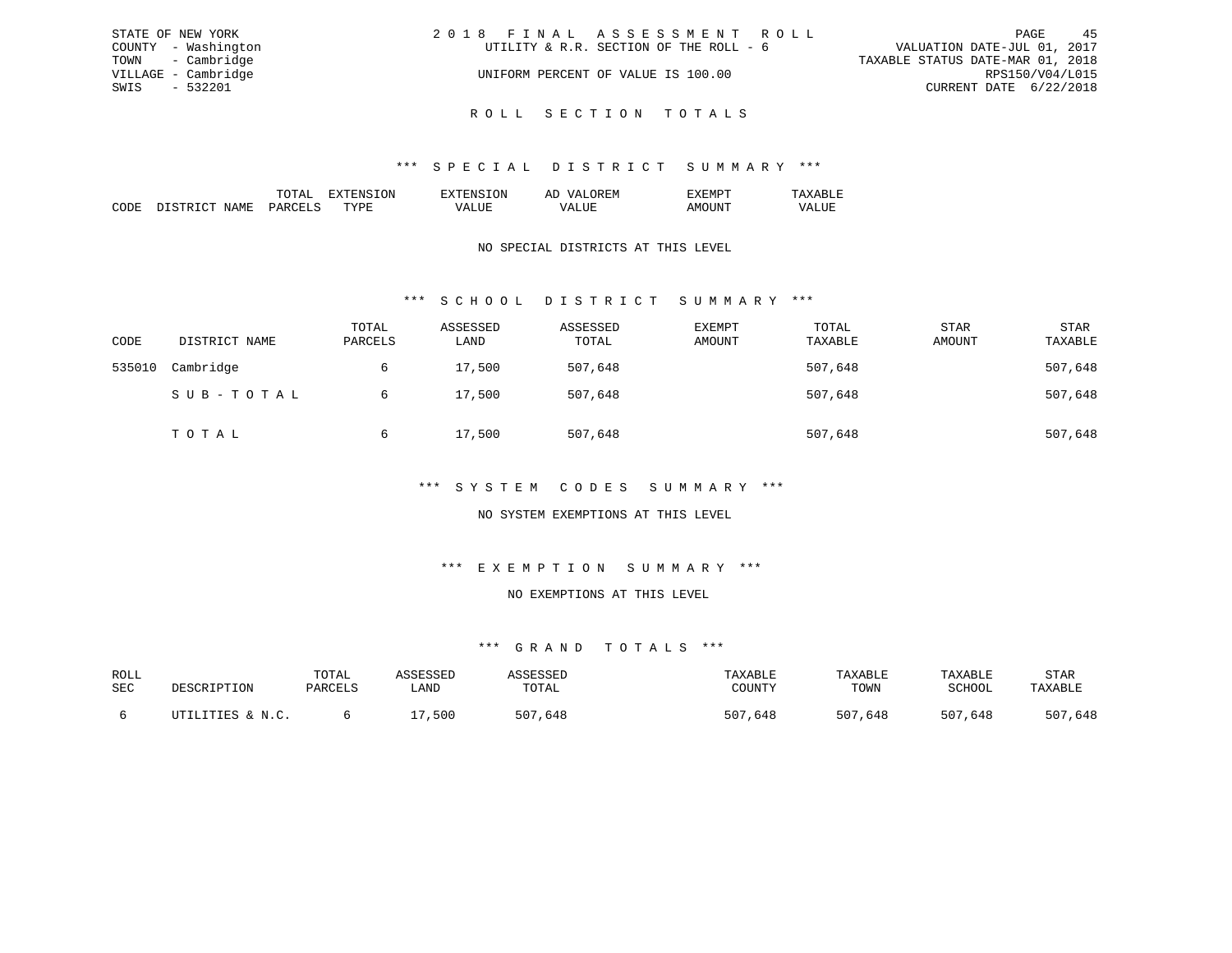STATE OF NEW YORK
COUNTY - Washington
TOWN - Cambridge
VILLAGE - Cambridge
SWIS - 532201

2 0 1 8 F I N A L A S S E S S M E N T R O L L
UTILITY & R.R. SECTION OF THE ROLL - 6

UNIFORM PERCENT OF VALUE IS 100.00

VALUATION DATE-JUL 01, 2017
TAXABLE STATUS DATE-MAR 01, 2018
RPS150/V04/L015
CURRENT DATE 6/22/2018

## R O L L S E C T I O N T O T A L S

### *** S P E C I A L D I S T R I C T S U M M A R Y ***

| CODE | DISTRICT NAME | TOTAL PARCELS | EXTENSION TYPE | EXTENSION VALUE | AD VALOREM VALUE | EXEMPT AMOUNT | TAXABLE VALUE |
|---|---|---|---|---|---|---|---|

NO SPECIAL DISTRICTS AT THIS LEVEL

### *** S C H O O L D I S T R I C T S U M M A R Y ***

| CODE | DISTRICT NAME | TOTAL PARCELS | ASSESSED LAND | ASSESSED TOTAL | EXEMPT AMOUNT | TOTAL TAXABLE | STAR AMOUNT | STAR TAXABLE |
|---|---|---|---|---|---|---|---|---|
| 535010 | Cambridge | 6 | 17,500 | 507,648 | | 507,648 | | 507,648 |
| | S U B - T O T A L | 6 | 17,500 | 507,648 | | 507,648 | | 507,648 |
| | T O T A L | 6 | 17,500 | 507,648 | | 507,648 | | 507,648 |

### *** S Y S T E M C O D E S S U M M A R Y ***

NO SYSTEM EXEMPTIONS AT THIS LEVEL

### *** E X E M P T I O N S U M M A R Y ***

NO EXEMPTIONS AT THIS LEVEL

### *** G R A N D T O T A L S ***

| ROLL SEC | DESCRIPTION | TOTAL PARCELS | ASSESSED LAND | ASSESSED TOTAL | TAXABLE COUNTY | TAXABLE TOWN | TAXABLE SCHOOL | STAR TAXABLE |
|---|---|---|---|---|---|---|---|---|
| 6 | UTILITIES & N.C. | 6 | 17,500 | 507,648 | 507,648 | 507,648 | 507,648 | 507,648 |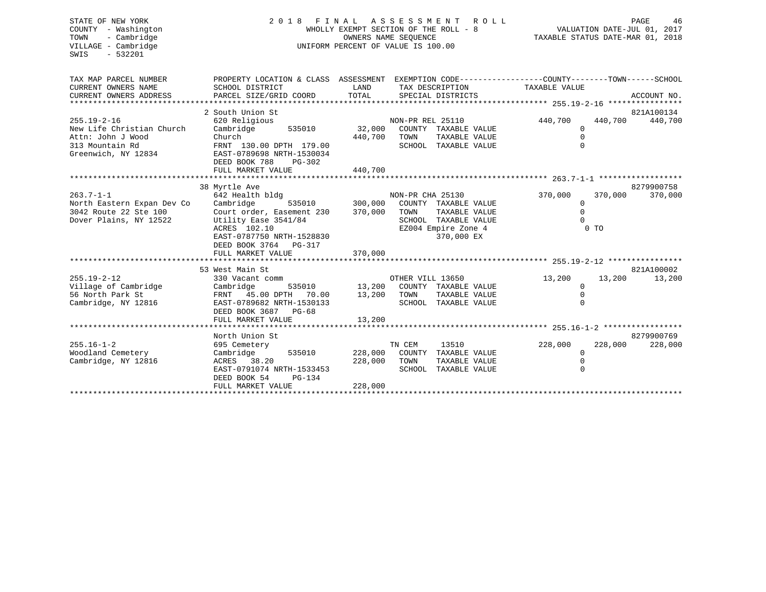STATE OF NEW YORK
COUNTY - Washington
TOWN - Cambridge
VILLAGE - Cambridge
SWIS - 532201

2018 FINAL ASSESSMENT ROLL
WHOLLY EXEMPT SECTION OF THE ROLL - 8
OWNERS NAME SEQUENCE
UNIFORM PERCENT OF VALUE IS 100.00

VALUATION DATE-JUL 01, 2017
TAXABLE STATUS DATE-MAR 01, 2018

| TAX MAP PARCEL NUMBER / CURRENT OWNERS NAME / CURRENT OWNERS ADDRESS | PROPERTY LOCATION & CLASS / SCHOOL DISTRICT / PARCEL SIZE/GRID COORD | ASSESSMENT LAND / TOTAL | EXEMPTION CODE / TAX DESCRIPTION / SPECIAL DISTRICTS | COUNTY TAXABLE VALUE | TOWN | SCHOOL / ACCOUNT NO. |
|---|---|---|---|---|---|---|
| | 2 South Union St | | | | | 821A100134 |
| 255.19-2-16 | 620 Religious | | NON-PR REL 25110 | 440,700 | 440,700 | 440,700 |
| New Life Christian Church | Cambridge 535010 | 32,000 | COUNTY TAXABLE VALUE | 0 | | |
| Attn: John J Wood | Church | 440,700 | TOWN TAXABLE VALUE | 0 | | |
| 313 Mountain Rd | FRNT 130.00 DPTH 179.00 | | SCHOOL TAXABLE VALUE | 0 | | |
| Greenwich, NY 12834 | EAST-0789698 NRTH-1530034 | | | | | |
| | DEED BOOK 788 PG-302 | | | | | |
| | FULL MARKET VALUE | 440,700 | | | | |
| | 38 Myrtle Ave | | | | | 8279900758 |
| 263.7-1-1 | 642 Health bldg | | NON-PR CHA 25130 | 370,000 | 370,000 | 370,000 |
| North Eastern Expan Dev Co | Cambridge 535010 | 300,000 | COUNTY TAXABLE VALUE | 0 | | |
| 3042 Route 22 Ste 100 | Court order, Easement 230 | 370,000 | TOWN TAXABLE VALUE | 0 | | |
| Dover Plains, NY 12522 | Utility Ease 3541/84 | | SCHOOL TAXABLE VALUE | 0 | | |
| | ACRES 102.10 | | EZ004 Empire Zone 4 | 0 TO | | |
| | EAST-0787750 NRTH-1528830 | | 370,000 EX | | | |
| | DEED BOOK 3764 PG-317 | | | | | |
| | FULL MARKET VALUE | 370,000 | | | | |
| | 53 West Main St | | | | | 821A100002 |
| 255.19-2-12 | 330 Vacant comm | | OTHER VILL 13650 | 13,200 | 13,200 | 13,200 |
| Village of Cambridge | Cambridge 535010 | 13,200 | COUNTY TAXABLE VALUE | 0 | | |
| 56 North Park St | FRNT 45.00 DPTH 70.00 | 13,200 | TOWN TAXABLE VALUE | 0 | | |
| Cambridge, NY 12816 | EAST-0789682 NRTH-1530133 | | SCHOOL TAXABLE VALUE | 0 | | |
| | DEED BOOK 3687 PG-68 | | | | | |
| | FULL MARKET VALUE | 13,200 | | | | |
| | North Union St | | | | | 8279900769 |
| 255.16-1-2 | 695 Cemetery | | TN CEM 13510 | 228,000 | 228,000 | 228,000 |
| Woodland Cemetery | Cambridge 535010 | 228,000 | COUNTY TAXABLE VALUE | 0 | | |
| Cambridge, NY 12816 | ACRES 38.20 | 228,000 | TOWN TAXABLE VALUE | 0 | | |
| | EAST-0791074 NRTH-1533453 | | SCHOOL TAXABLE VALUE | 0 | | |
| | DEED BOOK 54 PG-134 | | | | | |
| | FULL MARKET VALUE | 228,000 | | | | |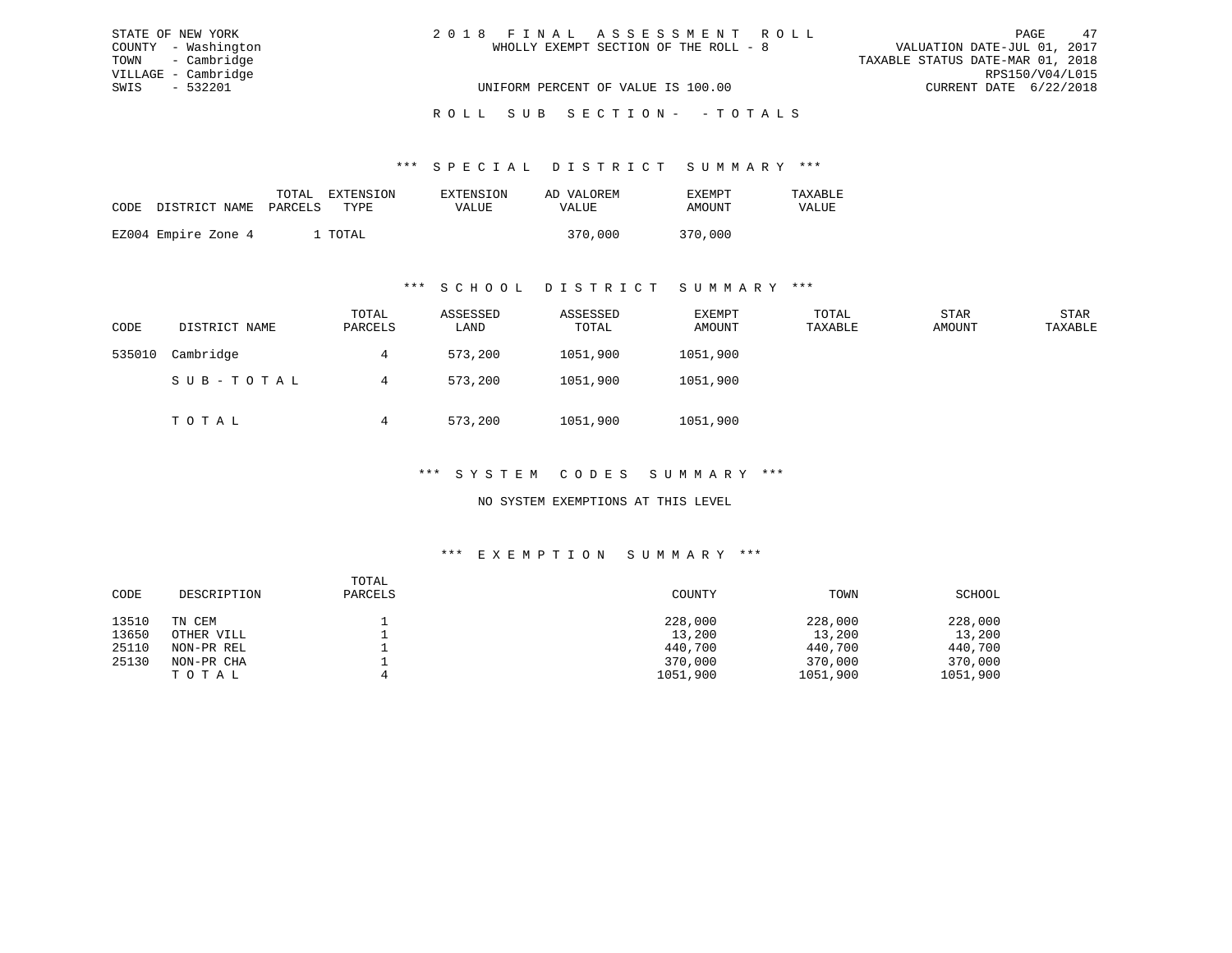STATE OF NEW YORK
COUNTY - Washington
TOWN - Cambridge
VILLAGE - Cambridge
SWIS - 532201

# 2018 FINAL ASSESSMENT ROLL

WHOLLY EXEMPT SECTION OF THE ROLL - 8

UNIFORM PERCENT OF VALUE IS 100.00

VALUATION DATE-JUL 01, 2017
TAXABLE STATUS DATE-MAR 01, 2018
RPS150/V04/L015
CURRENT DATE 6/22/2018

## ROLL SUB SECTION - - TOTALS

### *** SPECIAL DISTRICT SUMMARY ***

| CODE | DISTRICT NAME | TOTAL PARCELS | EXTENSION TYPE | EXTENSION VALUE | AD VALOREM VALUE | EXEMPT AMOUNT | TAXABLE VALUE |
|---|---|---|---|---|---|---|---|
| EZ004 | Empire Zone 4 | 1 | TOTAL | | 370,000 | 370,000 | |

### *** SCHOOL DISTRICT SUMMARY ***

| CODE | DISTRICT NAME | TOTAL PARCELS | ASSESSED LAND | ASSESSED TOTAL | EXEMPT AMOUNT | TOTAL TAXABLE | STAR AMOUNT | STAR TAXABLE |
|---|---|---|---|---|---|---|---|---|
| 535010 | Cambridge | 4 | 573,200 | 1051,900 | 1051,900 | | | |
| | SUB-TOTAL | 4 | 573,200 | 1051,900 | 1051,900 | | | |
| | TOTAL | 4 | 573,200 | 1051,900 | 1051,900 | | | |

### *** SYSTEM CODES SUMMARY ***

NO SYSTEM EXEMPTIONS AT THIS LEVEL

### *** EXEMPTION SUMMARY ***

| CODE | DESCRIPTION | TOTAL PARCELS | COUNTY | TOWN | SCHOOL |
|---|---|---|---|---|---|
| 13510 | TN CEM | 1 | 228,000 | 228,000 | 228,000 |
| 13650 | OTHER VILL | 1 | 13,200 | 13,200 | 13,200 |
| 25110 | NON-PR REL | 1 | 440,700 | 440,700 | 440,700 |
| 25130 | NON-PR CHA | 1 | 370,000 | 370,000 | 370,000 |
| | TOTAL | 4 | 1051,900 | 1051,900 | 1051,900 |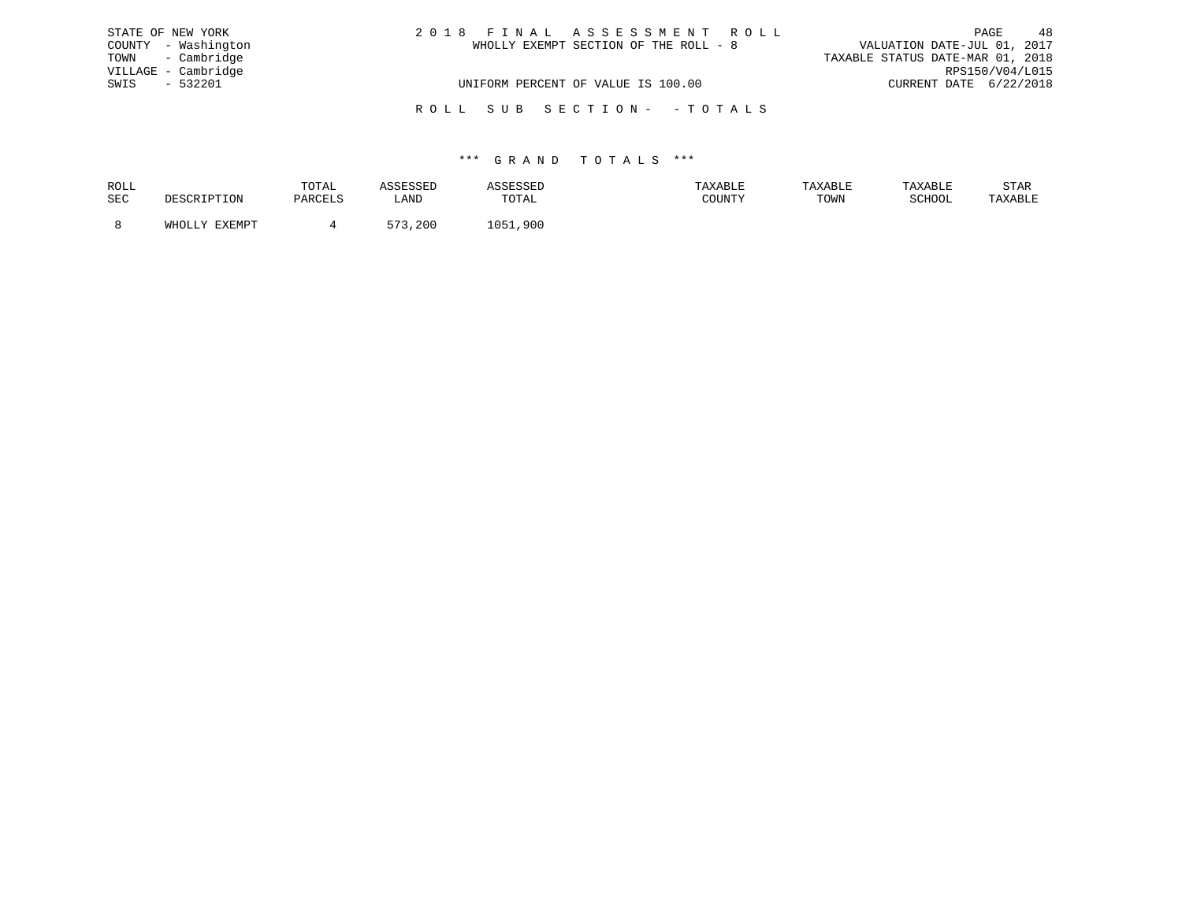STATE OF NEW YORK
COUNTY - Washington
TOWN - Cambridge
VILLAGE - Cambridge
SWIS - 532201

2 0 1 8 F I N A L A S S E S S M E N T R O L L
WHOLLY EXEMPT SECTION OF THE ROLL - 8

VALUATION DATE-JUL 01, 2017
TAXABLE STATUS DATE-MAR 01, 2018
RPS150/V04/L015
CURRENT DATE 6/22/2018

UNIFORM PERCENT OF VALUE IS 100.00

R O L L S U B S E C T I O N - - T O T A L S

*** G R A N D T O T A L S ***

| ROLL SEC | DESCRIPTION | TOTAL PARCELS | ASSESSED LAND | ASSESSED TOTAL | TAXABLE COUNTY | TAXABLE TOWN | TAXABLE SCHOOL | STAR TAXABLE |
|---|---|---|---|---|---|---|---|---|
| 8 | WHOLLY EXEMPT | 4 | 573,200 | 1051,900 | | | | |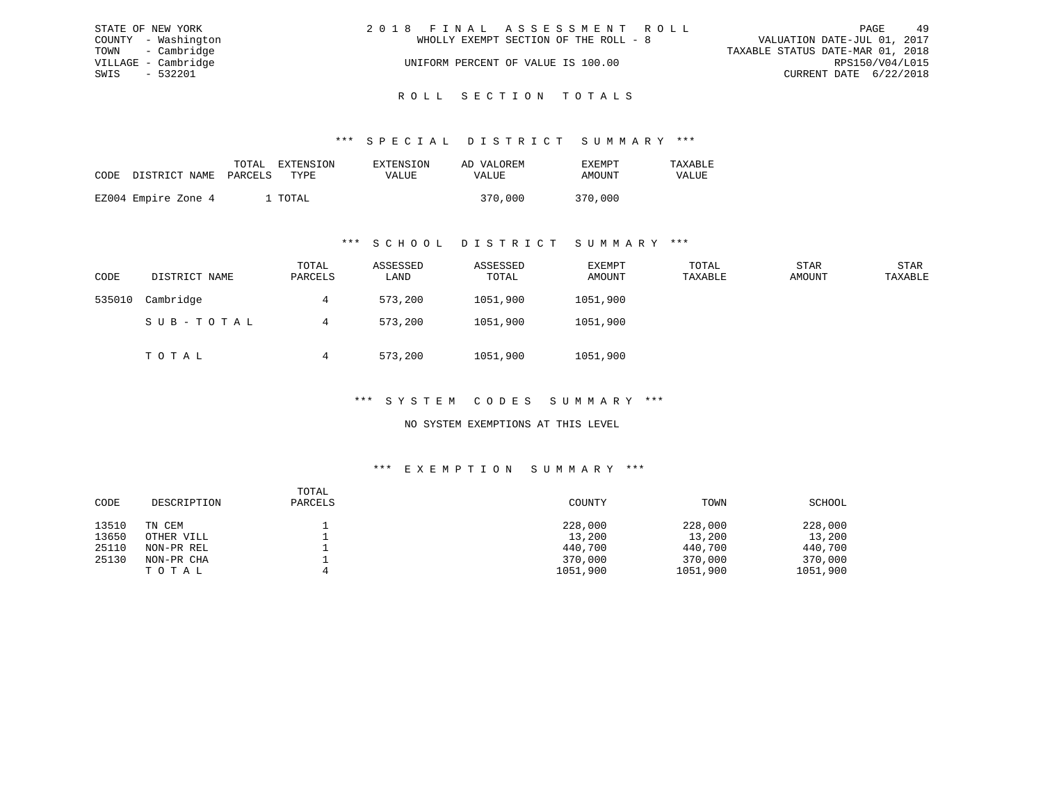STATE OF NEW YORK
COUNTY - Washington
TOWN - Cambridge
VILLAGE - Cambridge
SWIS - 532201

2 0 1 8 F I N A L A S S E S S M E N T R O L L
WHOLLY EXEMPT SECTION OF THE ROLL - 8
UNIFORM PERCENT OF VALUE IS 100.00

VALUATION DATE-JUL 01, 2017
TAXABLE STATUS DATE-MAR 01, 2018
RPS150/V04/L015
CURRENT DATE 6/22/2018

## R O L L S E C T I O N T O T A L S

### *** S P E C I A L D I S T R I C T S U M M A R Y ***

| CODE | DISTRICT NAME | TOTAL PARCELS | EXTENSION TYPE | EXTENSION VALUE | AD VALOREM VALUE | EXEMPT AMOUNT | TAXABLE VALUE |
|---|---|---|---|---|---|---|---|
| EZ004 | Empire Zone 4 | 1 | TOTAL | | 370,000 | 370,000 | |

### *** S C H O O L D I S T R I C T S U M M A R Y ***

| CODE | DISTRICT NAME | TOTAL PARCELS | ASSESSED LAND | ASSESSED TOTAL | EXEMPT AMOUNT | TOTAL TAXABLE | STAR AMOUNT | STAR TAXABLE |
|---|---|---|---|---|---|---|---|---|
| 535010 | Cambridge | 4 | 573,200 | 1051,900 | 1051,900 | | | |
| | S U B - T O T A L | 4 | 573,200 | 1051,900 | 1051,900 | | | |
| | T O T A L | 4 | 573,200 | 1051,900 | 1051,900 | | | |

### *** S Y S T E M C O D E S S U M M A R Y ***

NO SYSTEM EXEMPTIONS AT THIS LEVEL

### *** E X E M P T I O N S U M M A R Y ***

| CODE | DESCRIPTION | TOTAL PARCELS | COUNTY | TOWN | SCHOOL |
|---|---|---|---|---|---|
| 13510 | TN CEM | 1 | 228,000 | 228,000 | 228,000 |
| 13650 | OTHER VILL | 1 | 13,200 | 13,200 | 13,200 |
| 25110 | NON-PR REL | 1 | 440,700 | 440,700 | 440,700 |
| 25130 | NON-PR CHA | 1 | 370,000 | 370,000 | 370,000 |
| | T O T A L | 4 | 1051,900 | 1051,900 | 1051,900 |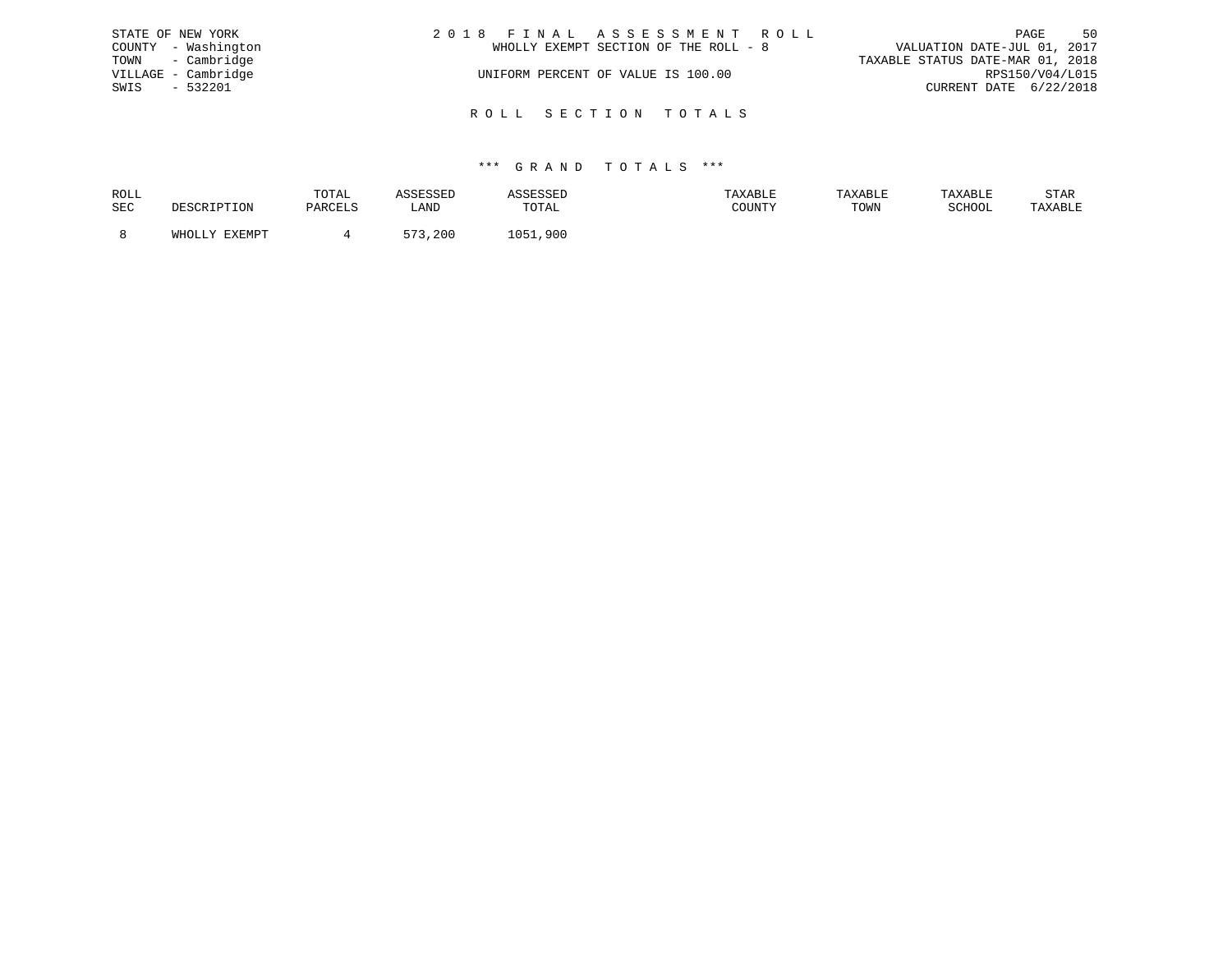STATE OF NEW YORK
COUNTY - Washington
TOWN - Cambridge
VILLAGE - Cambridge
SWIS - 532201

2 0 1 8 F I N A L A S S E S S M E N T R O L L
WHOLLY EXEMPT SECTION OF THE ROLL - 8
UNIFORM PERCENT OF VALUE IS 100.00

VALUATION DATE-JUL 01, 2017
TAXABLE STATUS DATE-MAR 01, 2018
RPS150/V04/L015
CURRENT DATE 6/22/2018

## R O L L S E C T I O N T O T A L S

### \*\*\* G R A N D T O T A L S \*\*\*

| ROLL SEC | DESCRIPTION | TOTAL PARCELS | ASSESSED LAND | ASSESSED TOTAL | TAXABLE COUNTY | TAXABLE TOWN | TAXABLE SCHOOL | STAR TAXABLE |
|---|---|---|---|---|---|---|---|---|
| 8 | WHOLLY EXEMPT | 4 | 573,200 | 1051,900 | | | | |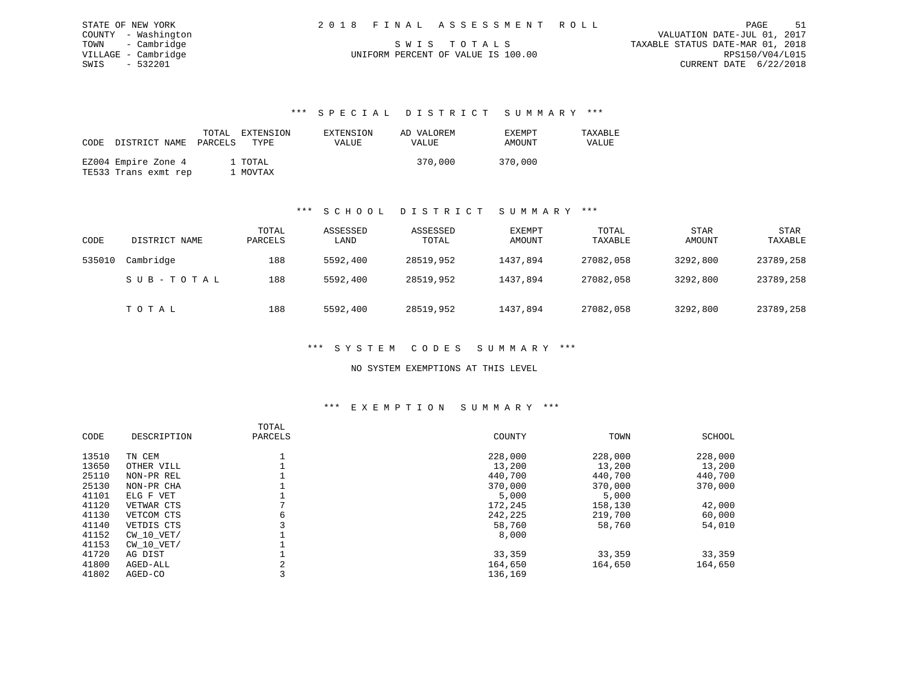STATE OF NEW YORK
COUNTY - Washington
TOWN - Cambridge
VILLAGE - Cambridge
SWIS - 532201

2 0 1 8 F I N A L A S S E S S M E N T R O L L

S W I S T O T A L S
UNIFORM PERCENT OF VALUE IS 100.00

VALUATION DATE-JUL 01, 2017
TAXABLE STATUS DATE-MAR 01, 2018
RPS150/V04/L015
CURRENT DATE 6/22/2018

### *** S P E C I A L D I S T R I C T S U M M A R Y ***

| CODE | DISTRICT NAME | TOTAL PARCELS | EXTENSION TYPE | EXTENSION VALUE | AD VALOREM VALUE | EXEMPT AMOUNT | TAXABLE VALUE |
|---|---|---|---|---|---|---|---|
| EZ004 | Empire Zone 4 | 1 | TOTAL | | 370,000 | 370,000 | |
| TE533 | Trans exmt rep | 1 | MOVTAX | | | | |

### *** S C H O O L D I S T R I C T S U M M A R Y ***

| CODE | DISTRICT NAME | TOTAL PARCELS | ASSESSED LAND | ASSESSED TOTAL | EXEMPT AMOUNT | TOTAL TAXABLE | STAR AMOUNT | STAR TAXABLE |
|---|---|---|---|---|---|---|---|---|
| 535010 | Cambridge | 188 | 5592,400 | 28519,952 | 1437,894 | 27082,058 | 3292,800 | 23789,258 |
| | S U B - T O T A L | 188 | 5592,400 | 28519,952 | 1437,894 | 27082,058 | 3292,800 | 23789,258 |
| | T O T A L | 188 | 5592,400 | 28519,952 | 1437,894 | 27082,058 | 3292,800 | 23789,258 |

### *** S Y S T E M C O D E S S U M M A R Y ***

NO SYSTEM EXEMPTIONS AT THIS LEVEL

### *** E X E M P T I O N S U M M A R Y ***

| CODE | DESCRIPTION | TOTAL PARCELS | COUNTY | TOWN | SCHOOL |
|---|---|---|---|---|---|
| 13510 | TN CEM | 1 | 228,000 | 228,000 | 228,000 |
| 13650 | OTHER VILL | 1 | 13,200 | 13,200 | 13,200 |
| 25110 | NON-PR REL | 1 | 440,700 | 440,700 | 440,700 |
| 25130 | NON-PR CHA | 1 | 370,000 | 370,000 | 370,000 |
| 41101 | ELG F VET | 1 | 5,000 | 5,000 | |
| 41120 | VETWAR CTS | 7 | 172,245 | 158,130 | 42,000 |
| 41130 | VETCOM CTS | 6 | 242,225 | 219,700 | 60,000 |
| 41140 | VETDIS CTS | 3 | 58,760 | 58,760 | 54,010 |
| 41152 | CW_10_VET/ | 1 | 8,000 | | |
| 41153 | CW_10_VET/ | 1 | | | |
| 41720 | AG DIST | 1 | 33,359 | 33,359 | 33,359 |
| 41800 | AGED-ALL | 2 | 164,650 | 164,650 | 164,650 |
| 41802 | AGED-CO | 3 | 136,169 | | |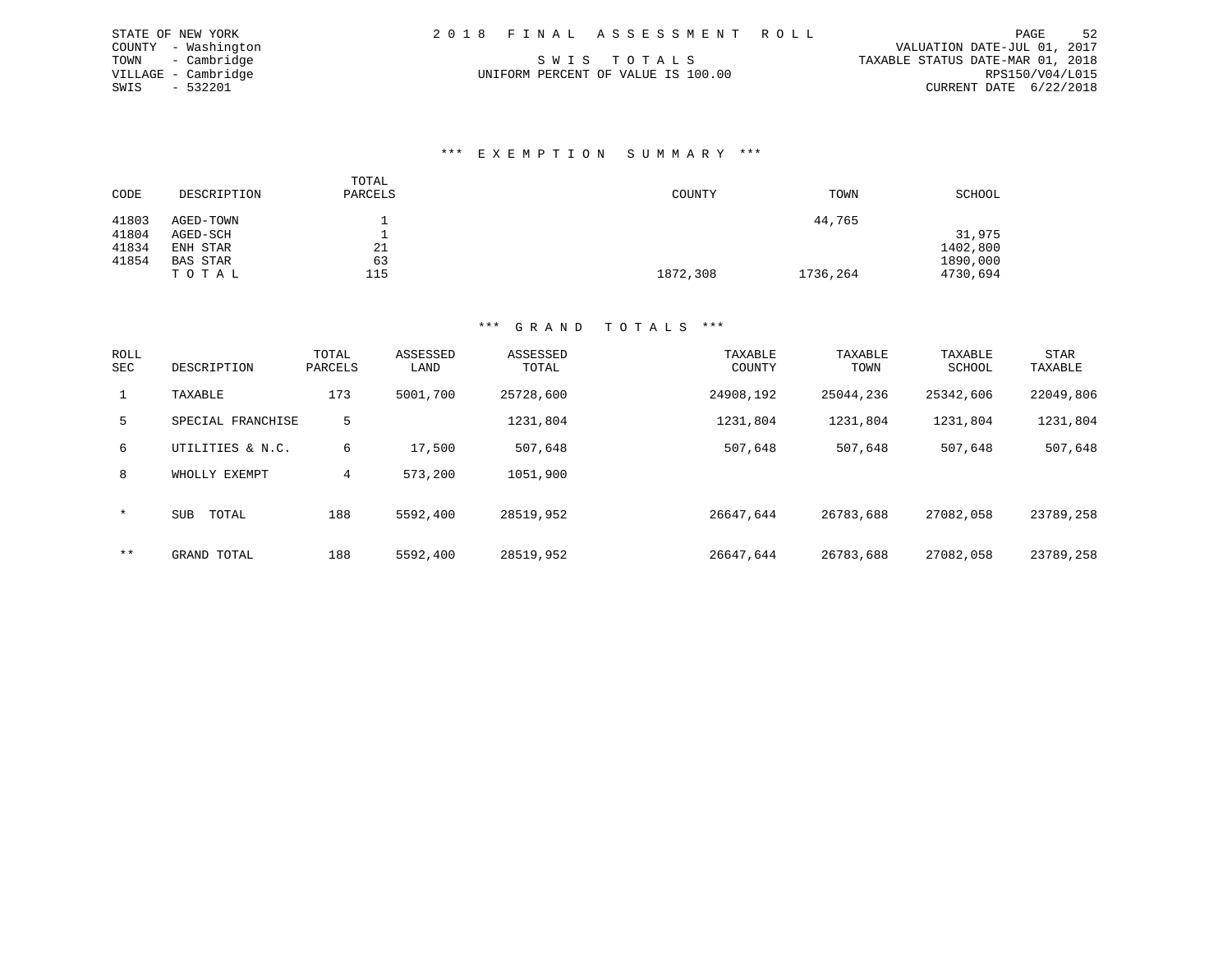STATE OF NEW YORK
COUNTY - Washington
TOWN - Cambridge
VILLAGE - Cambridge
SWIS - 532201

2 0 1 8 F I N A L A S S E S S M E N T R O L L

S W I S T O T A L S

UNIFORM PERCENT OF VALUE IS 100.00

VALUATION DATE-JUL 01, 2017
TAXABLE STATUS DATE-MAR 01, 2018
RPS150/V04/L015
CURRENT DATE 6/22/2018

### *** E X E M P T I O N S U M M A R Y ***

| CODE | DESCRIPTION | TOTAL PARCELS | COUNTY | TOWN | SCHOOL |
|---|---|---|---|---|---|
| 41803 | AGED-TOWN | 1 | | 44,765 | |
| 41804 | AGED-SCH | 1 | | | 31,975 |
| 41834 | ENH STAR | 21 | | | 1402,800 |
| 41854 | BAS STAR | 63 | | | 1890,000 |
| | T O T A L | 115 | 1872,308 | 1736,264 | 4730,694 |

### *** G R A N D T O T A L S ***

| ROLL SEC | DESCRIPTION | TOTAL PARCELS | ASSESSED LAND | ASSESSED TOTAL | TAXABLE COUNTY | TAXABLE TOWN | TAXABLE SCHOOL | STAR TAXABLE |
|---|---|---|---|---|---|---|---|---|
| 1 | TAXABLE | 173 | 5001,700 | 25728,600 | 24908,192 | 25044,236 | 25342,606 | 22049,806 |
| 5 | SPECIAL FRANCHISE | 5 | | 1231,804 | 1231,804 | 1231,804 | 1231,804 | 1231,804 |
| 6 | UTILITIES & N.C. | 6 | 17,500 | 507,648 | 507,648 | 507,648 | 507,648 | 507,648 |
| 8 | WHOLLY EXEMPT | 4 | 573,200 | 1051,900 | | | | |
| * | SUB TOTAL | 188 | 5592,400 | 28519,952 | 26647,644 | 26783,688 | 27082,058 | 23789,258 |
| ** | GRAND TOTAL | 188 | 5592,400 | 28519,952 | 26647,644 | 26783,688 | 27082,058 | 23789,258 |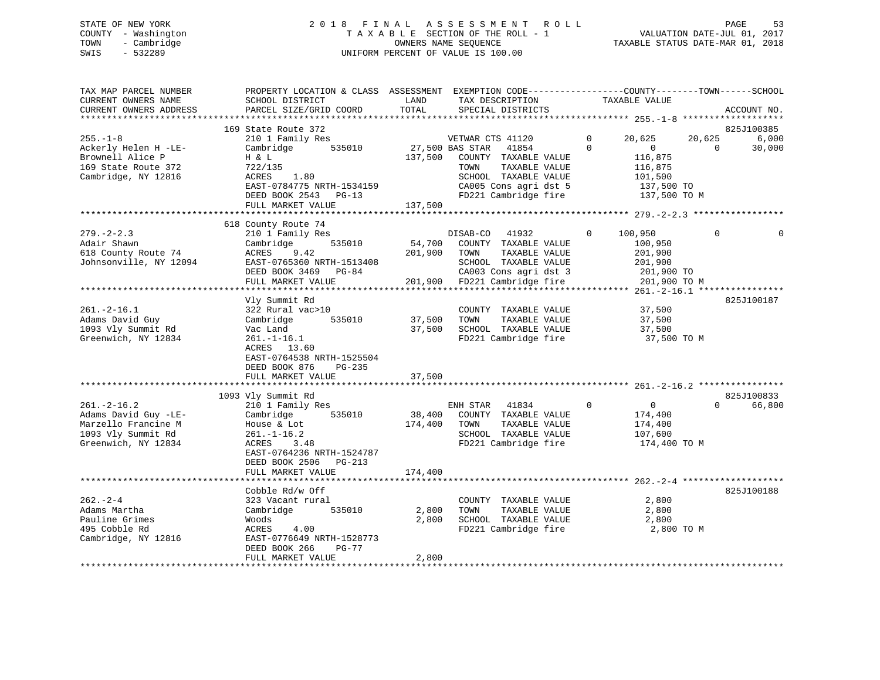STATE OF NEW YORK
COUNTY - Washington
TOWN - Cambridge
SWIS - 532289

2018 FINAL ASSESSMENT ROLL
TAXABLE SECTION OF THE ROLL - 1
OWNERS NAME SEQUENCE
UNIFORM PERCENT OF VALUE IS 100.00

VALUATION DATE-JUL 01, 2017
TAXABLE STATUS DATE-MAR 01, 2018

```
TAX MAP PARCEL NUMBER          PROPERTY LOCATION & CLASS  ASSESSMENT  EXEMPTION CODE------------------COUNTY--------TOWN------SCHOOL
CURRENT OWNERS NAME            SCHOOL DISTRICT               LAND       TAX DESCRIPTION              TAXABLE VALUE
CURRENT OWNERS ADDRESS         PARCEL SIZE/GRID COORD        TOTAL      SPECIAL DISTRICTS                                          ACCOUNT NO.
******************************************************************************************************* 255.-1-8 *******************
                               169 State Route 372                                                                           825J100385
255.-1-8                       210 1 Family Res                      VETWAR CTS 41120        0      20,625       20,625        6,000
Ackerly Helen H -LE-           Cambridge        535010       27,500 BAS STAR    41854         0           0            0       30,000
Brownell Alice P               H & L                        137,500    COUNTY  TAXABLE VALUE          116,875
169 State Route 372            722/135                                 TOWN    TAXABLE VALUE          116,875
Cambridge, NY 12816            ACRES     1.80                          SCHOOL  TAXABLE VALUE          101,500
                               EAST-0784775 NRTH-1534159               CA005 Cons agri dst 5           137,500 TO
                               DEED BOOK 2543   PG-13                  FD221 Cambridge fire            137,500 TO M
                               FULL MARKET VALUE            137,500
******************************************************************************************************* 279.-2-2.3 *****************
                               618 County Route 74
279.-2-2.3                     210 1 Family Res                      DISAB-CO    41932        0     100,950            0            0
Adair Shawn                    Cambridge        535010       54,700    COUNTY  TAXABLE VALUE          100,950
618 County Route 74            ACRES     9.42               201,900    TOWN    TAXABLE VALUE          201,900
Johnsonville, NY 12094         EAST-0765360 NRTH-1513408               SCHOOL  TAXABLE VALUE          201,900
                               DEED BOOK 3469   PG-84                  CA003 Cons agri dst 3           201,900 TO
                               FULL MARKET VALUE            201,900    FD221 Cambridge fire            201,900 TO M
******************************************************************************************************* 261.-2-16.1 ****************
                               Vly Summit Rd                                                                                 825J100187
261.-2-16.1                    322 Rural vac>10                        COUNTY  TAXABLE VALUE           37,500
Adams David Guy                Cambridge        535010       37,500    TOWN    TAXABLE VALUE           37,500
1093 Vly Summit Rd             Vac Land                      37,500    SCHOOL  TAXABLE VALUE           37,500
Greenwich, NY 12834            261.-1-16.1                             FD221 Cambridge fire             37,500 TO M
                               ACRES    13.60
                               EAST-0764538 NRTH-1525504
                               DEED BOOK 876    PG-235
                               FULL MARKET VALUE             37,500
******************************************************************************************************* 261.-2-16.2 ****************
                               1093 Vly Summit Rd                                                                            825J100833
261.-2-16.2                    210 1 Family Res                      ENH STAR    41834        0           0            0       66,800
Adams David Guy -LE-           Cambridge        535010       38,400    COUNTY  TAXABLE VALUE          174,400
Marzello Francine M            House & Lot                  174,400    TOWN    TAXABLE VALUE          174,400
1093 Vly Summit Rd             261.-1-16.2                             SCHOOL  TAXABLE VALUE          107,600
Greenwich, NY 12834            ACRES     3.48                          FD221 Cambridge fire            174,400 TO M
                               EAST-0764236 NRTH-1524787
                               DEED BOOK 2506   PG-213
                               FULL MARKET VALUE            174,400
******************************************************************************************************* 262.-2-4 *******************
                               Cobble Rd/w Off                                                                               825J100188
262.-2-4                       323 Vacant rural                        COUNTY  TAXABLE VALUE            2,800
Adams Martha                   Cambridge        535010        2,800    TOWN    TAXABLE VALUE            2,800
Pauline Grimes                 Woods                          2,800    SCHOOL  TAXABLE VALUE            2,800
495 Cobble Rd                  ACRES     4.00                          FD221 Cambridge fire              2,800 TO M
Cambridge, NY 12816            EAST-0776649 NRTH-1528773
                               DEED BOOK 266    PG-77
                               FULL MARKET VALUE              2,800
************************************************************************************************************************************
```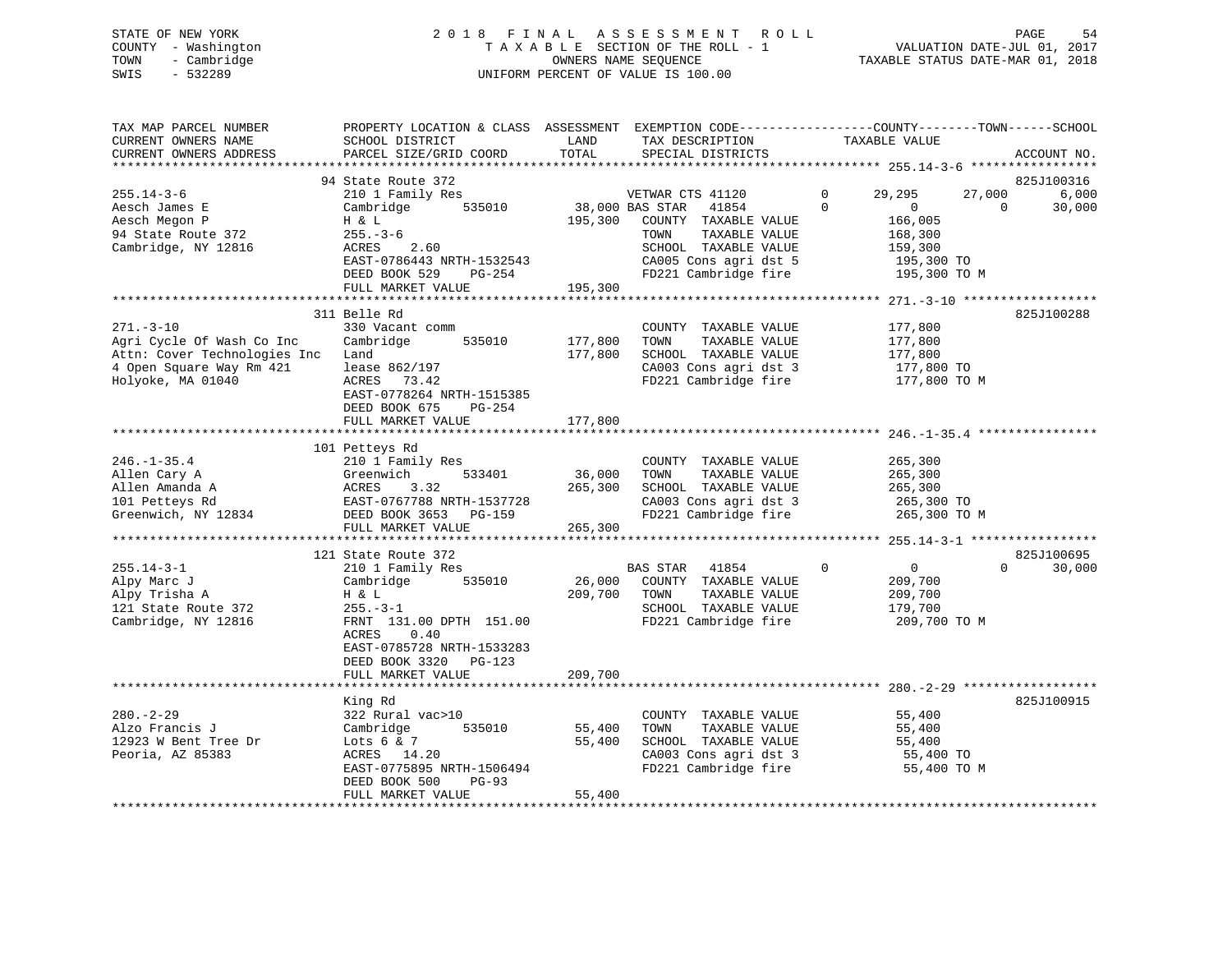STATE OF NEW YORK
COUNTY - Washington
TOWN - Cambridge
SWIS - 532289

2018 FINAL ASSESSMENT ROLL
TAXABLE SECTION OF THE ROLL - 1
OWNERS NAME SEQUENCE
UNIFORM PERCENT OF VALUE IS 100.00

VALUATION DATE-JUL 01, 2017
TAXABLE STATUS DATE-MAR 01, 2018

```
TAX MAP PARCEL NUMBER          PROPERTY LOCATION & CLASS  ASSESSMENT  EXEMPTION CODE-----------------COUNTY--------TOWN------SCHOOL
CURRENT OWNERS NAME            SCHOOL DISTRICT              LAND      TAX DESCRIPTION            TAXABLE VALUE
CURRENT OWNERS ADDRESS         PARCEL SIZE/GRID COORD       TOTAL     SPECIAL DISTRICTS                                    ACCOUNT NO.
*********************************************************************************************** 255.14-3-6 *****************
                               94 State Route 372                                                                          825J100316
255.14-3-6                     210 1 Family Res                       VETWAR CTS 41120         0       29,295      27,000       6,000
Aesch James E                  Cambridge        535010        38,000 BAS STAR   41854          0            0           0      30,000
Aesch Megon P                  H & L                         195,300    COUNTY  TAXABLE VALUE         166,005
94 State Route 372             255.-3-6                                 TOWN    TAXABLE VALUE         168,300
Cambridge, NY 12816            ACRES    2.60                            SCHOOL  TAXABLE VALUE         159,300
                               EAST-0786443 NRTH-1532543                CA005 Cons agri dst 5          195,300 TO
                               DEED BOOK 529    PG-254                  FD221 Cambridge fire           195,300 TO M
                               FULL MARKET VALUE             195,300
*********************************************************************************************** 271.-3-10 ******************
                               311 Belle Rd                                                                                825J100288
271.-3-10                      330 Vacant comm                          COUNTY  TAXABLE VALUE         177,800
Agri Cycle Of Wash Co Inc      Cambridge        535010       177,800    TOWN    TAXABLE VALUE         177,800
Attn: Cover Technologies Inc   Land                          177,800    SCHOOL  TAXABLE VALUE         177,800
4 Open Square Way Rm 421       lease 862/197                            CA003 Cons agri dst 3          177,800 TO
Holyoke, MA 01040              ACRES   73.42                            FD221 Cambridge fire           177,800 TO M
                               EAST-0778264 NRTH-1515385
                               DEED BOOK 675    PG-254
                               FULL MARKET VALUE             177,800
*********************************************************************************************** 246.-1-35.4 ****************
                               101 Petteys Rd
246.-1-35.4                    210 1 Family Res                         COUNTY  TAXABLE VALUE         265,300
Allen Cary A                   Greenwich        533401        36,000    TOWN    TAXABLE VALUE         265,300
Allen Amanda A                 ACRES    3.32                 265,300    SCHOOL  TAXABLE VALUE         265,300
101 Petteys Rd                 EAST-0767788 NRTH-1537728                CA003 Cons agri dst 3          265,300 TO
Greenwich, NY 12834            DEED BOOK 3653   PG-159                  FD221 Cambridge fire           265,300 TO M
                               FULL MARKET VALUE             265,300
*********************************************************************************************** 255.14-3-1 *****************
                               121 State Route 372                                                                         825J100695
255.14-3-1                     210 1 Family Res                       BAS STAR   41854         0            0           0      30,000
Alpy Marc J                    Cambridge        535010        26,000    COUNTY  TAXABLE VALUE         209,700
Alpy Trisha A                  H & L                         209,700    TOWN    TAXABLE VALUE         209,700
121 State Route 372            255.-3-1                                 SCHOOL  TAXABLE VALUE         179,700
Cambridge, NY 12816            FRNT 131.00 DPTH 151.00                  FD221 Cambridge fire           209,700 TO M
                               ACRES    0.40
                               EAST-0785728 NRTH-1533283
                               DEED BOOK 3320   PG-123
                               FULL MARKET VALUE             209,700
*********************************************************************************************** 280.-2-29 ******************
                               King Rd                                                                                     825J100915
280.-2-29                      322 Rural vac>10                         COUNTY  TAXABLE VALUE          55,400
Alzo Francis J                 Cambridge        535010        55,400    TOWN    TAXABLE VALUE          55,400
12923 W Bent Tree Dr           Lots 6 & 7                     55,400    SCHOOL  TAXABLE VALUE          55,400
Peoria, AZ 85383               ACRES   14.20                            CA003 Cons agri dst 3           55,400 TO
                               EAST-0775895 NRTH-1506494                FD221 Cambridge fire            55,400 TO M
                               DEED BOOK 500    PG-93
                               FULL MARKET VALUE              55,400
****************************************************************************************************************************
```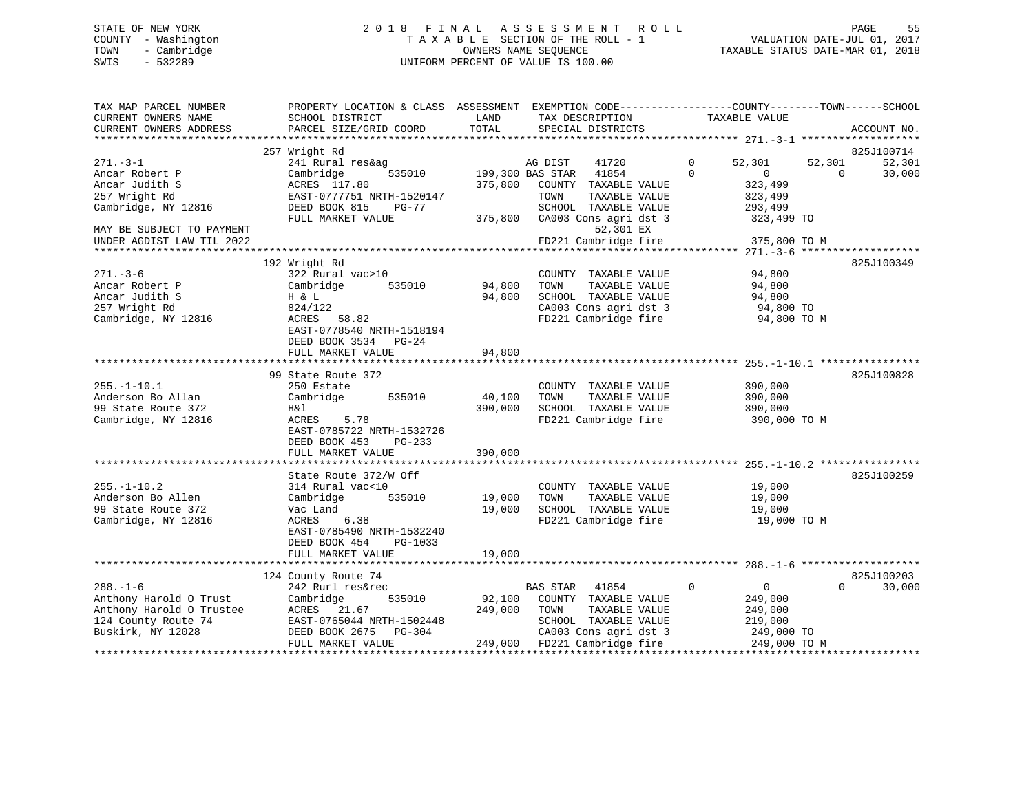STATE OF NEW YORK
COUNTY - Washington
TOWN - Cambridge
SWIS - 532289

2018 FINAL ASSESSMENT ROLL
TAXABLE SECTION OF THE ROLL - 1
OWNERS NAME SEQUENCE
UNIFORM PERCENT OF VALUE IS 100.00

VALUATION DATE-JUL 01, 2017
TAXABLE STATUS DATE-MAR 01, 2018

```
TAX MAP PARCEL NUMBER          PROPERTY LOCATION & CLASS  ASSESSMENT  EXEMPTION CODE------------------COUNTY--------TOWN------SCHOOL
CURRENT OWNERS NAME            SCHOOL DISTRICT               LAND      TAX DESCRIPTION            TAXABLE VALUE
CURRENT OWNERS ADDRESS         PARCEL SIZE/GRID COORD        TOTAL     SPECIAL DISTRICTS                                  ACCOUNT NO.
******************************************************************************************************* 271.-3-1 *******************
                               257 Wright Rd                                                                          825J100714
271.-3-1                       241 Rural res&ag                   AG DIST    41720         0      52,301     52,301     52,301
Ancar Robert P                 Cambridge       535010       199,300 BAS STAR   41854         0           0          0     30,000
Ancar Judith S                 ACRES  117.80                375,800   COUNTY  TAXABLE VALUE            323,499
257 Wright Rd                  EAST-0777751 NRTH-1520147              TOWN    TAXABLE VALUE            323,499
Cambridge, NY 12816            DEED BOOK 815    PG-77                 SCHOOL  TAXABLE VALUE            293,499
                               FULL MARKET VALUE            375,800   CA003 Cons agri dst 3            323,499 TO
MAY BE SUBJECT TO PAYMENT                                                  52,301 EX
UNDER AGDIST LAW TIL 2022                                             FD221 Cambridge fire             375,800 TO M
******************************************************************************************************* 271.-3-6 *******************
                               192 Wright Rd                                                                          825J100349
271.-3-6                       322 Rural vac>10                       COUNTY  TAXABLE VALUE             94,800
Ancar Robert P                 Cambridge       535010        94,800   TOWN    TAXABLE VALUE             94,800
Ancar Judith S                 H & L                         94,800   SCHOOL  TAXABLE VALUE             94,800
257 Wright Rd                  824/122                                CA003 Cons agri dst 3             94,800 TO
Cambridge, NY 12816            ACRES   58.82                          FD221 Cambridge fire              94,800 TO M
                               EAST-0778540 NRTH-1518194
                               DEED BOOK 3534   PG-24
                               FULL MARKET VALUE             94,800
******************************************************************************************************* 255.-1-10.1 ****************
                               99 State Route 372                                                                     825J100828
255.-1-10.1                    250 Estate                             COUNTY  TAXABLE VALUE            390,000
Anderson Bo Allan              Cambridge       535010        40,100   TOWN    TAXABLE VALUE            390,000
99 State Route 372             H&l                          390,000   SCHOOL  TAXABLE VALUE            390,000
Cambridge, NY 12816            ACRES    5.78                          FD221 Cambridge fire             390,000 TO M
                               EAST-0785722 NRTH-1532726
                               DEED BOOK 453    PG-233
                               FULL MARKET VALUE            390,000
******************************************************************************************************* 255.-1-10.2 ****************
                               State Route 372/W Off                                                                  825J100259
255.-1-10.2                    314 Rural vac<10                       COUNTY  TAXABLE VALUE             19,000
Anderson Bo Allen              Cambridge       535010        19,000   TOWN    TAXABLE VALUE             19,000
99 State Route 372             Vac Land                      19,000   SCHOOL  TAXABLE VALUE             19,000
Cambridge, NY 12816            ACRES    6.38                          FD221 Cambridge fire              19,000 TO M
                               EAST-0785490 NRTH-1532240
                               DEED BOOK 454    PG-1033
                               FULL MARKET VALUE             19,000
******************************************************************************************************* 288.-1-6 *******************
                               124 County Route 74                                                                    825J100203
288.-1-6                       242 Rurl res&rec                   BAS STAR   41854         0           0          0     30,000
Anthony Harold O Trust         Cambridge       535010        92,100   COUNTY  TAXABLE VALUE            249,000
Anthony Harold O Trustee       ACRES   21.67                249,000   TOWN    TAXABLE VALUE            249,000
124 County Route 74            EAST-0765044 NRTH-1502448              SCHOOL  TAXABLE VALUE            219,000
Buskirk, NY 12028              DEED BOOK 2675   PG-304                CA003 Cons agri dst 3            249,000 TO
                               FULL MARKET VALUE            249,000   FD221 Cambridge fire             249,000 TO M
************************************************************************************************************************************
```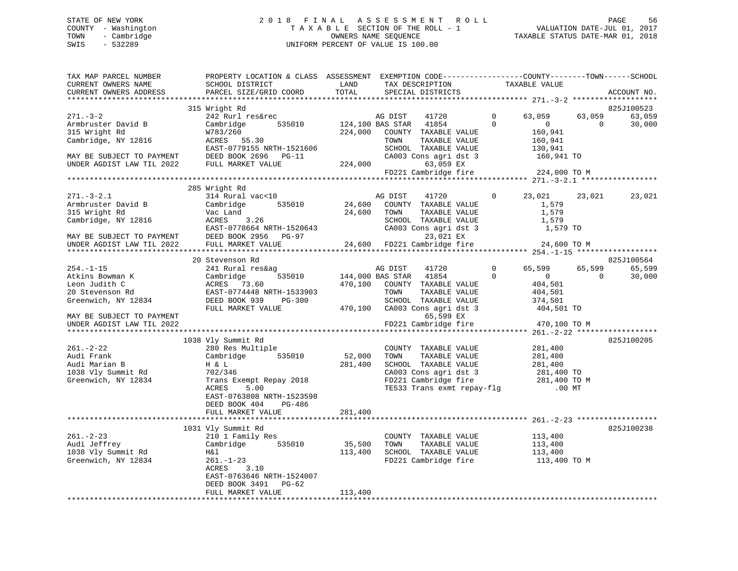STATE OF NEW YORK
COUNTY - Washington
TOWN - Cambridge
SWIS - 532289

2018 FINAL ASSESSMENT ROLL
TAXABLE SECTION OF THE ROLL - 1
OWNERS NAME SEQUENCE
UNIFORM PERCENT OF VALUE IS 100.00

VALUATION DATE-JUL 01, 2017
TAXABLE STATUS DATE-MAR 01, 2018

```
TAX MAP PARCEL NUMBER          PROPERTY LOCATION & CLASS  ASSESSMENT  EXEMPTION CODE------------------COUNTY--------TOWN------SCHOOL
CURRENT OWNERS NAME            SCHOOL DISTRICT             LAND        TAX DESCRIPTION             TAXABLE VALUE
CURRENT OWNERS ADDRESS         PARCEL SIZE/GRID COORD      TOTAL       SPECIAL DISTRICTS                                        ACCOUNT NO.
******************************************************************************************************* 271.-3-2 *******************
                               315 Wright Rd                                                                                825J100523
271.-3-2                       242 Rurl res&rec                        AG DIST     41720          0        63,059      63,059      63,059
Armbruster David B             Cambridge        535010     124,100 BAS STAR    41854          0             0           0      30,000
315 Wright Rd                  W783/260                    224,000     COUNTY  TAXABLE VALUE           160,941
Cambridge, NY 12816            ACRES   55.30                           TOWN    TAXABLE VALUE           160,941
                               EAST-0779155 NRTH-1521606               SCHOOL  TAXABLE VALUE           130,941
MAY BE SUBJECT TO PAYMENT      DEED BOOK 2696   PG-11                  CA003 Cons agri dst 3           160,941 TO
UNDER AGDIST LAW TIL 2022      FULL MARKET VALUE           224,000          63,059 EX
                                                                       FD221 Cambridge fire            224,000 TO M
******************************************************************************************************* 271.-3-2.1 *****************
                               285 Wright Rd
271.-3-2.1                     314 Rural vac<10                        AG DIST     41720          0        23,021      23,021      23,021
Armbruster David B             Cambridge        535010      24,600     COUNTY  TAXABLE VALUE             1,579
315 Wright Rd                  Vac Land                     24,600     TOWN    TAXABLE VALUE             1,579
Cambridge, NY 12816            ACRES    3.26                           SCHOOL  TAXABLE VALUE             1,579
                               EAST-0778664 NRTH-1520643               CA003 Cons agri dst 3             1,579 TO
MAY BE SUBJECT TO PAYMENT      DEED BOOK 2956   PG-97                       23,021 EX
UNDER AGDIST LAW TIL 2022      FULL MARKET VALUE            24,600     FD221 Cambridge fire             24,600 TO M
******************************************************************************************************* 254.-1-15 ******************
                               20 Stevenson Rd                                                                              825J100564
254.-1-15                      241 Rural res&ag                        AG DIST     41720          0        65,599      65,599      65,599
Atkins Bowman K                Cambridge        535010     144,000 BAS STAR    41854          0             0           0      30,000
Leon Judith C                  ACRES   73.60               470,100     COUNTY  TAXABLE VALUE           404,501
20 Stevenson Rd                EAST-0774448 NRTH-1533903               TOWN    TAXABLE VALUE           404,501
Greenwich, NY 12834            DEED BOOK 939    PG-300                 SCHOOL  TAXABLE VALUE           374,501
                               FULL MARKET VALUE           470,100     CA003 Cons agri dst 3           404,501 TO
MAY BE SUBJECT TO PAYMENT                                                   65,599 EX
UNDER AGDIST LAW TIL 2022                                              FD221 Cambridge fire            470,100 TO M
******************************************************************************************************* 261.-2-22 ******************
                               1038 Vly Summit Rd                                                                           825J100205
261.-2-22                      280 Res Multiple                        COUNTY  TAXABLE VALUE           281,400
Audi Frank                     Cambridge        535010      52,000     TOWN    TAXABLE VALUE           281,400
Audi Marian B                  H & L                       281,400     SCHOOL  TAXABLE VALUE           281,400
1038 Vly Summit Rd             702/346                                 CA003 Cons agri dst 3           281,400 TO
Greenwich, NY 12834            Trans Exempt Repay 2018                 FD221 Cambridge fire            281,400 TO M
                               ACRES    5.00                           TE533 Trans exmt repay-flg          .00 MT
                               EAST-0763808 NRTH-1523598
                               DEED BOOK 404    PG-486
                               FULL MARKET VALUE           281,400
******************************************************************************************************* 261.-2-23 ******************
                               1031 Vly Summit Rd                                                                           825J100238
261.-2-23                      210 1 Family Res                        COUNTY  TAXABLE VALUE           113,400
Audi Jeffrey                   Cambridge        535010      35,500     TOWN    TAXABLE VALUE           113,400
1038 Vly Summit Rd             H&l                         113,400     SCHOOL  TAXABLE VALUE           113,400
Greenwich, NY 12834            261.-1-23                               FD221 Cambridge fire            113,400 TO M
                               ACRES    3.10
                               EAST-0763646 NRTH-1524007
                               DEED BOOK 3491   PG-62
                               FULL MARKET VALUE           113,400
************************************************************************************************************************************
```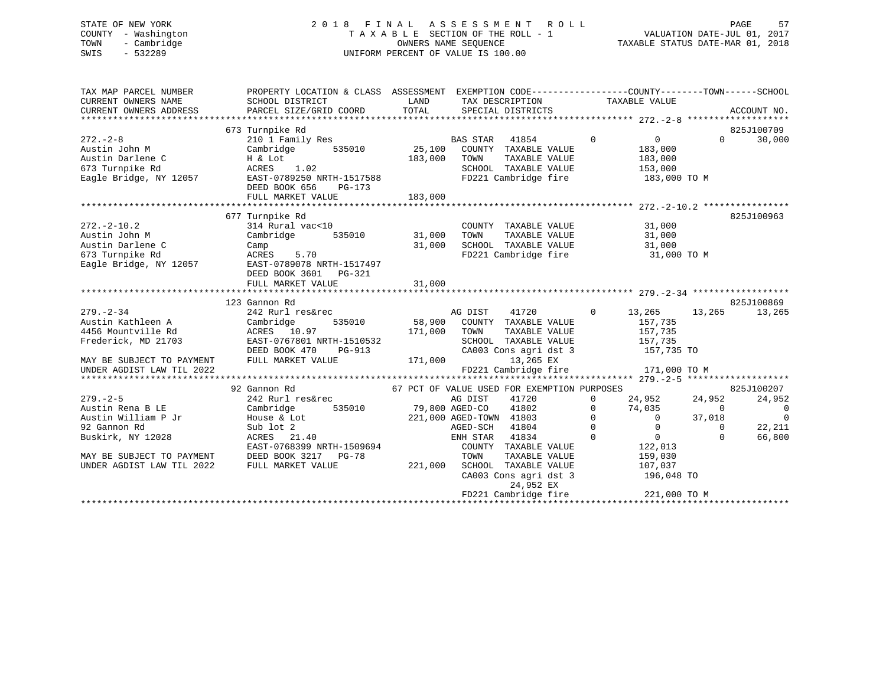STATE OF NEW YORK
COUNTY - Washington
TOWN - Cambridge
SWIS - 532289

# 2018 FINAL ASSESSMENT ROLL
TAXABLE SECTION OF THE ROLL - 1
OWNERS NAME SEQUENCE
UNIFORM PERCENT OF VALUE IS 100.00

VALUATION DATE-JUL 01, 2017
TAXABLE STATUS DATE-MAR 01, 2018

```
TAX MAP PARCEL NUMBER          PROPERTY LOCATION & CLASS  ASSESSMENT  EXEMPTION CODE------------------COUNTY--------TOWN------SCHOOL
CURRENT OWNERS NAME            SCHOOL DISTRICT              LAND      TAX DESCRIPTION            TAXABLE VALUE
CURRENT OWNERS ADDRESS         PARCEL SIZE/GRID COORD       TOTAL     SPECIAL DISTRICTS                                      ACCOUNT NO.
******************************************************************************************************* 272.-2-8 *******************
                               673 Turnpike Rd                                                                              825J100709
272.-2-8                       210 1 Family Res                     BAS STAR   41854          0          0          0      30,000
Austin John M                  Cambridge       535010      25,100   COUNTY  TAXABLE VALUE            183,000
Austin Darlene C               H & Lot                    183,000   TOWN    TAXABLE VALUE            183,000
673 Turnpike Rd                ACRES     1.02                       SCHOOL  TAXABLE VALUE            153,000
Eagle Bridge, NY 12057         EAST-0789250 NRTH-1517588            FD221 Cambridge fire              183,000 TO M
                               DEED BOOK 656     PG-173
                               FULL MARKET VALUE          183,000
******************************************************************************************************* 272.-2-10.2 ****************
                               677 Turnpike Rd                                                                              825J100963
272.-2-10.2                    314 Rural vac<10                     COUNTY  TAXABLE VALUE             31,000
Austin John M                  Cambridge       535010      31,000   TOWN    TAXABLE VALUE             31,000
Austin Darlene C               Camp                        31,000   SCHOOL  TAXABLE VALUE             31,000
673 Turnpike Rd                ACRES     5.70                       FD221 Cambridge fire               31,000 TO M
Eagle Bridge, NY 12057         EAST-0789078 NRTH-1517497
                               DEED BOOK 3601    PG-321
                               FULL MARKET VALUE           31,000
******************************************************************************************************* 279.-2-34 ******************
                               123 Gannon Rd                                                                                825J100869
279.-2-34                      242 Rurl res&rec                     AG DIST    41720          0     13,265     13,265      13,265
Austin Kathleen A              Cambridge       535010      58,900   COUNTY  TAXABLE VALUE            157,735
4456 Mountville Rd             ACRES    10.97             171,000   TOWN    TAXABLE VALUE            157,735
Frederick, MD 21703            EAST-0767801 NRTH-1510532            SCHOOL  TAXABLE VALUE            157,735
                               DEED BOOK 470     PG-913             CA003 Cons agri dst 3             157,735 TO
MAY BE SUBJECT TO PAYMENT      FULL MARKET VALUE          171,000          13,265 EX
UNDER AGDIST LAW TIL 2022                                           FD221 Cambridge fire              171,000 TO M
******************************************************************************************************* 279.-2-5 *******************
                               92 Gannon Rd                 67 PCT OF VALUE USED FOR EXEMPTION PURPOSES                     825J100207
279.-2-5                       242 Rurl res&rec                     AG DIST    41720          0     24,952     24,952      24,952
Austin Rena B LE               Cambridge       535010      79,800 AGED-CO     41802           0     74,035          0           0
Austin William P Jr            House & Lot                221,000 AGED-TOWN   41803           0          0     37,018           0
92 Gannon Rd                   Sub lot 2                            AGED-SCH   41804          0          0          0      22,211
Buskirk, NY 12028              ACRES    21.40                       ENH STAR   41834          0          0          0      66,800
                               EAST-0768399 NRTH-1509694            COUNTY  TAXABLE VALUE            122,013
MAY BE SUBJECT TO PAYMENT      DEED BOOK 3217    PG-78              TOWN    TAXABLE VALUE            159,030
UNDER AGDIST LAW TIL 2022      FULL MARKET VALUE          221,000   SCHOOL  TAXABLE VALUE            107,037
                                                                    CA003 Cons agri dst 3             196,048 TO
                                                                           24,952 EX
                                                                    FD221 Cambridge fire              221,000 TO M
************************************************************************************************************************************
```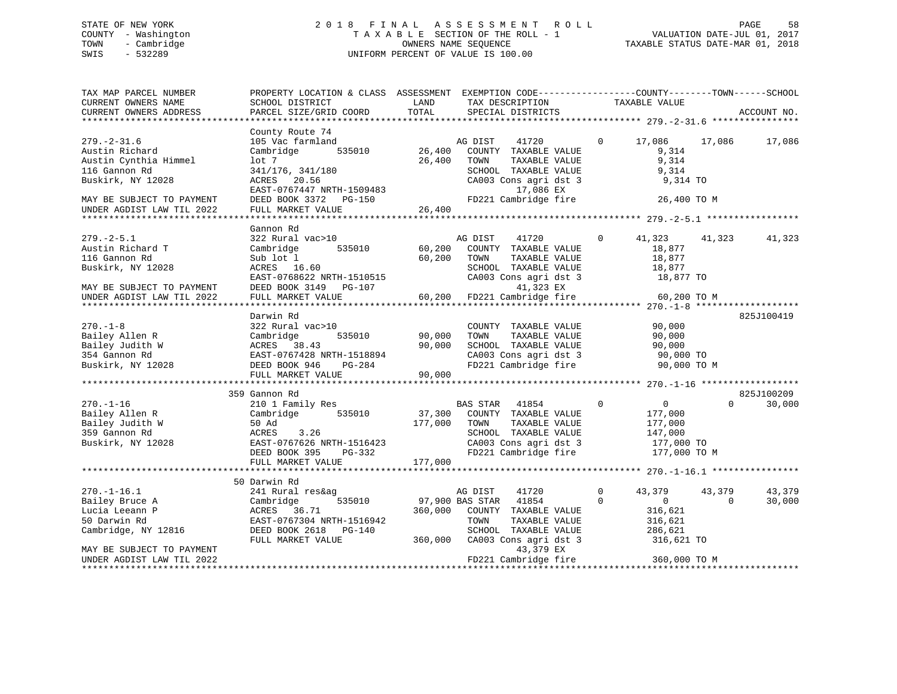STATE OF NEW YORK
COUNTY - Washington
TOWN - Cambridge
SWIS - 532289

2018 FINAL ASSESSMENT ROLL
TAXABLE SECTION OF THE ROLL - 1
OWNERS NAME SEQUENCE
UNIFORM PERCENT OF VALUE IS 100.00

VALUATION DATE-JUL 01, 2017
TAXABLE STATUS DATE-MAR 01, 2018

| TAX MAP PARCEL NUMBER / CURRENT OWNERS NAME / CURRENT OWNERS ADDRESS | PROPERTY LOCATION & CLASS / SCHOOL DISTRICT / PARCEL SIZE/GRID COORD | ASSESSMENT LAND | TOTAL | EXEMPTION CODE / TAX DESCRIPTION / SPECIAL DISTRICTS | COUNTY TAXABLE VALUE | TOWN | SCHOOL | ACCOUNT NO. |
|---|---|---|---|---|---|---|---|---|
| **279.-2-31.6** | County Route 74 | | | | | | | |
| 279.-2-31.6 | 105 Vac farmland | | | AG DIST 41720 0 | 17,086 | 17,086 | 17,086 | |
| Austin Richard | Cambridge 535010 | 26,400 | | COUNTY TAXABLE VALUE | 9,314 | | | |
| Austin Cynthia Himmel | lot 7 | | 26,400 | TOWN TAXABLE VALUE | 9,314 | | | |
| 116 Gannon Rd | 341/176, 341/180 | | | SCHOOL TAXABLE VALUE | 9,314 | | | |
| Buskirk, NY 12028 | ACRES 20.56 | | | CA003 Cons agri dst 3 | 9,314 TO | | | |
| | EAST-0767447 NRTH-1509483 | | | 17,086 EX | | | | |
| MAY BE SUBJECT TO PAYMENT | DEED BOOK 3372 PG-150 | | | FD221 Cambridge fire | 26,400 TO M | | | |
| UNDER AGDIST LAW TIL 2022 | FULL MARKET VALUE | | 26,400 | | | | | |
| **279.-2-5.1** | Gannon Rd | | | | | | | |
| 279.-2-5.1 | 322 Rural vac>10 | | | AG DIST 41720 0 | 41,323 | 41,323 | 41,323 | |
| Austin Richard T | Cambridge 535010 | 60,200 | | COUNTY TAXABLE VALUE | 18,877 | | | |
| 116 Gannon Rd | Sub lot l | | 60,200 | TOWN TAXABLE VALUE | 18,877 | | | |
| Buskirk, NY 12028 | ACRES 16.60 | | | SCHOOL TAXABLE VALUE | 18,877 | | | |
| | EAST-0768622 NRTH-1510515 | | | CA003 Cons agri dst 3 | 18,877 TO | | | |
| MAY BE SUBJECT TO PAYMENT | DEED BOOK 3149 PG-107 | | | 41,323 EX | | | | |
| UNDER AGDIST LAW TIL 2022 | FULL MARKET VALUE | | 60,200 | FD221 Cambridge fire | 60,200 TO M | | | |
| **270.-1-8** | Darwin Rd | | | | | | | 825J100419 |
| 270.-1-8 | 322 Rural vac>10 | | | COUNTY TAXABLE VALUE | 90,000 | | | |
| Bailey Allen R | Cambridge 535010 | 90,000 | | TOWN TAXABLE VALUE | 90,000 | | | |
| Bailey Judith W | ACRES 38.43 | | 90,000 | SCHOOL TAXABLE VALUE | 90,000 | | | |
| 354 Gannon Rd | EAST-0767428 NRTH-1518894 | | | CA003 Cons agri dst 3 | 90,000 TO | | | |
| Buskirk, NY 12028 | DEED BOOK 946 PG-284 | | | FD221 Cambridge fire | 90,000 TO M | | | |
| | FULL MARKET VALUE | | 90,000 | | | | | |
| **270.-1-16** | 359 Gannon Rd | | | | | | | 825J100209 |
| 270.-1-16 | 210 1 Family Res | | | BAS STAR 41854 0 | 0 | 0 | 30,000 | |
| Bailey Allen R | Cambridge 535010 | 37,300 | | COUNTY TAXABLE VALUE | 177,000 | | | |
| Bailey Judith W | 50 Ad | | 177,000 | TOWN TAXABLE VALUE | 177,000 | | | |
| 359 Gannon Rd | ACRES 3.26 | | | SCHOOL TAXABLE VALUE | 147,000 | | | |
| Buskirk, NY 12028 | EAST-0767626 NRTH-1516423 | | | CA003 Cons agri dst 3 | 177,000 TO | | | |
| | DEED BOOK 395 PG-332 | | | FD221 Cambridge fire | 177,000 TO M | | | |
| | FULL MARKET VALUE | | 177,000 | | | | | |
| **270.-1-16.1** | 50 Darwin Rd | | | | | | | |
| 270.-1-16.1 | 241 Rural res&ag | | | AG DIST 41720 0 | 43,379 | 43,379 | 43,379 | |
| Bailey Bruce A | Cambridge 535010 | 97,900 | | BAS STAR 41854 0 | 0 | 0 | 30,000 | |
| Lucia Leeann P | ACRES 36.71 | | 360,000 | COUNTY TAXABLE VALUE | 316,621 | | | |
| 50 Darwin Rd | EAST-0767304 NRTH-1516942 | | | TOWN TAXABLE VALUE | 316,621 | | | |
| Cambridge, NY 12816 | DEED BOOK 2618 PG-140 | | | SCHOOL TAXABLE VALUE | 286,621 | | | |
| | FULL MARKET VALUE | | 360,000 | CA003 Cons agri dst 3 | 316,621 TO | | | |
| MAY BE SUBJECT TO PAYMENT | | | | 43,379 EX | | | | |
| UNDER AGDIST LAW TIL 2022 | | | | FD221 Cambridge fire | 360,000 TO M | | | |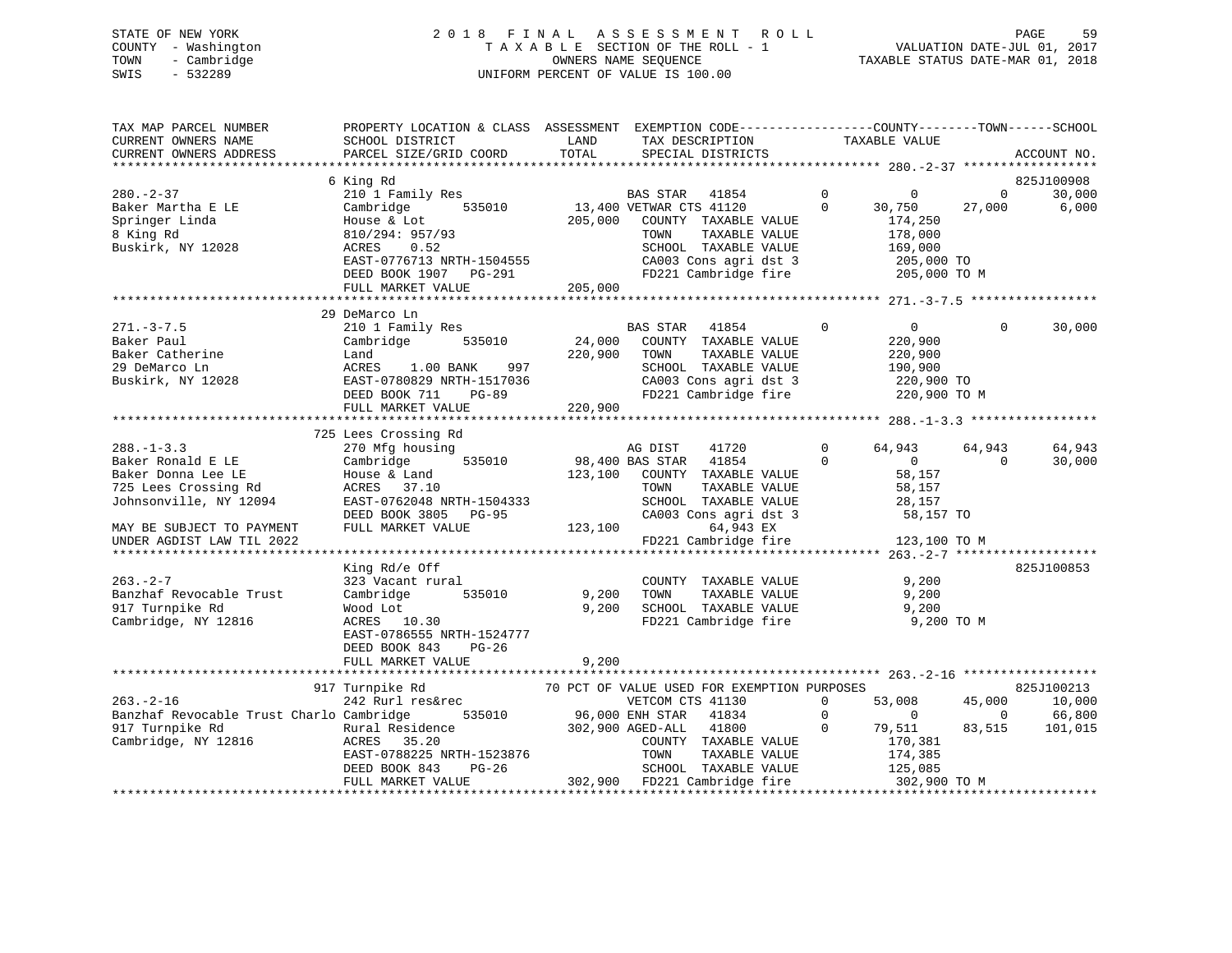STATE OF NEW YORK — 2018 FINAL ASSESSMENT ROLL
COUNTY - Washington — TAXABLE SECTION OF THE ROLL - 1 — VALUATION DATE-JUL 01, 2017
TOWN - Cambridge — OWNERS NAME SEQUENCE — TAXABLE STATUS DATE-MAR 01, 2018
SWIS - 532289 — UNIFORM PERCENT OF VALUE IS 100.00

```
TAX MAP PARCEL NUMBER          PROPERTY LOCATION & CLASS  ASSESSMENT  EXEMPTION CODE------------------COUNTY--------TOWN------SCHOOL
CURRENT OWNERS NAME            SCHOOL DISTRICT              LAND      TAX DESCRIPTION              TAXABLE VALUE
CURRENT OWNERS ADDRESS         PARCEL SIZE/GRID COORD       TOTAL     SPECIAL DISTRICTS                                    ACCOUNT NO.
******************************************************************************************** 280.-2-37 ******************
                               6 King Rd                                                                               825J100908
280.-2-37                      210 1 Family Res                       BAS STAR  41854          0          0         0     30,000
Baker Martha E LE              Cambridge      535010       13,400 VETWAR CTS 41120             0     30,750    27,000      6,000
Springer Linda                 House & Lot                 205,000   COUNTY  TAXABLE VALUE           174,250
8 King Rd                      810/294: 957/93                       TOWN    TAXABLE VALUE           178,000
Buskirk, NY 12028              ACRES    0.52                         SCHOOL  TAXABLE VALUE           169,000
                               EAST-0776713 NRTH-1504555             CA003 Cons agri dst 3           205,000 TO
                               DEED BOOK 1907   PG-291               FD221 Cambridge fire            205,000 TO M
                               FULL MARKET VALUE           205,000
******************************************************************************************** 271.-3-7.5 *****************
                               29 DeMarco Ln
271.-3-7.5                     210 1 Family Res                       BAS STAR  41854          0          0         0     30,000
Baker Paul                     Cambridge      535010       24,000    COUNTY  TAXABLE VALUE           220,900
Baker Catherine                Land                        220,900   TOWN    TAXABLE VALUE           220,900
29 DeMarco Ln                  ACRES    1.00 BANK    997             SCHOOL  TAXABLE VALUE           190,900
Buskirk, NY 12028              EAST-0780829 NRTH-1517036             CA003 Cons agri dst 3           220,900 TO
                               DEED BOOK 711    PG-89                FD221 Cambridge fire            220,900 TO M
                               FULL MARKET VALUE           220,900
******************************************************************************************** 288.-1-3.3 *****************
                               725 Lees Crossing Rd
288.-1-3.3                     270 Mfg housing                        AG DIST   41720          0     64,943    64,943     64,943
Baker Ronald E LE              Cambridge      535010       98,400 BAS STAR  41854              0          0         0     30,000
Baker Donna Lee LE             House & Land                123,100   COUNTY  TAXABLE VALUE            58,157
725 Lees Crossing Rd           ACRES   37.10                         TOWN    TAXABLE VALUE            58,157
Johnsonville, NY 12094         EAST-0762048 NRTH-1504333             SCHOOL  TAXABLE VALUE            28,157
                               DEED BOOK 3805   PG-95                CA003 Cons agri dst 3            58,157 TO
MAY BE SUBJECT TO PAYMENT      FULL MARKET VALUE           123,100        64,943 EX
UNDER AGDIST LAW TIL 2022                                            FD221 Cambridge fire            123,100 TO M
******************************************************************************************** 263.-2-7 *******************
                               King Rd/e Off                                                                           825J100853
263.-2-7                       323 Vacant rural                      COUNTY  TAXABLE VALUE             9,200
Banzhaf Revocable Trust        Cambridge      535010        9,200    TOWN    TAXABLE VALUE             9,200
917 Turnpike Rd                Wood Lot                      9,200   SCHOOL  TAXABLE VALUE             9,200
Cambridge, NY 12816            ACRES   10.30                         FD221 Cambridge fire              9,200 TO M
                               EAST-0786555 NRTH-1524777
                               DEED BOOK 843    PG-26
                               FULL MARKET VALUE             9,200
******************************************************************************************** 263.-2-16 ******************
                               917 Turnpike Rd             70 PCT OF VALUE USED FOR EXEMPTION PURPOSES                 825J100213
263.-2-16                      242 Rurl res&rec                       VETCOM CTS 41130         0     53,008    45,000     10,000
Banzhaf Revocable Trust Charlo Cambridge      535010       96,000 ENH STAR  41834              0          0         0     66,800
917 Turnpike Rd                Rural Residence             302,900 AGED-ALL  41800             0     79,511    83,515    101,015
Cambridge, NY 12816            ACRES   35.20                         COUNTY  TAXABLE VALUE           170,381
                               EAST-0788225 NRTH-1523876             TOWN    TAXABLE VALUE           174,385
                               DEED BOOK 843    PG-26                SCHOOL  TAXABLE VALUE           125,085
                               FULL MARKET VALUE           302,900   FD221 Cambridge fire            302,900 TO M
****************************************************************************************************************************
```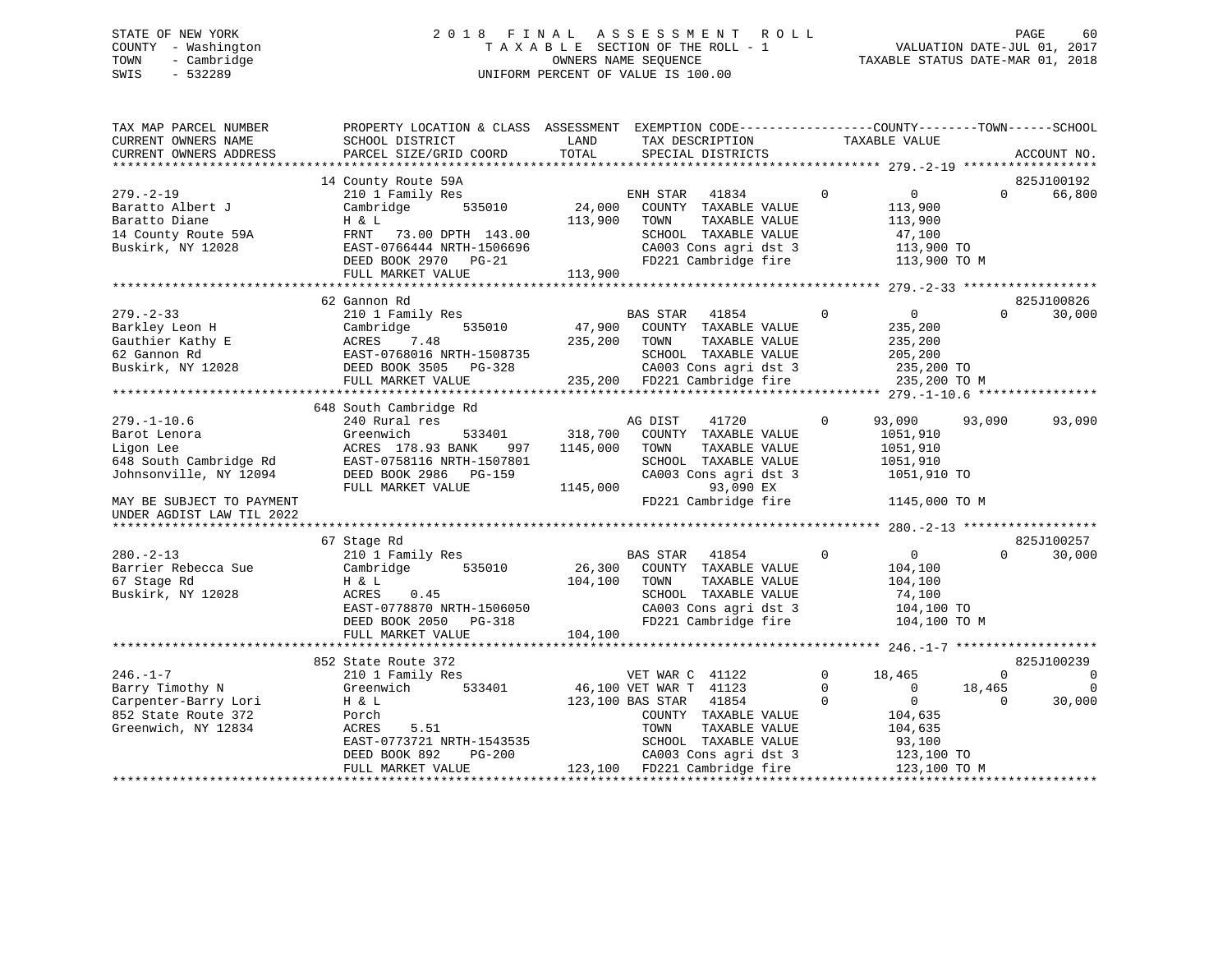STATE OF NEW YORK
COUNTY - Washington
TOWN - Cambridge
SWIS - 532289

# 2018 FINAL ASSESSMENT ROLL

TAXABLE SECTION OF THE ROLL - 1
OWNERS NAME SEQUENCE
UNIFORM PERCENT OF VALUE IS 100.00

VALUATION DATE-JUL 01, 2017
TAXABLE STATUS DATE-MAR 01, 2018

```
TAX MAP PARCEL NUMBER          PROPERTY LOCATION & CLASS  ASSESSMENT  EXEMPTION CODE-----------------COUNTY--------TOWN------SCHOOL
CURRENT OWNERS NAME            SCHOOL DISTRICT               LAND      TAX DESCRIPTION              TAXABLE VALUE
CURRENT OWNERS ADDRESS         PARCEL SIZE/GRID COORD        TOTAL     SPECIAL DISTRICTS                                      ACCOUNT NO.
******************************************************************************************************* 279.-2-19 ******************
                               14 County Route 59A                                                                          825J100192
279.-2-19                      210 1 Family Res                        ENH STAR   41834        0           0            0      66,800
Baratto Albert J               Cambridge      535010       24,000     COUNTY  TAXABLE VALUE            113,900
Baratto Diane                  H & L                      113,900     TOWN    TAXABLE VALUE            113,900
14 County Route 59A            FRNT   73.00 DPTH 143.00               SCHOOL  TAXABLE VALUE             47,100
Buskirk, NY 12028              EAST-0766444 NRTH-1506696              CA003 Cons agri dst 3            113,900 TO
                               DEED BOOK 2970   PG-21                 FD221 Cambridge fire             113,900 TO M
                               FULL MARKET VALUE          113,900
******************************************************************************************************* 279.-2-33 ******************
                               62 Gannon Rd                                                                                 825J100826
279.-2-33                      210 1 Family Res                        BAS STAR   41854        0           0            0      30,000
Barkley Leon H                 Cambridge      535010       47,900     COUNTY  TAXABLE VALUE            235,200
Gauthier Kathy E               ACRES    7.48              235,200     TOWN    TAXABLE VALUE            235,200
62 Gannon Rd                   EAST-0768016 NRTH-1508735              SCHOOL  TAXABLE VALUE            205,200
Buskirk, NY 12028              DEED BOOK 3505   PG-328                CA003 Cons agri dst 3            235,200 TO
                               FULL MARKET VALUE          235,200     FD221 Cambridge fire             235,200 TO M
******************************************************************************************************* 279.-1-10.6 ****************
                               648 South Cambridge Rd
279.-1-10.6                    240 Rural res                           AG DIST    41720        0      93,090       93,090      93,090
Barot Lenora                   Greenwich      533401      318,700     COUNTY  TAXABLE VALUE           1051,910
Ligon Lee                      ACRES  178.93 BANK    997 1145,000     TOWN    TAXABLE VALUE           1051,910
648 South Cambridge Rd         EAST-0758116 NRTH-1507801              SCHOOL  TAXABLE VALUE           1051,910
Johnsonville, NY 12094         DEED BOOK 2986   PG-159                CA003 Cons agri dst 3           1051,910 TO
                               FULL MARKET VALUE         1145,000            93,090 EX
MAY BE SUBJECT TO PAYMENT                                             FD221 Cambridge fire            1145,000 TO M
UNDER AGDIST LAW TIL 2022
******************************************************************************************************* 280.-2-13 ******************
                               67 Stage Rd                                                                                  825J100257
280.-2-13                      210 1 Family Res                        BAS STAR   41854        0           0            0      30,000
Barrier Rebecca Sue            Cambridge      535010       26,300     COUNTY  TAXABLE VALUE            104,100
67 Stage Rd                    H & L                      104,100     TOWN    TAXABLE VALUE            104,100
Buskirk, NY 12028              ACRES    0.45                          SCHOOL  TAXABLE VALUE             74,100
                               EAST-0778870 NRTH-1506050              CA003 Cons agri dst 3            104,100 TO
                               DEED BOOK 2050   PG-318                FD221 Cambridge fire             104,100 TO M
                               FULL MARKET VALUE          104,100
******************************************************************************************************* 246.-1-7 *******************
                               852 State Route 372                                                                          825J100239
246.-1-7                       210 1 Family Res                        VET WAR C  41122        0      18,465            0           0
Barry Timothy N                Greenwich      533401       46,100 VET WAR T  41123        0           0       18,465           0
Carpenter-Barry Lori           H & L                      123,100 BAS STAR   41854        0           0            0      30,000
852 State Route 372            Porch                                  COUNTY  TAXABLE VALUE            104,635
Greenwich, NY 12834            ACRES    5.51                          TOWN    TAXABLE VALUE            104,635
                               EAST-0773721 NRTH-1543535              SCHOOL  TAXABLE VALUE             93,100
                               DEED BOOK 892    PG-200                CA003 Cons agri dst 3            123,100 TO
                               FULL MARKET VALUE          123,100     FD221 Cambridge fire             123,100 TO M
************************************************************************************************************************************
```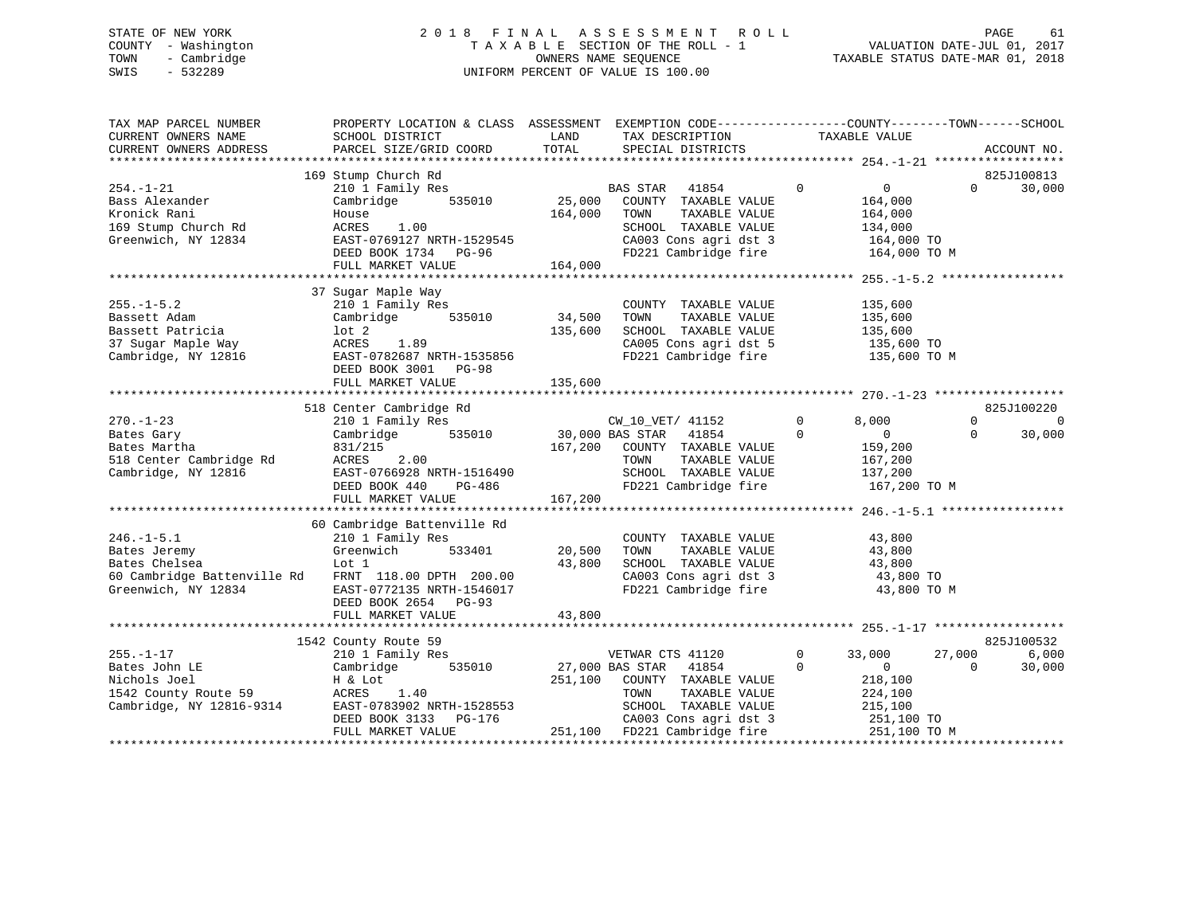STATE OF NEW YORK
COUNTY - Washington
TOWN - Cambridge
SWIS - 532289

# 2018 FINAL ASSESSMENT ROLL
TAXABLE SECTION OF THE ROLL - 1
OWNERS NAME SEQUENCE
UNIFORM PERCENT OF VALUE IS 100.00

VALUATION DATE-JUL 01, 2017
TAXABLE STATUS DATE-MAR 01, 2018

```
TAX MAP PARCEL NUMBER          PROPERTY LOCATION & CLASS  ASSESSMENT  EXEMPTION CODE-----------------COUNTY--------TOWN------SCHOOL
CURRENT OWNERS NAME            SCHOOL DISTRICT              LAND      TAX DESCRIPTION              TAXABLE VALUE
CURRENT OWNERS ADDRESS         PARCEL SIZE/GRID COORD       TOTAL     SPECIAL DISTRICTS                                       ACCOUNT NO.
******************************************************************************************************* 254.-1-21 ******************
                               169 Stump Church Rd                                                                          825J100813
254.-1-21                      210 1 Family Res                       BAS STAR   41854         0          0          0      30,000
Bass Alexander                 Cambridge      535010        25,000    COUNTY  TAXABLE VALUE           164,000
Kronick Rani                   House                       164,000    TOWN    TAXABLE VALUE           164,000
169 Stump Church Rd            ACRES    1.00                          SCHOOL  TAXABLE VALUE           134,000
Greenwich, NY 12834            EAST-0769127 NRTH-1529545              CA003 Cons agri dst 3            164,000 TO
                               DEED BOOK 1734   PG-96                 FD221 Cambridge fire             164,000 TO M
                               FULL MARKET VALUE           164,000
******************************************************************************************************* 255.-1-5.2 *****************
                               37 Sugar Maple Way
255.-1-5.2                     210 1 Family Res                       COUNTY  TAXABLE VALUE           135,600
Bassett Adam                   Cambridge      535010        34,500    TOWN    TAXABLE VALUE           135,600
Bassett Patricia               lot 2                       135,600    SCHOOL  TAXABLE VALUE           135,600
37 Sugar Maple Way             ACRES    1.89                          CA005 Cons agri dst 5            135,600 TO
Cambridge, NY 12816            EAST-0782687 NRTH-1535856              FD221 Cambridge fire             135,600 TO M
                               DEED BOOK 3001   PG-98
                               FULL MARKET VALUE           135,600
******************************************************************************************************* 270.-1-23 ******************
                               518 Center Cambridge Rd                                                                      825J100220
270.-1-23                      210 1 Family Res                       CW_10_VET/ 41152         0      8,000          0           0
Bates Gary                     Cambridge      535010        30,000 BAS STAR   41854            0          0          0      30,000
Bates Martha                   831/215                     167,200    COUNTY  TAXABLE VALUE           159,200
518 Center Cambridge Rd        ACRES    2.00                          TOWN    TAXABLE VALUE           167,200
Cambridge, NY 12816            EAST-0766928 NRTH-1516490              SCHOOL  TAXABLE VALUE           137,200
                               DEED BOOK 440    PG-486                FD221 Cambridge fire             167,200 TO M
                               FULL MARKET VALUE           167,200
******************************************************************************************************* 246.-1-5.1 *****************
                               60 Cambridge Battenville Rd
246.-1-5.1                     210 1 Family Res                       COUNTY  TAXABLE VALUE            43,800
Bates Jeremy                   Greenwich      533401        20,500    TOWN    TAXABLE VALUE            43,800
Bates Chelsea                  Lot 1                        43,800    SCHOOL  TAXABLE VALUE            43,800
60 Cambridge Battenville Rd    FRNT 118.00 DPTH 200.00                CA003 Cons agri dst 3             43,800 TO
Greenwich, NY 12834            EAST-0772135 NRTH-1546017              FD221 Cambridge fire              43,800 TO M
                               DEED BOOK 2654   PG-93
                               FULL MARKET VALUE            43,800
******************************************************************************************************* 255.-1-17 ******************
                               1542 County Route 59                                                                         825J100532
255.-1-17                      210 1 Family Res                       VETWAR CTS 41120         0     33,000     27,000       6,000
Bates John LE                  Cambridge      535010        27,000 BAS STAR   41854            0          0          0      30,000
Nichols Joel                   H & Lot                     251,100    COUNTY  TAXABLE VALUE           218,100
1542 County Route 59           ACRES    1.40                          TOWN    TAXABLE VALUE           224,100
Cambridge, NY 12816-9314       EAST-0783902 NRTH-1528553              SCHOOL  TAXABLE VALUE           215,100
                               DEED BOOK 3133   PG-176                CA003 Cons agri dst 3            251,100 TO
                               FULL MARKET VALUE           251,100    FD221 Cambridge fire             251,100 TO M
************************************************************************************************************************************
```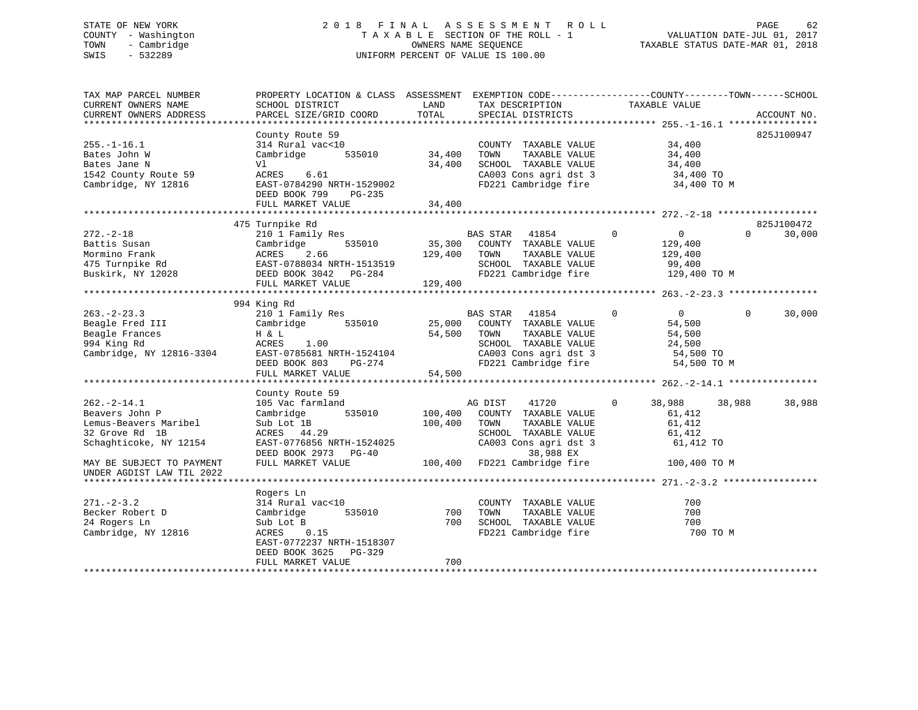STATE OF NEW YORK
COUNTY - Washington
TOWN - Cambridge
SWIS - 532289

2018 FINAL ASSESSMENT ROLL
TAXABLE SECTION OF THE ROLL - 1
OWNERS NAME SEQUENCE
UNIFORM PERCENT OF VALUE IS 100.00

VALUATION DATE-JUL 01, 2017
TAXABLE STATUS DATE-MAR 01, 2018

| TAX MAP PARCEL NUMBER / CURRENT OWNERS NAME / CURRENT OWNERS ADDRESS | PROPERTY LOCATION & CLASS / SCHOOL DISTRICT / PARCEL SIZE/GRID COORD | ASSESSMENT LAND | TOTAL | EXEMPTION CODE / TAX DESCRIPTION / SPECIAL DISTRICTS | COUNTY TAXABLE VALUE | TOWN | SCHOOL / ACCOUNT NO. |
|---|---|---|---|---|---|---|---|
| **255.-1-16.1** | County Route 59 | | | | | | 825J100947 |
| 255.-1-16.1 | 314 Rural vac<10 | | | COUNTY TAXABLE VALUE | 34,400 | | |
| Bates John W | Cambridge 535010 | 34,400 | | TOWN TAXABLE VALUE | 34,400 | | |
| Bates Jane N | Vl | | 34,400 | SCHOOL TAXABLE VALUE | 34,400 | | |
| 1542 County Route 59 | ACRES 6.61 | | | CA003 Cons agri dst 3 | 34,400 TO | | |
| Cambridge, NY 12816 | EAST-0784290 NRTH-1529002 | | | FD221 Cambridge fire | 34,400 TO M | | |
| | DEED BOOK 799 PG-235 | | | | | | |
| | FULL MARKET VALUE | | 34,400 | | | | |
| **272.-2-18** | 475 Turnpike Rd | | | | | | 825J100472 |
| 272.-2-18 | 210 1 Family Res | | | BAS STAR 41854 0 | 0 | 0 | 30,000 |
| Battis Susan | Cambridge 535010 | 35,300 | | COUNTY TAXABLE VALUE | 129,400 | | |
| Mormino Frank | ACRES 2.66 | | 129,400 | TOWN TAXABLE VALUE | 129,400 | | |
| 475 Turnpike Rd | EAST-0788034 NRTH-1513519 | | | SCHOOL TAXABLE VALUE | 99,400 | | |
| Buskirk, NY 12028 | DEED BOOK 3042 PG-284 | | | FD221 Cambridge fire | 129,400 TO M | | |
| | FULL MARKET VALUE | | 129,400 | | | | |
| **263.-2-23.3** | 994 King Rd | | | | | | |
| 263.-2-23.3 | 210 1 Family Res | | | BAS STAR 41854 0 | 0 | 0 | 30,000 |
| Beagle Fred III | Cambridge 535010 | 25,000 | | COUNTY TAXABLE VALUE | 54,500 | | |
| Beagle Frances | H & L | | 54,500 | TOWN TAXABLE VALUE | 54,500 | | |
| 994 King Rd | ACRES 1.00 | | | SCHOOL TAXABLE VALUE | 24,500 | | |
| Cambridge, NY 12816-3304 | EAST-0785681 NRTH-1524104 | | | CA003 Cons agri dst 3 | 54,500 TO | | |
| | DEED BOOK 803 PG-274 | | | FD221 Cambridge fire | 54,500 TO M | | |
| | FULL MARKET VALUE | | 54,500 | | | | |
| **262.-2-14.1** | County Route 59 | | | | | | |
| 262.-2-14.1 | 105 Vac farmland | | | AG DIST 41720 0 | 38,988 | 38,988 | 38,988 |
| Beavers John P | Cambridge 535010 | 100,400 | | COUNTY TAXABLE VALUE | 61,412 | | |
| Lemus-Beavers Maribel | Sub Lot 1B | | 100,400 | TOWN TAXABLE VALUE | 61,412 | | |
| 32 Grove Rd 1B | ACRES 44.29 | | | SCHOOL TAXABLE VALUE | 61,412 | | |
| Schaghticoke, NY 12154 | EAST-0776856 NRTH-1524025 | | | CA003 Cons agri dst 3 | 61,412 TO | | |
| | DEED BOOK 2973 PG-40 | | | 38,988 EX | | | |
| MAY BE SUBJECT TO PAYMENT | FULL MARKET VALUE | | 100,400 | FD221 Cambridge fire | 100,400 TO M | | |
| UNDER AGDIST LAW TIL 2022 | | | | | | | |
| **271.-2-3.2** | Rogers Ln | | | | | | |
| 271.-2-3.2 | 314 Rural vac<10 | | | COUNTY TAXABLE VALUE | 700 | | |
| Becker Robert D | Cambridge 535010 | 700 | | TOWN TAXABLE VALUE | 700 | | |
| 24 Rogers Ln | Sub Lot B | | 700 | SCHOOL TAXABLE VALUE | 700 | | |
| Cambridge, NY 12816 | ACRES 0.15 | | | FD221 Cambridge fire | 700 TO M | | |
| | EAST-0772237 NRTH-1518307 | | | | | | |
| | DEED BOOK 3625 PG-329 | | | | | | |
| | FULL MARKET VALUE | | 700 | | | | |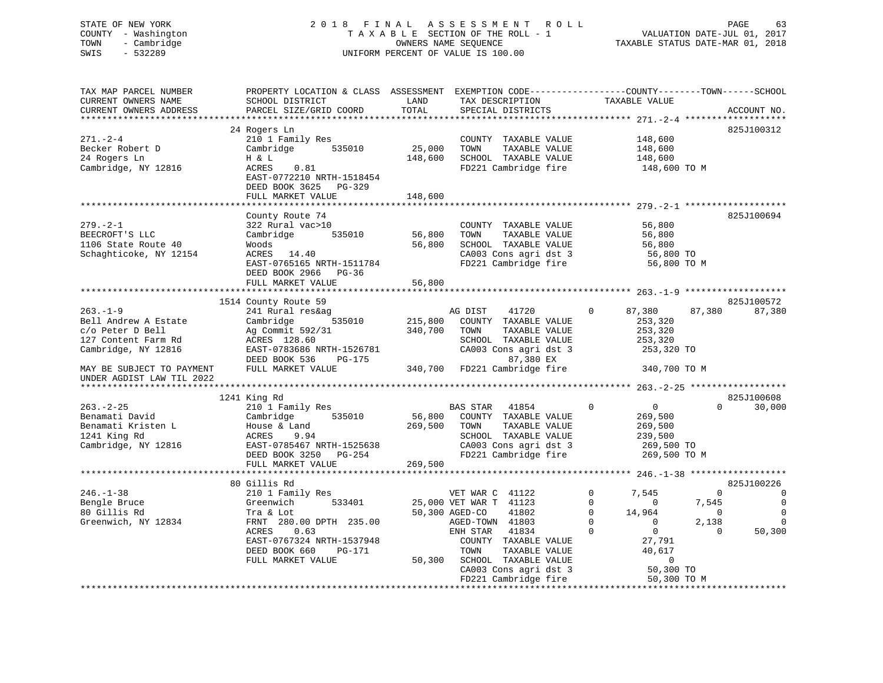STATE OF NEW YORK
COUNTY - Washington
TOWN - Cambridge
SWIS - 532289

2 0 1 8 F I N A L A S S E S S M E N T R O L L
T A X A B L E SECTION OF THE ROLL - 1
OWNERS NAME SEQUENCE
UNIFORM PERCENT OF VALUE IS 100.00

VALUATION DATE-JUL 01, 2017
TAXABLE STATUS DATE-MAR 01, 2018

```
TAX MAP PARCEL NUMBER          PROPERTY LOCATION & CLASS  ASSESSMENT  EXEMPTION CODE------------------COUNTY--------TOWN------SCHOOL
CURRENT OWNERS NAME            SCHOOL DISTRICT               LAND      TAX DESCRIPTION            TAXABLE VALUE
CURRENT OWNERS ADDRESS         PARCEL SIZE/GRID COORD        TOTAL     SPECIAL DISTRICTS                                  ACCOUNT NO.
******************************************************************************************************* 271.-2-4 *******************
                               24 Rogers Ln                                                                             825J100312
271.-2-4                       210 1 Family Res                         COUNTY  TAXABLE VALUE          148,600
Becker Robert D                Cambridge        535010       25,000    TOWN    TAXABLE VALUE          148,600
24 Rogers Ln                   H & L                        148,600    SCHOOL  TAXABLE VALUE          148,600
Cambridge, NY 12816            ACRES    0.81                           FD221 Cambridge fire            148,600 TO M
                               EAST-0772210 NRTH-1518454
                               DEED BOOK 3625   PG-329
                               FULL MARKET VALUE            148,600
******************************************************************************************************* 279.-2-1 *******************
                               County Route 74                                                                          825J100694
279.-2-1                       322 Rural vac>10                         COUNTY  TAXABLE VALUE           56,800
BEECROFT'S LLC                 Cambridge        535010       56,800    TOWN    TAXABLE VALUE           56,800
1106 State Route 40            Woods                         56,800    SCHOOL  TAXABLE VALUE           56,800
Schaghticoke, NY 12154         ACRES   14.40                           CA003 Cons agri dst 3            56,800 TO
                               EAST-0765165 NRTH-1511784               FD221 Cambridge fire             56,800 TO M
                               DEED BOOK 2966   PG-36
                               FULL MARKET VALUE             56,800
******************************************************************************************************* 263.-1-9 *******************
                               1514 County Route 59                                                                     825J100572
263.-1-9                       241 Rural res&ag                        AG DIST    41720        0      87,380      87,380      87,380
Bell Andrew A Estate           Cambridge        535010      215,800    COUNTY  TAXABLE VALUE          253,320
c/o Peter D Bell               Ag Commit 592/31             340,700    TOWN    TAXABLE VALUE          253,320
127 Content Farm Rd            ACRES  128.60                           SCHOOL  TAXABLE VALUE          253,320
Cambridge, NY 12816            EAST-0783686 NRTH-1526781               CA003 Cons agri dst 3           253,320 TO
                               DEED BOOK 536    PG-175                         87,380 EX
MAY BE SUBJECT TO PAYMENT      FULL MARKET VALUE            340,700    FD221 Cambridge fire            340,700 TO M
UNDER AGDIST LAW TIL 2022
******************************************************************************************************* 263.-2-25 ******************
                               1241 King Rd                                                                             825J100608
263.-2-25                      210 1 Family Res                        BAS STAR   41854        0           0           0      30,000
Benamati David                 Cambridge        535010       56,800    COUNTY  TAXABLE VALUE          269,500
Benamati Kristen L             House & Land                 269,500    TOWN    TAXABLE VALUE          269,500
1241 King Rd                   ACRES    9.94                           SCHOOL  TAXABLE VALUE          239,500
Cambridge, NY 12816            EAST-0785467 NRTH-1525638               CA003 Cons agri dst 3           269,500 TO
                               DEED BOOK 3250   PG-254                 FD221 Cambridge fire            269,500 TO M
                               FULL MARKET VALUE            269,500
******************************************************************************************************* 246.-1-38 ******************
                               80 Gillis Rd                                                                             825J100226
246.-1-38                      210 1 Family Res                        VET WAR C  41122        0       7,545           0           0
Bengle Bruce                   Greenwich        533401       25,000 VET WAR T  41123        0           0       7,545           0
80 Gillis Rd                   Tra & Lot                     50,300 AGED-CO    41802        0      14,964           0           0
Greenwich, NY 12834            FRNT 280.00 DPTH 235.00                 AGED-TOWN  41803        0           0       2,138           0
                               ACRES    0.63                           ENH STAR   41834        0           0           0      50,300
                               EAST-0767324 NRTH-1537948               COUNTY  TAXABLE VALUE           27,791
                               DEED BOOK 660    PG-171                 TOWN    TAXABLE VALUE           40,617
                               FULL MARKET VALUE             50,300    SCHOOL  TAXABLE VALUE                0
                                                                       CA003 Cons agri dst 3            50,300 TO
                                                                       FD221 Cambridge fire             50,300 TO M
************************************************************************************************************************************
```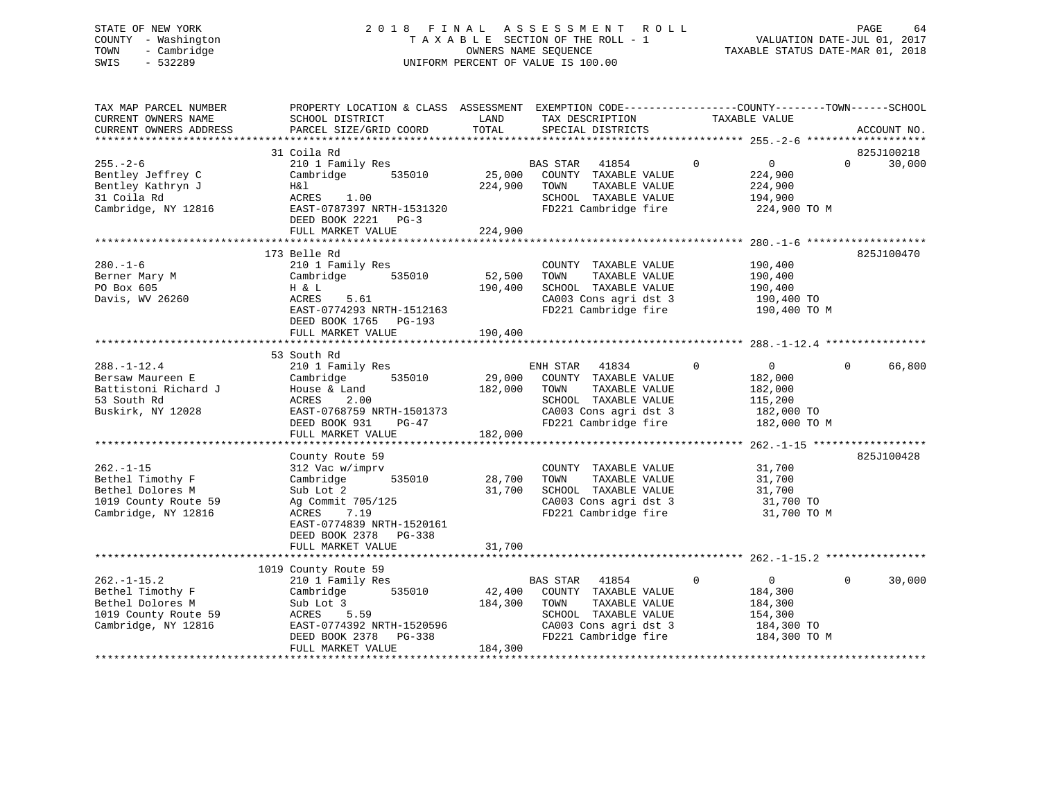STATE OF NEW YORK
COUNTY - Washington
TOWN - Cambridge
SWIS - 532289

# 2018 FINAL ASSESSMENT ROLL

TAXABLE SECTION OF THE ROLL - 1
OWNERS NAME SEQUENCE
UNIFORM PERCENT OF VALUE IS 100.00

VALUATION DATE-JUL 01, 2017
TAXABLE STATUS DATE-MAR 01, 2018

```
TAX MAP PARCEL NUMBER          PROPERTY LOCATION & CLASS  ASSESSMENT  EXEMPTION CODE------------------COUNTY--------TOWN------SCHOOL
CURRENT OWNERS NAME            SCHOOL DISTRICT               LAND     TAX DESCRIPTION            TAXABLE VALUE
CURRENT OWNERS ADDRESS         PARCEL SIZE/GRID COORD        TOTAL    SPECIAL DISTRICTS                                      ACCOUNT NO.
*********************************************************************************************** 255.-2-6 *******************
                            31 Coila Rd                                                                                825J100218
255.-2-6                       210 1 Family Res                        BAS STAR   41854         0           0          0     30,000
Bentley Jeffrey C              Cambridge       535010       25,000    COUNTY  TAXABLE VALUE           224,900
Bentley Kathryn J              H&l                         224,900    TOWN    TAXABLE VALUE           224,900
31 Coila Rd                    ACRES     1.00                          SCHOOL  TAXABLE VALUE           194,900
Cambridge, NY 12816            EAST-0787397 NRTH-1531320               FD221 Cambridge fire             224,900 TO M
                               DEED BOOK 2221   PG-3
                               FULL MARKET VALUE           224,900
*********************************************************************************************** 280.-1-6 *******************
                            173 Belle Rd                                                                               825J100470
280.-1-6                       210 1 Family Res                        COUNTY  TAXABLE VALUE           190,400
Berner Mary M                  Cambridge       535010       52,500    TOWN    TAXABLE VALUE           190,400
PO Box 605                     H & L                       190,400    SCHOOL  TAXABLE VALUE           190,400
Davis, WV 26260                ACRES     5.61                          CA003 Cons agri dst 3            190,400 TO
                               EAST-0774293 NRTH-1512163               FD221 Cambridge fire             190,400 TO M
                               DEED BOOK 1765   PG-193
                               FULL MARKET VALUE           190,400
*********************************************************************************************** 288.-1-12.4 ****************
                            53 South Rd
288.-1-12.4                    210 1 Family Res                        ENH STAR   41834         0           0          0     66,800
Bersaw Maureen E               Cambridge       535010       29,000    COUNTY  TAXABLE VALUE           182,000
Battistoni Richard J           House & Land                182,000    TOWN    TAXABLE VALUE           182,000
53 South Rd                    ACRES     2.00                          SCHOOL  TAXABLE VALUE           115,200
Buskirk, NY 12028              EAST-0768759 NRTH-1501373               CA003 Cons agri dst 3            182,000 TO
                               DEED BOOK 931    PG-47                  FD221 Cambridge fire             182,000 TO M
                               FULL MARKET VALUE           182,000
*********************************************************************************************** 262.-1-15 ******************
                            County Route 59                                                                            825J100428
262.-1-15                      312 Vac w/imprv                         COUNTY  TAXABLE VALUE            31,700
Bethel Timothy F               Cambridge       535010       28,700    TOWN    TAXABLE VALUE            31,700
Bethel Dolores M               Sub Lot 2                    31,700    SCHOOL  TAXABLE VALUE            31,700
1019 County Route 59           Ag Commit 705/125                       CA003 Cons agri dst 3             31,700 TO
Cambridge, NY 12816            ACRES     7.19                          FD221 Cambridge fire              31,700 TO M
                               EAST-0774839 NRTH-1520161
                               DEED BOOK 2378   PG-338
                               FULL MARKET VALUE            31,700
*********************************************************************************************** 262.-1-15.2 ****************
                            1019 County Route 59
262.-1-15.2                    210 1 Family Res                        BAS STAR   41854         0           0          0     30,000
Bethel Timothy F               Cambridge       535010       42,400    COUNTY  TAXABLE VALUE           184,300
Bethel Dolores M               Sub Lot 3                   184,300    TOWN    TAXABLE VALUE           184,300
1019 County Route 59           ACRES     5.59                          SCHOOL  TAXABLE VALUE           154,300
Cambridge, NY 12816            EAST-0774392 NRTH-1520596               CA003 Cons agri dst 3            184,300 TO
                               DEED BOOK 2378   PG-338                 FD221 Cambridge fire             184,300 TO M
                               FULL MARKET VALUE           184,300
************************************************************************************************************************************
```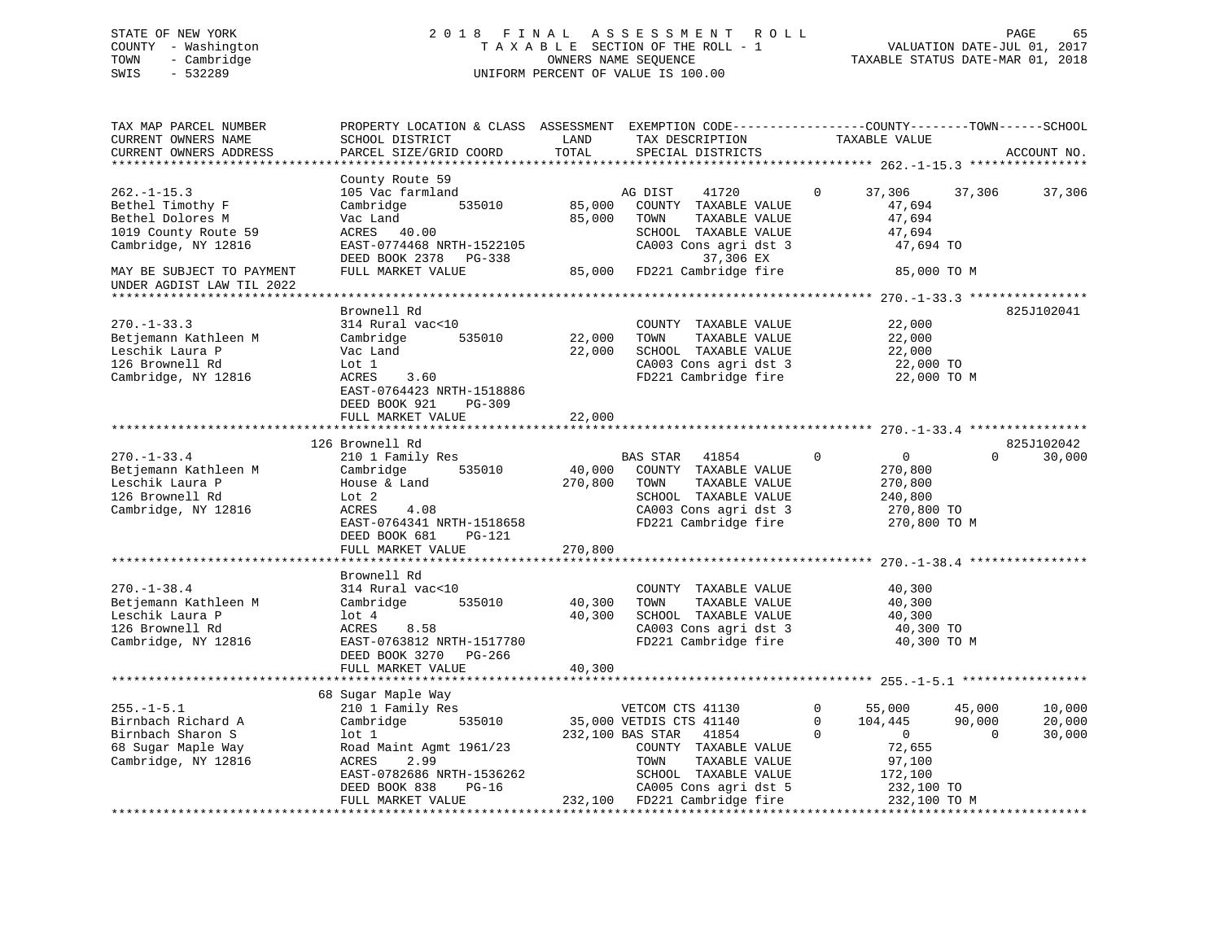STATE OF NEW YORK
COUNTY - Washington
TOWN - Cambridge
SWIS - 532289

# 2018 FINAL ASSESSMENT ROLL

TAXABLE SECTION OF THE ROLL - 1
OWNERS NAME SEQUENCE
UNIFORM PERCENT OF VALUE IS 100.00

VALUATION DATE-JUL 01, 2017
TAXABLE STATUS DATE-MAR 01, 2018

```
TAX MAP PARCEL NUMBER          PROPERTY LOCATION & CLASS  ASSESSMENT  EXEMPTION CODE-----------------COUNTY--------TOWN------SCHOOL
CURRENT OWNERS NAME            SCHOOL DISTRICT              LAND       TAX DESCRIPTION              TAXABLE VALUE
CURRENT OWNERS ADDRESS         PARCEL SIZE/GRID COORD       TOTAL      SPECIAL DISTRICTS                                          ACCOUNT NO.
******************************************************************************************************* 262.-1-15.3 ****************
                               County Route 59
262.-1-15.3                    105 Vac farmland                 AG DIST    41720         0     37,306      37,306      37,306
Bethel Timothy F               Cambridge        535010    85,000   COUNTY  TAXABLE VALUE            47,694
Bethel Dolores M               Vac Land                   85,000   TOWN    TAXABLE VALUE            47,694
1019 County Route 59           ACRES   40.00                       SCHOOL  TAXABLE VALUE            47,694
Cambridge, NY 12816            EAST-0774468 NRTH-1522105           CA003 Cons agri dst 3             47,694 TO
                               DEED BOOK 2378   PG-338                    37,306 EX
MAY BE SUBJECT TO PAYMENT      FULL MARKET VALUE          85,000   FD221 Cambridge fire              85,000 TO M
UNDER AGDIST LAW TIL 2022
******************************************************************************************************* 270.-1-33.3 ****************
                               Brownell Rd                                                                           825J102041
270.-1-33.3                    314 Rural vac<10                    COUNTY  TAXABLE VALUE            22,000
Betjemann Kathleen M           Cambridge        535010    22,000   TOWN    TAXABLE VALUE            22,000
Leschik Laura P                Vac Land                   22,000   SCHOOL  TAXABLE VALUE            22,000
126 Brownell Rd                Lot 1                               CA003 Cons agri dst 3             22,000 TO
Cambridge, NY 12816            ACRES    3.60                       FD221 Cambridge fire              22,000 TO M
                               EAST-0764423 NRTH-1518886
                               DEED BOOK 921    PG-309
                               FULL MARKET VALUE          22,000
******************************************************************************************************* 270.-1-33.4 ****************
                               126 Brownell Rd                                                                       825J102042
270.-1-33.4                    210 1 Family Res                 BAS STAR   41854         0          0           0      30,000
Betjemann Kathleen M           Cambridge        535010    40,000   COUNTY  TAXABLE VALUE           270,800
Leschik Laura P                House & Land              270,800   TOWN    TAXABLE VALUE           270,800
126 Brownell Rd                Lot 2                               SCHOOL  TAXABLE VALUE           240,800
Cambridge, NY 12816            ACRES    4.08                       CA003 Cons agri dst 3            270,800 TO
                               EAST-0764341 NRTH-1518658           FD221 Cambridge fire             270,800 TO M
                               DEED BOOK 681    PG-121
                               FULL MARKET VALUE         270,800
******************************************************************************************************* 270.-1-38.4 ****************
                               Brownell Rd
270.-1-38.4                    314 Rural vac<10                    COUNTY  TAXABLE VALUE            40,300
Betjemann Kathleen M           Cambridge        535010    40,300   TOWN    TAXABLE VALUE            40,300
Leschik Laura P                lot 4                      40,300   SCHOOL  TAXABLE VALUE            40,300
126 Brownell Rd                ACRES    8.58                       CA003 Cons agri dst 3             40,300 TO
Cambridge, NY 12816            EAST-0763812 NRTH-1517780           FD221 Cambridge fire              40,300 TO M
                               DEED BOOK 3270   PG-266
                               FULL MARKET VALUE          40,300
******************************************************************************************************* 255.-1-5.1 *****************
                               68 Sugar Maple Way
255.-1-5.1                     210 1 Family Res                 VETCOM CTS 41130         0     55,000      45,000      10,000
Birnbach Richard A             Cambridge        535010    35,000 VETDIS CTS 41140        0    104,445      90,000      20,000
Birnbach Sharon S              lot 1                     232,100 BAS STAR   41854        0          0           0      30,000
68 Sugar Maple Way             Road Maint Agmt 1961/23             COUNTY  TAXABLE VALUE            72,655
Cambridge, NY 12816            ACRES    2.99                       TOWN    TAXABLE VALUE            97,100
                               EAST-0782686 NRTH-1536262           SCHOOL  TAXABLE VALUE           172,100
                               DEED BOOK 838    PG-16              CA005 Cons agri dst 5            232,100 TO
                               FULL MARKET VALUE         232,100   FD221 Cambridge fire             232,100 TO M
************************************************************************************************************************************
```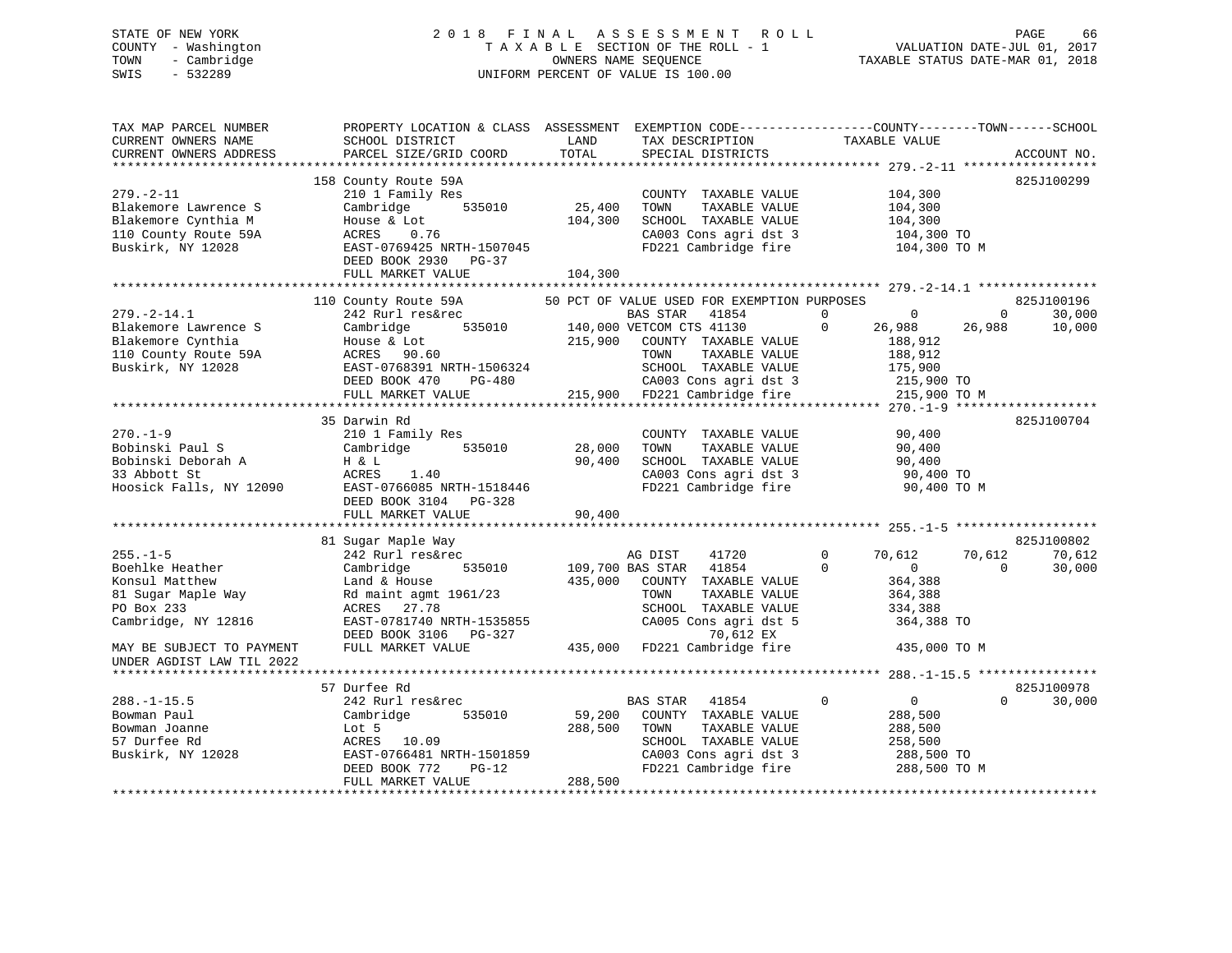STATE OF NEW YORK
COUNTY - Washington
TOWN - Cambridge
SWIS - 532289

# 2018 FINAL ASSESSMENT ROLL

TAXABLE SECTION OF THE ROLL - 1
OWNERS NAME SEQUENCE
UNIFORM PERCENT OF VALUE IS 100.00

VALUATION DATE-JUL 01, 2017
TAXABLE STATUS DATE-MAR 01, 2018

```
TAX MAP PARCEL NUMBER          PROPERTY LOCATION & CLASS  ASSESSMENT  EXEMPTION CODE------------------COUNTY--------TOWN------SCHOOL
CURRENT OWNERS NAME            SCHOOL DISTRICT             LAND       TAX DESCRIPTION             TAXABLE VALUE
CURRENT OWNERS ADDRESS         PARCEL SIZE/GRID COORD      TOTAL      SPECIAL DISTRICTS                                              ACCOUNT NO.
************************************************************************************************************ 279.-2-11 ******************
                               158 County Route 59A                                                                              825J100299
279.-2-11                      210 1 Family Res                       COUNTY  TAXABLE VALUE             104,300
Blakemore Lawrence S           Cambridge       535010      25,400     TOWN    TAXABLE VALUE             104,300
Blakemore Cynthia M            House & Lot                104,300     SCHOOL  TAXABLE VALUE             104,300
110 County Route 59A           ACRES    0.76                          CA003 Cons agri dst 3             104,300 TO
Buskirk, NY 12028              EAST-0769425 NRTH-1507045              FD221 Cambridge fire              104,300 TO M
                               DEED BOOK 2930   PG-37
                               FULL MARKET VALUE          104,300
************************************************************************************************************ 279.-2-14.1 ****************
                               110 County Route 59A        50 PCT OF VALUE USED FOR EXEMPTION PURPOSES                           825J100196
279.-2-14.1                    242 Rurl res&rec                       BAS STAR   41854           0          0          0      30,000
Blakemore Lawrence S           Cambridge       535010     140,000 VETCOM CTS 41130           0     26,988     26,988      10,000
Blakemore Cynthia              House & Lot                215,900     COUNTY  TAXABLE VALUE             188,912
110 County Route 59A           ACRES   90.60                          TOWN    TAXABLE VALUE             188,912
Buskirk, NY 12028              EAST-0768391 NRTH-1506324              SCHOOL  TAXABLE VALUE             175,900
                               DEED BOOK 470    PG-480                CA003 Cons agri dst 3             215,900 TO
                               FULL MARKET VALUE          215,900     FD221 Cambridge fire              215,900 TO M
************************************************************************************************************ 270.-1-9 *******************
                               35 Darwin Rd                                                                                      825J100704
270.-1-9                       210 1 Family Res                       COUNTY  TAXABLE VALUE              90,400
Bobinski Paul S                Cambridge       535010      28,000     TOWN    TAXABLE VALUE              90,400
Bobinski Deborah A             H & L                       90,400     SCHOOL  TAXABLE VALUE              90,400
33 Abbott St                   ACRES    1.40                          CA003 Cons agri dst 3              90,400 TO
Hoosick Falls, NY 12090        EAST-0766085 NRTH-1518446              FD221 Cambridge fire               90,400 TO M
                               DEED BOOK 3104   PG-328
                               FULL MARKET VALUE           90,400
************************************************************************************************************ 255.-1-5 *******************
                               81 Sugar Maple Way                                                                                825J100802
255.-1-5                       242 Rurl res&rec                       AG DIST    41720           0     70,612     70,612      70,612
Boehlke Heather                Cambridge       535010     109,700 BAS STAR   41854           0          0          0      30,000
Konsul Matthew                 Land & House               435,000     COUNTY  TAXABLE VALUE             364,388
81 Sugar Maple Way             Rd maint agmt 1961/23                  TOWN    TAXABLE VALUE             364,388
PO Box 233                     ACRES   27.78                          SCHOOL  TAXABLE VALUE             334,388
Cambridge, NY 12816            EAST-0781740 NRTH-1535855              CA005 Cons agri dst 5             364,388 TO
                               DEED BOOK 3106   PG-327                      70,612 EX
MAY BE SUBJECT TO PAYMENT      FULL MARKET VALUE          435,000     FD221 Cambridge fire              435,000 TO M
UNDER AGDIST LAW TIL 2022
************************************************************************************************************ 288.-1-15.5 ****************
                               57 Durfee Rd                                                                                      825J100978
288.-1-15.5                    242 Rurl res&rec                       BAS STAR   41854           0          0          0      30,000
Bowman Paul                    Cambridge       535010      59,200     COUNTY  TAXABLE VALUE             288,500
Bowman Joanne                  Lot 5                      288,500     TOWN    TAXABLE VALUE             288,500
57 Durfee Rd                   ACRES   10.09                          SCHOOL  TAXABLE VALUE             258,500
Buskirk, NY 12028              EAST-0766481 NRTH-1501859              CA003 Cons agri dst 3             288,500 TO
                               DEED BOOK 772    PG-12                 FD221 Cambridge fire              288,500 TO M
                               FULL MARKET VALUE          288,500
************************************************************************************************************************************
```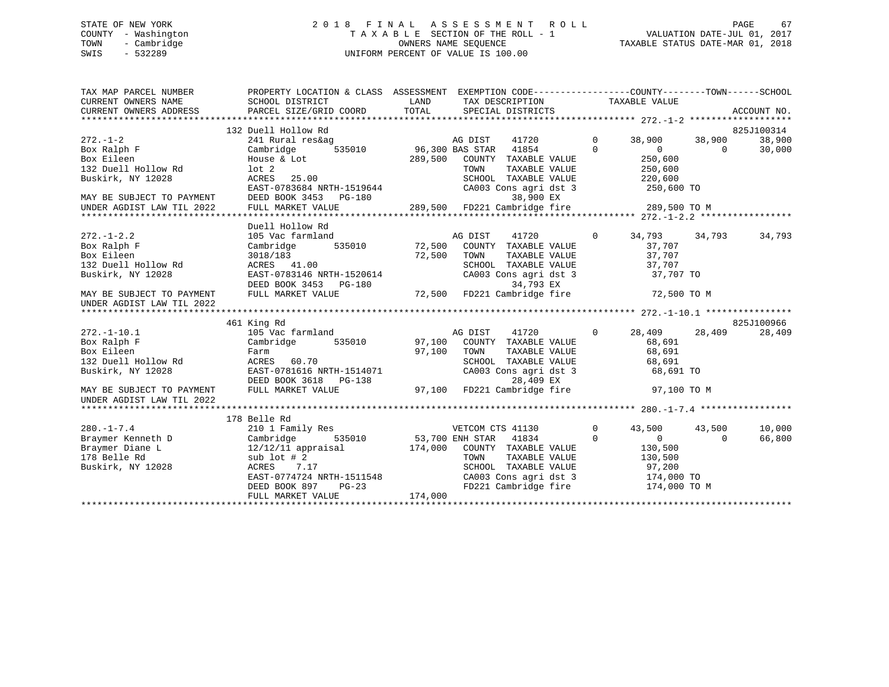STATE OF NEW YORK 2 0 1 8 F I N A L A S S E S S M E N T R O L L
COUNTY - Washington T A X A B L E SECTION OF THE ROLL - 1 VALUATION DATE-JUL 01, 2017
TOWN - Cambridge OWNERS NAME SEQUENCE TAXABLE STATUS DATE-MAR 01, 2018
SWIS - 532289 UNIFORM PERCENT OF VALUE IS 100.00

```
TAX MAP PARCEL NUMBER          PROPERTY LOCATION & CLASS  ASSESSMENT  EXEMPTION CODE-----------------COUNTY--------TOWN------SCHOOL
CURRENT OWNERS NAME            SCHOOL DISTRICT              LAND      TAX DESCRIPTION              TAXABLE VALUE
CURRENT OWNERS ADDRESS         PARCEL SIZE/GRID COORD       TOTAL     SPECIAL DISTRICTS                                    ACCOUNT NO.
******************************************************************************************************* 272.-1-2 *******************
                               132 Duell Hollow Rd                                                                         825J100314
272.-1-2                       241 Rural res&ag                       AG DIST     41720         0      38,900     38,900     38,900
Box Ralph F                    Cambridge       535010       96,300 BAS STAR   41854         0           0          0     30,000
Box Eileen                     House & Lot                 289,500    COUNTY  TAXABLE VALUE           250,600
132 Duell Hollow Rd            lot 2                                  TOWN    TAXABLE VALUE           250,600
Buskirk, NY 12028              ACRES   25.00                          SCHOOL  TAXABLE VALUE           220,600
                               EAST-0783684 NRTH-1519644              CA003 Cons agri dst 3             250,600 TO
MAY BE SUBJECT TO PAYMENT      DEED BOOK 3453   PG-180                         38,900 EX
UNDER AGDIST LAW TIL 2022      FULL MARKET VALUE           289,500    FD221 Cambridge fire              289,500 TO M
******************************************************************************************************* 272.-1-2.2 *****************
                               Duell Hollow Rd
272.-1-2.2                     105 Vac farmland                       AG DIST     41720         0      34,793     34,793     34,793
Box Ralph F                    Cambridge       535010       72,500    COUNTY  TAXABLE VALUE            37,707
Box Eileen                     3018/183                     72,500    TOWN    TAXABLE VALUE            37,707
132 Duell Hollow Rd            ACRES   41.00                          SCHOOL  TAXABLE VALUE            37,707
Buskirk, NY 12028              EAST-0783146 NRTH-1520614              CA003 Cons agri dst 3              37,707 TO
                               DEED BOOK 3453   PG-180                         34,793 EX
MAY BE SUBJECT TO PAYMENT      FULL MARKET VALUE            72,500    FD221 Cambridge fire               72,500 TO M
UNDER AGDIST LAW TIL 2022
******************************************************************************************************* 272.-1-10.1 ****************
                               461 King Rd                                                                                 825J100966
272.-1-10.1                    105 Vac farmland                       AG DIST     41720         0      28,409     28,409     28,409
Box Ralph F                    Cambridge       535010       97,100    COUNTY  TAXABLE VALUE            68,691
Box Eileen                     Farm                         97,100    TOWN    TAXABLE VALUE            68,691
132 Duell Hollow Rd            ACRES   60.70                          SCHOOL  TAXABLE VALUE            68,691
Buskirk, NY 12028              EAST-0781616 NRTH-1514071              CA003 Cons agri dst 3              68,691 TO
                               DEED BOOK 3618   PG-138                         28,409 EX
MAY BE SUBJECT TO PAYMENT      FULL MARKET VALUE            97,100    FD221 Cambridge fire               97,100 TO M
UNDER AGDIST LAW TIL 2022
******************************************************************************************************* 280.-1-7.4 *****************
                               178 Belle Rd
280.-1-7.4                     210 1 Family Res                       VETCOM CTS 41130          0      43,500     43,500     10,000
Braymer Kenneth D              Cambridge       535010       53,700 ENH STAR   41834         0           0          0     66,800
Braymer Diane L                12/12/11 appraisal          174,000    COUNTY  TAXABLE VALUE           130,500
178 Belle Rd                   sub lot # 2                            TOWN    TAXABLE VALUE           130,500
Buskirk, NY 12028              ACRES    7.17                          SCHOOL  TAXABLE VALUE            97,200
                               EAST-0774724 NRTH-1511548              CA003 Cons agri dst 3             174,000 TO
                               DEED BOOK 897    PG-23                 FD221 Cambridge fire              174,000 TO M
                               FULL MARKET VALUE           174,000
************************************************************************************************************************************
```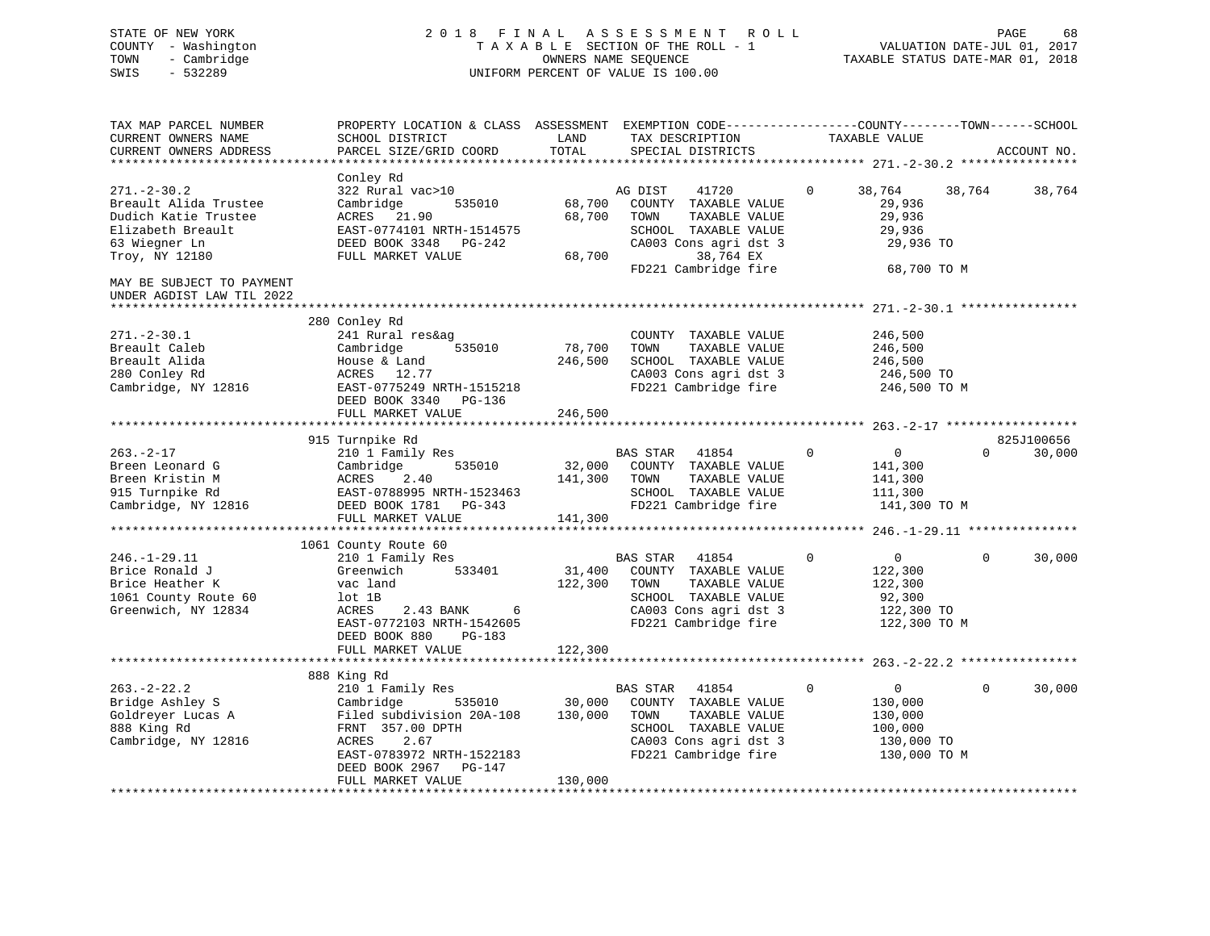STATE OF NEW YORK
COUNTY - Washington
TOWN - Cambridge
SWIS - 532289

# 2018 FINAL ASSESSMENT ROLL
TAXABLE SECTION OF THE ROLL - 1
OWNERS NAME SEQUENCE
UNIFORM PERCENT OF VALUE IS 100.00

VALUATION DATE-JUL 01, 2017
TAXABLE STATUS DATE-MAR 01, 2018

```
TAX MAP PARCEL NUMBER          PROPERTY LOCATION & CLASS  ASSESSMENT  EXEMPTION CODE------------------COUNTY--------TOWN------SCHOOL
CURRENT OWNERS NAME            SCHOOL DISTRICT               LAND      TAX DESCRIPTION            TAXABLE VALUE
CURRENT OWNERS ADDRESS         PARCEL SIZE/GRID COORD        TOTAL     SPECIAL DISTRICTS                                      ACCOUNT NO.
******************************************************************************************************* 271.-2-30.2 ****************
                               Conley Rd
271.-2-30.2                    322 Rural vac>10                  AG DIST    41720         0     38,764     38,764     38,764
Breault Alida Trustee          Cambridge       535010     68,700   COUNTY  TAXABLE VALUE          29,936
Dudich Katie Trustee           ACRES   21.90              68,700   TOWN    TAXABLE VALUE          29,936
Elizabeth Breault              EAST-0774101 NRTH-1514575           SCHOOL  TAXABLE VALUE          29,936
63 Wiegner Ln                  DEED BOOK 3348   PG-242             CA003 Cons agri dst 3           29,936 TO
Troy, NY 12180                 FULL MARKET VALUE          68,700          38,764 EX
                                                                   FD221 Cambridge fire            68,700 TO M
MAY BE SUBJECT TO PAYMENT
UNDER AGDIST LAW TIL 2022
******************************************************************************************************* 271.-2-30.1 ****************
                               280 Conley Rd
271.-2-30.1                    241 Rural res&ag                    COUNTY  TAXABLE VALUE         246,500
Breault Caleb                  Cambridge       535010     78,700   TOWN    TAXABLE VALUE         246,500
Breault Alida                  House & Land              246,500   SCHOOL  TAXABLE VALUE         246,500
280 Conley Rd                  ACRES   12.77                       CA003 Cons agri dst 3          246,500 TO
Cambridge, NY 12816            EAST-0775249 NRTH-1515218           FD221 Cambridge fire           246,500 TO M
                               DEED BOOK 3340   PG-136
                               FULL MARKET VALUE         246,500
******************************************************************************************************* 263.-2-17 ******************
                               915 Turnpike Rd                                                                         825J100656
263.-2-17                      210 1 Family Res                  BAS STAR   41854         0          0          0     30,000
Breen Leonard G                Cambridge       535010     32,000   COUNTY  TAXABLE VALUE         141,300
Breen Kristin M                ACRES    2.40             141,300   TOWN    TAXABLE VALUE         141,300
915 Turnpike Rd                EAST-0788995 NRTH-1523463           SCHOOL  TAXABLE VALUE         111,300
Cambridge, NY 12816            DEED BOOK 1781   PG-343             FD221 Cambridge fire           141,300 TO M
                               FULL MARKET VALUE         141,300
******************************************************************************************************* 246.-1-29.11 ***************
                               1061 County Route 60
246.-1-29.11                   210 1 Family Res                  BAS STAR   41854         0          0          0     30,000
Brice Ronald J                 Greenwich       533401     31,400   COUNTY  TAXABLE VALUE         122,300
Brice Heather K                vac land                  122,300   TOWN    TAXABLE VALUE         122,300
1061 County Route 60           lot 1B                              SCHOOL  TAXABLE VALUE          92,300
Greenwich, NY 12834            ACRES    2.43 BANK     6            CA003 Cons agri dst 3          122,300 TO
                               EAST-0772103 NRTH-1542605           FD221 Cambridge fire           122,300 TO M
                               DEED BOOK 880    PG-183
                               FULL MARKET VALUE         122,300
******************************************************************************************************* 263.-2-22.2 ****************
                               888 King Rd
263.-2-22.2                    210 1 Family Res                  BAS STAR   41854         0          0          0     30,000
Bridge Ashley S                Cambridge       535010     30,000   COUNTY  TAXABLE VALUE         130,000
Goldreyer Lucas A              Filed subdivision 20A-108 130,000   TOWN    TAXABLE VALUE         130,000
888 King Rd                    FRNT 357.00 DPTH                    SCHOOL  TAXABLE VALUE         100,000
Cambridge, NY 12816            ACRES    2.67                       CA003 Cons agri dst 3          130,000 TO
                               EAST-0783972 NRTH-1522183           FD221 Cambridge fire           130,000 TO M
                               DEED BOOK 2967   PG-147
                               FULL MARKET VALUE         130,000
************************************************************************************************************************************
```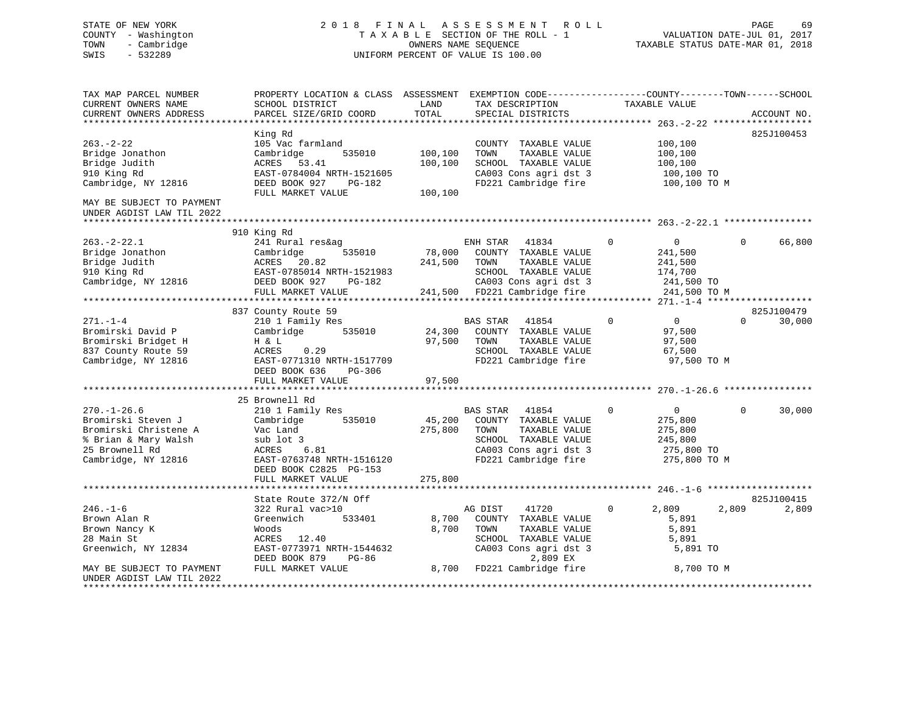STATE OF NEW YORK  
COUNTY - Washington  
TOWN - Cambridge  
SWIS - 532289

2018 FINAL ASSESSMENT ROLL  
TAXABLE SECTION OF THE ROLL - 1  
OWNERS NAME SEQUENCE  
UNIFORM PERCENT OF VALUE IS 100.00

VALUATION DATE-JUL 01, 2017  
TAXABLE STATUS DATE-MAR 01, 2018

```
TAX MAP PARCEL NUMBER          PROPERTY LOCATION & CLASS  ASSESSMENT  EXEMPTION CODE-----------------COUNTY--------TOWN------SCHOOL
CURRENT OWNERS NAME            SCHOOL DISTRICT               LAND      TAX DESCRIPTION            TAXABLE VALUE
CURRENT OWNERS ADDRESS         PARCEL SIZE/GRID COORD        TOTAL     SPECIAL DISTRICTS                                  ACCOUNT NO.
******************************************************************************************************* 263.-2-22 ******************
                               King Rd                                                                                825J100453
263.-2-22                      105 Vac farmland                        COUNTY  TAXABLE VALUE          100,100
Bridge Jonathon                Cambridge       535010      100,100     TOWN    TAXABLE VALUE          100,100
Bridge Judith                  ACRES   53.41               100,100     SCHOOL  TAXABLE VALUE          100,100
910 King Rd                    EAST-0784004 NRTH-1521605               CA003 Cons agri dst 3           100,100 TO
Cambridge, NY 12816            DEED BOOK 927    PG-182                 FD221 Cambridge fire            100,100 TO M
                               FULL MARKET VALUE           100,100
MAY BE SUBJECT TO PAYMENT
UNDER AGDIST LAW TIL 2022
******************************************************************************************************* 263.-2-22.1 ****************
                               910 King Rd
263.-2-22.1                    241 Rural res&ag                        ENH STAR  41834           0          0           0      66,800
Bridge Jonathon                Cambridge       535010       78,000     COUNTY  TAXABLE VALUE          241,500
Bridge Judith                  ACRES   20.82               241,500     TOWN    TAXABLE VALUE          241,500
910 King Rd                    EAST-0785014 NRTH-1521983               SCHOOL  TAXABLE VALUE          174,700
Cambridge, NY 12816            DEED BOOK 927    PG-182                 CA003 Cons agri dst 3           241,500 TO
                               FULL MARKET VALUE           241,500     FD221 Cambridge fire            241,500 TO M
******************************************************************************************************* 271.-1-4 *******************
                               837 County Route 59                                                                    825J100479
271.-1-4                       210 1 Family Res                        BAS STAR  41854           0          0           0      30,000
Bromirski David P              Cambridge       535010       24,300     COUNTY  TAXABLE VALUE           97,500
Bromirski Bridget H            H & L                        97,500     TOWN    TAXABLE VALUE           97,500
837 County Route 59            ACRES    0.29                           SCHOOL  TAXABLE VALUE           67,500
Cambridge, NY 12816            EAST-0771310 NRTH-1517709               FD221 Cambridge fire             97,500 TO M
                               DEED BOOK 636    PG-306
                               FULL MARKET VALUE            97,500
******************************************************************************************************* 270.-1-26.6 ****************
                               25 Brownell Rd
270.-1-26.6                    210 1 Family Res                        BAS STAR  41854           0          0           0      30,000
Bromirski Steven J             Cambridge       535010       45,200     COUNTY  TAXABLE VALUE          275,800
Bromirski Christene A          Vac Land                    275,800     TOWN    TAXABLE VALUE          275,800
% Brian & Mary Walsh           sub lot 3                               SCHOOL  TAXABLE VALUE          245,800
25 Brownell Rd                 ACRES    6.81                           CA003 Cons agri dst 3           275,800 TO
Cambridge, NY 12816            EAST-0763748 NRTH-1516120               FD221 Cambridge fire            275,800 TO M
                               DEED BOOK C2825  PG-153
                               FULL MARKET VALUE           275,800
******************************************************************************************************* 246.-1-6 *******************
                               State Route 372/N Off                                                                  825J100415
246.-1-6                       322 Rural vac>10                        AG DIST   41720           0      2,809       2,809       2,809
Brown Alan R                   Greenwich       533401        8,700     COUNTY  TAXABLE VALUE            5,891
Brown Nancy K                  Woods                         8,700     TOWN    TAXABLE VALUE            5,891
28 Main St                     ACRES   12.40                           SCHOOL  TAXABLE VALUE            5,891
Greenwich, NY 12834            EAST-0773971 NRTH-1544632               CA003 Cons agri dst 3             5,891 TO
                               DEED BOOK 879    PG-86                           2,809 EX
MAY BE SUBJECT TO PAYMENT      FULL MARKET VALUE             8,700     FD221 Cambridge fire              8,700 TO M
UNDER AGDIST LAW TIL 2022
************************************************************************************************************************************
```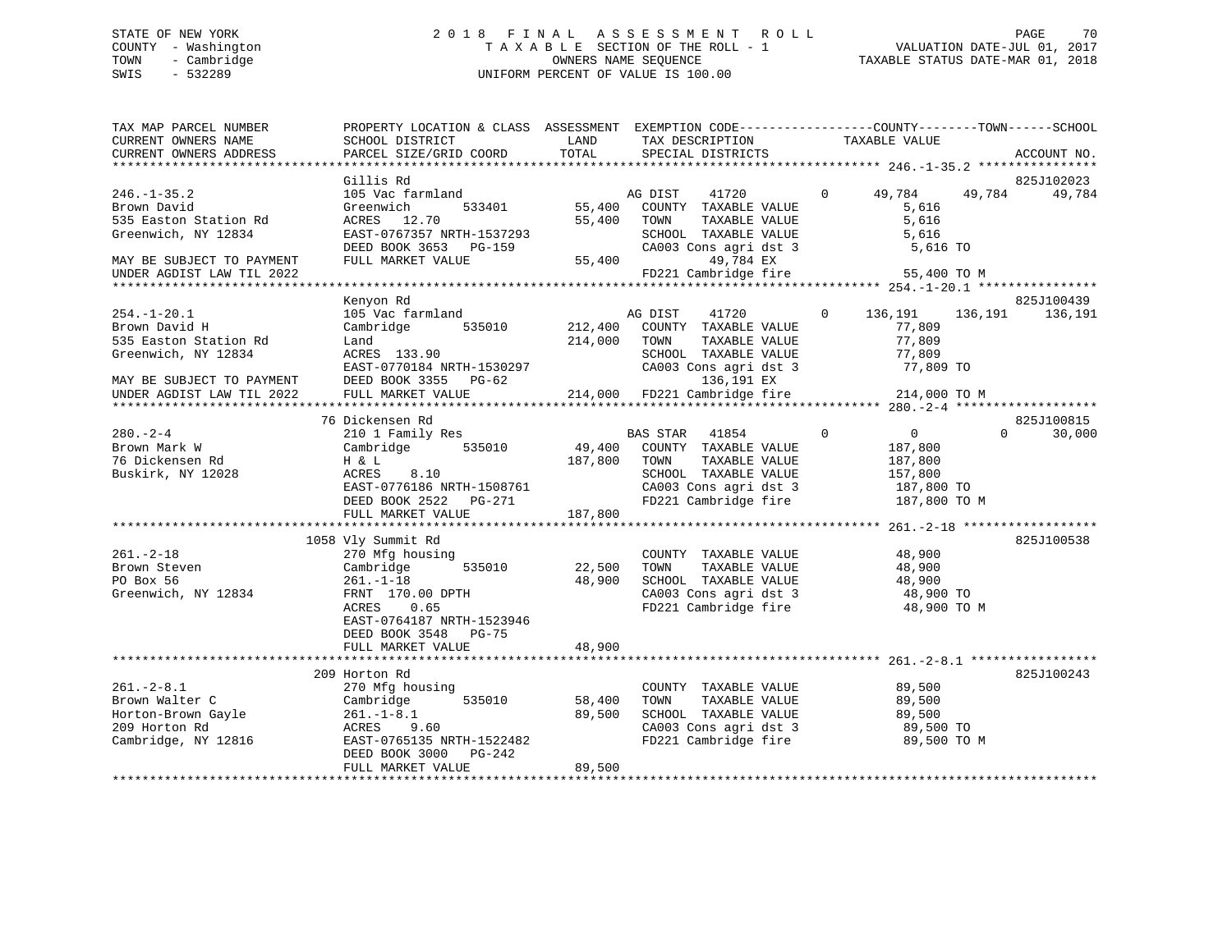STATE OF NEW YORK
COUNTY - Washington
TOWN - Cambridge
SWIS - 532289

2 0 1 8 F I N A L A S S E S S M E N T R O L L
T A X A B L E SECTION OF THE ROLL - 1
OWNERS NAME SEQUENCE
UNIFORM PERCENT OF VALUE IS 100.00

VALUATION DATE-JUL 01, 2017
TAXABLE STATUS DATE-MAR 01, 2018

```
TAX MAP PARCEL NUMBER          PROPERTY LOCATION & CLASS  ASSESSMENT  EXEMPTION CODE------------------COUNTY--------TOWN------SCHOOL
CURRENT OWNERS NAME            SCHOOL DISTRICT               LAND      TAX DESCRIPTION             TAXABLE VALUE
CURRENT OWNERS ADDRESS         PARCEL SIZE/GRID COORD        TOTAL     SPECIAL DISTRICTS                                       ACCOUNT NO.
******************************************************************************************************* 246.-1-35.2 ****************
                               Gillis Rd                                                                                 825J102023
246.-1-35.2                    105 Vac farmland                        AG DIST     41720        0     49,784     49,784     49,784
Brown David                    Greenwich       533401       55,400     COUNTY  TAXABLE VALUE              5,616
535 Easton Station Rd          ACRES   12.70                55,400     TOWN    TAXABLE VALUE              5,616
Greenwich, NY 12834            EAST-0767357 NRTH-1537293               SCHOOL  TAXABLE VALUE              5,616
                               DEED BOOK 3653   PG-159                 CA003 Cons agri dst 3              5,616 TO
MAY BE SUBJECT TO PAYMENT      FULL MARKET VALUE            55,400           49,784 EX
UNDER AGDIST LAW TIL 2022                                              FD221 Cambridge fire              55,400 TO M
******************************************************************************************************* 254.-1-20.1 ****************
                               Kenyon Rd                                                                                 825J100439
254.-1-20.1                    105 Vac farmland                        AG DIST     41720        0    136,191    136,191    136,191
Brown David H                  Cambridge       535010      212,400     COUNTY  TAXABLE VALUE             77,809
535 Easton Station Rd          Land                        214,000     TOWN    TAXABLE VALUE             77,809
Greenwich, NY 12834            ACRES  133.90                           SCHOOL  TAXABLE VALUE             77,809
                               EAST-0770184 NRTH-1530297               CA003 Cons agri dst 3             77,809 TO
MAY BE SUBJECT TO PAYMENT      DEED BOOK 3355   PG-62                       136,191 EX
UNDER AGDIST LAW TIL 2022      FULL MARKET VALUE           214,000     FD221 Cambridge fire             214,000 TO M
******************************************************************************************************* 280.-2-4 *******************
                               76 Dickensen Rd                                                                           825J100815
280.-2-4                       210 1 Family Res                        BAS STAR    41854        0          0          0     30,000
Brown Mark W                   Cambridge       535010       49,400     COUNTY  TAXABLE VALUE            187,800
76 Dickensen Rd                H & L                       187,800     TOWN    TAXABLE VALUE            187,800
Buskirk, NY 12028              ACRES    8.10                           SCHOOL  TAXABLE VALUE            157,800
                               EAST-0776186 NRTH-1508761               CA003 Cons agri dst 3            187,800 TO
                               DEED BOOK 2522   PG-271                 FD221 Cambridge fire             187,800 TO M
                               FULL MARKET VALUE           187,800
******************************************************************************************************* 261.-2-18 ******************
                               1058 Vly Summit Rd                                                                        825J100538
261.-2-18                      270 Mfg housing                         COUNTY  TAXABLE VALUE             48,900
Brown Steven                   Cambridge       535010       22,500     TOWN    TAXABLE VALUE             48,900
PO Box 56                      261.-1-18                    48,900     SCHOOL  TAXABLE VALUE             48,900
Greenwich, NY 12834            FRNT 170.00 DPTH                        CA003 Cons agri dst 3             48,900 TO
                               ACRES    0.65                           FD221 Cambridge fire              48,900 TO M
                               EAST-0764187 NRTH-1523946
                               DEED BOOK 3548   PG-75
                               FULL MARKET VALUE            48,900
******************************************************************************************************* 261.-2-8.1 *****************
                               209 Horton Rd                                                                             825J100243
261.-2-8.1                     270 Mfg housing                         COUNTY  TAXABLE VALUE             89,500
Brown Walter C                 Cambridge       535010       58,400     TOWN    TAXABLE VALUE             89,500
Horton-Brown Gayle             261.-1-8.1                   89,500     SCHOOL  TAXABLE VALUE             89,500
209 Horton Rd                  ACRES    9.60                           CA003 Cons agri dst 3             89,500 TO
Cambridge, NY 12816            EAST-0765135 NRTH-1522482               FD221 Cambridge fire              89,500 TO M
                               DEED BOOK 3000   PG-242
                               FULL MARKET VALUE            89,500
************************************************************************************************************************************
```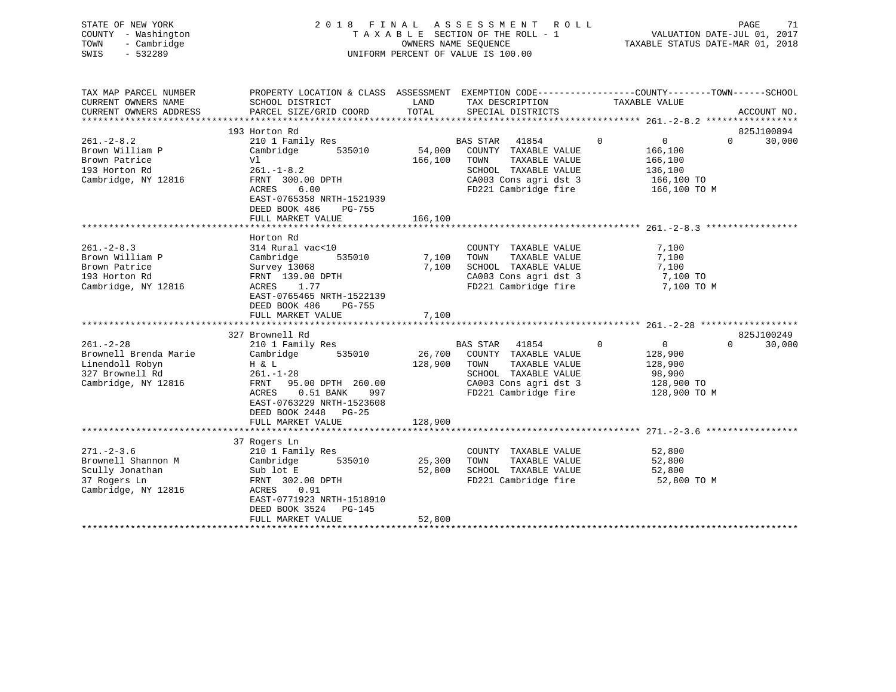STATE OF NEW YORK
COUNTY - Washington
TOWN - Cambridge
SWIS - 532289

2018 FINAL ASSESSMENT ROLL
TAXABLE SECTION OF THE ROLL - 1
OWNERS NAME SEQUENCE
UNIFORM PERCENT OF VALUE IS 100.00

VALUATION DATE-JUL 01, 2017
TAXABLE STATUS DATE-MAR 01, 2018

| TAX MAP PARCEL NUMBER / CURRENT OWNERS NAME / CURRENT OWNERS ADDRESS | PROPERTY LOCATION & CLASS / SCHOOL DISTRICT / PARCEL SIZE/GRID COORD | ASSESSMENT LAND / TOTAL | EXEMPTION CODE / TAX DESCRIPTION / SPECIAL DISTRICTS | COUNTY | TOWN | SCHOOL | ACCOUNT NO. |
|---|---|---|---|---|---|---|---|
| 261.-2-8.2 | 193 Horton Rd | | | | | | 825J100894 |
| Brown William P | 210 1 Family Res | | BAS STAR 41854 | 0 | 0 | 30,000 | |
| Brown Patrice | Cambridge 535010 | 54,000 | COUNTY TAXABLE VALUE | 166,100 | | | |
| 193 Horton Rd | Vl | 166,100 | TOWN TAXABLE VALUE | | 166,100 | | |
| Cambridge, NY 12816 | 261.-1-8.2 | | SCHOOL TAXABLE VALUE | | | 136,100 | |
| | FRNT 300.00 DPTH | | CA003 Cons agri dst 3 | 166,100 TO | | | |
| | ACRES 6.00 | | FD221 Cambridge fire | 166,100 TO M | | | |
| | EAST-0765358 NRTH-1521939 | | | | | | |
| | DEED BOOK 486 PG-755 | | | | | | |
| | FULL MARKET VALUE | 166,100 | | | | | |
| 261.-2-8.3 | Horton Rd | | | | | | |
| Brown William P | 314 Rural vac<10 | | COUNTY TAXABLE VALUE | 7,100 | | | |
| Brown Patrice | Cambridge 535010 | 7,100 | TOWN TAXABLE VALUE | | 7,100 | | |
| 193 Horton Rd | Survey 13068 | 7,100 | SCHOOL TAXABLE VALUE | | | 7,100 | |
| Cambridge, NY 12816 | FRNT 139.00 DPTH | | CA003 Cons agri dst 3 | 7,100 TO | | | |
| | ACRES 1.77 | | FD221 Cambridge fire | 7,100 TO M | | | |
| | EAST-0765465 NRTH-1522139 | | | | | | |
| | DEED BOOK 486 PG-755 | | | | | | |
| | FULL MARKET VALUE | 7,100 | | | | | |
| 261.-2-28 | 327 Brownell Rd | | | | | | 825J100249 |
| Brownell Brenda Marie | 210 1 Family Res | | BAS STAR 41854 | 0 | 0 | 30,000 | |
| Linendoll Robyn | Cambridge 535010 | 26,700 | COUNTY TAXABLE VALUE | 128,900 | | | |
| 327 Brownell Rd | H & L | 128,900 | TOWN TAXABLE VALUE | | 128,900 | | |
| Cambridge, NY 12816 | 261.-1-28 | | SCHOOL TAXABLE VALUE | | | 98,900 | |
| | FRNT 95.00 DPTH 260.00 | | CA003 Cons agri dst 3 | 128,900 TO | | | |
| | ACRES 0.51 BANK 997 | | FD221 Cambridge fire | 128,900 TO M | | | |
| | EAST-0763229 NRTH-1523608 | | | | | | |
| | DEED BOOK 2448 PG-25 | | | | | | |
| | FULL MARKET VALUE | 128,900 | | | | | |
| 271.-2-3.6 | 37 Rogers Ln | | | | | | |
| Brownell Shannon M | 210 1 Family Res | | COUNTY TAXABLE VALUE | 52,800 | | | |
| Scully Jonathan | Cambridge 535010 | 25,300 | TOWN TAXABLE VALUE | | 52,800 | | |
| 37 Rogers Ln | Sub lot E | 52,800 | SCHOOL TAXABLE VALUE | | | 52,800 | |
| Cambridge, NY 12816 | FRNT 302.00 DPTH | | FD221 Cambridge fire | 52,800 TO M | | | |
| | ACRES 0.91 | | | | | | |
| | EAST-0771923 NRTH-1518910 | | | | | | |
| | DEED BOOK 3524 PG-145 | | | | | | |
| | FULL MARKET VALUE | 52,800 | | | | | |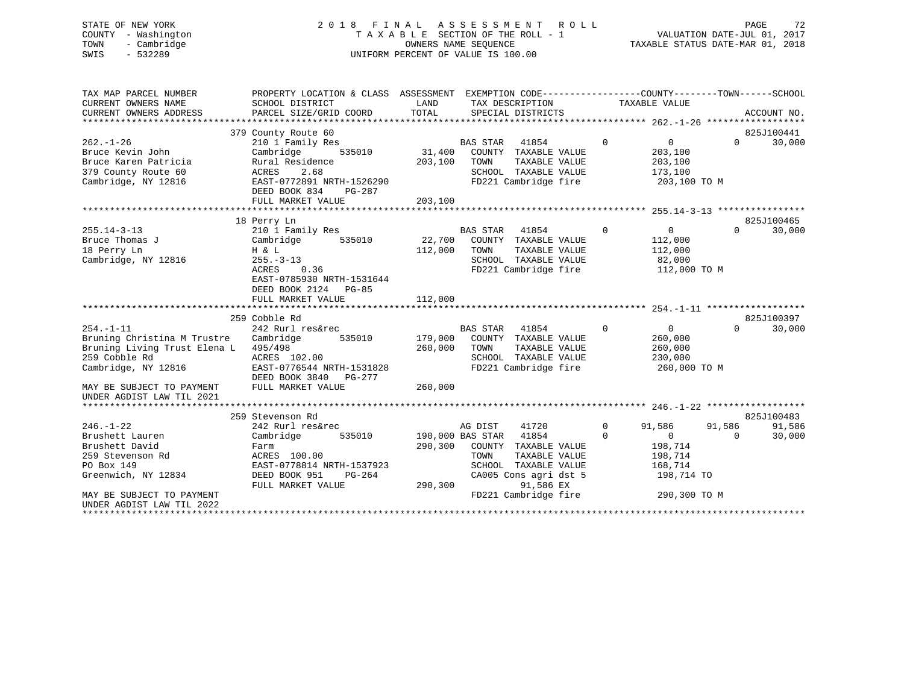STATE OF NEW YORK
COUNTY - Washington
TOWN - Cambridge
SWIS - 532289

2018 FINAL ASSESSMENT ROLL
TAXABLE SECTION OF THE ROLL - 1
OWNERS NAME SEQUENCE
UNIFORM PERCENT OF VALUE IS 100.00

VALUATION DATE-JUL 01, 2017
TAXABLE STATUS DATE-MAR 01, 2018

```
TAX MAP PARCEL NUMBER          PROPERTY LOCATION & CLASS  ASSESSMENT  EXEMPTION CODE-----------------COUNTY--------TOWN------SCHOOL
CURRENT OWNERS NAME            SCHOOL DISTRICT              LAND      TAX DESCRIPTION            TAXABLE VALUE
CURRENT OWNERS ADDRESS         PARCEL SIZE/GRID COORD       TOTAL     SPECIAL DISTRICTS                                    ACCOUNT NO.
******************************************************************************************************* 262.-1-26 ******************
                               379 County Route 60                                                                         825J100441
262.-1-26                      210 1 Family Res                      BAS STAR   41854          0          0          0      30,000
Bruce Kevin John               Cambridge       535010       31,400   COUNTY  TAXABLE VALUE             203,100
Bruce Karen Patricia           Rural Residence             203,100   TOWN    TAXABLE VALUE             203,100
379 County Route 60            ACRES     2.68                        SCHOOL  TAXABLE VALUE             173,100
Cambridge, NY 12816            EAST-0772891 NRTH-1526290             FD221 Cambridge fire              203,100 TO M
                               DEED BOOK 834    PG-287
                               FULL MARKET VALUE           203,100
******************************************************************************************************* 255.14-3-13 ****************
                               18 Perry Ln                                                                                 825J100465
255.14-3-13                    210 1 Family Res                      BAS STAR   41854          0          0          0      30,000
Bruce Thomas J                 Cambridge       535010       22,700   COUNTY  TAXABLE VALUE             112,000
18 Perry Ln                    H & L                       112,000   TOWN    TAXABLE VALUE             112,000
Cambridge, NY 12816            255.-3-13                             SCHOOL  TAXABLE VALUE              82,000
                               ACRES     0.36                        FD221 Cambridge fire              112,000 TO M
                               EAST-0785930 NRTH-1531644
                               DEED BOOK 2124   PG-85
                               FULL MARKET VALUE           112,000
******************************************************************************************************* 254.-1-11 ******************
                               259 Cobble Rd                                                                               825J100397
254.-1-11                      242 Rurl res&rec                      BAS STAR   41854          0          0          0      30,000
Bruning Christina M Trustre    Cambridge       535010      179,000   COUNTY  TAXABLE VALUE             260,000
Bruning Living Trust Elena L   495/498                     260,000   TOWN    TAXABLE VALUE             260,000
259 Cobble Rd                  ACRES   102.00                        SCHOOL  TAXABLE VALUE             230,000
Cambridge, NY 12816            EAST-0776544 NRTH-1531828             FD221 Cambridge fire              260,000 TO M
                               DEED BOOK 3840   PG-277
MAY BE SUBJECT TO PAYMENT      FULL MARKET VALUE           260,000
UNDER AGDIST LAW TIL 2021
******************************************************************************************************* 246.-1-22 ******************
                               259 Stevenson Rd                                                                            825J100483
246.-1-22                      242 Rurl res&rec                      AG DIST    41720          0     91,586     91,586      91,586
Brushett Lauren                Cambridge       535010      190,000 BAS STAR   41854          0          0          0      30,000
Brushett David                 Farm                        290,300   COUNTY  TAXABLE VALUE             198,714
259 Stevenson Rd               ACRES   100.00                        TOWN    TAXABLE VALUE             198,714
PO Box 149                     EAST-0778814 NRTH-1537923             SCHOOL  TAXABLE VALUE             168,714
Greenwich, NY 12834            DEED BOOK 951    PG-264               CA005 Cons agri dst 5             198,714 TO
                               FULL MARKET VALUE           290,300          91,586 EX
MAY BE SUBJECT TO PAYMENT                                            FD221 Cambridge fire              290,300 TO M
UNDER AGDIST LAW TIL 2022
************************************************************************************************************************************
```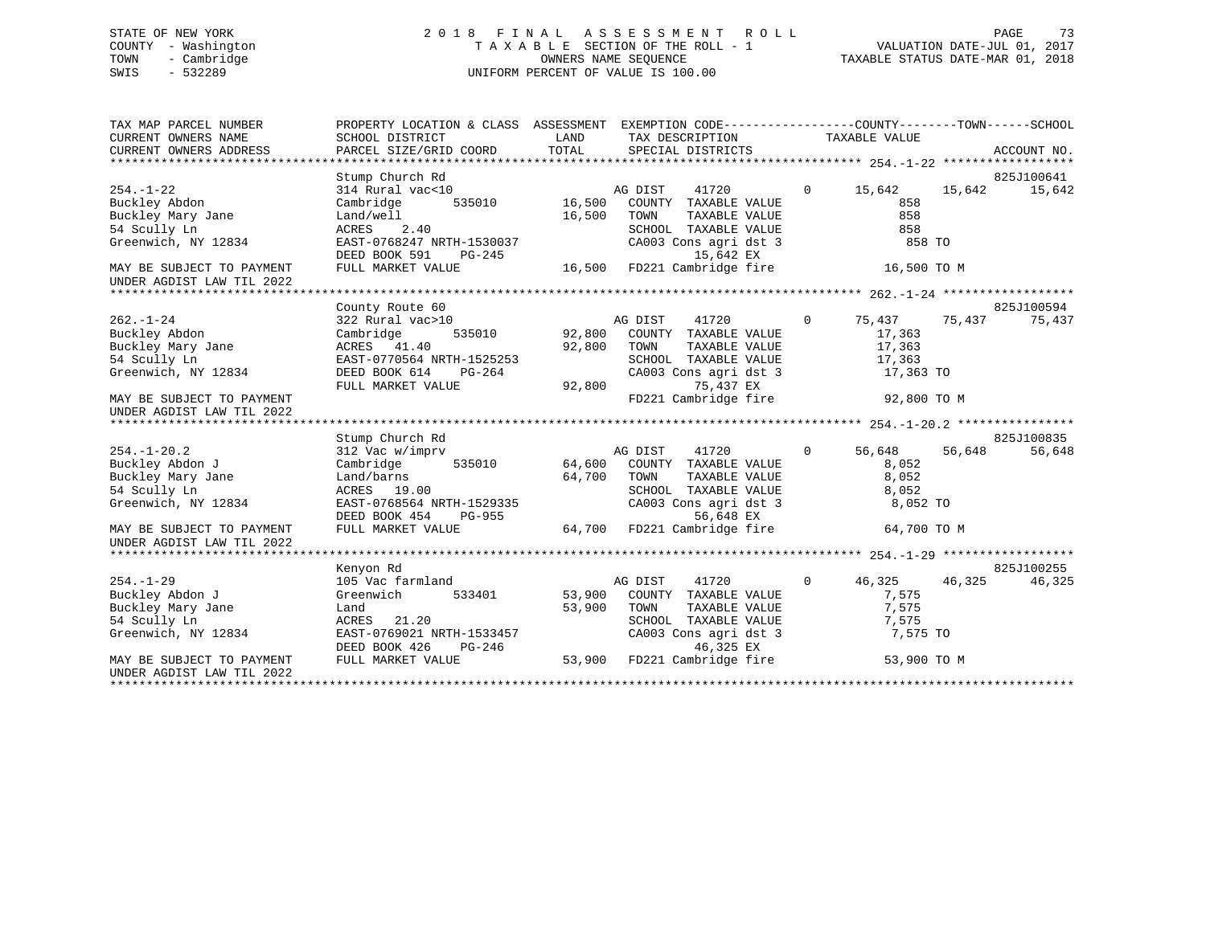STATE OF NEW YORK
COUNTY - Washington
TOWN - Cambridge
SWIS - 532289

# 2018 FINAL ASSESSMENT ROLL

TAXABLE SECTION OF THE ROLL - 1
OWNERS NAME SEQUENCE
UNIFORM PERCENT OF VALUE IS 100.00

VALUATION DATE-JUL 01, 2017
TAXABLE STATUS DATE-MAR 01, 2018

```
TAX MAP PARCEL NUMBER          PROPERTY LOCATION & CLASS  ASSESSMENT  EXEMPTION CODE-----------------COUNTY--------TOWN------SCHOOL
CURRENT OWNERS NAME            SCHOOL DISTRICT              LAND      TAX DESCRIPTION              TAXABLE VALUE
CURRENT OWNERS ADDRESS         PARCEL SIZE/GRID COORD      TOTAL      SPECIAL DISTRICTS                                        ACCOUNT NO.
******************************************************************************************************* 254.-1-22 ******************
                               Stump Church Rd                                                                             825J100641
254.-1-22                      314 Rural vac<10                   AG DIST    41720         0     15,642     15,642     15,642
Buckley Abdon                  Cambridge      535010      16,500   COUNTY  TAXABLE VALUE             858
Buckley Mary Jane              Land/well                  16,500   TOWN    TAXABLE VALUE             858
54 Scully Ln                   ACRES    2.40                       SCHOOL  TAXABLE VALUE             858
Greenwich, NY 12834            EAST-0768247 NRTH-1530037           CA003 Cons agri dst 3             858 TO
                               DEED BOOK 591    PG-245                     15,642 EX
MAY BE SUBJECT TO PAYMENT      FULL MARKET VALUE          16,500   FD221 Cambridge fire           16,500 TO M
UNDER AGDIST LAW TIL 2022
******************************************************************************************************* 262.-1-24 ******************
                               County Route 60                                                                             825J100594
262.-1-24                      322 Rural vac>10                   AG DIST    41720         0     75,437     75,437     75,437
Buckley Abdon                  Cambridge      535010      92,800   COUNTY  TAXABLE VALUE          17,363
Buckley Mary Jane              ACRES   41.40              92,800   TOWN    TAXABLE VALUE          17,363
54 Scully Ln                   EAST-0770564 NRTH-1525253           SCHOOL  TAXABLE VALUE          17,363
Greenwich, NY 12834            DEED BOOK 614    PG-264             CA003 Cons agri dst 3          17,363 TO
                               FULL MARKET VALUE          92,800           75,437 EX
MAY BE SUBJECT TO PAYMENT                                          FD221 Cambridge fire           92,800 TO M
UNDER AGDIST LAW TIL 2022
******************************************************************************************************* 254.-1-20.2 ****************
                               Stump Church Rd                                                                             825J100835
254.-1-20.2                    312 Vac w/imprv                    AG DIST    41720         0     56,648     56,648     56,648
Buckley Abdon J                Cambridge      535010      64,600   COUNTY  TAXABLE VALUE           8,052
Buckley Mary Jane              Land/barns                 64,700   TOWN    TAXABLE VALUE           8,052
54 Scully Ln                   ACRES   19.00                       SCHOOL  TAXABLE VALUE           8,052
Greenwich, NY 12834            EAST-0768564 NRTH-1529335           CA003 Cons agri dst 3           8,052 TO
                               DEED BOOK 454    PG-955                     56,648 EX
MAY BE SUBJECT TO PAYMENT      FULL MARKET VALUE          64,700   FD221 Cambridge fire           64,700 TO M
UNDER AGDIST LAW TIL 2022
******************************************************************************************************* 254.-1-29 ******************
                               Kenyon Rd                                                                                   825J100255
254.-1-29                      105 Vac farmland                   AG DIST    41720         0     46,325     46,325     46,325
Buckley Abdon J                Greenwich      533401      53,900   COUNTY  TAXABLE VALUE           7,575
Buckley Mary Jane              Land                       53,900   TOWN    TAXABLE VALUE           7,575
54 Scully Ln                   ACRES   21.20                       SCHOOL  TAXABLE VALUE           7,575
Greenwich, NY 12834            EAST-0769021 NRTH-1533457           CA003 Cons agri dst 3           7,575 TO
                               DEED BOOK 426    PG-246                     46,325 EX
MAY BE SUBJECT TO PAYMENT      FULL MARKET VALUE          53,900   FD221 Cambridge fire           53,900 TO M
UNDER AGDIST LAW TIL 2022
************************************************************************************************************************************
```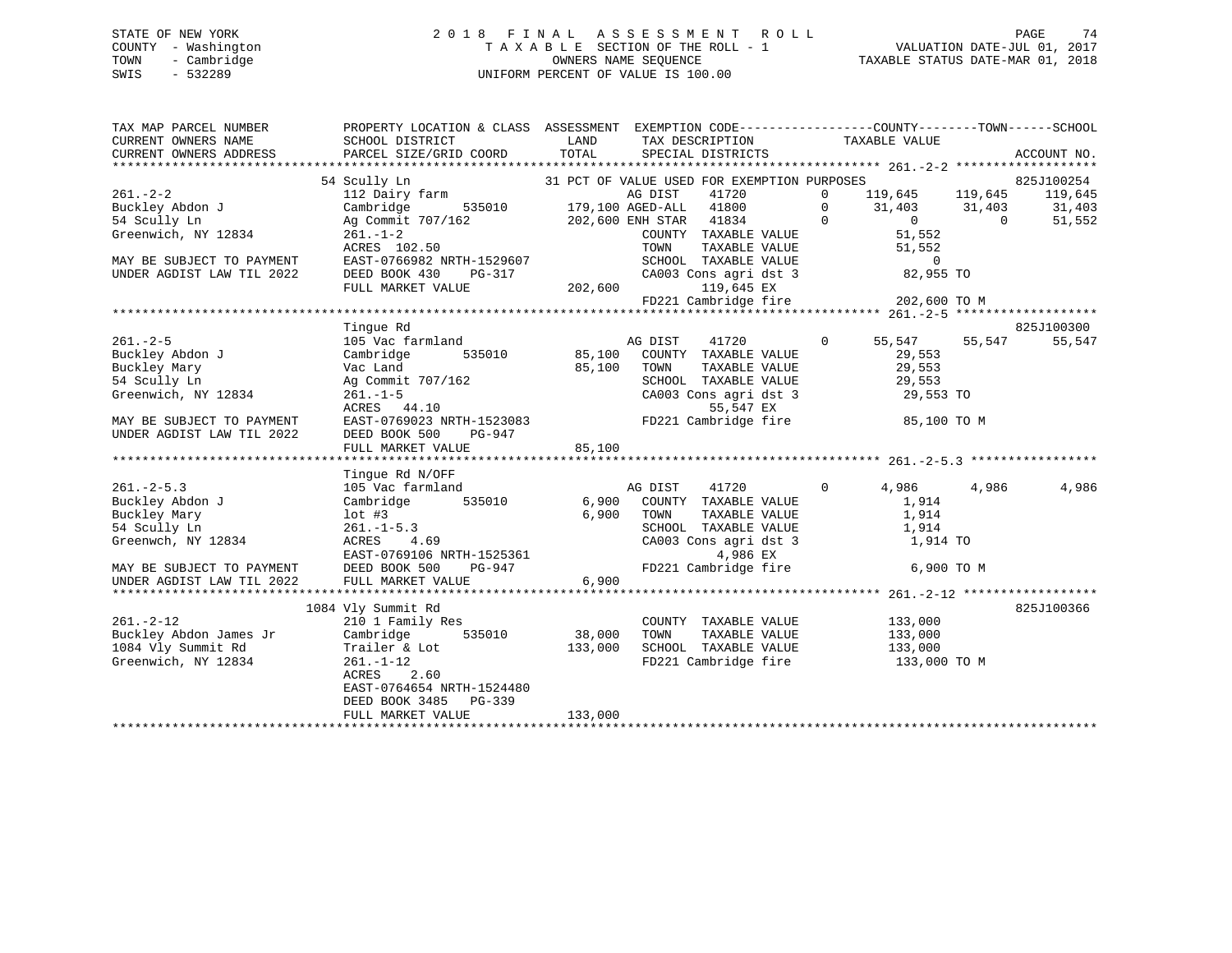STATE OF NEW YORK
COUNTY - Washington
TOWN - Cambridge
SWIS - 532289

2018 FINAL ASSESSMENT ROLL
TAXABLE SECTION OF THE ROLL - 1
OWNERS NAME SEQUENCE
UNIFORM PERCENT OF VALUE IS 100.00

VALUATION DATE-JUL 01, 2017
TAXABLE STATUS DATE-MAR 01, 2018

```
TAX MAP PARCEL NUMBER          PROPERTY LOCATION & CLASS  ASSESSMENT  EXEMPTION CODE-----------------COUNTY--------TOWN------SCHOOL
CURRENT OWNERS NAME            SCHOOL DISTRICT               LAND      TAX DESCRIPTION              TAXABLE VALUE
CURRENT OWNERS ADDRESS         PARCEL SIZE/GRID COORD        TOTAL     SPECIAL DISTRICTS                                        ACCOUNT NO.
******************************************************************************************************* 261.-2-2 *******************
                  54 Scully Ln                          31 PCT OF VALUE USED FOR EXEMPTION PURPOSES                        825J100254
261.-2-2                       112 Dairy farm                      AG DIST     41720       0    119,645   119,645   119,645
Buckley Abdon J                Cambridge       535010    179,100 AGED-ALL   41800       0     31,403    31,403    31,403
54 Scully Ln                   Ag Commit 707/162         202,600 ENH STAR   41834       0          0         0    51,552
Greenwich, NY 12834            261.-1-2                            COUNTY  TAXABLE VALUE           51,552
                               ACRES  102.50                       TOWN    TAXABLE VALUE           51,552
MAY BE SUBJECT TO PAYMENT      EAST-0766982 NRTH-1529607           SCHOOL  TAXABLE VALUE                0
UNDER AGDIST LAW TIL 2022      DEED BOOK 430     PG-317            CA003 Cons agri dst 3           82,955 TO
                               FULL MARKET VALUE           202,600          119,645 EX
                                                                   FD221 Cambridge fire           202,600 TO M
******************************************************************************************************* 261.-2-5 *******************
                  Tingue Rd                                                                                             825J100300
261.-2-5                       105 Vac farmland                    AG DIST     41720       0     55,547    55,547    55,547
Buckley Abdon J                Cambridge       535010     85,100   COUNTY  TAXABLE VALUE           29,553
Buckley Mary                   Vac Land                   85,100   TOWN    TAXABLE VALUE           29,553
54 Scully Ln                   Ag Commit 707/162                   SCHOOL  TAXABLE VALUE           29,553
Greenwich, NY 12834            261.-1-5                            CA003 Cons agri dst 3           29,553 TO
                               ACRES   44.10                                 55,547 EX
MAY BE SUBJECT TO PAYMENT      EAST-0769023 NRTH-1523083           FD221 Cambridge fire            85,100 TO M
UNDER AGDIST LAW TIL 2022      DEED BOOK 500     PG-947
                               FULL MARKET VALUE            85,100
******************************************************************************************************* 261.-2-5.3 *****************
                  Tingue Rd N/OFF
261.-2-5.3                     105 Vac farmland                    AG DIST     41720       0      4,986     4,986     4,986
Buckley Abdon J                Cambridge       535010      6,900   COUNTY  TAXABLE VALUE            1,914
Buckley Mary                   lot #3                      6,900   TOWN    TAXABLE VALUE            1,914
54 Scully Ln                   261.-1-5.3                          SCHOOL  TAXABLE VALUE            1,914
Greenwch, NY 12834             ACRES    4.69                       CA003 Cons agri dst 3            1,914 TO
                               EAST-0769106 NRTH-1525361                      4,986 EX
MAY BE SUBJECT TO PAYMENT      DEED BOOK 500     PG-947            FD221 Cambridge fire             6,900 TO M
UNDER AGDIST LAW TIL 2022      FULL MARKET VALUE             6,900
******************************************************************************************************* 261.-2-12 ******************
                1084 Vly Summit Rd                                                                                      825J100366
261.-2-12                      210 1 Family Res                    COUNTY  TAXABLE VALUE          133,000
Buckley Abdon James Jr         Cambridge       535010     38,000   TOWN    TAXABLE VALUE          133,000
1084 Vly Summit Rd             Trailer & Lot             133,000   SCHOOL  TAXABLE VALUE          133,000
Greenwich, NY 12834            261.-1-12                           FD221 Cambridge fire           133,000 TO M
                               ACRES    2.60
                               EAST-0764654 NRTH-1524480
                               DEED BOOK 3485    PG-339
                               FULL MARKET VALUE           133,000
************************************************************************************************************************************
```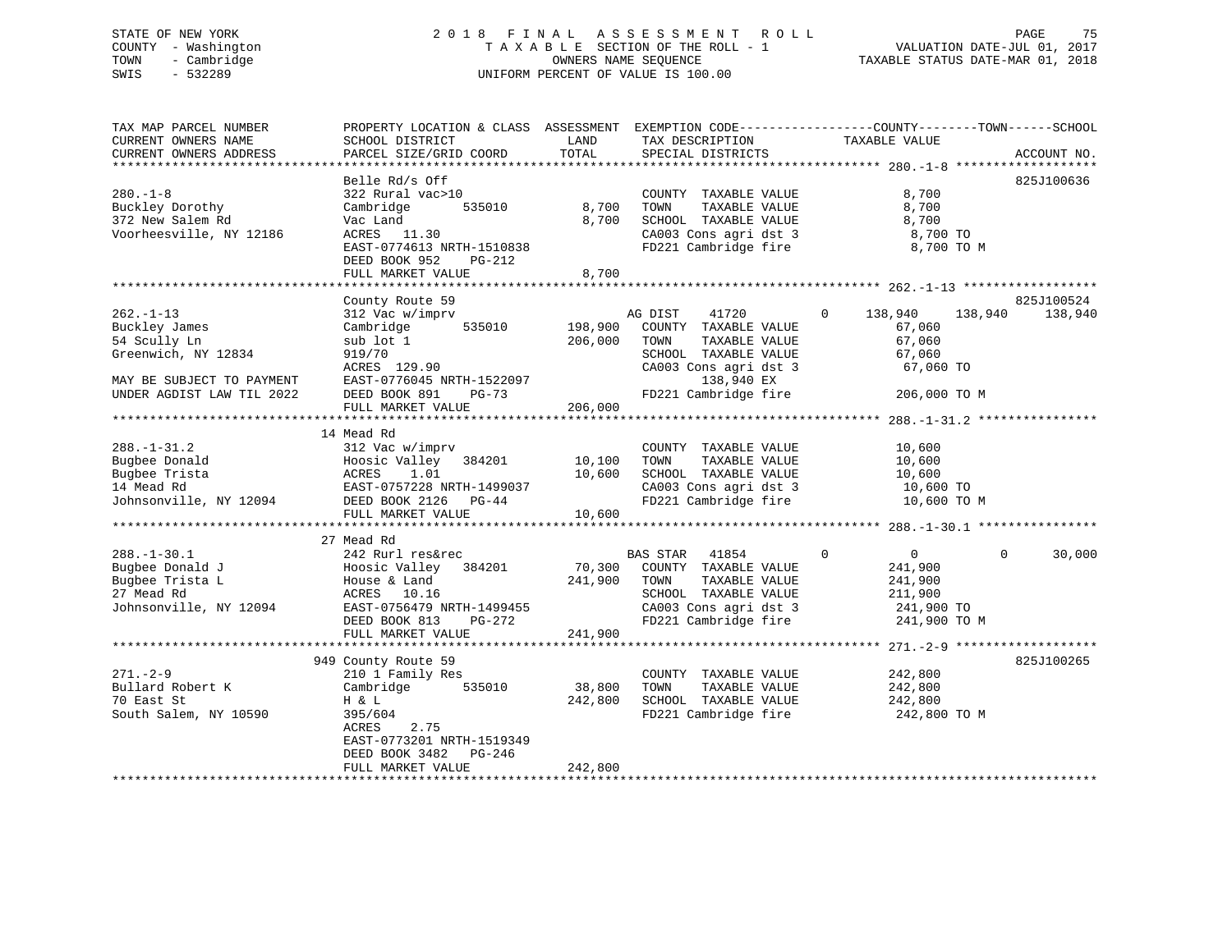STATE OF NEW YORK
COUNTY - Washington
TOWN - Cambridge
SWIS - 532289

2018 FINAL ASSESSMENT ROLL
TAXABLE SECTION OF THE ROLL - 1
OWNERS NAME SEQUENCE
UNIFORM PERCENT OF VALUE IS 100.00

VALUATION DATE-JUL 01, 2017
TAXABLE STATUS DATE-MAR 01, 2018

```
TAX MAP PARCEL NUMBER          PROPERTY LOCATION & CLASS  ASSESSMENT  EXEMPTION CODE------------------COUNTY--------TOWN------SCHOOL
CURRENT OWNERS NAME            SCHOOL DISTRICT               LAND      TAX DESCRIPTION            TAXABLE VALUE
CURRENT OWNERS ADDRESS         PARCEL SIZE/GRID COORD        TOTAL     SPECIAL DISTRICTS                                      ACCOUNT NO.
******************************************************************************************************* 280.-1-8 *******************
                               Belle Rd/s Off                                                                               825J100636
280.-1-8                       322 Rural vac>10                         COUNTY  TAXABLE VALUE              8,700
Buckley Dorothy                Cambridge       535010        8,700      TOWN    TAXABLE VALUE              8,700
372 New Salem Rd               Vac Land                      8,700      SCHOOL  TAXABLE VALUE              8,700
Voorheesville, NY 12186        ACRES   11.30                            CA003 Cons agri dst 3              8,700 TO
                               EAST-0774613 NRTH-1510838                FD221 Cambridge fire               8,700 TO M
                               DEED BOOK 952     PG-212
                               FULL MARKET VALUE             8,700
******************************************************************************************************* 262.-1-13 ******************
                               County Route 59                                                                              825J100524
262.-1-13                      312 Vac w/imprv                          AG DIST     41720          0     138,940    138,940    138,940
Buckley James                  Cambridge       535010      198,900      COUNTY  TAXABLE VALUE             67,060
54 Scully Ln                   sub lot 1                   206,000      TOWN    TAXABLE VALUE             67,060
Greenwich, NY 12834            919/70                                   SCHOOL  TAXABLE VALUE             67,060
                               ACRES  129.90                            CA003 Cons agri dst 3             67,060 TO
MAY BE SUBJECT TO PAYMENT      EAST-0776045 NRTH-1522097                      138,940 EX
UNDER AGDIST LAW TIL 2022      DEED BOOK 891     PG-73                  FD221 Cambridge fire             206,000 TO M
                               FULL MARKET VALUE           206,000
******************************************************************************************************* 288.-1-31.2 ****************
                               14 Mead Rd
288.-1-31.2                    312 Vac w/imprv                          COUNTY  TAXABLE VALUE             10,600
Bugbee Donald                  Hoosic Valley   384201       10,100      TOWN    TAXABLE VALUE             10,600
Bugbee Trista                  ACRES    1.01                10,600      SCHOOL  TAXABLE VALUE             10,600
14 Mead Rd                     EAST-0757228 NRTH-1499037                CA003 Cons agri dst 3             10,600 TO
Johnsonville, NY 12094         DEED BOOK 2126    PG-44                  FD221 Cambridge fire              10,600 TO M
                               FULL MARKET VALUE            10,600
******************************************************************************************************* 288.-1-30.1 ****************
                               27 Mead Rd
288.-1-30.1                    242 Rurl res&rec                         BAS STAR    41854          0           0          0     30,000
Bugbee Donald J                Hoosic Valley   384201       70,300      COUNTY  TAXABLE VALUE            241,900
Bugbee Trista L                House & Land                241,900      TOWN    TAXABLE VALUE            241,900
27 Mead Rd                     ACRES   10.16                            SCHOOL  TAXABLE VALUE            211,900
Johnsonville, NY 12094         EAST-0756479 NRTH-1499455                CA003 Cons agri dst 3            241,900 TO
                               DEED BOOK 813     PG-272                 FD221 Cambridge fire             241,900 TO M
                               FULL MARKET VALUE           241,900
******************************************************************************************************* 271.-2-9 *******************
                               949 County Route 59                                                                          825J100265
271.-2-9                       210 1 Family Res                         COUNTY  TAXABLE VALUE            242,800
Bullard Robert K               Cambridge       535010       38,800      TOWN    TAXABLE VALUE            242,800
70 East St                     H & L                       242,800      SCHOOL  TAXABLE VALUE            242,800
South Salem, NY 10590          395/604                                  FD221 Cambridge fire             242,800 TO M
                               ACRES    2.75
                               EAST-0773201 NRTH-1519349
                               DEED BOOK 3482    PG-246
                               FULL MARKET VALUE           242,800
************************************************************************************************************************************
```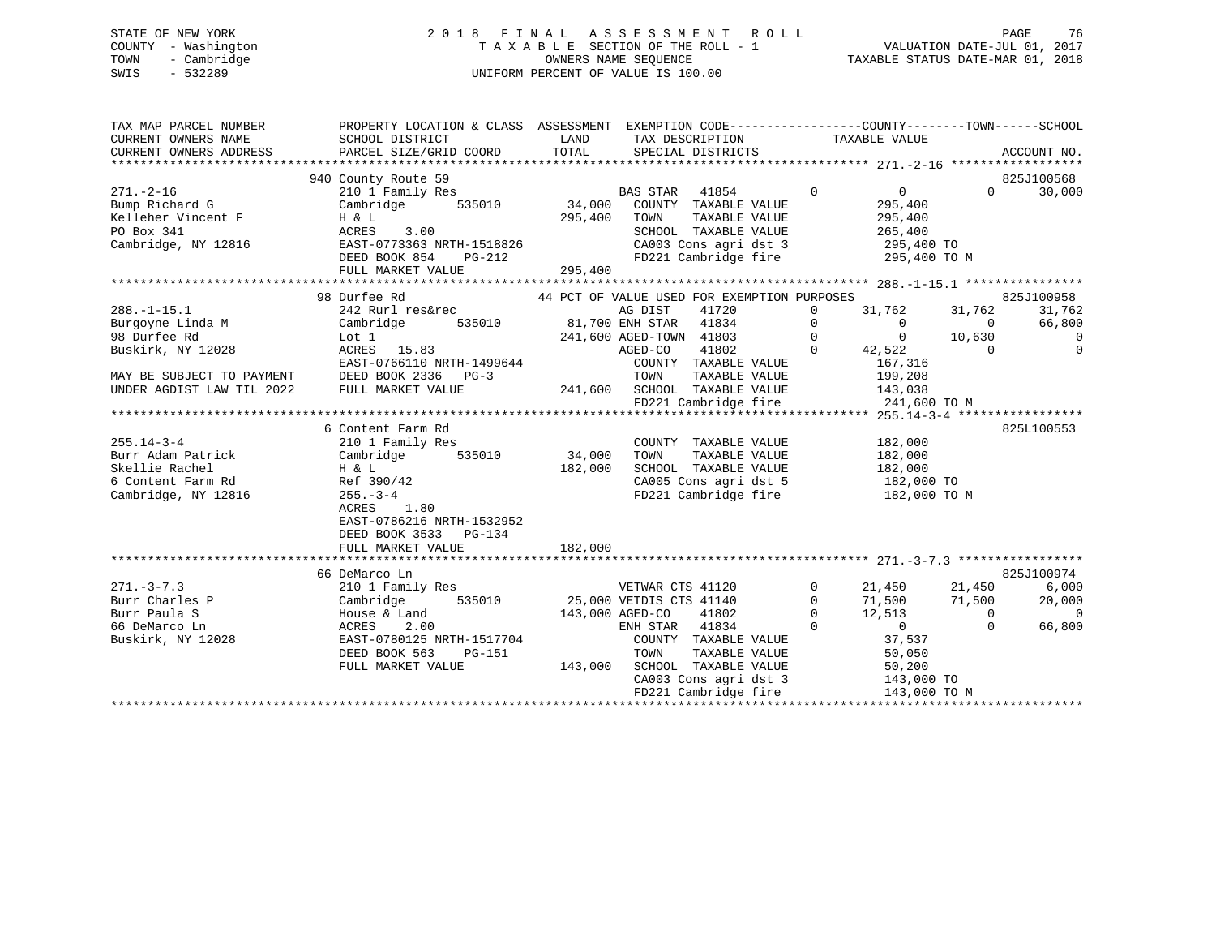STATE OF NEW YORK
COUNTY - Washington
TOWN - Cambridge
SWIS - 532289

2018 FINAL ASSESSMENT ROLL
TAXABLE SECTION OF THE ROLL - 1
OWNERS NAME SEQUENCE
UNIFORM PERCENT OF VALUE IS 100.00

VALUATION DATE-JUL 01, 2017
TAXABLE STATUS DATE-MAR 01, 2018

```
TAX MAP PARCEL NUMBER          PROPERTY LOCATION & CLASS  ASSESSMENT  EXEMPTION CODE------------------COUNTY--------TOWN------SCHOOL
CURRENT OWNERS NAME            SCHOOL DISTRICT               LAND      TAX DESCRIPTION              TAXABLE VALUE
CURRENT OWNERS ADDRESS         PARCEL SIZE/GRID COORD        TOTAL     SPECIAL DISTRICTS                                          ACCOUNT NO.
******************************************************************************************************* 271.-2-16 ******************
                               940 County Route 59                                                                            825J100568
271.-2-16                      210 1 Family Res                        BAS STAR   41854         0            0            0        30,000
Bump Richard G                 Cambridge        535010       34,000    COUNTY  TAXABLE VALUE               295,400
Kelleher Vincent F             H & L                        295,400    TOWN    TAXABLE VALUE               295,400
PO Box 341                     ACRES    3.00                            SCHOOL  TAXABLE VALUE               265,400
Cambridge, NY 12816            EAST-0773363 NRTH-1518826               CA003 Cons agri dst 3              295,400 TO
                               DEED BOOK 854    PG-212                  FD221 Cambridge fire               295,400 TO M
                               FULL MARKET VALUE            295,400
******************************************************************************************************* 288.-1-15.1 ****************
                               98 Durfee Rd                   44 PCT OF VALUE USED FOR EXEMPTION PURPOSES                     825J100958
288.-1-15.1                    242 Rurl res&rec                        AG DIST    41720         0       31,762       31,762       31,762
Burgoyne Linda M               Cambridge        535010       81,700 ENH STAR   41834         0            0            0        66,800
98 Durfee Rd                   Lot 1                        241,600 AGED-TOWN  41803         0            0       10,630            0
Buskirk, NY 12028              ACRES   15.83                            AGED-CO    41802         0       42,522            0            0
                               EAST-0766110 NRTH-1499644                COUNTY  TAXABLE VALUE               167,316
MAY BE SUBJECT TO PAYMENT      DEED BOOK 2336   PG-3                    TOWN    TAXABLE VALUE               199,208
UNDER AGDIST LAW TIL 2022      FULL MARKET VALUE            241,600    SCHOOL  TAXABLE VALUE               143,038
                                                                        FD221 Cambridge fire               241,600 TO M
******************************************************************************************************* 255.14-3-4 *****************
                               6 Content Farm Rd                                                                              825L100553
255.14-3-4                     210 1 Family Res                        COUNTY  TAXABLE VALUE               182,000
Burr Adam Patrick              Cambridge        535010       34,000    TOWN    TAXABLE VALUE               182,000
Skellie Rachel                 H & L                        182,000    SCHOOL  TAXABLE VALUE               182,000
6 Content Farm Rd              Ref 390/42                               CA005 Cons agri dst 5              182,000 TO
Cambridge, NY 12816            255.-3-4                                 FD221 Cambridge fire               182,000 TO M
                               ACRES    1.80
                               EAST-0786216 NRTH-1532952
                               DEED BOOK 3533   PG-134
                               FULL MARKET VALUE            182,000
******************************************************************************************************* 271.-3-7.3 *****************
                               66 DeMarco Ln                                                                                  825J100974
271.-3-7.3                     210 1 Family Res                        VETWAR CTS 41120         0       21,450       21,450        6,000
Burr Charles P                 Cambridge        535010       25,000 VETDIS CTS 41140         0       71,500       71,500       20,000
Burr Paula S                   House & Land                 143,000 AGED-CO    41802         0       12,513            0            0
66 DeMarco Ln                  ACRES    2.00                            ENH STAR   41834         0            0            0        66,800
Buskirk, NY 12028              EAST-0780125 NRTH-1517704                COUNTY  TAXABLE VALUE                37,537
                               DEED BOOK 563    PG-151                  TOWN    TAXABLE VALUE                50,050
                               FULL MARKET VALUE            143,000    SCHOOL  TAXABLE VALUE                50,200
                                                                        CA003 Cons agri dst 3              143,000 TO
                                                                        FD221 Cambridge fire               143,000 TO M
************************************************************************************************************************************
```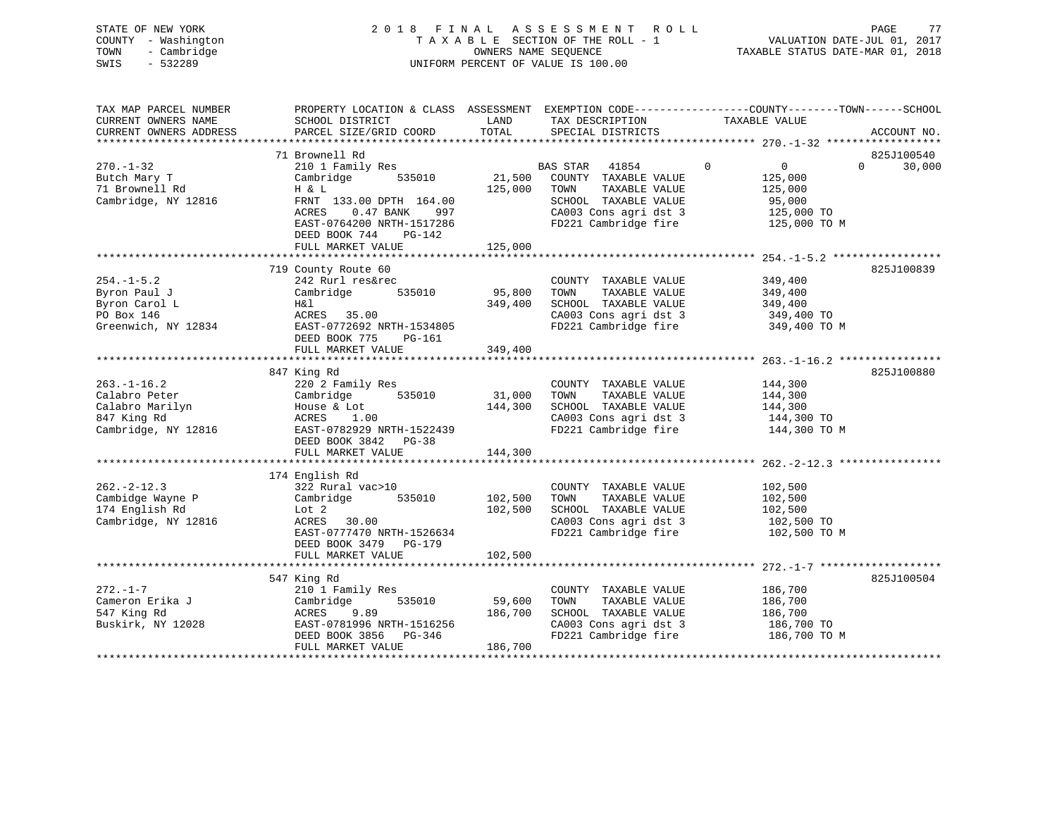STATE OF NEW YORK
COUNTY - Washington
TOWN - Cambridge
SWIS - 532289

2018 FINAL ASSESSMENT ROLL
TAXABLE SECTION OF THE ROLL - 1
OWNERS NAME SEQUENCE
UNIFORM PERCENT OF VALUE IS 100.00

VALUATION DATE-JUL 01, 2017
TAXABLE STATUS DATE-MAR 01, 2018

| TAX MAP PARCEL NUMBER / CURRENT OWNERS NAME / CURRENT OWNERS ADDRESS | PROPERTY LOCATION & CLASS / SCHOOL DISTRICT / PARCEL SIZE/GRID COORD | ASSESSMENT LAND | TOTAL | EXEMPTION CODE / TAX DESCRIPTION / SPECIAL DISTRICTS | COUNTY | TOWN | SCHOOL / TAXABLE VALUE | ACCOUNT NO. |
|---|---|---|---|---|---|---|---|---|
| 270.-1-32 | 71 Brownell Rd | | | | | | | 825J100540 |
| Butch Mary T | 210 1 Family Res | | | BAS STAR 41854 | 0 | 0 | 0 30,000 | |
| 71 Brownell Rd | Cambridge 535010 | 21,500 | | COUNTY TAXABLE VALUE | | | 125,000 | |
| Cambridge, NY 12816 | H & L | | 125,000 | TOWN TAXABLE VALUE | | | 125,000 | |
| | FRNT 133.00 DPTH 164.00 | | | SCHOOL TAXABLE VALUE | | | 95,000 | |
| | ACRES 0.47 BANK 997 | | | CA003 Cons agri dst 3 | | | 125,000 TO | |
| | EAST-0764200 NRTH-1517286 | | | FD221 Cambridge fire | | | 125,000 TO M | |
| | DEED BOOK 744 PG-142 | | | | | | | |
| | FULL MARKET VALUE | | 125,000 | | | | | |
| 254.-1-5.2 | 719 County Route 60 | | | | | | | 825J100839 |
| Byron Paul J | 242 Rurl res&rec | | | COUNTY TAXABLE VALUE | | | 349,400 | |
| Byron Carol L | Cambridge 535010 | 95,800 | | TOWN TAXABLE VALUE | | | 349,400 | |
| PO Box 146 | H&l | | 349,400 | SCHOOL TAXABLE VALUE | | | 349,400 | |
| Greenwich, NY 12834 | ACRES 35.00 | | | CA003 Cons agri dst 3 | | | 349,400 TO | |
| | EAST-0772692 NRTH-1534805 | | | FD221 Cambridge fire | | | 349,400 TO M | |
| | DEED BOOK 775 PG-161 | | | | | | | |
| | FULL MARKET VALUE | | 349,400 | | | | | |
| 263.-1-16.2 | 847 King Rd | | | | | | | 825J100880 |
| Calabro Peter | 220 2 Family Res | | | COUNTY TAXABLE VALUE | | | 144,300 | |
| Calabro Marilyn | Cambridge 535010 | 31,000 | | TOWN TAXABLE VALUE | | | 144,300 | |
| 847 King Rd | House & Lot | | 144,300 | SCHOOL TAXABLE VALUE | | | 144,300 | |
| Cambridge, NY 12816 | ACRES 1.00 | | | CA003 Cons agri dst 3 | | | 144,300 TO | |
| | EAST-0782929 NRTH-1522439 | | | FD221 Cambridge fire | | | 144,300 TO M | |
| | DEED BOOK 3842 PG-38 | | | | | | | |
| | FULL MARKET VALUE | | 144,300 | | | | | |
| 262.-2-12.3 | 174 English Rd | | | | | | | |
| Cambidge Wayne P | 322 Rural vac>10 | | | COUNTY TAXABLE VALUE | | | 102,500 | |
| 174 English Rd | Cambridge 535010 | 102,500 | | TOWN TAXABLE VALUE | | | 102,500 | |
| Cambridge, NY 12816 | Lot 2 | | 102,500 | SCHOOL TAXABLE VALUE | | | 102,500 | |
| | ACRES 30.00 | | | CA003 Cons agri dst 3 | | | 102,500 TO | |
| | EAST-0777470 NRTH-1526634 | | | FD221 Cambridge fire | | | 102,500 TO M | |
| | DEED BOOK 3479 PG-179 | | | | | | | |
| | FULL MARKET VALUE | | 102,500 | | | | | |
| 272.-1-7 | 547 King Rd | | | | | | | 825J100504 |
| Cameron Erika J | 210 1 Family Res | | | COUNTY TAXABLE VALUE | | | 186,700 | |
| 547 King Rd | Cambridge 535010 | 59,600 | | TOWN TAXABLE VALUE | | | 186,700 | |
| Buskirk, NY 12028 | ACRES 9.89 | | 186,700 | SCHOOL TAXABLE VALUE | | | 186,700 | |
| | EAST-0781996 NRTH-1516256 | | | CA003 Cons agri dst 3 | | | 186,700 TO | |
| | DEED BOOK 3856 PG-346 | | | FD221 Cambridge fire | | | 186,700 TO M | |
| | FULL MARKET VALUE | | 186,700 | | | | | |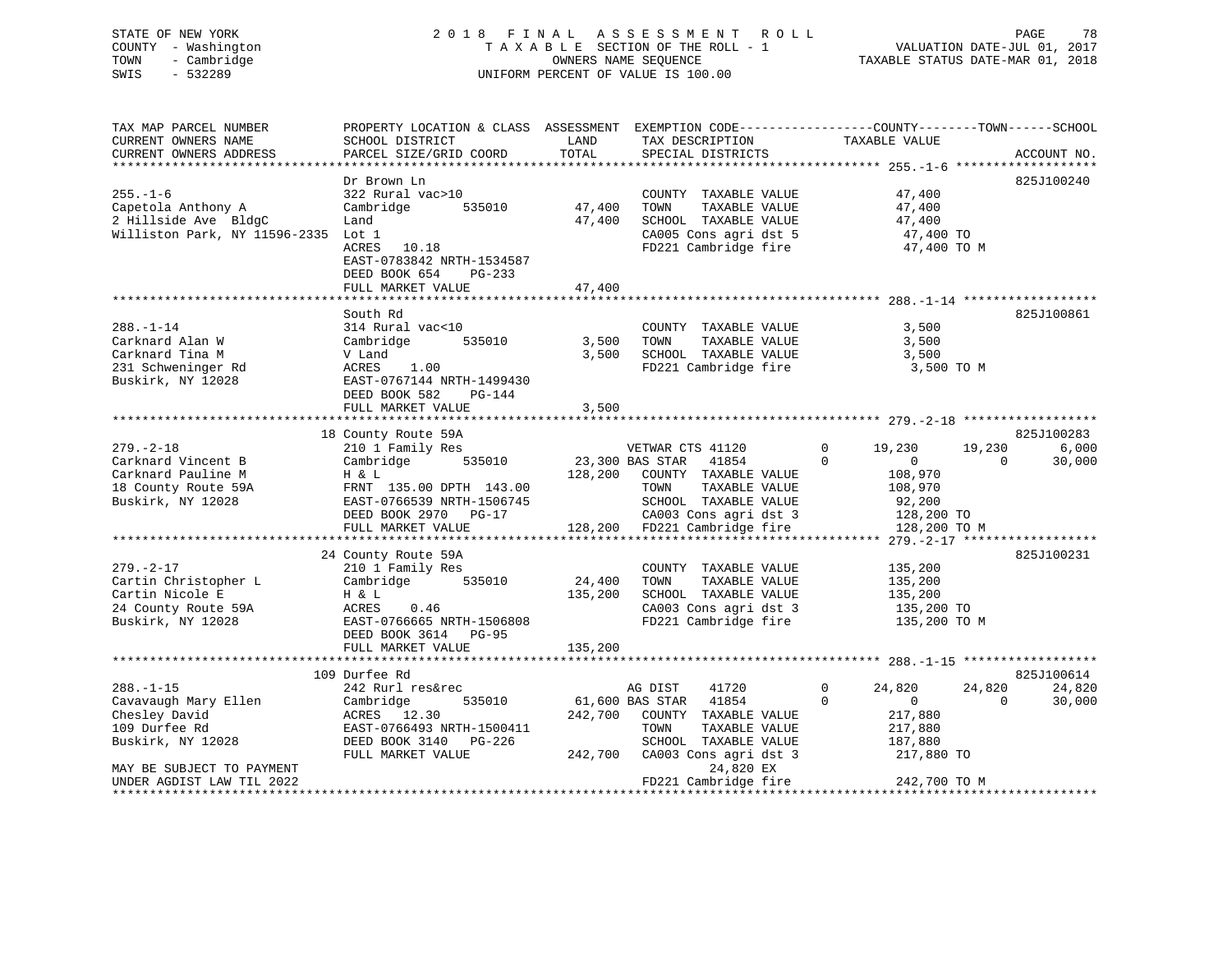STATE OF NEW YORK
COUNTY - Washington
TOWN - Cambridge
SWIS - 532289

2 0 1 8 F I N A L A S S E S S M E N T R O L L
T A X A B L E SECTION OF THE ROLL - 1
OWNERS NAME SEQUENCE
UNIFORM PERCENT OF VALUE IS 100.00

VALUATION DATE-JUL 01, 2017
TAXABLE STATUS DATE-MAR 01, 2018

```
TAX MAP PARCEL NUMBER          PROPERTY LOCATION & CLASS  ASSESSMENT  EXEMPTION CODE------------------COUNTY--------TOWN------SCHOOL
CURRENT OWNERS NAME            SCHOOL DISTRICT               LAND      TAX DESCRIPTION             TAXABLE VALUE
CURRENT OWNERS ADDRESS         PARCEL SIZE/GRID COORD        TOTAL     SPECIAL DISTRICTS                                   ACCOUNT NO.
******************************************************************************************************* 255.-1-6 *******************
                               Dr Brown Ln                                                                                 825J100240
255.-1-6                       322 Rural vac>10                        COUNTY  TAXABLE VALUE            47,400
Capetola Anthony A             Cambridge        535010       47,400    TOWN    TAXABLE VALUE            47,400
2 Hillside Ave  BldgC          Land                          47,400    SCHOOL  TAXABLE VALUE            47,400
Williston Park, NY 11596-2335  Lot 1                                   CA005 Cons agri dst 5             47,400 TO
                               ACRES   10.18                           FD221 Cambridge fire              47,400 TO M
                               EAST-0783842 NRTH-1534587
                               DEED BOOK 654    PG-233
                               FULL MARKET VALUE             47,400
******************************************************************************************************* 288.-1-14 ******************
                               South Rd                                                                                    825J100861
288.-1-14                      314 Rural vac<10                        COUNTY  TAXABLE VALUE             3,500
Carknard Alan W                Cambridge        535010        3,500    TOWN    TAXABLE VALUE             3,500
Carknard Tina M                V Land                         3,500    SCHOOL  TAXABLE VALUE             3,500
231 Schweninger Rd             ACRES    1.00                           FD221 Cambridge fire               3,500 TO M
Buskirk, NY 12028              EAST-0767144 NRTH-1499430
                               DEED BOOK 582    PG-144
                               FULL MARKET VALUE              3,500
******************************************************************************************************* 279.-2-18 ******************
                               18 County Route 59A                                                                         825J100283
279.-2-18                      210 1 Family Res                        VETWAR CTS 41120        0     19,230      19,230       6,000
Carknard Vincent B             Cambridge        535010       23,300 BAS STAR   41854        0          0           0      30,000
Carknard Pauline M             H & L                        128,200    COUNTY  TAXABLE VALUE           108,970
18 County Route 59A            FRNT 135.00 DPTH 143.00                 TOWN    TAXABLE VALUE           108,970
Buskirk, NY 12028              EAST-0766539 NRTH-1506745               SCHOOL  TAXABLE VALUE            92,200
                               DEED BOOK 2970   PG-17                  CA003 Cons agri dst 3            128,200 TO
                               FULL MARKET VALUE            128,200    FD221 Cambridge fire             128,200 TO M
******************************************************************************************************* 279.-2-17 ******************
                               24 County Route 59A                                                                         825J100231
279.-2-17                      210 1 Family Res                        COUNTY  TAXABLE VALUE           135,200
Cartin Christopher L           Cambridge        535010       24,400    TOWN    TAXABLE VALUE           135,200
Cartin Nicole E                H & L                        135,200    SCHOOL  TAXABLE VALUE           135,200
24 County Route 59A            ACRES    0.46                           CA003 Cons agri dst 3            135,200 TO
Buskirk, NY 12028              EAST-0766665 NRTH-1506808               FD221 Cambridge fire             135,200 TO M
                               DEED BOOK 3614   PG-95
                               FULL MARKET VALUE            135,200
******************************************************************************************************* 288.-1-15 ******************
                               109 Durfee Rd                                                                               825J100614
288.-1-15                      242 Rurl res&rec                        AG DIST     41720        0     24,820      24,820      24,820
Cavavaugh Mary Ellen           Cambridge        535010       61,600 BAS STAR   41854        0          0           0      30,000
Chesley David                  ACRES   12.30                242,700    COUNTY  TAXABLE VALUE           217,880
109 Durfee Rd                  EAST-0766493 NRTH-1500411               TOWN    TAXABLE VALUE           217,880
Buskirk, NY 12028              DEED BOOK 3140   PG-226                 SCHOOL  TAXABLE VALUE           187,880
                               FULL MARKET VALUE            242,700    CA003 Cons agri dst 3            217,880 TO
MAY BE SUBJECT TO PAYMENT                                                       24,820 EX
UNDER AGDIST LAW TIL 2022                                              FD221 Cambridge fire             242,700 TO M
************************************************************************************************************************************
```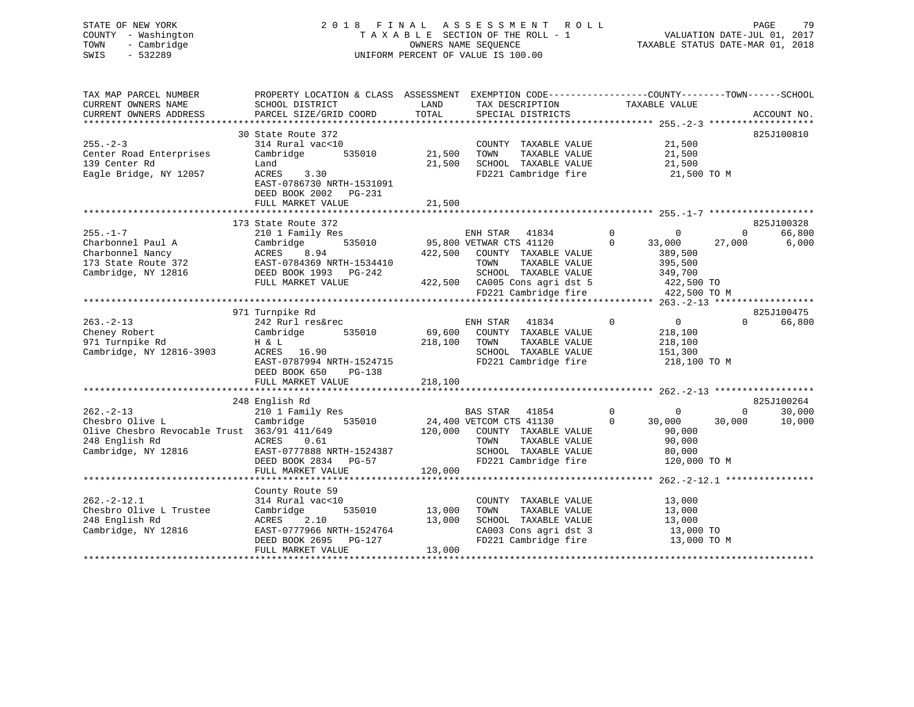STATE OF NEW YORK
COUNTY - Washington
TOWN - Cambridge
SWIS - 532289

2 0 1 8 F I N A L A S S E S S M E N T R O L L
T A X A B L E SECTION OF THE ROLL - 1
OWNERS NAME SEQUENCE
UNIFORM PERCENT OF VALUE IS 100.00

VALUATION DATE-JUL 01, 2017
TAXABLE STATUS DATE-MAR 01, 2018

```
TAX MAP PARCEL NUMBER          PROPERTY LOCATION & CLASS  ASSESSMENT  EXEMPTION CODE------------------COUNTY--------TOWN------SCHOOL
CURRENT OWNERS NAME            SCHOOL DISTRICT               LAND      TAX DESCRIPTION              TAXABLE VALUE
CURRENT OWNERS ADDRESS         PARCEL SIZE/GRID COORD        TOTAL     SPECIAL DISTRICTS                                    ACCOUNT NO.
*********************************************************************************************** 255.-2-3 *******************
                               30 State Route 372                                                                          825J100810
255.-2-3                       314 Rural vac<10                         COUNTY  TAXABLE VALUE           21,500
Center Road Enterprises        Cambridge        535010       21,500     TOWN    TAXABLE VALUE           21,500
139 Center Rd                  Land                          21,500     SCHOOL  TAXABLE VALUE           21,500
Eagle Bridge, NY 12057         ACRES     3.30                           FD221 Cambridge fire             21,500 TO M
                               EAST-0786730 NRTH-1531091
                               DEED BOOK 2002   PG-231
                               FULL MARKET VALUE             21,500
*********************************************************************************************** 255.-1-7 *******************
                               173 State Route 372                                                                         825J100328
255.-1-7                       210 1 Family Res                         ENH STAR   41834         0          0          0     66,800
Charbonnel Paul A              Cambridge        535010       95,800 VETWAR CTS 41120         0     33,000     27,000      6,000
Charbonnel Nancy               ACRES     8.94               422,500     COUNTY  TAXABLE VALUE          389,500
173 State Route 372            EAST-0784369 NRTH-1534410                TOWN    TAXABLE VALUE          395,500
Cambridge, NY 12816            DEED BOOK 1993   PG-242                  SCHOOL  TAXABLE VALUE          349,700
                               FULL MARKET VALUE            422,500     CA005 Cons agri dst 5           422,500 TO
                                                                        FD221 Cambridge fire            422,500 TO M
*********************************************************************************************** 263.-2-13 ******************
                               971 Turnpike Rd                                                                             825J100475
263.-2-13                      242 Rurl res&rec                         ENH STAR   41834         0          0          0     66,800
Cheney Robert                  Cambridge        535010       69,600     COUNTY  TAXABLE VALUE          218,100
971 Turnpike Rd                H & L                        218,100     TOWN    TAXABLE VALUE          218,100
Cambridge, NY 12816-3903       ACRES    16.90                           SCHOOL  TAXABLE VALUE          151,300
                               EAST-0787994 NRTH-1524715                FD221 Cambridge fire            218,100 TO M
                               DEED BOOK 650    PG-138
                               FULL MARKET VALUE            218,100
*********************************************************************************************** 262.-2-13 ******************
                               248 English Rd                                                                              825J100264
262.-2-13                      210 1 Family Res                         BAS STAR   41854         0          0          0     30,000
Chesbro Olive L                Cambridge        535010       24,400 VETCOM CTS 41130         0     30,000     30,000     10,000
Olive Chesbro Revocable Trust  363/91 411/649               120,000     COUNTY  TAXABLE VALUE           90,000
248 English Rd                 ACRES     0.61                           TOWN    TAXABLE VALUE           90,000
Cambridge, NY 12816            EAST-0777888 NRTH-1524387                SCHOOL  TAXABLE VALUE           80,000
                               DEED BOOK 2834   PG-57                   FD221 Cambridge fire            120,000 TO M
                               FULL MARKET VALUE            120,000
*********************************************************************************************** 262.-2-12.1 ****************
                               County Route 59
262.-2-12.1                    314 Rural vac<10                         COUNTY  TAXABLE VALUE           13,000
Chesbro Olive L Trustee        Cambridge        535010       13,000     TOWN    TAXABLE VALUE           13,000
248 English Rd                 ACRES     2.10                13,000     SCHOOL  TAXABLE VALUE           13,000
Cambridge, NY 12816            EAST-0777966 NRTH-1524764                CA003 Cons agri dst 3            13,000 TO
                               DEED BOOK 2695   PG-127                  FD221 Cambridge fire             13,000 TO M
                               FULL MARKET VALUE             13,000
******************************************************************************************************************************
```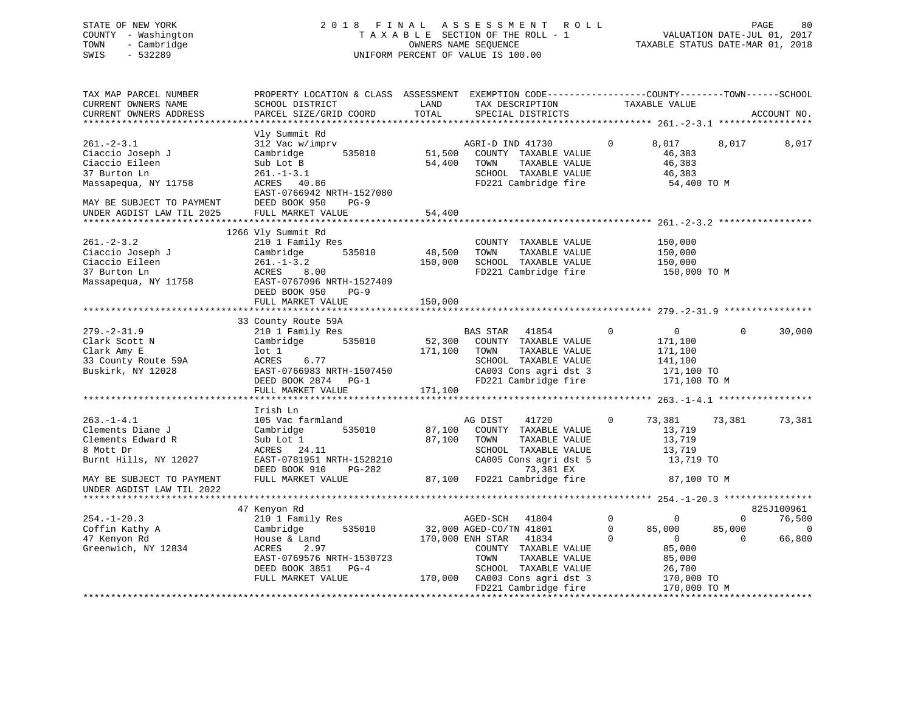STATE OF NEW YORK
COUNTY - Washington
TOWN - Cambridge
SWIS - 532289

# 2018 FINAL ASSESSMENT ROLL

TAXABLE SECTION OF THE ROLL - 1
OWNERS NAME SEQUENCE
UNIFORM PERCENT OF VALUE IS 100.00

VALUATION DATE-JUL 01, 2017
TAXABLE STATUS DATE-MAR 01, 2018

```
TAX MAP PARCEL NUMBER          PROPERTY LOCATION & CLASS  ASSESSMENT  EXEMPTION CODE------------------COUNTY--------TOWN------SCHOOL
CURRENT OWNERS NAME            SCHOOL DISTRICT               LAND      TAX DESCRIPTION            TAXABLE VALUE
CURRENT OWNERS ADDRESS         PARCEL SIZE/GRID COORD        TOTAL     SPECIAL DISTRICTS                                    ACCOUNT NO.
******************************************************************************************************* 261.-2-3.1 *****************
                               Vly Summit Rd
261.-2-3.1                     312 Vac w/imprv                       AGRI-D IND 41730        0       8,017      8,017       8,017
Ciaccio Joseph J               Cambridge        535010      51,500   COUNTY  TAXABLE VALUE            46,383
Ciaccio Eileen                 Sub Lot B                    54,400   TOWN    TAXABLE VALUE            46,383
37 Burton Ln                   261.-1-3.1                            SCHOOL  TAXABLE VALUE            46,383
Massapequa, NY 11758           ACRES  40.86                          FD221 Cambridge fire              54,400 TO M
                               EAST-0766942 NRTH-1527080
MAY BE SUBJECT TO PAYMENT      DEED BOOK 950    PG-9
UNDER AGDIST LAW TIL 2025      FULL MARKET VALUE            54,400
******************************************************************************************************* 261.-2-3.2 *****************
                               1266 Vly Summit Rd
261.-2-3.2                     210 1 Family Res                      COUNTY  TAXABLE VALUE           150,000
Ciaccio Joseph J               Cambridge        535010      48,500   TOWN    TAXABLE VALUE           150,000
Ciaccio Eileen                 261.-1-3.2                  150,000   SCHOOL  TAXABLE VALUE           150,000
37 Burton Ln                   ACRES   8.00                          FD221 Cambridge fire             150,000 TO M
Massapequa, NY 11758           EAST-0767096 NRTH-1527409
                               DEED BOOK 950    PG-9
                               FULL MARKET VALUE           150,000
******************************************************************************************************* 279.-2-31.9 ****************
                               33 County Route 59A
279.-2-31.9                    210 1 Family Res                      BAS STAR   41854        0           0          0      30,000
Clark Scott N                  Cambridge        535010      52,300   COUNTY  TAXABLE VALUE           171,100
Clark Amy E                    lot 1                       171,100   TOWN    TAXABLE VALUE           171,100
33 County Route 59A            ACRES   6.77                          SCHOOL  TAXABLE VALUE           141,100
Buskirk, NY 12028              EAST-0766983 NRTH-1507450             CA003 Cons agri dst 3            171,100 TO
                               DEED BOOK 2874   PG-1                 FD221 Cambridge fire             171,100 TO M
                               FULL MARKET VALUE           171,100
******************************************************************************************************* 263.-1-4.1 *****************
                               Irish Ln
263.-1-4.1                     105 Vac farmland                      AG DIST    41720        0      73,381     73,381      73,381
Clements Diane J               Cambridge        535010      87,100   COUNTY  TAXABLE VALUE            13,719
Clements Edward R              Sub Lot 1                    87,100   TOWN    TAXABLE VALUE            13,719
8 Mott Dr                      ACRES  24.11                          SCHOOL  TAXABLE VALUE            13,719
Burnt Hills, NY 12027          EAST-0781951 NRTH-1528210             CA005 Cons agri dst 5             13,719 TO
                               DEED BOOK 910    PG-282                        73,381 EX
MAY BE SUBJECT TO PAYMENT      FULL MARKET VALUE            87,100   FD221 Cambridge fire              87,100 TO M
UNDER AGDIST LAW TIL 2022
******************************************************************************************************* 254.-1-20.3 ****************
                               47 Kenyon Rd                                                                            825J100961
254.-1-20.3                    210 1 Family Res                      AGED-SCH   41804        0           0          0      76,500
Coffin Kathy A                 Cambridge        535010      32,000   AGED-CO/TN 41801        0      85,000     85,000           0
47 Kenyon Rd                   House & Land                170,000   ENH STAR   41834        0           0          0      66,800
Greenwich, NY 12834            ACRES   2.97                          COUNTY  TAXABLE VALUE            85,000
                               EAST-0769576 NRTH-1530723             TOWN    TAXABLE VALUE            85,000
                               DEED BOOK 3851   PG-4                 SCHOOL  TAXABLE VALUE            26,700
                               FULL MARKET VALUE           170,000   CA003 Cons agri dst 3            170,000 TO
                                                                     FD221 Cambridge fire             170,000 TO M
************************************************************************************************************************************
```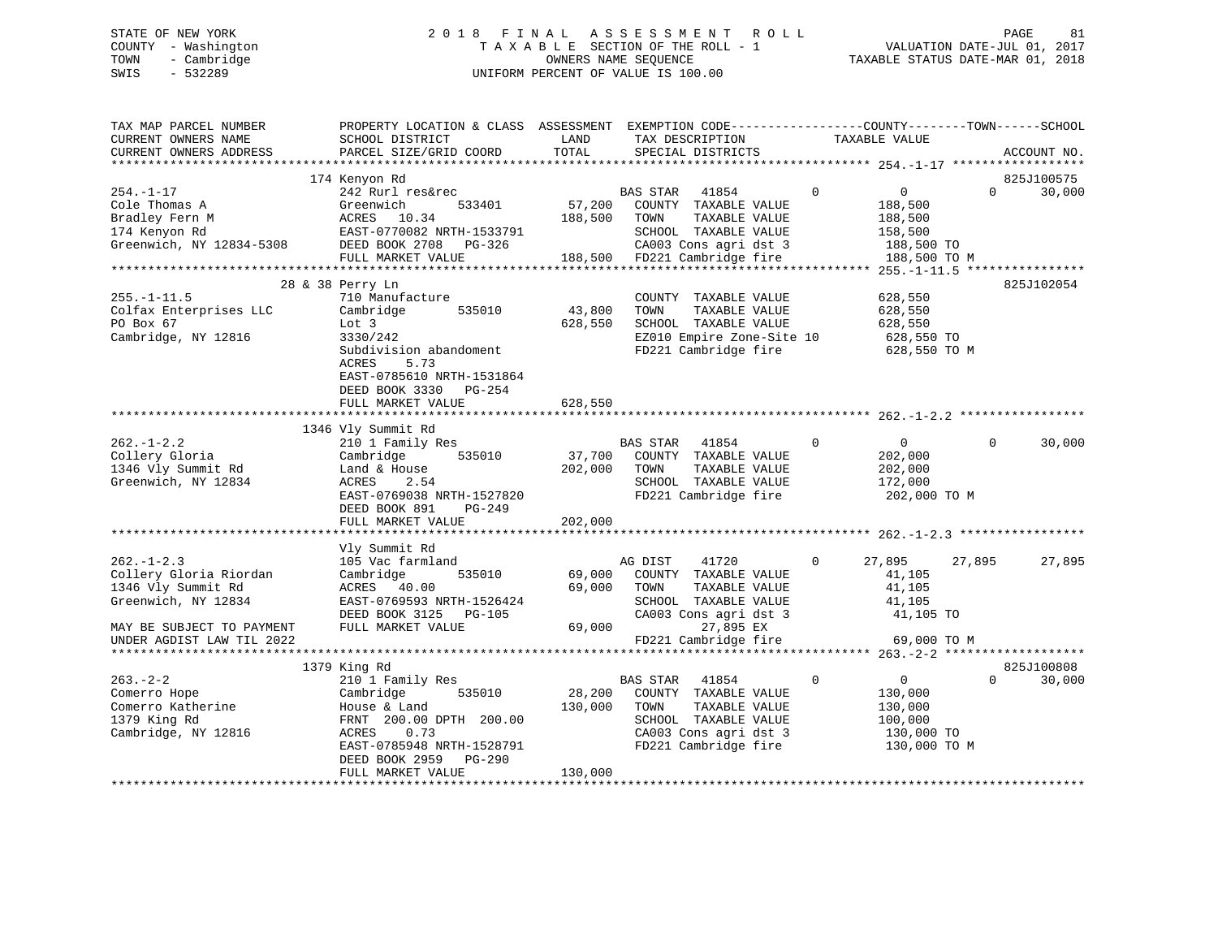STATE OF NEW YORK — 2018 FINAL ASSESSMENT ROLL — VALUATION DATE-JUL 01, 2017
COUNTY - Washington — TAXABLE SECTION OF THE ROLL - 1 — TAXABLE STATUS DATE-MAR 01, 2018
TOWN - Cambridge — OWNERS NAME SEQUENCE
SWIS - 532289 — UNIFORM PERCENT OF VALUE IS 100.00

```
TAX MAP PARCEL NUMBER          PROPERTY LOCATION & CLASS  ASSESSMENT  EXEMPTION CODE------------------COUNTY--------TOWN------SCHOOL
CURRENT OWNERS NAME            SCHOOL DISTRICT             LAND        TAX DESCRIPTION              TAXABLE VALUE
CURRENT OWNERS ADDRESS         PARCEL SIZE/GRID COORD      TOTAL       SPECIAL DISTRICTS                                         ACCOUNT NO.
******************************************************************************************************* 254.-1-17 ******************
                         174 Kenyon Rd                                                                                  825J100575
254.-1-17                      242 Rurl res&rec                        BAS STAR   41854          0          0            0     30,000
Cole Thomas A                  Greenwich        533401      57,200    COUNTY  TAXABLE VALUE            188,500
Bradley Fern M                 ACRES   10.34               188,500    TOWN    TAXABLE VALUE            188,500
174 Kenyon Rd                  EAST-0770082 NRTH-1533791              SCHOOL  TAXABLE VALUE            158,500
Greenwich, NY 12834-5308       DEED BOOK 2708   PG-326                CA003 Cons agri dst 3            188,500 TO
                               FULL MARKET VALUE           188,500    FD221 Cambridge fire             188,500 TO M
******************************************************************************************************* 255.-1-11.5 ****************
                       28 & 38 Perry Ln                                                                                 825J102054
255.-1-11.5                    710 Manufacture                         COUNTY  TAXABLE VALUE            628,550
Colfax Enterprises LLC         Cambridge        535010      43,800    TOWN    TAXABLE VALUE            628,550
PO Box 67                      Lot 3                       628,550    SCHOOL  TAXABLE VALUE            628,550
Cambridge, NY 12816            3330/242                               EZ010 Empire Zone-Site 10        628,550 TO
                               Subdivision abandoment                 FD221 Cambridge fire             628,550 TO M
                               ACRES    5.73
                               EAST-0785610 NRTH-1531864
                               DEED BOOK 3330   PG-254
                               FULL MARKET VALUE           628,550
******************************************************************************************************* 262.-1-2.2 *****************
                         1346 Vly Summit Rd
262.-1-2.2                     210 1 Family Res                        BAS STAR   41854          0          0            0     30,000
Collery Gloria                 Cambridge        535010      37,700    COUNTY  TAXABLE VALUE            202,000
1346 Vly Summit Rd             Land & House                202,000    TOWN    TAXABLE VALUE            202,000
Greenwich, NY 12834            ACRES    2.54                          SCHOOL  TAXABLE VALUE            172,000
                               EAST-0769038 NRTH-1527820              FD221 Cambridge fire             202,000 TO M
                               DEED BOOK 891    PG-249
                               FULL MARKET VALUE           202,000
******************************************************************************************************* 262.-1-2.3 *****************
                               Vly Summit Rd
262.-1-2.3                     105 Vac farmland                        AG DIST    41720          0     27,895       27,895     27,895
Collery Gloria Riordan         Cambridge        535010      69,000    COUNTY  TAXABLE VALUE             41,105
1346 Vly Summit Rd             ACRES   40.00                69,000    TOWN    TAXABLE VALUE             41,105
Greenwich, NY 12834            EAST-0769593 NRTH-1526424              SCHOOL  TAXABLE VALUE             41,105
                               DEED BOOK 3125   PG-105                CA003 Cons agri dst 3             41,105 TO
MAY BE SUBJECT TO PAYMENT      FULL MARKET VALUE            69,000          27,895 EX
UNDER AGDIST LAW TIL 2022                                             FD221 Cambridge fire              69,000 TO M
******************************************************************************************************* 263.-2-2 *******************
                         1379 King Rd                                                                                   825J100808
263.-2-2                       210 1 Family Res                        BAS STAR   41854          0          0            0     30,000
Comerro Hope                   Cambridge        535010      28,200    COUNTY  TAXABLE VALUE            130,000
Comerro Katherine              House & Land                130,000    TOWN    TAXABLE VALUE            130,000
1379 King Rd                   FRNT 200.00 DPTH 200.00                SCHOOL  TAXABLE VALUE            100,000
Cambridge, NY 12816            ACRES    0.73                          CA003 Cons agri dst 3            130,000 TO
                               EAST-0785948 NRTH-1528791              FD221 Cambridge fire             130,000 TO M
                               DEED BOOK 2959   PG-290
                               FULL MARKET VALUE           130,000
************************************************************************************************************************************
```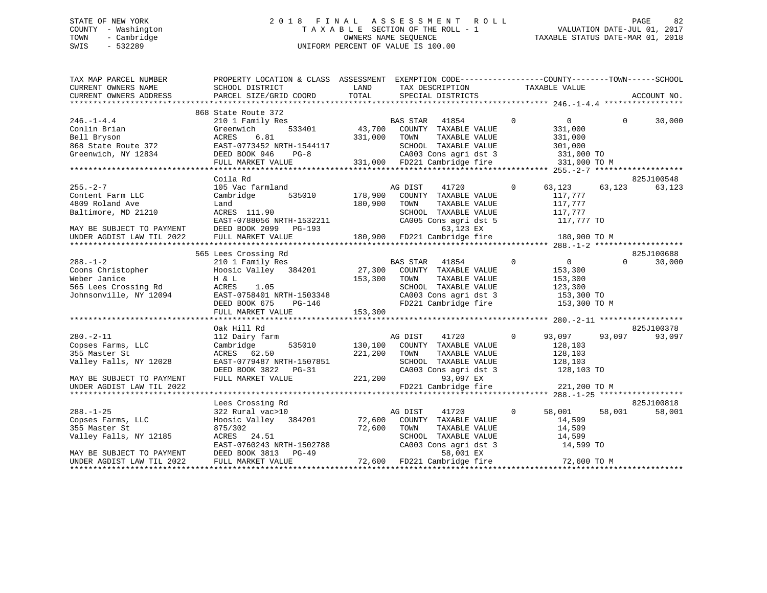STATE OF NEW YORK
COUNTY - Washington
TOWN - Cambridge
SWIS - 532289

# 2018 FINAL ASSESSMENT ROLL

TAXABLE SECTION OF THE ROLL - 1
OWNERS NAME SEQUENCE
UNIFORM PERCENT OF VALUE IS 100.00

VALUATION DATE-JUL 01, 2017
TAXABLE STATUS DATE-MAR 01, 2018

| TAX MAP PARCEL NUMBER / CURRENT OWNERS NAME / CURRENT OWNERS ADDRESS | PROPERTY LOCATION & CLASS / SCHOOL DISTRICT / PARCEL SIZE/GRID COORD | ASSESSMENT LAND | TOTAL | EXEMPTION CODE / TAX DESCRIPTION / SPECIAL DISTRICTS | COUNTY TAXABLE VALUE | TOWN | SCHOOL | ACCOUNT NO. |
|---|---|---|---|---|---|---|---|---|
| **246.-1-4.4** | 868 State Route 372 | | | | | | | |
| 246.-1-4.4 | 210 1 Family Res | | | BAS STAR 41854 0 | 0 | 0 | 30,000 | |
| Conlin Brian | Greenwich 533401 | 43,700 | | COUNTY TAXABLE VALUE | 331,000 | | | |
| Bell Bryson | ACRES 6.81 | | 331,000 | TOWN TAXABLE VALUE | 331,000 | | | |
| 868 State Route 372 | EAST-0773452 NRTH-1544117 | | | SCHOOL TAXABLE VALUE | 301,000 | | | |
| Greenwich, NY 12834 | DEED BOOK 946 PG-8 | | | CA003 Cons agri dst 3 | 331,000 TO | | | |
| | FULL MARKET VALUE | | 331,000 | FD221 Cambridge fire | 331,000 TO M | | | |
| **255.-2-7** | Coila Rd | | | | | | | 825J100548 |
| 255.-2-7 | 105 Vac farmland | | | AG DIST 41720 0 | 63,123 | 63,123 | 63,123 | |
| Content Farm LLC | Cambridge 535010 | 178,900 | | COUNTY TAXABLE VALUE | 117,777 | | | |
| 4809 Roland Ave | Land | | 180,900 | TOWN TAXABLE VALUE | 117,777 | | | |
| Baltimore, MD 21210 | ACRES 111.90 | | | SCHOOL TAXABLE VALUE | 117,777 | | | |
| | EAST-0788056 NRTH-1532211 | | | CA005 Cons agri dst 5 | 117,777 TO | | | |
| MAY BE SUBJECT TO PAYMENT | DEED BOOK 2099 PG-193 | | | 63,123 EX | | | | |
| UNDER AGDIST LAW TIL 2022 | FULL MARKET VALUE | | 180,900 | FD221 Cambridge fire | 180,900 TO M | | | |
| **288.-1-2** | 565 Lees Crossing Rd | | | | | | | 825J100688 |
| 288.-1-2 | 210 1 Family Res | | | BAS STAR 41854 0 | 0 | 0 | 30,000 | |
| Coons Christopher | Hoosic Valley 384201 | 27,300 | | COUNTY TAXABLE VALUE | 153,300 | | | |
| Weber Janice | H & L | | 153,300 | TOWN TAXABLE VALUE | 153,300 | | | |
| 565 Lees Crossing Rd | ACRES 1.05 | | | SCHOOL TAXABLE VALUE | 123,300 | | | |
| Johnsonville, NY 12094 | EAST-0758401 NRTH-1503348 | | | CA003 Cons agri dst 3 | 153,300 TO | | | |
| | DEED BOOK 675 PG-146 | | | FD221 Cambridge fire | 153,300 TO M | | | |
| | FULL MARKET VALUE | | 153,300 | | | | | |
| **280.-2-11** | Oak Hill Rd | | | | | | | 825J100378 |
| 280.-2-11 | 112 Dairy farm | | | AG DIST 41720 0 | 93,097 | 93,097 | 93,097 | |
| Copses Farms, LLC | Cambridge 535010 | 130,100 | | COUNTY TAXABLE VALUE | 128,103 | | | |
| 355 Master St | ACRES 62.50 | | 221,200 | TOWN TAXABLE VALUE | 128,103 | | | |
| Valley Falls, NY 12028 | EAST-0779487 NRTH-1507851 | | | SCHOOL TAXABLE VALUE | 128,103 | | | |
| | DEED BOOK 3822 PG-31 | | | CA003 Cons agri dst 3 | 128,103 TO | | | |
| MAY BE SUBJECT TO PAYMENT | FULL MARKET VALUE | | 221,200 | 93,097 EX | | | | |
| UNDER AGDIST LAW TIL 2022 | | | | FD221 Cambridge fire | 221,200 TO M | | | |
| **288.-1-25** | Lees Crossing Rd | | | | | | | 825J100818 |
| 288.-1-25 | 322 Rural vac>10 | | | AG DIST 41720 0 | 58,001 | 58,001 | 58,001 | |
| Copses Farms, LLC | Hoosic Valley 384201 | 72,600 | | COUNTY TAXABLE VALUE | 14,599 | | | |
| 355 Master St | 875/302 | | 72,600 | TOWN TAXABLE VALUE | 14,599 | | | |
| Valley Falls, NY 12185 | ACRES 24.51 | | | SCHOOL TAXABLE VALUE | 14,599 | | | |
| | EAST-0760243 NRTH-1502788 | | | CA003 Cons agri dst 3 | 14,599 TO | | | |
| MAY BE SUBJECT TO PAYMENT | DEED BOOK 3813 PG-49 | | | 58,001 EX | | | | |
| UNDER AGDIST LAW TIL 2022 | FULL MARKET VALUE | | 72,600 | FD221 Cambridge fire | 72,600 TO M | | | |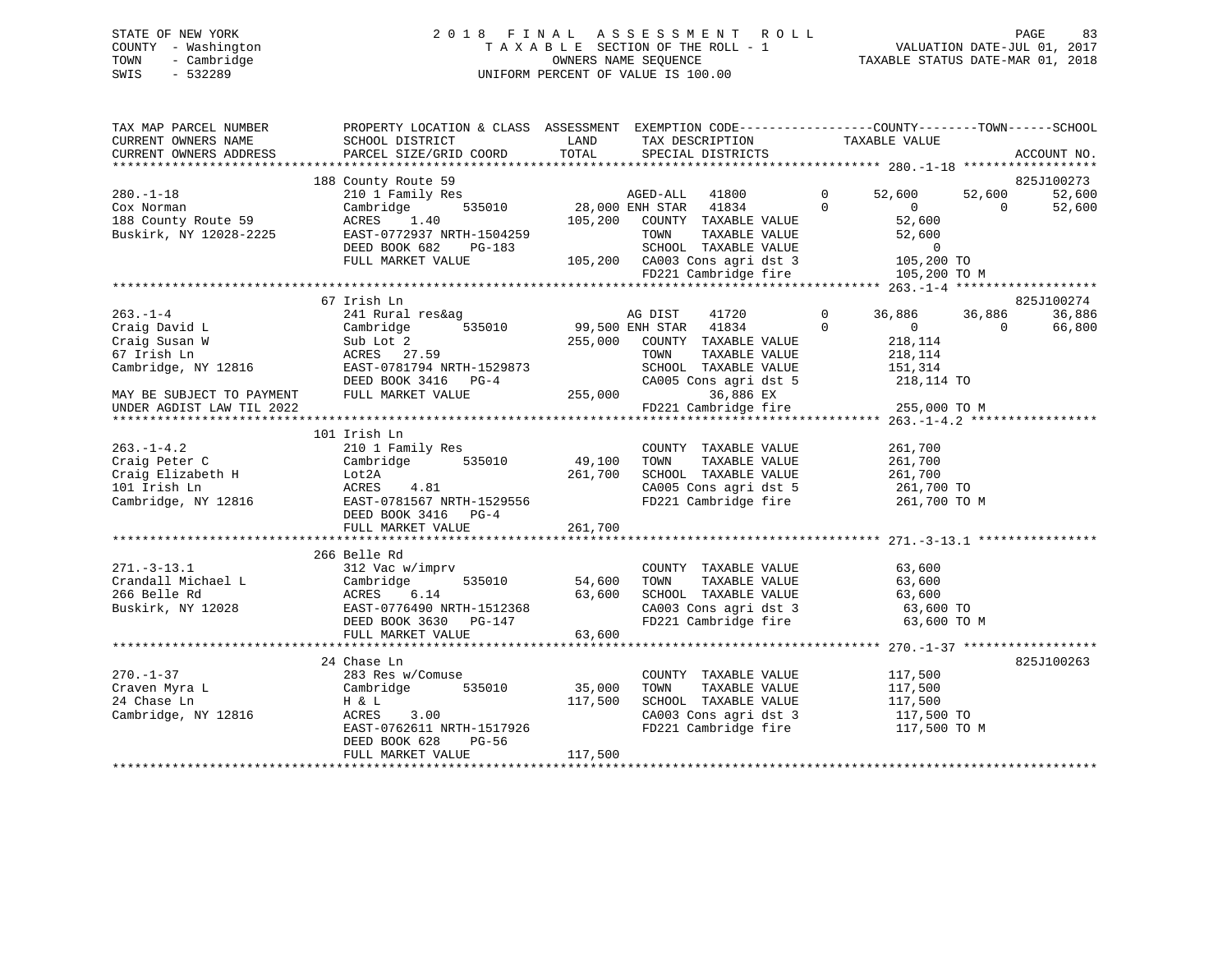STATE OF NEW YORK
COUNTY - Washington
TOWN - Cambridge
SWIS - 532289

2018 FINAL ASSESSMENT ROLL
TAXABLE SECTION OF THE ROLL - 1
OWNERS NAME SEQUENCE
UNIFORM PERCENT OF VALUE IS 100.00

VALUATION DATE-JUL 01, 2017
TAXABLE STATUS DATE-MAR 01, 2018

```
TAX MAP PARCEL NUMBER          PROPERTY LOCATION & CLASS  ASSESSMENT  EXEMPTION CODE------------------COUNTY--------TOWN------SCHOOL
CURRENT OWNERS NAME            SCHOOL DISTRICT               LAND      TAX DESCRIPTION            TAXABLE VALUE
CURRENT OWNERS ADDRESS         PARCEL SIZE/GRID COORD        TOTAL     SPECIAL DISTRICTS                                      ACCOUNT NO.
******************************************************************************************************* 280.-1-18 ******************
                               188 County Route 59                                                                       825J100273
280.-1-18                      210 1 Family Res                       AGED-ALL    41800          0      52,600     52,600     52,600
Cox Norman                     Cambridge         535010        28,000 ENH STAR    41834          0           0          0     52,600
188 County Route 59            ACRES      1.40                105,200   COUNTY  TAXABLE VALUE              52,600
Buskirk, NY 12028-2225         EAST-0772937 NRTH-1504259                TOWN    TAXABLE VALUE              52,600
                               DEED BOOK 682     PG-183                 SCHOOL  TAXABLE VALUE                   0
                               FULL MARKET VALUE              105,200   CA003 Cons agri dst 3             105,200 TO
                                                                        FD221 Cambridge fire              105,200 TO M
******************************************************************************************************* 263.-1-4 *******************
                               67 Irish Ln                                                                               825J100274
263.-1-4                       241 Rural res&ag                       AG DIST     41720          0      36,886     36,886     36,886
Craig David L                  Cambridge         535010        99,500 ENH STAR    41834          0           0          0     66,800
Craig Susan W                  Sub Lot 2                      255,000   COUNTY  TAXABLE VALUE             218,114
67 Irish Ln                    ACRES     27.59                          TOWN    TAXABLE VALUE             218,114
Cambridge, NY 12816            EAST-0781794 NRTH-1529873                SCHOOL  TAXABLE VALUE             151,314
                               DEED BOOK 3416    PG-4                   CA005 Cons agri dst 5             218,114 TO
MAY BE SUBJECT TO PAYMENT      FULL MARKET VALUE              255,000            36,886 EX
UNDER AGDIST LAW TIL 2022                                               FD221 Cambridge fire              255,000 TO M
******************************************************************************************************* 263.-1-4.2 *****************
                               101 Irish Ln
263.-1-4.2                     210 1 Family Res                         COUNTY  TAXABLE VALUE             261,700
Craig Peter C                  Cambridge         535010        49,100   TOWN    TAXABLE VALUE             261,700
Craig Elizabeth H              Lot2A                          261,700   SCHOOL  TAXABLE VALUE             261,700
101 Irish Ln                   ACRES      4.81                          CA005 Cons agri dst 5             261,700 TO
Cambridge, NY 12816            EAST-0781567 NRTH-1529556                FD221 Cambridge fire              261,700 TO M
                               DEED BOOK 3416    PG-4
                               FULL MARKET VALUE              261,700
******************************************************************************************************* 271.-3-13.1 ****************
                               266 Belle Rd
271.-3-13.1                    312 Vac w/imprv                          COUNTY  TAXABLE VALUE              63,600
Crandall Michael L             Cambridge         535010        54,600   TOWN    TAXABLE VALUE              63,600
266 Belle Rd                   ACRES      6.14                 63,600   SCHOOL  TAXABLE VALUE              63,600
Buskirk, NY 12028              EAST-0776490 NRTH-1512368                CA003 Cons agri dst 3              63,600 TO
                               DEED BOOK 3630    PG-147                 FD221 Cambridge fire               63,600 TO M
                               FULL MARKET VALUE               63,600
******************************************************************************************************* 270.-1-37 ******************
                               24 Chase Ln                                                                               825J100263
270.-1-37                      283 Res w/Comuse                         COUNTY  TAXABLE VALUE             117,500
Craven Myra L                  Cambridge         535010        35,000   TOWN    TAXABLE VALUE             117,500
24 Chase Ln                    H & L                          117,500   SCHOOL  TAXABLE VALUE             117,500
Cambridge, NY 12816            ACRES      3.00                          CA003 Cons agri dst 3             117,500 TO
                               EAST-0762611 NRTH-1517926                FD221 Cambridge fire              117,500 TO M
                               DEED BOOK 628     PG-56
                               FULL MARKET VALUE              117,500
************************************************************************************************************************************
```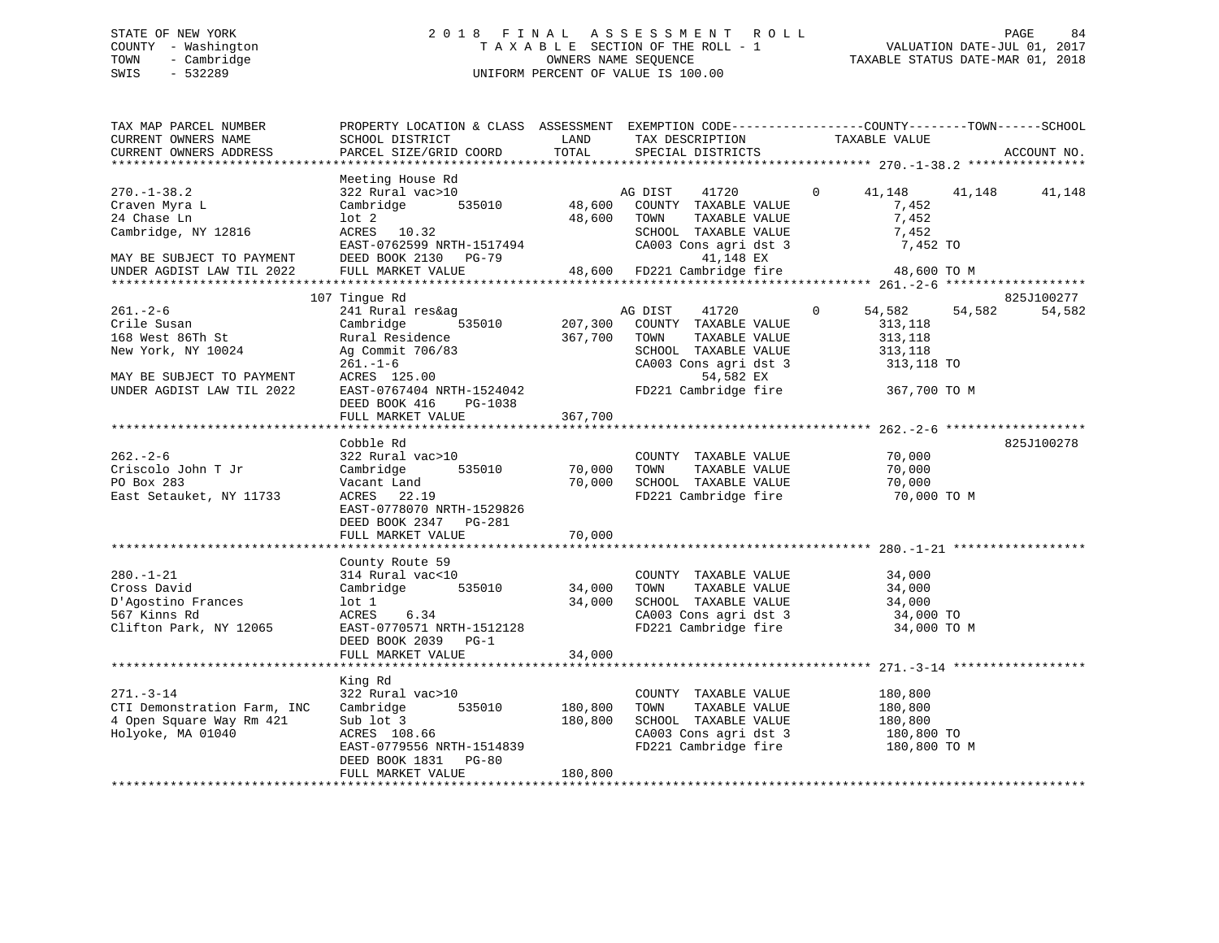STATE OF NEW YORK
COUNTY - Washington
TOWN - Cambridge
SWIS - 532289

# 2018 FINAL ASSESSMENT ROLL

TAXABLE SECTION OF THE ROLL - 1
OWNERS NAME SEQUENCE
UNIFORM PERCENT OF VALUE IS 100.00

VALUATION DATE-JUL 01, 2017
TAXABLE STATUS DATE-MAR 01, 2018

```
TAX MAP PARCEL NUMBER          PROPERTY LOCATION & CLASS  ASSESSMENT  EXEMPTION CODE-----------------COUNTY--------TOWN------SCHOOL
CURRENT OWNERS NAME            SCHOOL DISTRICT              LAND      TAX DESCRIPTION              TAXABLE VALUE
CURRENT OWNERS ADDRESS         PARCEL SIZE/GRID COORD       TOTAL     SPECIAL DISTRICTS                                      ACCOUNT NO.
*********************************************************************************************** 270.-1-38.2 ****************
                               Meeting House Rd
270.-1-38.2                    322 Rural vac>10                       AG DIST    41720        0      41,148     41,148     41,148
Craven Myra L                  Cambridge       535010      48,600    COUNTY  TAXABLE VALUE             7,452
24 Chase Ln                    lot 2                       48,600    TOWN    TAXABLE VALUE             7,452
Cambridge, NY 12816            ACRES   10.32                          SCHOOL  TAXABLE VALUE             7,452
                               EAST-0762599 NRTH-1517494              CA003 Cons agri dst 3              7,452 TO
MAY BE SUBJECT TO PAYMENT      DEED BOOK 2130   PG-79                        41,148 EX
UNDER AGDIST LAW TIL 2022      FULL MARKET VALUE           48,600    FD221 Cambridge fire              48,600 TO M
*********************************************************************************************** 261.-2-6 *******************
                               107 Tingue Rd                                                                      825J100277
261.-2-6                       241 Rural res&ag                        AG DIST    41720        0      54,582     54,582     54,582
Crile Susan                    Cambridge       535010     207,300    COUNTY  TAXABLE VALUE           313,118
168 West 86Th St               Rural Residence            367,700    TOWN    TAXABLE VALUE           313,118
New York, NY 10024             Ag Commit 706/83                       SCHOOL  TAXABLE VALUE           313,118
                               261.-1-6                               CA003 Cons agri dst 3            313,118 TO
MAY BE SUBJECT TO PAYMENT      ACRES  125.00                                 54,582 EX
UNDER AGDIST LAW TIL 2022      EAST-0767404 NRTH-1524042              FD221 Cambridge fire             367,700 TO M
                               DEED BOOK 416    PG-1038
                               FULL MARKET VALUE          367,700
*********************************************************************************************** 262.-2-6 *******************
                               Cobble Rd                                                                          825J100278
262.-2-6                       322 Rural vac>10                       COUNTY  TAXABLE VALUE            70,000
Criscolo John T Jr             Cambridge       535010      70,000    TOWN    TAXABLE VALUE            70,000
PO Box 283                     Vacant Land                 70,000    SCHOOL  TAXABLE VALUE            70,000
East Setauket, NY 11733        ACRES   22.19                          FD221 Cambridge fire              70,000 TO M
                               EAST-0778070 NRTH-1529826
                               DEED BOOK 2347   PG-281
                               FULL MARKET VALUE           70,000
*********************************************************************************************** 280.-1-21 ******************
                               County Route 59
280.-1-21                      314 Rural vac<10                       COUNTY  TAXABLE VALUE            34,000
Cross David                    Cambridge       535010      34,000    TOWN    TAXABLE VALUE            34,000
D'Agostino Frances             lot 1                       34,000    SCHOOL  TAXABLE VALUE            34,000
567 Kinns Rd                   ACRES    6.34                          CA003 Cons agri dst 3             34,000 TO
Clifton Park, NY 12065         EAST-0770571 NRTH-1512128              FD221 Cambridge fire              34,000 TO M
                               DEED BOOK 2039   PG-1
                               FULL MARKET VALUE           34,000
*********************************************************************************************** 271.-3-14 ******************
                               King Rd
271.-3-14                      322 Rural vac>10                       COUNTY  TAXABLE VALUE           180,800
CTI Demonstration Farm, INC    Cambridge       535010     180,800    TOWN    TAXABLE VALUE           180,800
4 Open Square Way Rm 421       Sub lot 3                  180,800    SCHOOL  TAXABLE VALUE           180,800
Holyoke, MA 01040              ACRES  108.66                          CA003 Cons agri dst 3            180,800 TO
                               EAST-0779556 NRTH-1514839              FD221 Cambridge fire             180,800 TO M
                               DEED BOOK 1831   PG-80
                               FULL MARKET VALUE          180,800
****************************************************************************************************************************
```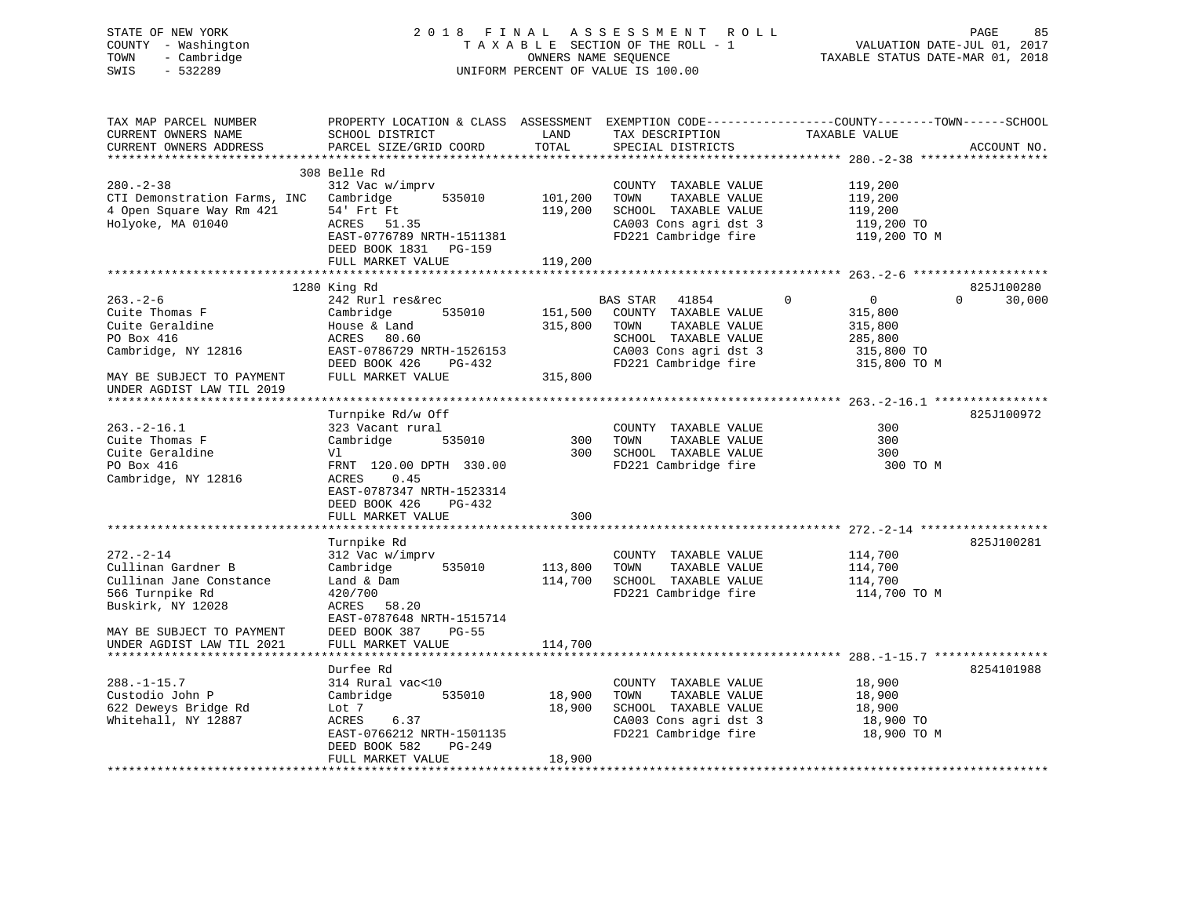STATE OF NEW YORK — COUNTY - Washington — TOWN - Cambridge — SWIS - 532289

# 2018 FINAL ASSESSMENT ROLL

TAXABLE SECTION OF THE ROLL - 1
OWNERS NAME SEQUENCE
UNIFORM PERCENT OF VALUE IS 100.00

VALUATION DATE-JUL 01, 2017
TAXABLE STATUS DATE-MAR 01, 2018

| TAX MAP PARCEL NUMBER / CURRENT OWNERS NAME / CURRENT OWNERS ADDRESS | PROPERTY LOCATION & CLASS / SCHOOL DISTRICT / PARCEL SIZE/GRID COORD | ASSESSMENT LAND | TOTAL | EXEMPTION CODE / TAX DESCRIPTION / SPECIAL DISTRICTS | COUNTY | TOWN | SCHOOL | TAXABLE VALUE | ACCOUNT NO. |
|---|---|---|---|---|---|---|---|---|---|
| **280.-2-38** | 308 Belle Rd | | | | | | | | |
| 280.-2-38 | 312 Vac w/imprv | | | COUNTY TAXABLE VALUE | | | | 119,200 | |
| CTI Demonstration Farms, INC | Cambridge 535010 | 101,200 | | TOWN TAXABLE VALUE | | | | 119,200 | |
| 4 Open Square Way Rm 421 | 54' Frt Ft | | 119,200 | SCHOOL TAXABLE VALUE | | | | 119,200 | |
| Holyoke, MA 01040 | ACRES 51.35 | | | CA003 Cons agri dst 3 | | | | 119,200 TO | |
| | EAST-0776789 NRTH-1511381 | | | FD221 Cambridge fire | | | | 119,200 TO M | |
| | DEED BOOK 1831 PG-159 | | | | | | | | |
| | FULL MARKET VALUE | | 119,200 | | | | | | |
| **263.-2-6** | 1280 King Rd | | | | | | | | 825J100280 |
| 263.-2-6 | 242 Rurl res&rec | | | BAS STAR 41854 | 0 | 0 | 30,000 | | |
| Cuite Thomas F | Cambridge 535010 | 151,500 | | COUNTY TAXABLE VALUE | | | | 315,800 | |
| Cuite Geraldine | House & Land | | 315,800 | TOWN TAXABLE VALUE | | | | 315,800 | |
| PO Box 416 | ACRES 80.60 | | | SCHOOL TAXABLE VALUE | | | | 285,800 | |
| Cambridge, NY 12816 | EAST-0786729 NRTH-1526153 | | | CA003 Cons agri dst 3 | | | | 315,800 TO | |
| | DEED BOOK 426 PG-432 | | | FD221 Cambridge fire | | | | 315,800 TO M | |
| MAY BE SUBJECT TO PAYMENT | FULL MARKET VALUE | | 315,800 | | | | | | |
| UNDER AGDIST LAW TIL 2019 | | | | | | | | | |
| **263.-2-16.1** | Turnpike Rd/w Off | | | | | | | | 825J100972 |
| 263.-2-16.1 | 323 Vacant rural | | | COUNTY TAXABLE VALUE | | | | 300 | |
| Cuite Thomas F | Cambridge 535010 | 300 | | TOWN TAXABLE VALUE | | | | 300 | |
| Cuite Geraldine | Vl | | 300 | SCHOOL TAXABLE VALUE | | | | 300 | |
| PO Box 416 | FRNT 120.00 DPTH 330.00 | | | FD221 Cambridge fire | | | | 300 TO M | |
| Cambridge, NY 12816 | ACRES 0.45 | | | | | | | | |
| | EAST-0787347 NRTH-1523314 | | | | | | | | |
| | DEED BOOK 426 PG-432 | | | | | | | | |
| | FULL MARKET VALUE | | 300 | | | | | | |
| **272.-2-14** | Turnpike Rd | | | | | | | | 825J100281 |
| 272.-2-14 | 312 Vac w/imprv | | | COUNTY TAXABLE VALUE | | | | 114,700 | |
| Cullinan Gardner B | Cambridge 535010 | 113,800 | | TOWN TAXABLE VALUE | | | | 114,700 | |
| Cullinan Jane Constance | Land & Dam | | 114,700 | SCHOOL TAXABLE VALUE | | | | 114,700 | |
| 566 Turnpike Rd | 420/700 | | | FD221 Cambridge fire | | | | 114,700 TO M | |
| Buskirk, NY 12028 | ACRES 58.20 | | | | | | | | |
| | EAST-0787648 NRTH-1515714 | | | | | | | | |
| MAY BE SUBJECT TO PAYMENT | DEED BOOK 387 PG-55 | | | | | | | | |
| UNDER AGDIST LAW TIL 2021 | FULL MARKET VALUE | | 114,700 | | | | | | |
| **288.-1-15.7** | Durfee Rd | | | | | | | | 8254101988 |
| 288.-1-15.7 | 314 Rural vac<10 | | | COUNTY TAXABLE VALUE | | | | 18,900 | |
| Custodio John P | Cambridge 535010 | 18,900 | | TOWN TAXABLE VALUE | | | | 18,900 | |
| 622 Deweys Bridge Rd | Lot 7 | | 18,900 | SCHOOL TAXABLE VALUE | | | | 18,900 | |
| Whitehall, NY 12887 | ACRES 6.37 | | | CA003 Cons agri dst 3 | | | | 18,900 TO | |
| | EAST-0766212 NRTH-1501135 | | | FD221 Cambridge fire | | | | 18,900 TO M | |
| | DEED BOOK 582 PG-249 | | | | | | | | |
| | FULL MARKET VALUE | | 18,900 | | | | | | |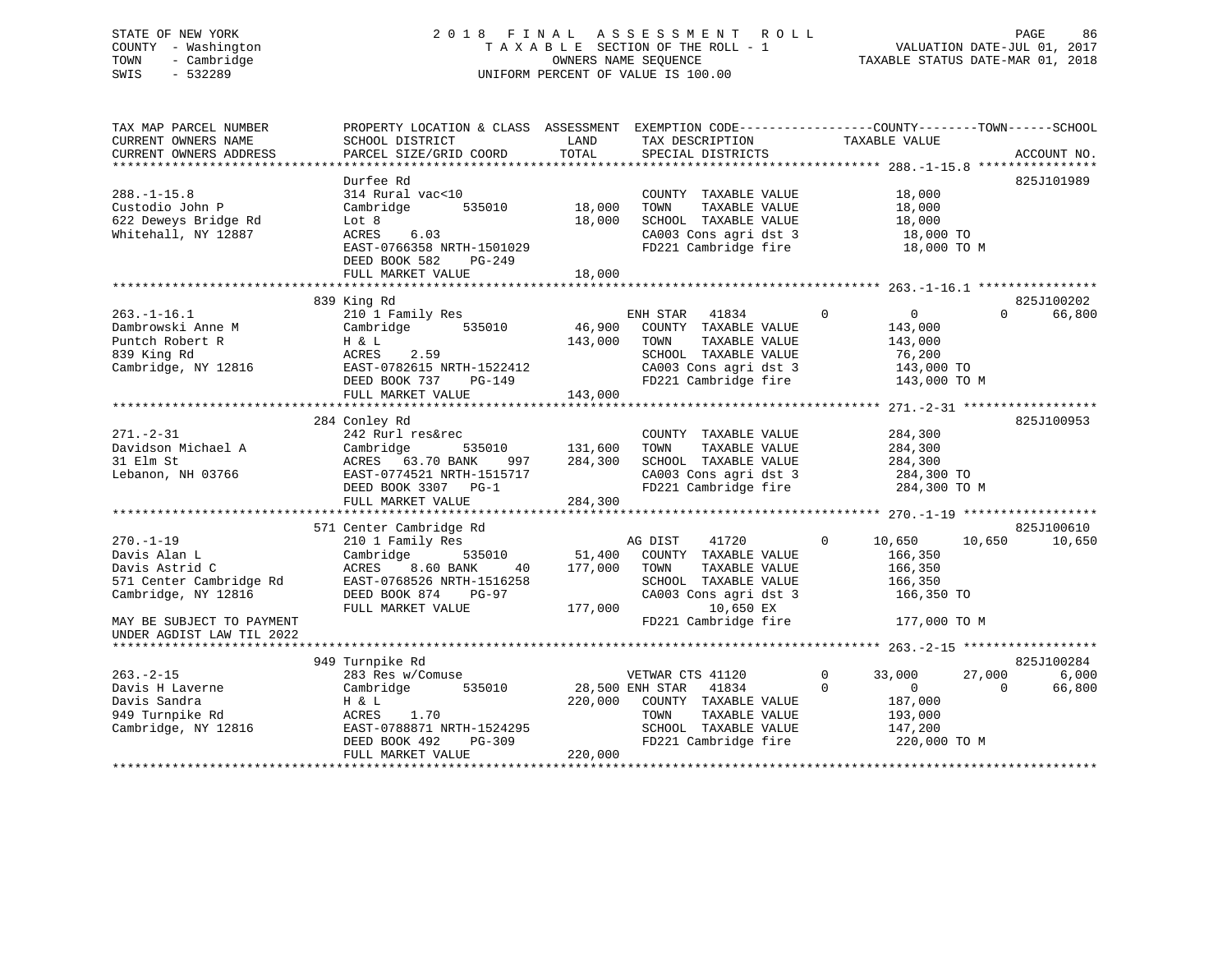STATE OF NEW YORK
COUNTY - Washington
TOWN - Cambridge
SWIS - 532289

2 0 1 8 F I N A L A S S E S S M E N T R O L L
T A X A B L E SECTION OF THE ROLL - 1
OWNERS NAME SEQUENCE
UNIFORM PERCENT OF VALUE IS 100.00

VALUATION DATE-JUL 01, 2017
TAXABLE STATUS DATE-MAR 01, 2018

```
TAX MAP PARCEL NUMBER          PROPERTY LOCATION & CLASS  ASSESSMENT  EXEMPTION CODE------------------COUNTY--------TOWN------SCHOOL
CURRENT OWNERS NAME            SCHOOL DISTRICT              LAND       TAX DESCRIPTION            TAXABLE VALUE
CURRENT OWNERS ADDRESS         PARCEL SIZE/GRID COORD       TOTAL      SPECIAL DISTRICTS                                      ACCOUNT NO.
******************************************************************************************************* 288.-1-15.8 ****************
                               Durfee Rd                                                                                   825J101989
288.-1-15.8                    314 Rural vac<10                         COUNTY  TAXABLE VALUE             18,000
Custodio John P                Cambridge        535010      18,000      TOWN    TAXABLE VALUE             18,000
622 Deweys Bridge Rd           Lot 8                        18,000      SCHOOL  TAXABLE VALUE             18,000
Whitehall, NY 12887            ACRES    6.03                            CA003 Cons agri dst 3              18,000 TO
                               EAST-0766358 NRTH-1501029                FD221 Cambridge fire               18,000 TO M
                               DEED BOOK 582    PG-249
                               FULL MARKET VALUE            18,000
******************************************************************************************************* 263.-1-16.1 ****************
                               839 King Rd                                                                                 825J100202
263.-1-16.1                    210 1 Family Res                         ENH STAR   41834        0            0            0      66,800
Dambrowski Anne M              Cambridge        535010      46,900      COUNTY  TAXABLE VALUE            143,000
Puntch Robert R                H & L                       143,000      TOWN    TAXABLE VALUE            143,000
839 King Rd                    ACRES    2.59                            SCHOOL  TAXABLE VALUE             76,200
Cambridge, NY 12816            EAST-0782615 NRTH-1522412                CA003 Cons agri dst 3             143,000 TO
                               DEED BOOK 737    PG-149                  FD221 Cambridge fire              143,000 TO M
                               FULL MARKET VALUE           143,000
******************************************************************************************************* 271.-2-31 ******************
                               284 Conley Rd                                                                               825J100953
271.-2-31                      242 Rurl res&rec                         COUNTY  TAXABLE VALUE            284,300
Davidson Michael A             Cambridge        535010     131,600      TOWN    TAXABLE VALUE            284,300
31 Elm St                      ACRES   63.70 BANK    997   284,300      SCHOOL  TAXABLE VALUE            284,300
Lebanon, NH 03766              EAST-0774521 NRTH-1515717                CA003 Cons agri dst 3             284,300 TO
                               DEED BOOK 3307   PG-1                    FD221 Cambridge fire              284,300 TO M
                               FULL MARKET VALUE           284,300
******************************************************************************************************* 270.-1-19 ******************
                               571 Center Cambridge Rd                                                                     825J100610
270.-1-19                      210 1 Family Res                         AG DIST    41720        0       10,650       10,650      10,650
Davis Alan L                   Cambridge        535010      51,400      COUNTY  TAXABLE VALUE            166,350
Davis Astrid C                 ACRES    8.60 BANK     40   177,000      TOWN    TAXABLE VALUE            166,350
571 Center Cambridge Rd        EAST-0768526 NRTH-1516258                SCHOOL  TAXABLE VALUE            166,350
Cambridge, NY 12816            DEED BOOK 874    PG-97                   CA003 Cons agri dst 3             166,350 TO
                               FULL MARKET VALUE           177,000             10,650 EX
MAY BE SUBJECT TO PAYMENT                                               FD221 Cambridge fire              177,000 TO M
UNDER AGDIST LAW TIL 2022
******************************************************************************************************* 263.-2-15 ******************
                               949 Turnpike Rd                                                                             825J100284
263.-2-15                      283 Res w/Comuse                         VETWAR CTS 41120        0       33,000       27,000       6,000
Davis H Laverne                Cambridge        535010      28,500 ENH STAR   41834        0            0            0      66,800
Davis Sandra                   H & L                       220,000      COUNTY  TAXABLE VALUE            187,000
949 Turnpike Rd                ACRES    1.70                            TOWN    TAXABLE VALUE            193,000
Cambridge, NY 12816            EAST-0788871 NRTH-1524295                SCHOOL  TAXABLE VALUE            147,200
                               DEED BOOK 492    PG-309                  FD221 Cambridge fire              220,000 TO M
                               FULL MARKET VALUE           220,000
************************************************************************************************************************************
```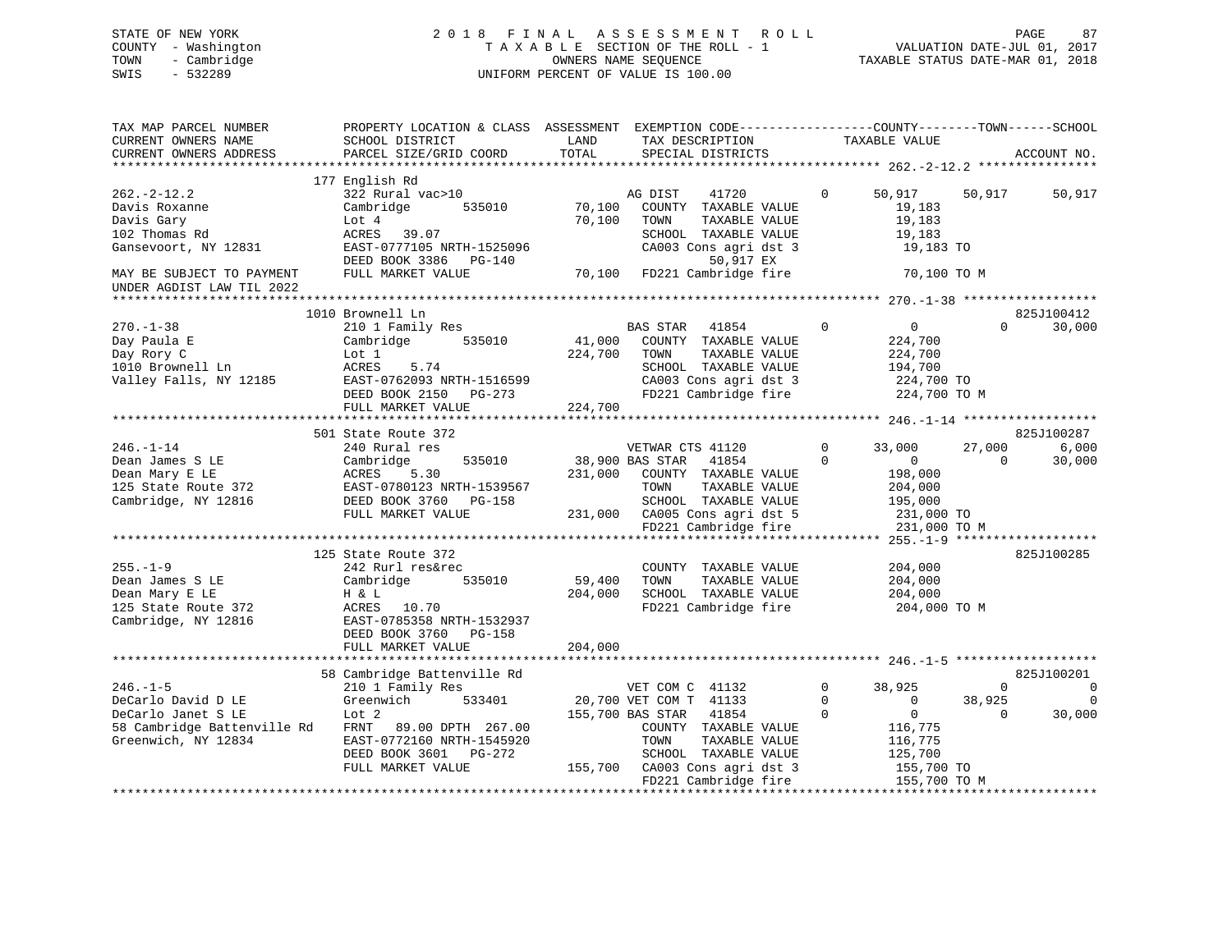STATE OF NEW YORK
COUNTY - Washington
TOWN - Cambridge
SWIS - 532289

2018 FINAL ASSESSMENT ROLL
TAXABLE SECTION OF THE ROLL - 1
OWNERS NAME SEQUENCE
UNIFORM PERCENT OF VALUE IS 100.00

VALUATION DATE-JUL 01, 2017
TAXABLE STATUS DATE-MAR 01, 2018

```
TAX MAP PARCEL NUMBER          PROPERTY LOCATION & CLASS  ASSESSMENT  EXEMPTION CODE-----------------COUNTY--------TOWN------SCHOOL
CURRENT OWNERS NAME            SCHOOL DISTRICT               LAND      TAX DESCRIPTION            TAXABLE VALUE
CURRENT OWNERS ADDRESS         PARCEL SIZE/GRID COORD        TOTAL     SPECIAL DISTRICTS                                    ACCOUNT NO.
******************************************************************************************************* 262.-2-12.2 ****************
                               177 English Rd
262.-2-12.2                    322 Rural vac>10                        AG DIST    41720        0       50,917      50,917      50,917
Davis Roxanne                  Cambridge        535010      70,100    COUNTY  TAXABLE VALUE             19,183
Davis Gary                     Lot 4                        70,100    TOWN    TAXABLE VALUE             19,183
102 Thomas Rd                  ACRES   39.07                          SCHOOL  TAXABLE VALUE             19,183
Gansevoort, NY 12831           EAST-0777105 NRTH-1525096              CA003 Cons agri dst 3              19,183 TO
                               DEED BOOK 3386   PG-140                      50,917 EX
MAY BE SUBJECT TO PAYMENT      FULL MARKET VALUE            70,100    FD221 Cambridge fire               70,100 TO M
UNDER AGDIST LAW TIL 2022
******************************************************************************************************* 270.-1-38 ******************
                               1010 Brownell Ln                                                                       825J100412
270.-1-38                      210 1 Family Res                        BAS STAR   41854        0            0           0      30,000
Day Paula E                    Cambridge        535010      41,000    COUNTY  TAXABLE VALUE            224,700
Day Rory C                     Lot 1                       224,700    TOWN    TAXABLE VALUE            224,700
1010 Brownell Ln               ACRES    5.74                          SCHOOL  TAXABLE VALUE            194,700
Valley Falls, NY 12185         EAST-0762093 NRTH-1516599              CA003 Cons agri dst 3             224,700 TO
                               DEED BOOK 2150   PG-273                FD221 Cambridge fire              224,700 TO M
                               FULL MARKET VALUE           224,700
******************************************************************************************************* 246.-1-14 ******************
                               501 State Route 372                                                                    825J100287
246.-1-14                      240 Rural res                           VETWAR CTS 41120        0       33,000      27,000       6,000
Dean James S LE                Cambridge        535010      38,900 BAS STAR   41854        0            0           0      30,000
Dean Mary E LE                 ACRES    5.30               231,000    COUNTY  TAXABLE VALUE            198,000
125 State Route 372            EAST-0780123 NRTH-1539567              TOWN    TAXABLE VALUE            204,000
Cambridge, NY 12816            DEED BOOK 3760   PG-158                SCHOOL  TAXABLE VALUE            195,000
                               FULL MARKET VALUE           231,000    CA005 Cons agri dst 5             231,000 TO
                                                                      FD221 Cambridge fire              231,000 TO M
******************************************************************************************************* 255.-1-9 *******************
                               125 State Route 372                                                                    825J100285
255.-1-9                       242 Rurl res&rec                        COUNTY  TAXABLE VALUE            204,000
Dean James S LE                Cambridge        535010      59,400    TOWN    TAXABLE VALUE            204,000
Dean Mary E LE                 H & L                       204,000    SCHOOL  TAXABLE VALUE            204,000
125 State Route 372            ACRES   10.70                          FD221 Cambridge fire              204,000 TO M
Cambridge, NY 12816            EAST-0785358 NRTH-1532937
                               DEED BOOK 3760   PG-158
                               FULL MARKET VALUE           204,000
******************************************************************************************************* 246.-1-5 *******************
                               58 Cambridge Battenville Rd                                                            825J100201
246.-1-5                       210 1 Family Res                        VET COM C  41132        0       38,925           0           0
DeCarlo David D LE             Greenwich        533401      20,700 VET COM T  41133        0            0      38,925           0
DeCarlo Janet S LE             Lot 2                       155,700 BAS STAR   41854        0            0           0      30,000
58 Cambridge Battenville Rd    FRNT   89.00 DPTH  267.00              COUNTY  TAXABLE VALUE            116,775
Greenwich, NY 12834            EAST-0772160 NRTH-1545920              TOWN    TAXABLE VALUE            116,775
                               DEED BOOK 3601   PG-272                SCHOOL  TAXABLE VALUE            125,700
                               FULL MARKET VALUE           155,700    CA003 Cons agri dst 3             155,700 TO
                                                                      FD221 Cambridge fire              155,700 TO M
************************************************************************************************************************************
```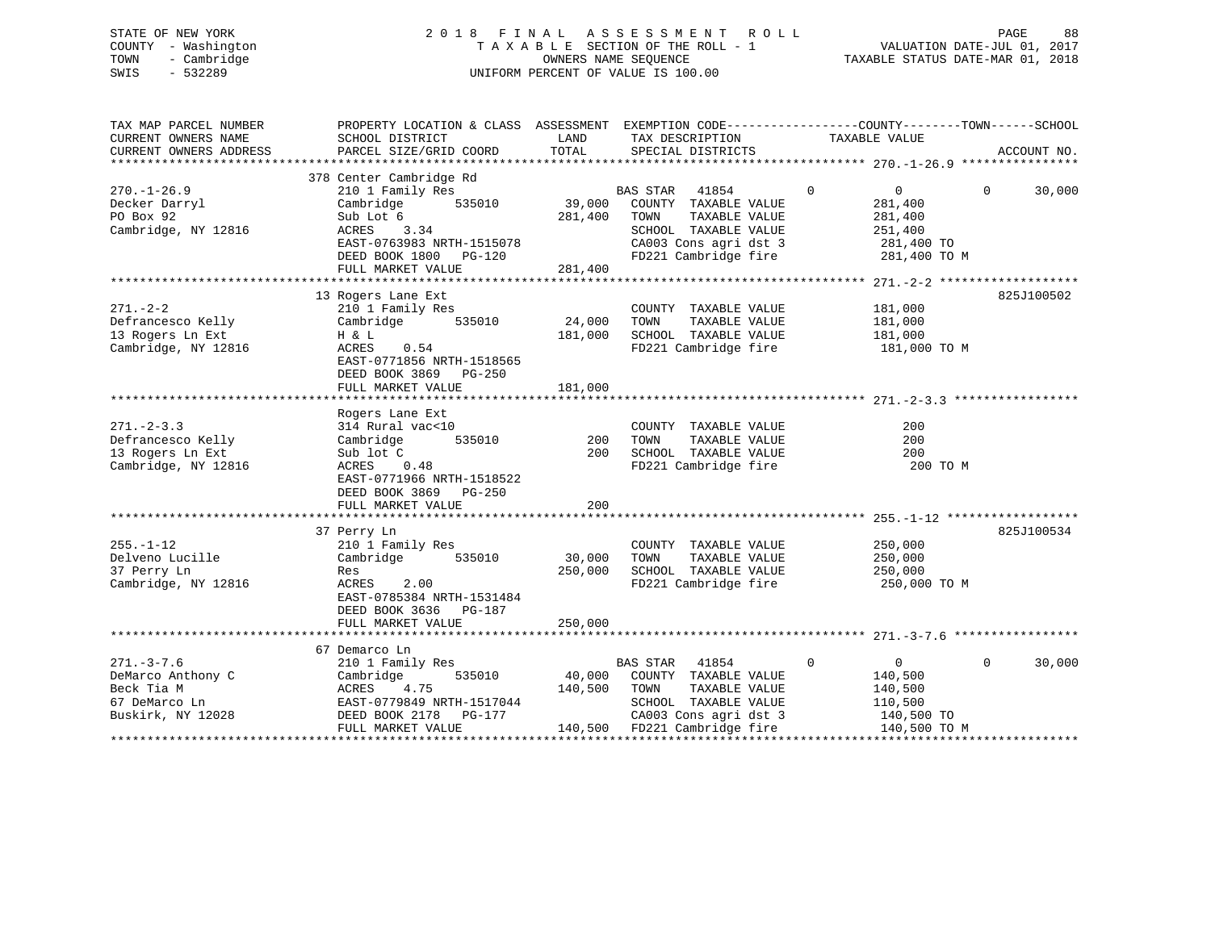STATE OF NEW YORK
COUNTY - Washington
TOWN - Cambridge
SWIS - 532289

2018 FINAL ASSESSMENT ROLL
TAXABLE SECTION OF THE ROLL - 1
OWNERS NAME SEQUENCE
UNIFORM PERCENT OF VALUE IS 100.00

VALUATION DATE-JUL 01, 2017
TAXABLE STATUS DATE-MAR 01, 2018

```
TAX MAP PARCEL NUMBER          PROPERTY LOCATION & CLASS  ASSESSMENT  EXEMPTION CODE-----------------COUNTY--------TOWN------SCHOOL
CURRENT OWNERS NAME            SCHOOL DISTRICT              LAND      TAX DESCRIPTION              TAXABLE VALUE
CURRENT OWNERS ADDRESS         PARCEL SIZE/GRID COORD       TOTAL     SPECIAL DISTRICTS                                      ACCOUNT NO.
****************************************************************************************************** 270.-1-26.9 ****************
                               378 Center Cambridge Rd
270.-1-26.9                    210 1 Family Res                      BAS STAR   41854          0          0            0      30,000
Decker Darryl                  Cambridge        535010      39,000   COUNTY  TAXABLE VALUE            281,400
PO Box 92                      Sub Lot 6                   281,400   TOWN    TAXABLE VALUE            281,400
Cambridge, NY 12816            ACRES    3.34                         SCHOOL  TAXABLE VALUE            251,400
                               EAST-0763983 NRTH-1515078             CA003 Cons agri dst 3             281,400 TO
                               DEED BOOK 1800   PG-120               FD221 Cambridge fire              281,400 TO M
                               FULL MARKET VALUE           281,400
****************************************************************************************************** 271.-2-2 *******************
                               13 Rogers Lane Ext                                                                      825J100502
271.-2-2                       210 1 Family Res                      COUNTY  TAXABLE VALUE            181,000
Defrancesco Kelly              Cambridge        535010      24,000   TOWN    TAXABLE VALUE            181,000
13 Rogers Ln Ext               H & L                       181,000   SCHOOL  TAXABLE VALUE            181,000
Cambridge, NY 12816            ACRES    0.54                         FD221 Cambridge fire              181,000 TO M
                               EAST-0771856 NRTH-1518565
                               DEED BOOK 3869   PG-250
                               FULL MARKET VALUE           181,000
****************************************************************************************************** 271.-2-3.3 *****************
                               Rogers Lane Ext
271.-2-3.3                     314 Rural vac<10                      COUNTY  TAXABLE VALUE                200
Defrancesco Kelly              Cambridge        535010         200   TOWN    TAXABLE VALUE                200
13 Rogers Ln Ext               Sub lot C                       200   SCHOOL  TAXABLE VALUE                200
Cambridge, NY 12816            ACRES    0.48                         FD221 Cambridge fire                  200 TO M
                               EAST-0771966 NRTH-1518522
                               DEED BOOK 3869   PG-250
                               FULL MARKET VALUE               200
****************************************************************************************************** 255.-1-12 ******************
                               37 Perry Ln                                                                             825J100534
255.-1-12                      210 1 Family Res                      COUNTY  TAXABLE VALUE            250,000
Delveno Lucille                Cambridge        535010      30,000   TOWN    TAXABLE VALUE            250,000
37 Perry Ln                    Res                         250,000   SCHOOL  TAXABLE VALUE            250,000
Cambridge, NY 12816            ACRES    2.00                         FD221 Cambridge fire              250,000 TO M
                               EAST-0785384 NRTH-1531484
                               DEED BOOK 3636   PG-187
                               FULL MARKET VALUE           250,000
****************************************************************************************************** 271.-3-7.6 *****************
                               67 Demarco Ln
271.-3-7.6                     210 1 Family Res                      BAS STAR   41854          0          0            0      30,000
DeMarco Anthony C              Cambridge        535010      40,000   COUNTY  TAXABLE VALUE            140,500
Beck Tia M                     ACRES    4.75               140,500   TOWN    TAXABLE VALUE            140,500
67 DeMarco Ln                  EAST-0779849 NRTH-1517044             SCHOOL  TAXABLE VALUE            110,500
Buskirk, NY 12028              DEED BOOK 2178   PG-177               CA003 Cons agri dst 3             140,500 TO
                               FULL MARKET VALUE           140,500   FD221 Cambridge fire              140,500 TO M
************************************************************************************************************************************
```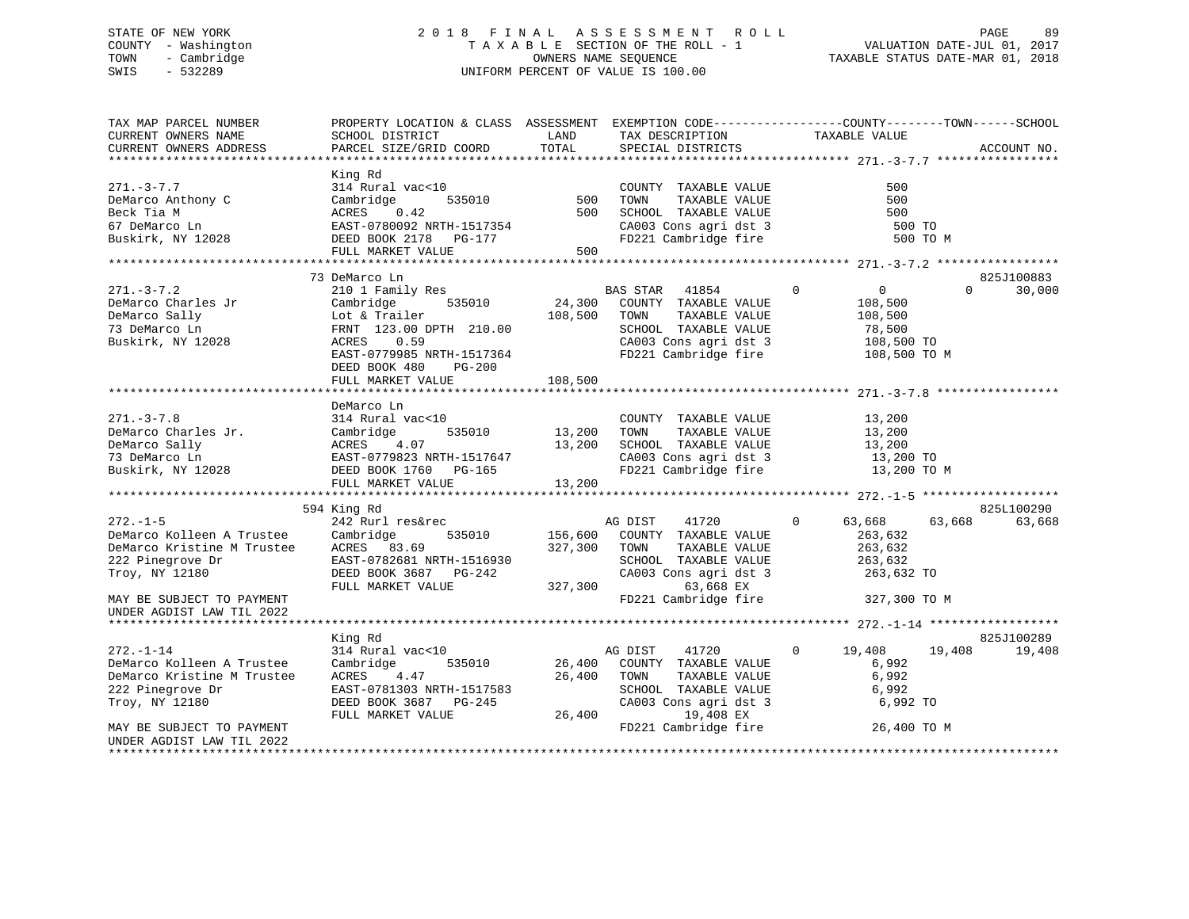STATE OF NEW YORK — 2018 FINAL ASSESSMENT ROLL
COUNTY - Washington — TAXABLE SECTION OF THE ROLL - 1 — VALUATION DATE-JUL 01, 2017
TOWN - Cambridge — OWNERS NAME SEQUENCE — TAXABLE STATUS DATE-MAR 01, 2018
SWIS - 532289 — UNIFORM PERCENT OF VALUE IS 100.00

```
TAX MAP PARCEL NUMBER          PROPERTY LOCATION & CLASS  ASSESSMENT  EXEMPTION CODE-----------------COUNTY--------TOWN------SCHOOL
CURRENT OWNERS NAME            SCHOOL DISTRICT               LAND      TAX DESCRIPTION           TAXABLE VALUE
CURRENT OWNERS ADDRESS         PARCEL SIZE/GRID COORD        TOTAL     SPECIAL DISTRICTS                                    ACCOUNT NO.
******************************************************************************************************* 271.-3-7.7 *****************
                               King Rd
271.-3-7.7                     314 Rural vac<10                        COUNTY  TAXABLE VALUE              500
DeMarco Anthony C              Cambridge        535010         500     TOWN    TAXABLE VALUE              500
Beck Tia M                     ACRES     0.42                   500     SCHOOL  TAXABLE VALUE              500
67 DeMarco Ln                  EAST-0780092 NRTH-1517354               CA003 Cons agri dst 3              500 TO
Buskirk, NY 12028              DEED BOOK 2178   PG-177                  FD221 Cambridge fire               500 TO M
                               FULL MARKET VALUE                 500
******************************************************************************************************* 271.-3-7.2 *****************
                               73 DeMarco Ln                                                                              825J100883
271.-3-7.2                     210 1 Family Res                     BAS STAR  41854         0          0           0       30,000
DeMarco Charles Jr             Cambridge        535010      24,300   COUNTY  TAXABLE VALUE          108,500
DeMarco Sally                  Lot & Trailer               108,500   TOWN    TAXABLE VALUE          108,500
73 DeMarco Ln                  FRNT 123.00 DPTH 210.00               SCHOOL  TAXABLE VALUE           78,500
Buskirk, NY 12028              ACRES     0.59                        CA003 Cons agri dst 3          108,500 TO
                               EAST-0779985 NRTH-1517364             FD221 Cambridge fire           108,500 TO M
                               DEED BOOK 480    PG-200
                               FULL MARKET VALUE               108,500
******************************************************************************************************* 271.-3-7.8 *****************
                               DeMarco Ln
271.-3-7.8                     314 Rural vac<10                        COUNTY  TAXABLE VALUE           13,200
DeMarco Charles Jr.            Cambridge        535010      13,200     TOWN    TAXABLE VALUE           13,200
DeMarco Sally                  ACRES     4.07               13,200     SCHOOL  TAXABLE VALUE           13,200
73 DeMarco Ln                  EAST-0779823 NRTH-1517647               CA003 Cons agri dst 3           13,200 TO
Buskirk, NY 12028              DEED BOOK 1760   PG-165                 FD221 Cambridge fire            13,200 TO M
                               FULL MARKET VALUE                13,200
******************************************************************************************************* 272.-1-5 *******************
                               594 King Rd                                                                                825L100290
272.-1-5                       242 Rurl res&rec                     AG DIST   41720         0     63,668      63,668      63,668
DeMarco Kolleen A Trustee      Cambridge        535010     156,600   COUNTY  TAXABLE VALUE          263,632
DeMarco Kristine M Trustee     ACRES    83.69              327,300   TOWN    TAXABLE VALUE          263,632
222 Pinegrove Dr               EAST-0782681 NRTH-1516930             SCHOOL  TAXABLE VALUE          263,632
Troy, NY 12180                 DEED BOOK 3687   PG-242               CA003 Cons agri dst 3          263,632 TO
                               FULL MARKET VALUE               327,300         63,668 EX
MAY BE SUBJECT TO PAYMENT                                            FD221 Cambridge fire           327,300 TO M
UNDER AGDIST LAW TIL 2022
******************************************************************************************************* 272.-1-14 ******************
                               King Rd                                                                                    825J100289
272.-1-14                      314 Rural vac<10                     AG DIST   41720         0     19,408      19,408      19,408
DeMarco Kolleen A Trustee      Cambridge        535010      26,400   COUNTY  TAXABLE VALUE            6,992
DeMarco Kristine M Trustee     ACRES     4.47               26,400   TOWN    TAXABLE VALUE            6,992
222 Pinegrove Dr               EAST-0781303 NRTH-1517583             SCHOOL  TAXABLE VALUE            6,992
Troy, NY 12180                 DEED BOOK 3687   PG-245               CA003 Cons agri dst 3            6,992 TO
                               FULL MARKET VALUE                26,400         19,408 EX
MAY BE SUBJECT TO PAYMENT                                            FD221 Cambridge fire            26,400 TO M
UNDER AGDIST LAW TIL 2022
************************************************************************************************************************************
```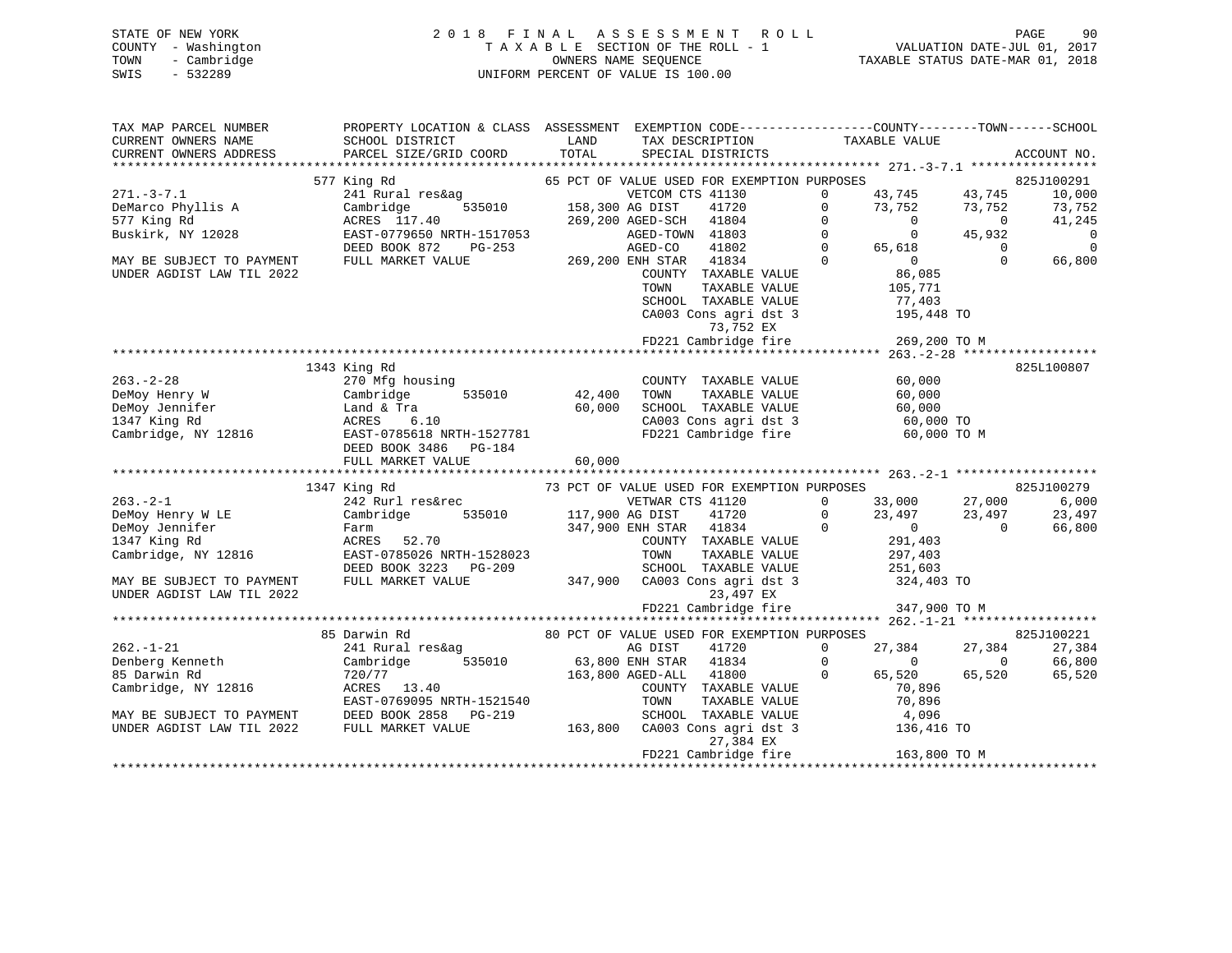STATE OF NEW YORK
COUNTY - Washington
TOWN - Cambridge
SWIS - 532289

2 0 1 8 F I N A L A S S E S S M E N T R O L L
T A X A B L E SECTION OF THE ROLL - 1
OWNERS NAME SEQUENCE
UNIFORM PERCENT OF VALUE IS 100.00

VALUATION DATE-JUL 01, 2017
TAXABLE STATUS DATE-MAR 01, 2018

```
TAX MAP PARCEL NUMBER          PROPERTY LOCATION & CLASS  ASSESSMENT  EXEMPTION CODE-----------------COUNTY--------TOWN------SCHOOL
CURRENT OWNERS NAME            SCHOOL DISTRICT              LAND       TAX DESCRIPTION                TAXABLE VALUE
CURRENT OWNERS ADDRESS         PARCEL SIZE/GRID COORD       TOTAL      SPECIAL DISTRICTS                                          ACCOUNT NO.
******************************************************************************************************* 271.-3-7.1 *****************
                           577 King Rd                    65 PCT OF VALUE USED FOR EXEMPTION PURPOSES                              825J100291
271.-3-7.1                     241 Rural res&ag                  VETCOM CTS 41130        0      43,745      43,745      10,000
DeMarco Phyllis A              Cambridge       535010      158,300 AG DIST    41720        0      73,752      73,752      73,752
577 King Rd                    ACRES  117.40               269,200 AGED-SCH   41804        0           0           0      41,245
Buskirk, NY 12028              EAST-0779650 NRTH-1517053         AGED-TOWN  41803        0           0      45,932           0
                               DEED BOOK 872    PG-253           AGED-CO    41802        0      65,618           0           0
MAY BE SUBJECT TO PAYMENT      FULL MARKET VALUE           269,200 ENH STAR   41834        0           0           0      66,800
UNDER AGDIST LAW TIL 2022                                        COUNTY  TAXABLE VALUE              86,085
                                                                 TOWN    TAXABLE VALUE             105,771
                                                                 SCHOOL  TAXABLE VALUE              77,403
                                                                 CA003 Cons agri dst 3             195,448 TO
                                                                       73,752 EX
                                                                 FD221 Cambridge fire              269,200 TO M
******************************************************************************************************* 263.-2-28 ******************
                          1343 King Rd                                                                                     825L100807
263.-2-28                      270 Mfg housing                   COUNTY  TAXABLE VALUE              60,000
DeMoy Henry W                  Cambridge       535010       42,400 TOWN    TAXABLE VALUE              60,000
DeMoy Jennifer                 Land & Tra                   60,000 SCHOOL  TAXABLE VALUE              60,000
1347 King Rd                   ACRES    6.10                     CA003 Cons agri dst 3              60,000 TO
Cambridge, NY 12816            EAST-0785618 NRTH-1527781         FD221 Cambridge fire               60,000 TO M
                               DEED BOOK 3486   PG-184
                               FULL MARKET VALUE            60,000
******************************************************************************************************* 263.-2-1 *******************
                          1347 King Rd                    73 PCT OF VALUE USED FOR EXEMPTION PURPOSES                              825J100279
263.-2-1                       242 Rurl res&rec                  VETWAR CTS 41120        0      33,000      27,000       6,000
DeMoy Henry W LE               Cambridge       535010      117,900 AG DIST    41720        0      23,497      23,497      23,497
DeMoy Jennifer                 Farm                        347,900 ENH STAR   41834        0           0           0      66,800
1347 King Rd                   ACRES   52.70                     COUNTY  TAXABLE VALUE             291,403
Cambridge, NY 12816            EAST-0785026 NRTH-1528023         TOWN    TAXABLE VALUE             297,403
                               DEED BOOK 3223   PG-209           SCHOOL  TAXABLE VALUE             251,603
MAY BE SUBJECT TO PAYMENT      FULL MARKET VALUE           347,900   CA003 Cons agri dst 3             324,403 TO
UNDER AGDIST LAW TIL 2022                                              23,497 EX
                                                                 FD221 Cambridge fire              347,900 TO M
******************************************************************************************************* 262.-1-21 ******************
                            85 Darwin Rd                  80 PCT OF VALUE USED FOR EXEMPTION PURPOSES                              825J100221
262.-1-21                      241 Rural res&ag                  AG DIST    41720        0      27,384      27,384      27,384
Denberg Kenneth                Cambridge       535010       63,800 ENH STAR   41834        0           0           0      66,800
85 Darwin Rd                   720/77                      163,800 AGED-ALL   41800        0      65,520      65,520      65,520
Cambridge, NY 12816            ACRES   13.40                     COUNTY  TAXABLE VALUE              70,896
                               EAST-0769095 NRTH-1521540         TOWN    TAXABLE VALUE              70,896
MAY BE SUBJECT TO PAYMENT      DEED BOOK 2858   PG-219           SCHOOL  TAXABLE VALUE               4,096
UNDER AGDIST LAW TIL 2022      FULL MARKET VALUE           163,800   CA003 Cons agri dst 3             136,416 TO
                                                                       27,384 EX
                                                                 FD221 Cambridge fire              163,800 TO M
************************************************************************************************************************************
```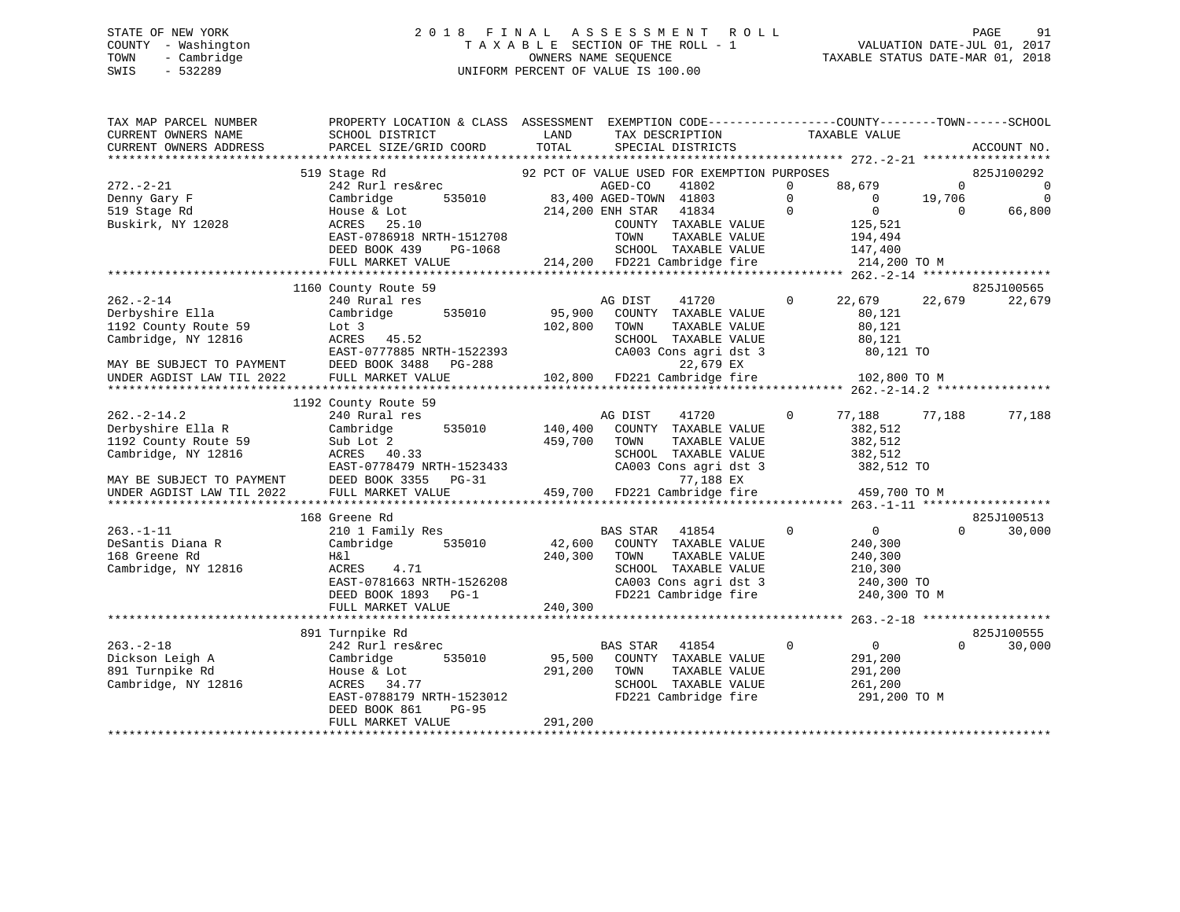STATE OF NEW YORK
COUNTY - Washington
TOWN - Cambridge
SWIS - 532289

2 0 1 8 F I N A L A S S E S S M E N T R O L L
T A X A B L E SECTION OF THE ROLL - 1
OWNERS NAME SEQUENCE
UNIFORM PERCENT OF VALUE IS 100.00

VALUATION DATE-JUL 01, 2017
TAXABLE STATUS DATE-MAR 01, 2018

```
TAX MAP PARCEL NUMBER          PROPERTY LOCATION & CLASS  ASSESSMENT  EXEMPTION CODE------------------COUNTY--------TOWN------SCHOOL
CURRENT OWNERS NAME            SCHOOL DISTRICT               LAND      TAX DESCRIPTION              TAXABLE VALUE
CURRENT OWNERS ADDRESS         PARCEL SIZE/GRID COORD       TOTAL      SPECIAL DISTRICTS                                          ACCOUNT NO.
******************************************************************************************************* 272.-2-21 ******************
                               519 Stage Rd                    92 PCT OF VALUE USED FOR EXEMPTION PURPOSES                         825J100292
272.-2-21                      242 Rurl res&rec                        AGED-CO     41802         0      88,679           0             0
Denny Gary F                   Cambridge      535010          83,400 AGED-TOWN  41803           0           0      19,706             0
519 Stage Rd                   House & Lot                   214,200 ENH STAR   41834           0           0           0        66,800
Buskirk, NY 12028              ACRES    25.10                          COUNTY  TAXABLE VALUE              125,521
                               EAST-0786918 NRTH-1512708               TOWN    TAXABLE VALUE              194,494
                               DEED BOOK 439    PG-1068                SCHOOL  TAXABLE VALUE              147,400
                               FULL MARKET VALUE             214,200   FD221 Cambridge fire              214,200 TO M
******************************************************************************************************* 262.-2-14 ******************
                               1160 County Route 59                                                                                825J100565
262.-2-14                      240 Rural res                          AG DIST     41720          0      22,679      22,679        22,679
Derbyshire Ella                Cambridge      535010          95,900   COUNTY  TAXABLE VALUE               80,121
1192 County Route 59           Lot 3                         102,800   TOWN    TAXABLE VALUE               80,121
Cambridge, NY 12816            ACRES    45.52                          SCHOOL  TAXABLE VALUE               80,121
                               EAST-0777885 NRTH-1522393               CA003 Cons agri dst 3              80,121 TO
MAY BE SUBJECT TO PAYMENT      DEED BOOK 3488   PG-288                       22,679 EX
UNDER AGDIST LAW TIL 2022      FULL MARKET VALUE             102,800   FD221 Cambridge fire              102,800 TO M
******************************************************************************************************* 262.-2-14.2 ****************
                               1192 County Route 59
262.-2-14.2                    240 Rural res                          AG DIST     41720          0      77,188      77,188        77,188
Derbyshire Ella R              Cambridge      535010         140,400   COUNTY  TAXABLE VALUE              382,512
1192 County Route 59           Sub Lot 2                     459,700   TOWN    TAXABLE VALUE              382,512
Cambridge, NY 12816            ACRES    40.33                          SCHOOL  TAXABLE VALUE              382,512
                               EAST-0778479 NRTH-1523433               CA003 Cons agri dst 3             382,512 TO
MAY BE SUBJECT TO PAYMENT      DEED BOOK 3355   PG-31                        77,188 EX
UNDER AGDIST LAW TIL 2022      FULL MARKET VALUE             459,700   FD221 Cambridge fire              459,700 TO M
******************************************************************************************************* 263.-1-11 ******************
                               168 Greene Rd                                                                                       825J100513
263.-1-11                      210 1 Family Res                       BAS STAR    41854          0           0           0        30,000
DeSantis Diana R               Cambridge      535010          42,600   COUNTY  TAXABLE VALUE              240,300
168 Greene Rd                  H&l                           240,300   TOWN    TAXABLE VALUE              240,300
Cambridge, NY 12816            ACRES     4.71                          SCHOOL  TAXABLE VALUE              210,300
                               EAST-0781663 NRTH-1526208               CA003 Cons agri dst 3             240,300 TO
                               DEED BOOK 1893   PG-1                   FD221 Cambridge fire              240,300 TO M
                               FULL MARKET VALUE             240,300
******************************************************************************************************* 263.-2-18 ******************
                               891 Turnpike Rd                                                                                     825J100555
263.-2-18                      242 Rurl res&rec                       BAS STAR    41854          0           0           0        30,000
Dickson Leigh A                Cambridge      535010          95,500   COUNTY  TAXABLE VALUE              291,200
891 Turnpike Rd                House & Lot                   291,200   TOWN    TAXABLE VALUE              291,200
Cambridge, NY 12816            ACRES    34.77                          SCHOOL  TAXABLE VALUE              261,200
                               EAST-0788179 NRTH-1523012               FD221 Cambridge fire              291,200 TO M
                               DEED BOOK 861    PG-95
                               FULL MARKET VALUE             291,200
************************************************************************************************************************************
```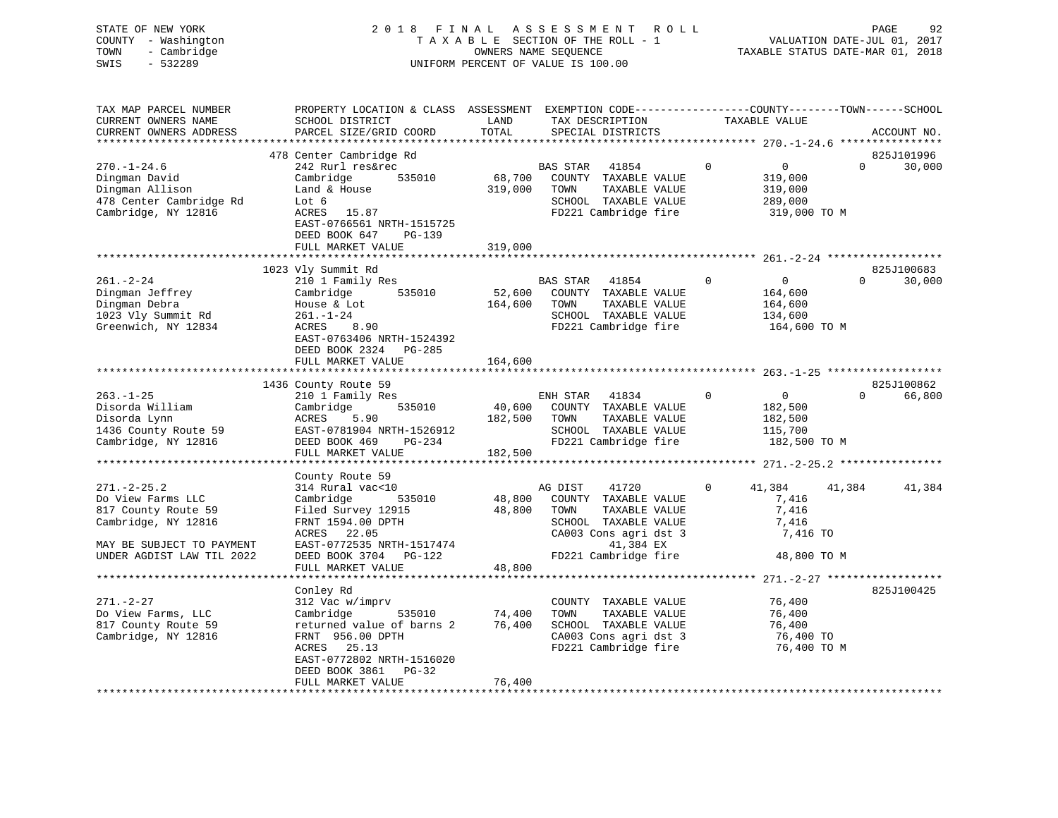STATE OF NEW YORK
COUNTY - Washington
TOWN - Cambridge
SWIS - 532289

2018 FINAL ASSESSMENT ROLL
TAXABLE SECTION OF THE ROLL - 1
OWNERS NAME SEQUENCE
UNIFORM PERCENT OF VALUE IS 100.00

VALUATION DATE-JUL 01, 2017
TAXABLE STATUS DATE-MAR 01, 2018

| TAX MAP PARCEL NUMBER / CURRENT OWNERS NAME / CURRENT OWNERS ADDRESS | PROPERTY LOCATION & CLASS / SCHOOL DISTRICT / PARCEL SIZE/GRID COORD | ASSESSMENT LAND / TOTAL | EXEMPTION CODE / TAX DESCRIPTION / SPECIAL DISTRICTS | COUNTY TAXABLE VALUE | TOWN | SCHOOL | ACCOUNT NO. |
|---|---|---|---|---|---|---|---|
| 270.-1-24.6 | 478 Center Cambridge Rd | | | | | | 825J101996 |
| 270.-1-24.6 | 242 Rurl res&rec | | BAS STAR 41854 | 0 | 0 | 0 | 30,000 |
| Dingman David | Cambridge 535010 | 68,700 | COUNTY TAXABLE VALUE | 319,000 | | | |
| Dingman Allison | Land & House | 319,000 | TOWN TAXABLE VALUE | 319,000 | | | |
| 478 Center Cambridge Rd | Lot 6 | | SCHOOL TAXABLE VALUE | 289,000 | | | |
| Cambridge, NY 12816 | ACRES 15.87 | | FD221 Cambridge fire | 319,000 TO M | | | |
| | EAST-0766561 NRTH-1515725 | | | | | | |
| | DEED BOOK 647 PG-139 | | | | | | |
| | FULL MARKET VALUE | 319,000 | | | | | |
| 261.-2-24 | 1023 Vly Summit Rd | | | | | | 825J100683 |
| 261.-2-24 | 210 1 Family Res | | BAS STAR 41854 | 0 | 0 | 0 | 30,000 |
| Dingman Jeffrey | Cambridge 535010 | 52,600 | COUNTY TAXABLE VALUE | 164,600 | | | |
| Dingman Debra | House & Lot | 164,600 | TOWN TAXABLE VALUE | 164,600 | | | |
| 1023 Vly Summit Rd | 261.-1-24 | | SCHOOL TAXABLE VALUE | 134,600 | | | |
| Greenwich, NY 12834 | ACRES 8.90 | | FD221 Cambridge fire | 164,600 TO M | | | |
| | EAST-0763406 NRTH-1524392 | | | | | | |
| | DEED BOOK 2324 PG-285 | | | | | | |
| | FULL MARKET VALUE | 164,600 | | | | | |
| 263.-1-25 | 1436 County Route 59 | | | | | | 825J100862 |
| 263.-1-25 | 210 1 Family Res | | ENH STAR 41834 | 0 | 0 | 0 | 66,800 |
| Disorda William | Cambridge 535010 | 40,600 | COUNTY TAXABLE VALUE | 182,500 | | | |
| Disorda Lynn | ACRES 5.90 | 182,500 | TOWN TAXABLE VALUE | 182,500 | | | |
| 1436 County Route 59 | EAST-0781904 NRTH-1526912 | | SCHOOL TAXABLE VALUE | 115,700 | | | |
| Cambridge, NY 12816 | DEED BOOK 469 PG-234 | | FD221 Cambridge fire | 182,500 TO M | | | |
| | FULL MARKET VALUE | 182,500 | | | | | |
| 271.-2-25.2 | County Route 59 | | | | | | |
| 271.-2-25.2 | 314 Rural vac<10 | | AG DIST 41720 | 0 | 41,384 | 41,384 | 41,384 |
| Do View Farms LLC | Cambridge 535010 | 48,800 | COUNTY TAXABLE VALUE | 7,416 | | | |
| 817 County Route 59 | Filed Survey 12915 | 48,800 | TOWN TAXABLE VALUE | 7,416 | | | |
| Cambridge, NY 12816 | FRNT 1594.00 DPTH | | SCHOOL TAXABLE VALUE | 7,416 | | | |
| | ACRES 22.05 | | CA003 Cons agri dst 3 | 7,416 TO | | | |
| MAY BE SUBJECT TO PAYMENT | EAST-0772535 NRTH-1517474 | | 41,384 EX | | | | |
| UNDER AGDIST LAW TIL 2022 | DEED BOOK 3704 PG-122 | | FD221 Cambridge fire | 48,800 TO M | | | |
| | FULL MARKET VALUE | 48,800 | | | | | |
| 271.-2-27 | Conley Rd | | | | | | 825J100425 |
| 271.-2-27 | 312 Vac w/imprv | | COUNTY TAXABLE VALUE | 76,400 | | | |
| Do View Farms, LLC | Cambridge 535010 | 74,400 | TOWN TAXABLE VALUE | 76,400 | | | |
| 817 County Route 59 | returned value of barns 2 | 76,400 | SCHOOL TAXABLE VALUE | 76,400 | | | |
| Cambridge, NY 12816 | FRNT 956.00 DPTH | | CA003 Cons agri dst 3 | 76,400 TO | | | |
| | ACRES 25.13 | | FD221 Cambridge fire | 76,400 TO M | | | |
| | EAST-0772802 NRTH-1516020 | | | | | | |
| | DEED BOOK 3861 PG-32 | | | | | | |
| | FULL MARKET VALUE | 76,400 | | | | | |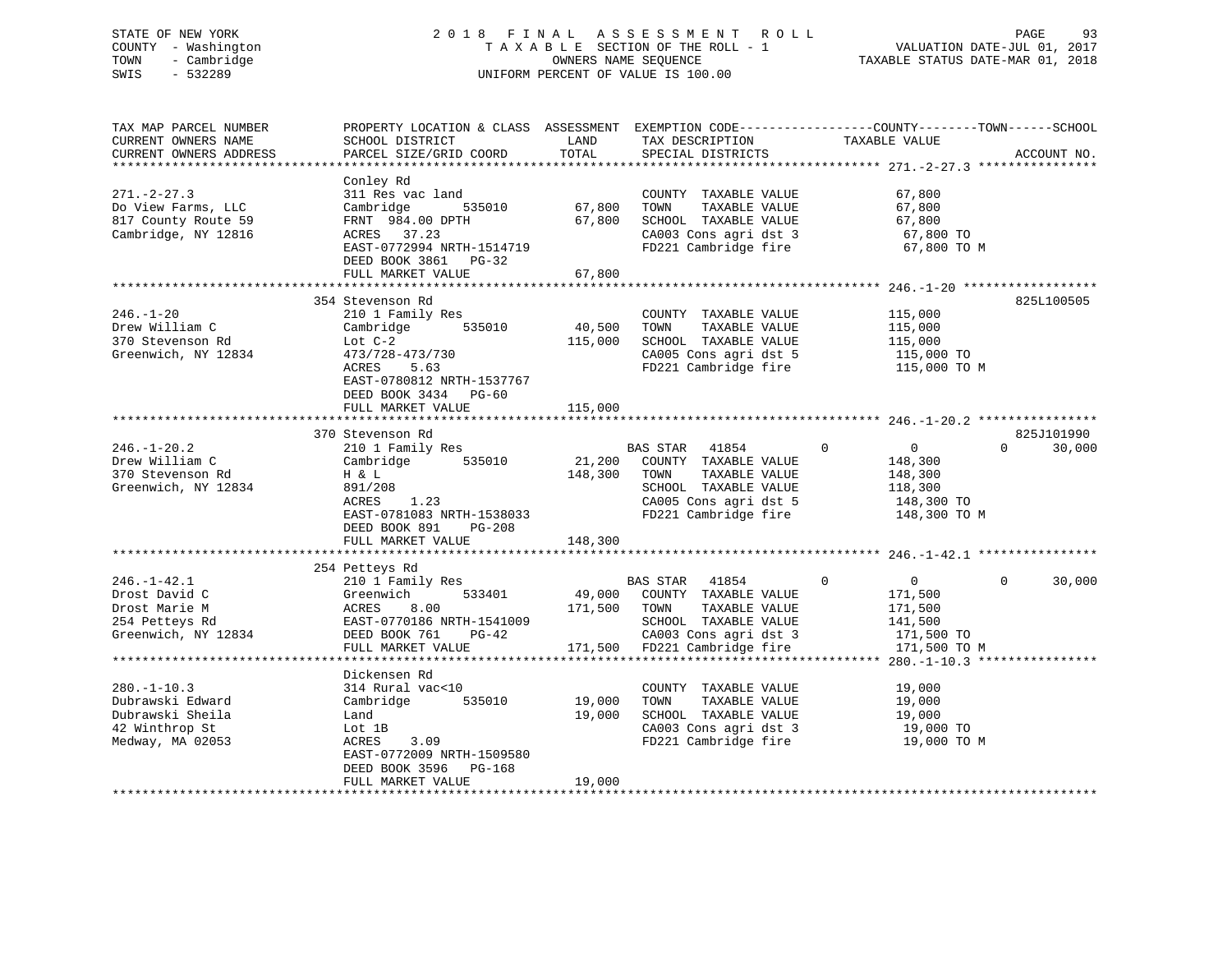STATE OF NEW YORK
COUNTY - Washington
TOWN - Cambridge
SWIS - 532289

2018 FINAL ASSESSMENT ROLL
TAXABLE SECTION OF THE ROLL - 1
OWNERS NAME SEQUENCE
UNIFORM PERCENT OF VALUE IS 100.00

VALUATION DATE-JUL 01, 2017
TAXABLE STATUS DATE-MAR 01, 2018

| TAX MAP PARCEL NUMBER / CURRENT OWNERS NAME / CURRENT OWNERS ADDRESS | PROPERTY LOCATION & CLASS / SCHOOL DISTRICT / PARCEL SIZE/GRID COORD | ASSESSMENT LAND | TOTAL | EXEMPTION CODE / TAX DESCRIPTION / SPECIAL DISTRICTS | COUNTY TAXABLE VALUE | TOWN | SCHOOL | ACCOUNT NO. |
|---|---|---|---|---|---|---|---|---|
| **271.-2-27.3** | Conley Rd | | | | | | | |
| Do View Farms, LLC | 311 Res vac land | | | COUNTY TAXABLE VALUE | 67,800 | | | |
| 817 County Route 59 | Cambridge 535010 | 67,800 | | TOWN TAXABLE VALUE | 67,800 | | | |
| Cambridge, NY 12816 | FRNT 984.00 DPTH | | 67,800 | SCHOOL TAXABLE VALUE | 67,800 | | | |
| | ACRES 37.23 | | | CA003 Cons agri dst 3 | 67,800 TO | | | |
| | EAST-0772994 NRTH-1514719 | | | FD221 Cambridge fire | 67,800 TO M | | | |
| | DEED BOOK 3861 PG-32 | | | | | | | |
| | FULL MARKET VALUE | | 67,800 | | | | | |
| **246.-1-20** | 354 Stevenson Rd | | | | | | | 825L100505 |
| Drew William C | 210 1 Family Res | | | COUNTY TAXABLE VALUE | 115,000 | | | |
| 370 Stevenson Rd | Cambridge 535010 | 40,500 | | TOWN TAXABLE VALUE | 115,000 | | | |
| Greenwich, NY 12834 | Lot C-2 | | 115,000 | SCHOOL TAXABLE VALUE | 115,000 | | | |
| | 473/728-473/730 | | | CA005 Cons agri dst 5 | 115,000 TO | | | |
| | ACRES 5.63 | | | FD221 Cambridge fire | 115,000 TO M | | | |
| | EAST-0780812 NRTH-1537767 | | | | | | | |
| | DEED BOOK 3434 PG-60 | | | | | | | |
| | FULL MARKET VALUE | | 115,000 | | | | | |
| **246.-1-20.2** | 370 Stevenson Rd | | | | | | | 825J101990 |
| Drew William C | 210 1 Family Res | | | BAS STAR 41854 | 0 | 0 | 0 | 30,000 |
| 370 Stevenson Rd | Cambridge 535010 | 21,200 | | COUNTY TAXABLE VALUE | 148,300 | | | |
| Greenwich, NY 12834 | H & L | | 148,300 | TOWN TAXABLE VALUE | 148,300 | | | |
| | 891/208 | | | SCHOOL TAXABLE VALUE | 118,300 | | | |
| | ACRES 1.23 | | | CA005 Cons agri dst 5 | 148,300 TO | | | |
| | EAST-0781083 NRTH-1538033 | | | FD221 Cambridge fire | 148,300 TO M | | | |
| | DEED BOOK 891 PG-208 | | | | | | | |
| | FULL MARKET VALUE | | 148,300 | | | | | |
| **246.-1-42.1** | 254 Petteys Rd | | | | | | | |
| Drost David C | 210 1 Family Res | | | BAS STAR 41854 | 0 | 0 | 0 | 30,000 |
| Drost Marie M | Greenwich 533401 | 49,000 | | COUNTY TAXABLE VALUE | 171,500 | | | |
| 254 Petteys Rd | ACRES 8.00 | | 171,500 | TOWN TAXABLE VALUE | 171,500 | | | |
| Greenwich, NY 12834 | EAST-0770186 NRTH-1541009 | | | SCHOOL TAXABLE VALUE | 141,500 | | | |
| | DEED BOOK 761 PG-42 | | | CA003 Cons agri dst 3 | 171,500 TO | | | |
| | FULL MARKET VALUE | | 171,500 | FD221 Cambridge fire | 171,500 TO M | | | |
| **280.-1-10.3** | Dickensen Rd | | | | | | | |
| Dubrawski Edward | 314 Rural vac<10 | | | COUNTY TAXABLE VALUE | 19,000 | | | |
| Dubrawski Sheila | Cambridge 535010 | 19,000 | | TOWN TAXABLE VALUE | 19,000 | | | |
| 42 Winthrop St | Land | | 19,000 | SCHOOL TAXABLE VALUE | 19,000 | | | |
| Medway, MA 02053 | Lot 1B | | | CA003 Cons agri dst 3 | 19,000 TO | | | |
| | ACRES 3.09 | | | FD221 Cambridge fire | 19,000 TO M | | | |
| | EAST-0772009 NRTH-1509580 | | | | | | | |
| | DEED BOOK 3596 PG-168 | | | | | | | |
| | FULL MARKET VALUE | | 19,000 | | | | | |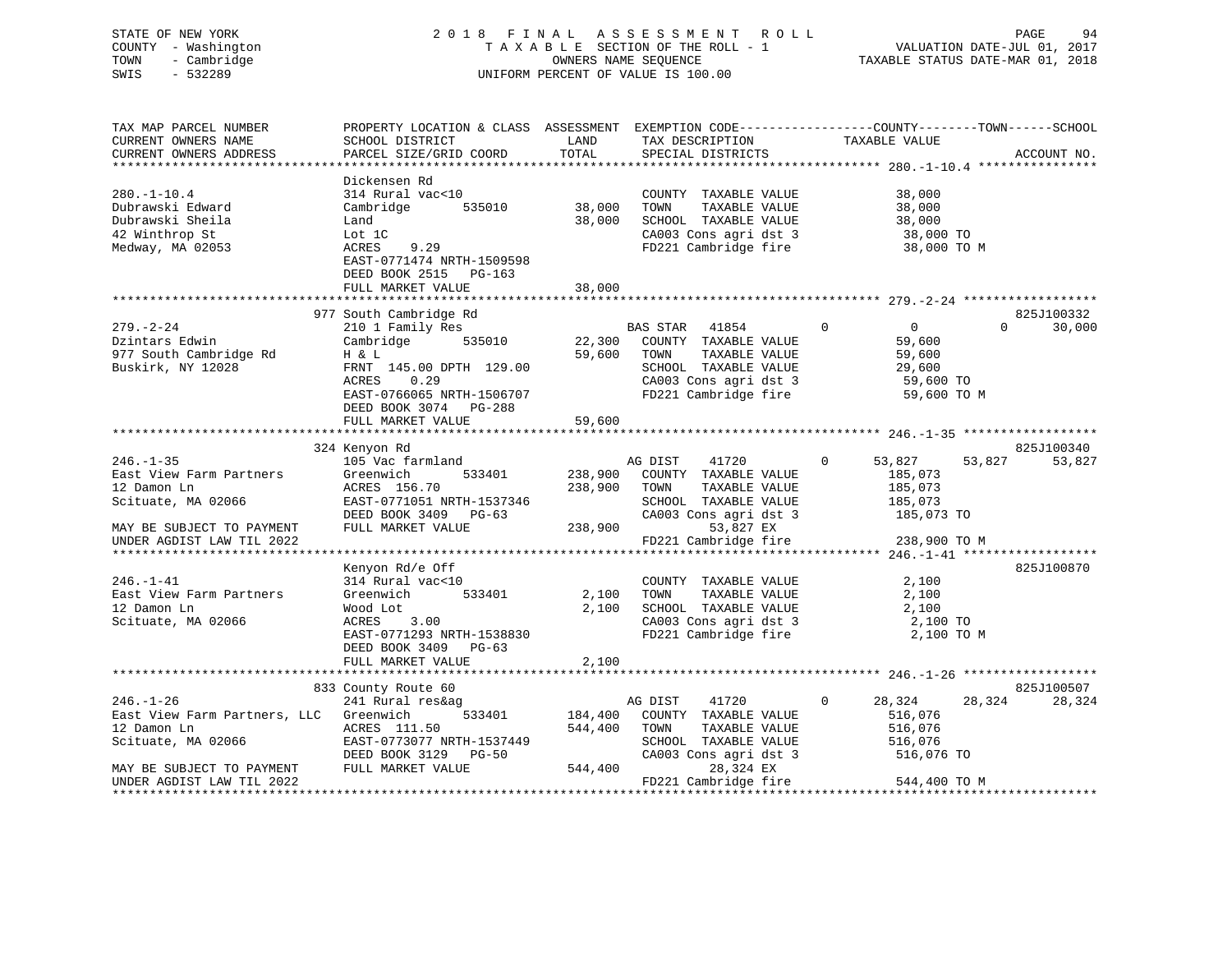STATE OF NEW YORK
COUNTY - Washington
TOWN - Cambridge
SWIS - 532289

2018 FINAL ASSESSMENT ROLL
TAXABLE SECTION OF THE ROLL - 1
OWNERS NAME SEQUENCE
UNIFORM PERCENT OF VALUE IS 100.00

VALUATION DATE-JUL 01, 2017
TAXABLE STATUS DATE-MAR 01, 2018

| TAX MAP PARCEL NUMBER / CURRENT OWNERS NAME / CURRENT OWNERS ADDRESS | PROPERTY LOCATION & CLASS / SCHOOL DISTRICT / PARCEL SIZE/GRID COORD | ASSESSMENT LAND / TOTAL | EXEMPTION CODE / TAX DESCRIPTION / SPECIAL DISTRICTS | COUNTY TAXABLE VALUE | TOWN | SCHOOL | ACCOUNT NO. |
|---|---|---|---|---|---|---|---|
| **280.-1-10.4** | Dickensen Rd | | | | | | |
| 280.-1-10.4 | 314 Rural vac<10 | | COUNTY TAXABLE VALUE | 38,000 | | | |
| Dubrawski Edward | Cambridge 535010 | 38,000 | TOWN TAXABLE VALUE | 38,000 | | | |
| Dubrawski Sheila | Land | 38,000 | SCHOOL TAXABLE VALUE | 38,000 | | | |
| 42 Winthrop St | Lot 1C | | CA003 Cons agri dst 3 | 38,000 TO | | | |
| Medway, MA 02053 | ACRES 9.29 | | FD221 Cambridge fire | 38,000 TO M | | | |
| | EAST-0771474 NRTH-1509598 | | | | | | |
| | DEED BOOK 2515 PG-163 | | | | | | |
| | FULL MARKET VALUE | 38,000 | | | | | |
| **279.-2-24** | 977 South Cambridge Rd | | | | | | 825J100332 |
| 279.-2-24 | 210 1 Family Res | | BAS STAR 41854 0 | 0 | 0 | 30,000 | |
| Dzintars Edwin | Cambridge 535010 | 22,300 | COUNTY TAXABLE VALUE | 59,600 | | | |
| 977 South Cambridge Rd | H & L | 59,600 | TOWN TAXABLE VALUE | 59,600 | | | |
| Buskirk, NY 12028 | FRNT 145.00 DPTH 129.00 | | SCHOOL TAXABLE VALUE | 29,600 | | | |
| | ACRES 0.29 | | CA003 Cons agri dst 3 | 59,600 TO | | | |
| | EAST-0766065 NRTH-1506707 | | FD221 Cambridge fire | 59,600 TO M | | | |
| | DEED BOOK 3074 PG-288 | | | | | | |
| | FULL MARKET VALUE | 59,600 | | | | | |
| **246.-1-35** | 324 Kenyon Rd | | | | | | 825J100340 |
| 246.-1-35 | 105 Vac farmland | | AG DIST 41720 0 | 53,827 | 53,827 | 53,827 | |
| East View Farm Partners | Greenwich 533401 | 238,900 | COUNTY TAXABLE VALUE | 185,073 | | | |
| 12 Damon Ln | ACRES 156.70 | 238,900 | TOWN TAXABLE VALUE | 185,073 | | | |
| Scituate, MA 02066 | EAST-0771051 NRTH-1537346 | | SCHOOL TAXABLE VALUE | 185,073 | | | |
| | DEED BOOK 3409 PG-63 | | CA003 Cons agri dst 3 | 185,073 TO | | | |
| MAY BE SUBJECT TO PAYMENT | FULL MARKET VALUE | 238,900 | 53,827 EX | | | | |
| UNDER AGDIST LAW TIL 2022 | | | FD221 Cambridge fire | 238,900 TO M | | | |
| **246.-1-41** | Kenyon Rd/e Off | | | | | | 825J100870 |
| 246.-1-41 | 314 Rural vac<10 | | COUNTY TAXABLE VALUE | 2,100 | | | |
| East View Farm Partners | Greenwich 533401 | 2,100 | TOWN TAXABLE VALUE | 2,100 | | | |
| 12 Damon Ln | Wood Lot | 2,100 | SCHOOL TAXABLE VALUE | 2,100 | | | |
| Scituate, MA 02066 | ACRES 3.00 | | CA003 Cons agri dst 3 | 2,100 TO | | | |
| | EAST-0771293 NRTH-1538830 | | FD221 Cambridge fire | 2,100 TO M | | | |
| | DEED BOOK 3409 PG-63 | | | | | | |
| | FULL MARKET VALUE | 2,100 | | | | | |
| **246.-1-26** | 833 County Route 60 | | | | | | 825J100507 |
| 246.-1-26 | 241 Rural res&ag | | AG DIST 41720 0 | 28,324 | 28,324 | 28,324 | |
| East View Farm Partners, LLC | Greenwich 533401 | 184,400 | COUNTY TAXABLE VALUE | 516,076 | | | |
| 12 Damon Ln | ACRES 111.50 | 544,400 | TOWN TAXABLE VALUE | 516,076 | | | |
| Scituate, MA 02066 | EAST-0773077 NRTH-1537449 | | SCHOOL TAXABLE VALUE | 516,076 | | | |
| | DEED BOOK 3129 PG-50 | | CA003 Cons agri dst 3 | 516,076 TO | | | |
| MAY BE SUBJECT TO PAYMENT | FULL MARKET VALUE | 544,400 | 28,324 EX | | | | |
| UNDER AGDIST LAW TIL 2022 | | | FD221 Cambridge fire | 544,400 TO M | | | |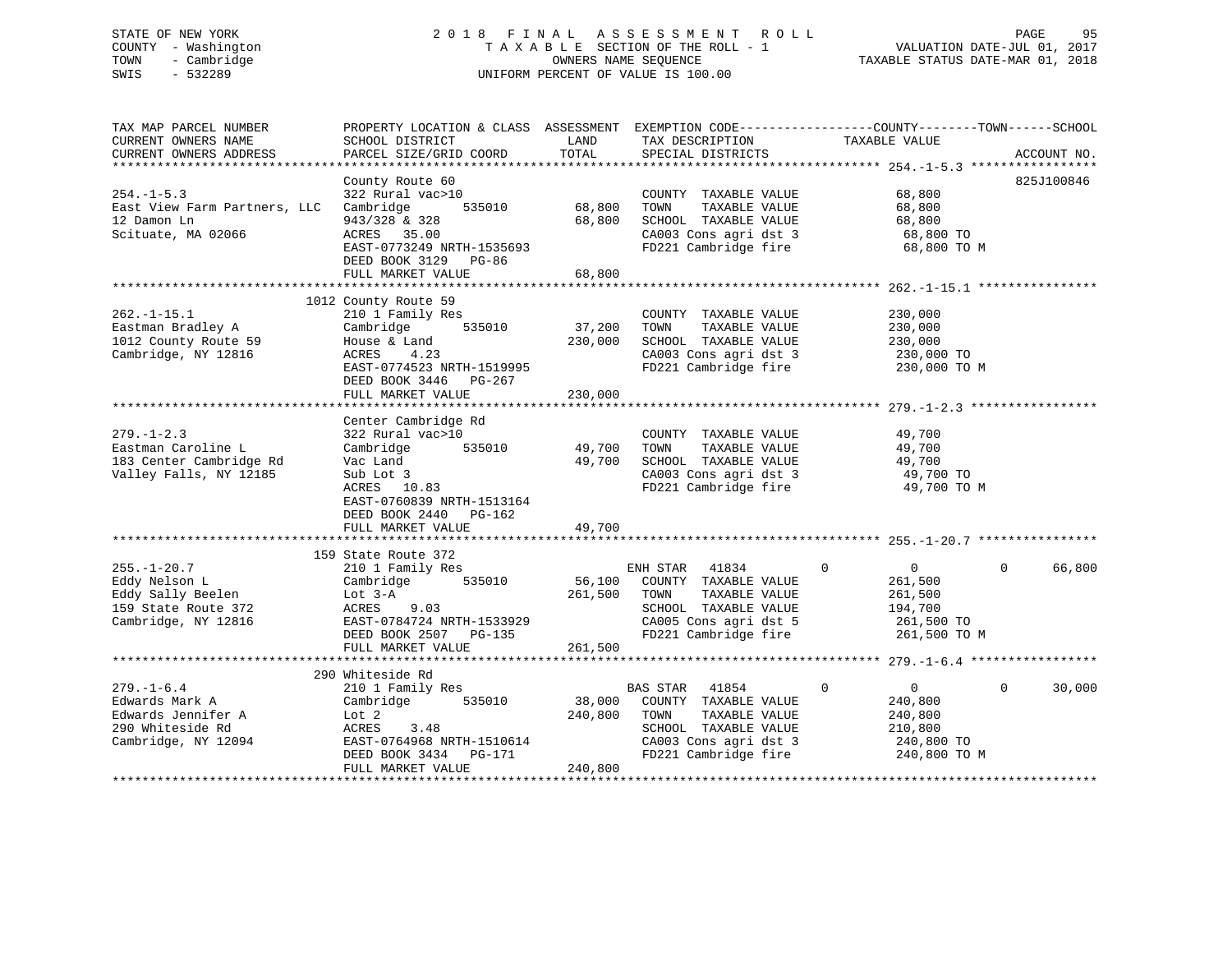STATE OF NEW YORK | COUNTY - Washington | TOWN - Cambridge | SWIS - 532289

# 2018 FINAL ASSESSMENT ROLL

TAXABLE SECTION OF THE ROLL - 1
OWNERS NAME SEQUENCE
UNIFORM PERCENT OF VALUE IS 100.00

VALUATION DATE-JUL 01, 2017
TAXABLE STATUS DATE-MAR 01, 2018

| TAX MAP PARCEL NUMBER / CURRENT OWNERS NAME / CURRENT OWNERS ADDRESS | PROPERTY LOCATION & CLASS / SCHOOL DISTRICT / PARCEL SIZE/GRID COORD | ASSESSMENT LAND | TOTAL | EXEMPTION CODE / TAX DESCRIPTION / SPECIAL DISTRICTS | COUNTY | TOWN | SCHOOL / TAXABLE VALUE | ACCOUNT NO. |
|---|---|---|---|---|---|---|---|---|
| **254.-1-5.3** | County Route 60 | | | | | | | 825J100846 |
| 254.-1-5.3 | 322 Rural vac>10 | | | COUNTY TAXABLE VALUE | | | 68,800 | |
| East View Farm Partners, LLC | Cambridge 535010 | 68,800 | | TOWN TAXABLE VALUE | | | 68,800 | |
| 12 Damon Ln | 943/328 & 328 | | 68,800 | SCHOOL TAXABLE VALUE | | | 68,800 | |
| Scituate, MA 02066 | ACRES 35.00 | | | CA003 Cons agri dst 3 | | | 68,800 TO | |
| | EAST-0773249 NRTH-1535693 | | | FD221 Cambridge fire | | | 68,800 TO M | |
| | DEED BOOK 3129 PG-86 | | | | | | | |
| | FULL MARKET VALUE | | 68,800 | | | | | |
| **262.-1-15.1** | 1012 County Route 59 | | | | | | | |
| 262.-1-15.1 | 210 1 Family Res | | | COUNTY TAXABLE VALUE | | | 230,000 | |
| Eastman Bradley A | Cambridge 535010 | 37,200 | | TOWN TAXABLE VALUE | | | 230,000 | |
| 1012 County Route 59 | House & Land | | 230,000 | SCHOOL TAXABLE VALUE | | | 230,000 | |
| Cambridge, NY 12816 | ACRES 4.23 | | | CA003 Cons agri dst 3 | | | 230,000 TO | |
| | EAST-0774523 NRTH-1519995 | | | FD221 Cambridge fire | | | 230,000 TO M | |
| | DEED BOOK 3446 PG-267 | | | | | | | |
| | FULL MARKET VALUE | | 230,000 | | | | | |
| **279.-1-2.3** | Center Cambridge Rd | | | | | | | |
| 279.-1-2.3 | 322 Rural vac>10 | | | COUNTY TAXABLE VALUE | | | 49,700 | |
| Eastman Caroline L | Cambridge 535010 | 49,700 | | TOWN TAXABLE VALUE | | | 49,700 | |
| 183 Center Cambridge Rd | Vac Land | | 49,700 | SCHOOL TAXABLE VALUE | | | 49,700 | |
| Valley Falls, NY 12185 | Sub Lot 3 | | | CA003 Cons agri dst 3 | | | 49,700 TO | |
| | ACRES 10.83 | | | FD221 Cambridge fire | | | 49,700 TO M | |
| | EAST-0760839 NRTH-1513164 | | | | | | | |
| | DEED BOOK 2440 PG-162 | | | | | | | |
| | FULL MARKET VALUE | | 49,700 | | | | | |
| **255.-1-20.7** | 159 State Route 372 | | | | | | | |
| 255.-1-20.7 | 210 1 Family Res | | | ENH STAR 41834 | 0 | 0 | 0 66,800 | |
| Eddy Nelson L | Cambridge 535010 | 56,100 | | COUNTY TAXABLE VALUE | | | 261,500 | |
| Eddy Sally Beelen | Lot 3-A | | 261,500 | TOWN TAXABLE VALUE | | | 261,500 | |
| 159 State Route 372 | ACRES 9.03 | | | SCHOOL TAXABLE VALUE | | | 194,700 | |
| Cambridge, NY 12816 | EAST-0784724 NRTH-1533929 | | | CA005 Cons agri dst 5 | | | 261,500 TO | |
| | DEED BOOK 2507 PG-135 | | | FD221 Cambridge fire | | | 261,500 TO M | |
| | FULL MARKET VALUE | | 261,500 | | | | | |
| **279.-1-6.4** | 290 Whiteside Rd | | | | | | | |
| 279.-1-6.4 | 210 1 Family Res | | | BAS STAR 41854 | 0 | 0 | 0 30,000 | |
| Edwards Mark A | Cambridge 535010 | 38,000 | | COUNTY TAXABLE VALUE | | | 240,800 | |
| Edwards Jennifer A | Lot 2 | | 240,800 | TOWN TAXABLE VALUE | | | 240,800 | |
| 290 Whiteside Rd | ACRES 3.48 | | | SCHOOL TAXABLE VALUE | | | 210,800 | |
| Cambridge, NY 12094 | EAST-0764968 NRTH-1510614 | | | CA003 Cons agri dst 3 | | | 240,800 TO | |
| | DEED BOOK 3434 PG-171 | | | FD221 Cambridge fire | | | 240,800 TO M | |
| | FULL MARKET VALUE | | 240,800 | | | | | |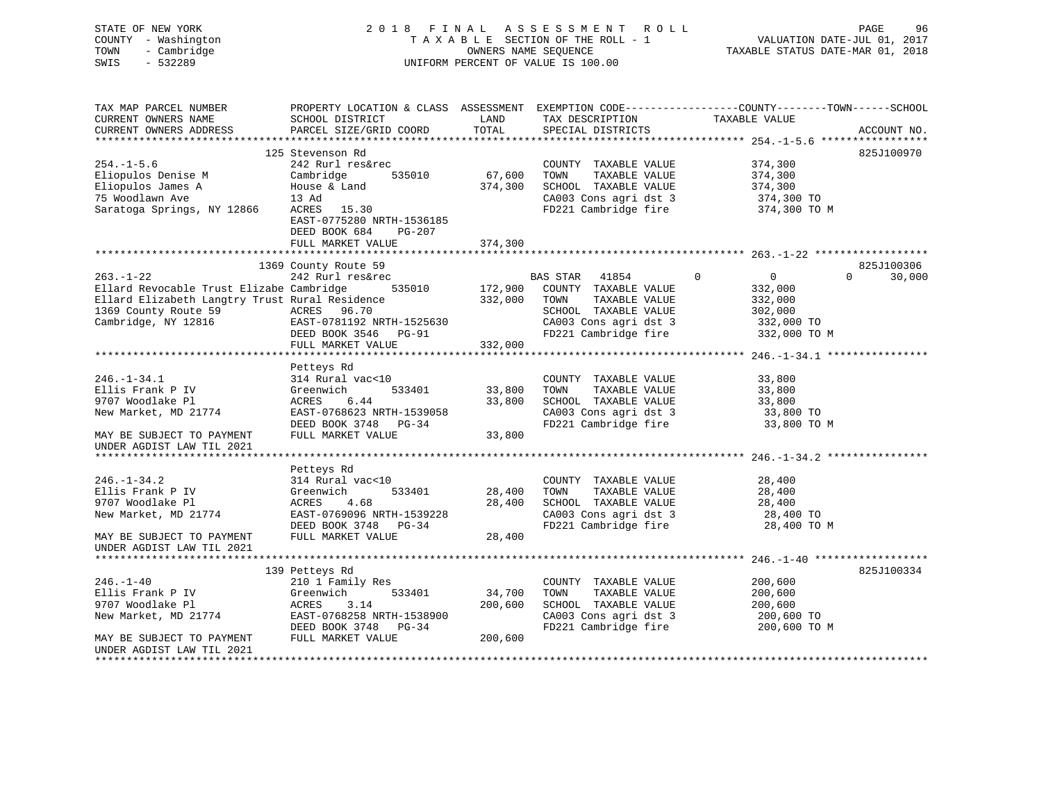STATE OF NEW YORK
COUNTY - Washington
TOWN - Cambridge
SWIS - 532289

2 0 1 8 F I N A L A S S E S S M E N T R O L L
T A X A B L E SECTION OF THE ROLL - 1
OWNERS NAME SEQUENCE
UNIFORM PERCENT OF VALUE IS 100.00

VALUATION DATE-JUL 01, 2017
TAXABLE STATUS DATE-MAR 01, 2018

| TAX MAP PARCEL NUMBER / CURRENT OWNERS NAME / CURRENT OWNERS ADDRESS | PROPERTY LOCATION & CLASS / SCHOOL DISTRICT / PARCEL SIZE/GRID COORD | ASSESSMENT LAND | TOTAL | EXEMPTION CODE / TAX DESCRIPTION / SPECIAL DISTRICTS | COUNTY | TOWN | SCHOOL TAXABLE VALUE | ACCOUNT NO. |
|---|---|---|---|---|---|---|---|---|
| **254.-1-5.6** | 125 Stevenson Rd | | | | | | | 825J100970 |
| Eliopulos Denise M | 242 Rurl res&rec | | | COUNTY TAXABLE VALUE | 374,300 | | | |
| Eliopulos James A | Cambridge 535010 | 67,600 | | TOWN TAXABLE VALUE | | 374,300 | | |
| 75 Woodlawn Ave | House & Land | | 374,300 | SCHOOL TAXABLE VALUE | | | 374,300 | |
| Saratoga Springs, NY 12866 | 13 Ad | | | CA003 Cons agri dst 3 | 374,300 TO | | | |
| | ACRES 15.30 | | | FD221 Cambridge fire | 374,300 TO M | | | |
| | EAST-0775280 NRTH-1536185 | | | | | | | |
| | DEED BOOK 684 PG-207 | | | | | | | |
| | FULL MARKET VALUE | | 374,300 | | | | | |
| **263.-1-22** | 1369 County Route 59 | | | | | | | 825J100306 |
| Ellard Revocable Trust Elizabe | 242 Rurl res&rec | | | BAS STAR 41854 | 0 | 0 | 30,000 | |
| Ellard Elizabeth Langtry Trust | Cambridge 535010 | 172,900 | | COUNTY TAXABLE VALUE | 332,000 | | | |
| 1369 County Route 59 | Rural Residence | | 332,000 | TOWN TAXABLE VALUE | | 332,000 | | |
| Cambridge, NY 12816 | ACRES 96.70 | | | SCHOOL TAXABLE VALUE | | | 302,000 | |
| | EAST-0781192 NRTH-1525630 | | | CA003 Cons agri dst 3 | 332,000 TO | | | |
| | DEED BOOK 3546 PG-91 | | | FD221 Cambridge fire | 332,000 TO M | | | |
| | FULL MARKET VALUE | | 332,000 | | | | | |
| **246.-1-34.1** | Petteys Rd | | | | | | | |
| Ellis Frank P IV | 314 Rural vac<10 | | | COUNTY TAXABLE VALUE | 33,800 | | | |
| 9707 Woodlake Pl | Greenwich 533401 | 33,800 | | TOWN TAXABLE VALUE | | 33,800 | | |
| New Market, MD 21774 | ACRES 6.44 | | 33,800 | SCHOOL TAXABLE VALUE | | | 33,800 | |
| | EAST-0768623 NRTH-1539058 | | | CA003 Cons agri dst 3 | 33,800 TO | | | |
| | DEED BOOK 3748 PG-34 | | | FD221 Cambridge fire | 33,800 TO M | | | |
| MAY BE SUBJECT TO PAYMENT UNDER AGDIST LAW TIL 2021 | FULL MARKET VALUE | | 33,800 | | | | | |
| **246.-1-34.2** | Petteys Rd | | | | | | | |
| Ellis Frank P IV | 314 Rural vac<10 | | | COUNTY TAXABLE VALUE | 28,400 | | | |
| 9707 Woodlake Pl | Greenwich 533401 | 28,400 | | TOWN TAXABLE VALUE | | 28,400 | | |
| New Market, MD 21774 | ACRES 4.68 | | 28,400 | SCHOOL TAXABLE VALUE | | | 28,400 | |
| | EAST-0769096 NRTH-1539228 | | | CA003 Cons agri dst 3 | 28,400 TO | | | |
| | DEED BOOK 3748 PG-34 | | | FD221 Cambridge fire | 28,400 TO M | | | |
| MAY BE SUBJECT TO PAYMENT UNDER AGDIST LAW TIL 2021 | FULL MARKET VALUE | | 28,400 | | | | | |
| **246.-1-40** | 139 Petteys Rd | | | | | | | 825J100334 |
| Ellis Frank P IV | 210 1 Family Res | | | COUNTY TAXABLE VALUE | 200,600 | | | |
| 9707 Woodlake Pl | Greenwich 533401 | 34,700 | | TOWN TAXABLE VALUE | | 200,600 | | |
| New Market, MD 21774 | ACRES 3.14 | | 200,600 | SCHOOL TAXABLE VALUE | | | 200,600 | |
| | EAST-0768258 NRTH-1538900 | | | CA003 Cons agri dst 3 | 200,600 TO | | | |
| | DEED BOOK 3748 PG-34 | | | FD221 Cambridge fire | 200,600 TO M | | | |
| MAY BE SUBJECT TO PAYMENT UNDER AGDIST LAW TIL 2021 | FULL MARKET VALUE | | 200,600 | | | | | |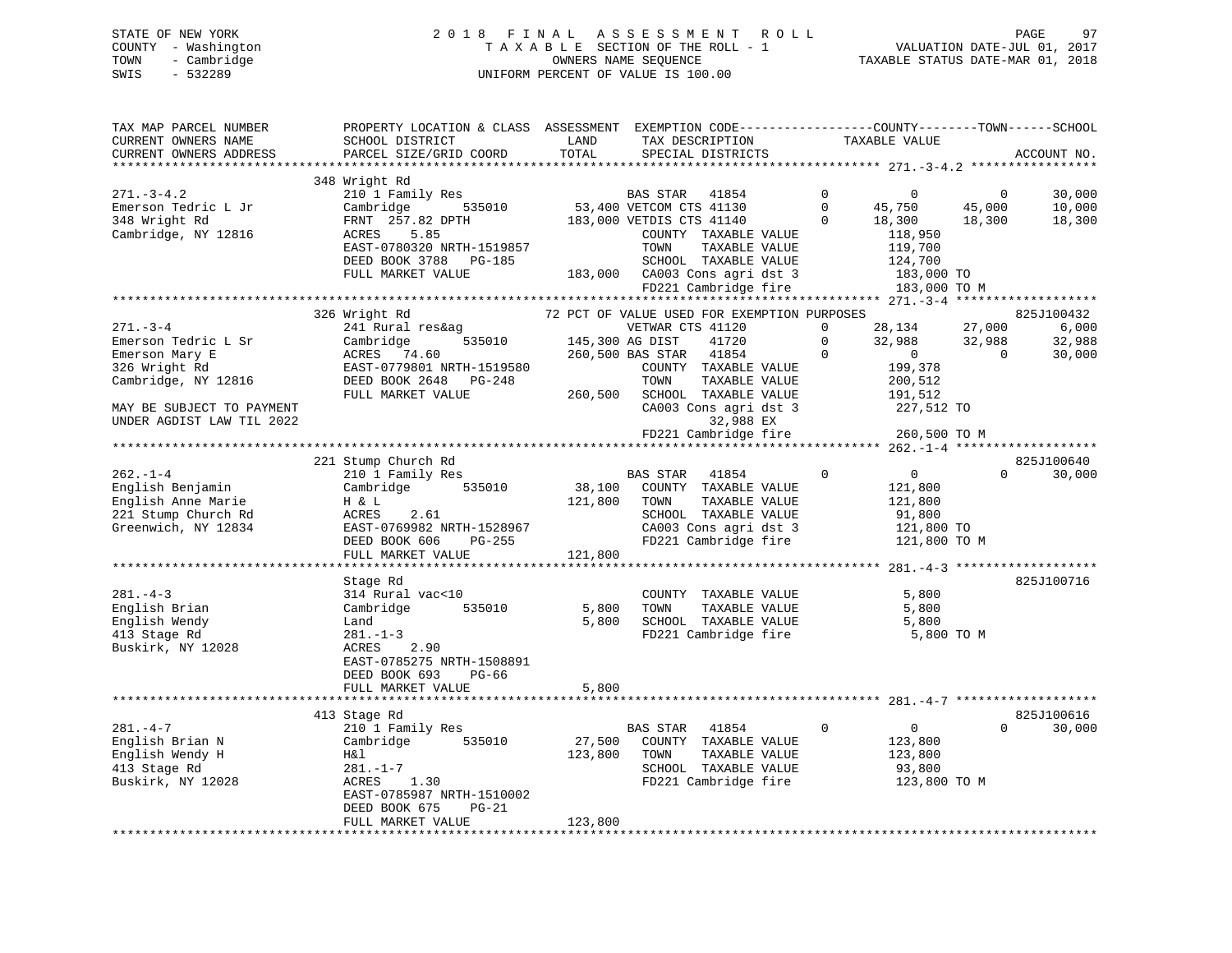STATE OF NEW YORK
COUNTY - Washington
TOWN - Cambridge
SWIS - 532289

2018 FINAL ASSESSMENT ROLL
TAXABLE SECTION OF THE ROLL - 1
OWNERS NAME SEQUENCE
UNIFORM PERCENT OF VALUE IS 100.00

VALUATION DATE-JUL 01, 2017
TAXABLE STATUS DATE-MAR 01, 2018

```
TAX MAP PARCEL NUMBER          PROPERTY LOCATION & CLASS  ASSESSMENT  EXEMPTION CODE------------------COUNTY--------TOWN------SCHOOL
CURRENT OWNERS NAME            SCHOOL DISTRICT               LAND      TAX DESCRIPTION            TAXABLE VALUE
CURRENT OWNERS ADDRESS         PARCEL SIZE/GRID COORD       TOTAL      SPECIAL DISTRICTS                                      ACCOUNT NO.
******************************************************************************************************* 271.-3-4.2 *****************
                               348 Wright Rd
271.-3-4.2                     210 1 Family Res                      BAS STAR   41854         0          0          0       30,000
Emerson Tedric L Jr            Cambridge        535010       53,400 VETCOM CTS 41130         0     45,750     45,000       10,000
348 Wright Rd                  FRNT 257.82 DPTH             183,000 VETDIS CTS 41140         0     18,300     18,300       18,300
Cambridge, NY 12816            ACRES     5.85                         COUNTY  TAXABLE VALUE          118,950
                               EAST-0780320 NRTH-1519857              TOWN    TAXABLE VALUE          119,700
                               DEED BOOK 3788   PG-185                SCHOOL  TAXABLE VALUE          124,700
                               FULL MARKET VALUE            183,000   CA003 Cons agri dst 3          183,000 TO
                                                                      FD221 Cambridge fire           183,000 TO M
******************************************************************************************************* 271.-3-4 *******************
                               326 Wright Rd                72 PCT OF VALUE USED FOR EXEMPTION PURPOSES                       825J100432
271.-3-4                       241 Rural res&ag                      VETWAR CTS 41120         0     28,134     27,000        6,000
Emerson Tedric L Sr            Cambridge        535010      145,300 AG DIST     41720         0     32,988     32,988       32,988
Emerson Mary E                 ACRES    74.60               260,500 BAS STAR    41854         0          0          0       30,000
326 Wright Rd                  EAST-0779801 NRTH-1519580              COUNTY  TAXABLE VALUE          199,378
Cambridge, NY 12816            DEED BOOK 2648   PG-248                TOWN    TAXABLE VALUE          200,512
                               FULL MARKET VALUE            260,500   SCHOOL  TAXABLE VALUE          191,512
MAY BE SUBJECT TO PAYMENT                                             CA003 Cons agri dst 3          227,512 TO
UNDER AGDIST LAW TIL 2022                                                   32,988 EX
                                                                      FD221 Cambridge fire           260,500 TO M
******************************************************************************************************* 262.-1-4 *******************
                               221 Stump Church Rd                                                                    825J100640
262.-1-4                       210 1 Family Res                      BAS STAR   41854         0          0          0       30,000
English Benjamin               Cambridge        535010       38,100   COUNTY  TAXABLE VALUE          121,800
English Anne Marie             H & L                        121,800   TOWN    TAXABLE VALUE          121,800
221 Stump Church Rd            ACRES     2.61                         SCHOOL  TAXABLE VALUE           91,800
Greenwich, NY 12834            EAST-0769982 NRTH-1528967              CA003 Cons agri dst 3          121,800 TO
                               DEED BOOK 606    PG-255                FD221 Cambridge fire           121,800 TO M
                               FULL MARKET VALUE            121,800
******************************************************************************************************* 281.-4-3 *******************
                               Stage Rd                                                                               825J100716
281.-4-3                       314 Rural vac<10                       COUNTY  TAXABLE VALUE            5,800
English Brian                  Cambridge        535010        5,800   TOWN    TAXABLE VALUE            5,800
English Wendy                  Land                           5,800   SCHOOL  TAXABLE VALUE            5,800
413 Stage Rd                   281.-1-3                               FD221 Cambridge fire             5,800 TO M
Buskirk, NY 12028              ACRES     2.90
                               EAST-0785275 NRTH-1508891
                               DEED BOOK 693    PG-66
                               FULL MARKET VALUE              5,800
******************************************************************************************************* 281.-4-7 *******************
                               413 Stage Rd                                                                           825J100616
281.-4-7                       210 1 Family Res                      BAS STAR   41854         0          0          0       30,000
English Brian N                Cambridge        535010       27,500   COUNTY  TAXABLE VALUE          123,800
English Wendy H                H&l                          123,800   TOWN    TAXABLE VALUE          123,800
413 Stage Rd                   281.-1-7                               SCHOOL  TAXABLE VALUE           93,800
Buskirk, NY 12028              ACRES     1.30                         FD221 Cambridge fire           123,800 TO M
                               EAST-0785987 NRTH-1510002
                               DEED BOOK 675    PG-21
                               FULL MARKET VALUE            123,800
************************************************************************************************************************************
```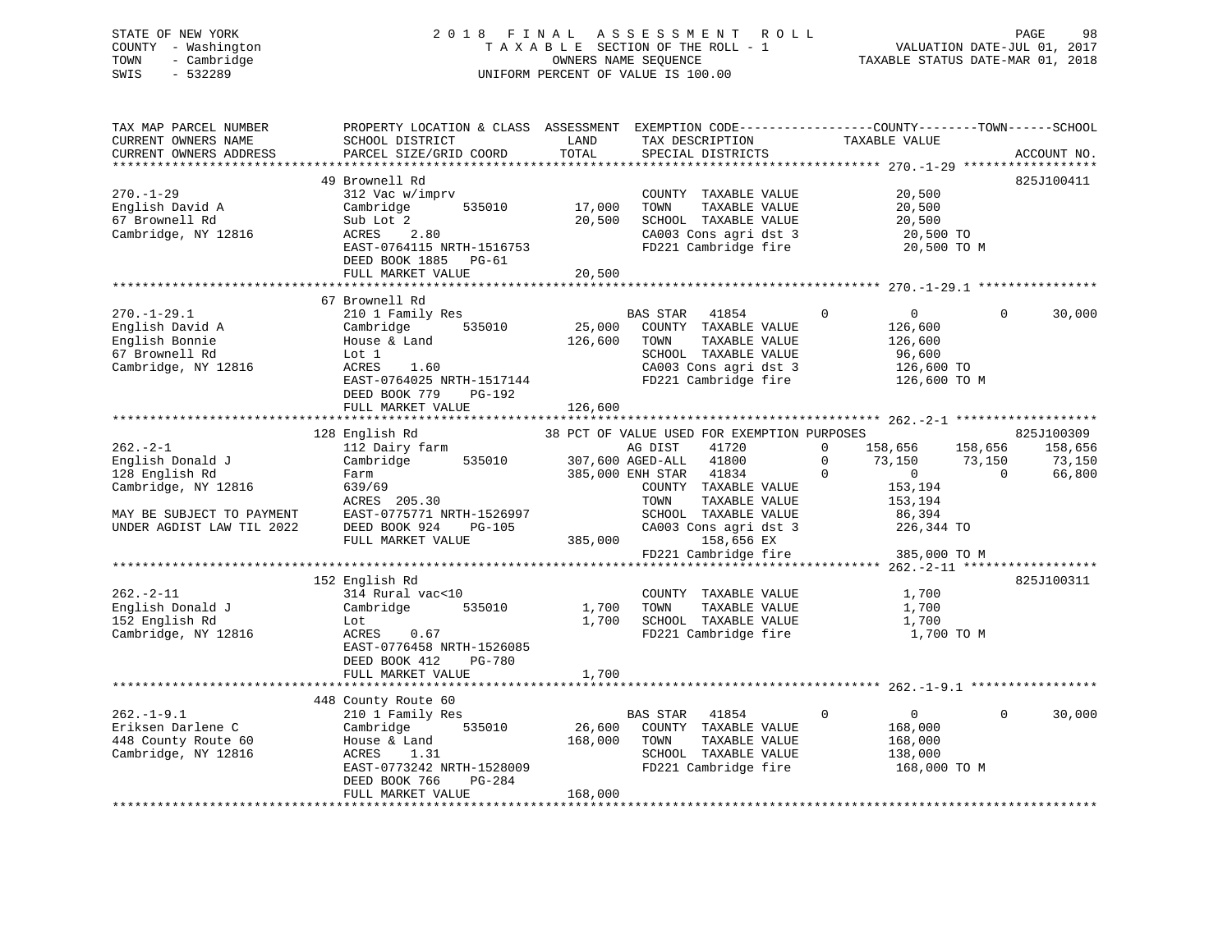STATE OF NEW YORK | COUNTY - Washington | TOWN - Cambridge | SWIS - 532289

**2018 FINAL ASSESSMENT ROLL**
TAXABLE SECTION OF THE ROLL - 1
OWNERS NAME SEQUENCE
UNIFORM PERCENT OF VALUE IS 100.00

VALUATION DATE-JUL 01, 2017
TAXABLE STATUS DATE-MAR 01, 2018

```
TAX MAP PARCEL NUMBER          PROPERTY LOCATION & CLASS  ASSESSMENT  EXEMPTION CODE------------------COUNTY--------TOWN------SCHOOL
CURRENT OWNERS NAME            SCHOOL DISTRICT               LAND      TAX DESCRIPTION            TAXABLE VALUE
CURRENT OWNERS ADDRESS         PARCEL SIZE/GRID COORD        TOTAL     SPECIAL DISTRICTS                                          ACCOUNT NO.
******************************************************************************************************* 270.-1-29 ******************
                               49 Brownell Rd                                                                                  825J100411
270.-1-29                      312 Vac w/imprv                          COUNTY  TAXABLE VALUE             20,500
English David A                Cambridge        535010       17,000     TOWN    TAXABLE VALUE             20,500
67 Brownell Rd                 Sub Lot 2                     20,500     SCHOOL  TAXABLE VALUE             20,500
Cambridge, NY 12816            ACRES    2.80                            CA003 Cons agri dst 3              20,500 TO
                               EAST-0764115 NRTH-1516753                FD221 Cambridge fire               20,500 TO M
                               DEED BOOK 1885   PG-61
                               FULL MARKET VALUE             20,500
******************************************************************************************************* 270.-1-29.1 ****************
                               67 Brownell Rd
270.-1-29.1                    210 1 Family Res                         BAS STAR   41854          0           0          0      30,000
English David A                Cambridge        535010       25,000     COUNTY  TAXABLE VALUE            126,600
English Bonnie                 House & Land                 126,600     TOWN    TAXABLE VALUE            126,600
67 Brownell Rd                 Lot 1                                    SCHOOL  TAXABLE VALUE             96,600
Cambridge, NY 12816            ACRES    1.60                            CA003 Cons agri dst 3             126,600 TO
                               EAST-0764025 NRTH-1517144                FD221 Cambridge fire              126,600 TO M
                               DEED BOOK 779    PG-192
                               FULL MARKET VALUE            126,600
******************************************************************************************************* 262.-2-1 *******************
                               128 English Rd                 38 PCT OF VALUE USED FOR EXEMPTION PURPOSES                      825J100309
262.-2-1                       112 Dairy farm                           AG DIST    41720          0     158,656    158,656     158,656
English Donald J               Cambridge        535010      307,600 AGED-ALL   41800          0      73,150     73,150      73,150
128 English Rd                 Farm                         385,000 ENH STAR   41834          0           0          0      66,800
Cambridge, NY 12816            639/69                                   COUNTY  TAXABLE VALUE            153,194
                               ACRES  205.30                            TOWN    TAXABLE VALUE            153,194
MAY BE SUBJECT TO PAYMENT      EAST-0775771 NRTH-1526997                SCHOOL  TAXABLE VALUE             86,394
UNDER AGDIST LAW TIL 2022      DEED BOOK 924    PG-105                  CA003 Cons agri dst 3             226,344 TO
                               FULL MARKET VALUE            385,000          158,656 EX
                                                                        FD221 Cambridge fire              385,000 TO M
******************************************************************************************************* 262.-2-11 ******************
                               152 English Rd                                                                                  825J100311
262.-2-11                      314 Rural vac<10                         COUNTY  TAXABLE VALUE              1,700
English Donald J               Cambridge        535010        1,700     TOWN    TAXABLE VALUE              1,700
152 English Rd                 Lot                            1,700     SCHOOL  TAXABLE VALUE              1,700
Cambridge, NY 12816            ACRES    0.67                            FD221 Cambridge fire                1,700 TO M
                               EAST-0776458 NRTH-1526085
                               DEED BOOK 412    PG-780
                               FULL MARKET VALUE              1,700
******************************************************************************************************* 262.-1-9.1 *****************
                               448 County Route 60
262.-1-9.1                     210 1 Family Res                         BAS STAR   41854          0           0          0      30,000
Eriksen Darlene C              Cambridge        535010       26,600     COUNTY  TAXABLE VALUE            168,000
448 County Route 60            House & Land                 168,000     TOWN    TAXABLE VALUE            168,000
Cambridge, NY 12816            ACRES    1.31                            SCHOOL  TAXABLE VALUE            138,000
                               EAST-0773242 NRTH-1528009                FD221 Cambridge fire              168,000 TO M
                               DEED BOOK 766    PG-284
                               FULL MARKET VALUE            168,000
************************************************************************************************************************************
```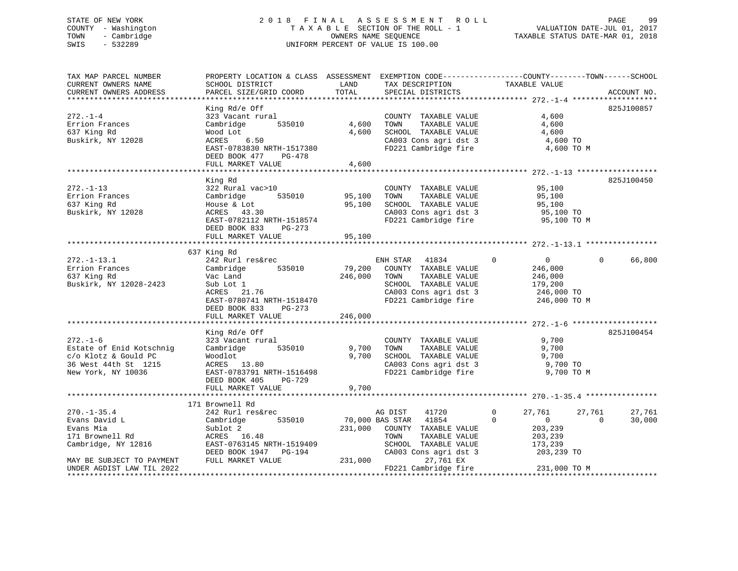STATE OF NEW YORK — COUNTY - Washington — TOWN - Cambridge — SWIS - 532289

2 0 1 8 F I N A L A S S E S S M E N T R O L L
T A X A B L E SECTION OF THE ROLL - 1
OWNERS NAME SEQUENCE
UNIFORM PERCENT OF VALUE IS 100.00

VALUATION DATE-JUL 01, 2017
TAXABLE STATUS DATE-MAR 01, 2018

```
TAX MAP PARCEL NUMBER          PROPERTY LOCATION & CLASS  ASSESSMENT  EXEMPTION CODE------------------COUNTY--------TOWN------SCHOOL
CURRENT OWNERS NAME            SCHOOL DISTRICT               LAND      TAX DESCRIPTION             TAXABLE VALUE
CURRENT OWNERS ADDRESS         PARCEL SIZE/GRID COORD        TOTAL     SPECIAL DISTRICTS                                       ACCOUNT NO.
******************************************************************************************************* 272.-1-4 *******************
                               King Rd/e Off                                                                                825J100857
272.-1-4                       323 Vacant rural                         COUNTY  TAXABLE VALUE              4,600
Errion Frances                 Cambridge       535010        4,600     TOWN    TAXABLE VALUE              4,600
637 King Rd                    Wood Lot                      4,600     SCHOOL  TAXABLE VALUE              4,600
Buskirk, NY 12028              ACRES    6.50                           CA003 Cons agri dst 3               4,600 TO
                               EAST-0783830 NRTH-1517380               FD221 Cambridge fire                4,600 TO M
                               DEED BOOK 477    PG-478
                               FULL MARKET VALUE             4,600
******************************************************************************************************* 272.-1-13 ******************
                               King Rd                                                                                      825J100450
272.-1-13                      322 Rural vac>10                         COUNTY  TAXABLE VALUE             95,100
Errion Frances                 Cambridge       535010       95,100     TOWN    TAXABLE VALUE             95,100
637 King Rd                    House & Lot                  95,100     SCHOOL  TAXABLE VALUE             95,100
Buskirk, NY 12028              ACRES   43.30                           CA003 Cons agri dst 3              95,100 TO
                               EAST-0782112 NRTH-1518574               FD221 Cambridge fire               95,100 TO M
                               DEED BOOK 833    PG-273
                               FULL MARKET VALUE            95,100
******************************************************************************************************* 272.-1-13.1 ****************
                               637 King Rd
272.-1-13.1                    242 Rurl res&rec                        ENH STAR   41834         0             0            0     66,800
Errion Frances                 Cambridge       535010       79,200     COUNTY  TAXABLE VALUE            246,000
637 King Rd                    Vac Land                    246,000     TOWN    TAXABLE VALUE            246,000
Buskirk, NY 12028-2423         Sub Lot 1                               SCHOOL  TAXABLE VALUE            179,200
                               ACRES   21.76                           CA003 Cons agri dst 3             246,000 TO
                               EAST-0780741 NRTH-1518470               FD221 Cambridge fire              246,000 TO M
                               DEED BOOK 833    PG-273
                               FULL MARKET VALUE           246,000
******************************************************************************************************* 272.-1-6 *******************
                               King Rd/e Off                                                                                825J100454
272.-1-6                       323 Vacant rural                         COUNTY  TAXABLE VALUE              9,700
Estate of Enid Kotschnig       Cambridge       535010        9,700     TOWN    TAXABLE VALUE              9,700
c/o Klotz & Gould PC           Woodlot                       9,700     SCHOOL  TAXABLE VALUE              9,700
36 West 44th St  1215          ACRES   13.80                           CA003 Cons agri dst 3               9,700 TO
New York, NY 10036             EAST-0783791 NRTH-1516498               FD221 Cambridge fire                9,700 TO M
                               DEED BOOK 405    PG-729
                               FULL MARKET VALUE             9,700
******************************************************************************************************* 270.-1-35.4 ****************
                               171 Brownell Rd
270.-1-35.4                    242 Rurl res&rec                        AG DIST    41720         0        27,761       27,761     27,761
Evans David L                  Cambridge       535010       70,000 BAS STAR   41854         0             0            0     30,000
Evans Mia                      Sublot 2                    231,000     COUNTY  TAXABLE VALUE            203,239
171 Brownell Rd                ACRES   16.48                           TOWN    TAXABLE VALUE            203,239
Cambridge, NY 12816            EAST-0763145 NRTH-1519409               SCHOOL  TAXABLE VALUE            173,239
                               DEED BOOK 1947   PG-194                 CA003 Cons agri dst 3             203,239 TO
MAY BE SUBJECT TO PAYMENT      FULL MARKET VALUE           231,000             27,761 EX
UNDER AGDIST LAW TIL 2022                                              FD221 Cambridge fire              231,000 TO M
************************************************************************************************************************************
```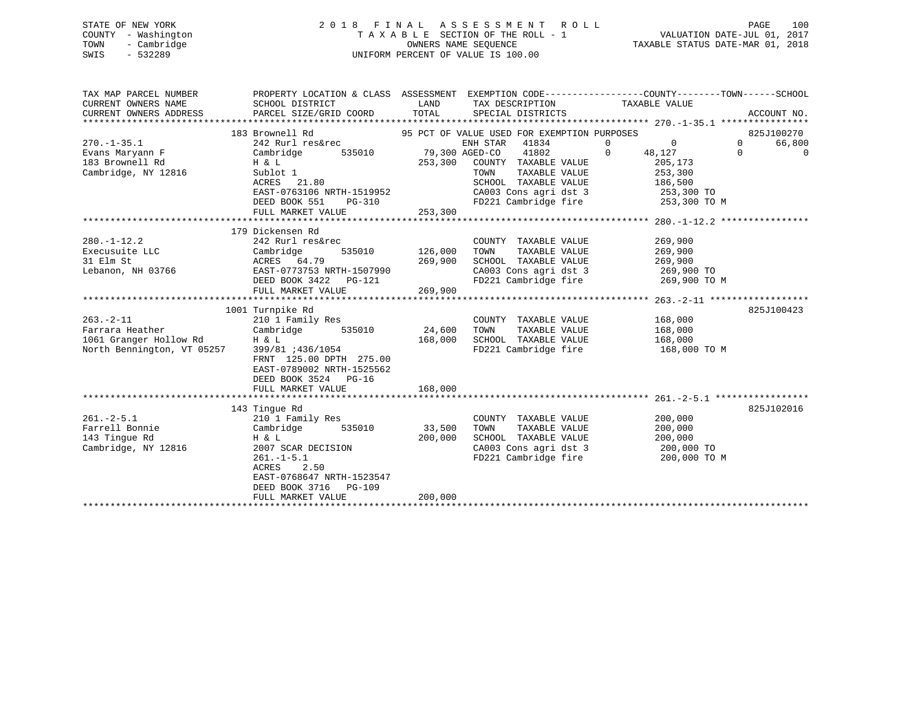STATE OF NEW YORK
COUNTY - Washington
TOWN - Cambridge
SWIS - 532289

2018 FINAL ASSESSMENT ROLL
TAXABLE SECTION OF THE ROLL - 1
OWNERS NAME SEQUENCE
UNIFORM PERCENT OF VALUE IS 100.00

VALUATION DATE-JUL 01, 2017
TAXABLE STATUS DATE-MAR 01, 2018

| TAX MAP PARCEL NUMBER / CURRENT OWNERS NAME / CURRENT OWNERS ADDRESS | PROPERTY LOCATION & CLASS / SCHOOL DISTRICT / PARCEL SIZE/GRID COORD | ASSESSMENT LAND | TOTAL | EXEMPTION CODE / TAX DESCRIPTION / SPECIAL DISTRICTS | COUNTY | TOWN | SCHOOL | TAXABLE VALUE | ACCOUNT NO. |
|---|---|---|---|---|---|---|---|---|---|
| **270.-1-35.1** | 183 Brownell Rd | | | 95 PCT OF VALUE USED FOR EXEMPTION PURPOSES | | | | | 825J100270 |
| 270.-1-35.1 | 242 Rurl res&rec | | | ENH STAR 41834 | 0 | 0 | 66,800 | | |
| Evans Maryann F | Cambridge 535010 | 79,300 | | AGED-CO 41802 | 48,127 | 0 | 0 | | |
| 183 Brownell Rd | H & L | | 253,300 | COUNTY TAXABLE VALUE | | | | 205,173 | |
| Cambridge, NY 12816 | Sublot 1 | | | TOWN TAXABLE VALUE | | | | 253,300 | |
| | ACRES 21.80 | | | SCHOOL TAXABLE VALUE | | | | 186,500 | |
| | EAST-0763106 NRTH-1519952 | | | CA003 Cons agri dst 3 | | | | 253,300 TO | |
| | DEED BOOK 551 PG-310 | | | FD221 Cambridge fire | | | | 253,300 TO M | |
| | FULL MARKET VALUE | | 253,300 | | | | | | |
| **280.-1-12.2** | 179 Dickensen Rd | | | | | | | | |
| 280.-1-12.2 | 242 Rurl res&rec | | | COUNTY TAXABLE VALUE | | | | 269,900 | |
| Execusuite LLC | Cambridge 535010 | 126,000 | | TOWN TAXABLE VALUE | | | | 269,900 | |
| 31 Elm St | ACRES 64.79 | | 269,900 | SCHOOL TAXABLE VALUE | | | | 269,900 | |
| Lebanon, NH 03766 | EAST-0773753 NRTH-1507990 | | | CA003 Cons agri dst 3 | | | | 269,900 TO | |
| | DEED BOOK 3422 PG-121 | | | FD221 Cambridge fire | | | | 269,900 TO M | |
| | FULL MARKET VALUE | | 269,900 | | | | | | |
| **263.-2-11** | 1001 Turnpike Rd | | | | | | | | 825J100423 |
| 263.-2-11 | 210 1 Family Res | | | COUNTY TAXABLE VALUE | | | | 168,000 | |
| Farrara Heather | Cambridge 535010 | 24,600 | | TOWN TAXABLE VALUE | | | | 168,000 | |
| 1061 Granger Hollow Rd | H & L | | 168,000 | SCHOOL TAXABLE VALUE | | | | 168,000 | |
| North Bennington, VT 05257 | 399/81 ;436/1054 | | | FD221 Cambridge fire | | | | 168,000 TO M | |
| | FRNT 125.00 DPTH 275.00 | | | | | | | | |
| | EAST-0789002 NRTH-1525562 | | | | | | | | |
| | DEED BOOK 3524 PG-16 | | | | | | | | |
| | FULL MARKET VALUE | | 168,000 | | | | | | |
| **261.-2-5.1** | 143 Tingue Rd | | | | | | | | 825J102016 |
| 261.-2-5.1 | 210 1 Family Res | | | COUNTY TAXABLE VALUE | | | | 200,000 | |
| Farrell Bonnie | Cambridge 535010 | 33,500 | | TOWN TAXABLE VALUE | | | | 200,000 | |
| 143 Tingue Rd | H & L | | 200,000 | SCHOOL TAXABLE VALUE | | | | 200,000 | |
| Cambridge, NY 12816 | 2007 SCAR DECISION | | | CA003 Cons agri dst 3 | | | | 200,000 TO | |
| | 261.-1-5.1 | | | FD221 Cambridge fire | | | | 200,000 TO M | |
| | ACRES 2.50 | | | | | | | | |
| | EAST-0768647 NRTH-1523547 | | | | | | | | |
| | DEED BOOK 3716 PG-109 | | | | | | | | |
| | FULL MARKET VALUE | | 200,000 | | | | | | |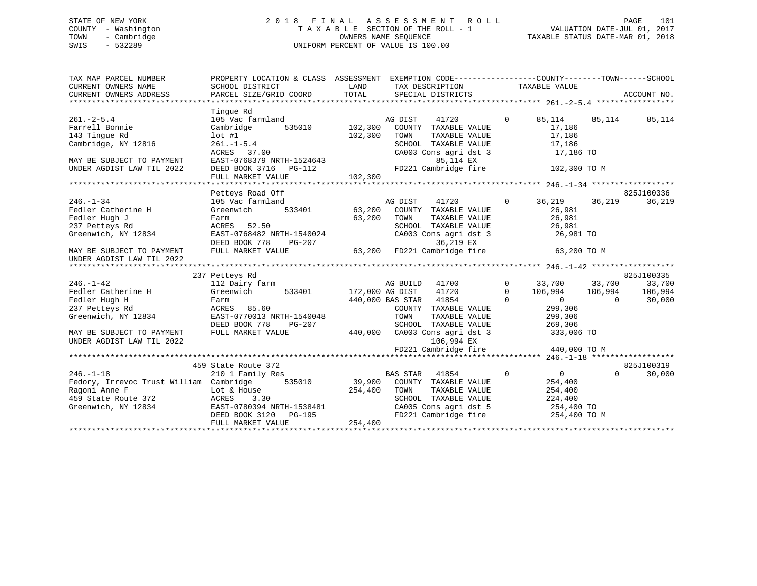STATE OF NEW YORK  
COUNTY - Washington  
TOWN - Cambridge  
SWIS - 532289

2018 FINAL ASSESSMENT ROLL  
TAXABLE SECTION OF THE ROLL - 1  
OWNERS NAME SEQUENCE  
UNIFORM PERCENT OF VALUE IS 100.00

VALUATION DATE-JUL 01, 2017  
TAXABLE STATUS DATE-MAR 01, 2018

```
TAX MAP PARCEL NUMBER          PROPERTY LOCATION & CLASS  ASSESSMENT  EXEMPTION CODE-----------------COUNTY--------TOWN------SCHOOL
CURRENT OWNERS NAME            SCHOOL DISTRICT             LAND        TAX DESCRIPTION            TAXABLE VALUE
CURRENT OWNERS ADDRESS         PARCEL SIZE/GRID COORD      TOTAL       SPECIAL DISTRICTS                                      ACCOUNT NO.
******************************************************************************************************* 261.-2-5.4 *****************
                               Tingue Rd
261.-2-5.4                     105 Vac farmland                   AG DIST     41720       0     85,114    85,114    85,114
Farrell Bonnie                 Cambridge      535010    102,300    COUNTY  TAXABLE VALUE           17,186
143 Tingue Rd                  lot #1                   102,300    TOWN    TAXABLE VALUE           17,186
Cambridge, NY 12816            261.-1-5.4                          SCHOOL  TAXABLE VALUE           17,186
                               ACRES  37.00                        CA003 Cons agri dst 3            17,186 TO
MAY BE SUBJECT TO PAYMENT      EAST-0768379 NRTH-1524643                  85,114 EX
UNDER AGDIST LAW TIL 2022      DEED BOOK 3716   PG-112             FD221 Cambridge fire            102,300 TO M
                               FULL MARKET VALUE        102,300
******************************************************************************************************* 246.-1-34 ******************
                               Petteys Road Off                                                                   825J100336
246.-1-34                      105 Vac farmland                   AG DIST     41720       0     36,219    36,219    36,219
Fedler Catherine H             Greenwich      533401     63,200    COUNTY  TAXABLE VALUE           26,981
Fedler Hugh J                  Farm                      63,200    TOWN    TAXABLE VALUE           26,981
237 Petteys Rd                 ACRES  52.50                        SCHOOL  TAXABLE VALUE           26,981
Greenwich, NY 12834            EAST-0768482 NRTH-1540024           CA003 Cons agri dst 3            26,981 TO
                               DEED BOOK 778    PG-207                    36,219 EX
MAY BE SUBJECT TO PAYMENT      FULL MARKET VALUE         63,200    FD221 Cambridge fire             63,200 TO M
UNDER AGDIST LAW TIL 2022
******************************************************************************************************* 246.-1-42 ******************
                           237 Petteys Rd                                                                         825J100335
246.-1-42                      112 Dairy farm                     AG BUILD    41700       0     33,700    33,700    33,700
Fedler Catherine H             Greenwich      533401    172,000 AG DIST     41720       0    106,994   106,994   106,994
Fedler Hugh H                  Farm                     440,000 BAS STAR    41854       0          0         0    30,000
237 Petteys Rd                 ACRES  85.60                        COUNTY  TAXABLE VALUE          299,306
Greenwich, NY 12834            EAST-0770013 NRTH-1540048           TOWN    TAXABLE VALUE          299,306
                               DEED BOOK 778    PG-207             SCHOOL  TAXABLE VALUE          269,306
MAY BE SUBJECT TO PAYMENT      FULL MARKET VALUE        440,000    CA003 Cons agri dst 3           333,006 TO
UNDER AGDIST LAW TIL 2022                                                 106,994 EX
                                                                   FD221 Cambridge fire            440,000 TO M
******************************************************************************************************* 246.-1-18 ******************
                           459 State Route 372                                                                    825J100319
246.-1-18                      210 1 Family Res                   BAS STAR    41854       0          0         0    30,000
Fedory, Irrevoc Trust William  Cambridge      535010     39,900    COUNTY  TAXABLE VALUE          254,400
Ragoni Anne F                  Lot & House              254,400    TOWN    TAXABLE VALUE          254,400
459 State Route 372            ACRES   3.30                        SCHOOL  TAXABLE VALUE          224,400
Greenwich, NY 12834            EAST-0780394 NRTH-1538481           CA005 Cons agri dst 5           254,400 TO
                               DEED BOOK 3120   PG-195             FD221 Cambridge fire            254,400 TO M
                               FULL MARKET VALUE        254,400
************************************************************************************************************************************
```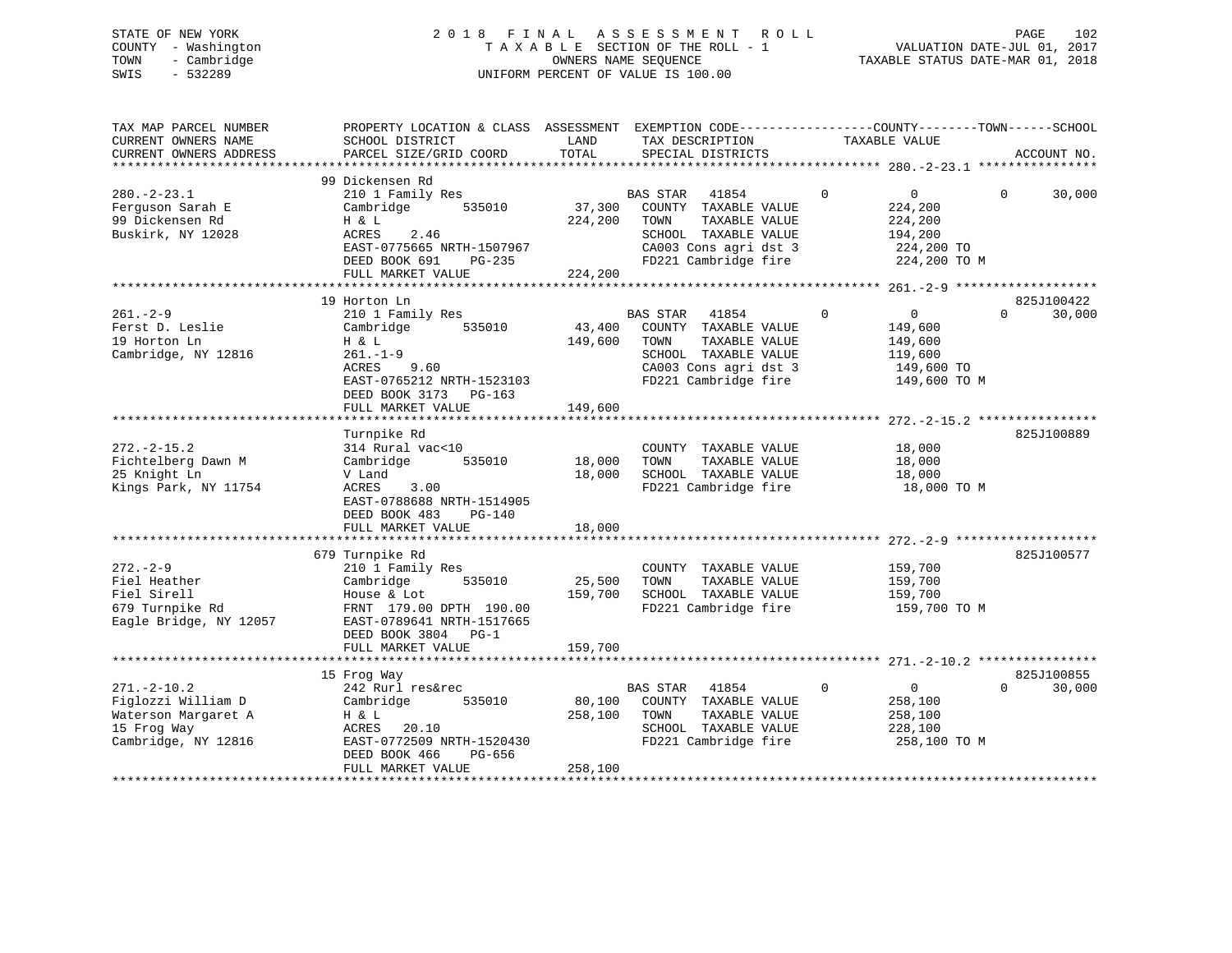STATE OF NEW YORK
COUNTY - Washington
TOWN - Cambridge
SWIS - 532289

# 2018 FINAL ASSESSMENT ROLL

TAXABLE SECTION OF THE ROLL - 1
OWNERS NAME SEQUENCE
UNIFORM PERCENT OF VALUE IS 100.00

VALUATION DATE-JUL 01, 2017
TAXABLE STATUS DATE-MAR 01, 2018

| TAX MAP PARCEL NUMBER / CURRENT OWNERS NAME / CURRENT OWNERS ADDRESS | PROPERTY LOCATION & CLASS / SCHOOL DISTRICT / PARCEL SIZE/GRID COORD | ASSESSMENT LAND | ASSESSMENT TOTAL | EXEMPTION CODE / TAX DESCRIPTION / SPECIAL DISTRICTS | COUNTY | TOWN | SCHOOL TAXABLE VALUE | ACCOUNT NO. |
|---|---|---|---|---|---|---|---|---|
| 280.-2-23.1 | 99 Dickensen Rd | | | | | | | |
| Ferguson Sarah E | 210 1 Family Res | | | BAS STAR 41854 | 0 | 0 | 0 30,000 | |
| 99 Dickensen Rd | Cambridge 535010 | 37,300 | | COUNTY TAXABLE VALUE | 224,200 | | | |
| Buskirk, NY 12028 | H & L | | 224,200 | TOWN TAXABLE VALUE | | 224,200 | | |
| | ACRES 2.46 | | | SCHOOL TAXABLE VALUE | | | 194,200 | |
| | EAST-0775665 NRTH-1507967 | | | CA003 Cons agri dst 3 | 224,200 TO | | | |
| | DEED BOOK 691 PG-235 | | | FD221 Cambridge fire | 224,200 TO M | | | |
| | FULL MARKET VALUE | | 224,200 | | | | | |
| 261.-2-9 | 19 Horton Ln | | | | | | | 825J100422 |
| Ferst D. Leslie | 210 1 Family Res | | | BAS STAR 41854 | 0 | 0 | 0 30,000 | |
| 19 Horton Ln | Cambridge 535010 | 43,400 | | COUNTY TAXABLE VALUE | 149,600 | | | |
| Cambridge, NY 12816 | H & L | | 149,600 | TOWN TAXABLE VALUE | | 149,600 | | |
| | 261.-1-9 | | | SCHOOL TAXABLE VALUE | | | 119,600 | |
| | ACRES 9.60 | | | CA003 Cons agri dst 3 | 149,600 TO | | | |
| | EAST-0765212 NRTH-1523103 | | | FD221 Cambridge fire | 149,600 TO M | | | |
| | DEED BOOK 3173 PG-163 | | | | | | | |
| | FULL MARKET VALUE | | 149,600 | | | | | |
| 272.-2-15.2 | Turnpike Rd | | | | | | | 825J100889 |
| Fichtelberg Dawn M | 314 Rural vac<10 | | | COUNTY TAXABLE VALUE | 18,000 | | | |
| 25 Knight Ln | Cambridge 535010 | 18,000 | | TOWN TAXABLE VALUE | | 18,000 | | |
| Kings Park, NY 11754 | V Land | | 18,000 | SCHOOL TAXABLE VALUE | | | 18,000 | |
| | ACRES 3.00 | | | FD221 Cambridge fire | 18,000 TO M | | | |
| | EAST-0788688 NRTH-1514905 | | | | | | | |
| | DEED BOOK 483 PG-140 | | | | | | | |
| | FULL MARKET VALUE | | 18,000 | | | | | |
| 272.-2-9 | 679 Turnpike Rd | | | | | | | 825J100577 |
| Fiel Heather | 210 1 Family Res | | | COUNTY TAXABLE VALUE | 159,700 | | | |
| Fiel Sirell | Cambridge 535010 | 25,500 | | TOWN TAXABLE VALUE | | 159,700 | | |
| 679 Turnpike Rd | House & Lot | | 159,700 | SCHOOL TAXABLE VALUE | | | 159,700 | |
| Eagle Bridge, NY 12057 | FRNT 179.00 DPTH 190.00 | | | FD221 Cambridge fire | 159,700 TO M | | | |
| | EAST-0789641 NRTH-1517665 | | | | | | | |
| | DEED BOOK 3804 PG-1 | | | | | | | |
| | FULL MARKET VALUE | | 159,700 | | | | | |
| 271.-2-10.2 | 15 Frog Way | | | | | | | 825J100855 |
| Figlozzi William D | 242 Rurl res&rec | | | BAS STAR 41854 | 0 | 0 | 0 30,000 | |
| Waterson Margaret A | Cambridge 535010 | 80,100 | | COUNTY TAXABLE VALUE | 258,100 | | | |
| 15 Frog Way | H & L | | 258,100 | TOWN TAXABLE VALUE | | 258,100 | | |
| Cambridge, NY 12816 | ACRES 20.10 | | | SCHOOL TAXABLE VALUE | | | 228,100 | |
| | EAST-0772509 NRTH-1520430 | | | FD221 Cambridge fire | 258,100 TO M | | | |
| | DEED BOOK 466 PG-656 | | | | | | | |
| | FULL MARKET VALUE | | 258,100 | | | | | |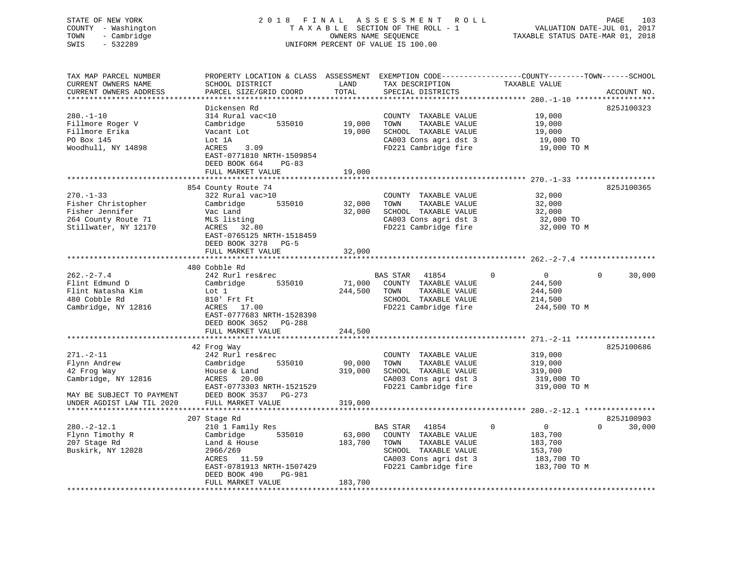STATE OF NEW YORK
COUNTY - Washington
TOWN - Cambridge
SWIS - 532289

2 0 1 8 F I N A L A S S E S S M E N T R O L L
T A X A B L E SECTION OF THE ROLL - 1
OWNERS NAME SEQUENCE
UNIFORM PERCENT OF VALUE IS 100.00

VALUATION DATE-JUL 01, 2017
TAXABLE STATUS DATE-MAR 01, 2018

```
TAX MAP PARCEL NUMBER          PROPERTY LOCATION & CLASS  ASSESSMENT  EXEMPTION CODE------------------COUNTY--------TOWN------SCHOOL
CURRENT OWNERS NAME            SCHOOL DISTRICT               LAND      TAX DESCRIPTION            TAXABLE VALUE
CURRENT OWNERS ADDRESS         PARCEL SIZE/GRID COORD        TOTAL     SPECIAL DISTRICTS                                    ACCOUNT NO.
******************************************************************************************************* 280.-1-10 ******************
                               Dickensen Rd                                                                          825J100323
280.-1-10                      314 Rural vac<10                        COUNTY  TAXABLE VALUE             19,000
Fillmore Roger V               Cambridge        535010      19,000     TOWN    TAXABLE VALUE             19,000
Fillmore Erika                 Vacant Lot                   19,000     SCHOOL  TAXABLE VALUE             19,000
PO Box 145                     Lot 1A                                  CA003 Cons agri dst 3              19,000 TO
Woodhull, NY 14898             ACRES    3.09                           FD221 Cambridge fire               19,000 TO M
                               EAST-0771810 NRTH-1509854
                               DEED BOOK 664     PG-83
                               FULL MARKET VALUE            19,000
******************************************************************************************************* 270.-1-33 ******************
                               854 County Route 74                                                                   825J100365
270.-1-33                      322 Rural vac>10                        COUNTY  TAXABLE VALUE             32,000
Fisher Christopher             Cambridge        535010      32,000     TOWN    TAXABLE VALUE             32,000
Fisher Jennifer                Vac Land                     32,000     SCHOOL  TAXABLE VALUE             32,000
264 County Route 71            MLS listing                             CA003 Cons agri dst 3              32,000 TO
Stillwater, NY 12170           ACRES   32.80                           FD221 Cambridge fire               32,000 TO M
                               EAST-0765125 NRTH-1518459
                               DEED BOOK 3278   PG-5
                               FULL MARKET VALUE            32,000
******************************************************************************************************* 262.-2-7.4 *****************
                               480 Cobble Rd
262.-2-7.4                     242 Rurl res&rec                        BAS STAR   41854          0            0            0     30,000
Flint Edmund D                 Cambridge        535010      71,000     COUNTY  TAXABLE VALUE            244,500
Flint Natasha Kim              Lot 1                       244,500     TOWN    TAXABLE VALUE            244,500
480 Cobble Rd                  810' Frt Ft                             SCHOOL  TAXABLE VALUE            214,500
Cambridge, NY 12816            ACRES   17.00                           FD221 Cambridge fire              244,500 TO M
                               EAST-0777683 NRTH-1528398
                               DEED BOOK 3652   PG-288
                               FULL MARKET VALUE           244,500
******************************************************************************************************* 271.-2-11 ******************
                               42 Frog Way                                                                           825J100686
271.-2-11                      242 Rurl res&rec                        COUNTY  TAXABLE VALUE            319,000
Flynn Andrew                   Cambridge        535010      90,000     TOWN    TAXABLE VALUE            319,000
42 Frog Way                    House & Land                319,000     SCHOOL  TAXABLE VALUE            319,000
Cambridge, NY 12816            ACRES   20.00                           CA003 Cons agri dst 3             319,000 TO
                               EAST-0773303 NRTH-1521529               FD221 Cambridge fire              319,000 TO M
MAY BE SUBJECT TO PAYMENT      DEED BOOK 3537   PG-273
UNDER AGDIST LAW TIL 2020      FULL MARKET VALUE           319,000
******************************************************************************************************* 280.-2-12.1 ****************
                               207 Stage Rd                                                                          825J100903
280.-2-12.1                    210 1 Family Res                        BAS STAR   41854          0            0            0     30,000
Flynn Timothy R                Cambridge        535010      63,000     COUNTY  TAXABLE VALUE            183,700
207 Stage Rd                   Land & House                183,700     TOWN    TAXABLE VALUE            183,700
Buskirk, NY 12028              2966/269                                SCHOOL  TAXABLE VALUE            153,700
                               ACRES   11.59                           CA003 Cons agri dst 3             183,700 TO
                               EAST-0781913 NRTH-1507429               FD221 Cambridge fire              183,700 TO M
                               DEED BOOK 490     PG-981
                               FULL MARKET VALUE           183,700
************************************************************************************************************************************
```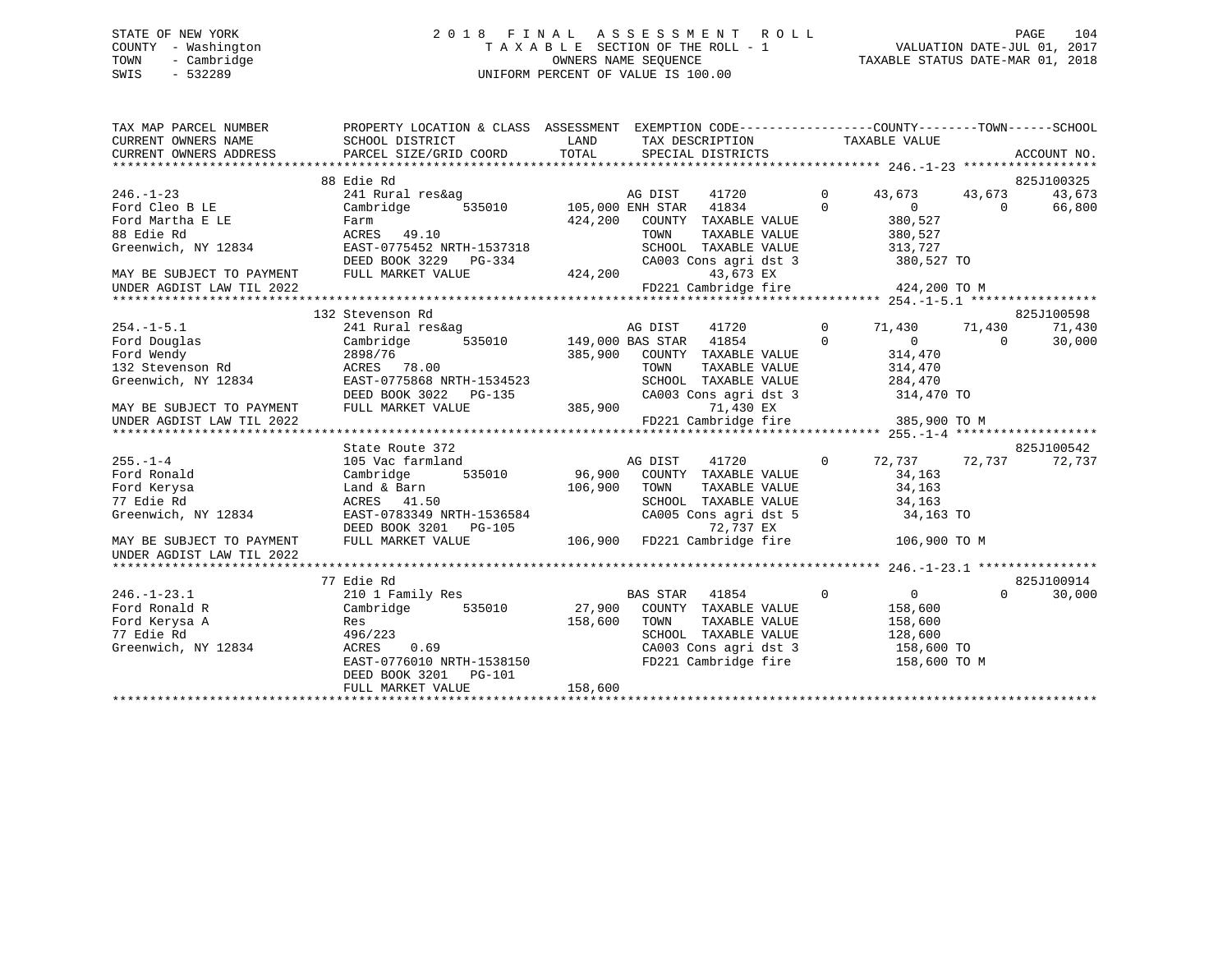STATE OF NEW YORK
COUNTY - Washington
TOWN - Cambridge
SWIS - 532289

# 2018 FINAL ASSESSMENT ROLL

TAXABLE SECTION OF THE ROLL - 1
OWNERS NAME SEQUENCE
UNIFORM PERCENT OF VALUE IS 100.00

VALUATION DATE-JUL 01, 2017
TAXABLE STATUS DATE-MAR 01, 2018

```
TAX MAP PARCEL NUMBER          PROPERTY LOCATION & CLASS  ASSESSMENT  EXEMPTION CODE-----------------COUNTY--------TOWN------SCHOOL
CURRENT OWNERS NAME            SCHOOL DISTRICT              LAND      TAX DESCRIPTION            TAXABLE VALUE
CURRENT OWNERS ADDRESS         PARCEL SIZE/GRID COORD       TOTAL     SPECIAL DISTRICTS                                     ACCOUNT NO.
******************************************************************************************************* 246.-1-23 ******************
                               88 Edie Rd                                                                                 825J100325
246.-1-23                      241 Rural res&ag                   AG DIST    41720         0      43,673     43,673     43,673
Ford Cleo B LE                 Cambridge       535010      105,000 ENH STAR  41834         0           0          0     66,800
Ford Martha E LE               Farm                        424,200   COUNTY  TAXABLE VALUE          380,527
88 Edie Rd                     ACRES   49.10                         TOWN    TAXABLE VALUE          380,527
Greenwich, NY 12834            EAST-0775452 NRTH-1537318             SCHOOL  TAXABLE VALUE          313,727
                               DEED BOOK 3229   PG-334               CA003 Cons agri dst 3           380,527 TO
MAY BE SUBJECT TO PAYMENT      FULL MARKET VALUE           424,200          43,673 EX
UNDER AGDIST LAW TIL 2022                                            FD221 Cambridge fire           424,200 TO M
******************************************************************************************************* 254.-1-5.1 *****************
                               132 Stevenson Rd                                                                           825J100598
254.-1-5.1                     241 Rural res&ag                   AG DIST    41720         0      71,430     71,430     71,430
Ford Douglas                   Cambridge       535010      149,000 BAS STAR  41854         0           0          0     30,000
Ford Wendy                     2898/76                     385,900   COUNTY  TAXABLE VALUE          314,470
132 Stevenson Rd               ACRES   78.00                         TOWN    TAXABLE VALUE          314,470
Greenwich, NY 12834            EAST-0775868 NRTH-1534523             SCHOOL  TAXABLE VALUE          284,470
                               DEED BOOK 3022   PG-135               CA003 Cons agri dst 3           314,470 TO
MAY BE SUBJECT TO PAYMENT      FULL MARKET VALUE           385,900          71,430 EX
UNDER AGDIST LAW TIL 2022                                            FD221 Cambridge fire           385,900 TO M
******************************************************************************************************* 255.-1-4 *******************
                               State Route 372                                                                            825J100542
255.-1-4                       105 Vac farmland                   AG DIST    41720         0      72,737     72,737     72,737
Ford Ronald                    Cambridge       535010       96,900   COUNTY  TAXABLE VALUE           34,163
Ford Kerysa                    Land & Barn                 106,900   TOWN    TAXABLE VALUE           34,163
77 Edie Rd                     ACRES   41.50                         SCHOOL  TAXABLE VALUE           34,163
Greenwich, NY 12834            EAST-0783349 NRTH-1536584             CA005 Cons agri dst 5            34,163 TO
                               DEED BOOK 3201   PG-105                      72,737 EX
MAY BE SUBJECT TO PAYMENT      FULL MARKET VALUE           106,900   FD221 Cambridge fire           106,900 TO M
UNDER AGDIST LAW TIL 2022
******************************************************************************************************* 246.-1-23.1 ****************
                               77 Edie Rd                                                                                 825J100914
246.-1-23.1                    210 1 Family Res                   BAS STAR   41854         0           0          0     30,000
Ford Ronald R                  Cambridge       535010       27,900   COUNTY  TAXABLE VALUE          158,600
Ford Kerysa A                  Res                         158,600   TOWN    TAXABLE VALUE          158,600
77 Edie Rd                     496/223                               SCHOOL  TAXABLE VALUE          128,600
Greenwich, NY 12834            ACRES    0.69                         CA003 Cons agri dst 3           158,600 TO
                               EAST-0776010 NRTH-1538150             FD221 Cambridge fire           158,600 TO M
                               DEED BOOK 3201   PG-101
                               FULL MARKET VALUE           158,600
************************************************************************************************************************************
```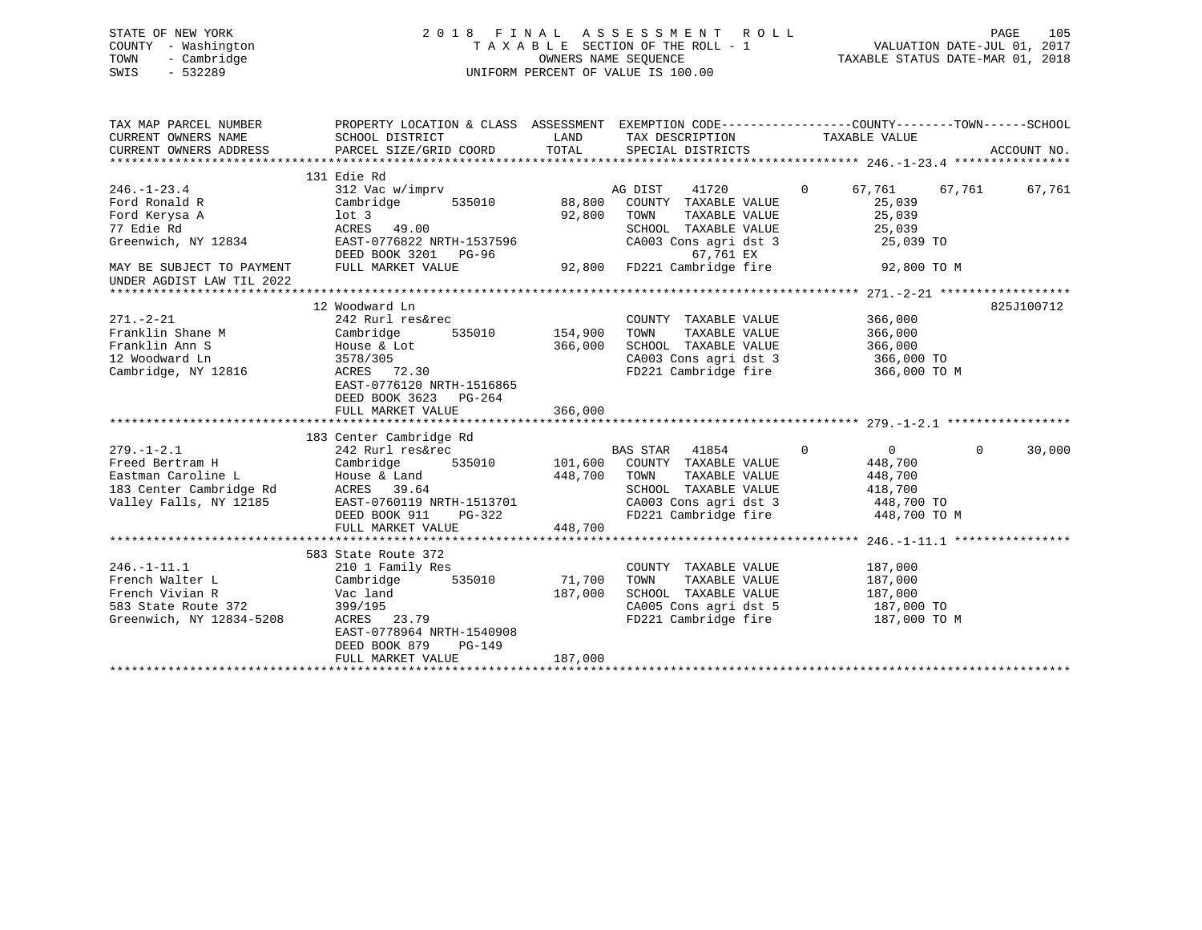STATE OF NEW YORK
COUNTY - Washington
TOWN - Cambridge
SWIS - 532289

2018 FINAL ASSESSMENT ROLL
TAXABLE SECTION OF THE ROLL - 1
OWNERS NAME SEQUENCE
UNIFORM PERCENT OF VALUE IS 100.00

VALUATION DATE-JUL 01, 2017
TAXABLE STATUS DATE-MAR 01, 2018

```
TAX MAP PARCEL NUMBER          PROPERTY LOCATION & CLASS  ASSESSMENT  EXEMPTION CODE-----------------COUNTY--------TOWN------SCHOOL
CURRENT OWNERS NAME            SCHOOL DISTRICT              LAND      TAX DESCRIPTION             TAXABLE VALUE
CURRENT OWNERS ADDRESS         PARCEL SIZE/GRID COORD       TOTAL     SPECIAL DISTRICTS                                    ACCOUNT NO.
*********************************************************************************************** 246.-1-23.4 ****************
                               131 Edie Rd
246.-1-23.4                    312 Vac w/imprv                        AG DIST    41720         0      67,761      67,761      67,761
Ford Ronald R                  Cambridge       535010       88,800    COUNTY  TAXABLE VALUE             25,039
Ford Kerysa A                  lot 3                        92,800    TOWN    TAXABLE VALUE             25,039
77 Edie Rd                     ACRES   49.00                          SCHOOL  TAXABLE VALUE             25,039
Greenwich, NY 12834            EAST-0776822 NRTH-1537596              CA003 Cons agri dst 3              25,039 TO
                               DEED BOOK 3201   PG-96                            67,761 EX
MAY BE SUBJECT TO PAYMENT      FULL MARKET VALUE            92,800    FD221 Cambridge fire               92,800 TO M
UNDER AGDIST LAW TIL 2022
*********************************************************************************************** 271.-2-21 ******************
                               12 Woodward Ln                                                                      825J100712
271.-2-21                      242 Rurl res&rec                       COUNTY  TAXABLE VALUE            366,000
Franklin Shane M               Cambridge       535010      154,900    TOWN    TAXABLE VALUE            366,000
Franklin Ann S                 House & Lot                 366,000    SCHOOL  TAXABLE VALUE            366,000
12 Woodward Ln                 3578/305                               CA003 Cons agri dst 3             366,000 TO
Cambridge, NY 12816            ACRES   72.30                          FD221 Cambridge fire              366,000 TO M
                               EAST-0776120 NRTH-1516865
                               DEED BOOK 3623   PG-264
                               FULL MARKET VALUE           366,000
*********************************************************************************************** 279.-1-2.1 *****************
                               183 Center Cambridge Rd
279.-1-2.1                     242 Rurl res&rec                       BAS STAR   41854         0           0           0      30,000
Freed Bertram H                Cambridge       535010      101,600    COUNTY  TAXABLE VALUE            448,700
Eastman Caroline L             House & Land                448,700    TOWN    TAXABLE VALUE            448,700
183 Center Cambridge Rd        ACRES   39.64                          SCHOOL  TAXABLE VALUE            418,700
Valley Falls, NY 12185         EAST-0760119 NRTH-1513701              CA003 Cons agri dst 3             448,700 TO
                               DEED BOOK 911    PG-322                FD221 Cambridge fire              448,700 TO M
                               FULL MARKET VALUE           448,700
*********************************************************************************************** 246.-1-11.1 ****************
                               583 State Route 372
246.-1-11.1                    210 1 Family Res                       COUNTY  TAXABLE VALUE            187,000
French Walter L                Cambridge       535010       71,700    TOWN    TAXABLE VALUE            187,000
French Vivian R                Vac land                    187,000    SCHOOL  TAXABLE VALUE            187,000
583 State Route 372            399/195                                CA005 Cons agri dst 5             187,000 TO
Greenwich, NY 12834-5208       ACRES   23.79                          FD221 Cambridge fire              187,000 TO M
                               EAST-0778964 NRTH-1540908
                               DEED BOOK 879    PG-149
                               FULL MARKET VALUE           187,000
****************************************************************************************************************************
```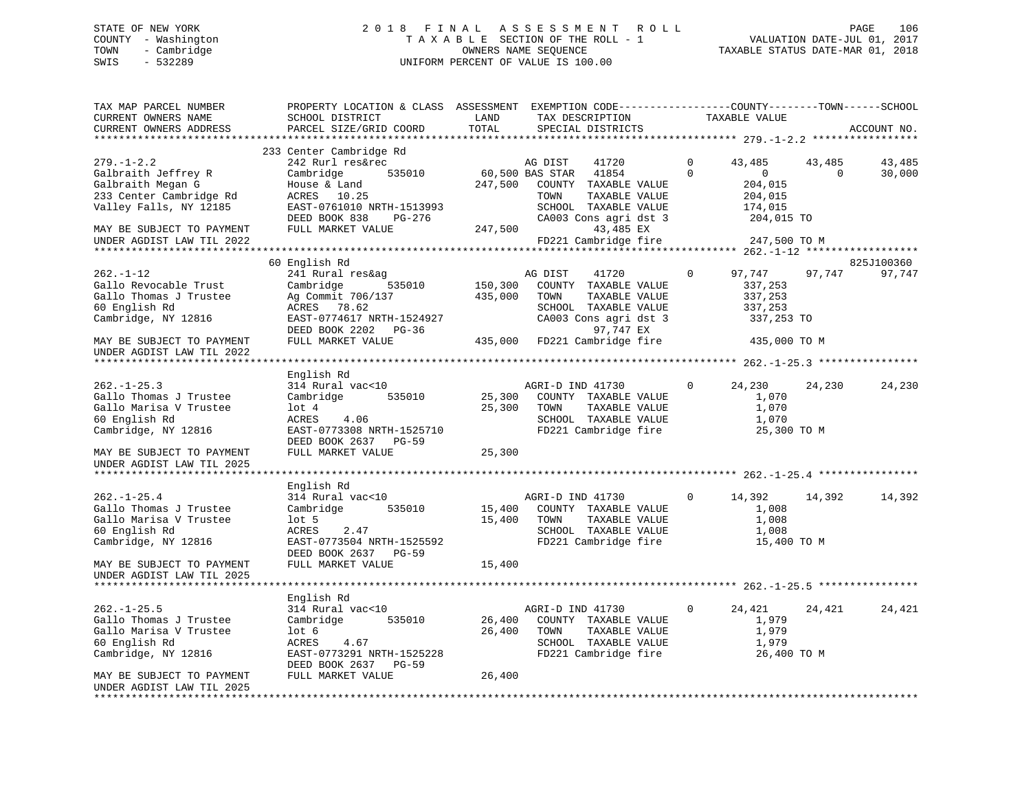STATE OF NEW YORK — 2018 FINAL ASSESSMENT ROLL
COUNTY - Washington — TAXABLE SECTION OF THE ROLL - 1 — VALUATION DATE-JUL 01, 2017
TOWN - Cambridge — OWNERS NAME SEQUENCE — TAXABLE STATUS DATE-MAR 01, 2018
SWIS - 532289 — UNIFORM PERCENT OF VALUE IS 100.00

```
TAX MAP PARCEL NUMBER          PROPERTY LOCATION & CLASS  ASSESSMENT  EXEMPTION CODE------------------COUNTY--------TOWN------SCHOOL
CURRENT OWNERS NAME            SCHOOL DISTRICT              LAND      TAX DESCRIPTION              TAXABLE VALUE
CURRENT OWNERS ADDRESS         PARCEL SIZE/GRID COORD       TOTAL     SPECIAL DISTRICTS                                    ACCOUNT NO.
*********************************************************************************************************** 279.-1-2.2 *****************
                               233 Center Cambridge Rd
279.-1-2.2                     242 Rurl res&rec                    AG DIST      41720        0       43,485      43,485      43,485
Galbraith Jeffrey R            Cambridge         535010      60,500 BAS STAR    41854        0            0           0      30,000
Galbraith Megan G              House & Land                 247,500   COUNTY  TAXABLE VALUE           204,015
233 Center Cambridge Rd        ACRES   10.25                          TOWN    TAXABLE VALUE           204,015
Valley Falls, NY 12185         EAST-0761010 NRTH-1513993              SCHOOL  TAXABLE VALUE           174,015
                               DEED BOOK 838     PG-276               CA003 Cons agri dst 3           204,015 TO
MAY BE SUBJECT TO PAYMENT      FULL MARKET VALUE            247,500          43,485 EX
UNDER AGDIST LAW TIL 2022                                             FD221 Cambridge fire            247,500 TO M
*********************************************************************************************************** 262.-1-12 ******************
                               60 English Rd                                                                           825J100360
262.-1-12                      241 Rural res&ag                    AG DIST      41720        0       97,747      97,747      97,747
Gallo Revocable Trust          Cambridge         535010     150,300   COUNTY  TAXABLE VALUE           337,253
Gallo Thomas J Trustee         Ag Commit 706/137            435,000   TOWN    TAXABLE VALUE           337,253
60 English Rd                  ACRES   78.62                          SCHOOL  TAXABLE VALUE           337,253
Cambridge, NY 12816            EAST-0774617 NRTH-1524927              CA003 Cons agri dst 3           337,253 TO
                               DEED BOOK 2202    PG-36                       97,747 EX
MAY BE SUBJECT TO PAYMENT      FULL MARKET VALUE            435,000   FD221 Cambridge fire            435,000 TO M
UNDER AGDIST LAW TIL 2022
*********************************************************************************************************** 262.-1-25.3 ****************
                               English Rd
262.-1-25.3                    314 Rural vac<10                    AGRI-D IND 41730          0       24,230      24,230      24,230
Gallo Thomas J Trustee         Cambridge         535010      25,300   COUNTY  TAXABLE VALUE             1,070
Gallo Marisa V Trustee         lot 4                         25,300   TOWN    TAXABLE VALUE             1,070
60 English Rd                  ACRES    4.06                          SCHOOL  TAXABLE VALUE             1,070
Cambridge, NY 12816            EAST-0773308 NRTH-1525710              FD221 Cambridge fire             25,300 TO M
                               DEED BOOK 2637    PG-59
MAY BE SUBJECT TO PAYMENT      FULL MARKET VALUE             25,300
UNDER AGDIST LAW TIL 2025
*********************************************************************************************************** 262.-1-25.4 ****************
                               English Rd
262.-1-25.4                    314 Rural vac<10                    AGRI-D IND 41730          0       14,392      14,392      14,392
Gallo Thomas J Trustee         Cambridge         535010      15,400   COUNTY  TAXABLE VALUE             1,008
Gallo Marisa V Trustee         lot 5                         15,400   TOWN    TAXABLE VALUE             1,008
60 English Rd                  ACRES    2.47                          SCHOOL  TAXABLE VALUE             1,008
Cambridge, NY 12816            EAST-0773504 NRTH-1525592              FD221 Cambridge fire             15,400 TO M
                               DEED BOOK 2637    PG-59
MAY BE SUBJECT TO PAYMENT      FULL MARKET VALUE             15,400
UNDER AGDIST LAW TIL 2025
*********************************************************************************************************** 262.-1-25.5 ****************
                               English Rd
262.-1-25.5                    314 Rural vac<10                    AGRI-D IND 41730          0       24,421      24,421      24,421
Gallo Thomas J Trustee         Cambridge         535010      26,400   COUNTY  TAXABLE VALUE             1,979
Gallo Marisa V Trustee         lot 6                         26,400   TOWN    TAXABLE VALUE             1,979
60 English Rd                  ACRES    4.67                          SCHOOL  TAXABLE VALUE             1,979
Cambridge, NY 12816            EAST-0773291 NRTH-1525228              FD221 Cambridge fire             26,400 TO M
                               DEED BOOK 2637    PG-59
MAY BE SUBJECT TO PAYMENT      FULL MARKET VALUE             26,400
UNDER AGDIST LAW TIL 2025
***************************************************************************************************************************************
```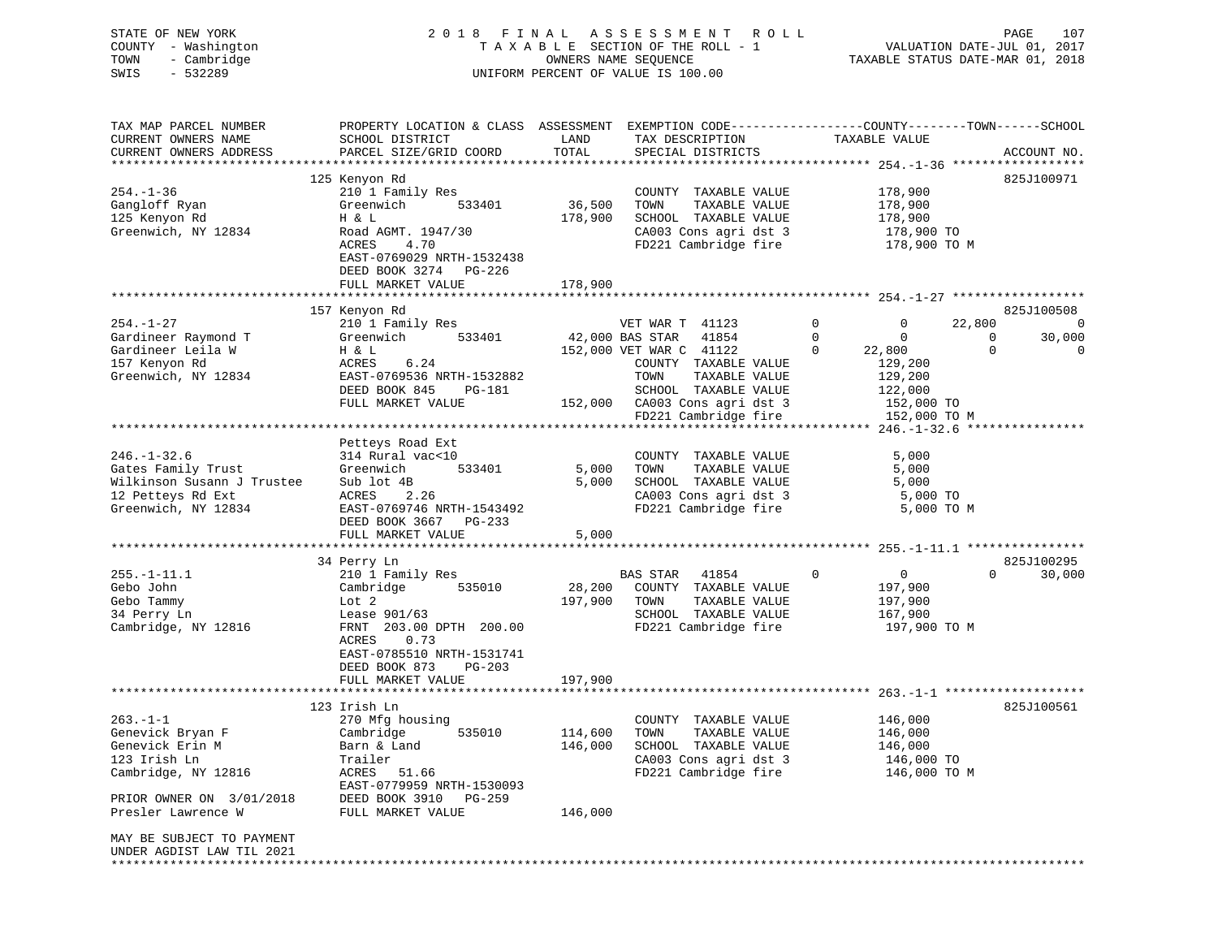STATE OF NEW YORK · COUNTY - Washington · TOWN - Cambridge · SWIS - 532289

**2018 FINAL ASSESSMENT ROLL**
TAXABLE SECTION OF THE ROLL - 1
OWNERS NAME SEQUENCE
UNIFORM PERCENT OF VALUE IS 100.00

VALUATION DATE-JUL 01, 2017
TAXABLE STATUS DATE-MAR 01, 2018

| TAX MAP PARCEL NUMBER / CURRENT OWNERS NAME / CURRENT OWNERS ADDRESS | PROPERTY LOCATION & CLASS / SCHOOL DISTRICT / PARCEL SIZE/GRID COORD | ASSESSMENT LAND | ASSESSMENT TOTAL | EXEMPTION CODE / TAX DESCRIPTION / SPECIAL DISTRICTS | COUNTY TAXABLE VALUE | TOWN | SCHOOL | ACCOUNT NO. |
|---|---|---|---|---|---|---|---|---|
| **254.-1-36** | 125 Kenyon Rd | | | | | | | 825J100971 |
| Gangloff Ryan | 210 1 Family Res | | | COUNTY TAXABLE VALUE | 178,900 | | | |
| 125 Kenyon Rd | Greenwich 533401 | 36,500 | | TOWN TAXABLE VALUE | 178,900 | | | |
| Greenwich, NY 12834 | H & L | | 178,900 | SCHOOL TAXABLE VALUE | 178,900 | | | |
| | Road AGMT. 1947/30 | | | CA003 Cons agri dst 3 | 178,900 TO | | | |
| | ACRES 4.70 | | | FD221 Cambridge fire | 178,900 TO M | | | |
| | EAST-0769029 NRTH-1532438 | | | | | | | |
| | DEED BOOK 3274 PG-226 | | | | | | | |
| | FULL MARKET VALUE | | 178,900 | | | | | |
| **254.-1-27** | 157 Kenyon Rd | | | | | | | 825J100508 |
| Gardineer Raymond T | 210 1 Family Res | | | VET WAR T 41123 0 | 0 | 22,800 | 0 | |
| Gardineer Leila W | Greenwich 533401 | 42,000 | | BAS STAR 41854 0 | 0 | 0 | 30,000 | |
| 157 Kenyon Rd | H & L | | 152,000 | VET WAR C 41122 0 | 22,800 | 0 | 0 | |
| Greenwich, NY 12834 | ACRES 6.24 | | | COUNTY TAXABLE VALUE | 129,200 | | | |
| | EAST-0769536 NRTH-1532882 | | | TOWN TAXABLE VALUE | 129,200 | | | |
| | DEED BOOK 845 PG-181 | | | SCHOOL TAXABLE VALUE | 122,000 | | | |
| | FULL MARKET VALUE | | 152,000 | CA003 Cons agri dst 3 | 152,000 TO | | | |
| | | | | FD221 Cambridge fire | 152,000 TO M | | | |
| **246.-1-32.6** | Petteys Road Ext | | | | | | | |
| Gates Family Trust | 314 Rural vac<10 | | | COUNTY TAXABLE VALUE | 5,000 | | | |
| Wilkinson Susann J Trustee | Greenwich 533401 | 5,000 | | TOWN TAXABLE VALUE | 5,000 | | | |
| 12 Petteys Rd Ext | Sub lot 4B | | 5,000 | SCHOOL TAXABLE VALUE | 5,000 | | | |
| Greenwich, NY 12834 | ACRES 2.26 | | | CA003 Cons agri dst 3 | 5,000 TO | | | |
| | EAST-0769746 NRTH-1543492 | | | FD221 Cambridge fire | 5,000 TO M | | | |
| | DEED BOOK 3667 PG-233 | | | | | | | |
| | FULL MARKET VALUE | | 5,000 | | | | | |
| **255.-1-11.1** | 34 Perry Ln | | | | | | | 825J100295 |
| Gebo John | 210 1 Family Res | | | BAS STAR 41854 0 | 0 | 0 | 30,000 | |
| Gebo Tammy | Cambridge 535010 | 28,200 | | COUNTY TAXABLE VALUE | 197,900 | | | |
| 34 Perry Ln | Lot 2 | | 197,900 | TOWN TAXABLE VALUE | 197,900 | | | |
| Cambridge, NY 12816 | Lease 901/63 | | | SCHOOL TAXABLE VALUE | 167,900 | | | |
| | FRNT 203.00 DPTH 200.00 | | | FD221 Cambridge fire | 197,900 TO M | | | |
| | ACRES 0.73 | | | | | | | |
| | EAST-0785510 NRTH-1531741 | | | | | | | |
| | DEED BOOK 873 PG-203 | | | | | | | |
| | FULL MARKET VALUE | | 197,900 | | | | | |
| **263.-1-1** | 123 Irish Ln | | | | | | | 825J100561 |
| Genevick Bryan F | 270 Mfg housing | | | COUNTY TAXABLE VALUE | 146,000 | | | |
| Genevick Erin M | Cambridge 535010 | 114,600 | | TOWN TAXABLE VALUE | 146,000 | | | |
| 123 Irish Ln | Barn & Land | | 146,000 | SCHOOL TAXABLE VALUE | 146,000 | | | |
| Cambridge, NY 12816 | Trailer | | | CA003 Cons agri dst 3 | 146,000 TO | | | |
| | ACRES 51.66 | | | FD221 Cambridge fire | 146,000 TO M | | | |
| | EAST-0779959 NRTH-1530093 | | | | | | | |
| PRIOR OWNER ON 3/01/2018 | DEED BOOK 3910 PG-259 | | | | | | | |
| Presler Lawrence W | FULL MARKET VALUE | | 146,000 | | | | | |
| MAY BE SUBJECT TO PAYMENT UNDER AGDIST LAW TIL 2021 | | | | | | | | |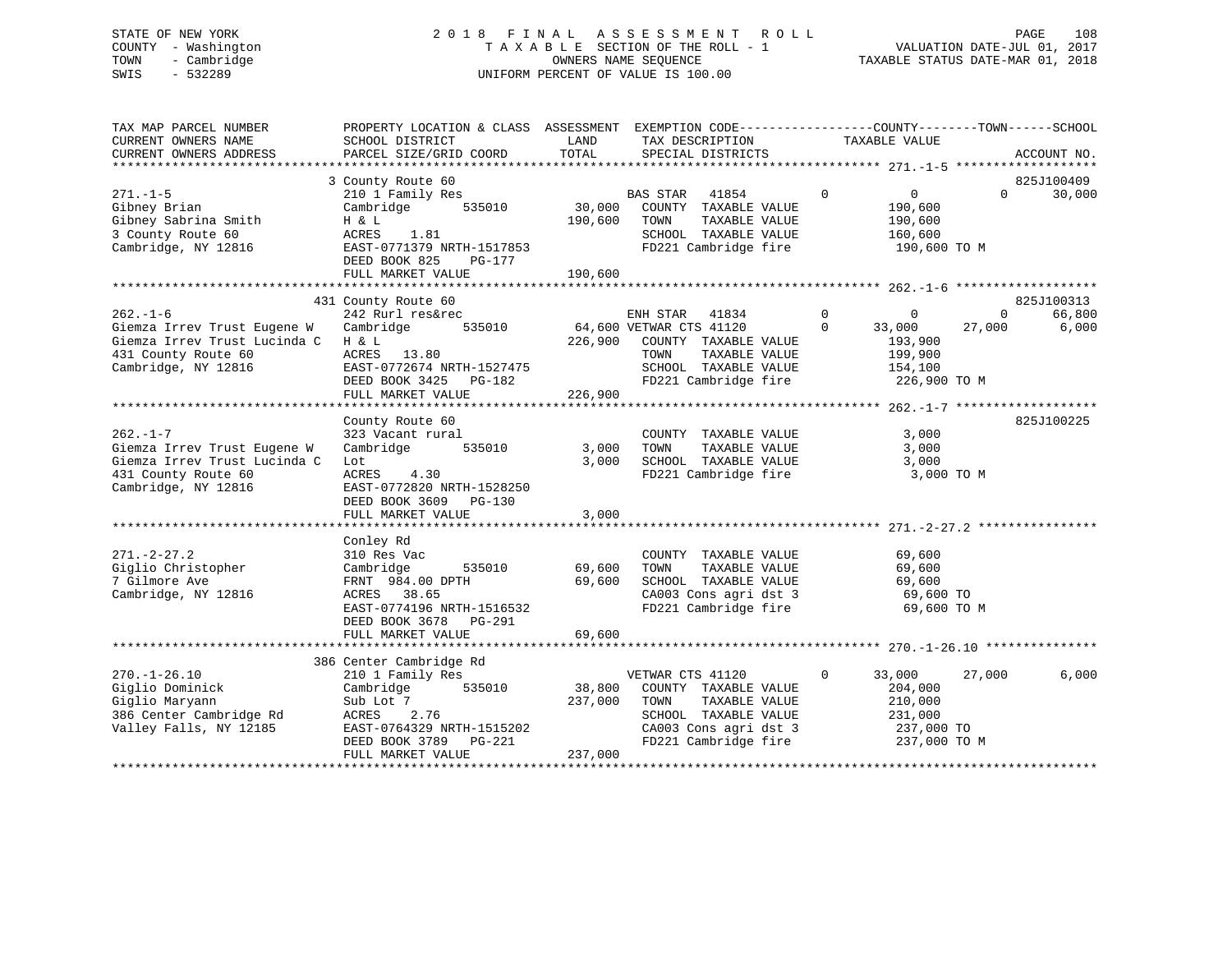STATE OF NEW YORK
COUNTY - Washington
TOWN - Cambridge
SWIS - 532289

2 0 1 8 F I N A L A S S E S S M E N T R O L L
T A X A B L E SECTION OF THE ROLL - 1
OWNERS NAME SEQUENCE
UNIFORM PERCENT OF VALUE IS 100.00

VALUATION DATE-JUL 01, 2017
TAXABLE STATUS DATE-MAR 01, 2018

```
TAX MAP PARCEL NUMBER          PROPERTY LOCATION & CLASS  ASSESSMENT  EXEMPTION CODE------------------COUNTY--------TOWN------SCHOOL
CURRENT OWNERS NAME            SCHOOL DISTRICT              LAND      TAX DESCRIPTION             TAXABLE VALUE
CURRENT OWNERS ADDRESS         PARCEL SIZE/GRID COORD       TOTAL     SPECIAL DISTRICTS                                   ACCOUNT NO.
******************************************************************************************************* 271.-1-5 *******************
                               3 County Route 60                                                                          825J100409
271.-1-5                       210 1 Family Res                       BAS STAR   41854        0          0            0       30,000
Gibney Brian                   Cambridge       535010       30,000    COUNTY  TAXABLE VALUE         190,600
Gibney Sabrina Smith           H & L                       190,600    TOWN    TAXABLE VALUE         190,600
3 County Route 60              ACRES    1.81                          SCHOOL  TAXABLE VALUE         160,600
Cambridge, NY 12816            EAST-0771379 NRTH-1517853              FD221 Cambridge fire           190,600 TO M
                               DEED BOOK 825    PG-177
                               FULL MARKET VALUE           190,600
******************************************************************************************************* 262.-1-6 *******************
                               431 County Route 60                                                                        825J100313
262.-1-6                       242 Rurl res&rec                       ENH STAR   41834        0          0            0       66,800
Giemza Irrev Trust Eugene W    Cambridge       535010       64,600 VETWAR CTS 41120           0     33,000       27,000        6,000
Giemza Irrev Trust Lucinda C   H & L                       226,900    COUNTY  TAXABLE VALUE         193,900
431 County Route 60            ACRES   13.80                          TOWN    TAXABLE VALUE         199,900
Cambridge, NY 12816            EAST-0772674 NRTH-1527475              SCHOOL  TAXABLE VALUE         154,100
                               DEED BOOK 3425   PG-182                FD221 Cambridge fire           226,900 TO M
                               FULL MARKET VALUE           226,900
******************************************************************************************************* 262.-1-7 *******************
                               County Route 60                                                                            825J100225
262.-1-7                       323 Vacant rural                       COUNTY  TAXABLE VALUE           3,000
Giemza Irrev Trust Eugene W    Cambridge       535010        3,000    TOWN    TAXABLE VALUE           3,000
Giemza Irrev Trust Lucinda C   Lot                           3,000    SCHOOL  TAXABLE VALUE           3,000
431 County Route 60            ACRES    4.30                          FD221 Cambridge fire             3,000 TO M
Cambridge, NY 12816            EAST-0772820 NRTH-1528250
                               DEED BOOK 3609   PG-130
                               FULL MARKET VALUE             3,000
******************************************************************************************************* 271.-2-27.2 ****************
                               Conley Rd
271.-2-27.2                    310 Res Vac                            COUNTY  TAXABLE VALUE          69,600
Giglio Christopher             Cambridge       535010       69,600    TOWN    TAXABLE VALUE          69,600
7 Gilmore Ave                  FRNT  984.00 DPTH            69,600    SCHOOL  TAXABLE VALUE          69,600
Cambridge, NY 12816            ACRES   38.65                          CA003 Cons agri dst 3           69,600 TO
                               EAST-0774196 NRTH-1516532              FD221 Cambridge fire            69,600 TO M
                               DEED BOOK 3678   PG-291
                               FULL MARKET VALUE            69,600
******************************************************************************************************* 270.-1-26.10 ***************
                               386 Center Cambridge Rd
270.-1-26.10                   210 1 Family Res                       VETWAR CTS 41120            0     33,000       27,000        6,000
Giglio Dominick                Cambridge       535010       38,800    COUNTY  TAXABLE VALUE         204,000
Giglio Maryann                 Sub Lot 7                   237,000    TOWN    TAXABLE VALUE         210,000
386 Center Cambridge Rd        ACRES    2.76                          SCHOOL  TAXABLE VALUE         231,000
Valley Falls, NY 12185         EAST-0764329 NRTH-1515202              CA003 Cons agri dst 3          237,000 TO
                               DEED BOOK 3789   PG-221                FD221 Cambridge fire           237,000 TO M
                               FULL MARKET VALUE           237,000
************************************************************************************************************************************
```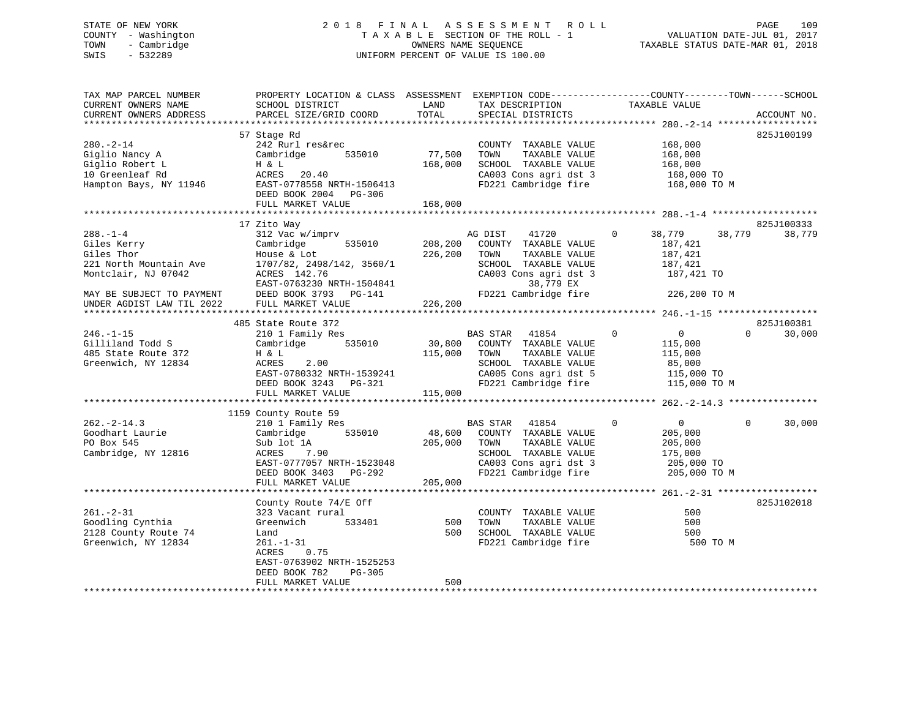STATE OF NEW YORK
COUNTY - Washington
TOWN - Cambridge
SWIS - 532289

2018 FINAL ASSESSMENT ROLL
TAXABLE SECTION OF THE ROLL - 1
OWNERS NAME SEQUENCE
UNIFORM PERCENT OF VALUE IS 100.00

VALUATION DATE-JUL 01, 2017
TAXABLE STATUS DATE-MAR 01, 2018

| TAX MAP PARCEL NUMBER / CURRENT OWNERS NAME / CURRENT OWNERS ADDRESS | PROPERTY LOCATION & CLASS / SCHOOL DISTRICT / PARCEL SIZE/GRID COORD | ASSESSMENT LAND | TOTAL | EXEMPTION CODE / TAX DESCRIPTION / SPECIAL DISTRICTS | COUNTY | TOWN | SCHOOL / TAXABLE VALUE | ACCOUNT NO. |
|---|---|---|---|---|---|---|---|---|
| **280.-2-14** | 57 Stage Rd | | | | | | | 825J100199 |
| 280.-2-14 | 242 Rurl res&rec | | | COUNTY TAXABLE VALUE | | | 168,000 | |
| Giglio Nancy A | Cambridge 535010 | 77,500 | | TOWN TAXABLE VALUE | | | 168,000 | |
| Giglio Robert L | H & L | | 168,000 | SCHOOL TAXABLE VALUE | | | 168,000 | |
| 10 Greenleaf Rd | ACRES 20.40 | | | CA003 Cons agri dst 3 | | | 168,000 TO | |
| Hampton Bays, NY 11946 | EAST-0778558 NRTH-1506413 | | | FD221 Cambridge fire | | | 168,000 TO M | |
| | DEED BOOK 2004 PG-306 | | | | | | | |
| | FULL MARKET VALUE | | 168,000 | | | | | |
| **288.-1-4** | 17 Zito Way | | | | | | | 825J100333 |
| 288.-1-4 | 312 Vac w/imprv | | | AG DIST 41720 | 0 38,779 | 38,779 | 38,779 | |
| Giles Kerry | Cambridge 535010 | 208,200 | | COUNTY TAXABLE VALUE | | | 187,421 | |
| Giles Thor | House & Lot | | 226,200 | TOWN TAXABLE VALUE | | | 187,421 | |
| 221 North Mountain Ave | 1707/82, 2498/142, 3560/1 | | | SCHOOL TAXABLE VALUE | | | 187,421 | |
| Montclair, NJ 07042 | ACRES 142.76 | | | CA003 Cons agri dst 3 | | | 187,421 TO | |
| | EAST-0763230 NRTH-1504841 | | | 38,779 EX | | | | |
| MAY BE SUBJECT TO PAYMENT | DEED BOOK 3793 PG-141 | | | FD221 Cambridge fire | | | 226,200 TO M | |
| UNDER AGDIST LAW TIL 2022 | FULL MARKET VALUE | | 226,200 | | | | | |
| **246.-1-15** | 485 State Route 372 | | | | | | | 825J100381 |
| 246.-1-15 | 210 1 Family Res | | | BAS STAR 41854 | 0 0 | 0 | 30,000 | |
| Gilliland Todd S | Cambridge 535010 | 30,800 | | COUNTY TAXABLE VALUE | | | 115,000 | |
| 485 State Route 372 | H & L | | 115,000 | TOWN TAXABLE VALUE | | | 115,000 | |
| Greenwich, NY 12834 | ACRES 2.00 | | | SCHOOL TAXABLE VALUE | | | 85,000 | |
| | EAST-0780332 NRTH-1539241 | | | CA005 Cons agri dst 5 | | | 115,000 TO | |
| | DEED BOOK 3243 PG-321 | | | FD221 Cambridge fire | | | 115,000 TO M | |
| | FULL MARKET VALUE | | 115,000 | | | | | |
| **262.-2-14.3** | 1159 County Route 59 | | | | | | | |
| 262.-2-14.3 | 210 1 Family Res | | | BAS STAR 41854 | 0 0 | 0 | 30,000 | |
| Goodhart Laurie | Cambridge 535010 | 48,600 | | COUNTY TAXABLE VALUE | | | 205,000 | |
| PO Box 545 | Sub lot 1A | | 205,000 | TOWN TAXABLE VALUE | | | 205,000 | |
| Cambridge, NY 12816 | ACRES 7.90 | | | SCHOOL TAXABLE VALUE | | | 175,000 | |
| | EAST-0777057 NRTH-1523048 | | | CA003 Cons agri dst 3 | | | 205,000 TO | |
| | DEED BOOK 3403 PG-292 | | | FD221 Cambridge fire | | | 205,000 TO M | |
| | FULL MARKET VALUE | | 205,000 | | | | | |
| **261.-2-31** | County Route 74/E Off | | | | | | | 825J102018 |
| 261.-2-31 | 323 Vacant rural | | | COUNTY TAXABLE VALUE | | | 500 | |
| Goodling Cynthia | Greenwich 533401 | 500 | | TOWN TAXABLE VALUE | | | 500 | |
| 2128 County Route 74 | Land | | 500 | SCHOOL TAXABLE VALUE | | | 500 | |
| Greenwich, NY 12834 | 261.-1-31 | | | FD221 Cambridge fire | | | 500 TO M | |
| | ACRES 0.75 | | | | | | | |
| | EAST-0763902 NRTH-1525253 | | | | | | | |
| | DEED BOOK 782 PG-305 | | | | | | | |
| | FULL MARKET VALUE | | 500 | | | | | |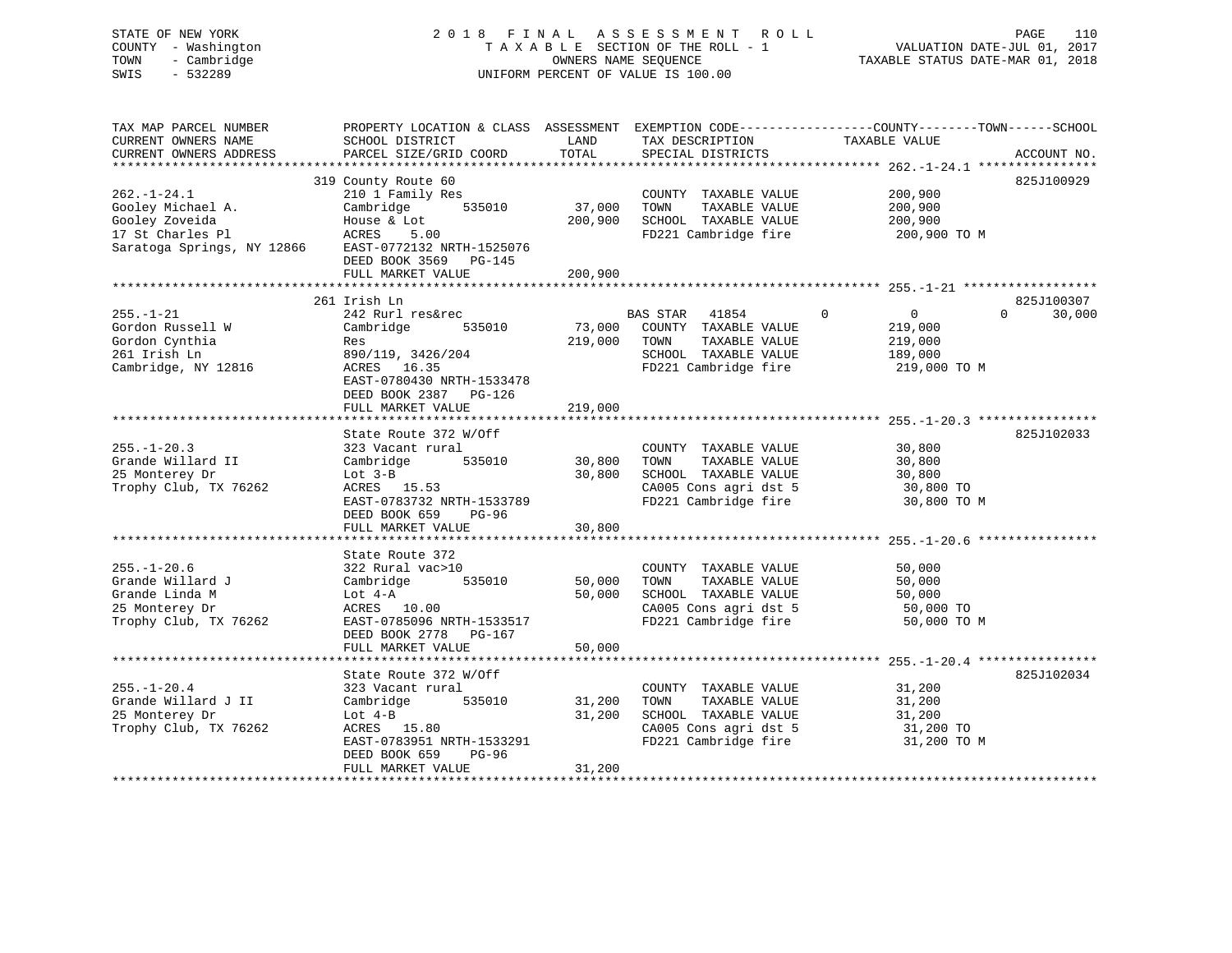STATE OF NEW YORK
COUNTY - Washington
TOWN - Cambridge
SWIS - 532289

2 0 1 8 F I N A L A S S E S S M E N T R O L L
T A X A B L E SECTION OF THE ROLL - 1
OWNERS NAME SEQUENCE
UNIFORM PERCENT OF VALUE IS 100.00

VALUATION DATE-JUL 01, 2017
TAXABLE STATUS DATE-MAR 01, 2018

| TAX MAP PARCEL NUMBER / CURRENT OWNERS NAME / CURRENT OWNERS ADDRESS | PROPERTY LOCATION & CLASS / SCHOOL DISTRICT / PARCEL SIZE/GRID COORD | ASSESSMENT LAND | TOTAL | EXEMPTION CODE / TAX DESCRIPTION / SPECIAL DISTRICTS | COUNTY TAXABLE VALUE | TOWN | SCHOOL | ACCOUNT NO. |
|---|---|---|---|---|---|---|---|---|
| **262.-1-24.1** | 319 County Route 60 | | | | | | | 825J100929 |
| 262.-1-24.1 | 210 1 Family Res | | | COUNTY TAXABLE VALUE | 200,900 | | | |
| Gooley Michael A. | Cambridge 535010 | 37,000 | | TOWN TAXABLE VALUE | 200,900 | | | |
| Gooley Zoveida | House & Lot | | 200,900 | SCHOOL TAXABLE VALUE | 200,900 | | | |
| 17 St Charles Pl | ACRES 5.00 | | | FD221 Cambridge fire | 200,900 TO M | | | |
| Saratoga Springs, NY 12866 | EAST-0772132 NRTH-1525076 | | | | | | | |
| | DEED BOOK 3569 PG-145 | | | | | | | |
| | FULL MARKET VALUE | | 200,900 | | | | | |
| **255.-1-21** | 261 Irish Ln | | | | | | | 825J100307 |
| 255.-1-21 | 242 Rurl res&rec | | | BAS STAR 41854 | 0 | 0 | 0 30,000 | |
| Gordon Russell W | Cambridge 535010 | 73,000 | | COUNTY TAXABLE VALUE | 219,000 | | | |
| Gordon Cynthia | Res | | 219,000 | TOWN TAXABLE VALUE | 219,000 | | | |
| 261 Irish Ln | 890/119, 3426/204 | | | SCHOOL TAXABLE VALUE | 189,000 | | | |
| Cambridge, NY 12816 | ACRES 16.35 | | | FD221 Cambridge fire | 219,000 TO M | | | |
| | EAST-0780430 NRTH-1533478 | | | | | | | |
| | DEED BOOK 2387 PG-126 | | | | | | | |
| | FULL MARKET VALUE | | 219,000 | | | | | |
| **255.-1-20.3** | State Route 372 W/Off | | | | | | | 825J102033 |
| 255.-1-20.3 | 323 Vacant rural | | | COUNTY TAXABLE VALUE | 30,800 | | | |
| Grande Willard II | Cambridge 535010 | 30,800 | | TOWN TAXABLE VALUE | 30,800 | | | |
| 25 Monterey Dr | Lot 3-B | | 30,800 | SCHOOL TAXABLE VALUE | 30,800 | | | |
| Trophy Club, TX 76262 | ACRES 15.53 | | | CA005 Cons agri dst 5 | 30,800 TO | | | |
| | EAST-0783732 NRTH-1533789 | | | FD221 Cambridge fire | 30,800 TO M | | | |
| | DEED BOOK 659 PG-96 | | | | | | | |
| | FULL MARKET VALUE | | 30,800 | | | | | |
| **255.-1-20.6** | State Route 372 | | | | | | | |
| 255.-1-20.6 | 322 Rural vac>10 | | | COUNTY TAXABLE VALUE | 50,000 | | | |
| Grande Willard J | Cambridge 535010 | 50,000 | | TOWN TAXABLE VALUE | 50,000 | | | |
| Grande Linda M | Lot 4-A | | 50,000 | SCHOOL TAXABLE VALUE | 50,000 | | | |
| 25 Monterey Dr | ACRES 10.00 | | | CA005 Cons agri dst 5 | 50,000 TO | | | |
| Trophy Club, TX 76262 | EAST-0785096 NRTH-1533517 | | | FD221 Cambridge fire | 50,000 TO M | | | |
| | DEED BOOK 2778 PG-167 | | | | | | | |
| | FULL MARKET VALUE | | 50,000 | | | | | |
| **255.-1-20.4** | State Route 372 W/Off | | | | | | | 825J102034 |
| 255.-1-20.4 | 323 Vacant rural | | | COUNTY TAXABLE VALUE | 31,200 | | | |
| Grande Willard J II | Cambridge 535010 | 31,200 | | TOWN TAXABLE VALUE | 31,200 | | | |
| 25 Monterey Dr | Lot 4-B | | 31,200 | SCHOOL TAXABLE VALUE | 31,200 | | | |
| Trophy Club, TX 76262 | ACRES 15.80 | | | CA005 Cons agri dst 5 | 31,200 TO | | | |
| | EAST-0783951 NRTH-1533291 | | | FD221 Cambridge fire | 31,200 TO M | | | |
| | DEED BOOK 659 PG-96 | | | | | | | |
| | FULL MARKET VALUE | | 31,200 | | | | | |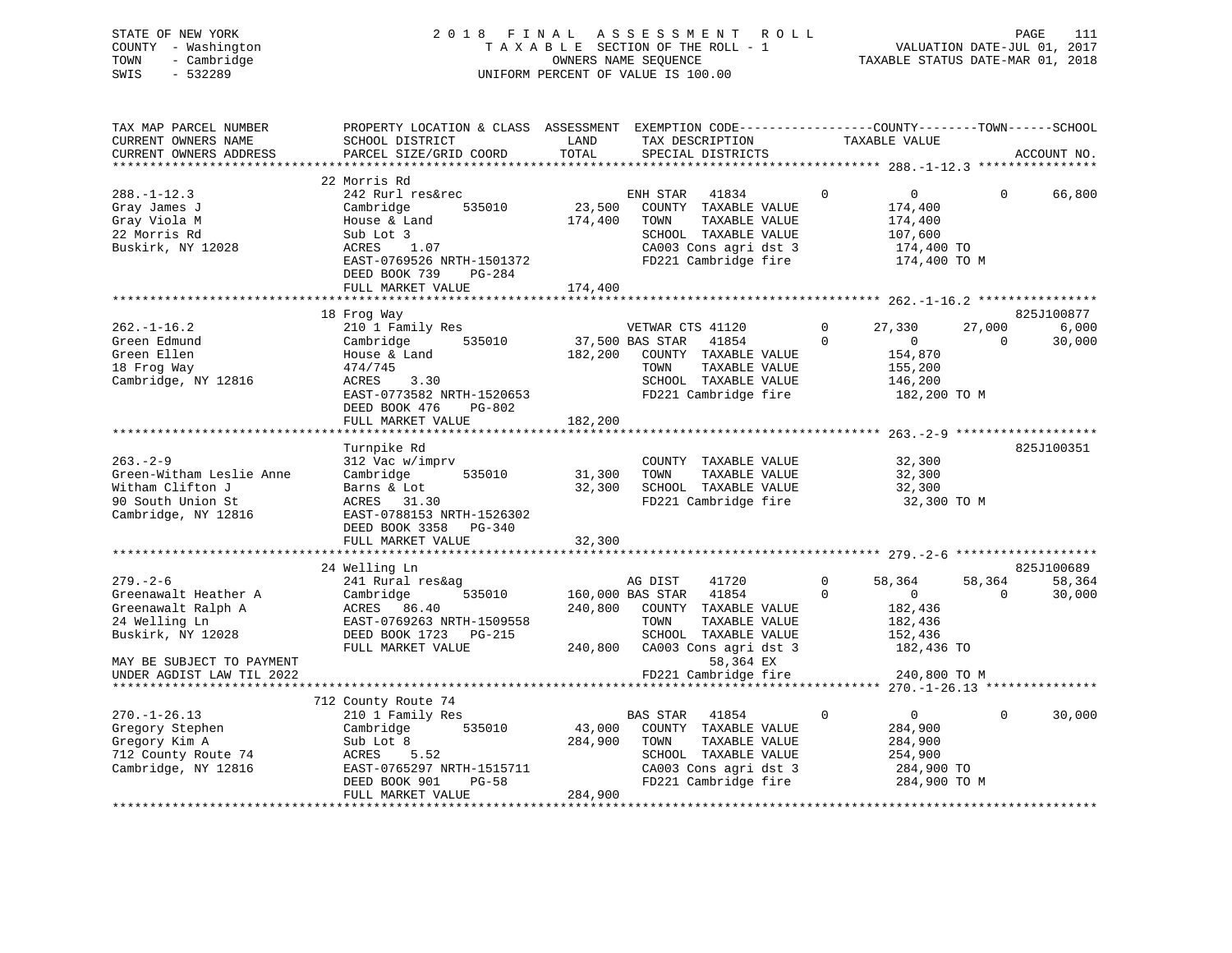STATE OF NEW YORK
COUNTY - Washington
TOWN - Cambridge
SWIS - 532289

2018 FINAL ASSESSMENT ROLL
TAXABLE SECTION OF THE ROLL - 1
OWNERS NAME SEQUENCE
UNIFORM PERCENT OF VALUE IS 100.00

VALUATION DATE-JUL 01, 2017
TAXABLE STATUS DATE-MAR 01, 2018

| TAX MAP PARCEL NUMBER / CURRENT OWNERS NAME / CURRENT OWNERS ADDRESS | PROPERTY LOCATION & CLASS / SCHOOL DISTRICT / PARCEL SIZE/GRID COORD | ASSESSMENT LAND / TOTAL | EXEMPTION CODE / TAX DESCRIPTION / SPECIAL DISTRICTS | COUNTY | TOWN | SCHOOL | ACCOUNT NO. |
|---|---|---|---|---|---|---|---|
| **288.-1-12.3** | 22 Morris Rd | | | | | | |
| 288.-1-12.3 | 242 Rurl res&rec | | ENH STAR 41834 | 0 | 0 | 66,800 | |
| Gray James J | Cambridge 535010 | 23,500 | COUNTY TAXABLE VALUE | 174,400 | | | |
| Gray Viola M | House & Land | 174,400 | TOWN TAXABLE VALUE | | 174,400 | | |
| 22 Morris Rd | Sub Lot 3 | | SCHOOL TAXABLE VALUE | | | 107,600 | |
| Buskirk, NY 12028 | ACRES 1.07 | | CA003 Cons agri dst 3 | 174,400 TO | | | |
| | EAST-0769526 NRTH-1501372 | | FD221 Cambridge fire | 174,400 TO M | | | |
| | DEED BOOK 739 PG-284 | | | | | | |
| | FULL MARKET VALUE | 174,400 | | | | | |
| **262.-1-16.2** | 18 Frog Way | | | | | | 825J100877 |
| 262.-1-16.2 | 210 1 Family Res | | VETWAR CTS 41120 | 27,330 | 27,000 | 6,000 | |
| Green Edmund | Cambridge 535010 | 37,500 | BAS STAR 41854 | 0 | 0 | 30,000 | |
| Green Ellen | House & Land | 182,200 | COUNTY TAXABLE VALUE | 154,870 | | | |
| 18 Frog Way | 474/745 | | TOWN TAXABLE VALUE | | 155,200 | | |
| Cambridge, NY 12816 | ACRES 3.30 | | SCHOOL TAXABLE VALUE | | | 146,200 | |
| | EAST-0773582 NRTH-1520653 | | FD221 Cambridge fire | 182,200 TO M | | | |
| | DEED BOOK 476 PG-802 | | | | | | |
| | FULL MARKET VALUE | 182,200 | | | | | |
| **263.-2-9** | Turnpike Rd | | | | | | 825J100351 |
| 263.-2-9 | 312 Vac w/imprv | | COUNTY TAXABLE VALUE | 32,300 | | | |
| Green-Witham Leslie Anne | Cambridge 535010 | 31,300 | TOWN TAXABLE VALUE | | 32,300 | | |
| Witham Clifton J | Barns & Lot | 32,300 | SCHOOL TAXABLE VALUE | | | 32,300 | |
| 90 South Union St | ACRES 31.30 | | FD221 Cambridge fire | 32,300 TO M | | | |
| Cambridge, NY 12816 | EAST-0788153 NRTH-1526302 | | | | | | |
| | DEED BOOK 3358 PG-340 | | | | | | |
| | FULL MARKET VALUE | 32,300 | | | | | |
| **279.-2-6** | 24 Welling Ln | | | | | | 825J100689 |
| 279.-2-6 | 241 Rural res&ag | | AG DIST 41720 | 58,364 | 58,364 | 58,364 | |
| Greenawalt Heather A | Cambridge 535010 | 160,000 | BAS STAR 41854 | 0 | 0 | 30,000 | |
| Greenawalt Ralph A | ACRES 86.40 | 240,800 | COUNTY TAXABLE VALUE | 182,436 | | | |
| 24 Welling Ln | EAST-0769263 NRTH-1509558 | | TOWN TAXABLE VALUE | | 182,436 | | |
| Buskirk, NY 12028 | DEED BOOK 1723 PG-215 | | SCHOOL TAXABLE VALUE | | | 152,436 | |
| | FULL MARKET VALUE | 240,800 | CA003 Cons agri dst 3 | 182,436 TO | | | |
| MAY BE SUBJECT TO PAYMENT | | | 58,364 EX | | | | |
| UNDER AGDIST LAW TIL 2022 | | | FD221 Cambridge fire | 240,800 TO M | | | |
| **270.-1-26.13** | 712 County Route 74 | | | | | | |
| 270.-1-26.13 | 210 1 Family Res | | BAS STAR 41854 | 0 | 0 | 30,000 | |
| Gregory Stephen | Cambridge 535010 | 43,000 | COUNTY TAXABLE VALUE | 284,900 | | | |
| Gregory Kim A | Sub Lot 8 | 284,900 | TOWN TAXABLE VALUE | | 284,900 | | |
| 712 County Route 74 | ACRES 5.52 | | SCHOOL TAXABLE VALUE | | | 254,900 | |
| Cambridge, NY 12816 | EAST-0765297 NRTH-1515711 | | CA003 Cons agri dst 3 | 284,900 TO | | | |
| | DEED BOOK 901 PG-58 | | FD221 Cambridge fire | 284,900 TO M | | | |
| | FULL MARKET VALUE | 284,900 | | | | | |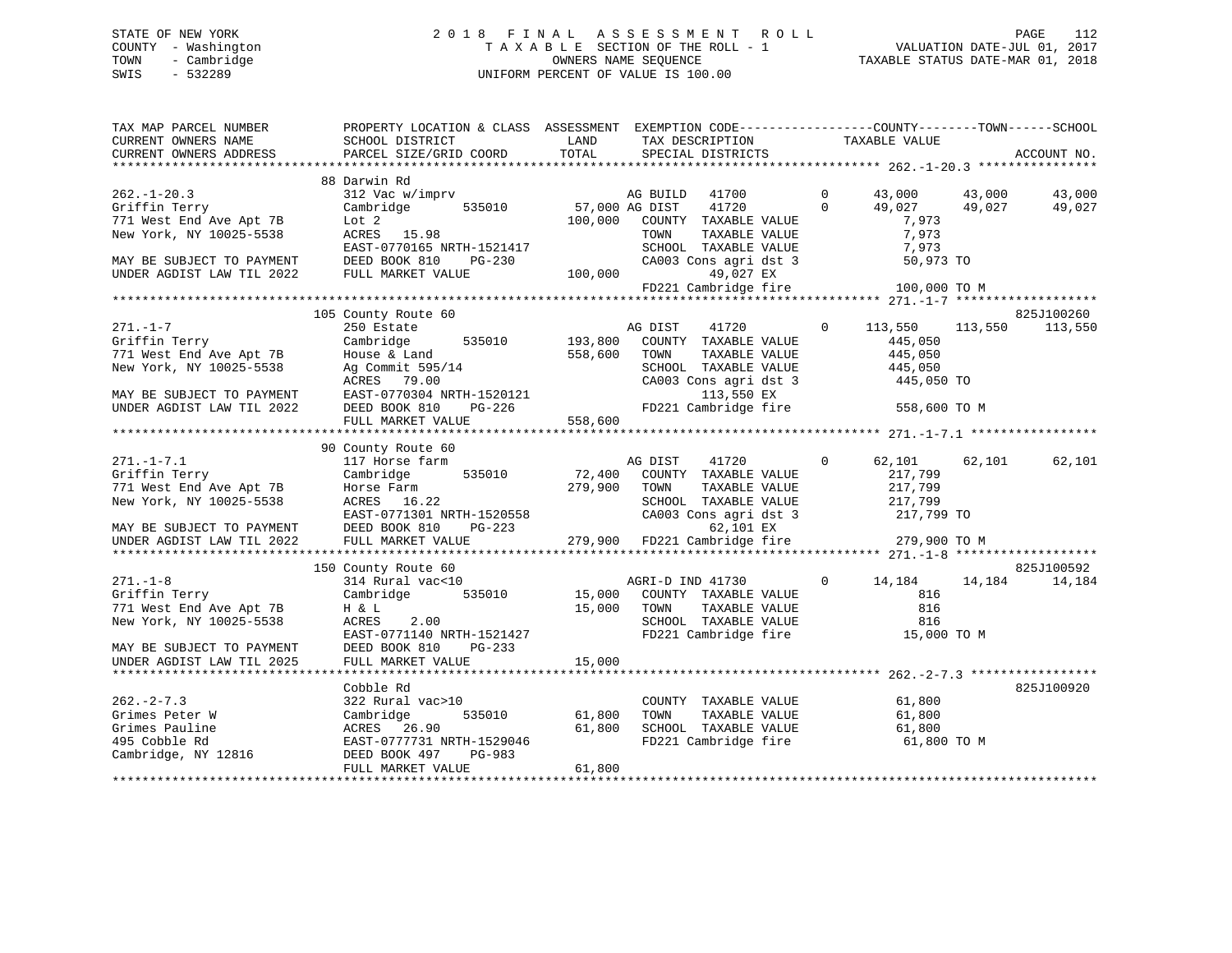STATE OF NEW YORK
COUNTY - Washington
TOWN - Cambridge
SWIS - 532289

# 2018 FINAL ASSESSMENT ROLL

TAXABLE SECTION OF THE ROLL - 1
OWNERS NAME SEQUENCE
UNIFORM PERCENT OF VALUE IS 100.00

VALUATION DATE-JUL 01, 2017
TAXABLE STATUS DATE-MAR 01, 2018

```
TAX MAP PARCEL NUMBER          PROPERTY LOCATION & CLASS  ASSESSMENT  EXEMPTION CODE------------------COUNTY--------TOWN------SCHOOL
CURRENT OWNERS NAME            SCHOOL DISTRICT             LAND       TAX DESCRIPTION              TAXABLE VALUE
CURRENT OWNERS ADDRESS         PARCEL SIZE/GRID COORD      TOTAL      SPECIAL DISTRICTS                                    ACCOUNT NO.
******************************************************************************************************* 262.-1-20.3 ****************
                               88 Darwin Rd
262.-1-20.3                    312 Vac w/imprv                        AG BUILD   41700          0     43,000     43,000     43,000
Griffin Terry                  Cambridge        535010     57,000 AG DIST    41720          0     49,027     49,027     49,027
771 West End Ave Apt 7B        Lot 2                      100,000    COUNTY  TAXABLE VALUE              7,973
New York, NY 10025-5538        ACRES   15.98                         TOWN    TAXABLE VALUE              7,973
                               EAST-0770165 NRTH-1521417             SCHOOL  TAXABLE VALUE              7,973
MAY BE SUBJECT TO PAYMENT      DEED BOOK 810    PG-230               CA003 Cons agri dst 3            50,973 TO
UNDER AGDIST LAW TIL 2022      FULL MARKET VALUE          100,000          49,027 EX
                                                                     FD221 Cambridge fire            100,000 TO M
******************************************************************************************************* 271.-1-7 *******************
                               105 County Route 60                                                                  825J100260
271.-1-7                       250 Estate                             AG DIST    41720          0    113,550    113,550    113,550
Griffin Terry                  Cambridge        535010    193,800    COUNTY  TAXABLE VALUE            445,050
771 West End Ave Apt 7B        House & Land               558,600    TOWN    TAXABLE VALUE            445,050
New York, NY 10025-5538        Ag Commit 595/14                      SCHOOL  TAXABLE VALUE            445,050
                               ACRES   79.00                         CA003 Cons agri dst 3           445,050 TO
MAY BE SUBJECT TO PAYMENT      EAST-0770304 NRTH-1520121                  113,550 EX
UNDER AGDIST LAW TIL 2022      DEED BOOK 810    PG-226               FD221 Cambridge fire            558,600 TO M
                               FULL MARKET VALUE          558,600
******************************************************************************************************* 271.-1-7.1 *****************
                               90 County Route 60
271.-1-7.1                     117 Horse farm                         AG DIST    41720          0     62,101     62,101     62,101
Griffin Terry                  Cambridge        535010     72,400    COUNTY  TAXABLE VALUE            217,799
771 West End Ave Apt 7B        Horse Farm                 279,900    TOWN    TAXABLE VALUE            217,799
New York, NY 10025-5538        ACRES   16.22                         SCHOOL  TAXABLE VALUE            217,799
                               EAST-0771301 NRTH-1520558             CA003 Cons agri dst 3           217,799 TO
MAY BE SUBJECT TO PAYMENT      DEED BOOK 810    PG-223                     62,101 EX
UNDER AGDIST LAW TIL 2022      FULL MARKET VALUE          279,900    FD221 Cambridge fire            279,900 TO M
******************************************************************************************************* 271.-1-8 *******************
                               150 County Route 60                                                                  825J100592
271.-1-8                       314 Rural vac<10                       AGRI-D IND 41730          0     14,184     14,184     14,184
Griffin Terry                  Cambridge        535010     15,000    COUNTY  TAXABLE VALUE                816
771 West End Ave Apt 7B        H & L                       15,000    TOWN    TAXABLE VALUE                816
New York, NY 10025-5538        ACRES    2.00                         SCHOOL  TAXABLE VALUE                816
                               EAST-0771140 NRTH-1521427             FD221 Cambridge fire             15,000 TO M
MAY BE SUBJECT TO PAYMENT      DEED BOOK 810    PG-233
UNDER AGDIST LAW TIL 2025      FULL MARKET VALUE           15,000
******************************************************************************************************* 262.-2-7.3 *****************
                               Cobble Rd                                                                            825J100920
262.-2-7.3                     322 Rural vac>10                       COUNTY  TAXABLE VALUE             61,800
Grimes Peter W                 Cambridge        535010     61,800    TOWN    TAXABLE VALUE             61,800
Grimes Pauline                 ACRES   26.90               61,800    SCHOOL  TAXABLE VALUE             61,800
495 Cobble Rd                  EAST-0777731 NRTH-1529046             FD221 Cambridge fire             61,800 TO M
Cambridge, NY 12816            DEED BOOK 497    PG-983
                               FULL MARKET VALUE           61,800
************************************************************************************************************************************
```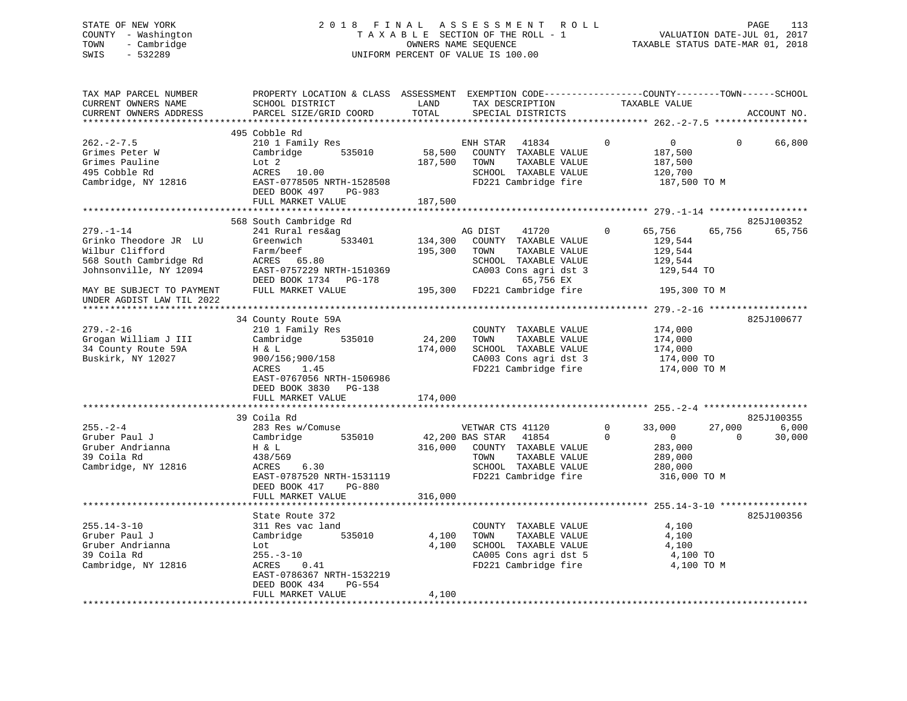STATE OF NEW YORK
COUNTY - Washington
TOWN - Cambridge
SWIS - 532289

# 2018 FINAL ASSESSMENT ROLL

TAXABLE SECTION OF THE ROLL - 1
OWNERS NAME SEQUENCE
UNIFORM PERCENT OF VALUE IS 100.00

VALUATION DATE-JUL 01, 2017
TAXABLE STATUS DATE-MAR 01, 2018

```
TAX MAP PARCEL NUMBER          PROPERTY LOCATION & CLASS  ASSESSMENT  EXEMPTION CODE------------------COUNTY--------TOWN------SCHOOL
CURRENT OWNERS NAME            SCHOOL DISTRICT              LAND      TAX DESCRIPTION              TAXABLE VALUE
CURRENT OWNERS ADDRESS         PARCEL SIZE/GRID COORD       TOTAL     SPECIAL DISTRICTS                                    ACCOUNT NO.
*********************************************************************************************** 262.-2-7.5 *****************
                               495 Cobble Rd
262.-2-7.5                     210 1 Family Res                       ENH STAR    41834        0          0          0      66,800
Grimes Peter W                 Cambridge       535010       58,500    COUNTY  TAXABLE VALUE          187,500
Grimes Pauline                 Lot 2                       187,500    TOWN    TAXABLE VALUE          187,500
495 Cobble Rd                  ACRES   10.00                          SCHOOL  TAXABLE VALUE          120,700
Cambridge, NY 12816            EAST-0778505 NRTH-1528508              FD221 Cambridge fire           187,500 TO M
                               DEED BOOK 497    PG-983
                               FULL MARKET VALUE           187,500
*********************************************************************************************** 279.-1-14 ******************
                               568 South Cambridge Rd                                                                825J100352
279.-1-14                      241 Rural res&ag                       AG DIST     41720        0     65,756     65,756      65,756
Grinko Theodore JR  LU         Greenwich       533401      134,300    COUNTY  TAXABLE VALUE          129,544
Wilbur Clifford                Farm/beef                   195,300    TOWN    TAXABLE VALUE          129,544
568 South Cambridge Rd         ACRES   65.80                          SCHOOL  TAXABLE VALUE          129,544
Johnsonville, NY 12094         EAST-0757229 NRTH-1510369              CA003 Cons agri dst 3          129,544 TO
                               DEED BOOK 1734   PG-178                     65,756 EX
MAY BE SUBJECT TO PAYMENT      FULL MARKET VALUE           195,300    FD221 Cambridge fire           195,300 TO M
UNDER AGDIST LAW TIL 2022
*********************************************************************************************** 279.-2-16 ******************
                               34 County Route 59A                                                                   825J100677
279.-2-16                      210 1 Family Res                       COUNTY  TAXABLE VALUE          174,000
Grogan William J III           Cambridge       535010       24,200    TOWN    TAXABLE VALUE          174,000
34 County Route 59A            H & L                       174,000    SCHOOL  TAXABLE VALUE          174,000
Buskirk, NY 12027              900/156;900/158                        CA003 Cons agri dst 3          174,000 TO
                               ACRES    1.45                          FD221 Cambridge fire           174,000 TO M
                               EAST-0767056 NRTH-1506986
                               DEED BOOK 3830   PG-138
                               FULL MARKET VALUE           174,000
*********************************************************************************************** 255.-2-4 *******************
                               39 Coila Rd                                                                           825J100355
255.-2-4                       283 Res w/Comuse                       VETWAR CTS 41120         0     33,000     27,000       6,000
Gruber Paul J                  Cambridge       535010       42,200 BAS STAR   41854            0          0          0      30,000
Gruber Andrianna               H & L                       316,000    COUNTY  TAXABLE VALUE          283,000
39 Coila Rd                    438/569                                TOWN    TAXABLE VALUE          289,000
Cambridge, NY 12816            ACRES    6.30                          SCHOOL  TAXABLE VALUE          280,000
                               EAST-0787520 NRTH-1531119              FD221 Cambridge fire           316,000 TO M
                               DEED BOOK 417    PG-880
                               FULL MARKET VALUE           316,000
*********************************************************************************************** 255.14-3-10 ****************
                               State Route 372                                                                       825J100356
255.14-3-10                    311 Res vac land                       COUNTY  TAXABLE VALUE            4,100
Gruber Paul J                  Cambridge       535010        4,100    TOWN    TAXABLE VALUE            4,100
Gruber Andrianna               Lot                           4,100    SCHOOL  TAXABLE VALUE            4,100
39 Coila Rd                    255.-3-10                              CA005 Cons agri dst 5            4,100 TO
Cambridge, NY 12816            ACRES    0.41                          FD221 Cambridge fire             4,100 TO M
                               EAST-0786367 NRTH-1532219
                               DEED BOOK 434    PG-554
                               FULL MARKET VALUE             4,100
******************************************************************************************************************************
```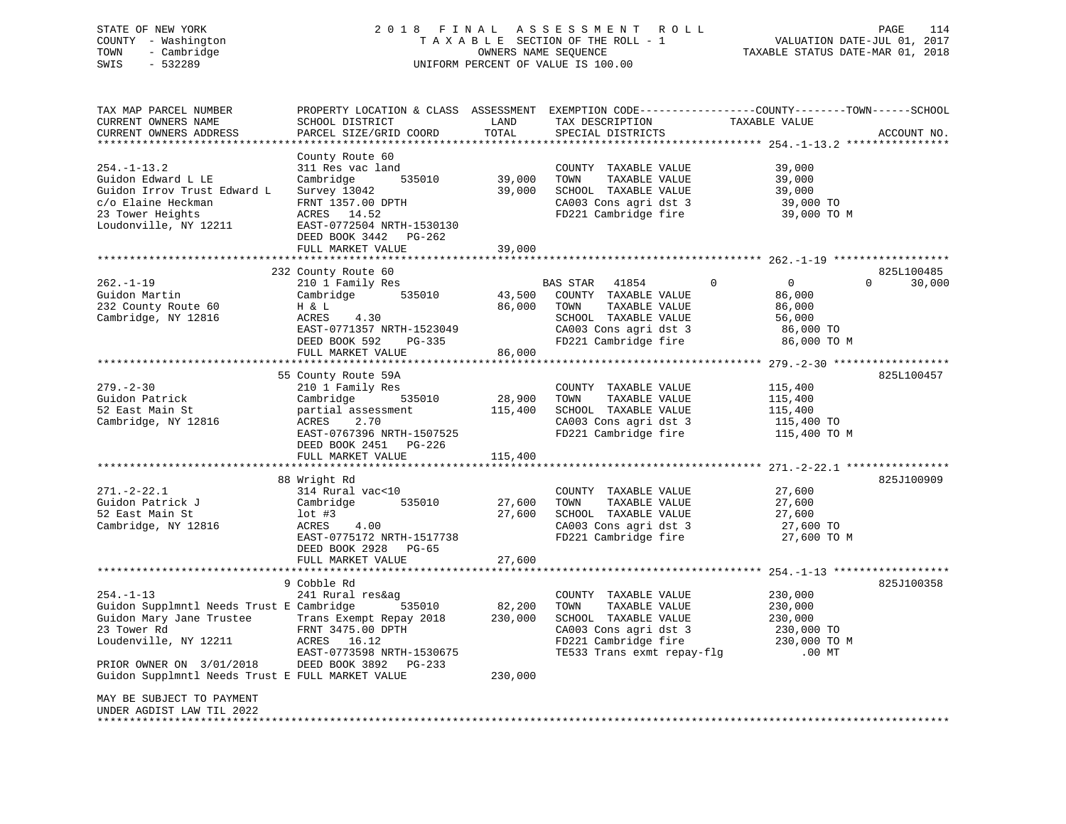STATE OF NEW YORK
COUNTY - Washington
TOWN - Cambridge
SWIS - 532289

2 0 1 8 F I N A L A S S E S S M E N T R O L L
T A X A B L E SECTION OF THE ROLL - 1
OWNERS NAME SEQUENCE
UNIFORM PERCENT OF VALUE IS 100.00

VALUATION DATE-JUL 01, 2017
TAXABLE STATUS DATE-MAR 01, 2018

```
TAX MAP PARCEL NUMBER          PROPERTY LOCATION & CLASS  ASSESSMENT  EXEMPTION CODE------------------COUNTY--------TOWN------SCHOOL
CURRENT OWNERS NAME            SCHOOL DISTRICT               LAND      TAX DESCRIPTION             TAXABLE VALUE
CURRENT OWNERS ADDRESS         PARCEL SIZE/GRID COORD        TOTAL     SPECIAL DISTRICTS                                     ACCOUNT NO.
******************************************************************************************************* 254.-1-13.2 ****************
                               County Route 60
254.-1-13.2                    311 Res vac land                         COUNTY  TAXABLE VALUE            39,000
Guidon Edward L LE             Cambridge      535010        39,000     TOWN    TAXABLE VALUE            39,000
Guidon Irrov Trust Edward L    Survey 13042                 39,000     SCHOOL  TAXABLE VALUE            39,000
c/o Elaine Heckman             FRNT 1357.00 DPTH                        CA003 Cons agri dst 3             39,000 TO
23 Tower Heights               ACRES  14.52                             FD221 Cambridge fire              39,000 TO M
Loudonville, NY 12211          EAST-0772504 NRTH-1530130
                               DEED BOOK 3442   PG-262
                               FULL MARKET VALUE            39,000
******************************************************************************************************* 262.-1-19 ******************
                               232 County Route 60                                                                   825L100485
262.-1-19                      210 1 Family Res                          BAS STAR  41854          0          0          0       30,000
Guidon Martin                  Cambridge      535010        43,500     COUNTY  TAXABLE VALUE            86,000
232 County Route 60            H & L                        86,000     TOWN    TAXABLE VALUE            86,000
Cambridge, NY 12816            ACRES    4.30                            SCHOOL  TAXABLE VALUE            56,000
                               EAST-0771357 NRTH-1523049                CA003 Cons agri dst 3             86,000 TO
                               DEED BOOK 592    PG-335                  FD221 Cambridge fire              86,000 TO M
                               FULL MARKET VALUE            86,000
******************************************************************************************************* 279.-2-30 ******************
                               55 County Route 59A                                                                   825L100457
279.-2-30                      210 1 Family Res                         COUNTY  TAXABLE VALUE           115,400
Guidon Patrick                 Cambridge      535010        28,900     TOWN    TAXABLE VALUE           115,400
52 East Main St                partial assessment          115,400     SCHOOL  TAXABLE VALUE           115,400
Cambridge, NY 12816            ACRES    2.70                            CA003 Cons agri dst 3            115,400 TO
                               EAST-0767396 NRTH-1507525                FD221 Cambridge fire             115,400 TO M
                               DEED BOOK 2451   PG-226
                               FULL MARKET VALUE           115,400
******************************************************************************************************* 271.-2-22.1 ****************
                               88 Wright Rd                                                                          825J100909
271.-2-22.1                    314 Rural vac<10                         COUNTY  TAXABLE VALUE            27,600
Guidon Patrick J               Cambridge      535010        27,600     TOWN    TAXABLE VALUE            27,600
52 East Main St                lot #3                       27,600     SCHOOL  TAXABLE VALUE            27,600
Cambridge, NY 12816            ACRES    4.00                            CA003 Cons agri dst 3             27,600 TO
                               EAST-0775172 NRTH-1517738                FD221 Cambridge fire              27,600 TO M
                               DEED BOOK 2928   PG-65
                               FULL MARKET VALUE            27,600
******************************************************************************************************* 254.-1-13 ******************
                               9 Cobble Rd                                                                           825J100358
254.-1-13                      241 Rural res&ag                         COUNTY  TAXABLE VALUE           230,000
Guidon Supplmntl Needs Trust E Cambridge      535010        82,200     TOWN    TAXABLE VALUE           230,000
Guidon Mary Jane Trustee       Trans Exempt Repay 2018     230,000     SCHOOL  TAXABLE VALUE           230,000
23 Tower Rd                    FRNT 3475.00 DPTH                        CA003 Cons agri dst 3            230,000 TO
Loudenville, NY 12211          ACRES  16.12                             FD221 Cambridge fire             230,000 TO M
                               EAST-0773598 NRTH-1530675                TE533 Trans exmt repay-flg           .00 MT
PRIOR OWNER ON  3/01/2018      DEED BOOK 3892   PG-233
Guidon Supplmntl Needs Trust E FULL MARKET VALUE           230,000

MAY BE SUBJECT TO PAYMENT
UNDER AGDIST LAW TIL 2022
************************************************************************************************************************************
```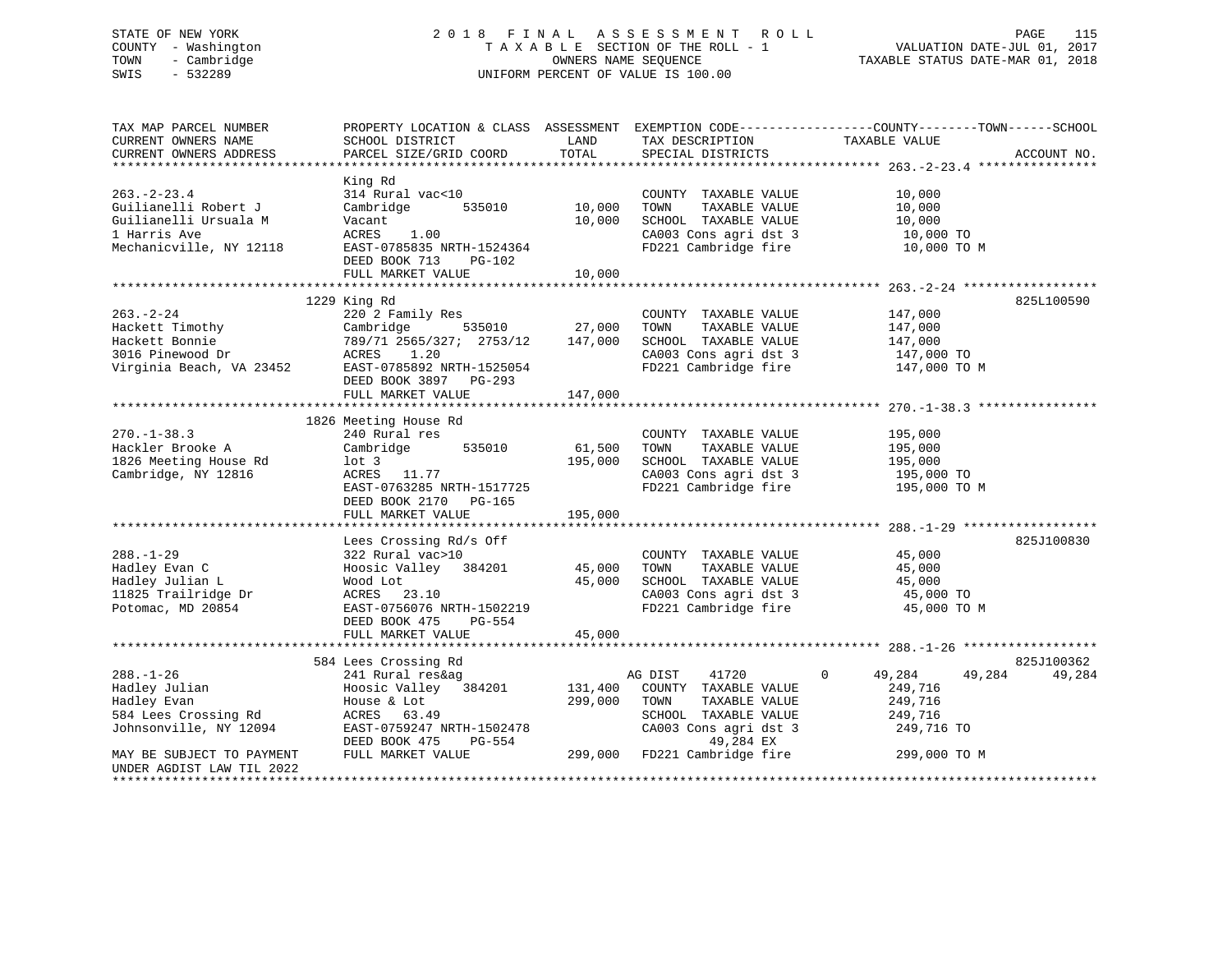STATE OF NEW YORK
COUNTY - Washington
TOWN - Cambridge
SWIS - 532289

2 0 1 8 F I N A L A S S E S S M E N T R O L L
T A X A B L E SECTION OF THE ROLL - 1
OWNERS NAME SEQUENCE
UNIFORM PERCENT OF VALUE IS 100.00

VALUATION DATE-JUL 01, 2017
TAXABLE STATUS DATE-MAR 01, 2018

```
TAX MAP PARCEL NUMBER          PROPERTY LOCATION & CLASS  ASSESSMENT  EXEMPTION CODE------------------COUNTY--------TOWN------SCHOOL
CURRENT OWNERS NAME            SCHOOL DISTRICT              LAND      TAX DESCRIPTION              TAXABLE VALUE
CURRENT OWNERS ADDRESS         PARCEL SIZE/GRID COORD       TOTAL     SPECIAL DISTRICTS                                       ACCOUNT NO.
******************************************************************************************************* 263.-2-23.4 ****************
                               King Rd
263.-2-23.4                    314 Rural vac<10                       COUNTY  TAXABLE VALUE            10,000
Guilianelli Robert J           Cambridge       535010       10,000    TOWN    TAXABLE VALUE            10,000
Guilianelli Ursuala M          Vacant                       10,000    SCHOOL  TAXABLE VALUE            10,000
1 Harris Ave                   ACRES    1.00                          CA003 Cons agri dst 3             10,000 TO
Mechanicville, NY 12118        EAST-0785835 NRTH-1524364              FD221 Cambridge fire              10,000 TO M
                               DEED BOOK 713    PG-102
                               FULL MARKET VALUE            10,000
******************************************************************************************************* 263.-2-24 ******************
                             1229 King Rd                                                                                825L100590
263.-2-24                      220 2 Family Res                       COUNTY  TAXABLE VALUE           147,000
Hackett Timothy                Cambridge       535010       27,000    TOWN    TAXABLE VALUE           147,000
Hackett Bonnie                 789/71 2565/327;  2753/12   147,000    SCHOOL  TAXABLE VALUE           147,000
3016 Pinewood Dr               ACRES    1.20                          CA003 Cons agri dst 3            147,000 TO
Virginia Beach, VA 23452       EAST-0785892 NRTH-1525054              FD221 Cambridge fire             147,000 TO M
                               DEED BOOK 3897   PG-293
                               FULL MARKET VALUE           147,000
******************************************************************************************************* 270.-1-38.3 ****************
                             1826 Meeting House Rd
270.-1-38.3                    240 Rural res                          COUNTY  TAXABLE VALUE           195,000
Hackler Brooke A               Cambridge       535010       61,500    TOWN    TAXABLE VALUE           195,000
1826 Meeting House Rd          lot 3                       195,000    SCHOOL  TAXABLE VALUE           195,000
Cambridge, NY 12816            ACRES   11.77                          CA003 Cons agri dst 3            195,000 TO
                               EAST-0763285 NRTH-1517725              FD221 Cambridge fire             195,000 TO M
                               DEED BOOK 2170   PG-165
                               FULL MARKET VALUE           195,000
******************************************************************************************************* 288.-1-29 ******************
                               Lees Crossing Rd/s Off                                                                    825J100830
288.-1-29                      322 Rural vac>10                       COUNTY  TAXABLE VALUE            45,000
Hadley Evan C                  Hoosic Valley   384201       45,000    TOWN    TAXABLE VALUE            45,000
Hadley Julian L                Wood Lot                     45,000    SCHOOL  TAXABLE VALUE            45,000
11825 Trailridge Dr            ACRES   23.10                          CA003 Cons agri dst 3             45,000 TO
Potomac, MD 20854              EAST-0756076 NRTH-1502219              FD221 Cambridge fire              45,000 TO M
                               DEED BOOK 475    PG-554
                               FULL MARKET VALUE            45,000
******************************************************************************************************* 288.-1-26 ******************
                               584 Lees Crossing Rd                                                                      825J100362
288.-1-26                      241 Rural res&ag                       AG DIST     41720          0     49,284     49,284     49,284
Hadley Julian                  Hoosic Valley   384201      131,400    COUNTY  TAXABLE VALUE           249,716
Hadley Evan                    House & Lot                 299,000    TOWN    TAXABLE VALUE           249,716
584 Lees Crossing Rd           ACRES   63.49                          SCHOOL  TAXABLE VALUE           249,716
Johnsonville, NY 12094         EAST-0759247 NRTH-1502478              CA003 Cons agri dst 3            249,716 TO
                               DEED BOOK 475    PG-554                      49,284 EX
MAY BE SUBJECT TO PAYMENT      FULL MARKET VALUE           299,000    FD221 Cambridge fire             299,000 TO M
UNDER AGDIST LAW TIL 2022
************************************************************************************************************************************
```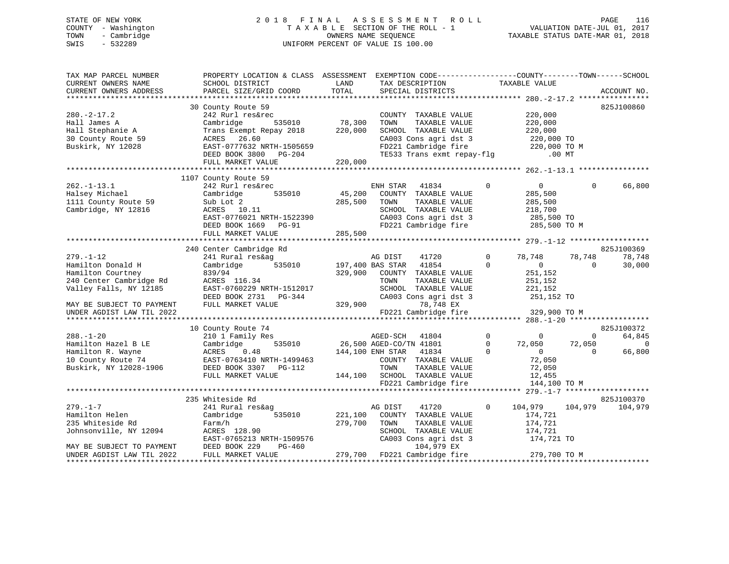STATE OF NEW YORK
COUNTY - Washington
TOWN - Cambridge
SWIS - 532289

# 2018 FINAL ASSESSMENT ROLL

TAXABLE SECTION OF THE ROLL - 1
OWNERS NAME SEQUENCE
UNIFORM PERCENT OF VALUE IS 100.00

VALUATION DATE-JUL 01, 2017
TAXABLE STATUS DATE-MAR 01, 2018

```
TAX MAP PARCEL NUMBER          PROPERTY LOCATION & CLASS  ASSESSMENT  EXEMPTION CODE------------------COUNTY--------TOWN------SCHOOL
CURRENT OWNERS NAME            SCHOOL DISTRICT              LAND       TAX DESCRIPTION              TAXABLE VALUE
CURRENT OWNERS ADDRESS         PARCEL SIZE/GRID COORD       TOTAL      SPECIAL DISTRICTS                                       ACCOUNT NO.
****************************************************************************************************** 280.-2-17.2 ****************
                               30 County Route 59                                                                          825J100860
280.-2-17.2                    242 Rurl res&rec                        COUNTY  TAXABLE VALUE            220,000
Hall James A                   Cambridge        535010      78,300     TOWN    TAXABLE VALUE            220,000
Hall Stephanie A               Trans Exempt Repay 2018     220,000     SCHOOL  TAXABLE VALUE            220,000
30 County Route 59             ACRES   26.60                           CA003 Cons agri dst 3            220,000 TO
Buskirk, NY 12028              EAST-0777632 NRTH-1505659               FD221 Cambridge fire             220,000 TO M
                               DEED BOOK 3800   PG-204                 TE533 Trans exmt repay-flg          .00 MT
                               FULL MARKET VALUE           220,000
****************************************************************************************************** 262.-1-13.1 ****************
                               1107 County Route 59
262.-1-13.1                    242 Rurl res&rec                        ENH STAR   41834         0           0           0       66,800
Halsey Michael                 Cambridge        535010      45,200     COUNTY  TAXABLE VALUE            285,500
1111 County Route 59           Sub Lot 2                   285,500     TOWN    TAXABLE VALUE            285,500
Cambridge, NY 12816            ACRES   10.11                           SCHOOL  TAXABLE VALUE            218,700
                               EAST-0776021 NRTH-1522390               CA003 Cons agri dst 3            285,500 TO
                               DEED BOOK 1669   PG-91                  FD221 Cambridge fire             285,500 TO M
                               FULL MARKET VALUE           285,500
****************************************************************************************************** 279.-1-12 ******************
                               240 Center Cambridge Rd                                                                     825J100369
279.-1-12                      241 Rural res&ag                        AG DIST    41720         0      78,748      78,748       78,748
Hamilton Donald H              Cambridge        535010     197,400 BAS STAR   41854         0           0           0       30,000
Hamilton Courtney              839/94                      329,900     COUNTY  TAXABLE VALUE            251,152
240 Center Cambridge Rd        ACRES  116.34                           TOWN    TAXABLE VALUE            251,152
Valley Falls, NY 12185         EAST-0760229 NRTH-1512017               SCHOOL  TAXABLE VALUE            221,152
                               DEED BOOK 2731   PG-344                 CA003 Cons agri dst 3            251,152 TO
MAY BE SUBJECT TO PAYMENT      FULL MARKET VALUE           329,900              78,748 EX
UNDER AGDIST LAW TIL 2022                                              FD221 Cambridge fire             329,900 TO M
****************************************************************************************************** 288.-1-20 ******************
                               10 County Route 74                                                                          825J100372
288.-1-20                      210 1 Family Res                        AGED-SCH   41804         0           0           0       64,845
Hamilton Hazel B LE            Cambridge        535010      26,500 AGED-CO/TN 41801         0      72,050      72,050            0
Hamilton R. Wayne              ACRES    0.48               144,100 ENH STAR   41834         0           0           0       66,800
10 County Route 74             EAST-0763410 NRTH-1499463               COUNTY  TAXABLE VALUE             72,050
Buskirk, NY 12028-1906         DEED BOOK 3307   PG-112                 TOWN    TAXABLE VALUE             72,050
                               FULL MARKET VALUE           144,100     SCHOOL  TAXABLE VALUE             12,455
                                                                       FD221 Cambridge fire             144,100 TO M
****************************************************************************************************** 279.-1-7 *******************
                               235 Whiteside Rd                                                                            825J100370
279.-1-7                       241 Rural res&ag                        AG DIST    41720         0     104,979     104,979      104,979
Hamilton Helen                 Cambridge        535010     221,100     COUNTY  TAXABLE VALUE            174,721
235 Whiteside Rd               Farm/h                      279,700     TOWN    TAXABLE VALUE            174,721
Johnsonville, NY 12094         ACRES  128.90                           SCHOOL  TAXABLE VALUE            174,721
                               EAST-0765213 NRTH-1509576               CA003 Cons agri dst 3            174,721 TO
MAY BE SUBJECT TO PAYMENT      DEED BOOK 229    PG-460                         104,979 EX
UNDER AGDIST LAW TIL 2022      FULL MARKET VALUE           279,700     FD221 Cambridge fire             279,700 TO M
************************************************************************************************************************************
```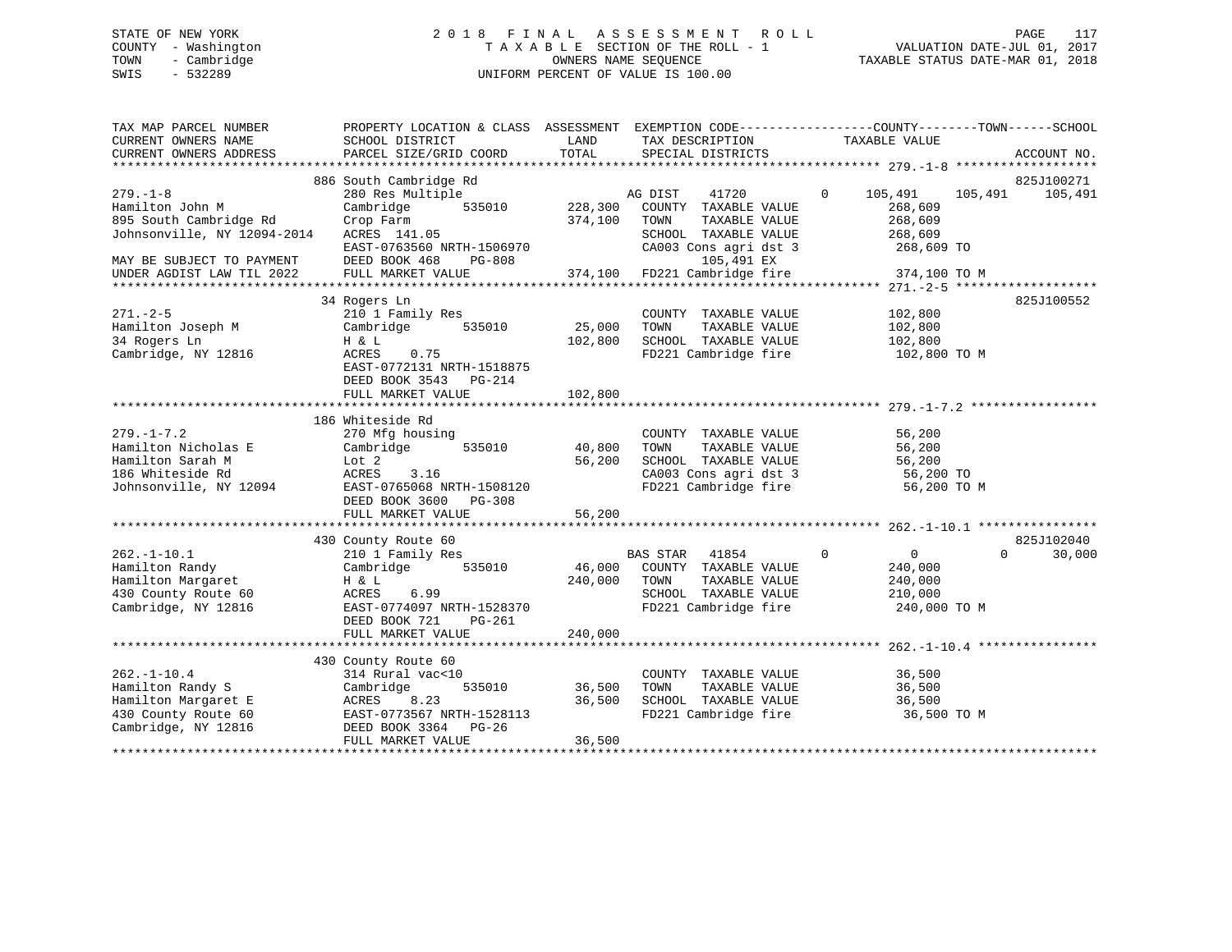STATE OF NEW YORK
COUNTY - Washington
TOWN - Cambridge
SWIS - 532289

2018 FINAL ASSESSMENT ROLL
TAXABLE SECTION OF THE ROLL - 1
OWNERS NAME SEQUENCE
UNIFORM PERCENT OF VALUE IS 100.00

VALUATION DATE-JUL 01, 2017
TAXABLE STATUS DATE-MAR 01, 2018

```
TAX MAP PARCEL NUMBER          PROPERTY LOCATION & CLASS  ASSESSMENT  EXEMPTION CODE------------------COUNTY--------TOWN------SCHOOL
CURRENT OWNERS NAME            SCHOOL DISTRICT              LAND       TAX DESCRIPTION            TAXABLE VALUE
CURRENT OWNERS ADDRESS         PARCEL SIZE/GRID COORD       TOTAL      SPECIAL DISTRICTS                                    ACCOUNT NO.
******************************************************************************************************* 279.-1-8 *******************
                               886 South Cambridge Rd                                                                        825J100271
279.-1-8                       280 Res Multiple                        AG DIST    41720        0     105,491   105,491    105,491
Hamilton John M                Cambridge        535010     228,300     COUNTY  TAXABLE VALUE            268,609
895 South Cambridge Rd         Crop Farm                   374,100     TOWN    TAXABLE VALUE            268,609
Johnsonville, NY 12094-2014    ACRES 141.05                            SCHOOL  TAXABLE VALUE            268,609
                               EAST-0763560 NRTH-1506970               CA003 Cons agri dst 3            268,609 TO
MAY BE SUBJECT TO PAYMENT      DEED BOOK 468    PG-808                       105,491 EX
UNDER AGDIST LAW TIL 2022      FULL MARKET VALUE          374,100      FD221 Cambridge fire             374,100 TO M
******************************************************************************************************* 271.-2-5 *******************
                               34 Rogers Ln                                                                                  825J100552
271.-2-5                       210 1 Family Res                        COUNTY  TAXABLE VALUE            102,800
Hamilton Joseph M              Cambridge        535010      25,000     TOWN    TAXABLE VALUE            102,800
34 Rogers Ln                   H & L                       102,800     SCHOOL  TAXABLE VALUE            102,800
Cambridge, NY 12816            ACRES    0.75                           FD221 Cambridge fire             102,800 TO M
                               EAST-0772131 NRTH-1518875
                               DEED BOOK 3543   PG-214
                               FULL MARKET VALUE          102,800
******************************************************************************************************* 279.-1-7.2 *****************
                               186 Whiteside Rd
279.-1-7.2                     270 Mfg housing                         COUNTY  TAXABLE VALUE             56,200
Hamilton Nicholas E            Cambridge        535010      40,800     TOWN    TAXABLE VALUE             56,200
Hamilton Sarah M               Lot 2                        56,200     SCHOOL  TAXABLE VALUE             56,200
186 Whiteside Rd               ACRES    3.16                           CA003 Cons agri dst 3             56,200 TO
Johnsonville, NY 12094         EAST-0765068 NRTH-1508120               FD221 Cambridge fire              56,200 TO M
                               DEED BOOK 3600   PG-308
                               FULL MARKET VALUE           56,200
******************************************************************************************************* 262.-1-10.1 ****************
                               430 County Route 60                                                                           825J102040
262.-1-10.1                    210 1 Family Res                        BAS STAR   41854        0           0         0     30,000
Hamilton Randy                 Cambridge        535010      46,000     COUNTY  TAXABLE VALUE            240,000
Hamilton Margaret              H & L                       240,000     TOWN    TAXABLE VALUE            240,000
430 County Route 60            ACRES    6.99                           SCHOOL  TAXABLE VALUE            210,000
Cambridge, NY 12816            EAST-0774097 NRTH-1528370               FD221 Cambridge fire             240,000 TO M
                               DEED BOOK 721    PG-261
                               FULL MARKET VALUE          240,000
******************************************************************************************************* 262.-1-10.4 ****************
                               430 County Route 60
262.-1-10.4                    314 Rural vac<10                        COUNTY  TAXABLE VALUE             36,500
Hamilton Randy S               Cambridge        535010      36,500     TOWN    TAXABLE VALUE             36,500
Hamilton Margaret E            ACRES    8.23                36,500     SCHOOL  TAXABLE VALUE             36,500
430 County Route 60            EAST-0773567 NRTH-1528113               FD221 Cambridge fire              36,500 TO M
Cambridge, NY 12816            DEED BOOK 3364   PG-26
                               FULL MARKET VALUE           36,500
************************************************************************************************************************************
```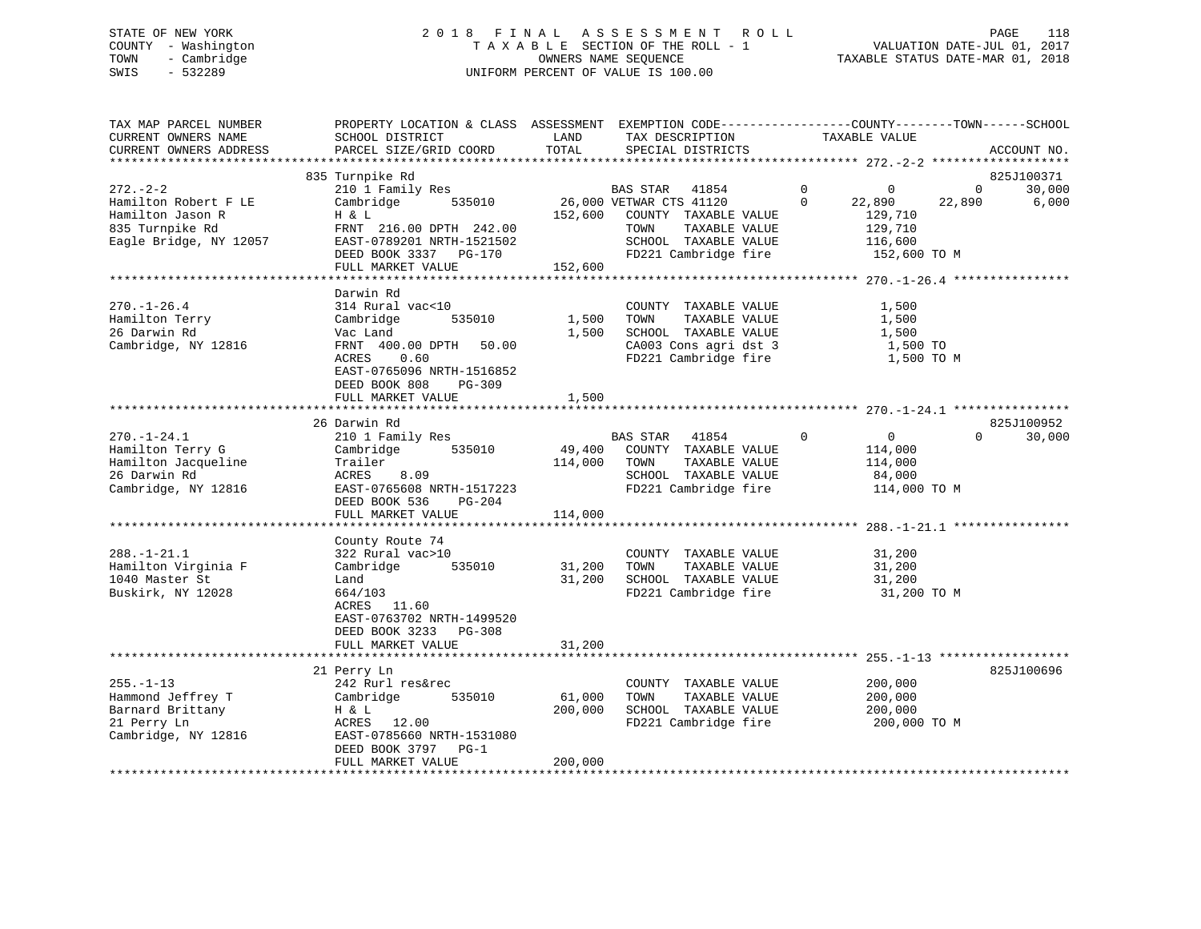STATE OF NEW YORK
COUNTY - Washington
TOWN - Cambridge
SWIS - 532289

2018 FINAL ASSESSMENT ROLL
TAXABLE SECTION OF THE ROLL - 1
OWNERS NAME SEQUENCE
UNIFORM PERCENT OF VALUE IS 100.00

VALUATION DATE-JUL 01, 2017
TAXABLE STATUS DATE-MAR 01, 2018

| TAX MAP PARCEL NUMBER / CURRENT OWNERS NAME / CURRENT OWNERS ADDRESS | PROPERTY LOCATION & CLASS / SCHOOL DISTRICT / PARCEL SIZE/GRID COORD | ASSESSMENT LAND / TOTAL | EXEMPTION CODE / TAX DESCRIPTION / SPECIAL DISTRICTS | COUNTY | TOWN | SCHOOL | ACCOUNT NO. |
|---|---|---|---|---|---|---|---|
| **272.-2-2** | 835 Turnpike Rd | | | | | | 825J100371 |
| Hamilton Robert F LE | 210 1 Family Res | | BAS STAR 41854 | 0 | 0 | 30,000 | |
| Hamilton Jason R | Cambridge 535010 | 26,000 | VETWAR CTS 41120 | 22,890 | 22,890 | 6,000 | |
| 835 Turnpike Rd | H & L | 152,600 | COUNTY TAXABLE VALUE | 129,710 | | | |
| Eagle Bridge, NY 12057 | FRNT 216.00 DPTH 242.00 | | TOWN TAXABLE VALUE | | 129,710 | | |
| | EAST-0789201 NRTH-1521502 | | SCHOOL TAXABLE VALUE | | | 116,600 | |
| | DEED BOOK 3337 PG-170 | | FD221 Cambridge fire | 152,600 TO M | | | |
| | FULL MARKET VALUE | 152,600 | | | | | |
| **270.-1-26.4** | Darwin Rd | | | | | | |
| Hamilton Terry | 314 Rural vac<10 | | COUNTY TAXABLE VALUE | 1,500 | | | |
| 26 Darwin Rd | Cambridge 535010 | 1,500 | TOWN TAXABLE VALUE | | 1,500 | | |
| Cambridge, NY 12816 | Vac Land | 1,500 | SCHOOL TAXABLE VALUE | | | 1,500 | |
| | FRNT 400.00 DPTH 50.00 | | CA003 Cons agri dst 3 | 1,500 TO | | | |
| | ACRES 0.60 | | FD221 Cambridge fire | 1,500 TO M | | | |
| | EAST-0765096 NRTH-1516852 | | | | | | |
| | DEED BOOK 808 PG-309 | | | | | | |
| | FULL MARKET VALUE | 1,500 | | | | | |
| **270.-1-24.1** | 26 Darwin Rd | | | | | | 825J100952 |
| Hamilton Terry G | 210 1 Family Res | | BAS STAR 41854 | 0 | 0 | 30,000 | |
| Hamilton Jacqueline | Cambridge 535010 | 49,400 | COUNTY TAXABLE VALUE | 114,000 | | | |
| 26 Darwin Rd | Trailer | 114,000 | TOWN TAXABLE VALUE | | 114,000 | | |
| Cambridge, NY 12816 | ACRES 8.09 | | SCHOOL TAXABLE VALUE | | | 84,000 | |
| | EAST-0765608 NRTH-1517223 | | FD221 Cambridge fire | 114,000 TO M | | | |
| | DEED BOOK 536 PG-204 | | | | | | |
| | FULL MARKET VALUE | 114,000 | | | | | |
| **288.-1-21.1** | County Route 74 | | | | | | |
| Hamilton Virginia F | 322 Rural vac>10 | | COUNTY TAXABLE VALUE | 31,200 | | | |
| 1040 Master St | Cambridge 535010 | 31,200 | TOWN TAXABLE VALUE | | 31,200 | | |
| Buskirk, NY 12028 | Land | 31,200 | SCHOOL TAXABLE VALUE | | | 31,200 | |
| | 664/103 | | FD221 Cambridge fire | 31,200 TO M | | | |
| | ACRES 11.60 | | | | | | |
| | EAST-0763702 NRTH-1499520 | | | | | | |
| | DEED BOOK 3233 PG-308 | | | | | | |
| | FULL MARKET VALUE | 31,200 | | | | | |
| **255.-1-13** | 21 Perry Ln | | | | | | 825J100696 |
| Hammond Jeffrey T | 242 Rurl res&rec | | COUNTY TAXABLE VALUE | 200,000 | | | |
| Barnard Brittany | Cambridge 535010 | 61,000 | TOWN TAXABLE VALUE | | 200,000 | | |
| 21 Perry Ln | H & L | 200,000 | SCHOOL TAXABLE VALUE | | | 200,000 | |
| Cambridge, NY 12816 | ACRES 12.00 | | FD221 Cambridge fire | 200,000 TO M | | | |
| | EAST-0785660 NRTH-1531080 | | | | | | |
| | DEED BOOK 3797 PG-1 | | | | | | |
| | FULL MARKET VALUE | 200,000 | | | | | |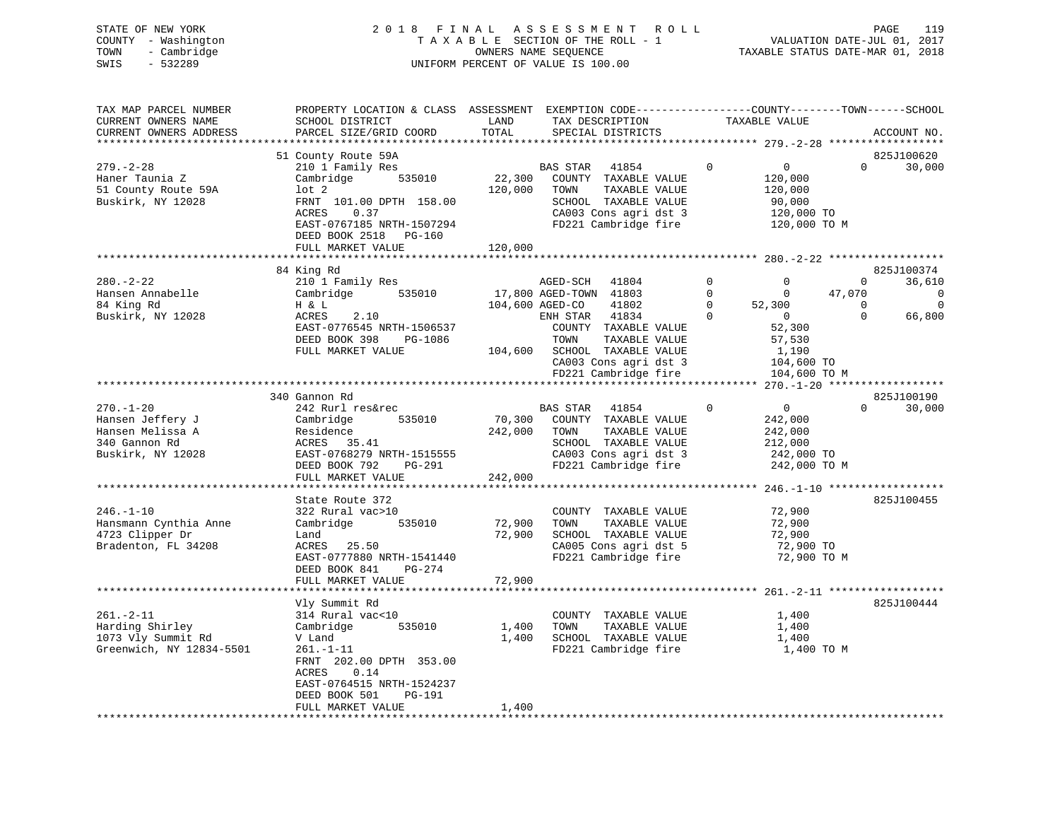STATE OF NEW YORK
COUNTY - Washington
TOWN - Cambridge
SWIS - 532289

2018 FINAL ASSESSMENT ROLL
TAXABLE SECTION OF THE ROLL - 1
OWNERS NAME SEQUENCE
UNIFORM PERCENT OF VALUE IS 100.00

VALUATION DATE-JUL 01, 2017
TAXABLE STATUS DATE-MAR 01, 2018

| TAX MAP PARCEL NUMBER / CURRENT OWNERS NAME / CURRENT OWNERS ADDRESS | PROPERTY LOCATION & CLASS / SCHOOL DISTRICT / PARCEL SIZE/GRID COORD | ASSESSMENT LAND / TOTAL | EXEMPTION CODE / TAX DESCRIPTION / SPECIAL DISTRICTS | COUNTY TAXABLE VALUE | TOWN | SCHOOL | ACCOUNT NO. |
|---|---|---|---|---|---|---|---|
| **279.-2-28** | 51 County Route 59A | | | | | | 825J100620 |
| 279.-2-28 | 210 1 Family Res | | BAS STAR 41854 | 0 | 0 | 30,000 | |
| Haner Taunia Z | Cambridge 535010 | 22,300 | COUNTY TAXABLE VALUE | 120,000 | | | |
| 51 County Route 59A | lot 2 | 120,000 | TOWN TAXABLE VALUE | 120,000 | | | |
| Buskirk, NY 12028 | FRNT 101.00 DPTH 158.00 | | SCHOOL TAXABLE VALUE | 90,000 | | | |
| | ACRES 0.37 | | CA003 Cons agri dst 3 | 120,000 TO | | | |
| | EAST-0767185 NRTH-1507294 | | FD221 Cambridge fire | 120,000 TO M | | | |
| | DEED BOOK 2518 PG-160 | | | | | | |
| | FULL MARKET VALUE | 120,000 | | | | | |
| **280.-2-22** | 84 King Rd | | | | | | 825J100374 |
| 280.-2-22 | 210 1 Family Res | | AGED-SCH 41804 | 0 | 0 | 36,610 | |
| Hansen Annabelle | Cambridge 535010 | 17,800 | AGED-TOWN 41803 | 0 | 47,070 | 0 | |
| 84 King Rd | H & L | 104,600 | AGED-CO 41802 | 52,300 | 0 | 0 | |
| Buskirk, NY 12028 | ACRES 2.10 | | ENH STAR 41834 | 0 | 0 | 66,800 | |
| | EAST-0776545 NRTH-1506537 | | COUNTY TAXABLE VALUE | 52,300 | | | |
| | DEED BOOK 398 PG-1086 | | TOWN TAXABLE VALUE | 57,530 | | | |
| | FULL MARKET VALUE | 104,600 | SCHOOL TAXABLE VALUE | 1,190 | | | |
| | | | CA003 Cons agri dst 3 | 104,600 TO | | | |
| | | | FD221 Cambridge fire | 104,600 TO M | | | |
| **270.-1-20** | 340 Gannon Rd | | | | | | 825J100190 |
| 270.-1-20 | 242 Rurl res&rec | | BAS STAR 41854 | 0 | 0 | 30,000 | |
| Hansen Jeffery J | Cambridge 535010 | 70,300 | COUNTY TAXABLE VALUE | 242,000 | | | |
| Hansen Melissa A | Residence | 242,000 | TOWN TAXABLE VALUE | 242,000 | | | |
| 340 Gannon Rd | ACRES 35.41 | | SCHOOL TAXABLE VALUE | 212,000 | | | |
| Buskirk, NY 12028 | EAST-0768279 NRTH-1515555 | | CA003 Cons agri dst 3 | 242,000 TO | | | |
| | DEED BOOK 792 PG-291 | | FD221 Cambridge fire | 242,000 TO M | | | |
| | FULL MARKET VALUE | 242,000 | | | | | |
| **246.-1-10** | State Route 372 | | | | | | 825J100455 |
| 246.-1-10 | 322 Rural vac>10 | | COUNTY TAXABLE VALUE | 72,900 | | | |
| Hansmann Cynthia Anne | Cambridge 535010 | 72,900 | TOWN TAXABLE VALUE | 72,900 | | | |
| 4723 Clipper Dr | Land | 72,900 | SCHOOL TAXABLE VALUE | 72,900 | | | |
| Bradenton, FL 34208 | ACRES 25.50 | | CA005 Cons agri dst 5 | 72,900 TO | | | |
| | EAST-0777880 NRTH-1541440 | | FD221 Cambridge fire | 72,900 TO M | | | |
| | DEED BOOK 841 PG-274 | | | | | | |
| | FULL MARKET VALUE | 72,900 | | | | | |
| **261.-2-11** | Vly Summit Rd | | | | | | 825J100444 |
| 261.-2-11 | 314 Rural vac<10 | | COUNTY TAXABLE VALUE | 1,400 | | | |
| Harding Shirley | Cambridge 535010 | 1,400 | TOWN TAXABLE VALUE | 1,400 | | | |
| 1073 Vly Summit Rd | V Land | 1,400 | SCHOOL TAXABLE VALUE | 1,400 | | | |
| Greenwich, NY 12834-5501 | 261.-1-11 | | FD221 Cambridge fire | 1,400 TO M | | | |
| | FRNT 202.00 DPTH 353.00 | | | | | | |
| | ACRES 0.14 | | | | | | |
| | EAST-0764515 NRTH-1524237 | | | | | | |
| | DEED BOOK 501 PG-191 | | | | | | |
| | FULL MARKET VALUE | 1,400 | | | | | |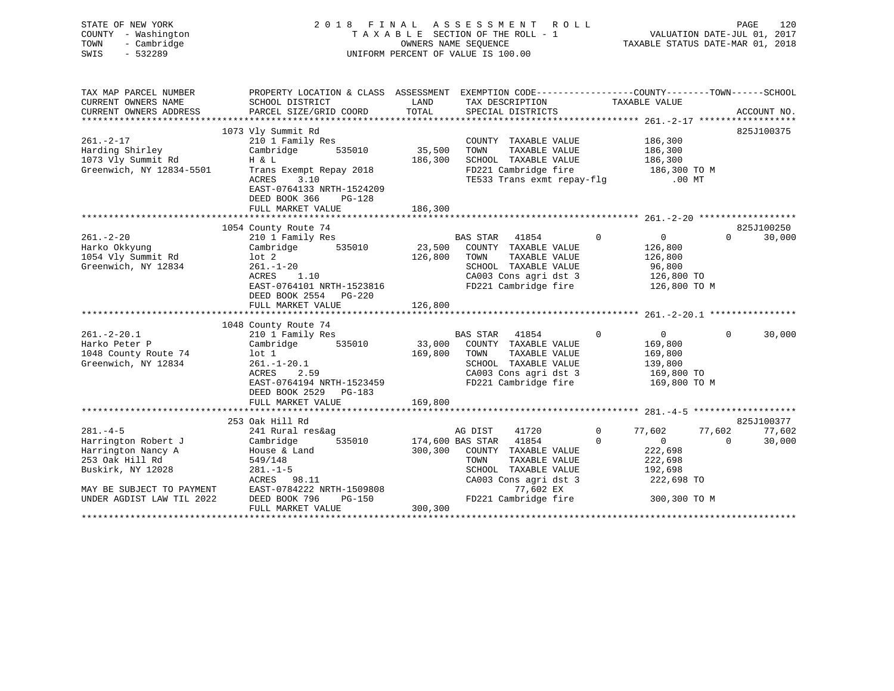STATE OF NEW YORK
COUNTY - Washington
TOWN - Cambridge
SWIS - 532289

2018 FINAL ASSESSMENT ROLL
TAXABLE SECTION OF THE ROLL - 1
OWNERS NAME SEQUENCE
UNIFORM PERCENT OF VALUE IS 100.00

VALUATION DATE-JUL 01, 2017
TAXABLE STATUS DATE-MAR 01, 2018

```
TAX MAP PARCEL NUMBER          PROPERTY LOCATION & CLASS  ASSESSMENT  EXEMPTION CODE------------------COUNTY--------TOWN------SCHOOL
CURRENT OWNERS NAME            SCHOOL DISTRICT               LAND      TAX DESCRIPTION            TAXABLE VALUE
CURRENT OWNERS ADDRESS         PARCEL SIZE/GRID COORD        TOTAL     SPECIAL DISTRICTS                                  ACCOUNT NO.
******************************************************************************************************* 261.-2-17 ******************
                               1073 Vly Summit Rd                                                                         825J100375
261.-2-17                      210 1 Family Res                        COUNTY  TAXABLE VALUE          186,300
Harding Shirley                Cambridge      535010      35,500       TOWN    TAXABLE VALUE          186,300
1073 Vly Summit Rd             H & L                     186,300       SCHOOL  TAXABLE VALUE          186,300
Greenwich, NY 12834-5501       Trans Exempt Repay 2018                 FD221 Cambridge fire           186,300 TO M
                               ACRES     3.10                          TE533 Trans exmt repay-flg         .00 MT
                               EAST-0764133 NRTH-1524209
                               DEED BOOK 366     PG-128
                               FULL MARKET VALUE         186,300
******************************************************************************************************* 261.-2-20 ******************
                               1054 County Route 74                                                                       825J100250
261.-2-20                      210 1 Family Res                        BAS STAR   41854         0          0          0     30,000
Harko Okkyung                  Cambridge      535010      23,500       COUNTY  TAXABLE VALUE          126,800
1054 Vly Summit Rd             lot 2                     126,800       TOWN    TAXABLE VALUE          126,800
Greenwich, NY 12834            261.-1-20                               SCHOOL  TAXABLE VALUE           96,800
                               ACRES     1.10                          CA003 Cons agri dst 3          126,800 TO
                               EAST-0764101 NRTH-1523816               FD221 Cambridge fire           126,800 TO M
                               DEED BOOK 2554    PG-220
                               FULL MARKET VALUE         126,800
******************************************************************************************************* 261.-2-20.1 ****************
                               1048 County Route 74
261.-2-20.1                    210 1 Family Res                        BAS STAR   41854         0          0          0     30,000
Harko Peter P                  Cambridge      535010      33,000       COUNTY  TAXABLE VALUE          169,800
1048 County Route 74           lot 1                     169,800       TOWN    TAXABLE VALUE          169,800
Greenwich, NY 12834            261.-1-20.1                             SCHOOL  TAXABLE VALUE          139,800
                               ACRES     2.59                          CA003 Cons agri dst 3          169,800 TO
                               EAST-0764194 NRTH-1523459               FD221 Cambridge fire           169,800 TO M
                               DEED BOOK 2529    PG-183
                               FULL MARKET VALUE         169,800
******************************************************************************************************* 281.-4-5 *******************
                               253 Oak Hill Rd                                                                            825J100377
281.-4-5                       241 Rural res&ag                        AG DIST    41720         0     77,602     77,602     77,602
Harrington Robert J            Cambridge      535010     174,600 BAS STAR   41854               0          0          0     30,000
Harrington Nancy A             House & Land              300,300       COUNTY  TAXABLE VALUE          222,698
253 Oak Hill Rd                549/148                                 TOWN    TAXABLE VALUE          222,698
Buskirk, NY 12028              281.-1-5                                SCHOOL  TAXABLE VALUE          192,698
                               ACRES    98.11                          CA003 Cons agri dst 3          222,698 TO
MAY BE SUBJECT TO PAYMENT      EAST-0784222 NRTH-1509808                       77,602 EX
UNDER AGDIST LAW TIL 2022      DEED BOOK 796     PG-150                FD221 Cambridge fire           300,300 TO M
                               FULL MARKET VALUE         300,300
************************************************************************************************************************************
```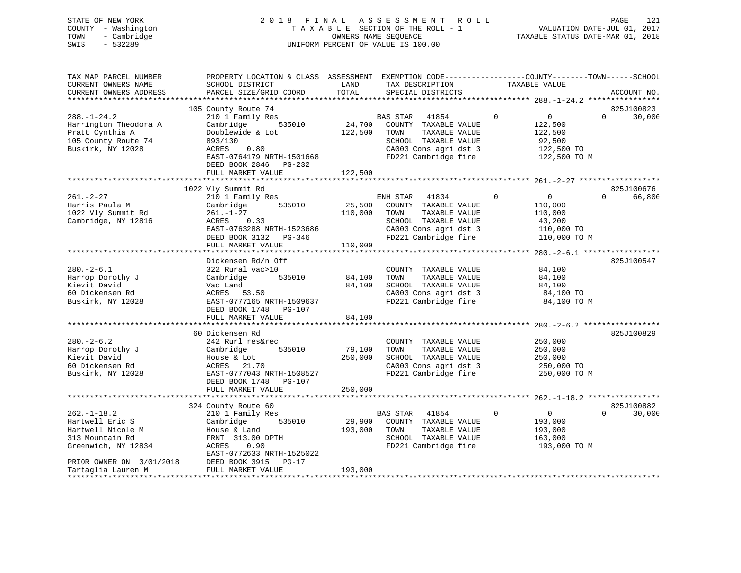STATE OF NEW YORK — 2018 FINAL ASSESSMENT ROLL
COUNTY - Washington — TAXABLE SECTION OF THE ROLL - 1 — VALUATION DATE-JUL 01, 2017
TOWN - Cambridge — OWNERS NAME SEQUENCE — TAXABLE STATUS DATE-MAR 01, 2018
SWIS - 532289 — UNIFORM PERCENT OF VALUE IS 100.00

```
TAX MAP PARCEL NUMBER          PROPERTY LOCATION & CLASS  ASSESSMENT  EXEMPTION CODE------------------COUNTY--------TOWN------SCHOOL
CURRENT OWNERS NAME            SCHOOL DISTRICT               LAND      TAX DESCRIPTION            TAXABLE VALUE
CURRENT OWNERS ADDRESS         PARCEL SIZE/GRID COORD        TOTAL     SPECIAL DISTRICTS                                    ACCOUNT NO.
******************************************************************************************************* 288.-1-24.2 ****************
                               105 County Route 74                                                                       825J100823
288.-1-24.2                    210 1 Family Res                        BAS STAR   41854          0            0            0      30,000
Harrington Theodora A          Cambridge        535010      24,700     COUNTY  TAXABLE VALUE            122,500
Pratt Cynthia A                Doublewide & Lot            122,500     TOWN    TAXABLE VALUE            122,500
105 County Route 74            893/130                                 SCHOOL  TAXABLE VALUE             92,500
Buskirk, NY 12028              ACRES    0.80                           CA003 Cons agri dst 3            122,500 TO
                               EAST-0764179 NRTH-1501668               FD221 Cambridge fire             122,500 TO M
                               DEED BOOK 2846   PG-232
                               FULL MARKET VALUE           122,500
******************************************************************************************************* 261.-2-27 ******************
                               1022 Vly Summit Rd                                                                        825J100676
261.-2-27                      210 1 Family Res                        ENH STAR   41834          0            0            0      66,800
Harris Paula M                 Cambridge        535010      25,500     COUNTY  TAXABLE VALUE            110,000
1022 Vly Summit Rd             261.-1-27                   110,000     TOWN    TAXABLE VALUE            110,000
Cambridge, NY 12816            ACRES    0.33                           SCHOOL  TAXABLE VALUE             43,200
                               EAST-0763288 NRTH-1523686               CA003 Cons agri dst 3            110,000 TO
                               DEED BOOK 3132   PG-346                 FD221 Cambridge fire             110,000 TO M
                               FULL MARKET VALUE           110,000
******************************************************************************************************* 280.-2-6.1 *****************
                               Dickensen Rd/n Off                                                                        825J100547
280.-2-6.1                     322 Rural vac>10                        COUNTY  TAXABLE VALUE             84,100
Harrop Dorothy J               Cambridge        535010      84,100     TOWN    TAXABLE VALUE             84,100
Kievit David                   Vac Land                     84,100     SCHOOL  TAXABLE VALUE             84,100
60 Dickensen Rd                ACRES   53.50                           CA003 Cons agri dst 3             84,100 TO
Buskirk, NY 12028              EAST-0777165 NRTH-1509637               FD221 Cambridge fire              84,100 TO M
                               DEED BOOK 1748   PG-107
                               FULL MARKET VALUE            84,100
******************************************************************************************************* 280.-2-6.2 *****************
                               60 Dickensen Rd                                                                           825J100829
280.-2-6.2                     242 Rurl res&rec                        COUNTY  TAXABLE VALUE            250,000
Harrop Dorothy J               Cambridge        535010      79,100     TOWN    TAXABLE VALUE            250,000
Kievit David                   House & Lot                 250,000     SCHOOL  TAXABLE VALUE            250,000
60 Dickensen Rd                ACRES   21.70                           CA003 Cons agri dst 3            250,000 TO
Buskirk, NY 12028              EAST-0777043 NRTH-1508527               FD221 Cambridge fire             250,000 TO M
                               DEED BOOK 1748   PG-107
                               FULL MARKET VALUE           250,000
******************************************************************************************************* 262.-1-18.2 ****************
                               324 County Route 60                                                                       825J100882
262.-1-18.2                    210 1 Family Res                        BAS STAR   41854          0            0            0      30,000
Hartwell Eric S                Cambridge        535010      29,900     COUNTY  TAXABLE VALUE            193,000
Hartwell Nicole M              House & Land                193,000     TOWN    TAXABLE VALUE            193,000
313 Mountain Rd                FRNT  313.00 DPTH                       SCHOOL  TAXABLE VALUE            163,000
Greenwich, NY 12834            ACRES    0.90                           FD221 Cambridge fire             193,000 TO M
                               EAST-0772633 NRTH-1525022
PRIOR OWNER ON 3/01/2018       DEED BOOK 3915   PG-17
Tartaglia Lauren M             FULL MARKET VALUE           193,000
************************************************************************************************************************************
```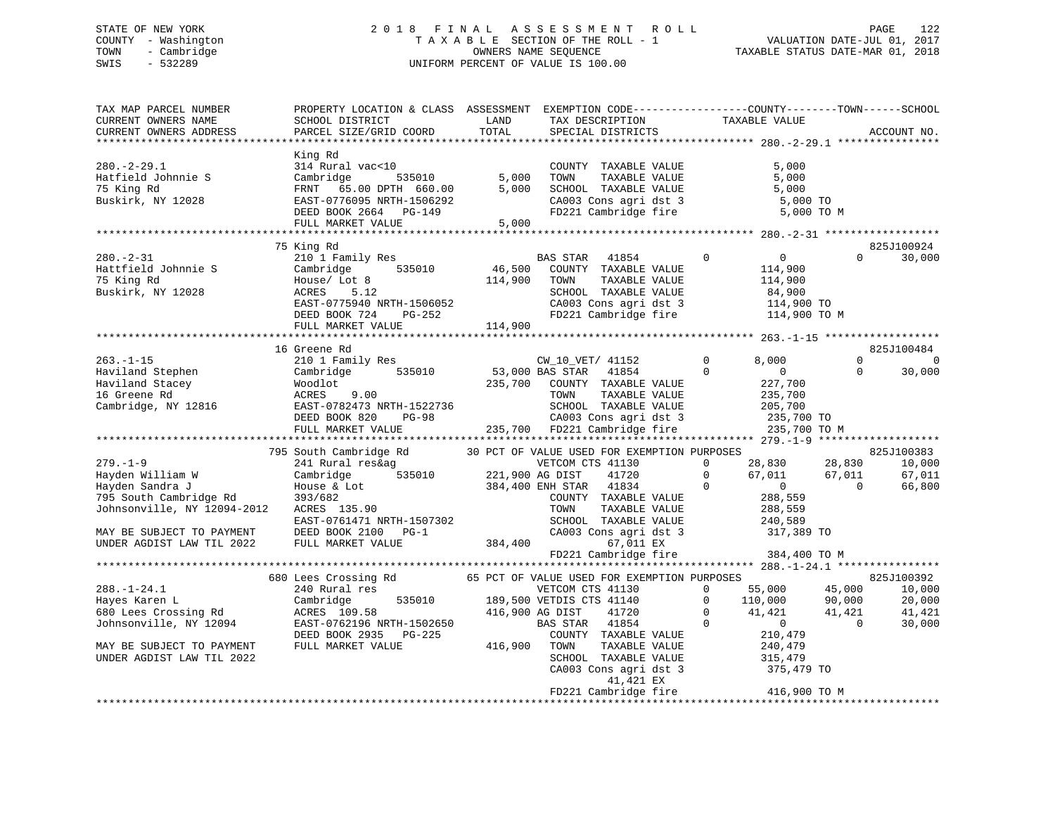STATE OF NEW YORK
COUNTY - Washington
TOWN - Cambridge
SWIS - 532289

2018 FINAL ASSESSMENT ROLL
TAXABLE SECTION OF THE ROLL - 1
OWNERS NAME SEQUENCE
UNIFORM PERCENT OF VALUE IS 100.00

VALUATION DATE-JUL 01, 2017
TAXABLE STATUS DATE-MAR 01, 2018

```
TAX MAP PARCEL NUMBER          PROPERTY LOCATION & CLASS  ASSESSMENT  EXEMPTION CODE-----------------COUNTY--------TOWN------SCHOOL
CURRENT OWNERS NAME            SCHOOL DISTRICT               LAND      TAX DESCRIPTION            TAXABLE VALUE
CURRENT OWNERS ADDRESS         PARCEL SIZE/GRID COORD        TOTAL     SPECIAL DISTRICTS                                    ACCOUNT NO.
******************************************************************************************************* 280.-2-29.1 ****************
                               King Rd
280.-2-29.1                    314 Rural vac<10                        COUNTY  TAXABLE VALUE              5,000
Hatfield Johnnie S             Cambridge      535010         5,000     TOWN    TAXABLE VALUE              5,000
75 King Rd                     FRNT  65.00 DPTH 660.00       5,000     SCHOOL  TAXABLE VALUE              5,000
Buskirk, NY 12028              EAST-0776095 NRTH-1506292               CA003 Cons agri dst 3               5,000 TO
                               DEED BOOK 2664   PG-149                 FD221 Cambridge fire                5,000 TO M
                               FULL MARKET VALUE             5,000
******************************************************************************************************* 280.-2-31 ******************
                               75 King Rd                                                                                825J100924
280.-2-31                      210 1 Family Res                        BAS STAR   41854         0            0            0     30,000
Hattfield Johnnie S            Cambridge      535010        46,500     COUNTY  TAXABLE VALUE            114,900
75 King Rd                     House/ Lot 8                114,900     TOWN    TAXABLE VALUE            114,900
Buskirk, NY 12028              ACRES    5.12                           SCHOOL  TAXABLE VALUE             84,900
                               EAST-0775940 NRTH-1506052               CA003 Cons agri dst 3             114,900 TO
                               DEED BOOK 724    PG-252                 FD221 Cambridge fire              114,900 TO M
                               FULL MARKET VALUE           114,900
******************************************************************************************************* 263.-1-15 ******************
                               16 Greene Rd                                                                              825J100484
263.-1-15                      210 1 Family Res                        CW_10_VET/ 41152         0        8,000            0          0
Haviland Stephen               Cambridge      535010        53,000 BAS STAR   41854         0            0            0     30,000
Haviland Stacey                Woodlot                     235,700     COUNTY  TAXABLE VALUE            227,700
16 Greene Rd                   ACRES    9.00                           TOWN    TAXABLE VALUE            235,700
Cambridge, NY 12816            EAST-0782473 NRTH-1522736               SCHOOL  TAXABLE VALUE            205,700
                               DEED BOOK 820    PG-98                  CA003 Cons agri dst 3             235,700 TO
                               FULL MARKET VALUE           235,700     FD221 Cambridge fire              235,700 TO M
******************************************************************************************************* 279.-1-9 *******************
                               795 South Cambridge Rd      30 PCT OF VALUE USED FOR EXEMPTION PURPOSES                   825J100383
279.-1-9                       241 Rural res&ag                        VETCOM CTS 41130         0       28,830       28,830     10,000
Hayden William W               Cambridge      535010       221,900 AG DIST    41720         0       67,011       67,011     67,011
Hayden Sandra J                House & Lot                 384,400 ENH STAR   41834         0            0            0     66,800
795 South Cambridge Rd         393/682                                 COUNTY  TAXABLE VALUE            288,559
Johnsonville, NY 12094-2012    ACRES  135.90                           TOWN    TAXABLE VALUE            288,559
                               EAST-0761471 NRTH-1507302               SCHOOL  TAXABLE VALUE            240,589
MAY BE SUBJECT TO PAYMENT      DEED BOOK 2100   PG-1                   CA003 Cons agri dst 3             317,389 TO
UNDER AGDIST LAW TIL 2022      FULL MARKET VALUE           384,400          67,011 EX
                                                                       FD221 Cambridge fire              384,400 TO M
******************************************************************************************************* 288.-1-24.1 ****************
                               680 Lees Crossing Rd        65 PCT OF VALUE USED FOR EXEMPTION PURPOSES                   825J100392
288.-1-24.1                    240 Rural res                           VETCOM CTS 41130         0       55,000       45,000     10,000
Hayes Karen L                  Cambridge      535010       189,500 VETDIS CTS 41140         0      110,000       90,000     20,000
680 Lees Crossing Rd           ACRES  109.58               416,900 AG DIST    41720         0       41,421       41,421     41,421
Johnsonville, NY 12094         EAST-0762196 NRTH-1502650               BAS STAR   41854         0            0            0     30,000
                               DEED BOOK 2935   PG-225                 COUNTY  TAXABLE VALUE            210,479
MAY BE SUBJECT TO PAYMENT      FULL MARKET VALUE           416,900     TOWN    TAXABLE VALUE            240,479
UNDER AGDIST LAW TIL 2022                                              SCHOOL  TAXABLE VALUE            315,479
                                                                       CA003 Cons agri dst 3             375,479 TO
                                                                            41,421 EX
                                                                       FD221 Cambridge fire              416,900 TO M
************************************************************************************************************************************
```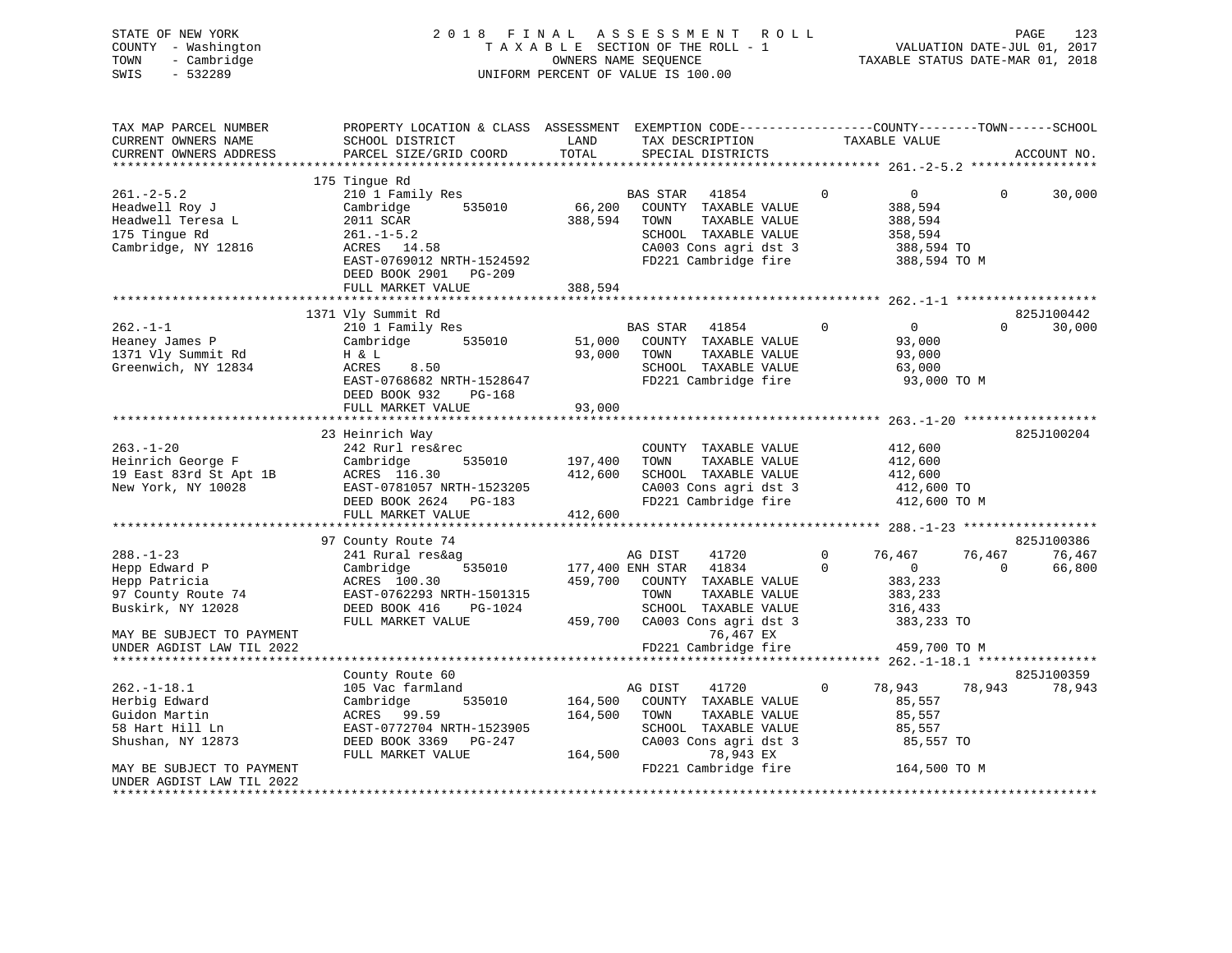STATE OF NEW YORK
COUNTY - Washington
TOWN - Cambridge
SWIS - 532289

2018 FINAL ASSESSMENT ROLL
TAXABLE SECTION OF THE ROLL - 1
OWNERS NAME SEQUENCE
UNIFORM PERCENT OF VALUE IS 100.00

VALUATION DATE-JUL 01, 2017
TAXABLE STATUS DATE-MAR 01, 2018

```
TAX MAP PARCEL NUMBER     PROPERTY LOCATION & CLASS  ASSESSMENT  EXEMPTION CODE------------------COUNTY--------TOWN------SCHOOL
CURRENT OWNERS NAME       SCHOOL DISTRICT               LAND      TAX DESCRIPTION            TAXABLE VALUE
CURRENT OWNERS ADDRESS    PARCEL SIZE/GRID COORD       TOTAL      SPECIAL DISTRICTS                                   ACCOUNT NO.
******************************************************************************************** 261.-2-5.2 *****************
                          175 Tingue Rd
261.-2-5.2                210 1 Family Res                     BAS STAR   41854          0            0            0      30,000
Headwell Roy J            Cambridge        535010      66,200    COUNTY  TAXABLE VALUE            388,594
Headwell Teresa L         2011 SCAR                   388,594    TOWN    TAXABLE VALUE            388,594
175 Tingue Rd             261.-1-5.2                             SCHOOL  TAXABLE VALUE            358,594
Cambridge, NY 12816       ACRES   14.58                          CA003 Cons agri dst 3             388,594 TO
                          EAST-0769012 NRTH-1524592              FD221 Cambridge fire              388,594 TO M
                          DEED BOOK 2901   PG-209
                          FULL MARKET VALUE           388,594
******************************************************************************************** 262.-1-1 *******************
                          1371 Vly Summit Rd                                                                         825J100442
262.-1-1                  210 1 Family Res                     BAS STAR   41854          0            0            0      30,000
Heaney James P            Cambridge        535010      51,000    COUNTY  TAXABLE VALUE             93,000
1371 Vly Summit Rd        H & L                        93,000    TOWN    TAXABLE VALUE             93,000
Greenwich, NY 12834       ACRES    8.50                          SCHOOL  TAXABLE VALUE             63,000
                          EAST-0768682 NRTH-1528647              FD221 Cambridge fire               93,000 TO M
                          DEED BOOK 932    PG-168
                          FULL MARKET VALUE            93,000
******************************************************************************************** 263.-1-20 ******************
                          23 Heinrich Way                                                                            825J100204
263.-1-20                 242 Rurl res&rec                       COUNTY  TAXABLE VALUE            412,600
Heinrich George F         Cambridge        535010     197,400    TOWN    TAXABLE VALUE            412,600
19 East 83rd St Apt 1B    ACRES  116.30               412,600    SCHOOL  TAXABLE VALUE            412,600
New York, NY 10028        EAST-0781057 NRTH-1523205              CA003 Cons agri dst 3             412,600 TO
                          DEED BOOK 2624   PG-183                FD221 Cambridge fire              412,600 TO M
                          FULL MARKET VALUE           412,600
******************************************************************************************** 288.-1-23 ******************
                          97 County Route 74                                                                         825J100386
288.-1-23                 241 Rural res&ag                     AG DIST    41720          0       76,467       76,467      76,467
Hepp Edward P             Cambridge        535010     177,400 ENH STAR    41834          0            0            0      66,800
Hepp Patricia             ACRES  100.30               459,700    COUNTY  TAXABLE VALUE            383,233
97 County Route 74        EAST-0762293 NRTH-1501315              TOWN    TAXABLE VALUE            383,233
Buskirk, NY 12028         DEED BOOK 416    PG-1024               SCHOOL  TAXABLE VALUE            316,433
                          FULL MARKET VALUE           459,700    CA003 Cons agri dst 3             383,233 TO
MAY BE SUBJECT TO PAYMENT                                                 76,467 EX
UNDER AGDIST LAW TIL 2022                                        FD221 Cambridge fire              459,700 TO M
******************************************************************************************** 262.-1-18.1 ****************
                          County Route 60                                                                            825J100359
262.-1-18.1               105 Vac farmland                     AG DIST    41720          0       78,943       78,943      78,943
Herbig Edward             Cambridge        535010     164,500    COUNTY  TAXABLE VALUE             85,557
Guidon Martin             ACRES   99.59               164,500    TOWN    TAXABLE VALUE             85,557
58 Hart Hill Ln           EAST-0772704 NRTH-1523905              SCHOOL  TAXABLE VALUE             85,557
Shushan, NY 12873         DEED BOOK 3369   PG-247                CA003 Cons agri dst 3              85,557 TO
                          FULL MARKET VALUE           164,500             78,943 EX
MAY BE SUBJECT TO PAYMENT                                        FD221 Cambridge fire              164,500 TO M
UNDER AGDIST LAW TIL 2022
****************************************************************************************************************************
```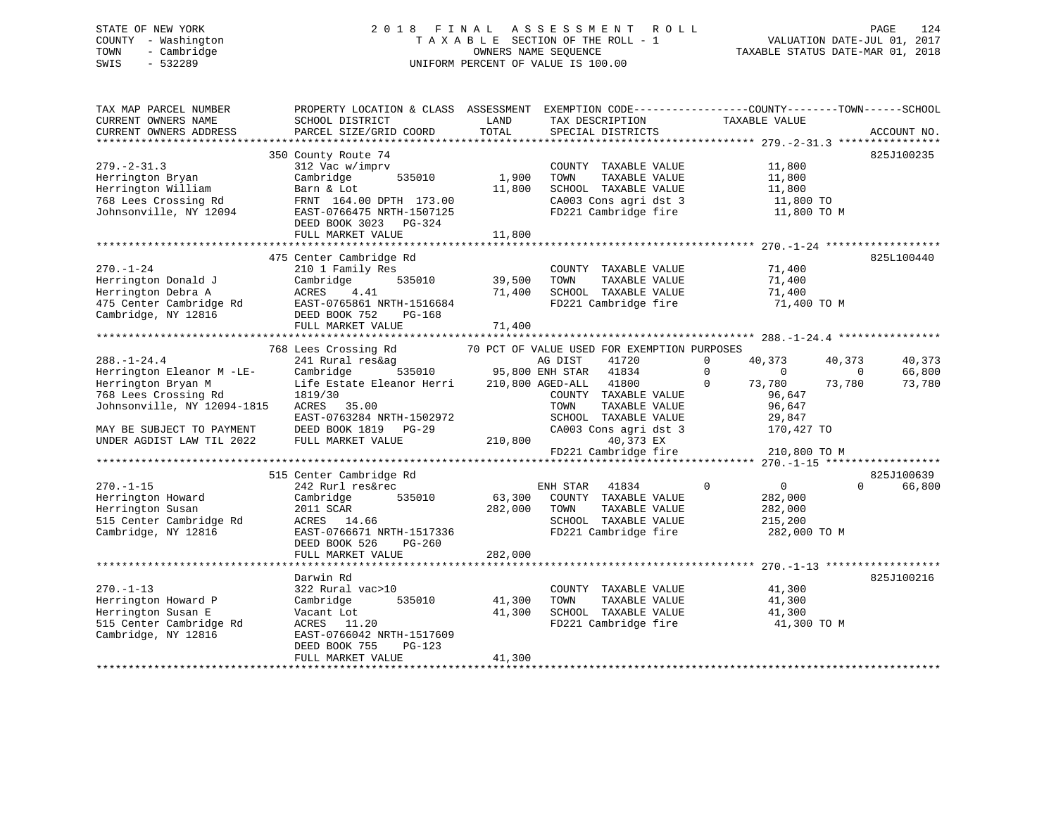STATE OF NEW YORK
COUNTY - Washington
TOWN - Cambridge
SWIS - 532289

# 2018 FINAL ASSESSMENT ROLL
TAXABLE SECTION OF THE ROLL - 1
OWNERS NAME SEQUENCE
UNIFORM PERCENT OF VALUE IS 100.00

VALUATION DATE-JUL 01, 2017
TAXABLE STATUS DATE-MAR 01, 2018

```
TAX MAP PARCEL NUMBER          PROPERTY LOCATION & CLASS  ASSESSMENT  EXEMPTION CODE------------------COUNTY--------TOWN------SCHOOL
CURRENT OWNERS NAME            SCHOOL DISTRICT              LAND      TAX DESCRIPTION            TAXABLE VALUE
CURRENT OWNERS ADDRESS         PARCEL SIZE/GRID COORD       TOTAL     SPECIAL DISTRICTS                                   ACCOUNT NO.
******************************************************************************************************* 279.-2-31.3 ****************
                               350 County Route 74                                                                       825J100235
279.-2-31.3                    312 Vac w/imprv                        COUNTY  TAXABLE VALUE            11,800
Herrington Bryan               Cambridge      535010        1,900     TOWN    TAXABLE VALUE            11,800
Herrington William             Barn & Lot                  11,800     SCHOOL  TAXABLE VALUE            11,800
768 Lees Crossing Rd           FRNT 164.00 DPTH 173.00                CA003 Cons agri dst 3             11,800 TO
Johnsonville, NY 12094         EAST-0766475 NRTH-1507125              FD221 Cambridge fire              11,800 TO M
                               DEED BOOK 3023   PG-324
                               FULL MARKET VALUE           11,800
******************************************************************************************************* 270.-1-24 ******************
                               475 Center Cambridge Rd                                                                   825L100440
270.-1-24                      210 1 Family Res                       COUNTY  TAXABLE VALUE            71,400
Herrington Donald J            Cambridge      535010       39,500     TOWN    TAXABLE VALUE            71,400
Herrington Debra A             ACRES    4.41               71,400     SCHOOL  TAXABLE VALUE            71,400
475 Center Cambridge Rd        EAST-0765861 NRTH-1516684              FD221 Cambridge fire              71,400 TO M
Cambridge, NY 12816            DEED BOOK 752    PG-168
                               FULL MARKET VALUE           71,400
******************************************************************************************************* 288.-1-24.4 ****************
                               768 Lees Crossing Rd          70 PCT OF VALUE USED FOR EXEMPTION PURPOSES
288.-1-24.4                    241 Rural res&ag                       AG DIST     41720      0      40,373     40,373     40,373
Herrington Eleanor M -LE-      Cambridge      535010       95,800 ENH STAR    41834      0           0          0     66,800
Herrington Bryan M             Life Estate Eleanor Herri  210,800 AGED-ALL    41800      0      73,780     73,780     73,780
768 Lees Crossing Rd           1819/30                                COUNTY  TAXABLE VALUE            96,647
Johnsonville, NY 12094-1815    ACRES   35.00                          TOWN    TAXABLE VALUE            96,647
                               EAST-0763284 NRTH-1502972              SCHOOL  TAXABLE VALUE            29,847
MAY BE SUBJECT TO PAYMENT      DEED BOOK 1819   PG-29                 CA003 Cons agri dst 3            170,427 TO
UNDER AGDIST LAW TIL 2022      FULL MARKET VALUE          210,800          40,373 EX
                                                                      FD221 Cambridge fire             210,800 TO M
******************************************************************************************************* 270.-1-15 ******************
                               515 Center Cambridge Rd                                                                   825J100639
270.-1-15                      242 Rurl res&rec                       ENH STAR    41834      0           0          0     66,800
Herrington Howard              Cambridge      535010       63,300     COUNTY  TAXABLE VALUE           282,000
Herrington Susan               2011 SCAR                  282,000     TOWN    TAXABLE VALUE           282,000
515 Center Cambridge Rd        ACRES   14.66                          SCHOOL  TAXABLE VALUE           215,200
Cambridge, NY 12816            EAST-0766671 NRTH-1517336              FD221 Cambridge fire             282,000 TO M
                               DEED BOOK 526    PG-260
                               FULL MARKET VALUE          282,000
******************************************************************************************************* 270.-1-13 ******************
                               Darwin Rd                                                                                 825J100216
270.-1-13                      322 Rural vac>10                       COUNTY  TAXABLE VALUE            41,300
Herrington Howard P            Cambridge      535010       41,300     TOWN    TAXABLE VALUE            41,300
Herrington Susan E             Vacant Lot                  41,300     SCHOOL  TAXABLE VALUE            41,300
515 Center Cambridge Rd        ACRES   11.20                          FD221 Cambridge fire              41,300 TO M
Cambridge, NY 12816            EAST-0766042 NRTH-1517609
                               DEED BOOK 755    PG-123
                               FULL MARKET VALUE           41,300
************************************************************************************************************************************
```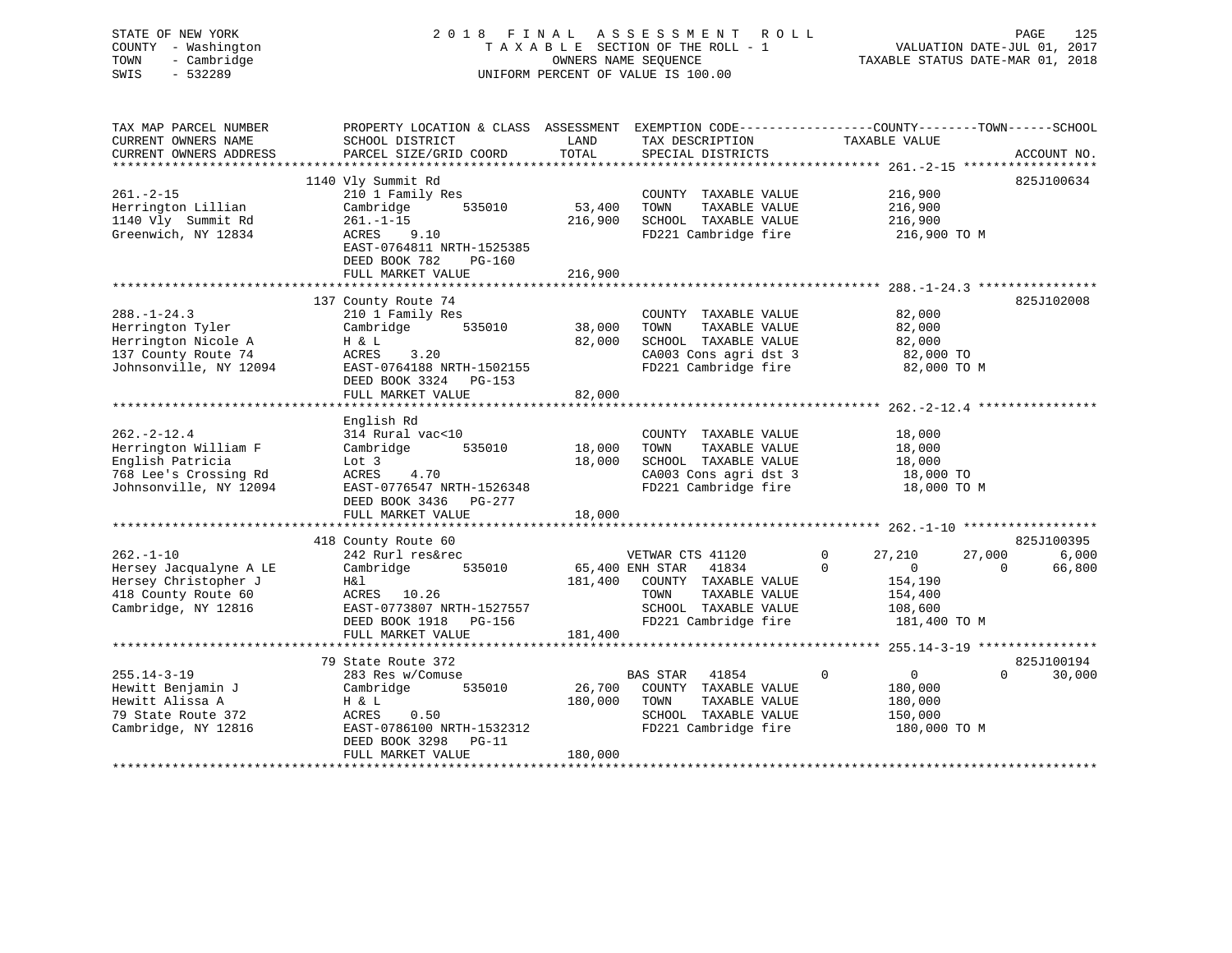STATE OF NEW YORK
COUNTY - Washington
TOWN - Cambridge
SWIS - 532289

2018 FINAL ASSESSMENT ROLL
TAXABLE SECTION OF THE ROLL - 1
OWNERS NAME SEQUENCE
UNIFORM PERCENT OF VALUE IS 100.00

VALUATION DATE-JUL 01, 2017
TAXABLE STATUS DATE-MAR 01, 2018

```
TAX MAP PARCEL NUMBER     PROPERTY LOCATION & CLASS  ASSESSMENT  EXEMPTION CODE------------------COUNTY--------TOWN------SCHOOL
CURRENT OWNERS NAME       SCHOOL DISTRICT               LAND      TAX DESCRIPTION              TAXABLE VALUE
CURRENT OWNERS ADDRESS    PARCEL SIZE/GRID COORD        TOTAL     SPECIAL DISTRICTS                                        ACCOUNT NO.
******************************************************************************************************* 261.-2-15 ******************
                          1140 Vly Summit Rd                                                                                825J100634
261.-2-15                 210 1 Family Res                        COUNTY  TAXABLE VALUE          216,900
Herrington Lillian        Cambridge       535010        53,400    TOWN    TAXABLE VALUE          216,900
1140 Vly  Summit Rd       261.-1-15                    216,900    SCHOOL  TAXABLE VALUE          216,900
Greenwich, NY 12834       ACRES    9.10                           FD221 Cambridge fire            216,900 TO M
                          EAST-0764811 NRTH-1525385
                          DEED BOOK 782    PG-160
                          FULL MARKET VALUE            216,900
******************************************************************************************************* 288.-1-24.3 ****************
                          137 County Route 74                                                                               825J102008
288.-1-24.3               210 1 Family Res                        COUNTY  TAXABLE VALUE           82,000
Herrington Tyler          Cambridge       535010        38,000    TOWN    TAXABLE VALUE           82,000
Herrington Nicole A       H & L                         82,000    SCHOOL  TAXABLE VALUE           82,000
137 County Route 74       ACRES    3.20                           CA003 Cons agri dst 3            82,000 TO
Johnsonville, NY 12094    EAST-0764188 NRTH-1502155               FD221 Cambridge fire             82,000 TO M
                          DEED BOOK 3324   PG-153
                          FULL MARKET VALUE             82,000
******************************************************************************************************* 262.-2-12.4 ****************
                          English Rd
262.-2-12.4               314 Rural vac<10                        COUNTY  TAXABLE VALUE           18,000
Herrington William F      Cambridge       535010        18,000    TOWN    TAXABLE VALUE           18,000
English Patricia          Lot 3                         18,000    SCHOOL  TAXABLE VALUE           18,000
768 Lee's Crossing Rd     ACRES    4.70                           CA003 Cons agri dst 3            18,000 TO
Johnsonville, NY 12094    EAST-0776547 NRTH-1526348               FD221 Cambridge fire             18,000 TO M
                          DEED BOOK 3436   PG-277
                          FULL MARKET VALUE             18,000
******************************************************************************************************* 262.-1-10 ******************
                          418 County Route 60                                                                               825J100395
262.-1-10                 242 Rurl res&rec                     VETWAR CTS 41120        0     27,210       27,000        6,000
Hersey Jacqualyne A LE    Cambridge       535010        65,400 ENH STAR    41834        0          0            0       66,800
Hersey Christopher J      H&l                          181,400    COUNTY  TAXABLE VALUE          154,190
418 County Route 60       ACRES   10.26                           TOWN    TAXABLE VALUE          154,400
Cambridge, NY 12816       EAST-0773807 NRTH-1527557               SCHOOL  TAXABLE VALUE          108,600
                          DEED BOOK 1918   PG-156                 FD221 Cambridge fire            181,400 TO M
                          FULL MARKET VALUE            181,400
******************************************************************************************************* 255.14-3-19 ****************
                          79 State Route 372                                                                                825J100194
255.14-3-19               283 Res w/Comuse                     BAS STAR    41854        0          0            0       30,000
Hewitt Benjamin J         Cambridge       535010        26,700    COUNTY  TAXABLE VALUE          180,000
Hewitt Alissa A           H & L                        180,000    TOWN    TAXABLE VALUE          180,000
79 State Route 372        ACRES    0.50                           SCHOOL  TAXABLE VALUE          150,000
Cambridge, NY 12816       EAST-0786100 NRTH-1532312               FD221 Cambridge fire            180,000 TO M
                          DEED BOOK 3298   PG-11
                          FULL MARKET VALUE            180,000
************************************************************************************************************************************
```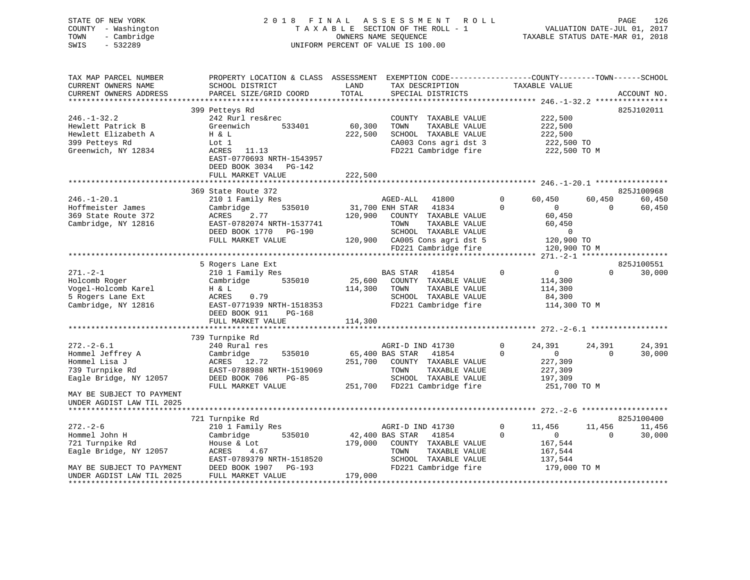STATE OF NEW YORK                2 0 1 8   F I N A L   A S S E S S M E N T   R O L L
COUNTY - Washington              T A X A B L E SECTION OF THE ROLL - 1        VALUATION DATE-JUL 01, 2017
TOWN   - Cambridge               OWNERS NAME SEQUENCE                         TAXABLE STATUS DATE-MAR 01, 2018
SWIS   - 532289                  UNIFORM PERCENT OF VALUE IS 100.00

```
TAX MAP PARCEL NUMBER          PROPERTY LOCATION & CLASS  ASSESSMENT  EXEMPTION CODE------------------COUNTY--------TOWN------SCHOOL
CURRENT OWNERS NAME            SCHOOL DISTRICT             LAND        TAX DESCRIPTION              TAXABLE VALUE
CURRENT OWNERS ADDRESS         PARCEL SIZE/GRID COORD      TOTAL       SPECIAL DISTRICTS                                        ACCOUNT NO.
*********************************************************************************************** 246.-1-32.2 ****************
                               399 Petteys Rd                                                                               825J102011
246.-1-32.2                    242 Rurl res&rec                        COUNTY  TAXABLE VALUE          222,500
Hewlett Patrick B              Greenwich      533401       60,300      TOWN    TAXABLE VALUE          222,500
Hewlett Elizabeth A            H & L                       222,500     SCHOOL  TAXABLE VALUE          222,500
399 Petteys Rd                 Lot 1                                   CA003 Cons agri dst 3          222,500 TO
Greenwich, NY 12834            ACRES   11.13                           FD221 Cambridge fire           222,500 TO M
                               EAST-0770693 NRTH-1543957
                               DEED BOOK 3034   PG-142
                               FULL MARKET VALUE           222,500
*********************************************************************************************** 246.-1-20.1 ****************
                               369 State Route 372                                                                          825J100968
246.-1-20.1                    210 1 Family Res                        AGED-ALL   41800       0     60,450     60,450     60,450
Hoffmeister James              Cambridge      535010       31,700 ENH STAR    41834       0          0          0     60,450
369 State Route 372            ACRES    2.77               120,900     COUNTY  TAXABLE VALUE           60,450
Cambridge, NY 12816            EAST-0782074 NRTH-1537741               TOWN    TAXABLE VALUE           60,450
                               DEED BOOK 1770   PG-190                 SCHOOL  TAXABLE VALUE                0
                               FULL MARKET VALUE           120,900     CA005 Cons agri dst 5          120,900 TO
                                                                       FD221 Cambridge fire           120,900 TO M
*********************************************************************************************** 271.-2-1 *******************
                               5 Rogers Lane Ext                                                                            825J100551
271.-2-1                       210 1 Family Res                        BAS STAR   41854       0          0          0     30,000
Holcomb Roger                  Cambridge      535010       25,600      COUNTY  TAXABLE VALUE          114,300
Vogel-Holcomb Karel            H & L                       114,300     TOWN    TAXABLE VALUE          114,300
5 Rogers Lane Ext              ACRES    0.79                           SCHOOL  TAXABLE VALUE           84,300
Cambridge, NY 12816            EAST-0771939 NRTH-1518353               FD221 Cambridge fire           114,300 TO M
                               DEED BOOK 911    PG-168
                               FULL MARKET VALUE           114,300
*********************************************************************************************** 272.-2-6.1 *****************
                               739 Turnpike Rd
272.-2-6.1                     240 Rural res                           AGRI-D IND 41730       0     24,391     24,391     24,391
Hommel Jeffrey A               Cambridge      535010       65,400 BAS STAR    41854       0          0          0     30,000
Hommel Lisa J                  ACRES   12.72               251,700     COUNTY  TAXABLE VALUE          227,309
739 Turnpike Rd                EAST-0788988 NRTH-1519069               TOWN    TAXABLE VALUE          227,309
Eagle Bridge, NY 12057         DEED BOOK 706    PG-85                  SCHOOL  TAXABLE VALUE          197,309
                               FULL MARKET VALUE           251,700     FD221 Cambridge fire           251,700 TO M
MAY BE SUBJECT TO PAYMENT
UNDER AGDIST LAW TIL 2025
*********************************************************************************************** 272.-2-6 *******************
                               721 Turnpike Rd                                                                              825J100400
272.-2-6                       210 1 Family Res                        AGRI-D IND 41730       0     11,456     11,456     11,456
Hommel John H                  Cambridge      535010       42,400 BAS STAR    41854       0          0          0     30,000
721 Turnpike Rd                House & Lot                 179,000     COUNTY  TAXABLE VALUE          167,544
Eagle Bridge, NY 12057         ACRES    4.67                           TOWN    TAXABLE VALUE          167,544
                               EAST-0789379 NRTH-1518520               SCHOOL  TAXABLE VALUE          137,544
MAY BE SUBJECT TO PAYMENT      DEED BOOK 1907   PG-193                 FD221 Cambridge fire           179,000 TO M
UNDER AGDIST LAW TIL 2025      FULL MARKET VALUE           179,000
****************************************************************************************************************************
```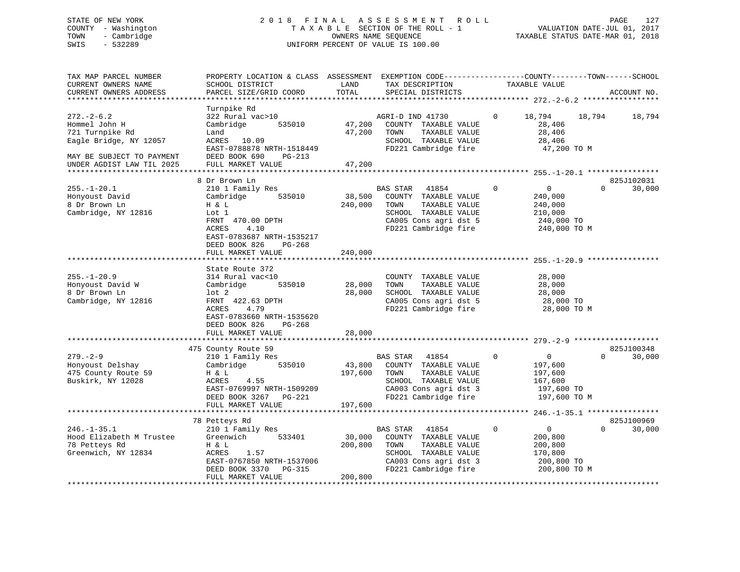STATE OF NEW YORK
COUNTY - Washington
TOWN - Cambridge
SWIS - 532289

2018 FINAL ASSESSMENT ROLL
TAXABLE SECTION OF THE ROLL - 1
OWNERS NAME SEQUENCE
UNIFORM PERCENT OF VALUE IS 100.00

VALUATION DATE-JUL 01, 2017
TAXABLE STATUS DATE-MAR 01, 2018

| TAX MAP PARCEL NUMBER / CURRENT OWNERS NAME / CURRENT OWNERS ADDRESS | PROPERTY LOCATION & CLASS / SCHOOL DISTRICT / PARCEL SIZE/GRID COORD | ASSESSMENT LAND / TOTAL | EXEMPTION CODE / TAX DESCRIPTION / SPECIAL DISTRICTS | COUNTY | TOWN | SCHOOL | ACCOUNT NO. |
|---|---|---|---|---|---|---|---|
| **272.-2-6.2** | Turnpike Rd | | | | | | |
| 272.-2-6.2 | 322 Rural vac>10 | | AGRI-D IND 41730 0 | 18,794 | 18,794 | 18,794 | |
| Hommel John H | Cambridge 535010 | 47,200 | COUNTY TAXABLE VALUE | 28,406 | | | |
| 721 Turnpike Rd | Land | 47,200 | TOWN TAXABLE VALUE | | 28,406 | | |
| Eagle Bridge, NY 12057 | ACRES 10.09 | | SCHOOL TAXABLE VALUE | | | 28,406 | |
| | EAST-0788878 NRTH-1518449 | | FD221 Cambridge fire | 47,200 TO M | | | |
| MAY BE SUBJECT TO PAYMENT | DEED BOOK 690 PG-213 | | | | | | |
| UNDER AGDIST LAW TIL 2025 | FULL MARKET VALUE | 47,200 | | | | | |
| **255.-1-20.1** | 8 Dr Brown Ln | | | | | | 825J102031 |
| 255.-1-20.1 | 210 1 Family Res | | BAS STAR 41854 0 | 0 | 0 | 30,000 | |
| Honyoust David | Cambridge 535010 | 38,500 | COUNTY TAXABLE VALUE | 240,000 | | | |
| 8 Dr Brown Ln | H & L | 240,000 | TOWN TAXABLE VALUE | | 240,000 | | |
| Cambridge, NY 12816 | Lot 1 | | SCHOOL TAXABLE VALUE | | | 210,000 | |
| | FRNT 470.00 DPTH | | CA005 Cons agri dst 5 | 240,000 TO | | | |
| | ACRES 4.10 | | FD221 Cambridge fire | 240,000 TO M | | | |
| | EAST-0783687 NRTH-1535217 | | | | | | |
| | DEED BOOK 826 PG-268 | | | | | | |
| | FULL MARKET VALUE | 240,000 | | | | | |
| **255.-1-20.9** | State Route 372 | | | | | | |
| 255.-1-20.9 | 314 Rural vac<10 | | COUNTY TAXABLE VALUE | 28,000 | | | |
| Honyoust David W | Cambridge 535010 | 28,000 | TOWN TAXABLE VALUE | | 28,000 | | |
| 8 Dr Brown Ln | lot 2 | 28,000 | SCHOOL TAXABLE VALUE | | | 28,000 | |
| Cambridge, NY 12816 | FRNT 422.63 DPTH | | CA005 Cons agri dst 5 | 28,000 TO | | | |
| | ACRES 4.79 | | FD221 Cambridge fire | 28,000 TO M | | | |
| | EAST-0783660 NRTH-1535620 | | | | | | |
| | DEED BOOK 826 PG-268 | | | | | | |
| | FULL MARKET VALUE | 28,000 | | | | | |
| **279.-2-9** | 475 County Route 59 | | | | | | 825J100348 |
| 279.-2-9 | 210 1 Family Res | | BAS STAR 41854 0 | 0 | 0 | 30,000 | |
| Honyoust Delshay | Cambridge 535010 | 43,800 | COUNTY TAXABLE VALUE | 197,600 | | | |
| 475 County Route 59 | H & L | 197,600 | TOWN TAXABLE VALUE | | 197,600 | | |
| Buskirk, NY 12028 | ACRES 4.55 | | SCHOOL TAXABLE VALUE | | | 167,600 | |
| | EAST-0769997 NRTH-1509209 | | CA003 Cons agri dst 3 | 197,600 TO | | | |
| | DEED BOOK 3267 PG-221 | | FD221 Cambridge fire | 197,600 TO M | | | |
| | FULL MARKET VALUE | 197,600 | | | | | |
| **246.-1-35.1** | 78 Petteys Rd | | | | | | 825J100969 |
| 246.-1-35.1 | 210 1 Family Res | | BAS STAR 41854 0 | 0 | 0 | 30,000 | |
| Hood Elizabeth M Trustee | Greenwich 533401 | 30,000 | COUNTY TAXABLE VALUE | 200,800 | | | |
| 78 Petteys Rd | H & L | 200,800 | TOWN TAXABLE VALUE | | 200,800 | | |
| Greenwich, NY 12834 | ACRES 1.57 | | SCHOOL TAXABLE VALUE | | | 170,800 | |
| | EAST-0767850 NRTH-1537006 | | CA003 Cons agri dst 3 | 200,800 TO | | | |
| | DEED BOOK 3370 PG-315 | | FD221 Cambridge fire | 200,800 TO M | | | |
| | FULL MARKET VALUE | 200,800 | | | | | |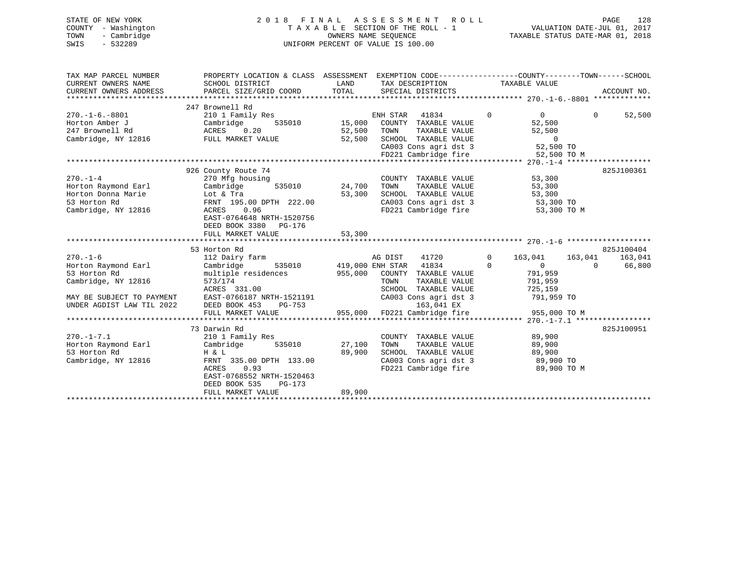STATE OF NEW YORK
COUNTY - Washington
TOWN - Cambridge
SWIS - 532289

2018 FINAL ASSESSMENT ROLL
TAXABLE SECTION OF THE ROLL - 1
OWNERS NAME SEQUENCE
UNIFORM PERCENT OF VALUE IS 100.00

VALUATION DATE-JUL 01, 2017
TAXABLE STATUS DATE-MAR 01, 2018

```
TAX MAP PARCEL NUMBER          PROPERTY LOCATION & CLASS  ASSESSMENT  EXEMPTION CODE-----------------COUNTY--------TOWN------SCHOOL
CURRENT OWNERS NAME            SCHOOL DISTRICT              LAND      TAX DESCRIPTION            TAXABLE VALUE
CURRENT OWNERS ADDRESS         PARCEL SIZE/GRID COORD       TOTAL     SPECIAL DISTRICTS                                  ACCOUNT NO.
******************************************************************************************* 270.-1-6.-8801 *************
                               247 Brownell Rd
270.-1-6.-8801                 210 1 Family Res                       ENH STAR   41834        0          0           0      52,500
Horton Amber J                 Cambridge      535010      15,000      COUNTY  TAXABLE VALUE            52,500
247 Brownell Rd                ACRES    0.20              52,500      TOWN    TAXABLE VALUE            52,500
Cambridge, NY 12816            FULL MARKET VALUE          52,500      SCHOOL  TAXABLE VALUE                 0
                                                                      CA003 Cons agri dst 3            52,500 TO
                                                                      FD221 Cambridge fire             52,500 TO M
******************************************************************************************* 270.-1-4 *******************
                               926 County Route 74                                                              825J100361
270.-1-4                       270 Mfg housing                        COUNTY  TAXABLE VALUE            53,300
Horton Raymond Earl            Cambridge      535010      24,700      TOWN    TAXABLE VALUE            53,300
Horton Donna Marie             Lot & Tra                  53,300      SCHOOL  TAXABLE VALUE            53,300
53 Horton Rd                   FRNT 195.00 DPTH 222.00                CA003 Cons agri dst 3            53,300 TO
Cambridge, NY 12816            ACRES    0.96                          FD221 Cambridge fire             53,300 TO M
                               EAST-0764648 NRTH-1520756
                               DEED BOOK 3380   PG-176
                               FULL MARKET VALUE          53,300
******************************************************************************************* 270.-1-6 *******************
                               53 Horton Rd                                                                     825J100404
270.-1-6                       112 Dairy farm                         AG DIST    41720        0     163,041     163,041     163,041
Horton Raymond Earl            Cambridge      535010     419,000 ENH STAR   41834             0          0           0      66,800
53 Horton Rd                   multiple residences       955,000      COUNTY  TAXABLE VALUE           791,959
Cambridge, NY 12816            573/174                                TOWN    TAXABLE VALUE           791,959
                               ACRES  331.00                          SCHOOL  TAXABLE VALUE           725,159
MAY BE SUBJECT TO PAYMENT      EAST-0766187 NRTH-1521191              CA003 Cons agri dst 3           791,959 TO
UNDER AGDIST LAW TIL 2022      DEED BOOK 453    PG-753                      163,041 EX
                               FULL MARKET VALUE         955,000      FD221 Cambridge fire            955,000 TO M
******************************************************************************************* 270.-1-7.1 *****************
                               73 Darwin Rd                                                                     825J100951
270.-1-7.1                     210 1 Family Res                       COUNTY  TAXABLE VALUE            89,900
Horton Raymond Earl            Cambridge      535010      27,100      TOWN    TAXABLE VALUE            89,900
53 Horton Rd                   H & L                      89,900      SCHOOL  TAXABLE VALUE            89,900
Cambridge, NY 12816            FRNT 335.00 DPTH 133.00                CA003 Cons agri dst 3            89,900 TO
                               ACRES    0.93                          FD221 Cambridge fire             89,900 TO M
                               EAST-0768552 NRTH-1520463
                               DEED BOOK 535    PG-173
                               FULL MARKET VALUE          89,900
*************************************************************************************************************************
```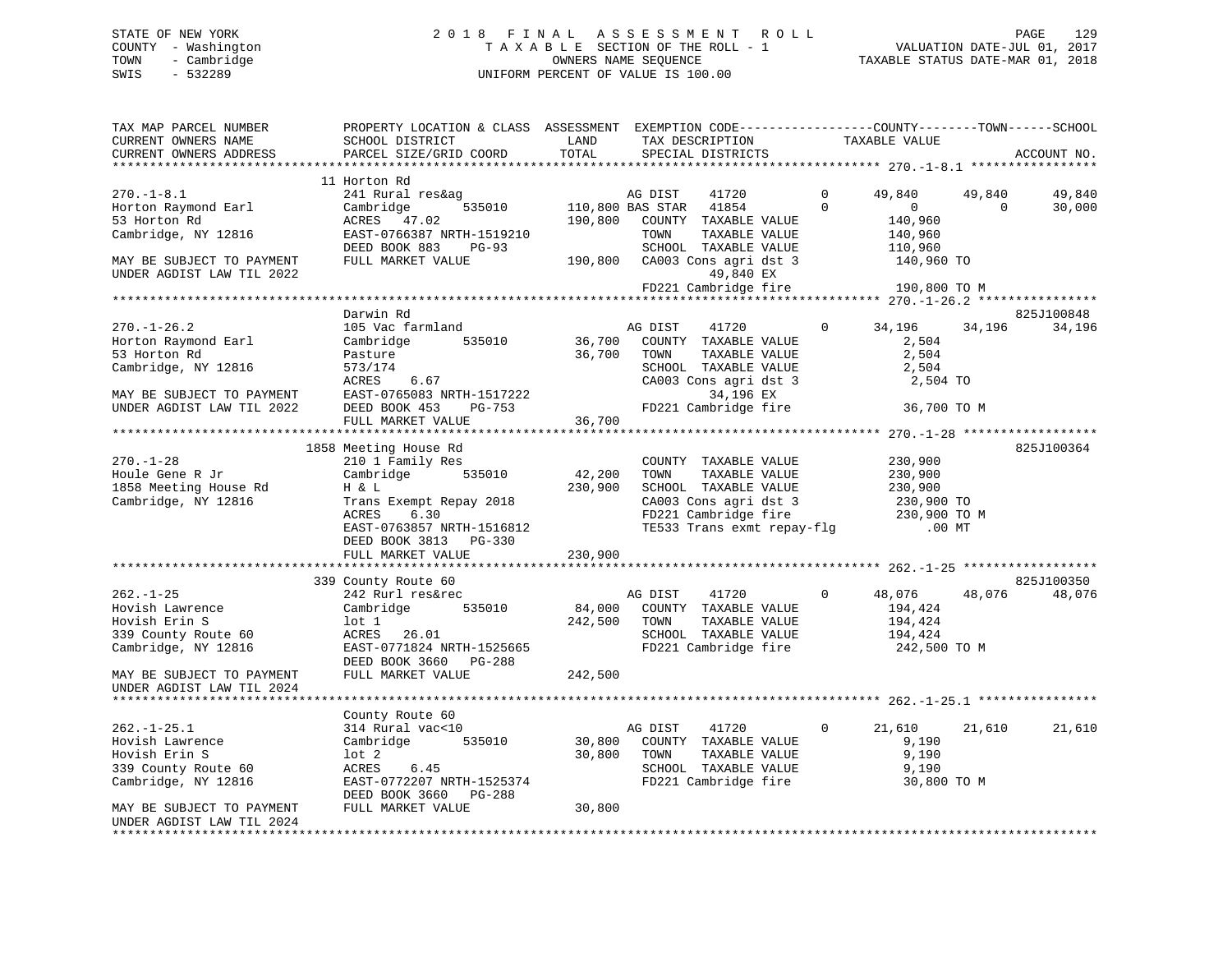STATE OF NEW YORK
COUNTY - Washington
TOWN - Cambridge
SWIS - 532289

2018 FINAL ASSESSMENT ROLL
TAXABLE SECTION OF THE ROLL - 1
OWNERS NAME SEQUENCE
UNIFORM PERCENT OF VALUE IS 100.00

VALUATION DATE-JUL 01, 2017
TAXABLE STATUS DATE-MAR 01, 2018

```
TAX MAP PARCEL NUMBER          PROPERTY LOCATION & CLASS  ASSESSMENT  EXEMPTION CODE------------------COUNTY--------TOWN------SCHOOL
CURRENT OWNERS NAME            SCHOOL DISTRICT            LAND        TAX DESCRIPTION            TAXABLE VALUE
CURRENT OWNERS ADDRESS         PARCEL SIZE/GRID COORD     TOTAL       SPECIAL DISTRICTS                                  ACCOUNT NO.
******************************************************************************************************* 270.-1-8.1 *****************
                               11 Horton Rd
270.-1-8.1                     241 Rural res&ag                  AG DIST    41720       0     49,840      49,840      49,840
Horton Raymond Earl            Cambridge       535010     110,800 BAS STAR   41854       0          0           0      30,000
53 Horton Rd                   ACRES   47.02              190,800   COUNTY  TAXABLE VALUE        140,960
Cambridge, NY 12816            EAST-0766387 NRTH-1519210            TOWN    TAXABLE VALUE        140,960
                               DEED BOOK 883    PG-93               SCHOOL  TAXABLE VALUE        110,960
MAY BE SUBJECT TO PAYMENT      FULL MARKET VALUE          190,800   CA003 Cons agri dst 3         140,960 TO
UNDER AGDIST LAW TIL 2022                                                  49,840 EX
                                                                    FD221 Cambridge fire          190,800 TO M
******************************************************************************************************* 270.-1-26.2 ****************
                               Darwin Rd                                                                          825J100848
270.-1-26.2                    105 Vac farmland                  AG DIST    41720       0     34,196      34,196      34,196
Horton Raymond Earl            Cambridge       535010      36,700   COUNTY  TAXABLE VALUE          2,504
53 Horton Rd                   Pasture                     36,700   TOWN    TAXABLE VALUE          2,504
Cambridge, NY 12816            573/174                              SCHOOL  TAXABLE VALUE          2,504
                               ACRES    6.67                        CA003 Cons agri dst 3           2,504 TO
MAY BE SUBJECT TO PAYMENT      EAST-0765083 NRTH-1517222                   34,196 EX
UNDER AGDIST LAW TIL 2022      DEED BOOK 453    PG-753              FD221 Cambridge fire           36,700 TO M
                               FULL MARKET VALUE           36,700
******************************************************************************************************* 270.-1-28 ******************
                               1858 Meeting House Rd                                                              825J100364
270.-1-28                      210 1 Family Res                     COUNTY  TAXABLE VALUE        230,900
Houle Gene R Jr                Cambridge       535010      42,200   TOWN    TAXABLE VALUE        230,900
1858 Meeting House Rd          H & L                      230,900   SCHOOL  TAXABLE VALUE        230,900
Cambridge, NY 12816            Trans Exempt Repay 2018              CA003 Cons agri dst 3         230,900 TO
                               ACRES    6.30                        FD221 Cambridge fire          230,900 TO M
                               EAST-0763857 NRTH-1516812            TE533 Trans exmt repay-flg        .00 MT
                               DEED BOOK 3813   PG-330
                               FULL MARKET VALUE          230,900
******************************************************************************************************* 262.-1-25 ******************
                               339 County Route 60                                                                825J100350
262.-1-25                      242 Rurl res&rec                  AG DIST    41720       0     48,076      48,076      48,076
Hovish Lawrence                Cambridge       535010      84,000   COUNTY  TAXABLE VALUE        194,424
Hovish Erin S                  lot 1                      242,500   TOWN    TAXABLE VALUE        194,424
339 County Route 60            ACRES   26.01                        SCHOOL  TAXABLE VALUE        194,424
Cambridge, NY 12816            EAST-0771824 NRTH-1525665            FD221 Cambridge fire          242,500 TO M
                               DEED BOOK 3660   PG-288
MAY BE SUBJECT TO PAYMENT      FULL MARKET VALUE          242,500
UNDER AGDIST LAW TIL 2024
******************************************************************************************************* 262.-1-25.1 ****************
                               County Route 60
262.-1-25.1                    314 Rural vac<10                  AG DIST    41720       0     21,610      21,610      21,610
Hovish Lawrence                Cambridge       535010      30,800   COUNTY  TAXABLE VALUE          9,190
Hovish Erin S                  lot 2                       30,800   TOWN    TAXABLE VALUE          9,190
339 County Route 60            ACRES    6.45                        SCHOOL  TAXABLE VALUE          9,190
Cambridge, NY 12816            EAST-0772207 NRTH-1525374            FD221 Cambridge fire           30,800 TO M
                               DEED BOOK 3660   PG-288
MAY BE SUBJECT TO PAYMENT      FULL MARKET VALUE           30,800
UNDER AGDIST LAW TIL 2024
************************************************************************************************************************************
```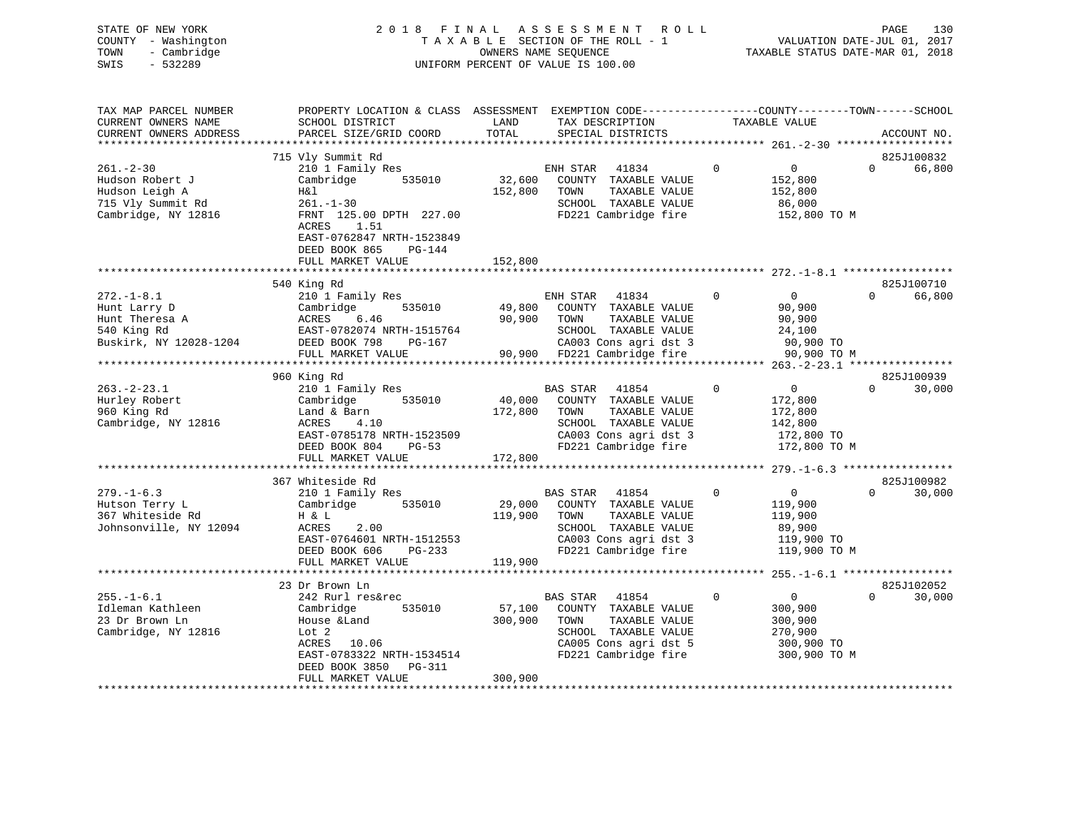STATE OF NEW YORK
COUNTY - Washington
TOWN - Cambridge
SWIS - 532289

2018 FINAL ASSESSMENT ROLL
TAXABLE SECTION OF THE ROLL - 1
OWNERS NAME SEQUENCE
UNIFORM PERCENT OF VALUE IS 100.00

VALUATION DATE-JUL 01, 2017
TAXABLE STATUS DATE-MAR 01, 2018

| TAX MAP PARCEL NUMBER / CURRENT OWNERS NAME / CURRENT OWNERS ADDRESS | PROPERTY LOCATION & CLASS / SCHOOL DISTRICT / PARCEL SIZE/GRID COORD | ASSESSMENT LAND | TOTAL | EXEMPTION CODE / TAX DESCRIPTION / SPECIAL DISTRICTS | COUNTY | TOWN | SCHOOL | ACCOUNT NO. |
|---|---|---|---|---|---|---|---|---|
| 261.-2-30 | 715 Vly Summit Rd | | | | | | | 825J100832 |
| Hudson Robert J | 210 1 Family Res | | | ENH STAR 41834 | 0 | 0 | 66,800 | |
| Hudson Leigh A | Cambridge 535010 | 32,600 | | COUNTY TAXABLE VALUE | 152,800 | | | |
| 715 Vly Summit Rd | H&l | | 152,800 | TOWN TAXABLE VALUE | | 152,800 | | |
| Cambridge, NY 12816 | 261.-1-30 | | | SCHOOL TAXABLE VALUE | | | 86,000 | |
| | FRNT 125.00 DPTH 227.00 | | | FD221 Cambridge fire | 152,800 TO M | | | |
| | ACRES 1.51 | | | | | | | |
| | EAST-0762847 NRTH-1523849 | | | | | | | |
| | DEED BOOK 865 PG-144 | | | | | | | |
| | FULL MARKET VALUE | | 152,800 | | | | | |
| 272.-1-8.1 | 540 King Rd | | | | | | | 825J100710 |
| Hunt Larry D | 210 1 Family Res | | | ENH STAR 41834 | 0 | 0 | 66,800 | |
| Hunt Theresa A | Cambridge 535010 | 49,800 | | COUNTY TAXABLE VALUE | 90,900 | | | |
| 540 King Rd | ACRES 6.46 | | 90,900 | TOWN TAXABLE VALUE | | 90,900 | | |
| Buskirk, NY 12028-1204 | EAST-0782074 NRTH-1515764 | | | SCHOOL TAXABLE VALUE | | | 24,100 | |
| | DEED BOOK 798 PG-167 | | | CA003 Cons agri dst 3 | 90,900 TO | | | |
| | FULL MARKET VALUE | | 90,900 | FD221 Cambridge fire | 90,900 TO M | | | |
| 263.-2-23.1 | 960 King Rd | | | | | | | 825J100939 |
| Hurley Robert | 210 1 Family Res | | | BAS STAR 41854 | 0 | 0 | 30,000 | |
| 960 King Rd | Cambridge 535010 | 40,000 | | COUNTY TAXABLE VALUE | 172,800 | | | |
| Cambridge, NY 12816 | Land & Barn | | 172,800 | TOWN TAXABLE VALUE | | 172,800 | | |
| | ACRES 4.10 | | | SCHOOL TAXABLE VALUE | | | 142,800 | |
| | EAST-0785178 NRTH-1523509 | | | CA003 Cons agri dst 3 | 172,800 TO | | | |
| | DEED BOOK 804 PG-53 | | | FD221 Cambridge fire | 172,800 TO M | | | |
| | FULL MARKET VALUE | | 172,800 | | | | | |
| 279.-1-6.3 | 367 Whiteside Rd | | | | | | | 825J100982 |
| Hutson Terry L | 210 1 Family Res | | | BAS STAR 41854 | 0 | 0 | 30,000 | |
| 367 Whiteside Rd | Cambridge 535010 | 29,000 | | COUNTY TAXABLE VALUE | 119,900 | | | |
| Johnsonville, NY 12094 | H & L | | 119,900 | TOWN TAXABLE VALUE | | 119,900 | | |
| | ACRES 2.00 | | | SCHOOL TAXABLE VALUE | | | 89,900 | |
| | EAST-0764601 NRTH-1512553 | | | CA003 Cons agri dst 3 | 119,900 TO | | | |
| | DEED BOOK 606 PG-233 | | | FD221 Cambridge fire | 119,900 TO M | | | |
| | FULL MARKET VALUE | | 119,900 | | | | | |
| 255.-1-6.1 | 23 Dr Brown Ln | | | | | | | 825J102052 |
| Idleman Kathleen | 242 Rurl res&rec | | | BAS STAR 41854 | 0 | 0 | 30,000 | |
| 23 Dr Brown Ln | Cambridge 535010 | 57,100 | | COUNTY TAXABLE VALUE | 300,900 | | | |
| Cambridge, NY 12816 | House &Land | | 300,900 | TOWN TAXABLE VALUE | | 300,900 | | |
| | Lot 2 | | | SCHOOL TAXABLE VALUE | | | 270,900 | |
| | ACRES 10.06 | | | CA005 Cons agri dst 5 | 300,900 TO | | | |
| | EAST-0783322 NRTH-1534514 | | | FD221 Cambridge fire | 300,900 TO M | | | |
| | DEED BOOK 3850 PG-311 | | | | | | | |
| | FULL MARKET VALUE | | 300,900 | | | | | |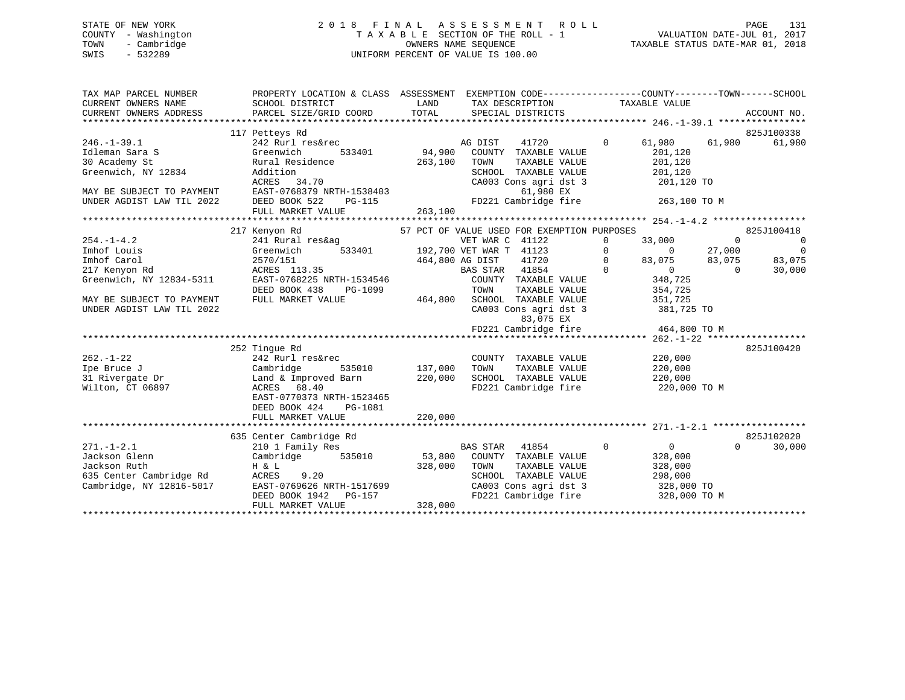STATE OF NEW YORK
COUNTY - Washington
TOWN - Cambridge
SWIS - 532289

2018 FINAL ASSESSMENT ROLL
TAXABLE SECTION OF THE ROLL - 1
OWNERS NAME SEQUENCE
UNIFORM PERCENT OF VALUE IS 100.00

VALUATION DATE-JUL 01, 2017
TAXABLE STATUS DATE-MAR 01, 2018

```
TAX MAP PARCEL NUMBER          PROPERTY LOCATION & CLASS  ASSESSMENT  EXEMPTION CODE------------------COUNTY--------TOWN------SCHOOL
CURRENT OWNERS NAME            SCHOOL DISTRICT               LAND      TAX DESCRIPTION             TAXABLE VALUE
CURRENT OWNERS ADDRESS         PARCEL SIZE/GRID COORD        TOTAL     SPECIAL DISTRICTS                                     ACCOUNT NO.
******************************************************************************************************* 246.-1-39.1 ****************
                               117 Petteys Rd                                                                                825J100338
246.-1-39.1                    242 Rurl res&rec                        AG DIST     41720         0      61,980      61,980      61,980
Idleman Sara S                 Greenwich         533401      94,900    COUNTY  TAXABLE VALUE            201,120
30 Academy St                  Rural Residence              263,100    TOWN    TAXABLE VALUE            201,120
Greenwich, NY 12834            Addition                                SCHOOL  TAXABLE VALUE            201,120
                               ACRES  34.70                            CA003 Cons agri dst 3             201,120 TO
MAY BE SUBJECT TO PAYMENT      EAST-0768379 NRTH-1538403                        61,980 EX
UNDER AGDIST LAW TIL 2022      DEED BOOK 522     PG-115                FD221 Cambridge fire              263,100 TO M
                               FULL MARKET VALUE            263,100
******************************************************************************************************* 254.-1-4.2 *****************
                               217 Kenyon Rd               57 PCT OF VALUE USED FOR EXEMPTION PURPOSES                      825J100418
254.-1-4.2                     241 Rural res&ag                        VET WAR C  41122          0      33,000           0           0
Imhof Louis                    Greenwich         533401     192,700 VET WAR T  41123          0           0      27,000           0
Imhof Carol                    2570/151                     464,800 AG DIST    41720          0      83,075      83,075      83,075
217 Kenyon Rd                  ACRES 113.35                            BAS STAR   41854          0           0           0      30,000
Greenwich, NY 12834-5311       EAST-0768225 NRTH-1534546               COUNTY  TAXABLE VALUE            348,725
                               DEED BOOK 438     PG-1099               TOWN    TAXABLE VALUE            354,725
MAY BE SUBJECT TO PAYMENT      FULL MARKET VALUE            464,800    SCHOOL  TAXABLE VALUE            351,725
UNDER AGDIST LAW TIL 2022                                              CA003 Cons agri dst 3             381,725 TO
                                                                                83,075 EX
                                                                       FD221 Cambridge fire              464,800 TO M
******************************************************************************************************* 262.-1-22 ******************
                               252 Tingue Rd                                                                                 825J100420
262.-1-22                      242 Rurl res&rec                        COUNTY  TAXABLE VALUE            220,000
Ipe Bruce J                    Cambridge         535010     137,000    TOWN    TAXABLE VALUE            220,000
31 Rivergate Dr                Land & Improved Barn         220,000    SCHOOL  TAXABLE VALUE            220,000
Wilton, CT 06897               ACRES  68.40                            FD221 Cambridge fire              220,000 TO M
                               EAST-0770373 NRTH-1523465
                               DEED BOOK 424     PG-1081
                               FULL MARKET VALUE            220,000
******************************************************************************************************* 271.-1-2.1 *****************
                               635 Center Cambridge Rd                                                                       825J102020
271.-1-2.1                     210 1 Family Res                        BAS STAR   41854          0           0           0      30,000
Jackson Glenn                  Cambridge         535010      53,800    COUNTY  TAXABLE VALUE            328,000
Jackson Ruth                   H & L                        328,000    TOWN    TAXABLE VALUE            328,000
635 Center Cambridge Rd        ACRES   9.20                            SCHOOL  TAXABLE VALUE            298,000
Cambridge, NY 12816-5017       EAST-0769626 NRTH-1517699               CA003 Cons agri dst 3             328,000 TO
                               DEED BOOK 1942    PG-157                FD221 Cambridge fire              328,000 TO M
                               FULL MARKET VALUE            328,000
************************************************************************************************************************************
```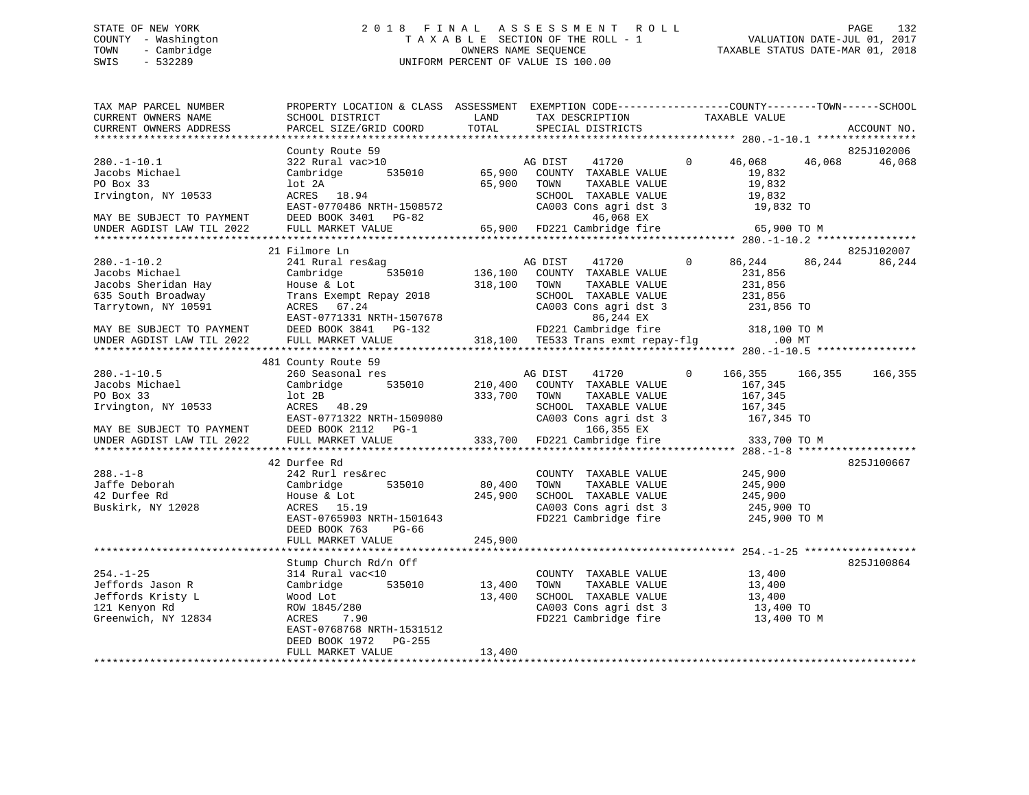STATE OF NEW YORK
COUNTY - Washington
TOWN - Cambridge
SWIS - 532289

2018 FINAL ASSESSMENT ROLL
TAXABLE SECTION OF THE ROLL - 1
OWNERS NAME SEQUENCE
UNIFORM PERCENT OF VALUE IS 100.00

VALUATION DATE-JUL 01, 2017
TAXABLE STATUS DATE-MAR 01, 2018

```
TAX MAP PARCEL NUMBER          PROPERTY LOCATION & CLASS  ASSESSMENT  EXEMPTION CODE------------------COUNTY--------TOWN------SCHOOL
CURRENT OWNERS NAME            SCHOOL DISTRICT              LAND      TAX DESCRIPTION            TAXABLE VALUE
CURRENT OWNERS ADDRESS         PARCEL SIZE/GRID COORD       TOTAL     SPECIAL DISTRICTS                                    ACCOUNT NO.
******************************************************************************************************* 280.-1-10.1 ****************
                               County Route 59                                                                             825J102006
280.-1-10.1                    322 Rural vac>10                       AG DIST     41720          0     46,068      46,068      46,068
Jacobs Michael                 Cambridge        535010     65,900     COUNTY  TAXABLE VALUE            19,832
PO Box 33                      lot 2A                      65,900     TOWN    TAXABLE VALUE            19,832
Irvington, NY 10533            ACRES   18.94                          SCHOOL  TAXABLE VALUE            19,832
                               EAST-0770486 NRTH-1508572              CA003 Cons agri dst 3             19,832 TO
MAY BE SUBJECT TO PAYMENT      DEED BOOK 3401   PG-82                        46,068 EX
UNDER AGDIST LAW TIL 2022      FULL MARKET VALUE           65,900     FD221 Cambridge fire              65,900 TO M
******************************************************************************************************* 280.-1-10.2 ****************
                               21 Filmore Ln                                                                               825J102007
280.-1-10.2                    241 Rural res&ag                       AG DIST     41720          0     86,244      86,244      86,244
Jacobs Michael                 Cambridge        535010    136,100     COUNTY  TAXABLE VALUE           231,856
Jacobs Sheridan Hay            House & Lot                318,100     TOWN    TAXABLE VALUE           231,856
635 South Broadway             Trans Exempt Repay 2018                SCHOOL  TAXABLE VALUE           231,856
Tarrytown, NY 10591            ACRES   67.24                          CA003 Cons agri dst 3            231,856 TO
                               EAST-0771331 NRTH-1507678                     86,244 EX
MAY BE SUBJECT TO PAYMENT      DEED BOOK 3841   PG-132                FD221 Cambridge fire             318,100 TO M
UNDER AGDIST LAW TIL 2022      FULL MARKET VALUE          318,100     TE533 Trans exmt repay-flg          .00 MT
******************************************************************************************************* 280.-1-10.5 ****************
                               481 County Route 59
280.-1-10.5                    260 Seasonal res                       AG DIST     41720          0    166,355     166,355     166,355
Jacobs Michael                 Cambridge        535010    210,400     COUNTY  TAXABLE VALUE           167,345
PO Box 33                      lot 2B                     333,700     TOWN    TAXABLE VALUE           167,345
Irvington, NY 10533            ACRES   48.29                          SCHOOL  TAXABLE VALUE           167,345
                               EAST-0771322 NRTH-1509080              CA003 Cons agri dst 3            167,345 TO
MAY BE SUBJECT TO PAYMENT      DEED BOOK 2112   PG-1                        166,355 EX
UNDER AGDIST LAW TIL 2022      FULL MARKET VALUE          333,700     FD221 Cambridge fire             333,700 TO M
******************************************************************************************************* 288.-1-8 *******************
                               42 Durfee Rd                                                                                825J100667
288.-1-8                       242 Rurl res&rec                       COUNTY  TAXABLE VALUE           245,900
Jaffe Deborah                  Cambridge        535010     80,400     TOWN    TAXABLE VALUE           245,900
42 Durfee Rd                   House & Lot                245,900     SCHOOL  TAXABLE VALUE           245,900
Buskirk, NY 12028              ACRES   15.19                          CA003 Cons agri dst 3            245,900 TO
                               EAST-0765903 NRTH-1501643              FD221 Cambridge fire             245,900 TO M
                               DEED BOOK 763    PG-66
                               FULL MARKET VALUE          245,900
******************************************************************************************************* 254.-1-25 ******************
                               Stump Church Rd/n Off                                                                       825J100864
254.-1-25                      314 Rural vac<10                       COUNTY  TAXABLE VALUE            13,400
Jeffords Jason R               Cambridge        535010     13,400     TOWN    TAXABLE VALUE            13,400
Jeffords Kristy L              Wood Lot                    13,400     SCHOOL  TAXABLE VALUE            13,400
121 Kenyon Rd                  ROW 1845/280                           CA003 Cons agri dst 3             13,400 TO
Greenwich, NY 12834            ACRES    7.90                          FD221 Cambridge fire              13,400 TO M
                               EAST-0768768 NRTH-1531512
                               DEED BOOK 1972   PG-255
                               FULL MARKET VALUE           13,400
************************************************************************************************************************************
```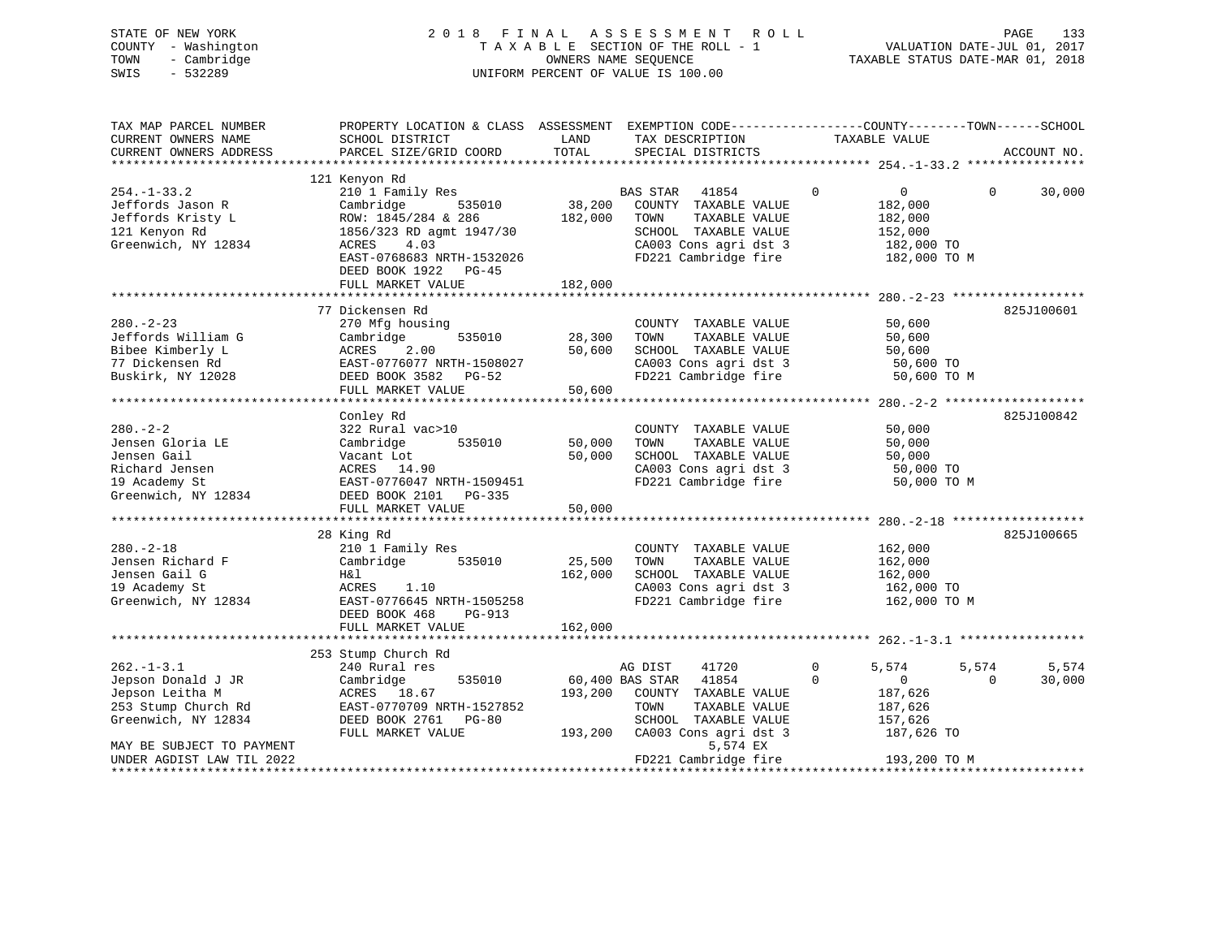STATE OF NEW YORK
COUNTY - Washington
TOWN - Cambridge
SWIS - 532289

2 0 1 8 F I N A L A S S E S S M E N T R O L L
T A X A B L E SECTION OF THE ROLL - 1
OWNERS NAME SEQUENCE
UNIFORM PERCENT OF VALUE IS 100.00

VALUATION DATE-JUL 01, 2017
TAXABLE STATUS DATE-MAR 01, 2018

```
TAX MAP PARCEL NUMBER          PROPERTY LOCATION & CLASS  ASSESSMENT  EXEMPTION CODE------------------COUNTY--------TOWN------SCHOOL
CURRENT OWNERS NAME            SCHOOL DISTRICT              LAND      TAX DESCRIPTION              TAXABLE VALUE
CURRENT OWNERS ADDRESS         PARCEL SIZE/GRID COORD       TOTAL     SPECIAL DISTRICTS                                       ACCOUNT NO.
******************************************************************************************************* 254.-1-33.2 ****************
                               121 Kenyon Rd
254.-1-33.2                    210 1 Family Res                       BAS STAR   41854         0          0           0      30,000
Jeffords Jason R               Cambridge        535010     38,200     COUNTY  TAXABLE VALUE             182,000
Jeffords Kristy L              ROW: 1845/284 & 286        182,000     TOWN    TAXABLE VALUE             182,000
121 Kenyon Rd                  1856/323 RD agmt 1947/30               SCHOOL  TAXABLE VALUE             152,000
Greenwich, NY 12834            ACRES    4.03                          CA003 Cons agri dst 3             182,000 TO
                               EAST-0768683 NRTH-1532026              FD221 Cambridge fire              182,000 TO M
                               DEED BOOK 1922   PG-45
                               FULL MARKET VALUE          182,000
******************************************************************************************************* 280.-2-23 ******************
                               77 Dickensen Rd                                                                         825J100601
280.-2-23                      270 Mfg housing                        COUNTY  TAXABLE VALUE              50,600
Jeffords William G             Cambridge        535010     28,300     TOWN    TAXABLE VALUE              50,600
Bibee Kimberly L               ACRES    2.00               50,600     SCHOOL  TAXABLE VALUE              50,600
77 Dickensen Rd                EAST-0776077 NRTH-1508027              CA003 Cons agri dst 3              50,600 TO
Buskirk, NY 12028              DEED BOOK 3582   PG-52                 FD221 Cambridge fire               50,600 TO M
                               FULL MARKET VALUE           50,600
******************************************************************************************************* 280.-2-2 *******************
                               Conley Rd                                                                               825J100842
280.-2-2                       322 Rural vac>10                       COUNTY  TAXABLE VALUE              50,000
Jensen Gloria LE               Cambridge        535010     50,000     TOWN    TAXABLE VALUE              50,000
Jensen Gail                    Vacant Lot                  50,000     SCHOOL  TAXABLE VALUE              50,000
Richard Jensen                 ACRES   14.90                          CA003 Cons agri dst 3              50,000 TO
19 Academy St                  EAST-0776047 NRTH-1509451              FD221 Cambridge fire               50,000 TO M
Greenwich, NY 12834            DEED BOOK 2101   PG-335
                               FULL MARKET VALUE           50,000
******************************************************************************************************* 280.-2-18 ******************
                               28 King Rd                                                                              825J100665
280.-2-18                      210 1 Family Res                       COUNTY  TAXABLE VALUE             162,000
Jensen Richard F               Cambridge        535010     25,500     TOWN    TAXABLE VALUE             162,000
Jensen Gail G                  H&l                        162,000     SCHOOL  TAXABLE VALUE             162,000
19 Academy St                  ACRES    1.10                          CA003 Cons agri dst 3             162,000 TO
Greenwich, NY 12834            EAST-0776645 NRTH-1505258              FD221 Cambridge fire              162,000 TO M
                               DEED BOOK 468    PG-913
                               FULL MARKET VALUE          162,000
******************************************************************************************************* 262.-1-3.1 *****************
                               253 Stump Church Rd
262.-1-3.1                     240 Rural res                          AG DIST    41720         0      5,574       5,574       5,574
Jepson Donald J JR             Cambridge        535010     60,400 BAS STAR   41854         0          0           0      30,000
Jepson Leitha M                ACRES   18.67              193,200     COUNTY  TAXABLE VALUE             187,626
253 Stump Church Rd            EAST-0770709 NRTH-1527852              TOWN    TAXABLE VALUE             187,626
Greenwich, NY 12834            DEED BOOK 2761   PG-80                 SCHOOL  TAXABLE VALUE             157,626
                               FULL MARKET VALUE          193,200     CA003 Cons agri dst 3             187,626 TO
MAY BE SUBJECT TO PAYMENT                                                    5,574 EX
UNDER AGDIST LAW TIL 2022                                             FD221 Cambridge fire              193,200 TO M
************************************************************************************************************************************
```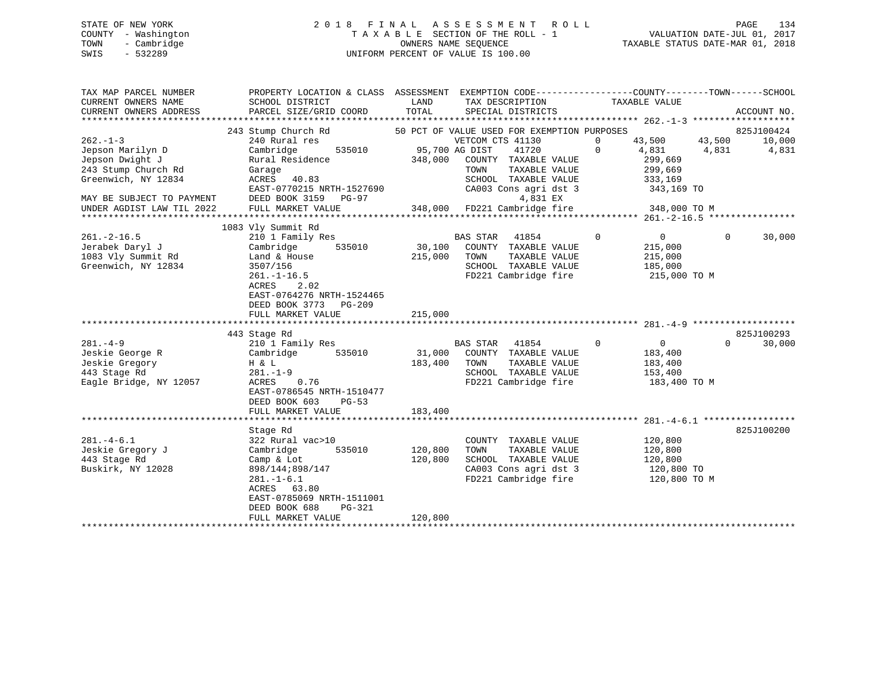STATE OF NEW YORK
COUNTY - Washington
TOWN - Cambridge
SWIS - 532289

2018 FINAL ASSESSMENT ROLL
TAXABLE SECTION OF THE ROLL - 1
OWNERS NAME SEQUENCE
UNIFORM PERCENT OF VALUE IS 100.00

VALUATION DATE-JUL 01, 2017
TAXABLE STATUS DATE-MAR 01, 2018

| TAX MAP PARCEL NUMBER / CURRENT OWNERS NAME / CURRENT OWNERS ADDRESS | PROPERTY LOCATION & CLASS / SCHOOL DISTRICT / PARCEL SIZE/GRID COORD | ASSESSMENT LAND / TOTAL | EXEMPTION CODE / TAX DESCRIPTION / SPECIAL DISTRICTS | COUNTY TAXABLE VALUE | TOWN | SCHOOL | ACCOUNT NO. |
|---|---|---|---|---|---|---|---|
| **262.-1-3** | 243 Stump Church Rd | | 50 PCT OF VALUE USED FOR EXEMPTION PURPOSES | | | | 825J100424 |
| | 240 Rural res | | VETCOM CTS 41130 0 | 43,500 | 43,500 | 10,000 | |
| Jepson Marilyn D | Cambridge 535010 | 95,700 | AG DIST 41720 0 | 4,831 | 4,831 | 4,831 | |
| Jepson Dwight J | Rural Residence | 348,000 | COUNTY TAXABLE VALUE | 299,669 | | | |
| 243 Stump Church Rd | Garage | | TOWN TAXABLE VALUE | 299,669 | | | |
| Greenwich, NY 12834 | ACRES 40.83 | | SCHOOL TAXABLE VALUE | 333,169 | | | |
| | EAST-0770215 NRTH-1527690 | | CA003 Cons agri dst 3 | 343,169 TO | | | |
| MAY BE SUBJECT TO PAYMENT | DEED BOOK 3159 PG-97 | | 4,831 EX | | | | |
| UNDER AGDIST LAW TIL 2022 | FULL MARKET VALUE | 348,000 | FD221 Cambridge fire | 348,000 TO M | | | |
| **261.-2-16.5** | 1083 Vly Summit Rd | | | | | | |
| | 210 1 Family Res | | BAS STAR 41854 0 | 0 | 0 | 30,000 | |
| Jerabek Daryl J | Cambridge 535010 | 30,100 | COUNTY TAXABLE VALUE | 215,000 | | | |
| 1083 Vly Summit Rd | Land & House | 215,000 | TOWN TAXABLE VALUE | 215,000 | | | |
| Greenwich, NY 12834 | 3507/156 | | SCHOOL TAXABLE VALUE | 185,000 | | | |
| | 261.-1-16.5 | | FD221 Cambridge fire | 215,000 TO M | | | |
| | ACRES 2.02 | | | | | | |
| | EAST-0764276 NRTH-1524465 | | | | | | |
| | DEED BOOK 3773 PG-209 | | | | | | |
| | FULL MARKET VALUE | 215,000 | | | | | |
| **281.-4-9** | 443 Stage Rd | | | | | | 825J100293 |
| | 210 1 Family Res | | BAS STAR 41854 0 | 0 | 0 | 30,000 | |
| Jeskie George R | Cambridge 535010 | 31,000 | COUNTY TAXABLE VALUE | 183,400 | | | |
| Jeskie Gregory | H & L | 183,400 | TOWN TAXABLE VALUE | 183,400 | | | |
| 443 Stage Rd | 281.-1-9 | | SCHOOL TAXABLE VALUE | 153,400 | | | |
| Eagle Bridge, NY 12057 | ACRES 0.76 | | FD221 Cambridge fire | 183,400 TO M | | | |
| | EAST-0786545 NRTH-1510477 | | | | | | |
| | DEED BOOK 603 PG-53 | | | | | | |
| | FULL MARKET VALUE | 183,400 | | | | | |
| **281.-4-6.1** | Stage Rd | | | | | | 825J100200 |
| | 322 Rural vac>10 | | COUNTY TAXABLE VALUE | 120,800 | | | |
| Jeskie Gregory J | Cambridge 535010 | 120,800 | TOWN TAXABLE VALUE | 120,800 | | | |
| 443 Stage Rd | Camp & Lot | 120,800 | SCHOOL TAXABLE VALUE | 120,800 | | | |
| Buskirk, NY 12028 | 898/144;898/147 | | CA003 Cons agri dst 3 | 120,800 TO | | | |
| | 281.-1-6.1 | | FD221 Cambridge fire | 120,800 TO M | | | |
| | ACRES 63.80 | | | | | | |
| | EAST-0785069 NRTH-1511001 | | | | | | |
| | DEED BOOK 688 PG-321 | | | | | | |
| | FULL MARKET VALUE | 120,800 | | | | | |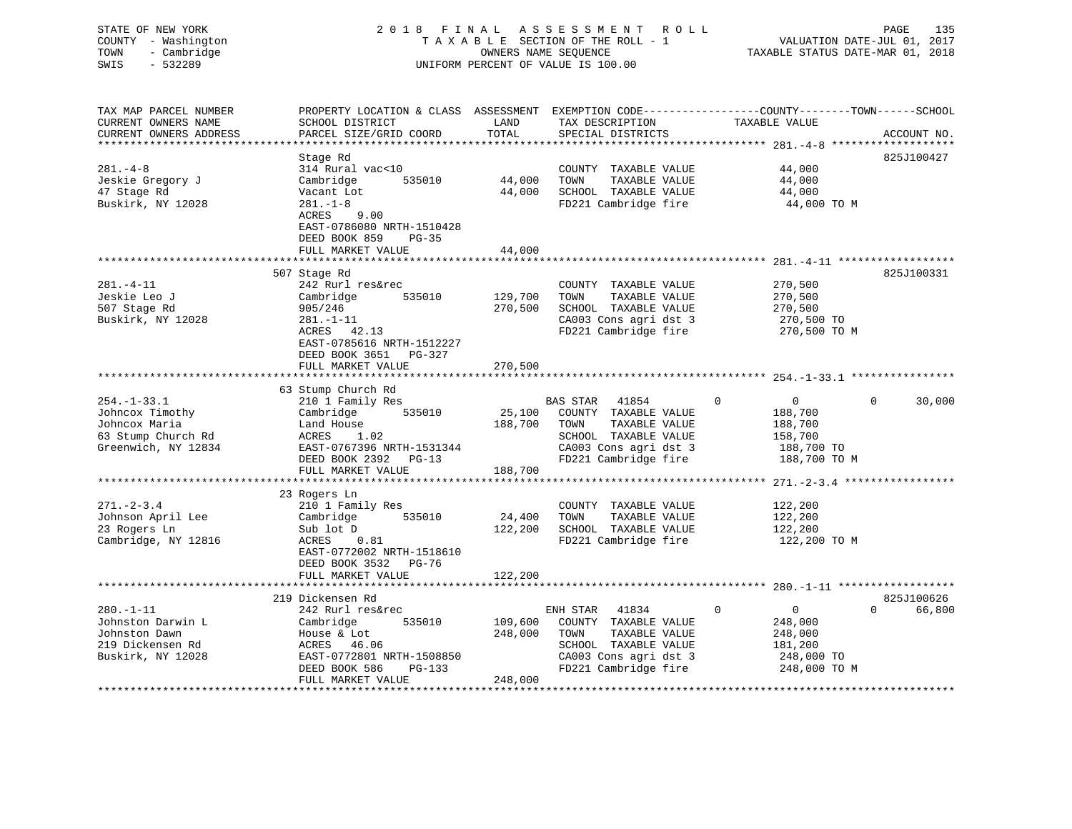STATE OF NEW YORK
COUNTY - Washington
TOWN - Cambridge
SWIS - 532289

2018 FINAL ASSESSMENT ROLL
TAXABLE SECTION OF THE ROLL - 1
OWNERS NAME SEQUENCE
UNIFORM PERCENT OF VALUE IS 100.00

VALUATION DATE-JUL 01, 2017
TAXABLE STATUS DATE-MAR 01, 2018

| TAX MAP PARCEL NUMBER / CURRENT OWNERS NAME / CURRENT OWNERS ADDRESS | PROPERTY LOCATION & CLASS / SCHOOL DISTRICT / PARCEL SIZE/GRID COORD | ASSESSMENT LAND | TOTAL | EXEMPTION CODE / TAX DESCRIPTION / SPECIAL DISTRICTS | COUNTY / TAXABLE VALUE | TOWN | SCHOOL | ACCOUNT NO. |
|---|---|---|---|---|---|---|---|---|
| 281.-4-8 | Stage Rd | | | | | | | 825J100427 |
| | 314 Rural vac<10 | | | COUNTY TAXABLE VALUE | 44,000 | | | |
| Jeskie Gregory J | Cambridge 535010 | 44,000 | | TOWN TAXABLE VALUE | 44,000 | | | |
| 47 Stage Rd | Vacant Lot | | 44,000 | SCHOOL TAXABLE VALUE | 44,000 | | | |
| Buskirk, NY 12028 | 281.-1-8 | | | FD221 Cambridge fire | 44,000 TO M | | | |
| | ACRES 9.00 | | | | | | | |
| | EAST-0786080 NRTH-1510428 | | | | | | | |
| | DEED BOOK 859 PG-35 | | | | | | | |
| | FULL MARKET VALUE | | 44,000 | | | | | |
| 281.-4-11 | 507 Stage Rd | | | | | | | 825J100331 |
| | 242 Rurl res&rec | | | COUNTY TAXABLE VALUE | 270,500 | | | |
| Jeskie Leo J | Cambridge 535010 | 129,700 | | TOWN TAXABLE VALUE | 270,500 | | | |
| 507 Stage Rd | 905/246 | | 270,500 | SCHOOL TAXABLE VALUE | 270,500 | | | |
| Buskirk, NY 12028 | 281.-1-11 | | | CA003 Cons agri dst 3 | 270,500 TO | | | |
| | ACRES 42.13 | | | FD221 Cambridge fire | 270,500 TO M | | | |
| | EAST-0785616 NRTH-1512227 | | | | | | | |
| | DEED BOOK 3651 PG-327 | | | | | | | |
| | FULL MARKET VALUE | | 270,500 | | | | | |
| 254.-1-33.1 | 63 Stump Church Rd | | | | | | | |
| | 210 1 Family Res | | | BAS STAR 41854 | 0 | 0 | 0 | 30,000 |
| Johncox Timothy | Cambridge 535010 | 25,100 | | COUNTY TAXABLE VALUE | 188,700 | | | |
| Johncox Maria | Land House | | 188,700 | TOWN TAXABLE VALUE | 188,700 | | | |
| 63 Stump Church Rd | ACRES 1.02 | | | SCHOOL TAXABLE VALUE | 158,700 | | | |
| Greenwich, NY 12834 | EAST-0767396 NRTH-1531344 | | | CA003 Cons agri dst 3 | 188,700 TO | | | |
| | DEED BOOK 2392 PG-13 | | | FD221 Cambridge fire | 188,700 TO M | | | |
| | FULL MARKET VALUE | | 188,700 | | | | | |
| 271.-2-3.4 | 23 Rogers Ln | | | | | | | |
| | 210 1 Family Res | | | COUNTY TAXABLE VALUE | 122,200 | | | |
| Johnson April Lee | Cambridge 535010 | 24,400 | | TOWN TAXABLE VALUE | 122,200 | | | |
| 23 Rogers Ln | Sub lot D | | 122,200 | SCHOOL TAXABLE VALUE | 122,200 | | | |
| Cambridge, NY 12816 | ACRES 0.81 | | | FD221 Cambridge fire | 122,200 TO M | | | |
| | EAST-0772002 NRTH-1518610 | | | | | | | |
| | DEED BOOK 3532 PG-76 | | | | | | | |
| | FULL MARKET VALUE | | 122,200 | | | | | |
| 280.-1-11 | 219 Dickensen Rd | | | | | | | 825J100626 |
| | 242 Rurl res&rec | | | ENH STAR 41834 | 0 | 0 | 0 | 66,800 |
| Johnston Darwin L | Cambridge 535010 | 109,600 | | COUNTY TAXABLE VALUE | 248,000 | | | |
| Johnston Dawn | House & Lot | | 248,000 | TOWN TAXABLE VALUE | 248,000 | | | |
| 219 Dickensen Rd | ACRES 46.06 | | | SCHOOL TAXABLE VALUE | 181,200 | | | |
| Buskirk, NY 12028 | EAST-0772801 NRTH-1508850 | | | CA003 Cons agri dst 3 | 248,000 TO | | | |
| | DEED BOOK 586 PG-133 | | | FD221 Cambridge fire | 248,000 TO M | | | |
| | FULL MARKET VALUE | | 248,000 | | | | | |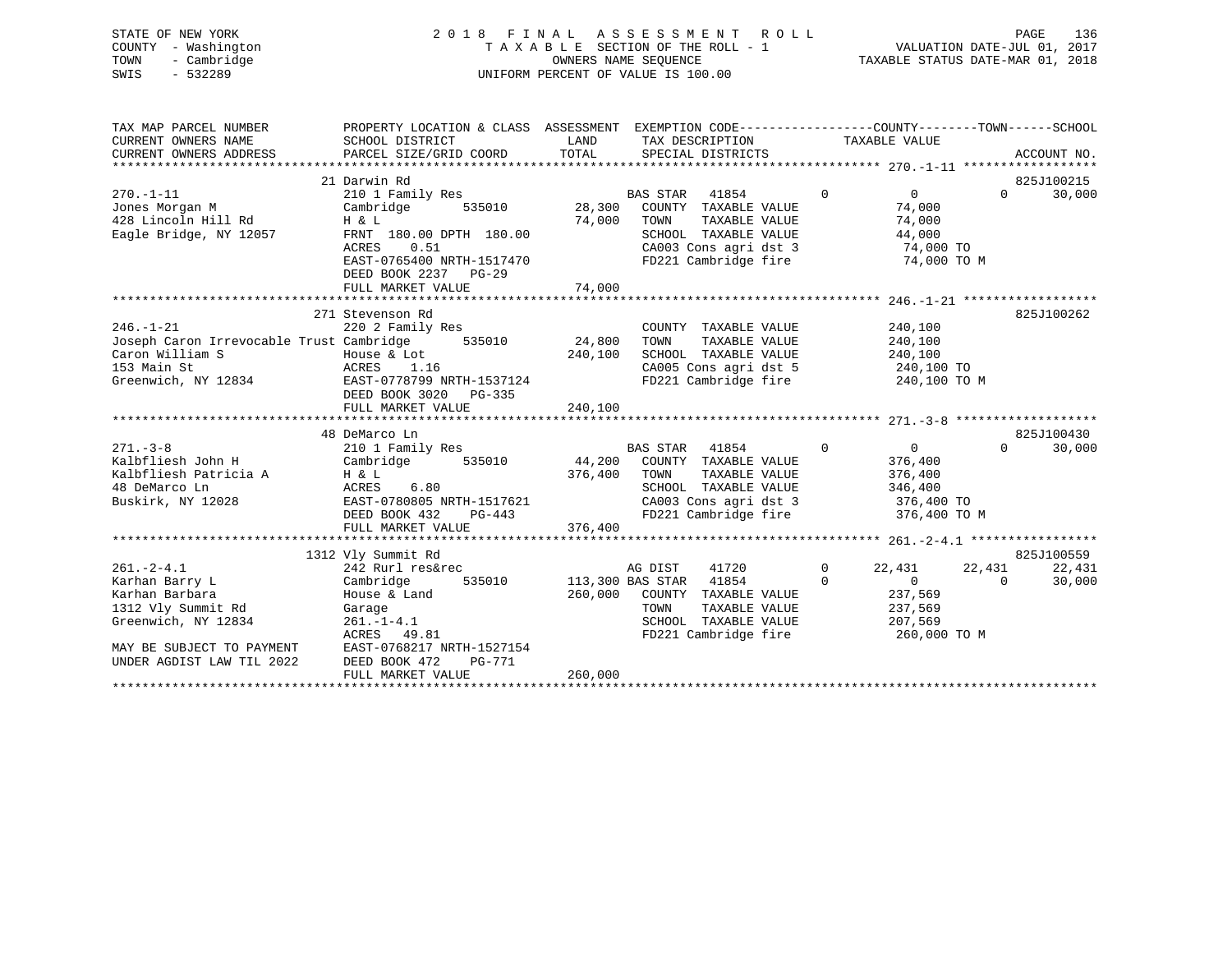STATE OF NEW YORK
COUNTY - Washington
TOWN - Cambridge
SWIS - 532289

2018 FINAL ASSESSMENT ROLL
TAXABLE SECTION OF THE ROLL - 1
OWNERS NAME SEQUENCE
UNIFORM PERCENT OF VALUE IS 100.00

VALUATION DATE-JUL 01, 2017
TAXABLE STATUS DATE-MAR 01, 2018

```
TAX MAP PARCEL NUMBER          PROPERTY LOCATION & CLASS  ASSESSMENT  EXEMPTION CODE------------------COUNTY--------TOWN------SCHOOL
CURRENT OWNERS NAME            SCHOOL DISTRICT              LAND      TAX DESCRIPTION             TAXABLE VALUE
CURRENT OWNERS ADDRESS         PARCEL SIZE/GRID COORD       TOTAL     SPECIAL DISTRICTS                                      ACCOUNT NO.
******************************************************************************************************* 270.-1-11 ******************
                     21 Darwin Rd                                                                                        825J100215
270.-1-11                      210 1 Family Res                   BAS STAR   41854         0             0           0      30,000
Jones Morgan M                 Cambridge        535010      28,300   COUNTY  TAXABLE VALUE              74,000
428 Lincoln Hill Rd            H & L                        74,000   TOWN    TAXABLE VALUE              74,000
Eagle Bridge, NY 12057         FRNT 180.00 DPTH 180.00               SCHOOL  TAXABLE VALUE              44,000
                               ACRES    0.51                         CA003 Cons agri dst 3               74,000 TO
                               EAST-0765400 NRTH-1517470             FD221 Cambridge fire                74,000 TO M
                               DEED BOOK 2237   PG-29
                               FULL MARKET VALUE            74,000
******************************************************************************************************* 246.-1-21 ******************
                    271 Stevenson Rd                                                                                     825J100262
246.-1-21                      220 2 Family Res                      COUNTY  TAXABLE VALUE             240,100
Joseph Caron Irrevocable Trust Cambridge        535010      24,800   TOWN    TAXABLE VALUE             240,100
Caron William S                House & Lot                 240,100   SCHOOL  TAXABLE VALUE             240,100
153 Main St                    ACRES    1.16                         CA005 Cons agri dst 5              240,100 TO
Greenwich, NY 12834            EAST-0778799 NRTH-1537124             FD221 Cambridge fire               240,100 TO M
                               DEED BOOK 3020   PG-335
                               FULL MARKET VALUE           240,100
******************************************************************************************************* 271.-3-8 *******************
                     48 DeMarco Ln                                                                                       825J100430
271.-3-8                       210 1 Family Res                   BAS STAR   41854         0             0           0      30,000
Kalbfliesh John H              Cambridge        535010      44,200   COUNTY  TAXABLE VALUE             376,400
Kalbfliesh Patricia A          H & L                       376,400   TOWN    TAXABLE VALUE             376,400
48 DeMarco Ln                  ACRES    6.80                         SCHOOL  TAXABLE VALUE             346,400
Buskirk, NY 12028              EAST-0780805 NRTH-1517621             CA003 Cons agri dst 3              376,400 TO
                               DEED BOOK 432    PG-443               FD221 Cambridge fire               376,400 TO M
                               FULL MARKET VALUE           376,400
******************************************************************************************************* 261.-2-4.1 *****************
                   1312 Vly Summit Rd                                                                                    825J100559
261.-2-4.1                     242 Rurl res&rec                   AG DIST    41720         0        22,431      22,431      22,431
Karhan Barry L                 Cambridge        535010     113,300 BAS STAR  41854         0             0           0      30,000
Karhan Barbara                 House & Land                260,000   COUNTY  TAXABLE VALUE             237,569
1312 Vly Summit Rd             Garage                                TOWN    TAXABLE VALUE             237,569
Greenwich, NY 12834            261.-1-4.1                            SCHOOL  TAXABLE VALUE             207,569
                               ACRES   49.81                         FD221 Cambridge fire               260,000 TO M
MAY BE SUBJECT TO PAYMENT      EAST-0768217 NRTH-1527154
UNDER AGDIST LAW TIL 2022      DEED BOOK 472    PG-771
                               FULL MARKET VALUE           260,000
************************************************************************************************************************************
```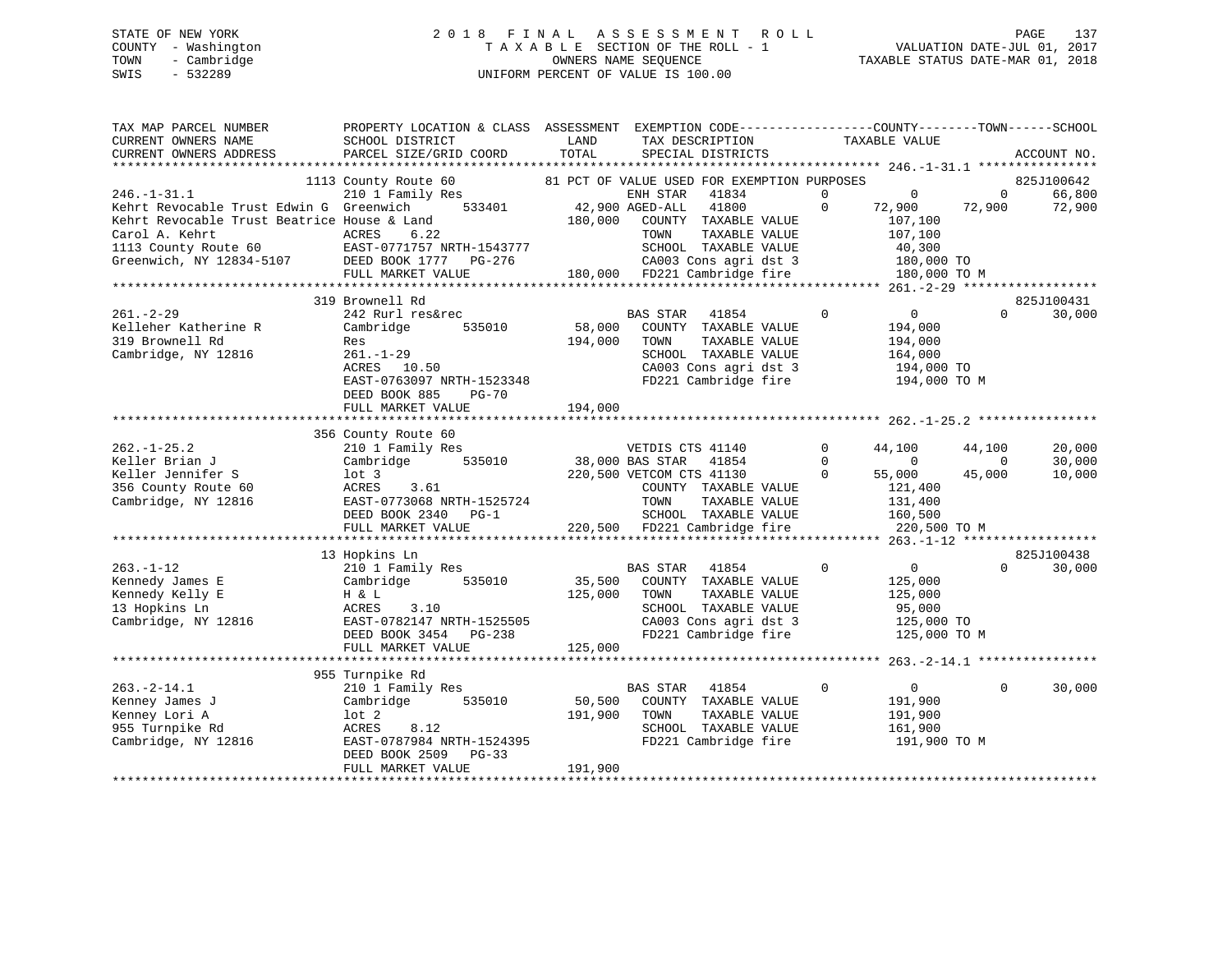STATE OF NEW YORK — COUNTY - Washington — TOWN - Cambridge — SWIS - 532289

# 2018 FINAL ASSESSMENT ROLL

TAXABLE SECTION OF THE ROLL - 1 — OWNERS NAME SEQUENCE — UNIFORM PERCENT OF VALUE IS 100.00

VALUATION DATE-JUL 01, 2017 — TAXABLE STATUS DATE-MAR 01, 2018

```
TAX MAP PARCEL NUMBER          PROPERTY LOCATION & CLASS  ASSESSMENT  EXEMPTION CODE-----------------COUNTY--------TOWN------SCHOOL
CURRENT OWNERS NAME            SCHOOL DISTRICT              LAND      TAX DESCRIPTION             TAXABLE VALUE
CURRENT OWNERS ADDRESS         PARCEL SIZE/GRID COORD       TOTAL     SPECIAL DISTRICTS                                         ACCOUNT NO.
******************************************************************************************************* 246.-1-31.1 ****************
                          1113 County Route 60          81 PCT OF VALUE USED FOR EXEMPTION PURPOSES                             825J100642
246.-1-31.1                    210 1 Family Res                  ENH STAR   41834        0          0           0        66,800
Kehrt Revocable Trust Edwin G  Greenwich       533401     42,900 AGED-ALL   41800        0     72,900      72,900        72,900
Kehrt Revocable Trust Beatrice House & Land              180,000    COUNTY  TAXABLE VALUE           107,100
Carol A. Kehrt                 ACRES     6.22                       TOWN    TAXABLE VALUE           107,100
1113 County Route 60           EAST-0771757 NRTH-1543777            SCHOOL  TAXABLE VALUE            40,300
Greenwich, NY 12834-5107       DEED BOOK 1777   PG-276              CA003 Cons agri dst 3           180,000 TO
                               FULL MARKET VALUE            180,000 FD221 Cambridge fire            180,000 TO M
******************************************************************************************************* 261.-2-29 ******************
                          319 Brownell Rd                                                                                825J100431
261.-2-29                      242 Rurl res&rec                  BAS STAR   41854        0          0           0        30,000
Kelleher Katherine R           Cambridge       535010     58,000    COUNTY  TAXABLE VALUE           194,000
319 Brownell Rd                Res                       194,000    TOWN    TAXABLE VALUE           194,000
Cambridge, NY 12816            261.-1-29                            SCHOOL  TAXABLE VALUE           164,000
                               ACRES    10.50                       CA003 Cons agri dst 3           194,000 TO
                               EAST-0763097 NRTH-1523348            FD221 Cambridge fire            194,000 TO M
                               DEED BOOK 885    PG-70
                               FULL MARKET VALUE            194,000
******************************************************************************************************* 262.-1-25.2 ****************
                          356 County Route 60
262.-1-25.2                    210 1 Family Res                  VETDIS CTS 41140        0     44,100      44,100        20,000
Keller Brian J                 Cambridge       535010     38,000 BAS STAR   41854        0          0           0        30,000
Keller Jennifer S              lot 3                     220,500 VETCOM CTS 41130        0     55,000      45,000        10,000
356 County Route 60            ACRES     3.61                       COUNTY  TAXABLE VALUE           121,400
Cambridge, NY 12816            EAST-0773068 NRTH-1525724            TOWN    TAXABLE VALUE           131,400
                               DEED BOOK 2340   PG-1                SCHOOL  TAXABLE VALUE           160,500
                               FULL MARKET VALUE            220,500 FD221 Cambridge fire            220,500 TO M
******************************************************************************************************* 263.-1-12 ******************
                          13 Hopkins Ln                                                                                  825J100438
263.-1-12                      210 1 Family Res                  BAS STAR   41854        0          0           0        30,000
Kennedy James E                Cambridge       535010     35,500    COUNTY  TAXABLE VALUE           125,000
Kennedy Kelly E                H & L                     125,000    TOWN    TAXABLE VALUE           125,000
13 Hopkins Ln                  ACRES     3.10                       SCHOOL  TAXABLE VALUE            95,000
Cambridge, NY 12816            EAST-0782147 NRTH-1525505            CA003 Cons agri dst 3           125,000 TO
                               DEED BOOK 3454   PG-238              FD221 Cambridge fire            125,000 TO M
                               FULL MARKET VALUE            125,000
******************************************************************************************************* 263.-2-14.1 ****************
                          955 Turnpike Rd
263.-2-14.1                    210 1 Family Res                  BAS STAR   41854        0          0           0        30,000
Kenney James J                 Cambridge       535010     50,500    COUNTY  TAXABLE VALUE           191,900
Kenney Lori A                  lot 2                     191,900    TOWN    TAXABLE VALUE           191,900
955 Turnpike Rd                ACRES     8.12                       SCHOOL  TAXABLE VALUE           161,900
Cambridge, NY 12816            EAST-0787984 NRTH-1524395            FD221 Cambridge fire            191,900 TO M
                               DEED BOOK 2509   PG-33
                               FULL MARKET VALUE            191,900
************************************************************************************************************************************
```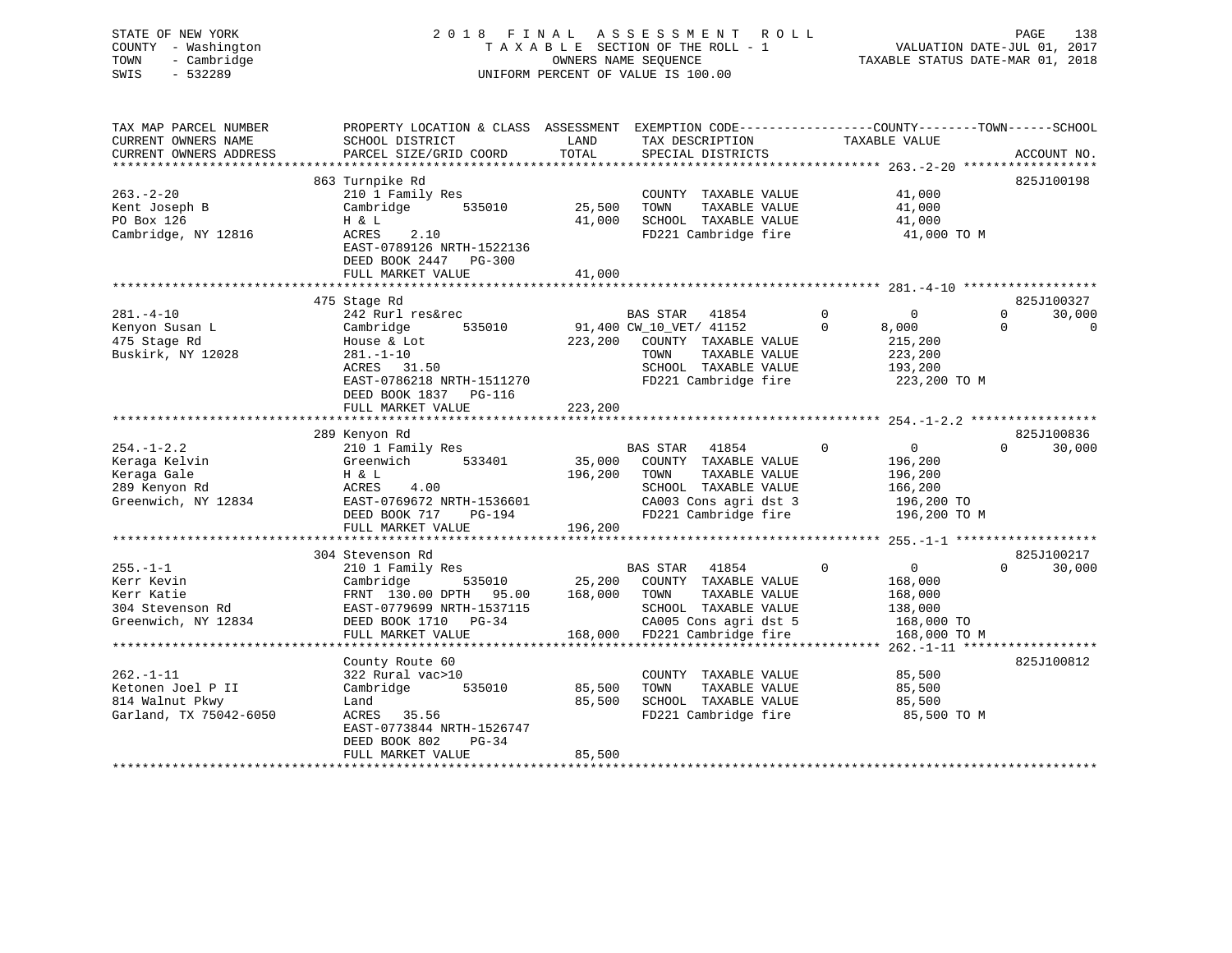STATE OF NEW YORK
COUNTY - Washington
TOWN - Cambridge
SWIS - 532289

# 2018 FINAL ASSESSMENT ROLL

TAXABLE SECTION OF THE ROLL - 1
OWNERS NAME SEQUENCE
UNIFORM PERCENT OF VALUE IS 100.00

VALUATION DATE-JUL 01, 2017
TAXABLE STATUS DATE-MAR 01, 2018

```
TAX MAP PARCEL NUMBER          PROPERTY LOCATION & CLASS  ASSESSMENT  EXEMPTION CODE-----------------COUNTY--------TOWN------SCHOOL
CURRENT OWNERS NAME            SCHOOL DISTRICT            LAND        TAX DESCRIPTION              TAXABLE VALUE
CURRENT OWNERS ADDRESS         PARCEL SIZE/GRID COORD     TOTAL       SPECIAL DISTRICTS                                    ACCOUNT NO.
******************************************************************************************************* 263.-2-20 *****************
                               863 Turnpike Rd                                                                           825J100198
263.-2-20                      210 1 Family Res                        COUNTY  TAXABLE VALUE           41,000
Kent Joseph B                  Cambridge      535010      25,500       TOWN    TAXABLE VALUE           41,000
PO Box 126                     H & L                      41,000       SCHOOL  TAXABLE VALUE           41,000
Cambridge, NY 12816            ACRES     2.10                          FD221 Cambridge fire             41,000 TO M
                               EAST-0789126 NRTH-1522136
                               DEED BOOK 2447   PG-300
                               FULL MARKET VALUE          41,000
******************************************************************************************************* 281.-4-10 *****************
                               475 Stage Rd                                                                              825J100327
281.-4-10                      242 Rurl res&rec                        BAS STAR   41854          0          0          0      30,000
Kenyon Susan L                 Cambridge      535010      91,400 CW_10_VET/ 41152          0      8,000          0           0
475 Stage Rd                   House & Lot               223,200       COUNTY  TAXABLE VALUE          215,200
Buskirk, NY 12028              281.-1-10                               TOWN    TAXABLE VALUE          223,200
                               ACRES    31.50                          SCHOOL  TAXABLE VALUE          193,200
                               EAST-0786218 NRTH-1511270               FD221 Cambridge fire            223,200 TO M
                               DEED BOOK 1837   PG-116
                               FULL MARKET VALUE         223,200
******************************************************************************************************* 254.-1-2.2 ****************
                               289 Kenyon Rd                                                                             825J100836
254.-1-2.2                     210 1 Family Res                        BAS STAR   41854          0          0          0      30,000
Keraga Kelvin                  Greenwich      533401      35,000       COUNTY  TAXABLE VALUE          196,200
Keraga Gale                    H & L                     196,200       TOWN    TAXABLE VALUE          196,200
289 Kenyon Rd                  ACRES     4.00                          SCHOOL  TAXABLE VALUE          166,200
Greenwich, NY 12834            EAST-0769672 NRTH-1536601               CA003 Cons agri dst 3           196,200 TO
                               DEED BOOK 717    PG-194                 FD221 Cambridge fire            196,200 TO M
                               FULL MARKET VALUE         196,200
******************************************************************************************************* 255.-1-1 ******************
                               304 Stevenson Rd                                                                          825J100217
255.-1-1                       210 1 Family Res                        BAS STAR   41854          0          0          0      30,000
Kerr Kevin                     Cambridge      535010      25,200       COUNTY  TAXABLE VALUE          168,000
Kerr Katie                     FRNT 130.00 DPTH  95.00   168,000       TOWN    TAXABLE VALUE          168,000
304 Stevenson Rd               EAST-0779699 NRTH-1537115               SCHOOL  TAXABLE VALUE          138,000
Greenwich, NY 12834            DEED BOOK 1710   PG-34                  CA005 Cons agri dst 5           168,000 TO
                               FULL MARKET VALUE         168,000       FD221 Cambridge fire            168,000 TO M
******************************************************************************************************* 262.-1-11 *****************
                               County Route 60                                                                           825J100812
262.-1-11                      322 Rural vac>10                        COUNTY  TAXABLE VALUE           85,500
Ketonen Joel P II              Cambridge      535010      85,500       TOWN    TAXABLE VALUE           85,500
814 Walnut Pkwy                Land                       85,500       SCHOOL  TAXABLE VALUE           85,500
Garland, TX 75042-6050         ACRES    35.56                          FD221 Cambridge fire             85,500 TO M
                               EAST-0773844 NRTH-1526747
                               DEED BOOK 802    PG-34
                               FULL MARKET VALUE          85,500
************************************************************************************************************************************
```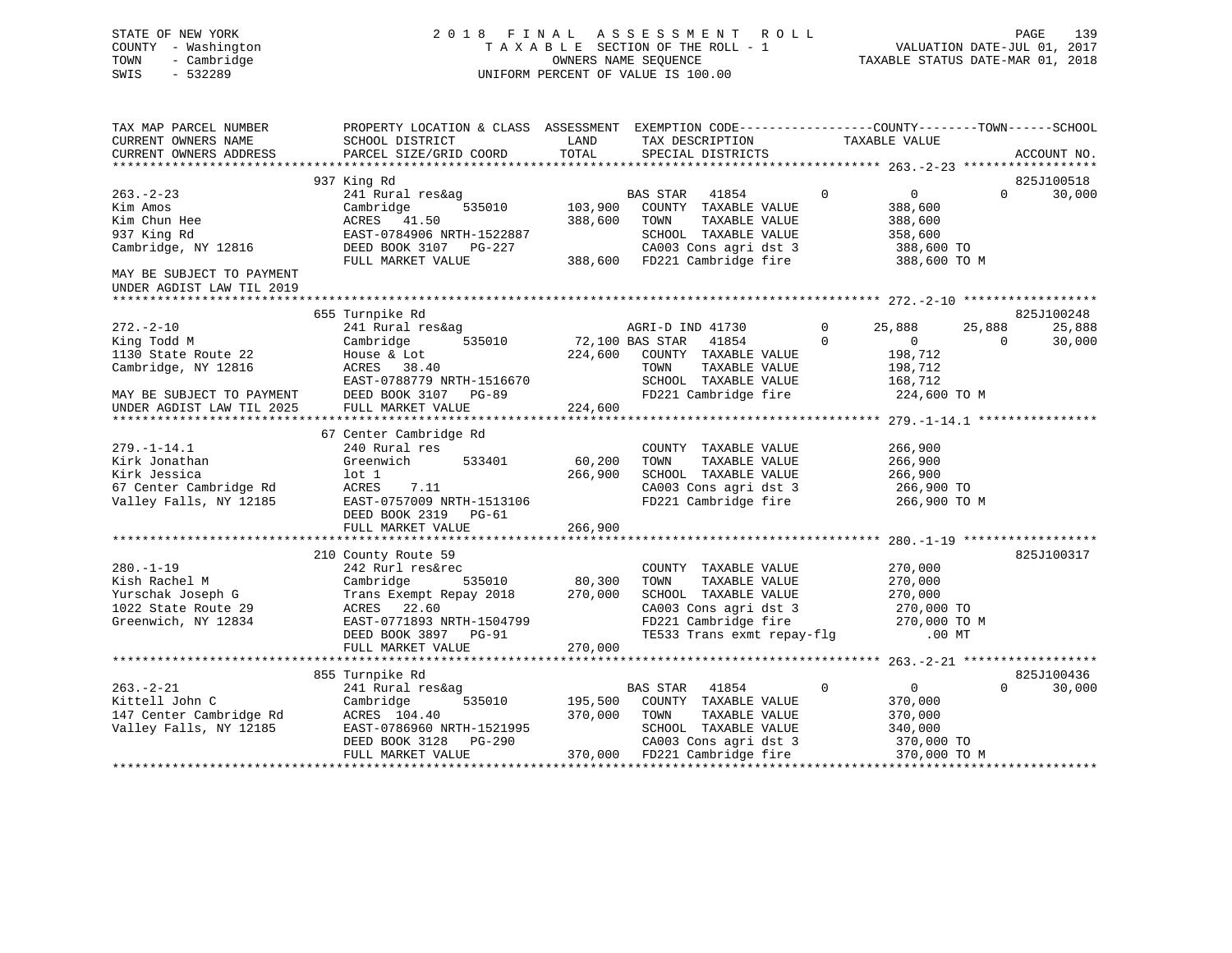STATE OF NEW YORK
COUNTY - Washington
TOWN - Cambridge
SWIS - 532289

2018 FINAL ASSESSMENT ROLL
TAXABLE SECTION OF THE ROLL - 1
OWNERS NAME SEQUENCE
UNIFORM PERCENT OF VALUE IS 100.00

VALUATION DATE-JUL 01, 2017
TAXABLE STATUS DATE-MAR 01, 2018

```
TAX MAP PARCEL NUMBER          PROPERTY LOCATION & CLASS  ASSESSMENT  EXEMPTION CODE------------------COUNTY--------TOWN------SCHOOL
CURRENT OWNERS NAME            SCHOOL DISTRICT              LAND      TAX DESCRIPTION            TAXABLE VALUE
CURRENT OWNERS ADDRESS         PARCEL SIZE/GRID COORD       TOTAL     SPECIAL DISTRICTS                                     ACCOUNT NO.
******************************************************************************************************* 263.-2-23 ******************
                               937 King Rd                                                                                825J100518
263.-2-23                      241 Rural res&ag                       BAS STAR   41854         0          0           0       30,000
Kim Amos                       Cambridge        535010     103,900    COUNTY  TAXABLE VALUE          388,600
Kim Chun Hee                   ACRES   41.50               388,600    TOWN    TAXABLE VALUE          388,600
937 King Rd                    EAST-0784906 NRTH-1522887              SCHOOL  TAXABLE VALUE          358,600
Cambridge, NY 12816            DEED BOOK 3107   PG-227                CA003 Cons agri dst 3           388,600 TO
                               FULL MARKET VALUE           388,600    FD221 Cambridge fire            388,600 TO M
MAY BE SUBJECT TO PAYMENT
UNDER AGDIST LAW TIL 2019
******************************************************************************************************* 272.-2-10 ******************
                               655 Turnpike Rd                                                                            825J100248
272.-2-10                      241 Rural res&ag                       AGRI-D IND 41730         0     25,888      25,888       25,888
King Todd M                    Cambridge        535010      72,100 BAS STAR   41854            0          0           0       30,000
1130 State Route 22            House & Lot                 224,600    COUNTY  TAXABLE VALUE          198,712
Cambridge, NY 12816            ACRES   38.40                          TOWN    TAXABLE VALUE          198,712
                               EAST-0788779 NRTH-1516670              SCHOOL  TAXABLE VALUE          168,712
MAY BE SUBJECT TO PAYMENT      DEED BOOK 3107   PG-89                 FD221 Cambridge fire            224,600 TO M
UNDER AGDIST LAW TIL 2025      FULL MARKET VALUE           224,600
******************************************************************************************************* 279.-1-14.1 ****************
                               67 Center Cambridge Rd
279.-1-14.1                    240 Rural res                          COUNTY  TAXABLE VALUE          266,900
Kirk Jonathan                  Greenwich        533401      60,200    TOWN    TAXABLE VALUE          266,900
Kirk Jessica                   lot 1                       266,900    SCHOOL  TAXABLE VALUE          266,900
67 Center Cambridge Rd         ACRES    7.11                          CA003 Cons agri dst 3           266,900 TO
Valley Falls, NY 12185         EAST-0757009 NRTH-1513106              FD221 Cambridge fire            266,900 TO M
                               DEED BOOK 2319   PG-61
                               FULL MARKET VALUE           266,900
******************************************************************************************************* 280.-1-19 ******************
                               210 County Route 59                                                                        825J100317
280.-1-19                      242 Rurl res&rec                       COUNTY  TAXABLE VALUE          270,000
Kish Rachel M                  Cambridge        535010      80,300    TOWN    TAXABLE VALUE          270,000
Yurschak Joseph G              Trans Exempt Repay 2018     270,000    SCHOOL  TAXABLE VALUE          270,000
1022 State Route 29            ACRES   22.60                          CA003 Cons agri dst 3           270,000 TO
Greenwich, NY 12834            EAST-0771893 NRTH-1504799              FD221 Cambridge fire            270,000 TO M
                               DEED BOOK 3897   PG-91                 TE533 Trans exmt repay-flg          .00 MT
                               FULL MARKET VALUE           270,000
******************************************************************************************************* 263.-2-21 ******************
                               855 Turnpike Rd                                                                            825J100436
263.-2-21                      241 Rural res&ag                       BAS STAR   41854         0          0           0       30,000
Kittell John C                 Cambridge        535010     195,500    COUNTY  TAXABLE VALUE          370,000
147 Center Cambridge Rd        ACRES  104.40               370,000    TOWN    TAXABLE VALUE          370,000
Valley Falls, NY 12185         EAST-0786960 NRTH-1521995              SCHOOL  TAXABLE VALUE          340,000
                               DEED BOOK 3128   PG-290                CA003 Cons agri dst 3           370,000 TO
                               FULL MARKET VALUE           370,000    FD221 Cambridge fire            370,000 TO M
************************************************************************************************************************************
```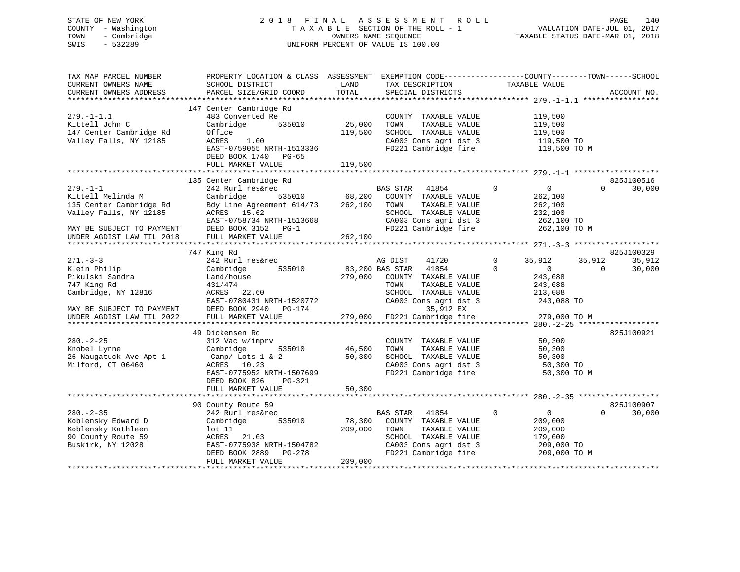STATE OF NEW YORK
COUNTY - Washington
TOWN - Cambridge
SWIS - 532289

2018 FINAL ASSESSMENT ROLL
TAXABLE SECTION OF THE ROLL - 1
OWNERS NAME SEQUENCE
UNIFORM PERCENT OF VALUE IS 100.00

VALUATION DATE-JUL 01, 2017
TAXABLE STATUS DATE-MAR 01, 2018

```
TAX MAP PARCEL NUMBER          PROPERTY LOCATION & CLASS  ASSESSMENT  EXEMPTION CODE-----------------COUNTY--------TOWN------SCHOOL
CURRENT OWNERS NAME            SCHOOL DISTRICT               LAND      TAX DESCRIPTION            TAXABLE VALUE
CURRENT OWNERS ADDRESS         PARCEL SIZE/GRID COORD        TOTAL     SPECIAL DISTRICTS                                    ACCOUNT NO.
*********************************************************************************************** 279.-1-1.1 *****************
                               147 Center Cambridge Rd
279.-1-1.1                     483 Converted Re                        COUNTY  TAXABLE VALUE           119,500
Kittell John C                 Cambridge      535010        25,000     TOWN    TAXABLE VALUE           119,500
147 Center Cambridge Rd        Office                      119,500     SCHOOL  TAXABLE VALUE           119,500
Valley Falls, NY 12185         ACRES    1.00                           CA003 Cons agri dst 3            119,500 TO
                               EAST-0759055 NRTH-1513336               FD221 Cambridge fire             119,500 TO M
                               DEED BOOK 1740   PG-65
                               FULL MARKET VALUE           119,500
*********************************************************************************************** 279.-1-1 *******************
                               135 Center Cambridge Rd                                                              825J100516
279.-1-1                       242 Rurl res&rec                        BAS STAR   41854        0          0          0     30,000
Kittell Melinda M              Cambridge      535010        68,200     COUNTY  TAXABLE VALUE           262,100
135 Center Cambridge Rd        Bdy Line Agreement 614/73   262,100     TOWN    TAXABLE VALUE           262,100
Valley Falls, NY 12185         ACRES   15.62                           SCHOOL  TAXABLE VALUE           232,100
                               EAST-0758734 NRTH-1513668               CA003 Cons agri dst 3            262,100 TO
MAY BE SUBJECT TO PAYMENT      DEED BOOK 3152   PG-1                   FD221 Cambridge fire             262,100 TO M
UNDER AGDIST LAW TIL 2018      FULL MARKET VALUE           262,100
*********************************************************************************************** 271.-3-3 *******************
                               747 King Rd                                                                          825J100329
271.-3-3                       242 Rurl res&rec                        AG DIST    41720        0     35,912     35,912     35,912
Klein Philip                   Cambridge      535010        83,200 BAS STAR   41854        0          0          0     30,000
Pikulski Sandra                Land/house                  279,000     COUNTY  TAXABLE VALUE           243,088
747 King Rd                    431/474                                 TOWN    TAXABLE VALUE           243,088
Cambridge, NY 12816            ACRES   22.60                           SCHOOL  TAXABLE VALUE           213,088
                               EAST-0780431 NRTH-1520772               CA003 Cons agri dst 3            243,088 TO
MAY BE SUBJECT TO PAYMENT      DEED BOOK 2940   PG-174                           35,912 EX
UNDER AGDIST LAW TIL 2022      FULL MARKET VALUE           279,000     FD221 Cambridge fire             279,000 TO M
*********************************************************************************************** 280.-2-25 ******************
                               49 Dickensen Rd                                                                      825J100921
280.-2-25                      312 Vac w/imprv                         COUNTY  TAXABLE VALUE            50,300
Knobel Lynne                   Cambridge      535010        46,500     TOWN    TAXABLE VALUE            50,300
26 Naugatuck Ave Apt 1          Camp/ Lots 1 & 2            50,300     SCHOOL  TAXABLE VALUE            50,300
Milford, CT 06460              ACRES   10.23                           CA003 Cons agri dst 3             50,300 TO
                               EAST-0775952 NRTH-1507699               FD221 Cambridge fire              50,300 TO M
                               DEED BOOK 826    PG-321
                               FULL MARKET VALUE            50,300
*********************************************************************************************** 280.-2-35 ******************
                               90 County Route 59                                                                   825J100907
280.-2-35                      242 Rurl res&rec                        BAS STAR   41854        0          0          0     30,000
Koblensky Edward D             Cambridge      535010        78,300     COUNTY  TAXABLE VALUE           209,000
Koblensky Kathleen             lot 11                      209,000     TOWN    TAXABLE VALUE           209,000
90 County Route 59             ACRES   21.03                           SCHOOL  TAXABLE VALUE           179,000
Buskirk, NY 12028              EAST-0775938 NRTH-1504782               CA003 Cons agri dst 3            209,000 TO
                               DEED BOOK 2889   PG-278                 FD221 Cambridge fire             209,000 TO M
                               FULL MARKET VALUE           209,000
******************************************************************************************************************************
```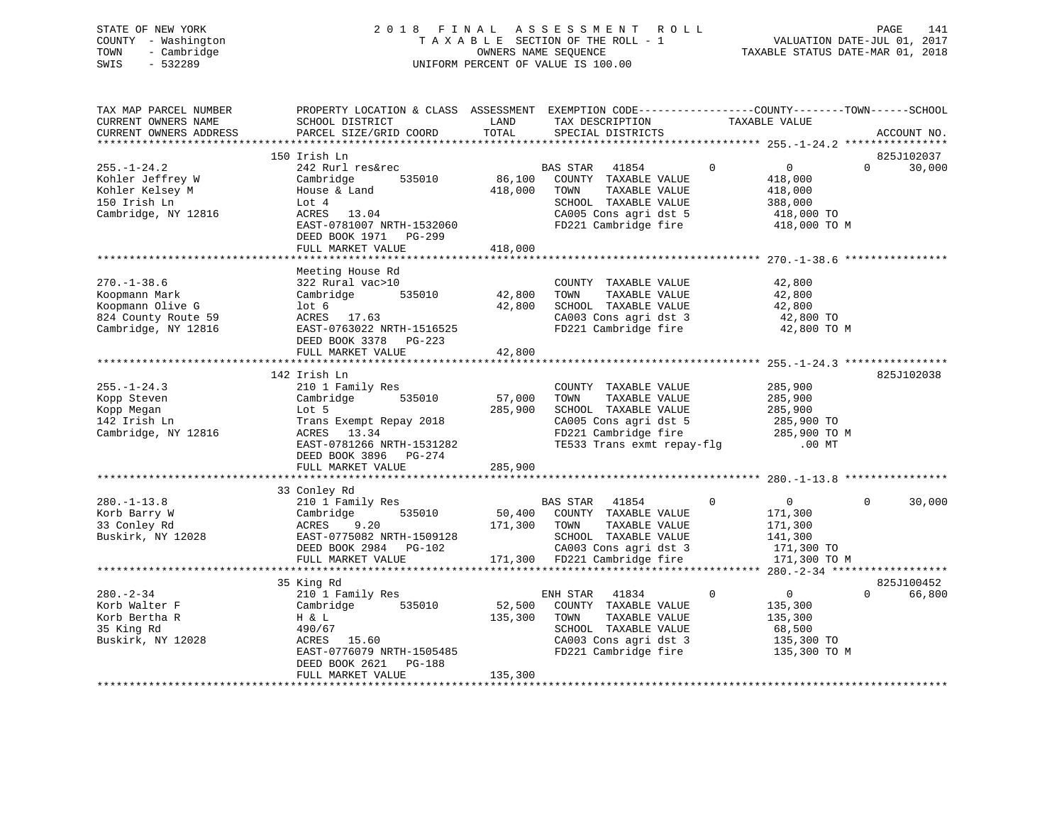STATE OF NEW YORK
COUNTY - Washington
TOWN - Cambridge
SWIS - 532289

2018 FINAL ASSESSMENT ROLL
TAXABLE SECTION OF THE ROLL - 1
OWNERS NAME SEQUENCE
UNIFORM PERCENT OF VALUE IS 100.00

VALUATION DATE-JUL 01, 2017
TAXABLE STATUS DATE-MAR 01, 2018

| TAX MAP PARCEL NUMBER / CURRENT OWNERS NAME / CURRENT OWNERS ADDRESS | PROPERTY LOCATION & CLASS / SCHOOL DISTRICT / PARCEL SIZE/GRID COORD | ASSESSMENT LAND | TOTAL | EXEMPTION CODE / TAX DESCRIPTION / SPECIAL DISTRICTS | COUNTY | TOWN | SCHOOL / TAXABLE VALUE | ACCOUNT NO. |
|---|---|---|---|---|---|---|---|---|
| **255.-1-24.2** | 150 Irish Ln | | | | | | | 825J102037 |
| 255.-1-24.2 | 242 Rurl res&rec | | | BAS STAR 41854 | 0 | 0 | 0 30,000 | |
| Kohler Jeffrey W | Cambridge 535010 | 86,100 | | COUNTY TAXABLE VALUE | | | 418,000 | |
| Kohler Kelsey M | House & Land | | 418,000 | TOWN TAXABLE VALUE | | | 418,000 | |
| 150 Irish Ln | Lot 4 | | | SCHOOL TAXABLE VALUE | | | 388,000 | |
| Cambridge, NY 12816 | ACRES 13.04 | | | CA005 Cons agri dst 5 | | | 418,000 TO | |
| | EAST-0781007 NRTH-1532060 | | | FD221 Cambridge fire | | | 418,000 TO M | |
| | DEED BOOK 1971 PG-299 | | | | | | | |
| | FULL MARKET VALUE | | 418,000 | | | | | |
| **270.-1-38.6** | Meeting House Rd | | | | | | | |
| 270.-1-38.6 | 322 Rural vac>10 | | | COUNTY TAXABLE VALUE | | | 42,800 | |
| Koopmann Mark | Cambridge 535010 | 42,800 | | TOWN TAXABLE VALUE | | | 42,800 | |
| Koopmann Olive G | lot 6 | | 42,800 | SCHOOL TAXABLE VALUE | | | 42,800 | |
| 824 County Route 59 | ACRES 17.63 | | | CA003 Cons agri dst 3 | | | 42,800 TO | |
| Cambridge, NY 12816 | EAST-0763022 NRTH-1516525 | | | FD221 Cambridge fire | | | 42,800 TO M | |
| | DEED BOOK 3378 PG-223 | | | | | | | |
| | FULL MARKET VALUE | | 42,800 | | | | | |
| **255.-1-24.3** | 142 Irish Ln | | | | | | | 825J102038 |
| 255.-1-24.3 | 210 1 Family Res | | | COUNTY TAXABLE VALUE | | | 285,900 | |
| Kopp Steven | Cambridge 535010 | 57,000 | | TOWN TAXABLE VALUE | | | 285,900 | |
| Kopp Megan | Lot 5 | | 285,900 | SCHOOL TAXABLE VALUE | | | 285,900 | |
| 142 Irish Ln | Trans Exempt Repay 2018 | | | CA005 Cons agri dst 5 | | | 285,900 TO | |
| Cambridge, NY 12816 | ACRES 13.34 | | | FD221 Cambridge fire | | | 285,900 TO M | |
| | EAST-0781266 NRTH-1531282 | | | TE533 Trans exmt repay-flg | | | .00 MT | |
| | DEED BOOK 3896 PG-274 | | | | | | | |
| | FULL MARKET VALUE | | 285,900 | | | | | |
| **280.-1-13.8** | 33 Conley Rd | | | | | | | |
| 280.-1-13.8 | 210 1 Family Res | | | BAS STAR 41854 | 0 | 0 | 0 30,000 | |
| Korb Barry W | Cambridge 535010 | 50,400 | | COUNTY TAXABLE VALUE | | | 171,300 | |
| 33 Conley Rd | ACRES 9.20 | | 171,300 | TOWN TAXABLE VALUE | | | 171,300 | |
| Buskirk, NY 12028 | EAST-0775082 NRTH-1509128 | | | SCHOOL TAXABLE VALUE | | | 141,300 | |
| | DEED BOOK 2984 PG-102 | | | CA003 Cons agri dst 3 | | | 171,300 TO | |
| | FULL MARKET VALUE | | 171,300 | FD221 Cambridge fire | | | 171,300 TO M | |
| **280.-2-34** | 35 King Rd | | | | | | | 825J100452 |
| 280.-2-34 | 210 1 Family Res | | | ENH STAR 41834 | 0 | 0 | 0 66,800 | |
| Korb Walter F | Cambridge 535010 | 52,500 | | COUNTY TAXABLE VALUE | | | 135,300 | |
| Korb Bertha R | H & L | | 135,300 | TOWN TAXABLE VALUE | | | 135,300 | |
| 35 King Rd | 490/67 | | | SCHOOL TAXABLE VALUE | | | 68,500 | |
| Buskirk, NY 12028 | ACRES 15.60 | | | CA003 Cons agri dst 3 | | | 135,300 TO | |
| | EAST-0776079 NRTH-1505485 | | | FD221 Cambridge fire | | | 135,300 TO M | |
| | DEED BOOK 2621 PG-188 | | | | | | | |
| | FULL MARKET VALUE | | 135,300 | | | | | |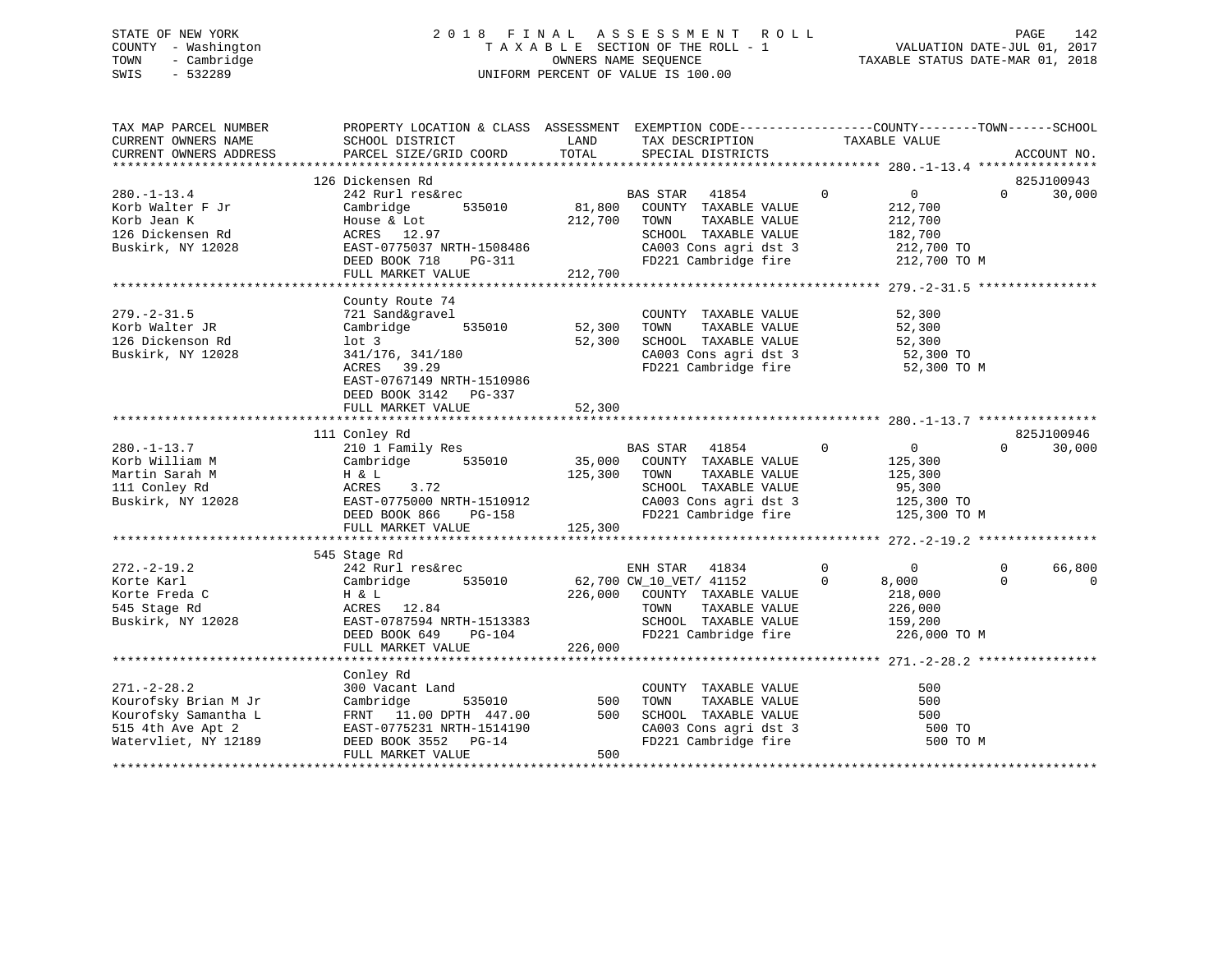STATE OF NEW YORK
COUNTY - Washington
TOWN - Cambridge
SWIS - 532289

2018 FINAL ASSESSMENT ROLL
TAXABLE SECTION OF THE ROLL - 1
OWNERS NAME SEQUENCE
UNIFORM PERCENT OF VALUE IS 100.00

VALUATION DATE-JUL 01, 2017
TAXABLE STATUS DATE-MAR 01, 2018

```
TAX MAP PARCEL NUMBER          PROPERTY LOCATION & CLASS  ASSESSMENT  EXEMPTION CODE-----------------COUNTY--------TOWN------SCHOOL
CURRENT OWNERS NAME            SCHOOL DISTRICT               LAND      TAX DESCRIPTION            TAXABLE VALUE
CURRENT OWNERS ADDRESS         PARCEL SIZE/GRID COORD        TOTAL     SPECIAL DISTRICTS                                     ACCOUNT NO.
******************************************************************************************************* 280.-1-13.4 ****************
                               126 Dickensen Rd                                                                              825J100943
280.-1-13.4                    242 Rurl res&rec                       BAS STAR   41854          0           0           0     30,000
Korb Walter F Jr               Cambridge       535010       81,800    COUNTY  TAXABLE VALUE             212,700
Korb Jean K                    House & Lot                 212,700    TOWN    TAXABLE VALUE             212,700
126 Dickensen Rd               ACRES   12.97                          SCHOOL  TAXABLE VALUE             182,700
Buskirk, NY 12028              EAST-0775037 NRTH-1508486              CA003 Cons agri dst 3              212,700 TO
                               DEED BOOK 718    PG-311                FD221 Cambridge fire               212,700 TO M
                               FULL MARKET VALUE           212,700
******************************************************************************************************* 279.-2-31.5 ****************
                               County Route 74
279.-2-31.5                    721 Sand&gravel                        COUNTY  TAXABLE VALUE              52,300
Korb Walter JR                 Cambridge       535010       52,300    TOWN    TAXABLE VALUE              52,300
126 Dickenson Rd               lot 3                        52,300    SCHOOL  TAXABLE VALUE              52,300
Buskirk, NY 12028              341/176, 341/180                       CA003 Cons agri dst 3               52,300 TO
                               ACRES   39.29                          FD221 Cambridge fire                52,300 TO M
                               EAST-0767149 NRTH-1510986
                               DEED BOOK 3142   PG-337
                               FULL MARKET VALUE            52,300
******************************************************************************************************* 280.-1-13.7 ****************
                               111 Conley Rd                                                                                 825J100946
280.-1-13.7                    210 1 Family Res                       BAS STAR   41854          0           0           0     30,000
Korb William M                 Cambridge       535010       35,000    COUNTY  TAXABLE VALUE             125,300
Martin Sarah M                 H & L                       125,300    TOWN    TAXABLE VALUE             125,300
111 Conley Rd                  ACRES    3.72                          SCHOOL  TAXABLE VALUE              95,300
Buskirk, NY 12028              EAST-0775000 NRTH-1510912              CA003 Cons agri dst 3              125,300 TO
                               DEED BOOK 866    PG-158                FD221 Cambridge fire               125,300 TO M
                               FULL MARKET VALUE           125,300
******************************************************************************************************* 272.-2-19.2 ****************
                               545 Stage Rd
272.-2-19.2                    242 Rurl res&rec                       ENH STAR   41834          0           0           0     66,800
Korte Karl                     Cambridge       535010       62,700 CW_10_VET/ 41152             0       8,000           0          0
Korte Freda C                  H & L                       226,000    COUNTY  TAXABLE VALUE             218,000
545 Stage Rd                   ACRES   12.84                          TOWN    TAXABLE VALUE             226,000
Buskirk, NY 12028              EAST-0787594 NRTH-1513383              SCHOOL  TAXABLE VALUE             159,200
                               DEED BOOK 649    PG-104                FD221 Cambridge fire               226,000 TO M
                               FULL MARKET VALUE           226,000
******************************************************************************************************* 271.-2-28.2 ****************
                               Conley Rd
271.-2-28.2                    300 Vacant Land                        COUNTY  TAXABLE VALUE                 500
Kourofsky Brian M Jr           Cambridge       535010          500    TOWN    TAXABLE VALUE                 500
Kourofsky Samantha L           FRNT  11.00 DPTH 447.00         500    SCHOOL  TAXABLE VALUE                 500
515 4th Ave Apt 2              EAST-0775231 NRTH-1514190              CA003 Cons agri dst 3                  500 TO
Watervliet, NY 12189           DEED BOOK 3552   PG-14                 FD221 Cambridge fire                   500 TO M
                               FULL MARKET VALUE               500
************************************************************************************************************************************
```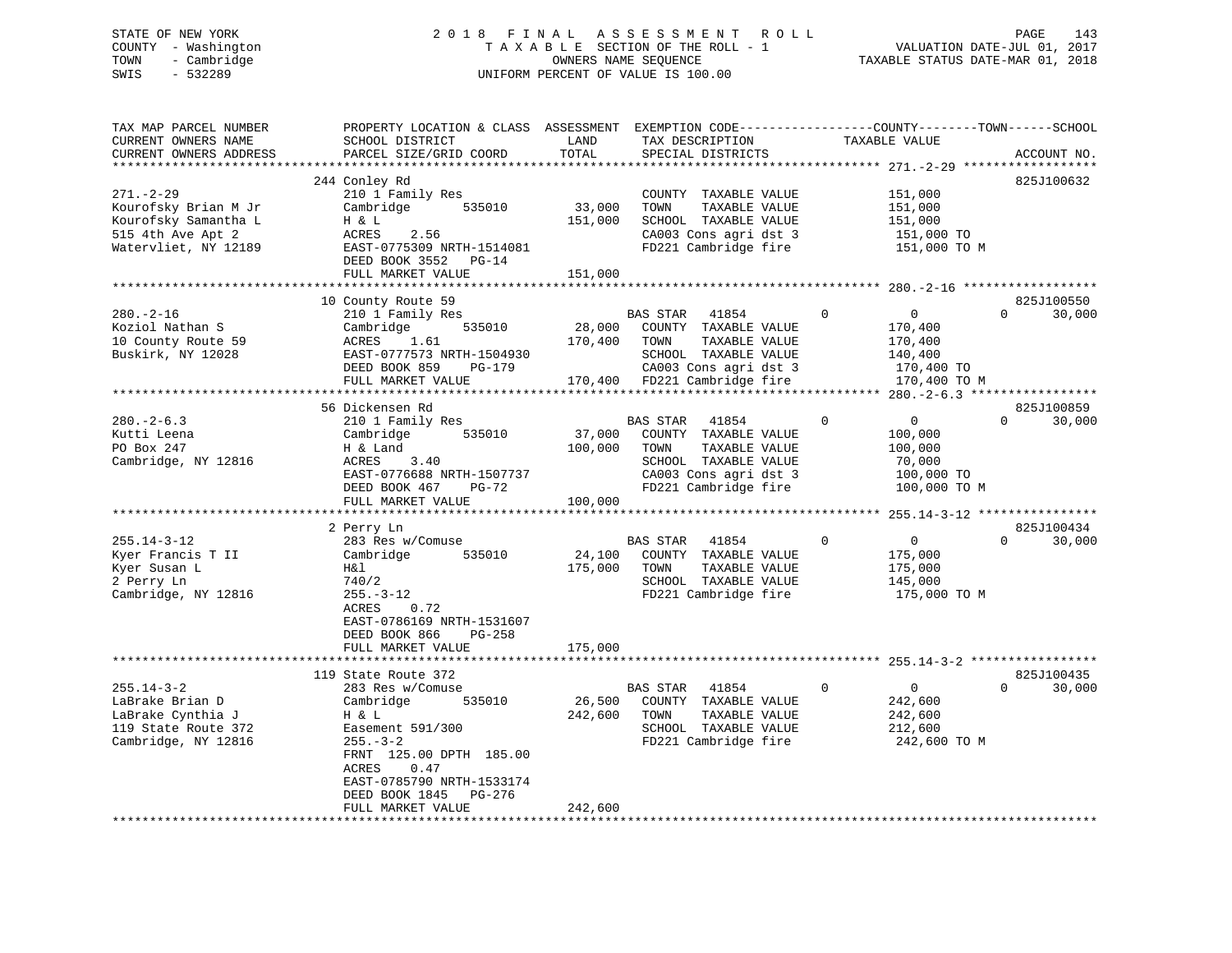STATE OF NEW YORK
COUNTY - Washington
TOWN - Cambridge
SWIS - 532289

2018 FINAL ASSESSMENT ROLL
TAXABLE SECTION OF THE ROLL - 1
OWNERS NAME SEQUENCE
UNIFORM PERCENT OF VALUE IS 100.00

VALUATION DATE-JUL 01, 2017
TAXABLE STATUS DATE-MAR 01, 2018

| TAX MAP PARCEL NUMBER / CURRENT OWNERS NAME / CURRENT OWNERS ADDRESS | PROPERTY LOCATION & CLASS / SCHOOL DISTRICT / PARCEL SIZE/GRID COORD | ASSESSMENT LAND / TOTAL | EXEMPTION CODE / TAX DESCRIPTION / SPECIAL DISTRICTS | COUNTY TAXABLE VALUE | TOWN | SCHOOL | ACCOUNT NO. |
|---|---|---|---|---|---|---|---|
| **271.-2-29** | 244 Conley Rd | | | | | | 825J100632 |
| 271.-2-29 | 210 1 Family Res | | COUNTY TAXABLE VALUE | 151,000 | | | |
| Kourofsky Brian M Jr | Cambridge 535010 | 33,000 | TOWN TAXABLE VALUE | 151,000 | | | |
| Kourofsky Samantha L | H & L | 151,000 | SCHOOL TAXABLE VALUE | 151,000 | | | |
| 515 4th Ave Apt 2 | ACRES 2.56 | | CA003 Cons agri dst 3 | 151,000 TO | | | |
| Watervliet, NY 12189 | EAST-0775309 NRTH-1514081 | | FD221 Cambridge fire | 151,000 TO M | | | |
| | DEED BOOK 3552 PG-14 | | | | | | |
| | FULL MARKET VALUE | 151,000 | | | | | |
| **280.-2-16** | 10 County Route 59 | | | | | | 825J100550 |
| 280.-2-16 | 210 1 Family Res | | BAS STAR 41854 | 0 | 0 | 0 | 30,000 |
| Koziol Nathan S | Cambridge 535010 | 28,000 | COUNTY TAXABLE VALUE | 170,400 | | | |
| 10 County Route 59 | ACRES 1.61 | 170,400 | TOWN TAXABLE VALUE | 170,400 | | | |
| Buskirk, NY 12028 | EAST-0777573 NRTH-1504930 | | SCHOOL TAXABLE VALUE | 140,400 | | | |
| | DEED BOOK 859 PG-179 | | CA003 Cons agri dst 3 | 170,400 TO | | | |
| | FULL MARKET VALUE | 170,400 | FD221 Cambridge fire | 170,400 TO M | | | |
| **280.-2-6.3** | 56 Dickensen Rd | | | | | | 825J100859 |
| 280.-2-6.3 | 210 1 Family Res | | BAS STAR 41854 | 0 | 0 | 0 | 30,000 |
| Kutti Leena | Cambridge 535010 | 37,000 | COUNTY TAXABLE VALUE | 100,000 | | | |
| PO Box 247 | H & Land | 100,000 | TOWN TAXABLE VALUE | 100,000 | | | |
| Cambridge, NY 12816 | ACRES 3.40 | | SCHOOL TAXABLE VALUE | 70,000 | | | |
| | EAST-0776688 NRTH-1507737 | | CA003 Cons agri dst 3 | 100,000 TO | | | |
| | DEED BOOK 467 PG-72 | | FD221 Cambridge fire | 100,000 TO M | | | |
| | FULL MARKET VALUE | 100,000 | | | | | |
| **255.14-3-12** | 2 Perry Ln | | | | | | 825J100434 |
| 255.14-3-12 | 283 Res w/Comuse | | BAS STAR 41854 | 0 | 0 | 0 | 30,000 |
| Kyer Francis T II | Cambridge 535010 | 24,100 | COUNTY TAXABLE VALUE | 175,000 | | | |
| Kyer Susan L | H&l | 175,000 | TOWN TAXABLE VALUE | 175,000 | | | |
| 2 Perry Ln | 740/2 | | SCHOOL TAXABLE VALUE | 145,000 | | | |
| Cambridge, NY 12816 | 255.-3-12 | | FD221 Cambridge fire | 175,000 TO M | | | |
| | ACRES 0.72 | | | | | | |
| | EAST-0786169 NRTH-1531607 | | | | | | |
| | DEED BOOK 866 PG-258 | | | | | | |
| | FULL MARKET VALUE | 175,000 | | | | | |
| **255.14-3-2** | 119 State Route 372 | | | | | | 825J100435 |
| 255.14-3-2 | 283 Res w/Comuse | | BAS STAR 41854 | 0 | 0 | 0 | 30,000 |
| LaBrake Brian D | Cambridge 535010 | 26,500 | COUNTY TAXABLE VALUE | 242,600 | | | |
| LaBrake Cynthia J | H & L | 242,600 | TOWN TAXABLE VALUE | 242,600 | | | |
| 119 State Route 372 | Easement 591/300 | | SCHOOL TAXABLE VALUE | 212,600 | | | |
| Cambridge, NY 12816 | 255.-3-2 | | FD221 Cambridge fire | 242,600 TO M | | | |
| | FRNT 125.00 DPTH 185.00 | | | | | | |
| | ACRES 0.47 | | | | | | |
| | EAST-0785790 NRTH-1533174 | | | | | | |
| | DEED BOOK 1845 PG-276 | | | | | | |
| | FULL MARKET VALUE | 242,600 | | | | | |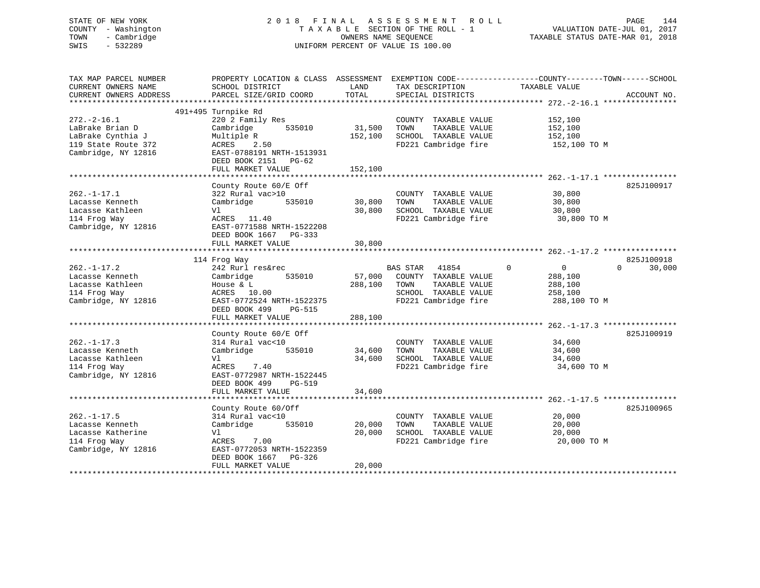STATE OF NEW YORK
COUNTY - Washington
TOWN - Cambridge
SWIS - 532289

2018 FINAL ASSESSMENT ROLL
TAXABLE SECTION OF THE ROLL - 1
OWNERS NAME SEQUENCE
UNIFORM PERCENT OF VALUE IS 100.00

VALUATION DATE-JUL 01, 2017
TAXABLE STATUS DATE-MAR 01, 2018

| TAX MAP PARCEL NUMBER / CURRENT OWNERS NAME / CURRENT OWNERS ADDRESS | PROPERTY LOCATION & CLASS / SCHOOL DISTRICT / PARCEL SIZE/GRID COORD | ASSESSMENT LAND | TOTAL | EXEMPTION CODE / TAX DESCRIPTION / SPECIAL DISTRICTS | COUNTY | TOWN | SCHOOL TAXABLE VALUE | ACCOUNT NO. |
|---|---|---|---|---|---|---|---|---|
| **272.-2-16.1** | 491+495 Turnpike Rd | | | | | | | |
| 272.-2-16.1 | 220 2 Family Res | | | COUNTY TAXABLE VALUE | 152,100 | | | |
| LaBrake Brian D | Cambridge 535010 | 31,500 | | TOWN TAXABLE VALUE | | 152,100 | | |
| LaBrake Cynthia J | Multiple R | | 152,100 | SCHOOL TAXABLE VALUE | | | 152,100 | |
| 119 State Route 372 | ACRES 2.50 | | | FD221 Cambridge fire | 152,100 TO M | | | |
| Cambridge, NY 12816 | EAST-0788191 NRTH-1513931 | | | | | | | |
| | DEED BOOK 2151 PG-62 | | | | | | | |
| | FULL MARKET VALUE | | 152,100 | | | | | |
| **262.-1-17.1** | County Route 60/E Off | | | | | | | 825J100917 |
| 262.-1-17.1 | 322 Rural vac>10 | | | COUNTY TAXABLE VALUE | 30,800 | | | |
| Lacasse Kenneth | Cambridge 535010 | 30,800 | | TOWN TAXABLE VALUE | | 30,800 | | |
| Lacasse Kathleen | Vl | | 30,800 | SCHOOL TAXABLE VALUE | | | 30,800 | |
| 114 Frog Way | ACRES 11.40 | | | FD221 Cambridge fire | 30,800 TO M | | | |
| Cambridge, NY 12816 | EAST-0771588 NRTH-1522208 | | | | | | | |
| | DEED BOOK 1667 PG-333 | | | | | | | |
| | FULL MARKET VALUE | | 30,800 | | | | | |
| **262.-1-17.2** | 114 Frog Way | | | | | | | 825J100918 |
| 262.-1-17.2 | 242 Rurl res&rec | | | BAS STAR 41854 | 0 | 0 | 30,000 | |
| Lacasse Kenneth | Cambridge 535010 | 57,000 | | COUNTY TAXABLE VALUE | 288,100 | | | |
| Lacasse Kathleen | House & L | | 288,100 | TOWN TAXABLE VALUE | | 288,100 | | |
| 114 Frog Way | ACRES 10.00 | | | SCHOOL TAXABLE VALUE | | | 258,100 | |
| Cambridge, NY 12816 | EAST-0772524 NRTH-1522375 | | | FD221 Cambridge fire | 288,100 TO M | | | |
| | DEED BOOK 499 PG-515 | | | | | | | |
| | FULL MARKET VALUE | | 288,100 | | | | | |
| **262.-1-17.3** | County Route 60/E Off | | | | | | | 825J100919 |
| 262.-1-17.3 | 314 Rural vac<10 | | | COUNTY TAXABLE VALUE | 34,600 | | | |
| Lacasse Kenneth | Cambridge 535010 | 34,600 | | TOWN TAXABLE VALUE | | 34,600 | | |
| Lacasse Kathleen | Vl | | 34,600 | SCHOOL TAXABLE VALUE | | | 34,600 | |
| 114 Frog Way | ACRES 7.40 | | | FD221 Cambridge fire | 34,600 TO M | | | |
| Cambridge, NY 12816 | EAST-0772987 NRTH-1522445 | | | | | | | |
| | DEED BOOK 499 PG-519 | | | | | | | |
| | FULL MARKET VALUE | | 34,600 | | | | | |
| **262.-1-17.5** | County Route 60/Off | | | | | | | 825J100965 |
| 262.-1-17.5 | 314 Rural vac<10 | | | COUNTY TAXABLE VALUE | 20,000 | | | |
| Lacasse Kenneth | Cambridge 535010 | 20,000 | | TOWN TAXABLE VALUE | | 20,000 | | |
| Lacasse Katherine | Vl | | 20,000 | SCHOOL TAXABLE VALUE | | | 20,000 | |
| 114 Frog Way | ACRES 7.00 | | | FD221 Cambridge fire | 20,000 TO M | | | |
| Cambridge, NY 12816 | EAST-0772053 NRTH-1522359 | | | | | | | |
| | DEED BOOK 1667 PG-326 | | | | | | | |
| | FULL MARKET VALUE | | 20,000 | | | | | |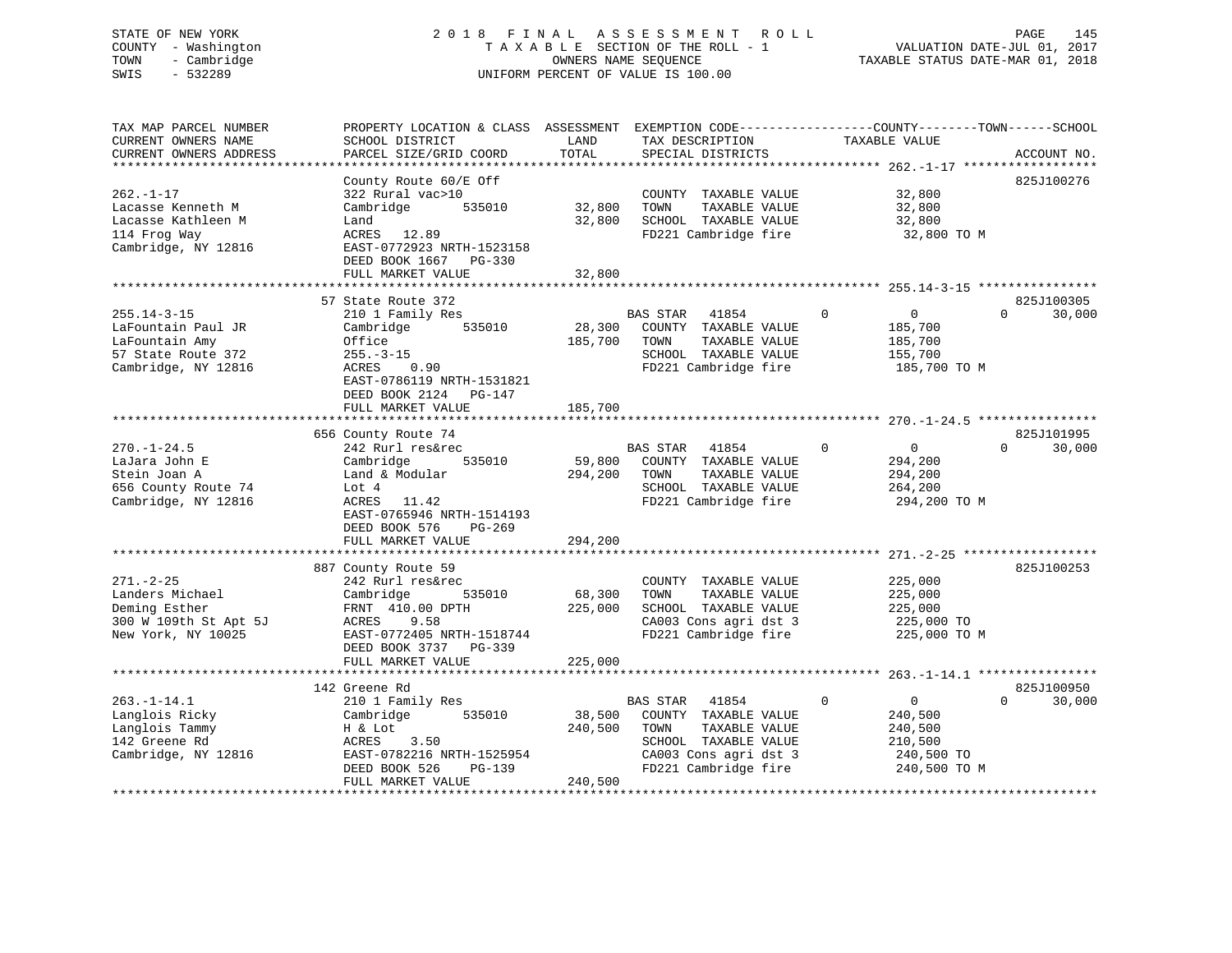STATE OF NEW YORK
COUNTY - Washington
TOWN - Cambridge
SWIS - 532289

2018 FINAL ASSESSMENT ROLL
TAXABLE SECTION OF THE ROLL - 1
OWNERS NAME SEQUENCE
UNIFORM PERCENT OF VALUE IS 100.00

VALUATION DATE-JUL 01, 2017
TAXABLE STATUS DATE-MAR 01, 2018

| TAX MAP PARCEL NUMBER / CURRENT OWNERS NAME / CURRENT OWNERS ADDRESS | PROPERTY LOCATION & CLASS / SCHOOL DISTRICT / PARCEL SIZE/GRID COORD | ASSESSMENT LAND / TOTAL | EXEMPTION CODE / TAX DESCRIPTION / SPECIAL DISTRICTS | COUNTY | TOWN | SCHOOL / TAXABLE VALUE | ACCOUNT NO. |
|---|---|---|---|---|---|---|---|
| 262.-1-17 | County Route 60/E Off | | | | | | 825J100276 |
| 262.-1-17 | 322 Rural vac>10 | | COUNTY TAXABLE VALUE | 32,800 | | | |
| Lacasse Kenneth M | Cambridge 535010 | 32,800 | TOWN TAXABLE VALUE | | 32,800 | | |
| Lacasse Kathleen M | Land | 32,800 | SCHOOL TAXABLE VALUE | | | 32,800 | |
| 114 Frog Way | ACRES 12.89 | | FD221 Cambridge fire | 32,800 TO M | | | |
| Cambridge, NY 12816 | EAST-0772923 NRTH-1523158 | | | | | | |
| | DEED BOOK 1667 PG-330 | | | | | | |
| | FULL MARKET VALUE | 32,800 | | | | | |
| 255.14-3-15 | 57 State Route 372 | | | | | | 825J100305 |
| 255.14-3-15 | 210 1 Family Res | | BAS STAR 41854 | 0 | 0 | 30,000 | |
| LaFountain Paul JR | Cambridge 535010 | 28,300 | COUNTY TAXABLE VALUE | 185,700 | | | |
| LaFountain Amy | Office | 185,700 | TOWN TAXABLE VALUE | | 185,700 | | |
| 57 State Route 372 | 255.-3-15 | | SCHOOL TAXABLE VALUE | | | 155,700 | |
| Cambridge, NY 12816 | ACRES 0.90 | | FD221 Cambridge fire | 185,700 TO M | | | |
| | EAST-0786119 NRTH-1531821 | | | | | | |
| | DEED BOOK 2124 PG-147 | | | | | | |
| | FULL MARKET VALUE | 185,700 | | | | | |
| 270.-1-24.5 | 656 County Route 74 | | | | | | 825J101995 |
| 270.-1-24.5 | 242 Rurl res&rec | | BAS STAR 41854 | 0 | 0 | 30,000 | |
| LaJara John E | Cambridge 535010 | 59,800 | COUNTY TAXABLE VALUE | 294,200 | | | |
| Stein Joan A | Land & Modular | 294,200 | TOWN TAXABLE VALUE | | 294,200 | | |
| 656 County Route 74 | Lot 4 | | SCHOOL TAXABLE VALUE | | | 264,200 | |
| Cambridge, NY 12816 | ACRES 11.42 | | FD221 Cambridge fire | 294,200 TO M | | | |
| | EAST-0765946 NRTH-1514193 | | | | | | |
| | DEED BOOK 576 PG-269 | | | | | | |
| | FULL MARKET VALUE | 294,200 | | | | | |
| 271.-2-25 | 887 County Route 59 | | | | | | 825J100253 |
| 271.-2-25 | 242 Rurl res&rec | | COUNTY TAXABLE VALUE | 225,000 | | | |
| Landers Michael | Cambridge 535010 | 68,300 | TOWN TAXABLE VALUE | | 225,000 | | |
| Deming Esther | FRNT 410.00 DPTH | 225,000 | SCHOOL TAXABLE VALUE | | | 225,000 | |
| 300 W 109th St Apt 5J | ACRES 9.58 | | CA003 Cons agri dst 3 | 225,000 TO | | | |
| New York, NY 10025 | EAST-0772405 NRTH-1518744 | | FD221 Cambridge fire | 225,000 TO M | | | |
| | DEED BOOK 3737 PG-339 | | | | | | |
| | FULL MARKET VALUE | 225,000 | | | | | |
| 263.-1-14.1 | 142 Greene Rd | | | | | | 825J100950 |
| 263.-1-14.1 | 210 1 Family Res | | BAS STAR 41854 | 0 | 0 | 30,000 | |
| Langlois Ricky | Cambridge 535010 | 38,500 | COUNTY TAXABLE VALUE | 240,500 | | | |
| Langlois Tammy | H & Lot | 240,500 | TOWN TAXABLE VALUE | | 240,500 | | |
| 142 Greene Rd | ACRES 3.50 | | SCHOOL TAXABLE VALUE | | | 210,500 | |
| Cambridge, NY 12816 | EAST-0782216 NRTH-1525954 | | CA003 Cons agri dst 3 | 240,500 TO | | | |
| | DEED BOOK 526 PG-139 | | FD221 Cambridge fire | 240,500 TO M | | | |
| | FULL MARKET VALUE | 240,500 | | | | | |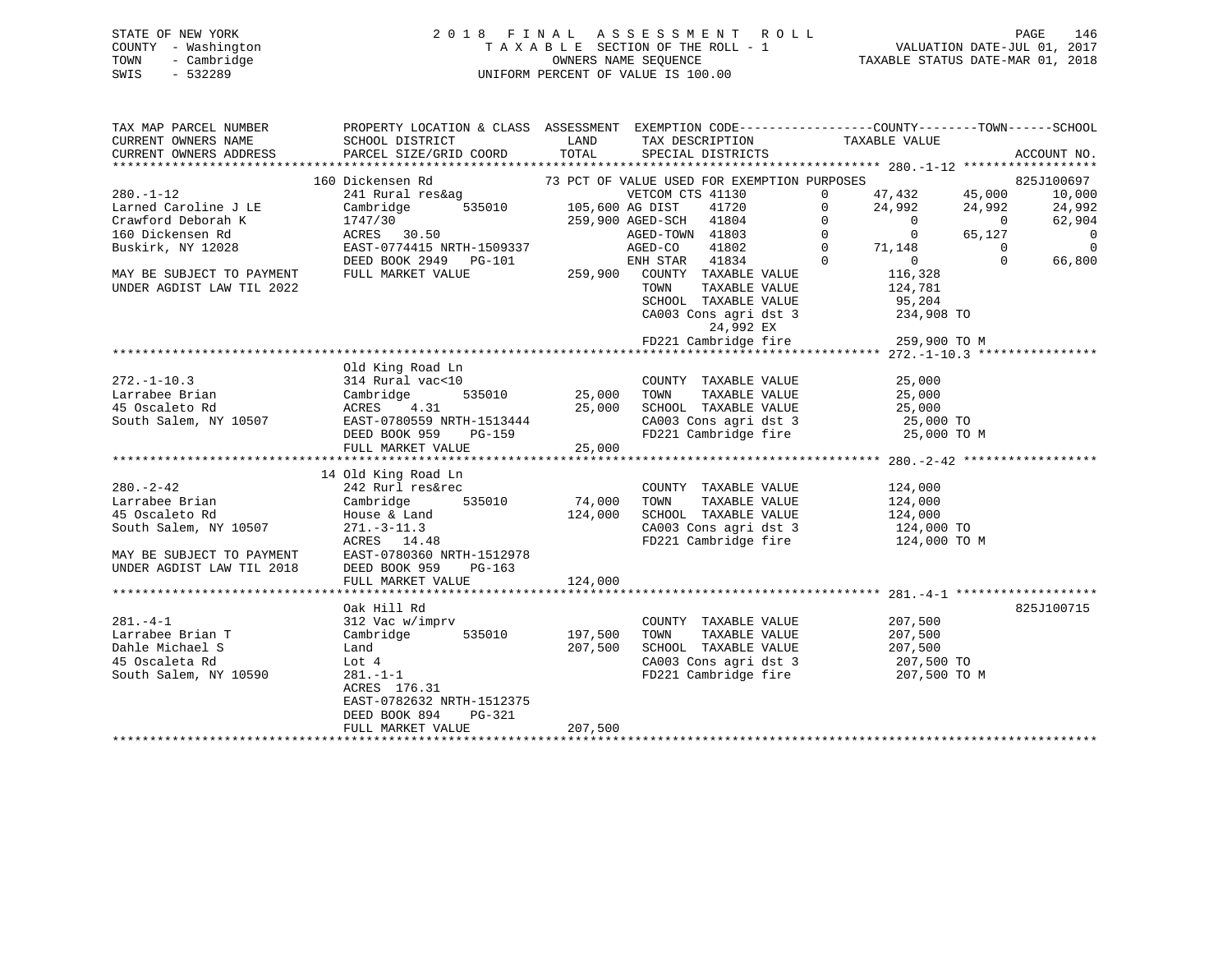STATE OF NEW YORK
COUNTY - Washington
TOWN - Cambridge
SWIS - 532289

# 2018 FINAL ASSESSMENT ROLL

TAXABLE SECTION OF THE ROLL - 1
OWNERS NAME SEQUENCE
UNIFORM PERCENT OF VALUE IS 100.00

VALUATION DATE-JUL 01, 2017
TAXABLE STATUS DATE-MAR 01, 2018

```
TAX MAP PARCEL NUMBER        PROPERTY LOCATION & CLASS  ASSESSMENT  EXEMPTION CODE------------------COUNTY--------TOWN------SCHOOL
CURRENT OWNERS NAME          SCHOOL DISTRICT              LAND       TAX DESCRIPTION              TAXABLE VALUE
CURRENT OWNERS ADDRESS       PARCEL SIZE/GRID COORD       TOTAL      SPECIAL DISTRICTS                                       ACCOUNT NO.
******************************************************************************************************* 280.-1-12 ******************
                      160 Dickensen Rd                 73 PCT OF VALUE USED FOR EXEMPTION PURPOSES                            825J100697
280.-1-12                    241 Rural res&ag                  VETCOM CTS 41130          0     47,432      45,000      10,000
Larned Caroline J LE         Cambridge        535010     105,600 AG DIST    41720          0     24,992      24,992      24,992
Crawford Deborah K           1747/30                     259,900 AGED-SCH   41804          0          0           0      62,904
160 Dickensen Rd             ACRES   30.50                       AGED-TOWN  41803          0          0      65,127           0
Buskirk, NY 12028            EAST-0774415 NRTH-1509337           AGED-CO    41802          0     71,148           0           0
                             DEED BOOK 2949   PG-101             ENH STAR   41834          0          0           0      66,800
MAY BE SUBJECT TO PAYMENT    FULL MARKET VALUE           259,900   COUNTY  TAXABLE VALUE             116,328
UNDER AGDIST LAW TIL 2022                                          TOWN    TAXABLE VALUE             124,781
                                                                   SCHOOL  TAXABLE VALUE              95,204
                                                                   CA003 Cons agri dst 3             234,908 TO
                                                                          24,992 EX
                                                                   FD221 Cambridge fire              259,900 TO M
******************************************************************************************************* 272.-1-10.3 ****************
                             Old King Road Ln
272.-1-10.3                  314 Rural vac<10                      COUNTY  TAXABLE VALUE              25,000
Larrabee Brian               Cambridge        535010      25,000   TOWN    TAXABLE VALUE              25,000
45 Oscaleto Rd               ACRES    4.31                25,000   SCHOOL  TAXABLE VALUE              25,000
South Salem, NY 10507        EAST-0780559 NRTH-1513444             CA003 Cons agri dst 3              25,000 TO
                             DEED BOOK 959    PG-159               FD221 Cambridge fire               25,000 TO M
                             FULL MARKET VALUE            25,000
******************************************************************************************************* 280.-2-42 ******************
                          14 Old King Road Ln
280.-2-42                    242 Rurl res&rec                      COUNTY  TAXABLE VALUE             124,000
Larrabee Brian               Cambridge        535010      74,000   TOWN    TAXABLE VALUE             124,000
45 Oscaleto Rd               House & Land                124,000   SCHOOL  TAXABLE VALUE             124,000
South Salem, NY 10507        271.-3-11.3                           CA003 Cons agri dst 3             124,000 TO
                             ACRES   14.48                         FD221 Cambridge fire              124,000 TO M
MAY BE SUBJECT TO PAYMENT    EAST-0780360 NRTH-1512978
UNDER AGDIST LAW TIL 2018    DEED BOOK 959    PG-163
                             FULL MARKET VALUE           124,000
******************************************************************************************************* 281.-4-1 *******************
                             Oak Hill Rd                                                                             825J100715
281.-4-1                     312 Vac w/imprv                       COUNTY  TAXABLE VALUE             207,500
Larrabee Brian T             Cambridge        535010     197,500   TOWN    TAXABLE VALUE             207,500
Dahle Michael S              Land                        207,500   SCHOOL  TAXABLE VALUE             207,500
45 Oscaleta Rd               Lot 4                                 CA003 Cons agri dst 3             207,500 TO
South Salem, NY 10590        281.-1-1                              FD221 Cambridge fire              207,500 TO M
                             ACRES  176.31
                             EAST-0782632 NRTH-1512375
                             DEED BOOK 894    PG-321
                             FULL MARKET VALUE           207,500
************************************************************************************************************************************
```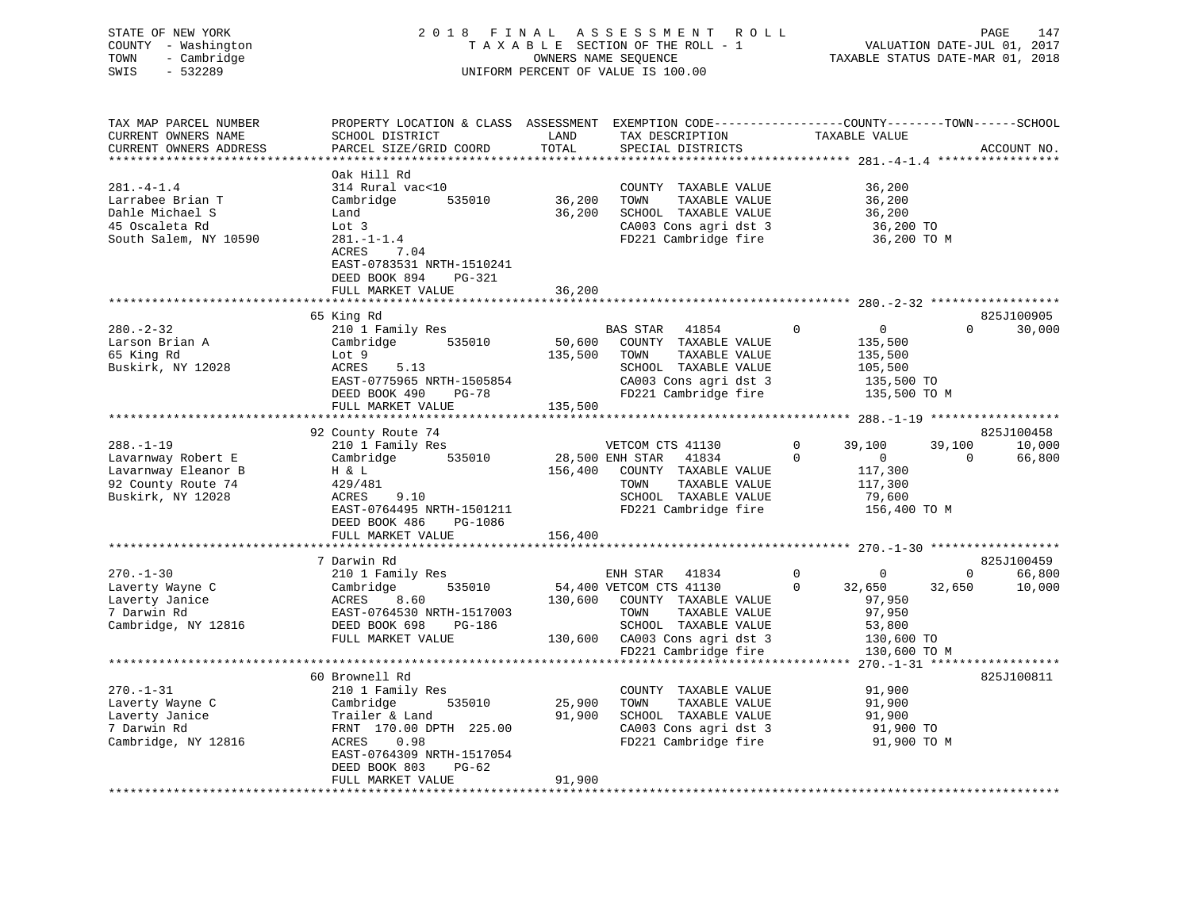STATE OF NEW YORK
COUNTY - Washington
TOWN - Cambridge
SWIS - 532289

2 0 1 8 F I N A L A S S E S S M E N T R O L L
T A X A B L E SECTION OF THE ROLL - 1
OWNERS NAME SEQUENCE
UNIFORM PERCENT OF VALUE IS 100.00

VALUATION DATE-JUL 01, 2017
TAXABLE STATUS DATE-MAR 01, 2018

| TAX MAP PARCEL NUMBER / CURRENT OWNERS NAME / CURRENT OWNERS ADDRESS | PROPERTY LOCATION & CLASS / SCHOOL DISTRICT / PARCEL SIZE/GRID COORD | ASSESSMENT LAND / TOTAL | EXEMPTION CODE / TAX DESCRIPTION / SPECIAL DISTRICTS | COUNTY | TOWN | SCHOOL / ACCOUNT NO. |
|---|---|---|---|---|---|---|
| **281.-4-1.4** | Oak Hill Rd | | | | | |
| 281.-4-1.4 | 314 Rural vac<10 | | COUNTY TAXABLE VALUE | 36,200 | | |
| Larrabee Brian T | Cambridge 535010 | 36,200 | TOWN TAXABLE VALUE | 36,200 | | |
| Dahle Michael S | Land | 36,200 | SCHOOL TAXABLE VALUE | 36,200 | | |
| 45 Oscaleta Rd | Lot 3 | | CA003 Cons agri dst 3 | 36,200 TO | | |
| South Salem, NY 10590 | 281.-1-1.4 | | FD221 Cambridge fire | 36,200 TO M | | |
| | ACRES 7.04 | | | | | |
| | EAST-0783531 NRTH-1510241 | | | | | |
| | DEED BOOK 894 PG-321 | | | | | |
| | FULL MARKET VALUE | 36,200 | | | | |
| **280.-2-32** | 65 King Rd | | | | | 825J100905 |
| 280.-2-32 | 210 1 Family Res | | BAS STAR 41854 0 | 0 | 0 | 30,000 |
| Larson Brian A | Cambridge 535010 | 50,600 | COUNTY TAXABLE VALUE | 135,500 | | |
| 65 King Rd | Lot 9 | 135,500 | TOWN TAXABLE VALUE | 135,500 | | |
| Buskirk, NY 12028 | ACRES 5.13 | | SCHOOL TAXABLE VALUE | 105,500 | | |
| | EAST-0775965 NRTH-1505854 | | CA003 Cons agri dst 3 | 135,500 TO | | |
| | DEED BOOK 490 PG-78 | | FD221 Cambridge fire | 135,500 TO M | | |
| | FULL MARKET VALUE | 135,500 | | | | |
| **288.-1-19** | 92 County Route 74 | | | | | 825J100458 |
| 288.-1-19 | 210 1 Family Res | | VETCOM CTS 41130 0 | 39,100 | 39,100 | 10,000 |
| Lavarnway Robert E | Cambridge 535010 | 28,500 | ENH STAR 41834 0 | 0 | 0 | 66,800 |
| Lavarnway Eleanor B | H & L | 156,400 | COUNTY TAXABLE VALUE | 117,300 | | |
| 92 County Route 74 | 429/481 | | TOWN TAXABLE VALUE | 117,300 | | |
| Buskirk, NY 12028 | ACRES 9.10 | | SCHOOL TAXABLE VALUE | 79,600 | | |
| | EAST-0764495 NRTH-1501211 | | FD221 Cambridge fire | 156,400 TO M | | |
| | DEED BOOK 486 PG-1086 | | | | | |
| | FULL MARKET VALUE | 156,400 | | | | |
| **270.-1-30** | 7 Darwin Rd | | | | | 825J100459 |
| 270.-1-30 | 210 1 Family Res | | ENH STAR 41834 0 | 0 | 0 | 66,800 |
| Laverty Wayne C | Cambridge 535010 | 54,400 | VETCOM CTS 41130 0 | 32,650 | 32,650 | 10,000 |
| Laverty Janice | ACRES 8.60 | 130,600 | COUNTY TAXABLE VALUE | 97,950 | | |
| 7 Darwin Rd | EAST-0764530 NRTH-1517003 | | TOWN TAXABLE VALUE | 97,950 | | |
| Cambridge, NY 12816 | DEED BOOK 698 PG-186 | | SCHOOL TAXABLE VALUE | 53,800 | | |
| | FULL MARKET VALUE | 130,600 | CA003 Cons agri dst 3 | 130,600 TO | | |
| | | | FD221 Cambridge fire | 130,600 TO M | | |
| **270.-1-31** | 60 Brownell Rd | | | | | 825J100811 |
| 270.-1-31 | 210 1 Family Res | | COUNTY TAXABLE VALUE | 91,900 | | |
| Laverty Wayne C | Cambridge 535010 | 25,900 | TOWN TAXABLE VALUE | 91,900 | | |
| Laverty Janice | Trailer & Land | 91,900 | SCHOOL TAXABLE VALUE | 91,900 | | |
| 7 Darwin Rd | FRNT 170.00 DPTH 225.00 | | CA003 Cons agri dst 3 | 91,900 TO | | |
| Cambridge, NY 12816 | ACRES 0.98 | | FD221 Cambridge fire | 91,900 TO M | | |
| | EAST-0764309 NRTH-1517054 | | | | | |
| | DEED BOOK 803 PG-62 | | | | | |
| | FULL MARKET VALUE | 91,900 | | | | |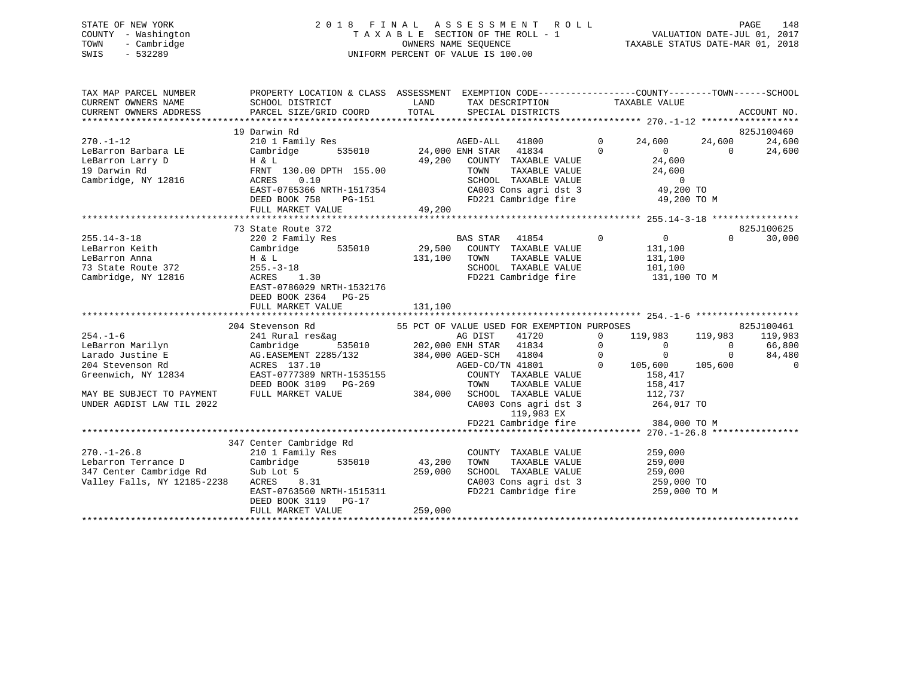STATE OF NEW YORK
COUNTY - Washington
TOWN - Cambridge
SWIS - 532289

2018 FINAL ASSESSMENT ROLL
TAXABLE SECTION OF THE ROLL - 1
OWNERS NAME SEQUENCE
UNIFORM PERCENT OF VALUE IS 100.00

VALUATION DATE-JUL 01, 2017
TAXABLE STATUS DATE-MAR 01, 2018

```
TAX MAP PARCEL NUMBER          PROPERTY LOCATION & CLASS  ASSESSMENT  EXEMPTION CODE------------------COUNTY--------TOWN------SCHOOL
CURRENT OWNERS NAME            SCHOOL DISTRICT               LAND      TAX DESCRIPTION              TAXABLE VALUE
CURRENT OWNERS ADDRESS         PARCEL SIZE/GRID COORD        TOTAL     SPECIAL DISTRICTS                                          ACCOUNT NO.
******************************************************************************************************* 270.-1-12 ******************
                               19 Darwin Rd                                                                                  825J100460
270.-1-12                      210 1 Family Res                     AGED-ALL   41800         0       24,600      24,600       24,600
LeBarron Barbara LE            Cambridge      535010       24,000 ENH STAR   41834         0            0           0       24,600
LeBarron Larry D               H & L                       49,200    COUNTY  TAXABLE VALUE             24,600
19 Darwin Rd                   FRNT 130.00 DPTH 155.00               TOWN    TAXABLE VALUE             24,600
Cambridge, NY 12816            ACRES    0.10                         SCHOOL  TAXABLE VALUE                  0
                               EAST-0765366 NRTH-1517354             CA003 Cons agri dst 3             49,200 TO
                               DEED BOOK 758    PG-151               FD221 Cambridge fire              49,200 TO M
                               FULL MARKET VALUE            49,200
******************************************************************************************************* 255.14-3-18 ****************
                               73 State Route 372                                                                            825J100625
255.14-3-18                    220 2 Family Res                     BAS STAR   41854         0            0           0       30,000
LeBarron Keith                 Cambridge      535010       29,500    COUNTY  TAXABLE VALUE            131,100
LeBarron Anna                  H & L                      131,100    TOWN    TAXABLE VALUE            131,100
73 State Route 372             255.-3-18                             SCHOOL  TAXABLE VALUE            101,100
Cambridge, NY 12816            ACRES    1.30                         FD221 Cambridge fire             131,100 TO M
                               EAST-0786029 NRTH-1532176
                               DEED BOOK 2364   PG-25
                               FULL MARKET VALUE           131,100
******************************************************************************************************* 254.-1-6 *******************
                               204 Stevenson Rd               55 PCT OF VALUE USED FOR EXEMPTION PURPOSES                    825J100461
254.-1-6                       241 Rural res&ag                     AG DIST    41720         0      119,983     119,983      119,983
LeBarron Marilyn               Cambridge      535010      202,000 ENH STAR   41834         0            0           0       66,800
Larado Justine E               AG.EASEMENT 2285/132       384,000 AGED-SCH   41804         0            0           0       84,480
204 Stevenson Rd               ACRES  137.10                        AGED-CO/TN 41801         0      105,600     105,600            0
Greenwich, NY 12834            EAST-0777389 NRTH-1535155             COUNTY  TAXABLE VALUE            158,417
                               DEED BOOK 3109   PG-269               TOWN    TAXABLE VALUE            158,417
MAY BE SUBJECT TO PAYMENT      FULL MARKET VALUE           384,000   SCHOOL  TAXABLE VALUE            112,737
UNDER AGDIST LAW TIL 2022                                            CA003 Cons agri dst 3            264,017 TO
                                                                           119,983 EX
                                                                     FD221 Cambridge fire             384,000 TO M
******************************************************************************************************* 270.-1-26.8 ****************
                               347 Center Cambridge Rd
270.-1-26.8                    210 1 Family Res                      COUNTY  TAXABLE VALUE            259,000
Lebarron Terrance D            Cambridge      535010       43,200    TOWN    TAXABLE VALUE            259,000
347 Center Cambridge Rd        Sub Lot 5                  259,000    SCHOOL  TAXABLE VALUE            259,000
Valley Falls, NY 12185-2238    ACRES    8.31                         CA003 Cons agri dst 3            259,000 TO
                               EAST-0763560 NRTH-1515311             FD221 Cambridge fire             259,000 TO M
                               DEED BOOK 3119   PG-17
                               FULL MARKET VALUE           259,000
************************************************************************************************************************************
```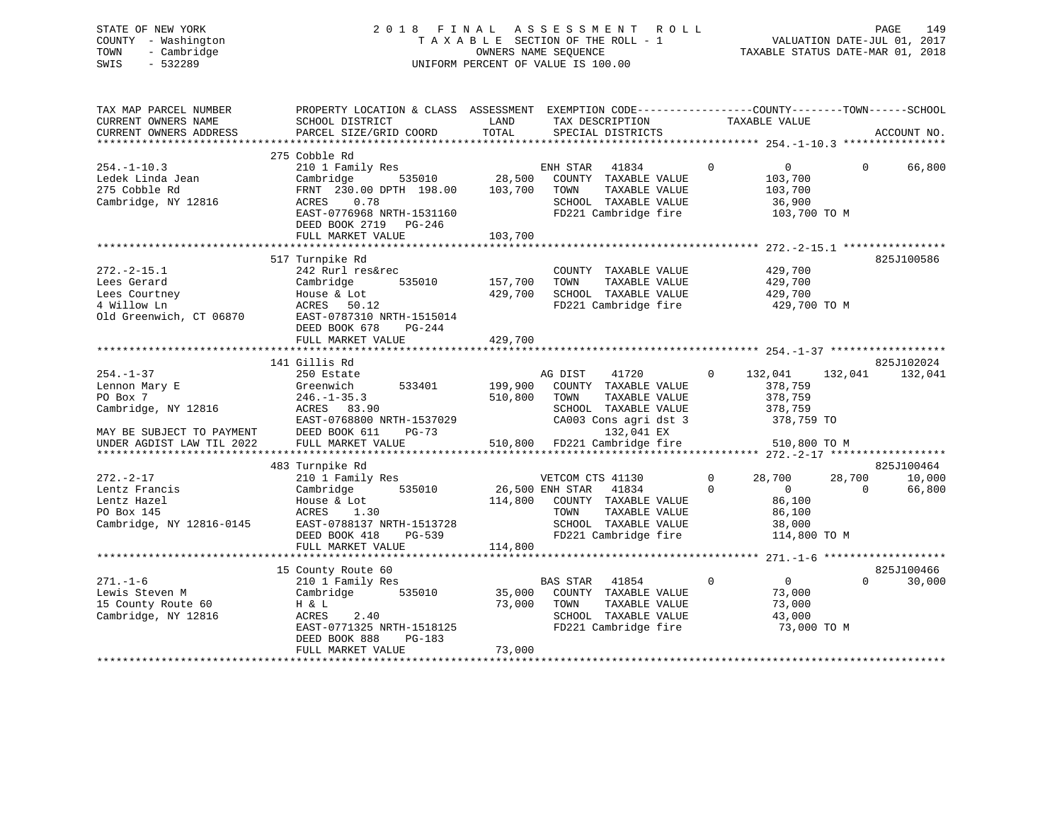STATE OF NEW YORK
COUNTY - Washington
TOWN - Cambridge
SWIS - 532289

# 2018 FINAL ASSESSMENT ROLL
TAXABLE SECTION OF THE ROLL - 1
OWNERS NAME SEQUENCE
UNIFORM PERCENT OF VALUE IS 100.00

VALUATION DATE-JUL 01, 2017
TAXABLE STATUS DATE-MAR 01, 2018

| TAX MAP PARCEL NUMBER / CURRENT OWNERS NAME / CURRENT OWNERS ADDRESS | PROPERTY LOCATION & CLASS / SCHOOL DISTRICT / PARCEL SIZE/GRID COORD | ASSESSMENT LAND / TOTAL | EXEMPTION CODE / TAX DESCRIPTION / SPECIAL DISTRICTS | COUNTY TAXABLE VALUE | TOWN | SCHOOL | ACCOUNT NO. |
|---|---|---|---|---|---|---|---|
| **254.-1-10.3** | 275 Cobble Rd | | | | | | |
| 254.-1-10.3 | 210 1 Family Res | | ENH STAR 41834 0 | 0 | 0 | 66,800 | |
| Ledek Linda Jean | Cambridge 535010 | 28,500 | COUNTY TAXABLE VALUE | 103,700 | | | |
| 275 Cobble Rd | FRNT 230.00 DPTH 198.00 | 103,700 | TOWN TAXABLE VALUE | 103,700 | | | |
| Cambridge, NY 12816 | ACRES 0.78 | | SCHOOL TAXABLE VALUE | 36,900 | | | |
| | EAST-0776968 NRTH-1531160 | | FD221 Cambridge fire | 103,700 TO M | | | |
| | DEED BOOK 2719 PG-246 | | | | | | |
| | FULL MARKET VALUE | 103,700 | | | | | |
| **272.-2-15.1** | 517 Turnpike Rd | | | | | | 825J100586 |
| 272.-2-15.1 | 242 Rurl res&rec | | COUNTY TAXABLE VALUE | 429,700 | | | |
| Lees Gerard | Cambridge 535010 | 157,700 | TOWN TAXABLE VALUE | 429,700 | | | |
| Lees Courtney | House & Lot | 429,700 | SCHOOL TAXABLE VALUE | 429,700 | | | |
| 4 Willow Ln | ACRES 50.12 | | FD221 Cambridge fire | 429,700 TO M | | | |
| Old Greenwich, CT 06870 | EAST-0787310 NRTH-1515014 | | | | | | |
| | DEED BOOK 678 PG-244 | | | | | | |
| | FULL MARKET VALUE | 429,700 | | | | | |
| **254.-1-37** | 141 Gillis Rd | | | | | | 825J102024 |
| 254.-1-37 | 250 Estate | | AG DIST 41720 0 | 132,041 | 132,041 | 132,041 | |
| Lennon Mary E | Greenwich 533401 | 199,900 | COUNTY TAXABLE VALUE | 378,759 | | | |
| PO Box 7 | 246.-1-35.3 | 510,800 | TOWN TAXABLE VALUE | 378,759 | | | |
| Cambridge, NY 12816 | ACRES 83.90 | | SCHOOL TAXABLE VALUE | 378,759 | | | |
| | EAST-0768800 NRTH-1537029 | | CA003 Cons agri dst 3 | 378,759 TO | | | |
| MAY BE SUBJECT TO PAYMENT | DEED BOOK 611 PG-73 | | 132,041 EX | | | | |
| UNDER AGDIST LAW TIL 2022 | FULL MARKET VALUE | 510,800 | FD221 Cambridge fire | 510,800 TO M | | | |
| **272.-2-17** | 483 Turnpike Rd | | | | | | 825J100464 |
| 272.-2-17 | 210 1 Family Res | | VETCOM CTS 41130 0 | 28,700 | 28,700 | 10,000 | |
| Lentz Francis | Cambridge 535010 | 26,500 | ENH STAR 41834 0 | 0 | 0 | 66,800 | |
| Lentz Hazel | House & Lot | 114,800 | COUNTY TAXABLE VALUE | 86,100 | | | |
| PO Box 145 | ACRES 1.30 | | TOWN TAXABLE VALUE | 86,100 | | | |
| Cambridge, NY 12816-0145 | EAST-0788137 NRTH-1513728 | | SCHOOL TAXABLE VALUE | 38,000 | | | |
| | DEED BOOK 418 PG-539 | | FD221 Cambridge fire | 114,800 TO M | | | |
| | FULL MARKET VALUE | 114,800 | | | | | |
| **271.-1-6** | 15 County Route 60 | | | | | | 825J100466 |
| 271.-1-6 | 210 1 Family Res | | BAS STAR 41854 0 | 0 | 0 | 30,000 | |
| Lewis Steven M | Cambridge 535010 | 35,000 | COUNTY TAXABLE VALUE | 73,000 | | | |
| 15 County Route 60 | H & L | 73,000 | TOWN TAXABLE VALUE | 73,000 | | | |
| Cambridge, NY 12816 | ACRES 2.40 | | SCHOOL TAXABLE VALUE | 43,000 | | | |
| | EAST-0771325 NRTH-1518125 | | FD221 Cambridge fire | 73,000 TO M | | | |
| | DEED BOOK 888 PG-183 | | | | | | |
| | FULL MARKET VALUE | 73,000 | | | | | |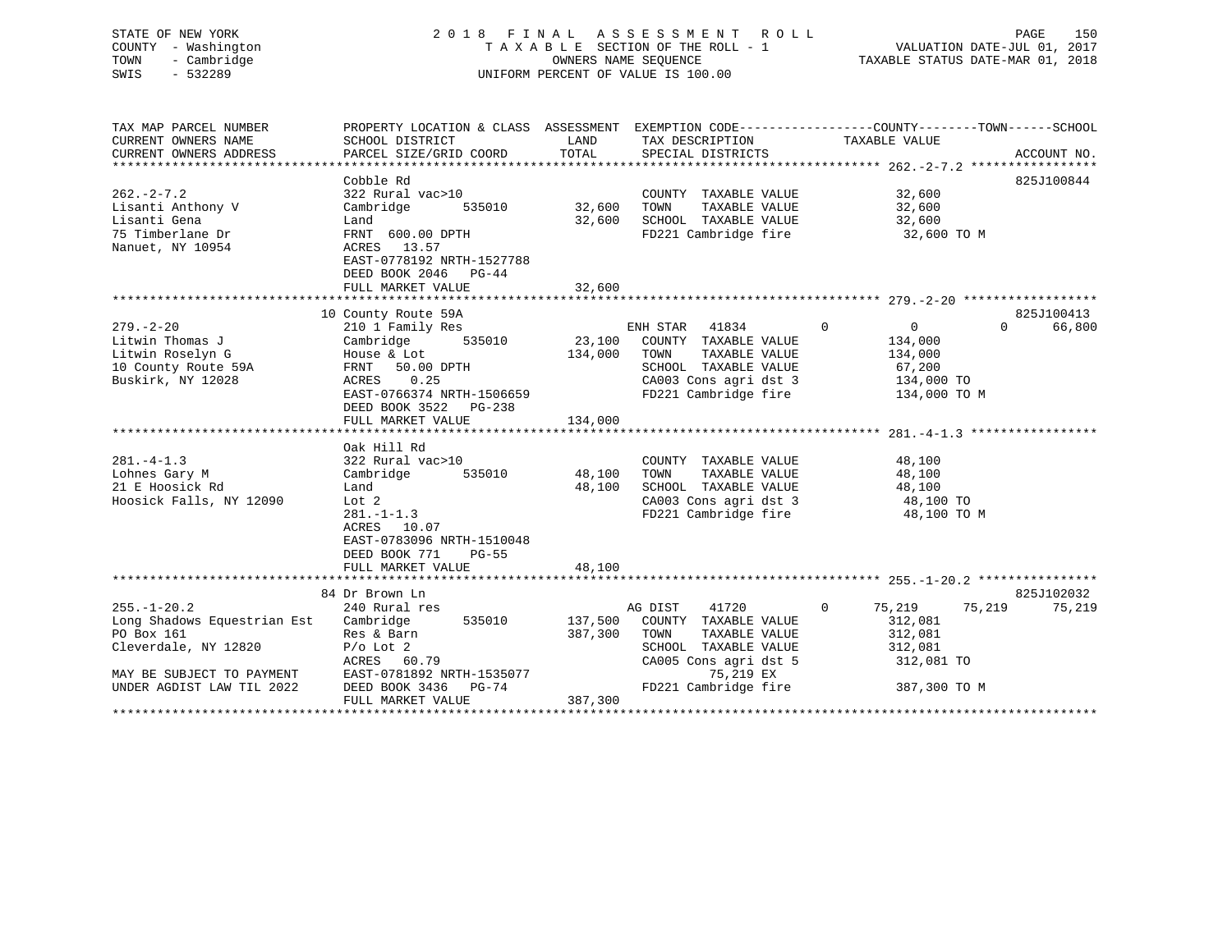STATE OF NEW YORK
COUNTY - Washington
TOWN - Cambridge
SWIS - 532289

2 0 1 8 F I N A L A S S E S S M E N T R O L L
T A X A B L E SECTION OF THE ROLL - 1
OWNERS NAME SEQUENCE
UNIFORM PERCENT OF VALUE IS 100.00

VALUATION DATE-JUL 01, 2017
TAXABLE STATUS DATE-MAR 01, 2018

```
TAX MAP PARCEL NUMBER          PROPERTY LOCATION & CLASS  ASSESSMENT  EXEMPTION CODE------------------COUNTY--------TOWN------SCHOOL
CURRENT OWNERS NAME            SCHOOL DISTRICT               LAND      TAX DESCRIPTION             TAXABLE VALUE
CURRENT OWNERS ADDRESS         PARCEL SIZE/GRID COORD        TOTAL     SPECIAL DISTRICTS                                        ACCOUNT NO.
****************************************************************************************************** 262.-2-7.2 *****************
                               Cobble Rd                                                                                     825J100844
262.-2-7.2                     322 Rural vac>10                         COUNTY  TAXABLE VALUE            32,600
Lisanti Anthony V              Cambridge        535010        32,600    TOWN    TAXABLE VALUE            32,600
Lisanti Gena                   Land                           32,600    SCHOOL  TAXABLE VALUE            32,600
75 Timberlane Dr               FRNT  600.00 DPTH                        FD221 Cambridge fire              32,600 TO M
Nanuet, NY 10954               ACRES   13.57
                               EAST-0778192 NRTH-1527788
                               DEED BOOK 2046   PG-44
                               FULL MARKET VALUE              32,600
****************************************************************************************************** 279.-2-20 ******************
                               10 County Route 59A                                                                           825J100413
279.-2-20                      210 1 Family Res                         ENH STAR   41834          0          0          0      66,800
Litwin Thomas J                Cambridge        535010        23,100    COUNTY  TAXABLE VALUE           134,000
Litwin Roselyn G               House & Lot                   134,000    TOWN    TAXABLE VALUE           134,000
10 County Route 59A            FRNT   50.00 DPTH                        SCHOOL  TAXABLE VALUE            67,200
Buskirk, NY 12028              ACRES    0.25                            CA003 Cons agri dst 3           134,000 TO
                               EAST-0766374 NRTH-1506659                FD221 Cambridge fire            134,000 TO M
                               DEED BOOK 3522   PG-238
                               FULL MARKET VALUE             134,000
****************************************************************************************************** 281.-4-1.3 *****************
                               Oak Hill Rd
281.-4-1.3                     322 Rural vac>10                         COUNTY  TAXABLE VALUE            48,100
Lohnes Gary M                  Cambridge        535010        48,100    TOWN    TAXABLE VALUE            48,100
21 E Hoosick Rd                Land                           48,100    SCHOOL  TAXABLE VALUE            48,100
Hoosick Falls, NY 12090        Lot 2                                    CA003 Cons agri dst 3            48,100 TO
                               281.-1-1.3                               FD221 Cambridge fire             48,100 TO M
                               ACRES   10.07
                               EAST-0783096 NRTH-1510048
                               DEED BOOK 771    PG-55
                               FULL MARKET VALUE              48,100
****************************************************************************************************** 255.-1-20.2 ****************
                               84 Dr Brown Ln                                                                                825J102032
255.-1-20.2                    240 Rural res                            AG DIST    41720          0     75,219     75,219      75,219
Long Shadows Equestrian Est    Cambridge        535010       137,500    COUNTY  TAXABLE VALUE           312,081
PO Box 161                     Res & Barn                    387,300    TOWN    TAXABLE VALUE           312,081
Cleverdale, NY 12820           P/o Lot 2                                SCHOOL  TAXABLE VALUE           312,081
                               ACRES   60.79                            CA005 Cons agri dst 5           312,081 TO
MAY BE SUBJECT TO PAYMENT      EAST-0781892 NRTH-1535077                        75,219 EX
UNDER AGDIST LAW TIL 2022      DEED BOOK 3436   PG-74                   FD221 Cambridge fire            387,300 TO M
                               FULL MARKET VALUE             387,300
************************************************************************************************************************************
```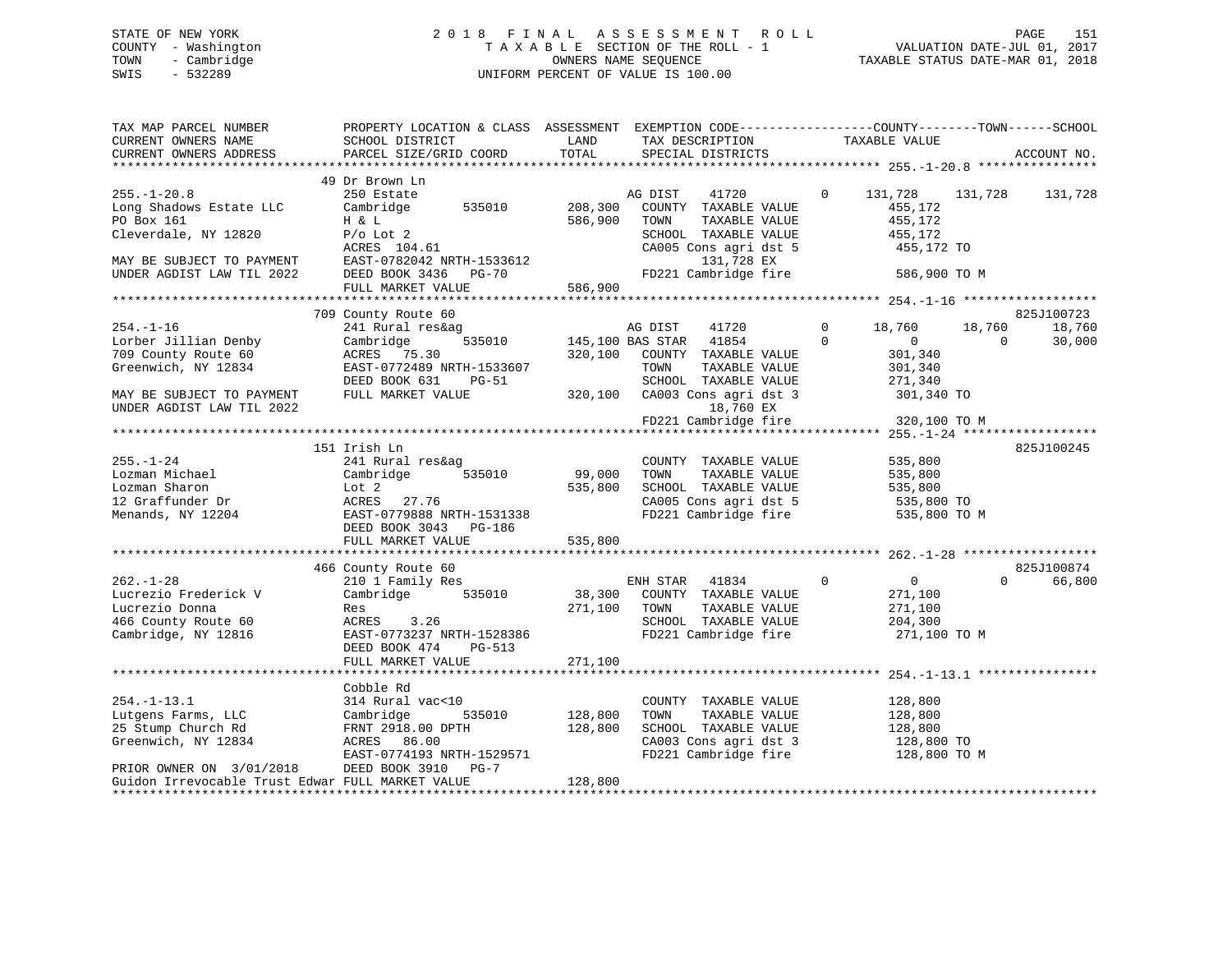STATE OF NEW YORK
COUNTY - Washington
TOWN - Cambridge
SWIS - 532289

# 2018 FINAL ASSESSMENT ROLL

TAXABLE SECTION OF THE ROLL - 1
OWNERS NAME SEQUENCE
UNIFORM PERCENT OF VALUE IS 100.00

VALUATION DATE-JUL 01, 2017
TAXABLE STATUS DATE-MAR 01, 2018

```
TAX MAP PARCEL NUMBER          PROPERTY LOCATION & CLASS  ASSESSMENT  EXEMPTION CODE------------------COUNTY--------TOWN------SCHOOL
CURRENT OWNERS NAME            SCHOOL DISTRICT               LAND      TAX DESCRIPTION              TAXABLE VALUE
CURRENT OWNERS ADDRESS         PARCEL SIZE/GRID COORD        TOTAL     SPECIAL DISTRICTS                                    ACCOUNT NO.
*********************************************************************************************** 255.-1-20.8 ****************
                               49 Dr Brown Ln
255.-1-20.8                    250 Estate                            AG DIST    41720          0    131,728    131,728    131,728
Long Shadows Estate LLC        Cambridge       535010      208,300   COUNTY  TAXABLE VALUE          455,172
PO Box 161                     H & L                       586,900   TOWN    TAXABLE VALUE          455,172
Cleverdale, NY 12820           P/o Lot 2                             SCHOOL  TAXABLE VALUE          455,172
                               ACRES 104.61                          CA005 Cons agri dst 5           455,172 TO
MAY BE SUBJECT TO PAYMENT      EAST-0782042 NRTH-1533612                   131,728 EX
UNDER AGDIST LAW TIL 2022      DEED BOOK 3436   PG-70                FD221 Cambridge fire            586,900 TO M
                               FULL MARKET VALUE           586,900
*********************************************************************************************** 254.-1-16 ******************
                               709 County Route 60                                                                  825J100723
254.-1-16                      241 Rural res&ag                      AG DIST    41720          0     18,760     18,760     18,760
Lorber Jillian Denby           Cambridge       535010      145,100 BAS STAR   41854          0          0          0     30,000
709 County Route 60            ACRES  75.30                320,100   COUNTY  TAXABLE VALUE          301,340
Greenwich, NY 12834            EAST-0772489 NRTH-1533607             TOWN    TAXABLE VALUE          301,340
                               DEED BOOK 631    PG-51                SCHOOL  TAXABLE VALUE          271,340
MAY BE SUBJECT TO PAYMENT      FULL MARKET VALUE           320,100   CA003 Cons agri dst 3           301,340 TO
UNDER AGDIST LAW TIL 2022                                                   18,760 EX
                                                                     FD221 Cambridge fire            320,100 TO M
*********************************************************************************************** 255.-1-24 ******************
                               151 Irish Ln                                                                         825J100245
255.-1-24                      241 Rural res&ag                      COUNTY  TAXABLE VALUE          535,800
Lozman Michael                 Cambridge       535010       99,000   TOWN    TAXABLE VALUE          535,800
Lozman Sharon                  Lot 2                       535,800   SCHOOL  TAXABLE VALUE          535,800
12 Graffunder Dr               ACRES  27.76                          CA005 Cons agri dst 5           535,800 TO
Menands, NY 12204              EAST-0779888 NRTH-1531338             FD221 Cambridge fire            535,800 TO M
                               DEED BOOK 3043   PG-186
                               FULL MARKET VALUE           535,800
*********************************************************************************************** 262.-1-28 ******************
                               466 County Route 60                                                                  825J100874
262.-1-28                      210 1 Family Res                      ENH STAR   41834          0          0          0     66,800
Lucrezio Frederick V           Cambridge       535010       38,300   COUNTY  TAXABLE VALUE          271,100
Lucrezio Donna                 Res                         271,100   TOWN    TAXABLE VALUE          271,100
466 County Route 60            ACRES   3.26                          SCHOOL  TAXABLE VALUE          204,300
Cambridge, NY 12816            EAST-0773237 NRTH-1528386             FD221 Cambridge fire            271,100 TO M
                               DEED BOOK 474    PG-513
                               FULL MARKET VALUE           271,100
*********************************************************************************************** 254.-1-13.1 ****************
                               Cobble Rd
254.-1-13.1                    314 Rural vac<10                      COUNTY  TAXABLE VALUE          128,800
Lutgens Farms, LLC             Cambridge       535010      128,800   TOWN    TAXABLE VALUE          128,800
25 Stump Church Rd             FRNT 2918.00 DPTH           128,800   SCHOOL  TAXABLE VALUE          128,800
Greenwich, NY 12834            ACRES  86.00                          CA003 Cons agri dst 3           128,800 TO
                               EAST-0774193 NRTH-1529571             FD221 Cambridge fire            128,800 TO M
PRIOR OWNER ON  3/01/2018      DEED BOOK 3910   PG-7
Guidon Irrevocable Trust Edwar FULL MARKET VALUE           128,800
****************************************************************************************************************************
```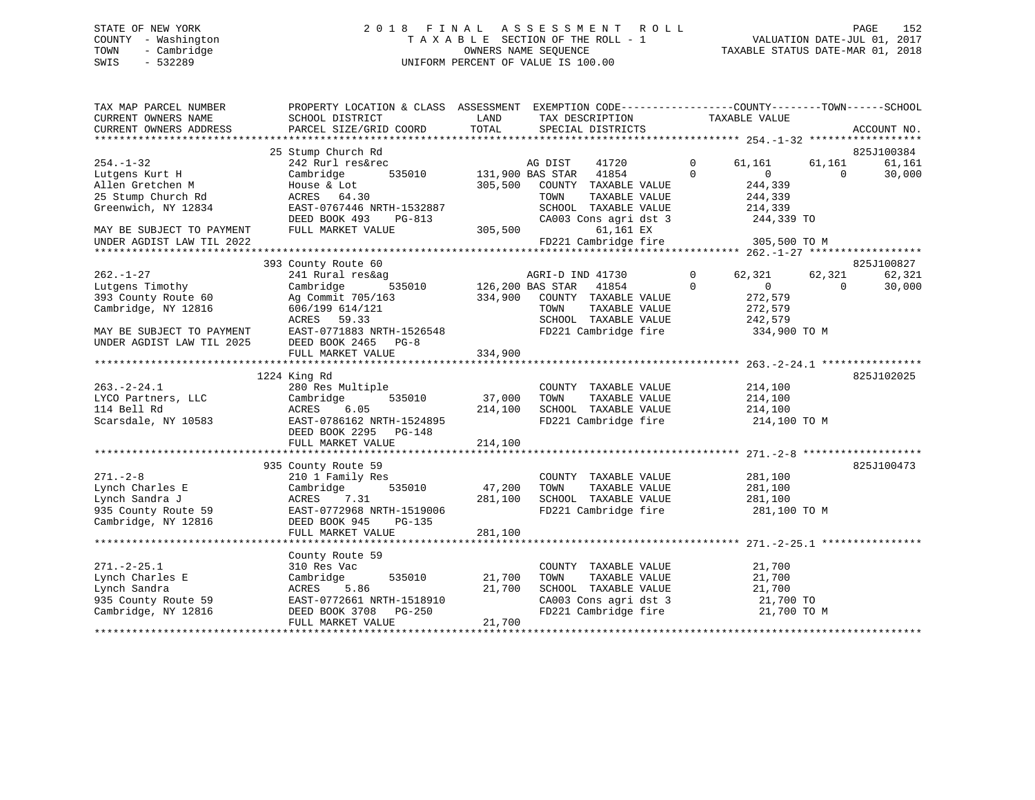STATE OF NEW YORK | COUNTY - Washington | TOWN - Cambridge | SWIS - 532289

# 2018 FINAL ASSESSMENT ROLL
TAXABLE SECTION OF THE ROLL - 1
OWNERS NAME SEQUENCE
UNIFORM PERCENT OF VALUE IS 100.00

VALUATION DATE-JUL 01, 2017
TAXABLE STATUS DATE-MAR 01, 2018

```
TAX MAP PARCEL NUMBER          PROPERTY LOCATION & CLASS  ASSESSMENT  EXEMPTION CODE------------------COUNTY--------TOWN------SCHOOL
CURRENT OWNERS NAME            SCHOOL DISTRICT              LAND      TAX DESCRIPTION            TAXABLE VALUE
CURRENT OWNERS ADDRESS         PARCEL SIZE/GRID COORD       TOTAL     SPECIAL DISTRICTS                                      ACCOUNT NO.
******************************************************************************************************* 254.-1-32 ******************
                       25 Stump Church Rd                                                                                825J100384
254.-1-32                      242 Rurl res&rec                       AG DIST    41720         0     61,161      61,161      61,161
Lutgens Kurt H                 Cambridge      535010     131,900 BAS STAR   41854         0          0           0      30,000
Allen Gretchen M               House & Lot                305,500   COUNTY  TAXABLE VALUE           244,339
25 Stump Church Rd             ACRES  64.30                         TOWN    TAXABLE VALUE           244,339
Greenwich, NY 12834            EAST-0767446 NRTH-1532887            SCHOOL  TAXABLE VALUE           214,339
                               DEED BOOK 493    PG-813              CA003 Cons agri dst 3           244,339 TO
MAY BE SUBJECT TO PAYMENT      FULL MARKET VALUE          305,500          61,161 EX
UNDER AGDIST LAW TIL 2022                                           FD221 Cambridge fire            305,500 TO M
******************************************************************************************************* 262.-1-27 ******************
                       393 County Route 60                                                                               825J100827
262.-1-27                      241 Rural res&ag                       AGRI-D IND 41730         0     62,321      62,321      62,321
Lutgens Timothy                Cambridge      535010     126,200 BAS STAR   41854         0          0           0      30,000
393 County Route 60            Ag Commit 705/163          334,900   COUNTY  TAXABLE VALUE           272,579
Cambridge, NY 12816            606/199 614/121                      TOWN    TAXABLE VALUE           272,579
                               ACRES  59.33                         SCHOOL  TAXABLE VALUE           242,579
MAY BE SUBJECT TO PAYMENT      EAST-0771883 NRTH-1526548            FD221 Cambridge fire            334,900 TO M
UNDER AGDIST LAW TIL 2025      DEED BOOK 2465   PG-8
                               FULL MARKET VALUE          334,900
******************************************************************************************************* 263.-2-24.1 ****************
                       1224 King Rd                                                                                      825J102025
263.-2-24.1                    280 Res Multiple                       COUNTY  TAXABLE VALUE           214,100
LYCO Partners, LLC             Cambridge      535010      37,000    TOWN    TAXABLE VALUE           214,100
114 Bell Rd                    ACRES   6.05               214,100   SCHOOL  TAXABLE VALUE           214,100
Scarsdale, NY 10583            EAST-0786162 NRTH-1524895            FD221 Cambridge fire            214,100 TO M
                               DEED BOOK 2295   PG-148
                               FULL MARKET VALUE          214,100
******************************************************************************************************* 271.-2-8 *******************
                       935 County Route 59                                                                               825J100473
271.-2-8                       210 1 Family Res                       COUNTY  TAXABLE VALUE           281,100
Lynch Charles E                Cambridge      535010      47,200    TOWN    TAXABLE VALUE           281,100
Lynch Sandra J                 ACRES   7.31               281,100   SCHOOL  TAXABLE VALUE           281,100
935 County Route 59            EAST-0772968 NRTH-1519006            FD221 Cambridge fire            281,100 TO M
Cambridge, NY 12816            DEED BOOK 945    PG-135
                               FULL MARKET VALUE          281,100
******************************************************************************************************* 271.-2-25.1 ****************
                       County Route 59
271.-2-25.1                    310 Res Vac                            COUNTY  TAXABLE VALUE            21,700
Lynch Charles E                Cambridge      535010      21,700    TOWN    TAXABLE VALUE            21,700
Lynch Sandra                   ACRES   5.86                21,700   SCHOOL  TAXABLE VALUE            21,700
935 County Route 59            EAST-0772661 NRTH-1518910            CA003 Cons agri dst 3            21,700 TO
Cambridge, NY 12816            DEED BOOK 3708   PG-250              FD221 Cambridge fire             21,700 TO M
                               FULL MARKET VALUE           21,700
************************************************************************************************************************************
```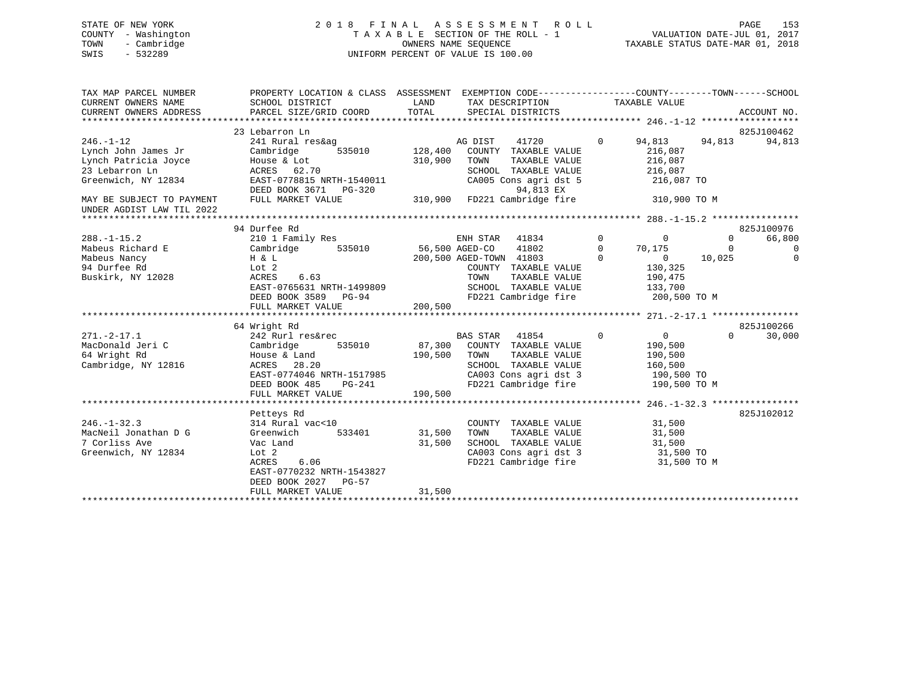STATE OF NEW YORK                2018 FINAL ASSESSMENT ROLL
COUNTY - Washington              TAXABLE SECTION OF THE ROLL - 1          VALUATION DATE-JUL 01, 2017
TOWN - Cambridge                 OWNERS NAME SEQUENCE                     TAXABLE STATUS DATE-MAR 01, 2018
SWIS - 532289                    UNIFORM PERCENT OF VALUE IS 100.00

```
TAX MAP PARCEL NUMBER          PROPERTY LOCATION & CLASS  ASSESSMENT  EXEMPTION CODE-----------------COUNTY--------TOWN------SCHOOL
CURRENT OWNERS NAME            SCHOOL DISTRICT              LAND      TAX DESCRIPTION              TAXABLE VALUE
CURRENT OWNERS ADDRESS         PARCEL SIZE/GRID COORD       TOTAL     SPECIAL DISTRICTS                                  ACCOUNT NO.
******************************************************************************************************* 246.-1-12 ******************
                               23 Lebarron Ln                                                                         825J100462
246.-1-12                      241 Rural res&ag                    AG DIST    41720        0     94,813     94,813     94,813
Lynch John James Jr            Cambridge        535010    128,400   COUNTY  TAXABLE VALUE          216,087
Lynch Patricia Joyce           House & Lot                310,900   TOWN    TAXABLE VALUE          216,087
23 Lebarron Ln                 ACRES   62.70                        SCHOOL  TAXABLE VALUE          216,087
Greenwich, NY 12834            EAST-0778815 NRTH-1540011            CA005 Cons agri dst 5          216,087 TO
                               DEED BOOK 3671   PG-320                      94,813 EX
MAY BE SUBJECT TO PAYMENT      FULL MARKET VALUE          310,900   FD221 Cambridge fire           310,900 TO M
UNDER AGDIST LAW TIL 2022
******************************************************************************************************* 288.-1-15.2 ****************
                               94 Durfee Rd                                                                           825J100976
288.-1-15.2                    210 1 Family Res                    ENH STAR   41834        0          0          0     66,800
Mabeus Richard E               Cambridge        535010     56,500 AGED-CO    41802        0     70,175          0          0
Mabeus Nancy                   H & L                      200,500 AGED-TOWN  41803        0          0     10,025          0
94 Durfee Rd                   Lot 2                               COUNTY  TAXABLE VALUE          130,325
Buskirk, NY 12028              ACRES    6.63                        TOWN    TAXABLE VALUE          190,475
                               EAST-0765631 NRTH-1499809            SCHOOL  TAXABLE VALUE          133,700
                               DEED BOOK 3589   PG-94               FD221 Cambridge fire           200,500 TO M
                               FULL MARKET VALUE          200,500
******************************************************************************************************* 271.-2-17.1 ****************
                               64 Wright Rd                                                                           825J100266
271.-2-17.1                    242 Rurl res&rec                    BAS STAR   41854        0          0          0     30,000
MacDonald Jeri C               Cambridge        535010     87,300   COUNTY  TAXABLE VALUE          190,500
64 Wright Rd                   House & Land               190,500   TOWN    TAXABLE VALUE          190,500
Cambridge, NY 12816            ACRES   28.20                        SCHOOL  TAXABLE VALUE          160,500
                               EAST-0774046 NRTH-1517985            CA003 Cons agri dst 3          190,500 TO
                               DEED BOOK 485    PG-241              FD221 Cambridge fire           190,500 TO M
                               FULL MARKET VALUE          190,500
******************************************************************************************************* 246.-1-32.3 ****************
                               Petteys Rd                                                                             825J102012
246.-1-32.3                    314 Rural vac<10                     COUNTY  TAXABLE VALUE           31,500
MacNeil Jonathan D G           Greenwich        533401     31,500   TOWN    TAXABLE VALUE           31,500
7 Corliss Ave                  Vac Land                    31,500   SCHOOL  TAXABLE VALUE           31,500
Greenwich, NY 12834            Lot 2                                CA003 Cons agri dst 3           31,500 TO
                               ACRES    6.06                        FD221 Cambridge fire            31,500 TO M
                               EAST-0770232 NRTH-1543827
                               DEED BOOK 2027   PG-57
                               FULL MARKET VALUE           31,500
************************************************************************************************************************************
```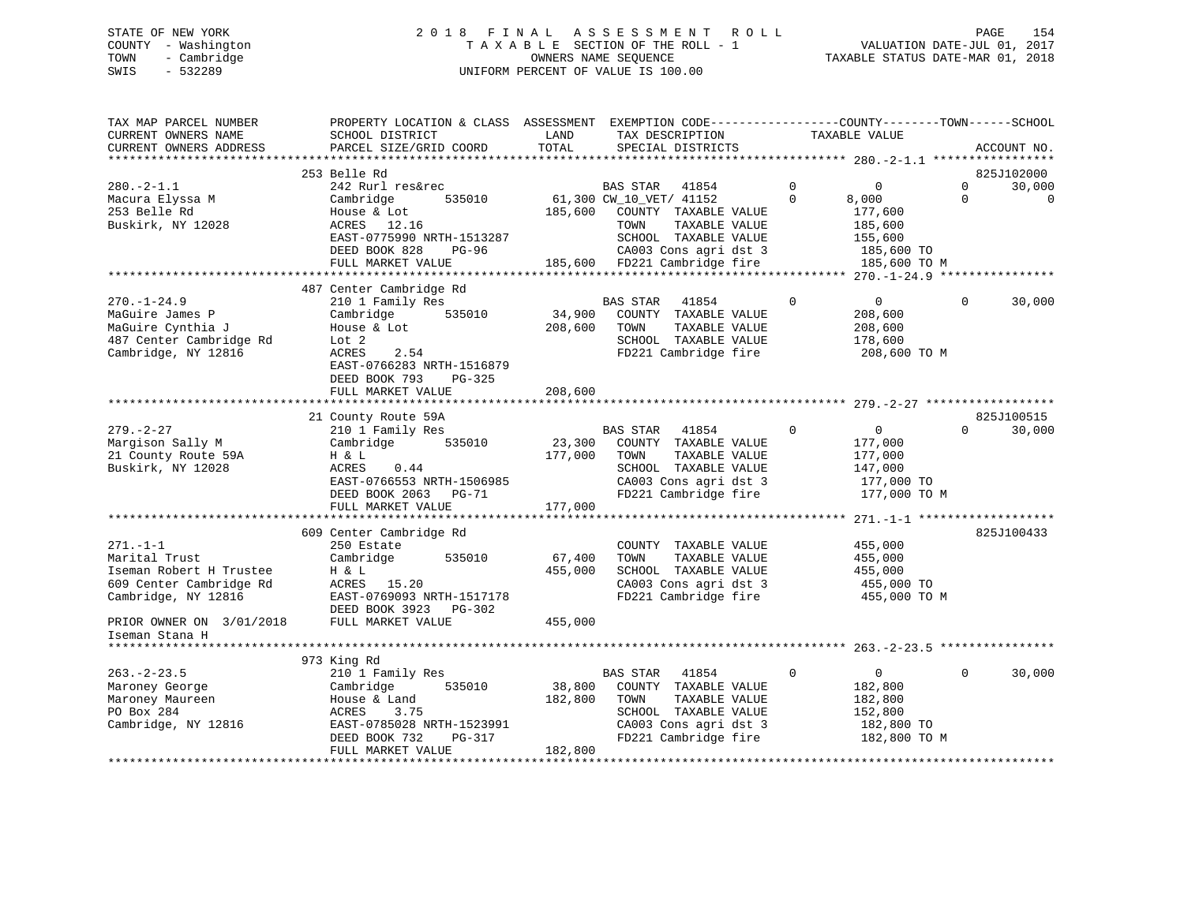STATE OF NEW YORK
COUNTY - Washington
TOWN - Cambridge
SWIS - 532289

# 2018 FINAL ASSESSMENT ROLL
TAXABLE SECTION OF THE ROLL - 1
OWNERS NAME SEQUENCE
UNIFORM PERCENT OF VALUE IS 100.00

VALUATION DATE-JUL 01, 2017
TAXABLE STATUS DATE-MAR 01, 2018

| TAX MAP PARCEL NUMBER / CURRENT OWNERS NAME / CURRENT OWNERS ADDRESS | PROPERTY LOCATION & CLASS / SCHOOL DISTRICT / PARCEL SIZE/GRID COORD | ASSESSMENT LAND / TOTAL | EXEMPTION CODE / TAX DESCRIPTION / SPECIAL DISTRICTS | COUNTY | TOWN | SCHOOL / TAXABLE VALUE | ACCOUNT NO. |
|---|---|---|---|---|---|---|---|
| 280.-2-1.1 | 253 Belle Rd | | | | | | 825J102000 |
| Macura Elyssa M | 242 Rurl res&rec | | BAS STAR 41854 | 0 | 0 | 0 30,000 | |
| 253 Belle Rd | Cambridge 535010 | 61,300 | CW_10_VET/ 41152 | 0 | 8,000 | 0 0 | |
| Buskirk, NY 12028 | House & Lot | 185,600 | COUNTY TAXABLE VALUE | | | 177,600 | |
| | ACRES 12.16 | | TOWN TAXABLE VALUE | | | 185,600 | |
| | EAST-0775990 NRTH-1513287 | | SCHOOL TAXABLE VALUE | | | 155,600 | |
| | DEED BOOK 828 PG-96 | | CA003 Cons agri dst 3 | | | 185,600 TO | |
| | FULL MARKET VALUE | 185,600 | FD221 Cambridge fire | | | 185,600 TO M | |
| 270.-1-24.9 | 487 Center Cambridge Rd | | | | | | |
| MaGuire James P | 210 1 Family Res | | BAS STAR 41854 | 0 | 0 | 0 30,000 | |
| MaGuire Cynthia J | Cambridge 535010 | 34,900 | COUNTY TAXABLE VALUE | | | 208,600 | |
| 487 Center Cambridge Rd | House & Lot | 208,600 | TOWN TAXABLE VALUE | | | 208,600 | |
| Cambridge, NY 12816 | Lot 2 | | SCHOOL TAXABLE VALUE | | | 178,600 | |
| | ACRES 2.54 | | FD221 Cambridge fire | | | 208,600 TO M | |
| | EAST-0766283 NRTH-1516879 | | | | | | |
| | DEED BOOK 793 PG-325 | | | | | | |
| | FULL MARKET VALUE | 208,600 | | | | | |
| 279.-2-27 | 21 County Route 59A | | | | | | 825J100515 |
| Margison Sally M | 210 1 Family Res | | BAS STAR 41854 | 0 | 0 | 0 30,000 | |
| 21 County Route 59A | Cambridge 535010 | 23,300 | COUNTY TAXABLE VALUE | | | 177,000 | |
| Buskirk, NY 12028 | H & L | 177,000 | TOWN TAXABLE VALUE | | | 177,000 | |
| | ACRES 0.44 | | SCHOOL TAXABLE VALUE | | | 147,000 | |
| | EAST-0766553 NRTH-1506985 | | CA003 Cons agri dst 3 | | | 177,000 TO | |
| | DEED BOOK 2063 PG-71 | | FD221 Cambridge fire | | | 177,000 TO M | |
| | FULL MARKET VALUE | 177,000 | | | | | |
| 271.-1-1 | 609 Center Cambridge Rd | | | | | | 825J100433 |
| Marital Trust | 250 Estate | | COUNTY TAXABLE VALUE | | | 455,000 | |
| Iseman Robert H Trustee | Cambridge 535010 | 67,400 | TOWN TAXABLE VALUE | | | 455,000 | |
| 609 Center Cambridge Rd | H & L | 455,000 | SCHOOL TAXABLE VALUE | | | 455,000 | |
| Cambridge, NY 12816 | ACRES 15.20 | | CA003 Cons agri dst 3 | | | 455,000 TO | |
| | EAST-0769093 NRTH-1517178 | | FD221 Cambridge fire | | | 455,000 TO M | |
| | DEED BOOK 3923 PG-302 | | | | | | |
| PRIOR OWNER ON 3/01/2018 | FULL MARKET VALUE | 455,000 | | | | | |
| Iseman Stana H | | | | | | | |
| 263.-2-23.5 | 973 King Rd | | | | | | |
| Maroney George | 210 1 Family Res | | BAS STAR 41854 | 0 | 0 | 0 30,000 | |
| Maroney Maureen | Cambridge 535010 | 38,800 | COUNTY TAXABLE VALUE | | | 182,800 | |
| PO Box 284 | House & Land | 182,800 | TOWN TAXABLE VALUE | | | 182,800 | |
| Cambridge, NY 12816 | ACRES 3.75 | | SCHOOL TAXABLE VALUE | | | 152,800 | |
| | EAST-0785028 NRTH-1523991 | | CA003 Cons agri dst 3 | | | 182,800 TO | |
| | DEED BOOK 732 PG-317 | | FD221 Cambridge fire | | | 182,800 TO M | |
| | FULL MARKET VALUE | 182,800 | | | | | |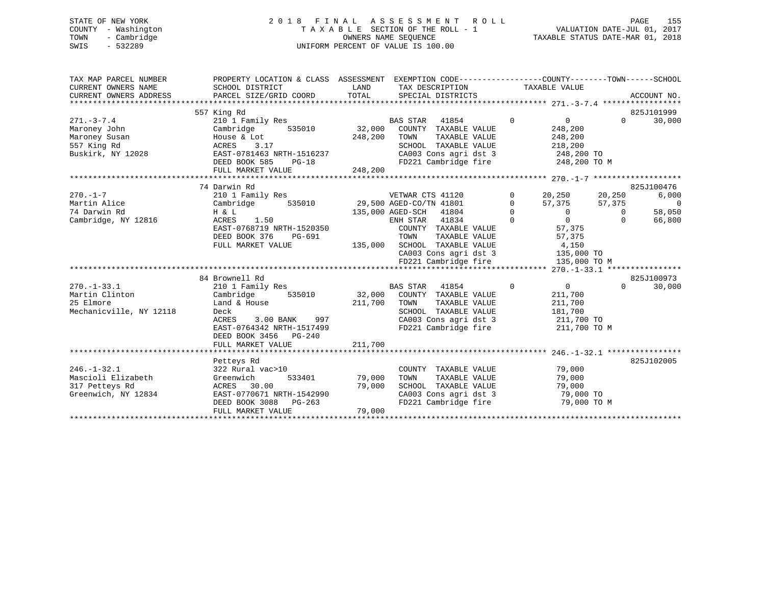STATE OF NEW YORK
COUNTY - Washington
TOWN - Cambridge
SWIS - 532289

# 2018 FINAL ASSESSMENT ROLL

TAXABLE SECTION OF THE ROLL - 1
OWNERS NAME SEQUENCE
UNIFORM PERCENT OF VALUE IS 100.00

VALUATION DATE-JUL 01, 2017
TAXABLE STATUS DATE-MAR 01, 2018

```
TAX MAP PARCEL NUMBER        PROPERTY LOCATION & CLASS  ASSESSMENT  EXEMPTION CODE-----------------COUNTY--------TOWN------SCHOOL
CURRENT OWNERS NAME          SCHOOL DISTRICT              LAND      TAX DESCRIPTION            TAXABLE VALUE
CURRENT OWNERS ADDRESS       PARCEL SIZE/GRID COORD       TOTAL     SPECIAL DISTRICTS                                      ACCOUNT NO.
******************************************************************************************* 271.-3-7.4 *****************
                             557 King Rd                                                                              825J101999
271.-3-7.4                   210 1 Family Res                        BAS STAR   41854        0         0           0     30,000
Maroney John                 Cambridge       535010       32,000    COUNTY  TAXABLE VALUE           248,200
Maroney Susan                House & Lot                 248,200    TOWN    TAXABLE VALUE           248,200
557 King Rd                  ACRES    3.17                           SCHOOL  TAXABLE VALUE           218,200
Buskirk, NY 12028            EAST-0781463 NRTH-1516237               CA003 Cons agri dst 3            248,200 TO
                             DEED BOOK 585    PG-18                  FD221 Cambridge fire             248,200 TO M
                             FULL MARKET VALUE           248,200
******************************************************************************************* 270.-1-7 *******************
                             74 Darwin Rd                                                                             825J100476
270.-1-7                     210 1 Family Res                        VETWAR CTS 41120        0      20,250      20,250     6,000
Martin Alice                 Cambridge       535010       29,500 AGED-CO/TN 41801        0      57,375      57,375         0
74 Darwin Rd                 H & L                       135,000 AGED-SCH   41804        0           0           0    58,050
Cambridge, NY 12816          ACRES    1.50                           ENH STAR   41834        0           0           0    66,800
                             EAST-0768719 NRTH-1520350               COUNTY  TAXABLE VALUE            57,375
                             DEED BOOK 376    PG-691                 TOWN    TAXABLE VALUE            57,375
                             FULL MARKET VALUE           135,000    SCHOOL  TAXABLE VALUE             4,150
                                                                     CA003 Cons agri dst 3            135,000 TO
                                                                     FD221 Cambridge fire             135,000 TO M
******************************************************************************************* 270.-1-33.1 ****************
                             84 Brownell Rd                                                                           825J100973
270.-1-33.1                  210 1 Family Res                        BAS STAR   41854        0         0           0     30,000
Martin Clinton               Cambridge       535010       32,000    COUNTY  TAXABLE VALUE           211,700
25 Elmore                    Land & House                211,700    TOWN    TAXABLE VALUE           211,700
Mechanicville, NY 12118      Deck                                    SCHOOL  TAXABLE VALUE           181,700
                             ACRES    3.00 BANK    997               CA003 Cons agri dst 3            211,700 TO
                             EAST-0764342 NRTH-1517499               FD221 Cambridge fire             211,700 TO M
                             DEED BOOK 3456   PG-240
                             FULL MARKET VALUE           211,700
******************************************************************************************* 246.-1-32.1 ****************
                             Petteys Rd                                                                               825J102005
246.-1-32.1                  322 Rural vac>10                        COUNTY  TAXABLE VALUE            79,000
Mascioli Elizabeth           Greenwich       533401       79,000    TOWN    TAXABLE VALUE            79,000
317 Petteys Rd               ACRES   30.00                79,000    SCHOOL  TAXABLE VALUE            79,000
Greenwich, NY 12834          EAST-0770671 NRTH-1542990               CA003 Cons agri dst 3             79,000 TO
                             DEED BOOK 3088   PG-263                 FD221 Cambridge fire              79,000 TO M
                             FULL MARKET VALUE            79,000
************************************************************************************************************************
```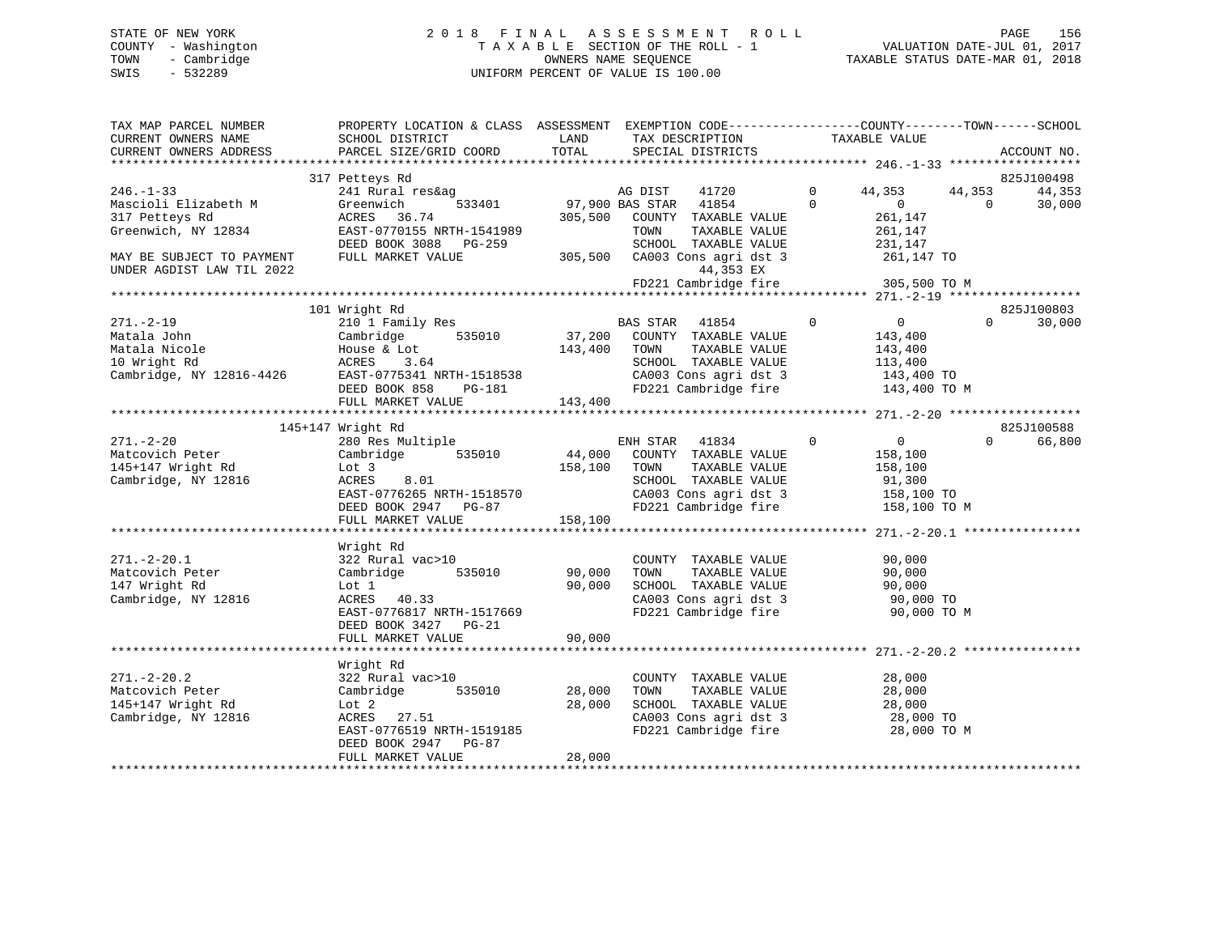STATE OF NEW YORK
COUNTY - Washington
TOWN - Cambridge
SWIS - 532289

2018 FINAL ASSESSMENT ROLL
TAXABLE SECTION OF THE ROLL - 1
OWNERS NAME SEQUENCE
UNIFORM PERCENT OF VALUE IS 100.00

VALUATION DATE-JUL 01, 2017
TAXABLE STATUS DATE-MAR 01, 2018

```
TAX MAP PARCEL NUMBER      PROPERTY LOCATION & CLASS  ASSESSMENT  EXEMPTION CODE-----------------COUNTY--------TOWN------SCHOOL
CURRENT OWNERS NAME        SCHOOL DISTRICT             LAND       TAX DESCRIPTION            TAXABLE VALUE
CURRENT OWNERS ADDRESS     PARCEL SIZE/GRID COORD      TOTAL      SPECIAL DISTRICTS                                     ACCOUNT NO.
******************************************************************************************* 246.-1-33 ******************
                           317 Petteys Rd                                                                               825J100498
246.-1-33                  241 Rural res&ag                        AG DIST    41720        0      44,353     44,353      44,353
Mascioli Elizabeth M       Greenwich       533401       97,900 BAS STAR   41854        0           0          0      30,000
317 Petteys Rd             ACRES   36.74               305,500   COUNTY  TAXABLE VALUE            261,147
Greenwich, NY 12834        EAST-0770155 NRTH-1541989              TOWN    TAXABLE VALUE            261,147
                           DEED BOOK 3088   PG-259                SCHOOL  TAXABLE VALUE            231,147
MAY BE SUBJECT TO PAYMENT  FULL MARKET VALUE          305,500   CA003 Cons agri dst 3            261,147 TO
UNDER AGDIST LAW TIL 2022                                              44,353 EX
                                                                  FD221 Cambridge fire             305,500 TO M
******************************************************************************************* 271.-2-19 ******************
                           101 Wright Rd                                                                                825J100803
271.-2-19                  210 1 Family Res                        BAS STAR   41854        0           0          0      30,000
Matala John                Cambridge       535010       37,200   COUNTY  TAXABLE VALUE            143,400
Matala Nicole              House & Lot                143,400   TOWN    TAXABLE VALUE            143,400
10 Wright Rd               ACRES    3.64                          SCHOOL  TAXABLE VALUE            113,400
Cambridge, NY 12816-4426   EAST-0775341 NRTH-1518538              CA003 Cons agri dst 3            143,400 TO
                           DEED BOOK 858    PG-181                FD221 Cambridge fire             143,400 TO M
                           FULL MARKET VALUE          143,400
******************************************************************************************* 271.-2-20 ******************
                           145+147 Wright Rd                                                                            825J100588
271.-2-20                  280 Res Multiple                        ENH STAR   41834        0           0          0      66,800
Matcovich Peter            Cambridge       535010       44,000   COUNTY  TAXABLE VALUE            158,100
145+147 Wright Rd          Lot 3                      158,100   TOWN    TAXABLE VALUE            158,100
Cambridge, NY 12816        ACRES    8.01                          SCHOOL  TAXABLE VALUE             91,300
                           EAST-0776265 NRTH-1518570              CA003 Cons agri dst 3            158,100 TO
                           DEED BOOK 2947   PG-87                 FD221 Cambridge fire             158,100 TO M
                           FULL MARKET VALUE          158,100
******************************************************************************************* 271.-2-20.1 ****************
                           Wright Rd
271.-2-20.1                322 Rural vac>10                        COUNTY  TAXABLE VALUE             90,000
Matcovich Peter            Cambridge       535010       90,000   TOWN    TAXABLE VALUE             90,000
147 Wright Rd              Lot 1                       90,000   SCHOOL  TAXABLE VALUE             90,000
Cambridge, NY 12816        ACRES   40.33                          CA003 Cons agri dst 3             90,000 TO
                           EAST-0776817 NRTH-1517669              FD221 Cambridge fire              90,000 TO M
                           DEED BOOK 3427   PG-21
                           FULL MARKET VALUE           90,000
******************************************************************************************* 271.-2-20.2 ****************
                           Wright Rd
271.-2-20.2                322 Rural vac>10                        COUNTY  TAXABLE VALUE             28,000
Matcovich Peter            Cambridge       535010       28,000   TOWN    TAXABLE VALUE             28,000
145+147 Wright Rd          Lot 2                       28,000   SCHOOL  TAXABLE VALUE             28,000
Cambridge, NY 12816        ACRES   27.51                          CA003 Cons agri dst 3             28,000 TO
                           EAST-0776519 NRTH-1519185              FD221 Cambridge fire              28,000 TO M
                           DEED BOOK 2947   PG-87
                           FULL MARKET VALUE           28,000
************************************************************************************************************************
```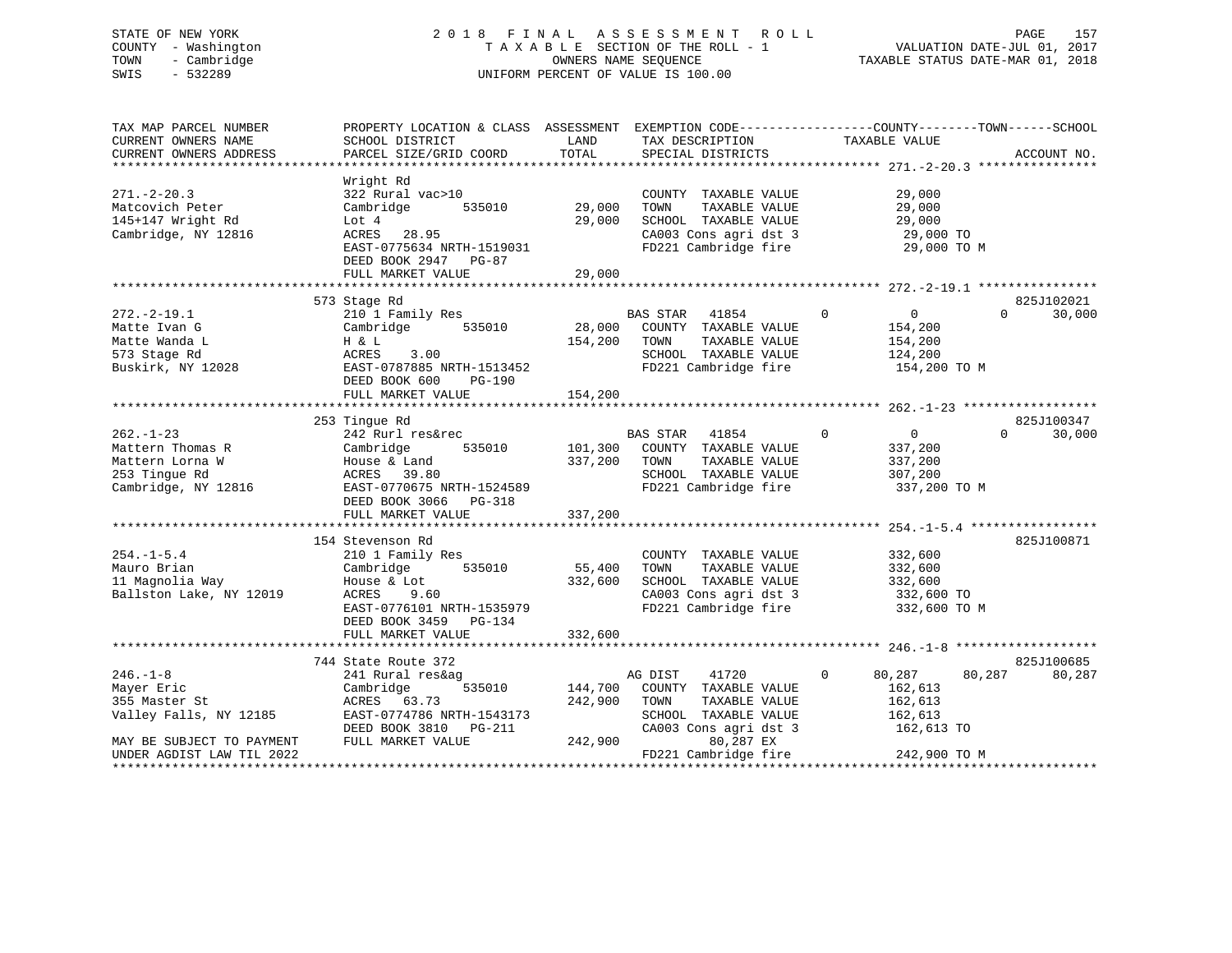STATE OF NEW YORK
COUNTY - Washington
TOWN - Cambridge
SWIS - 532289

2018 FINAL ASSESSMENT ROLL
TAXABLE SECTION OF THE ROLL - 1
OWNERS NAME SEQUENCE
UNIFORM PERCENT OF VALUE IS 100.00

VALUATION DATE-JUL 01, 2017
TAXABLE STATUS DATE-MAR 01, 2018

| TAX MAP PARCEL NUMBER / CURRENT OWNERS NAME / CURRENT OWNERS ADDRESS | PROPERTY LOCATION & CLASS / SCHOOL DISTRICT / PARCEL SIZE/GRID COORD | ASSESSMENT LAND / TOTAL | EXEMPTION CODE / TAX DESCRIPTION / SPECIAL DISTRICTS | COUNTY TAXABLE VALUE | TOWN | SCHOOL | ACCOUNT NO. |
|---|---|---|---|---|---|---|---|
| **271.-2-20.3** | Wright Rd | | | | | | |
| 271.-2-20.3 | 322 Rural vac>10 | | COUNTY TAXABLE VALUE | 29,000 | | | |
| Matcovich Peter | Cambridge 535010 | 29,000 | TOWN TAXABLE VALUE | 29,000 | | | |
| 145+147 Wright Rd | Lot 4 | 29,000 | SCHOOL TAXABLE VALUE | 29,000 | | | |
| Cambridge, NY 12816 | ACRES 28.95 | | CA003 Cons agri dst 3 | 29,000 TO | | | |
| | EAST-0775634 NRTH-1519031 | | FD221 Cambridge fire | 29,000 TO M | | | |
| | DEED BOOK 2947 PG-87 | | | | | | |
| | FULL MARKET VALUE | 29,000 | | | | | |
| **272.-2-19.1** | 573 Stage Rd | | | | | | 825J102021 |
| 272.-2-19.1 | 210 1 Family Res | | BAS STAR 41854 0 | 0 | 0 | 30,000 | |
| Matte Ivan G | Cambridge 535010 | 28,000 | COUNTY TAXABLE VALUE | 154,200 | | | |
| Matte Wanda L | H & L | 154,200 | TOWN TAXABLE VALUE | 154,200 | | | |
| 573 Stage Rd | ACRES 3.00 | | SCHOOL TAXABLE VALUE | 124,200 | | | |
| Buskirk, NY 12028 | EAST-0787885 NRTH-1513452 | | FD221 Cambridge fire | 154,200 TO M | | | |
| | DEED BOOK 600 PG-190 | | | | | | |
| | FULL MARKET VALUE | 154,200 | | | | | |
| **262.-1-23** | 253 Tingue Rd | | | | | | 825J100347 |
| 262.-1-23 | 242 Rurl res&rec | | BAS STAR 41854 0 | 0 | 0 | 30,000 | |
| Mattern Thomas R | Cambridge 535010 | 101,300 | COUNTY TAXABLE VALUE | 337,200 | | | |
| Mattern Lorna W | House & Land | 337,200 | TOWN TAXABLE VALUE | 337,200 | | | |
| 253 Tingue Rd | ACRES 39.80 | | SCHOOL TAXABLE VALUE | 307,200 | | | |
| Cambridge, NY 12816 | EAST-0770675 NRTH-1524589 | | FD221 Cambridge fire | 337,200 TO M | | | |
| | DEED BOOK 3066 PG-318 | | | | | | |
| | FULL MARKET VALUE | 337,200 | | | | | |
| **254.-1-5.4** | 154 Stevenson Rd | | | | | | 825J100871 |
| 254.-1-5.4 | 210 1 Family Res | | COUNTY TAXABLE VALUE | 332,600 | | | |
| Mauro Brian | Cambridge 535010 | 55,400 | TOWN TAXABLE VALUE | 332,600 | | | |
| 11 Magnolia Way | House & Lot | 332,600 | SCHOOL TAXABLE VALUE | 332,600 | | | |
| Ballston Lake, NY 12019 | ACRES 9.60 | | CA003 Cons agri dst 3 | 332,600 TO | | | |
| | EAST-0776101 NRTH-1535979 | | FD221 Cambridge fire | 332,600 TO M | | | |
| | DEED BOOK 3459 PG-134 | | | | | | |
| | FULL MARKET VALUE | 332,600 | | | | | |
| **246.-1-8** | 744 State Route 372 | | | | | | 825J100685 |
| 246.-1-8 | 241 Rural res&ag | | AG DIST 41720 0 | 80,287 | 80,287 | 80,287 | |
| Mayer Eric | Cambridge 535010 | 144,700 | COUNTY TAXABLE VALUE | 162,613 | | | |
| 355 Master St | ACRES 63.73 | 242,900 | TOWN TAXABLE VALUE | 162,613 | | | |
| Valley Falls, NY 12185 | EAST-0774786 NRTH-1543173 | | SCHOOL TAXABLE VALUE | 162,613 | | | |
| | DEED BOOK 3810 PG-211 | | CA003 Cons agri dst 3 | 162,613 TO | | | |
| MAY BE SUBJECT TO PAYMENT | FULL MARKET VALUE | 242,900 | 80,287 EX | | | | |
| UNDER AGDIST LAW TIL 2022 | | | FD221 Cambridge fire | 242,900 TO M | | | |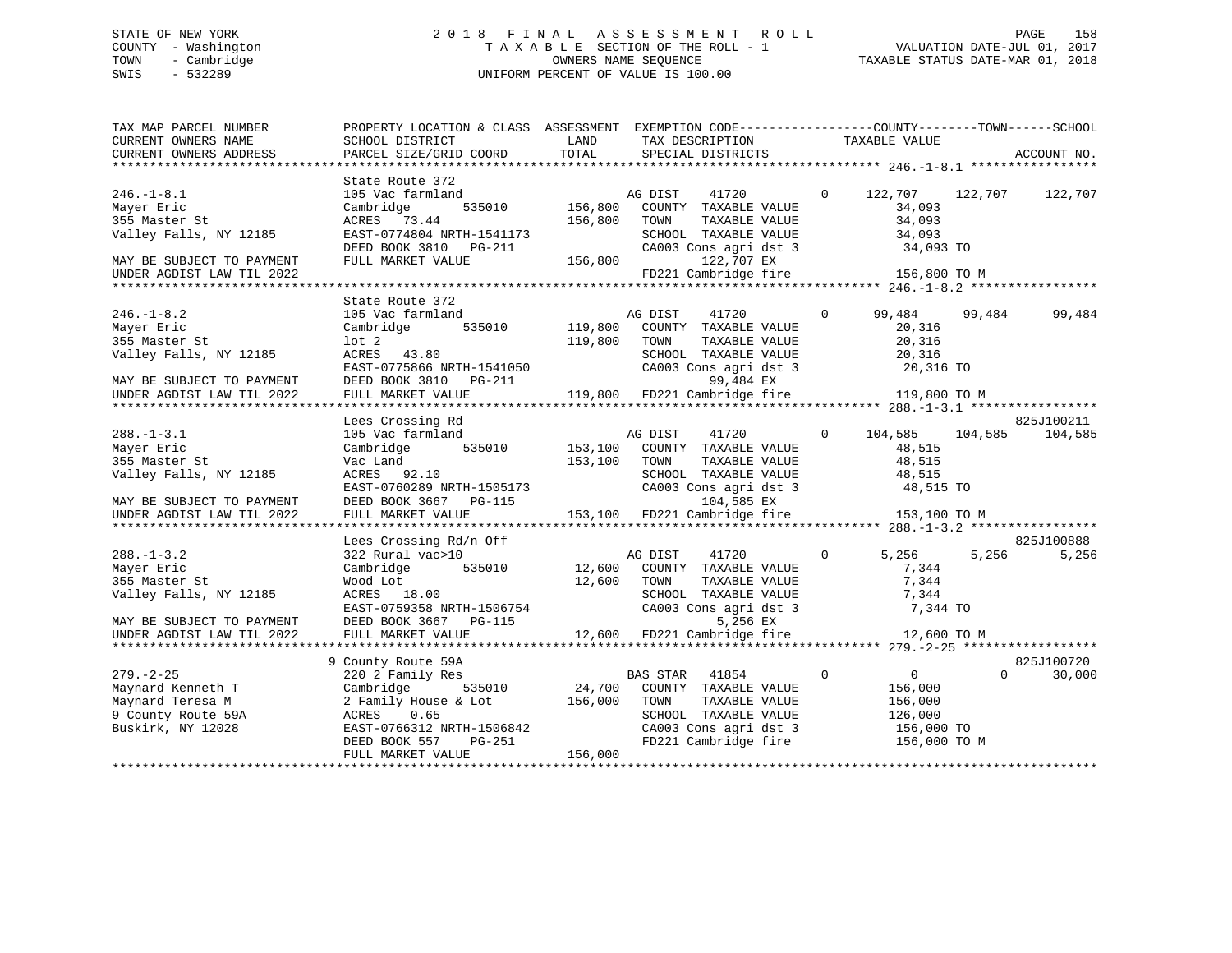STATE OF NEW YORK
COUNTY - Washington
TOWN - Cambridge
SWIS - 532289

2018 FINAL ASSESSMENT ROLL
TAXABLE SECTION OF THE ROLL - 1
OWNERS NAME SEQUENCE
UNIFORM PERCENT OF VALUE IS 100.00

VALUATION DATE-JUL 01, 2017
TAXABLE STATUS DATE-MAR 01, 2018

```
TAX MAP PARCEL NUMBER          PROPERTY LOCATION & CLASS  ASSESSMENT  EXEMPTION CODE------------------COUNTY--------TOWN------SCHOOL
CURRENT OWNERS NAME            SCHOOL DISTRICT              LAND       TAX DESCRIPTION              TAXABLE VALUE
CURRENT OWNERS ADDRESS         PARCEL SIZE/GRID COORD       TOTAL      SPECIAL DISTRICTS                                      ACCOUNT NO.
******************************************************************************************************* 246.-1-8.1 *****************
                               State Route 372
246.-1-8.1                     105 Vac farmland                        AG DIST      41720          0     122,707   122,707    122,707
Mayer Eric                     Cambridge       535010      156,800     COUNTY  TAXABLE VALUE               34,093
355 Master St                  ACRES   73.44               156,800     TOWN    TAXABLE VALUE               34,093
Valley Falls, NY 12185         EAST-0774804 NRTH-1541173               SCHOOL  TAXABLE VALUE               34,093
                               DEED BOOK 3810   PG-211                 CA003 Cons agri dst 3               34,093 TO
MAY BE SUBJECT TO PAYMENT      FULL MARKET VALUE           156,800           122,707 EX
UNDER AGDIST LAW TIL 2022                                              FD221 Cambridge fire               156,800 TO M
******************************************************************************************************* 246.-1-8.2 *****************
                               State Route 372
246.-1-8.2                     105 Vac farmland                        AG DIST      41720          0      99,484    99,484     99,484
Mayer Eric                     Cambridge       535010      119,800     COUNTY  TAXABLE VALUE               20,316
355 Master St                  lot 2                       119,800     TOWN    TAXABLE VALUE               20,316
Valley Falls, NY 12185         ACRES   43.80                           SCHOOL  TAXABLE VALUE               20,316
                               EAST-0775866 NRTH-1541050               CA003 Cons agri dst 3               20,316 TO
MAY BE SUBJECT TO PAYMENT      DEED BOOK 3810   PG-211                        99,484 EX
UNDER AGDIST LAW TIL 2022      FULL MARKET VALUE           119,800     FD221 Cambridge fire               119,800 TO M
******************************************************************************************************* 288.-1-3.1 *****************
                               Lees Crossing Rd                                                                          825J100211
288.-1-3.1                     105 Vac farmland                        AG DIST      41720          0     104,585   104,585    104,585
Mayer Eric                     Cambridge       535010      153,100     COUNTY  TAXABLE VALUE               48,515
355 Master St                  Vac Land                    153,100     TOWN    TAXABLE VALUE               48,515
Valley Falls, NY 12185         ACRES   92.10                           SCHOOL  TAXABLE VALUE               48,515
                               EAST-0760289 NRTH-1505173               CA003 Cons agri dst 3               48,515 TO
MAY BE SUBJECT TO PAYMENT      DEED BOOK 3667   PG-115                       104,585 EX
UNDER AGDIST LAW TIL 2022      FULL MARKET VALUE           153,100     FD221 Cambridge fire               153,100 TO M
******************************************************************************************************* 288.-1-3.2 *****************
                               Lees Crossing Rd/n Off                                                                    825J100888
288.-1-3.2                     322 Rural vac>10                        AG DIST      41720          0       5,256     5,256      5,256
Mayer Eric                     Cambridge       535010       12,600     COUNTY  TAXABLE VALUE                7,344
355 Master St                  Wood Lot                     12,600     TOWN    TAXABLE VALUE                7,344
Valley Falls, NY 12185         ACRES   18.00                           SCHOOL  TAXABLE VALUE                7,344
                               EAST-0759358 NRTH-1506754               CA003 Cons agri dst 3                7,344 TO
MAY BE SUBJECT TO PAYMENT      DEED BOOK 3667   PG-115                         5,256 EX
UNDER AGDIST LAW TIL 2022      FULL MARKET VALUE            12,600     FD221 Cambridge fire                12,600 TO M
******************************************************************************************************* 279.-2-25 ******************
                               9 County Route 59A                                                                        825J100720
279.-2-25                      220 2 Family Res                        BAS STAR     41854          0           0         0     30,000
Maynard Kenneth T              Cambridge       535010       24,700     COUNTY  TAXABLE VALUE              156,000
Maynard Teresa M               2 Family House & Lot        156,000     TOWN    TAXABLE VALUE              156,000
9 County Route 59A             ACRES    0.65                           SCHOOL  TAXABLE VALUE              126,000
Buskirk, NY 12028              EAST-0766312 NRTH-1506842               CA003 Cons agri dst 3              156,000 TO
                               DEED BOOK 557    PG-251                 FD221 Cambridge fire               156,000 TO M
                               FULL MARKET VALUE           156,000
************************************************************************************************************************************
```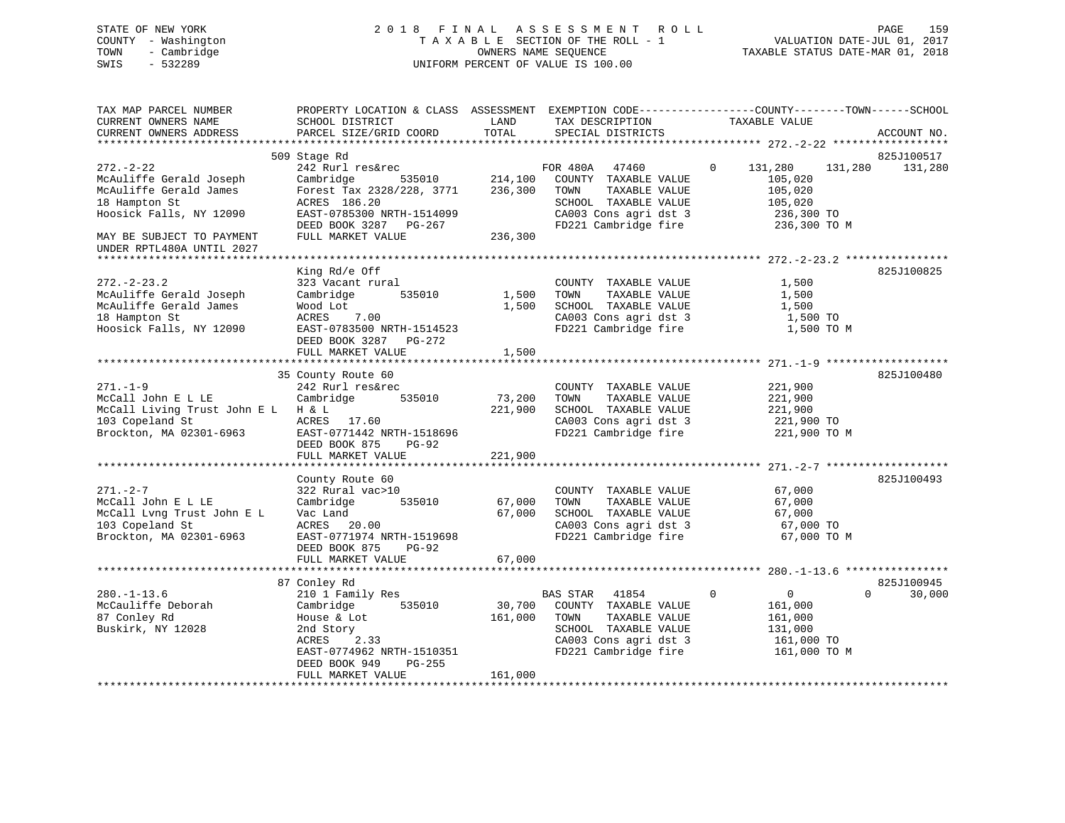STATE OF NEW YORK
COUNTY - Washington
TOWN - Cambridge
SWIS - 532289

# 2018 FINAL ASSESSMENT ROLL
TAXABLE SECTION OF THE ROLL - 1
OWNERS NAME SEQUENCE
UNIFORM PERCENT OF VALUE IS 100.00

VALUATION DATE-JUL 01, 2017
TAXABLE STATUS DATE-MAR 01, 2018

```
TAX MAP PARCEL NUMBER          PROPERTY LOCATION & CLASS  ASSESSMENT  EXEMPTION CODE------------------COUNTY--------TOWN------SCHOOL
CURRENT OWNERS NAME            SCHOOL DISTRICT               LAND      TAX DESCRIPTION            TAXABLE VALUE
CURRENT OWNERS ADDRESS         PARCEL SIZE/GRID COORD        TOTAL     SPECIAL DISTRICTS                                    ACCOUNT NO.
************************************************************************************************************ 272.-2-22 ******************
                               509 Stage Rd                                                                                 825J100517
272.-2-22                      242 Rurl res&rec                        FOR 480A   47460          0     131,280    131,280    131,280
McAuliffe Gerald Joseph        Cambridge        535010      214,100    COUNTY  TAXABLE VALUE            105,020
McAuliffe Gerald James         Forest Tax 2328/228, 3771    236,300    TOWN    TAXABLE VALUE            105,020
18 Hampton St                  ACRES  186.20                           SCHOOL  TAXABLE VALUE            105,020
Hoosick Falls, NY 12090        EAST-0785300 NRTH-1514099               CA003 Cons agri dst 3            236,300 TO
                               DEED BOOK 3287   PG-267                 FD221 Cambridge fire             236,300 TO M
MAY BE SUBJECT TO PAYMENT      FULL MARKET VALUE            236,300
UNDER RPTL480A UNTIL 2027
************************************************************************************************************ 272.-2-23.2 ****************
                               King Rd/e Off                                                                                825J100825
272.-2-23.2                    323 Vacant rural                        COUNTY  TAXABLE VALUE              1,500
McAuliffe Gerald Joseph        Cambridge        535010        1,500    TOWN    TAXABLE VALUE              1,500
McAuliffe Gerald James         Wood Lot                       1,500    SCHOOL  TAXABLE VALUE              1,500
18 Hampton St                  ACRES    7.00                           CA003 Cons agri dst 3              1,500 TO
Hoosick Falls, NY 12090        EAST-0783500 NRTH-1514523               FD221 Cambridge fire               1,500 TO M
                               DEED BOOK 3287   PG-272
                               FULL MARKET VALUE              1,500
************************************************************************************************************ 271.-1-9 *******************
                               35 County Route 60                                                                           825J100480
271.-1-9                       242 Rurl res&rec                        COUNTY  TAXABLE VALUE            221,900
McCall John E L LE             Cambridge        535010       73,200    TOWN    TAXABLE VALUE            221,900
McCall Living Trust John E L   H & L                        221,900    SCHOOL  TAXABLE VALUE            221,900
103 Copeland St                ACRES   17.60                           CA003 Cons agri dst 3            221,900 TO
Brockton, MA 02301-6963        EAST-0771442 NRTH-1518696               FD221 Cambridge fire             221,900 TO M
                               DEED BOOK 875    PG-92
                               FULL MARKET VALUE            221,900
************************************************************************************************************ 271.-2-7 *******************
                               County Route 60                                                                              825J100493
271.-2-7                       322 Rural vac>10                        COUNTY  TAXABLE VALUE             67,000
McCall John E L LE             Cambridge        535010       67,000    TOWN    TAXABLE VALUE             67,000
McCall Lvng Trust John E L     Vac Land                      67,000    SCHOOL  TAXABLE VALUE             67,000
103 Copeland St                ACRES   20.00                           CA003 Cons agri dst 3             67,000 TO
Brockton, MA 02301-6963        EAST-0771974 NRTH-1519698               FD221 Cambridge fire              67,000 TO M
                               DEED BOOK 875    PG-92
                               FULL MARKET VALUE             67,000
************************************************************************************************************ 280.-1-13.6 ****************
                               87 Conley Rd                                                                                 825J100945
280.-1-13.6                    210 1 Family Res                        BAS STAR   41854          0          0          0     30,000
McCauliffe Deborah             Cambridge        535010       30,700    COUNTY  TAXABLE VALUE            161,000
87 Conley Rd                   House & Lot                  161,000    TOWN    TAXABLE VALUE            161,000
Buskirk, NY 12028              2nd Story                               SCHOOL  TAXABLE VALUE            131,000
                               ACRES    2.33                           CA003 Cons agri dst 3            161,000 TO
                               EAST-0774962 NRTH-1510351               FD221 Cambridge fire             161,000 TO M
                               DEED BOOK 949    PG-255
                               FULL MARKET VALUE            161,000
************************************************************************************************************************************
```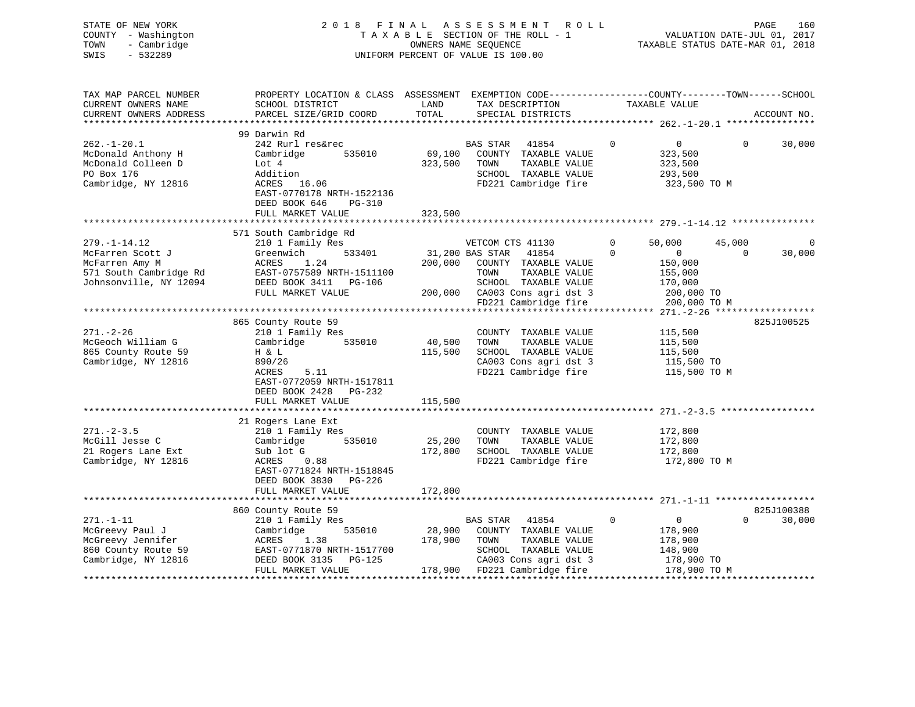STATE OF NEW YORK — COUNTY - Washington — TOWN - Cambridge — SWIS - 532289

2018 FINAL ASSESSMENT ROLL
TAXABLE SECTION OF THE ROLL - 1
OWNERS NAME SEQUENCE
UNIFORM PERCENT OF VALUE IS 100.00

VALUATION DATE-JUL 01, 2017
TAXABLE STATUS DATE-MAR 01, 2018

| TAX MAP PARCEL NUMBER / CURRENT OWNERS NAME / CURRENT OWNERS ADDRESS | PROPERTY LOCATION & CLASS / SCHOOL DISTRICT / PARCEL SIZE/GRID COORD | ASSESSMENT LAND / TOTAL | EXEMPTION CODE / TAX DESCRIPTION / SPECIAL DISTRICTS | COUNTY | TOWN | SCHOOL / TAXABLE VALUE | ACCOUNT NO. |
|---|---|---|---|---|---|---|---|
| 262.-1-20.1 | 99 Darwin Rd | | | | | | |
| | 242 Rurl res&rec | | BAS STAR 41854 | 0 | 0 | 0 30,000 | |
| McDonald Anthony H | Cambridge 535010 | 69,100 | COUNTY TAXABLE VALUE | 323,500 | | | |
| McDonald Colleen D | Lot 4 | 323,500 | TOWN TAXABLE VALUE | | 323,500 | | |
| PO Box 176 | Addition | | SCHOOL TAXABLE VALUE | | | 293,500 | |
| Cambridge, NY 12816 | ACRES 16.06 | | FD221 Cambridge fire | 323,500 TO M | | | |
| | EAST-0770178 NRTH-1522136 | | | | | | |
| | DEED BOOK 646 PG-310 | | | | | | |
| | FULL MARKET VALUE | 323,500 | | | | | |
| 279.-1-14.12 | 571 South Cambridge Rd | | | | | | |
| | 210 1 Family Res | | VETCOM CTS 41130 | 0 50,000 | 45,000 | 0 | |
| McFarren Scott J | Greenwich 533401 | 31,200 | BAS STAR 41854 | 0 0 | 0 | 30,000 | |
| McFarren Amy M | ACRES 1.24 | 200,000 | COUNTY TAXABLE VALUE | 150,000 | | | |
| 571 South Cambridge Rd | EAST-0757589 NRTH-1511100 | | TOWN TAXABLE VALUE | | 155,000 | | |
| Johnsonville, NY 12094 | DEED BOOK 3411 PG-106 | | SCHOOL TAXABLE VALUE | | | 170,000 | |
| | FULL MARKET VALUE | 200,000 | CA003 Cons agri dst 3 | 200,000 TO | | | |
| | | | FD221 Cambridge fire | 200,000 TO M | | | |
| 271.-2-26 | 865 County Route 59 | | | | | | 825J100525 |
| | 210 1 Family Res | | COUNTY TAXABLE VALUE | 115,500 | | | |
| McGeoch William G | Cambridge 535010 | 40,500 | TOWN TAXABLE VALUE | | 115,500 | | |
| 865 County Route 59 | H & L | 115,500 | SCHOOL TAXABLE VALUE | | | 115,500 | |
| Cambridge, NY 12816 | 890/26 | | CA003 Cons agri dst 3 | 115,500 TO | | | |
| | ACRES 5.11 | | FD221 Cambridge fire | 115,500 TO M | | | |
| | EAST-0772059 NRTH-1517811 | | | | | | |
| | DEED BOOK 2428 PG-232 | | | | | | |
| | FULL MARKET VALUE | 115,500 | | | | | |
| 271.-2-3.5 | 21 Rogers Lane Ext | | | | | | |
| | 210 1 Family Res | | COUNTY TAXABLE VALUE | 172,800 | | | |
| McGill Jesse C | Cambridge 535010 | 25,200 | TOWN TAXABLE VALUE | | 172,800 | | |
| 21 Rogers Lane Ext | Sub lot G | 172,800 | SCHOOL TAXABLE VALUE | | | 172,800 | |
| Cambridge, NY 12816 | ACRES 0.88 | | FD221 Cambridge fire | 172,800 TO M | | | |
| | EAST-0771824 NRTH-1518845 | | | | | | |
| | DEED BOOK 3830 PG-226 | | | | | | |
| | FULL MARKET VALUE | 172,800 | | | | | |
| 271.-1-11 | 860 County Route 59 | | | | | | 825J100388 |
| | 210 1 Family Res | | BAS STAR 41854 | 0 | 0 | 0 30,000 | |
| McGreevy Paul J | Cambridge 535010 | 28,900 | COUNTY TAXABLE VALUE | 178,900 | | | |
| McGreevy Jennifer | ACRES 1.38 | 178,900 | TOWN TAXABLE VALUE | | 178,900 | | |
| 860 County Route 59 | EAST-0771870 NRTH-1517700 | | SCHOOL TAXABLE VALUE | | | 148,900 | |
| Cambridge, NY 12816 | DEED BOOK 3135 PG-125 | | CA003 Cons agri dst 3 | 178,900 TO | | | |
| | FULL MARKET VALUE | 178,900 | FD221 Cambridge fire | 178,900 TO M | | | |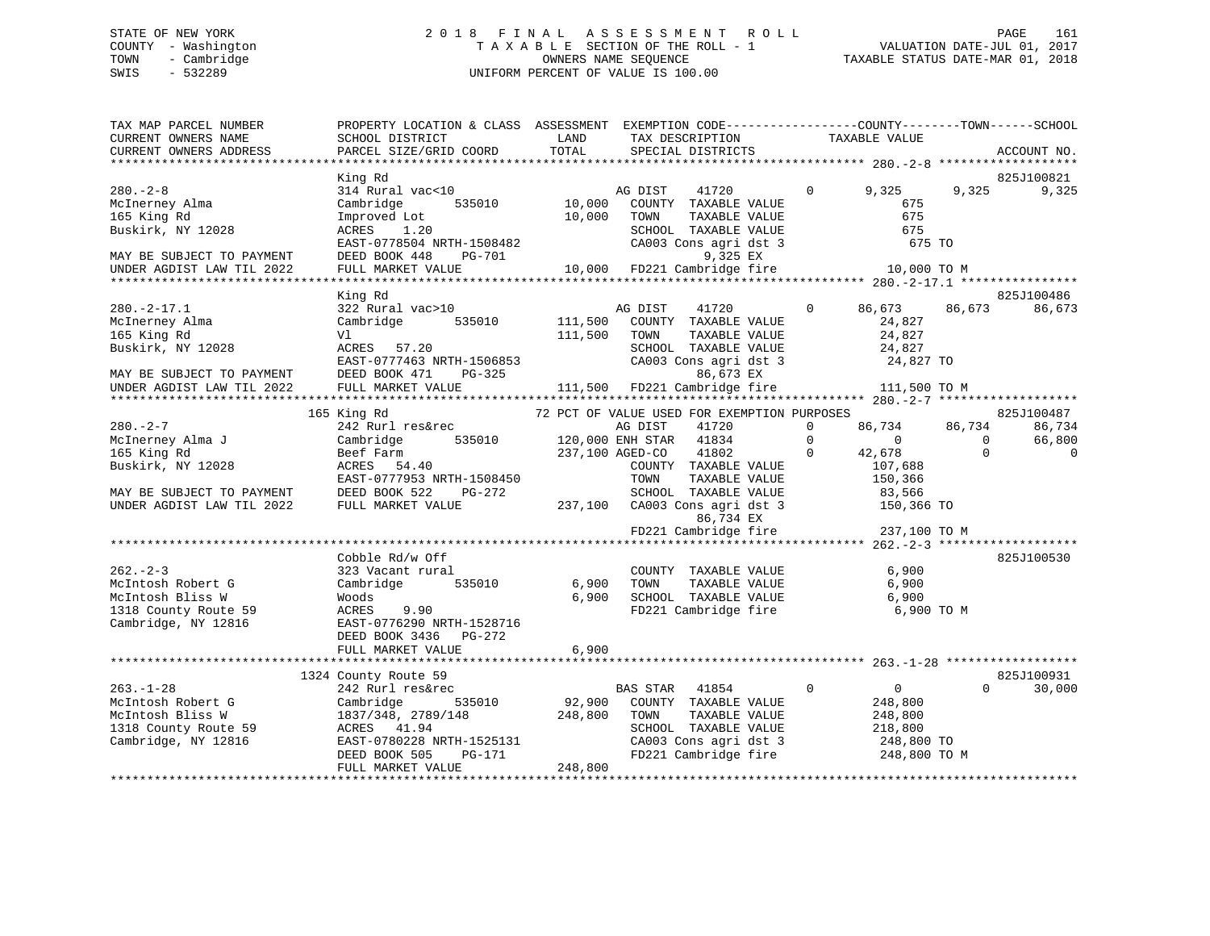STATE OF NEW YORK
COUNTY - Washington
TOWN - Cambridge
SWIS - 532289

# 2018 FINAL ASSESSMENT ROLL

TAXABLE SECTION OF THE ROLL - 1
OWNERS NAME SEQUENCE
UNIFORM PERCENT OF VALUE IS 100.00

VALUATION DATE-JUL 01, 2017
TAXABLE STATUS DATE-MAR 01, 2018

```
TAX MAP PARCEL NUMBER          PROPERTY LOCATION & CLASS  ASSESSMENT  EXEMPTION CODE------------------COUNTY--------TOWN------SCHOOL
CURRENT OWNERS NAME            SCHOOL DISTRICT               LAND      TAX DESCRIPTION            TAXABLE VALUE
CURRENT OWNERS ADDRESS         PARCEL SIZE/GRID COORD        TOTAL     SPECIAL DISTRICTS                                  ACCOUNT NO.
************************************************************************************************ 280.-2-8 *******************
                               King Rd                                                                                825J100821
280.-2-8                       314 Rural vac<10                    AG DIST    41720          0       9,325      9,325      9,325
McInerney Alma                 Cambridge      535010       10,000   COUNTY  TAXABLE VALUE              675
165 King Rd                    Improved Lot                10,000   TOWN    TAXABLE VALUE              675
Buskirk, NY 12028              ACRES    1.20                        SCHOOL  TAXABLE VALUE              675
                               EAST-0778504 NRTH-1508482            CA003 Cons agri dst 3                675 TO
MAY BE SUBJECT TO PAYMENT      DEED BOOK 448    PG-701                    9,325 EX
UNDER AGDIST LAW TIL 2022      FULL MARKET VALUE           10,000   FD221 Cambridge fire              10,000 TO M
************************************************************************************************ 280.-2-17.1 ****************
                               King Rd                                                                                825J100486
280.-2-17.1                    322 Rural vac>10                    AG DIST    41720          0      86,673     86,673     86,673
McInerney Alma                 Cambridge      535010      111,500   COUNTY  TAXABLE VALUE           24,827
165 King Rd                    Vl                         111,500   TOWN    TAXABLE VALUE           24,827
Buskirk, NY 12028              ACRES   57.20                        SCHOOL  TAXABLE VALUE           24,827
                               EAST-0777463 NRTH-1506853            CA003 Cons agri dst 3             24,827 TO
MAY BE SUBJECT TO PAYMENT      DEED BOOK 471    PG-325                   86,673 EX
UNDER AGDIST LAW TIL 2022      FULL MARKET VALUE          111,500   FD221 Cambridge fire             111,500 TO M
************************************************************************************************ 280.-2-7 *******************
                           165 King Rd                    72 PCT OF VALUE USED FOR EXEMPTION PURPOSES                825J100487
280.-2-7                       242 Rurl res&rec                    AG DIST    41720          0      86,734     86,734     86,734
McInerney Alma J               Cambridge      535010      120,000 ENH STAR   41834          0           0          0     66,800
165 King Rd                    Beef Farm                  237,100 AGED-CO    41802          0      42,678          0          0
Buskirk, NY 12028              ACRES   54.40                        COUNTY  TAXABLE VALUE          107,688
                               EAST-0777953 NRTH-1508450            TOWN    TAXABLE VALUE          150,366
MAY BE SUBJECT TO PAYMENT      DEED BOOK 522    PG-272              SCHOOL  TAXABLE VALUE           83,566
UNDER AGDIST LAW TIL 2022      FULL MARKET VALUE          237,100   CA003 Cons agri dst 3            150,366 TO
                                                                         86,734 EX
                                                                    FD221 Cambridge fire             237,100 TO M
************************************************************************************************ 262.-2-3 *******************
                               Cobble Rd/w Off                                                                        825J100530
262.-2-3                       323 Vacant rural                     COUNTY  TAXABLE VALUE            6,900
McIntosh Robert G              Cambridge      535010        6,900   TOWN    TAXABLE VALUE            6,900
McIntosh Bliss W               Woods                        6,900   SCHOOL  TAXABLE VALUE            6,900
1318 County Route 59           ACRES    9.90                        FD221 Cambridge fire               6,900 TO M
Cambridge, NY 12816            EAST-0776290 NRTH-1528716
                               DEED BOOK 3436   PG-272
                               FULL MARKET VALUE            6,900
************************************************************************************************ 263.-1-28 ******************
                          1324 County Route 59                                                                        825J100931
263.-1-28                      242 Rurl res&rec                    BAS STAR   41854          0           0          0     30,000
McIntosh Robert G              Cambridge      535010       92,900   COUNTY  TAXABLE VALUE          248,800
McIntosh Bliss W               1837/348, 2789/148         248,800   TOWN    TAXABLE VALUE          248,800
1318 County Route 59           ACRES   41.94                        SCHOOL  TAXABLE VALUE          218,800
Cambridge, NY 12816            EAST-0780228 NRTH-1525131            CA003 Cons agri dst 3            248,800 TO
                               DEED BOOK 505    PG-171              FD221 Cambridge fire             248,800 TO M
                               FULL MARKET VALUE          248,800
************************************************************************************************************************************
```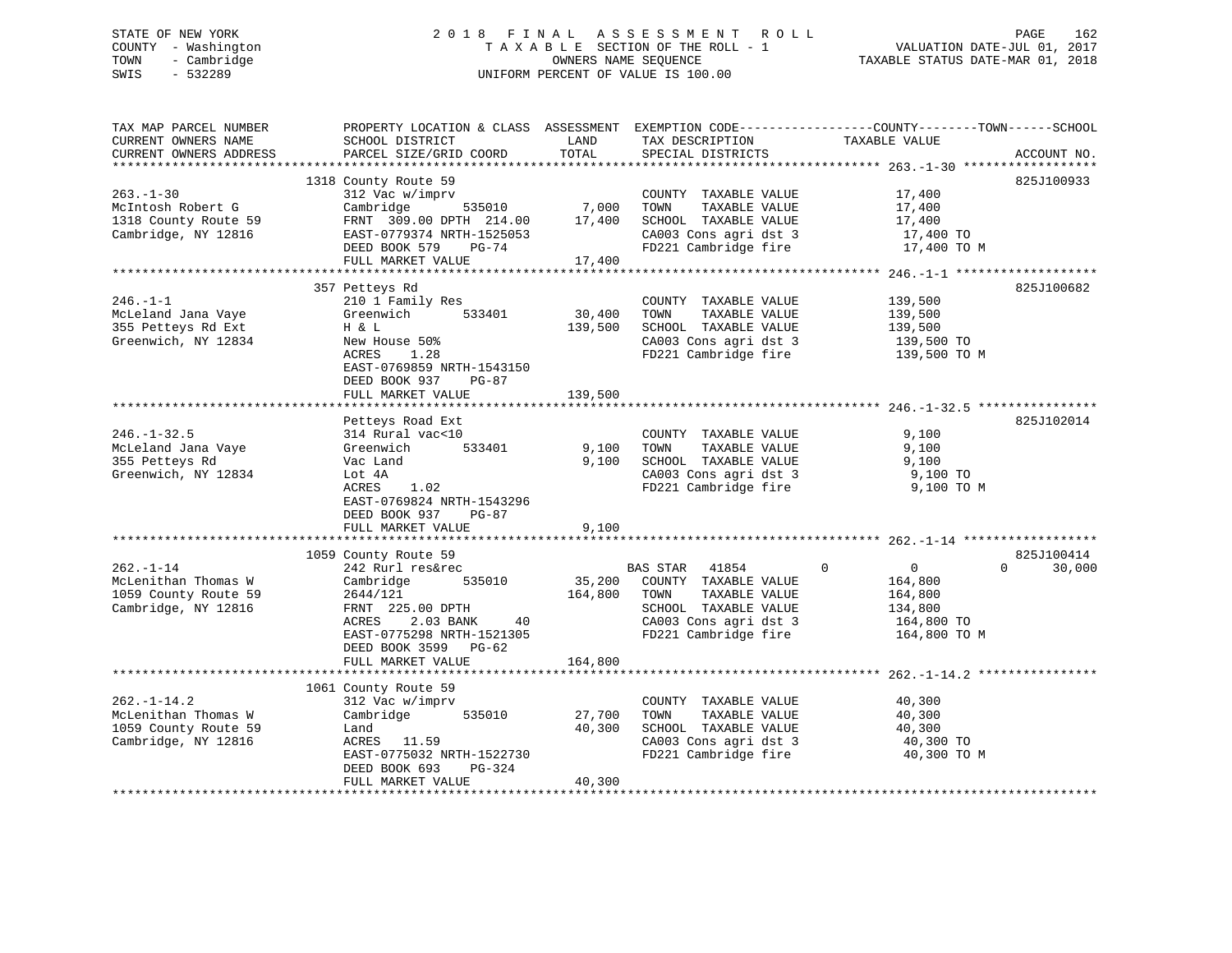STATE OF NEW YORK
COUNTY - Washington
TOWN - Cambridge
SWIS - 532289

2018 FINAL ASSESSMENT ROLL
TAXABLE SECTION OF THE ROLL - 1
OWNERS NAME SEQUENCE
UNIFORM PERCENT OF VALUE IS 100.00

VALUATION DATE-JUL 01, 2017
TAXABLE STATUS DATE-MAR 01, 2018

```
TAX MAP PARCEL NUMBER      PROPERTY LOCATION & CLASS  ASSESSMENT  EXEMPTION CODE-----------------COUNTY--------TOWN------SCHOOL
CURRENT OWNERS NAME        SCHOOL DISTRICT               LAND      TAX DESCRIPTION            TAXABLE VALUE
CURRENT OWNERS ADDRESS     PARCEL SIZE/GRID COORD        TOTAL     SPECIAL DISTRICTS                                    ACCOUNT NO.
******************************************************************************************* 263.-1-30 ******************
                           1318 County Route 59                                                                          825J100933
263.-1-30                  312 Vac w/imprv                          COUNTY  TAXABLE VALUE             17,400
McIntosh Robert G          Cambridge       535010        7,000      TOWN    TAXABLE VALUE             17,400
1318 County Route 59       FRNT 309.00 DPTH 214.00      17,400      SCHOOL  TAXABLE VALUE             17,400
Cambridge, NY 12816        EAST-0779374 NRTH-1525053                CA003 Cons agri dst 3              17,400 TO
                           DEED BOOK 579    PG-74                   FD221 Cambridge fire               17,400 TO M
                           FULL MARKET VALUE            17,400
******************************************************************************************* 246.-1-1 *******************
                           357 Petteys Rd                                                                                825J100682
246.-1-1                   210 1 Family Res                         COUNTY  TAXABLE VALUE            139,500
McLeland Jana Vaye         Greenwich       533401       30,400      TOWN    TAXABLE VALUE            139,500
355 Petteys Rd Ext         H & L                       139,500      SCHOOL  TAXABLE VALUE            139,500
Greenwich, NY 12834        New House 50%                            CA003 Cons agri dst 3             139,500 TO
                           ACRES    1.28                            FD221 Cambridge fire              139,500 TO M
                           EAST-0769859 NRTH-1543150
                           DEED BOOK 937    PG-87
                           FULL MARKET VALUE           139,500
******************************************************************************************* 246.-1-32.5 ****************
                           Petteys Road Ext                                                                              825J102014
246.-1-32.5                314 Rural vac<10                         COUNTY  TAXABLE VALUE              9,100
McLeland Jana Vaye         Greenwich       533401        9,100      TOWN    TAXABLE VALUE              9,100
355 Petteys Rd             Vac Land                      9,100      SCHOOL  TAXABLE VALUE              9,100
Greenwich, NY 12834        Lot 4A                                   CA003 Cons agri dst 3               9,100 TO
                           ACRES    1.02                            FD221 Cambridge fire                9,100 TO M
                           EAST-0769824 NRTH-1543296
                           DEED BOOK 937    PG-87
                           FULL MARKET VALUE             9,100
******************************************************************************************* 262.-1-14 ******************
                           1059 County Route 59                                                                          825J100414
262.-1-14                  242 Rurl res&rec                         BAS STAR   41854          0            0         0      30,000
McLenithan Thomas W        Cambridge       535010       35,200      COUNTY  TAXABLE VALUE            164,800
1059 County Route 59       2644/121                    164,800      TOWN    TAXABLE VALUE            164,800
Cambridge, NY 12816        FRNT 225.00 DPTH                         SCHOOL  TAXABLE VALUE            134,800
                           ACRES    2.03 BANK     40                CA003 Cons agri dst 3             164,800 TO
                           EAST-0775298 NRTH-1521305                FD221 Cambridge fire              164,800 TO M
                           DEED BOOK 3599   PG-62
                           FULL MARKET VALUE           164,800
******************************************************************************************* 262.-1-14.2 ****************
                           1061 County Route 59
262.-1-14.2                312 Vac w/imprv                          COUNTY  TAXABLE VALUE             40,300
McLenithan Thomas W        Cambridge       535010       27,700      TOWN    TAXABLE VALUE             40,300
1059 County Route 59       Land                         40,300      SCHOOL  TAXABLE VALUE             40,300
Cambridge, NY 12816        ACRES   11.59                            CA003 Cons agri dst 3              40,300 TO
                           EAST-0775032 NRTH-1522730                FD221 Cambridge fire               40,300 TO M
                           DEED BOOK 693    PG-324
                           FULL MARKET VALUE            40,300
************************************************************************************************************************
```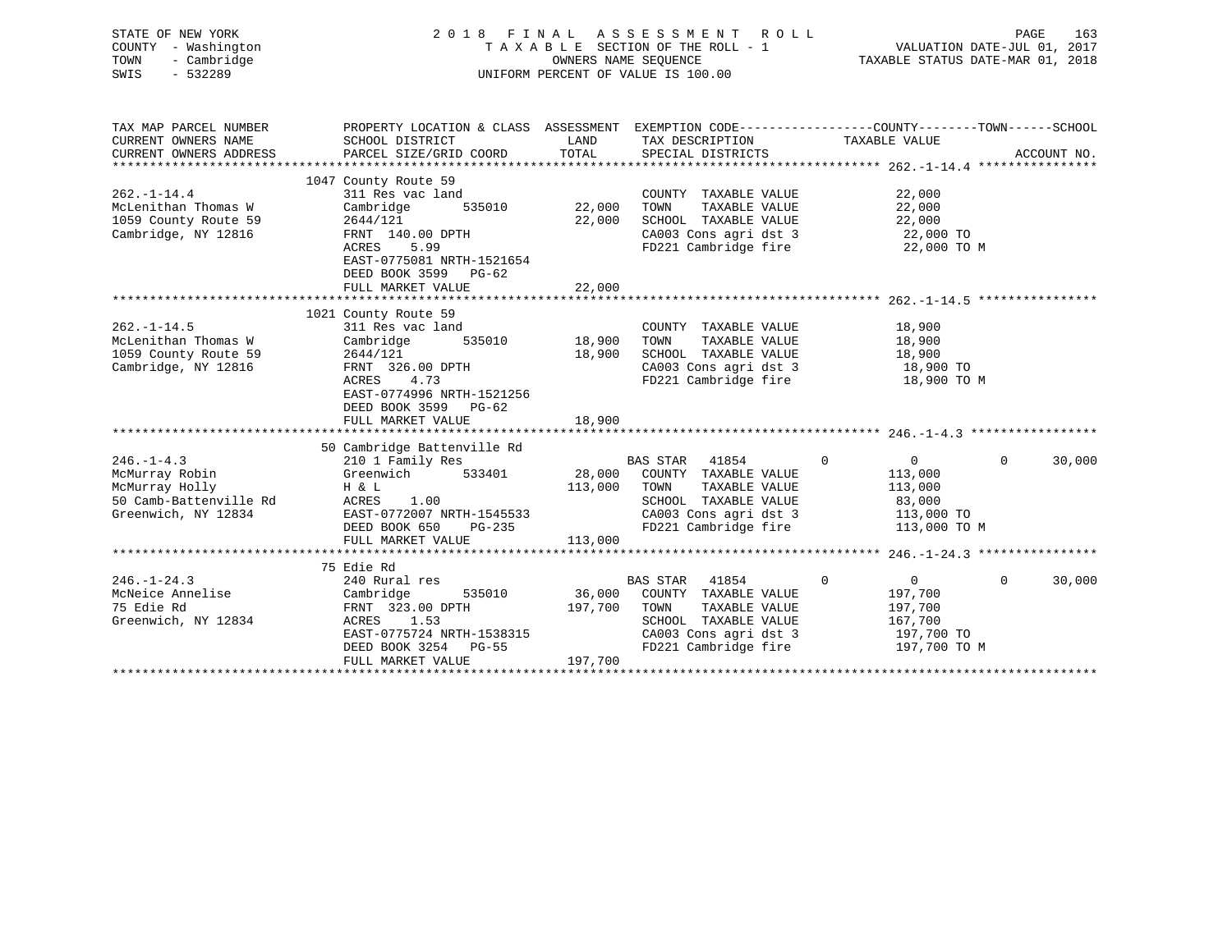STATE OF NEW YORK
COUNTY - Washington
TOWN - Cambridge
SWIS - 532289

2018 FINAL ASSESSMENT ROLL
TAXABLE SECTION OF THE ROLL - 1
OWNERS NAME SEQUENCE
UNIFORM PERCENT OF VALUE IS 100.00

VALUATION DATE-JUL 01, 2017
TAXABLE STATUS DATE-MAR 01, 2018

| TAX MAP PARCEL NUMBER / CURRENT OWNERS NAME / CURRENT OWNERS ADDRESS | PROPERTY LOCATION & CLASS / SCHOOL DISTRICT / PARCEL SIZE/GRID COORD | ASSESSMENT LAND | TOTAL | EXEMPTION CODE / TAX DESCRIPTION / SPECIAL DISTRICTS | COUNTY | TOWN | SCHOOL | ACCOUNT NO. |
|---|---|---|---|---|---|---|---|---|
| **262.-1-14.4** | 1047 County Route 59 | | | | | | | |
| McLenithan Thomas W | 311 Res vac land | | | COUNTY TAXABLE VALUE | 22,000 | | | |
| 1059 County Route 59 | Cambridge 535010 | 22,000 | | TOWN TAXABLE VALUE | | 22,000 | | |
| Cambridge, NY 12816 | 2644/121 | | 22,000 | SCHOOL TAXABLE VALUE | | | 22,000 | |
| | FRNT 140.00 DPTH | | | CA003 Cons agri dst 3 | 22,000 TO | | | |
| | ACRES 5.99 | | | FD221 Cambridge fire | 22,000 TO M | | | |
| | EAST-0775081 NRTH-1521654 | | | | | | | |
| | DEED BOOK 3599 PG-62 | | | | | | | |
| | FULL MARKET VALUE | | 22,000 | | | | | |
| **262.-1-14.5** | 1021 County Route 59 | | | | | | | |
| McLenithan Thomas W | 311 Res vac land | | | COUNTY TAXABLE VALUE | 18,900 | | | |
| 1059 County Route 59 | Cambridge 535010 | 18,900 | | TOWN TAXABLE VALUE | | 18,900 | | |
| Cambridge, NY 12816 | 2644/121 | | 18,900 | SCHOOL TAXABLE VALUE | | | 18,900 | |
| | FRNT 326.00 DPTH | | | CA003 Cons agri dst 3 | 18,900 TO | | | |
| | ACRES 4.73 | | | FD221 Cambridge fire | 18,900 TO M | | | |
| | EAST-0774996 NRTH-1521256 | | | | | | | |
| | DEED BOOK 3599 PG-62 | | | | | | | |
| | FULL MARKET VALUE | | 18,900 | | | | | |
| **246.-1-4.3** | 50 Cambridge Battenville Rd | | | | | | | |
| McMurray Robin | 210 1 Family Res | | | BAS STAR 41854 | 0 | 0 | 30,000 | |
| McMurray Holly | Greenwich 533401 | 28,000 | | COUNTY TAXABLE VALUE | 113,000 | | | |
| 50 Camb-Battenville Rd | H & L | | 113,000 | TOWN TAXABLE VALUE | | 113,000 | | |
| Greenwich, NY 12834 | ACRES 1.00 | | | SCHOOL TAXABLE VALUE | | | 83,000 | |
| | EAST-0772007 NRTH-1545533 | | | CA003 Cons agri dst 3 | 113,000 TO | | | |
| | DEED BOOK 650 PG-235 | | | FD221 Cambridge fire | 113,000 TO M | | | |
| | FULL MARKET VALUE | | 113,000 | | | | | |
| **246.-1-24.3** | 75 Edie Rd | | | | | | | |
| McNeice Annelise | 240 Rural res | | | BAS STAR 41854 | 0 | 0 | 30,000 | |
| 75 Edie Rd | Cambridge 535010 | 36,000 | | COUNTY TAXABLE VALUE | 197,700 | | | |
| Greenwich, NY 12834 | FRNT 323.00 DPTH | | 197,700 | TOWN TAXABLE VALUE | | 197,700 | | |
| | ACRES 1.53 | | | SCHOOL TAXABLE VALUE | | | 167,700 | |
| | EAST-0775724 NRTH-1538315 | | | CA003 Cons agri dst 3 | 197,700 TO | | | |
| | DEED BOOK 3254 PG-55 | | | FD221 Cambridge fire | 197,700 TO M | | | |
| | FULL MARKET VALUE | | 197,700 | | | | | |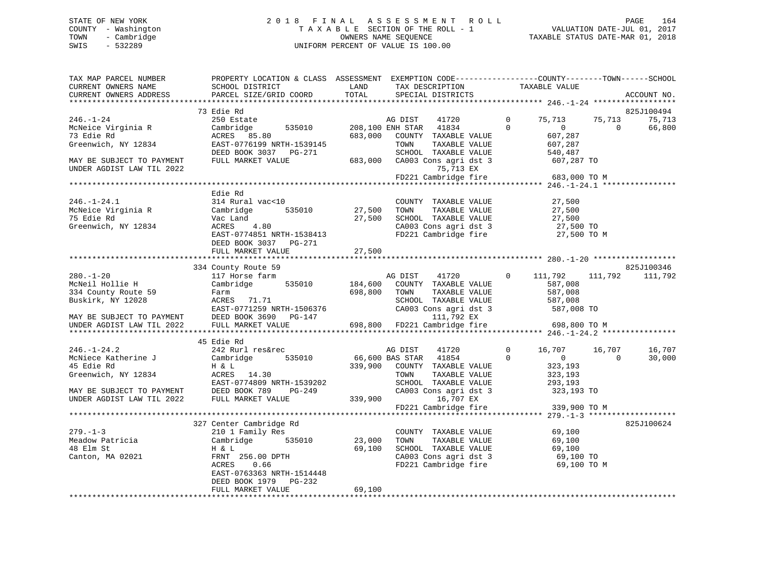STATE OF NEW YORK
COUNTY - Washington
TOWN - Cambridge
SWIS - 532289

2018 FINAL ASSESSMENT ROLL
TAXABLE SECTION OF THE ROLL - 1
OWNERS NAME SEQUENCE
UNIFORM PERCENT OF VALUE IS 100.00

VALUATION DATE-JUL 01, 2017
TAXABLE STATUS DATE-MAR 01, 2018

```
TAX MAP PARCEL NUMBER          PROPERTY LOCATION & CLASS  ASSESSMENT  EXEMPTION CODE-----------------COUNTY--------TOWN------SCHOOL
CURRENT OWNERS NAME            SCHOOL DISTRICT               LAND      TAX DESCRIPTION            TAXABLE VALUE
CURRENT OWNERS ADDRESS         PARCEL SIZE/GRID COORD        TOTAL     SPECIAL DISTRICTS                                     ACCOUNT NO.
******************************************************************************************************* 246.-1-24 ******************
                               73 Edie Rd                                                                                 825J100494
246.-1-24                      250 Estate                              AG DIST    41720         0     75,713     75,713     75,713
McNeice Virginia R             Cambridge        535010       208,100 ENH STAR   41834         0          0          0     66,800
73 Edie Rd                     ACRES   85.80                 683,000    COUNTY  TAXABLE VALUE           607,287
Greenwich, NY 12834            EAST-0776199 NRTH-1539145                TOWN    TAXABLE VALUE           607,287
                               DEED BOOK 3037   PG-271                  SCHOOL  TAXABLE VALUE           540,487
MAY BE SUBJECT TO PAYMENT      FULL MARKET VALUE             683,000    CA003 Cons agri dst 3            607,287 TO
UNDER AGDIST LAW TIL 2022                                                   75,713 EX
                                                                         FD221 Cambridge fire             683,000 TO M
******************************************************************************************************* 246.-1-24.1 ****************
                               Edie Rd
246.-1-24.1                    314 Rural vac<10                         COUNTY  TAXABLE VALUE            27,500
McNeice Virginia R             Cambridge        535010        27,500    TOWN    TAXABLE VALUE            27,500
75 Edie Rd                     Vac Land                       27,500    SCHOOL  TAXABLE VALUE            27,500
Greenwich, NY 12834            ACRES    4.80                            CA003 Cons agri dst 3             27,500 TO
                               EAST-0774851 NRTH-1538413                FD221 Cambridge fire              27,500 TO M
                               DEED BOOK 3037   PG-271
                               FULL MARKET VALUE              27,500
******************************************************************************************************* 280.-1-20 ******************
                               334 County Route 59                                                                        825J100346
280.-1-20                      117 Horse farm                          AG DIST    41720         0    111,792    111,792    111,792
McNeil Hollie H                Cambridge        535010       184,600    COUNTY  TAXABLE VALUE           587,008
334 County Route 59            Farm                          698,800    TOWN    TAXABLE VALUE           587,008
Buskirk, NY 12028              ACRES   71.71                            SCHOOL  TAXABLE VALUE           587,008
                               EAST-0771259 NRTH-1506376                CA003 Cons agri dst 3            587,008 TO
MAY BE SUBJECT TO PAYMENT      DEED BOOK 3690   PG-147                      111,792 EX
UNDER AGDIST LAW TIL 2022      FULL MARKET VALUE             698,800    FD221 Cambridge fire             698,800 TO M
******************************************************************************************************* 246.-1-24.2 ****************
                               45 Edie Rd
246.-1-24.2                    242 Rurl res&rec                        AG DIST    41720         0     16,707     16,707     16,707
McNiece Katherine J            Cambridge        535010        66,600 BAS STAR   41854         0          0          0     30,000
45 Edie Rd                     H & L                         339,900    COUNTY  TAXABLE VALUE           323,193
Greenwich, NY 12834            ACRES   14.30                            TOWN    TAXABLE VALUE           323,193
                               EAST-0774809 NRTH-1539202                SCHOOL  TAXABLE VALUE           293,193
MAY BE SUBJECT TO PAYMENT      DEED BOOK 789    PG-249                  CA003 Cons agri dst 3            323,193 TO
UNDER AGDIST LAW TIL 2022      FULL MARKET VALUE             339,900        16,707 EX
                                                                         FD221 Cambridge fire             339,900 TO M
******************************************************************************************************* 279.-1-3 *******************
                               327 Center Cambridge Rd                                                                    825J100624
279.-1-3                       210 1 Family Res                         COUNTY  TAXABLE VALUE            69,100
Meadow Patricia                Cambridge        535010        23,000    TOWN    TAXABLE VALUE            69,100
48 Elm St                      H & L                          69,100    SCHOOL  TAXABLE VALUE            69,100
Canton, MA 02021               FRNT  256.00 DPTH                        CA003 Cons agri dst 3             69,100 TO
                               ACRES    0.66                            FD221 Cambridge fire              69,100 TO M
                               EAST-0763363 NRTH-1514448
                               DEED BOOK 1979   PG-232
                               FULL MARKET VALUE              69,100
************************************************************************************************************************************
```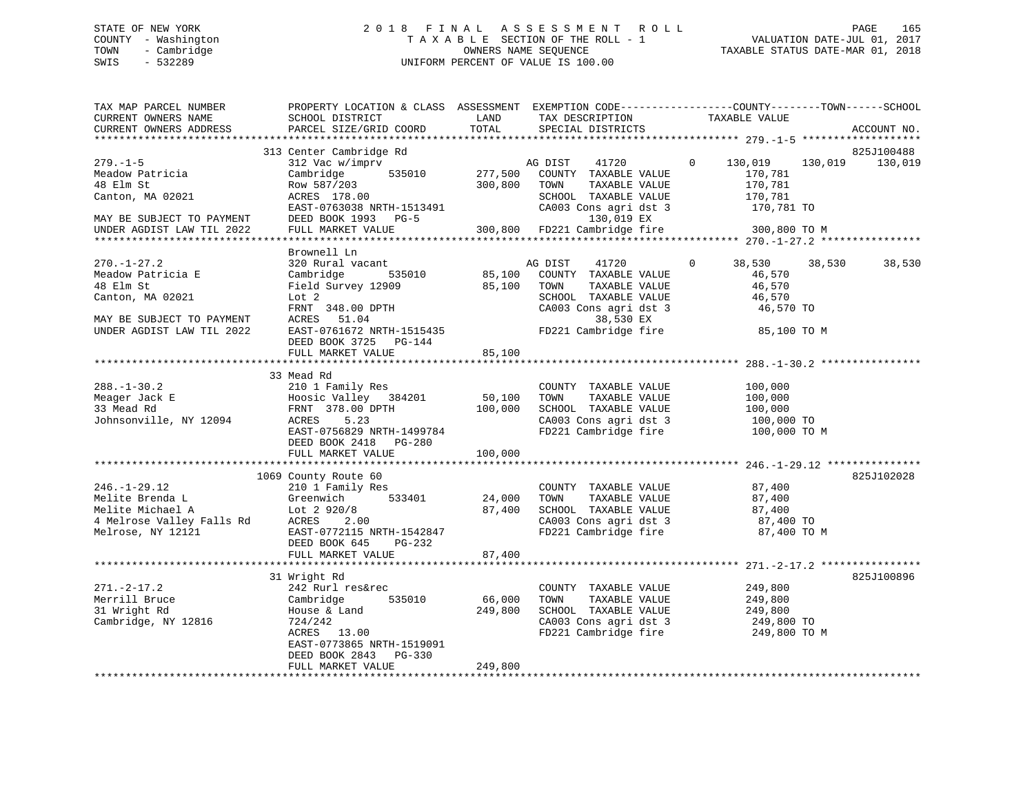STATE OF NEW YORK
COUNTY - Washington
TOWN - Cambridge
SWIS - 532289

2018 FINAL ASSESSMENT ROLL
TAXABLE SECTION OF THE ROLL - 1
OWNERS NAME SEQUENCE
UNIFORM PERCENT OF VALUE IS 100.00

VALUATION DATE-JUL 01, 2017
TAXABLE STATUS DATE-MAR 01, 2018

```
TAX MAP PARCEL NUMBER          PROPERTY LOCATION & CLASS  ASSESSMENT  EXEMPTION CODE-----------------COUNTY--------TOWN------SCHOOL
CURRENT OWNERS NAME            SCHOOL DISTRICT               LAND      TAX DESCRIPTION            TAXABLE VALUE
CURRENT OWNERS ADDRESS         PARCEL SIZE/GRID COORD        TOTAL     SPECIAL DISTRICTS                                    ACCOUNT NO.
******************************************************************************************************* 279.-1-5 *******************
                               313 Center Cambridge Rd                                                                    825J100488
279.-1-5                       312 Vac w/imprv                      AG DIST    41720         0     130,019    130,019    130,019
Meadow Patricia                Cambridge        535010    277,500   COUNTY  TAXABLE VALUE           170,781
48 Elm St                      Row 587/203                300,800   TOWN    TAXABLE VALUE           170,781
Canton, MA 02021               ACRES 178.00                         SCHOOL  TAXABLE VALUE           170,781
                               EAST-0763038 NRTH-1513491            CA003 Cons agri dst 3            170,781 TO
MAY BE SUBJECT TO PAYMENT      DEED BOOK 1993   PG-5                      130,019 EX
UNDER AGDIST LAW TIL 2022      FULL MARKET VALUE          300,800   FD221 Cambridge fire             300,800 TO M
******************************************************************************************************* 270.-1-27.2 ****************
                               Brownell Ln
270.-1-27.2                    320 Rural vacant                     AG DIST    41720         0      38,530     38,530     38,530
Meadow Patricia E              Cambridge        535010     85,100   COUNTY  TAXABLE VALUE            46,570
48 Elm St                      Field Survey 12909          85,100   TOWN    TAXABLE VALUE            46,570
Canton, MA 02021               Lot 2                                SCHOOL  TAXABLE VALUE            46,570
                               FRNT 348.00 DPTH                     CA003 Cons agri dst 3             46,570 TO
MAY BE SUBJECT TO PAYMENT      ACRES  51.04                               38,530 EX
UNDER AGDIST LAW TIL 2022      EAST-0761672 NRTH-1515435            FD221 Cambridge fire              85,100 TO M
                               DEED BOOK 3725   PG-144
                               FULL MARKET VALUE           85,100
******************************************************************************************************* 288.-1-30.2 ****************
                               33 Mead Rd
288.-1-30.2                    210 1 Family Res                     COUNTY  TAXABLE VALUE           100,000
Meager Jack E                  Hoosic Valley   384201      50,100   TOWN    TAXABLE VALUE           100,000
33 Mead Rd                     FRNT 378.00 DPTH           100,000   SCHOOL  TAXABLE VALUE           100,000
Johnsonville, NY 12094         ACRES    5.23                        CA003 Cons agri dst 3            100,000 TO
                               EAST-0756829 NRTH-1499784            FD221 Cambridge fire             100,000 TO M
                               DEED BOOK 2418   PG-280
                               FULL MARKET VALUE          100,000
******************************************************************************************************* 246.-1-29.12 ***************
                               1069 County Route 60                                                                       825J102028
246.-1-29.12                   210 1 Family Res                     COUNTY  TAXABLE VALUE            87,400
Melite Brenda L                Greenwich        533401     24,000   TOWN    TAXABLE VALUE            87,400
Melite Michael A               Lot 2 920/8                 87,400   SCHOOL  TAXABLE VALUE            87,400
4 Melrose Valley Falls Rd      ACRES    2.00                        CA003 Cons agri dst 3             87,400 TO
Melrose, NY 12121              EAST-0772115 NRTH-1542847            FD221 Cambridge fire              87,400 TO M
                               DEED BOOK 645    PG-232
                               FULL MARKET VALUE           87,400
******************************************************************************************************* 271.-2-17.2 ****************
                               31 Wright Rd                                                                               825J100896
271.-2-17.2                    242 Rurl res&rec                     COUNTY  TAXABLE VALUE           249,800
Merrill Bruce                  Cambridge        535010     66,000   TOWN    TAXABLE VALUE           249,800
31 Wright Rd                   House & Land               249,800   SCHOOL  TAXABLE VALUE           249,800
Cambridge, NY 12816            724/242                              CA003 Cons agri dst 3            249,800 TO
                               ACRES  13.00                         FD221 Cambridge fire             249,800 TO M
                               EAST-0773865 NRTH-1519091
                               DEED BOOK 2843   PG-330
                               FULL MARKET VALUE          249,800
************************************************************************************************************************************
```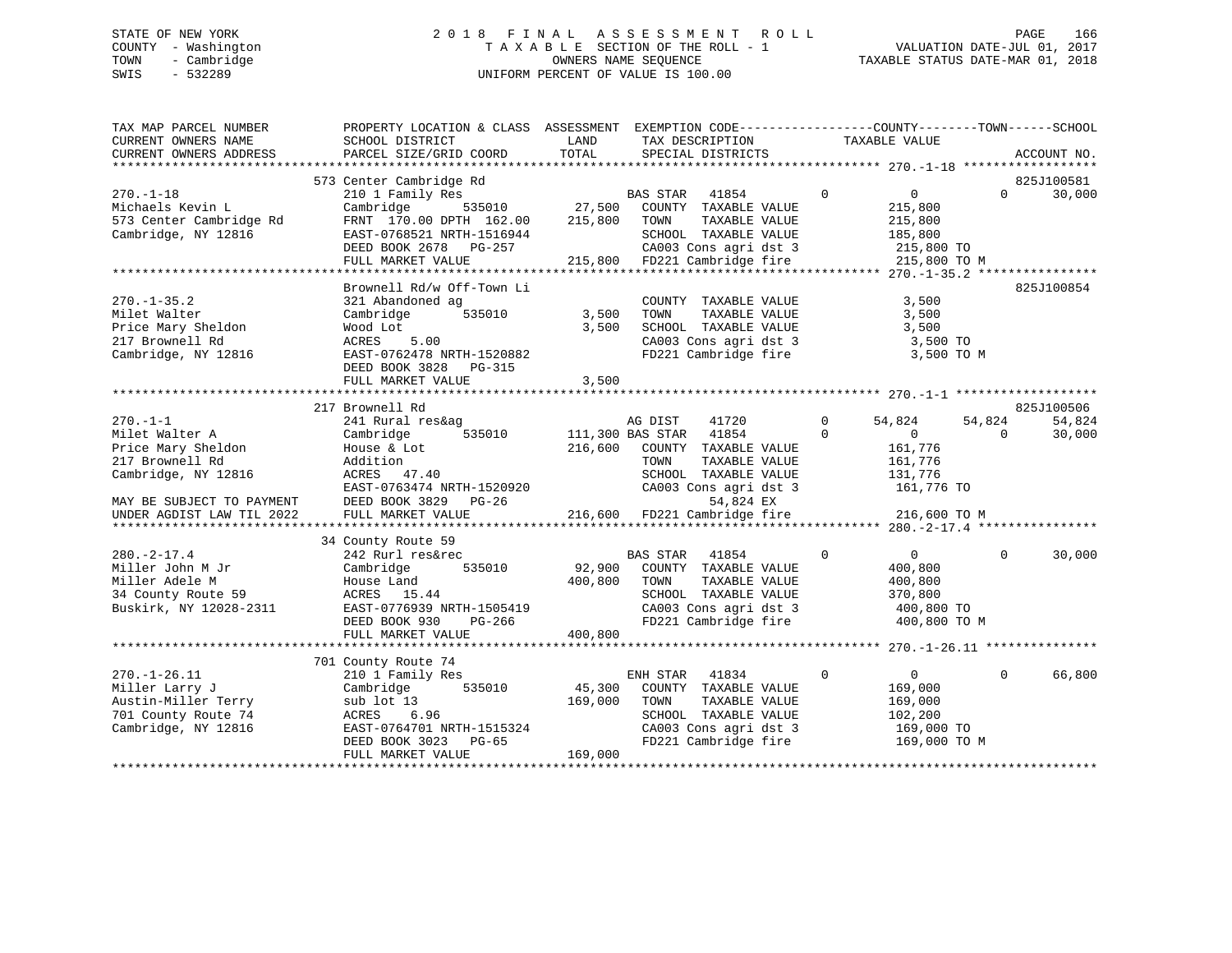STATE OF NEW YORK
COUNTY - Washington
TOWN - Cambridge
SWIS - 532289

2018 FINAL ASSESSMENT ROLL
TAXABLE SECTION OF THE ROLL - 1
OWNERS NAME SEQUENCE
UNIFORM PERCENT OF VALUE IS 100.00

VALUATION DATE-JUL 01, 2017
TAXABLE STATUS DATE-MAR 01, 2018

| TAX MAP PARCEL NUMBER / CURRENT OWNERS NAME / CURRENT OWNERS ADDRESS | PROPERTY LOCATION & CLASS / SCHOOL DISTRICT / PARCEL SIZE/GRID COORD | ASSESSMENT LAND / TOTAL | EXEMPTION CODE / TAX DESCRIPTION / SPECIAL DISTRICTS | COUNTY TAXABLE VALUE | TOWN | SCHOOL | ACCOUNT NO. |
|---|---|---|---|---|---|---|---|
| **270.-1-18** | 573 Center Cambridge Rd | | | | | | 825J100581 |
| Michaels Kevin L | 210 1 Family Res | | BAS STAR 41854 0 | 0 | 0 | 30,000 | |
| 573 Center Cambridge Rd | Cambridge 535010 | 27,500 | COUNTY TAXABLE VALUE | 215,800 | | | |
| Cambridge, NY 12816 | FRNT 170.00 DPTH 162.00 | 215,800 | TOWN TAXABLE VALUE | 215,800 | | | |
| | EAST-0768521 NRTH-1516944 | | SCHOOL TAXABLE VALUE | 185,800 | | | |
| | DEED BOOK 2678 PG-257 | | CA003 Cons agri dst 3 | 215,800 TO | | | |
| | FULL MARKET VALUE | 215,800 | FD221 Cambridge fire | 215,800 TO M | | | |
| **270.-1-35.2** | Brownell Rd/w Off-Town Li | | | | | | 825J100854 |
| Milet Walter | 321 Abandoned ag | | COUNTY TAXABLE VALUE | 3,500 | | | |
| Price Mary Sheldon | Cambridge 535010 | 3,500 | TOWN TAXABLE VALUE | 3,500 | | | |
| 217 Brownell Rd | Wood Lot | 3,500 | SCHOOL TAXABLE VALUE | 3,500 | | | |
| Cambridge, NY 12816 | ACRES 5.00 | | CA003 Cons agri dst 3 | 3,500 TO | | | |
| | EAST-0762478 NRTH-1520882 | | FD221 Cambridge fire | 3,500 TO M | | | |
| | DEED BOOK 3828 PG-315 | | | | | | |
| | FULL MARKET VALUE | 3,500 | | | | | |
| **270.-1-1** | 217 Brownell Rd | | | | | | 825J100506 |
| Milet Walter A | 241 Rural res&ag | | AG DIST 41720 0 | 54,824 | 54,824 | 54,824 | |
| Price Mary Sheldon | Cambridge 535010 | 111,300 | BAS STAR 41854 0 | 0 | 0 | 30,000 | |
| 217 Brownell Rd | House & Lot | 216,600 | COUNTY TAXABLE VALUE | 161,776 | | | |
| Cambridge, NY 12816 | Addition | | TOWN TAXABLE VALUE | 161,776 | | | |
| | ACRES 47.40 | | SCHOOL TAXABLE VALUE | 131,776 | | | |
| | EAST-0763474 NRTH-1520920 | | CA003 Cons agri dst 3 | 161,776 TO | | | |
| MAY BE SUBJECT TO PAYMENT | DEED BOOK 3829 PG-26 | | 54,824 EX | | | | |
| UNDER AGDIST LAW TIL 2022 | FULL MARKET VALUE | 216,600 | FD221 Cambridge fire | 216,600 TO M | | | |
| **280.-2-17.4** | 34 County Route 59 | | | | | | |
| Miller John M Jr | 242 Rurl res&rec | | BAS STAR 41854 0 | 0 | 0 | 30,000 | |
| Miller Adele M | Cambridge 535010 | 92,900 | COUNTY TAXABLE VALUE | 400,800 | | | |
| 34 County Route 59 | House Land | 400,800 | TOWN TAXABLE VALUE | 400,800 | | | |
| Buskirk, NY 12028-2311 | ACRES 15.44 | | SCHOOL TAXABLE VALUE | 370,800 | | | |
| | EAST-0776939 NRTH-1505419 | | CA003 Cons agri dst 3 | 400,800 TO | | | |
| | DEED BOOK 930 PG-266 | | FD221 Cambridge fire | 400,800 TO M | | | |
| | FULL MARKET VALUE | 400,800 | | | | | |
| **270.-1-26.11** | 701 County Route 74 | | | | | | |
| Miller Larry J | 210 1 Family Res | | ENH STAR 41834 0 | 0 | 0 | 66,800 | |
| Austin-Miller Terry | Cambridge 535010 | 45,300 | COUNTY TAXABLE VALUE | 169,000 | | | |
| 701 County Route 74 | sub lot 13 | 169,000 | TOWN TAXABLE VALUE | 169,000 | | | |
| Cambridge, NY 12816 | ACRES 6.96 | | SCHOOL TAXABLE VALUE | 102,200 | | | |
| | EAST-0764701 NRTH-1515324 | | CA003 Cons agri dst 3 | 169,000 TO | | | |
| | DEED BOOK 3023 PG-65 | | FD221 Cambridge fire | 169,000 TO M | | | |
| | FULL MARKET VALUE | 169,000 | | | | | |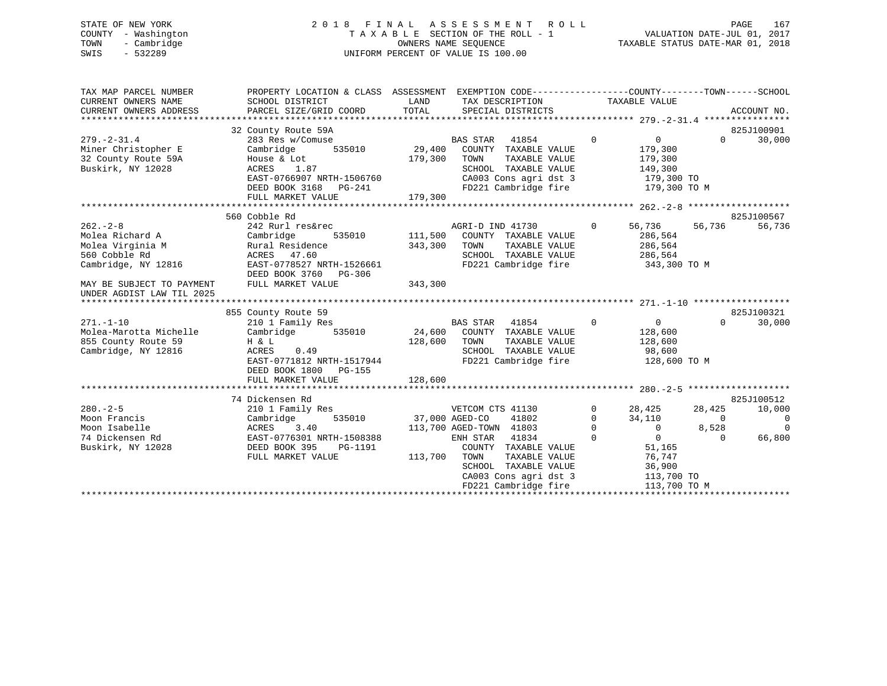STATE OF NEW YORK
COUNTY - Washington
TOWN - Cambridge
SWIS - 532289

2018 FINAL ASSESSMENT ROLL
TAXABLE SECTION OF THE ROLL - 1
OWNERS NAME SEQUENCE
UNIFORM PERCENT OF VALUE IS 100.00

VALUATION DATE-JUL 01, 2017
TAXABLE STATUS DATE-MAR 01, 2018

```
TAX MAP PARCEL NUMBER          PROPERTY LOCATION & CLASS  ASSESSMENT  EXEMPTION CODE------------------COUNTY--------TOWN------SCHOOL
CURRENT OWNERS NAME            SCHOOL DISTRICT              LAND      TAX DESCRIPTION              TAXABLE VALUE
CURRENT OWNERS ADDRESS         PARCEL SIZE/GRID COORD       TOTAL     SPECIAL DISTRICTS                                      ACCOUNT NO.
******************************************************************************************************* 279.-2-31.4 ****************
                               32 County Route 59A                                                                           825J100901
279.-2-31.4                    283 Res w/Comuse                       BAS STAR   41854         0            0          0      30,000
Miner Christopher E            Cambridge       535010        29,400   COUNTY  TAXABLE VALUE            179,300
32 County Route 59A            House & Lot                  179,300   TOWN    TAXABLE VALUE            179,300
Buskirk, NY 12028              ACRES     1.87                         SCHOOL  TAXABLE VALUE            149,300
                               EAST-0766907 NRTH-1506760              CA003 Cons agri dst 3             179,300 TO
                               DEED BOOK 3168   PG-241                FD221 Cambridge fire              179,300 TO M
                               FULL MARKET VALUE            179,300
******************************************************************************************************* 262.-2-8 *******************
                               560 Cobble Rd                                                                                 825J100567
262.-2-8                       242 Rurl res&rec                       AGRI-D IND 41730         0       56,736     56,736      56,736
Molea Richard A                Cambridge       535010       111,500   COUNTY  TAXABLE VALUE            286,564
Molea Virginia M               Rural Residence              343,300   TOWN    TAXABLE VALUE            286,564
560 Cobble Rd                  ACRES    47.60                         SCHOOL  TAXABLE VALUE            286,564
Cambridge, NY 12816            EAST-0778527 NRTH-1526661              FD221 Cambridge fire              343,300 TO M
                               DEED BOOK 3760   PG-306
MAY BE SUBJECT TO PAYMENT      FULL MARKET VALUE            343,300
UNDER AGDIST LAW TIL 2025
******************************************************************************************************* 271.-1-10 ******************
                               855 County Route 59                                                                           825J100321
271.-1-10                      210 1 Family Res                       BAS STAR   41854         0            0          0      30,000
Molea-Marotta Michelle         Cambridge       535010        24,600   COUNTY  TAXABLE VALUE            128,600
855 County Route 59            H & L                        128,600   TOWN    TAXABLE VALUE            128,600
Cambridge, NY 12816            ACRES     0.49                         SCHOOL  TAXABLE VALUE             98,600
                               EAST-0771812 NRTH-1517944              FD221 Cambridge fire              128,600 TO M
                               DEED BOOK 1800   PG-155
                               FULL MARKET VALUE            128,600
******************************************************************************************************* 280.-2-5 *******************
                               74 Dickensen Rd                                                                               825J100512
280.-2-5                       210 1 Family Res                       VETCOM CTS 41130         0       28,425     28,425      10,000
Moon Francis                   Cambridge       535010        37,000 AGED-CO     41802         0       34,110          0           0
Moon Isabelle                  ACRES     3.40               113,700 AGED-TOWN   41803         0            0      8,528           0
74 Dickensen Rd                EAST-0776301 NRTH-1508388              ENH STAR   41834         0            0          0      66,800
Buskirk, NY 12028              DEED BOOK 395    PG-1191               COUNTY  TAXABLE VALUE             51,165
                               FULL MARKET VALUE            113,700   TOWN    TAXABLE VALUE             76,747
                                                                      SCHOOL  TAXABLE VALUE             36,900
                                                                      CA003 Cons agri dst 3             113,700 TO
                                                                      FD221 Cambridge fire              113,700 TO M
************************************************************************************************************************************
```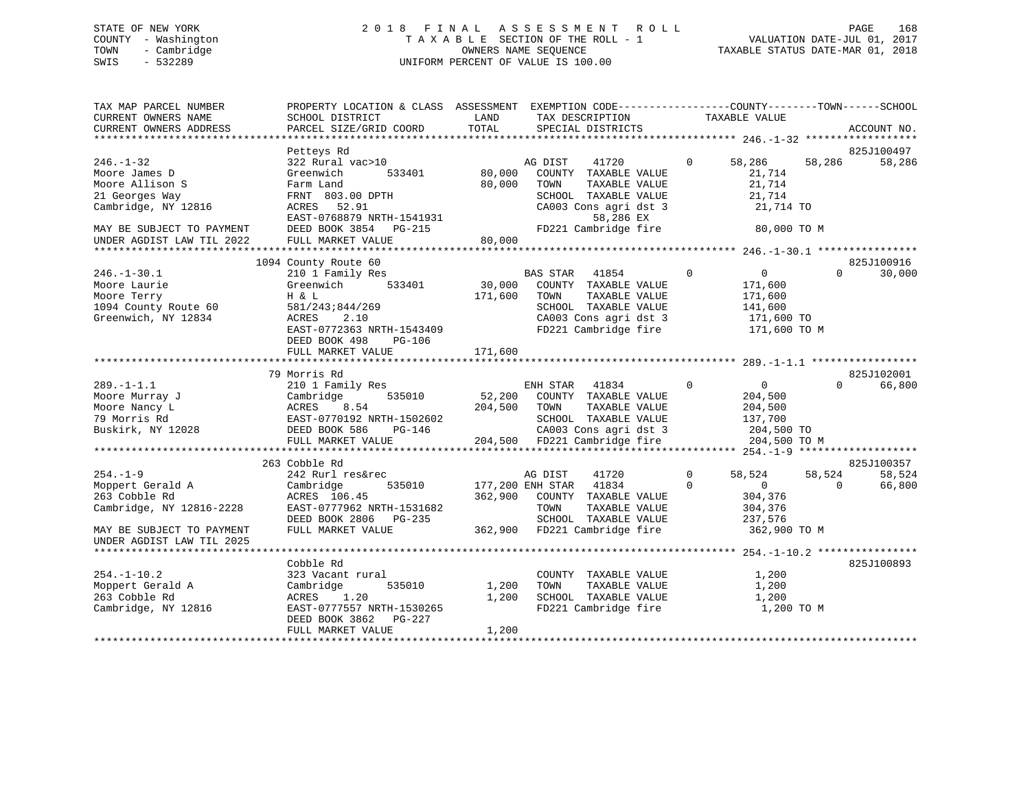STATE OF NEW YORK
COUNTY - Washington
TOWN - Cambridge
SWIS - 532289

2018 FINAL ASSESSMENT ROLL
TAXABLE SECTION OF THE ROLL - 1
OWNERS NAME SEQUENCE
UNIFORM PERCENT OF VALUE IS 100.00

VALUATION DATE-JUL 01, 2017
TAXABLE STATUS DATE-MAR 01, 2018

```
TAX MAP PARCEL NUMBER          PROPERTY LOCATION & CLASS  ASSESSMENT  EXEMPTION CODE------------------COUNTY--------TOWN------SCHOOL
CURRENT OWNERS NAME            SCHOOL DISTRICT               LAND      TAX DESCRIPTION             TAXABLE VALUE
CURRENT OWNERS ADDRESS         PARCEL SIZE/GRID COORD       TOTAL      SPECIAL DISTRICTS                                    ACCOUNT NO.
******************************************************************************************************* 246.-1-32 ******************
                               Petteys Rd                                                                                825J100497
246.-1-32                      322 Rural vac>10                   AG DIST    41720         0     58,286      58,286      58,286
Moore James D                  Greenwich       533401      80,000   COUNTY  TAXABLE VALUE            21,714
Moore Allison S                Farm Land                   80,000   TOWN    TAXABLE VALUE            21,714
21 Georges Way                 FRNT 803.00 DPTH                     SCHOOL  TAXABLE VALUE            21,714
Cambridge, NY 12816            ACRES  52.91                         CA003 Cons agri dst 3             21,714 TO
                               EAST-0768879 NRTH-1541931                     58,286 EX
MAY BE SUBJECT TO PAYMENT      DEED BOOK 3854   PG-215              FD221 Cambridge fire              80,000 TO M
UNDER AGDIST LAW TIL 2022      FULL MARKET VALUE           80,000
******************************************************************************************************* 246.-1-30.1 ****************
                               1094 County Route 60                                                                      825J100916
246.-1-30.1                    210 1 Family Res                   BAS STAR   41854         0          0           0      30,000
Moore Laurie                   Greenwich       533401      30,000   COUNTY  TAXABLE VALUE           171,600
Moore Terry                    H & L                      171,600   TOWN    TAXABLE VALUE           171,600
1094 County Route 60           581/243;844/269                      SCHOOL  TAXABLE VALUE           141,600
Greenwich, NY 12834            ACRES   2.10                         CA003 Cons agri dst 3            171,600 TO
                               EAST-0772363 NRTH-1543409            FD221 Cambridge fire             171,600 TO M
                               DEED BOOK 498    PG-106
                               FULL MARKET VALUE          171,600
******************************************************************************************************* 289.-1-1.1 *****************
                               79 Morris Rd                                                                              825J102001
289.-1-1.1                     210 1 Family Res                   ENH STAR   41834         0          0           0      66,800
Moore Murray J                 Cambridge       535010      52,200   COUNTY  TAXABLE VALUE           204,500
Moore Nancy L                  ACRES   8.54               204,500   TOWN    TAXABLE VALUE           204,500
79 Morris Rd                   EAST-0770192 NRTH-1502602            SCHOOL  TAXABLE VALUE           137,700
Buskirk, NY 12028              DEED BOOK 586    PG-146              CA003 Cons agri dst 3            204,500 TO
                               FULL MARKET VALUE          204,500   FD221 Cambridge fire             204,500 TO M
******************************************************************************************************* 254.-1-9 *******************
                               263 Cobble Rd                                                                             825J100357
254.-1-9                       242 Rurl res&rec                   AG DIST    41720         0     58,524      58,524      58,524
Moppert Gerald A               Cambridge       535010     177,200 ENH STAR   41834         0          0           0      66,800
263 Cobble Rd                  ACRES 106.45               362,900   COUNTY  TAXABLE VALUE           304,376
Cambridge, NY 12816-2228       EAST-0777962 NRTH-1531682            TOWN    TAXABLE VALUE           304,376
                               DEED BOOK 2806   PG-235              SCHOOL  TAXABLE VALUE           237,576
MAY BE SUBJECT TO PAYMENT      FULL MARKET VALUE          362,900   FD221 Cambridge fire             362,900 TO M
UNDER AGDIST LAW TIL 2025
******************************************************************************************************* 254.-1-10.2 ****************
                               Cobble Rd                                                                                 825J100893
254.-1-10.2                    323 Vacant rural                     COUNTY  TAXABLE VALUE             1,200
Moppert Gerald A               Cambridge       535010       1,200   TOWN    TAXABLE VALUE             1,200
263 Cobble Rd                  ACRES   1.20                 1,200   SCHOOL  TAXABLE VALUE             1,200
Cambridge, NY 12816            EAST-0777557 NRTH-1530265            FD221 Cambridge fire               1,200 TO M
                               DEED BOOK 3862   PG-227
                               FULL MARKET VALUE            1,200
************************************************************************************************************************************
```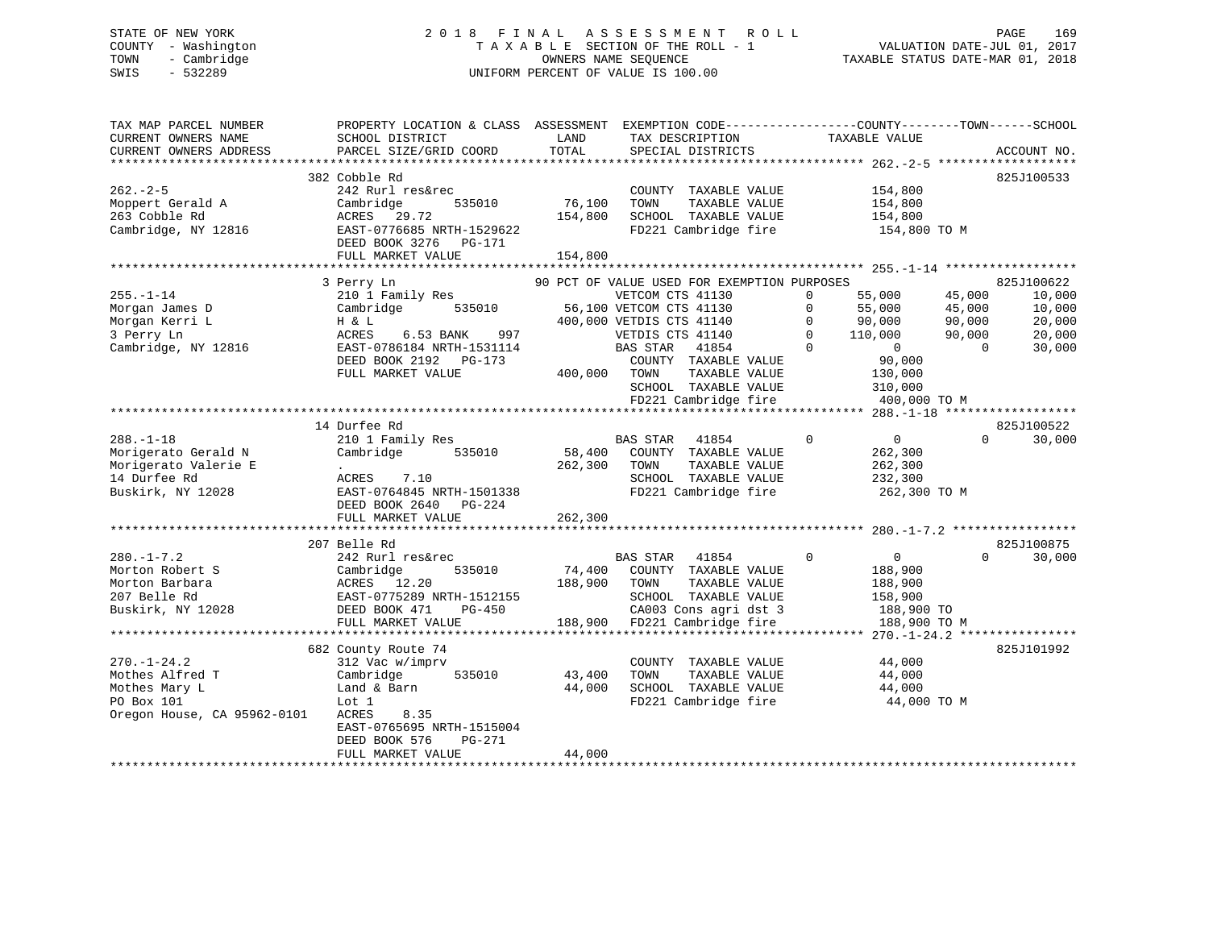STATE OF NEW YORK | 2018 FINAL ASSESSMENT ROLL | VALUATION DATE-JUL 01, 2017
COUNTY - Washington | TAXABLE SECTION OF THE ROLL - 1 | TAXABLE STATUS DATE-MAR 01, 2018
TOWN - Cambridge | OWNERS NAME SEQUENCE
SWIS - 532289 | UNIFORM PERCENT OF VALUE IS 100.00

```
TAX MAP PARCEL NUMBER          PROPERTY LOCATION & CLASS  ASSESSMENT  EXEMPTION CODE------------------COUNTY--------TOWN------SCHOOL
CURRENT OWNERS NAME            SCHOOL DISTRICT              LAND      TAX DESCRIPTION            TAXABLE VALUE
CURRENT OWNERS ADDRESS         PARCEL SIZE/GRID COORD       TOTAL     SPECIAL DISTRICTS                                    ACCOUNT NO.
******************************************************************************************************* 262.-2-5 *******************
                  382 Cobble Rd                                                                                         825J100533
262.-2-5                       242 Rurl res&rec                       COUNTY  TAXABLE VALUE          154,800
Moppert Gerald A               Cambridge      535010        76,100    TOWN    TAXABLE VALUE          154,800
263 Cobble Rd                  ACRES  29.72                154,800    SCHOOL  TAXABLE VALUE          154,800
Cambridge, NY 12816            EAST-0776685 NRTH-1529622              FD221 Cambridge fire            154,800 TO M
                               DEED BOOK 3276   PG-171
                               FULL MARKET VALUE           154,800
******************************************************************************************************* 255.-1-14 ******************
                  3 Perry Ln                               90 PCT OF VALUE USED FOR EXEMPTION PURPOSES                  825J100622
255.-1-14                      210 1 Family Res                       VETCOM CTS 41130        0       55,000      45,000      10,000
Morgan James D                 Cambridge      535010        56,100 VETCOM CTS 41130          0       55,000      45,000      10,000
Morgan Kerri L                 H & L                       400,000 VETDIS CTS 41140          0       90,000      90,000      20,000
3 Perry Ln                     ACRES    6.53 BANK    997              VETDIS CTS 41140        0      110,000      90,000      20,000
Cambridge, NY 12816            EAST-0786184 NRTH-1531114              BAS STAR   41854        0            0           0      30,000
                               DEED BOOK 2192   PG-173                COUNTY  TAXABLE VALUE           90,000
                               FULL MARKET VALUE           400,000    TOWN    TAXABLE VALUE          130,000
                                                                      SCHOOL  TAXABLE VALUE          310,000
                                                                      FD221 Cambridge fire            400,000 TO M
******************************************************************************************************* 288.-1-18 ******************
                  14 Durfee Rd                                                                                          825J100522
288.-1-18                      210 1 Family Res                       BAS STAR   41854        0            0           0      30,000
Morigerato Gerald N            Cambridge      535010        58,400    COUNTY  TAXABLE VALUE          262,300
Morigerato Valerie E           .                           262,300    TOWN    TAXABLE VALUE          262,300
14 Durfee Rd                   ACRES    7.10                          SCHOOL  TAXABLE VALUE          232,300
Buskirk, NY 12028              EAST-0764845 NRTH-1501338              FD221 Cambridge fire            262,300 TO M
                               DEED BOOK 2640   PG-224
                               FULL MARKET VALUE           262,300
******************************************************************************************************* 280.-1-7.2 *****************
                  207 Belle Rd                                                                                          825J100875
280.-1-7.2                     242 Rurl res&rec                       BAS STAR   41854        0            0           0      30,000
Morton Robert S                Cambridge      535010        74,400    COUNTY  TAXABLE VALUE          188,900
Morton Barbara                 ACRES  12.20                188,900    TOWN    TAXABLE VALUE          188,900
207 Belle Rd                   EAST-0775289 NRTH-1512155              SCHOOL  TAXABLE VALUE          158,900
Buskirk, NY 12028              DEED BOOK 471     PG-450               CA003 Cons agri dst 3           188,900 TO
                               FULL MARKET VALUE           188,900    FD221 Cambridge fire            188,900 TO M
******************************************************************************************************* 270.-1-24.2 ****************
                  682 County Route 74                                                                                   825J101992
270.-1-24.2                    312 Vac w/imprv                        COUNTY  TAXABLE VALUE           44,000
Mothes Alfred T                Cambridge      535010        43,400    TOWN    TAXABLE VALUE           44,000
Mothes Mary L                  Land & Barn                  44,000    SCHOOL  TAXABLE VALUE           44,000
PO Box 101                     Lot 1                                  FD221 Cambridge fire             44,000 TO M
Oregon House, CA 95962-0101    ACRES    8.35
                               EAST-0765695 NRTH-1515004
                               DEED BOOK 576     PG-271
                               FULL MARKET VALUE            44,000
************************************************************************************************************************************
```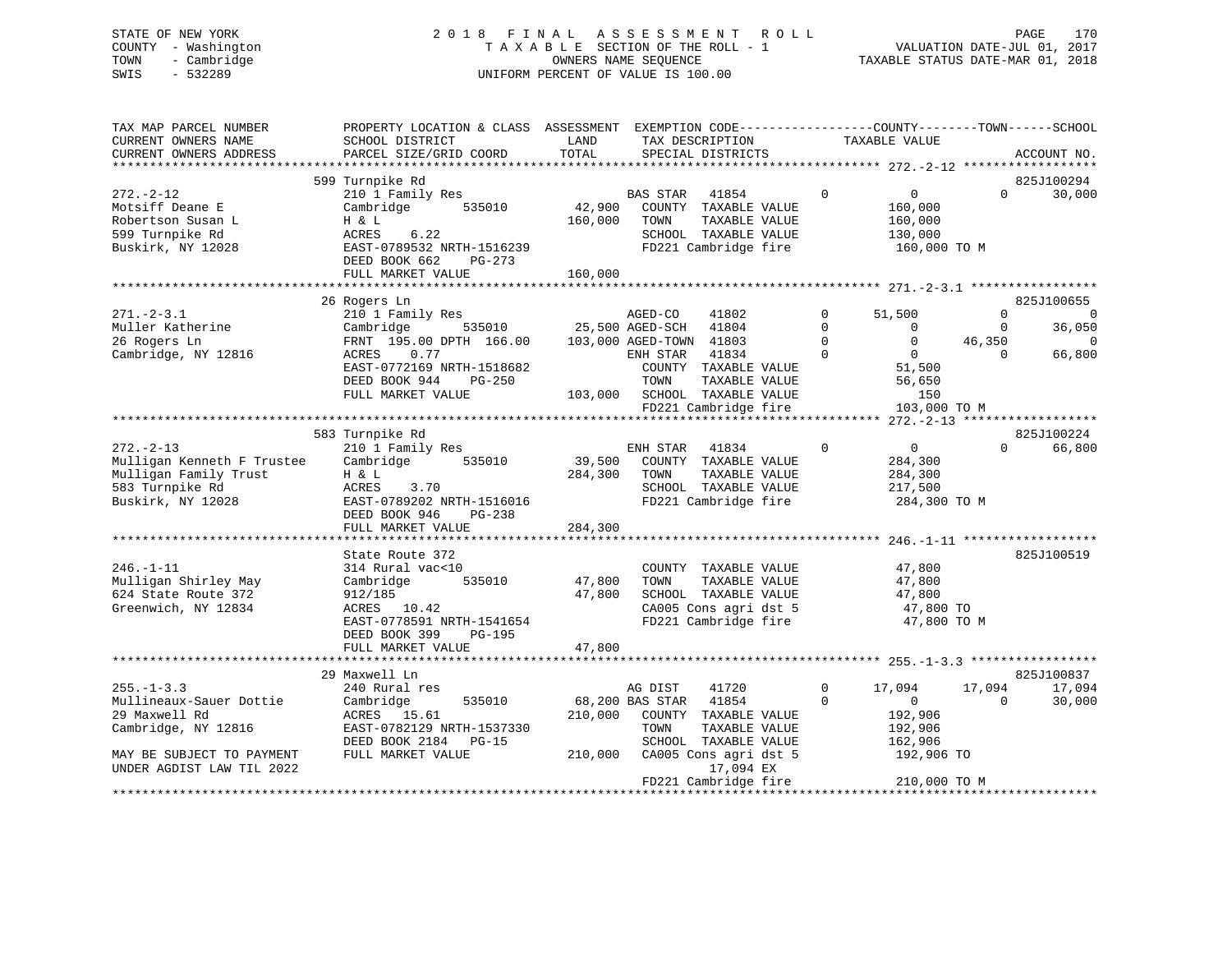STATE OF NEW YORK
COUNTY - Washington
TOWN - Cambridge
SWIS - 532289

2018 FINAL ASSESSMENT ROLL
TAXABLE SECTION OF THE ROLL - 1
OWNERS NAME SEQUENCE
UNIFORM PERCENT OF VALUE IS 100.00

VALUATION DATE-JUL 01, 2017
TAXABLE STATUS DATE-MAR 01, 2018

```
TAX MAP PARCEL NUMBER          PROPERTY LOCATION & CLASS  ASSESSMENT  EXEMPTION CODE------------------COUNTY--------TOWN------SCHOOL
CURRENT OWNERS NAME            SCHOOL DISTRICT             LAND       TAX DESCRIPTION             TAXABLE VALUE
CURRENT OWNERS ADDRESS         PARCEL SIZE/GRID COORD      TOTAL      SPECIAL DISTRICTS                                        ACCOUNT NO.
******************************************************************************************************* 272.-2-12 ******************
                               599 Turnpike Rd                                                                                825J100294
272.-2-12                      210 1 Family Res                       BAS STAR   41854         0          0           0       30,000
Motsiff Deane E                Cambridge      535010       42,900     COUNTY  TAXABLE VALUE            160,000
Robertson Susan L              H & L                      160,000     TOWN    TAXABLE VALUE            160,000
599 Turnpike Rd                ACRES    6.22                          SCHOOL  TAXABLE VALUE            130,000
Buskirk, NY 12028              EAST-0789532 NRTH-1516239              FD221 Cambridge fire              160,000 TO M
                               DEED BOOK 662    PG-273
                               FULL MARKET VALUE          160,000
******************************************************************************************************* 271.-2-3.1 *****************
                               26 Rogers Ln                                                                                   825J100655
271.-2-3.1                     210 1 Family Res                       AGED-CO    41802         0     51,500           0            0
Muller Katherine               Cambridge      535010       25,500 AGED-SCH   41804         0          0           0       36,050
26 Rogers Ln                   FRNT 195.00 DPTH 166.00    103,000 AGED-TOWN  41803         0          0      46,350            0
Cambridge, NY 12816            ACRES    0.77                          ENH STAR   41834         0          0           0       66,800
                               EAST-0772169 NRTH-1518682              COUNTY  TAXABLE VALUE             51,500
                               DEED BOOK 944    PG-250                TOWN    TAXABLE VALUE             56,650
                               FULL MARKET VALUE          103,000     SCHOOL  TAXABLE VALUE                150
                                                                      FD221 Cambridge fire              103,000 TO M
******************************************************************************************************* 272.-2-13 ******************
                               583 Turnpike Rd                                                                                825J100224
272.-2-13                      210 1 Family Res                       ENH STAR   41834         0          0           0       66,800
Mulligan Kenneth F Trustee     Cambridge      535010       39,500     COUNTY  TAXABLE VALUE            284,300
Mulligan Family Trust          H & L                      284,300     TOWN    TAXABLE VALUE            284,300
583 Turnpike Rd                ACRES    3.70                          SCHOOL  TAXABLE VALUE            217,500
Buskirk, NY 12028              EAST-0789202 NRTH-1516016              FD221 Cambridge fire              284,300 TO M
                               DEED BOOK 946    PG-238
                               FULL MARKET VALUE          284,300
******************************************************************************************************* 246.-1-11 ******************
                               State Route 372                                                                                825J100519
246.-1-11                      314 Rural vac<10                       COUNTY  TAXABLE VALUE             47,800
Mulligan Shirley May           Cambridge      535010       47,800     TOWN    TAXABLE VALUE             47,800
624 State Route 372            912/185                     47,800     SCHOOL  TAXABLE VALUE             47,800
Greenwich, NY 12834            ACRES   10.42                          CA005 Cons agri dst 5              47,800 TO
                               EAST-0778591 NRTH-1541654              FD221 Cambridge fire               47,800 TO M
                               DEED BOOK 399    PG-195
                               FULL MARKET VALUE           47,800
******************************************************************************************************* 255.-1-3.3 *****************
                               29 Maxwell Ln                                                                                  825J100837
255.-1-3.3                     240 Rural res                          AG DIST    41720         0     17,094      17,094       17,094
Mullineaux-Sauer Dottie        Cambridge      535010       68,200 BAS STAR   41854         0          0           0       30,000
29 Maxwell Rd                  ACRES   15.61              210,000     COUNTY  TAXABLE VALUE            192,906
Cambridge, NY 12816            EAST-0782129 NRTH-1537330              TOWN    TAXABLE VALUE            192,906
                               DEED BOOK 2184   PG-15                 SCHOOL  TAXABLE VALUE            162,906
MAY BE SUBJECT TO PAYMENT      FULL MARKET VALUE          210,000     CA005 Cons agri dst 5             192,906 TO
UNDER AGDIST LAW TIL 2022                                                       17,094 EX
                                                                      FD221 Cambridge fire              210,000 TO M
************************************************************************************************************************************
```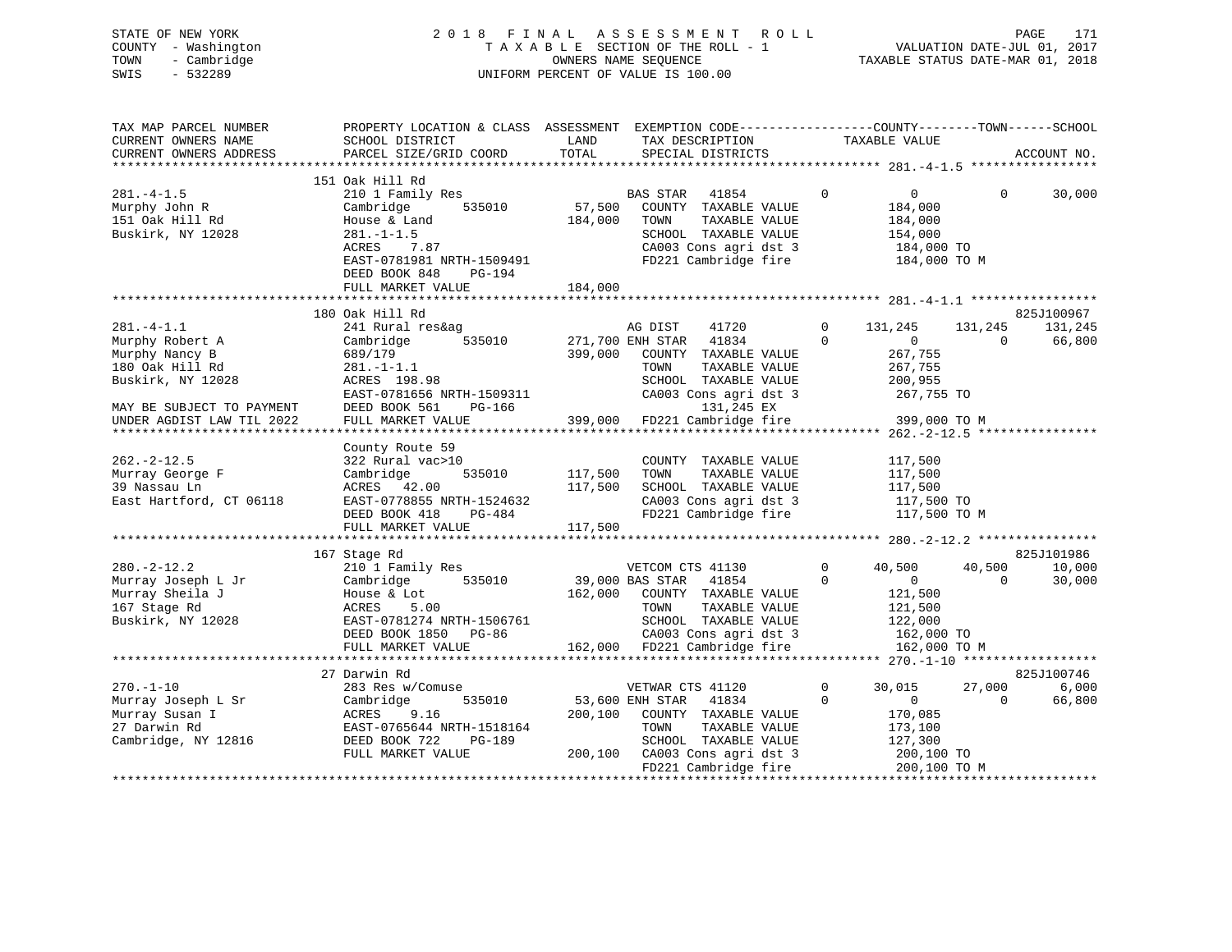STATE OF NEW YORK
COUNTY - Washington
TOWN - Cambridge
SWIS - 532289

2018 FINAL ASSESSMENT ROLL
TAXABLE SECTION OF THE ROLL - 1
OWNERS NAME SEQUENCE
UNIFORM PERCENT OF VALUE IS 100.00

VALUATION DATE-JUL 01, 2017
TAXABLE STATUS DATE-MAR 01, 2018

| TAX MAP PARCEL NUMBER / CURRENT OWNERS NAME / CURRENT OWNERS ADDRESS | PROPERTY LOCATION & CLASS / SCHOOL DISTRICT / PARCEL SIZE/GRID COORD | ASSESSMENT LAND / TOTAL | EXEMPTION CODE / TAX DESCRIPTION / SPECIAL DISTRICTS | | COUNTY TAXABLE VALUE | TOWN | SCHOOL | ACCOUNT NO. |
|---|---|---|---|---|---|---|---|---|
| **281.-4-1.5** | 151 Oak Hill Rd | | | | | | | |
| 281.-4-1.5 | 210 1 Family Res | | BAS STAR 41854 | 0 | 0 | 0 | 30,000 | |
| Murphy John R | Cambridge 535010 | 57,500 | COUNTY TAXABLE VALUE | | 184,000 | | | |
| 151 Oak Hill Rd | House & Land | 184,000 | TOWN TAXABLE VALUE | | 184,000 | | | |
| Buskirk, NY 12028 | 281.-1-1.5 | | SCHOOL TAXABLE VALUE | | 154,000 | | | |
| | ACRES 7.87 | | CA003 Cons agri dst 3 | | 184,000 TO | | | |
| | EAST-0781981 NRTH-1509491 | | FD221 Cambridge fire | | 184,000 TO M | | | |
| | DEED BOOK 848 PG-194 | | | | | | | |
| | FULL MARKET VALUE | 184,000 | | | | | | |
| **281.-4-1.1** | 180 Oak Hill Rd | | | | | | | 825J100967 |
| 281.-4-1.1 | 241 Rural res&ag | | AG DIST 41720 | 0 | 131,245 | 131,245 | 131,245 | |
| Murphy Robert A | Cambridge 535010 | 271,700 | ENH STAR 41834 | 0 | 0 | 0 | 66,800 | |
| Murphy Nancy B | 689/179 | 399,000 | COUNTY TAXABLE VALUE | | 267,755 | | | |
| 180 Oak Hill Rd | 281.-1-1.1 | | TOWN TAXABLE VALUE | | 267,755 | | | |
| Buskirk, NY 12028 | ACRES 198.98 | | SCHOOL TAXABLE VALUE | | 200,955 | | | |
| | EAST-0781656 NRTH-1509311 | | CA003 Cons agri dst 3 | | 267,755 TO | | | |
| MAY BE SUBJECT TO PAYMENT | DEED BOOK 561 PG-166 | | 131,245 EX | | | | | |
| UNDER AGDIST LAW TIL 2022 | FULL MARKET VALUE | 399,000 | FD221 Cambridge fire | | 399,000 TO M | | | |
| **262.-2-12.5** | County Route 59 | | | | | | | |
| 262.-2-12.5 | 322 Rural vac>10 | | COUNTY TAXABLE VALUE | | 117,500 | | | |
| Murray George F | Cambridge 535010 | 117,500 | TOWN TAXABLE VALUE | | 117,500 | | | |
| 39 Nassau Ln | ACRES 42.00 | 117,500 | SCHOOL TAXABLE VALUE | | 117,500 | | | |
| East Hartford, CT 06118 | EAST-0778855 NRTH-1524632 | | CA003 Cons agri dst 3 | | 117,500 TO | | | |
| | DEED BOOK 418 PG-484 | | FD221 Cambridge fire | | 117,500 TO M | | | |
| | FULL MARKET VALUE | 117,500 | | | | | | |
| **280.-2-12.2** | 167 Stage Rd | | | | | | | 825J101986 |
| 280.-2-12.2 | 210 1 Family Res | | VETCOM CTS 41130 | 0 | 40,500 | 40,500 | 10,000 | |
| Murray Joseph L Jr | Cambridge 535010 | 39,000 | BAS STAR 41854 | 0 | 0 | 0 | 30,000 | |
| Murray Sheila J | House & Lot | 162,000 | COUNTY TAXABLE VALUE | | 121,500 | | | |
| 167 Stage Rd | ACRES 5.00 | | TOWN TAXABLE VALUE | | 121,500 | | | |
| Buskirk, NY 12028 | EAST-0781274 NRTH-1506761 | | SCHOOL TAXABLE VALUE | | 122,000 | | | |
| | DEED BOOK 1850 PG-86 | | CA003 Cons agri dst 3 | | 162,000 TO | | | |
| | FULL MARKET VALUE | 162,000 | FD221 Cambridge fire | | 162,000 TO M | | | |
| **270.-1-10** | 27 Darwin Rd | | | | | | | 825J100746 |
| 270.-1-10 | 283 Res w/Comuse | | VETWAR CTS 41120 | 0 | 30,015 | 27,000 | 6,000 | |
| Murray Joseph L Sr | Cambridge 535010 | 53,600 | ENH STAR 41834 | 0 | 0 | 0 | 66,800 | |
| Murray Susan I | ACRES 9.16 | 200,100 | COUNTY TAXABLE VALUE | | 170,085 | | | |
| 27 Darwin Rd | EAST-0765644 NRTH-1518164 | | TOWN TAXABLE VALUE | | 173,100 | | | |
| Cambridge, NY 12816 | DEED BOOK 722 PG-189 | | SCHOOL TAXABLE VALUE | | 127,300 | | | |
| | FULL MARKET VALUE | 200,100 | CA003 Cons agri dst 3 | | 200,100 TO | | | |
| | | | FD221 Cambridge fire | | 200,100 TO M | | | |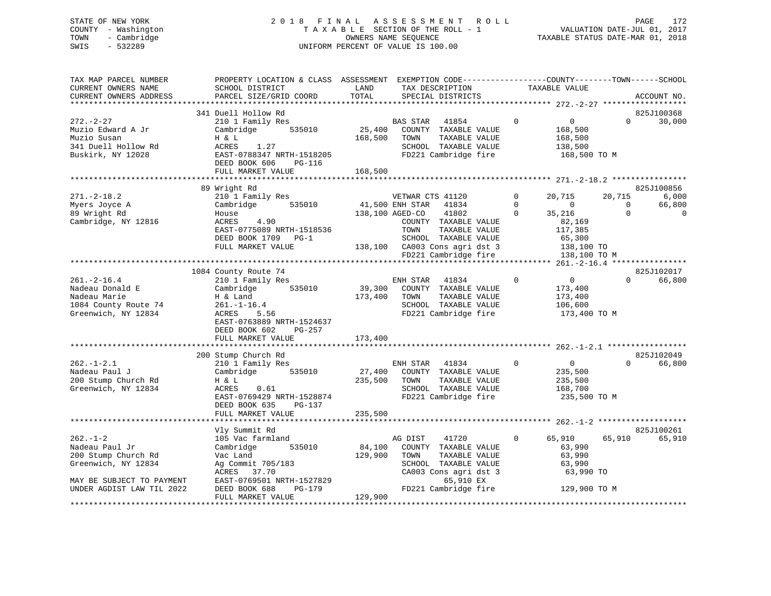STATE OF NEW YORK
COUNTY - Washington
TOWN - Cambridge
SWIS - 532289

2018 FINAL ASSESSMENT ROLL
TAXABLE SECTION OF THE ROLL - 1
OWNERS NAME SEQUENCE
UNIFORM PERCENT OF VALUE IS 100.00

VALUATION DATE-JUL 01, 2017
TAXABLE STATUS DATE-MAR 01, 2018

```
TAX MAP PARCEL NUMBER          PROPERTY LOCATION & CLASS  ASSESSMENT  EXEMPTION CODE-----------------COUNTY--------TOWN------SCHOOL
CURRENT OWNERS NAME            SCHOOL DISTRICT              LAND      TAX DESCRIPTION              TAXABLE VALUE
CURRENT OWNERS ADDRESS         PARCEL SIZE/GRID COORD       TOTAL     SPECIAL DISTRICTS                                      ACCOUNT NO.
******************************************************************************************************* 272.-2-27 ******************
                               341 Duell Hollow Rd                                                                            825J100368
272.-2-27                      210 1 Family Res                       BAS STAR   41854         0            0            0      30,000
Muzio Edward A Jr              Cambridge        535010      25,400    COUNTY  TAXABLE VALUE            168,500
Muzio Susan                    H & L                       168,500    TOWN    TAXABLE VALUE            168,500
341 Duell Hollow Rd            ACRES     1.27                         SCHOOL  TAXABLE VALUE            138,500
Buskirk, NY 12028              EAST-0788347 NRTH-1518205              FD221 Cambridge fire              168,500 TO M
                               DEED BOOK 606    PG-116
                               FULL MARKET VALUE           168,500
******************************************************************************************************* 271.-2-18.2 ****************
                               89 Wright Rd                                                                                   825J100856
271.-2-18.2                    210 1 Family Res                       VETWAR CTS 41120         0       20,715       20,715       6,000
Myers Joyce A                  Cambridge        535010      41,500 ENH STAR   41834         0            0            0      66,800
89 Wright Rd                   House                       138,100 AGED-CO    41802         0       35,216            0           0
Cambridge, NY 12816            ACRES     4.90                         COUNTY  TAXABLE VALUE             82,169
                               EAST-0775089 NRTH-1518536              TOWN    TAXABLE VALUE            117,385
                               DEED BOOK 1709   PG-1                  SCHOOL  TAXABLE VALUE             65,300
                               FULL MARKET VALUE           138,100    CA003 Cons agri dst 3             138,100 TO
                                                                      FD221 Cambridge fire              138,100 TO M
******************************************************************************************************* 261.-2-16.4 ****************
                               1084 County Route 74                                                                           825J102017
261.-2-16.4                    210 1 Family Res                       ENH STAR   41834         0            0            0      66,800
Nadeau Donald E                Cambridge        535010      39,300    COUNTY  TAXABLE VALUE            173,400
Nadeau Marie                   H & Land                    173,400    TOWN    TAXABLE VALUE            173,400
1084 County Route 74           261.-1-16.4                            SCHOOL  TAXABLE VALUE            106,600
Greenwich, NY 12834            ACRES     5.56                         FD221 Cambridge fire              173,400 TO M
                               EAST-0763889 NRTH-1524637
                               DEED BOOK 602    PG-257
                               FULL MARKET VALUE           173,400
******************************************************************************************************* 262.-1-2.1 *****************
                               200 Stump Church Rd                                                                            825J102049
262.-1-2.1                     210 1 Family Res                       ENH STAR   41834         0            0            0      66,800
Nadeau Paul J                  Cambridge        535010      27,400    COUNTY  TAXABLE VALUE            235,500
200 Stump Church Rd            H & L                       235,500    TOWN    TAXABLE VALUE            235,500
Greenwich, NY 12834            ACRES     0.61                         SCHOOL  TAXABLE VALUE            168,700
                               EAST-0769429 NRTH-1528874              FD221 Cambridge fire              235,500 TO M
                               DEED BOOK 635    PG-137
                               FULL MARKET VALUE           235,500
******************************************************************************************************* 262.-1-2 *******************
                               Vly Summit Rd                                                                                  825J100261
262.-1-2                       105 Vac farmland                       AG DIST    41720         0       65,910       65,910      65,910
Nadeau Paul Jr                 Cambridge        535010      84,100    COUNTY  TAXABLE VALUE             63,990
200 Stump Church Rd            Vac Land                    129,900    TOWN    TAXABLE VALUE             63,990
Greenwich, NY 12834            Ag Commit 705/183                      SCHOOL  TAXABLE VALUE             63,990
                               ACRES    37.70                         CA003 Cons agri dst 3              63,990 TO
MAY BE SUBJECT TO PAYMENT      EAST-0769501 NRTH-1527829                   65,910 EX
UNDER AGDIST LAW TIL 2022      DEED BOOK 688    PG-179                FD221 Cambridge fire              129,900 TO M
                               FULL MARKET VALUE           129,900
************************************************************************************************************************************
```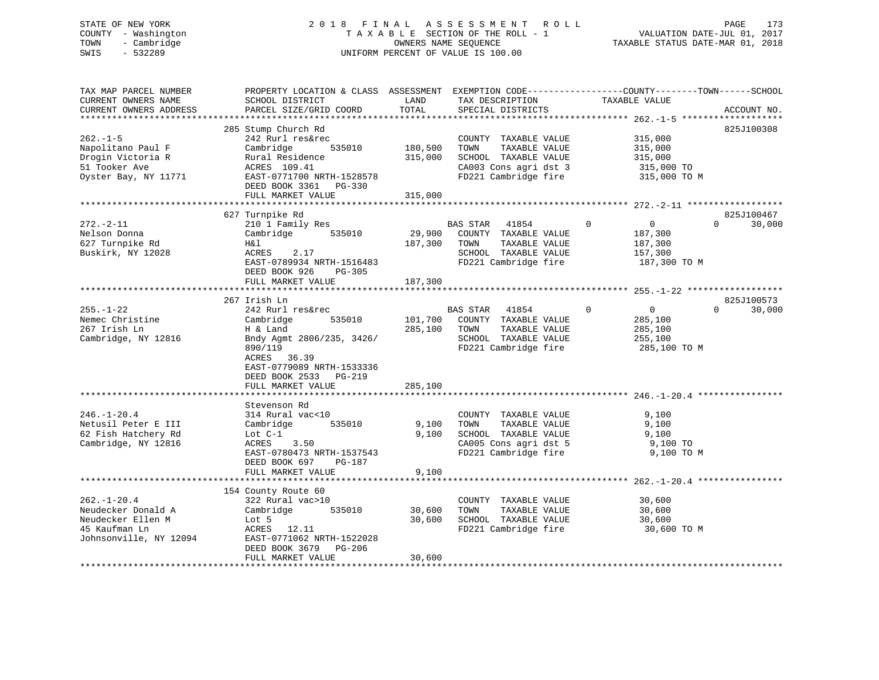STATE OF NEW YORK
COUNTY - Washington
TOWN - Cambridge
SWIS - 532289

2018 FINAL ASSESSMENT ROLL
TAXABLE SECTION OF THE ROLL - 1
OWNERS NAME SEQUENCE
UNIFORM PERCENT OF VALUE IS 100.00

VALUATION DATE-JUL 01, 2017
TAXABLE STATUS DATE-MAR 01, 2018

| TAX MAP PARCEL NUMBER / CURRENT OWNERS NAME / CURRENT OWNERS ADDRESS | PROPERTY LOCATION & CLASS / SCHOOL DISTRICT / PARCEL SIZE/GRID COORD | ASSESSMENT LAND | TOTAL | EXEMPTION CODE / TAX DESCRIPTION / SPECIAL DISTRICTS | COUNTY | TOWN | SCHOOL TAXABLE VALUE | ACCOUNT NO. |
|---|---|---|---|---|---|---|---|---|
| **262.-1-5** | 285 Stump Church Rd | | | | | | | 825J100308 |
| 262.-1-5 | 242 Rurl res&rec | | | COUNTY TAXABLE VALUE | 315,000 | | | |
| Napolitano Paul F | Cambridge 535010 | 180,500 | | TOWN TAXABLE VALUE | | 315,000 | | |
| Drogin Victoria R | Rural Residence | | 315,000 | SCHOOL TAXABLE VALUE | | | 315,000 | |
| 51 Tooker Ave | ACRES 109.41 | | | CA003 Cons agri dst 3 | 315,000 TO | | | |
| Oyster Bay, NY 11771 | EAST-0771700 NRTH-1528578 | | | FD221 Cambridge fire | 315,000 TO M | | | |
| | DEED BOOK 3361 PG-330 | | | | | | | |
| | FULL MARKET VALUE | | 315,000 | | | | | |
| **272.-2-11** | 627 Turnpike Rd | | | | | | | 825J100467 |
| 272.-2-11 | 210 1 Family Res | | | BAS STAR 41854 | 0 | 0 | 0 30,000 | |
| Nelson Donna | Cambridge 535010 | 29,900 | | COUNTY TAXABLE VALUE | 187,300 | | | |
| 627 Turnpike Rd | H&l | | 187,300 | TOWN TAXABLE VALUE | | 187,300 | | |
| Buskirk, NY 12028 | ACRES 2.17 | | | SCHOOL TAXABLE VALUE | | | 157,300 | |
| | EAST-0789934 NRTH-1516483 | | | FD221 Cambridge fire | 187,300 TO M | | | |
| | DEED BOOK 926 PG-305 | | | | | | | |
| | FULL MARKET VALUE | | 187,300 | | | | | |
| **255.-1-22** | 267 Irish Ln | | | | | | | 825J100573 |
| 255.-1-22 | 242 Rurl res&rec | | | BAS STAR 41854 | 0 | 0 | 0 30,000 | |
| Nemec Christine | Cambridge 535010 | 101,700 | | COUNTY TAXABLE VALUE | 285,100 | | | |
| 267 Irish Ln | H & Land | | 285,100 | TOWN TAXABLE VALUE | | 285,100 | | |
| Cambridge, NY 12816 | Bndy Agmt 2806/235, 3426/ 890/119 | | | SCHOOL TAXABLE VALUE | | | 255,100 | |
| | ACRES 36.39 | | | FD221 Cambridge fire | 285,100 TO M | | | |
| | EAST-0779089 NRTH-1533336 | | | | | | | |
| | DEED BOOK 2533 PG-219 | | | | | | | |
| | FULL MARKET VALUE | | 285,100 | | | | | |
| **246.-1-20.4** | Stevenson Rd | | | | | | | |
| 246.-1-20.4 | 314 Rural vac<10 | | | COUNTY TAXABLE VALUE | 9,100 | | | |
| Netusil Peter E III | Cambridge 535010 | 9,100 | | TOWN TAXABLE VALUE | | 9,100 | | |
| 62 Fish Hatchery Rd | Lot C-1 | | 9,100 | SCHOOL TAXABLE VALUE | | | 9,100 | |
| Cambridge, NY 12816 | ACRES 3.50 | | | CA005 Cons agri dst 5 | 9,100 TO | | | |
| | EAST-0780473 NRTH-1537543 | | | FD221 Cambridge fire | 9,100 TO M | | | |
| | DEED BOOK 697 PG-187 | | | | | | | |
| | FULL MARKET VALUE | | 9,100 | | | | | |
| **262.-1-20.4** | 154 County Route 60 | | | | | | | |
| 262.-1-20.4 | 322 Rural vac>10 | | | COUNTY TAXABLE VALUE | 30,600 | | | |
| Neudecker Donald A | Cambridge 535010 | 30,600 | | TOWN TAXABLE VALUE | | 30,600 | | |
| Neudecker Ellen M | Lot 5 | | 30,600 | SCHOOL TAXABLE VALUE | | | 30,600 | |
| 45 Kaufman Ln | ACRES 12.11 | | | FD221 Cambridge fire | 30,600 TO M | | | |
| Johnsonville, NY 12094 | EAST-0771062 NRTH-1522028 | | | | | | | |
| | DEED BOOK 3679 PG-206 | | | | | | | |
| | FULL MARKET VALUE | | 30,600 | | | | | |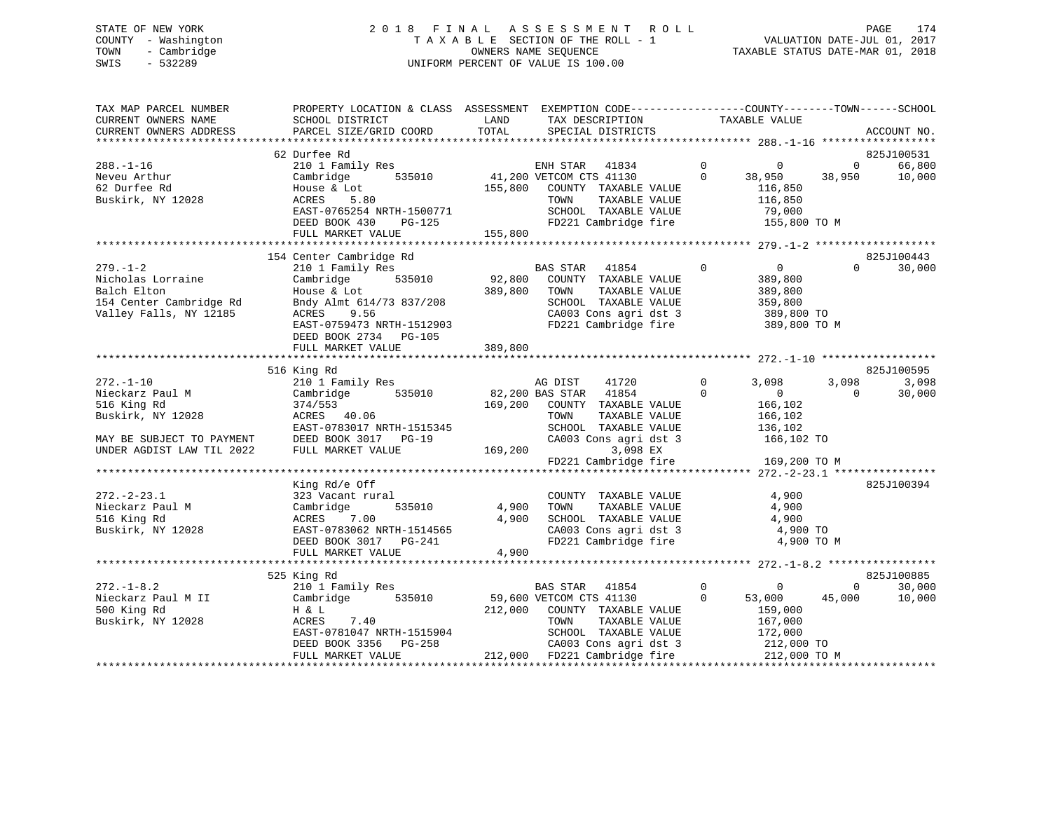STATE OF NEW YORK
COUNTY - Washington
TOWN - Cambridge
SWIS - 532289

2 0 1 8 F I N A L A S S E S S M E N T R O L L
T A X A B L E SECTION OF THE ROLL - 1
OWNERS NAME SEQUENCE
UNIFORM PERCENT OF VALUE IS 100.00

VALUATION DATE-JUL 01, 2017
TAXABLE STATUS DATE-MAR 01, 2018

```
TAX MAP PARCEL NUMBER          PROPERTY LOCATION & CLASS  ASSESSMENT  EXEMPTION CODE------------------COUNTY--------TOWN------SCHOOL
CURRENT OWNERS NAME            SCHOOL DISTRICT              LAND       TAX DESCRIPTION             TAXABLE VALUE
CURRENT OWNERS ADDRESS         PARCEL SIZE/GRID COORD       TOTAL      SPECIAL DISTRICTS                                      ACCOUNT NO.
******************************************************************************************************* 288.-1-16 ******************
                               62 Durfee Rd                                                                                 825J100531
288.-1-16                      210 1 Family Res                        ENH STAR   41834          0           0           0       66,800
Neveu Arthur                   Cambridge        535010        41,200 VETCOM CTS 41130            0      38,950      38,950       10,000
62 Durfee Rd                   House & Lot                   155,800    COUNTY  TAXABLE VALUE          116,850
Buskirk, NY 12028              ACRES     5.80                           TOWN    TAXABLE VALUE          116,850
                               EAST-0765254 NRTH-1500771                SCHOOL  TAXABLE VALUE           79,000
                               DEED BOOK 430    PG-125                  FD221 Cambridge fire           155,800 TO M
                               FULL MARKET VALUE            155,800
******************************************************************************************************* 279.-1-2 *******************
                               154 Center Cambridge Rd                                                                      825J100443
279.-1-2                       210 1 Family Res                        BAS STAR   41854          0           0           0       30,000
Nicholas Lorraine              Cambridge        535010        92,800    COUNTY  TAXABLE VALUE          389,800
Balch Elton                    House & Lot                   389,800    TOWN    TAXABLE VALUE          389,800
154 Center Cambridge Rd        Bndy Almt 614/73 837/208                 SCHOOL  TAXABLE VALUE          359,800
Valley Falls, NY 12185         ACRES     9.56                           CA003 Cons agri dst 3          389,800 TO
                               EAST-0759473 NRTH-1512903                FD221 Cambridge fire           389,800 TO M
                               DEED BOOK 2734   PG-105
                               FULL MARKET VALUE            389,800
******************************************************************************************************* 272.-1-10 ******************
                               516 King Rd                                                                                  825J100595
272.-1-10                      210 1 Family Res                        AG DIST    41720          0       3,098       3,098        3,098
Nieckarz Paul M                Cambridge        535010        82,200 BAS STAR   41854          0           0           0       30,000
516 King Rd                    374/553                       169,200    COUNTY  TAXABLE VALUE          166,102
Buskirk, NY 12028              ACRES    40.06                           TOWN    TAXABLE VALUE          166,102
                               EAST-0783017 NRTH-1515345                SCHOOL  TAXABLE VALUE          136,102
MAY BE SUBJECT TO PAYMENT      DEED BOOK 3017   PG-19                   CA003 Cons agri dst 3          166,102 TO
UNDER AGDIST LAW TIL 2022      FULL MARKET VALUE            169,200            3,098 EX
                                                                        FD221 Cambridge fire           169,200 TO M
******************************************************************************************************* 272.-2-23.1 ****************
                               King Rd/e Off                                                                                825J100394
272.-2-23.1                    323 Vacant rural                         COUNTY  TAXABLE VALUE            4,900
Nieckarz Paul M                Cambridge        535010         4,900    TOWN    TAXABLE VALUE            4,900
516 King Rd                    ACRES     7.00                  4,900    SCHOOL  TAXABLE VALUE            4,900
Buskirk, NY 12028              EAST-0783062 NRTH-1514565                CA003 Cons agri dst 3            4,900 TO
                               DEED BOOK 3017   PG-241                  FD221 Cambridge fire             4,900 TO M
                               FULL MARKET VALUE              4,900
******************************************************************************************************* 272.-1-8.2 *****************
                               525 King Rd                                                                                  825J100885
272.-1-8.2                     210 1 Family Res                        BAS STAR   41854          0           0           0       30,000
Nieckarz Paul M II             Cambridge        535010        59,600 VETCOM CTS 41130            0      53,000      45,000       10,000
500 King Rd                    H & L                         212,000    COUNTY  TAXABLE VALUE          159,000
Buskirk, NY 12028              ACRES     7.40                           TOWN    TAXABLE VALUE          167,000
                               EAST-0781047 NRTH-1515904                SCHOOL  TAXABLE VALUE          172,000
                               DEED BOOK 3356   PG-258                  CA003 Cons agri dst 3          212,000 TO
                               FULL MARKET VALUE            212,000    FD221 Cambridge fire           212,000 TO M
************************************************************************************************************************************
```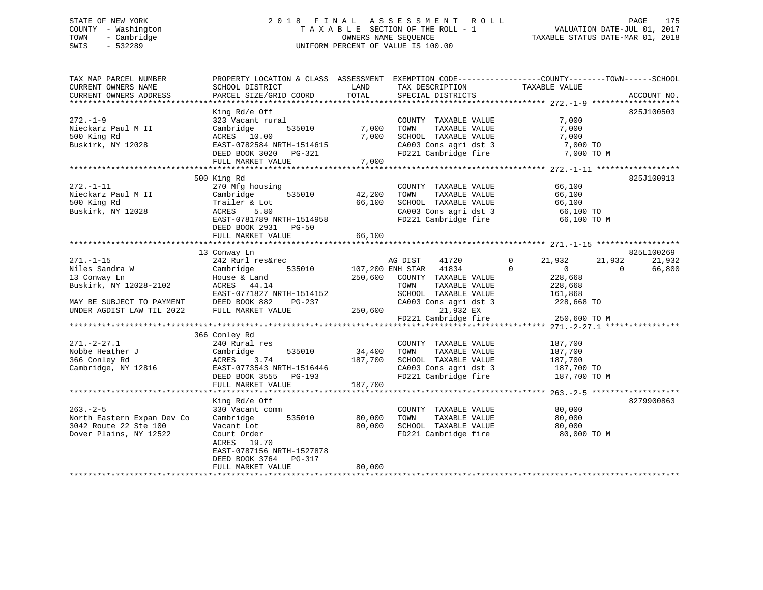STATE OF NEW YORK
COUNTY - Washington
TOWN - Cambridge
SWIS - 532289

2 0 1 8 F I N A L A S S E S S M E N T R O L L
T A X A B L E SECTION OF THE ROLL - 1
OWNERS NAME SEQUENCE
UNIFORM PERCENT OF VALUE IS 100.00

VALUATION DATE-JUL 01, 2017
TAXABLE STATUS DATE-MAR 01, 2018

```
TAX MAP PARCEL NUMBER          PROPERTY LOCATION & CLASS  ASSESSMENT  EXEMPTION CODE------------------COUNTY--------TOWN------SCHOOL
CURRENT OWNERS NAME            SCHOOL DISTRICT              LAND      TAX DESCRIPTION              TAXABLE VALUE
CURRENT OWNERS ADDRESS         PARCEL SIZE/GRID COORD       TOTAL     SPECIAL DISTRICTS                                      ACCOUNT NO.
******************************************************************************************************* 272.-1-9 *******************
                               King Rd/e Off                                                                             825J100503
272.-1-9                       323 Vacant rural                       COUNTY  TAXABLE VALUE              7,000
Nieckarz Paul M II             Cambridge       535010        7,000    TOWN    TAXABLE VALUE              7,000
500 King Rd                    ACRES   10.00                 7,000    SCHOOL  TAXABLE VALUE              7,000
Buskirk, NY 12028              EAST-0782584 NRTH-1514615              CA003 Cons agri dst 3              7,000 TO
                               DEED BOOK 3020   PG-321                FD221 Cambridge fire               7,000 TO M
                               FULL MARKET VALUE             7,000
******************************************************************************************************* 272.-1-11 ******************
                               500 King Rd                                                                               825J100913
272.-1-11                      270 Mfg housing                        COUNTY  TAXABLE VALUE             66,100
Nieckarz Paul M II             Cambridge       535010       42,200    TOWN    TAXABLE VALUE             66,100
500 King Rd                    Trailer & Lot                66,100    SCHOOL  TAXABLE VALUE             66,100
Buskirk, NY 12028              ACRES    5.80                          CA003 Cons agri dst 3             66,100 TO
                               EAST-0781789 NRTH-1514958              FD221 Cambridge fire              66,100 TO M
                               DEED BOOK 2931   PG-50
                               FULL MARKET VALUE            66,100
******************************************************************************************************* 271.-1-15 ******************
                               13 Conway Ln                                                                              825L100269
271.-1-15                      242 Rurl res&rec                     AG DIST    41720        0     21,932      21,932      21,932
Niles Sandra W                 Cambridge       535010      107,200 ENH STAR   41834        0          0           0      66,800
13 Conway Ln                   House & Land                250,600   COUNTY  TAXABLE VALUE            228,668
Buskirk, NY 12028-2102         ACRES   44.14                         TOWN    TAXABLE VALUE            228,668
                               EAST-0771827 NRTH-1514152             SCHOOL  TAXABLE VALUE            161,868
MAY BE SUBJECT TO PAYMENT      DEED BOOK 882    PG-237               CA003 Cons agri dst 3            228,668 TO
UNDER AGDIST LAW TIL 2022      FULL MARKET VALUE           250,600          21,932 EX
                                                                     FD221 Cambridge fire             250,600 TO M
******************************************************************************************************* 271.-2-27.1 ****************
                               366 Conley Rd
271.-2-27.1                    240 Rural res                          COUNTY  TAXABLE VALUE            187,700
Nobbe Heather J                Cambridge       535010       34,400    TOWN    TAXABLE VALUE            187,700
366 Conley Rd                  ACRES    3.74               187,700    SCHOOL  TAXABLE VALUE            187,700
Cambridge, NY 12816            EAST-0773543 NRTH-1516446              CA003 Cons agri dst 3            187,700 TO
                               DEED BOOK 3555   PG-193                FD221 Cambridge fire             187,700 TO M
                               FULL MARKET VALUE           187,700
******************************************************************************************************* 263.-2-5 *******************
                               King Rd/e Off                                                                             8279900863
263.-2-5                       330 Vacant comm                        COUNTY  TAXABLE VALUE             80,000
North Eastern Expan Dev Co     Cambridge       535010       80,000    TOWN    TAXABLE VALUE             80,000
3042 Route 22 Ste 100          Vacant Lot                   80,000    SCHOOL  TAXABLE VALUE             80,000
Dover Plains, NY 12522         Court Order                            FD221 Cambridge fire              80,000 TO M
                               ACRES   19.70
                               EAST-0787156 NRTH-1527878
                               DEED BOOK 3764   PG-317
                               FULL MARKET VALUE            80,000
************************************************************************************************************************************
```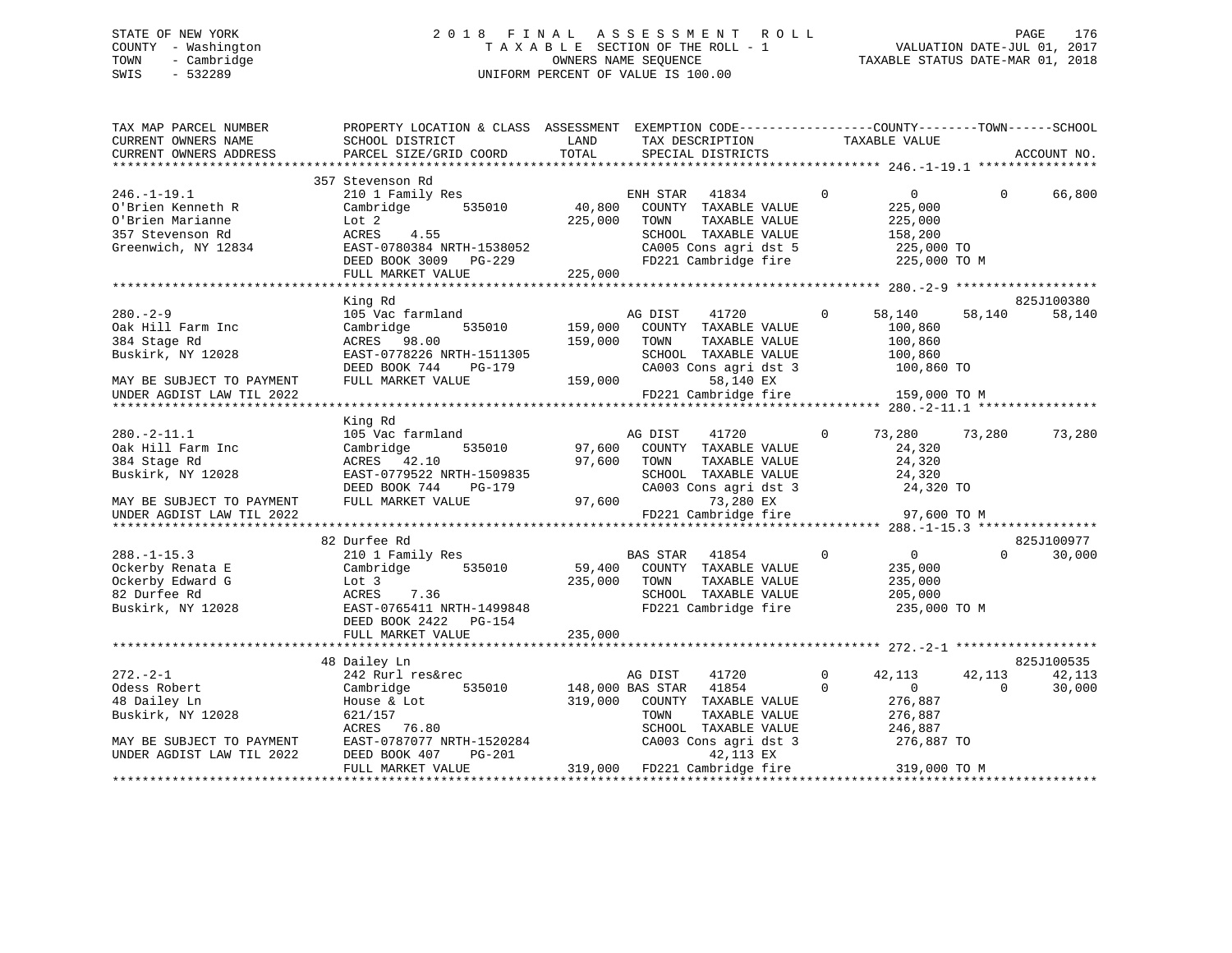STATE OF NEW YORK
COUNTY - Washington
TOWN - Cambridge
SWIS - 532289

# 2018 FINAL ASSESSMENT ROLL

TAXABLE SECTION OF THE ROLL - 1
OWNERS NAME SEQUENCE
UNIFORM PERCENT OF VALUE IS 100.00

VALUATION DATE-JUL 01, 2017
TAXABLE STATUS DATE-MAR 01, 2018

```
TAX MAP PARCEL NUMBER          PROPERTY LOCATION & CLASS  ASSESSMENT  EXEMPTION CODE------------------COUNTY--------TOWN------SCHOOL
CURRENT OWNERS NAME            SCHOOL DISTRICT              LAND      TAX DESCRIPTION              TAXABLE VALUE
CURRENT OWNERS ADDRESS         PARCEL SIZE/GRID COORD       TOTAL     SPECIAL DISTRICTS                                  ACCOUNT NO.
******************************************************************************************************* 246.-1-19.1 ****************
                               357 Stevenson Rd
246.-1-19.1                    210 1 Family Res                       ENH STAR   41834         0          0           0      66,800
O'Brien Kenneth R              Cambridge       535010      40,800     COUNTY  TAXABLE VALUE           225,000
O'Brien Marianne               Lot 2                      225,000     TOWN    TAXABLE VALUE           225,000
357 Stevenson Rd               ACRES    4.55                          SCHOOL  TAXABLE VALUE           158,200
Greenwich, NY 12834            EAST-0780384 NRTH-1538052              CA005 Cons agri dst 5            225,000 TO
                               DEED BOOK 3009   PG-229                FD221 Cambridge fire             225,000 TO M
                               FULL MARKET VALUE          225,000
******************************************************************************************************* 280.-2-9 *******************
                               King Rd                                                                            825J100380
280.-2-9                       105 Vac farmland                       AG DIST    41720         0     58,140      58,140      58,140
Oak Hill Farm Inc              Cambridge       535010     159,000     COUNTY  TAXABLE VALUE           100,860
384 Stage Rd                   ACRES   98.00              159,000     TOWN    TAXABLE VALUE           100,860
Buskirk, NY 12028              EAST-0778226 NRTH-1511305              SCHOOL  TAXABLE VALUE           100,860
                               DEED BOOK 744    PG-179                CA003 Cons agri dst 3            100,860 TO
MAY BE SUBJECT TO PAYMENT      FULL MARKET VALUE          159,000           58,140 EX
UNDER AGDIST LAW TIL 2022                                             FD221 Cambridge fire             159,000 TO M
******************************************************************************************************* 280.-2-11.1 ****************
                               King Rd
280.-2-11.1                    105 Vac farmland                       AG DIST    41720         0     73,280      73,280      73,280
Oak Hill Farm Inc              Cambridge       535010      97,600     COUNTY  TAXABLE VALUE            24,320
384 Stage Rd                   ACRES   42.10               97,600     TOWN    TAXABLE VALUE            24,320
Buskirk, NY 12028              EAST-0779522 NRTH-1509835              SCHOOL  TAXABLE VALUE            24,320
                               DEED BOOK 744    PG-179                CA003 Cons agri dst 3             24,320 TO
MAY BE SUBJECT TO PAYMENT      FULL MARKET VALUE           97,600           73,280 EX
UNDER AGDIST LAW TIL 2022                                             FD221 Cambridge fire              97,600 TO M
******************************************************************************************************* 288.-1-15.3 ****************
                               82 Durfee Rd                                                                       825J100977
288.-1-15.3                    210 1 Family Res                       BAS STAR   41854         0          0           0      30,000
Ockerby Renata E               Cambridge       535010      59,400     COUNTY  TAXABLE VALUE           235,000
Ockerby Edward G               Lot 3                      235,000     TOWN    TAXABLE VALUE           235,000
82 Durfee Rd                   ACRES    7.36                          SCHOOL  TAXABLE VALUE           205,000
Buskirk, NY 12028              EAST-0765411 NRTH-1499848              FD221 Cambridge fire             235,000 TO M
                               DEED BOOK 2422   PG-154
                               FULL MARKET VALUE          235,000
******************************************************************************************************* 272.-2-1 *******************
                               48 Dailey Ln                                                                       825J100535
272.-2-1                       242 Rurl res&rec                       AG DIST    41720         0     42,113      42,113      42,113
Odess Robert                   Cambridge       535010     148,000 BAS STAR   41854         0          0           0      30,000
48 Dailey Ln                   House & Lot                319,000     COUNTY  TAXABLE VALUE           276,887
Buskirk, NY 12028              621/157                                TOWN    TAXABLE VALUE           276,887
                               ACRES   76.80                          SCHOOL  TAXABLE VALUE           246,887
MAY BE SUBJECT TO PAYMENT      EAST-0787077 NRTH-1520284              CA003 Cons agri dst 3            276,887 TO
UNDER AGDIST LAW TIL 2022      DEED BOOK 407    PG-201                      42,113 EX
                               FULL MARKET VALUE          319,000     FD221 Cambridge fire             319,000 TO M
************************************************************************************************************************************
```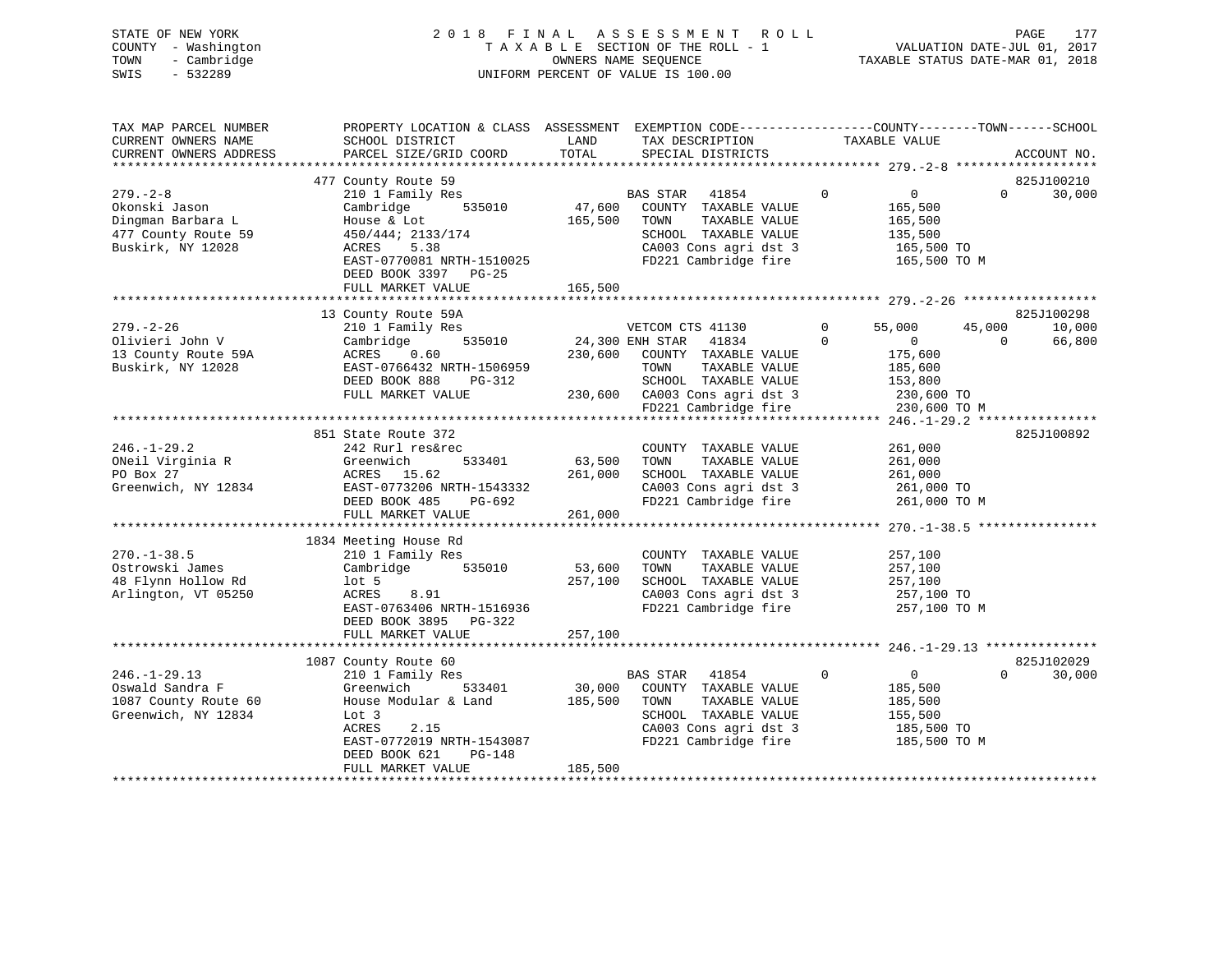STATE OF NEW YORK
COUNTY - Washington
TOWN - Cambridge
SWIS - 532289

2018 FINAL ASSESSMENT ROLL
TAXABLE SECTION OF THE ROLL - 1
OWNERS NAME SEQUENCE
UNIFORM PERCENT OF VALUE IS 100.00

VALUATION DATE-JUL 01, 2017
TAXABLE STATUS DATE-MAR 01, 2018

```
TAX MAP PARCEL NUMBER      PROPERTY LOCATION & CLASS  ASSESSMENT  EXEMPTION CODE-----------------COUNTY--------TOWN------SCHOOL
CURRENT OWNERS NAME        SCHOOL DISTRICT             LAND       TAX DESCRIPTION            TAXABLE VALUE
CURRENT OWNERS ADDRESS     PARCEL SIZE/GRID COORD      TOTAL      SPECIAL DISTRICTS                                      ACCOUNT NO.
******************************************************************************************* 279.-2-8 ******************
                           477 County Route 59                                                                        825J100210
279.-2-8                   210 1 Family Res                      BAS STAR   41854        0          0          0     30,000
Okonski Jason              Cambridge      535010      47,600    COUNTY  TAXABLE VALUE              165,500
Dingman Barbara L          House & Lot               165,500    TOWN    TAXABLE VALUE              165,500
477 County Route 59        450/444; 2133/174                     SCHOOL  TAXABLE VALUE              135,500
Buskirk, NY 12028          ACRES    5.38                         CA003 Cons agri dst 3              165,500 TO
                           EAST-0770081 NRTH-1510025             FD221 Cambridge fire               165,500 TO M
                           DEED BOOK 3397   PG-25
                           FULL MARKET VALUE         165,500
******************************************************************************************* 279.-2-26 *****************
                           13 County Route 59A                                                                        825J100298
279.-2-26                  210 1 Family Res                      VETCOM CTS 41130        0     55,000     45,000     10,000
Olivieri John V            Cambridge      535010      24,300 ENH STAR   41834        0          0          0     66,800
13 County Route 59A        ACRES    0.60             230,600    COUNTY  TAXABLE VALUE              175,600
Buskirk, NY 12028          EAST-0766432 NRTH-1506959             TOWN    TAXABLE VALUE              185,600
                           DEED BOOK 888    PG-312               SCHOOL  TAXABLE VALUE              153,800
                           FULL MARKET VALUE         230,600    CA003 Cons agri dst 3              230,600 TO
                                                                 FD221 Cambridge fire               230,600 TO M
******************************************************************************************* 246.-1-29.2 ***************
                           851 State Route 372                                                                        825J100892
246.-1-29.2                242 Rurl res&rec                      COUNTY  TAXABLE VALUE              261,000
ONeil Virginia R           Greenwich      533401      63,500    TOWN    TAXABLE VALUE              261,000
PO Box 27                  ACRES   15.62             261,000    SCHOOL  TAXABLE VALUE              261,000
Greenwich, NY 12834        EAST-0773206 NRTH-1543332             CA003 Cons agri dst 3              261,000 TO
                           DEED BOOK 485    PG-692               FD221 Cambridge fire               261,000 TO M
                           FULL MARKET VALUE         261,000
******************************************************************************************* 270.-1-38.5 ***************
                           1834 Meeting House Rd
270.-1-38.5                210 1 Family Res                      COUNTY  TAXABLE VALUE              257,100
Ostrowski James            Cambridge      535010      53,600    TOWN    TAXABLE VALUE              257,100
48 Flynn Hollow Rd         lot 5                     257,100    SCHOOL  TAXABLE VALUE              257,100
Arlington, VT 05250        ACRES    8.91                         CA003 Cons agri dst 3              257,100 TO
                           EAST-0763406 NRTH-1516936             FD221 Cambridge fire               257,100 TO M
                           DEED BOOK 3895   PG-322
                           FULL MARKET VALUE         257,100
******************************************************************************************* 246.-1-29.13 **************
                           1087 County Route 60                                                                       825J102029
246.-1-29.13               210 1 Family Res                      BAS STAR   41854        0          0          0     30,000
Oswald Sandra F            Greenwich      533401      30,000    COUNTY  TAXABLE VALUE              185,500
1087 County Route 60       House Modular & Land      185,500    TOWN    TAXABLE VALUE              185,500
Greenwich, NY 12834        Lot 3                                 SCHOOL  TAXABLE VALUE              155,500
                           ACRES    2.15                         CA003 Cons agri dst 3              185,500 TO
                           EAST-0772019 NRTH-1543087             FD221 Cambridge fire               185,500 TO M
                           DEED BOOK 621    PG-148
                           FULL MARKET VALUE         185,500
************************************************************************************************************************
```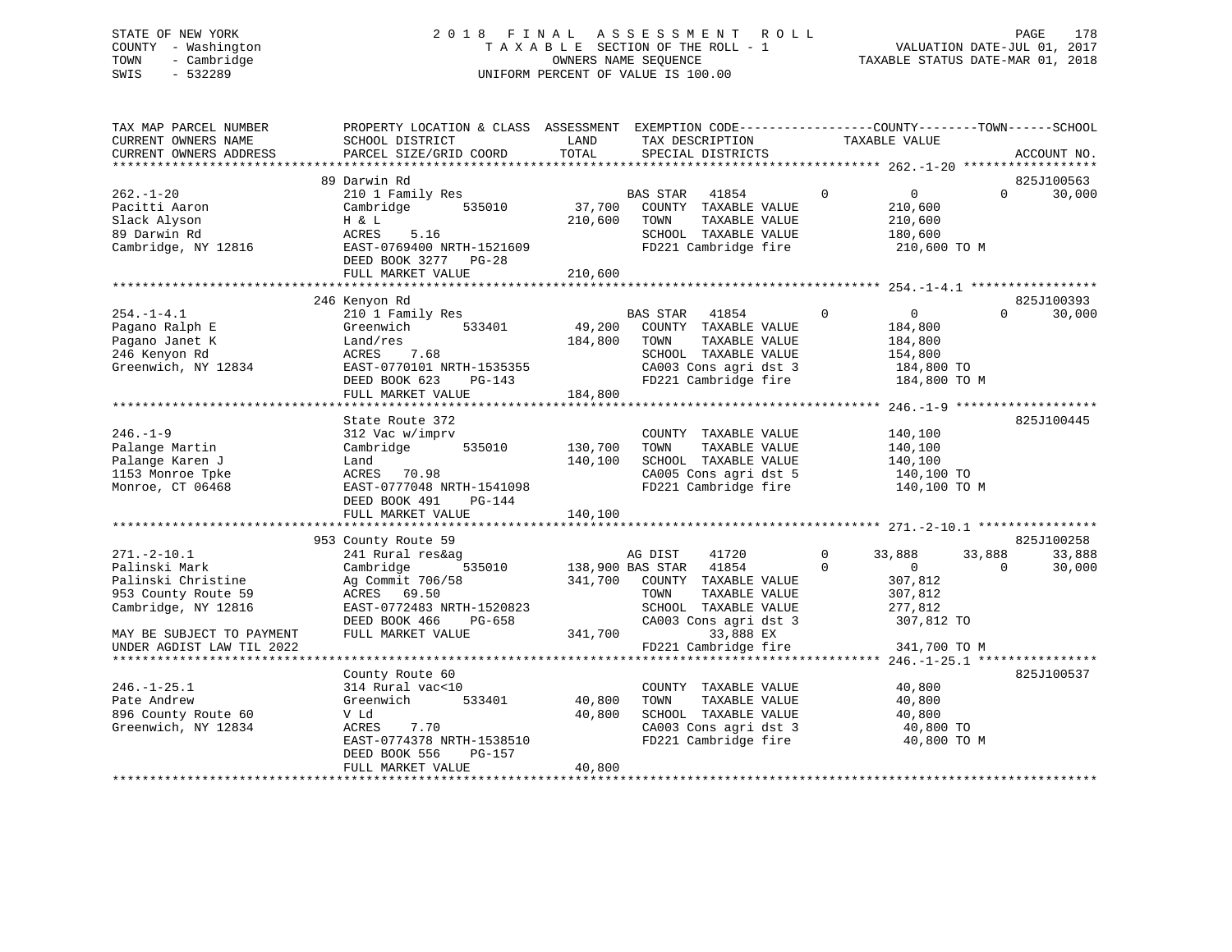STATE OF NEW YORK
COUNTY - Washington
TOWN - Cambridge
SWIS - 532289

2018 FINAL ASSESSMENT ROLL
TAXABLE SECTION OF THE ROLL - 1
OWNERS NAME SEQUENCE
UNIFORM PERCENT OF VALUE IS 100.00

VALUATION DATE-JUL 01, 2017
TAXABLE STATUS DATE-MAR 01, 2018

```
TAX MAP PARCEL NUMBER         PROPERTY LOCATION & CLASS  ASSESSMENT  EXEMPTION CODE------------------COUNTY--------TOWN------SCHOOL
CURRENT OWNERS NAME           SCHOOL DISTRICT               LAND      TAX DESCRIPTION             TAXABLE VALUE
CURRENT OWNERS ADDRESS        PARCEL SIZE/GRID COORD        TOTAL     SPECIAL DISTRICTS                                    ACCOUNT NO.
******************************************************************************************************* 262.-1-20 ******************
                              89 Darwin Rd                                                                                 825J100563
262.-1-20                     210 1 Family Res                    BAS STAR   41854          0              0           0     30,000
Pacitti Aaron                 Cambridge        535010     37,700   COUNTY  TAXABLE VALUE              210,600
Slack Alyson                  H & L                      210,600   TOWN    TAXABLE VALUE              210,600
89 Darwin Rd                  ACRES     5.16                       SCHOOL  TAXABLE VALUE              180,600
Cambridge, NY 12816           EAST-0769400 NRTH-1521609            FD221 Cambridge fire                210,600 TO M
                              DEED BOOK 3277   PG-28
                              FULL MARKET VALUE          210,600
******************************************************************************************************* 254.-1-4.1 *****************
                              246 Kenyon Rd                                                                                825J100393
254.-1-4.1                    210 1 Family Res                    BAS STAR   41854          0              0           0     30,000
Pagano Ralph E                Greenwich        533401     49,200   COUNTY  TAXABLE VALUE              184,800
Pagano Janet K                Land/res                   184,800   TOWN    TAXABLE VALUE              184,800
246 Kenyon Rd                 ACRES     7.68                       SCHOOL  TAXABLE VALUE              154,800
Greenwich, NY 12834           EAST-0770101 NRTH-1535355            CA003 Cons agri dst 3               184,800 TO
                              DEED BOOK 623    PG-143              FD221 Cambridge fire                184,800 TO M
                              FULL MARKET VALUE          184,800
******************************************************************************************************* 246.-1-9 *******************
                              State Route 372                                                                              825J100445
246.-1-9                      312 Vac w/imprv                      COUNTY  TAXABLE VALUE              140,100
Palange Martin                Cambridge        535010    130,700   TOWN    TAXABLE VALUE              140,100
Palange Karen J               Land                       140,100   SCHOOL  TAXABLE VALUE              140,100
1153 Monroe Tpke              ACRES    70.98                       CA005 Cons agri dst 5               140,100 TO
Monroe, CT 06468              EAST-0777048 NRTH-1541098            FD221 Cambridge fire                140,100 TO M
                              DEED BOOK 491    PG-144
                              FULL MARKET VALUE          140,100
******************************************************************************************************* 271.-2-10.1 ****************
                              953 County Route 59                                                                          825J100258
271.-2-10.1                   241 Rural res&ag                    AG DIST    41720          0         33,888      33,888     33,888
Palinski Mark                 Cambridge        535010    138,900 BAS STAR   41854          0              0           0     30,000
Palinski Christine            Ag Commit 706/58           341,700   COUNTY  TAXABLE VALUE              307,812
953 County Route 59           ACRES    69.50                       TOWN    TAXABLE VALUE              307,812
Cambridge, NY 12816           EAST-0772483 NRTH-1520823            SCHOOL  TAXABLE VALUE              277,812
                              DEED BOOK 466    PG-658              CA003 Cons agri dst 3               307,812 TO
MAY BE SUBJECT TO PAYMENT     FULL MARKET VALUE          341,700        33,888 EX
UNDER AGDIST LAW TIL 2022                                          FD221 Cambridge fire                341,700 TO M
******************************************************************************************************* 246.-1-25.1 ****************
                              County Route 60                                                                              825J100537
246.-1-25.1                   314 Rural vac<10                     COUNTY  TAXABLE VALUE               40,800
Pate Andrew                   Greenwich        533401     40,800   TOWN    TAXABLE VALUE               40,800
896 County Route 60           V Ld                        40,800   SCHOOL  TAXABLE VALUE               40,800
Greenwich, NY 12834           ACRES     7.70                       CA003 Cons agri dst 3                40,800 TO
                              EAST-0774378 NRTH-1538510            FD221 Cambridge fire                 40,800 TO M
                              DEED BOOK 556    PG-157
                              FULL MARKET VALUE           40,800
************************************************************************************************************************************
```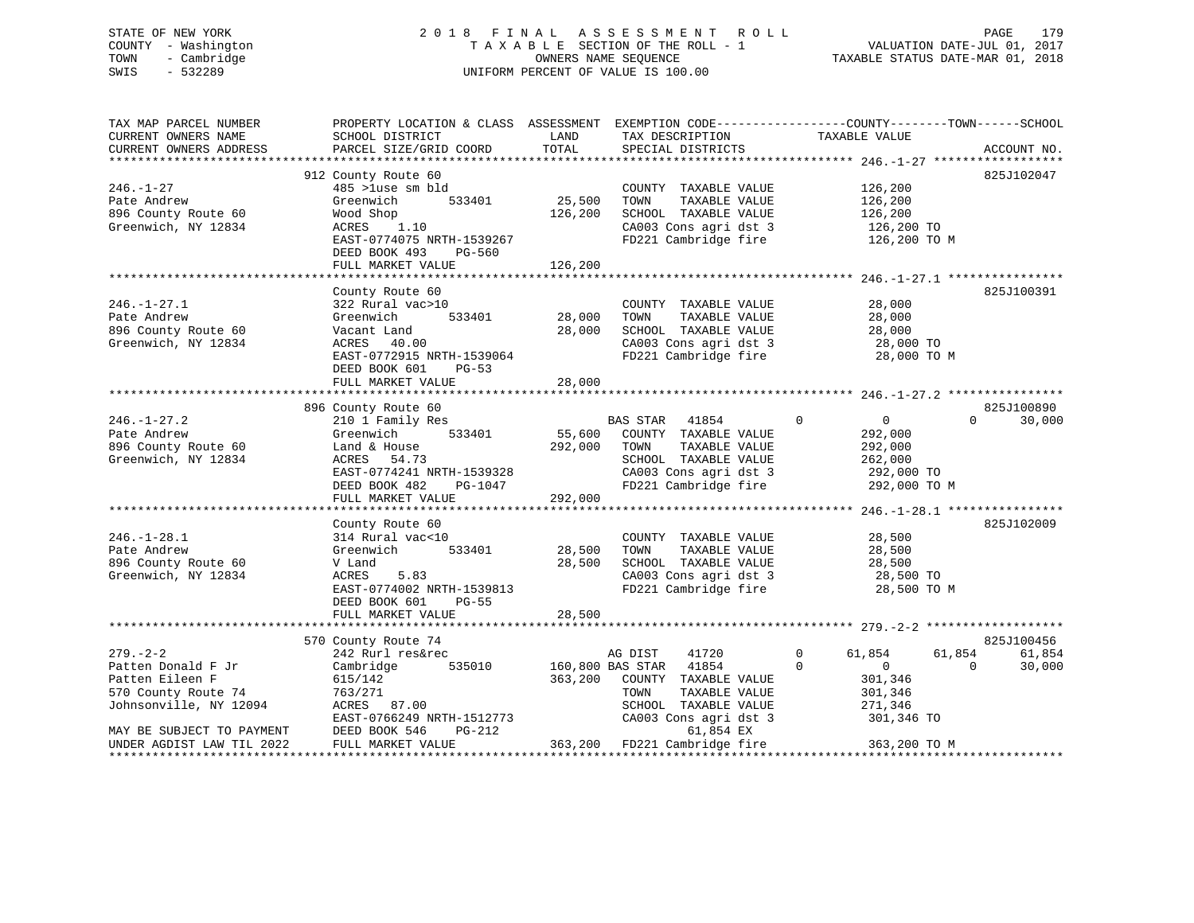STATE OF NEW YORK
COUNTY - Washington
TOWN - Cambridge
SWIS - 532289

2018 FINAL ASSESSMENT ROLL
TAXABLE SECTION OF THE ROLL - 1
OWNERS NAME SEQUENCE
UNIFORM PERCENT OF VALUE IS 100.00

VALUATION DATE-JUL 01, 2017
TAXABLE STATUS DATE-MAR 01, 2018

| TAX MAP PARCEL NUMBER / CURRENT OWNERS NAME / CURRENT OWNERS ADDRESS | PROPERTY LOCATION & CLASS / SCHOOL DISTRICT / PARCEL SIZE/GRID COORD | ASSESSMENT LAND | TOTAL | EXEMPTION CODE / TAX DESCRIPTION / SPECIAL DISTRICTS | COUNTY | TOWN | SCHOOL | ACCOUNT NO. |
|---|---|---|---|---|---|---|---|---|
| **246.-1-27** | 912 County Route 60 | | | | | | | 825J102047 |
| Pate Andrew | 485 >1use sm bld | | | COUNTY TAXABLE VALUE | 126,200 | | | |
| 896 County Route 60 | Greenwich 533401 | 25,500 | | TOWN TAXABLE VALUE | | 126,200 | | |
| Greenwich, NY 12834 | Wood Shop | | 126,200 | SCHOOL TAXABLE VALUE | | | 126,200 | |
| | ACRES 1.10 | | | CA003 Cons agri dst 3 | 126,200 TO | | | |
| | EAST-0774075 NRTH-1539267 | | | FD221 Cambridge fire | 126,200 TO M | | | |
| | DEED BOOK 493 PG-560 | | | | | | | |
| | FULL MARKET VALUE | | 126,200 | | | | | |
| **246.-1-27.1** | County Route 60 | | | | | | | 825J100391 |
| Pate Andrew | 322 Rural vac>10 | | | COUNTY TAXABLE VALUE | 28,000 | | | |
| 896 County Route 60 | Greenwich 533401 | 28,000 | | TOWN TAXABLE VALUE | | 28,000 | | |
| Greenwich, NY 12834 | Vacant Land | | 28,000 | SCHOOL TAXABLE VALUE | | | 28,000 | |
| | ACRES 40.00 | | | CA003 Cons agri dst 3 | 28,000 TO | | | |
| | EAST-0772915 NRTH-1539064 | | | FD221 Cambridge fire | 28,000 TO M | | | |
| | DEED BOOK 601 PG-53 | | | | | | | |
| | FULL MARKET VALUE | | 28,000 | | | | | |
| **246.-1-27.2** | 896 County Route 60 | | | | | | | 825J100890 |
| Pate Andrew | 210 1 Family Res | | | BAS STAR 41854 | 0 | 0 | 30,000 | |
| 896 County Route 60 | Greenwich 533401 | 55,600 | | COUNTY TAXABLE VALUE | 292,000 | | | |
| Greenwich, NY 12834 | Land & House | | 292,000 | TOWN TAXABLE VALUE | | 292,000 | | |
| | ACRES 54.73 | | | SCHOOL TAXABLE VALUE | | | 262,000 | |
| | EAST-0774241 NRTH-1539328 | | | CA003 Cons agri dst 3 | 292,000 TO | | | |
| | DEED BOOK 482 PG-1047 | | | FD221 Cambridge fire | 292,000 TO M | | | |
| | FULL MARKET VALUE | | 292,000 | | | | | |
| **246.-1-28.1** | County Route 60 | | | | | | | 825J102009 |
| Pate Andrew | 314 Rural vac<10 | | | COUNTY TAXABLE VALUE | 28,500 | | | |
| 896 County Route 60 | Greenwich 533401 | 28,500 | | TOWN TAXABLE VALUE | | 28,500 | | |
| Greenwich, NY 12834 | V Land | | 28,500 | SCHOOL TAXABLE VALUE | | | 28,500 | |
| | ACRES 5.83 | | | CA003 Cons agri dst 3 | 28,500 TO | | | |
| | EAST-0774002 NRTH-1539813 | | | FD221 Cambridge fire | 28,500 TO M | | | |
| | DEED BOOK 601 PG-55 | | | | | | | |
| | FULL MARKET VALUE | | 28,500 | | | | | |
| **279.-2-2** | 570 County Route 74 | | | | | | | 825J100456 |
| Patten Donald F Jr | 242 Rurl res&rec | | | AG DIST 41720 | 61,854 | 61,854 | 61,854 | |
| Patten Eileen F | Cambridge 535010 | 160,800 | | BAS STAR 41854 | 0 | 0 | 30,000 | |
| 570 County Route 74 | 615/142 | | 363,200 | COUNTY TAXABLE VALUE | 301,346 | | | |
| Johnsonville, NY 12094 | 763/271 | | | TOWN TAXABLE VALUE | | 301,346 | | |
| | ACRES 87.00 | | | SCHOOL TAXABLE VALUE | | | 271,346 | |
| | EAST-0766249 NRTH-1512773 | | | CA003 Cons agri dst 3 | 301,346 TO | | | |
| MAY BE SUBJECT TO PAYMENT | DEED BOOK 546 PG-212 | | | 61,854 EX | | | | |
| UNDER AGDIST LAW TIL 2022 | FULL MARKET VALUE | | 363,200 | FD221 Cambridge fire | 363,200 TO M | | | |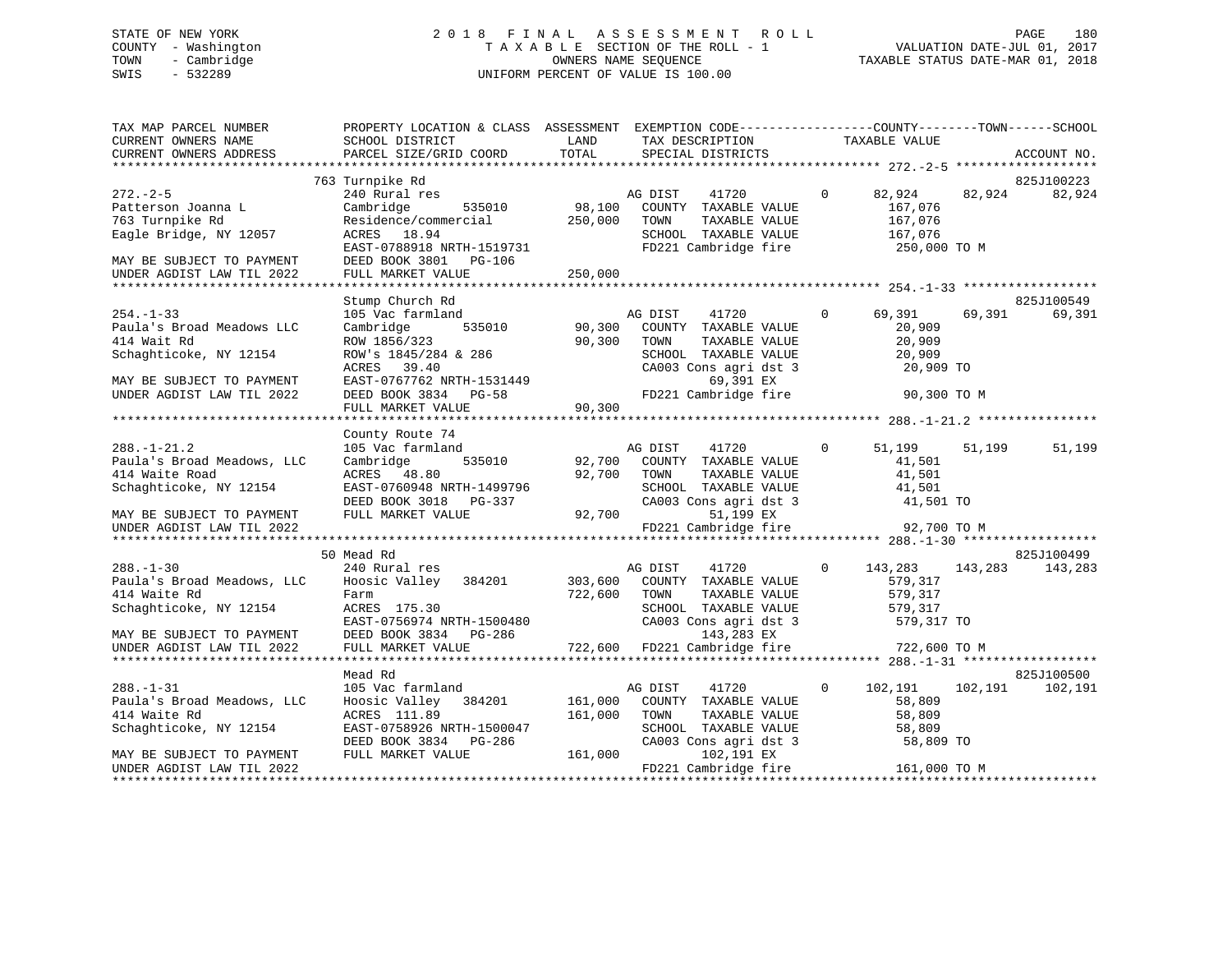STATE OF NEW YORK
COUNTY - Washington
TOWN - Cambridge
SWIS - 532289

2018 FINAL ASSESSMENT ROLL
TAXABLE SECTION OF THE ROLL - 1
OWNERS NAME SEQUENCE
UNIFORM PERCENT OF VALUE IS 100.00

VALUATION DATE-JUL 01, 2017
TAXABLE STATUS DATE-MAR 01, 2018

| TAX MAP PARCEL NUMBER / CURRENT OWNERS NAME / CURRENT OWNERS ADDRESS | PROPERTY LOCATION & CLASS / SCHOOL DISTRICT / PARCEL SIZE/GRID COORD | ASSESSMENT LAND / TOTAL | EXEMPTION CODE / TAX DESCRIPTION / SPECIAL DISTRICTS | COUNTY TAXABLE VALUE | TOWN | SCHOOL | ACCOUNT NO. |
|---|---|---|---|---|---|---|---|
| **272.-2-5** | 763 Turnpike Rd | | | | | | 825J100223 |
| 272.-2-5 | 240 Rural res | | AG DIST 41720 0 | 82,924 | 82,924 | 82,924 | |
| Patterson Joanna L | Cambridge 535010 | 98,100 | COUNTY TAXABLE VALUE | 167,076 | | | |
| 763 Turnpike Rd | Residence/commercial | 250,000 | TOWN TAXABLE VALUE | 167,076 | | | |
| Eagle Bridge, NY 12057 | ACRES 18.94 | | SCHOOL TAXABLE VALUE | 167,076 | | | |
| | EAST-0788918 NRTH-1519731 | | FD221 Cambridge fire | 250,000 TO M | | | |
| MAY BE SUBJECT TO PAYMENT | DEED BOOK 3801 PG-106 | | | | | | |
| UNDER AGDIST LAW TIL 2022 | FULL MARKET VALUE | 250,000 | | | | | |
| **254.-1-33** | Stump Church Rd | | | | | | 825J100549 |
| 254.-1-33 | 105 Vac farmland | | AG DIST 41720 0 | 69,391 | 69,391 | 69,391 | |
| Paula's Broad Meadows LLC | Cambridge 535010 | 90,300 | COUNTY TAXABLE VALUE | 20,909 | | | |
| 414 Wait Rd | ROW 1856/323 | 90,300 | TOWN TAXABLE VALUE | 20,909 | | | |
| Schaghticoke, NY 12154 | ROW's 1845/284 & 286 | | SCHOOL TAXABLE VALUE | 20,909 | | | |
| | ACRES 39.40 | | CA003 Cons agri dst 3 | 20,909 TO | | | |
| MAY BE SUBJECT TO PAYMENT | EAST-0767762 NRTH-1531449 | | 69,391 EX | | | | |
| UNDER AGDIST LAW TIL 2022 | DEED BOOK 3834 PG-58 | | FD221 Cambridge fire | 90,300 TO M | | | |
| | FULL MARKET VALUE | 90,300 | | | | | |
| **288.-1-21.2** | County Route 74 | | | | | | |
| 288.-1-21.2 | 105 Vac farmland | | AG DIST 41720 0 | 51,199 | 51,199 | 51,199 | |
| Paula's Broad Meadows, LLC | Cambridge 535010 | 92,700 | COUNTY TAXABLE VALUE | 41,501 | | | |
| 414 Waite Road | ACRES 48.80 | 92,700 | TOWN TAXABLE VALUE | 41,501 | | | |
| Schaghticoke, NY 12154 | EAST-0760948 NRTH-1499796 | | SCHOOL TAXABLE VALUE | 41,501 | | | |
| | DEED BOOK 3018 PG-337 | | CA003 Cons agri dst 3 | 41,501 TO | | | |
| MAY BE SUBJECT TO PAYMENT | FULL MARKET VALUE | 92,700 | 51,199 EX | | | | |
| UNDER AGDIST LAW TIL 2022 | | | FD221 Cambridge fire | 92,700 TO M | | | |
| **288.-1-30** | 50 Mead Rd | | | | | | 825J100499 |
| 288.-1-30 | 240 Rural res | | AG DIST 41720 0 | 143,283 | 143,283 | 143,283 | |
| Paula's Broad Meadows, LLC | Hoosic Valley 384201 | 303,600 | COUNTY TAXABLE VALUE | 579,317 | | | |
| 414 Waite Rd | Farm | 722,600 | TOWN TAXABLE VALUE | 579,317 | | | |
| Schaghticoke, NY 12154 | ACRES 175.30 | | SCHOOL TAXABLE VALUE | 579,317 | | | |
| | EAST-0756974 NRTH-1500480 | | CA003 Cons agri dst 3 | 579,317 TO | | | |
| MAY BE SUBJECT TO PAYMENT | DEED BOOK 3834 PG-286 | | 143,283 EX | | | | |
| UNDER AGDIST LAW TIL 2022 | FULL MARKET VALUE | 722,600 | FD221 Cambridge fire | 722,600 TO M | | | |
| **288.-1-31** | Mead Rd | | | | | | 825J100500 |
| 288.-1-31 | 105 Vac farmland | | AG DIST 41720 0 | 102,191 | 102,191 | 102,191 | |
| Paula's Broad Meadows, LLC | Hoosic Valley 384201 | 161,000 | COUNTY TAXABLE VALUE | 58,809 | | | |
| 414 Waite Rd | ACRES 111.89 | 161,000 | TOWN TAXABLE VALUE | 58,809 | | | |
| Schaghticoke, NY 12154 | EAST-0758926 NRTH-1500047 | | SCHOOL TAXABLE VALUE | 58,809 | | | |
| | DEED BOOK 3834 PG-286 | | CA003 Cons agri dst 3 | 58,809 TO | | | |
| MAY BE SUBJECT TO PAYMENT | FULL MARKET VALUE | 161,000 | 102,191 EX | | | | |
| UNDER AGDIST LAW TIL 2022 | | | FD221 Cambridge fire | 161,000 TO M | | | |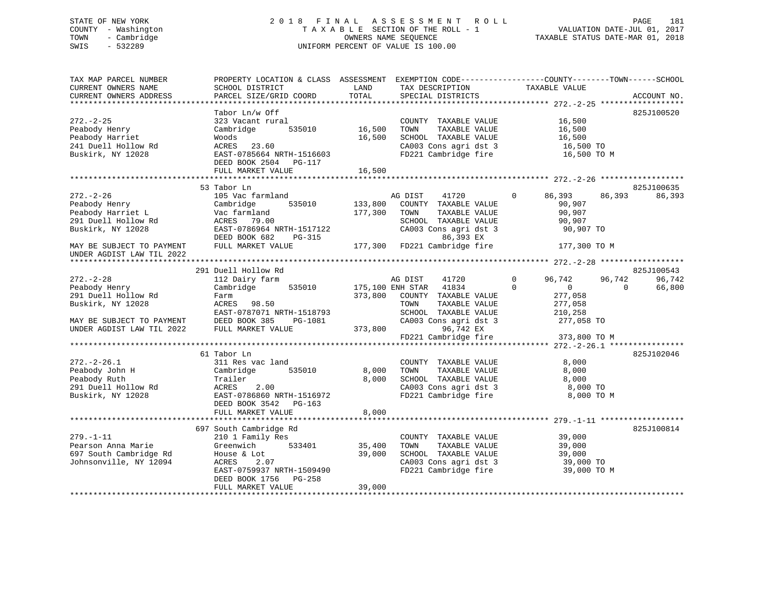STATE OF NEW YORK
COUNTY - Washington
TOWN - Cambridge
SWIS - 532289

2018 FINAL ASSESSMENT ROLL
TAXABLE SECTION OF THE ROLL - 1
OWNERS NAME SEQUENCE
UNIFORM PERCENT OF VALUE IS 100.00

VALUATION DATE-JUL 01, 2017
TAXABLE STATUS DATE-MAR 01, 2018

```
TAX MAP PARCEL NUMBER          PROPERTY LOCATION & CLASS  ASSESSMENT  EXEMPTION CODE------------------COUNTY--------TOWN------SCHOOL
CURRENT OWNERS NAME            SCHOOL DISTRICT               LAND      TAX DESCRIPTION              TAXABLE VALUE
CURRENT OWNERS ADDRESS         PARCEL SIZE/GRID COORD        TOTAL     SPECIAL DISTRICTS                                          ACCOUNT NO.
******************************************************************************************************* 272.-2-25 ******************
                               Tabor Ln/w Off                                                                                   825J100520
272.-2-25                      323 Vacant rural                        COUNTY  TAXABLE VALUE            16,500
Peabody Henry                  Cambridge        535010       16,500    TOWN    TAXABLE VALUE            16,500
Peabody Harriet                Woods                         16,500    SCHOOL  TAXABLE VALUE            16,500
241 Duell Hollow Rd            ACRES    23.60                          CA003 Cons agri dst 3             16,500 TO
Buskirk, NY 12028              EAST-0785664 NRTH-1516603               FD221 Cambridge fire              16,500 TO M
                               DEED BOOK 2504   PG-117
                               FULL MARKET VALUE             16,500
******************************************************************************************************* 272.-2-26 ******************
                               53 Tabor Ln                                                                                      825J100635
272.-2-26                      105 Vac farmland                        AG DIST     41720           0      86,393      86,393      86,393
Peabody Henry                  Cambridge        535010      133,800    COUNTY  TAXABLE VALUE            90,907
Peabody Harriet L              Vac farmland                 177,300    TOWN    TAXABLE VALUE            90,907
291 Duell Hollow Rd            ACRES    79.00                          SCHOOL  TAXABLE VALUE            90,907
Buskirk, NY 12028              EAST-0786964 NRTH-1517122               CA003 Cons agri dst 3             90,907 TO
                               DEED BOOK 682    PG-315                       86,393 EX
MAY BE SUBJECT TO PAYMENT      FULL MARKET VALUE            177,300    FD221 Cambridge fire             177,300 TO M
UNDER AGDIST LAW TIL 2022
******************************************************************************************************* 272.-2-28 ******************
                               291 Duell Hollow Rd                                                                              825J100543
272.-2-28                      112 Dairy farm                          AG DIST     41720           0      96,742      96,742      96,742
Peabody Henry                  Cambridge        535010      175,100 ENH STAR    41834           0           0           0      66,800
291 Duell Hollow Rd            Farm                         373,800    COUNTY  TAXABLE VALUE           277,058
Buskirk, NY 12028              ACRES    98.50                          TOWN    TAXABLE VALUE           277,058
                               EAST-0787071 NRTH-1518793               SCHOOL  TAXABLE VALUE           210,258
MAY BE SUBJECT TO PAYMENT      DEED BOOK 385    PG-1081                CA003 Cons agri dst 3            277,058 TO
UNDER AGDIST LAW TIL 2022      FULL MARKET VALUE            373,800          96,742 EX
                                                                       FD221 Cambridge fire             373,800 TO M
******************************************************************************************************* 272.-2-26.1 ****************
                               61 Tabor Ln                                                                                      825J102046
272.-2-26.1                    311 Res vac land                        COUNTY  TAXABLE VALUE             8,000
Peabody John H                 Cambridge        535010        8,000    TOWN    TAXABLE VALUE             8,000
Peabody Ruth                   Trailer                        8,000    SCHOOL  TAXABLE VALUE             8,000
291 Duell Hollow Rd            ACRES     2.00                          CA003 Cons agri dst 3              8,000 TO
Buskirk, NY 12028              EAST-0786860 NRTH-1516972               FD221 Cambridge fire               8,000 TO M
                               DEED BOOK 3542   PG-163
                               FULL MARKET VALUE              8,000
******************************************************************************************************* 279.-1-11 ******************
                               697 South Cambridge Rd                                                                           825J100814
279.-1-11                      210 1 Family Res                        COUNTY  TAXABLE VALUE            39,000
Pearson Anna Marie             Greenwich        533401       35,400    TOWN    TAXABLE VALUE            39,000
697 South Cambridge Rd         House & Lot                   39,000    SCHOOL  TAXABLE VALUE            39,000
Johnsonville, NY 12094         ACRES     2.07                          CA003 Cons agri dst 3             39,000 TO
                               EAST-0759937 NRTH-1509490               FD221 Cambridge fire              39,000 TO M
                               DEED BOOK 1756   PG-258
                               FULL MARKET VALUE             39,000
************************************************************************************************************************************
```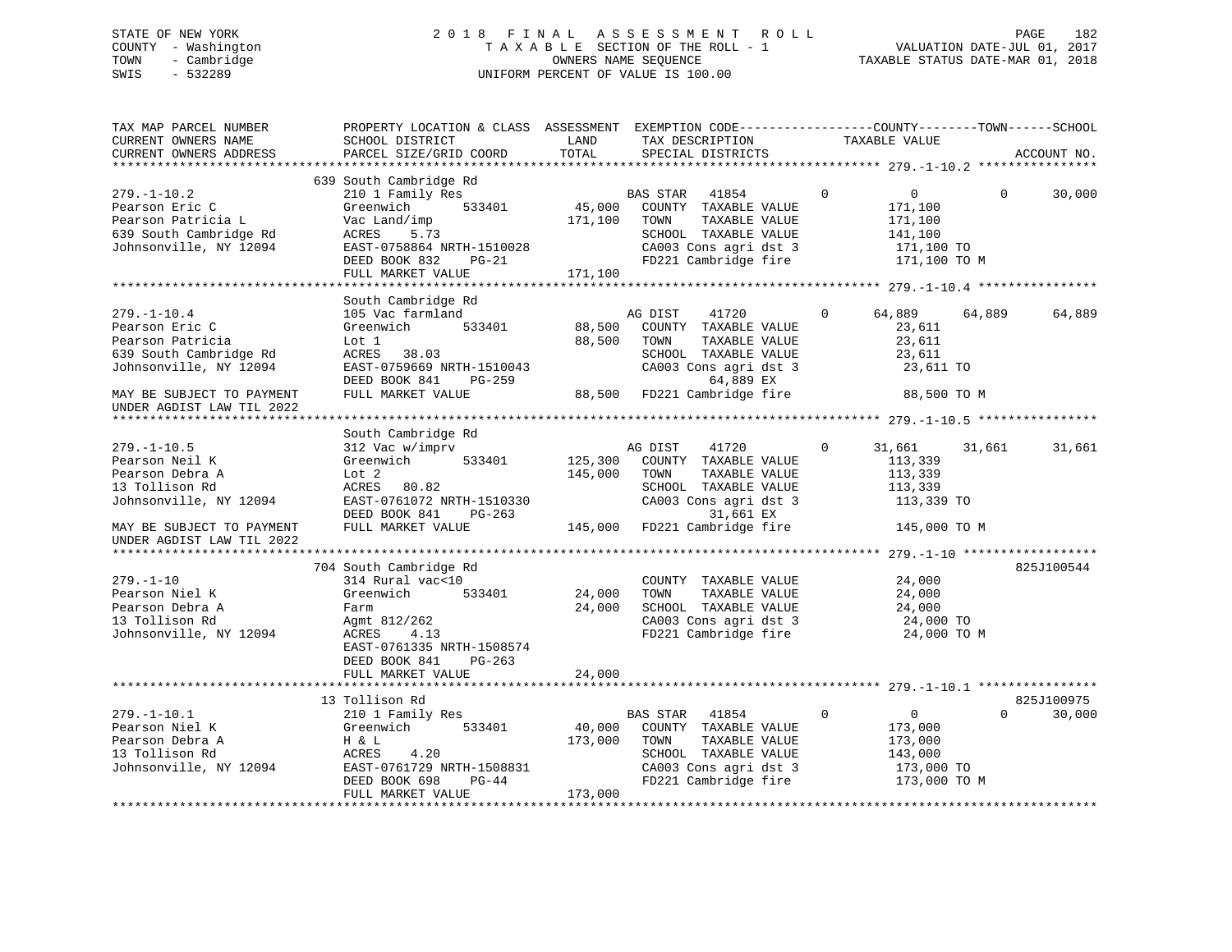STATE OF NEW YORK
COUNTY - Washington
TOWN - Cambridge
SWIS - 532289

# 2018 FINAL ASSESSMENT ROLL
TAXABLE SECTION OF THE ROLL - 1
OWNERS NAME SEQUENCE
UNIFORM PERCENT OF VALUE IS 100.00

VALUATION DATE-JUL 01, 2017
TAXABLE STATUS DATE-MAR 01, 2018

```
TAX MAP PARCEL NUMBER          PROPERTY LOCATION & CLASS  ASSESSMENT  EXEMPTION CODE------------------COUNTY--------TOWN------SCHOOL
CURRENT OWNERS NAME            SCHOOL DISTRICT               LAND      TAX DESCRIPTION             TAXABLE VALUE
CURRENT OWNERS ADDRESS         PARCEL SIZE/GRID COORD        TOTAL     SPECIAL DISTRICTS                                        ACCOUNT NO.
*********************************************************************************************** 279.-1-10.2 ****************
                               639 South Cambridge Rd
279.-1-10.2                    210 1 Family Res                  BAS STAR   41854         0          0           0      30,000
Pearson Eric C                 Greenwich        533401     45,000   COUNTY  TAXABLE VALUE          171,100
Pearson Patricia L             Vac Land/imp               171,100   TOWN    TAXABLE VALUE          171,100
639 South Cambridge Rd         ACRES    5.73                        SCHOOL  TAXABLE VALUE          141,100
Johnsonville, NY 12094         EAST-0758864 NRTH-1510028            CA003 Cons agri dst 3          171,100 TO
                               DEED BOOK 832    PG-21               FD221 Cambridge fire           171,100 TO M
                               FULL MARKET VALUE          171,100
*********************************************************************************************** 279.-1-10.4 ****************
                               South Cambridge Rd
279.-1-10.4                    105 Vac farmland                  AG DIST    41720         0     64,889      64,889      64,889
Pearson Eric C                 Greenwich        533401     88,500   COUNTY  TAXABLE VALUE           23,611
Pearson Patricia               Lot 1                       88,500   TOWN    TAXABLE VALUE           23,611
639 South Cambridge Rd         ACRES   38.03                        SCHOOL  TAXABLE VALUE           23,611
Johnsonville, NY 12094         EAST-0759669 NRTH-1510043            CA003 Cons agri dst 3           23,611 TO
                               DEED BOOK 841    PG-259                  64,889 EX
MAY BE SUBJECT TO PAYMENT      FULL MARKET VALUE           88,500   FD221 Cambridge fire            88,500 TO M
UNDER AGDIST LAW TIL 2022
*********************************************************************************************** 279.-1-10.5 ****************
                               South Cambridge Rd
279.-1-10.5                    312 Vac w/imprv                   AG DIST    41720         0     31,661      31,661      31,661
Pearson Neil K                 Greenwich        533401    125,300   COUNTY  TAXABLE VALUE          113,339
Pearson Debra A                Lot 2                      145,000   TOWN    TAXABLE VALUE          113,339
13 Tollison Rd                 ACRES   80.82                        SCHOOL  TAXABLE VALUE          113,339
Johnsonville, NY 12094         EAST-0761072 NRTH-1510330            CA003 Cons agri dst 3          113,339 TO
                               DEED BOOK 841    PG-263                  31,661 EX
MAY BE SUBJECT TO PAYMENT      FULL MARKET VALUE          145,000   FD221 Cambridge fire           145,000 TO M
UNDER AGDIST LAW TIL 2022
*********************************************************************************************** 279.-1-10 ******************
                               704 South Cambridge Rd                                                               825J100544
279.-1-10                      314 Rural vac<10                     COUNTY  TAXABLE VALUE           24,000
Pearson Niel K                 Greenwich        533401     24,000   TOWN    TAXABLE VALUE           24,000
Pearson Debra A                Farm                        24,000   SCHOOL  TAXABLE VALUE           24,000
13 Tollison Rd                 Agmt 812/262                         CA003 Cons agri dst 3           24,000 TO
Johnsonville, NY 12094         ACRES    4.13                        FD221 Cambridge fire            24,000 TO M
                               EAST-0761335 NRTH-1508574
                               DEED BOOK 841    PG-263
                               FULL MARKET VALUE           24,000
*********************************************************************************************** 279.-1-10.1 ****************
                               13 Tollison Rd                                                                       825J100975
279.-1-10.1                    210 1 Family Res                  BAS STAR   41854         0          0           0      30,000
Pearson Niel K                 Greenwich        533401     40,000   COUNTY  TAXABLE VALUE          173,000
Pearson Debra A                H & L                      173,000   TOWN    TAXABLE VALUE          173,000
13 Tollison Rd                 ACRES    4.20                        SCHOOL  TAXABLE VALUE          143,000
Johnsonville, NY 12094         EAST-0761729 NRTH-1508831            CA003 Cons agri dst 3          173,000 TO
                               DEED BOOK 698    PG-44               FD221 Cambridge fire           173,000 TO M
                               FULL MARKET VALUE          173,000
****************************************************************************************************************************
```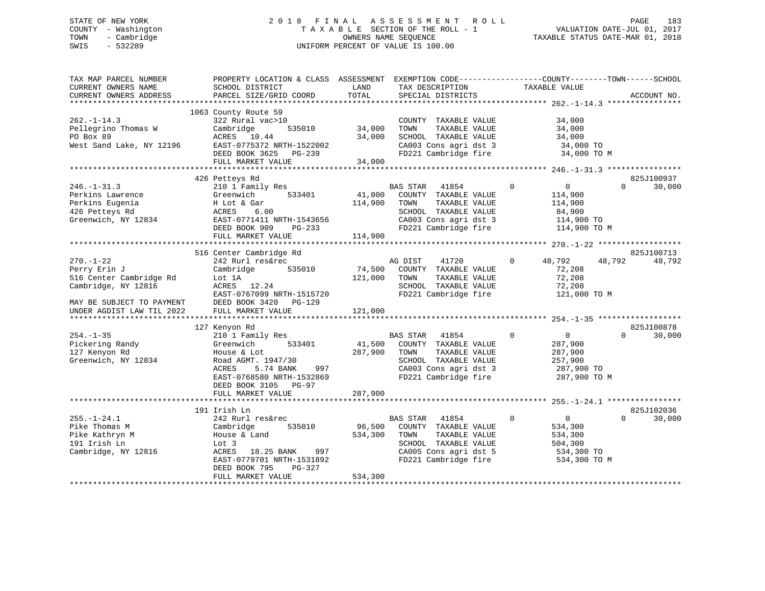STATE OF NEW YORK
COUNTY - Washington
TOWN - Cambridge
SWIS - 532289

2018 FINAL ASSESSMENT ROLL
TAXABLE SECTION OF THE ROLL - 1
OWNERS NAME SEQUENCE
UNIFORM PERCENT OF VALUE IS 100.00

VALUATION DATE-JUL 01, 2017
TAXABLE STATUS DATE-MAR 01, 2018

```
TAX MAP PARCEL NUMBER          PROPERTY LOCATION & CLASS  ASSESSMENT  EXEMPTION CODE------------------COUNTY--------TOWN------SCHOOL
CURRENT OWNERS NAME            SCHOOL DISTRICT              LAND      TAX DESCRIPTION             TAXABLE VALUE
CURRENT OWNERS ADDRESS         PARCEL SIZE/GRID COORD      TOTAL      SPECIAL DISTRICTS                                      ACCOUNT NO.
******************************************************************************************************* 262.-1-14.3 ****************
                         1063 County Route 59
262.-1-14.3                    322 Rural vac>10                       COUNTY  TAXABLE VALUE           34,000
Pellegrino Thomas W            Cambridge       535010        34,000   TOWN    TAXABLE VALUE           34,000
PO Box 89                      ACRES  10.44                  34,000   SCHOOL  TAXABLE VALUE           34,000
West Sand Lake, NY 12196       EAST-0775372 NRTH-1522002              CA003 Cons agri dst 3            34,000 TO
                               DEED BOOK 3625   PG-239                FD221 Cambridge fire             34,000 TO M
                               FULL MARKET VALUE             34,000
******************************************************************************************************* 246.-1-31.3 ****************
                         426 Petteys Rd                                                                                 825J100937
246.-1-31.3                    210 1 Family Res                    BAS STAR   41854         0         0           0       30,000
Perkins Lawrence               Greenwich       533401        41,000   COUNTY  TAXABLE VALUE          114,900
Perkins Eugenia                H Lot & Gar                  114,900   TOWN    TAXABLE VALUE          114,900
426 Petteys Rd                 ACRES   6.00                           SCHOOL  TAXABLE VALUE           84,900
Greenwich, NY 12834            EAST-0771411 NRTH-1543656              CA003 Cons agri dst 3           114,900 TO
                               DEED BOOK 909    PG-233                FD221 Cambridge fire            114,900 TO M
                               FULL MARKET VALUE            114,900
******************************************************************************************************* 270.-1-22 ******************
                         516 Center Cambridge Rd                                                                        825J100713
270.-1-22                      242 Rurl res&rec                    AG DIST    41720         0    48,792      48,792       48,792
Perry Erin J                   Cambridge       535010        74,500   COUNTY  TAXABLE VALUE           72,208
516 Center Cambridge Rd        Lot 1A                       121,000   TOWN    TAXABLE VALUE           72,208
Cambridge, NY 12816            ACRES  12.24                           SCHOOL  TAXABLE VALUE           72,208
                               EAST-0767099 NRTH-1515720              FD221 Cambridge fire            121,000 TO M
MAY BE SUBJECT TO PAYMENT      DEED BOOK 3420   PG-129
UNDER AGDIST LAW TIL 2022      FULL MARKET VALUE            121,000
******************************************************************************************************* 254.-1-35 ******************
                         127 Kenyon Rd                                                                                  825J100878
254.-1-35                      210 1 Family Res                    BAS STAR   41854         0         0           0       30,000
Pickering Randy                Greenwich       533401        41,500   COUNTY  TAXABLE VALUE          287,900
127 Kenyon Rd                  House & Lot                  287,900   TOWN    TAXABLE VALUE          287,900
Greenwich, NY 12834            Road AGMT. 1947/30                     SCHOOL  TAXABLE VALUE          257,900
                               ACRES   5.74 BANK    997               CA003 Cons agri dst 3           287,900 TO
                               EAST-0768580 NRTH-1532869              FD221 Cambridge fire            287,900 TO M
                               DEED BOOK 3105   PG-97
                               FULL MARKET VALUE            287,900
******************************************************************************************************* 255.-1-24.1 ****************
                         191 Irish Ln                                                                                   825J102036
255.-1-24.1                    242 Rurl res&rec                    BAS STAR   41854         0         0           0       30,000
Pike Thomas M                  Cambridge       535010        96,500   COUNTY  TAXABLE VALUE          534,300
Pike Kathryn M                 House & Land                 534,300   TOWN    TAXABLE VALUE          534,300
191 Irish Ln                   Lot 3                                  SCHOOL  TAXABLE VALUE          504,300
Cambridge, NY 12816            ACRES  18.25 BANK    997               CA005 Cons agri dst 5           534,300 TO
                               EAST-0779701 NRTH-1531892              FD221 Cambridge fire            534,300 TO M
                               DEED BOOK 795    PG-327
                               FULL MARKET VALUE            534,300
************************************************************************************************************************************
```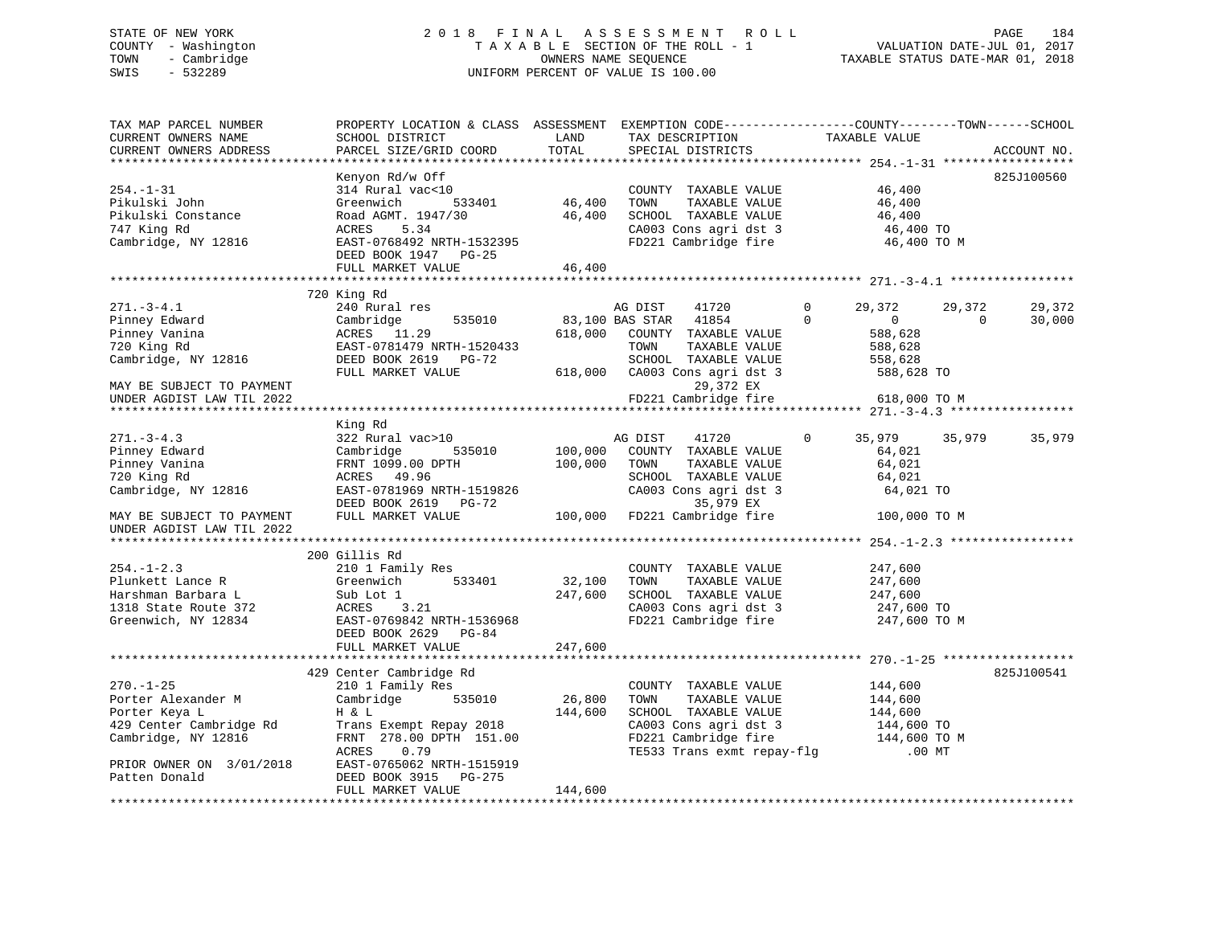STATE OF NEW YORK
COUNTY - Washington
TOWN - Cambridge
SWIS - 532289

# 2018 FINAL ASSESSMENT ROLL

TAXABLE SECTION OF THE ROLL - 1
OWNERS NAME SEQUENCE
UNIFORM PERCENT OF VALUE IS 100.00

VALUATION DATE-JUL 01, 2017
TAXABLE STATUS DATE-MAR 01, 2018

```
TAX MAP PARCEL NUMBER          PROPERTY LOCATION & CLASS  ASSESSMENT  EXEMPTION CODE-----------------COUNTY--------TOWN------SCHOOL
CURRENT OWNERS NAME            SCHOOL DISTRICT              LAND      TAX DESCRIPTION              TAXABLE VALUE
CURRENT OWNERS ADDRESS         PARCEL SIZE/GRID COORD       TOTAL     SPECIAL DISTRICTS                                    ACCOUNT NO.
************************************************************************************************ 254.-1-31 ******************
                               Kenyon Rd/w Off                                                                         825J100560
254.-1-31                      314 Rural vac<10                       COUNTY  TAXABLE VALUE          46,400
Pikulski John                  Greenwich      533401       46,400     TOWN    TAXABLE VALUE          46,400
Pikulski Constance             Road AGMT. 1947/30          46,400     SCHOOL  TAXABLE VALUE          46,400
747 King Rd                    ACRES     5.34                         CA003 Cons agri dst 3           46,400 TO
Cambridge, NY 12816            EAST-0768492 NRTH-1532395              FD221 Cambridge fire            46,400 TO M
                               DEED BOOK 1947   PG-25
                               FULL MARKET VALUE           46,400
************************************************************************************************ 271.-3-4.1 *****************
                               720 King Rd
271.-3-4.1                     240 Rural res                     AG DIST     41720          0      29,372     29,372     29,372
Pinney Edward                  Cambridge      535010       83,100 BAS STAR   41854          0           0          0     30,000
Pinney Vanina                  ACRES    11.29             618,000   COUNTY  TAXABLE VALUE         588,628
720 King Rd                    EAST-0781479 NRTH-1520433              TOWN    TAXABLE VALUE         588,628
Cambridge, NY 12816            DEED BOOK 2619   PG-72                 SCHOOL  TAXABLE VALUE         558,628
                               FULL MARKET VALUE          618,000   CA003 Cons agri dst 3          588,628 TO
MAY BE SUBJECT TO PAYMENT                                                  29,372 EX
UNDER AGDIST LAW TIL 2022                                             FD221 Cambridge fire           618,000 TO M
************************************************************************************************ 271.-3-4.3 *****************
                               King Rd
271.-3-4.3                     322 Rural vac>10                  AG DIST     41720          0      35,979     35,979     35,979
Pinney Edward                  Cambridge      535010      100,000   COUNTY  TAXABLE VALUE          64,021
Pinney Vanina                  FRNT 1099.00 DPTH          100,000   TOWN    TAXABLE VALUE          64,021
720 King Rd                    ACRES    49.96                         SCHOOL  TAXABLE VALUE          64,021
Cambridge, NY 12816            EAST-0781969 NRTH-1519826              CA003 Cons agri dst 3           64,021 TO
                               DEED BOOK 2619   PG-72                      35,979 EX
MAY BE SUBJECT TO PAYMENT      FULL MARKET VALUE          100,000   FD221 Cambridge fire           100,000 TO M
UNDER AGDIST LAW TIL 2022
************************************************************************************************ 254.-1-2.3 *****************
                               200 Gillis Rd
254.-1-2.3                     210 1 Family Res                       COUNTY  TAXABLE VALUE         247,600
Plunkett Lance R               Greenwich      533401       32,100     TOWN    TAXABLE VALUE         247,600
Harshman Barbara L             Sub Lot 1                  247,600     SCHOOL  TAXABLE VALUE         247,600
1318 State Route 372           ACRES     3.21                         CA003 Cons agri dst 3          247,600 TO
Greenwich, NY 12834            EAST-0769842 NRTH-1536968              FD221 Cambridge fire           247,600 TO M
                               DEED BOOK 2629   PG-84
                               FULL MARKET VALUE          247,600
************************************************************************************************ 270.-1-25 ******************
                               429 Center Cambridge Rd                                                                 825J100541
270.-1-25                      210 1 Family Res                       COUNTY  TAXABLE VALUE         144,600
Porter Alexander M             Cambridge      535010       26,800     TOWN    TAXABLE VALUE         144,600
Porter Keya L                  H & L                      144,600     SCHOOL  TAXABLE VALUE         144,600
429 Center Cambridge Rd        Trans Exempt Repay 2018                CA003 Cons agri dst 3          144,600 TO
Cambridge, NY 12816            FRNT  278.00 DPTH  151.00              FD221 Cambridge fire           144,600 TO M
                               ACRES     0.79                         TE533 Trans exmt repay-flg          .00 MT
PRIOR OWNER ON  3/01/2018      EAST-0765062 NRTH-1515919
Patten Donald                  DEED BOOK 3915   PG-275
                               FULL MARKET VALUE          144,600
******************************************************************************************************************************
```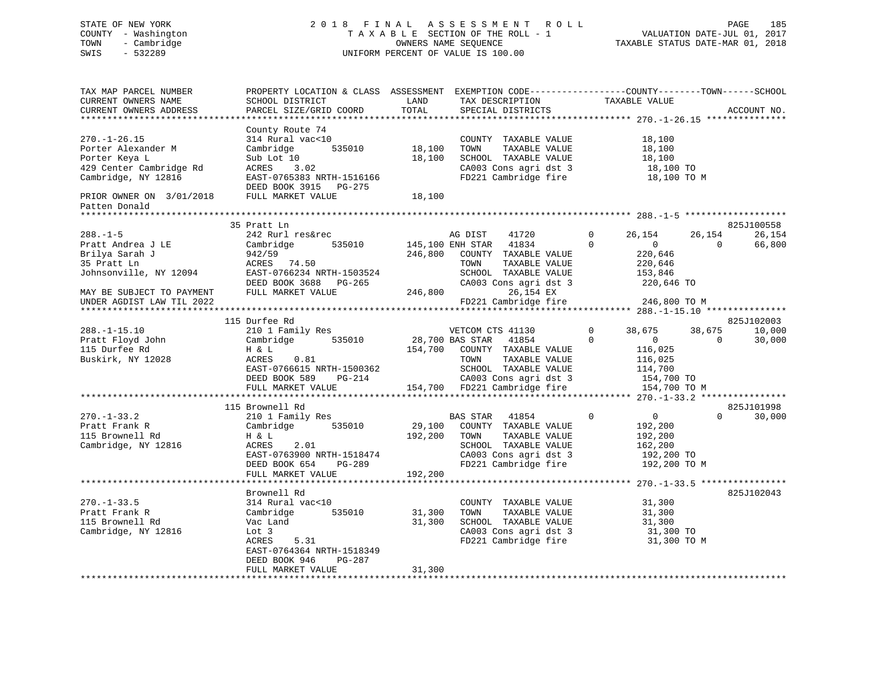STATE OF NEW YORK · COUNTY - Washington · TOWN - Cambridge · SWIS - 532289

**2018 FINAL ASSESSMENT ROLL**
TAXABLE SECTION OF THE ROLL - 1
OWNERS NAME SEQUENCE
UNIFORM PERCENT OF VALUE IS 100.00

VALUATION DATE-JUL 01, 2017
TAXABLE STATUS DATE-MAR 01, 2018

```
TAX MAP PARCEL NUMBER          PROPERTY LOCATION & CLASS  ASSESSMENT  EXEMPTION CODE-----------------COUNTY--------TOWN------SCHOOL
CURRENT OWNERS NAME            SCHOOL DISTRICT               LAND      TAX DESCRIPTION             TAXABLE VALUE
CURRENT OWNERS ADDRESS         PARCEL SIZE/GRID COORD        TOTAL     SPECIAL DISTRICTS                                    ACCOUNT NO.
******************************************************************************************************* 270.-1-26.15 ***************
                               County Route 74
270.-1-26.15                   314 Rural vac<10                        COUNTY  TAXABLE VALUE          18,100
Porter Alexander M             Cambridge       535010       18,100     TOWN    TAXABLE VALUE          18,100
Porter Keya L                  Sub Lot 10                   18,100     SCHOOL  TAXABLE VALUE          18,100
429 Center Cambridge Rd        ACRES    3.02                           CA003 Cons agri dst 3           18,100 TO
Cambridge, NY 12816            EAST-0765383 NRTH-1516166               FD221 Cambridge fire            18,100 TO M
                               DEED BOOK 3915   PG-275
PRIOR OWNER ON  3/01/2018      FULL MARKET VALUE            18,100
Patten Donald
******************************************************************************************************* 288.-1-5 *******************
                               35 Pratt Ln                                                                              825J100558
288.-1-5                       242 Rurl res&rec                        AG DIST     41720        0     26,154     26,154     26,154
Pratt Andrea J LE              Cambridge       535010      145,100 ENH STAR    41834        0          0          0     66,800
Brilya Sarah J                 942/59                      246,800     COUNTY  TAXABLE VALUE         220,646
35 Pratt Ln                    ACRES   74.50                           TOWN    TAXABLE VALUE         220,646
Johnsonville, NY 12094         EAST-0766234 NRTH-1503524               SCHOOL  TAXABLE VALUE         153,846
                               DEED BOOK 3688   PG-265                 CA003 Cons agri dst 3          220,646 TO
MAY BE SUBJECT TO PAYMENT      FULL MARKET VALUE           246,800           26,154 EX
UNDER AGDIST LAW TIL 2022                                              FD221 Cambridge fire           246,800 TO M
******************************************************************************************************* 288.-1-15.10 ***************
                               115 Durfee Rd                                                                            825J102003
288.-1-15.10                   210 1 Family Res                        VETCOM CTS 41130         0     38,675     38,675     10,000
Pratt Floyd John               Cambridge       535010       28,700 BAS STAR    41854        0          0          0     30,000
115 Durfee Rd                  H & L                       154,700     COUNTY  TAXABLE VALUE         116,025
Buskirk, NY 12028              ACRES    0.81                           TOWN    TAXABLE VALUE         116,025
                               EAST-0766615 NRTH-1500362               SCHOOL  TAXABLE VALUE         114,700
                               DEED BOOK 589    PG-214                 CA003 Cons agri dst 3          154,700 TO
                               FULL MARKET VALUE           154,700     FD221 Cambridge fire           154,700 TO M
******************************************************************************************************* 270.-1-33.2 ****************
                               115 Brownell Rd                                                                          825J101998
270.-1-33.2                    210 1 Family Res                        BAS STAR    41854        0          0          0     30,000
Pratt Frank R                  Cambridge       535010       29,100     COUNTY  TAXABLE VALUE         192,200
115 Brownell Rd                H & L                       192,200     TOWN    TAXABLE VALUE         192,200
Cambridge, NY 12816            ACRES    2.01                           SCHOOL  TAXABLE VALUE         162,200
                               EAST-0763900 NRTH-1518474               CA003 Cons agri dst 3          192,200 TO
                               DEED BOOK 654    PG-289                 FD221 Cambridge fire           192,200 TO M
                               FULL MARKET VALUE           192,200
******************************************************************************************************* 270.-1-33.5 ****************
                               Brownell Rd                                                                              825J102043
270.-1-33.5                    314 Rural vac<10                        COUNTY  TAXABLE VALUE          31,300
Pratt Frank R                  Cambridge       535010       31,300     TOWN    TAXABLE VALUE          31,300
115 Brownell Rd                Vac Land                     31,300     SCHOOL  TAXABLE VALUE          31,300
Cambridge, NY 12816            Lot 3                                   CA003 Cons agri dst 3           31,300 TO
                               ACRES    5.31                           FD221 Cambridge fire            31,300 TO M
                               EAST-0764364 NRTH-1518349
                               DEED BOOK 946    PG-287
                               FULL MARKET VALUE            31,300
************************************************************************************************************************************
```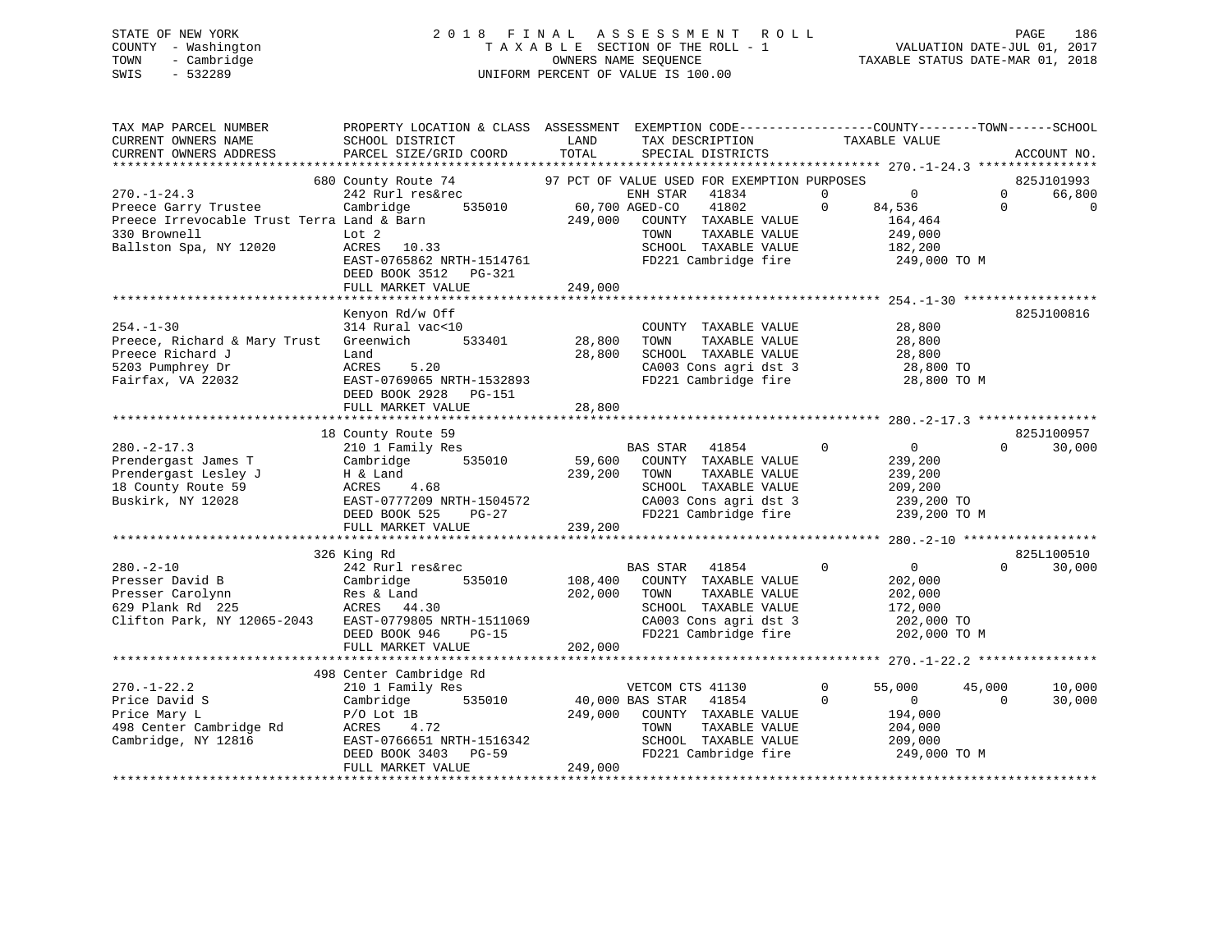STATE OF NEW YORK
COUNTY - Washington
TOWN - Cambridge
SWIS - 532289

2 0 1 8 F I N A L A S S E S S M E N T R O L L
T A X A B L E SECTION OF THE ROLL - 1
OWNERS NAME SEQUENCE
UNIFORM PERCENT OF VALUE IS 100.00

VALUATION DATE-JUL 01, 2017
TAXABLE STATUS DATE-MAR 01, 2018

```
TAX MAP PARCEL NUMBER          PROPERTY LOCATION & CLASS  ASSESSMENT  EXEMPTION CODE------------------COUNTY--------TOWN------SCHOOL
CURRENT OWNERS NAME            SCHOOL DISTRICT               LAND      TAX DESCRIPTION             TAXABLE VALUE
CURRENT OWNERS ADDRESS         PARCEL SIZE/GRID COORD        TOTAL     SPECIAL DISTRICTS                                  ACCOUNT NO.
******************************************************************************************** 270.-1-24.3 ****************
                    680 County Route 74            97 PCT OF VALUE USED FOR EXEMPTION PURPOSES                         825J101993
270.-1-24.3                    242 Rurl res&rec                     ENH STAR   41834          0          0          0     66,800
Preece Garry Trustee           Cambridge        535010    60,700 AGED-CO    41802          0     84,536          0          0
Preece Irrevocable Trust Terra Land & Barn                249,000   COUNTY  TAXABLE VALUE          164,464
330 Brownell                   Lot 2                                TOWN    TAXABLE VALUE          249,000
Ballston Spa, NY 12020         ACRES   10.33                        SCHOOL  TAXABLE VALUE          182,200
                               EAST-0765862 NRTH-1514761            FD221 Cambridge fire           249,000 TO M
                               DEED BOOK 3512   PG-321
                               FULL MARKET VALUE          249,000
******************************************************************************************** 254.-1-30 ******************
                    Kenyon Rd/w Off                                                                                 825J100816
254.-1-30                      314 Rural vac<10                     COUNTY  TAXABLE VALUE           28,800
Preece, Richard & Mary Trust   Greenwich        533401    28,800    TOWN    TAXABLE VALUE           28,800
Preece Richard J               Land                       28,800    SCHOOL  TAXABLE VALUE           28,800
5203 Pumphrey Dr               ACRES    5.20                        CA003 Cons agri dst 3           28,800 TO
Fairfax, VA 22032              EAST-0769065 NRTH-1532893            FD221 Cambridge fire            28,800 TO M
                               DEED BOOK 2928   PG-151
                               FULL MARKET VALUE           28,800
******************************************************************************************** 280.-2-17.3 ****************
                    18 County Route 59                                                                              825J100957
280.-2-17.3                    210 1 Family Res                     BAS STAR   41854          0          0          0     30,000
Prendergast James T            Cambridge        535010    59,600    COUNTY  TAXABLE VALUE          239,200
Prendergast Lesley J           H & Land                  239,200    TOWN    TAXABLE VALUE          239,200
18 County Route 59             ACRES    4.68                        SCHOOL  TAXABLE VALUE          209,200
Buskirk, NY 12028              EAST-0777209 NRTH-1504572            CA003 Cons agri dst 3          239,200 TO
                               DEED BOOK 525     PG-27              FD221 Cambridge fire           239,200 TO M
                               FULL MARKET VALUE          239,200
******************************************************************************************** 280.-2-10 ******************
                    326 King Rd                                                                                     825L100510
280.-2-10                      242 Rurl res&rec                     BAS STAR   41854          0          0          0     30,000
Presser David B                Cambridge        535010   108,400    COUNTY  TAXABLE VALUE          202,000
Presser Carolynn               Res & Land                202,000    TOWN    TAXABLE VALUE          202,000
629 Plank Rd  225              ACRES   44.30                        SCHOOL  TAXABLE VALUE          172,000
Clifton Park, NY 12065-2043    EAST-0779805 NRTH-1511069            CA003 Cons agri dst 3          202,000 TO
                               DEED BOOK 946     PG-15              FD221 Cambridge fire           202,000 TO M
                               FULL MARKET VALUE          202,000
******************************************************************************************** 270.-1-22.2 ****************
                    498 Center Cambridge Rd
270.-1-22.2                    210 1 Family Res                     VETCOM CTS 41130          0     55,000     45,000     10,000
Price David S                  Cambridge        535010    40,000 BAS STAR   41854          0          0          0     30,000
Price Mary L                   P/O Lot 1B                249,000    COUNTY  TAXABLE VALUE          194,000
498 Center Cambridge Rd        ACRES    4.72                        TOWN    TAXABLE VALUE          204,000
Cambridge, NY 12816            EAST-0766651 NRTH-1516342            SCHOOL  TAXABLE VALUE          209,000
                               DEED BOOK 3403   PG-59               FD221 Cambridge fire           249,000 TO M
                               FULL MARKET VALUE          249,000
*****************************************************************************************************************************
```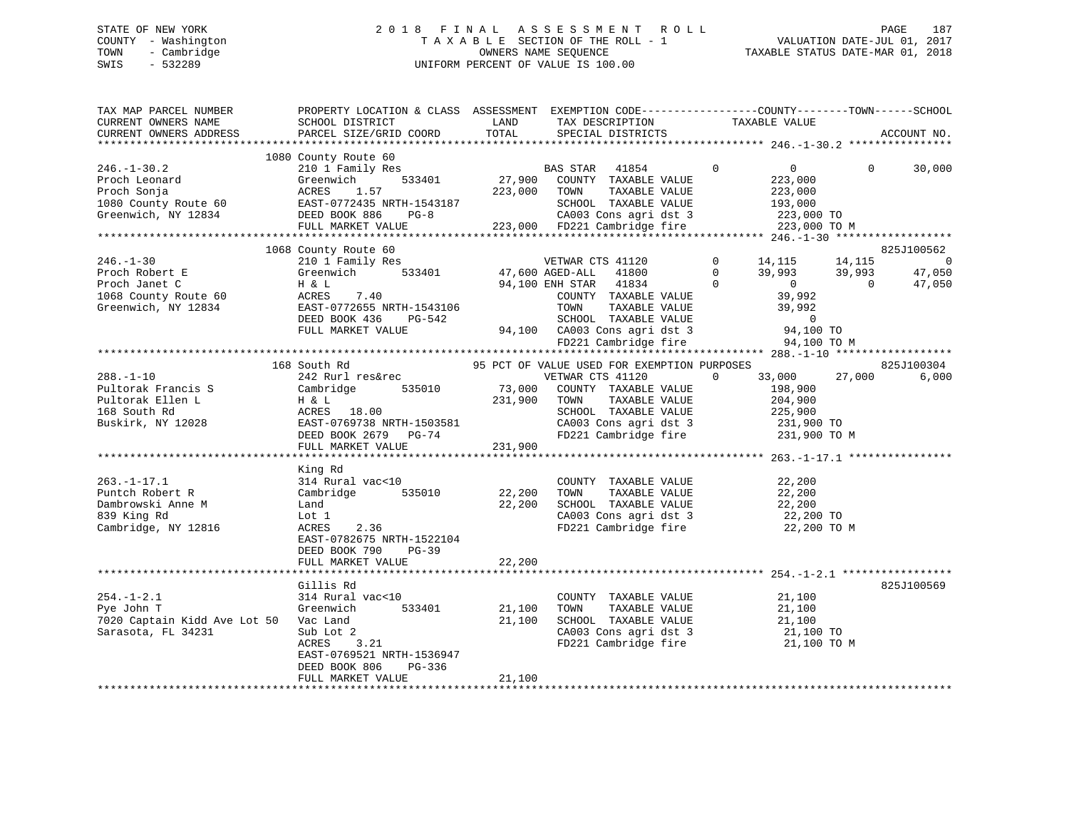STATE OF NEW YORK
COUNTY - Washington
TOWN - Cambridge
SWIS - 532289

2018 FINAL ASSESSMENT ROLL
TAXABLE SECTION OF THE ROLL - 1
OWNERS NAME SEQUENCE
UNIFORM PERCENT OF VALUE IS 100.00

VALUATION DATE-JUL 01, 2017
TAXABLE STATUS DATE-MAR 01, 2018

```
TAX MAP PARCEL NUMBER          PROPERTY LOCATION & CLASS  ASSESSMENT  EXEMPTION CODE------------------COUNTY--------TOWN------SCHOOL
CURRENT OWNERS NAME            SCHOOL DISTRICT              LAND      TAX DESCRIPTION            TAXABLE VALUE
CURRENT OWNERS ADDRESS         PARCEL SIZE/GRID COORD       TOTAL     SPECIAL DISTRICTS                                    ACCOUNT NO.
******************************************************************************************************* 246.-1-30.2 ****************
                               1080 County Route 60
246.-1-30.2                    210 1 Family Res                        BAS STAR   41854         0          0           0      30,000
Proch Leonard                  Greenwich        533401      27,900    COUNTY  TAXABLE VALUE            223,000
Proch Sonja                    ACRES     1.57              223,000    TOWN    TAXABLE VALUE            223,000
1080 County Route 60           EAST-0772435 NRTH-1543187              SCHOOL  TAXABLE VALUE            193,000
Greenwich, NY 12834            DEED BOOK 886    PG-8                  CA003 Cons agri dst 3             223,000 TO
                               FULL MARKET VALUE           223,000    FD221 Cambridge fire              223,000 TO M
******************************************************************************************************* 246.-1-30 ******************
                               1068 County Route 60                                                                    825J100562
246.-1-30                      210 1 Family Res                        VETWAR CTS 41120          0     14,115      14,115           0
Proch Robert E                 Greenwich        533401      47,600 AGED-ALL   41800          0     39,993      39,993      47,050
Proch Janet C                  H & L                        94,100 ENH STAR   41834          0          0           0      47,050
1068 County Route 60           ACRES     7.40                         COUNTY  TAXABLE VALUE             39,992
Greenwich, NY 12834            EAST-0772655 NRTH-1543106              TOWN    TAXABLE VALUE             39,992
                               DEED BOOK 436    PG-542                SCHOOL  TAXABLE VALUE                  0
                               FULL MARKET VALUE            94,100    CA003 Cons agri dst 3              94,100 TO
                                                                      FD221 Cambridge fire               94,100 TO M
******************************************************************************************************* 288.-1-10 ******************
                               168 South Rd                95 PCT OF VALUE USED FOR EXEMPTION PURPOSES                 825J100304
288.-1-10                      242 Rurl res&rec                        VETWAR CTS 41120          0     33,000      27,000       6,000
Pultorak Francis S             Cambridge        535010      73,000    COUNTY  TAXABLE VALUE            198,900
Pultorak Ellen L               H & L                       231,900    TOWN    TAXABLE VALUE            204,900
168 South Rd                   ACRES    18.00                         SCHOOL  TAXABLE VALUE            225,900
Buskirk, NY 12028              EAST-0769738 NRTH-1503581              CA003 Cons agri dst 3             231,900 TO
                               DEED BOOK 2679   PG-74                 FD221 Cambridge fire              231,900 TO M
                               FULL MARKET VALUE           231,900
******************************************************************************************************* 263.-1-17.1 ****************
                               King Rd
263.-1-17.1                    314 Rural vac<10                       COUNTY  TAXABLE VALUE             22,200
Puntch Robert R                Cambridge        535010      22,200    TOWN    TAXABLE VALUE             22,200
Dambrowski Anne M              Land                         22,200    SCHOOL  TAXABLE VALUE             22,200
839 King Rd                    Lot 1                                  CA003 Cons agri dst 3              22,200 TO
Cambridge, NY 12816            ACRES     2.36                         FD221 Cambridge fire               22,200 TO M
                               EAST-0782675 NRTH-1522104
                               DEED BOOK 790    PG-39
                               FULL MARKET VALUE            22,200
******************************************************************************************************* 254.-1-2.1 *****************
                               Gillis Rd                                                                               825J100569
254.-1-2.1                     314 Rural vac<10                       COUNTY  TAXABLE VALUE             21,100
Pye John T                     Greenwich        533401      21,100    TOWN    TAXABLE VALUE             21,100
7020 Captain Kidd Ave Lot 50   Vac Land                     21,100    SCHOOL  TAXABLE VALUE             21,100
Sarasota, FL 34231             Sub Lot 2                              CA003 Cons agri dst 3              21,100 TO
                               ACRES     3.21                         FD221 Cambridge fire               21,100 TO M
                               EAST-0769521 NRTH-1536947
                               DEED BOOK 806    PG-336
                               FULL MARKET VALUE            21,100
************************************************************************************************************************************
```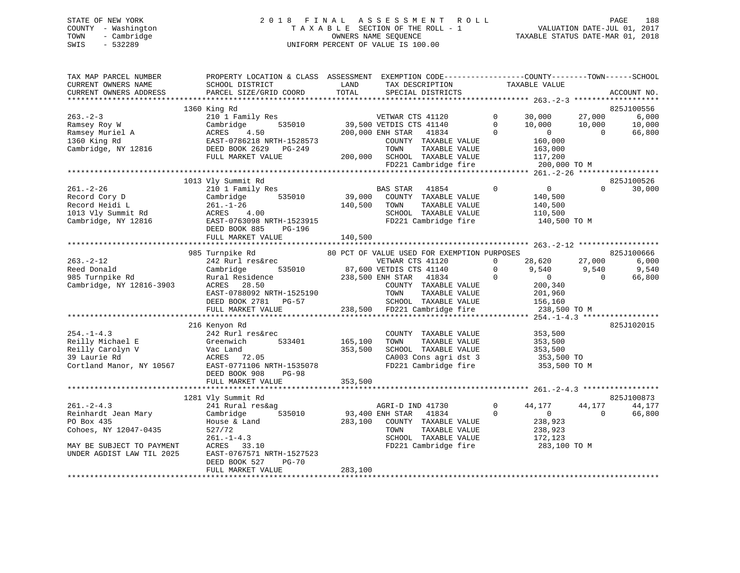STATE OF NEW YORK
COUNTY - Washington
TOWN - Cambridge
SWIS - 532289

2 0 1 8 F I N A L A S S E S S M E N T R O L L
T A X A B L E SECTION OF THE ROLL - 1
OWNERS NAME SEQUENCE
UNIFORM PERCENT OF VALUE IS 100.00

VALUATION DATE-JUL 01, 2017
TAXABLE STATUS DATE-MAR 01, 2018

| TAX MAP PARCEL NUMBER / CURRENT OWNERS NAME / CURRENT OWNERS ADDRESS | PROPERTY LOCATION & CLASS / SCHOOL DISTRICT / PARCEL SIZE/GRID COORD | ASSESSMENT LAND / TOTAL | EXEMPTION CODE / TAX DESCRIPTION / SPECIAL DISTRICTS | | COUNTY TAXABLE VALUE | TOWN | SCHOOL | ACCOUNT NO. |
|---|---|---|---|---|---|---|---|---|
| | 1360 King Rd | | | | | | | 825J100556 |
| 263.-2-3 | 210 1 Family Res | | VETWAR CTS 41120 | 0 | 30,000 | 27,000 | 6,000 | |
| Ramsey Roy W | Cambridge 535010 | 39,500 | VETDIS CTS 41140 | 0 | 10,000 | 10,000 | 10,000 | |
| Ramsey Muriel A | ACRES 4.50 | 200,000 | ENH STAR 41834 | 0 | 0 | 0 | 66,800 | |
| 1360 King Rd | EAST-0786218 NRTH-1528573 | | COUNTY TAXABLE VALUE | | 160,000 | | | |
| Cambridge, NY 12816 | DEED BOOK 2629 PG-249 | | TOWN TAXABLE VALUE | | 163,000 | | | |
| | FULL MARKET VALUE | 200,000 | SCHOOL TAXABLE VALUE | | 117,200 | | | |
| | | | FD221 Cambridge fire | | 200,000 TO M | | | |
| | 1013 Vly Summit Rd | | | | | | | 825J100526 |
| 261.-2-26 | 210 1 Family Res | | BAS STAR 41854 | 0 | 0 | 0 | 30,000 | |
| Record Cory D | Cambridge 535010 | 39,000 | COUNTY TAXABLE VALUE | | 140,500 | | | |
| Record Heidi L | 261.-1-26 | 140,500 | TOWN TAXABLE VALUE | | 140,500 | | | |
| 1013 Vly Summit Rd | ACRES 4.00 | | SCHOOL TAXABLE VALUE | | 110,500 | | | |
| Cambridge, NY 12816 | EAST-0763098 NRTH-1523915 | | FD221 Cambridge fire | | 140,500 TO M | | | |
| | DEED BOOK 885 PG-196 | | | | | | | |
| | FULL MARKET VALUE | 140,500 | | | | | | |
| | 985 Turnpike Rd | | 80 PCT OF VALUE USED FOR EXEMPTION PURPOSES | | | | | 825J100666 |
| 263.-2-12 | 242 Rurl res&rec | | VETWAR CTS 41120 | 0 | 28,620 | 27,000 | 6,000 | |
| Reed Donald | Cambridge 535010 | 87,600 | VETDIS CTS 41140 | 0 | 9,540 | 9,540 | 9,540 | |
| 985 Turnpike Rd | Rural Residence | 238,500 | ENH STAR 41834 | 0 | 0 | 0 | 66,800 | |
| Cambridge, NY 12816-3903 | ACRES 28.50 | | COUNTY TAXABLE VALUE | | 200,340 | | | |
| | EAST-0788092 NRTH-1525190 | | TOWN TAXABLE VALUE | | 201,960 | | | |
| | DEED BOOK 2781 PG-57 | | SCHOOL TAXABLE VALUE | | 156,160 | | | |
| | FULL MARKET VALUE | 238,500 | FD221 Cambridge fire | | 238,500 TO M | | | |
| | 216 Kenyon Rd | | | | | | | 825J102015 |
| 254.-1-4.3 | 242 Rurl res&rec | | COUNTY TAXABLE VALUE | | 353,500 | | | |
| Reilly Michael E | Greenwich 533401 | 165,100 | TOWN TAXABLE VALUE | | 353,500 | | | |
| Reilly Carolyn V | Vac Land | 353,500 | SCHOOL TAXABLE VALUE | | 353,500 | | | |
| 39 Laurie Rd | ACRES 72.05 | | CA003 Cons agri dst 3 | | 353,500 TO | | | |
| Cortland Manor, NY 10567 | EAST-0771106 NRTH-1535078 | | FD221 Cambridge fire | | 353,500 TO M | | | |
| | DEED BOOK 908 PG-98 | | | | | | | |
| | FULL MARKET VALUE | 353,500 | | | | | | |
| | 1281 Vly Summit Rd | | | | | | | 825J100873 |
| 261.-2-4.3 | 241 Rural res&ag | | AGRI-D IND 41730 | 0 | 44,177 | 44,177 | 44,177 | |
| Reinhardt Jean Mary | Cambridge 535010 | 93,400 | ENH STAR 41834 | 0 | 0 | 0 | 66,800 | |
| PO Box 435 | House & Land | 283,100 | COUNTY TAXABLE VALUE | | 238,923 | | | |
| Cohoes, NY 12047-0435 | 527/72 | | TOWN TAXABLE VALUE | | 238,923 | | | |
| | 261.-1-4.3 | | SCHOOL TAXABLE VALUE | | 172,123 | | | |
| MAY BE SUBJECT TO PAYMENT | ACRES 33.10 | | FD221 Cambridge fire | | 283,100 TO M | | | |
| UNDER AGDIST LAW TIL 2025 | EAST-0767571 NRTH-1527523 | | | | | | | |
| | DEED BOOK 527 PG-70 | | | | | | | |
| | FULL MARKET VALUE | 283,100 | | | | | | |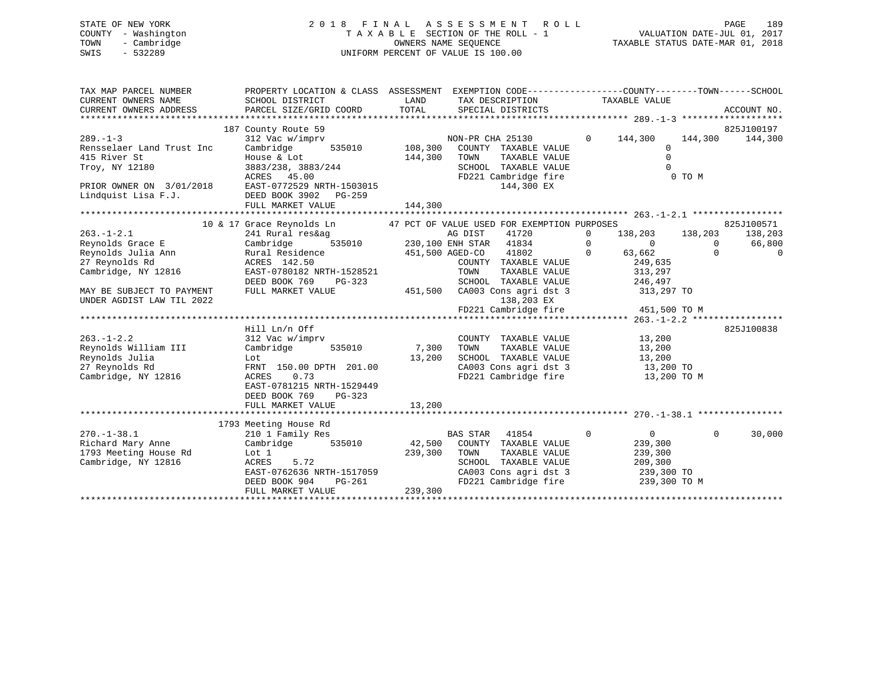STATE OF NEW YORK
COUNTY - Washington
TOWN - Cambridge
SWIS - 532289

2 0 1 8 F I N A L A S S E S S M E N T R O L L
T A X A B L E SECTION OF THE ROLL - 1
OWNERS NAME SEQUENCE
UNIFORM PERCENT OF VALUE IS 100.00

VALUATION DATE-JUL 01, 2017
TAXABLE STATUS DATE-MAR 01, 2018

```
TAX MAP PARCEL NUMBER          PROPERTY LOCATION & CLASS  ASSESSMENT  EXEMPTION CODE------------------COUNTY--------TOWN------SCHOOL
CURRENT OWNERS NAME            SCHOOL DISTRICT            LAND        TAX DESCRIPTION            TAXABLE VALUE
CURRENT OWNERS ADDRESS         PARCEL SIZE/GRID COORD     TOTAL       SPECIAL DISTRICTS                                    ACCOUNT NO.
******************************************************************************************************* 289.-1-3 *******************
                          187 County Route 59                                                                     825J100197
289.-1-3                       312 Vac w/imprv                        NON-PR CHA 25130       0     144,300    144,300    144,300
Rensselaer Land Trust Inc      Cambridge       535010     108,300     COUNTY  TAXABLE VALUE              0
415 River St                   House & Lot                144,300     TOWN    TAXABLE VALUE              0
Troy, NY 12180                 3883/238, 3883/244                     SCHOOL  TAXABLE VALUE              0
                               ACRES   45.00                          FD221 Cambridge fire                  0 TO M
PRIOR OWNER ON 3/01/2018       EAST-0772529 NRTH-1503015                      144,300 EX
Lindquist Lisa F.J.            DEED BOOK 3902   PG-259
                               FULL MARKET VALUE          144,300
******************************************************************************************************* 263.-1-2.1 *****************
                    10 & 17 Grace Reynolds Ln        47 PCT OF VALUE USED FOR EXEMPTION PURPOSES                          825J100571
263.-1-2.1                     241 Rural res&ag                       AG DIST    41720       0     138,203    138,203    138,203
Reynolds Grace E               Cambridge       535010     230,100 ENH STAR   41834       0           0          0     66,800
Reynolds Julia Ann             Rural Residence            451,500 AGED-CO    41802       0      63,662          0          0
27 Reynolds Rd                 ACRES  142.50                          COUNTY  TAXABLE VALUE         249,635
Cambridge, NY 12816            EAST-0780182 NRTH-1528521              TOWN    TAXABLE VALUE         313,297
                               DEED BOOK 769    PG-323                SCHOOL  TAXABLE VALUE         246,497
MAY BE SUBJECT TO PAYMENT      FULL MARKET VALUE          451,500     CA003 Cons agri dst 3          313,297 TO
UNDER AGDIST LAW TIL 2022                                                     138,203 EX
                                                                      FD221 Cambridge fire           451,500 TO M
******************************************************************************************************* 263.-1-2.2 *****************
                               Hill Ln/n Off                                                                      825J100838
263.-1-2.2                     312 Vac w/imprv                        COUNTY  TAXABLE VALUE          13,200
Reynolds William III           Cambridge       535010       7,300     TOWN    TAXABLE VALUE          13,200
Reynolds Julia                 Lot                         13,200     SCHOOL  TAXABLE VALUE          13,200
27 Reynolds Rd                 FRNT 150.00 DPTH 201.00                CA003 Cons agri dst 3           13,200 TO
Cambridge, NY 12816            ACRES    0.73                          FD221 Cambridge fire            13,200 TO M
                               EAST-0781215 NRTH-1529449
                               DEED BOOK 769    PG-323
                               FULL MARKET VALUE           13,200
******************************************************************************************************* 270.-1-38.1 ****************
                          1793 Meeting House Rd
270.-1-38.1                    210 1 Family Res                       BAS STAR   41854       0           0          0     30,000
Richard Mary Anne              Cambridge       535010      42,500     COUNTY  TAXABLE VALUE         239,300
1793 Meeting House Rd          Lot 1                      239,300     TOWN    TAXABLE VALUE         239,300
Cambridge, NY 12816            ACRES    5.72                          SCHOOL  TAXABLE VALUE         209,300
                               EAST-0762636 NRTH-1517059              CA003 Cons agri dst 3          239,300 TO
                               DEED BOOK 904    PG-261                FD221 Cambridge fire           239,300 TO M
                               FULL MARKET VALUE          239,300
************************************************************************************************************************************
```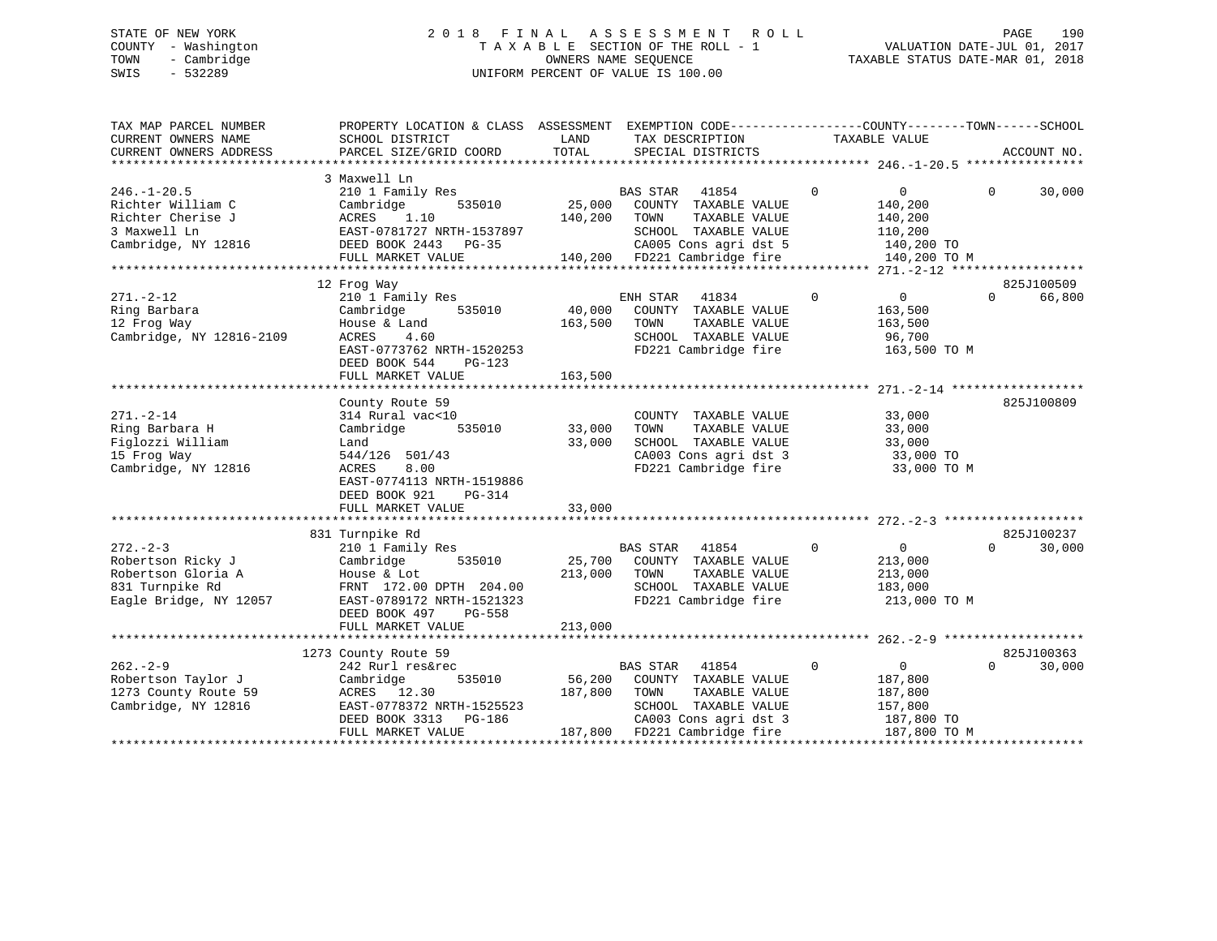STATE OF NEW YORK
COUNTY - Washington
TOWN - Cambridge
SWIS - 532289

# 2018 FINAL ASSESSMENT ROLL

TAXABLE SECTION OF THE ROLL - 1
OWNERS NAME SEQUENCE
UNIFORM PERCENT OF VALUE IS 100.00

VALUATION DATE-JUL 01, 2017
TAXABLE STATUS DATE-MAR 01, 2018

| TAX MAP PARCEL NUMBER / CURRENT OWNERS NAME / CURRENT OWNERS ADDRESS | PROPERTY LOCATION & CLASS / SCHOOL DISTRICT / PARCEL SIZE/GRID COORD | ASSESSMENT LAND / TOTAL | EXEMPTION CODE / TAX DESCRIPTION / SPECIAL DISTRICTS | COUNTY TAXABLE VALUE | TOWN | SCHOOL / ACCOUNT NO. |
|---|---|---|---|---|---|---|
| **246.-1-20.5** | 3 Maxwell Ln | | | | | |
| 246.-1-20.5 | 210 1 Family Res | | BAS STAR 41854 | 0 | 0 | 0 30,000 |
| Richter William C | Cambridge 535010 | 25,000 | COUNTY TAXABLE VALUE | 140,200 | | |
| Richter Cherise J | ACRES 1.10 | 140,200 | TOWN TAXABLE VALUE | 140,200 | | |
| 3 Maxwell Ln | EAST-0781727 NRTH-1537897 | | SCHOOL TAXABLE VALUE | 110,200 | | |
| Cambridge, NY 12816 | DEED BOOK 2443 PG-35 | | CA005 Cons agri dst 5 | 140,200 TO | | |
| | FULL MARKET VALUE | 140,200 | FD221 Cambridge fire | 140,200 TO M | | |
| **271.-2-12** | 12 Frog Way | | | | | 825J100509 |
| 271.-2-12 | 210 1 Family Res | | ENH STAR 41834 | 0 | 0 | 0 66,800 |
| Ring Barbara | Cambridge 535010 | 40,000 | COUNTY TAXABLE VALUE | 163,500 | | |
| 12 Frog Way | House & Land | 163,500 | TOWN TAXABLE VALUE | 163,500 | | |
| Cambridge, NY 12816-2109 | ACRES 4.60 | | SCHOOL TAXABLE VALUE | 96,700 | | |
| | EAST-0773762 NRTH-1520253 | | FD221 Cambridge fire | 163,500 TO M | | |
| | DEED BOOK 544 PG-123 | | | | | |
| | FULL MARKET VALUE | 163,500 | | | | |
| **271.-2-14** | County Route 59 | | | | | 825J100809 |
| 271.-2-14 | 314 Rural vac<10 | | COUNTY TAXABLE VALUE | 33,000 | | |
| Ring Barbara H | Cambridge 535010 | 33,000 | TOWN TAXABLE VALUE | 33,000 | | |
| Figlozzi William | Land | 33,000 | SCHOOL TAXABLE VALUE | 33,000 | | |
| 15 Frog Way | 544/126 501/43 | | CA003 Cons agri dst 3 | 33,000 TO | | |
| Cambridge, NY 12816 | ACRES 8.00 | | FD221 Cambridge fire | 33,000 TO M | | |
| | EAST-0774113 NRTH-1519886 | | | | | |
| | DEED BOOK 921 PG-314 | | | | | |
| | FULL MARKET VALUE | 33,000 | | | | |
| **272.-2-3** | 831 Turnpike Rd | | | | | 825J100237 |
| 272.-2-3 | 210 1 Family Res | | BAS STAR 41854 | 0 | 0 | 0 30,000 |
| Robertson Ricky J | Cambridge 535010 | 25,700 | COUNTY TAXABLE VALUE | 213,000 | | |
| Robertson Gloria A | House & Lot | 213,000 | TOWN TAXABLE VALUE | 213,000 | | |
| 831 Turnpike Rd | FRNT 172.00 DPTH 204.00 | | SCHOOL TAXABLE VALUE | 183,000 | | |
| Eagle Bridge, NY 12057 | EAST-0789172 NRTH-1521323 | | FD221 Cambridge fire | 213,000 TO M | | |
| | DEED BOOK 497 PG-558 | | | | | |
| | FULL MARKET VALUE | 213,000 | | | | |
| **262.-2-9** | 1273 County Route 59 | | | | | 825J100363 |
| 262.-2-9 | 242 Rurl res&rec | | BAS STAR 41854 | 0 | 0 | 0 30,000 |
| Robertson Taylor J | Cambridge 535010 | 56,200 | COUNTY TAXABLE VALUE | 187,800 | | |
| 1273 County Route 59 | ACRES 12.30 | 187,800 | TOWN TAXABLE VALUE | 187,800 | | |
| Cambridge, NY 12816 | EAST-0778372 NRTH-1525523 | | SCHOOL TAXABLE VALUE | 157,800 | | |
| | DEED BOOK 3313 PG-186 | | CA003 Cons agri dst 3 | 187,800 TO | | |
| | FULL MARKET VALUE | 187,800 | FD221 Cambridge fire | 187,800 TO M | | |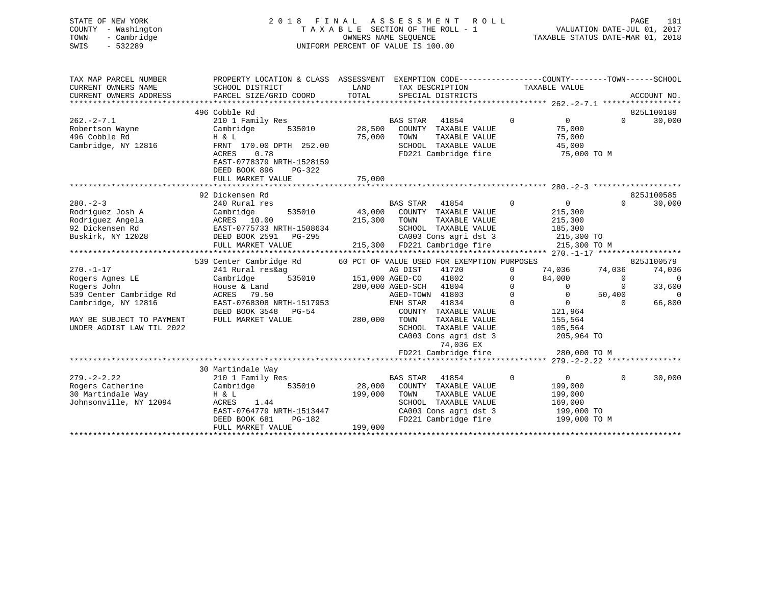STATE OF NEW YORK
COUNTY - Washington
TOWN - Cambridge
SWIS - 532289

2018 FINAL ASSESSMENT ROLL
TAXABLE SECTION OF THE ROLL - 1
OWNERS NAME SEQUENCE
UNIFORM PERCENT OF VALUE IS 100.00

VALUATION DATE-JUL 01, 2017
TAXABLE STATUS DATE-MAR 01, 2018

```
TAX MAP PARCEL NUMBER        PROPERTY LOCATION & CLASS  ASSESSMENT  EXEMPTION CODE------------------COUNTY--------TOWN------SCHOOL
CURRENT OWNERS NAME          SCHOOL DISTRICT              LAND      TAX DESCRIPTION              TAXABLE VALUE
CURRENT OWNERS ADDRESS       PARCEL SIZE/GRID COORD       TOTAL     SPECIAL DISTRICTS                                          ACCOUNT NO.
******************************************************************************************** 262.-2-7.1 *****************
                             496 Cobble Rd                                                                                 825L100189
262.-2-7.1                   210 1 Family Res                       BAS STAR   41854         0           0            0        30,000
Robertson Wayne              Cambridge        535010      28,500    COUNTY  TAXABLE VALUE             75,000
496 Cobble Rd                H & L                        75,000    TOWN    TAXABLE VALUE             75,000
Cambridge, NY 12816          FRNT 170.00 DPTH 252.00                SCHOOL  TAXABLE VALUE             45,000
                             ACRES    0.78                          FD221 Cambridge fire              75,000 TO M
                             EAST-0778379 NRTH-1528159
                             DEED BOOK 896    PG-322
                             FULL MARKET VALUE            75,000
******************************************************************************************** 280.-2-3 *******************
                             92 Dickensen Rd                                                                               825J100585
280.-2-3                     240 Rural res                          BAS STAR   41854         0           0            0        30,000
Rodriguez Josh A             Cambridge        535010      43,000    COUNTY  TAXABLE VALUE            215,300
Rodriguez Angela             ACRES   10.00               215,300    TOWN    TAXABLE VALUE            215,300
92 Dickensen Rd              EAST-0775733 NRTH-1508634              SCHOOL  TAXABLE VALUE            185,300
Buskirk, NY 12028            DEED BOOK 2591   PG-295                CA003 Cons agri dst 3            215,300 TO
                             FULL MARKET VALUE           215,300    FD221 Cambridge fire             215,300 TO M
******************************************************************************************** 270.-1-17 ******************
                             539 Center Cambridge Rd        60 PCT OF VALUE USED FOR EXEMPTION PURPOSES                    825J100579
270.-1-17                    241 Rural res&ag                       AG DIST    41720         0       74,036       74,036       74,036
Rogers Agnes LE              Cambridge        535010     151,000 AGED-CO    41802         0       84,000            0            0
Rogers John                  House & Land                280,000 AGED-SCH   41804         0            0            0       33,600
539 Center Cambridge Rd      ACRES   79.50                          AGED-TOWN  41803         0            0       50,400            0
Cambridge, NY 12816          EAST-0768308 NRTH-1517953              ENH STAR   41834         0            0            0       66,800
                             DEED BOOK 3548   PG-54                 COUNTY  TAXABLE VALUE            121,964
MAY BE SUBJECT TO PAYMENT    FULL MARKET VALUE           280,000    TOWN    TAXABLE VALUE            155,564
UNDER AGDIST LAW TIL 2022                                           SCHOOL  TAXABLE VALUE            105,564
                                                                    CA003 Cons agri dst 3            205,964 TO
                                                                         74,036 EX
                                                                    FD221 Cambridge fire             280,000 TO M
******************************************************************************************** 279.-2-2.22 ****************
                             30 Martindale Way
279.-2-2.22                  210 1 Family Res                       BAS STAR   41854         0           0            0        30,000
Rogers Catherine             Cambridge        535010      28,000    COUNTY  TAXABLE VALUE            199,000
30 Martindale Way            H & L                       199,000    TOWN    TAXABLE VALUE            199,000
Johnsonville, NY 12094       ACRES    1.44                          SCHOOL  TAXABLE VALUE            169,000
                             EAST-0764779 NRTH-1513447              CA003 Cons agri dst 3            199,000 TO
                             DEED BOOK 681    PG-182                FD221 Cambridge fire             199,000 TO M
                             FULL MARKET VALUE           199,000
****************************************************************************************************************************
```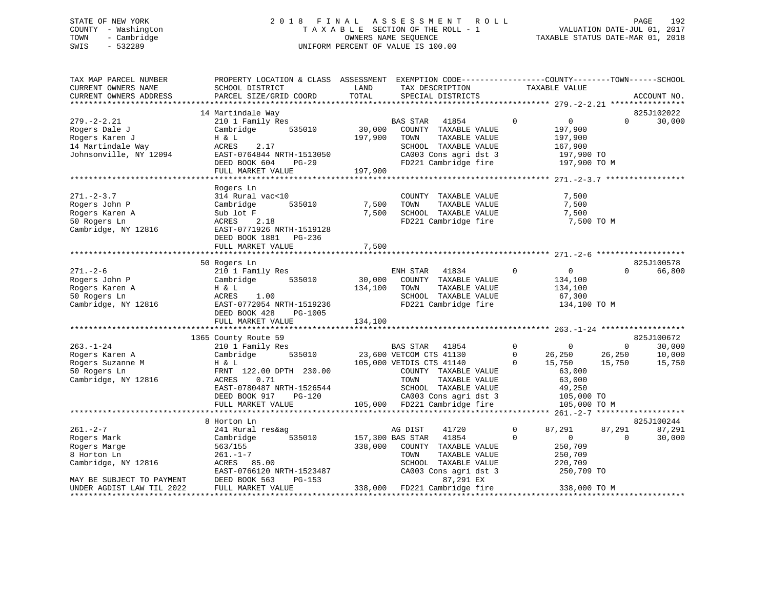STATE OF NEW YORK
COUNTY - Washington
TOWN - Cambridge
SWIS - 532289

2 0 1 8 F I N A L A S S E S S M E N T R O L L
T A X A B L E SECTION OF THE ROLL - 1
OWNERS NAME SEQUENCE
UNIFORM PERCENT OF VALUE IS 100.00

VALUATION DATE-JUL 01, 2017
TAXABLE STATUS DATE-MAR 01, 2018

```
TAX MAP PARCEL NUMBER          PROPERTY LOCATION & CLASS  ASSESSMENT  EXEMPTION CODE------------------COUNTY--------TOWN------SCHOOL
CURRENT OWNERS NAME            SCHOOL DISTRICT              LAND      TAX DESCRIPTION            TAXABLE VALUE
CURRENT OWNERS ADDRESS         PARCEL SIZE/GRID COORD       TOTAL     SPECIAL DISTRICTS                                  ACCOUNT NO.
******************************************************************************************************* 279.-2-2.21 ****************
                               14 Martindale Way                                                                        825J102022
279.-2-2.21                    210 1 Family Res                       BAS STAR   41854        0          0          0     30,000
Rogers Dale J                  Cambridge         535010      30,000   COUNTY  TAXABLE VALUE           197,900
Rogers Karen J                 H & L                        197,900   TOWN    TAXABLE VALUE           197,900
14 Martindale Way              ACRES     2.17                         SCHOOL  TAXABLE VALUE           167,900
Johnsonville, NY 12094         EAST-0764844 NRTH-1513050              CA003 Cons agri dst 3           197,900 TO
                               DEED BOOK 604     PG-29                FD221 Cambridge fire            197,900 TO M
                               FULL MARKET VALUE            197,900
******************************************************************************************************* 271.-2-3.7 *****************
                               Rogers Ln
271.-2-3.7                     314 Rural vac<10                       COUNTY  TAXABLE VALUE             7,500
Rogers John P                  Cambridge         535010       7,500   TOWN    TAXABLE VALUE             7,500
Rogers Karen A                 Sub lot F                      7,500   SCHOOL  TAXABLE VALUE             7,500
50 Rogers Ln                   ACRES     2.18                         FD221 Cambridge fire              7,500 TO M
Cambridge, NY 12816            EAST-0771926 NRTH-1519128
                               DEED BOOK 1881    PG-236
                               FULL MARKET VALUE              7,500
******************************************************************************************************* 271.-2-6 *******************
                               50 Rogers Ln                                                                             825J100578
271.-2-6                       210 1 Family Res                       ENH STAR   41834        0          0          0     66,800
Rogers John P                  Cambridge         535010      30,000   COUNTY  TAXABLE VALUE           134,100
Rogers Karen A                 H & L                        134,100   TOWN    TAXABLE VALUE           134,100
50 Rogers Ln                   ACRES     1.00                         SCHOOL  TAXABLE VALUE            67,300
Cambridge, NY 12816            EAST-0772054 NRTH-1519236              FD221 Cambridge fire            134,100 TO M
                               DEED BOOK 428     PG-1005
                               FULL MARKET VALUE            134,100
******************************************************************************************************* 263.-1-24 ******************
                               1365 County Route 59                                                                     825J100672
263.-1-24                      210 1 Family Res                       BAS STAR   41854        0          0          0     30,000
Rogers Karen A                 Cambridge         535010      23,600 VETCOM CTS 41130        0     26,250     26,250     10,000
Rogers Suzanne M               H & L                        105,000 VETDIS CTS 41140        0     15,750     15,750     15,750
50 Rogers Ln                   FRNT 122.00 DPTH 230.00                COUNTY  TAXABLE VALUE            63,000
Cambridge, NY 12816            ACRES     0.71                         TOWN    TAXABLE VALUE            63,000
                               EAST-0780487 NRTH-1526544              SCHOOL  TAXABLE VALUE            49,250
                               DEED BOOK 917     PG-120               CA003 Cons agri dst 3           105,000 TO
                               FULL MARKET VALUE            105,000   FD221 Cambridge fire            105,000 TO M
******************************************************************************************************* 261.-2-7 *******************
                               8 Horton Ln                                                                              825J100244
261.-2-7                       241 Rural res&ag                       AG DIST    41720        0     87,291     87,291     87,291
Rogers Mark                    Cambridge         535010     157,300 BAS STAR   41854        0          0          0     30,000
Rogers Marge                   563/155                      338,000   COUNTY  TAXABLE VALUE           250,709
8 Horton Ln                    261.-1-7                               TOWN    TAXABLE VALUE           250,709
Cambridge, NY 12816            ACRES    85.00                         SCHOOL  TAXABLE VALUE           220,709
                               EAST-0766120 NRTH-1523487              CA003 Cons agri dst 3           250,709 TO
MAY BE SUBJECT TO PAYMENT      DEED BOOK 563     PG-153                    87,291 EX
UNDER AGDIST LAW TIL 2022      FULL MARKET VALUE            338,000   FD221 Cambridge fire            338,000 TO M
************************************************************************************************************************************
```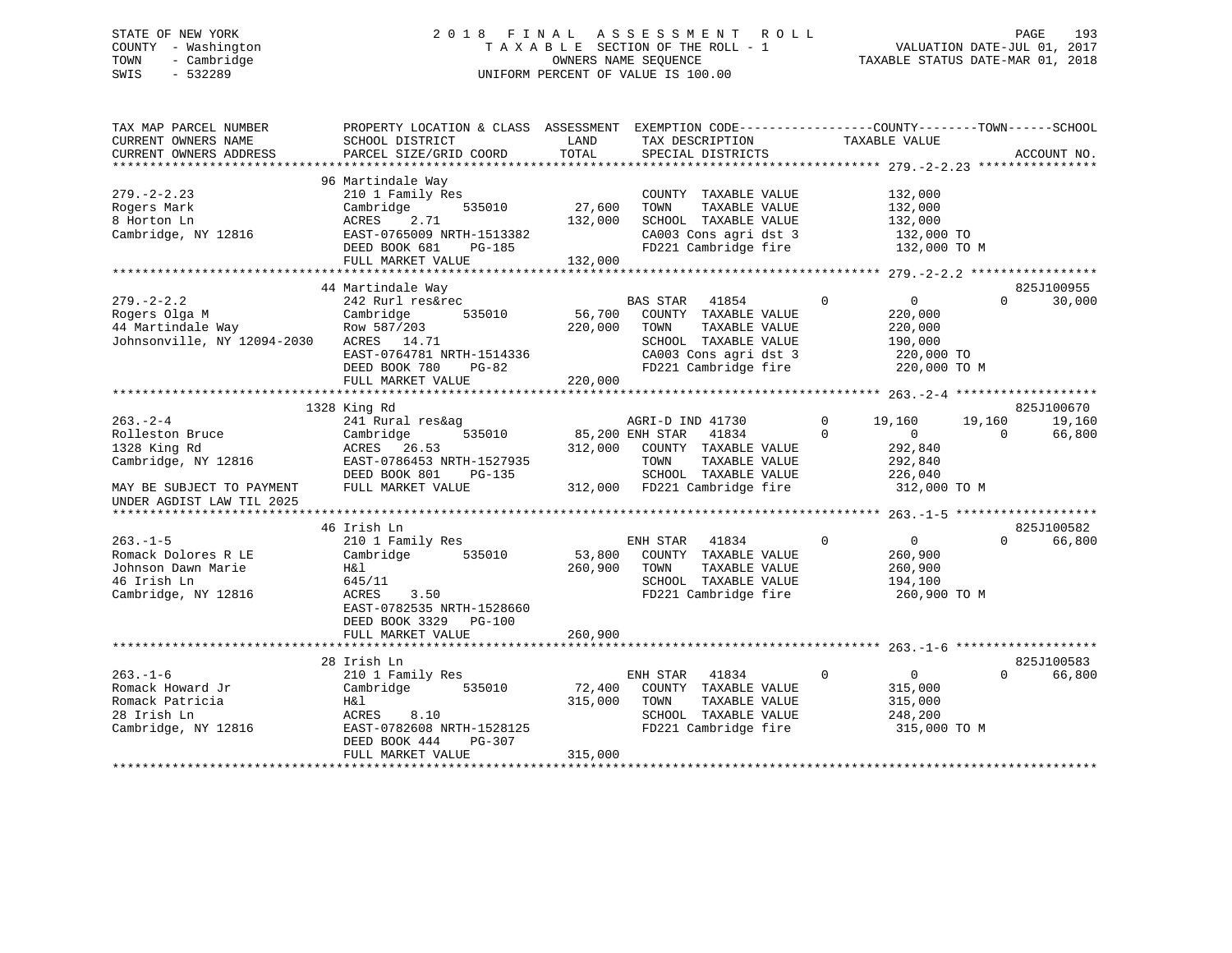STATE OF NEW YORK
COUNTY - Washington
TOWN - Cambridge
SWIS - 532289

# 2018 FINAL ASSESSMENT ROLL

TAXABLE SECTION OF THE ROLL - 1
OWNERS NAME SEQUENCE
UNIFORM PERCENT OF VALUE IS 100.00

VALUATION DATE-JUL 01, 2017
TAXABLE STATUS DATE-MAR 01, 2018

| TAX MAP PARCEL NUMBER / CURRENT OWNERS NAME / CURRENT OWNERS ADDRESS | PROPERTY LOCATION & CLASS / SCHOOL DISTRICT / PARCEL SIZE/GRID COORD | ASSESSMENT LAND / TOTAL | EXEMPTION CODE / TAX DESCRIPTION / SPECIAL DISTRICTS | COUNTY TAXABLE VALUE | TOWN | SCHOOL | ACCOUNT NO. |
|---|---|---|---|---|---|---|---|
| **279.-2-2.23** | 96 Martindale Way | | | | | | |
| 279.-2-2.23 | 210 1 Family Res | | COUNTY TAXABLE VALUE | 132,000 | | | |
| Rogers Mark | Cambridge 535010 | 27,600 | TOWN TAXABLE VALUE | 132,000 | | | |
| 8 Horton Ln | ACRES 2.71 | 132,000 | SCHOOL TAXABLE VALUE | 132,000 | | | |
| Cambridge, NY 12816 | EAST-0765009 NRTH-1513382 | | CA003 Cons agri dst 3 | 132,000 TO | | | |
| | DEED BOOK 681 PG-185 | | FD221 Cambridge fire | 132,000 TO M | | | |
| | FULL MARKET VALUE | 132,000 | | | | | |
| **279.-2-2.2** | 44 Martindale Way | | | | | | 825J100955 |
| 279.-2-2.2 | 242 Rurl res&rec | | BAS STAR 41854 0 | 0 | 0 | 30,000 | |
| Rogers Olga M | Cambridge 535010 | 56,700 | COUNTY TAXABLE VALUE | 220,000 | | | |
| 44 Martindale Way | Row 587/203 | 220,000 | TOWN TAXABLE VALUE | 220,000 | | | |
| Johnsonville, NY 12094-2030 | ACRES 14.71 | | SCHOOL TAXABLE VALUE | 190,000 | | | |
| | EAST-0764781 NRTH-1514336 | | CA003 Cons agri dst 3 | 220,000 TO | | | |
| | DEED BOOK 780 PG-82 | | FD221 Cambridge fire | 220,000 TO M | | | |
| | FULL MARKET VALUE | 220,000 | | | | | |
| **263.-2-4** | 1328 King Rd | | | | | | 825J100670 |
| 263.-2-4 | 241 Rural res&ag | | AGRI-D IND 41730 0 | 19,160 | 19,160 | 19,160 | |
| Rolleston Bruce | Cambridge 535010 | 85,200 | ENH STAR 41834 0 | 0 | 0 | 66,800 | |
| 1328 King Rd | ACRES 26.53 | 312,000 | COUNTY TAXABLE VALUE | 292,840 | | | |
| Cambridge, NY 12816 | EAST-0786453 NRTH-1527935 | | TOWN TAXABLE VALUE | 292,840 | | | |
| | DEED BOOK 801 PG-135 | | SCHOOL TAXABLE VALUE | 226,040 | | | |
| MAY BE SUBJECT TO PAYMENT | FULL MARKET VALUE | 312,000 | FD221 Cambridge fire | 312,000 TO M | | | |
| UNDER AGDIST LAW TIL 2025 | | | | | | | |
| **263.-1-5** | 46 Irish Ln | | | | | | 825J100582 |
| 263.-1-5 | 210 1 Family Res | | ENH STAR 41834 0 | 0 | 0 | 66,800 | |
| Romack Dolores R LE | Cambridge 535010 | 53,800 | COUNTY TAXABLE VALUE | 260,900 | | | |
| Johnson Dawn Marie | H&l | 260,900 | TOWN TAXABLE VALUE | 260,900 | | | |
| 46 Irish Ln | 645/11 | | SCHOOL TAXABLE VALUE | 194,100 | | | |
| Cambridge, NY 12816 | ACRES 3.50 | | FD221 Cambridge fire | 260,900 TO M | | | |
| | EAST-0782535 NRTH-1528660 | | | | | | |
| | DEED BOOK 3329 PG-100 | | | | | | |
| | FULL MARKET VALUE | 260,900 | | | | | |
| **263.-1-6** | 28 Irish Ln | | | | | | 825J100583 |
| 263.-1-6 | 210 1 Family Res | | ENH STAR 41834 0 | 0 | 0 | 66,800 | |
| Romack Howard Jr | Cambridge 535010 | 72,400 | COUNTY TAXABLE VALUE | 315,000 | | | |
| Romack Patricia | H&l | 315,000 | TOWN TAXABLE VALUE | 315,000 | | | |
| 28 Irish Ln | ACRES 8.10 | | SCHOOL TAXABLE VALUE | 248,200 | | | |
| Cambridge, NY 12816 | EAST-0782608 NRTH-1528125 | | FD221 Cambridge fire | 315,000 TO M | | | |
| | DEED BOOK 444 PG-307 | | | | | | |
| | FULL MARKET VALUE | 315,000 | | | | | |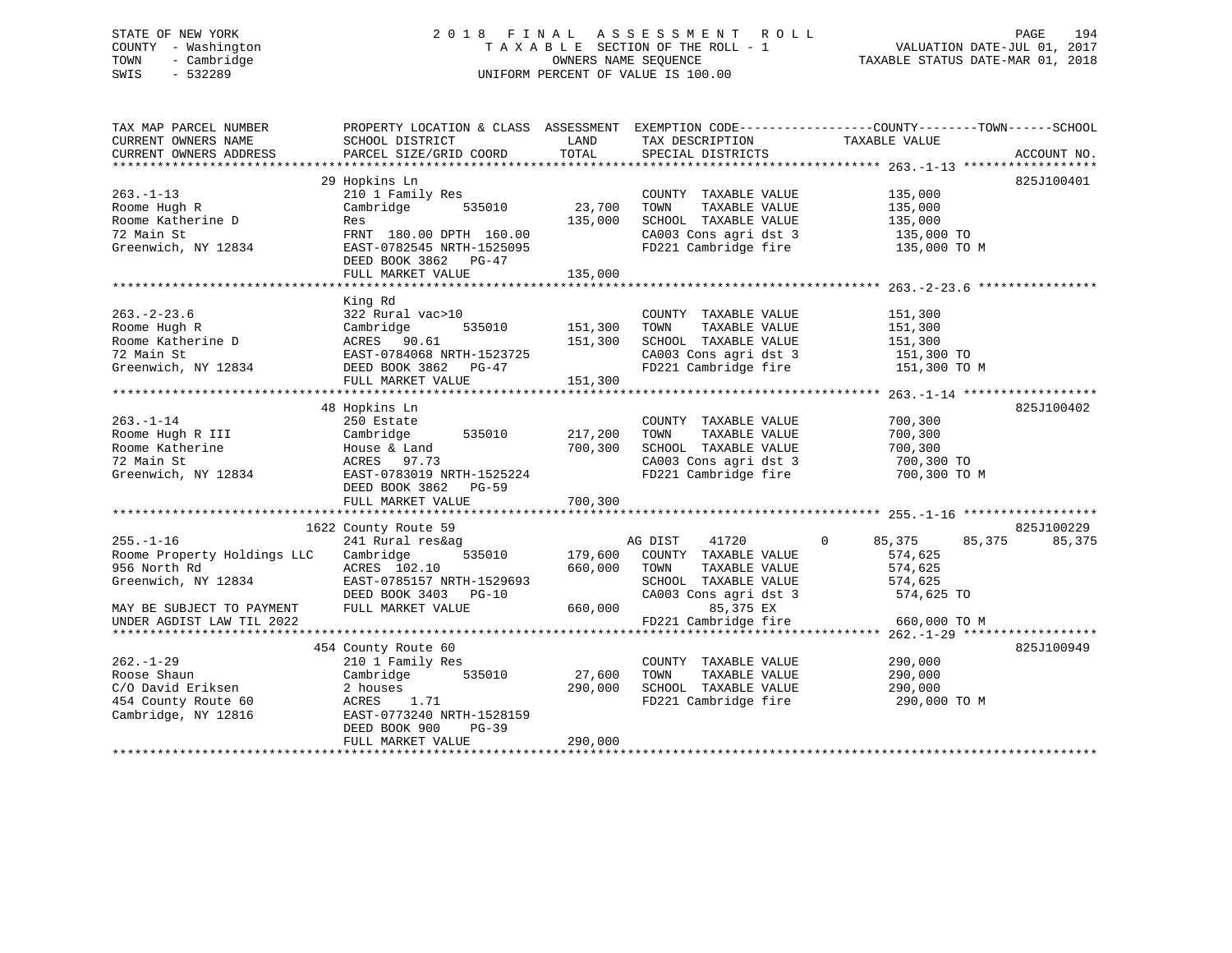STATE OF NEW YORK
COUNTY - Washington
TOWN - Cambridge
SWIS - 532289

2018 FINAL ASSESSMENT ROLL
TAXABLE SECTION OF THE ROLL - 1
OWNERS NAME SEQUENCE
UNIFORM PERCENT OF VALUE IS 100.00

VALUATION DATE-JUL 01, 2017
TAXABLE STATUS DATE-MAR 01, 2018

| TAX MAP PARCEL NUMBER / CURRENT OWNERS NAME / CURRENT OWNERS ADDRESS | PROPERTY LOCATION & CLASS / SCHOOL DISTRICT / PARCEL SIZE/GRID COORD | ASSESSMENT LAND | TOTAL | EXEMPTION CODE / TAX DESCRIPTION / SPECIAL DISTRICTS | COUNTY TAXABLE VALUE | TOWN | SCHOOL | ACCOUNT NO. |
|---|---|---|---|---|---|---|---|---|
| | 29 Hopkins Ln | | | | | | | 825J100401 |
| 263.-1-13 | 210 1 Family Res | | | COUNTY TAXABLE VALUE | 135,000 | | | |
| Roome Hugh R | Cambridge 535010 | 23,700 | | TOWN TAXABLE VALUE | 135,000 | | | |
| Roome Katherine D | Res | | 135,000 | SCHOOL TAXABLE VALUE | 135,000 | | | |
| 72 Main St | FRNT 180.00 DPTH 160.00 | | | CA003 Cons agri dst 3 | 135,000 TO | | | |
| Greenwich, NY 12834 | EAST-0782545 NRTH-1525095 | | | FD221 Cambridge fire | 135,000 TO M | | | |
| | DEED BOOK 3862 PG-47 | | | | | | | |
| | FULL MARKET VALUE | | 135,000 | | | | | |
| | King Rd | | | | | | | |
| 263.-2-23.6 | 322 Rural vac>10 | | | COUNTY TAXABLE VALUE | 151,300 | | | |
| Roome Hugh R | Cambridge 535010 | 151,300 | | TOWN TAXABLE VALUE | 151,300 | | | |
| Roome Katherine D | ACRES 90.61 | | 151,300 | SCHOOL TAXABLE VALUE | 151,300 | | | |
| 72 Main St | EAST-0784068 NRTH-1523725 | | | CA003 Cons agri dst 3 | 151,300 TO | | | |
| Greenwich, NY 12834 | DEED BOOK 3862 PG-47 | | | FD221 Cambridge fire | 151,300 TO M | | | |
| | FULL MARKET VALUE | | 151,300 | | | | | |
| | 48 Hopkins Ln | | | | | | | 825J100402 |
| 263.-1-14 | 250 Estate | | | COUNTY TAXABLE VALUE | 700,300 | | | |
| Roome Hugh R III | Cambridge 535010 | 217,200 | | TOWN TAXABLE VALUE | 700,300 | | | |
| Roome Katherine | House & Land | | 700,300 | SCHOOL TAXABLE VALUE | 700,300 | | | |
| 72 Main St | ACRES 97.73 | | | CA003 Cons agri dst 3 | 700,300 TO | | | |
| Greenwich, NY 12834 | EAST-0783019 NRTH-1525224 | | | FD221 Cambridge fire | 700,300 TO M | | | |
| | DEED BOOK 3862 PG-59 | | | | | | | |
| | FULL MARKET VALUE | | 700,300 | | | | | |
| | 1622 County Route 59 | | | | | | | 825J100229 |
| 255.-1-16 | 241 Rural res&ag | | | AG DIST 41720 0 | 85,375 | 85,375 | 85,375 | |
| Roome Property Holdings LLC | Cambridge 535010 | 179,600 | | COUNTY TAXABLE VALUE | 574,625 | | | |
| 956 North Rd | ACRES 102.10 | | 660,000 | TOWN TAXABLE VALUE | 574,625 | | | |
| Greenwich, NY 12834 | EAST-0785157 NRTH-1529693 | | | SCHOOL TAXABLE VALUE | 574,625 | | | |
| | DEED BOOK 3403 PG-10 | | | CA003 Cons agri dst 3 | 574,625 TO | | | |
| MAY BE SUBJECT TO PAYMENT | FULL MARKET VALUE | | 660,000 | 85,375 EX | | | | |
| UNDER AGDIST LAW TIL 2022 | | | | FD221 Cambridge fire | 660,000 TO M | | | |
| | 454 County Route 60 | | | | | | | 825J100949 |
| 262.-1-29 | 210 1 Family Res | | | COUNTY TAXABLE VALUE | 290,000 | | | |
| Roose Shaun | Cambridge 535010 | 27,600 | | TOWN TAXABLE VALUE | 290,000 | | | |
| C/O David Eriksen | 2 houses | | 290,000 | SCHOOL TAXABLE VALUE | 290,000 | | | |
| 454 County Route 60 | ACRES 1.71 | | | FD221 Cambridge fire | 290,000 TO M | | | |
| Cambridge, NY 12816 | EAST-0773240 NRTH-1528159 | | | | | | | |
| | DEED BOOK 900 PG-39 | | | | | | | |
| | FULL MARKET VALUE | | 290,000 | | | | | |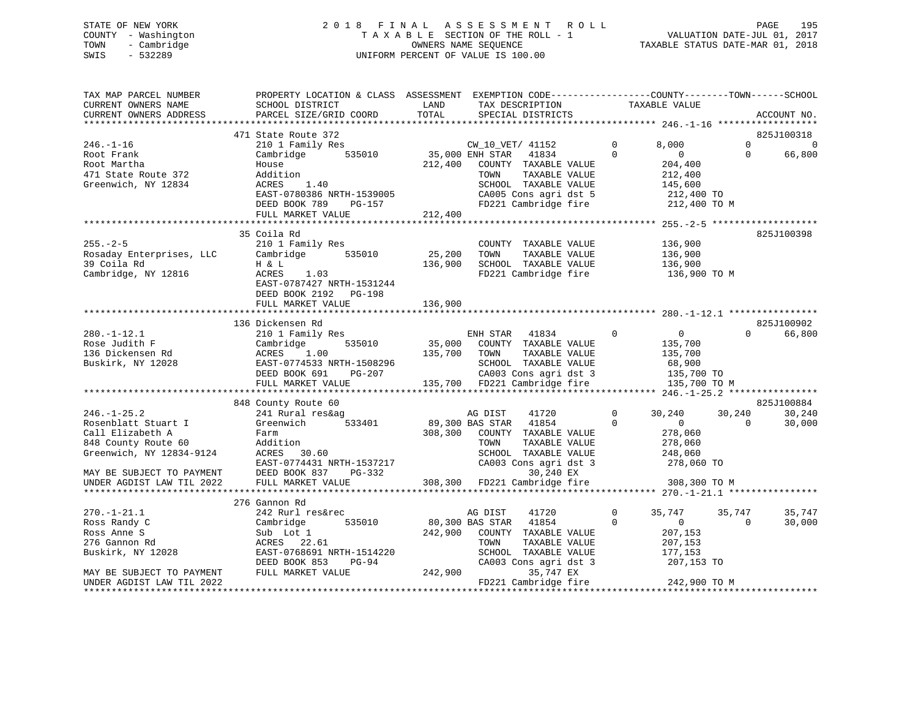STATE OF NEW YORK
COUNTY - Washington
TOWN - Cambridge
SWIS - 532289

2018 FINAL ASSESSMENT ROLL
TAXABLE SECTION OF THE ROLL - 1
OWNERS NAME SEQUENCE
UNIFORM PERCENT OF VALUE IS 100.00

VALUATION DATE-JUL 01, 2017
TAXABLE STATUS DATE-MAR 01, 2018

```
TAX MAP PARCEL NUMBER          PROPERTY LOCATION & CLASS  ASSESSMENT  EXEMPTION CODE------------------COUNTY--------TOWN------SCHOOL
CURRENT OWNERS NAME            SCHOOL DISTRICT              LAND      TAX DESCRIPTION            TAXABLE VALUE
CURRENT OWNERS ADDRESS         PARCEL SIZE/GRID COORD       TOTAL     SPECIAL DISTRICTS                                    ACCOUNT NO.
******************************************************************************************************* 246.-1-16 ******************
                          471 State Route 372                                                                            825J100318
246.-1-16                      210 1 Family Res                   CW_10_VET/ 41152         0       8,000           0           0
Root Frank                     Cambridge      535010       35,000 ENH STAR    41834         0           0           0      66,800
Root Martha                    House                      212,400    COUNTY  TAXABLE VALUE          204,400
471 State Route 372            Addition                               TOWN    TAXABLE VALUE          212,400
Greenwich, NY 12834            ACRES    1.40                          SCHOOL  TAXABLE VALUE          145,600
                               EAST-0780386 NRTH-1539005              CA005 Cons agri dst 5           212,400 TO
                               DEED BOOK 789    PG-157                FD221 Cambridge fire            212,400 TO M
                               FULL MARKET VALUE          212,400
******************************************************************************************************* 255.-2-5 *******************
                          35 Coila Rd                                                                                    825J100398
255.-2-5                       210 1 Family Res                       COUNTY  TAXABLE VALUE          136,900
Rosaday Enterprises, LLC       Cambridge      535010       25,200    TOWN    TAXABLE VALUE          136,900
39 Coila Rd                    H & L                      136,900    SCHOOL  TAXABLE VALUE          136,900
Cambridge, NY 12816            ACRES    1.03                          FD221 Cambridge fire            136,900 TO M
                               EAST-0787427 NRTH-1531244
                               DEED BOOK 2192   PG-198
                               FULL MARKET VALUE          136,900
******************************************************************************************************* 280.-1-12.1 ****************
                          136 Dickensen Rd                                                                               825J100902
280.-1-12.1                    210 1 Family Res                   ENH STAR    41834         0           0           0      66,800
Rose Judith F                  Cambridge      535010       35,000    COUNTY  TAXABLE VALUE          135,700
136 Dickensen Rd               ACRES    1.00              135,700    TOWN    TAXABLE VALUE          135,700
Buskirk, NY 12028              EAST-0774533 NRTH-1508296              SCHOOL  TAXABLE VALUE           68,900
                               DEED BOOK 691    PG-207                CA003 Cons agri dst 3           135,700 TO
                               FULL MARKET VALUE          135,700    FD221 Cambridge fire            135,700 TO M
******************************************************************************************************* 246.-1-25.2 ****************
                          848 County Route 60                                                                            825J100884
246.-1-25.2                    241 Rural res&ag                   AG DIST     41720         0      30,240      30,240      30,240
Rosenblatt Stuart I            Greenwich      533401       89,300 BAS STAR    41854         0           0           0      30,000
Call Elizabeth A               Farm                       308,300    COUNTY  TAXABLE VALUE          278,060
848 County Route 60            Addition                               TOWN    TAXABLE VALUE          278,060
Greenwich, NY 12834-9124       ACRES   30.60                          SCHOOL  TAXABLE VALUE          248,060
                               EAST-0774431 NRTH-1537217              CA003 Cons agri dst 3           278,060 TO
MAY BE SUBJECT TO PAYMENT      DEED BOOK 837    PG-332                      30,240 EX
UNDER AGDIST LAW TIL 2022      FULL MARKET VALUE          308,300    FD221 Cambridge fire            308,300 TO M
******************************************************************************************************* 270.-1-21.1 ****************
                          276 Gannon Rd
270.-1-21.1                    242 Rurl res&rec                   AG DIST     41720         0      35,747      35,747      35,747
Ross Randy C                   Cambridge      535010       80,300 BAS STAR    41854         0           0           0      30,000
Ross Anne S                    Sub  Lot 1                 242,900    COUNTY  TAXABLE VALUE          207,153
276 Gannon Rd                  ACRES   22.61                          TOWN    TAXABLE VALUE          207,153
Buskirk, NY 12028              EAST-0768691 NRTH-1514220              SCHOOL  TAXABLE VALUE          177,153
                               DEED BOOK 853    PG-94                 CA003 Cons agri dst 3           207,153 TO
MAY BE SUBJECT TO PAYMENT      FULL MARKET VALUE          242,900           35,747 EX
UNDER AGDIST LAW TIL 2022                                             FD221 Cambridge fire            242,900 TO M
************************************************************************************************************************************
```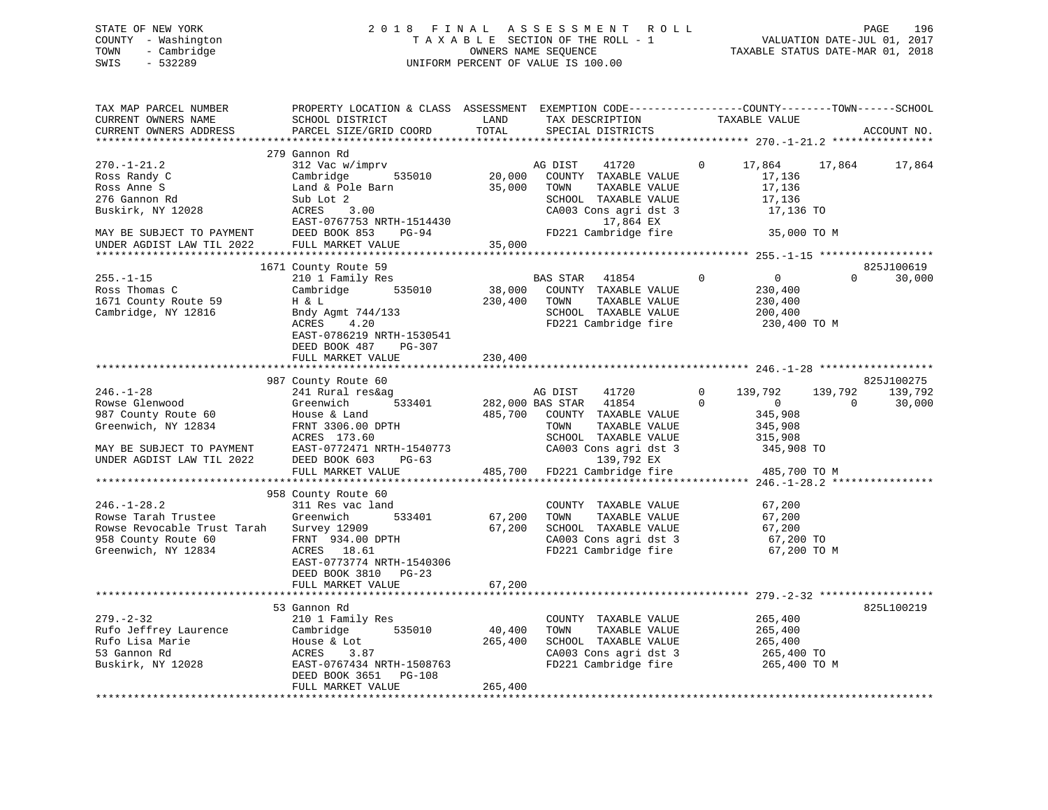STATE OF NEW YORK
COUNTY - Washington
TOWN - Cambridge
SWIS - 532289

2018 FINAL ASSESSMENT ROLL
TAXABLE SECTION OF THE ROLL - 1
OWNERS NAME SEQUENCE
UNIFORM PERCENT OF VALUE IS 100.00

VALUATION DATE-JUL 01, 2017
TAXABLE STATUS DATE-MAR 01, 2018

```
TAX MAP PARCEL NUMBER          PROPERTY LOCATION & CLASS  ASSESSMENT  EXEMPTION CODE-----------------COUNTY--------TOWN------SCHOOL
CURRENT OWNERS NAME            SCHOOL DISTRICT               LAND      TAX DESCRIPTION              TAXABLE VALUE
CURRENT OWNERS ADDRESS         PARCEL SIZE/GRID COORD        TOTAL     SPECIAL DISTRICTS                                    ACCOUNT NO.
******************************************************************************************************* 270.-1-21.2 ****************
                               279 Gannon Rd
270.-1-21.2                    312 Vac w/imprv                  AG DIST    41720         0     17,864     17,864     17,864
Ross Randy C                   Cambridge       535010    20,000   COUNTY  TAXABLE VALUE           17,136
Ross Anne S                    Land & Pole Barn          35,000   TOWN    TAXABLE VALUE           17,136
276 Gannon Rd                  Sub Lot 2                          SCHOOL  TAXABLE VALUE           17,136
Buskirk, NY 12028              ACRES    3.00                      CA003 Cons agri dst 3            17,136 TO
                               EAST-0767753 NRTH-1514430                17,864 EX
MAY BE SUBJECT TO PAYMENT      DEED BOOK 853    PG-94             FD221 Cambridge fire             35,000 TO M
UNDER AGDIST LAW TIL 2022      FULL MARKET VALUE         35,000
******************************************************************************************************* 255.-1-15 ******************
                               1671 County Route 59                                                                  825J100619
255.-1-15                      210 1 Family Res                 BAS STAR   41854         0          0          0     30,000
Ross Thomas C                  Cambridge       535010    38,000   COUNTY  TAXABLE VALUE          230,400
1671 County Route 59           H & L                    230,400   TOWN    TAXABLE VALUE          230,400
Cambridge, NY 12816            Bndy Agmt 744/133                  SCHOOL  TAXABLE VALUE          200,400
                               ACRES    4.20                      FD221 Cambridge fire            230,400 TO M
                               EAST-0786219 NRTH-1530541
                               DEED BOOK 487    PG-307
                               FULL MARKET VALUE        230,400
******************************************************************************************************* 246.-1-28 ******************
                               987 County Route 60                                                                   825J100275
246.-1-28                      241 Rural res&ag                 AG DIST    41720         0    139,792    139,792    139,792
Rowse Glenwood                 Greenwich       533401   282,000 BAS STAR   41854         0          0          0     30,000
987 County Route 60            House & Land             485,700   COUNTY  TAXABLE VALUE          345,908
Greenwich, NY 12834            FRNT 3306.00 DPTH                  TOWN    TAXABLE VALUE          345,908
                               ACRES  173.60                      SCHOOL  TAXABLE VALUE          315,908
MAY BE SUBJECT TO PAYMENT      EAST-0772471 NRTH-1540773          CA003 Cons agri dst 3           345,908 TO
UNDER AGDIST LAW TIL 2022      DEED BOOK 603    PG-63                   139,792 EX
                               FULL MARKET VALUE        485,700   FD221 Cambridge fire            485,700 TO M
******************************************************************************************************* 246.-1-28.2 ****************
                               958 County Route 60
246.-1-28.2                    311 Res vac land                   COUNTY  TAXABLE VALUE           67,200
Rowse Tarah Trustee            Greenwich       533401    67,200   TOWN    TAXABLE VALUE           67,200
Rowse Revocable Trust Tarah    Survey 12909              67,200   SCHOOL  TAXABLE VALUE           67,200
958 County Route 60            FRNT  934.00 DPTH                  CA003 Cons agri dst 3            67,200 TO
Greenwich, NY 12834            ACRES   18.61                      FD221 Cambridge fire             67,200 TO M
                               EAST-0773774 NRTH-1540306
                               DEED BOOK 3810   PG-23
                               FULL MARKET VALUE         67,200
******************************************************************************************************* 279.-2-32 ******************
                               53 Gannon Rd                                                                          825L100219
279.-2-32                      210 1 Family Res                   COUNTY  TAXABLE VALUE          265,400
Rufo Jeffrey Laurence          Cambridge       535010    40,400   TOWN    TAXABLE VALUE          265,400
Rufo Lisa Marie                House & Lot              265,400   SCHOOL  TAXABLE VALUE          265,400
53 Gannon Rd                   ACRES    3.87                      CA003 Cons agri dst 3           265,400 TO
Buskirk, NY 12028              EAST-0767434 NRTH-1508763          FD221 Cambridge fire            265,400 TO M
                               DEED BOOK 3651   PG-108
                               FULL MARKET VALUE        265,400
************************************************************************************************************************************
```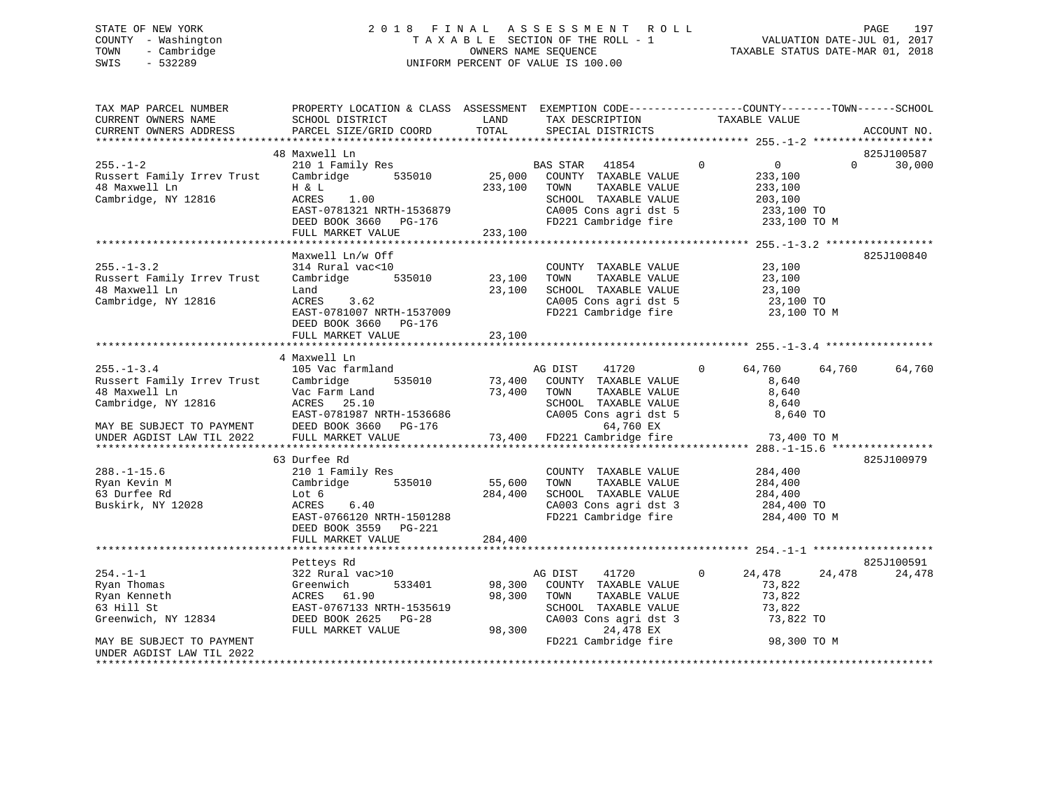STATE OF NEW YORK
COUNTY - Washington
TOWN - Cambridge
SWIS - 532289

2 0 1 8 F I N A L A S S E S S M E N T R O L L
T A X A B L E SECTION OF THE ROLL - 1
OWNERS NAME SEQUENCE
UNIFORM PERCENT OF VALUE IS 100.00

VALUATION DATE-JUL 01, 2017
TAXABLE STATUS DATE-MAR 01, 2018

```
TAX MAP PARCEL NUMBER          PROPERTY LOCATION & CLASS  ASSESSMENT  EXEMPTION CODE-----------------COUNTY--------TOWN------SCHOOL
CURRENT OWNERS NAME            SCHOOL DISTRICT              LAND      TAX DESCRIPTION            TAXABLE VALUE
CURRENT OWNERS ADDRESS         PARCEL SIZE/GRID COORD       TOTAL     SPECIAL DISTRICTS                                     ACCOUNT NO.
******************************************************************************************************* 255.-1-2 *******************
                               48 Maxwell Ln                                                                              825J100587
255.-1-2                       210 1 Family Res                  BAS STAR   41854         0           0            0       30,000
Russert Family Irrev Trust     Cambridge        535010    25,000   COUNTY  TAXABLE VALUE            233,100
48 Maxwell Ln                  H & L                     233,100   TOWN    TAXABLE VALUE            233,100
Cambridge, NY 12816            ACRES    1.00                        SCHOOL  TAXABLE VALUE            203,100
                               EAST-0781321 NRTH-1536879            CA005 Cons agri dst 5             233,100 TO
                               DEED BOOK 3660   PG-176              FD221 Cambridge fire              233,100 TO M
                               FULL MARKET VALUE         233,100
******************************************************************************************************* 255.-1-3.2 *****************
                               Maxwell Ln/w Off                                                                           825J100840
255.-1-3.2                     314 Rural vac<10                     COUNTY  TAXABLE VALUE             23,100
Russert Family Irrev Trust     Cambridge        535010    23,100   TOWN    TAXABLE VALUE             23,100
48 Maxwell Ln                  Land                       23,100   SCHOOL  TAXABLE VALUE             23,100
Cambridge, NY 12816            ACRES    3.62                        CA005 Cons agri dst 5              23,100 TO
                               EAST-0781007 NRTH-1537009            FD221 Cambridge fire               23,100 TO M
                               DEED BOOK 3660   PG-176
                               FULL MARKET VALUE          23,100
******************************************************************************************************* 255.-1-3.4 *****************
                               4 Maxwell Ln
255.-1-3.4                     105 Vac farmland                  AG DIST    41720         0      64,760       64,760       64,760
Russert Family Irrev Trust     Cambridge        535010    73,400   COUNTY  TAXABLE VALUE              8,640
48 Maxwell Ln                  Vac Farm Land              73,400   TOWN    TAXABLE VALUE              8,640
Cambridge, NY 12816            ACRES   25.10                        SCHOOL  TAXABLE VALUE              8,640
                               EAST-0781987 NRTH-1536686            CA005 Cons agri dst 5               8,640 TO
MAY BE SUBJECT TO PAYMENT      DEED BOOK 3660   PG-176                   64,760 EX
UNDER AGDIST LAW TIL 2022      FULL MARKET VALUE          73,400   FD221 Cambridge fire               73,400 TO M
******************************************************************************************************* 288.-1-15.6 ****************
                               63 Durfee Rd                                                                               825J100979
288.-1-15.6                    210 1 Family Res                     COUNTY  TAXABLE VALUE            284,400
Ryan Kevin M                   Cambridge        535010    55,600   TOWN    TAXABLE VALUE            284,400
63 Durfee Rd                   Lot 6                     284,400   SCHOOL  TAXABLE VALUE            284,400
Buskirk, NY 12028              ACRES    6.40                        CA003 Cons agri dst 3             284,400 TO
                               EAST-0766120 NRTH-1501288            FD221 Cambridge fire              284,400 TO M
                               DEED BOOK 3559   PG-221
                               FULL MARKET VALUE         284,400
******************************************************************************************************* 254.-1-1 *******************
                               Petteys Rd                                                                                 825J100591
254.-1-1                       322 Rural vac>10                  AG DIST    41720         0      24,478       24,478       24,478
Ryan Thomas                    Greenwich        533401    98,300   COUNTY  TAXABLE VALUE             73,822
Ryan Kenneth                   ACRES   61.90              98,300   TOWN    TAXABLE VALUE             73,822
63 Hill St                     EAST-0767133 NRTH-1535619            SCHOOL  TAXABLE VALUE             73,822
Greenwich, NY 12834            DEED BOOK 2625   PG-28               CA003 Cons agri dst 3              73,822 TO
                               FULL MARKET VALUE          98,300         24,478 EX
MAY BE SUBJECT TO PAYMENT                                           FD221 Cambridge fire               98,300 TO M
UNDER AGDIST LAW TIL 2022
************************************************************************************************************************************
```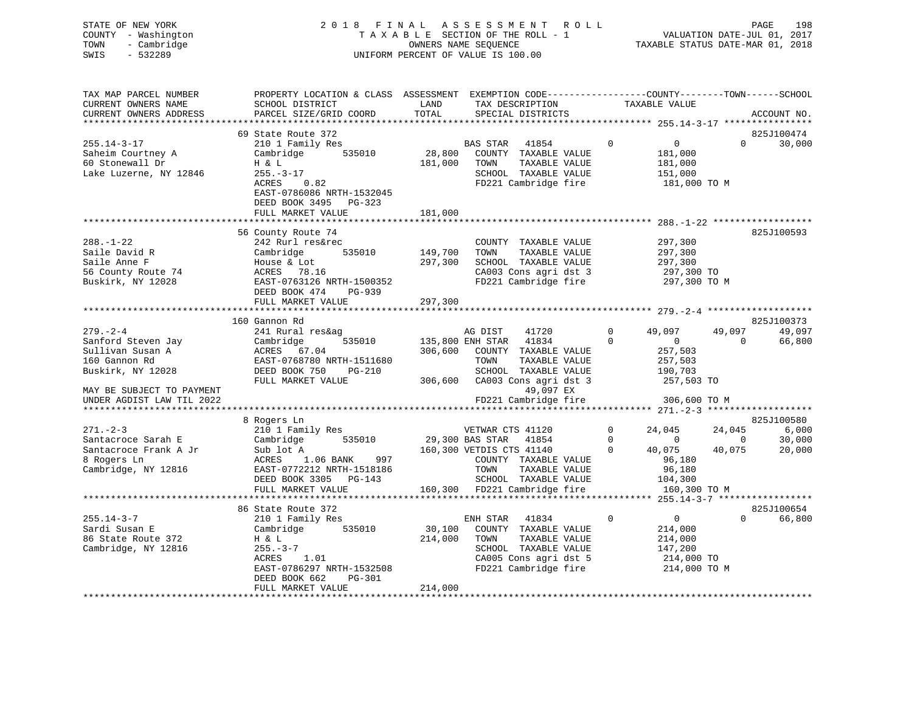STATE OF NEW YORK
COUNTY - Washington
TOWN - Cambridge
SWIS - 532289

2 0 1 8 F I N A L A S S E S S M E N T R O L L
T A X A B L E SECTION OF THE ROLL - 1
OWNERS NAME SEQUENCE
UNIFORM PERCENT OF VALUE IS 100.00

VALUATION DATE-JUL 01, 2017
TAXABLE STATUS DATE-MAR 01, 2018

```
TAX MAP PARCEL NUMBER          PROPERTY LOCATION & CLASS  ASSESSMENT  EXEMPTION CODE------------------COUNTY--------TOWN------SCHOOL
CURRENT OWNERS NAME            SCHOOL DISTRICT             LAND       TAX DESCRIPTION            TAXABLE VALUE
CURRENT OWNERS ADDRESS         PARCEL SIZE/GRID COORD      TOTAL      SPECIAL DISTRICTS                                    ACCOUNT NO.
******************************************************************************************************* 255.14-3-17 ****************
                               69 State Route 372                                                                          825J100474
255.14-3-17                    210 1 Family Res                       BAS STAR   41854        0          0            0     30,000
Saheim Courtney A              Cambridge       535010      28,800     COUNTY  TAXABLE VALUE            181,000
60 Stonewall Dr                H & L                      181,000     TOWN    TAXABLE VALUE            181,000
Lake Luzerne, NY 12846         255.-3-17                              SCHOOL  TAXABLE VALUE            151,000
                               ACRES    0.82                          FD221 Cambridge fire             181,000 TO M
                               EAST-0786086 NRTH-1532045
                               DEED BOOK 3495   PG-323
                               FULL MARKET VALUE          181,000
******************************************************************************************************* 288.-1-22 ******************
                               56 County Route 74                                                                          825J100593
288.-1-22                      242 Rurl res&rec                       COUNTY  TAXABLE VALUE            297,300
Saile David R                  Cambridge       535010     149,700     TOWN    TAXABLE VALUE            297,300
Saile Anne F                   House & Lot                297,300     SCHOOL  TAXABLE VALUE            297,300
56 County Route 74             ACRES   78.16                          CA003 Cons agri dst 3            297,300 TO
Buskirk, NY 12028              EAST-0763126 NRTH-1500352              FD221 Cambridge fire             297,300 TO M
                               DEED BOOK 474    PG-939
                               FULL MARKET VALUE          297,300
******************************************************************************************************* 279.-2-4 *******************
                               160 Gannon Rd                                                                               825J100373
279.-2-4                       241 Rural res&ag                       AG DIST    41720        0     49,097       49,097     49,097
Sanford Steven Jay             Cambridge       535010     135,800 ENH STAR   41834            0          0            0     66,800
Sullivan Susan A               ACRES   67.04              306,600     COUNTY  TAXABLE VALUE            257,503
160 Gannon Rd                  EAST-0768780 NRTH-1511680              TOWN    TAXABLE VALUE            257,503
Buskirk, NY 12028              DEED BOOK 750    PG-210                SCHOOL  TAXABLE VALUE            190,703
                               FULL MARKET VALUE          306,600     CA003 Cons agri dst 3            257,503 TO
MAY BE SUBJECT TO PAYMENT                                                  49,097 EX
UNDER AGDIST LAW TIL 2022                                             FD221 Cambridge fire             306,600 TO M
******************************************************************************************************* 271.-2-3 *******************
                               8 Rogers Ln                                                                                 825J100580
271.-2-3                       210 1 Family Res                       VETWAR CTS 41120        0     24,045       24,045      6,000
Santacroce Sarah E             Cambridge       535010      29,300 BAS STAR   41854            0          0            0     30,000
Santacroce Frank A Jr          Sub lot A                  160,300 VETDIS CTS 41140            0     40,075       40,075     20,000
8 Rogers Ln                    ACRES    1.06 BANK     997             COUNTY  TAXABLE VALUE             96,180
Cambridge, NY 12816            EAST-0772212 NRTH-1518186              TOWN    TAXABLE VALUE             96,180
                               DEED BOOK 3305   PG-143                SCHOOL  TAXABLE VALUE            104,300
                               FULL MARKET VALUE          160,300     FD221 Cambridge fire             160,300 TO M
******************************************************************************************************* 255.14-3-7 *****************
                               86 State Route 372                                                                          825J100654
255.14-3-7                     210 1 Family Res                       ENH STAR   41834        0          0            0     66,800
Sardi Susan E                  Cambridge       535010      30,100     COUNTY  TAXABLE VALUE            214,000
86 State Route 372             H & L                      214,000     TOWN    TAXABLE VALUE            214,000
Cambridge, NY 12816            255.-3-7                               SCHOOL  TAXABLE VALUE            147,200
                               ACRES    1.01                          CA005 Cons agri dst 5            214,000 TO
                               EAST-0786297 NRTH-1532508              FD221 Cambridge fire             214,000 TO M
                               DEED BOOK 662    PG-301
                               FULL MARKET VALUE          214,000
************************************************************************************************************************************
```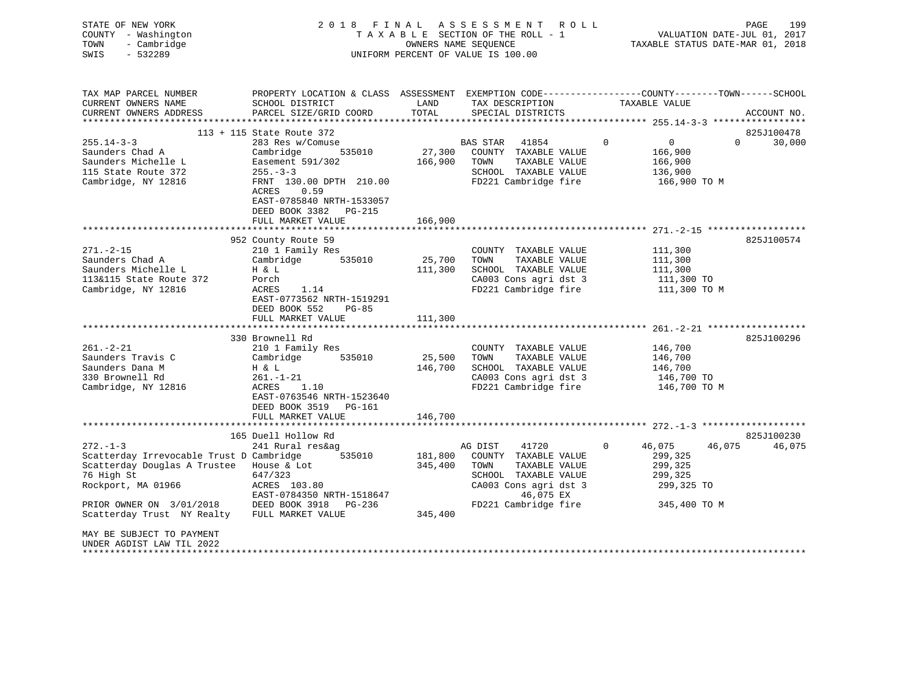STATE OF NEW YORK
COUNTY - Washington
TOWN - Cambridge
SWIS - 532289

2018 FINAL ASSESSMENT ROLL
TAXABLE SECTION OF THE ROLL - 1
OWNERS NAME SEQUENCE
UNIFORM PERCENT OF VALUE IS 100.00

VALUATION DATE-JUL 01, 2017
TAXABLE STATUS DATE-MAR 01, 2018

| TAX MAP PARCEL NUMBER / CURRENT OWNERS NAME / CURRENT OWNERS ADDRESS | PROPERTY LOCATION & CLASS / SCHOOL DISTRICT / PARCEL SIZE/GRID COORD | ASSESSMENT LAND / TOTAL | EXEMPTION CODE / TAX DESCRIPTION / SPECIAL DISTRICTS | COUNTY | TOWN | SCHOOL / TAXABLE VALUE | ACCOUNT NO. |
|---|---|---|---|---|---|---|---|
| **255.14-3-3** | 113 + 115 State Route 372 | | | | | | 825J100478 |
| 255.14-3-3 | 283 Res w/Comuse | | BAS STAR 41854 | 0 | 0 | 0 30,000 | |
| Saunders Chad A | Cambridge 535010 | 27,300 | COUNTY TAXABLE VALUE | 166,900 | | | |
| Saunders Michelle L | Easement 591/302 | 166,900 | TOWN TAXABLE VALUE | | 166,900 | | |
| 115 State Route 372 | 255.-3-3 | | SCHOOL TAXABLE VALUE | | | 136,900 | |
| Cambridge, NY 12816 | FRNT 130.00 DPTH 210.00 | | FD221 Cambridge fire | | | 166,900 TO M | |
| | ACRES 0.59 | | | | | | |
| | EAST-0785840 NRTH-1533057 | | | | | | |
| | DEED BOOK 3382 PG-215 | | | | | | |
| | FULL MARKET VALUE | 166,900 | | | | | |
| **271.-2-15** | 952 County Route 59 | | | | | | 825J100574 |
| 271.-2-15 | 210 1 Family Res | | COUNTY TAXABLE VALUE | 111,300 | | | |
| Saunders Chad A | Cambridge 535010 | 25,700 | TOWN TAXABLE VALUE | | 111,300 | | |
| Saunders Michelle L | H & L | 111,300 | SCHOOL TAXABLE VALUE | | | 111,300 | |
| 113&115 State Route 372 | Porch | | CA003 Cons agri dst 3 | | | 111,300 TO | |
| Cambridge, NY 12816 | ACRES 1.14 | | FD221 Cambridge fire | | | 111,300 TO M | |
| | EAST-0773562 NRTH-1519291 | | | | | | |
| | DEED BOOK 552 PG-85 | | | | | | |
| | FULL MARKET VALUE | 111,300 | | | | | |
| **261.-2-21** | 330 Brownell Rd | | | | | | 825J100296 |
| 261.-2-21 | 210 1 Family Res | | COUNTY TAXABLE VALUE | 146,700 | | | |
| Saunders Travis C | Cambridge 535010 | 25,500 | TOWN TAXABLE VALUE | | 146,700 | | |
| Saunders Dana M | H & L | 146,700 | SCHOOL TAXABLE VALUE | | | 146,700 | |
| 330 Brownell Rd | 261.-1-21 | | CA003 Cons agri dst 3 | | | 146,700 TO | |
| Cambridge, NY 12816 | ACRES 1.10 | | FD221 Cambridge fire | | | 146,700 TO M | |
| | EAST-0763546 NRTH-1523640 | | | | | | |
| | DEED BOOK 3519 PG-161 | | | | | | |
| | FULL MARKET VALUE | 146,700 | | | | | |
| **272.-1-3** | 165 Duell Hollow Rd | | | | | | 825J100230 |
| 272.-1-3 | 241 Rural res&ag | | AG DIST 41720 0 | 46,075 | 46,075 | 46,075 | |
| Scatterday Irrevocable Trust D | Cambridge 535010 | 181,800 | COUNTY TAXABLE VALUE | 299,325 | | | |
| Scatterday Douglas A Trustee | House & Lot | 345,400 | TOWN TAXABLE VALUE | | 299,325 | | |
| 76 High St | 647/323 | | SCHOOL TAXABLE VALUE | | | 299,325 | |
| Rockport, MA 01966 | ACRES 103.80 | | CA003 Cons agri dst 3 | | | 299,325 TO | |
| | EAST-0784350 NRTH-1518647 | | 46,075 EX | | | | |
| PRIOR OWNER ON 3/01/2018 | DEED BOOK 3918 PG-236 | | FD221 Cambridge fire | | | 345,400 TO M | |
| Scatterday Trust NY Realty | FULL MARKET VALUE | 345,400 | | | | | |
| MAY BE SUBJECT TO PAYMENT UNDER AGDIST LAW TIL 2022 | | | | | | | |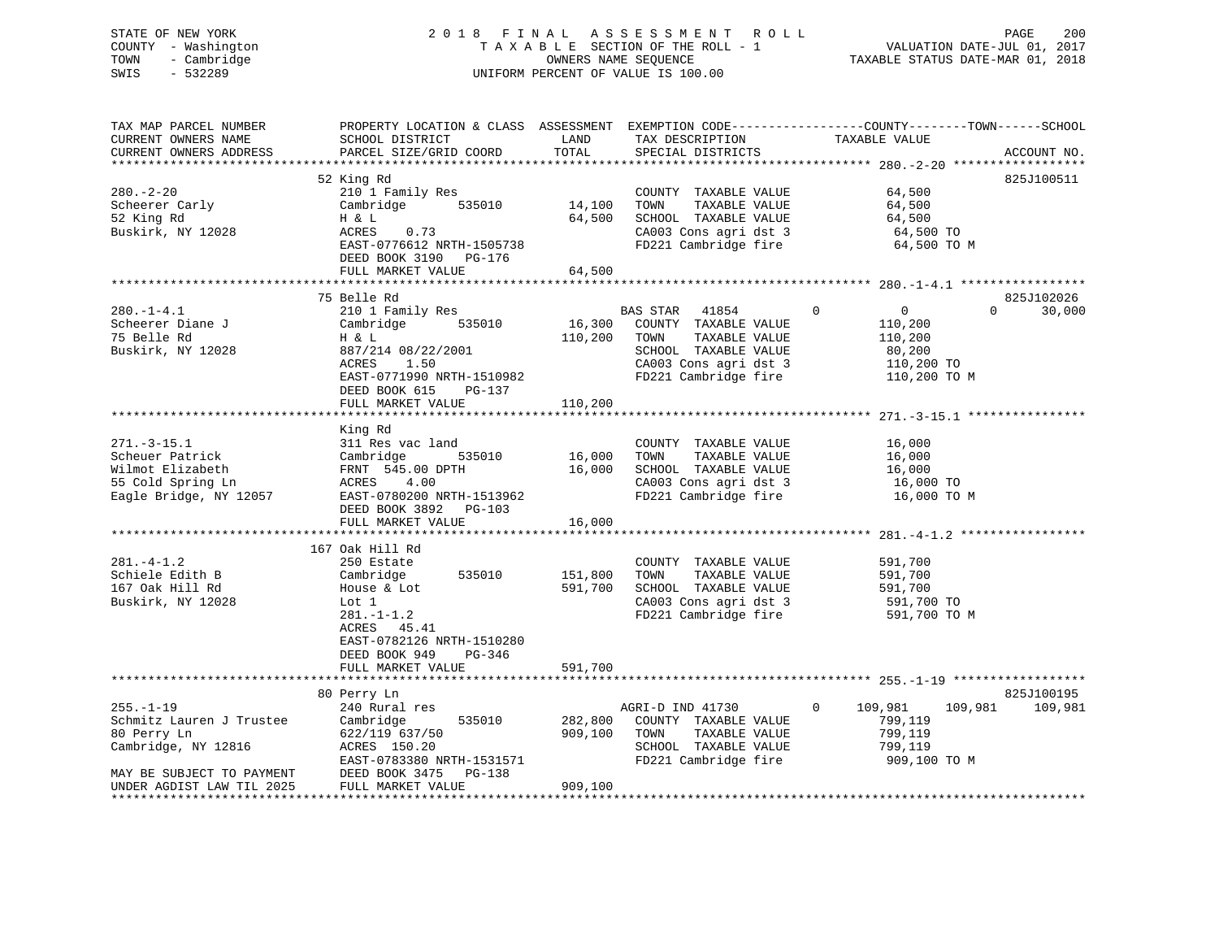STATE OF NEW YORK
COUNTY - Washington
TOWN - Cambridge
SWIS - 532289

2018 FINAL ASSESSMENT ROLL
TAXABLE SECTION OF THE ROLL - 1
OWNERS NAME SEQUENCE
UNIFORM PERCENT OF VALUE IS 100.00

VALUATION DATE-JUL 01, 2017
TAXABLE STATUS DATE-MAR 01, 2018

| TAX MAP PARCEL NUMBER / CURRENT OWNERS NAME / CURRENT OWNERS ADDRESS | PROPERTY LOCATION & CLASS / SCHOOL DISTRICT / PARCEL SIZE/GRID COORD | LAND / TOTAL | EXEMPTION CODE / TAX DESCRIPTION / SPECIAL DISTRICTS | COUNTY | TOWN | SCHOOL / TAXABLE VALUE | ACCOUNT NO. |
|---|---|---|---|---|---|---|---|
| **280.-2-20** | 52 King Rd | | | | | | 825J100511 |
| 280.-2-20 | 210 1 Family Res | | COUNTY TAXABLE VALUE | 64,500 | | | |
| Scheerer Carly | Cambridge 535010 | 14,100 | TOWN TAXABLE VALUE | | 64,500 | | |
| 52 King Rd | H & L | 64,500 | SCHOOL TAXABLE VALUE | | | 64,500 | |
| Buskirk, NY 12028 | ACRES 0.73 | | CA003 Cons agri dst 3 | 64,500 TO | | | |
| | EAST-0776612 NRTH-1505738 | | FD221 Cambridge fire | 64,500 TO M | | | |
| | DEED BOOK 3190 PG-176 | | | | | | |
| | FULL MARKET VALUE | 64,500 | | | | | |
| **280.-1-4.1** | 75 Belle Rd | | | | | | 825J102026 |
| 280.-1-4.1 | 210 1 Family Res | | BAS STAR 41854 | 0 | 0 | 30,000 | |
| Scheerer Diane J | Cambridge 535010 | 16,300 | COUNTY TAXABLE VALUE | 110,200 | | | |
| 75 Belle Rd | H & L | 110,200 | TOWN TAXABLE VALUE | | 110,200 | | |
| Buskirk, NY 12028 | 887/214 08/22/2001 | | SCHOOL TAXABLE VALUE | | | 80,200 | |
| | ACRES 1.50 | | CA003 Cons agri dst 3 | 110,200 TO | | | |
| | EAST-0771990 NRTH-1510982 | | FD221 Cambridge fire | 110,200 TO M | | | |
| | DEED BOOK 615 PG-137 | | | | | | |
| | FULL MARKET VALUE | 110,200 | | | | | |
| **271.-3-15.1** | King Rd | | | | | | |
| 271.-3-15.1 | 311 Res vac land | | COUNTY TAXABLE VALUE | 16,000 | | | |
| Scheuer Patrick | Cambridge 535010 | 16,000 | TOWN TAXABLE VALUE | | 16,000 | | |
| Wilmot Elizabeth | FRNT 545.00 DPTH | 16,000 | SCHOOL TAXABLE VALUE | | | 16,000 | |
| 55 Cold Spring Ln | ACRES 4.00 | | CA003 Cons agri dst 3 | 16,000 TO | | | |
| Eagle Bridge, NY 12057 | EAST-0780200 NRTH-1513962 | | FD221 Cambridge fire | 16,000 TO M | | | |
| | DEED BOOK 3892 PG-103 | | | | | | |
| | FULL MARKET VALUE | 16,000 | | | | | |
| **281.-4-1.2** | 167 Oak Hill Rd | | | | | | |
| 281.-4-1.2 | 250 Estate | | COUNTY TAXABLE VALUE | 591,700 | | | |
| Schiele Edith B | Cambridge 535010 | 151,800 | TOWN TAXABLE VALUE | | 591,700 | | |
| 167 Oak Hill Rd | House & Lot | 591,700 | SCHOOL TAXABLE VALUE | | | 591,700 | |
| Buskirk, NY 12028 | Lot 1 | | CA003 Cons agri dst 3 | 591,700 TO | | | |
| | 281.-1-1.2 | | FD221 Cambridge fire | 591,700 TO M | | | |
| | ACRES 45.41 | | | | | | |
| | EAST-0782126 NRTH-1510280 | | | | | | |
| | DEED BOOK 949 PG-346 | | | | | | |
| | FULL MARKET VALUE | 591,700 | | | | | |
| **255.-1-19** | 80 Perry Ln | | | | | | 825J100195 |
| 255.-1-19 | 240 Rural res | | AGRI-D IND 41730 0 | 109,981 | 109,981 | 109,981 | |
| Schmitz Lauren J Trustee | Cambridge 535010 | 282,800 | COUNTY TAXABLE VALUE | 799,119 | | | |
| 80 Perry Ln | 622/119 637/50 | 909,100 | TOWN TAXABLE VALUE | | 799,119 | | |
| Cambridge, NY 12816 | ACRES 150.20 | | SCHOOL TAXABLE VALUE | | | 799,119 | |
| | EAST-0783380 NRTH-1531571 | | FD221 Cambridge fire | 909,100 TO M | | | |
| MAY BE SUBJECT TO PAYMENT | DEED BOOK 3475 PG-138 | | | | | | |
| UNDER AGDIST LAW TIL 2025 | FULL MARKET VALUE | 909,100 | | | | | |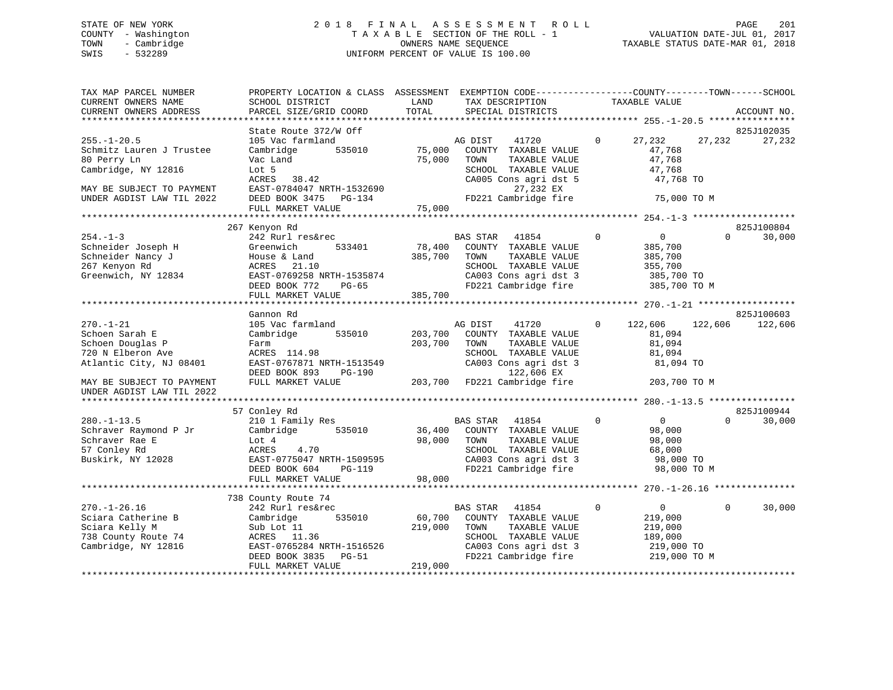STATE OF NEW YORK
COUNTY - Washington
TOWN - Cambridge
SWIS - 532289

2 0 1 8 F I N A L A S S E S S M E N T R O L L
T A X A B L E SECTION OF THE ROLL - 1
OWNERS NAME SEQUENCE
UNIFORM PERCENT OF VALUE IS 100.00

VALUATION DATE-JUL 01, 2017
TAXABLE STATUS DATE-MAR 01, 2018

```
TAX MAP PARCEL NUMBER          PROPERTY LOCATION & CLASS  ASSESSMENT  EXEMPTION CODE-----------------COUNTY--------TOWN------SCHOOL
CURRENT OWNERS NAME            SCHOOL DISTRICT              LAND       TAX DESCRIPTION              TAXABLE VALUE
CURRENT OWNERS ADDRESS         PARCEL SIZE/GRID COORD       TOTAL      SPECIAL DISTRICTS                                        ACCOUNT NO.
*********************************************************************************************** 255.-1-20.5 ****************
                               State Route 372/W Off                                                                     825J102035
255.-1-20.5                    105 Vac farmland                     AG DIST    41720          0     27,232     27,232     27,232
Schmitz Lauren J Trustee       Cambridge         535010      75,000   COUNTY  TAXABLE VALUE             47,768
80 Perry Ln                    Vac Land                      75,000   TOWN    TAXABLE VALUE             47,768
Cambridge, NY 12816            Lot 5                                  SCHOOL  TAXABLE VALUE             47,768
                               ACRES   38.42                          CA005 Cons agri dst 5             47,768 TO
MAY BE SUBJECT TO PAYMENT      EAST-0784047 NRTH-1532690                    27,232 EX
UNDER AGDIST LAW TIL 2022      DEED BOOK 3475   PG-134                FD221 Cambridge fire             75,000 TO M
                               FULL MARKET VALUE             75,000
*********************************************************************************************** 254.-1-3 *******************
                               267 Kenyon Rd                                                                             825J100804
254.-1-3                       242 Rurl res&rec                     BAS STAR   41854          0          0          0     30,000
Schneider Joseph H             Greenwich         533401      78,400   COUNTY  TAXABLE VALUE            385,700
Schneider Nancy J              House & Land                 385,700   TOWN    TAXABLE VALUE            385,700
267 Kenyon Rd                  ACRES   21.10                          SCHOOL  TAXABLE VALUE            355,700
Greenwich, NY 12834            EAST-0769258 NRTH-1535874              CA003 Cons agri dst 3            385,700 TO
                               DEED BOOK 772     PG-65                FD221 Cambridge fire             385,700 TO M
                               FULL MARKET VALUE            385,700
*********************************************************************************************** 270.-1-21 ******************
                               Gannon Rd                                                                                 825J100603
270.-1-21                      105 Vac farmland                     AG DIST    41720          0    122,606    122,606    122,606
Schoen Sarah E                 Cambridge         535010     203,700   COUNTY  TAXABLE VALUE             81,094
Schoen Douglas P               Farm                         203,700   TOWN    TAXABLE VALUE             81,094
720 N Elberon Ave              ACRES  114.98                          SCHOOL  TAXABLE VALUE             81,094
Atlantic City, NJ 08401        EAST-0767871 NRTH-1513549              CA003 Cons agri dst 3             81,094 TO
                               DEED BOOK 893     PG-190                    122,606 EX
MAY BE SUBJECT TO PAYMENT      FULL MARKET VALUE            203,700   FD221 Cambridge fire             203,700 TO M
UNDER AGDIST LAW TIL 2022
*********************************************************************************************** 280.-1-13.5 ****************
                               57 Conley Rd                                                                              825J100944
280.-1-13.5                    210 1 Family Res                     BAS STAR   41854          0          0          0     30,000
Schraver Raymond P Jr          Cambridge         535010      36,400   COUNTY  TAXABLE VALUE             98,000
Schraver Rae E                 Lot 4                         98,000   TOWN    TAXABLE VALUE             98,000
57 Conley Rd                   ACRES    4.70                          SCHOOL  TAXABLE VALUE             68,000
Buskirk, NY 12028              EAST-0775047 NRTH-1509595              CA003 Cons agri dst 3             98,000 TO
                               DEED BOOK 604     PG-119               FD221 Cambridge fire              98,000 TO M
                               FULL MARKET VALUE             98,000
*********************************************************************************************** 270.-1-26.16 ***************
                               738 County Route 74
270.-1-26.16                   242 Rurl res&rec                     BAS STAR   41854          0          0          0     30,000
Sciara Catherine B             Cambridge         535010      60,700   COUNTY  TAXABLE VALUE            219,000
Sciara Kelly M                 Sub Lot 11                   219,000   TOWN    TAXABLE VALUE            219,000
738 County Route 74            ACRES   11.36                          SCHOOL  TAXABLE VALUE            189,000
Cambridge, NY 12816            EAST-0765284 NRTH-1516526              CA003 Cons agri dst 3            219,000 TO
                               DEED BOOK 3835   PG-51                 FD221 Cambridge fire             219,000 TO M
                               FULL MARKET VALUE            219,000
****************************************************************************************************************************
```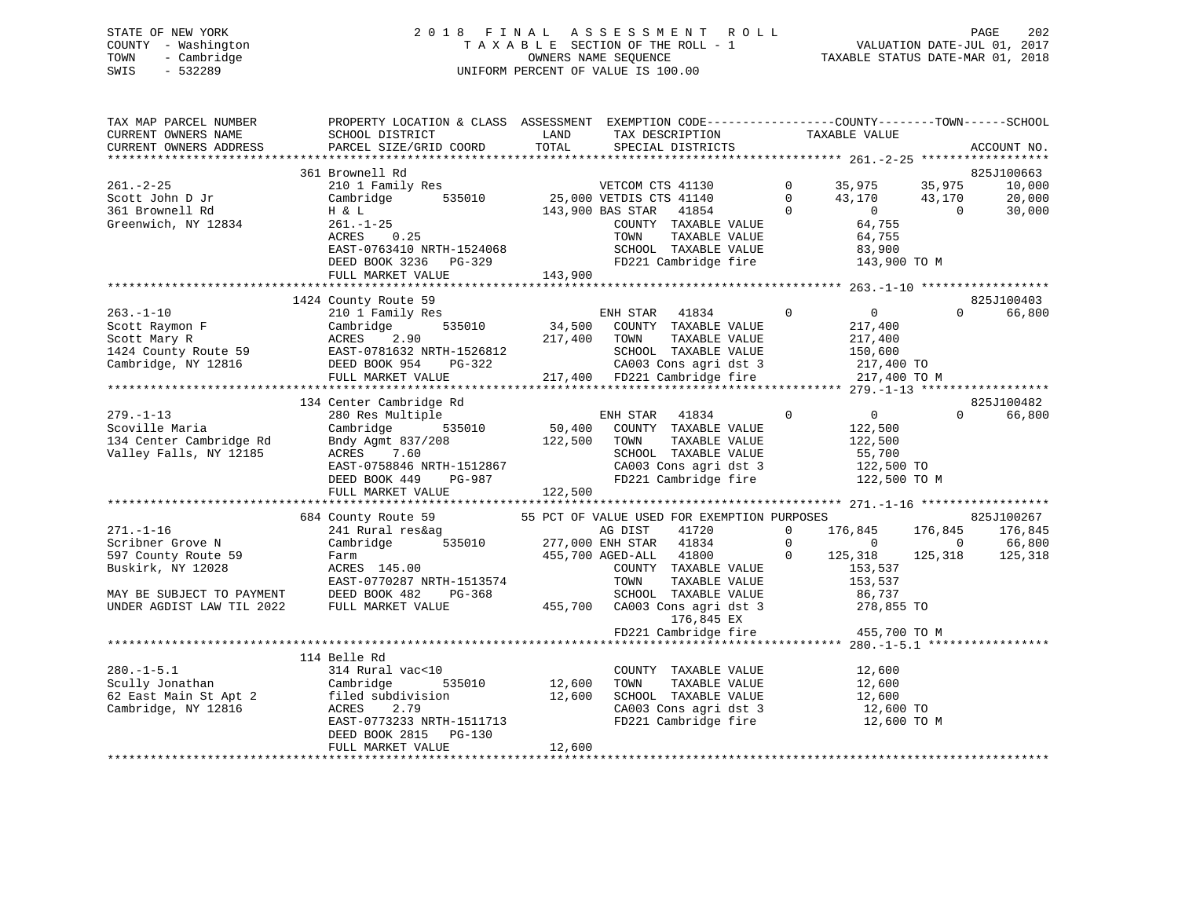STATE OF NEW YORK
COUNTY - Washington
TOWN - Cambridge
SWIS - 532289

2018 FINAL ASSESSMENT ROLL
TAXABLE SECTION OF THE ROLL - 1
OWNERS NAME SEQUENCE
UNIFORM PERCENT OF VALUE IS 100.00

VALUATION DATE-JUL 01, 2017
TAXABLE STATUS DATE-MAR 01, 2018

| TAX MAP PARCEL NUMBER / CURRENT OWNERS NAME / CURRENT OWNERS ADDRESS | PROPERTY LOCATION & CLASS / SCHOOL DISTRICT / PARCEL SIZE/GRID COORD | ASSESSMENT LAND / TOTAL | EXEMPTION CODE / TAX DESCRIPTION / SPECIAL DISTRICTS | | COUNTY TAXABLE VALUE | TOWN | SCHOOL / ACCOUNT NO. |
|---|---|---|---|---|---|---|---|
| **261.-2-25** | 361 Brownell Rd | | | | | | 825J100663 |
| 261.-2-25 | 210 1 Family Res | | VETCOM CTS 41130 | 0 | 35,975 | 35,975 | 10,000 |
| Scott John D Jr | Cambridge 535010 | 25,000 | VETDIS CTS 41140 | 0 | 43,170 | 43,170 | 20,000 |
| 361 Brownell Rd | H & L | 143,900 | BAS STAR 41854 | 0 | 0 | 0 | 30,000 |
| Greenwich, NY 12834 | 261.-1-25 | | COUNTY TAXABLE VALUE | | 64,755 | | |
| | ACRES 0.25 | | TOWN TAXABLE VALUE | | 64,755 | | |
| | EAST-0763410 NRTH-1524068 | | SCHOOL TAXABLE VALUE | | 83,900 | | |
| | DEED BOOK 3236 PG-329 | | FD221 Cambridge fire | | 143,900 TO M | | |
| | FULL MARKET VALUE | 143,900 | | | | | |
| **263.-1-10** | 1424 County Route 59 | | | | | | 825J100403 |
| 263.-1-10 | 210 1 Family Res | | ENH STAR 41834 | 0 | 0 | 0 | 66,800 |
| Scott Raymon F | Cambridge 535010 | 34,500 | COUNTY TAXABLE VALUE | | 217,400 | | |
| Scott Mary R | ACRES 2.90 | 217,400 | TOWN TAXABLE VALUE | | 217,400 | | |
| 1424 County Route 59 | EAST-0781632 NRTH-1526812 | | SCHOOL TAXABLE VALUE | | 150,600 | | |
| Cambridge, NY 12816 | DEED BOOK 954 PG-322 | | CA003 Cons agri dst 3 | | 217,400 TO | | |
| | FULL MARKET VALUE | 217,400 | FD221 Cambridge fire | | 217,400 TO M | | |
| **279.-1-13** | 134 Center Cambridge Rd | | | | | | 825J100482 |
| 279.-1-13 | 280 Res Multiple | | ENH STAR 41834 | 0 | 0 | 0 | 66,800 |
| Scoville Maria | Cambridge 535010 | 50,400 | COUNTY TAXABLE VALUE | | 122,500 | | |
| 134 Center Cambridge Rd | Bndy Agmt 837/208 | 122,500 | TOWN TAXABLE VALUE | | 122,500 | | |
| Valley Falls, NY 12185 | ACRES 7.60 | | SCHOOL TAXABLE VALUE | | 55,700 | | |
| | EAST-0758846 NRTH-1512867 | | CA003 Cons agri dst 3 | | 122,500 TO | | |
| | DEED BOOK 449 PG-987 | | FD221 Cambridge fire | | 122,500 TO M | | |
| | FULL MARKET VALUE | 122,500 | | | | | |
| **271.-1-16** | 684 County Route 59 | | 55 PCT OF VALUE USED FOR EXEMPTION PURPOSES | | | | 825J100267 |
| 271.-1-16 | 241 Rural res&ag | | AG DIST 41720 | 0 | 176,845 | 176,845 | 176,845 |
| Scribner Grove N | Cambridge 535010 | 277,000 | ENH STAR 41834 | 0 | 0 | 0 | 66,800 |
| 597 County Route 59 | Farm | 455,700 | AGED-ALL 41800 | 0 | 125,318 | 125,318 | 125,318 |
| Buskirk, NY 12028 | ACRES 145.00 | | COUNTY TAXABLE VALUE | | 153,537 | | |
| | EAST-0770287 NRTH-1513574 | | TOWN TAXABLE VALUE | | 153,537 | | |
| MAY BE SUBJECT TO PAYMENT | DEED BOOK 482 PG-368 | | SCHOOL TAXABLE VALUE | | 86,737 | | |
| UNDER AGDIST LAW TIL 2022 | FULL MARKET VALUE | 455,700 | CA003 Cons agri dst 3 | | 278,855 TO | | |
| | | | 176,845 EX | | | | |
| | | | FD221 Cambridge fire | | 455,700 TO M | | |
| **280.-1-5.1** | 114 Belle Rd | | | | | | |
| 280.-1-5.1 | 314 Rural vac<10 | | COUNTY TAXABLE VALUE | | 12,600 | | |
| Scully Jonathan | Cambridge 535010 | 12,600 | TOWN TAXABLE VALUE | | 12,600 | | |
| 62 East Main St Apt 2 | filed subdivision | 12,600 | SCHOOL TAXABLE VALUE | | 12,600 | | |
| Cambridge, NY 12816 | ACRES 2.79 | | CA003 Cons agri dst 3 | | 12,600 TO | | |
| | EAST-0773233 NRTH-1511713 | | FD221 Cambridge fire | | 12,600 TO M | | |
| | DEED BOOK 2815 PG-130 | | | | | | |
| | FULL MARKET VALUE | 12,600 | | | | | |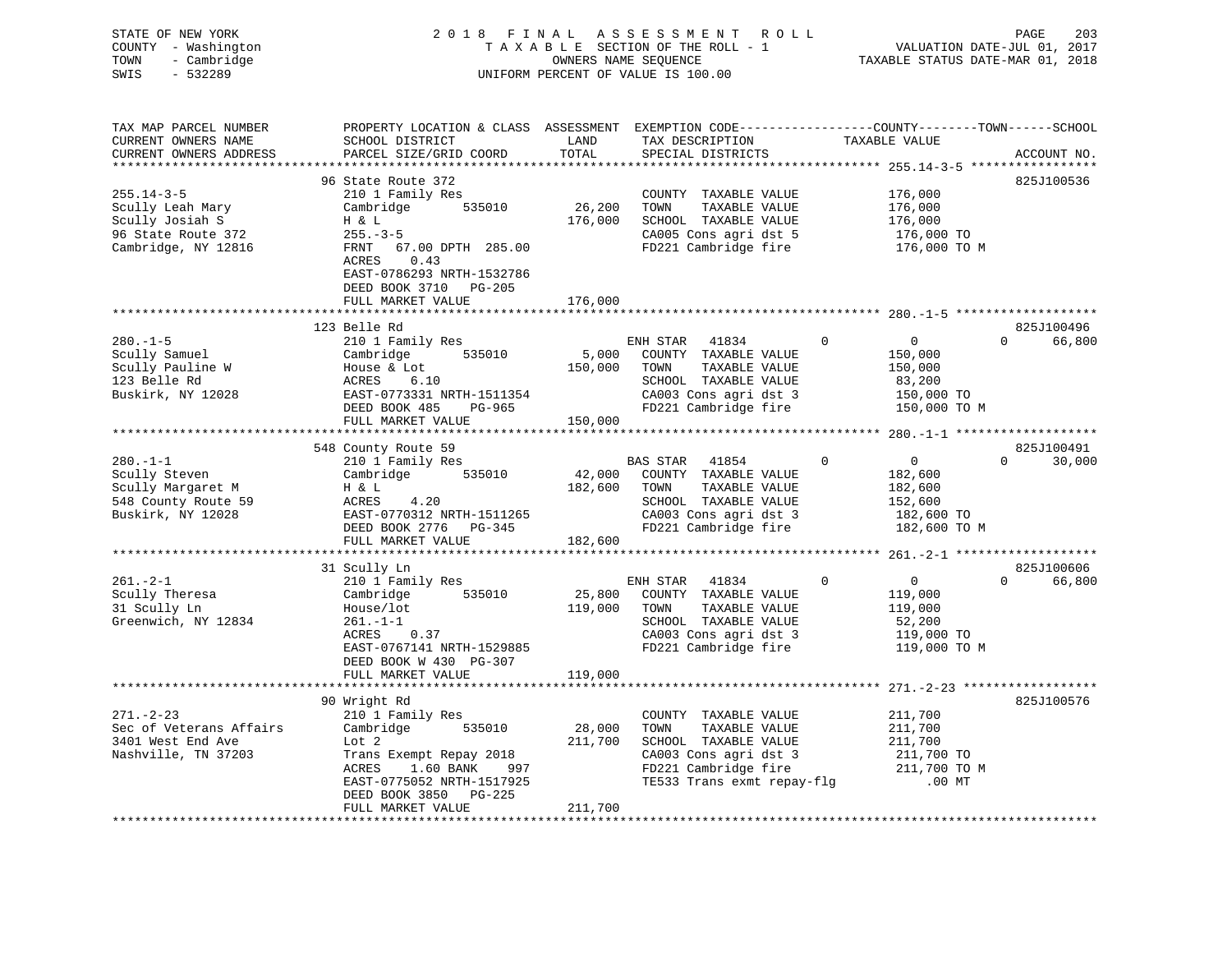STATE OF NEW YORK
COUNTY - Washington
TOWN - Cambridge
SWIS - 532289

2018 FINAL ASSESSMENT ROLL
TAXABLE SECTION OF THE ROLL - 1
OWNERS NAME SEQUENCE
UNIFORM PERCENT OF VALUE IS 100.00

VALUATION DATE-JUL 01, 2017
TAXABLE STATUS DATE-MAR 01, 2018

```
TAX MAP PARCEL NUMBER          PROPERTY LOCATION & CLASS  ASSESSMENT  EXEMPTION CODE------------------COUNTY--------TOWN------SCHOOL
CURRENT OWNERS NAME            SCHOOL DISTRICT              LAND      TAX DESCRIPTION            TAXABLE VALUE
CURRENT OWNERS ADDRESS         PARCEL SIZE/GRID COORD      TOTAL      SPECIAL DISTRICTS                                    ACCOUNT NO.
********************************************************************************************* 255.14-3-5 *****************
                               96 State Route 372                                                                  825J100536
255.14-3-5                     210 1 Family Res                       COUNTY  TAXABLE VALUE          176,000
Scully Leah Mary               Cambridge       535010      26,200     TOWN    TAXABLE VALUE          176,000
Scully Josiah S                H & L                      176,000     SCHOOL  TAXABLE VALUE          176,000
96 State Route 372             255.-3-5                               CA005 Cons agri dst 5           176,000 TO
Cambridge, NY 12816            FRNT   67.00 DPTH 285.00               FD221 Cambridge fire            176,000 TO M
                               ACRES    0.43
                               EAST-0786293 NRTH-1532786
                               DEED BOOK 3710   PG-205
                               FULL MARKET VALUE          176,000
********************************************************************************************* 280.-1-5 *******************
                               123 Belle Rd                                                                        825J100496
280.-1-5                       210 1 Family Res                   ENH STAR   41834          0          0          0     66,800
Scully Samuel                  Cambridge       535010       5,000     COUNTY  TAXABLE VALUE          150,000
Scully Pauline W               House & Lot                150,000     TOWN    TAXABLE VALUE          150,000
123 Belle Rd                   ACRES    6.10                          SCHOOL  TAXABLE VALUE           83,200
Buskirk, NY 12028              EAST-0773331 NRTH-1511354              CA003 Cons agri dst 3           150,000 TO
                               DEED BOOK 485    PG-965                FD221 Cambridge fire            150,000 TO M
                               FULL MARKET VALUE          150,000
********************************************************************************************* 280.-1-1 *******************
                               548 County Route 59                                                                 825J100491
280.-1-1                       210 1 Family Res                   BAS STAR   41854          0          0          0     30,000
Scully Steven                  Cambridge       535010      42,000     COUNTY  TAXABLE VALUE          182,600
Scully Margaret M              H & L                      182,600     TOWN    TAXABLE VALUE          182,600
548 County Route 59            ACRES    4.20                          SCHOOL  TAXABLE VALUE          152,600
Buskirk, NY 12028              EAST-0770312 NRTH-1511265              CA003 Cons agri dst 3           182,600 TO
                               DEED BOOK 2776   PG-345                FD221 Cambridge fire            182,600 TO M
                               FULL MARKET VALUE          182,600
********************************************************************************************* 261.-2-1 *******************
                               31 Scully Ln                                                                        825J100606
261.-2-1                       210 1 Family Res                   ENH STAR   41834          0          0          0     66,800
Scully Theresa                 Cambridge       535010      25,800     COUNTY  TAXABLE VALUE          119,000
31 Scully Ln                   House/lot                  119,000     TOWN    TAXABLE VALUE          119,000
Greenwich, NY 12834            261.-1-1                               SCHOOL  TAXABLE VALUE           52,200
                               ACRES    0.37                          CA003 Cons agri dst 3           119,000 TO
                               EAST-0767141 NRTH-1529885              FD221 Cambridge fire            119,000 TO M
                               DEED BOOK W 430  PG-307
                               FULL MARKET VALUE          119,000
********************************************************************************************* 271.-2-23 ******************
                               90 Wright Rd                                                                        825J100576
271.-2-23                      210 1 Family Res                       COUNTY  TAXABLE VALUE          211,700
Sec of Veterans Affairs        Cambridge       535010      28,000     TOWN    TAXABLE VALUE          211,700
3401 West End Ave              Lot 2                      211,700     SCHOOL  TAXABLE VALUE          211,700
Nashville, TN 37203            Trans Exempt Repay 2018                CA003 Cons agri dst 3           211,700 TO
                               ACRES    1.60 BANK    997              FD221 Cambridge fire            211,700 TO M
                               EAST-0775052 NRTH-1517925              TE533 Trans exmt repay-flg         .00 MT
                               DEED BOOK 3850   PG-225
                               FULL MARKET VALUE          211,700
****************************************************************************************************************************
```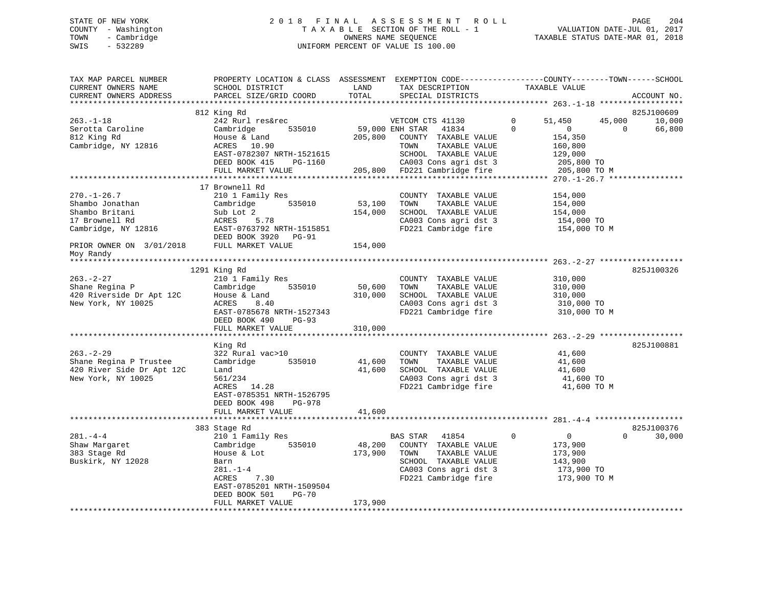STATE OF NEW YORK
COUNTY - Washington
TOWN - Cambridge
SWIS - 532289

2018 FINAL ASSESSMENT ROLL
TAXABLE SECTION OF THE ROLL - 1
OWNERS NAME SEQUENCE
UNIFORM PERCENT OF VALUE IS 100.00

VALUATION DATE-JUL 01, 2017
TAXABLE STATUS DATE-MAR 01, 2018

```
TAX MAP PARCEL NUMBER          PROPERTY LOCATION & CLASS  ASSESSMENT  EXEMPTION CODE------------------COUNTY--------TOWN------SCHOOL
CURRENT OWNERS NAME            SCHOOL DISTRICT             LAND       TAX DESCRIPTION            TAXABLE VALUE
CURRENT OWNERS ADDRESS         PARCEL SIZE/GRID COORD      TOTAL      SPECIAL DISTRICTS                                        ACCOUNT NO.
******************************************************************************************************* 263.-1-18 ******************
                               812 King Rd                                                                                 825J100609
263.-1-18                      242 Rurl res&rec                       VETCOM CTS 41130      0       51,450      45,000      10,000
Serotta Caroline               Cambridge       535010      59,000 ENH STAR   41834          0            0           0      66,800
812 King Rd                    House & Land               205,800   COUNTY  TAXABLE VALUE            154,350
Cambridge, NY 12816            ACRES   10.90                        TOWN    TAXABLE VALUE            160,800
                               EAST-0782307 NRTH-1521615            SCHOOL  TAXABLE VALUE            129,000
                               DEED BOOK 415     PG-1160            CA003 Cons agri dst 3             205,800 TO
                               FULL MARKET VALUE          205,800   FD221 Cambridge fire              205,800 TO M
******************************************************************************************************* 270.-1-26.7 ****************
                               17 Brownell Rd
270.-1-26.7                    210 1 Family Res                       COUNTY  TAXABLE VALUE            154,000
Shambo Jonathan                Cambridge       535010      53,100   TOWN    TAXABLE VALUE            154,000
Shambo Britani                 Sub Lot 2                  154,000   SCHOOL  TAXABLE VALUE            154,000
17 Brownell Rd                 ACRES    5.78                        CA003 Cons agri dst 3             154,000 TO
Cambridge, NY 12816            EAST-0763792 NRTH-1515851            FD221 Cambridge fire              154,000 TO M
                               DEED BOOK 3920   PG-91
PRIOR OWNER ON 3/01/2018       FULL MARKET VALUE          154,000
Moy Randy
******************************************************************************************************* 263.-2-27 ******************
                               1291 King Rd                                                                                825J100326
263.-2-27                      210 1 Family Res                       COUNTY  TAXABLE VALUE            310,000
Shane Regina P                 Cambridge       535010      50,600   TOWN    TAXABLE VALUE            310,000
420 Riverside Dr Apt 12C       House & Land               310,000   SCHOOL  TAXABLE VALUE            310,000
New York, NY 10025             ACRES    8.40                        CA003 Cons agri dst 3             310,000 TO
                               EAST-0785678 NRTH-1527343            FD221 Cambridge fire              310,000 TO M
                               DEED BOOK 490     PG-93
                               FULL MARKET VALUE          310,000
******************************************************************************************************* 263.-2-29 ******************
                               King Rd                                                                                     825J100881
263.-2-29                      322 Rural vac>10                       COUNTY  TAXABLE VALUE             41,600
Shane Regina P Trustee         Cambridge       535010      41,600   TOWN    TAXABLE VALUE             41,600
420 River Side Dr Apt 12C      Land                        41,600   SCHOOL  TAXABLE VALUE             41,600
New York, NY 10025             561/234                              CA003 Cons agri dst 3              41,600 TO
                               ACRES   14.28                        FD221 Cambridge fire               41,600 TO M
                               EAST-0785351 NRTH-1526795
                               DEED BOOK 498     PG-978
                               FULL MARKET VALUE           41,600
******************************************************************************************************* 281.-4-4 *******************
                               383 Stage Rd                                                                                825J100376
281.-4-4                       210 1 Family Res                       BAS STAR   41854          0            0           0      30,000
Shaw Margaret                  Cambridge       535010      48,200   COUNTY  TAXABLE VALUE            173,900
383 Stage Rd                   House & Lot                173,900   TOWN    TAXABLE VALUE            173,900
Buskirk, NY 12028              Barn                                 SCHOOL  TAXABLE VALUE            143,900
                               281.-1-4                             CA003 Cons agri dst 3             173,900 TO
                               ACRES    7.30                        FD221 Cambridge fire              173,900 TO M
                               EAST-0785201 NRTH-1509504
                               DEED BOOK 501     PG-70
                               FULL MARKET VALUE          173,900
************************************************************************************************************************************
```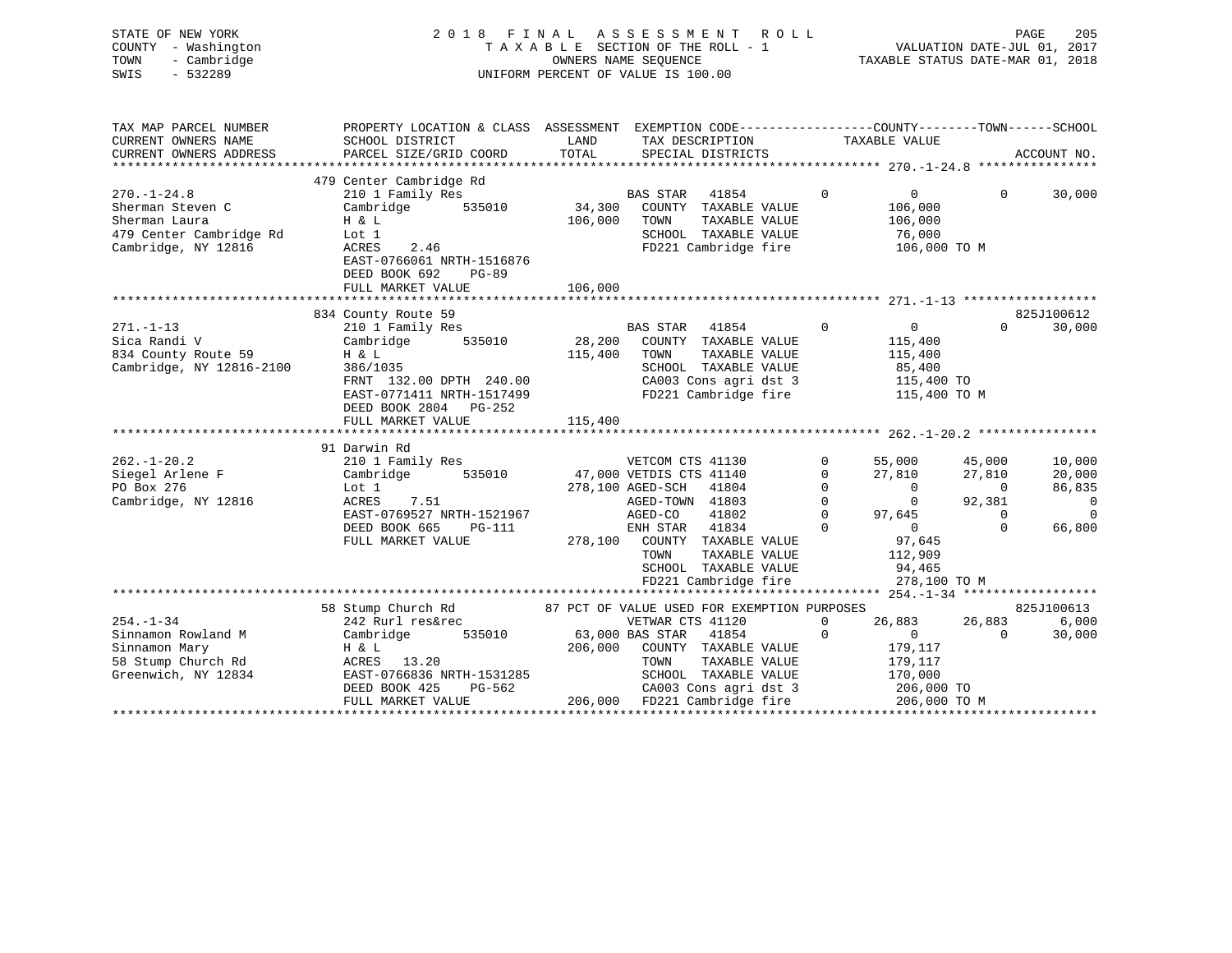STATE OF NEW YORK
COUNTY - Washington
TOWN - Cambridge
SWIS - 532289

2 0 1 8 F I N A L A S S E S S M E N T R O L L
T A X A B L E SECTION OF THE ROLL - 1
OWNERS NAME SEQUENCE
UNIFORM PERCENT OF VALUE IS 100.00

VALUATION DATE-JUL 01, 2017
TAXABLE STATUS DATE-MAR 01, 2018

```
TAX MAP PARCEL NUMBER          PROPERTY LOCATION & CLASS  ASSESSMENT  EXEMPTION CODE------------------COUNTY--------TOWN------SCHOOL
CURRENT OWNERS NAME            SCHOOL DISTRICT              LAND       TAX DESCRIPTION             TAXABLE VALUE
CURRENT OWNERS ADDRESS         PARCEL SIZE/GRID COORD       TOTAL      SPECIAL DISTRICTS                                    ACCOUNT NO.
******************************************************************************************************* 270.-1-24.8 ****************
                               479 Center Cambridge Rd
270.-1-24.8                    210 1 Family Res                       BAS STAR   41854          0            0            0      30,000
Sherman Steven C               Cambridge        535010      34,300    COUNTY  TAXABLE VALUE           106,000
Sherman Laura                  H & L                       106,000    TOWN    TAXABLE VALUE           106,000
479 Center Cambridge Rd        Lot 1                                  SCHOOL  TAXABLE VALUE            76,000
Cambridge, NY 12816            ACRES    2.46                          FD221 Cambridge fire             106,000 TO M
                               EAST-0766061 NRTH-1516876
                               DEED BOOK 692    PG-89
                               FULL MARKET VALUE           106,000
******************************************************************************************************* 271.-1-13 ******************
                               834 County Route 59                                                                      825J100612
271.-1-13                      210 1 Family Res                       BAS STAR   41854          0            0            0      30,000
Sica Randi V                   Cambridge        535010      28,200    COUNTY  TAXABLE VALUE           115,400
834 County Route 59            H & L                       115,400    TOWN    TAXABLE VALUE           115,400
Cambridge, NY 12816-2100       386/1035                               SCHOOL  TAXABLE VALUE            85,400
                               FRNT 132.00 DPTH 240.00                CA003 Cons agri dst 3            115,400 TO
                               EAST-0771411 NRTH-1517499              FD221 Cambridge fire             115,400 TO M
                               DEED BOOK 2804   PG-252
                               FULL MARKET VALUE           115,400
******************************************************************************************************* 262.-1-20.2 ****************
                               91 Darwin Rd
262.-1-20.2                    210 1 Family Res                       VETCOM CTS 41130          0       55,000       45,000      10,000
Siegel Arlene F                Cambridge        535010      47,000 VETDIS CTS 41140          0       27,810       27,810      20,000
PO Box 276                     Lot 1                       278,100 AGED-SCH   41804          0            0            0      86,835
Cambridge, NY 12816            ACRES    7.51                          AGED-TOWN  41803          0            0       92,381           0
                               EAST-0769527 NRTH-1521967              AGED-CO    41802          0       97,645            0           0
                               DEED BOOK 665    PG-111                ENH STAR   41834          0            0            0      66,800
                               FULL MARKET VALUE           278,100    COUNTY  TAXABLE VALUE            97,645
                                                                      TOWN    TAXABLE VALUE           112,909
                                                                      SCHOOL  TAXABLE VALUE            94,465
                                                                      FD221 Cambridge fire             278,100 TO M
******************************************************************************************************* 254.-1-34 ******************
                               58 Stump Church Rd          87 PCT OF VALUE USED FOR EXEMPTION PURPOSES                  825J100613
254.-1-34                      242 Rurl res&rec                       VETWAR CTS 41120          0       26,883       26,883       6,000
Sinnamon Rowland M             Cambridge        535010      63,000 BAS STAR   41854          0            0            0      30,000
Sinnamon Mary                  H & L                       206,000    COUNTY  TAXABLE VALUE           179,117
58 Stump Church Rd             ACRES   13.20                          TOWN    TAXABLE VALUE           179,117
Greenwich, NY 12834            EAST-0766836 NRTH-1531285              SCHOOL  TAXABLE VALUE           170,000
                               DEED BOOK 425    PG-562                CA003 Cons agri dst 3            206,000 TO
                               FULL MARKET VALUE           206,000    FD221 Cambridge fire             206,000 TO M
************************************************************************************************************************************
```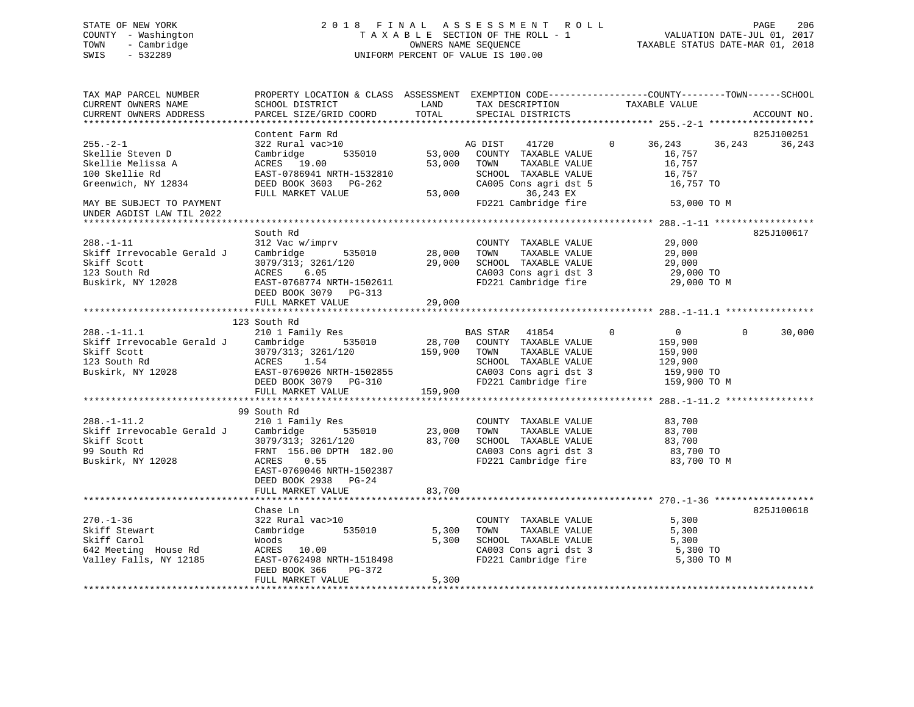STATE OF NEW YORK
COUNTY - Washington
TOWN - Cambridge
SWIS - 532289

2018 FINAL ASSESSMENT ROLL
TAXABLE SECTION OF THE ROLL - 1
OWNERS NAME SEQUENCE
UNIFORM PERCENT OF VALUE IS 100.00

VALUATION DATE-JUL 01, 2017
TAXABLE STATUS DATE-MAR 01, 2018

```
TAX MAP PARCEL NUMBER          PROPERTY LOCATION & CLASS  ASSESSMENT  EXEMPTION CODE-----------------COUNTY--------TOWN------SCHOOL
CURRENT OWNERS NAME            SCHOOL DISTRICT               LAND      TAX DESCRIPTION            TAXABLE VALUE
CURRENT OWNERS ADDRESS         PARCEL SIZE/GRID COORD        TOTAL     SPECIAL DISTRICTS                                      ACCOUNT NO.
******************************************************************************************************* 255.-2-1 *******************
                               Content Farm Rd                                                                        825J100251
255.-2-1                       322 Rural vac>10                    AG DIST    41720        0     36,243     36,243     36,243
Skellie Steven D               Cambridge       535010       53,000   COUNTY  TAXABLE VALUE            16,757
Skellie Melissa A              ACRES  19.00                 53,000   TOWN    TAXABLE VALUE            16,757
100 Skellie Rd                 EAST-0786941 NRTH-1532810             SCHOOL  TAXABLE VALUE            16,757
Greenwich, NY 12834            DEED BOOK 3603   PG-262               CA005 Cons agri dst 5             16,757 TO
                               FULL MARKET VALUE            53,000        36,243 EX
MAY BE SUBJECT TO PAYMENT                                            FD221 Cambridge fire              53,000 TO M
UNDER AGDIST LAW TIL 2022
******************************************************************************************************* 288.-1-11 ******************
                               South Rd                                                                               825J100617
288.-1-11                      312 Vac w/imprv                       COUNTY  TAXABLE VALUE            29,000
Skiff Irrevocable Gerald J     Cambridge       535010       28,000   TOWN    TAXABLE VALUE            29,000
Skiff Scott                    3079/313; 3261/120           29,000   SCHOOL  TAXABLE VALUE            29,000
123 South Rd                   ACRES   6.05                          CA003 Cons agri dst 3             29,000 TO
Buskirk, NY 12028              EAST-0768774 NRTH-1502611             FD221 Cambridge fire              29,000 TO M
                               DEED BOOK 3079   PG-313
                               FULL MARKET VALUE            29,000
******************************************************************************************************* 288.-1-11.1 ****************
                            123 South Rd
288.-1-11.1                    210 1 Family Res                    BAS STAR   41854        0          0          0     30,000
Skiff Irrevocable Gerald J     Cambridge       535010       28,700   COUNTY  TAXABLE VALUE           159,900
Skiff Scott                    3079/313; 3261/120          159,900   TOWN    TAXABLE VALUE           159,900
123 South Rd                   ACRES   1.54                          SCHOOL  TAXABLE VALUE           129,900
Buskirk, NY 12028              EAST-0769026 NRTH-1502855             CA003 Cons agri dst 3            159,900 TO
                               DEED BOOK 3079   PG-310               FD221 Cambridge fire             159,900 TO M
                               FULL MARKET VALUE           159,900
******************************************************************************************************* 288.-1-11.2 ****************
                            99 South Rd
288.-1-11.2                    210 1 Family Res                      COUNTY  TAXABLE VALUE            83,700
Skiff Irrevocable Gerald J     Cambridge       535010       23,000   TOWN    TAXABLE VALUE            83,700
Skiff Scott                    3079/313; 3261/120           83,700   SCHOOL  TAXABLE VALUE            83,700
99 South Rd                    FRNT 156.00 DPTH 182.00               CA003 Cons agri dst 3             83,700 TO
Buskirk, NY 12028              ACRES   0.55                          FD221 Cambridge fire              83,700 TO M
                               EAST-0769046 NRTH-1502387
                               DEED BOOK 2938   PG-24
                               FULL MARKET VALUE            83,700
******************************************************************************************************* 270.-1-36 ******************
                               Chase Ln                                                                               825J100618
270.-1-36                      322 Rural vac>10                      COUNTY  TAXABLE VALUE             5,300
Skiff Stewart                  Cambridge       535010        5,300   TOWN    TAXABLE VALUE             5,300
Skiff Carol                    Woods                         5,300   SCHOOL  TAXABLE VALUE             5,300
642 Meeting  House Rd          ACRES  10.00                          CA003 Cons agri dst 3              5,300 TO
Valley Falls, NY 12185         EAST-0762498 NRTH-1518498             FD221 Cambridge fire               5,300 TO M
                               DEED BOOK 366    PG-372
                               FULL MARKET VALUE             5,300
************************************************************************************************************************************
```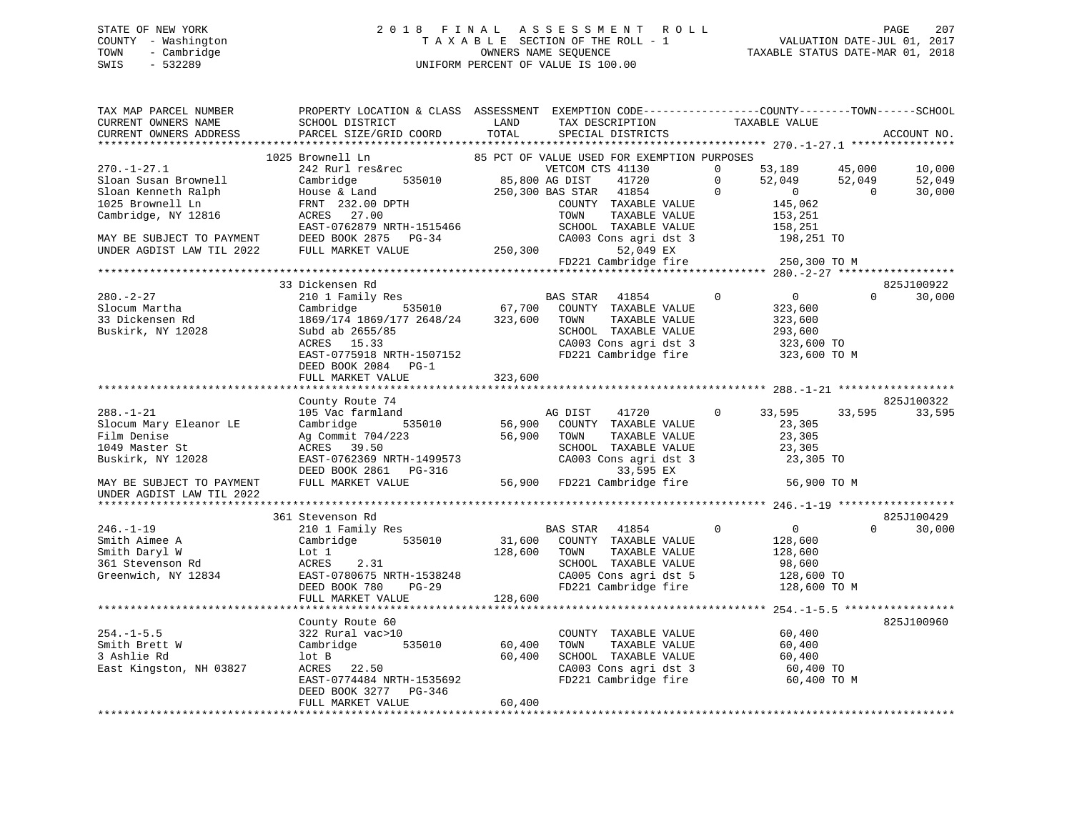STATE OF NEW YORK
COUNTY - Washington
TOWN - Cambridge
SWIS - 532289

2018 FINAL ASSESSMENT ROLL
TAXABLE SECTION OF THE ROLL - 1
OWNERS NAME SEQUENCE
UNIFORM PERCENT OF VALUE IS 100.00

VALUATION DATE-JUL 01, 2017
TAXABLE STATUS DATE-MAR 01, 2018

```
TAX MAP PARCEL NUMBER          PROPERTY LOCATION & CLASS  ASSESSMENT  EXEMPTION CODE------------------COUNTY--------TOWN------SCHOOL
CURRENT OWNERS NAME            SCHOOL DISTRICT               LAND      TAX DESCRIPTION            TAXABLE VALUE
CURRENT OWNERS ADDRESS         PARCEL SIZE/GRID COORD        TOTAL     SPECIAL DISTRICTS                                      ACCOUNT NO.
******************************************************************************************************* 270.-1-27.1 ****************
                     1025 Brownell Ln                   85 PCT OF VALUE USED FOR EXEMPTION PURPOSES
270.-1-27.1                    242 Rurl res&rec                    VETCOM CTS 41130        0      53,189      45,000      10,000
Sloan Susan Brownell           Cambridge        535010      85,800 AG DIST     41720        0      52,049      52,049      52,049
Sloan Kenneth Ralph            House & Land                250,300 BAS STAR    41854        0           0           0      30,000
1025 Brownell Ln               FRNT 232.00 DPTH                    COUNTY  TAXABLE VALUE         145,062
Cambridge, NY 12816            ACRES  27.00                        TOWN    TAXABLE VALUE         153,251
                               EAST-0762879 NRTH-1515466           SCHOOL  TAXABLE VALUE         158,251
MAY BE SUBJECT TO PAYMENT      DEED BOOK 2875   PG-34              CA003 Cons agri dst 3         198,251 TO
UNDER AGDIST LAW TIL 2022      FULL MARKET VALUE           250,300         52,049 EX
                                                                   FD221 Cambridge fire          250,300 TO M
******************************************************************************************************* 280.-2-27 ******************
                     33 Dickensen Rd                                                                                825J100922
280.-2-27                      210 1 Family Res                    BAS STAR    41854        0           0           0      30,000
Slocum Martha                  Cambridge        535010      67,700   COUNTY  TAXABLE VALUE         323,600
33 Dickensen Rd                1869/174 1869/177 2648/24   323,600   TOWN    TAXABLE VALUE         323,600
Buskirk, NY 12028              Subd ab 2655/85                       SCHOOL  TAXABLE VALUE         293,600
                               ACRES  15.33                          CA003 Cons agri dst 3         323,600 TO
                               EAST-0775918 NRTH-1507152             FD221 Cambridge fire          323,600 TO M
                               DEED BOOK 2084   PG-1
                               FULL MARKET VALUE           323,600
******************************************************************************************************* 288.-1-21 ******************
                     County Route 74                                                                                825J100322
288.-1-21                      105 Vac farmland                    AG DIST     41720        0      33,595      33,595      33,595
Slocum Mary Eleanor LE         Cambridge        535010      56,900   COUNTY  TAXABLE VALUE          23,305
Film Denise                    Ag Commit 704/223            56,900   TOWN    TAXABLE VALUE          23,305
1049 Master St                 ACRES  39.50                          SCHOOL  TAXABLE VALUE          23,305
Buskirk, NY 12028              EAST-0762369 NRTH-1499573             CA003 Cons agri dst 3          23,305 TO
                               DEED BOOK 2861   PG-316                       33,595 EX
MAY BE SUBJECT TO PAYMENT      FULL MARKET VALUE            56,900   FD221 Cambridge fire           56,900 TO M
UNDER AGDIST LAW TIL 2022
******************************************************************************************************* 246.-1-19 ******************
                     361 Stevenson Rd                                                                               825J100429
246.-1-19                      210 1 Family Res                    BAS STAR    41854        0           0           0      30,000
Smith Aimee A                  Cambridge        535010      31,600   COUNTY  TAXABLE VALUE         128,600
Smith Daryl W                  Lot 1                       128,600   TOWN    TAXABLE VALUE         128,600
361 Stevenson Rd               ACRES   2.31                          SCHOOL  TAXABLE VALUE          98,600
Greenwich, NY 12834            EAST-0780675 NRTH-1538248             CA005 Cons agri dst 5         128,600 TO
                               DEED BOOK 780    PG-29                FD221 Cambridge fire          128,600 TO M
                               FULL MARKET VALUE           128,600
******************************************************************************************************* 254.-1-5.5 *****************
                     County Route 60                                                                                825J100960
254.-1-5.5                     322 Rural vac>10                      COUNTY  TAXABLE VALUE          60,400
Smith Brett W                  Cambridge        535010      60,400   TOWN    TAXABLE VALUE          60,400
3 Ashlie Rd                    lot B                        60,400   SCHOOL  TAXABLE VALUE          60,400
East Kingston, NH 03827        ACRES  22.50                          CA003 Cons agri dst 3          60,400 TO
                               EAST-0774484 NRTH-1535692             FD221 Cambridge fire           60,400 TO M
                               DEED BOOK 3277   PG-346
                               FULL MARKET VALUE            60,400
************************************************************************************************************************************
```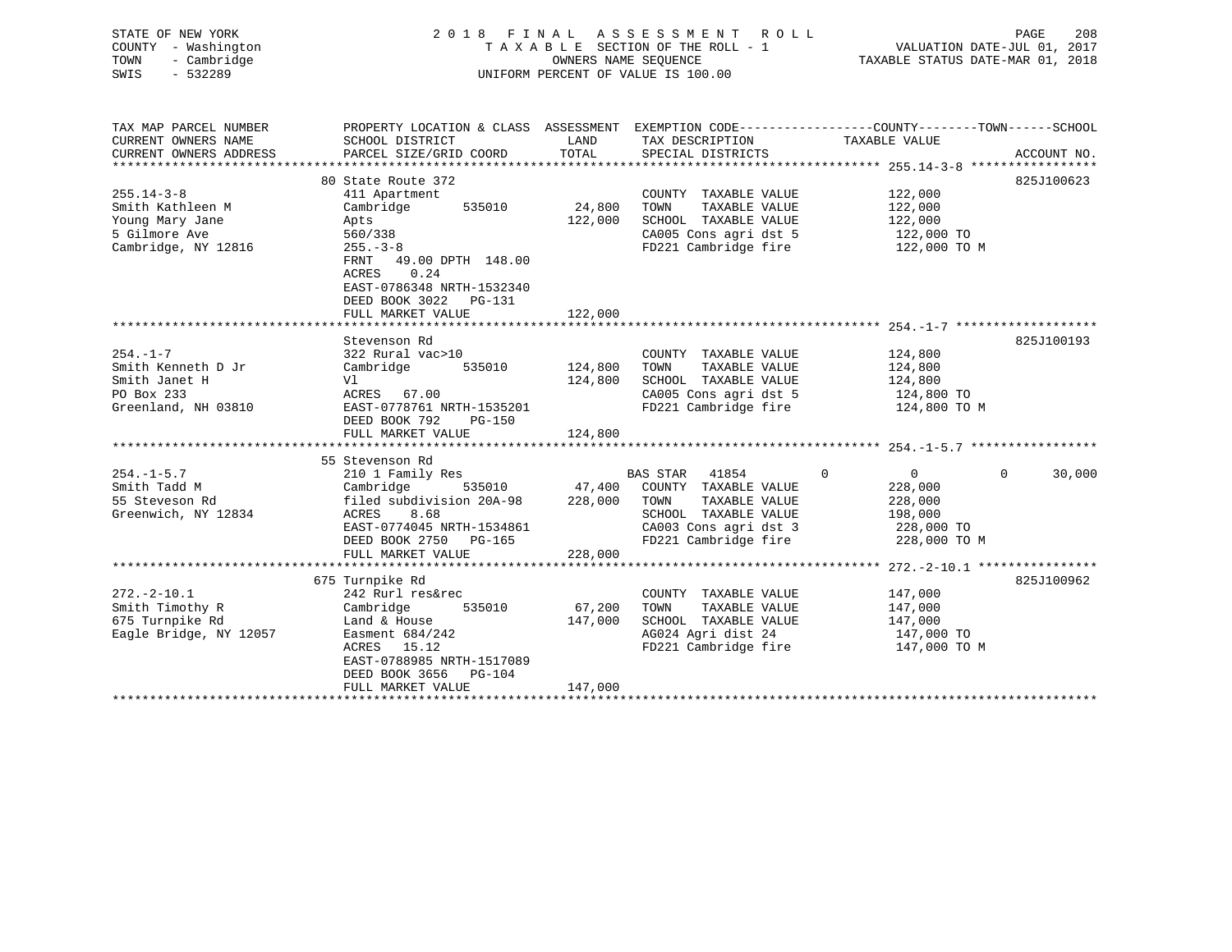STATE OF NEW YORK
COUNTY - Washington
TOWN - Cambridge
SWIS - 532289

2 0 1 8 F I N A L A S S E S S M E N T R O L L
T A X A B L E SECTION OF THE ROLL - 1
OWNERS NAME SEQUENCE
UNIFORM PERCENT OF VALUE IS 100.00

VALUATION DATE-JUL 01, 2017
TAXABLE STATUS DATE-MAR 01, 2018

```
TAX MAP PARCEL NUMBER          PROPERTY LOCATION & CLASS  ASSESSMENT  EXEMPTION CODE------------------COUNTY--------TOWN------SCHOOL
CURRENT OWNERS NAME            SCHOOL DISTRICT               LAND      TAX DESCRIPTION            TAXABLE VALUE
CURRENT OWNERS ADDRESS         PARCEL SIZE/GRID COORD       TOTAL      SPECIAL DISTRICTS                                    ACCOUNT NO.
******************************************************************************************************* 255.14-3-8 *****************
                               80 State Route 372                                                                        825J100623
255.14-3-8                     411 Apartment                           COUNTY  TAXABLE VALUE          122,000
Smith Kathleen M               Cambridge      535010       24,800      TOWN    TAXABLE VALUE          122,000
Young Mary Jane                Apts                       122,000      SCHOOL  TAXABLE VALUE          122,000
5 Gilmore Ave                  560/338                                 CA005 Cons agri dst 5           122,000 TO
Cambridge, NY 12816            255.-3-8                                FD221 Cambridge fire            122,000 TO M
                               FRNT   49.00 DPTH 148.00
                               ACRES    0.24
                               EAST-0786348 NRTH-1532340
                               DEED BOOK 3022   PG-131
                               FULL MARKET VALUE          122,000
******************************************************************************************************* 254.-1-7 *******************
                               Stevenson Rd                                                                              825J100193
254.-1-7                       322 Rural vac>10                        COUNTY  TAXABLE VALUE          124,800
Smith Kenneth D Jr             Cambridge      535010      124,800      TOWN    TAXABLE VALUE          124,800
Smith Janet H                  Vl                         124,800      SCHOOL  TAXABLE VALUE          124,800
PO Box 233                     ACRES   67.00                           CA005 Cons agri dst 5           124,800 TO
Greenland, NH 03810            EAST-0778761 NRTH-1535201               FD221 Cambridge fire            124,800 TO M
                               DEED BOOK 792    PG-150
                               FULL MARKET VALUE          124,800
******************************************************************************************************* 254.-1-5.7 *****************
                               55 Stevenson Rd
254.-1-5.7                     210 1 Family Res                    BAS STAR   41854         0              0            0      30,000
Smith Tadd M                   Cambridge      535010       47,400      COUNTY  TAXABLE VALUE          228,000
55 Steveson Rd                 filed subdivision 20A-98   228,000      TOWN    TAXABLE VALUE          228,000
Greenwich, NY 12834            ACRES    8.68                           SCHOOL  TAXABLE VALUE          198,000
                               EAST-0774045 NRTH-1534861               CA003 Cons agri dst 3           228,000 TO
                               DEED BOOK 2750   PG-165                 FD221 Cambridge fire            228,000 TO M
                               FULL MARKET VALUE          228,000
******************************************************************************************************* 272.-2-10.1 ****************
                               675 Turnpike Rd                                                                           825J100962
272.-2-10.1                    242 Rurl res&rec                        COUNTY  TAXABLE VALUE          147,000
Smith Timothy R                Cambridge      535010       67,200      TOWN    TAXABLE VALUE          147,000
675 Turnpike Rd                Land & House               147,000      SCHOOL  TAXABLE VALUE          147,000
Eagle Bridge, NY 12057         Easment 684/242                         AG024 Agri dist 24              147,000 TO
                               ACRES   15.12                           FD221 Cambridge fire            147,000 TO M
                               EAST-0788985 NRTH-1517089
                               DEED BOOK 3656   PG-104
                               FULL MARKET VALUE          147,000
************************************************************************************************************************************
```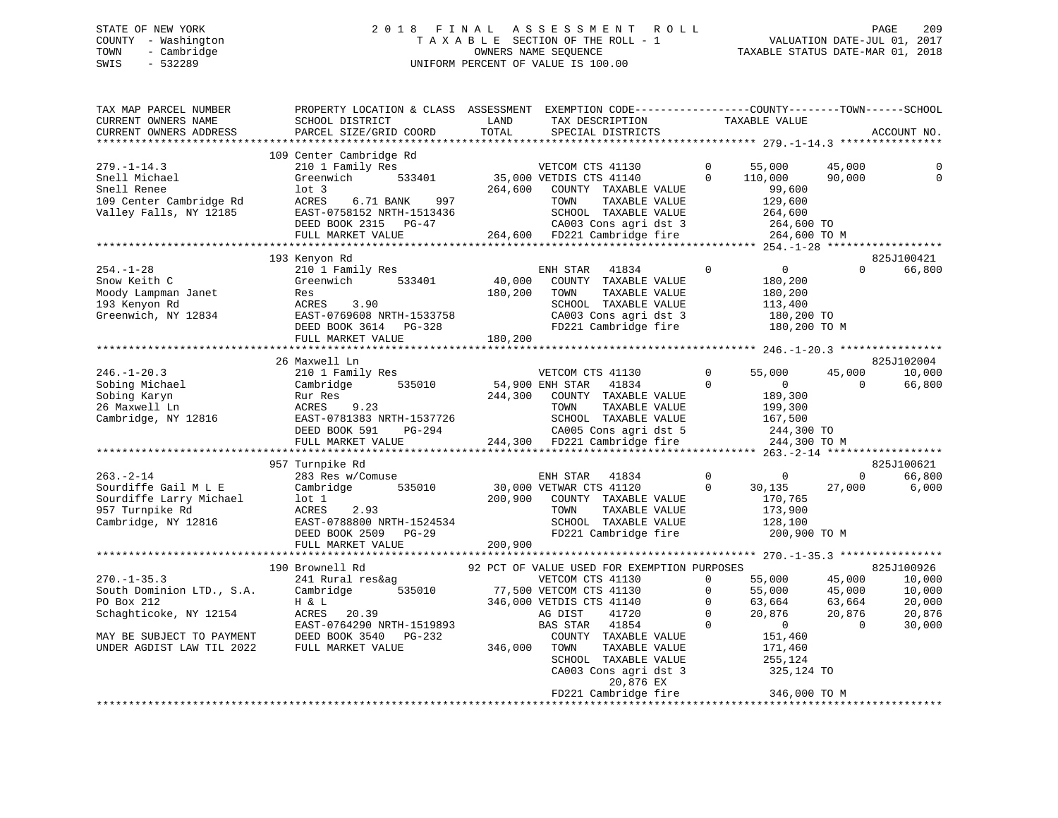STATE OF NEW YORK
COUNTY - Washington
TOWN - Cambridge
SWIS - 532289

2018 FINAL ASSESSMENT ROLL
TAXABLE SECTION OF THE ROLL - 1
OWNERS NAME SEQUENCE
UNIFORM PERCENT OF VALUE IS 100.00

VALUATION DATE-JUL 01, 2017
TAXABLE STATUS DATE-MAR 01, 2018

```
TAX MAP PARCEL NUMBER          PROPERTY LOCATION & CLASS  ASSESSMENT  EXEMPTION CODE-----------------COUNTY--------TOWN------SCHOOL
CURRENT OWNERS NAME            SCHOOL DISTRICT               LAND      TAX DESCRIPTION            TAXABLE VALUE
CURRENT OWNERS ADDRESS         PARCEL SIZE/GRID COORD        TOTAL     SPECIAL DISTRICTS                                      ACCOUNT NO.
******************************************************************************************************* 279.-1-14.3 ****************
                               109 Center Cambridge Rd
279.-1-14.3                    210 1 Family Res                        VETCOM CTS 41130        0      55,000     45,000          0
Snell Michael                  Greenwich        533401        35,000 VETDIS CTS 41140        0     110,000     90,000          0
Snell Renee                    lot 3                         264,600    COUNTY  TAXABLE VALUE          99,600
109 Center Cambridge Rd        ACRES     6.71 BANK     997             TOWN    TAXABLE VALUE         129,600
Valley Falls, NY 12185         EAST-0758152 NRTH-1513436               SCHOOL  TAXABLE VALUE         264,600
                               DEED BOOK 2315   PG-47                  CA003 Cons agri dst 3          264,600 TO
                               FULL MARKET VALUE             264,600   FD221 Cambridge fire           264,600 TO M
******************************************************************************************************* 254.-1-28 ******************
                               193 Kenyon Rd                                                                          825J100421
254.-1-28                      210 1 Family Res                        ENH STAR   41834        0           0          0     66,800
Snow Keith C                   Greenwich        533401        40,000    COUNTY  TAXABLE VALUE         180,200
Moody Lampman Janet            Res                           180,200    TOWN    TAXABLE VALUE         180,200
193 Kenyon Rd                  ACRES     3.90                           SCHOOL  TAXABLE VALUE         113,400
Greenwich, NY 12834            EAST-0769608 NRTH-1533758               CA003 Cons agri dst 3          180,200 TO
                               DEED BOOK 3614   PG-328                 FD221 Cambridge fire           180,200 TO M
                               FULL MARKET VALUE             180,200
******************************************************************************************************* 246.-1-20.3 ****************
                               26 Maxwell Ln                                                                          825J102004
246.-1-20.3                    210 1 Family Res                        VETCOM CTS 41130        0      55,000     45,000     10,000
Sobing Michael                 Cambridge        535010        54,900 ENH STAR   41834        0           0          0     66,800
Sobing Karyn                   Rur Res                       244,300    COUNTY  TAXABLE VALUE         189,300
26 Maxwell Ln                  ACRES     9.23                           TOWN    TAXABLE VALUE         199,300
Cambridge, NY 12816            EAST-0781383 NRTH-1537726               SCHOOL  TAXABLE VALUE         167,500
                               DEED BOOK 591    PG-294                 CA005 Cons agri dst 5          244,300 TO
                               FULL MARKET VALUE             244,300   FD221 Cambridge fire           244,300 TO M
******************************************************************************************************* 263.-2-14 ******************
                               957 Turnpike Rd                                                                        825J100621
263.-2-14                      283 Res w/Comuse                        ENH STAR   41834        0           0          0     66,800
Sourdiffe Gail M L E           Cambridge        535010        30,000 VETWAR CTS 41120        0      30,135     27,000      6,000
Sourdiffe Larry Michael        lot 1                         200,900    COUNTY  TAXABLE VALUE         170,765
957 Turnpike Rd                ACRES     2.93                           TOWN    TAXABLE VALUE         173,900
Cambridge, NY 12816            EAST-0788800 NRTH-1524534               SCHOOL  TAXABLE VALUE         128,100
                               DEED BOOK 2509   PG-29                  FD221 Cambridge fire           200,900 TO M
                               FULL MARKET VALUE             200,900
******************************************************************************************************* 270.-1-35.3 ****************
                               190 Brownell Rd                92 PCT OF VALUE USED FOR EXEMPTION PURPOSES                825J100926
270.-1-35.3                    241 Rural res&ag                        VETCOM CTS 41130        0      55,000     45,000     10,000
South Dominion LTD., S.A.      Cambridge        535010        77,500 VETCOM CTS 41130        0      55,000     45,000     10,000
PO Box 212                     H & L                         346,000 VETDIS CTS 41140        0      63,664     63,664     20,000
Schaghticoke, NY 12154         ACRES    20.39                          AG DIST    41720        0      20,876     20,876     20,876
                               EAST-0764290 NRTH-1519893               BAS STAR   41854        0           0          0     30,000
MAY BE SUBJECT TO PAYMENT      DEED BOOK 3540   PG-232                 COUNTY  TAXABLE VALUE         151,460
UNDER AGDIST LAW TIL 2022      FULL MARKET VALUE             346,000    TOWN    TAXABLE VALUE         171,460
                                                                        SCHOOL  TAXABLE VALUE         255,124
                                                                       CA003 Cons agri dst 3          325,124 TO
                                                                             20,876 EX
                                                                       FD221 Cambridge fire           346,000 TO M
************************************************************************************************************************************
```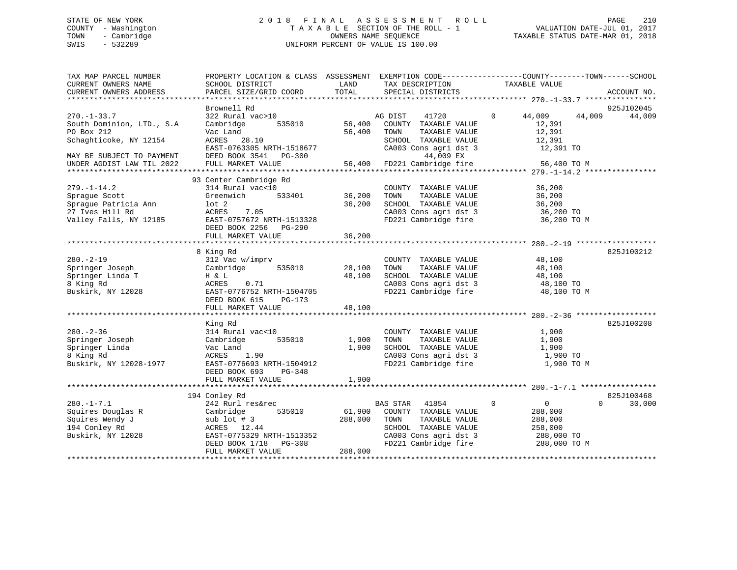STATE OF NEW YORK
COUNTY - Washington
TOWN - Cambridge
SWIS - 532289

2018 FINAL ASSESSMENT ROLL
TAXABLE SECTION OF THE ROLL - 1
OWNERS NAME SEQUENCE
UNIFORM PERCENT OF VALUE IS 100.00

VALUATION DATE-JUL 01, 2017
TAXABLE STATUS DATE-MAR 01, 2018

| TAX MAP PARCEL NUMBER / CURRENT OWNERS NAME / CURRENT OWNERS ADDRESS | PROPERTY LOCATION & CLASS / SCHOOL DISTRICT / PARCEL SIZE/GRID COORD | ASSESSMENT LAND | TOTAL | EXEMPTION CODE / TAX DESCRIPTION / SPECIAL DISTRICTS | COUNTY TAXABLE VALUE | TOWN | SCHOOL | ACCOUNT NO. |
|---|---|---|---|---|---|---|---|---|
| **270.-1-33.7** | Brownell Rd | | | | | | | 925J102045 |
| 270.-1-33.7 | 322 Rural vac>10 | | | AG DIST 41720 0 | 44,009 | 44,009 | 44,009 | |
| South Dominion, LTD., S.A | Cambridge 535010 | 56,400 | | COUNTY TAXABLE VALUE | 12,391 | | | |
| PO Box 212 | Vac Land | | 56,400 | TOWN TAXABLE VALUE | 12,391 | | | |
| Schaghticoke, NY 12154 | ACRES 28.10 | | | SCHOOL TAXABLE VALUE | 12,391 | | | |
| | EAST-0763305 NRTH-1518677 | | | CA003 Cons agri dst 3 | 12,391 TO | | | |
| MAY BE SUBJECT TO PAYMENT | DEED BOOK 3541 PG-300 | | | 44,009 EX | | | | |
| UNDER AGDIST LAW TIL 2022 | FULL MARKET VALUE | | 56,400 | FD221 Cambridge fire | 56,400 TO M | | | |
| **279.-1-14.2** | 93 Center Cambridge Rd | | | | | | | |
| 279.-1-14.2 | 314 Rural vac<10 | | | COUNTY TAXABLE VALUE | 36,200 | | | |
| Sprague Scott | Greenwich 533401 | 36,200 | | TOWN TAXABLE VALUE | 36,200 | | | |
| Sprague Patricia Ann | lot 2 | | 36,200 | SCHOOL TAXABLE VALUE | 36,200 | | | |
| 27 Ives Hill Rd | ACRES 7.05 | | | CA003 Cons agri dst 3 | 36,200 TO | | | |
| Valley Falls, NY 12185 | EAST-0757672 NRTH-1513328 | | | FD221 Cambridge fire | 36,200 TO M | | | |
| | DEED BOOK 2256 PG-290 | | | | | | | |
| | FULL MARKET VALUE | | 36,200 | | | | | |
| **280.-2-19** | 8 King Rd | | | | | | | 825J100212 |
| 280.-2-19 | 312 Vac w/imprv | | | COUNTY TAXABLE VALUE | 48,100 | | | |
| Springer Joseph | Cambridge 535010 | 28,100 | | TOWN TAXABLE VALUE | 48,100 | | | |
| Springer Linda T | H & L | | 48,100 | SCHOOL TAXABLE VALUE | 48,100 | | | |
| 8 King Rd | ACRES 0.71 | | | CA003 Cons agri dst 3 | 48,100 TO | | | |
| Buskirk, NY 12028 | EAST-0776752 NRTH-1504705 | | | FD221 Cambridge fire | 48,100 TO M | | | |
| | DEED BOOK 615 PG-173 | | | | | | | |
| | FULL MARKET VALUE | | 48,100 | | | | | |
| **280.-2-36** | King Rd | | | | | | | 825J100208 |
| 280.-2-36 | 314 Rural vac<10 | | | COUNTY TAXABLE VALUE | 1,900 | | | |
| Springer Joseph | Cambridge 535010 | 1,900 | | TOWN TAXABLE VALUE | 1,900 | | | |
| Springer Linda | Vac Land | | 1,900 | SCHOOL TAXABLE VALUE | 1,900 | | | |
| 8 King Rd | ACRES 1.90 | | | CA003 Cons agri dst 3 | 1,900 TO | | | |
| Buskirk, NY 12028-1977 | EAST-0776693 NRTH-1504912 | | | FD221 Cambridge fire | 1,900 TO M | | | |
| | DEED BOOK 693 PG-348 | | | | | | | |
| | FULL MARKET VALUE | | 1,900 | | | | | |
| **280.-1-7.1** | 194 Conley Rd | | | | | | | 825J100468 |
| 280.-1-7.1 | 242 Rurl res&rec | | | BAS STAR 41854 0 | 0 | 0 | 30,000 | |
| Squires Douglas R | Cambridge 535010 | 61,900 | | COUNTY TAXABLE VALUE | 288,000 | | | |
| Squires Wendy J | sub lot # 3 | | 288,000 | TOWN TAXABLE VALUE | 288,000 | | | |
| 194 Conley Rd | ACRES 12.44 | | | SCHOOL TAXABLE VALUE | 258,000 | | | |
| Buskirk, NY 12028 | EAST-0775329 NRTH-1513352 | | | CA003 Cons agri dst 3 | 288,000 TO | | | |
| | DEED BOOK 1718 PG-308 | | | FD221 Cambridge fire | 288,000 TO M | | | |
| | FULL MARKET VALUE | | 288,000 | | | | | |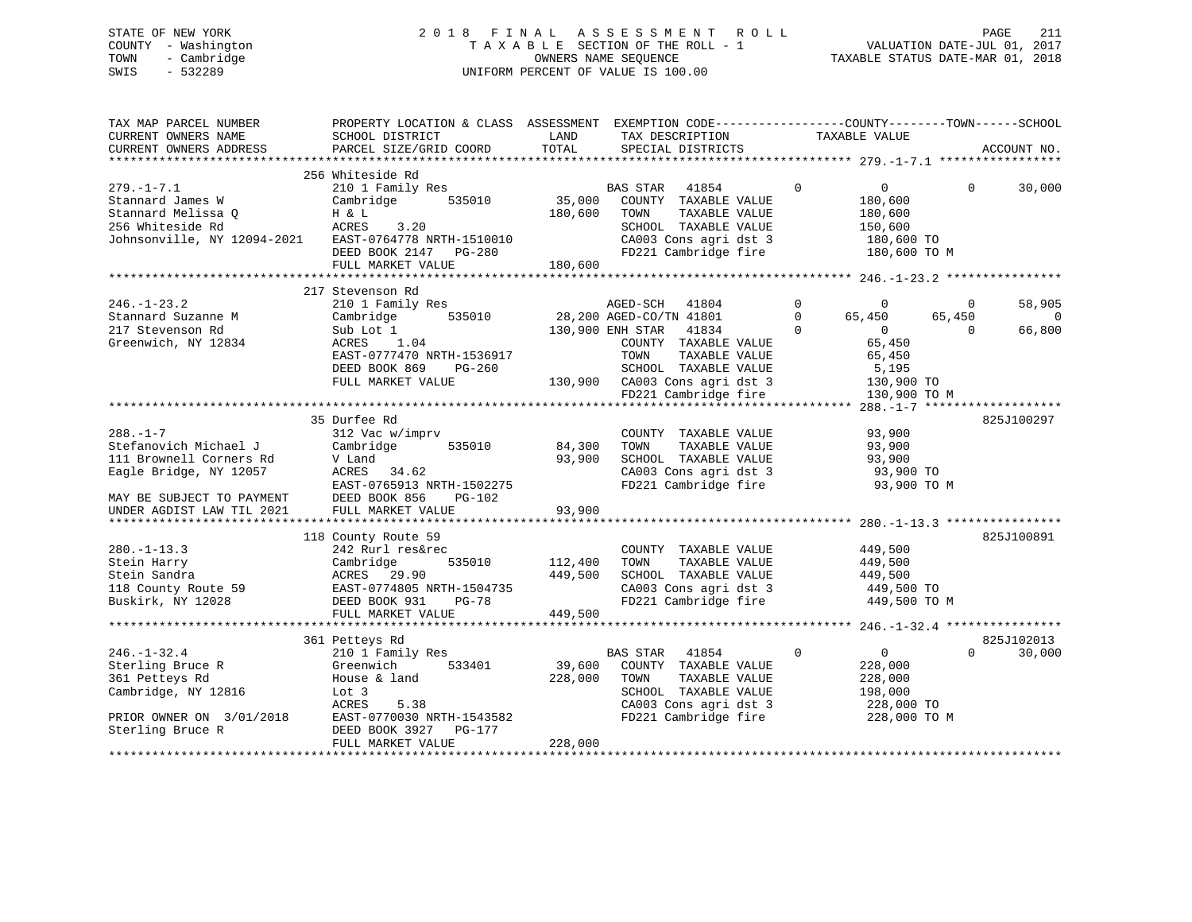STATE OF NEW YORK
COUNTY - Washington
TOWN - Cambridge
SWIS - 532289

2018 FINAL ASSESSMENT ROLL
TAXABLE SECTION OF THE ROLL - 1
OWNERS NAME SEQUENCE
UNIFORM PERCENT OF VALUE IS 100.00

VALUATION DATE-JUL 01, 2017
TAXABLE STATUS DATE-MAR 01, 2018

```
TAX MAP PARCEL NUMBER          PROPERTY LOCATION & CLASS  ASSESSMENT  EXEMPTION CODE------------------COUNTY--------TOWN------SCHOOL
CURRENT OWNERS NAME            SCHOOL DISTRICT               LAND      TAX DESCRIPTION              TAXABLE VALUE
CURRENT OWNERS ADDRESS         PARCEL SIZE/GRID COORD        TOTAL     SPECIAL DISTRICTS                                        ACCOUNT NO.
******************************************************************************************************* 279.-1-7.1 *****************
                               256 Whiteside Rd
279.-1-7.1                     210 1 Family Res                        BAS STAR   41854        0          0           0       30,000
Stannard James W               Cambridge      535010        35,000     COUNTY  TAXABLE VALUE            180,600
Stannard Melissa Q             H & L                       180,600     TOWN    TAXABLE VALUE            180,600
256 Whiteside Rd               ACRES    3.20                           SCHOOL  TAXABLE VALUE            150,600
Johnsonville, NY 12094-2021    EAST-0764778 NRTH-1510010               CA003 Cons agri dst 3             180,600 TO
                               DEED BOOK 2147   PG-280                 FD221 Cambridge fire              180,600 TO M
                               FULL MARKET VALUE           180,600
******************************************************************************************************* 246.-1-23.2 ****************
                               217 Stevenson Rd
246.-1-23.2                    210 1 Family Res                        AGED-SCH   41804        0          0           0       58,905
Stannard Suzanne M             Cambridge      535010        28,200 AGED-CO/TN 41801            0     65,450      65,450            0
217 Stevenson Rd               Sub Lot 1                   130,900 ENH STAR   41834            0          0           0       66,800
Greenwich, NY 12834            ACRES    1.04                           COUNTY  TAXABLE VALUE             65,450
                               EAST-0777470 NRTH-1536917               TOWN    TAXABLE VALUE             65,450
                               DEED BOOK 869    PG-260                 SCHOOL  TAXABLE VALUE              5,195
                               FULL MARKET VALUE           130,900     CA003 Cons agri dst 3             130,900 TO
                                                                       FD221 Cambridge fire              130,900 TO M
******************************************************************************************************* 288.-1-7 *******************
                               35 Durfee Rd                                                                            825J100297
288.-1-7                       312 Vac w/imprv                         COUNTY  TAXABLE VALUE             93,900
Stefanovich Michael J          Cambridge      535010        84,300     TOWN    TAXABLE VALUE             93,900
111 Brownell Corners Rd        V Land                       93,900     SCHOOL  TAXABLE VALUE             93,900
Eagle Bridge, NY 12057         ACRES   34.62                           CA003 Cons agri dst 3              93,900 TO
                               EAST-0765913 NRTH-1502275               FD221 Cambridge fire               93,900 TO M
MAY BE SUBJECT TO PAYMENT      DEED BOOK 856    PG-102
UNDER AGDIST LAW TIL 2021      FULL MARKET VALUE            93,900
******************************************************************************************************* 280.-1-13.3 ****************
                               118 County Route 59                                                                     825J100891
280.-1-13.3                    242 Rurl res&rec                        COUNTY  TAXABLE VALUE            449,500
Stein Harry                    Cambridge      535010       112,400     TOWN    TAXABLE VALUE            449,500
Stein Sandra                   ACRES   29.90               449,500     SCHOOL  TAXABLE VALUE            449,500
118 County Route 59            EAST-0774805 NRTH-1504735               CA003 Cons agri dst 3             449,500 TO
Buskirk, NY 12028              DEED BOOK 931    PG-78                  FD221 Cambridge fire              449,500 TO M
                               FULL MARKET VALUE           449,500
******************************************************************************************************* 246.-1-32.4 ****************
                               361 Petteys Rd                                                                          825J102013
246.-1-32.4                    210 1 Family Res                        BAS STAR   41854        0          0           0       30,000
Sterling Bruce R               Greenwich      533401        39,600     COUNTY  TAXABLE VALUE            228,000
361 Petteys Rd                 House & land                228,000     TOWN    TAXABLE VALUE            228,000
Cambridge, NY 12816            Lot 3                                   SCHOOL  TAXABLE VALUE            198,000
                               ACRES    5.38                           CA003 Cons agri dst 3             228,000 TO
PRIOR OWNER ON 3/01/2018       EAST-0770030 NRTH-1543582               FD221 Cambridge fire              228,000 TO M
Sterling Bruce R               DEED BOOK 3927   PG-177
                               FULL MARKET VALUE           228,000
************************************************************************************************************************************
```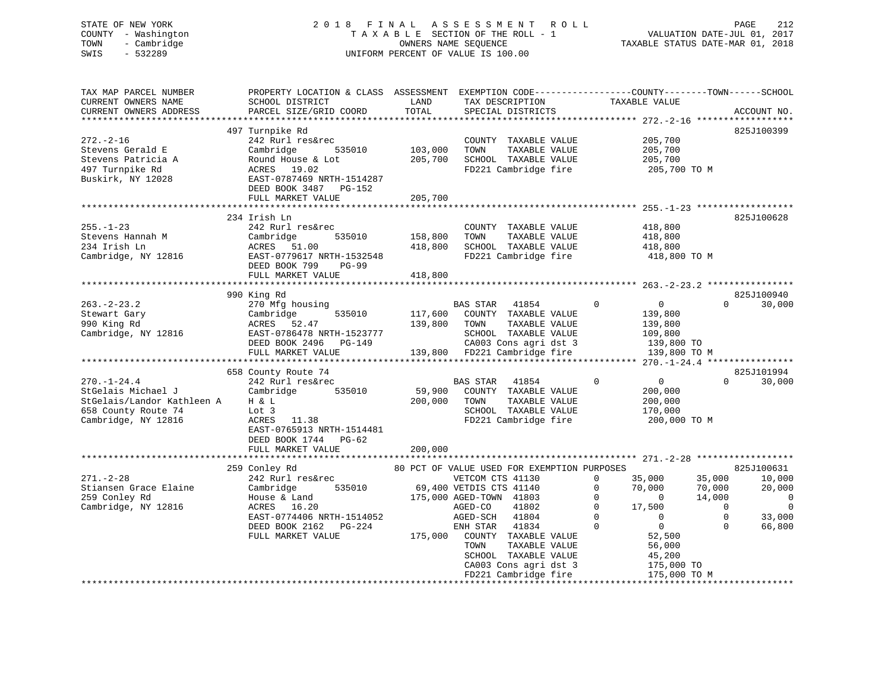STATE OF NEW YORK
COUNTY - Washington
TOWN - Cambridge
SWIS - 532289

2 0 1 8 F I N A L A S S E S S M E N T R O L L
T A X A B L E SECTION OF THE ROLL - 1
OWNERS NAME SEQUENCE
UNIFORM PERCENT OF VALUE IS 100.00

VALUATION DATE-JUL 01, 2017
TAXABLE STATUS DATE-MAR 01, 2018

```
TAX MAP PARCEL NUMBER         PROPERTY LOCATION & CLASS  ASSESSMENT  EXEMPTION CODE------------------COUNTY--------TOWN------SCHOOL
CURRENT OWNERS NAME           SCHOOL DISTRICT               LAND      TAX DESCRIPTION             TAXABLE VALUE
CURRENT OWNERS ADDRESS        PARCEL SIZE/GRID COORD        TOTAL     SPECIAL DISTRICTS                                    ACCOUNT NO.
******************************************************************************************************* 272.-2-16 ******************
                              497 Turnpike Rd                                                                             825J100399
272.-2-16                     242 Rurl res&rec                        COUNTY  TAXABLE VALUE          205,700
Stevens Gerald E              Cambridge        535010      103,000    TOWN    TAXABLE VALUE          205,700
Stevens Patricia A            Round House & Lot            205,700    SCHOOL  TAXABLE VALUE          205,700
497 Turnpike Rd               ACRES   19.02                           FD221 Cambridge fire            205,700 TO M
Buskirk, NY 12028             EAST-0787469 NRTH-1514287
                              DEED BOOK 3487   PG-152
                              FULL MARKET VALUE            205,700
******************************************************************************************************* 255.-1-23 ******************
                              234 Irish Ln                                                                                825J100628
255.-1-23                     242 Rurl res&rec                        COUNTY  TAXABLE VALUE          418,800
Stevens Hannah M              Cambridge        535010      158,800    TOWN    TAXABLE VALUE          418,800
234 Irish Ln                  ACRES   51.00                418,800    SCHOOL  TAXABLE VALUE          418,800
Cambridge, NY 12816           EAST-0779617 NRTH-1532548               FD221 Cambridge fire            418,800 TO M
                              DEED BOOK 799    PG-99
                              FULL MARKET VALUE            418,800
******************************************************************************************************* 263.-2-23.2 ****************
                              990 King Rd                                                                                 825J100940
263.-2-23.2                   270 Mfg housing                         BAS STAR   41854         0           0            0      30,000
Stewart Gary                  Cambridge        535010      117,600    COUNTY  TAXABLE VALUE          139,800
990 King Rd                   ACRES   52.47                139,800    TOWN    TAXABLE VALUE          139,800
Cambridge, NY 12816           EAST-0786478 NRTH-1523777               SCHOOL  TAXABLE VALUE          109,800
                              DEED BOOK 2496   PG-149                 CA003 Cons agri dst 3           139,800 TO
                              FULL MARKET VALUE            139,800    FD221 Cambridge fire            139,800 TO M
******************************************************************************************************* 270.-1-24.4 ****************
                              658 County Route 74                                                                         825J101994
270.-1-24.4                   242 Rurl res&rec                        BAS STAR   41854         0           0            0      30,000
StGelais Michael J            Cambridge        535010       59,900    COUNTY  TAXABLE VALUE          200,000
StGelais/Landor Kathleen A    H & L                        200,000    TOWN    TAXABLE VALUE          200,000
658 County Route 74           Lot 3                                   SCHOOL  TAXABLE VALUE          170,000
Cambridge, NY 12816           ACRES   11.38                           FD221 Cambridge fire            200,000 TO M
                              EAST-0765913 NRTH-1514481
                              DEED BOOK 1744   PG-62
                              FULL MARKET VALUE            200,000
******************************************************************************************************* 271.-2-28 ******************
                              259 Conley Rd               80 PCT OF VALUE USED FOR EXEMPTION PURPOSES                     825J100631
271.-2-28                     242 Rurl res&rec                        VETCOM CTS 41130         0      35,000       35,000      10,000
Stiansen Grace Elaine         Cambridge        535010       69,400 VETDIS CTS 41140         0      70,000       70,000      20,000
259 Conley Rd                 House & Land                 175,000 AGED-TOWN  41803         0           0       14,000           0
Cambridge, NY 12816           ACRES   16.20                           AGED-CO    41802         0      17,500            0           0
                              EAST-0774406 NRTH-1514052               AGED-SCH   41804         0           0            0      33,000
                              DEED BOOK 2162   PG-224                 ENH STAR   41834         0           0            0      66,800
                              FULL MARKET VALUE            175,000    COUNTY  TAXABLE VALUE           52,500
                                                                      TOWN    TAXABLE VALUE           56,000
                                                                      SCHOOL  TAXABLE VALUE           45,200
                                                                      CA003 Cons agri dst 3           175,000 TO
                                                                      FD221 Cambridge fire            175,000 TO M
************************************************************************************************************************************
```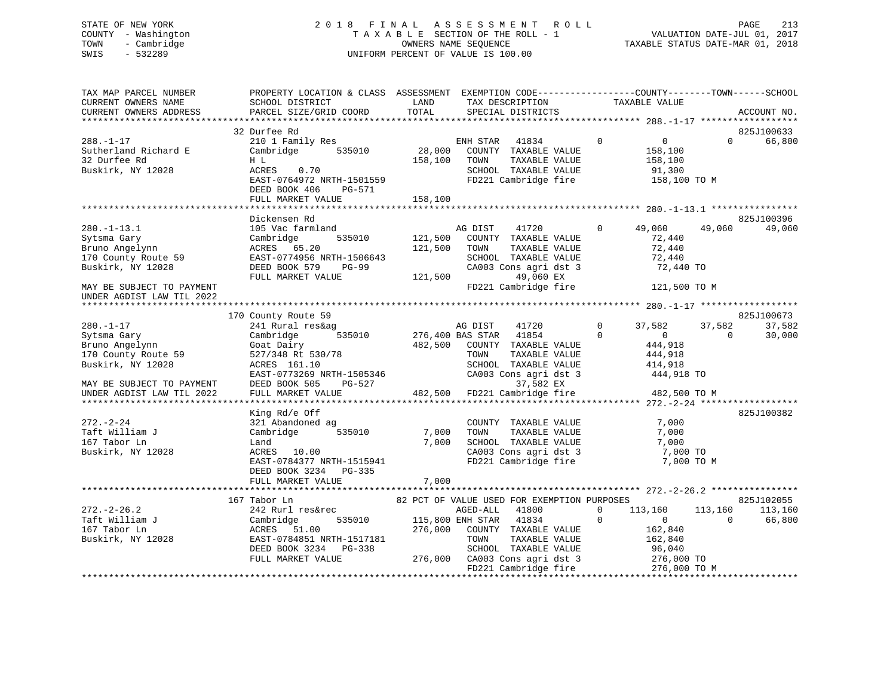STATE OF NEW YORK
COUNTY - Washington
TOWN - Cambridge
SWIS - 532289

2 0 1 8 F I N A L A S S E S S M E N T R O L L
T A X A B L E SECTION OF THE ROLL - 1
OWNERS NAME SEQUENCE
UNIFORM PERCENT OF VALUE IS 100.00

VALUATION DATE-JUL 01, 2017
TAXABLE STATUS DATE-MAR 01, 2018

```
TAX MAP PARCEL NUMBER          PROPERTY LOCATION & CLASS  ASSESSMENT  EXEMPTION CODE------------------COUNTY--------TOWN------SCHOOL
CURRENT OWNERS NAME            SCHOOL DISTRICT              LAND      TAX DESCRIPTION             TAXABLE VALUE
CURRENT OWNERS ADDRESS         PARCEL SIZE/GRID COORD       TOTAL     SPECIAL DISTRICTS                                          ACCOUNT NO.
******************************************************************************************************* 288.-1-17 ******************
                               32 Durfee Rd                                                                                   825J100633
288.-1-17                      210 1 Family Res                        ENH STAR   41834          0          0            0      66,800
Sutherland Richard E           Cambridge        535010     28,000     COUNTY  TAXABLE VALUE            158,100
32 Durfee Rd                   H L                        158,100     TOWN    TAXABLE VALUE            158,100
Buskirk, NY 12028              ACRES    0.70                          SCHOOL  TAXABLE VALUE             91,300
                               EAST-0764972 NRTH-1501559              FD221 Cambridge fire              158,100 TO M
                               DEED BOOK 406    PG-571
                               FULL MARKET VALUE          158,100
******************************************************************************************************* 280.-1-13.1 ****************
                               Dickensen Rd                                                                                   825J100396
280.-1-13.1                    105 Vac farmland                        AG DIST    41720          0     49,060       49,060      49,060
Sytsma Gary                    Cambridge        535010    121,500     COUNTY  TAXABLE VALUE             72,440
Bruno Angelynn                 ACRES   65.20              121,500     TOWN    TAXABLE VALUE             72,440
170 County Route 59            EAST-0774956 NRTH-1506643              SCHOOL  TAXABLE VALUE             72,440
Buskirk, NY 12028              DEED BOOK 579    PG-99                 CA003 Cons agri dst 3              72,440 TO
                               FULL MARKET VALUE          121,500          49,060 EX
MAY BE SUBJECT TO PAYMENT                                             FD221 Cambridge fire              121,500 TO M
UNDER AGDIST LAW TIL 2022
******************************************************************************************************* 280.-1-17 ******************
                               170 County Route 59                                                                            825J100673
280.-1-17                      241 Rural res&ag                        AG DIST    41720          0     37,582       37,582      37,582
Sytsma Gary                    Cambridge        535010    276,400 BAS STAR   41854          0          0            0      30,000
Bruno Angelynn                 Goat Dairy                 482,500     COUNTY  TAXABLE VALUE            444,918
170 County Route 59            527/348 Rt 530/78                      TOWN    TAXABLE VALUE            444,918
Buskirk, NY 12028              ACRES  161.10                          SCHOOL  TAXABLE VALUE            414,918
                               EAST-0773269 NRTH-1505346              CA003 Cons agri dst 3             444,918 TO
MAY BE SUBJECT TO PAYMENT      DEED BOOK 505    PG-527                     37,582 EX
UNDER AGDIST LAW TIL 2022      FULL MARKET VALUE          482,500     FD221 Cambridge fire              482,500 TO M
******************************************************************************************************* 272.-2-24 ******************
                               King Rd/e Off                                                                                  825J100382
272.-2-24                      321 Abandoned ag                        COUNTY  TAXABLE VALUE              7,000
Taft William J                 Cambridge        535010      7,000     TOWN    TAXABLE VALUE              7,000
167 Tabor Ln                   Land                         7,000     SCHOOL  TAXABLE VALUE              7,000
Buskirk, NY 12028              ACRES   10.00                          CA003 Cons agri dst 3               7,000 TO
                               EAST-0784377 NRTH-1515941              FD221 Cambridge fire                7,000 TO M
                               DEED BOOK 3234   PG-335
                               FULL MARKET VALUE            7,000
******************************************************************************************************* 272.-2-26.2 ****************
                               167 Tabor Ln                 82 PCT OF VALUE USED FOR EXEMPTION PURPOSES                       825J102055
272.-2-26.2                    242 Rurl res&rec                        AGED-ALL   41800          0    113,160      113,160     113,160
Taft William J                 Cambridge        535010    115,800 ENH STAR   41834          0          0            0      66,800
167 Tabor Ln                   ACRES   51.00              276,000     COUNTY  TAXABLE VALUE            162,840
Buskirk, NY 12028              EAST-0784851 NRTH-1517181              TOWN    TAXABLE VALUE            162,840
                               DEED BOOK 3234   PG-338                SCHOOL  TAXABLE VALUE             96,040
                               FULL MARKET VALUE          276,000     CA003 Cons agri dst 3             276,000 TO
                                                                      FD221 Cambridge fire              276,000 TO M
************************************************************************************************************************************
```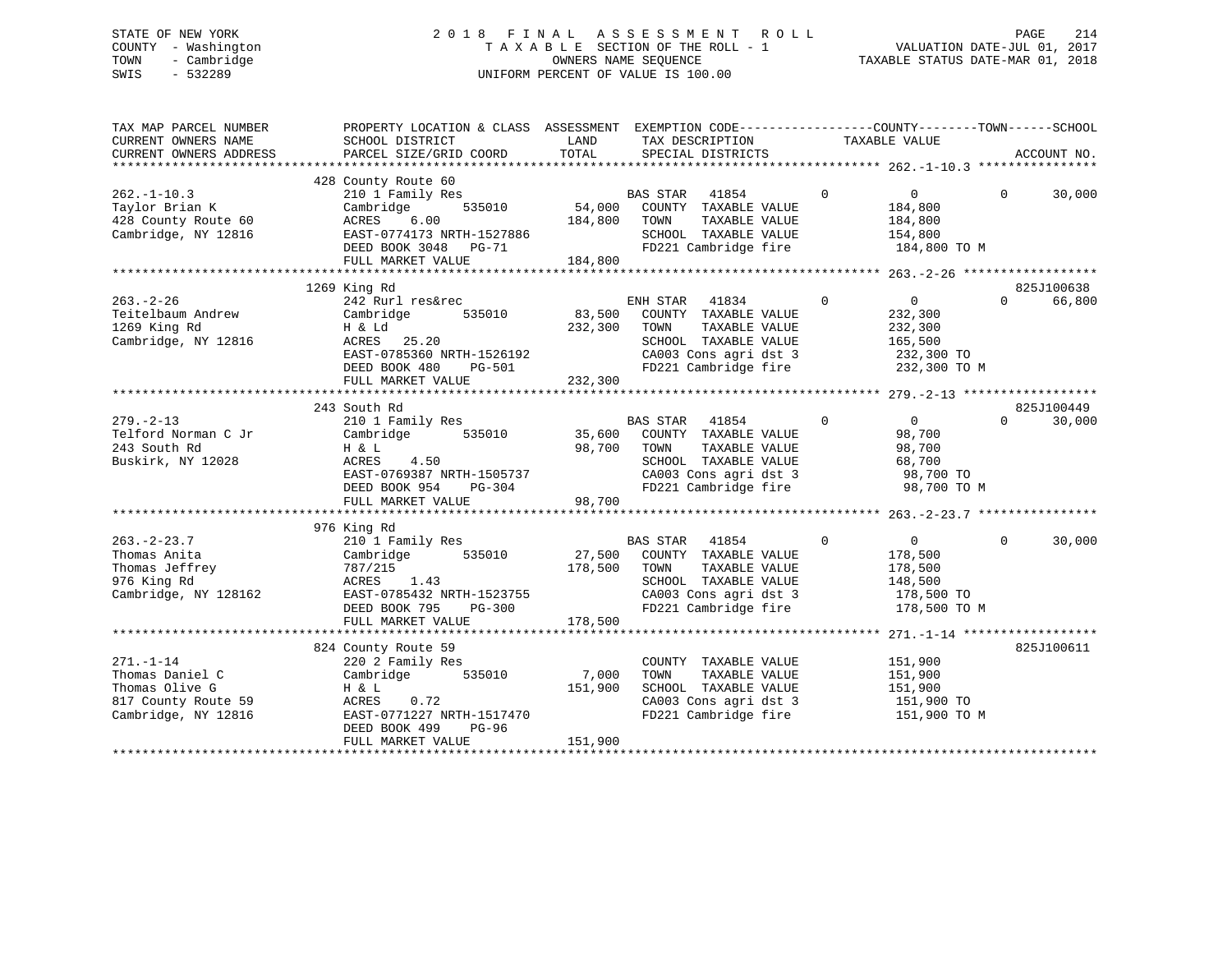STATE OF NEW YORK
COUNTY - Washington
TOWN - Cambridge
SWIS - 532289

# 2018 FINAL ASSESSMENT ROLL
TAXABLE SECTION OF THE ROLL - 1
OWNERS NAME SEQUENCE
UNIFORM PERCENT OF VALUE IS 100.00

VALUATION DATE-JUL 01, 2017
TAXABLE STATUS DATE-MAR 01, 2018

| TAX MAP PARCEL NUMBER / CURRENT OWNERS NAME / CURRENT OWNERS ADDRESS | PROPERTY LOCATION & CLASS / SCHOOL DISTRICT / PARCEL SIZE/GRID COORD | ASSESSMENT LAND / TOTAL | EXEMPTION CODE / TAX DESCRIPTION / SPECIAL DISTRICTS | COUNTY | TOWN | SCHOOL / TAXABLE VALUE | ACCOUNT NO. |
|---|---|---|---|---|---|---|---|
| **262.-1-10.3** | 428 County Route 60 | | | | | | |
| 262.-1-10.3 | 210 1 Family Res | | BAS STAR 41854 | 0 | 0 | 0 / 30,000 | |
| Taylor Brian K | Cambridge 535010 | 54,000 | COUNTY TAXABLE VALUE | | | 184,800 | |
| 428 County Route 60 | ACRES 6.00 | 184,800 | TOWN TAXABLE VALUE | | | 184,800 | |
| Cambridge, NY 12816 | EAST-0774173 NRTH-1527886 | | SCHOOL TAXABLE VALUE | | | 154,800 | |
| | DEED BOOK 3048 PG-71 | | FD221 Cambridge fire | | | 184,800 TO M | |
| | FULL MARKET VALUE | 184,800 | | | | | |
| **263.-2-26** | 1269 King Rd | | | | | | 825J100638 |
| 263.-2-26 | 242 Rurl res&rec | | ENH STAR 41834 | 0 | 0 | 0 / 66,800 | |
| Teitelbaum Andrew | Cambridge 535010 | 83,500 | COUNTY TAXABLE VALUE | | | 232,300 | |
| 1269 King Rd | H & Ld | 232,300 | TOWN TAXABLE VALUE | | | 232,300 | |
| Cambridge, NY 12816 | ACRES 25.20 | | SCHOOL TAXABLE VALUE | | | 165,500 | |
| | EAST-0785360 NRTH-1526192 | | CA003 Cons agri dst 3 | | | 232,300 TO | |
| | DEED BOOK 480 PG-501 | | FD221 Cambridge fire | | | 232,300 TO M | |
| | FULL MARKET VALUE | 232,300 | | | | | |
| **279.-2-13** | 243 South Rd | | | | | | 825J100449 |
| 279.-2-13 | 210 1 Family Res | | BAS STAR 41854 | 0 | 0 | 0 / 30,000 | |
| Telford Norman C Jr | Cambridge 535010 | 35,600 | COUNTY TAXABLE VALUE | | | 98,700 | |
| 243 South Rd | H & L | 98,700 | TOWN TAXABLE VALUE | | | 98,700 | |
| Buskirk, NY 12028 | ACRES 4.50 | | SCHOOL TAXABLE VALUE | | | 68,700 | |
| | EAST-0769387 NRTH-1505737 | | CA003 Cons agri dst 3 | | | 98,700 TO | |
| | DEED BOOK 954 PG-304 | | FD221 Cambridge fire | | | 98,700 TO M | |
| | FULL MARKET VALUE | 98,700 | | | | | |
| **263.-2-23.7** | 976 King Rd | | | | | | |
| 263.-2-23.7 | 210 1 Family Res | | BAS STAR 41854 | 0 | 0 | 0 / 30,000 | |
| Thomas Anita | Cambridge 535010 | 27,500 | COUNTY TAXABLE VALUE | | | 178,500 | |
| Thomas Jeffrey | 787/215 | 178,500 | TOWN TAXABLE VALUE | | | 178,500 | |
| 976 King Rd | ACRES 1.43 | | SCHOOL TAXABLE VALUE | | | 148,500 | |
| Cambridge, NY 128162 | EAST-0785432 NRTH-1523755 | | CA003 Cons agri dst 3 | | | 178,500 TO | |
| | DEED BOOK 795 PG-300 | | FD221 Cambridge fire | | | 178,500 TO M | |
| | FULL MARKET VALUE | 178,500 | | | | | |
| **271.-1-14** | 824 County Route 59 | | | | | | 825J100611 |
| 271.-1-14 | 220 2 Family Res | | COUNTY TAXABLE VALUE | | | 151,900 | |
| Thomas Daniel C | Cambridge 535010 | 7,000 | TOWN TAXABLE VALUE | | | 151,900 | |
| Thomas Olive G | H & L | 151,900 | SCHOOL TAXABLE VALUE | | | 151,900 | |
| 817 County Route 59 | ACRES 0.72 | | CA003 Cons agri dst 3 | | | 151,900 TO | |
| Cambridge, NY 12816 | EAST-0771227 NRTH-1517470 | | FD221 Cambridge fire | | | 151,900 TO M | |
| | DEED BOOK 499 PG-96 | | | | | | |
| | FULL MARKET VALUE | 151,900 | | | | | |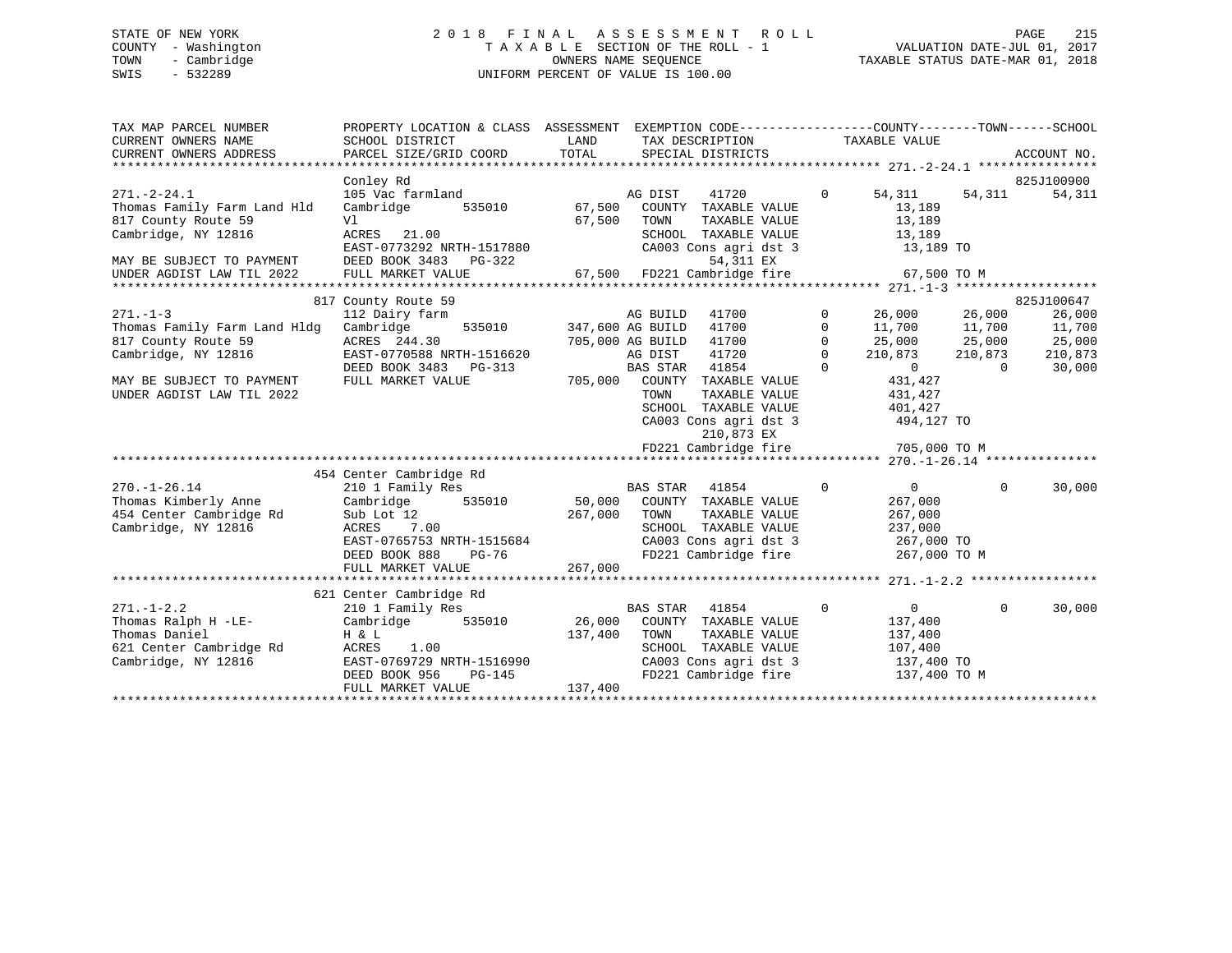STATE OF NEW YORK
COUNTY - Washington
TOWN - Cambridge
SWIS - 532289

2018 FINAL ASSESSMENT ROLL
TAXABLE SECTION OF THE ROLL - 1
OWNERS NAME SEQUENCE
UNIFORM PERCENT OF VALUE IS 100.00

VALUATION DATE-JUL 01, 2017
TAXABLE STATUS DATE-MAR 01, 2018

```
TAX MAP PARCEL NUMBER          PROPERTY LOCATION & CLASS  ASSESSMENT  EXEMPTION CODE------------------COUNTY--------TOWN------SCHOOL
CURRENT OWNERS NAME            SCHOOL DISTRICT               LAND      TAX DESCRIPTION            TAXABLE VALUE
CURRENT OWNERS ADDRESS         PARCEL SIZE/GRID COORD        TOTAL     SPECIAL DISTRICTS                                      ACCOUNT NO.
******************************************************************************************************* 271.-2-24.1 ****************
                               Conley Rd                                                                                  825J100900
271.-2-24.1                    105 Vac farmland                  AG DIST    41720         0      54,311     54,311      54,311
Thomas Family Farm Land Hld    Cambridge      535010       67,500   COUNTY  TAXABLE VALUE           13,189
817 County Route 59            Vl                          67,500   TOWN    TAXABLE VALUE           13,189
Cambridge, NY 12816            ACRES   21.00                        SCHOOL  TAXABLE VALUE           13,189
                               EAST-0773292 NRTH-1517880            CA003 Cons agri dst 3            13,189 TO
MAY BE SUBJECT TO PAYMENT      DEED BOOK 3483   PG-322                    54,311 EX
UNDER AGDIST LAW TIL 2022      FULL MARKET VALUE           67,500   FD221 Cambridge fire             67,500 TO M
******************************************************************************************************* 271.-1-3 *******************
                               817 County Route 59                                                                        825J100647
271.-1-3                       112 Dairy farm                    AG BUILD   41700         0      26,000     26,000      26,000
Thomas Family Farm Land Hldg   Cambridge      535010      347,600 AG BUILD   41700         0      11,700     11,700      11,700
817 County Route 59            ACRES  244.30              705,000 AG BUILD   41700         0      25,000     25,000      25,000
Cambridge, NY 12816            EAST-0770588 NRTH-1516620          AG DIST    41720         0     210,873    210,873     210,873
                               DEED BOOK 3483   PG-313            BAS STAR   41854         0           0          0      30,000
MAY BE SUBJECT TO PAYMENT      FULL MARKET VALUE          705,000   COUNTY  TAXABLE VALUE          431,427
UNDER AGDIST LAW TIL 2022                                          TOWN    TAXABLE VALUE          431,427
                                                                    SCHOOL  TAXABLE VALUE          401,427
                                                                    CA003 Cons agri dst 3           494,127 TO
                                                                          210,873 EX
                                                                    FD221 Cambridge fire            705,000 TO M
******************************************************************************************************* 270.-1-26.14 ***************
                               454 Center Cambridge Rd
270.-1-26.14                   210 1 Family Res                  BAS STAR   41854         0           0          0      30,000
Thomas Kimberly Anne           Cambridge      535010       50,000   COUNTY  TAXABLE VALUE          267,000
454 Center Cambridge Rd        Sub Lot 12                 267,000   TOWN    TAXABLE VALUE          267,000
Cambridge, NY 12816            ACRES    7.00                        SCHOOL  TAXABLE VALUE          237,000
                               EAST-0765753 NRTH-1515684            CA003 Cons agri dst 3           267,000 TO
                               DEED BOOK 888    PG-76               FD221 Cambridge fire            267,000 TO M
                               FULL MARKET VALUE          267,000
******************************************************************************************************* 271.-1-2.2 *****************
                               621 Center Cambridge Rd
271.-1-2.2                     210 1 Family Res                  BAS STAR   41854         0           0          0      30,000
Thomas Ralph H -LE-            Cambridge      535010       26,000   COUNTY  TAXABLE VALUE          137,400
Thomas Daniel                  H & L                      137,400   TOWN    TAXABLE VALUE          137,400
621 Center Cambridge Rd        ACRES    1.00                        SCHOOL  TAXABLE VALUE          107,400
Cambridge, NY 12816            EAST-0769729 NRTH-1516990            CA003 Cons agri dst 3           137,400 TO
                               DEED BOOK 956    PG-145              FD221 Cambridge fire            137,400 TO M
                               FULL MARKET VALUE          137,400
************************************************************************************************************************************
```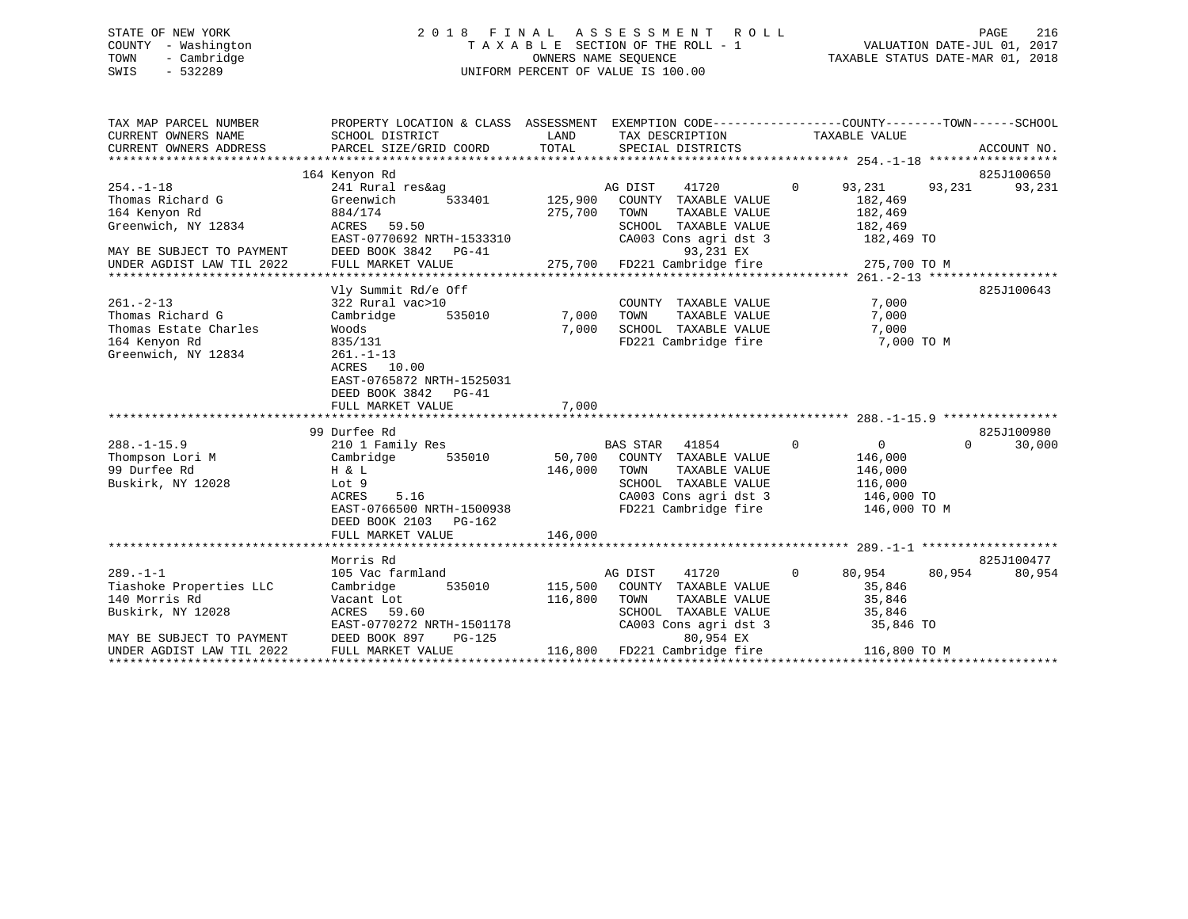STATE OF NEW YORK
COUNTY - Washington
TOWN - Cambridge
SWIS - 532289

2018 FINAL ASSESSMENT ROLL
TAXABLE SECTION OF THE ROLL - 1
OWNERS NAME SEQUENCE
UNIFORM PERCENT OF VALUE IS 100.00

VALUATION DATE-JUL 01, 2017
TAXABLE STATUS DATE-MAR 01, 2018

| TAX MAP PARCEL NUMBER<br>CURRENT OWNERS NAME<br>CURRENT OWNERS ADDRESS | PROPERTY LOCATION & CLASS<br>SCHOOL DISTRICT<br>PARCEL SIZE/GRID COORD | ASSESSMENT<br>LAND<br>TOTAL | EXEMPTION CODE<br>TAX DESCRIPTION<br>SPECIAL DISTRICTS | COUNTY<br>TAXABLE VALUE | TOWN | SCHOOL<br>ACCOUNT NO. |
|---|---|---|---|---|---|---|
| **254.-1-18** | 164 Kenyon Rd | | | | | 825J100650 |
| 254.-1-18 | 241 Rural res&ag | | AG DIST 41720 0 | 93,231 | 93,231 | 93,231 |
| Thomas Richard G | Greenwich 533401 | 125,900 | COUNTY TAXABLE VALUE | 182,469 | | |
| 164 Kenyon Rd | 884/174 | 275,700 | TOWN TAXABLE VALUE | 182,469 | | |
| Greenwich, NY 12834 | ACRES 59.50 | | SCHOOL TAXABLE VALUE | 182,469 | | |
| | EAST-0770692 NRTH-1533310 | | CA003 Cons agri dst 3 | 182,469 TO | | |
| MAY BE SUBJECT TO PAYMENT | DEED BOOK 3842 PG-41 | | 93,231 EX | | | |
| UNDER AGDIST LAW TIL 2022 | FULL MARKET VALUE | 275,700 | FD221 Cambridge fire | 275,700 TO M | | |
| **261.-2-13** | Vly Summit Rd/e Off | | | | | 825J100643 |
| 261.-2-13 | 322 Rural vac>10 | | COUNTY TAXABLE VALUE | 7,000 | | |
| Thomas Richard G | Cambridge 535010 | 7,000 | TOWN TAXABLE VALUE | 7,000 | | |
| Thomas Estate Charles | Woods | 7,000 | SCHOOL TAXABLE VALUE | 7,000 | | |
| 164 Kenyon Rd | 835/131 | | FD221 Cambridge fire | 7,000 TO M | | |
| Greenwich, NY 12834 | 261.-1-13 | | | | | |
| | ACRES 10.00 | | | | | |
| | EAST-0765872 NRTH-1525031 | | | | | |
| | DEED BOOK 3842 PG-41 | | | | | |
| | FULL MARKET VALUE | 7,000 | | | | |
| **288.-1-15.9** | 99 Durfee Rd | | | | | 825J100980 |
| 288.-1-15.9 | 210 1 Family Res | | BAS STAR 41854 0 | 0 | 0 | 30,000 |
| Thompson Lori M | Cambridge 535010 | 50,700 | COUNTY TAXABLE VALUE | 146,000 | | |
| 99 Durfee Rd | H & L | 146,000 | TOWN TAXABLE VALUE | 146,000 | | |
| Buskirk, NY 12028 | Lot 9 | | SCHOOL TAXABLE VALUE | 116,000 | | |
| | ACRES 5.16 | | CA003 Cons agri dst 3 | 146,000 TO | | |
| | EAST-0766500 NRTH-1500938 | | FD221 Cambridge fire | 146,000 TO M | | |
| | DEED BOOK 2103 PG-162 | | | | | |
| | FULL MARKET VALUE | 146,000 | | | | |
| **289.-1-1** | Morris Rd | | | | | 825J100477 |
| 289.-1-1 | 105 Vac farmland | | AG DIST 41720 0 | 80,954 | 80,954 | 80,954 |
| Tiashoke Properties LLC | Cambridge 535010 | 115,500 | COUNTY TAXABLE VALUE | 35,846 | | |
| 140 Morris Rd | Vacant Lot | 116,800 | TOWN TAXABLE VALUE | 35,846 | | |
| Buskirk, NY 12028 | ACRES 59.60 | | SCHOOL TAXABLE VALUE | 35,846 | | |
| | EAST-0770272 NRTH-1501178 | | CA003 Cons agri dst 3 | 35,846 TO | | |
| MAY BE SUBJECT TO PAYMENT | DEED BOOK 897 PG-125 | | 80,954 EX | | | |
| UNDER AGDIST LAW TIL 2022 | FULL MARKET VALUE | 116,800 | FD221 Cambridge fire | 116,800 TO M | | |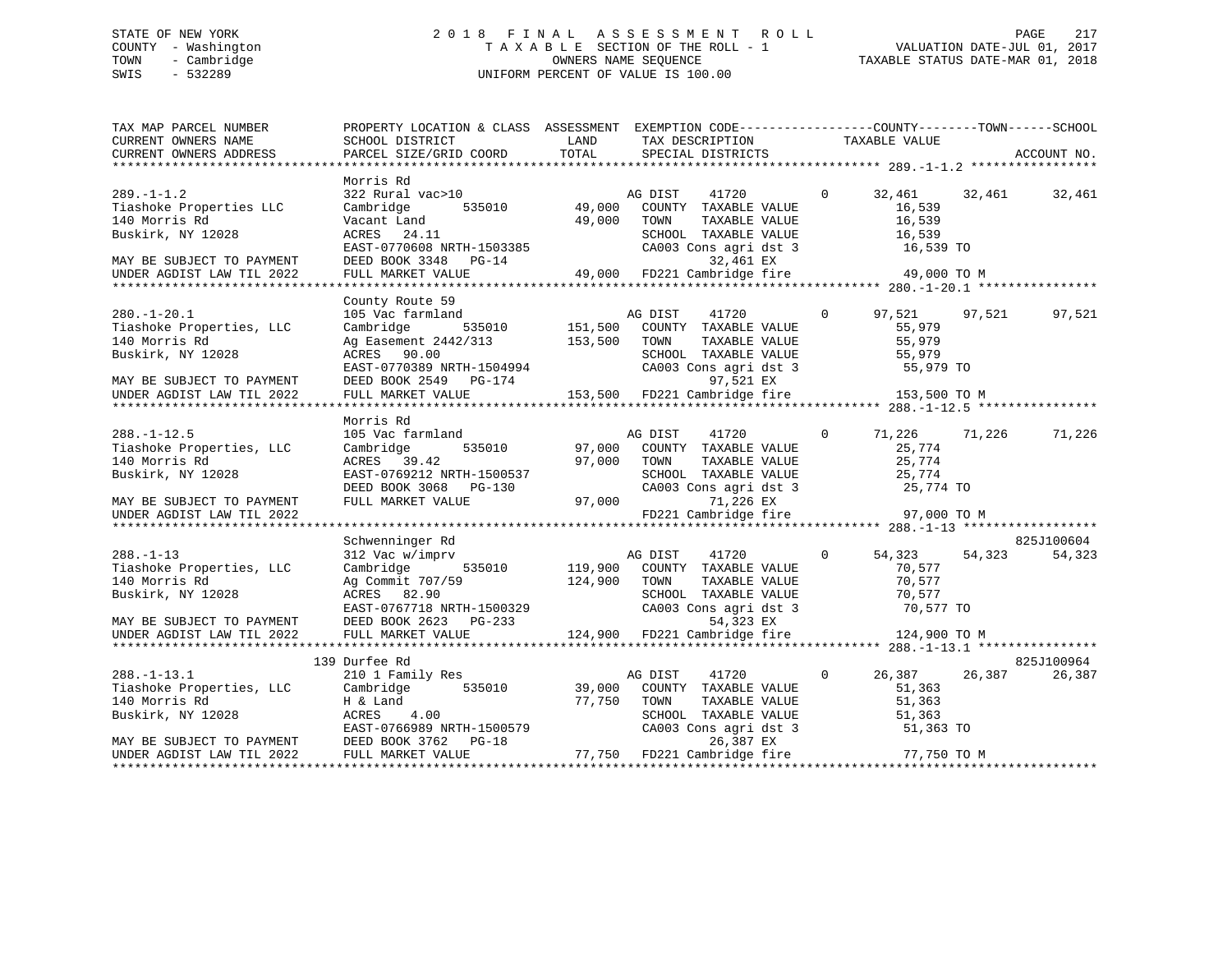```
STATE OF NEW YORK              2 0 1 8   F I N A L   A S S E S S M E N T   R O L L                    PAGE   217
COUNTY  - Washington              T A X A B L E  SECTION OF THE ROLL - 1                VALUATION DATE-JUL 01, 2017
TOWN    - Cambridge                         OWNERS NAME SEQUENCE                     TAXABLE STATUS DATE-MAR 01, 2018
SWIS    - 532289                       UNIFORM PERCENT OF VALUE IS 100.00


TAX MAP PARCEL NUMBER          PROPERTY LOCATION & CLASS  ASSESSMENT  EXEMPTION CODE------------------COUNTY--------TOWN------SCHOOL
CURRENT OWNERS NAME            SCHOOL DISTRICT              LAND       TAX DESCRIPTION             TAXABLE VALUE
CURRENT OWNERS ADDRESS         PARCEL SIZE/GRID COORD       TOTAL      SPECIAL DISTRICTS                                    ACCOUNT NO.
******************************************************************************************************* 289.-1-1.2 *****************
                               Morris Rd
289.-1-1.2                     322 Rural vac>10                   AG DIST     41720        0      32,461     32,461     32,461
Tiashoke Properties LLC        Cambridge       535010      49,000   COUNTY  TAXABLE VALUE           16,539
140 Morris Rd                  Vacant Land                 49,000   TOWN     TAXABLE VALUE           16,539
Buskirk, NY 12028              ACRES   24.11                        SCHOOL  TAXABLE VALUE           16,539
                               EAST-0770608 NRTH-1503385            CA003 Cons agri dst 3           16,539 TO
MAY BE SUBJECT TO PAYMENT      DEED BOOK 3348   PG-14                         32,461 EX
UNDER AGDIST LAW TIL 2022      FULL MARKET VALUE           49,000   FD221 Cambridge fire            49,000 TO M
******************************************************************************************************* 280.-1-20.1 ****************
                               County Route 59
280.-1-20.1                    105 Vac farmland                   AG DIST     41720        0      97,521     97,521     97,521
Tiashoke Properties, LLC       Cambridge       535010     151,500   COUNTY  TAXABLE VALUE           55,979
140 Morris Rd                  Ag Easement 2442/313       153,500   TOWN     TAXABLE VALUE           55,979
Buskirk, NY 12028              ACRES   90.00                        SCHOOL  TAXABLE VALUE           55,979
                               EAST-0770389 NRTH-1504994            CA003 Cons agri dst 3           55,979 TO
MAY BE SUBJECT TO PAYMENT      DEED BOOK 2549   PG-174                        97,521 EX
UNDER AGDIST LAW TIL 2022      FULL MARKET VALUE          153,500   FD221 Cambridge fire           153,500 TO M
******************************************************************************************************* 288.-1-12.5 ****************
                               Morris Rd
288.-1-12.5                    105 Vac farmland                   AG DIST     41720        0      71,226     71,226     71,226
Tiashoke Properties, LLC       Cambridge       535010      97,000   COUNTY  TAXABLE VALUE           25,774
140 Morris Rd                  ACRES   39.42               97,000   TOWN     TAXABLE VALUE           25,774
Buskirk, NY 12028              EAST-0769212 NRTH-1500537            SCHOOL  TAXABLE VALUE           25,774
                               DEED BOOK 3068   PG-130              CA003 Cons agri dst 3           25,774 TO
MAY BE SUBJECT TO PAYMENT      FULL MARKET VALUE           97,000             71,226 EX
UNDER AGDIST LAW TIL 2022                                           FD221 Cambridge fire            97,000 TO M
******************************************************************************************************* 288.-1-13 ******************
                               Schwenninger Rd                                                                      825J100604
288.-1-13                      312 Vac w/imprv                    AG DIST     41720        0      54,323     54,323     54,323
Tiashoke Properties, LLC       Cambridge       535010     119,900   COUNTY  TAXABLE VALUE           70,577
140 Morris Rd                  Ag Commit 707/59           124,900   TOWN     TAXABLE VALUE           70,577
Buskirk, NY 12028              ACRES   82.90                        SCHOOL  TAXABLE VALUE           70,577
                               EAST-0767718 NRTH-1500329            CA003 Cons agri dst 3           70,577 TO
MAY BE SUBJECT TO PAYMENT      DEED BOOK 2623   PG-233                        54,323 EX
UNDER AGDIST LAW TIL 2022      FULL MARKET VALUE          124,900   FD221 Cambridge fire           124,900 TO M
******************************************************************************************************* 288.-1-13.1 ****************
                             139 Durfee Rd                                                                          825J100964
288.-1-13.1                    210 1 Family Res                   AG DIST     41720        0      26,387     26,387     26,387
Tiashoke Properties, LLC       Cambridge       535010      39,000   COUNTY  TAXABLE VALUE           51,363
140 Morris Rd                  H & Land                    77,750   TOWN     TAXABLE VALUE           51,363
Buskirk, NY 12028              ACRES    4.00                        SCHOOL  TAXABLE VALUE           51,363
                               EAST-0766989 NRTH-1500579            CA003 Cons agri dst 3           51,363 TO
MAY BE SUBJECT TO PAYMENT      DEED BOOK 3762   PG-18                         26,387 EX
UNDER AGDIST LAW TIL 2022      FULL MARKET VALUE           77,750   FD221 Cambridge fire            77,750 TO M
************************************************************************************************************************************
```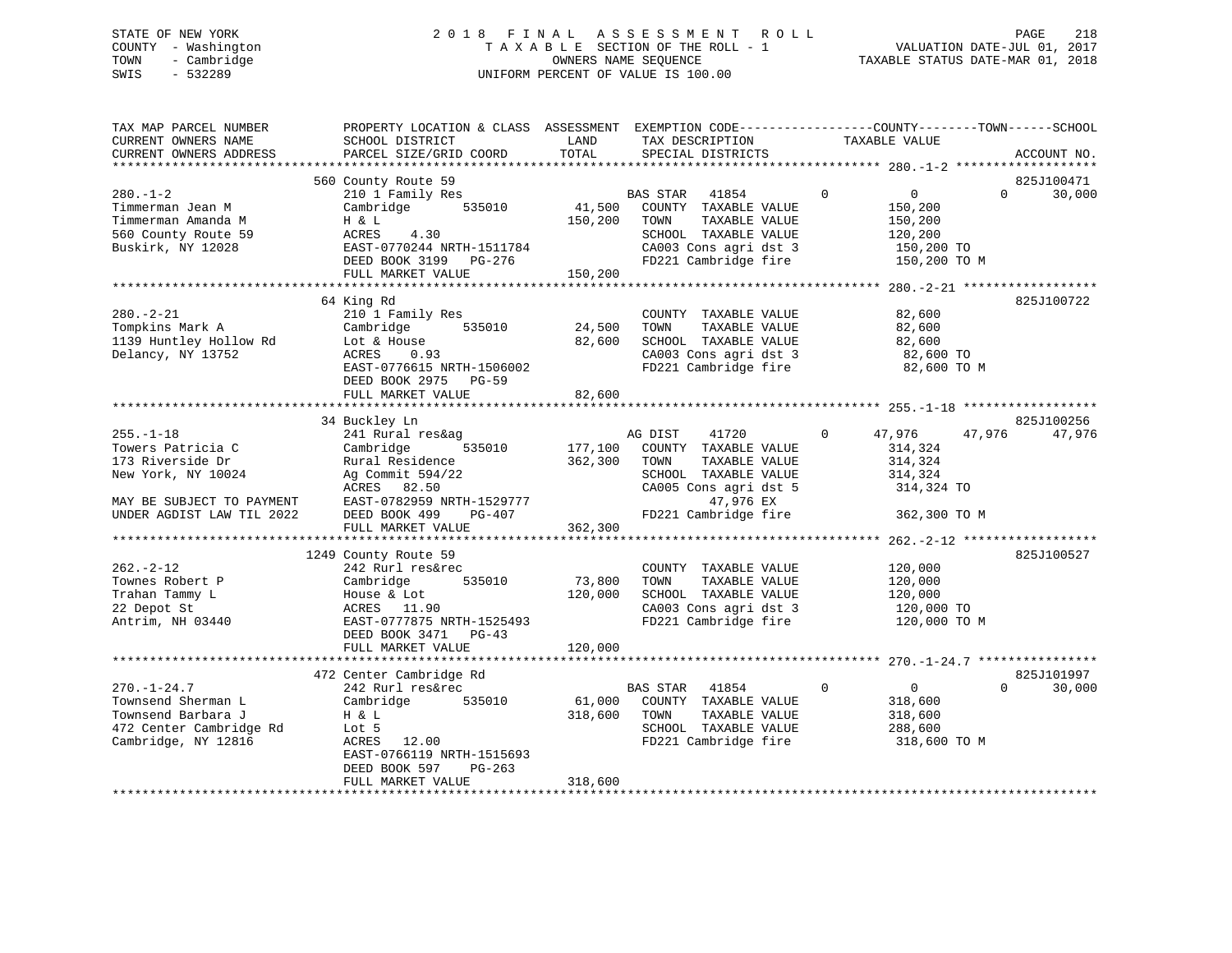STATE OF NEW YORK
COUNTY - Washington
TOWN - Cambridge
SWIS - 532289

# 2018 FINAL ASSESSMENT ROLL
TAXABLE SECTION OF THE ROLL - 1
OWNERS NAME SEQUENCE
UNIFORM PERCENT OF VALUE IS 100.00

VALUATION DATE-JUL 01, 2017
TAXABLE STATUS DATE-MAR 01, 2018

```
TAX MAP PARCEL NUMBER          PROPERTY LOCATION & CLASS  ASSESSMENT  EXEMPTION CODE------------------COUNTY--------TOWN------SCHOOL
CURRENT OWNERS NAME            SCHOOL DISTRICT                 LAND     TAX DESCRIPTION               TAXABLE VALUE
CURRENT OWNERS ADDRESS         PARCEL SIZE/GRID COORD         TOTAL     SPECIAL DISTRICTS                                        ACCOUNT NO.
************************************************************************************************ 280.-1-2 *******************
                          560 County Route 59                                                                              825J100471
280.-1-2                       210 1 Family Res                      BAS STAR   41854          0          0          0     30,000
Timmerman Jean M               Cambridge        535010      41,500   COUNTY  TAXABLE VALUE           150,200
Timmerman Amanda M             H & L                       150,200   TOWN    TAXABLE VALUE           150,200
560 County Route 59            ACRES    4.30                         SCHOOL  TAXABLE VALUE           120,200
Buskirk, NY 12028              EAST-0770244 NRTH-1511784             CA003 Cons agri dst 3            150,200 TO
                               DEED BOOK 3199   PG-276               FD221 Cambridge fire             150,200 TO M
                               FULL MARKET VALUE           150,200
************************************************************************************************ 280.-2-21 ******************
                          64 King Rd                                                                                       825J100722
280.-2-21                      210 1 Family Res                      COUNTY  TAXABLE VALUE            82,600
Tompkins Mark A                Cambridge        535010      24,500   TOWN    TAXABLE VALUE            82,600
1139 Huntley Hollow Rd         Lot & House                  82,600   SCHOOL  TAXABLE VALUE            82,600
Delancy, NY 13752              ACRES    0.93                         CA003 Cons agri dst 3             82,600 TO
                               EAST-0776615 NRTH-1506002             FD221 Cambridge fire              82,600 TO M
                               DEED BOOK 2975   PG-59
                               FULL MARKET VALUE            82,600
************************************************************************************************ 255.-1-18 ******************
                          34 Buckley Ln                                                                                    825J100256
255.-1-18                      241 Rural res&ag                      AG DIST    41720          0     47,976     47,976     47,976
Towers Patricia C              Cambridge        535010     177,100   COUNTY  TAXABLE VALUE           314,324
173 Riverside Dr               Rural Residence             362,300   TOWN    TAXABLE VALUE           314,324
New York, NY 10024             Ag Commit 594/22                      SCHOOL  TAXABLE VALUE           314,324
                               ACRES   82.50                         CA005 Cons agri dst 5            314,324 TO
MAY BE SUBJECT TO PAYMENT      EAST-0782959 NRTH-1529777                        47,976 EX
UNDER AGDIST LAW TIL 2022      DEED BOOK 499    PG-407               FD221 Cambridge fire             362,300 TO M
                               FULL MARKET VALUE           362,300
************************************************************************************************ 262.-2-12 ******************
                          1249 County Route 59                                                                             825J100527
262.-2-12                      242 Rurl res&rec                      COUNTY  TAXABLE VALUE           120,000
Townes Robert P                Cambridge        535010      73,800   TOWN    TAXABLE VALUE           120,000
Trahan Tammy L                 House & Lot                 120,000   SCHOOL  TAXABLE VALUE           120,000
22 Depot St                    ACRES   11.90                         CA003 Cons agri dst 3            120,000 TO
Antrim, NH 03440               EAST-0777875 NRTH-1525493             FD221 Cambridge fire             120,000 TO M
                               DEED BOOK 3471   PG-43
                               FULL MARKET VALUE           120,000
************************************************************************************************ 270.-1-24.7 ****************
                          472 Center Cambridge Rd                                                                          825J101997
270.-1-24.7                    242 Rurl res&rec                      BAS STAR   41854          0          0          0     30,000
Townsend Sherman L             Cambridge        535010      61,000   COUNTY  TAXABLE VALUE           318,600
Townsend Barbara J             H & L                       318,600   TOWN    TAXABLE VALUE           318,600
472 Center Cambridge Rd        Lot 5                                 SCHOOL  TAXABLE VALUE           288,600
Cambridge, NY 12816            ACRES   12.00                         FD221 Cambridge fire             318,600 TO M
                               EAST-0766119 NRTH-1515693
                               DEED BOOK 597    PG-263
                               FULL MARKET VALUE           318,600
******************************************************************************************************************************
```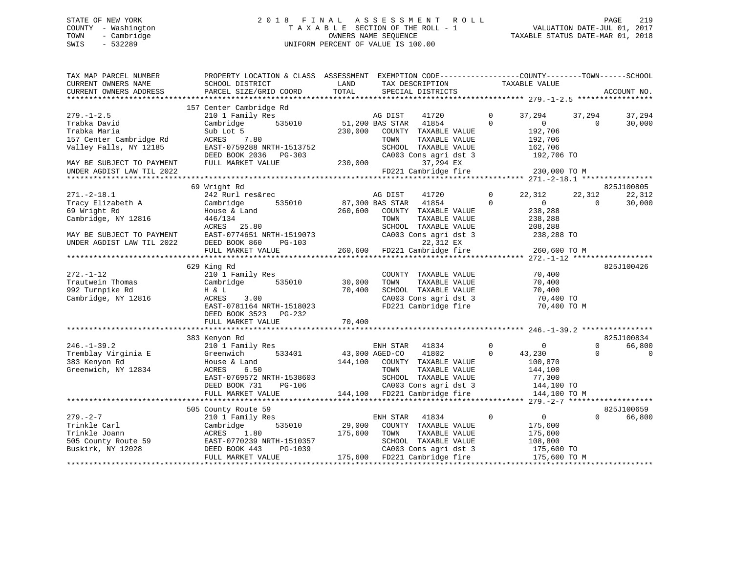STATE OF NEW YORK
COUNTY - Washington
TOWN - Cambridge
SWIS - 532289

2018 FINAL ASSESSMENT ROLL
TAXABLE SECTION OF THE ROLL - 1
OWNERS NAME SEQUENCE
UNIFORM PERCENT OF VALUE IS 100.00

VALUATION DATE-JUL 01, 2017
TAXABLE STATUS DATE-MAR 01, 2018

```
TAX MAP PARCEL NUMBER          PROPERTY LOCATION & CLASS  ASSESSMENT  EXEMPTION CODE-----------------COUNTY--------TOWN------SCHOOL
CURRENT OWNERS NAME            SCHOOL DISTRICT               LAND      TAX DESCRIPTION            TAXABLE VALUE
CURRENT OWNERS ADDRESS         PARCEL SIZE/GRID COORD        TOTAL     SPECIAL DISTRICTS                                      ACCOUNT NO.
******************************************************************************************************* 279.-1-2.5 *****************
                               157 Center Cambridge Rd
279.-1-2.5                     210 1 Family Res                    AG DIST    41720          0      37,294     37,294      37,294
Trabka David                   Cambridge        535010      51,200 BAS STAR   41854          0           0          0      30,000
Trabka Maria                   Sub Lot 5                   230,000   COUNTY  TAXABLE VALUE         192,706
157 Center Cambridge Rd        ACRES     7.80                        TOWN    TAXABLE VALUE         192,706
Valley Falls, NY 12185         EAST-0759288 NRTH-1513752             SCHOOL  TAXABLE VALUE         162,706
                               DEED BOOK 2036   PG-303               CA003 Cons agri dst 3          192,706 TO
MAY BE SUBJECT TO PAYMENT      FULL MARKET VALUE           230,000        37,294 EX
UNDER AGDIST LAW TIL 2022                                            FD221 Cambridge fire           230,000 TO M
******************************************************************************************************* 271.-2-18.1 ****************
                               69 Wright Rd                                                                           825J100805
271.-2-18.1                    242 Rurl res&rec                    AG DIST    41720          0      22,312     22,312      22,312
Tracy Elizabeth A              Cambridge        535010      87,300 BAS STAR   41854          0           0          0      30,000
69 Wright Rd                   House & Land                260,600   COUNTY  TAXABLE VALUE         238,288
Cambridge, NY 12816            446/134                               TOWN    TAXABLE VALUE         238,288
                               ACRES    25.80                        SCHOOL  TAXABLE VALUE         208,288
MAY BE SUBJECT TO PAYMENT      EAST-0774651 NRTH-1519073             CA003 Cons agri dst 3          238,288 TO
UNDER AGDIST LAW TIL 2022      DEED BOOK 860    PG-103                    22,312 EX
                               FULL MARKET VALUE           260,600   FD221 Cambridge fire           260,600 TO M
******************************************************************************************************* 272.-1-12 ******************
                               629 King Rd                                                                            825J100426
272.-1-12                      210 1 Family Res                      COUNTY  TAXABLE VALUE          70,400
Trautwein Thomas               Cambridge        535010      30,000   TOWN    TAXABLE VALUE          70,400
992 Turnpike Rd                H & L                        70,400   SCHOOL  TAXABLE VALUE          70,400
Cambridge, NY 12816            ACRES     3.00                        CA003 Cons agri dst 3           70,400 TO
                               EAST-0781164 NRTH-1518023             FD221 Cambridge fire            70,400 TO M
                               DEED BOOK 3523   PG-232
                               FULL MARKET VALUE            70,400
******************************************************************************************************* 246.-1-39.2 ****************
                               383 Kenyon Rd                                                                          825J100834
246.-1-39.2                    210 1 Family Res                    ENH STAR   41834          0           0          0      66,800
Tremblay Virginia E            Greenwich        533401      43,000 AGED-CO    41802          0      43,230          0           0
383 Kenyon Rd                  House & Land                144,100   COUNTY  TAXABLE VALUE         100,870
Greenwich, NY 12834            ACRES     6.50                        TOWN    TAXABLE VALUE         144,100
                               EAST-0769572 NRTH-1538603             SCHOOL  TAXABLE VALUE          77,300
                               DEED BOOK 731    PG-106               CA003 Cons agri dst 3          144,100 TO
                               FULL MARKET VALUE           144,100   FD221 Cambridge fire           144,100 TO M
******************************************************************************************************* 279.-2-7 *******************
                               505 County Route 59                                                                    825J100659
279.-2-7                       210 1 Family Res                    ENH STAR   41834          0           0          0      66,800
Trinkle Carl                   Cambridge        535010      29,000   COUNTY  TAXABLE VALUE         175,600
Trinkle Joann                  ACRES     1.80              175,600   TOWN    TAXABLE VALUE         175,600
505 County Route 59            EAST-0770239 NRTH-1510357             SCHOOL  TAXABLE VALUE         108,800
Buskirk, NY 12028              DEED BOOK 443    PG-1039              CA003 Cons agri dst 3          175,600 TO
                               FULL MARKET VALUE           175,600   FD221 Cambridge fire           175,600 TO M
************************************************************************************************************************************
```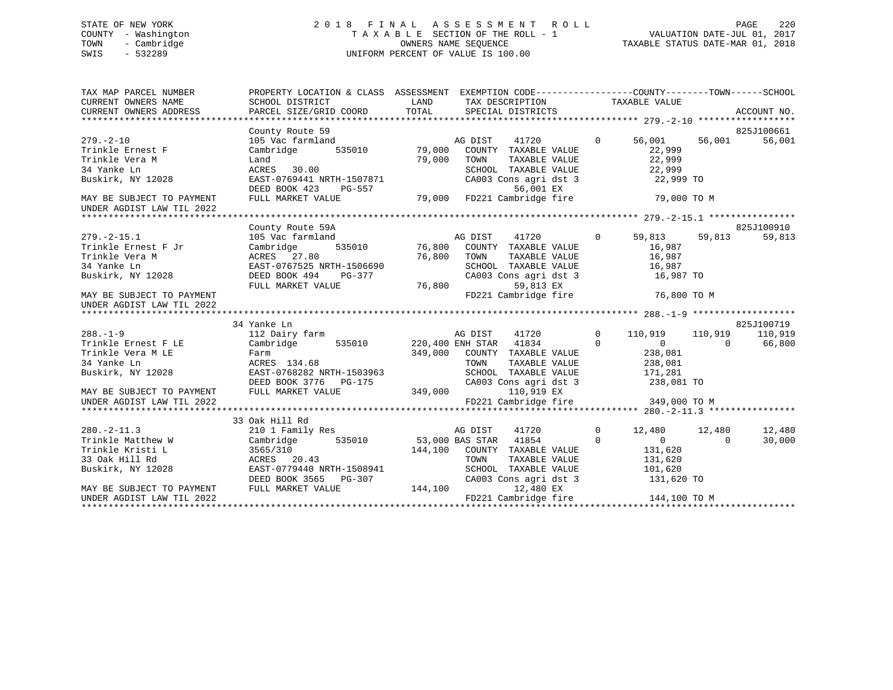STATE OF NEW YORK
COUNTY - Washington
TOWN - Cambridge
SWIS - 532289

2018 FINAL ASSESSMENT ROLL
TAXABLE SECTION OF THE ROLL - 1
OWNERS NAME SEQUENCE
UNIFORM PERCENT OF VALUE IS 100.00

VALUATION DATE-JUL 01, 2017
TAXABLE STATUS DATE-MAR 01, 2018

```
TAX MAP PARCEL NUMBER          PROPERTY LOCATION & CLASS  ASSESSMENT  EXEMPTION CODE------------------COUNTY--------TOWN------SCHOOL
CURRENT OWNERS NAME            SCHOOL DISTRICT               LAND      TAX DESCRIPTION            TAXABLE VALUE
CURRENT OWNERS ADDRESS         PARCEL SIZE/GRID COORD       TOTAL      SPECIAL DISTRICTS                                     ACCOUNT NO.
******************************************************************************************************* 279.-2-10 ******************
                               County Route 59                                                                              825J100661
279.-2-10                      105 Vac farmland                     AG DIST     41720          0      56,001     56,001     56,001
Trinkle Ernest F               Cambridge        535010      79,000   COUNTY  TAXABLE VALUE            22,999
Trinkle Vera M                 Land                         79,000   TOWN    TAXABLE VALUE            22,999
34 Yanke Ln                    ACRES   30.00                         SCHOOL  TAXABLE VALUE            22,999
Buskirk, NY 12028              EAST-0769441 NRTH-1507871             CA003 Cons agri dst 3             22,999 TO
                               DEED BOOK 423    PG-557                         56,001 EX
MAY BE SUBJECT TO PAYMENT      FULL MARKET VALUE            79,000   FD221 Cambridge fire              79,000 TO M
UNDER AGDIST LAW TIL 2022
******************************************************************************************************* 279.-2-15.1 ****************
                               County Route 59A                                                                             825J100910
279.-2-15.1                    105 Vac farmland                     AG DIST     41720          0      59,813     59,813     59,813
Trinkle Ernest F Jr            Cambridge        535010      76,800   COUNTY  TAXABLE VALUE            16,987
Trinkle Vera M                 ACRES   27.80                76,800   TOWN    TAXABLE VALUE            16,987
34 Yanke Ln                    EAST-0767525 NRTH-1506690             SCHOOL  TAXABLE VALUE            16,987
Buskirk, NY 12028              DEED BOOK 494    PG-377               CA003 Cons agri dst 3             16,987 TO
                               FULL MARKET VALUE            76,800             59,813 EX
MAY BE SUBJECT TO PAYMENT                                            FD221 Cambridge fire              76,800 TO M
UNDER AGDIST LAW TIL 2022
******************************************************************************************************* 288.-1-9 *******************
                               34 Yanke Ln                                                                                  825J100719
288.-1-9                       112 Dairy farm                       AG DIST     41720          0     110,919    110,919    110,919
Trinkle Ernest F LE            Cambridge        535010     220,400 ENH STAR    41834          0           0          0     66,800
Trinkle Vera M LE              Farm                        349,000   COUNTY  TAXABLE VALUE           238,081
34 Yanke Ln                    ACRES  134.68                         TOWN    TAXABLE VALUE           238,081
Buskirk, NY 12028              EAST-0768282 NRTH-1503963             SCHOOL  TAXABLE VALUE           171,281
                               DEED BOOK 3776   PG-175               CA003 Cons agri dst 3            238,081 TO
MAY BE SUBJECT TO PAYMENT      FULL MARKET VALUE           349,000            110,919 EX
UNDER AGDIST LAW TIL 2022                                            FD221 Cambridge fire             349,000 TO M
******************************************************************************************************* 280.-2-11.3 ****************
                               33 Oak Hill Rd
280.-2-11.3                    210 1 Family Res                     AG DIST     41720          0      12,480     12,480     12,480
Trinkle Matthew W              Cambridge        535010      53,000 BAS STAR    41854          0           0          0     30,000
Trinkle Kristi L               3565/310                    144,100   COUNTY  TAXABLE VALUE           131,620
33 Oak Hill Rd                 ACRES   20.43                         TOWN    TAXABLE VALUE           131,620
Buskirk, NY 12028              EAST-0779440 NRTH-1508941             SCHOOL  TAXABLE VALUE           101,620
                               DEED BOOK 3565   PG-307               CA003 Cons agri dst 3            131,620 TO
MAY BE SUBJECT TO PAYMENT      FULL MARKET VALUE           144,100             12,480 EX
UNDER AGDIST LAW TIL 2022                                            FD221 Cambridge fire             144,100 TO M
************************************************************************************************************************************
```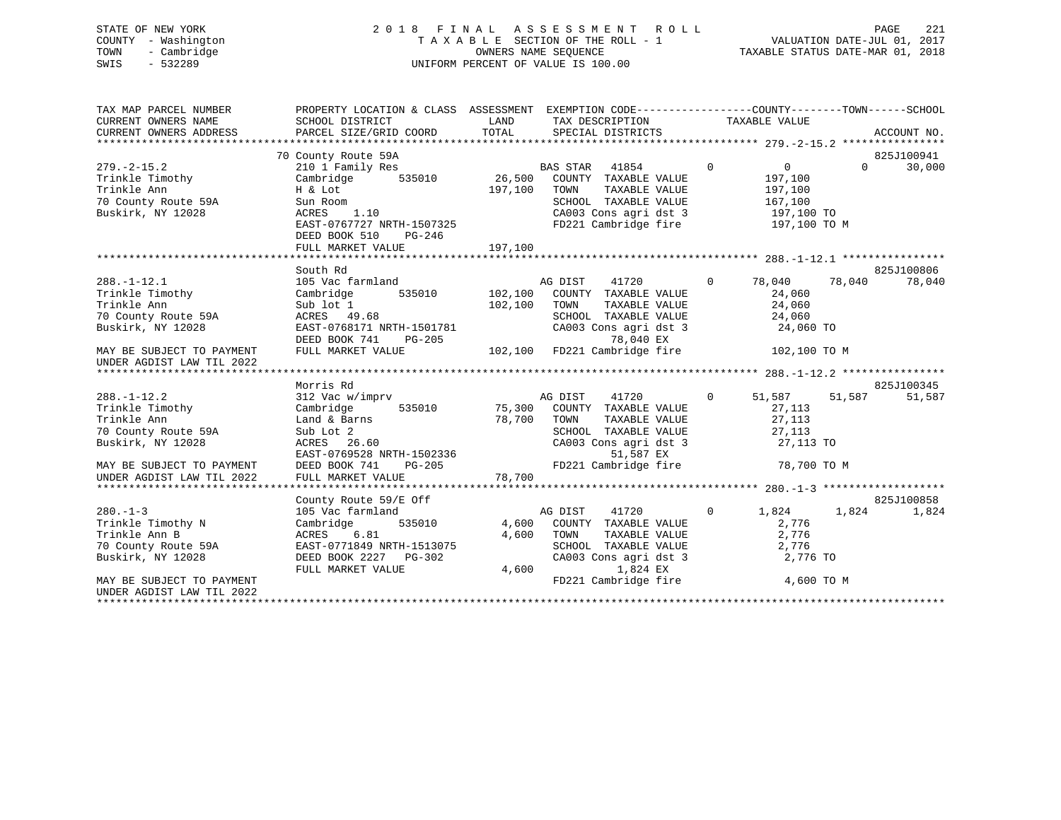STATE OF NEW YORK
COUNTY - Washington
TOWN - Cambridge
SWIS - 532289

2 0 1 8 F I N A L A S S E S S M E N T R O L L
T A X A B L E SECTION OF THE ROLL - 1
OWNERS NAME SEQUENCE
UNIFORM PERCENT OF VALUE IS 100.00

VALUATION DATE-JUL 01, 2017
TAXABLE STATUS DATE-MAR 01, 2018

```
TAX MAP PARCEL NUMBER          PROPERTY LOCATION & CLASS  ASSESSMENT  EXEMPTION CODE------------------COUNTY--------TOWN------SCHOOL
CURRENT OWNERS NAME            SCHOOL DISTRICT             LAND        TAX DESCRIPTION              TAXABLE VALUE
CURRENT OWNERS ADDRESS         PARCEL SIZE/GRID COORD      TOTAL       SPECIAL DISTRICTS                                         ACCOUNT NO.
******************************************************************************************************* 279.-2-15.2 ****************
                               70 County Route 59A                                                                        825J100941
279.-2-15.2                    210 1 Family Res                        BAS STAR   41854         0          0          0      30,000
Trinkle Timothy                Cambridge        535010      26,500     COUNTY  TAXABLE VALUE          197,100
Trinkle Ann                    H & Lot                      197,100    TOWN    TAXABLE VALUE          197,100
70 County Route 59A            Sun Room                                SCHOOL  TAXABLE VALUE          167,100
Buskirk, NY 12028              ACRES    1.10                           CA003 Cons agri dst 3           197,100 TO
                               EAST-0767727 NRTH-1507325               FD221 Cambridge fire            197,100 TO M
                               DEED BOOK 510    PG-246
                               FULL MARKET VALUE            197,100
******************************************************************************************************* 288.-1-12.1 ****************
                               South Rd                                                                                   825J100806
288.-1-12.1                    105 Vac farmland                        AG DIST    41720         0     78,040     78,040      78,040
Trinkle Timothy                Cambridge        535010      102,100    COUNTY  TAXABLE VALUE           24,060
Trinkle Ann                    Sub lot 1                    102,100    TOWN    TAXABLE VALUE           24,060
70 County Route 59A            ACRES   49.68                           SCHOOL  TAXABLE VALUE           24,060
Buskirk, NY 12028              EAST-0768171 NRTH-1501781               CA003 Cons agri dst 3            24,060 TO
                               DEED BOOK 741    PG-205                           78,040 EX
MAY BE SUBJECT TO PAYMENT      FULL MARKET VALUE            102,100    FD221 Cambridge fire            102,100 TO M
UNDER AGDIST LAW TIL 2022
******************************************************************************************************* 288.-1-12.2 ****************
                               Morris Rd                                                                                  825J100345
288.-1-12.2                    312 Vac w/imprv                         AG DIST    41720         0     51,587     51,587      51,587
Trinkle Timothy                Cambridge        535010      75,300     COUNTY  TAXABLE VALUE           27,113
Trinkle Ann                    Land & Barns                 78,700     TOWN    TAXABLE VALUE           27,113
70 County Route 59A            Sub Lot 2                               SCHOOL  TAXABLE VALUE           27,113
Buskirk, NY 12028              ACRES   26.60                           CA003 Cons agri dst 3            27,113 TO
                               EAST-0769528 NRTH-1502336                         51,587 EX
MAY BE SUBJECT TO PAYMENT      DEED BOOK 741    PG-205                 FD221 Cambridge fire             78,700 TO M
UNDER AGDIST LAW TIL 2022      FULL MARKET VALUE            78,700
******************************************************************************************************* 280.-1-3 *******************
                               County Route 59/E Off                                                                      825J100858
280.-1-3                       105 Vac farmland                        AG DIST    41720         0      1,824      1,824       1,824
Trinkle Timothy N              Cambridge        535010      4,600      COUNTY  TAXABLE VALUE            2,776
Trinkle Ann B                  ACRES    6.81                4,600      TOWN    TAXABLE VALUE            2,776
70 County Route 59A            EAST-0771849 NRTH-1513075               SCHOOL  TAXABLE VALUE            2,776
Buskirk, NY 12028              DEED BOOK 2227   PG-302                 CA003 Cons agri dst 3             2,776 TO
                               FULL MARKET VALUE            4,600                 1,824 EX
MAY BE SUBJECT TO PAYMENT                                              FD221 Cambridge fire              4,600 TO M
UNDER AGDIST LAW TIL 2022
************************************************************************************************************************************
```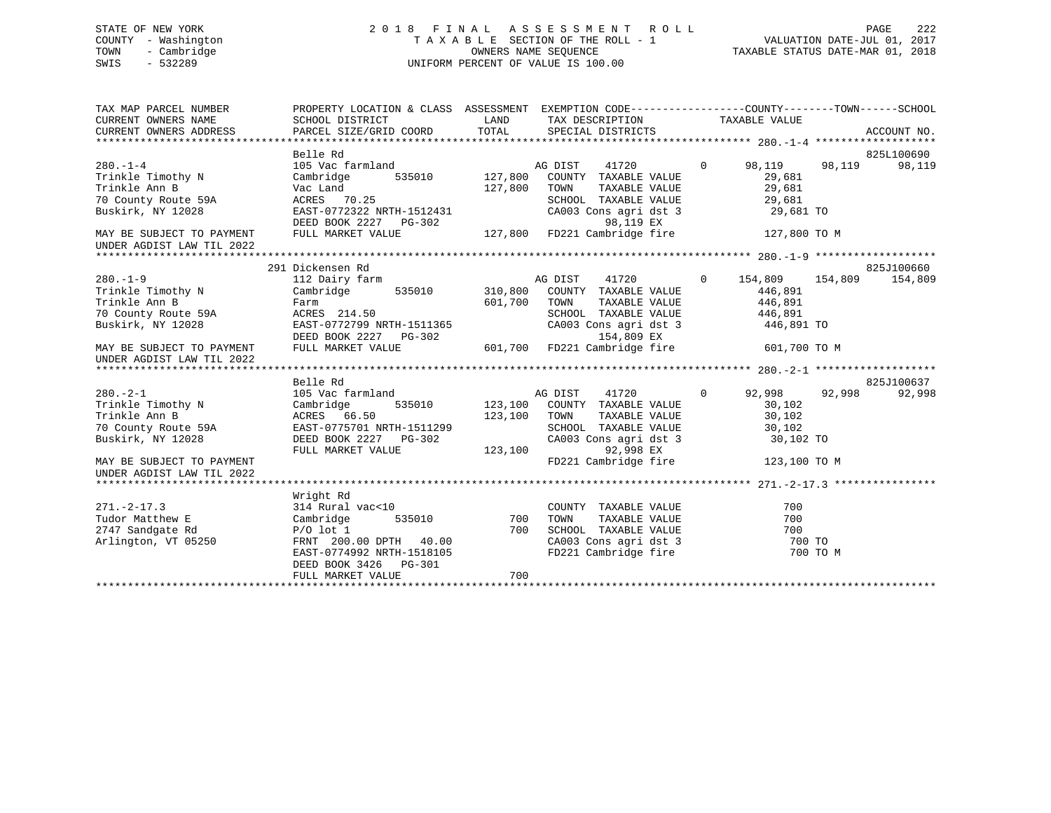STATE OF NEW YORK
COUNTY - Washington
TOWN - Cambridge
SWIS - 532289

2018 FINAL ASSESSMENT ROLL
TAXABLE SECTION OF THE ROLL - 1
OWNERS NAME SEQUENCE
UNIFORM PERCENT OF VALUE IS 100.00

VALUATION DATE-JUL 01, 2017
TAXABLE STATUS DATE-MAR 01, 2018

```
TAX MAP PARCEL NUMBER          PROPERTY LOCATION & CLASS  ASSESSMENT  EXEMPTION CODE------------------COUNTY--------TOWN------SCHOOL
CURRENT OWNERS NAME            SCHOOL DISTRICT              LAND       TAX DESCRIPTION             TAXABLE VALUE
CURRENT OWNERS ADDRESS         PARCEL SIZE/GRID COORD       TOTAL      SPECIAL DISTRICTS                                     ACCOUNT NO.
******************************************************************************************************* 280.-1-4 *******************
                               Belle Rd                                                                                  825L100690
280.-1-4                       105 Vac farmland                        AG DIST     41720          0     98,119     98,119     98,119
Trinkle Timothy N              Cambridge       535010      127,800     COUNTY  TAXABLE VALUE             29,681
Trinkle Ann B                  Vac Land                    127,800     TOWN    TAXABLE VALUE             29,681
70 County Route 59A            ACRES   70.25                           SCHOOL  TAXABLE VALUE             29,681
Buskirk, NY 12028              EAST-0772322 NRTH-1512431               CA003 Cons agri dst 3              29,681 TO
                               DEED BOOK 2227   PG-302                           98,119 EX
MAY BE SUBJECT TO PAYMENT      FULL MARKET VALUE           127,800     FD221 Cambridge fire              127,800 TO M
UNDER AGDIST LAW TIL 2022
******************************************************************************************************* 280.-1-9 *******************
                               291 Dickensen Rd                                                                          825J100660
280.-1-9                       112 Dairy farm                          AG DIST     41720          0    154,809    154,809    154,809
Trinkle Timothy N              Cambridge       535010      310,800     COUNTY  TAXABLE VALUE            446,891
Trinkle Ann B                  Farm                        601,700     TOWN    TAXABLE VALUE            446,891
70 County Route 59A            ACRES  214.50                           SCHOOL  TAXABLE VALUE            446,891
Buskirk, NY 12028              EAST-0772799 NRTH-1511365               CA003 Cons agri dst 3             446,891 TO
                               DEED BOOK 2227   PG-302                          154,809 EX
MAY BE SUBJECT TO PAYMENT      FULL MARKET VALUE           601,700     FD221 Cambridge fire              601,700 TO M
UNDER AGDIST LAW TIL 2022
******************************************************************************************************* 280.-2-1 *******************
                               Belle Rd                                                                                  825J100637
280.-2-1                       105 Vac farmland                        AG DIST     41720          0     92,998     92,998     92,998
Trinkle Timothy N              Cambridge       535010      123,100     COUNTY  TAXABLE VALUE             30,102
Trinkle Ann B                  ACRES   66.50               123,100     TOWN    TAXABLE VALUE             30,102
70 County Route 59A            EAST-0775701 NRTH-1511299               SCHOOL  TAXABLE VALUE             30,102
Buskirk, NY 12028              DEED BOOK 2227   PG-302                 CA003 Cons agri dst 3              30,102 TO
                               FULL MARKET VALUE           123,100               92,998 EX
MAY BE SUBJECT TO PAYMENT                                              FD221 Cambridge fire              123,100 TO M
UNDER AGDIST LAW TIL 2022
******************************************************************************************************* 271.-2-17.3 ****************
                               Wright Rd
271.-2-17.3                    314 Rural vac<10                        COUNTY  TAXABLE VALUE                700
Tudor Matthew E                Cambridge       535010          700     TOWN    TAXABLE VALUE                700
2747 Sandgate Rd               P/O lot 1                       700     SCHOOL  TAXABLE VALUE                700
Arlington, VT 05250            FRNT 200.00 DPTH  40.00                 CA003 Cons agri dst 3                 700 TO
                               EAST-0774992 NRTH-1518105               FD221 Cambridge fire                  700 TO M
                               DEED BOOK 3426   PG-301
                               FULL MARKET VALUE               700
************************************************************************************************************************************
```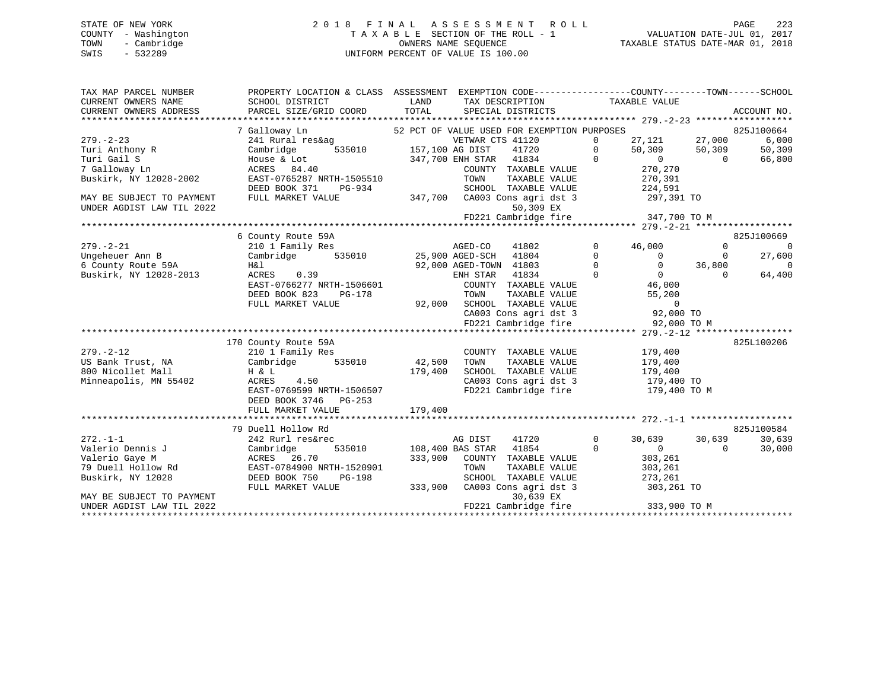STATE OF NEW YORK
COUNTY - Washington
TOWN - Cambridge
SWIS - 532289

# 2018 FINAL ASSESSMENT ROLL

TAXABLE SECTION OF THE ROLL - 1
OWNERS NAME SEQUENCE
UNIFORM PERCENT OF VALUE IS 100.00

VALUATION DATE-JUL 01, 2017
TAXABLE STATUS DATE-MAR 01, 2018

```
TAX MAP PARCEL NUMBER          PROPERTY LOCATION & CLASS  ASSESSMENT  EXEMPTION CODE-----------------COUNTY--------TOWN------SCHOOL
CURRENT OWNERS NAME            SCHOOL DISTRICT              LAND      TAX DESCRIPTION             TAXABLE VALUE
CURRENT OWNERS ADDRESS         PARCEL SIZE/GRID COORD       TOTAL     SPECIAL DISTRICTS                                     ACCOUNT NO.
******************************************************************************************************* 279.-2-23 ******************
                               7 Galloway Ln                     52 PCT OF VALUE USED FOR EXEMPTION PURPOSES                825J100664
279.-2-23                      241 Rural res&ag                    VETWAR CTS 41120        0      27,121     27,000       6,000
Turi Anthony R                 Cambridge       535010      157,100 AG DIST    41720        0      50,309     50,309      50,309
Turi Gail S                    House & Lot                 347,700 ENH STAR   41834        0           0          0      66,800
7 Galloway Ln                  ACRES  84.40                          COUNTY  TAXABLE VALUE           270,270
Buskirk, NY 12028-2002         EAST-0765287 NRTH-1505510             TOWN    TAXABLE VALUE           270,391
                               DEED BOOK 371    PG-934               SCHOOL  TAXABLE VALUE           224,591
MAY BE SUBJECT TO PAYMENT      FULL MARKET VALUE           347,700   CA003 Cons agri dst 3           297,391 TO
UNDER AGDIST LAW TIL 2022                                                   50,309 EX
                                                                     FD221 Cambridge fire            347,700 TO M
******************************************************************************************************* 279.-2-21 ******************
                               6 County Route 59A                                                                           825J100669
279.-2-21                      210 1 Family Res                    AGED-CO    41802        0      46,000          0           0
Ungeheuer Ann B                Cambridge       535010       25,900 AGED-SCH   41804        0           0          0      27,600
6 County Route 59A             H&l                          92,000 AGED-TOWN  41803        0           0     36,800           0
Buskirk, NY 12028-2013         ACRES   0.39                        ENH STAR   41834        0           0          0      64,400
                               EAST-0766277 NRTH-1506601             COUNTY  TAXABLE VALUE            46,000
                               DEED BOOK 823    PG-178               TOWN    TAXABLE VALUE            55,200
                               FULL MARKET VALUE            92,000   SCHOOL  TAXABLE VALUE                 0
                                                                     CA003 Cons agri dst 3            92,000 TO
                                                                     FD221 Cambridge fire             92,000 TO M
******************************************************************************************************* 279.-2-12 ******************
                               170 County Route 59A                                                                         825L100206
279.-2-12                      210 1 Family Res                      COUNTY  TAXABLE VALUE           179,400
US Bank Trust, NA              Cambridge       535010       42,500   TOWN    TAXABLE VALUE           179,400
800 Nicollet Mall              H & L                       179,400   SCHOOL  TAXABLE VALUE           179,400
Minneapolis, MN 55402          ACRES   4.50                          CA003 Cons agri dst 3           179,400 TO
                               EAST-0769599 NRTH-1506507             FD221 Cambridge fire            179,400 TO M
                               DEED BOOK 3746   PG-253
                               FULL MARKET VALUE           179,400
******************************************************************************************************* 272.-1-1 *******************
                               79 Duell Hollow Rd                                                                           825J100584
272.-1-1                       242 Rurl res&rec                    AG DIST    41720        0      30,639     30,639      30,639
Valerio Dennis J               Cambridge       535010      108,400 BAS STAR   41854        0           0          0      30,000
Valerio Gaye M                 ACRES  26.70                333,900   COUNTY  TAXABLE VALUE           303,261
79 Duell Hollow Rd             EAST-0784900 NRTH-1520901             TOWN    TAXABLE VALUE           303,261
Buskirk, NY 12028              DEED BOOK 750    PG-198               SCHOOL  TAXABLE VALUE           273,261
                               FULL MARKET VALUE           333,900   CA003 Cons agri dst 3           303,261 TO
MAY BE SUBJECT TO PAYMENT                                                   30,639 EX
UNDER AGDIST LAW TIL 2022                                            FD221 Cambridge fire            333,900 TO M
************************************************************************************************************************************
```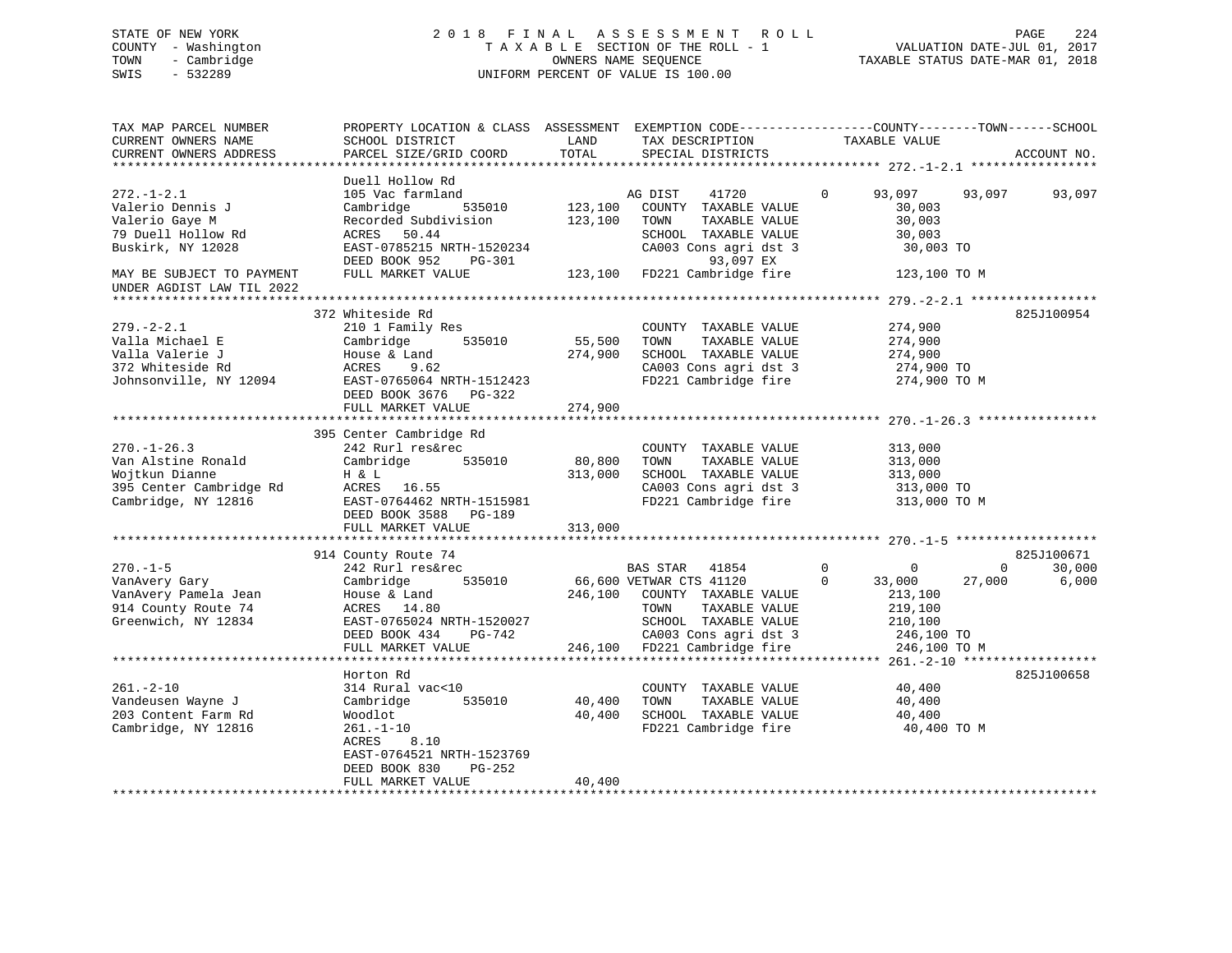STATE OF NEW YORK
COUNTY - Washington
TOWN - Cambridge
SWIS - 532289

2018 FINAL ASSESSMENT ROLL
TAXABLE SECTION OF THE ROLL - 1
OWNERS NAME SEQUENCE
UNIFORM PERCENT OF VALUE IS 100.00

VALUATION DATE-JUL 01, 2017
TAXABLE STATUS DATE-MAR 01, 2018

```
TAX MAP PARCEL NUMBER          PROPERTY LOCATION & CLASS  ASSESSMENT  EXEMPTION CODE------------------COUNTY--------TOWN------SCHOOL
CURRENT OWNERS NAME            SCHOOL DISTRICT              LAND      TAX DESCRIPTION            TAXABLE VALUE
CURRENT OWNERS ADDRESS         PARCEL SIZE/GRID COORD       TOTAL     SPECIAL DISTRICTS                                    ACCOUNT NO.
******************************************************************************************************* 272.-1-2.1 *****************
                               Duell Hollow Rd
272.-1-2.1                     105 Vac farmland                  AG DIST    41720         0     93,097     93,097     93,097
Valerio Dennis J               Cambridge       535010    123,100   COUNTY  TAXABLE VALUE          30,003
Valerio Gaye M                 Recorded Subdivision      123,100   TOWN    TAXABLE VALUE          30,003
79 Duell Hollow Rd             ACRES   50.44                       SCHOOL  TAXABLE VALUE          30,003
Buskirk, NY 12028              EAST-0785215 NRTH-1520234           CA003 Cons agri dst 3           30,003 TO
                               DEED BOOK 952    PG-301                        93,097 EX
MAY BE SUBJECT TO PAYMENT      FULL MARKET VALUE         123,100   FD221 Cambridge fire           123,100 TO M
UNDER AGDIST LAW TIL 2022
******************************************************************************************************* 279.-2-2.1 *****************
                               372 Whiteside Rd                                                                    825J100954
279.-2-2.1                     210 1 Family Res                    COUNTY  TAXABLE VALUE         274,900
Valla Michael E                Cambridge       535010     55,500   TOWN    TAXABLE VALUE         274,900
Valla Valerie J                House & Land              274,900   SCHOOL  TAXABLE VALUE         274,900
372 Whiteside Rd               ACRES    9.62                       CA003 Cons agri dst 3          274,900 TO
Johnsonville, NY 12094         EAST-0765064 NRTH-1512423           FD221 Cambridge fire           274,900 TO M
                               DEED BOOK 3676   PG-322
                               FULL MARKET VALUE         274,900
******************************************************************************************************* 270.-1-26.3 ****************
                               395 Center Cambridge Rd
270.-1-26.3                    242 Rurl res&rec                    COUNTY  TAXABLE VALUE         313,000
Van Alstine Ronald             Cambridge       535010     80,800   TOWN    TAXABLE VALUE         313,000
Wojtkun Dianne                 H & L                     313,000   SCHOOL  TAXABLE VALUE         313,000
395 Center Cambridge Rd        ACRES   16.55                       CA003 Cons agri dst 3          313,000 TO
Cambridge, NY 12816            EAST-0764462 NRTH-1515981           FD221 Cambridge fire           313,000 TO M
                               DEED BOOK 3588   PG-189
                               FULL MARKET VALUE         313,000
******************************************************************************************************* 270.-1-5 *******************
                               914 County Route 74                                                                 825J100671
270.-1-5                       242 Rurl res&rec                  BAS STAR   41854         0          0          0     30,000
VanAvery Gary                  Cambridge       535010     66,600 VETWAR CTS 41120         0     33,000     27,000      6,000
VanAvery Pamela Jean           House & Land              246,100   COUNTY  TAXABLE VALUE         213,100
914 County Route 74            ACRES   14.80                       TOWN    TAXABLE VALUE         219,100
Greenwich, NY 12834            EAST-0765024 NRTH-1520027           SCHOOL  TAXABLE VALUE         210,100
                               DEED BOOK 434    PG-742             CA003 Cons agri dst 3          246,100 TO
                               FULL MARKET VALUE         246,100   FD221 Cambridge fire           246,100 TO M
******************************************************************************************************* 261.-2-10 ******************
                               Horton Rd                                                                           825J100658
261.-2-10                      314 Rural vac<10                    COUNTY  TAXABLE VALUE          40,400
Vandeusen Wayne J              Cambridge       535010     40,400   TOWN    TAXABLE VALUE          40,400
203 Content Farm Rd            Woodlot                    40,400   SCHOOL  TAXABLE VALUE          40,400
Cambridge, NY 12816            261.-1-10                           FD221 Cambridge fire            40,400 TO M
                               ACRES    8.10
                               EAST-0764521 NRTH-1523769
                               DEED BOOK 830    PG-252
                               FULL MARKET VALUE          40,400
************************************************************************************************************************************
```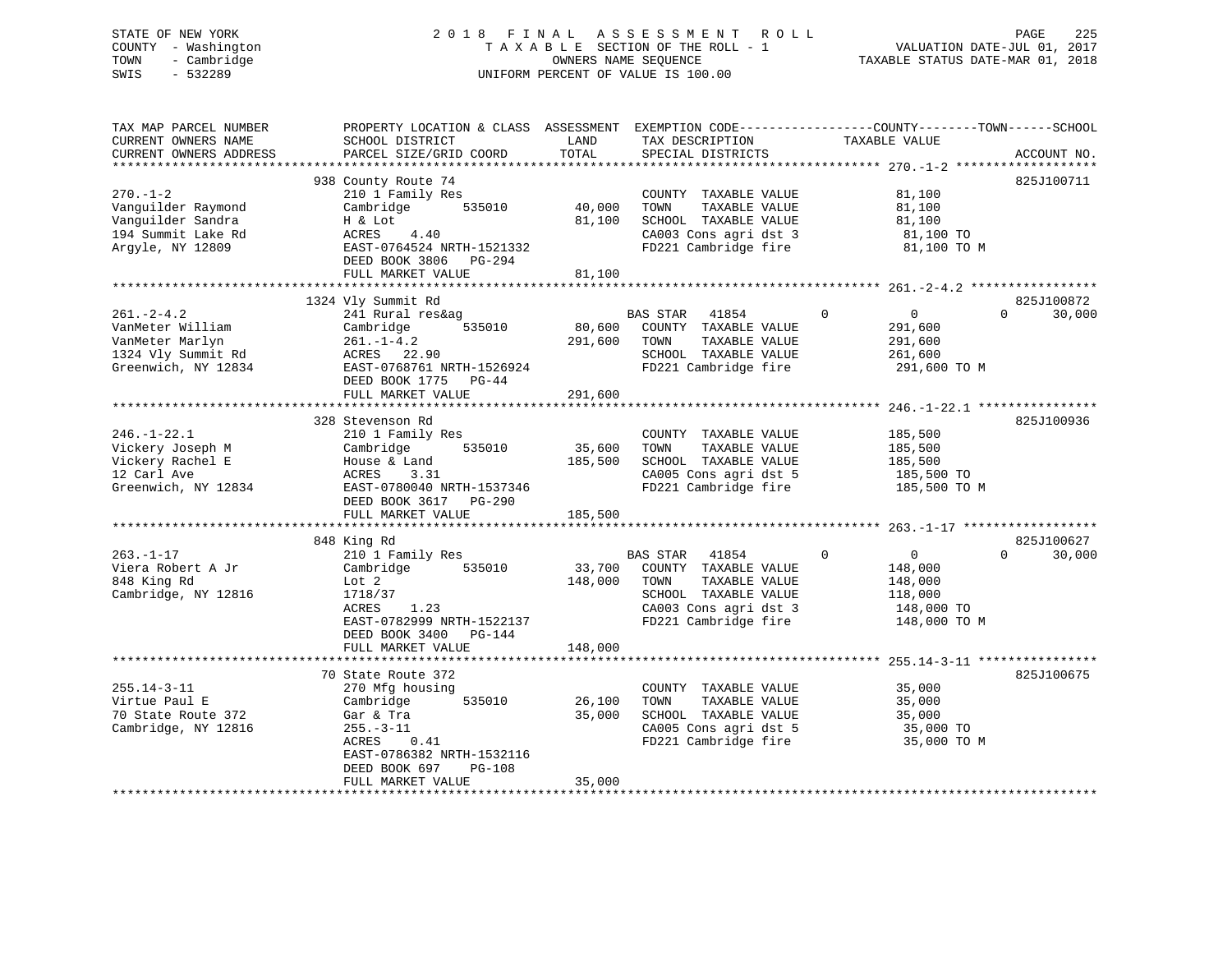STATE OF NEW YORK
COUNTY - Washington
TOWN - Cambridge
SWIS - 532289

2018 FINAL ASSESSMENT ROLL
TAXABLE SECTION OF THE ROLL - 1
OWNERS NAME SEQUENCE
UNIFORM PERCENT OF VALUE IS 100.00

VALUATION DATE-JUL 01, 2017
TAXABLE STATUS DATE-MAR 01, 2018

| TAX MAP PARCEL NUMBER / CURRENT OWNERS NAME / CURRENT OWNERS ADDRESS | PROPERTY LOCATION & CLASS / SCHOOL DISTRICT / PARCEL SIZE/GRID COORD | ASSESSMENT LAND | TOTAL | EXEMPTION CODE / TAX DESCRIPTION / SPECIAL DISTRICTS | COUNTY | TOWN | SCHOOL TAXABLE VALUE | ACCOUNT NO. |
|---|---|---|---|---|---|---|---|---|
| 270.-1-2 | 938 County Route 74 | | | | | | | 825J100711 |
| Vanguilder Raymond | 210 1 Family Res | | | COUNTY TAXABLE VALUE | 81,100 | | | |
| Vanguilder Sandra | Cambridge 535010 | 40,000 | | TOWN TAXABLE VALUE | | 81,100 | | |
| 194 Summit Lake Rd | H & Lot | | 81,100 | SCHOOL TAXABLE VALUE | | | 81,100 | |
| Argyle, NY 12809 | ACRES 4.40 | | | CA003 Cons agri dst 3 | 81,100 TO | | | |
| | EAST-0764524 NRTH-1521332 | | | FD221 Cambridge fire | 81,100 TO M | | | |
| | DEED BOOK 3806 PG-294 | | | | | | | |
| | FULL MARKET VALUE | | 81,100 | | | | | |
| 261.-2-4.2 | 1324 Vly Summit Rd | | | | | | | 825J100872 |
| VanMeter William | 241 Rural res&ag | | | BAS STAR 41854 | 0 | 0 | 30,000 | |
| VanMeter Marlyn | Cambridge 535010 | 80,600 | | COUNTY TAXABLE VALUE | 291,600 | | | |
| 1324 Vly Summit Rd | 261.-1-4.2 | | 291,600 | TOWN TAXABLE VALUE | | 291,600 | | |
| Greenwich, NY 12834 | ACRES 22.90 | | | SCHOOL TAXABLE VALUE | | | 261,600 | |
| | EAST-0768761 NRTH-1526924 | | | FD221 Cambridge fire | 291,600 TO M | | | |
| | DEED BOOK 1775 PG-44 | | | | | | | |
| | FULL MARKET VALUE | | 291,600 | | | | | |
| 246.-1-22.1 | 328 Stevenson Rd | | | | | | | 825J100936 |
| Vickery Joseph M | 210 1 Family Res | | | COUNTY TAXABLE VALUE | 185,500 | | | |
| Vickery Rachel E | Cambridge 535010 | 35,600 | | TOWN TAXABLE VALUE | | 185,500 | | |
| 12 Carl Ave | House & Land | | 185,500 | SCHOOL TAXABLE VALUE | | | 185,500 | |
| Greenwich, NY 12834 | ACRES 3.31 | | | CA005 Cons agri dst 5 | 185,500 TO | | | |
| | EAST-0780040 NRTH-1537346 | | | FD221 Cambridge fire | 185,500 TO M | | | |
| | DEED BOOK 3617 PG-290 | | | | | | | |
| | FULL MARKET VALUE | | 185,500 | | | | | |
| 263.-1-17 | 848 King Rd | | | | | | | 825J100627 |
| Viera Robert A Jr | 210 1 Family Res | | | BAS STAR 41854 | 0 | 0 | 30,000 | |
| 848 King Rd | Cambridge 535010 | 33,700 | | COUNTY TAXABLE VALUE | 148,000 | | | |
| Cambridge, NY 12816 | Lot 2 | | 148,000 | TOWN TAXABLE VALUE | | 148,000 | | |
| | 1718/37 | | | SCHOOL TAXABLE VALUE | | | 118,000 | |
| | ACRES 1.23 | | | CA003 Cons agri dst 3 | 148,000 TO | | | |
| | EAST-0782999 NRTH-1522137 | | | FD221 Cambridge fire | 148,000 TO M | | | |
| | DEED BOOK 3400 PG-144 | | | | | | | |
| | FULL MARKET VALUE | | 148,000 | | | | | |
| 255.14-3-11 | 70 State Route 372 | | | | | | | 825J100675 |
| Virtue Paul E | 270 Mfg housing | | | COUNTY TAXABLE VALUE | 35,000 | | | |
| 70 State Route 372 | Cambridge 535010 | 26,100 | | TOWN TAXABLE VALUE | | 35,000 | | |
| Cambridge, NY 12816 | Gar & Tra | | 35,000 | SCHOOL TAXABLE VALUE | | | 35,000 | |
| | 255.-3-11 | | | CA005 Cons agri dst 5 | 35,000 TO | | | |
| | ACRES 0.41 | | | FD221 Cambridge fire | 35,000 TO M | | | |
| | EAST-0786382 NRTH-1532116 | | | | | | | |
| | DEED BOOK 697 PG-108 | | | | | | | |
| | FULL MARKET VALUE | | 35,000 | | | | | |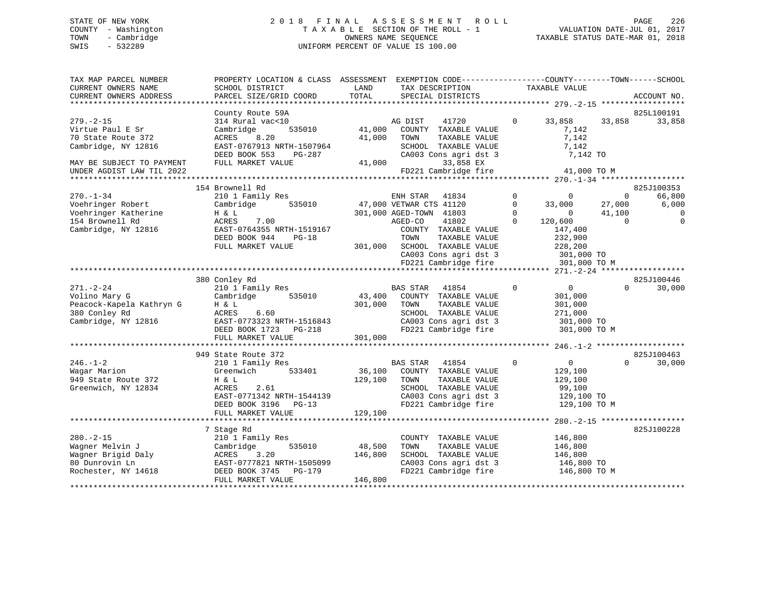STATE OF NEW YORK  
COUNTY - Washington  
TOWN - Cambridge  
SWIS - 532289

2 0 1 8 F I N A L A S S E S S M E N T R O L L  
T A X A B L E SECTION OF THE ROLL - 1  
OWNERS NAME SEQUENCE  
UNIFORM PERCENT OF VALUE IS 100.00

VALUATION DATE-JUL 01, 2017  
TAXABLE STATUS DATE-MAR 01, 2018

```
TAX MAP PARCEL NUMBER          PROPERTY LOCATION & CLASS  ASSESSMENT  EXEMPTION CODE-----------------COUNTY--------TOWN------SCHOOL
CURRENT OWNERS NAME            SCHOOL DISTRICT             LAND       TAX DESCRIPTION             TAXABLE VALUE
CURRENT OWNERS ADDRESS         PARCEL SIZE/GRID COORD      TOTAL      SPECIAL DISTRICTS                                          ACCOUNT NO.
******************************************************************************************************* 279.-2-15 ******************
                               County Route 59A                                                                               825L100191
279.-2-15                      314 Rural vac<10                        AG DIST     41720          0       33,858      33,858      33,858
Virtue Paul E Sr               Cambridge         535010       41,000   COUNTY  TAXABLE VALUE                7,142
70 State Route 372             ACRES    8.20                  41,000   TOWN    TAXABLE VALUE                7,142
Cambridge, NY 12816            EAST-0767913 NRTH-1507964               SCHOOL  TAXABLE VALUE                7,142
                               DEED BOOK 553    PG-287                 CA003 Cons agri dst 3                7,142 TO
MAY BE SUBJECT TO PAYMENT      FULL MARKET VALUE              41,000          33,858 EX
UNDER AGDIST LAW TIL 2022                                              FD221 Cambridge fire                41,000 TO M
******************************************************************************************************* 270.-1-34 ******************
                               154 Brownell Rd                                                                                825J100353
270.-1-34                      210 1 Family Res                        ENH STAR    41834          0            0           0      66,800
Voehringer Robert              Cambridge         535010       47,000 VETWAR CTS 41120             0       33,000      27,000       6,000
Voehringer Katherine           H & L                         301,000 AGED-TOWN  41803             0            0      41,100           0
154 Brownell Rd                ACRES    7.00                           AGED-CO     41802          0      120,600           0           0
Cambridge, NY 12816            EAST-0764355 NRTH-1519167               COUNTY  TAXABLE VALUE              147,400
                               DEED BOOK 944    PG-18                  TOWN    TAXABLE VALUE              232,900
                               FULL MARKET VALUE             301,000   SCHOOL  TAXABLE VALUE              228,200
                                                                       CA003 Cons agri dst 3              301,000 TO
                                                                       FD221 Cambridge fire               301,000 TO M
******************************************************************************************************* 271.-2-24 ******************
                               380 Conley Rd                                                                                  825J100446
271.-2-24                      210 1 Family Res                        BAS STAR    41854          0            0           0      30,000
Volino Mary G                  Cambridge         535010       43,400   COUNTY  TAXABLE VALUE              301,000
Peacock-Kapela Kathryn G       H & L                         301,000   TOWN    TAXABLE VALUE              301,000
380 Conley Rd                  ACRES    6.60                           SCHOOL  TAXABLE VALUE              271,000
Cambridge, NY 12816            EAST-0773323 NRTH-1516843               CA003 Cons agri dst 3              301,000 TO
                               DEED BOOK 1723   PG-218                 FD221 Cambridge fire               301,000 TO M
                               FULL MARKET VALUE             301,000
******************************************************************************************************* 246.-1-2 *******************
                               949 State Route 372                                                                            825J100463
246.-1-2                       210 1 Family Res                        BAS STAR    41854          0            0           0      30,000
Wagar Marion                   Greenwich         533401       36,100   COUNTY  TAXABLE VALUE              129,100
949 State Route 372            H & L                         129,100   TOWN    TAXABLE VALUE              129,100
Greenwich, NY 12834            ACRES    2.61                           SCHOOL  TAXABLE VALUE               99,100
                               EAST-0771342 NRTH-1544139               CA003 Cons agri dst 3              129,100 TO
                               DEED BOOK 3196   PG-13                  FD221 Cambridge fire               129,100 TO M
                               FULL MARKET VALUE             129,100
******************************************************************************************************* 280.-2-15 ******************
                               7 Stage Rd                                                                                     825J100228
280.-2-15                      210 1 Family Res                        COUNTY  TAXABLE VALUE              146,800
Wagner Melvin J                Cambridge         535010       48,500   TOWN    TAXABLE VALUE              146,800
Wagner Brigid Daly             ACRES    3.20                 146,800   SCHOOL  TAXABLE VALUE              146,800
80 Dunrovin Ln                 EAST-0777821 NRTH-1505099               CA003 Cons agri dst 3              146,800 TO
Rochester, NY 14618            DEED BOOK 3745   PG-179                 FD221 Cambridge fire               146,800 TO M
                               FULL MARKET VALUE             146,800
************************************************************************************************************************************
```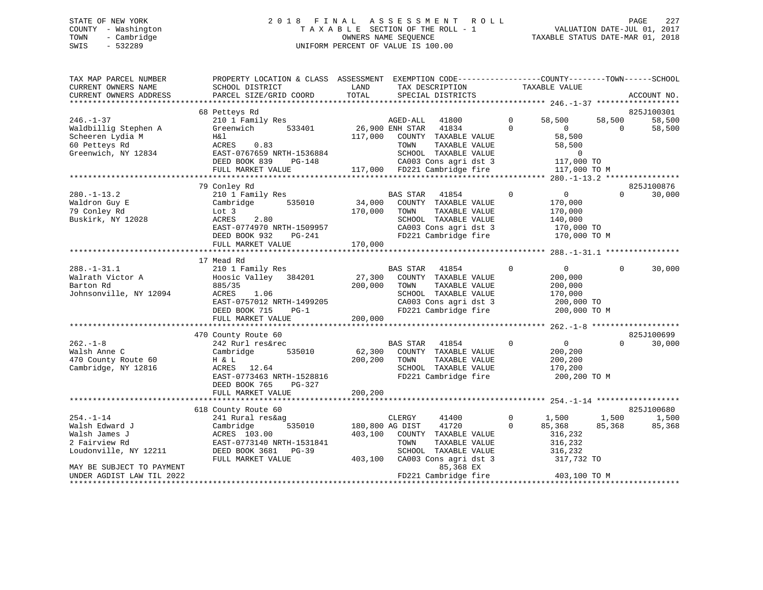STATE OF NEW YORK
COUNTY - Washington
TOWN - Cambridge
SWIS - 532289

2018 FINAL ASSESSMENT ROLL
TAXABLE SECTION OF THE ROLL - 1
OWNERS NAME SEQUENCE
UNIFORM PERCENT OF VALUE IS 100.00

VALUATION DATE-JUL 01, 2017
TAXABLE STATUS DATE-MAR 01, 2018

```
TAX MAP PARCEL NUMBER      PROPERTY LOCATION & CLASS  ASSESSMENT  EXEMPTION CODE------------------COUNTY--------TOWN------SCHOOL
CURRENT OWNERS NAME        SCHOOL DISTRICT              LAND      TAX DESCRIPTION             TAXABLE VALUE
CURRENT OWNERS ADDRESS     PARCEL SIZE/GRID COORD       TOTAL     SPECIAL DISTRICTS                                       ACCOUNT NO.
******************************************************************************************** 246.-1-37 ******************
                           68 Petteys Rd                                                                                   825J100301
246.-1-37                  210 1 Family Res                       AGED-ALL   41800        0      58,500      58,500      58,500
Waldbillig Stephen A       Greenwich      533401        26,900 ENH STAR   41834        0           0           0      58,500
Scheeren Lydia M           H&l                         117,000    COUNTY  TAXABLE VALUE              58,500
60 Petteys Rd              ACRES     0.83                         TOWN    TAXABLE VALUE              58,500
Greenwich, NY 12834        EAST-0767659 NRTH-1536884              SCHOOL  TAXABLE VALUE                   0
                           DEED BOOK 839    PG-148                CA003 Cons agri dst 3            117,000 TO
                           FULL MARKET VALUE           117,000    FD221 Cambridge fire             117,000 TO M
******************************************************************************************** 280.-1-13.2 ****************
                           79 Conley Rd                                                                                    825J100876
280.-1-13.2                210 1 Family Res                       BAS STAR   41854        0           0           0      30,000
Waldron Guy E              Cambridge      535010        34,000    COUNTY  TAXABLE VALUE             170,000
79 Conley Rd               Lot 3                       170,000    TOWN    TAXABLE VALUE             170,000
Buskirk, NY 12028          ACRES     2.80                         SCHOOL  TAXABLE VALUE             140,000
                           EAST-0774970 NRTH-1509957              CA003 Cons agri dst 3            170,000 TO
                           DEED BOOK 932    PG-241                FD221 Cambridge fire             170,000 TO M
                           FULL MARKET VALUE           170,000
******************************************************************************************** 288.-1-31.1 ****************
                           17 Mead Rd
288.-1-31.1                210 1 Family Res                       BAS STAR   41854        0           0           0      30,000
Walrath Victor A           Hoosic Valley  384201        27,300    COUNTY  TAXABLE VALUE             200,000
Barton Rd                  885/35                      200,000    TOWN    TAXABLE VALUE             200,000
Johnsonville, NY 12094     ACRES     1.06                         SCHOOL  TAXABLE VALUE             170,000
                           EAST-0757012 NRTH-1499205              CA003 Cons agri dst 3            200,000 TO
                           DEED BOOK 715    PG-1                  FD221 Cambridge fire             200,000 TO M
                           FULL MARKET VALUE           200,000
******************************************************************************************** 262.-1-8 *******************
                           470 County Route 60                                                                             825J100699
262.-1-8                   242 Rurl res&rec                       BAS STAR   41854        0           0           0      30,000
Walsh Anne C               Cambridge      535010        62,300    COUNTY  TAXABLE VALUE             200,200
470 County Route 60        H & L                       200,200    TOWN    TAXABLE VALUE             200,200
Cambridge, NY 12816        ACRES    12.64                         SCHOOL  TAXABLE VALUE             170,200
                           EAST-0773463 NRTH-1528816              FD221 Cambridge fire             200,200 TO M
                           DEED BOOK 765    PG-327
                           FULL MARKET VALUE           200,200
******************************************************************************************** 254.-1-14 ******************
                           618 County Route 60                                                                             825J100680
254.-1-14                  241 Rural res&ag                       CLERGY     41400        0       1,500       1,500       1,500
Walsh Edward J             Cambridge      535010       180,800 AG DIST    41720        0      85,368      85,368      85,368
Walsh James J              ACRES   103.00              403,100    COUNTY  TAXABLE VALUE             316,232
2 Fairview Rd              EAST-0773140 NRTH-1531841              TOWN    TAXABLE VALUE             316,232
Loudonville, NY 12211      DEED BOOK 3681   PG-39                 SCHOOL  TAXABLE VALUE             316,232
                           FULL MARKET VALUE           403,100    CA003 Cons agri dst 3            317,732 TO
MAY BE SUBJECT TO PAYMENT                                                    85,368 EX
UNDER AGDIST LAW TIL 2022                                         FD221 Cambridge fire             403,100 TO M
*****************************************************************************************************************************
```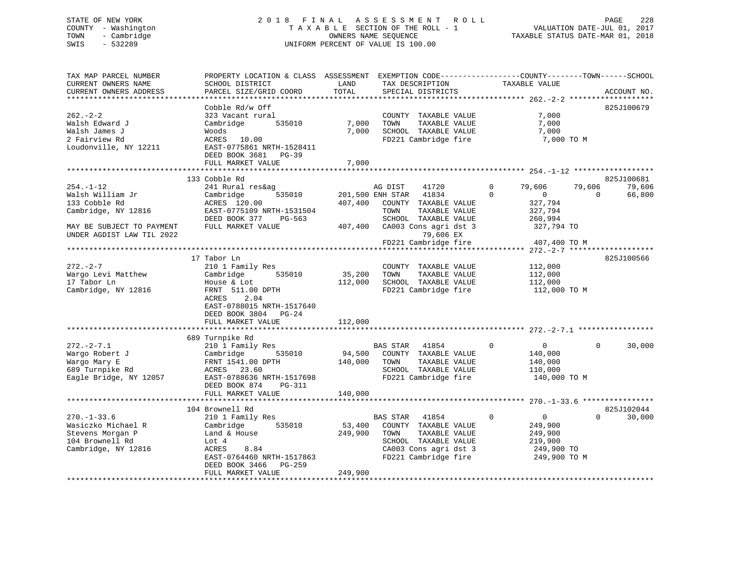STATE OF NEW YORK
COUNTY - Washington
TOWN - Cambridge
SWIS - 532289

2018 FINAL ASSESSMENT ROLL
TAXABLE SECTION OF THE ROLL - 1
OWNERS NAME SEQUENCE
UNIFORM PERCENT OF VALUE IS 100.00

VALUATION DATE-JUL 01, 2017
TAXABLE STATUS DATE-MAR 01, 2018

| TAX MAP PARCEL NUMBER / CURRENT OWNERS NAME / CURRENT OWNERS ADDRESS | PROPERTY LOCATION & CLASS / SCHOOL DISTRICT / PARCEL SIZE/GRID COORD | ASSESSMENT LAND | TOTAL | EXEMPTION CODE / TAX DESCRIPTION / SPECIAL DISTRICTS | COUNTY | TOWN | SCHOOL | ACCOUNT NO. |
|---|---|---|---|---|---|---|---|---|
| **262.-2-2** | Cobble Rd/w Off | | | | | | | 825J100679 |
| Walsh Edward J | 323 Vacant rural | | | COUNTY TAXABLE VALUE | 7,000 | | | |
| Walsh James J | Cambridge 535010 | 7,000 | | TOWN TAXABLE VALUE | | 7,000 | | |
| 2 Fairview Rd | Woods | | 7,000 | SCHOOL TAXABLE VALUE | | | 7,000 | |
| Loudonville, NY 12211 | ACRES 10.00 | | | FD221 Cambridge fire | 7,000 TO M | | | |
| | EAST-0775861 NRTH-1528411 | | | | | | | |
| | DEED BOOK 3681 PG-39 | | | | | | | |
| | FULL MARKET VALUE | | 7,000 | | | | | |
| **254.-1-12** | 133 Cobble Rd | | | | | | | 825J100681 |
| Walsh William Jr | 241 Rural res&ag | | | AG DIST 41720 | 79,606 | 79,606 | 79,606 | |
| 133 Cobble Rd | Cambridge 535010 | 201,500 | | ENH STAR 41834 | 0 | 0 | 66,800 | |
| Cambridge, NY 12816 | ACRES 120.00 | | 407,400 | COUNTY TAXABLE VALUE | 327,794 | | | |
| | EAST-0775109 NRTH-1531504 | | | TOWN TAXABLE VALUE | | 327,794 | | |
| | DEED BOOK 377 PG-563 | | | SCHOOL TAXABLE VALUE | | | 260,994 | |
| MAY BE SUBJECT TO PAYMENT | FULL MARKET VALUE | | 407,400 | CA003 Cons agri dst 3 | 327,794 TO | | | |
| UNDER AGDIST LAW TIL 2022 | | | | 79,606 EX | | | | |
| | | | | FD221 Cambridge fire | 407,400 TO M | | | |
| **272.-2-7** | 17 Tabor Ln | | | | | | | 825J100566 |
| Wargo Levi Matthew | 210 1 Family Res | | | COUNTY TAXABLE VALUE | 112,000 | | | |
| 17 Tabor Ln | Cambridge 535010 | 35,200 | | TOWN TAXABLE VALUE | | 112,000 | | |
| Cambridge, NY 12816 | House & Lot | | 112,000 | SCHOOL TAXABLE VALUE | | | 112,000 | |
| | FRNT 511.00 DPTH | | | FD221 Cambridge fire | 112,000 TO M | | | |
| | ACRES 2.04 | | | | | | | |
| | EAST-0788015 NRTH-1517640 | | | | | | | |
| | DEED BOOK 3804 PG-24 | | | | | | | |
| | FULL MARKET VALUE | | 112,000 | | | | | |
| **272.-2-7.1** | 689 Turnpike Rd | | | | | | | |
| Wargo Robert J | 210 1 Family Res | | | BAS STAR 41854 | 0 | 0 | 30,000 | |
| Wargo Mary E | Cambridge 535010 | 94,500 | | COUNTY TAXABLE VALUE | 140,000 | | | |
| 689 Turnpike Rd | FRNT 1541.00 DPTH | | 140,000 | TOWN TAXABLE VALUE | | 140,000 | | |
| Eagle Bridge, NY 12057 | ACRES 23.60 | | | SCHOOL TAXABLE VALUE | | | 110,000 | |
| | EAST-0788636 NRTH-1517698 | | | FD221 Cambridge fire | 140,000 TO M | | | |
| | DEED BOOK 874 PG-311 | | | | | | | |
| | FULL MARKET VALUE | | 140,000 | | | | | |
| **270.-1-33.6** | 104 Brownell Rd | | | | | | | 825J102044 |
| Wasiczko Michael R | 210 1 Family Res | | | BAS STAR 41854 | 0 | 0 | 30,000 | |
| Stevens Morgan P | Cambridge 535010 | 53,400 | | COUNTY TAXABLE VALUE | 249,900 | | | |
| 104 Brownell Rd | Land & House | | 249,900 | TOWN TAXABLE VALUE | | 249,900 | | |
| Cambridge, NY 12816 | Lot 4 | | | SCHOOL TAXABLE VALUE | | | 219,900 | |
| | ACRES 8.84 | | | CA003 Cons agri dst 3 | 249,900 TO | | | |
| | EAST-0764460 NRTH-1517863 | | | FD221 Cambridge fire | 249,900 TO M | | | |
| | DEED BOOK 3466 PG-259 | | | | | | | |
| | FULL MARKET VALUE | | 249,900 | | | | | |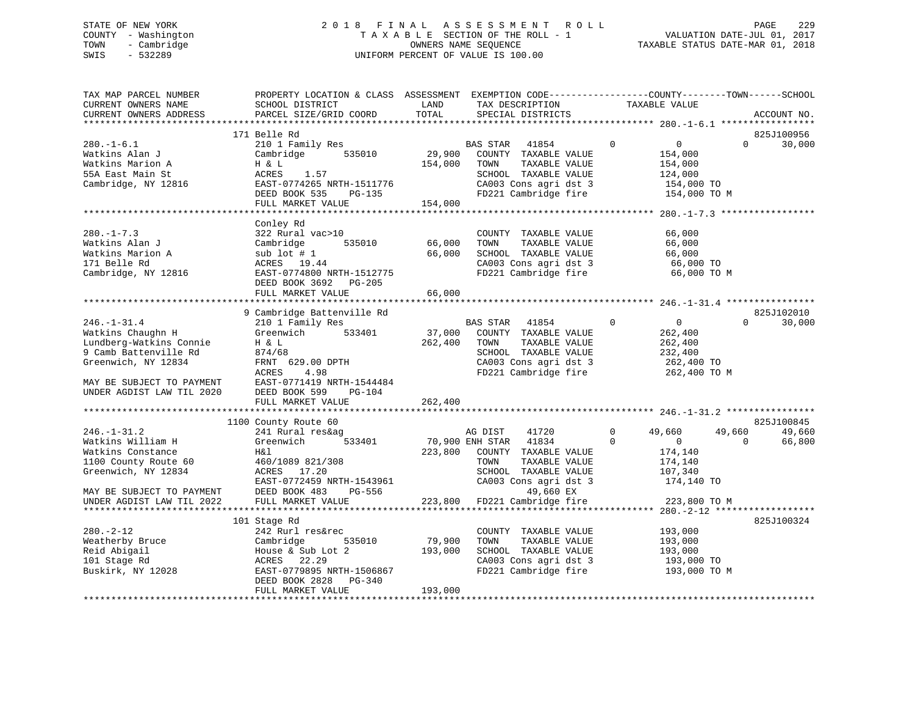STATE OF NEW YORK | COUNTY - Washington | TOWN - Cambridge | SWIS - 532289

2018 FINAL ASSESSMENT ROLL
TAXABLE SECTION OF THE ROLL - 1
OWNERS NAME SEQUENCE
UNIFORM PERCENT OF VALUE IS 100.00

VALUATION DATE-JUL 01, 2017
TAXABLE STATUS DATE-MAR 01, 2018

```
TAX MAP PARCEL NUMBER          PROPERTY LOCATION & CLASS  ASSESSMENT  EXEMPTION CODE-----------------COUNTY--------TOWN------SCHOOL
CURRENT OWNERS NAME            SCHOOL DISTRICT            LAND        TAX DESCRIPTION            TAXABLE VALUE
CURRENT OWNERS ADDRESS         PARCEL SIZE/GRID COORD     TOTAL       SPECIAL DISTRICTS                                    ACCOUNT NO.
******************************************************************************************************* 280.-1-6.1 *****************
                               171 Belle Rd                                                                                825J100956
280.-1-6.1                     210 1 Family Res                        BAS STAR   41854          0          0          0      30,000
Watkins Alan J                 Cambridge      535010       29,900      COUNTY  TAXABLE VALUE             154,000
Watkins Marion A               H & L                      154,000      TOWN    TAXABLE VALUE             154,000
55A East Main St               ACRES    1.57                           SCHOOL  TAXABLE VALUE             124,000
Cambridge, NY 12816            EAST-0774265 NRTH-1511776               CA003 Cons agri dst 3              154,000 TO
                               DEED BOOK 535    PG-135                 FD221 Cambridge fire               154,000 TO M
                               FULL MARKET VALUE          154,000
******************************************************************************************************* 280.-1-7.3 *****************
                               Conley Rd
280.-1-7.3                     322 Rural vac>10                        COUNTY  TAXABLE VALUE              66,000
Watkins Alan J                 Cambridge      535010       66,000      TOWN    TAXABLE VALUE              66,000
Watkins Marion A               sub lot # 1                 66,000      SCHOOL  TAXABLE VALUE              66,000
171 Belle Rd                   ACRES   19.44                           CA003 Cons agri dst 3               66,000 TO
Cambridge, NY 12816            EAST-0774800 NRTH-1512775               FD221 Cambridge fire                66,000 TO M
                               DEED BOOK 3692   PG-205
                               FULL MARKET VALUE           66,000
******************************************************************************************************* 246.-1-31.4 ****************
                               9 Cambridge Battenville Rd                                                                  825J102010
246.-1-31.4                    210 1 Family Res                        BAS STAR   41854          0          0          0      30,000
Watkins Chaughn H              Greenwich      533401       37,000      COUNTY  TAXABLE VALUE             262,400
Lundberg-Watkins Connie        H & L                      262,400      TOWN    TAXABLE VALUE             262,400
9 Camb Battenville Rd          874/68                                  SCHOOL  TAXABLE VALUE             232,400
Greenwich, NY 12834            FRNT  629.00 DPTH                       CA003 Cons agri dst 3              262,400 TO
                               ACRES    4.98                           FD221 Cambridge fire               262,400 TO M
MAY BE SUBJECT TO PAYMENT      EAST-0771419 NRTH-1544484
UNDER AGDIST LAW TIL 2020      DEED BOOK 599    PG-104
                               FULL MARKET VALUE          262,400
******************************************************************************************************* 246.-1-31.2 ****************
                               1100 County Route 60                                                                        825J100845
246.-1-31.2                    241 Rural res&ag                        AG DIST    41720          0     49,660     49,660      49,660
Watkins William H              Greenwich      533401       70,900 ENH STAR   41834          0          0          0      66,800
Watkins Constance              H&l                        223,800      COUNTY  TAXABLE VALUE             174,140
1100 County Route 60           460/1089 821/308                        TOWN    TAXABLE VALUE             174,140
Greenwich, NY 12834            ACRES   17.20                           SCHOOL  TAXABLE VALUE             107,340
                               EAST-0772459 NRTH-1543961               CA003 Cons agri dst 3              174,140 TO
MAY BE SUBJECT TO PAYMENT      DEED BOOK 483    PG-556                         49,660 EX
UNDER AGDIST LAW TIL 2022      FULL MARKET VALUE          223,800      FD221 Cambridge fire               223,800 TO M
******************************************************************************************************* 280.-2-12 ******************
                               101 Stage Rd                                                                                825J100324
280.-2-12                      242 Rurl res&rec                        COUNTY  TAXABLE VALUE             193,000
Weatherby Bruce                Cambridge      535010       79,900      TOWN    TAXABLE VALUE             193,000
Reid Abigail                   House & Sub Lot 2          193,000      SCHOOL  TAXABLE VALUE             193,000
101 Stage Rd                   ACRES   22.29                           CA003 Cons agri dst 3              193,000 TO
Buskirk, NY 12028              EAST-0779895 NRTH-1506867               FD221 Cambridge fire               193,000 TO M
                               DEED BOOK 2828   PG-340
                               FULL MARKET VALUE          193,000
************************************************************************************************************************************
```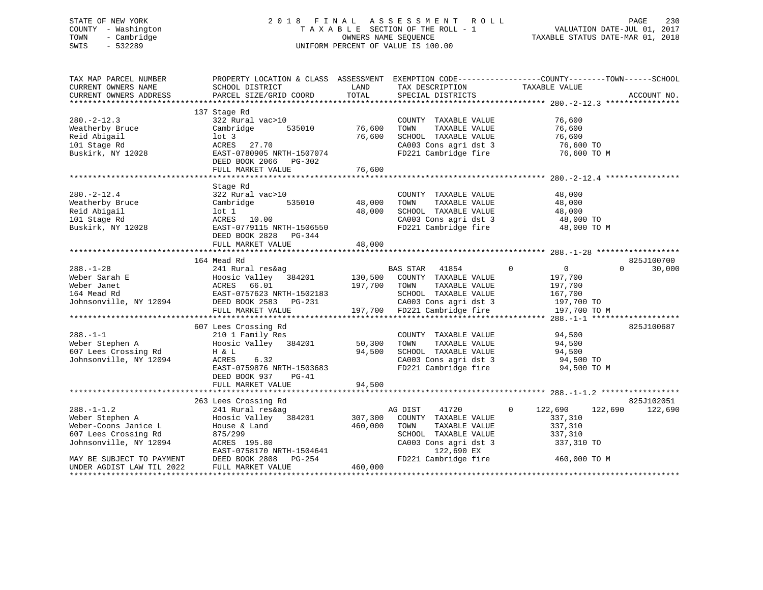STATE OF NEW YORK
COUNTY - Washington
TOWN - Cambridge
SWIS - 532289

2018 FINAL ASSESSMENT ROLL
TAXABLE SECTION OF THE ROLL - 1
OWNERS NAME SEQUENCE
UNIFORM PERCENT OF VALUE IS 100.00

VALUATION DATE-JUL 01, 2017
TAXABLE STATUS DATE-MAR 01, 2018

```
TAX MAP PARCEL NUMBER          PROPERTY LOCATION & CLASS  ASSESSMENT  EXEMPTION CODE------------------COUNTY--------TOWN------SCHOOL
CURRENT OWNERS NAME            SCHOOL DISTRICT               LAND      TAX DESCRIPTION              TAXABLE VALUE
CURRENT OWNERS ADDRESS         PARCEL SIZE/GRID COORD        TOTAL     SPECIAL DISTRICTS                                     ACCOUNT NO.
******************************************************************************************************* 280.-2-12.3 ****************
                               137 Stage Rd
280.-2-12.3                    322 Rural vac>10                         COUNTY  TAXABLE VALUE            76,600
Weatherby Bruce                Cambridge        535010       76,600     TOWN    TAXABLE VALUE            76,600
Reid Abigail                   lot 3                         76,600     SCHOOL  TAXABLE VALUE            76,600
101 Stage Rd                   ACRES    27.70                           CA003 Cons agri dst 3             76,600 TO
Buskirk, NY 12028              EAST-0780905 NRTH-1507074                FD221 Cambridge fire              76,600 TO M
                               DEED BOOK 2066   PG-302
                               FULL MARKET VALUE             76,600
******************************************************************************************************* 280.-2-12.4 ****************
                               Stage Rd
280.-2-12.4                    322 Rural vac>10                         COUNTY  TAXABLE VALUE            48,000
Weatherby Bruce                Cambridge        535010       48,000     TOWN    TAXABLE VALUE            48,000
Reid Abigail                   lot 1                         48,000     SCHOOL  TAXABLE VALUE            48,000
101 Stage Rd                   ACRES    10.00                           CA003 Cons agri dst 3             48,000 TO
Buskirk, NY 12028              EAST-0779115 NRTH-1506550                FD221 Cambridge fire              48,000 TO M
                               DEED BOOK 2828   PG-344
                               FULL MARKET VALUE             48,000
******************************************************************************************************* 288.-1-28 ******************
                               164 Mead Rd                                                                            825J100700
288.-1-28                      241 Rural res&ag                         BAS STAR    41854         0            0          0       30,000
Weber Sarah E                  Hoosic Valley   384201       130,500     COUNTY  TAXABLE VALUE           197,700
Weber Janet                    ACRES    66.01               197,700     TOWN    TAXABLE VALUE           197,700
164 Mead Rd                    EAST-0757623 NRTH-1502183                SCHOOL  TAXABLE VALUE           167,700
Johnsonville, NY 12094         DEED BOOK 2583   PG-231                  CA003 Cons agri dst 3            197,700 TO
                               FULL MARKET VALUE            197,700     FD221 Cambridge fire             197,700 TO M
******************************************************************************************************* 288.-1-1 *******************
                               607 Lees Crossing Rd                                                                   825J100687
288.-1-1                       210 1 Family Res                         COUNTY  TAXABLE VALUE            94,500
Weber Stephen A                Hoosic Valley   384201        50,300     TOWN    TAXABLE VALUE            94,500
607 Lees Crossing Rd           H & L                         94,500     SCHOOL  TAXABLE VALUE            94,500
Johnsonville, NY 12094         ACRES     6.32                           CA003 Cons agri dst 3             94,500 TO
                               EAST-0759876 NRTH-1503683                FD221 Cambridge fire              94,500 TO M
                               DEED BOOK 937    PG-41
                               FULL MARKET VALUE             94,500
******************************************************************************************************* 288.-1-1.2 *****************
                               263 Lees Crossing Rd                                                                   825J102051
288.-1-1.2                     241 Rural res&ag                         AG DIST     41720         0      122,690    122,690   122,690
Weber Stephen A                Hoosic Valley   384201       307,300     COUNTY  TAXABLE VALUE           337,310
Weber-Coons Janice L           House & Land                 460,000     TOWN    TAXABLE VALUE           337,310
607 Lees Crossing Rd           875/299                                  SCHOOL  TAXABLE VALUE           337,310
Johnsonville, NY 12094         ACRES   195.80                           CA003 Cons agri dst 3            337,310 TO
                               EAST-0758170 NRTH-1504641                      122,690 EX
MAY BE SUBJECT TO PAYMENT      DEED BOOK 2808   PG-254                  FD221 Cambridge fire             460,000 TO M
UNDER AGDIST LAW TIL 2022      FULL MARKET VALUE            460,000
************************************************************************************************************************************
```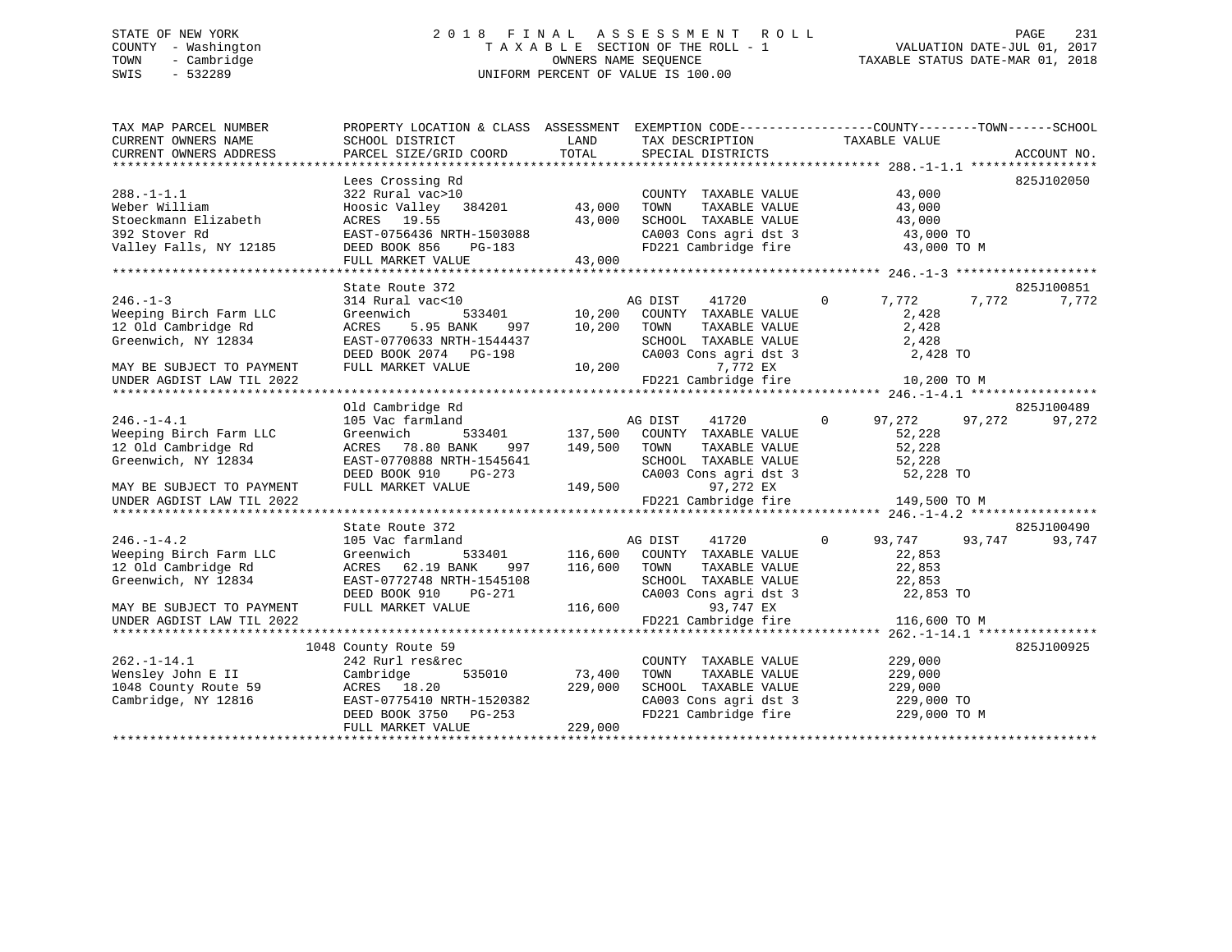STATE OF NEW YORK
COUNTY - Washington
TOWN - Cambridge
SWIS - 532289

2 0 1 8 F I N A L A S S E S S M E N T R O L L
T A X A B L E SECTION OF THE ROLL - 1
OWNERS NAME SEQUENCE
UNIFORM PERCENT OF VALUE IS 100.00

VALUATION DATE-JUL 01, 2017
TAXABLE STATUS DATE-MAR 01, 2018

```
TAX MAP PARCEL NUMBER          PROPERTY LOCATION & CLASS  ASSESSMENT  EXEMPTION CODE-----------------COUNTY--------TOWN------SCHOOL
CURRENT OWNERS NAME            SCHOOL DISTRICT               LAND      TAX DESCRIPTION              TAXABLE VALUE
CURRENT OWNERS ADDRESS         PARCEL SIZE/GRID COORD        TOTAL     SPECIAL DISTRICTS                                      ACCOUNT NO.
*********************************************************************************************** 288.-1-1.1 *****************
                               Lees Crossing Rd                                                                            825J102050
288.-1-1.1                     322 Rural vac>10                        COUNTY  TAXABLE VALUE             43,000
Weber William                  Hoosic Valley  384201        43,000     TOWN    TAXABLE VALUE             43,000
Stoeckmann Elizabeth           ACRES  19.55                 43,000     SCHOOL  TAXABLE VALUE             43,000
392 Stover Rd                  EAST-0756436 NRTH-1503088               CA003 Cons agri dst 3              43,000 TO
Valley Falls, NY 12185         DEED BOOK 856    PG-183                 FD221 Cambridge fire               43,000 TO M
                               FULL MARKET VALUE            43,000
*********************************************************************************************** 246.-1-3 *******************
                               State Route 372                                                                             825J100851
246.-1-3                       314 Rural vac<10                        AG DIST      41720         0        7,772      7,772      7,772
Weeping Birch Farm LLC         Greenwich         533401     10,200     COUNTY  TAXABLE VALUE              2,428
12 Old Cambridge Rd            ACRES    5.95 BANK    997    10,200     TOWN    TAXABLE VALUE              2,428
Greenwich, NY 12834            EAST-0770633 NRTH-1544437               SCHOOL  TAXABLE VALUE              2,428
                               DEED BOOK 2074   PG-198                 CA003 Cons agri dst 3               2,428 TO
MAY BE SUBJECT TO PAYMENT      FULL MARKET VALUE            10,200              7,772 EX
UNDER AGDIST LAW TIL 2022                                              FD221 Cambridge fire               10,200 TO M
*********************************************************************************************** 246.-1-4.1 *****************
                               Old Cambridge Rd                                                                            825J100489
246.-1-4.1                     105 Vac farmland                        AG DIST      41720         0       97,272     97,272     97,272
Weeping Birch Farm LLC         Greenwich         533401    137,500     COUNTY  TAXABLE VALUE             52,228
12 Old Cambridge Rd            ACRES   78.80 BANK    997   149,500     TOWN    TAXABLE VALUE             52,228
Greenwich, NY 12834            EAST-0770888 NRTH-1545641               SCHOOL  TAXABLE VALUE             52,228
                               DEED BOOK 910    PG-273                 CA003 Cons agri dst 3              52,228 TO
MAY BE SUBJECT TO PAYMENT      FULL MARKET VALUE           149,500             97,272 EX
UNDER AGDIST LAW TIL 2022                                              FD221 Cambridge fire              149,500 TO M
*********************************************************************************************** 246.-1-4.2 *****************
                               State Route 372                                                                             825J100490
246.-1-4.2                     105 Vac farmland                        AG DIST      41720         0       93,747     93,747     93,747
Weeping Birch Farm LLC         Greenwich         533401    116,600     COUNTY  TAXABLE VALUE             22,853
12 Old Cambridge Rd            ACRES   62.19 BANK    997   116,600     TOWN    TAXABLE VALUE             22,853
Greenwich, NY 12834            EAST-0772748 NRTH-1545108               SCHOOL  TAXABLE VALUE             22,853
                               DEED BOOK 910    PG-271                 CA003 Cons agri dst 3              22,853 TO
MAY BE SUBJECT TO PAYMENT      FULL MARKET VALUE           116,600             93,747 EX
UNDER AGDIST LAW TIL 2022                                              FD221 Cambridge fire              116,600 TO M
*********************************************************************************************** 262.-1-14.1 ****************
                          1048 County Route 59                                                                             825J100925
262.-1-14.1                    242 Rurl res&rec                        COUNTY  TAXABLE VALUE            229,000
Wensley John E II              Cambridge         535010     73,400     TOWN    TAXABLE VALUE            229,000
1048 County Route 59           ACRES  18.20                229,000     SCHOOL  TAXABLE VALUE            229,000
Cambridge, NY 12816            EAST-0775410 NRTH-1520382               CA003 Cons agri dst 3             229,000 TO
                               DEED BOOK 3750   PG-253                 FD221 Cambridge fire              229,000 TO M
                               FULL MARKET VALUE           229,000
******************************************************************************************************************************
```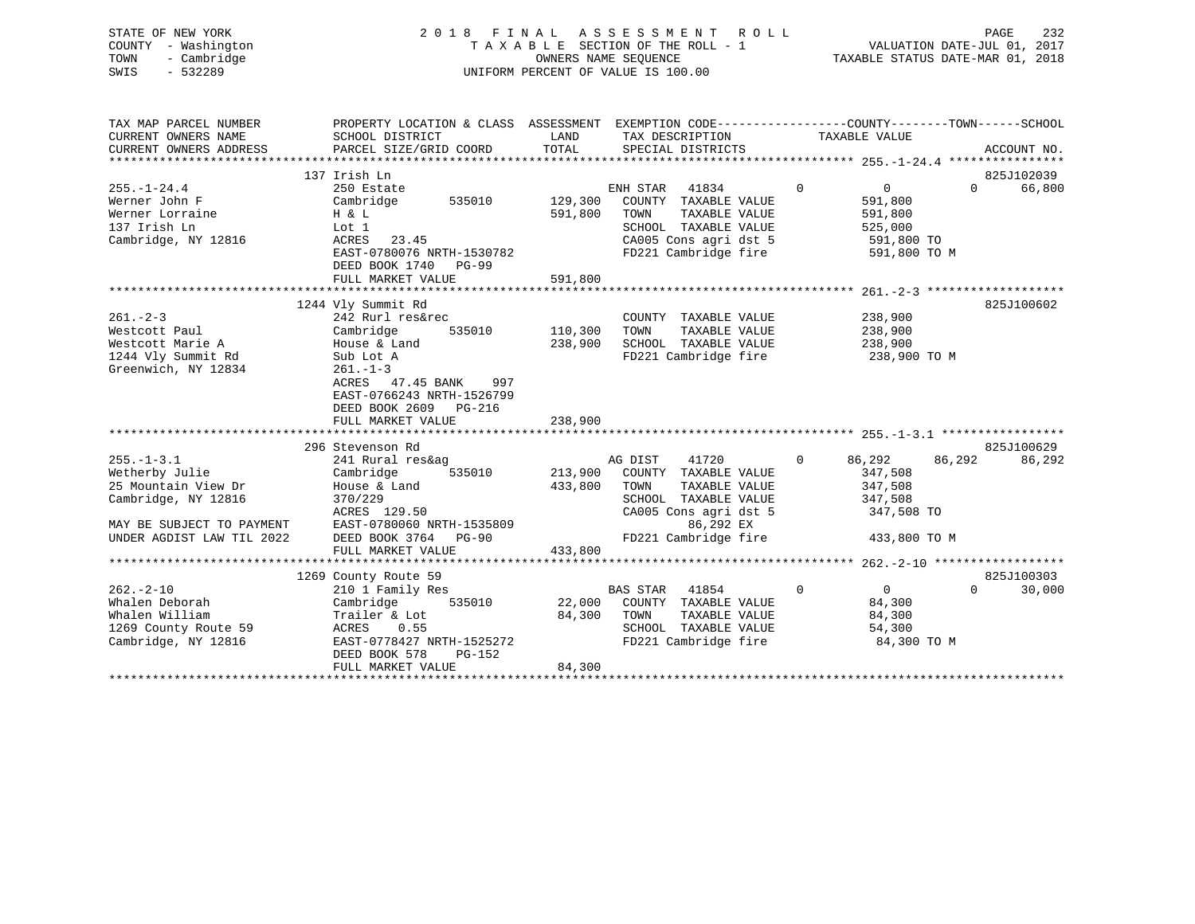STATE OF NEW YORK
COUNTY - Washington
TOWN - Cambridge
SWIS - 532289

2018 FINAL ASSESSMENT ROLL
TAXABLE SECTION OF THE ROLL - 1
OWNERS NAME SEQUENCE
UNIFORM PERCENT OF VALUE IS 100.00

VALUATION DATE-JUL 01, 2017
TAXABLE STATUS DATE-MAR 01, 2018

```
TAX MAP PARCEL NUMBER          PROPERTY LOCATION & CLASS  ASSESSMENT  EXEMPTION CODE-----------------COUNTY--------TOWN------SCHOOL
CURRENT OWNERS NAME            SCHOOL DISTRICT               LAND      TAX DESCRIPTION            TAXABLE VALUE
CURRENT OWNERS ADDRESS         PARCEL SIZE/GRID COORD        TOTAL     SPECIAL DISTRICTS                                      ACCOUNT NO.
******************************************************************************************************* 255.-1-24.4 ****************
                               137 Irish Ln                                                                                825J102039
255.-1-24.4                    250 Estate                              ENH STAR  41834         0          0            0     66,800
Werner John F                  Cambridge      535010      129,300   COUNTY  TAXABLE VALUE            591,800
Werner Lorraine                H & L                      591,800   TOWN    TAXABLE VALUE            591,800
137 Irish Ln                   Lot 1                                SCHOOL  TAXABLE VALUE            525,000
Cambridge, NY 12816            ACRES   23.45                        CA005 Cons agri dst 5             591,800 TO
                               EAST-0780076 NRTH-1530782            FD221 Cambridge fire              591,800 TO M
                               DEED BOOK 1740   PG-99
                               FULL MARKET VALUE          591,800
******************************************************************************************************* 261.-2-3 *******************
                               1244 Vly Summit Rd                                                                          825J100602
261.-2-3                       242 Rurl res&rec                     COUNTY  TAXABLE VALUE            238,900
Westcott Paul                  Cambridge      535010      110,300   TOWN    TAXABLE VALUE            238,900
Westcott Marie A               House & Land               238,900   SCHOOL  TAXABLE VALUE            238,900
1244 Vly Summit Rd             Sub Lot A                            FD221 Cambridge fire              238,900 TO M
Greenwich, NY 12834            261.-1-3
                               ACRES   47.45 BANK     997
                               EAST-0766243 NRTH-1526799
                               DEED BOOK 2609   PG-216
                               FULL MARKET VALUE          238,900
******************************************************************************************************* 255.-1-3.1 *****************
                               296 Stevenson Rd                                                                            825J100629
255.-1-3.1                     241 Rural res&ag                     AG DIST    41720         0      86,292       86,292      86,292
Wetherby Julie                 Cambridge      535010      213,900   COUNTY  TAXABLE VALUE            347,508
25 Mountain View Dr            House & Land               433,800   TOWN    TAXABLE VALUE            347,508
Cambridge, NY 12816            370/229                              SCHOOL  TAXABLE VALUE            347,508
                               ACRES  129.50                        CA005 Cons agri dst 5             347,508 TO
MAY BE SUBJECT TO PAYMENT      EAST-0780060 NRTH-1535809                     86,292 EX
UNDER AGDIST LAW TIL 2022      DEED BOOK 3764   PG-90               FD221 Cambridge fire              433,800 TO M
                               FULL MARKET VALUE          433,800
******************************************************************************************************* 262.-2-10 ******************
                               1269 County Route 59                                                                        825J100303
262.-2-10                      210 1 Family Res                     BAS STAR   41854         0          0            0     30,000
Whalen Deborah                 Cambridge      535010       22,000   COUNTY  TAXABLE VALUE             84,300
Whalen William                 Trailer & Lot               84,300   TOWN    TAXABLE VALUE             84,300
1269 County Route 59           ACRES    0.55                        SCHOOL  TAXABLE VALUE             54,300
Cambridge, NY 12816            EAST-0778427 NRTH-1525272            FD221 Cambridge fire               84,300 TO M
                               DEED BOOK 578    PG-152
                               FULL MARKET VALUE           84,300
************************************************************************************************************************************
```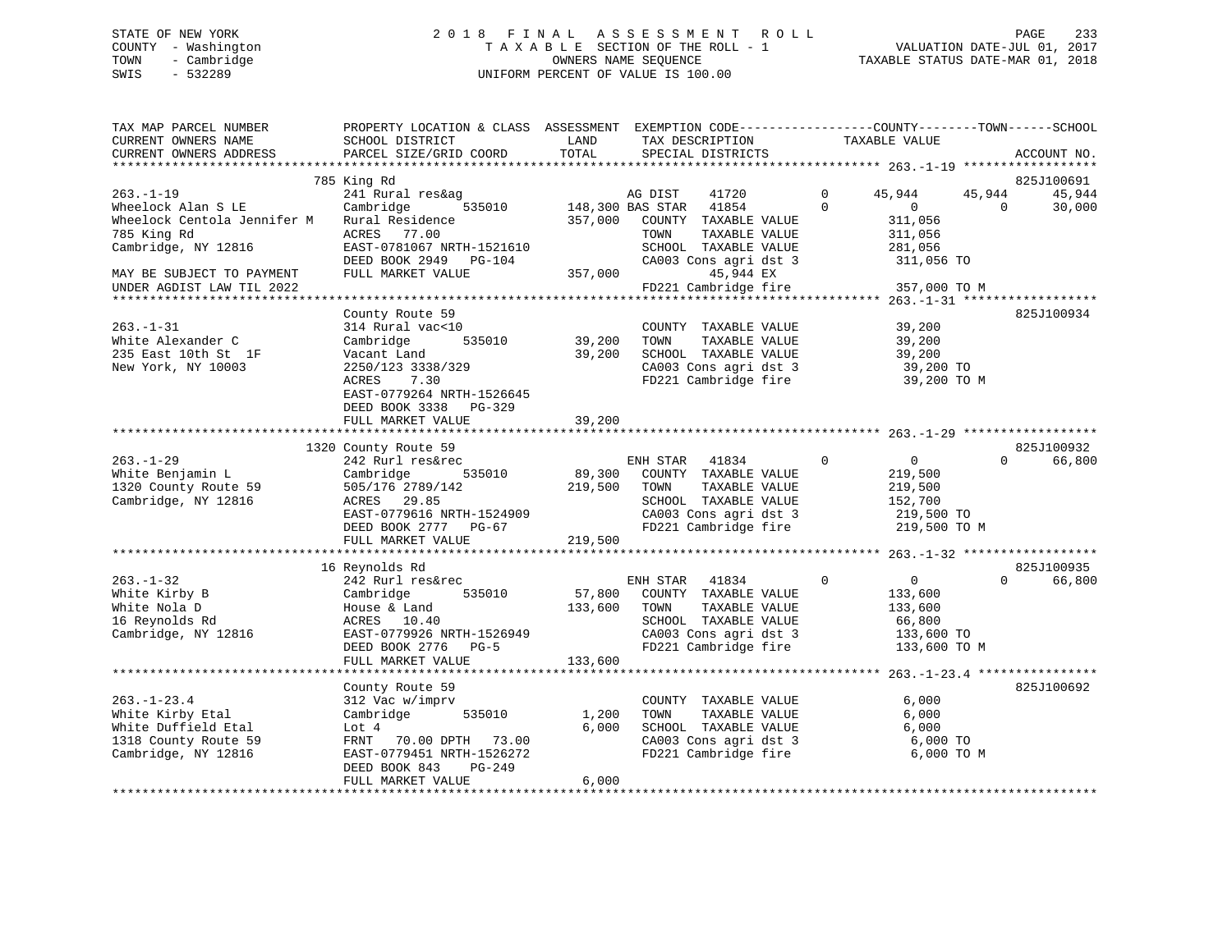STATE OF NEW YORK
COUNTY - Washington
TOWN - Cambridge
SWIS - 532289

# 2018 FINAL ASSESSMENT ROLL
TAXABLE SECTION OF THE ROLL - 1
OWNERS NAME SEQUENCE
UNIFORM PERCENT OF VALUE IS 100.00

VALUATION DATE-JUL 01, 2017
TAXABLE STATUS DATE-MAR 01, 2018

```
TAX MAP PARCEL NUMBER          PROPERTY LOCATION & CLASS  ASSESSMENT  EXEMPTION CODE------------------COUNTY--------TOWN------SCHOOL
CURRENT OWNERS NAME            SCHOOL DISTRICT              LAND      TAX DESCRIPTION             TAXABLE VALUE
CURRENT OWNERS ADDRESS         PARCEL SIZE/GRID COORD      TOTAL      SPECIAL DISTRICTS                                    ACCOUNT NO.
******************************************************************************************************* 263.-1-19 ******************
                   785 King Rd                                                                                       825J100691
263.-1-19                      241 Rural res&ag                    AG DIST    41720        0      45,944     45,944     45,944
Wheelock Alan S LE             Cambridge        535010    148,300 BAS STAR   41854        0           0          0     30,000
Wheelock Centola Jennifer M    Rural Residence            357,000   COUNTY  TAXABLE VALUE            311,056
785 King Rd                    ACRES   77.00                        TOWN    TAXABLE VALUE            311,056
Cambridge, NY 12816            EAST-0781067 NRTH-1521610            SCHOOL  TAXABLE VALUE            281,056
                               DEED BOOK 2949   PG-104              CA003 Cons agri dst 3            311,056 TO
MAY BE SUBJECT TO PAYMENT      FULL MARKET VALUE          357,000          45,944 EX
UNDER AGDIST LAW TIL 2022                                           FD221 Cambridge fire             357,000 TO M
******************************************************************************************************* 263.-1-31 ******************
                   County Route 59                                                                                   825J100934
263.-1-31                      314 Rural vac<10                     COUNTY  TAXABLE VALUE             39,200
White Alexander C              Cambridge        535010     39,200   TOWN    TAXABLE VALUE             39,200
235 East 10th St  1F           Vacant Land                 39,200   SCHOOL  TAXABLE VALUE             39,200
New York, NY 10003             2250/123 3338/329                    CA003 Cons agri dst 3             39,200 TO
                               ACRES    7.30                        FD221 Cambridge fire              39,200 TO M
                               EAST-0779264 NRTH-1526645
                               DEED BOOK 3338   PG-329
                               FULL MARKET VALUE           39,200
******************************************************************************************************* 263.-1-29 ******************
                  1320 County Route 59                                                                               825J100932
263.-1-29                      242 Rurl res&rec                     ENH STAR   41834        0           0          0     66,800
White Benjamin L               Cambridge        535010     89,300   COUNTY  TAXABLE VALUE            219,500
1320 County Route 59           505/176 2789/142           219,500   TOWN    TAXABLE VALUE            219,500
Cambridge, NY 12816            ACRES   29.85                        SCHOOL  TAXABLE VALUE            152,700
                               EAST-0779616 NRTH-1524909            CA003 Cons agri dst 3            219,500 TO
                               DEED BOOK 2777   PG-67               FD221 Cambridge fire             219,500 TO M
                               FULL MARKET VALUE          219,500
******************************************************************************************************* 263.-1-32 ******************
                   16 Reynolds Rd                                                                                    825J100935
263.-1-32                      242 Rurl res&rec                     ENH STAR   41834        0           0          0     66,800
White Kirby B                  Cambridge        535010     57,800   COUNTY  TAXABLE VALUE            133,600
White Nola D                   House & Land               133,600   TOWN    TAXABLE VALUE            133,600
16 Reynolds Rd                 ACRES   10.40                        SCHOOL  TAXABLE VALUE             66,800
Cambridge, NY 12816            EAST-0779926 NRTH-1526949            CA003 Cons agri dst 3            133,600 TO
                               DEED BOOK 2776   PG-5                FD221 Cambridge fire             133,600 TO M
                               FULL MARKET VALUE          133,600
******************************************************************************************************* 263.-1-23.4 ****************
                   County Route 59                                                                                   825J100692
263.-1-23.4                    312 Vac w/imprv                      COUNTY  TAXABLE VALUE              6,000
White Kirby Etal               Cambridge        535010      1,200   TOWN    TAXABLE VALUE              6,000
White Duffield Etal            Lot 4                        6,000   SCHOOL  TAXABLE VALUE              6,000
1318 County Route 59           FRNT   70.00 DPTH   73.00            CA003 Cons agri dst 3              6,000 TO
Cambridge, NY 12816            EAST-0779451 NRTH-1526272            FD221 Cambridge fire               6,000 TO M
                               DEED BOOK 843    PG-249
                               FULL MARKET VALUE            6,000
************************************************************************************************************************************
```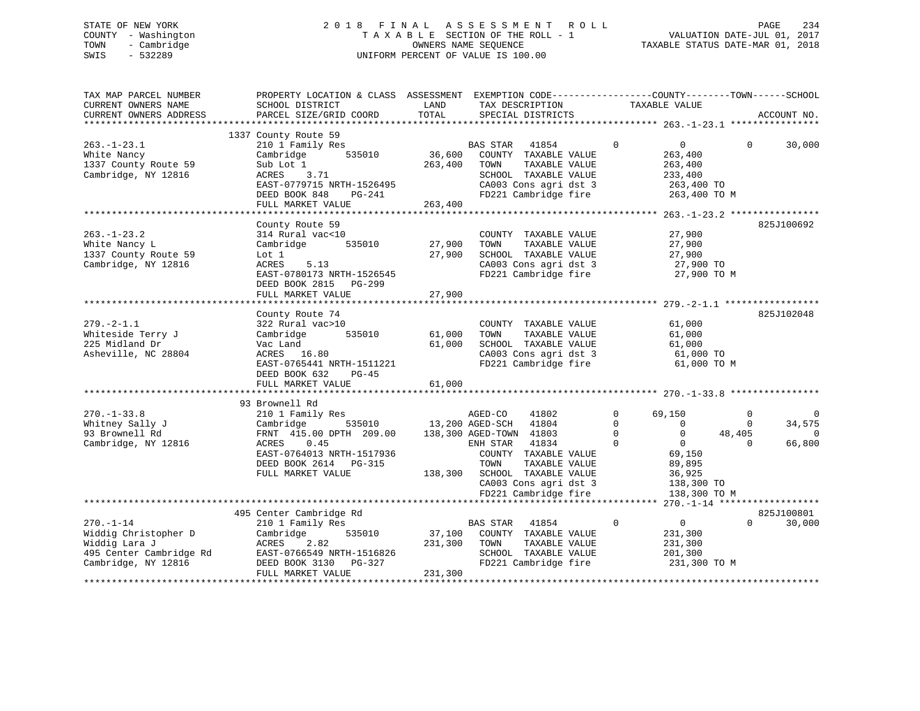STATE OF NEW YORK
COUNTY - Washington
TOWN - Cambridge
SWIS - 532289

2018 FINAL ASSESSMENT ROLL
TAXABLE SECTION OF THE ROLL - 1
OWNERS NAME SEQUENCE
UNIFORM PERCENT OF VALUE IS 100.00

VALUATION DATE-JUL 01, 2017
TAXABLE STATUS DATE-MAR 01, 2018

```
TAX MAP PARCEL NUMBER          PROPERTY LOCATION & CLASS  ASSESSMENT  EXEMPTION CODE-----------------COUNTY--------TOWN------SCHOOL
CURRENT OWNERS NAME            SCHOOL DISTRICT              LAND      TAX DESCRIPTION            TAXABLE VALUE
CURRENT OWNERS ADDRESS         PARCEL SIZE/GRID COORD       TOTAL     SPECIAL DISTRICTS                                      ACCOUNT NO.
************************************************************************************************ 263.-1-23.1 ****************
                               1337 County Route 59
263.-1-23.1                    210 1 Family Res                       BAS STAR   41854        0          0          0      30,000
White Nancy                    Cambridge       535010     36,600   COUNTY  TAXABLE VALUE             263,400
1337 County Route 59           Sub Lot 1                  263,400  TOWN    TAXABLE VALUE             263,400
Cambridge, NY 12816            ACRES    3.71                       SCHOOL  TAXABLE VALUE             233,400
                               EAST-0779715 NRTH-1526495           CA003 Cons agri dst 3             263,400 TO
                               DEED BOOK 848    PG-241             FD221 Cambridge fire              263,400 TO M
                               FULL MARKET VALUE          263,400
************************************************************************************************ 263.-1-23.2 ****************
                               County Route 59                                                                  825J100692
263.-1-23.2                    314 Rural vac<10                    COUNTY  TAXABLE VALUE              27,900
White Nancy L                  Cambridge       535010     27,900   TOWN    TAXABLE VALUE              27,900
1337 County Route 59           Lot 1                      27,900   SCHOOL  TAXABLE VALUE              27,900
Cambridge, NY 12816            ACRES    5.13                       CA003 Cons agri dst 3              27,900 TO
                               EAST-0780173 NRTH-1526545           FD221 Cambridge fire               27,900 TO M
                               DEED BOOK 2815   PG-299
                               FULL MARKET VALUE           27,900
************************************************************************************************ 279.-2-1.1 *****************
                               County Route 74                                                                  825J102048
279.-2-1.1                     322 Rural vac>10                    COUNTY  TAXABLE VALUE              61,000
Whiteside Terry J              Cambridge       535010     61,000   TOWN    TAXABLE VALUE              61,000
225 Midland Dr                 Vac Land                   61,000   SCHOOL  TAXABLE VALUE              61,000
Asheville, NC 28804            ACRES   16.80                       CA003 Cons agri dst 3              61,000 TO
                               EAST-0765441 NRTH-1511221           FD221 Cambridge fire               61,000 TO M
                               DEED BOOK 632    PG-45
                               FULL MARKET VALUE           61,000
************************************************************************************************ 270.-1-33.8 ****************
                               93 Brownell Rd
270.-1-33.8                    210 1 Family Res                    AGED-CO    41802        0     69,150          0           0
Whitney Sally J                Cambridge       535010     13,200 AGED-SCH   41804        0          0          0      34,575
93 Brownell Rd                 FRNT 415.00 DPTH 209.00   138,300 AGED-TOWN  41803        0          0     48,405           0
Cambridge, NY 12816            ACRES    0.45                       ENH STAR   41834        0          0          0      66,800
                               EAST-0764013 NRTH-1517936           COUNTY  TAXABLE VALUE              69,150
                               DEED BOOK 2614   PG-315             TOWN    TAXABLE VALUE              89,895
                               FULL MARKET VALUE          138,300  SCHOOL  TAXABLE VALUE              36,925
                                                                   CA003 Cons agri dst 3             138,300 TO
                                                                   FD221 Cambridge fire              138,300 TO M
************************************************************************************************ 270.-1-14 ******************
                               495 Center Cambridge Rd                                                          825J100801
270.-1-14                      210 1 Family Res                    BAS STAR   41854        0          0          0      30,000
Widdig Christopher D           Cambridge       535010     37,100   COUNTY  TAXABLE VALUE             231,300
Widdig Lara J                  ACRES    2.82              231,300  TOWN    TAXABLE VALUE             231,300
495 Center Cambridge Rd        EAST-0766549 NRTH-1516826           SCHOOL  TAXABLE VALUE             201,300
Cambridge, NY 12816            DEED BOOK 3130   PG-327             FD221 Cambridge fire              231,300 TO M
                               FULL MARKET VALUE          231,300
*****************************************************************************************************************************
```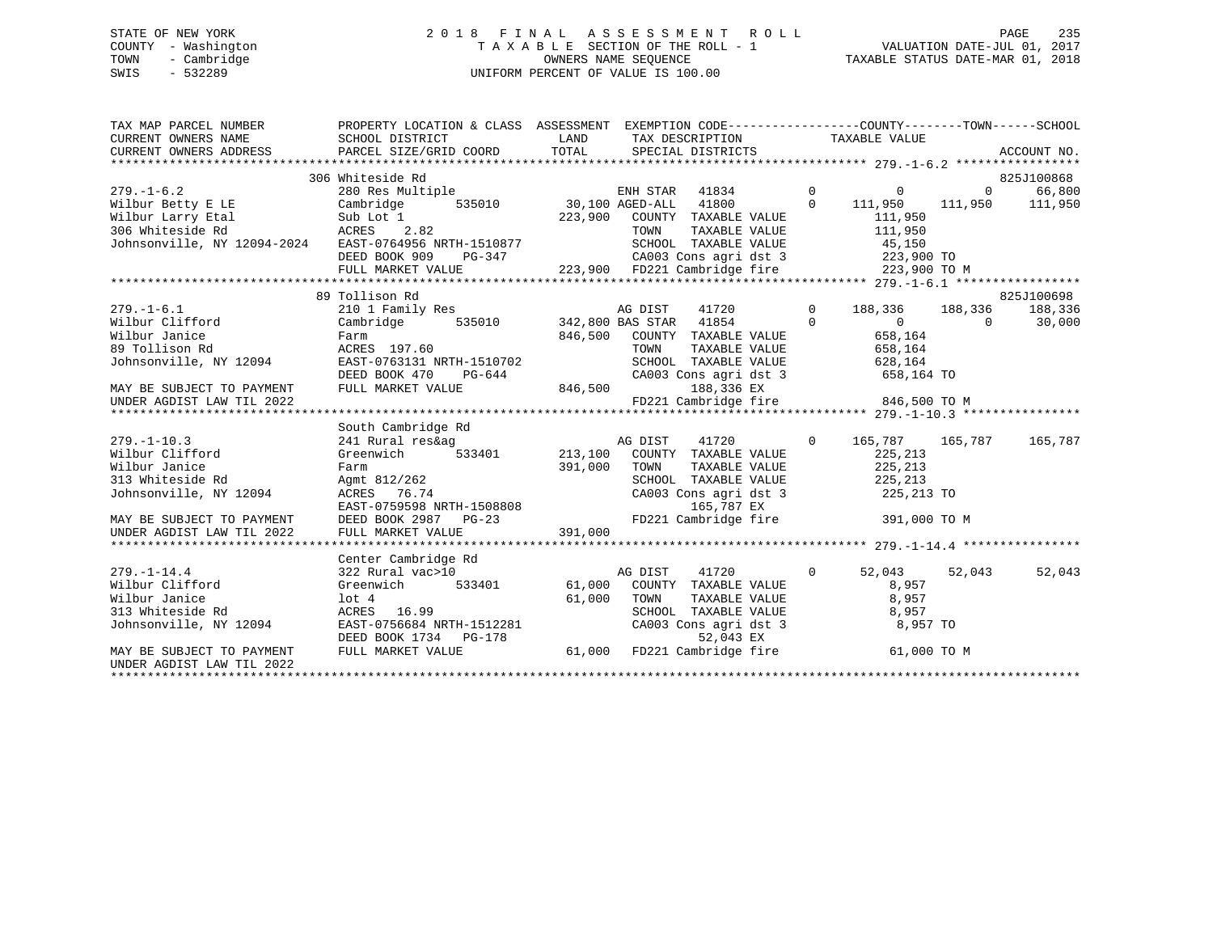STATE OF NEW YORK
COUNTY - Washington
TOWN - Cambridge
SWIS - 532289

2018 FINAL ASSESSMENT ROLL
TAXABLE SECTION OF THE ROLL - 1
OWNERS NAME SEQUENCE
UNIFORM PERCENT OF VALUE IS 100.00

VALUATION DATE-JUL 01, 2017
TAXABLE STATUS DATE-MAR 01, 2018

```
TAX MAP PARCEL NUMBER          PROPERTY LOCATION & CLASS  ASSESSMENT  EXEMPTION CODE------------------COUNTY--------TOWN------SCHOOL
CURRENT OWNERS NAME            SCHOOL DISTRICT              LAND      TAX DESCRIPTION             TAXABLE VALUE
CURRENT OWNERS ADDRESS         PARCEL SIZE/GRID COORD       TOTAL     SPECIAL DISTRICTS                                        ACCOUNT NO.
******************************************************************************************************* 279.-1-6.2 *****************
                               306 Whiteside Rd                                                                          825J100868
279.-1-6.2                     280 Res Multiple                   ENH STAR  41834         0          0          0      66,800
Wilbur Betty E LE              Cambridge      535010     30,100 AGED-ALL  41800         0    111,950    111,950    111,950
Wilbur Larry Etal              Sub Lot 1                  223,900   COUNTY  TAXABLE VALUE        111,950
306 Whiteside Rd               ACRES    2.82                        TOWN    TAXABLE VALUE        111,950
Johnsonville, NY 12094-2024    EAST-0764956 NRTH-1510877            SCHOOL  TAXABLE VALUE         45,150
                               DEED BOOK 909    PG-347              CA003 Cons agri dst 3        223,900 TO
                               FULL MARKET VALUE          223,900   FD221 Cambridge fire         223,900 TO M
******************************************************************************************************* 279.-1-6.1 *****************
                               89 Tollison Rd                                                                            825J100698
279.-1-6.1                     210 1 Family Res                   AG DIST   41720         0    188,336    188,336    188,336
Wilbur Clifford                Cambridge      535010    342,800 BAS STAR  41854         0          0          0      30,000
Wilbur Janice                  Farm                       846,500   COUNTY  TAXABLE VALUE        658,164
89 Tollison Rd                 ACRES  197.60                        TOWN    TAXABLE VALUE        658,164
Johnsonville, NY 12094         EAST-0763131 NRTH-1510702            SCHOOL  TAXABLE VALUE        628,164
                               DEED BOOK 470    PG-644              CA003 Cons agri dst 3        658,164 TO
MAY BE SUBJECT TO PAYMENT      FULL MARKET VALUE          846,500           188,336 EX
UNDER AGDIST LAW TIL 2022                                           FD221 Cambridge fire         846,500 TO M
******************************************************************************************************* 279.-1-10.3 ****************
                               South Cambridge Rd
279.-1-10.3                    241 Rural res&ag                   AG DIST   41720         0    165,787    165,787    165,787
Wilbur Clifford                Greenwich      533401    213,100   COUNTY  TAXABLE VALUE        225,213
Wilbur Janice                  Farm                       391,000   TOWN    TAXABLE VALUE        225,213
313 Whiteside Rd               Agmt 812/262                         SCHOOL  TAXABLE VALUE        225,213
Johnsonville, NY 12094         ACRES   76.74                        CA003 Cons agri dst 3        225,213 TO
                               EAST-0759598 NRTH-1508808                    165,787 EX
MAY BE SUBJECT TO PAYMENT      DEED BOOK 2987   PG-23               FD221 Cambridge fire         391,000 TO M
UNDER AGDIST LAW TIL 2022      FULL MARKET VALUE          391,000
******************************************************************************************************* 279.-1-14.4 ****************
                               Center Cambridge Rd
279.-1-14.4                    322 Rural vac>10                   AG DIST   41720         0     52,043     52,043     52,043
Wilbur Clifford                Greenwich      533401     61,000   COUNTY  TAXABLE VALUE          8,957
Wilbur Janice                  lot 4                       61,000   TOWN    TAXABLE VALUE          8,957
313 Whiteside Rd               ACRES   16.99                        SCHOOL  TAXABLE VALUE          8,957
Johnsonville, NY 12094         EAST-0756684 NRTH-1512281            CA003 Cons agri dst 3          8,957 TO
                               DEED BOOK 1734   PG-178                       52,043 EX
MAY BE SUBJECT TO PAYMENT      FULL MARKET VALUE           61,000   FD221 Cambridge fire          61,000 TO M
UNDER AGDIST LAW TIL 2022
************************************************************************************************************************************
```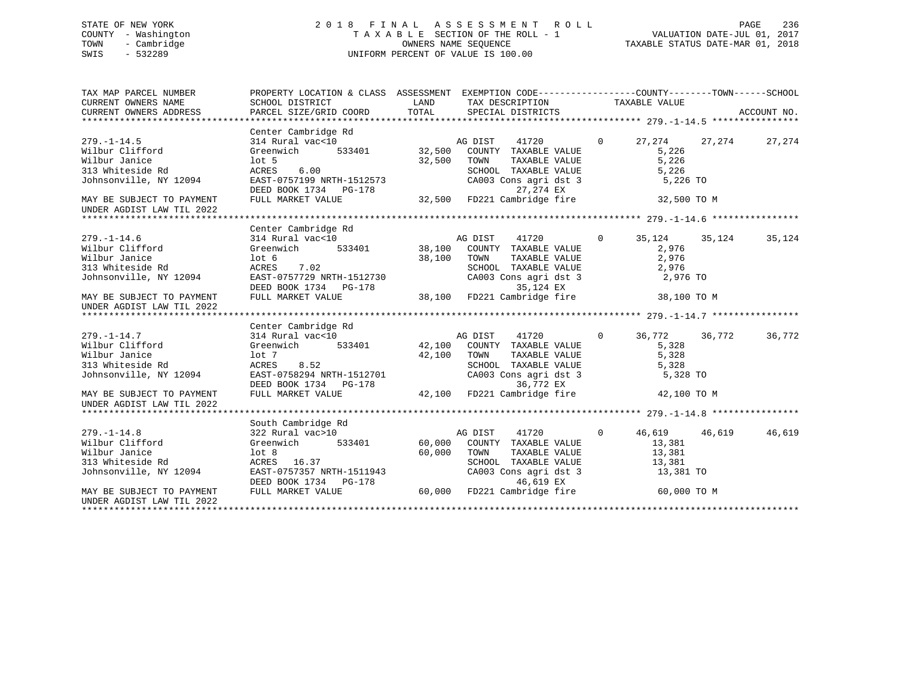STATE OF NEW YORK
COUNTY - Washington
TOWN - Cambridge
SWIS - 532289

2018 FINAL ASSESSMENT ROLL
TAXABLE SECTION OF THE ROLL - 1
OWNERS NAME SEQUENCE
UNIFORM PERCENT OF VALUE IS 100.00

VALUATION DATE-JUL 01, 2017
TAXABLE STATUS DATE-MAR 01, 2018

| TAX MAP PARCEL NUMBER / CURRENT OWNERS NAME / CURRENT OWNERS ADDRESS | PROPERTY LOCATION & CLASS / SCHOOL DISTRICT / PARCEL SIZE/GRID COORD | ASSESSMENT LAND | TOTAL | EXEMPTION CODE / TAX DESCRIPTION / SPECIAL DISTRICTS | | COUNTY TAXABLE VALUE | TOWN | SCHOOL |
|---|---|---|---|---|---|---|---|---|
| **279.-1-14.5** | Center Cambridge Rd | | | | | | | |
| 279.-1-14.5 | 314 Rural vac<10 | | | AG DIST 41720 | 0 | 27,274 | 27,274 | 27,274 |
| Wilbur Clifford | Greenwich 533401 | 32,500 | | COUNTY TAXABLE VALUE | | 5,226 | | |
| Wilbur Janice | lot 5 | | 32,500 | TOWN TAXABLE VALUE | | 5,226 | | |
| 313 Whiteside Rd | ACRES 6.00 | | | SCHOOL TAXABLE VALUE | | 5,226 | | |
| Johnsonville, NY 12094 | EAST-0757199 NRTH-1512573 | | | CA003 Cons agri dst 3 | | 5,226 TO | | |
| | DEED BOOK 1734 PG-178 | | | 27,274 EX | | | | |
| MAY BE SUBJECT TO PAYMENT UNDER AGDIST LAW TIL 2022 | FULL MARKET VALUE | | 32,500 | FD221 Cambridge fire | | 32,500 TO M | | |
| **279.-1-14.6** | Center Cambridge Rd | | | | | | | |
| 279.-1-14.6 | 314 Rural vac<10 | | | AG DIST 41720 | 0 | 35,124 | 35,124 | 35,124 |
| Wilbur Clifford | Greenwich 533401 | 38,100 | | COUNTY TAXABLE VALUE | | 2,976 | | |
| Wilbur Janice | lot 6 | | 38,100 | TOWN TAXABLE VALUE | | 2,976 | | |
| 313 Whiteside Rd | ACRES 7.02 | | | SCHOOL TAXABLE VALUE | | 2,976 | | |
| Johnsonville, NY 12094 | EAST-0757729 NRTH-1512730 | | | CA003 Cons agri dst 3 | | 2,976 TO | | |
| | DEED BOOK 1734 PG-178 | | | 35,124 EX | | | | |
| MAY BE SUBJECT TO PAYMENT UNDER AGDIST LAW TIL 2022 | FULL MARKET VALUE | | 38,100 | FD221 Cambridge fire | | 38,100 TO M | | |
| **279.-1-14.7** | Center Cambridge Rd | | | | | | | |
| 279.-1-14.7 | 314 Rural vac<10 | | | AG DIST 41720 | 0 | 36,772 | 36,772 | 36,772 |
| Wilbur Clifford | Greenwich 533401 | 42,100 | | COUNTY TAXABLE VALUE | | 5,328 | | |
| Wilbur Janice | lot 7 | | 42,100 | TOWN TAXABLE VALUE | | 5,328 | | |
| 313 Whiteside Rd | ACRES 8.52 | | | SCHOOL TAXABLE VALUE | | 5,328 | | |
| Johnsonville, NY 12094 | EAST-0758294 NRTH-1512701 | | | CA003 Cons agri dst 3 | | 5,328 TO | | |
| | DEED BOOK 1734 PG-178 | | | 36,772 EX | | | | |
| MAY BE SUBJECT TO PAYMENT UNDER AGDIST LAW TIL 2022 | FULL MARKET VALUE | | 42,100 | FD221 Cambridge fire | | 42,100 TO M | | |
| **279.-1-14.8** | South Cambridge Rd | | | | | | | |
| 279.-1-14.8 | 322 Rural vac>10 | | | AG DIST 41720 | 0 | 46,619 | 46,619 | 46,619 |
| Wilbur Clifford | Greenwich 533401 | 60,000 | | COUNTY TAXABLE VALUE | | 13,381 | | |
| Wilbur Janice | lot 8 | | 60,000 | TOWN TAXABLE VALUE | | 13,381 | | |
| 313 Whiteside Rd | ACRES 16.37 | | | SCHOOL TAXABLE VALUE | | 13,381 | | |
| Johnsonville, NY 12094 | EAST-0757357 NRTH-1511943 | | | CA003 Cons agri dst 3 | | 13,381 TO | | |
| | DEED BOOK 1734 PG-178 | | | 46,619 EX | | | | |
| MAY BE SUBJECT TO PAYMENT UNDER AGDIST LAW TIL 2022 | FULL MARKET VALUE | | 60,000 | FD221 Cambridge fire | | 60,000 TO M | | |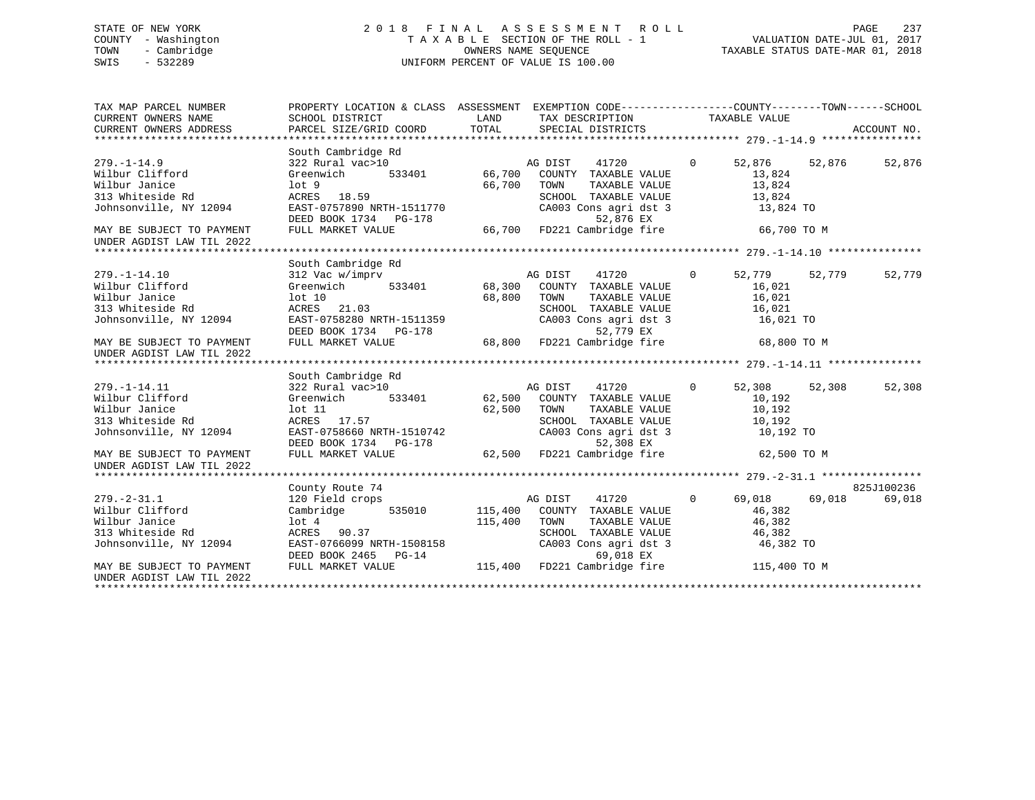STATE OF NEW YORK
COUNTY - Washington
TOWN - Cambridge
SWIS - 532289

2 0 1 8 F I N A L A S S E S S M E N T R O L L
T A X A B L E SECTION OF THE ROLL - 1
OWNERS NAME SEQUENCE
UNIFORM PERCENT OF VALUE IS 100.00

VALUATION DATE-JUL 01, 2017
TAXABLE STATUS DATE-MAR 01, 2018

```
TAX MAP PARCEL NUMBER          PROPERTY LOCATION & CLASS  ASSESSMENT  EXEMPTION CODE-----------------COUNTY--------TOWN------SCHOOL
CURRENT OWNERS NAME            SCHOOL DISTRICT               LAND      TAX DESCRIPTION              TAXABLE VALUE
CURRENT OWNERS ADDRESS         PARCEL SIZE/GRID COORD        TOTAL     SPECIAL DISTRICTS                                          ACCOUNT NO.
******************************************************************************************************* 279.-1-14.9 ****************
                               South Cambridge Rd
279.-1-14.9                    322 Rural vac>10                  AG DIST    41720        0     52,876    52,876    52,876
Wilbur Clifford                Greenwich       533401      66,700   COUNTY  TAXABLE VALUE           13,824
Wilbur Janice                  lot 9                       66,700   TOWN    TAXABLE VALUE           13,824
313 Whiteside Rd               ACRES   18.59                        SCHOOL  TAXABLE VALUE           13,824
Johnsonville, NY 12094         EAST-0757890 NRTH-1511770            CA003 Cons agri dst 3            13,824 TO
                               DEED BOOK 1734   PG-178                   52,876 EX
MAY BE SUBJECT TO PAYMENT      FULL MARKET VALUE           66,700   FD221 Cambridge fire             66,700 TO M
UNDER AGDIST LAW TIL 2022
******************************************************************************************************* 279.-1-14.10 ***************
                               South Cambridge Rd
279.-1-14.10                   312 Vac w/imprv                   AG DIST    41720        0     52,779    52,779    52,779
Wilbur Clifford                Greenwich       533401      68,300   COUNTY  TAXABLE VALUE           16,021
Wilbur Janice                  lot 10                      68,800   TOWN    TAXABLE VALUE           16,021
313 Whiteside Rd               ACRES   21.03                        SCHOOL  TAXABLE VALUE           16,021
Johnsonville, NY 12094         EAST-0758280 NRTH-1511359            CA003 Cons agri dst 3            16,021 TO
                               DEED BOOK 1734   PG-178                   52,779 EX
MAY BE SUBJECT TO PAYMENT      FULL MARKET VALUE           68,800   FD221 Cambridge fire             68,800 TO M
UNDER AGDIST LAW TIL 2022
******************************************************************************************************* 279.-1-14.11 ***************
                               South Cambridge Rd
279.-1-14.11                   322 Rural vac>10                  AG DIST    41720        0     52,308    52,308    52,308
Wilbur Clifford                Greenwich       533401      62,500   COUNTY  TAXABLE VALUE           10,192
Wilbur Janice                  lot 11                      62,500   TOWN    TAXABLE VALUE           10,192
313 Whiteside Rd               ACRES   17.57                        SCHOOL  TAXABLE VALUE           10,192
Johnsonville, NY 12094         EAST-0758660 NRTH-1510742            CA003 Cons agri dst 3            10,192 TO
                               DEED BOOK 1734   PG-178                   52,308 EX
MAY BE SUBJECT TO PAYMENT      FULL MARKET VALUE           62,500   FD221 Cambridge fire             62,500 TO M
UNDER AGDIST LAW TIL 2022
******************************************************************************************************* 279.-2-31.1 ****************
                               County Route 74                                                                        825J100236
279.-2-31.1                    120 Field crops                   AG DIST    41720        0     69,018    69,018    69,018
Wilbur Clifford                Cambridge       535010     115,400   COUNTY  TAXABLE VALUE           46,382
Wilbur Janice                  lot 4                      115,400   TOWN    TAXABLE VALUE           46,382
313 Whiteside Rd               ACRES   90.37                        SCHOOL  TAXABLE VALUE           46,382
Johnsonville, NY 12094         EAST-0766099 NRTH-1508158            CA003 Cons agri dst 3            46,382 TO
                               DEED BOOK 2465   PG-14                    69,018 EX
MAY BE SUBJECT TO PAYMENT      FULL MARKET VALUE          115,400   FD221 Cambridge fire            115,400 TO M
UNDER AGDIST LAW TIL 2022
************************************************************************************************************************************
```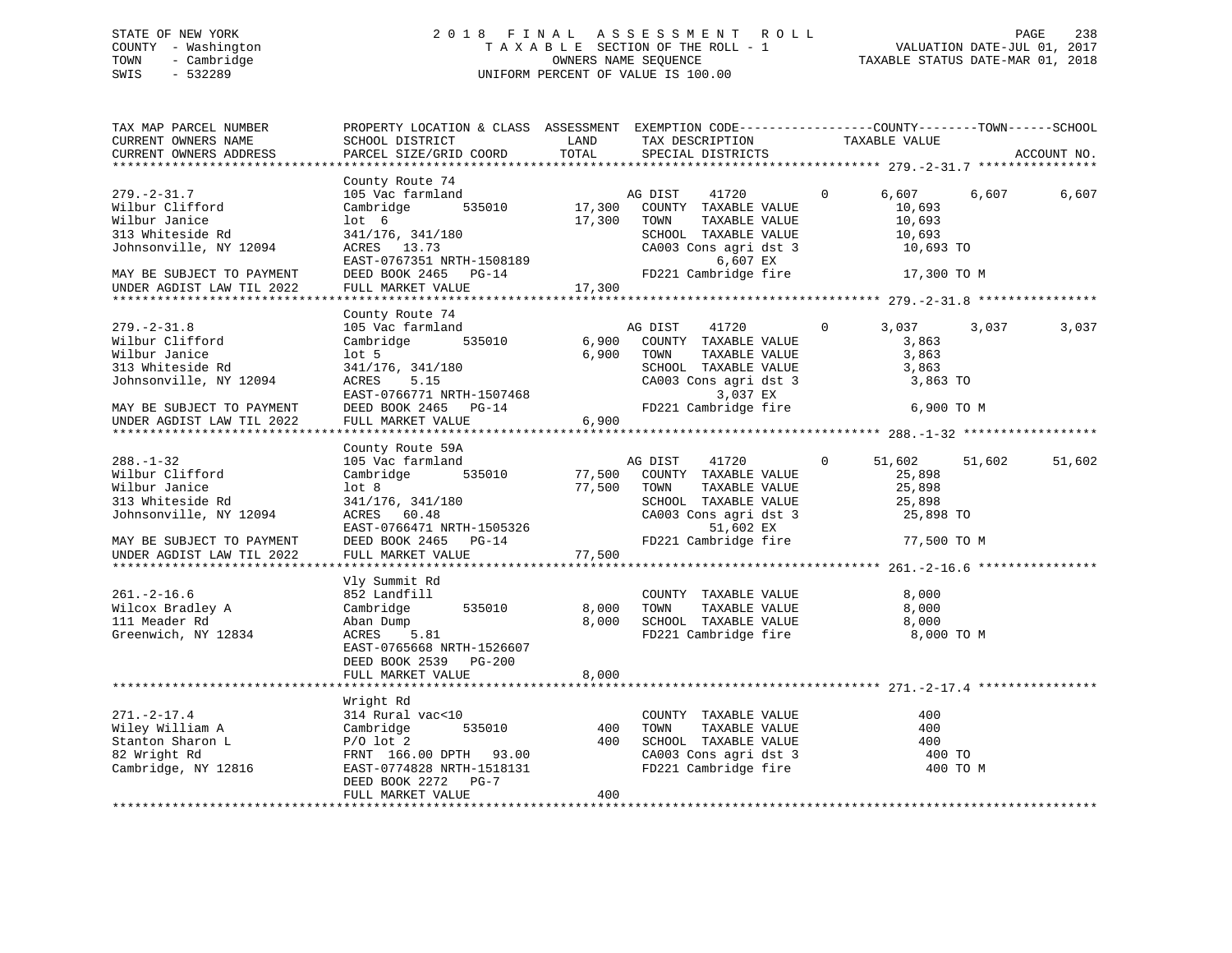STATE OF NEW YORK
COUNTY - Washington
TOWN - Cambridge
SWIS - 532289

2018 FINAL ASSESSMENT ROLL
TAXABLE SECTION OF THE ROLL - 1
OWNERS NAME SEQUENCE
UNIFORM PERCENT OF VALUE IS 100.00

VALUATION DATE-JUL 01, 2017
TAXABLE STATUS DATE-MAR 01, 2018

```
TAX MAP PARCEL NUMBER          PROPERTY LOCATION & CLASS  ASSESSMENT  EXEMPTION CODE------------------COUNTY--------TOWN------SCHOOL
CURRENT OWNERS NAME            SCHOOL DISTRICT               LAND      TAX DESCRIPTION            TAXABLE VALUE
CURRENT OWNERS ADDRESS         PARCEL SIZE/GRID COORD        TOTAL     SPECIAL DISTRICTS                                     ACCOUNT NO.
******************************************************************************************************* 279.-2-31.7 ****************
                               County Route 74
279.-2-31.7                    105 Vac farmland                     AG DIST    41720          0      6,607      6,607      6,607
Wilbur Clifford                Cambridge        535010      17,300   COUNTY  TAXABLE VALUE             10,693
Wilbur Janice                  lot  6                       17,300   TOWN    TAXABLE VALUE             10,693
313 Whiteside Rd               341/176, 341/180                      SCHOOL  TAXABLE VALUE             10,693
Johnsonville, NY 12094         ACRES   13.73                         CA003 Cons agri dst 3              10,693 TO
                               EAST-0767351 NRTH-1508189                        6,607 EX
MAY BE SUBJECT TO PAYMENT      DEED BOOK 2465   PG-14                FD221 Cambridge fire               17,300 TO M
UNDER AGDIST LAW TIL 2022      FULL MARKET VALUE            17,300
******************************************************************************************************* 279.-2-31.8 ****************
                               County Route 74
279.-2-31.8                    105 Vac farmland                     AG DIST    41720          0      3,037      3,037      3,037
Wilbur Clifford                Cambridge        535010       6,900   COUNTY  TAXABLE VALUE              3,863
Wilbur Janice                  lot 5                         6,900   TOWN    TAXABLE VALUE              3,863
313 Whiteside Rd               341/176, 341/180                      SCHOOL  TAXABLE VALUE              3,863
Johnsonville, NY 12094         ACRES    5.15                         CA003 Cons agri dst 3               3,863 TO
                               EAST-0766771 NRTH-1507468                        3,037 EX
MAY BE SUBJECT TO PAYMENT      DEED BOOK 2465   PG-14                FD221 Cambridge fire                6,900 TO M
UNDER AGDIST LAW TIL 2022      FULL MARKET VALUE             6,900
******************************************************************************************************* 288.-1-32 ******************
                               County Route 59A
288.-1-32                      105 Vac farmland                     AG DIST    41720          0     51,602     51,602     51,602
Wilbur Clifford                Cambridge        535010      77,500   COUNTY  TAXABLE VALUE             25,898
Wilbur Janice                  lot 8                        77,500   TOWN    TAXABLE VALUE             25,898
313 Whiteside Rd               341/176, 341/180                      SCHOOL  TAXABLE VALUE             25,898
Johnsonville, NY 12094         ACRES   60.48                         CA003 Cons agri dst 3              25,898 TO
                               EAST-0766471 NRTH-1505326                       51,602 EX
MAY BE SUBJECT TO PAYMENT      DEED BOOK 2465   PG-14                FD221 Cambridge fire               77,500 TO M
UNDER AGDIST LAW TIL 2022      FULL MARKET VALUE            77,500
******************************************************************************************************* 261.-2-16.6 ****************
                               Vly Summit Rd
261.-2-16.6                    852 Landfill                          COUNTY  TAXABLE VALUE              8,000
Wilcox Bradley A               Cambridge        535010       8,000   TOWN    TAXABLE VALUE              8,000
111 Meader Rd                  Aban Dump                     8,000   SCHOOL  TAXABLE VALUE              8,000
Greenwich, NY 12834            ACRES    5.81                         FD221 Cambridge fire                8,000 TO M
                               EAST-0765668 NRTH-1526607
                               DEED BOOK 2539   PG-200
                               FULL MARKET VALUE             8,000
******************************************************************************************************* 271.-2-17.4 ****************
                               Wright Rd
271.-2-17.4                    314 Rural vac<10                      COUNTY  TAXABLE VALUE                400
Wiley William A                Cambridge        535010         400   TOWN    TAXABLE VALUE                400
Stanton Sharon L               P/O lot 2                       400   SCHOOL  TAXABLE VALUE                400
82 Wright Rd                   FRNT 166.00 DPTH  93.00               CA003 Cons agri dst 3                 400 TO
Cambridge, NY 12816            EAST-0774828 NRTH-1518131             FD221 Cambridge fire                  400 TO M
                               DEED BOOK 2272   PG-7
                               FULL MARKET VALUE               400
************************************************************************************************************************************
```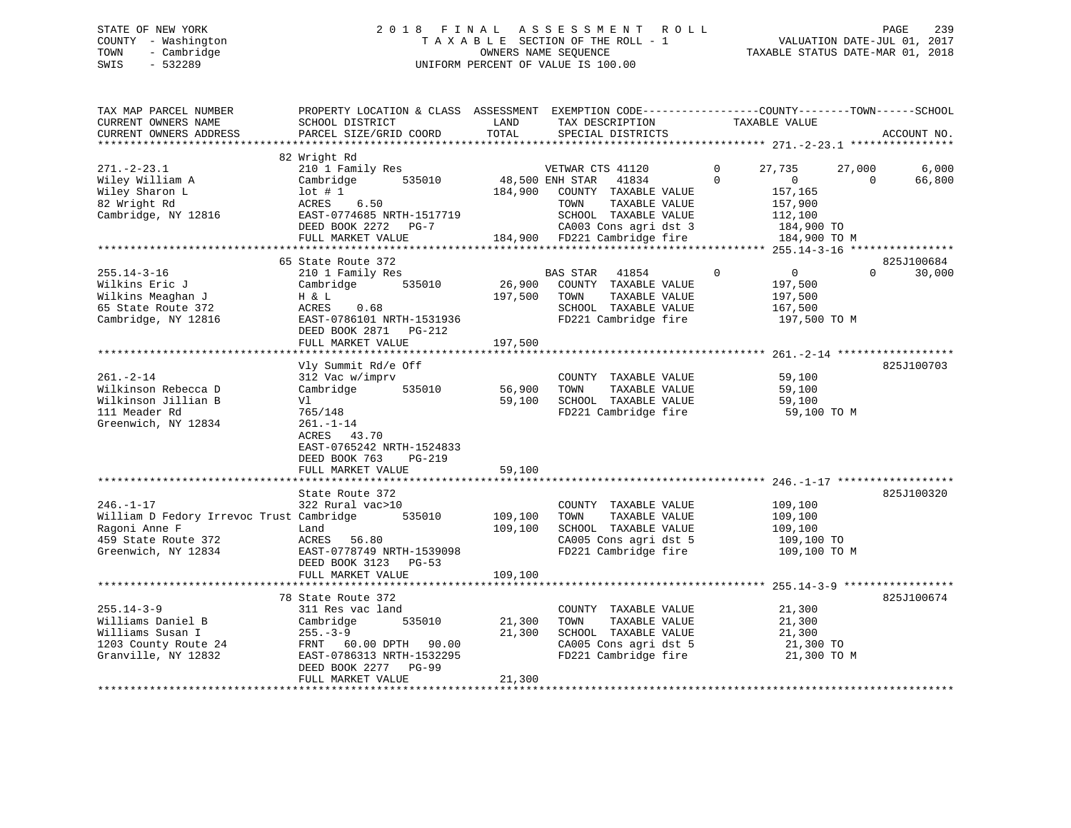STATE OF NEW YORK | 2018 FINAL ASSESSMENT ROLL | VALUATION DATE-JUL 01, 2017
COUNTY - Washington | TAXABLE SECTION OF THE ROLL - 1 | TAXABLE STATUS DATE-MAR 01, 2018
TOWN - Cambridge | OWNERS NAME SEQUENCE
SWIS - 532289 | UNIFORM PERCENT OF VALUE IS 100.00

| TAX MAP PARCEL NUMBER / CURRENT OWNERS NAME / CURRENT OWNERS ADDRESS | PROPERTY LOCATION & CLASS / SCHOOL DISTRICT / PARCEL SIZE/GRID COORD | ASSESSMENT LAND / TOTAL | EXEMPTION CODE / TAX DESCRIPTION / SPECIAL DISTRICTS | COUNTY TAXABLE VALUE | TOWN | SCHOOL | ACCOUNT NO. |
|---|---|---|---|---|---|---|---|
| **271.-2-23.1** | 82 Wright Rd | | | | | | |
| 271.-2-23.1 | 210 1 Family Res | | VETWAR CTS 41120 0 | 27,735 | 27,000 | 6,000 | |
| Wiley William A | Cambridge 535010 | 48,500 | ENH STAR 41834 0 | 0 | 0 | 66,800 | |
| Wiley Sharon L | lot # 1 | 184,900 | COUNTY TAXABLE VALUE | 157,165 | | | |
| 82 Wright Rd | ACRES 6.50 | | TOWN TAXABLE VALUE | 157,900 | | | |
| Cambridge, NY 12816 | EAST-0774685 NRTH-1517719 | | SCHOOL TAXABLE VALUE | 112,100 | | | |
| | DEED BOOK 2272 PG-7 | | CA003 Cons agri dst 3 | 184,900 TO | | | |
| | FULL MARKET VALUE | 184,900 | FD221 Cambridge fire | 184,900 TO M | | | |
| **255.14-3-16** | 65 State Route 372 | | | | | | 825J100684 |
| 255.14-3-16 | 210 1 Family Res | | BAS STAR 41854 0 | 0 | 0 | 30,000 | |
| Wilkins Eric J | Cambridge 535010 | 26,900 | COUNTY TAXABLE VALUE | 197,500 | | | |
| Wilkins Meaghan J | H & L | 197,500 | TOWN TAXABLE VALUE | 197,500 | | | |
| 65 State Route 372 | ACRES 0.68 | | SCHOOL TAXABLE VALUE | 167,500 | | | |
| Cambridge, NY 12816 | EAST-0786101 NRTH-1531936 | | FD221 Cambridge fire | 197,500 TO M | | | |
| | DEED BOOK 2871 PG-212 | | | | | | |
| | FULL MARKET VALUE | 197,500 | | | | | |
| **261.-2-14** | Vly Summit Rd/e Off | | | | | | 825J100703 |
| 261.-2-14 | 312 Vac w/imprv | | COUNTY TAXABLE VALUE | 59,100 | | | |
| Wilkinson Rebecca D | Cambridge 535010 | 56,900 | TOWN TAXABLE VALUE | 59,100 | | | |
| Wilkinson Jillian B | Vl | 59,100 | SCHOOL TAXABLE VALUE | 59,100 | | | |
| 111 Meader Rd | 765/148 | | FD221 Cambridge fire | 59,100 TO M | | | |
| Greenwich, NY 12834 | 261.-1-14 | | | | | | |
| | ACRES 43.70 | | | | | | |
| | EAST-0765242 NRTH-1524833 | | | | | | |
| | DEED BOOK 763 PG-219 | | | | | | |
| | FULL MARKET VALUE | 59,100 | | | | | |
| **246.-1-17** | State Route 372 | | | | | | 825J100320 |
| 246.-1-17 | 322 Rural vac>10 | | COUNTY TAXABLE VALUE | 109,100 | | | |
| William D Fedory Irrevoc Trust | Cambridge 535010 | 109,100 | TOWN TAXABLE VALUE | 109,100 | | | |
| Ragoni Anne F | Land | 109,100 | SCHOOL TAXABLE VALUE | 109,100 | | | |
| 459 State Route 372 | ACRES 56.80 | | CA005 Cons agri dst 5 | 109,100 TO | | | |
| Greenwich, NY 12834 | EAST-0778749 NRTH-1539098 | | FD221 Cambridge fire | 109,100 TO M | | | |
| | DEED BOOK 3123 PG-53 | | | | | | |
| | FULL MARKET VALUE | 109,100 | | | | | |
| **255.14-3-9** | 78 State Route 372 | | | | | | 825J100674 |
| 255.14-3-9 | 311 Res vac land | | COUNTY TAXABLE VALUE | 21,300 | | | |
| Williams Daniel B | Cambridge 535010 | 21,300 | TOWN TAXABLE VALUE | 21,300 | | | |
| Williams Susan I | 255.-3-9 | 21,300 | SCHOOL TAXABLE VALUE | 21,300 | | | |
| 1203 County Route 24 | FRNT 60.00 DPTH 90.00 | | CA005 Cons agri dst 5 | 21,300 TO | | | |
| Granville, NY 12832 | EAST-0786313 NRTH-1532295 | | FD221 Cambridge fire | 21,300 TO M | | | |
| | DEED BOOK 2277 PG-99 | | | | | | |
| | FULL MARKET VALUE | 21,300 | | | | | |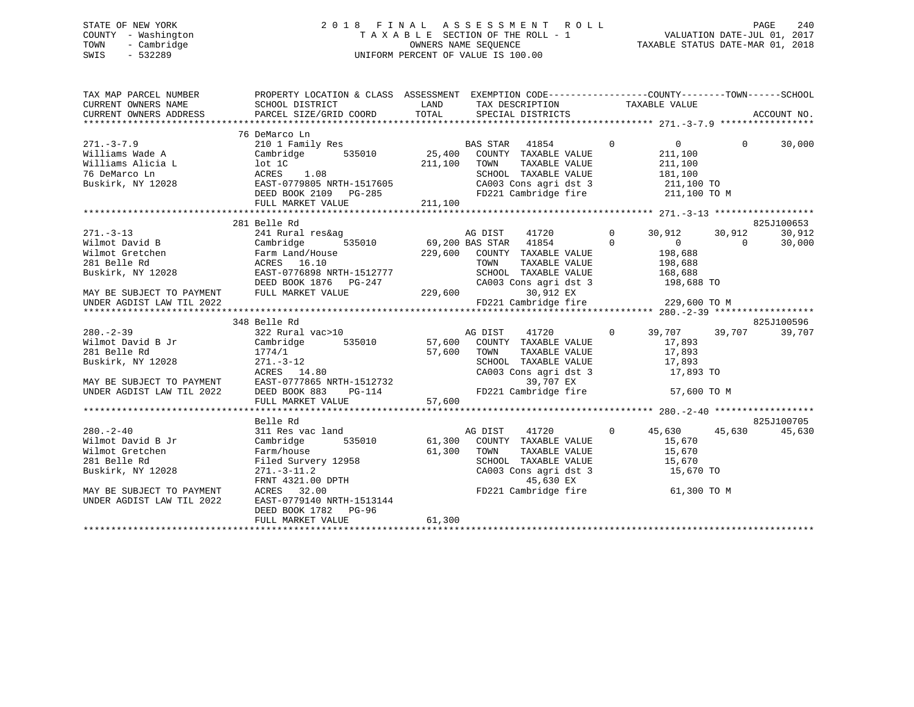STATE OF NEW YORK
COUNTY - Washington
TOWN - Cambridge
SWIS - 532289

2018 FINAL ASSESSMENT ROLL
TAXABLE SECTION OF THE ROLL - 1
OWNERS NAME SEQUENCE
UNIFORM PERCENT OF VALUE IS 100.00

VALUATION DATE-JUL 01, 2017
TAXABLE STATUS DATE-MAR 01, 2018

```
TAX MAP PARCEL NUMBER          PROPERTY LOCATION & CLASS  ASSESSMENT  EXEMPTION CODE------------------COUNTY--------TOWN------SCHOOL
CURRENT OWNERS NAME            SCHOOL DISTRICT            LAND        TAX DESCRIPTION              TAXABLE VALUE
CURRENT OWNERS ADDRESS         PARCEL SIZE/GRID COORD     TOTAL       SPECIAL DISTRICTS                                      ACCOUNT NO.
******************************************************************************************************* 271.-3-7.9 *****************
                               76 DeMarco Ln
271.-3-7.9                     210 1 Family Res                  BAS STAR   41854        0          0           0       30,000
Williams Wade A                Cambridge       535010     25,400   COUNTY  TAXABLE VALUE          211,100
Williams Alicia L              lot 1C                    211,100   TOWN    TAXABLE VALUE          211,100
76 DeMarco Ln                  ACRES    1.08                       SCHOOL  TAXABLE VALUE          181,100
Buskirk, NY 12028              EAST-0779805 NRTH-1517605           CA003 Cons agri dst 3           211,100 TO
                               DEED BOOK 2109   PG-285             FD221 Cambridge fire            211,100 TO M
                               FULL MARKET VALUE         211,100
******************************************************************************************************* 271.-3-13 ******************
                               281 Belle Rd                                                                          825J100653
271.-3-13                      241 Rural res&ag                  AG DIST    41720        0     30,912      30,912       30,912
Wilmot David B                 Cambridge       535010     69,200 BAS STAR   41854        0          0           0       30,000
Wilmot Gretchen                Farm Land/House           229,600   COUNTY  TAXABLE VALUE          198,688
281 Belle Rd                   ACRES   16.10                       TOWN    TAXABLE VALUE          198,688
Buskirk, NY 12028              EAST-0776898 NRTH-1512777           SCHOOL  TAXABLE VALUE          168,688
                               DEED BOOK 1876   PG-247             CA003 Cons agri dst 3           198,688 TO
MAY BE SUBJECT TO PAYMENT      FULL MARKET VALUE         229,600             30,912 EX
UNDER AGDIST LAW TIL 2022                                          FD221 Cambridge fire            229,600 TO M
******************************************************************************************************* 280.-2-39 ******************
                               348 Belle Rd                                                                          825J100596
280.-2-39                      322 Rural vac>10                  AG DIST    41720        0     39,707      39,707       39,707
Wilmot David B Jr              Cambridge       535010     57,600   COUNTY  TAXABLE VALUE           17,893
281 Belle Rd                   1774/1                     57,600   TOWN    TAXABLE VALUE           17,893
Buskirk, NY 12028              271.-3-12                           SCHOOL  TAXABLE VALUE           17,893
                               ACRES   14.80                       CA003 Cons agri dst 3            17,893 TO
MAY BE SUBJECT TO PAYMENT      EAST-0777865 NRTH-1512732                     39,707 EX
UNDER AGDIST LAW TIL 2022      DEED BOOK 883    PG-114             FD221 Cambridge fire             57,600 TO M
                               FULL MARKET VALUE          57,600
******************************************************************************************************* 280.-2-40 ******************
                               Belle Rd                                                                              825J100705
280.-2-40                      311 Res vac land                  AG DIST    41720        0     45,630      45,630       45,630
Wilmot David B Jr              Cambridge       535010     61,300   COUNTY  TAXABLE VALUE           15,670
Wilmot Gretchen                Farm/house                 61,300   TOWN    TAXABLE VALUE           15,670
281 Belle Rd                   Filed Survery 12958                 SCHOOL  TAXABLE VALUE           15,670
Buskirk, NY 12028              271.-3-11.2                         CA003 Cons agri dst 3            15,670 TO
                               FRNT 4321.00 DPTH                             45,630 EX
MAY BE SUBJECT TO PAYMENT      ACRES   32.00                       FD221 Cambridge fire             61,300 TO M
UNDER AGDIST LAW TIL 2022      EAST-0779140 NRTH-1513144
                               DEED BOOK 1782   PG-96
                               FULL MARKET VALUE          61,300
************************************************************************************************************************************
```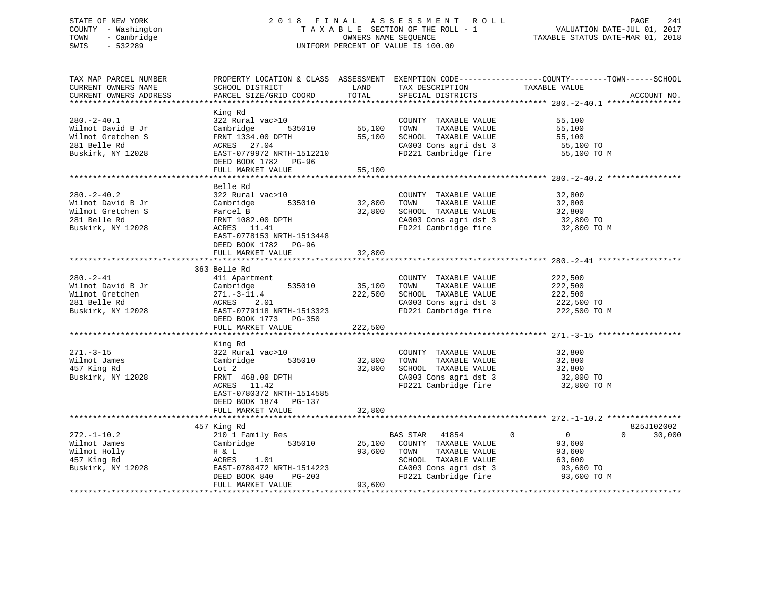STATE OF NEW YORK
COUNTY - Washington
TOWN - Cambridge
SWIS - 532289

2 0 1 8 F I N A L A S S E S S M E N T R O L L
T A X A B L E SECTION OF THE ROLL - 1
OWNERS NAME SEQUENCE
UNIFORM PERCENT OF VALUE IS 100.00

VALUATION DATE-JUL 01, 2017
TAXABLE STATUS DATE-MAR 01, 2018

| TAX MAP PARCEL NUMBER<br>CURRENT OWNERS NAME<br>CURRENT OWNERS ADDRESS | PROPERTY LOCATION & CLASS<br>SCHOOL DISTRICT<br>PARCEL SIZE/GRID COORD | ASSESSMENT<br>LAND<br>TOTAL | EXEMPTION CODE-----COUNTY-----TOWN-----SCHOOL<br>TAX DESCRIPTION<br>SPECIAL DISTRICTS | TAXABLE VALUE | ACCOUNT NO. |
|---|---|---|---|---|---|
| **280.-2-40.1** | King Rd | | | | |
| 280.-2-40.1 | 322 Rural vac>10 | | COUNTY TAXABLE VALUE | 55,100 | |
| Wilmot David B Jr | Cambridge 535010 | 55,100 | TOWN TAXABLE VALUE | 55,100 | |
| Wilmot Gretchen S | FRNT 1334.00 DPTH | 55,100 | SCHOOL TAXABLE VALUE | 55,100 | |
| 281 Belle Rd | ACRES 27.04 | | CA003 Cons agri dst 3 | 55,100 TO | |
| Buskirk, NY 12028 | EAST-0779972 NRTH-1512210 | | FD221 Cambridge fire | 55,100 TO M | |
| | DEED BOOK 1782 PG-96 | | | | |
| | FULL MARKET VALUE | 55,100 | | | |
| **280.-2-40.2** | Belle Rd | | | | |
| 280.-2-40.2 | 322 Rural vac>10 | | COUNTY TAXABLE VALUE | 32,800 | |
| Wilmot David B Jr | Cambridge 535010 | 32,800 | TOWN TAXABLE VALUE | 32,800 | |
| Wilmot Gretchen S | Parcel B | 32,800 | SCHOOL TAXABLE VALUE | 32,800 | |
| 281 Belle Rd | FRNT 1082.00 DPTH | | CA003 Cons agri dst 3 | 32,800 TO | |
| Buskirk, NY 12028 | ACRES 11.41 | | FD221 Cambridge fire | 32,800 TO M | |
| | EAST-0778153 NRTH-1513448 | | | | |
| | DEED BOOK 1782 PG-96 | | | | |
| | FULL MARKET VALUE | 32,800 | | | |
| **280.-2-41** | 363 Belle Rd | | | | |
| 280.-2-41 | 411 Apartment | | COUNTY TAXABLE VALUE | 222,500 | |
| Wilmot David B Jr | Cambridge 535010 | 35,100 | TOWN TAXABLE VALUE | 222,500 | |
| Wilmot Gretchen | 271.-3-11.4 | 222,500 | SCHOOL TAXABLE VALUE | 222,500 | |
| 281 Belle Rd | ACRES 2.01 | | CA003 Cons agri dst 3 | 222,500 TO | |
| Buskirk, NY 12028 | EAST-0779118 NRTH-1513323 | | FD221 Cambridge fire | 222,500 TO M | |
| | DEED BOOK 1773 PG-350 | | | | |
| | FULL MARKET VALUE | 222,500 | | | |
| **271.-3-15** | King Rd | | | | |
| 271.-3-15 | 322 Rural vac>10 | | COUNTY TAXABLE VALUE | 32,800 | |
| Wilmot James | Cambridge 535010 | 32,800 | TOWN TAXABLE VALUE | 32,800 | |
| 457 King Rd | Lot 2 | 32,800 | SCHOOL TAXABLE VALUE | 32,800 | |
| Buskirk, NY 12028 | FRNT 468.00 DPTH | | CA003 Cons agri dst 3 | 32,800 TO | |
| | ACRES 11.42 | | FD221 Cambridge fire | 32,800 TO M | |
| | EAST-0780372 NRTH-1514585 | | | | |
| | DEED BOOK 1874 PG-137 | | | | |
| | FULL MARKET VALUE | 32,800 | | | |
| **272.-1-10.2** | 457 King Rd | | | | 825J102002 |
| 272.-1-10.2 | 210 1 Family Res | | BAS STAR 41854 | 0 0 0 30,000 | |
| Wilmot James | Cambridge 535010 | 25,100 | COUNTY TAXABLE VALUE | 93,600 | |
| Wilmot Holly | H & L | 93,600 | TOWN TAXABLE VALUE | 93,600 | |
| 457 King Rd | ACRES 1.01 | | SCHOOL TAXABLE VALUE | 63,600 | |
| Buskirk, NY 12028 | EAST-0780472 NRTH-1514223 | | CA003 Cons agri dst 3 | 93,600 TO | |
| | DEED BOOK 840 PG-203 | | FD221 Cambridge fire | 93,600 TO M | |
| | FULL MARKET VALUE | 93,600 | | | |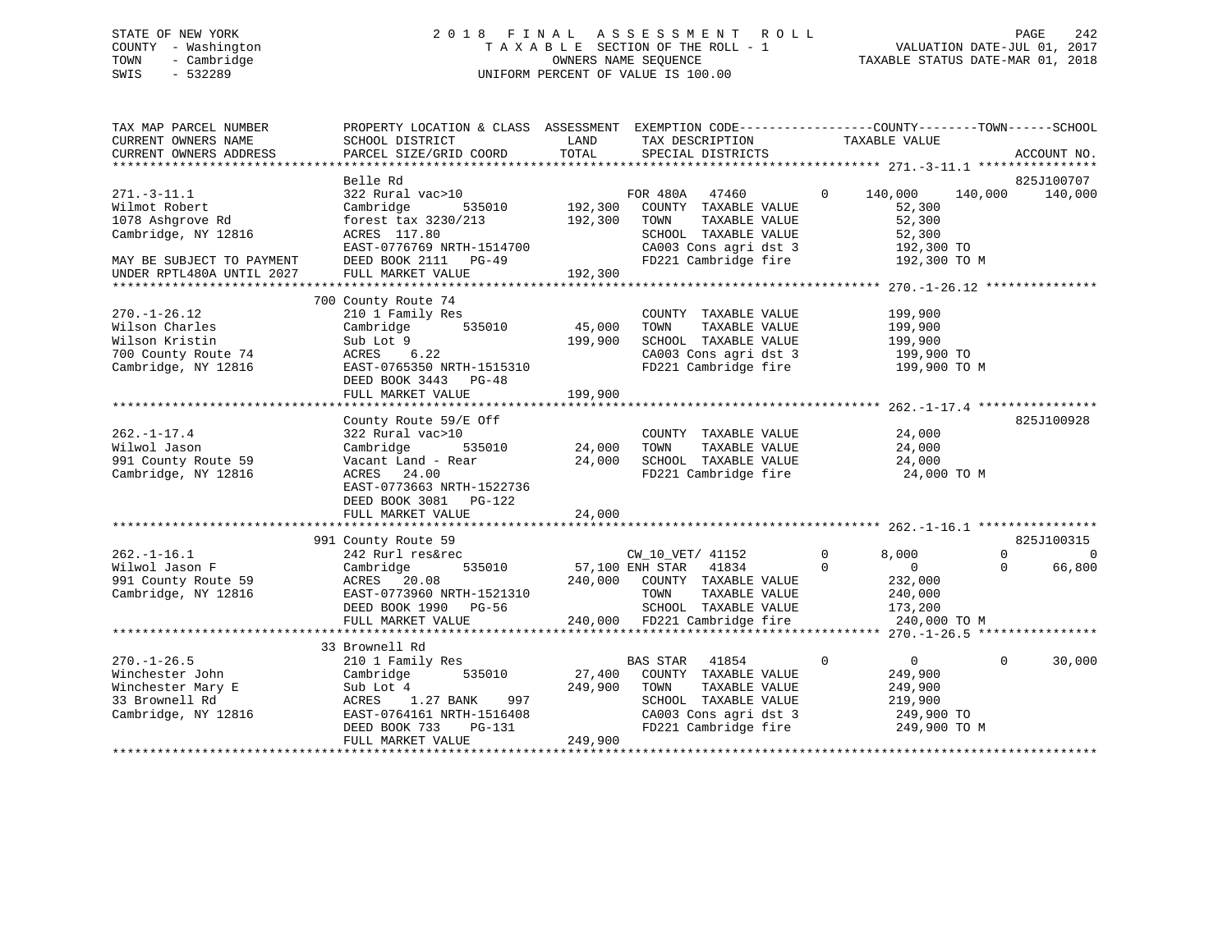STATE OF NEW YORK
COUNTY - Washington
TOWN - Cambridge
SWIS - 532289

# 2018 FINAL ASSESSMENT ROLL

TAXABLE SECTION OF THE ROLL - 1
OWNERS NAME SEQUENCE
UNIFORM PERCENT OF VALUE IS 100.00

VALUATION DATE-JUL 01, 2017
TAXABLE STATUS DATE-MAR 01, 2018

```
TAX MAP PARCEL NUMBER          PROPERTY LOCATION & CLASS  ASSESSMENT  EXEMPTION CODE------------------COUNTY--------TOWN------SCHOOL
CURRENT OWNERS NAME            SCHOOL DISTRICT              LAND       TAX DESCRIPTION             TAXABLE VALUE
CURRENT OWNERS ADDRESS         PARCEL SIZE/GRID COORD       TOTAL      SPECIAL DISTRICTS                                     ACCOUNT NO.
******************************************************************************************************* 271.-3-11.1 ****************
                               Belle Rd                                                                                   825J100707
271.-3-11.1                    322 Rural vac>10                       FOR 480A   47460        0      140,000    140,000    140,000
Wilmot Robert                  Cambridge        535010     192,300    COUNTY   TAXABLE VALUE             52,300
1078 Ashgrove Rd               forest tax 3230/213         192,300    TOWN     TAXABLE VALUE             52,300
Cambridge, NY 12816            ACRES  117.80                          SCHOOL   TAXABLE VALUE             52,300
                               EAST-0776769 NRTH-1514700              CA003 Cons agri dst 3             192,300 TO
MAY BE SUBJECT TO PAYMENT      DEED BOOK 2111   PG-49                 FD221 Cambridge fire              192,300 TO M
UNDER RPTL480A UNTIL 2027      FULL MARKET VALUE           192,300
******************************************************************************************************* 270.-1-26.12 ***************
                               700 County Route 74
270.-1-26.12                   210 1 Family Res                       COUNTY   TAXABLE VALUE            199,900
Wilson Charles                 Cambridge        535010      45,000    TOWN     TAXABLE VALUE            199,900
Wilson Kristin                 Sub Lot 9                   199,900    SCHOOL   TAXABLE VALUE            199,900
700 County Route 74            ACRES    6.22                          CA003 Cons agri dst 3             199,900 TO
Cambridge, NY 12816            EAST-0765350 NRTH-1515310              FD221 Cambridge fire              199,900 TO M
                               DEED BOOK 3443   PG-48
                               FULL MARKET VALUE           199,900
******************************************************************************************************* 262.-1-17.4 ****************
                               County Route 59/E Off                                                                      825J100928
262.-1-17.4                    322 Rural vac>10                       COUNTY   TAXABLE VALUE             24,000
Wilwol Jason                   Cambridge        535010      24,000    TOWN     TAXABLE VALUE             24,000
991 County Route 59            Vacant Land - Rear           24,000    SCHOOL   TAXABLE VALUE             24,000
Cambridge, NY 12816            ACRES   24.00                          FD221 Cambridge fire               24,000 TO M
                               EAST-0773663 NRTH-1522736
                               DEED BOOK 3081   PG-122
                               FULL MARKET VALUE            24,000
******************************************************************************************************* 262.-1-16.1 ****************
                               991 County Route 59                                                                        825J100315
262.-1-16.1                    242 Rurl res&rec                       CW_10_VET/ 41152        0        8,000          0          0
Wilwol Jason F                 Cambridge        535010      57,100 ENH STAR   41834           0            0          0     66,800
991 County Route 59            ACRES   20.08               240,000    COUNTY   TAXABLE VALUE            232,000
Cambridge, NY 12816            EAST-0773960 NRTH-1521310              TOWN     TAXABLE VALUE            240,000
                               DEED BOOK 1990   PG-56                 SCHOOL   TAXABLE VALUE            173,200
                               FULL MARKET VALUE           240,000    FD221 Cambridge fire              240,000 TO M
******************************************************************************************************* 270.-1-26.5 ****************
                               33 Brownell Rd
270.-1-26.5                    210 1 Family Res                       BAS STAR   41854        0            0          0     30,000
Winchester John                Cambridge        535010      27,400    COUNTY   TAXABLE VALUE            249,900
Winchester Mary E              Sub Lot 4                   249,900    TOWN     TAXABLE VALUE            249,900
33 Brownell Rd                 ACRES    1.27 BANK     997             SCHOOL   TAXABLE VALUE            219,900
Cambridge, NY 12816            EAST-0764161 NRTH-1516408              CA003 Cons agri dst 3             249,900 TO
                               DEED BOOK 733    PG-131                FD221 Cambridge fire              249,900 TO M
                               FULL MARKET VALUE           249,900
************************************************************************************************************************************
```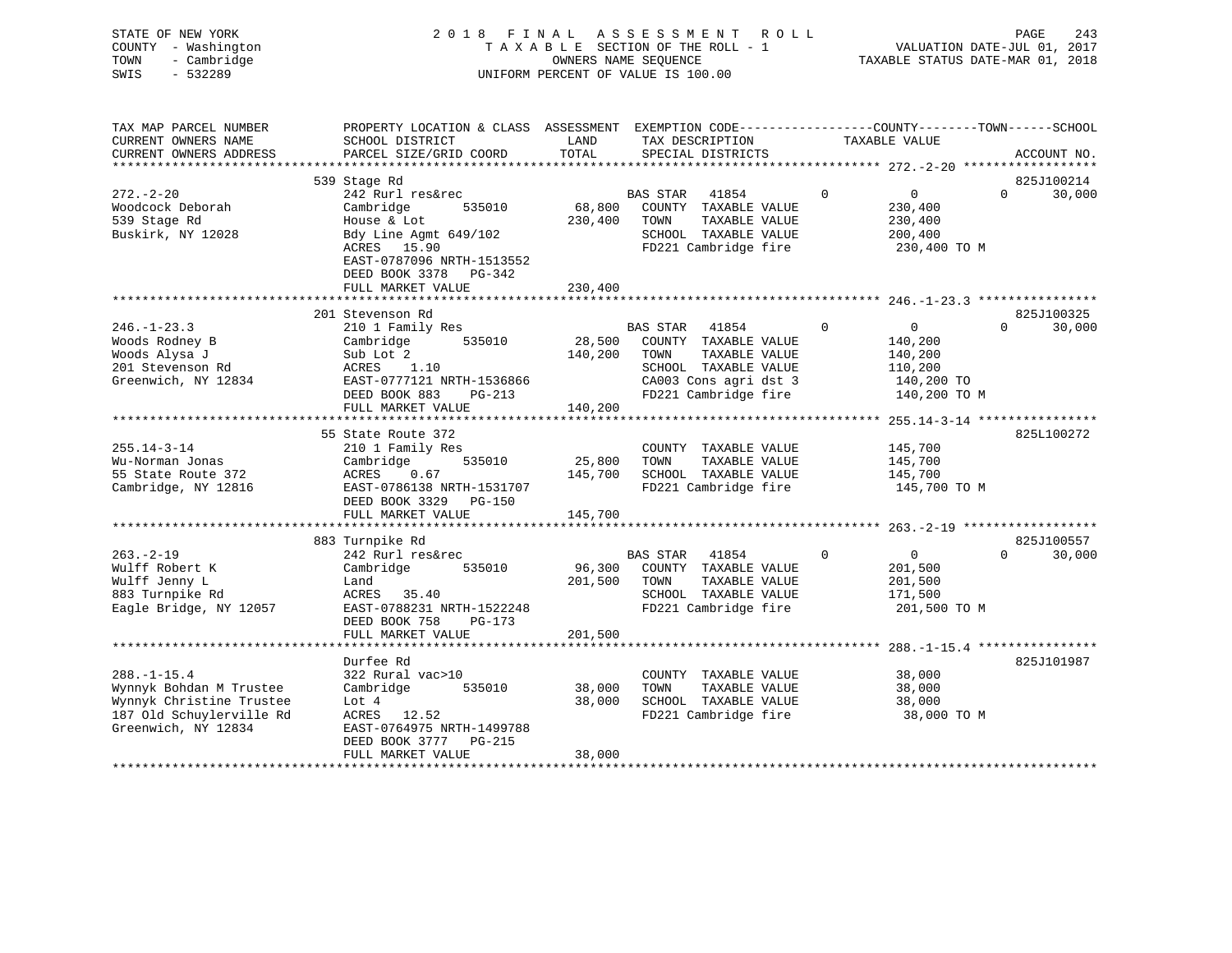STATE OF NEW YORK
COUNTY - Washington
TOWN - Cambridge
SWIS - 532289

2018 FINAL ASSESSMENT ROLL
TAXABLE SECTION OF THE ROLL - 1
OWNERS NAME SEQUENCE
UNIFORM PERCENT OF VALUE IS 100.00

VALUATION DATE-JUL 01, 2017
TAXABLE STATUS DATE-MAR 01, 2018

| TAX MAP PARCEL NUMBER / CURRENT OWNERS NAME / CURRENT OWNERS ADDRESS | PROPERTY LOCATION & CLASS / SCHOOL DISTRICT / PARCEL SIZE/GRID COORD | ASSESSMENT LAND | TOTAL | EXEMPTION CODE / TAX DESCRIPTION / SPECIAL DISTRICTS | COUNTY | TOWN | SCHOOL / TAXABLE VALUE | ACCOUNT NO. |
|---|---|---|---|---|---|---|---|---|
| 272.-2-20 | 539 Stage Rd | | | | | | | 825J100214 |
| Woodcock Deborah | 242 Rurl res&rec | | | BAS STAR 41854 | 0 | 0 | 0 | 30,000 |
| 539 Stage Rd | Cambridge 535010 | 68,800 | | COUNTY TAXABLE VALUE | | | 230,400 | |
| Buskirk, NY 12028 | House & Lot | | 230,400 | TOWN TAXABLE VALUE | | | 230,400 | |
| | Bdy Line Agmt 649/102 | | | SCHOOL TAXABLE VALUE | | | 200,400 | |
| | ACRES 15.90 | | | FD221 Cambridge fire | | | 230,400 TO M | |
| | EAST-0787096 NRTH-1513552 | | | | | | | |
| | DEED BOOK 3378 PG-342 | | | | | | | |
| | FULL MARKET VALUE | | 230,400 | | | | | |
| 246.-1-23.3 | 201 Stevenson Rd | | | | | | | 825J100325 |
| Woods Rodney B | 210 1 Family Res | | | BAS STAR 41854 | 0 | 0 | 0 | 30,000 |
| Woods Alysa J | Cambridge 535010 | 28,500 | | COUNTY TAXABLE VALUE | | | 140,200 | |
| 201 Stevenson Rd | Sub Lot 2 | | 140,200 | TOWN TAXABLE VALUE | | | 140,200 | |
| Greenwich, NY 12834 | ACRES 1.10 | | | SCHOOL TAXABLE VALUE | | | 110,200 | |
| | EAST-0777121 NRTH-1536866 | | | CA003 Cons agri dst 3 | | | 140,200 TO | |
| | DEED BOOK 883 PG-213 | | | FD221 Cambridge fire | | | 140,200 TO M | |
| | FULL MARKET VALUE | | 140,200 | | | | | |
| 255.14-3-14 | 55 State Route 372 | | | | | | | 825L100272 |
| Wu-Norman Jonas | 210 1 Family Res | | | COUNTY TAXABLE VALUE | | | 145,700 | |
| 55 State Route 372 | Cambridge 535010 | 25,800 | | TOWN TAXABLE VALUE | | | 145,700 | |
| Cambridge, NY 12816 | ACRES 0.67 | | 145,700 | SCHOOL TAXABLE VALUE | | | 145,700 | |
| | EAST-0786138 NRTH-1531707 | | | FD221 Cambridge fire | | | 145,700 TO M | |
| | DEED BOOK 3329 PG-150 | | | | | | | |
| | FULL MARKET VALUE | | 145,700 | | | | | |
| 263.-2-19 | 883 Turnpike Rd | | | | | | | 825J100557 |
| Wulff Robert K | 242 Rurl res&rec | | | BAS STAR 41854 | 0 | 0 | 0 | 30,000 |
| Wulff Jenny L | Cambridge 535010 | 96,300 | | COUNTY TAXABLE VALUE | | | 201,500 | |
| 883 Turnpike Rd | Land | | 201,500 | TOWN TAXABLE VALUE | | | 201,500 | |
| Eagle Bridge, NY 12057 | ACRES 35.40 | | | SCHOOL TAXABLE VALUE | | | 171,500 | |
| | EAST-0788231 NRTH-1522248 | | | FD221 Cambridge fire | | | 201,500 TO M | |
| | DEED BOOK 758 PG-173 | | | | | | | |
| | FULL MARKET VALUE | | 201,500 | | | | | |
| 288.-1-15.4 | Durfee Rd | | | | | | | 825J101987 |
| Wynnyk Bohdan M Trustee | 322 Rural vac>10 | | | COUNTY TAXABLE VALUE | | | 38,000 | |
| Wynnyk Christine Trustee | Cambridge 535010 | 38,000 | | TOWN TAXABLE VALUE | | | 38,000 | |
| 187 Old Schuylerville Rd | Lot 4 | | 38,000 | SCHOOL TAXABLE VALUE | | | 38,000 | |
| Greenwich, NY 12834 | ACRES 12.52 | | | FD221 Cambridge fire | | | 38,000 TO M | |
| | EAST-0764975 NRTH-1499788 | | | | | | | |
| | DEED BOOK 3777 PG-215 | | | | | | | |
| | FULL MARKET VALUE | | 38,000 | | | | | |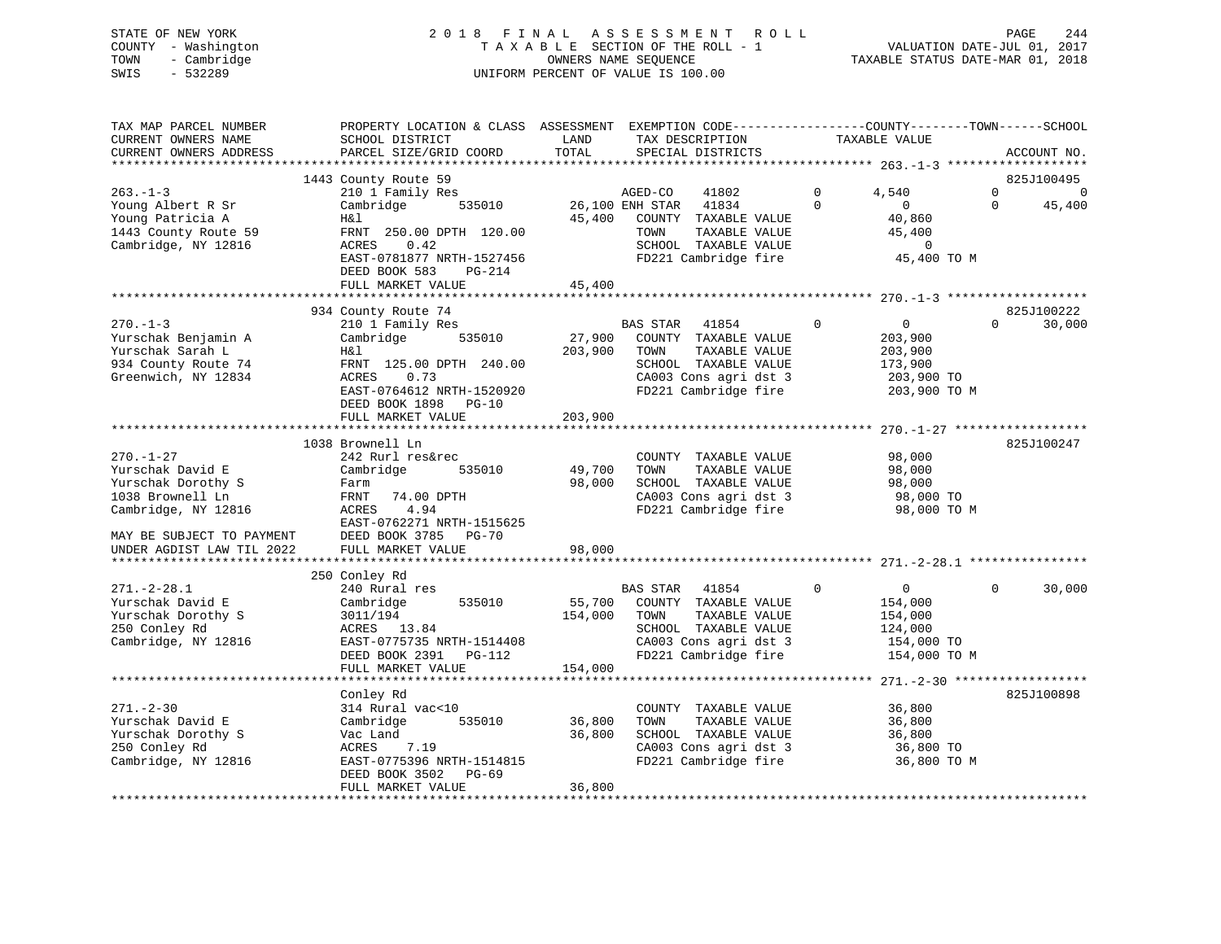STATE OF NEW YORK
COUNTY - Washington
TOWN - Cambridge
SWIS - 532289

2 0 1 8 F I N A L A S S E S S M E N T R O L L
T A X A B L E SECTION OF THE ROLL - 1
OWNERS NAME SEQUENCE
UNIFORM PERCENT OF VALUE IS 100.00

VALUATION DATE-JUL 01, 2017
TAXABLE STATUS DATE-MAR 01, 2018

| TAX MAP PARCEL NUMBER / CURRENT OWNERS NAME / CURRENT OWNERS ADDRESS | PROPERTY LOCATION & CLASS / SCHOOL DISTRICT / PARCEL SIZE/GRID COORD | ASSESSMENT LAND / TOTAL | EXEMPTION CODE / TAX DESCRIPTION / SPECIAL DISTRICTS | COUNTY | TOWN | SCHOOL | ACCOUNT NO. |
|---|---|---|---|---|---|---|---|
| | 1443 County Route 59 | | | | | | 825J100495 |
| 263.-1-3 | 210 1 Family Res | | AGED-CO 41802 | 4,540 | 0 | 0 | |
| Young Albert R Sr | Cambridge 535010 | 26,100 | ENH STAR 41834 | 0 | 0 | 45,400 | |
| Young Patricia A | H&l | 45,400 | COUNTY TAXABLE VALUE | 40,860 | | | |
| 1443 County Route 59 | FRNT 250.00 DPTH 120.00 | | TOWN TAXABLE VALUE | | 45,400 | | |
| Cambridge, NY 12816 | ACRES 0.42 | | SCHOOL TAXABLE VALUE | | | 0 | |
| | EAST-0781877 NRTH-1527456 | | FD221 Cambridge fire | 45,400 TO M | | | |
| | DEED BOOK 583 PG-214 | | | | | | |
| | FULL MARKET VALUE | 45,400 | | | | | |
| | 934 County Route 74 | | | | | | 825J100222 |
| 270.-1-3 | 210 1 Family Res | | BAS STAR 41854 | 0 | 0 | 30,000 | |
| Yurschak Benjamin A | Cambridge 535010 | 27,900 | COUNTY TAXABLE VALUE | 203,900 | | | |
| Yurschak Sarah L | H&l | 203,900 | TOWN TAXABLE VALUE | | 203,900 | | |
| 934 County Route 74 | FRNT 125.00 DPTH 240.00 | | SCHOOL TAXABLE VALUE | | | 173,900 | |
| Greenwich, NY 12834 | ACRES 0.73 | | CA003 Cons agri dst 3 | 203,900 TO | | | |
| | EAST-0764612 NRTH-1520920 | | FD221 Cambridge fire | 203,900 TO M | | | |
| | DEED BOOK 1898 PG-10 | | | | | | |
| | FULL MARKET VALUE | 203,900 | | | | | |
| | 1038 Brownell Ln | | | | | | 825J100247 |
| 270.-1-27 | 242 Rurl res&rec | | COUNTY TAXABLE VALUE | 98,000 | | | |
| Yurschak David E | Cambridge 535010 | 49,700 | TOWN TAXABLE VALUE | | 98,000 | | |
| Yurschak Dorothy S | Farm | 98,000 | SCHOOL TAXABLE VALUE | | | 98,000 | |
| 1038 Brownell Ln | FRNT 74.00 DPTH | | CA003 Cons agri dst 3 | 98,000 TO | | | |
| Cambridge, NY 12816 | ACRES 4.94 | | FD221 Cambridge fire | 98,000 TO M | | | |
| | EAST-0762271 NRTH-1515625 | | | | | | |
| MAY BE SUBJECT TO PAYMENT | DEED BOOK 3785 PG-70 | | | | | | |
| UNDER AGDIST LAW TIL 2022 | FULL MARKET VALUE | 98,000 | | | | | |
| | 250 Conley Rd | | | | | | |
| 271.-2-28.1 | 240 Rural res | | BAS STAR 41854 | 0 | 0 | 30,000 | |
| Yurschak David E | Cambridge 535010 | 55,700 | COUNTY TAXABLE VALUE | 154,000 | | | |
| Yurschak Dorothy S | 3011/194 | 154,000 | TOWN TAXABLE VALUE | | 154,000 | | |
| 250 Conley Rd | ACRES 13.84 | | SCHOOL TAXABLE VALUE | | | 124,000 | |
| Cambridge, NY 12816 | EAST-0775735 NRTH-1514408 | | CA003 Cons agri dst 3 | 154,000 TO | | | |
| | DEED BOOK 2391 PG-112 | | FD221 Cambridge fire | 154,000 TO M | | | |
| | FULL MARKET VALUE | 154,000 | | | | | |
| | Conley Rd | | | | | | 825J100898 |
| 271.-2-30 | 314 Rural vac<10 | | COUNTY TAXABLE VALUE | 36,800 | | | |
| Yurschak David E | Cambridge 535010 | 36,800 | TOWN TAXABLE VALUE | | 36,800 | | |
| Yurschak Dorothy S | Vac Land | 36,800 | SCHOOL TAXABLE VALUE | | | 36,800 | |
| 250 Conley Rd | ACRES 7.19 | | CA003 Cons agri dst 3 | 36,800 TO | | | |
| Cambridge, NY 12816 | EAST-0775396 NRTH-1514815 | | FD221 Cambridge fire | 36,800 TO M | | | |
| | DEED BOOK 3502 PG-69 | | | | | | |
| | FULL MARKET VALUE | 36,800 | | | | | |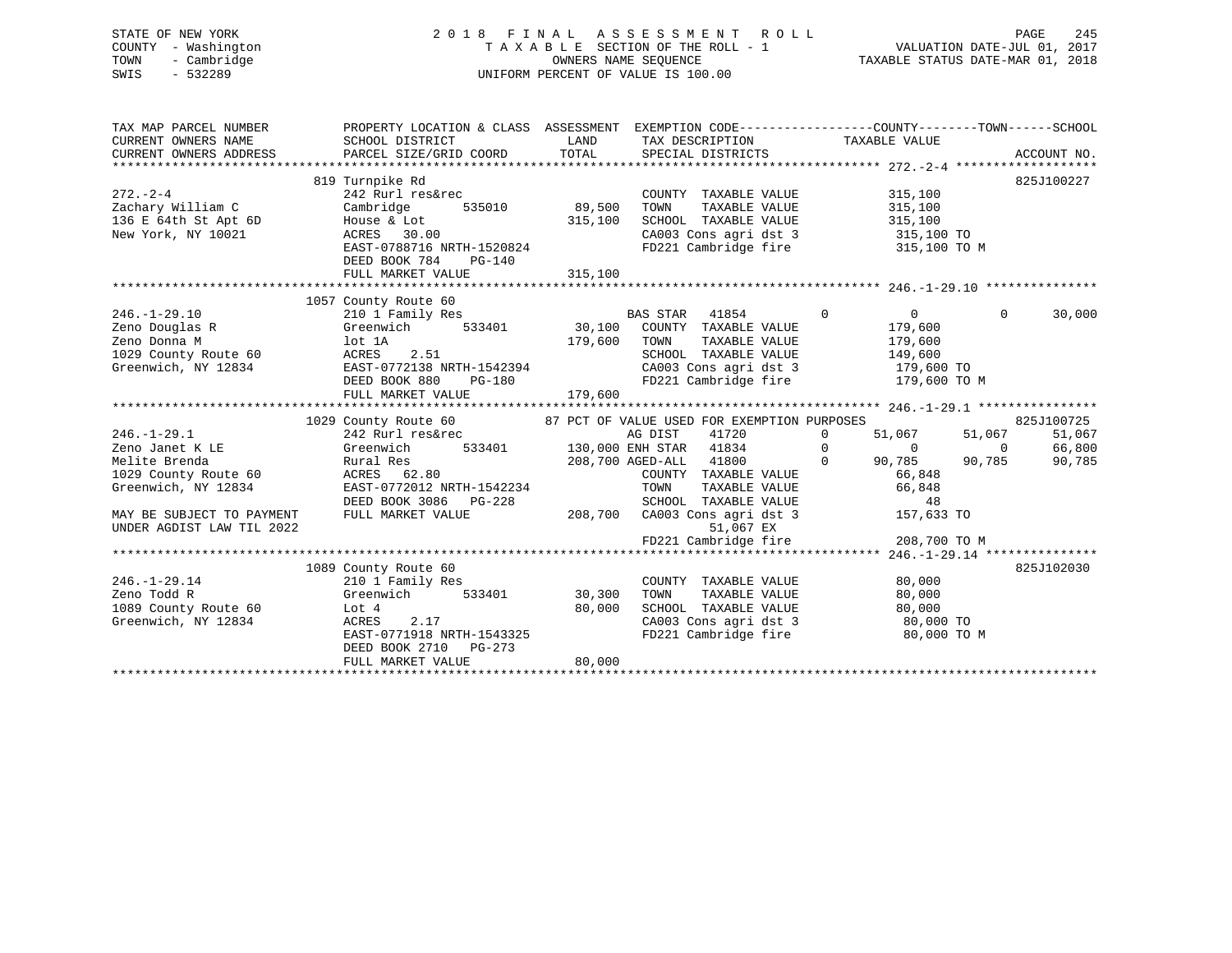STATE OF NEW YORK
COUNTY - Washington
TOWN - Cambridge
SWIS - 532289

2 0 1 8 F I N A L A S S E S S M E N T R O L L
T A X A B L E SECTION OF THE ROLL - 1
OWNERS NAME SEQUENCE
UNIFORM PERCENT OF VALUE IS 100.00

VALUATION DATE-JUL 01, 2017
TAXABLE STATUS DATE-MAR 01, 2018

```
TAX MAP PARCEL NUMBER          PROPERTY LOCATION & CLASS  ASSESSMENT  EXEMPTION CODE------------------COUNTY--------TOWN------SCHOOL
CURRENT OWNERS NAME            SCHOOL DISTRICT             LAND        TAX DESCRIPTION              TAXABLE VALUE
CURRENT OWNERS ADDRESS         PARCEL SIZE/GRID COORD      TOTAL       SPECIAL DISTRICTS                                    ACCOUNT NO.
******************************************************************************************************* 272.-2-4 *******************
                               819 Turnpike Rd                                                                          825J100227
272.-2-4                       242 Rurl res&rec                        COUNTY  TAXABLE VALUE          315,100
Zachary William C              Cambridge      535010        89,500    TOWN    TAXABLE VALUE          315,100
136 E 64th St Apt 6D           House & Lot                  315,100    SCHOOL  TAXABLE VALUE          315,100
New York, NY 10021             ACRES   30.00                           CA003 Cons agri dst 3           315,100 TO
                               EAST-0788716 NRTH-1520824               FD221 Cambridge fire            315,100 TO M
                               DEED BOOK 784    PG-140
                               FULL MARKET VALUE            315,100
******************************************************************************************************* 246.-1-29.10 ***************
                               1057 County Route 60
246.-1-29.10                   210 1 Family Res                 BAS STAR   41854        0          0            0        30,000
Zeno Douglas R                 Greenwich      533401        30,100   COUNTY  TAXABLE VALUE          179,600
Zeno Donna M                   lot 1A                       179,600   TOWN    TAXABLE VALUE          179,600
1029 County Route 60           ACRES    2.51                           SCHOOL  TAXABLE VALUE          149,600
Greenwich, NY 12834            EAST-0772138 NRTH-1542394               CA003 Cons agri dst 3           179,600 TO
                               DEED BOOK 880    PG-180                 FD221 Cambridge fire            179,600 TO M
                               FULL MARKET VALUE            179,600
******************************************************************************************************* 246.-1-29.1 ****************
                               1029 County Route 60          87 PCT OF VALUE USED FOR EXEMPTION PURPOSES                825J100725
246.-1-29.1                    242 Rurl res&rec                  AG DIST    41720        0     51,067       51,067      51,067
Zeno Janet K LE                Greenwich      533401       130,000 ENH STAR  41834        0          0            0      66,800
Melite Brenda                  Rural Res                   208,700 AGED-ALL  41800        0     90,785       90,785      90,785
1029 County Route 60           ACRES   62.80                           COUNTY  TAXABLE VALUE           66,848
Greenwich, NY 12834            EAST-0772012 NRTH-1542234               TOWN    TAXABLE VALUE           66,848
                               DEED BOOK 3086   PG-228                 SCHOOL  TAXABLE VALUE               48
MAY BE SUBJECT TO PAYMENT      FULL MARKET VALUE            208,700   CA003 Cons agri dst 3           157,633 TO
UNDER AGDIST LAW TIL 2022                                                        51,067 EX
                                                                       FD221 Cambridge fire            208,700 TO M
******************************************************************************************************* 246.-1-29.14 ***************
                               1089 County Route 60                                                                     825J102030
246.-1-29.14                   210 1 Family Res                        COUNTY  TAXABLE VALUE           80,000
Zeno Todd R                    Greenwich      533401        30,300    TOWN    TAXABLE VALUE           80,000
1089 County Route 60           Lot 4                         80,000    SCHOOL  TAXABLE VALUE           80,000
Greenwich, NY 12834            ACRES    2.17                           CA003 Cons agri dst 3            80,000 TO
                               EAST-0771918 NRTH-1543325               FD221 Cambridge fire             80,000 TO M
                               DEED BOOK 2710   PG-273
                               FULL MARKET VALUE             80,000
************************************************************************************************************************************
```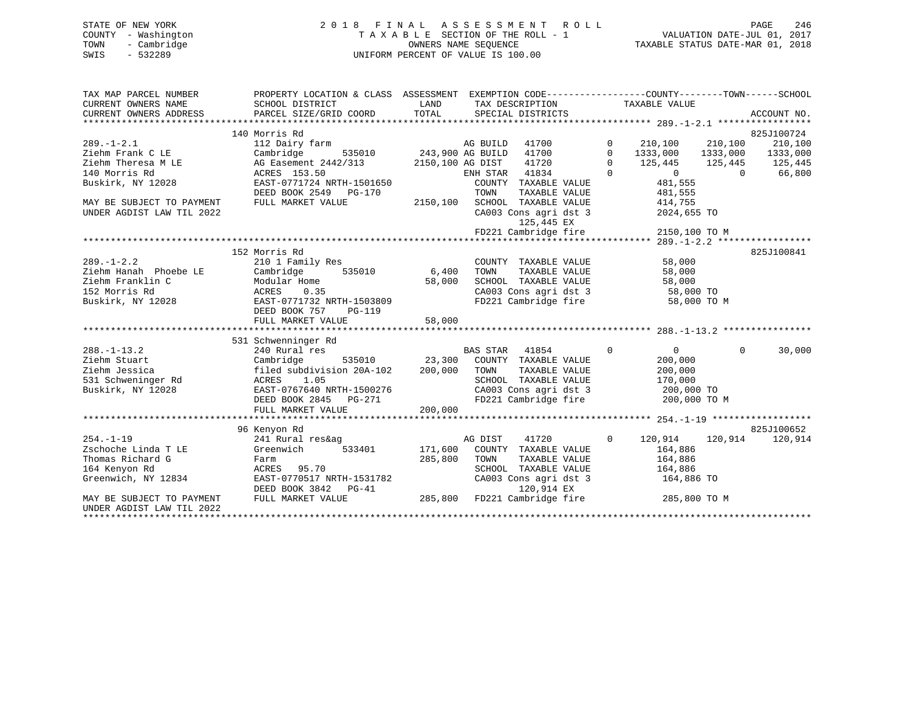STATE OF NEW YORK
COUNTY - Washington
TOWN - Cambridge
SWIS - 532289

# 2018 FINAL ASSESSMENT ROLL

TAXABLE SECTION OF THE ROLL - 1
OWNERS NAME SEQUENCE
UNIFORM PERCENT OF VALUE IS 100.00

VALUATION DATE-JUL 01, 2017
TAXABLE STATUS DATE-MAR 01, 2018

```
TAX MAP PARCEL NUMBER          PROPERTY LOCATION & CLASS  ASSESSMENT  EXEMPTION CODE------------------COUNTY--------TOWN------SCHOOL
CURRENT OWNERS NAME            SCHOOL DISTRICT              LAND      TAX DESCRIPTION            TAXABLE VALUE
CURRENT OWNERS ADDRESS         PARCEL SIZE/GRID COORD      TOTAL      SPECIAL DISTRICTS                                    ACCOUNT NO.
******************************************************************************************************* 289.-1-2.1 *****************
                               140 Morris Rd                                                                            825J100724
289.-1-2.1                     112 Dairy farm                         AG BUILD   41700       0     210,100    210,100     210,100
Ziehm Frank C LE               Cambridge      535010    243,900 AG BUILD   41700       0    1333,000   1333,000    1333,000
Ziehm Theresa M LE             AG Easement 2442/313    2150,100 AG DIST    41720       0     125,445    125,445     125,445
140 Morris Rd                  ACRES 153.50                           ENH STAR   41834       0           0          0      66,800
Buskirk, NY 12028              EAST-0771724 NRTH-1501650              COUNTY  TAXABLE VALUE             481,555
                               DEED BOOK 2549   PG-170                TOWN    TAXABLE VALUE             481,555
MAY BE SUBJECT TO PAYMENT      FULL MARKET VALUE       2150,100      SCHOOL  TAXABLE VALUE             414,755
UNDER AGDIST LAW TIL 2022                                             CA003 Cons agri dst 3           2024,655 TO
                                                                            125,445 EX
                                                                      FD221 Cambridge fire            2150,100 TO M
******************************************************************************************************* 289.-1-2.2 *****************
                               152 Morris Rd                                                                            825J100841
289.-1-2.2                     210 1 Family Res                       COUNTY  TAXABLE VALUE              58,000
Ziehm Hanah  Phoebe LE         Cambridge      535010      6,400      TOWN    TAXABLE VALUE              58,000
Ziehm Franklin C               Modular Home               58,000     SCHOOL  TAXABLE VALUE              58,000
152 Morris Rd                  ACRES    0.35                          CA003 Cons agri dst 3             58,000 TO
Buskirk, NY 12028              EAST-0771732 NRTH-1503809              FD221 Cambridge fire              58,000 TO M
                               DEED BOOK 757    PG-119
                               FULL MARKET VALUE          58,000
******************************************************************************************************* 288.-1-13.2 ****************
                               531 Schwenninger Rd
288.-1-13.2                    240 Rural res                          BAS STAR   41854       0           0          0      30,000
Ziehm Stuart                   Cambridge      535010     23,300      COUNTY  TAXABLE VALUE             200,000
Ziehm Jessica                  filed subdivision 20A-102  200,000    TOWN    TAXABLE VALUE             200,000
531 Schweninger Rd             ACRES    1.05                          SCHOOL  TAXABLE VALUE             170,000
Buskirk, NY 12028              EAST-0767640 NRTH-1500276              CA003 Cons agri dst 3            200,000 TO
                               DEED BOOK 2845   PG-271                FD221 Cambridge fire             200,000 TO M
                               FULL MARKET VALUE         200,000
******************************************************************************************************* 254.-1-19 ******************
                               96 Kenyon Rd                                                                             825J100652
254.-1-19                      241 Rural res&ag                       AG DIST    41720       0     120,914    120,914     120,914
Zschoche Linda T LE            Greenwich      533401    171,600      COUNTY  TAXABLE VALUE             164,886
Thomas Richard G               Farm                      285,800     TOWN    TAXABLE VALUE             164,886
164 Kenyon Rd                  ACRES   95.70                          SCHOOL  TAXABLE VALUE             164,886
Greenwich, NY 12834            EAST-0770517 NRTH-1531782              CA003 Cons agri dst 3            164,886 TO
                               DEED BOOK 3842   PG-41                       120,914 EX
MAY BE SUBJECT TO PAYMENT      FULL MARKET VALUE         285,800     FD221 Cambridge fire             285,800 TO M
UNDER AGDIST LAW TIL 2022
************************************************************************************************************************************
```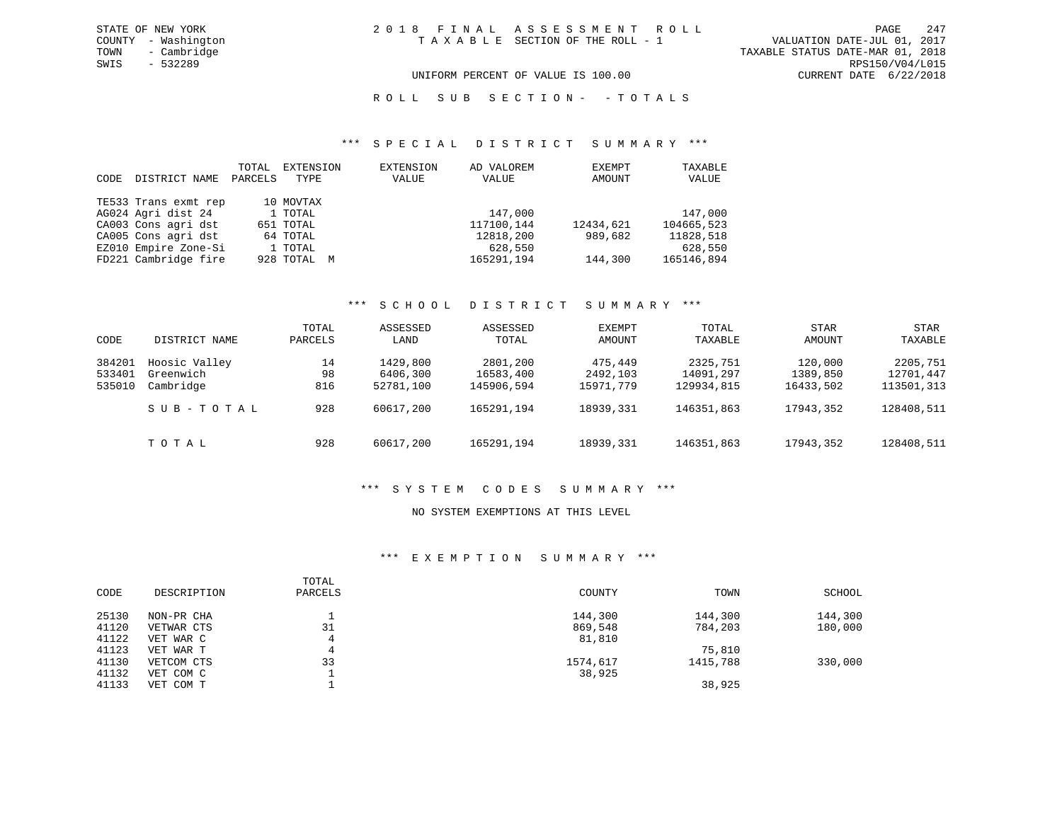STATE OF NEW YORK
COUNTY - Washington
TOWN - Cambridge
SWIS - 532289

2 0 1 8 F I N A L A S S E S S M E N T R O L L
T A X A B L E SECTION OF THE ROLL - 1

VALUATION DATE-JUL 01, 2017
TAXABLE STATUS DATE-MAR 01, 2018
RPS150/V04/L015
CURRENT DATE 6/22/2018

UNIFORM PERCENT OF VALUE IS 100.00

R O L L S U B S E C T I O N - - T O T A L S

### *** S P E C I A L D I S T R I C T S U M M A R Y ***

| CODE | DISTRICT NAME | TOTAL PARCELS | EXTENSION TYPE | EXTENSION VALUE | AD VALOREM VALUE | EXEMPT AMOUNT | TAXABLE VALUE |
|---|---|---|---|---|---|---|---|
| TE533 | Trans exmt rep | 10 | MOVTAX | | | | |
| AG024 | Agri dist 24 | 1 | TOTAL | | 147,000 | | 147,000 |
| CA003 | Cons agri dst | 651 | TOTAL | | 117100,144 | 12434,621 | 104665,523 |
| CA005 | Cons agri dst | 64 | TOTAL | | 12818,200 | 989,682 | 11828,518 |
| EZ010 | Empire Zone-Si | 1 | TOTAL | | 628,550 | | 628,550 |
| FD221 | Cambridge fire | 928 | TOTAL M | | 165291,194 | 144,300 | 165146,894 |

### *** S C H O O L D I S T R I C T S U M M A R Y ***

| CODE | DISTRICT NAME | TOTAL PARCELS | ASSESSED LAND | ASSESSED TOTAL | EXEMPT AMOUNT | TOTAL TAXABLE | STAR AMOUNT | STAR TAXABLE |
|---|---|---|---|---|---|---|---|---|
| 384201 | Hoosic Valley | 14 | 1429,800 | 2801,200 | 475,449 | 2325,751 | 120,000 | 2205,751 |
| 533401 | Greenwich | 98 | 6406,300 | 16583,400 | 2492,103 | 14091,297 | 1389,850 | 12701,447 |
| 535010 | Cambridge | 816 | 52781,100 | 145906,594 | 15971,779 | 129934,815 | 16433,502 | 113501,313 |
| | S U B - T O T A L | 928 | 60617,200 | 165291,194 | 18939,331 | 146351,863 | 17943,352 | 128408,511 |
| | T O T A L | 928 | 60617,200 | 165291,194 | 18939,331 | 146351,863 | 17943,352 | 128408,511 |

### *** S Y S T E M C O D E S S U M M A R Y ***

NO SYSTEM EXEMPTIONS AT THIS LEVEL

### *** E X E M P T I O N S U M M A R Y ***

| CODE | DESCRIPTION | TOTAL PARCELS | COUNTY | TOWN | SCHOOL |
|---|---|---|---|---|---|
| 25130 | NON-PR CHA | 1 | 144,300 | 144,300 | 144,300 |
| 41120 | VETWAR CTS | 31 | 869,548 | 784,203 | 180,000 |
| 41122 | VET WAR C | 4 | 81,810 | | |
| 41123 | VET WAR T | 4 | | 75,810 | |
| 41130 | VETCOM CTS | 33 | 1574,617 | 1415,788 | 330,000 |
| 41132 | VET COM C | 1 | 38,925 | | |
| 41133 | VET COM T | 1 | | 38,925 | |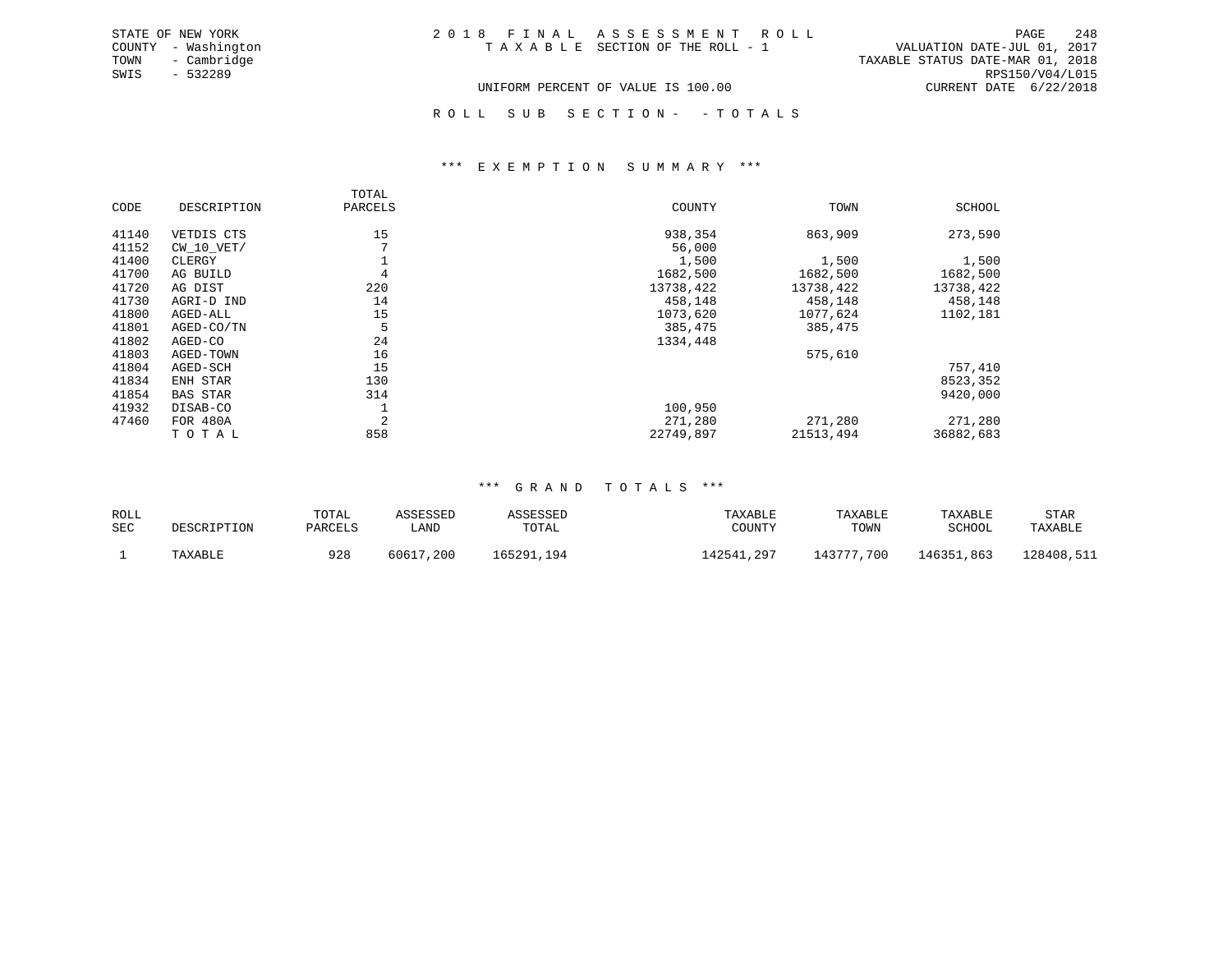STATE OF NEW YORK
COUNTY - Washington
TOWN - Cambridge
SWIS - 532289

# 2018 FINAL ASSESSMENT ROLL

TAXABLE SECTION OF THE ROLL - 1

VALUATION DATE-JUL 01, 2017
TAXABLE STATUS DATE-MAR 01, 2018
RPS150/V04/L015
CURRENT DATE 6/22/2018

UNIFORM PERCENT OF VALUE IS 100.00

ROLL SUB SECTION- - TOTALS

## *** EXEMPTION SUMMARY ***

| CODE | DESCRIPTION | TOTAL PARCELS | COUNTY | TOWN | SCHOOL |
|---|---|---|---|---|---|
| 41140 | VETDIS CTS | 15 | 938,354 | 863,909 | 273,590 |
| 41152 | CW_10_VET/ | 7 | 56,000 | | |
| 41400 | CLERGY | 1 | 1,500 | 1,500 | 1,500 |
| 41700 | AG BUILD | 4 | 1682,500 | 1682,500 | 1682,500 |
| 41720 | AG DIST | 220 | 13738,422 | 13738,422 | 13738,422 |
| 41730 | AGRI-D IND | 14 | 458,148 | 458,148 | 458,148 |
| 41800 | AGED-ALL | 15 | 1073,620 | 1077,624 | 1102,181 |
| 41801 | AGED-CO/TN | 5 | 385,475 | 385,475 | |
| 41802 | AGED-CO | 24 | 1334,448 | | |
| 41803 | AGED-TOWN | 16 | | 575,610 | |
| 41804 | AGED-SCH | 15 | | | 757,410 |
| 41834 | ENH STAR | 130 | | | 8523,352 |
| 41854 | BAS STAR | 314 | | | 9420,000 |
| 41932 | DISAB-CO | 1 | 100,950 | | |
| 47460 | FOR 480A | 2 | 271,280 | 271,280 | 271,280 |
| | TOTAL | 858 | 22749,897 | 21513,494 | 36882,683 |

## *** GRAND TOTALS ***

| ROLL SEC | DESCRIPTION | TOTAL PARCELS | ASSESSED LAND | ASSESSED TOTAL | TAXABLE COUNTY | TAXABLE TOWN | TAXABLE SCHOOL | STAR TAXABLE |
|---|---|---|---|---|---|---|---|---|
| 1 | TAXABLE | 928 | 60617,200 | 165291,194 | 142541,297 | 143777,700 | 146351,863 | 128408,511 |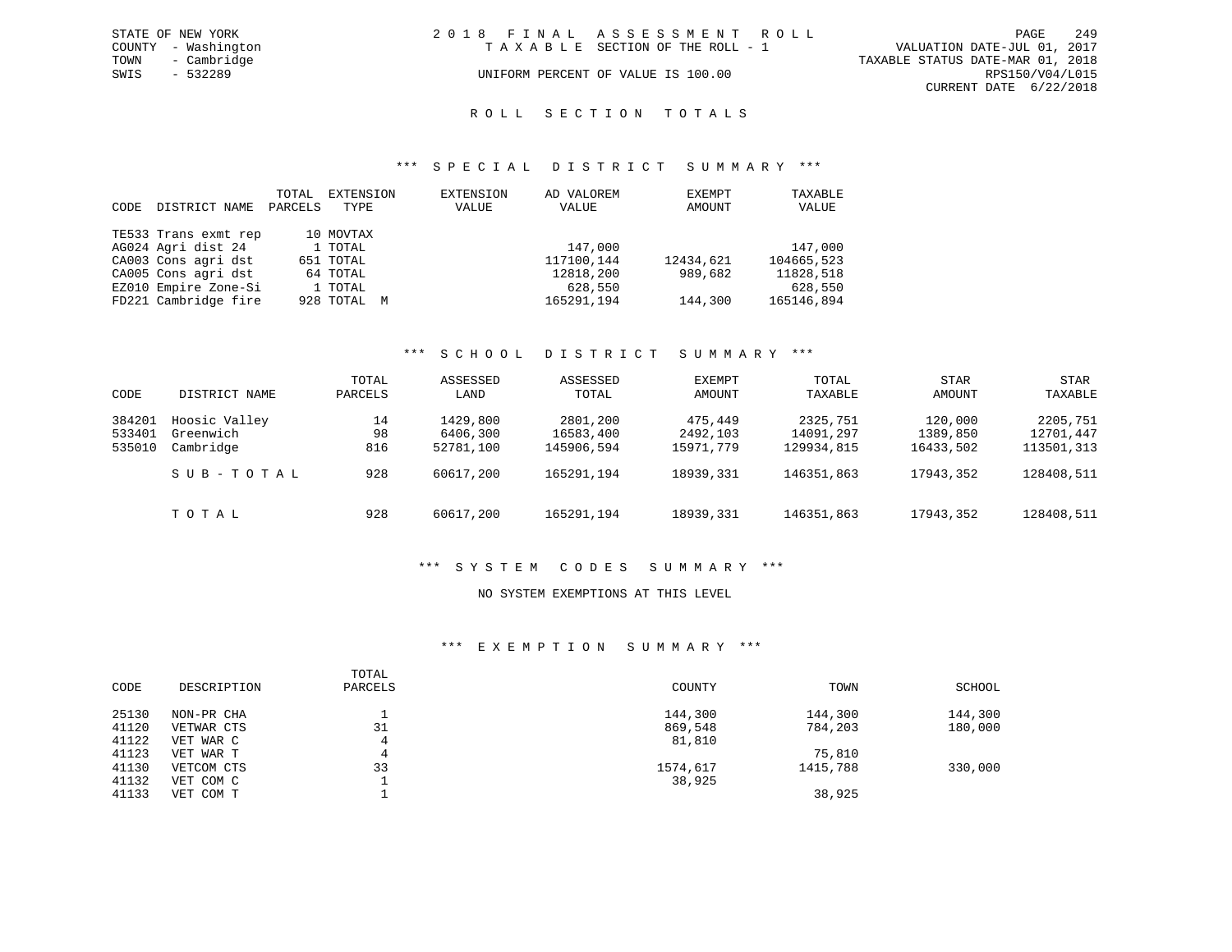STATE OF NEW YORK
COUNTY - Washington
TOWN - Cambridge
SWIS - 532289

2018 FINAL ASSESSMENT ROLL
TAXABLE SECTION OF THE ROLL - 1
UNIFORM PERCENT OF VALUE IS 100.00

VALUATION DATE-JUL 01, 2017
TAXABLE STATUS DATE-MAR 01, 2018
RPS150/V04/L015
CURRENT DATE 6/22/2018

## ROLL SECTION TOTALS

### *** SPECIAL DISTRICT SUMMARY ***

| CODE | DISTRICT NAME | TOTAL PARCELS | EXTENSION TYPE | EXTENSION VALUE | AD VALOREM VALUE | EXEMPT AMOUNT | TAXABLE VALUE |
|---|---|---|---|---|---|---|---|
| TE533 | Trans exmt rep | 10 | MOVTAX | | | | |
| AG024 | Agri dist 24 | 1 | TOTAL | | 147,000 | | 147,000 |
| CA003 | Cons agri dst | 651 | TOTAL | | 117100,144 | 12434,621 | 104665,523 |
| CA005 | Cons agri dst | 64 | TOTAL | | 12818,200 | 989,682 | 11828,518 |
| EZ010 | Empire Zone-Si | 1 | TOTAL | | 628,550 | | 628,550 |
| FD221 | Cambridge fire | 928 | TOTAL M | | 165291,194 | 144,300 | 165146,894 |

### *** SCHOOL DISTRICT SUMMARY ***

| CODE | DISTRICT NAME | TOTAL PARCELS | ASSESSED LAND | ASSESSED TOTAL | EXEMPT AMOUNT | TOTAL TAXABLE | STAR AMOUNT | STAR TAXABLE |
|---|---|---|---|---|---|---|---|---|
| 384201 | Hoosic Valley | 14 | 1429,800 | 2801,200 | 475,449 | 2325,751 | 120,000 | 2205,751 |
| 533401 | Greenwich | 98 | 6406,300 | 16583,400 | 2492,103 | 14091,297 | 1389,850 | 12701,447 |
| 535010 | Cambridge | 816 | 52781,100 | 145906,594 | 15971,779 | 129934,815 | 16433,502 | 113501,313 |
| | SUB-TOTAL | 928 | 60617,200 | 165291,194 | 18939,331 | 146351,863 | 17943,352 | 128408,511 |
| | TOTAL | 928 | 60617,200 | 165291,194 | 18939,331 | 146351,863 | 17943,352 | 128408,511 |

### *** SYSTEM CODES SUMMARY ***

NO SYSTEM EXEMPTIONS AT THIS LEVEL

### *** EXEMPTION SUMMARY ***

| CODE | DESCRIPTION | TOTAL PARCELS | COUNTY | TOWN | SCHOOL |
|---|---|---|---|---|---|
| 25130 | NON-PR CHA | 1 | 144,300 | 144,300 | 144,300 |
| 41120 | VETWAR CTS | 31 | 869,548 | 784,203 | 180,000 |
| 41122 | VET WAR C | 4 | 81,810 | | |
| 41123 | VET WAR T | 4 | | 75,810 | |
| 41130 | VETCOM CTS | 33 | 1574,617 | 1415,788 | 330,000 |
| 41132 | VET COM C | 1 | 38,925 | | |
| 41133 | VET COM T | 1 | | 38,925 | |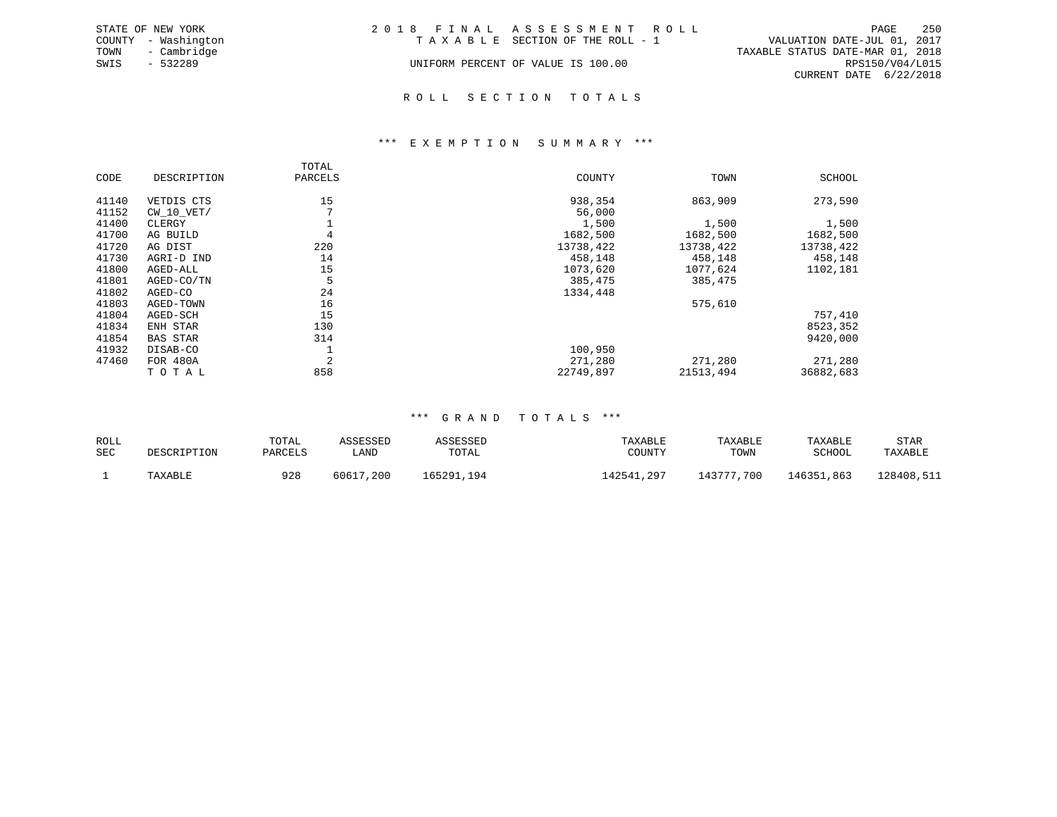STATE OF NEW YORK
COUNTY - Washington
TOWN - Cambridge
SWIS - 532289

2018 FINAL ASSESSMENT ROLL
TAXABLE SECTION OF THE ROLL - 1
UNIFORM PERCENT OF VALUE IS 100.00

VALUATION DATE-JUL 01, 2017
TAXABLE STATUS DATE-MAR 01, 2018
RPS150/V04/L015
CURRENT DATE 6/22/2018

## ROLL SECTION TOTALS

### *** EXEMPTION SUMMARY ***

| CODE | DESCRIPTION | TOTAL PARCELS | COUNTY | TOWN | SCHOOL |
|---|---|---|---|---|---|
| 41140 | VETDIS CTS | 15 | 938,354 | 863,909 | 273,590 |
| 41152 | CW_10_VET/ | 7 | 56,000 | | |
| 41400 | CLERGY | 1 | 1,500 | 1,500 | 1,500 |
| 41700 | AG BUILD | 4 | 1682,500 | 1682,500 | 1682,500 |
| 41720 | AG DIST | 220 | 13738,422 | 13738,422 | 13738,422 |
| 41730 | AGRI-D IND | 14 | 458,148 | 458,148 | 458,148 |
| 41800 | AGED-ALL | 15 | 1073,620 | 1077,624 | 1102,181 |
| 41801 | AGED-CO/TN | 5 | 385,475 | 385,475 | |
| 41802 | AGED-CO | 24 | 1334,448 | | |
| 41803 | AGED-TOWN | 16 | | 575,610 | |
| 41804 | AGED-SCH | 15 | | | 757,410 |
| 41834 | ENH STAR | 130 | | | 8523,352 |
| 41854 | BAS STAR | 314 | | | 9420,000 |
| 41932 | DISAB-CO | 1 | 100,950 | | |
| 47460 | FOR 480A | 2 | 271,280 | 271,280 | 271,280 |
| | TOTAL | 858 | 22749,897 | 21513,494 | 36882,683 |

### *** GRAND TOTALS ***

| ROLL SEC | DESCRIPTION | TOTAL PARCELS | ASSESSED LAND | ASSESSED TOTAL | TAXABLE COUNTY | TAXABLE TOWN | TAXABLE SCHOOL | STAR TAXABLE |
|---|---|---|---|---|---|---|---|---|
| 1 | TAXABLE | 928 | 60617,200 | 165291,194 | 142541,297 | 143777,700 | 146351,863 | 128408,511 |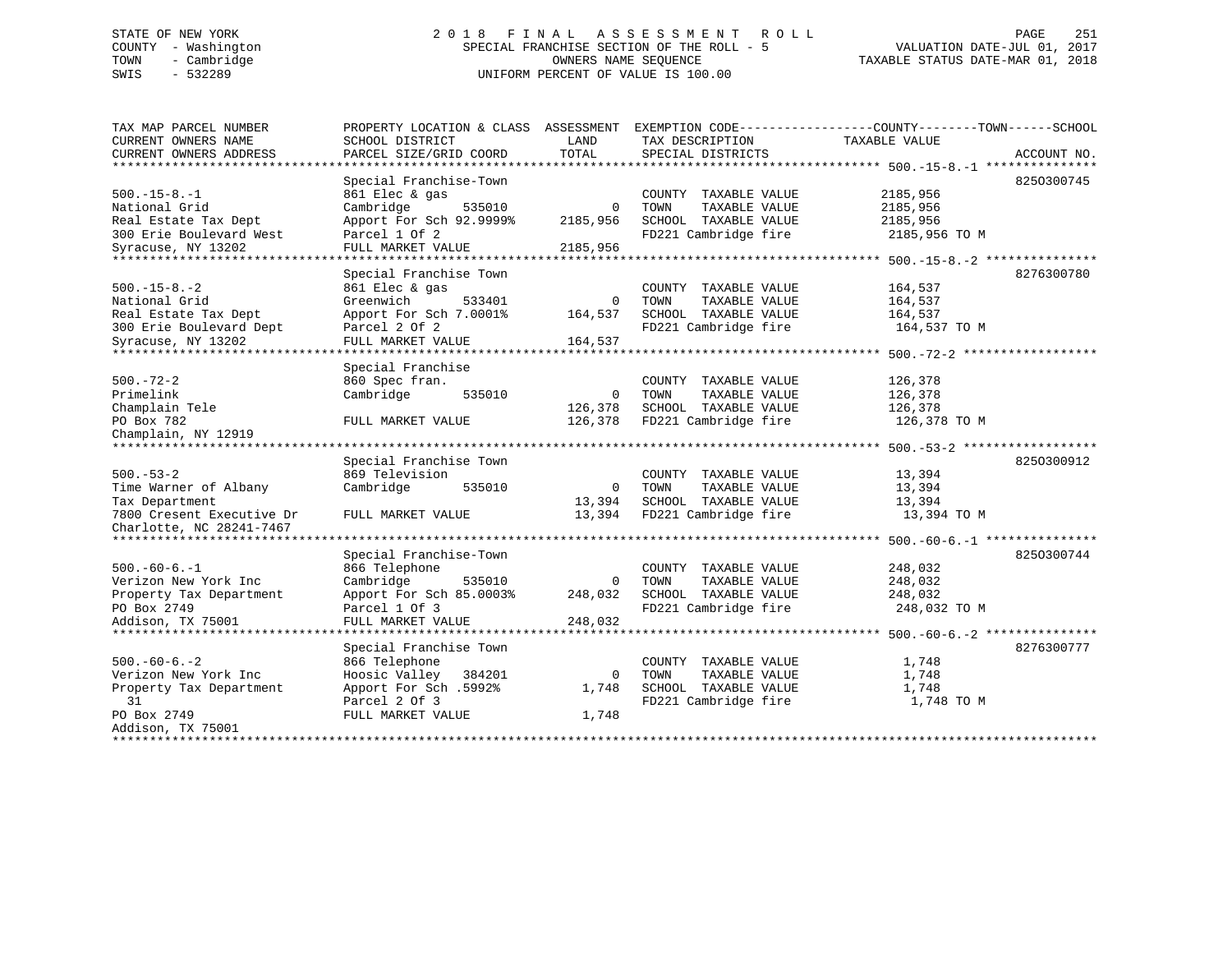STATE OF NEW YORK
COUNTY - Washington
TOWN - Cambridge
SWIS - 532289

2018 FINAL ASSESSMENT ROLL
SPECIAL FRANCHISE SECTION OF THE ROLL - 5
OWNERS NAME SEQUENCE
UNIFORM PERCENT OF VALUE IS 100.00

VALUATION DATE-JUL 01, 2017
TAXABLE STATUS DATE-MAR 01, 2018

| TAX MAP PARCEL NUMBER / CURRENT OWNERS NAME / CURRENT OWNERS ADDRESS | PROPERTY LOCATION & CLASS / SCHOOL DISTRICT / PARCEL SIZE/GRID COORD | ASSESSMENT LAND | TOTAL | EXEMPTION CODE / TAX DESCRIPTION / SPECIAL DISTRICTS | TAXABLE VALUE (COUNTY / TOWN / SCHOOL) | ACCOUNT NO. |
|---|---|---|---|---|---|---|
| **500.-15-8.-1** | Special Franchise-Town | | | | | 8250300745 |
| 500.-15-8.-1 | 861 Elec & gas | | | COUNTY TAXABLE VALUE | 2185,956 | |
| National Grid | Cambridge 535010 | 0 | | TOWN TAXABLE VALUE | 2185,956 | |
| Real Estate Tax Dept | Apport For Sch 92.9999% | | 2185,956 | SCHOOL TAXABLE VALUE | 2185,956 | |
| 300 Erie Boulevard West | Parcel 1 Of 2 | | | FD221 Cambridge fire | 2185,956 TO M | |
| Syracuse, NY 13202 | FULL MARKET VALUE | | 2185,956 | | | |
| **500.-15-8.-2** | Special Franchise Town | | | | | 8276300780 |
| 500.-15-8.-2 | 861 Elec & gas | | | COUNTY TAXABLE VALUE | 164,537 | |
| National Grid | Greenwich 533401 | 0 | | TOWN TAXABLE VALUE | 164,537 | |
| Real Estate Tax Dept | Apport For Sch 7.0001% | | 164,537 | SCHOOL TAXABLE VALUE | 164,537 | |
| 300 Erie Boulevard Dept | Parcel 2 Of 2 | | | FD221 Cambridge fire | 164,537 TO M | |
| Syracuse, NY 13202 | FULL MARKET VALUE | | 164,537 | | | |
| **500.-72-2** | Special Franchise | | | | | |
| 500.-72-2 | 860 Spec fran. | | | COUNTY TAXABLE VALUE | 126,378 | |
| Primelink | Cambridge 535010 | 0 | | TOWN TAXABLE VALUE | 126,378 | |
| Champlain Tele | | | 126,378 | SCHOOL TAXABLE VALUE | 126,378 | |
| PO Box 782 | FULL MARKET VALUE | | 126,378 | FD221 Cambridge fire | 126,378 TO M | |
| Champlain, NY 12919 | | | | | | |
| **500.-53-2** | Special Franchise Town | | | | | 8250300912 |
| 500.-53-2 | 869 Television | | | COUNTY TAXABLE VALUE | 13,394 | |
| Time Warner of Albany | Cambridge 535010 | 0 | | TOWN TAXABLE VALUE | 13,394 | |
| Tax Department | | | 13,394 | SCHOOL TAXABLE VALUE | 13,394 | |
| 7800 Cresent Executive Dr | FULL MARKET VALUE | | 13,394 | FD221 Cambridge fire | 13,394 TO M | |
| Charlotte, NC 28241-7467 | | | | | | |
| **500.-60-6.-1** | Special Franchise-Town | | | | | 8250300744 |
| 500.-60-6.-1 | 866 Telephone | | | COUNTY TAXABLE VALUE | 248,032 | |
| Verizon New York Inc | Cambridge 535010 | 0 | | TOWN TAXABLE VALUE | 248,032 | |
| Property Tax Department | Apport For Sch 85.0003% | | 248,032 | SCHOOL TAXABLE VALUE | 248,032 | |
| PO Box 2749 | Parcel 1 Of 3 | | | FD221 Cambridge fire | 248,032 TO M | |
| Addison, TX 75001 | FULL MARKET VALUE | | 248,032 | | | |
| **500.-60-6.-2** | Special Franchise Town | | | | | 8276300777 |
| 500.-60-6.-2 | 866 Telephone | | | COUNTY TAXABLE VALUE | 1,748 | |
| Verizon New York Inc | Hoosic Valley 384201 | 0 | | TOWN TAXABLE VALUE | 1,748 | |
| Property Tax Department | Apport For Sch .5992% | | 1,748 | SCHOOL TAXABLE VALUE | 1,748 | |
| 31 | Parcel 2 Of 3 | | | FD221 Cambridge fire | 1,748 TO M | |
| PO Box 2749 | FULL MARKET VALUE | | 1,748 | | | |
| Addison, TX 75001 | | | | | | |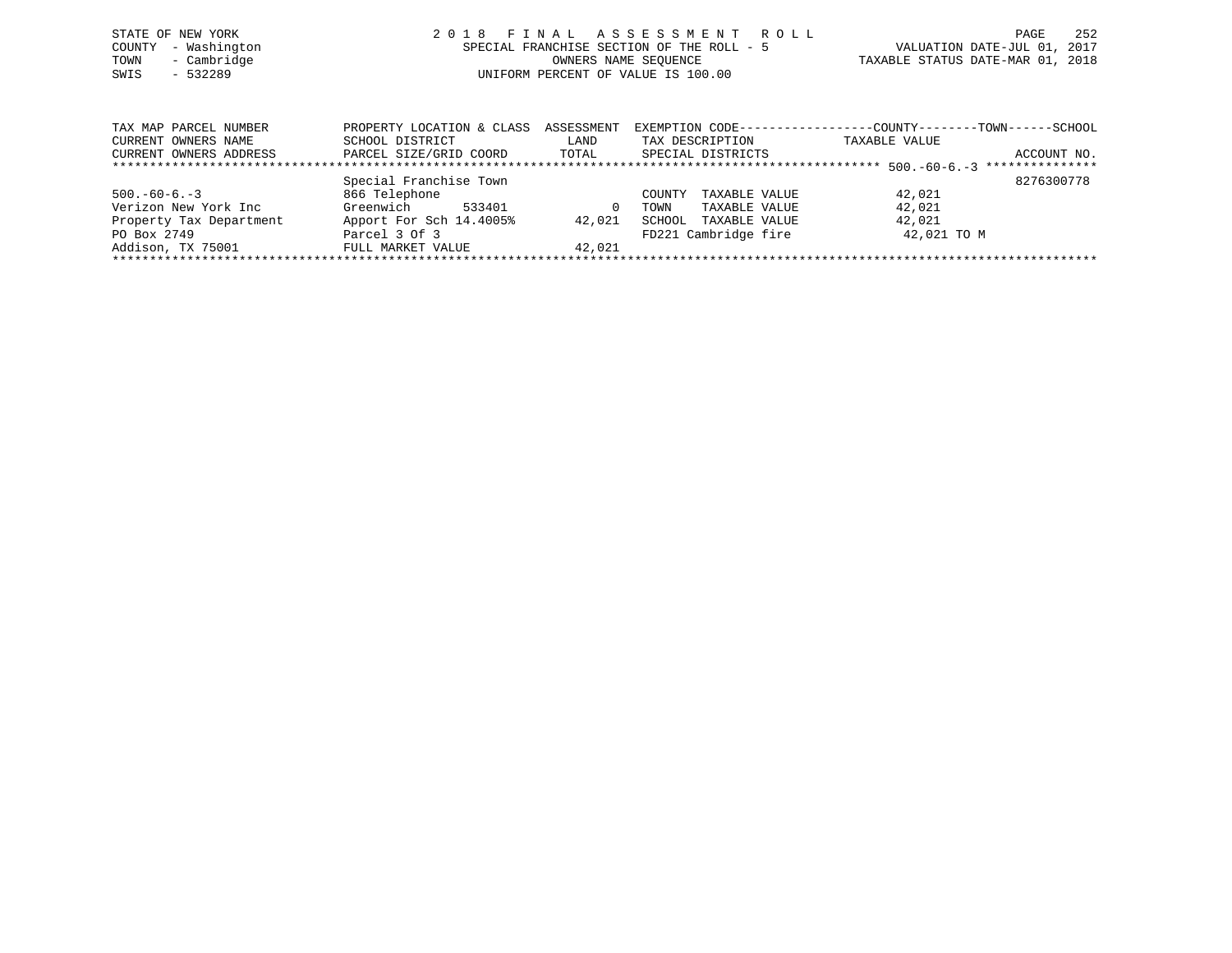STATE OF NEW YORK
COUNTY - Washington
TOWN - Cambridge
SWIS - 532289

2 0 1 8 F I N A L A S S E S S M E N T R O L L
SPECIAL FRANCHISE SECTION OF THE ROLL - 5
OWNERS NAME SEQUENCE
UNIFORM PERCENT OF VALUE IS 100.00

VALUATION DATE-JUL 01, 2017
TAXABLE STATUS DATE-MAR 01, 2018

| TAX MAP PARCEL NUMBER / CURRENT OWNERS NAME / CURRENT OWNERS ADDRESS | PROPERTY LOCATION & CLASS / SCHOOL DISTRICT / PARCEL SIZE/GRID COORD | ASSESSMENT LAND / TOTAL | EXEMPTION CODE / TAX DESCRIPTION / SPECIAL DISTRICTS | COUNTY TOWN SCHOOL TAXABLE VALUE | ACCOUNT NO. |
|---|---|---|---|---|---|
| 500.-60-6.-3 | | | | | |
| | Special Franchise Town | | | | 8276300778 |
| 500.-60-6.-3 | 866 Telephone | | COUNTY TAXABLE VALUE | 42,021 | |
| Verizon New York Inc | Greenwich 533401 | 0 | TOWN TAXABLE VALUE | 42,021 | |
| Property Tax Department | Apport For Sch 14.4005% | 42,021 | SCHOOL TAXABLE VALUE | 42,021 | |
| PO Box 2749 | Parcel 3 Of 3 | | FD221 Cambridge fire | 42,021 TO M | |
| Addison, TX 75001 | FULL MARKET VALUE | 42,021 | | | |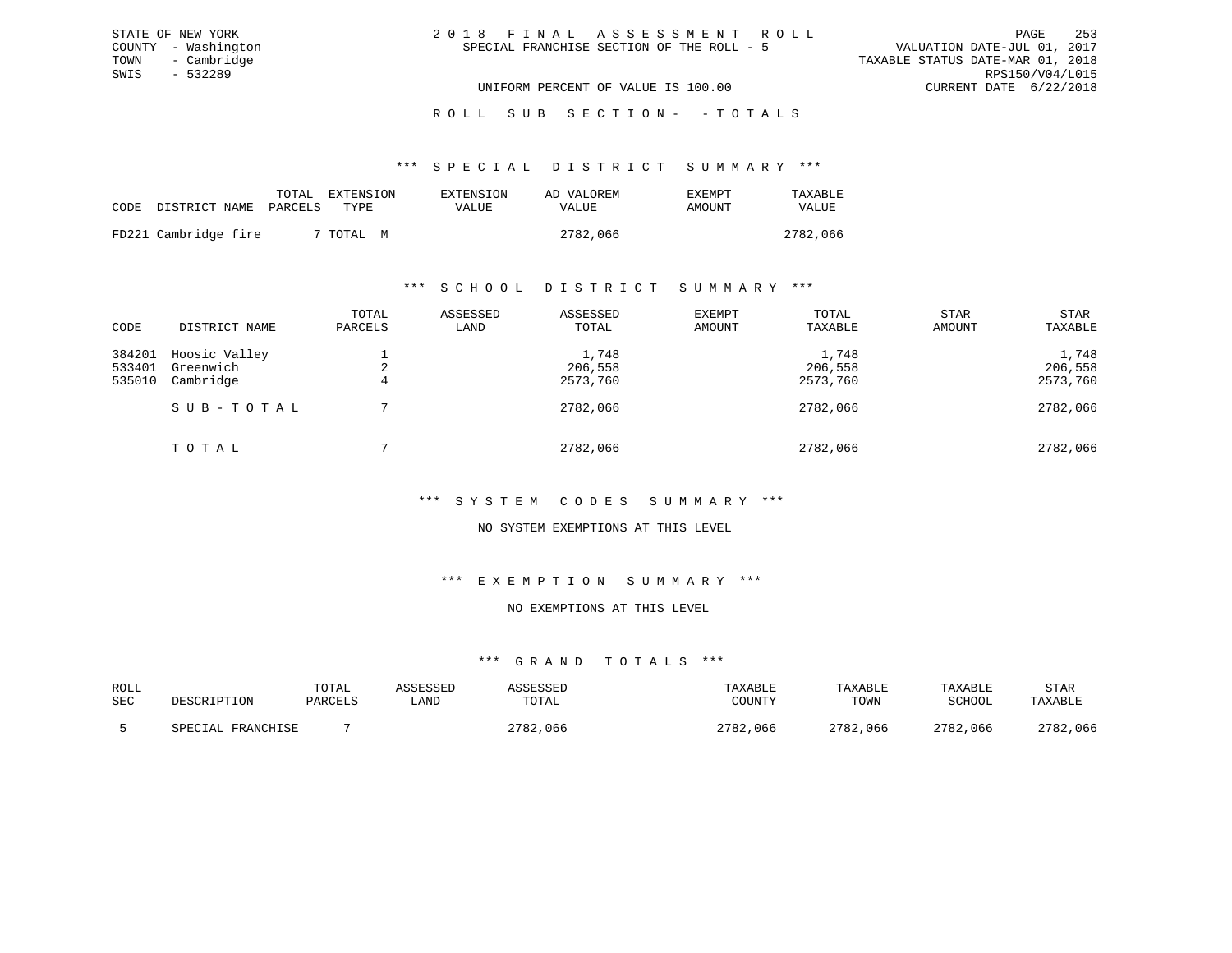STATE OF NEW YORK
COUNTY - Washington
TOWN - Cambridge
SWIS - 532289

2 0 1 8 F I N A L A S S E S S M E N T R O L L
SPECIAL FRANCHISE SECTION OF THE ROLL - 5

VALUATION DATE-JUL 01, 2017
TAXABLE STATUS DATE-MAR 01, 2018
RPS150/V04/L015
CURRENT DATE 6/22/2018

UNIFORM PERCENT OF VALUE IS 100.00

R O L L S U B S E C T I O N - - T O T A L S

*** S P E C I A L D I S T R I C T S U M M A R Y ***

| CODE | DISTRICT NAME | TOTAL PARCELS | EXTENSION TYPE | EXTENSION VALUE | AD VALOREM VALUE | EXEMPT AMOUNT | TAXABLE VALUE |
|---|---|---|---|---|---|---|---|
| FD221 | Cambridge fire | 7 | TOTAL M | | 2782,066 | | 2782,066 |

*** S C H O O L D I S T R I C T S U M M A R Y ***

| CODE | DISTRICT NAME | TOTAL PARCELS | ASSESSED LAND | ASSESSED TOTAL | EXEMPT AMOUNT | TOTAL TAXABLE | STAR AMOUNT | STAR TAXABLE |
|---|---|---|---|---|---|---|---|---|
| 384201 | Hoosic Valley | 1 | | 1,748 | | 1,748 | | 1,748 |
| 533401 | Greenwich | 2 | | 206,558 | | 206,558 | | 206,558 |
| 535010 | Cambridge | 4 | | 2573,760 | | 2573,760 | | 2573,760 |
| | S U B - T O T A L | 7 | | 2782,066 | | 2782,066 | | 2782,066 |
| | T O T A L | 7 | | 2782,066 | | 2782,066 | | 2782,066 |

*** S Y S T E M C O D E S S U M M A R Y ***

NO SYSTEM EXEMPTIONS AT THIS LEVEL

*** E X E M P T I O N S U M M A R Y ***

NO EXEMPTIONS AT THIS LEVEL

*** G R A N D T O T A L S ***

| ROLL SEC | DESCRIPTION | TOTAL PARCELS | ASSESSED LAND | ASSESSED TOTAL | TAXABLE COUNTY | TAXABLE TOWN | TAXABLE SCHOOL | STAR TAXABLE |
|---|---|---|---|---|---|---|---|---|
| 5 | SPECIAL FRANCHISE | 7 | | 2782,066 | 2782,066 | 2782,066 | 2782,066 | 2782,066 |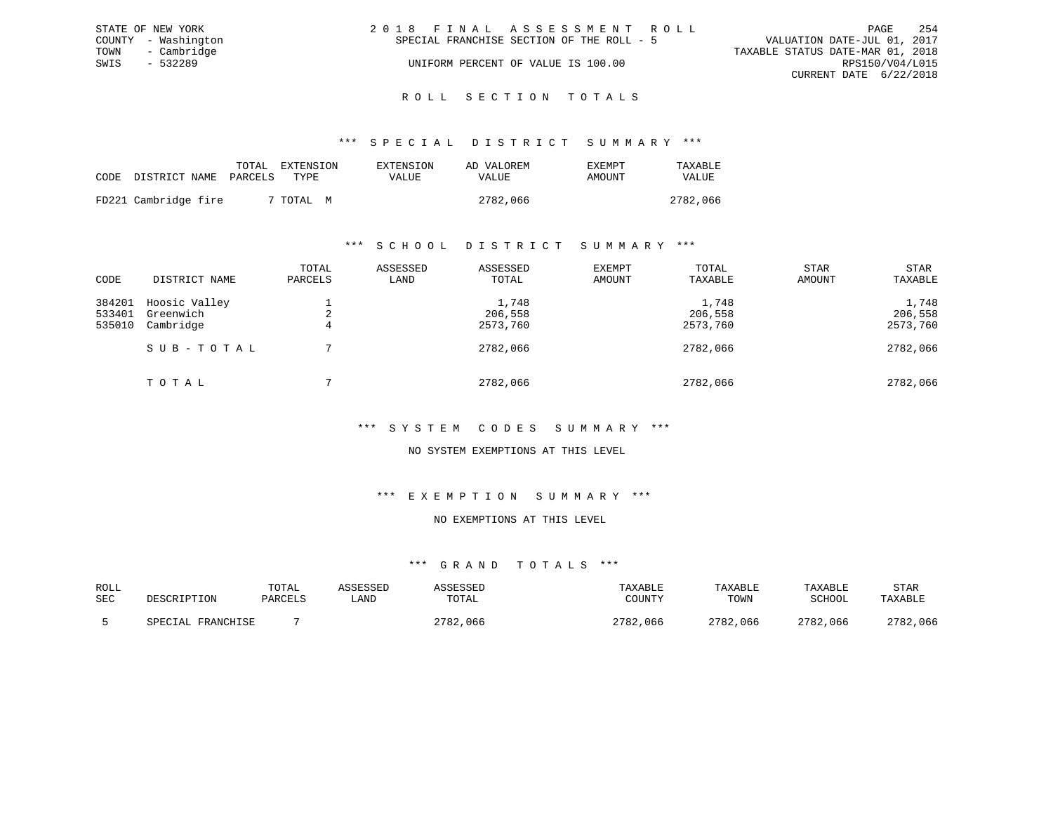STATE OF NEW YORK
COUNTY - Washington
TOWN - Cambridge
SWIS - 532289

2018 FINAL ASSESSMENT ROLL
SPECIAL FRANCHISE SECTION OF THE ROLL - 5
UNIFORM PERCENT OF VALUE IS 100.00

VALUATION DATE-JUL 01, 2017
TAXABLE STATUS DATE-MAR 01, 2018
RPS150/V04/L015
CURRENT DATE 6/22/2018

## ROLL SECTION TOTALS

### *** SPECIAL DISTRICT SUMMARY ***

| CODE | DISTRICT NAME | TOTAL PARCELS | EXTENSION TYPE | EXTENSION VALUE | AD VALOREM VALUE | EXEMPT AMOUNT | TAXABLE VALUE |
|---|---|---|---|---|---|---|---|
| FD221 | Cambridge fire | 7 | TOTAL M | | 2782,066 | | 2782,066 |

### *** SCHOOL DISTRICT SUMMARY ***

| CODE | DISTRICT NAME | TOTAL PARCELS | ASSESSED LAND | ASSESSED TOTAL | EXEMPT AMOUNT | TOTAL TAXABLE | STAR AMOUNT | STAR TAXABLE |
|---|---|---|---|---|---|---|---|---|
| 384201 | Hoosic Valley | 1 | | 1,748 | | 1,748 | | 1,748 |
| 533401 | Greenwich | 2 | | 206,558 | | 206,558 | | 206,558 |
| 535010 | Cambridge | 4 | | 2573,760 | | 2573,760 | | 2573,760 |
| | SUB-TOTAL | 7 | | 2782,066 | | 2782,066 | | 2782,066 |
| | TOTAL | 7 | | 2782,066 | | 2782,066 | | 2782,066 |

### *** SYSTEM CODES SUMMARY ***

NO SYSTEM EXEMPTIONS AT THIS LEVEL

### *** EXEMPTION SUMMARY ***

NO EXEMPTIONS AT THIS LEVEL

### *** GRAND TOTALS ***

| ROLL SEC | DESCRIPTION | TOTAL PARCELS | ASSESSED LAND | ASSESSED TOTAL | TAXABLE COUNTY | TAXABLE TOWN | TAXABLE SCHOOL | STAR TAXABLE |
|---|---|---|---|---|---|---|---|---|
| 5 | SPECIAL FRANCHISE | 7 | | 2782,066 | 2782,066 | 2782,066 | 2782,066 | 2782,066 |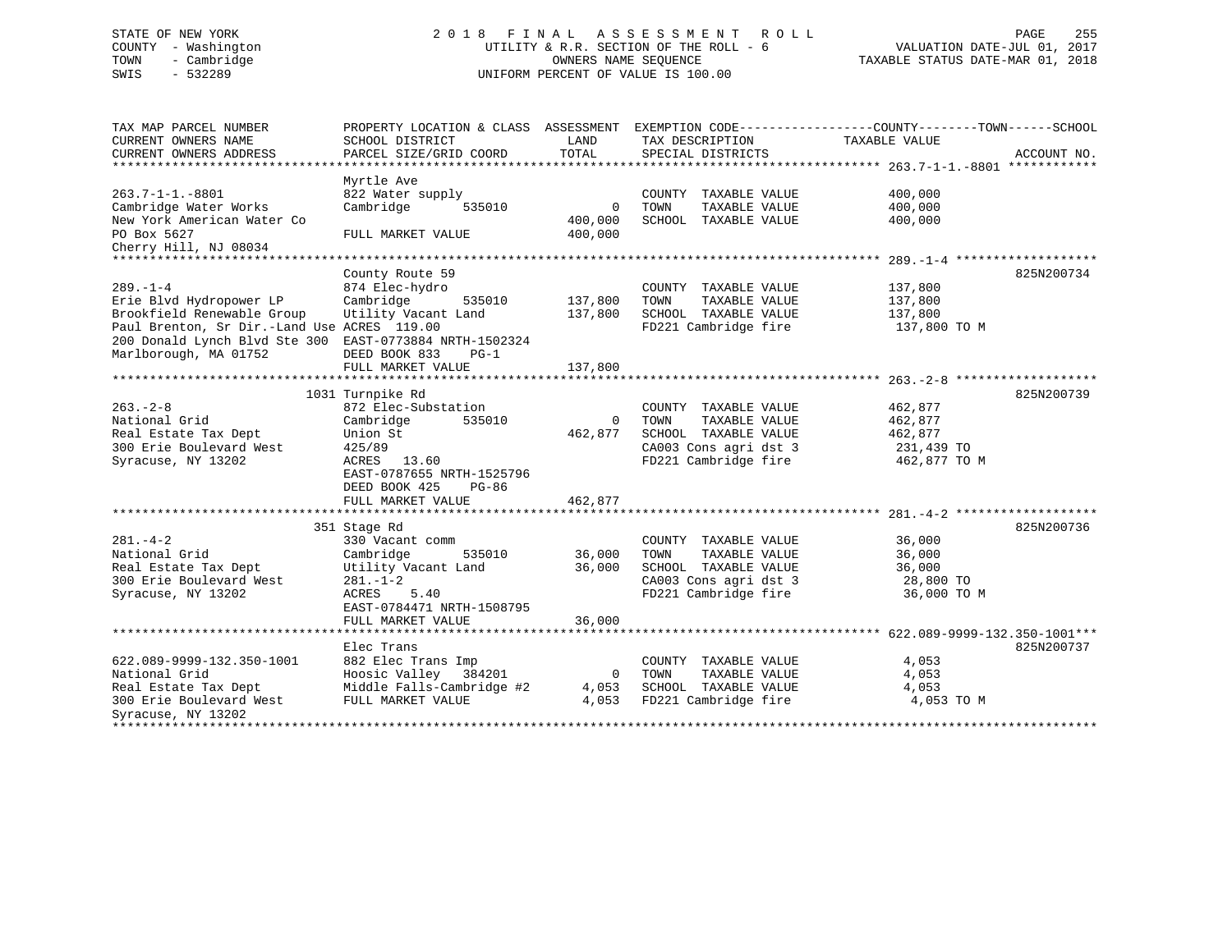STATE OF NEW YORK | 2018 FINAL ASSESSMENT ROLL | VALUATION DATE-JUL 01, 2017
COUNTY - Washington | UTILITY & R.R. SECTION OF THE ROLL - 6 | TAXABLE STATUS DATE-MAR 01, 2018
TOWN - Cambridge | OWNERS NAME SEQUENCE
SWIS - 532289 | UNIFORM PERCENT OF VALUE IS 100.00

| TAX MAP PARCEL NUMBER / CURRENT OWNERS NAME / CURRENT OWNERS ADDRESS | PROPERTY LOCATION & CLASS / SCHOOL DISTRICT / PARCEL SIZE/GRID COORD | ASSESSMENT LAND / TOTAL | EXEMPTION CODE / TAX DESCRIPTION / SPECIAL DISTRICTS | COUNTY--------TOWN------SCHOOL TAXABLE VALUE | ACCOUNT NO. |
|---|---|---|---|---|---|
| **263.7-1-1.-8801** | Myrtle Ave | | | | |
| 263.7-1-1.-8801 | 822 Water supply | | COUNTY TAXABLE VALUE | 400,000 | |
| Cambridge Water Works | Cambridge 535010 | 0 | TOWN TAXABLE VALUE | 400,000 | |
| New York American Water Co | | 400,000 | SCHOOL TAXABLE VALUE | 400,000 | |
| PO Box 5627 | FULL MARKET VALUE | 400,000 | | | |
| Cherry Hill, NJ 08034 | | | | | |
| **289.-1-4** | County Route 59 | | | | 825N200734 |
| 289.-1-4 | 874 Elec-hydro | | COUNTY TAXABLE VALUE | 137,800 | |
| Erie Blvd Hydropower LP | Cambridge 535010 | 137,800 | TOWN TAXABLE VALUE | 137,800 | |
| Brookfield Renewable Group | Utility Vacant Land | 137,800 | SCHOOL TAXABLE VALUE | 137,800 | |
| Paul Brenton, Sr Dir.-Land Use | ACRES 119.00 | | FD221 Cambridge fire | 137,800 TO M | |
| 200 Donald Lynch Blvd Ste 300 | EAST-0773884 NRTH-1502324 | | | | |
| Marlborough, MA 01752 | DEED BOOK 833 PG-1 | | | | |
| | FULL MARKET VALUE | 137,800 | | | |
| **263.-2-8** | 1031 Turnpike Rd | | | | 825N200739 |
| 263.-2-8 | 872 Elec-Substation | | COUNTY TAXABLE VALUE | 462,877 | |
| National Grid | Cambridge 535010 | 0 | TOWN TAXABLE VALUE | 462,877 | |
| Real Estate Tax Dept | Union St | 462,877 | SCHOOL TAXABLE VALUE | 462,877 | |
| 300 Erie Boulevard West | 425/89 | | CA003 Cons agri dst 3 | 231,439 TO | |
| Syracuse, NY 13202 | ACRES 13.60 | | FD221 Cambridge fire | 462,877 TO M | |
| | EAST-0787655 NRTH-1525796 | | | | |
| | DEED BOOK 425 PG-86 | | | | |
| | FULL MARKET VALUE | 462,877 | | | |
| **281.-4-2** | 351 Stage Rd | | | | 825N200736 |
| 281.-4-2 | 330 Vacant comm | | COUNTY TAXABLE VALUE | 36,000 | |
| National Grid | Cambridge 535010 | 36,000 | TOWN TAXABLE VALUE | 36,000 | |
| Real Estate Tax Dept | Utility Vacant Land | 36,000 | SCHOOL TAXABLE VALUE | 36,000 | |
| 300 Erie Boulevard West | 281.-1-2 | | CA003 Cons agri dst 3 | 28,800 TO | |
| Syracuse, NY 13202 | ACRES 5.40 | | FD221 Cambridge fire | 36,000 TO M | |
| | EAST-0784471 NRTH-1508795 | | | | |
| | FULL MARKET VALUE | 36,000 | | | |
| **622.089-9999-132.350-1001** | Elec Trans | | | | 825N200737 |
| 622.089-9999-132.350-1001 | 882 Elec Trans Imp | | COUNTY TAXABLE VALUE | 4,053 | |
| National Grid | Hoosic Valley 384201 | 0 | TOWN TAXABLE VALUE | 4,053 | |
| Real Estate Tax Dept | Middle Falls-Cambridge #2 | 4,053 | SCHOOL TAXABLE VALUE | 4,053 | |
| 300 Erie Boulevard West | FULL MARKET VALUE | 4,053 | FD221 Cambridge fire | 4,053 TO M | |
| Syracuse, NY 13202 | | | | | |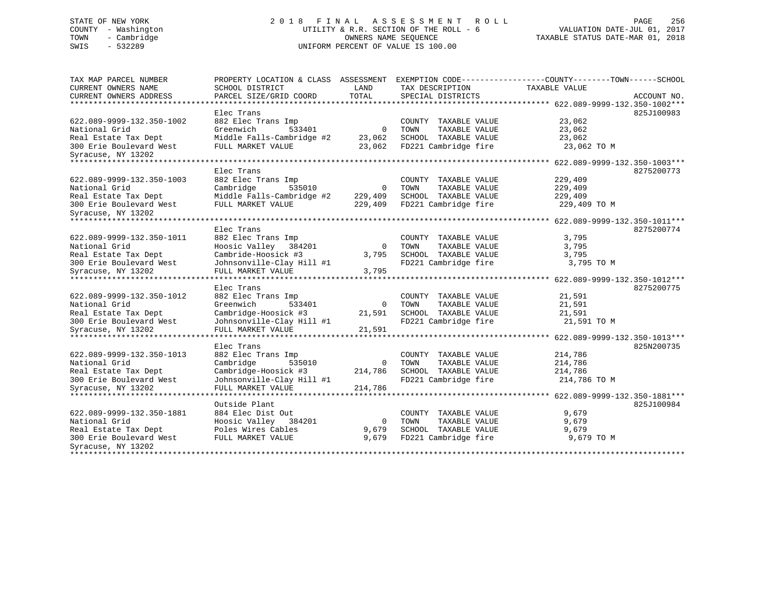STATE OF NEW YORK
COUNTY - Washington
TOWN - Cambridge
SWIS - 532289

2018 FINAL ASSESSMENT ROLL
UTILITY & R.R. SECTION OF THE ROLL - 6
OWNERS NAME SEQUENCE
UNIFORM PERCENT OF VALUE IS 100.00

VALUATION DATE-JUL 01, 2017
TAXABLE STATUS DATE-MAR 01, 2018

| TAX MAP PARCEL NUMBER / CURRENT OWNERS NAME / CURRENT OWNERS ADDRESS | PROPERTY LOCATION & CLASS / SCHOOL DISTRICT / PARCEL SIZE/GRID COORD | ASSESSMENT LAND | TOTAL | EXEMPTION CODE / TAX DESCRIPTION / SPECIAL DISTRICTS | TAXABLE VALUE (COUNTY--TOWN--SCHOOL) | ACCOUNT NO. |
|---|---|---|---|---|---|---|
| **622.089-9999-132.350-1002** | Elec Trans | | | | | 825J100983 |
| 622.089-9999-132.350-1002 | 882 Elec Trans Imp | | | COUNTY TAXABLE VALUE | 23,062 | |
| National Grid | Greenwich 533401 | 0 | | TOWN TAXABLE VALUE | 23,062 | |
| Real Estate Tax Dept | Middle Falls-Cambridge #2 | | 23,062 | SCHOOL TAXABLE VALUE | 23,062 | |
| 300 Erie Boulevard West | FULL MARKET VALUE | | 23,062 | FD221 Cambridge fire | 23,062 TO M | |
| Syracuse, NY 13202 | | | | | | |
| **622.089-9999-132.350-1003** | Elec Trans | | | | | 8275200773 |
| 622.089-9999-132.350-1003 | 882 Elec Trans Imp | | | COUNTY TAXABLE VALUE | 229,409 | |
| National Grid | Cambridge 535010 | 0 | | TOWN TAXABLE VALUE | 229,409 | |
| Real Estate Tax Dept | Middle Falls-Cambridge #2 | | 229,409 | SCHOOL TAXABLE VALUE | 229,409 | |
| 300 Erie Boulevard West | FULL MARKET VALUE | | 229,409 | FD221 Cambridge fire | 229,409 TO M | |
| Syracuse, NY 13202 | | | | | | |
| **622.089-9999-132.350-1011** | Elec Trans | | | | | 8275200774 |
| 622.089-9999-132.350-1011 | 882 Elec Trans Imp | | | COUNTY TAXABLE VALUE | 3,795 | |
| National Grid | Hoosic Valley 384201 | 0 | | TOWN TAXABLE VALUE | 3,795 | |
| Real Estate Tax Dept | Cambride-Hoosick #3 | | 3,795 | SCHOOL TAXABLE VALUE | 3,795 | |
| 300 Erie Boulevard West | Johnsonville-Clay Hill #1 | | | FD221 Cambridge fire | 3,795 TO M | |
| Syracuse, NY 13202 | FULL MARKET VALUE | | 3,795 | | | |
| **622.089-9999-132.350-1012** | Elec Trans | | | | | 8275200775 |
| 622.089-9999-132.350-1012 | 882 Elec Trans Imp | | | COUNTY TAXABLE VALUE | 21,591 | |
| National Grid | Greenwich 533401 | 0 | | TOWN TAXABLE VALUE | 21,591 | |
| Real Estate Tax Dept | Cambridge-Hoosick #3 | | 21,591 | SCHOOL TAXABLE VALUE | 21,591 | |
| 300 Erie Boulevard West | Johnsonville-Clay Hill #1 | | | FD221 Cambridge fire | 21,591 TO M | |
| Syracuse, NY 13202 | FULL MARKET VALUE | | 21,591 | | | |
| **622.089-9999-132.350-1013** | Elec Trans | | | | | 825N200735 |
| 622.089-9999-132.350-1013 | 882 Elec Trans Imp | | | COUNTY TAXABLE VALUE | 214,786 | |
| National Grid | Cambridge 535010 | 0 | | TOWN TAXABLE VALUE | 214,786 | |
| Real Estate Tax Dept | Cambridge-Hoosick #3 | | 214,786 | SCHOOL TAXABLE VALUE | 214,786 | |
| 300 Erie Boulevard West | Johnsonville-Clay Hill #1 | | | FD221 Cambridge fire | 214,786 TO M | |
| Syracuse, NY 13202 | FULL MARKET VALUE | | 214,786 | | | |
| **622.089-9999-132.350-1881** | Outside Plant | | | | | 825J100984 |
| 622.089-9999-132.350-1881 | 884 Elec Dist Out | | | COUNTY TAXABLE VALUE | 9,679 | |
| National Grid | Hoosic Valley 384201 | 0 | | TOWN TAXABLE VALUE | 9,679 | |
| Real Estate Tax Dept | Poles Wires Cables | | 9,679 | SCHOOL TAXABLE VALUE | 9,679 | |
| 300 Erie Boulevard West | FULL MARKET VALUE | | 9,679 | FD221 Cambridge fire | 9,679 TO M | |
| Syracuse, NY 13202 | | | | | | |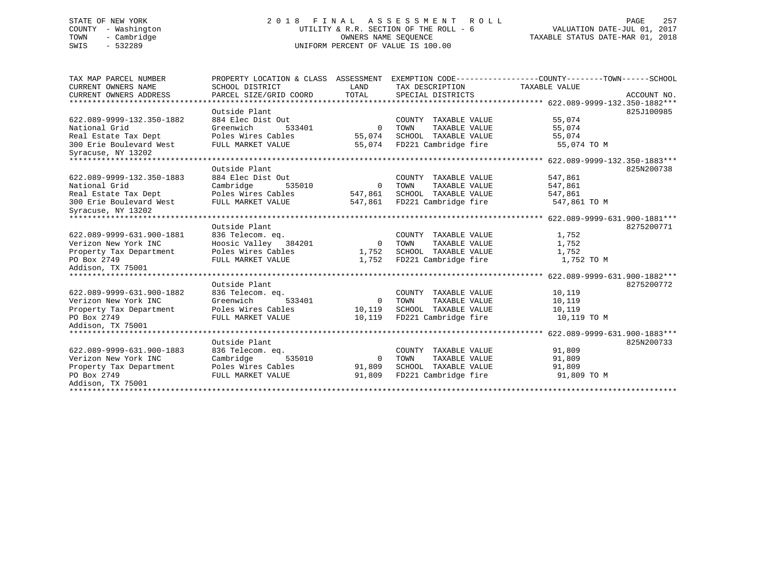STATE OF NEW YORK
COUNTY - Washington
TOWN - Cambridge
SWIS - 532289

2018 FINAL ASSESSMENT ROLL
UTILITY & R.R. SECTION OF THE ROLL - 6
OWNERS NAME SEQUENCE
UNIFORM PERCENT OF VALUE IS 100.00

VALUATION DATE-JUL 01, 2017
TAXABLE STATUS DATE-MAR 01, 2018

| TAX MAP PARCEL NUMBER / CURRENT OWNERS NAME / CURRENT OWNERS ADDRESS | PROPERTY LOCATION & CLASS / SCHOOL DISTRICT / PARCEL SIZE/GRID COORD | ASSESSMENT LAND | ASSESSMENT TOTAL | EXEMPTION CODE / TAX DESCRIPTION / SPECIAL DISTRICTS | TAXABLE VALUE (COUNTY / TOWN / SCHOOL) | ACCOUNT NO. |
|---|---|---|---|---|---|---|
| **622.089-9999-132.350-1882** | Outside Plant | | | | | 825J100985 |
| 622.089-9999-132.350-1882 | 884 Elec Dist Out | | | COUNTY TAXABLE VALUE | 55,074 | |
| National Grid | Greenwich 533401 | 0 | | TOWN TAXABLE VALUE | 55,074 | |
| Real Estate Tax Dept | Poles Wires Cables | | 55,074 | SCHOOL TAXABLE VALUE | 55,074 | |
| 300 Erie Boulevard West | FULL MARKET VALUE | | 55,074 | FD221 Cambridge fire | 55,074 TO M | |
| Syracuse, NY 13202 | | | | | | |
| **622.089-9999-132.350-1883** | Outside Plant | | | | | 825N200738 |
| 622.089-9999-132.350-1883 | 884 Elec Dist Out | | | COUNTY TAXABLE VALUE | 547,861 | |
| National Grid | Cambridge 535010 | 0 | | TOWN TAXABLE VALUE | 547,861 | |
| Real Estate Tax Dept | Poles Wires Cables | | 547,861 | SCHOOL TAXABLE VALUE | 547,861 | |
| 300 Erie Boulevard West | FULL MARKET VALUE | | 547,861 | FD221 Cambridge fire | 547,861 TO M | |
| Syracuse, NY 13202 | | | | | | |
| **622.089-9999-631.900-1881** | Outside Plant | | | | | 8275200771 |
| 622.089-9999-631.900-1881 | 836 Telecom. eq. | | | COUNTY TAXABLE VALUE | 1,752 | |
| Verizon New York INC | Hoosic Valley 384201 | 0 | | TOWN TAXABLE VALUE | 1,752 | |
| Property Tax Department | Poles Wires Cables | | 1,752 | SCHOOL TAXABLE VALUE | 1,752 | |
| PO Box 2749 | FULL MARKET VALUE | | 1,752 | FD221 Cambridge fire | 1,752 TO M | |
| Addison, TX 75001 | | | | | | |
| **622.089-9999-631.900-1882** | Outside Plant | | | | | 8275200772 |
| 622.089-9999-631.900-1882 | 836 Telecom. eq. | | | COUNTY TAXABLE VALUE | 10,119 | |
| Verizon New York INC | Greenwich 533401 | 0 | | TOWN TAXABLE VALUE | 10,119 | |
| Property Tax Department | Poles Wires Cables | | 10,119 | SCHOOL TAXABLE VALUE | 10,119 | |
| PO Box 2749 | FULL MARKET VALUE | | 10,119 | FD221 Cambridge fire | 10,119 TO M | |
| Addison, TX 75001 | | | | | | |
| **622.089-9999-631.900-1883** | Outside Plant | | | | | 825N200733 |
| 622.089-9999-631.900-1883 | 836 Telecom. eq. | | | COUNTY TAXABLE VALUE | 91,809 | |
| Verizon New York INC | Cambridge 535010 | 0 | | TOWN TAXABLE VALUE | 91,809 | |
| Property Tax Department | Poles Wires Cables | | 91,809 | SCHOOL TAXABLE VALUE | 91,809 | |
| PO Box 2749 | FULL MARKET VALUE | | 91,809 | FD221 Cambridge fire | 91,809 TO M | |
| Addison, TX 75001 | | | | | | |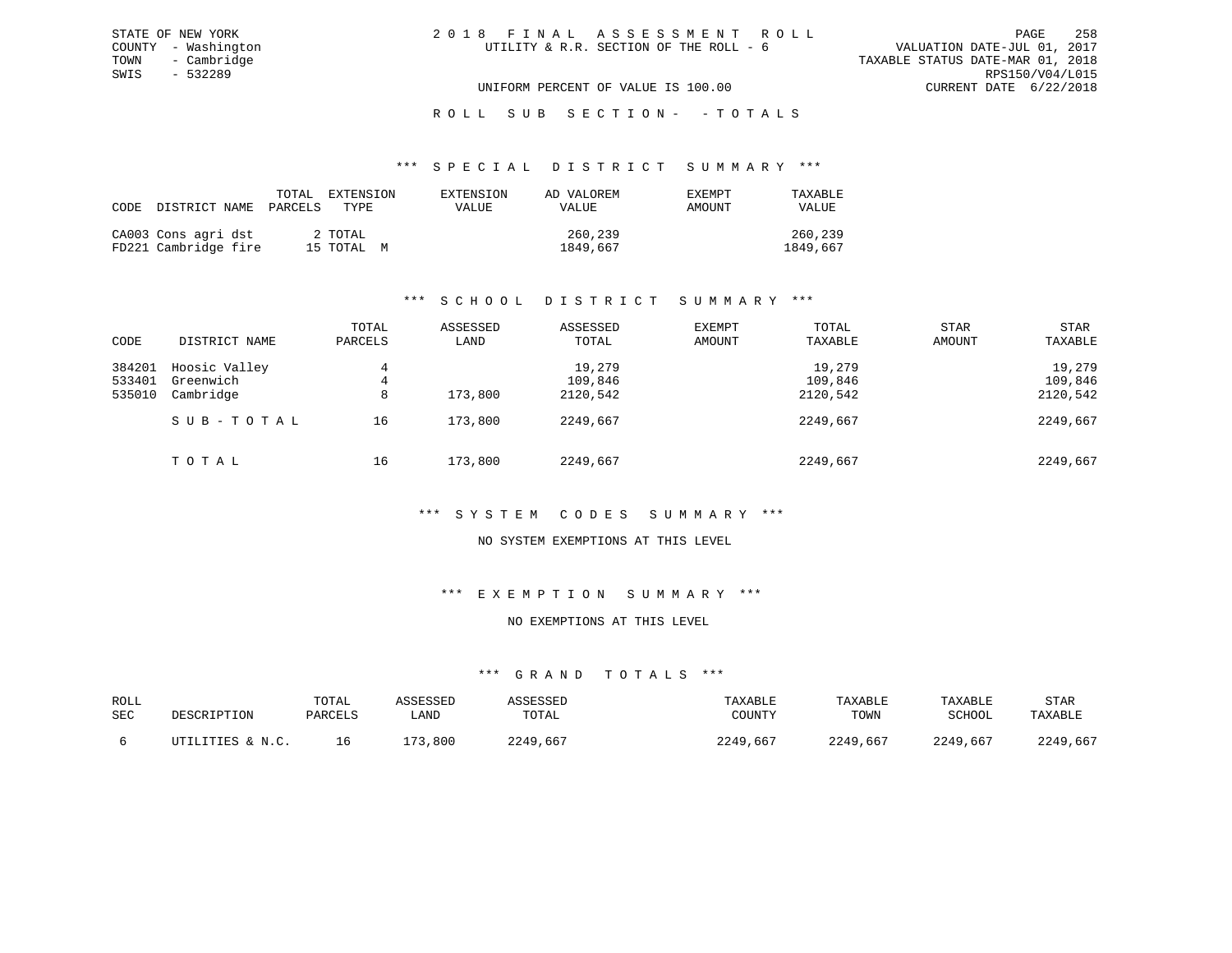STATE OF NEW YORK
COUNTY - Washington
TOWN - Cambridge
SWIS - 532289

2018 FINAL ASSESSMENT ROLL
UTILITY & R.R. SECTION OF THE ROLL - 6

VALUATION DATE-JUL 01, 2017
TAXABLE STATUS DATE-MAR 01, 2018
RPS150/V04/L015
CURRENT DATE 6/22/2018

UNIFORM PERCENT OF VALUE IS 100.00

ROLL SUB SECTION- - TOTALS

### *** SPECIAL DISTRICT SUMMARY ***

| CODE | DISTRICT NAME | TOTAL PARCELS | EXTENSION TYPE | EXTENSION VALUE | AD VALOREM VALUE | EXEMPT AMOUNT | TAXABLE VALUE |
|---|---|---|---|---|---|---|---|
| CA003 | Cons agri dst | 2 | TOTAL | | 260,239 | | 260,239 |
| FD221 | Cambridge fire | 15 | TOTAL M | | 1849,667 | | 1849,667 |

### *** SCHOOL DISTRICT SUMMARY ***

| CODE | DISTRICT NAME | TOTAL PARCELS | ASSESSED LAND | ASSESSED TOTAL | EXEMPT AMOUNT | TOTAL TAXABLE | STAR AMOUNT | STAR TAXABLE |
|---|---|---|---|---|---|---|---|---|
| 384201 | Hoosic Valley | 4 | | 19,279 | | 19,279 | | 19,279 |
| 533401 | Greenwich | 4 | | 109,846 | | 109,846 | | 109,846 |
| 535010 | Cambridge | 8 | 173,800 | 2120,542 | | 2120,542 | | 2120,542 |
| | SUB-TOTAL | 16 | 173,800 | 2249,667 | | 2249,667 | | 2249,667 |
| | TOTAL | 16 | 173,800 | 2249,667 | | 2249,667 | | 2249,667 |

### *** SYSTEM CODES SUMMARY ***

NO SYSTEM EXEMPTIONS AT THIS LEVEL

### *** EXEMPTION SUMMARY ***

NO EXEMPTIONS AT THIS LEVEL

### *** GRAND TOTALS ***

| ROLL SEC | DESCRIPTION | TOTAL PARCELS | ASSESSED LAND | ASSESSED TOTAL | TAXABLE COUNTY | TAXABLE TOWN | TAXABLE SCHOOL | STAR TAXABLE |
|---|---|---|---|---|---|---|---|---|
| 6 | UTILITIES & N.C. | 16 | 173,800 | 2249,667 | 2249,667 | 2249,667 | 2249,667 | 2249,667 |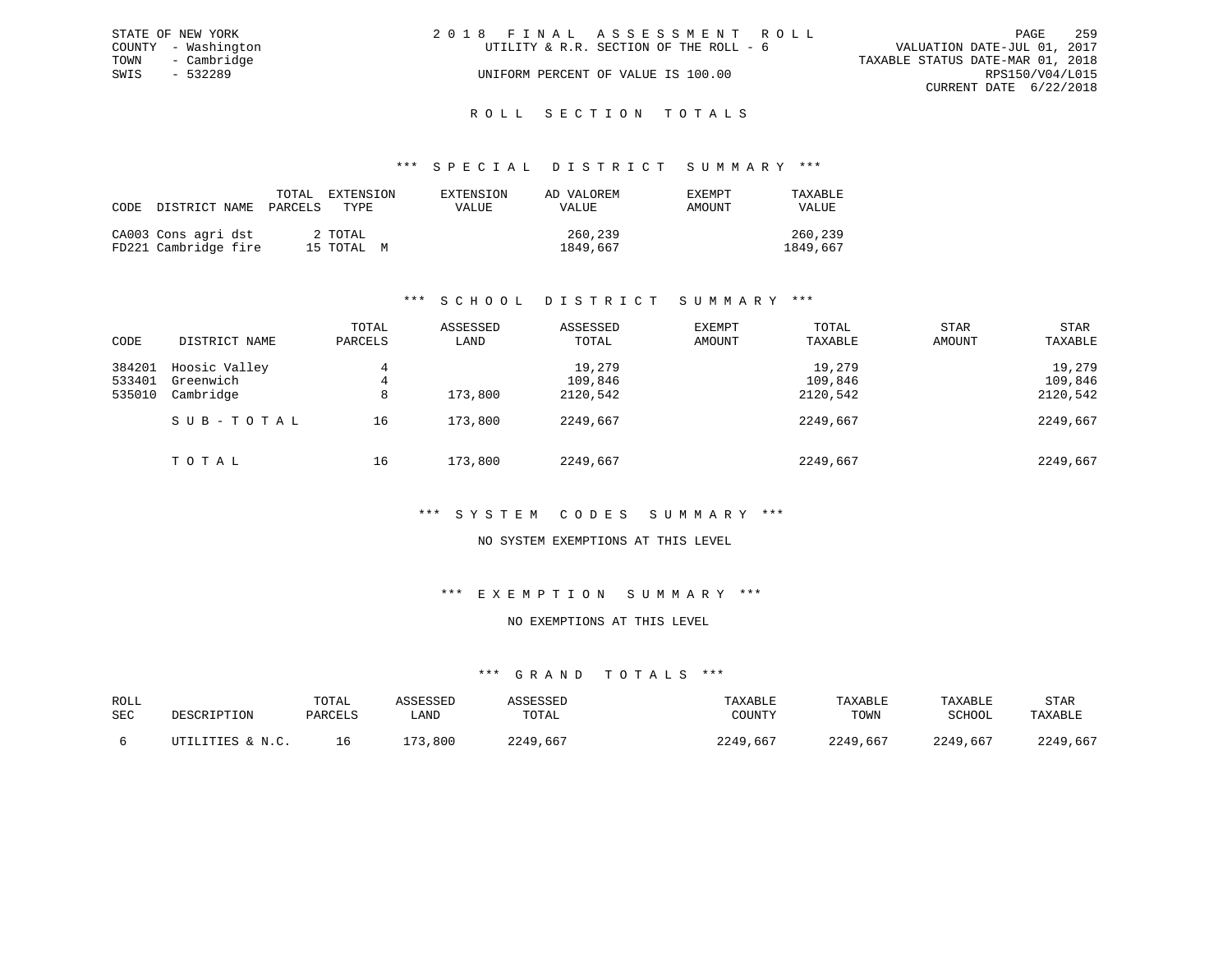STATE OF NEW YORK
COUNTY - Washington
TOWN - Cambridge
SWIS - 532289

2018 FINAL ASSESSMENT ROLL
UTILITY & R.R. SECTION OF THE ROLL - 6
UNIFORM PERCENT OF VALUE IS 100.00

VALUATION DATE-JUL 01, 2017
TAXABLE STATUS DATE-MAR 01, 2018
RPS150/V04/L015
CURRENT DATE 6/22/2018

## ROLL SECTION TOTALS

### *** SPECIAL DISTRICT SUMMARY ***

| CODE | DISTRICT NAME | TOTAL PARCELS | EXTENSION TYPE | EXTENSION VALUE | AD VALOREM VALUE | EXEMPT AMOUNT | TAXABLE VALUE |
|---|---|---|---|---|---|---|---|
| CA003 | Cons agri dst | 2 | TOTAL | | 260,239 | | 260,239 |
| FD221 | Cambridge fire | 15 | TOTAL M | | 1849,667 | | 1849,667 |

### *** SCHOOL DISTRICT SUMMARY ***

| CODE | DISTRICT NAME | TOTAL PARCELS | ASSESSED LAND | ASSESSED TOTAL | EXEMPT AMOUNT | TOTAL TAXABLE | STAR AMOUNT | STAR TAXABLE |
|---|---|---|---|---|---|---|---|---|
| 384201 | Hoosic Valley | 4 | | 19,279 | | 19,279 | | 19,279 |
| 533401 | Greenwich | 4 | | 109,846 | | 109,846 | | 109,846 |
| 535010 | Cambridge | 8 | 173,800 | 2120,542 | | 2120,542 | | 2120,542 |
| | SUB-TOTAL | 16 | 173,800 | 2249,667 | | 2249,667 | | 2249,667 |
| | TOTAL | 16 | 173,800 | 2249,667 | | 2249,667 | | 2249,667 |

### *** SYSTEM CODES SUMMARY ***

NO SYSTEM EXEMPTIONS AT THIS LEVEL

### *** EXEMPTION SUMMARY ***

NO EXEMPTIONS AT THIS LEVEL

### *** GRAND TOTALS ***

| ROLL SEC | DESCRIPTION | TOTAL PARCELS | ASSESSED LAND | ASSESSED TOTAL | TAXABLE COUNTY | TAXABLE TOWN | TAXABLE SCHOOL | STAR TAXABLE |
|---|---|---|---|---|---|---|---|---|
| 6 | UTILITIES & N.C. | 16 | 173,800 | 2249,667 | 2249,667 | 2249,667 | 2249,667 | 2249,667 |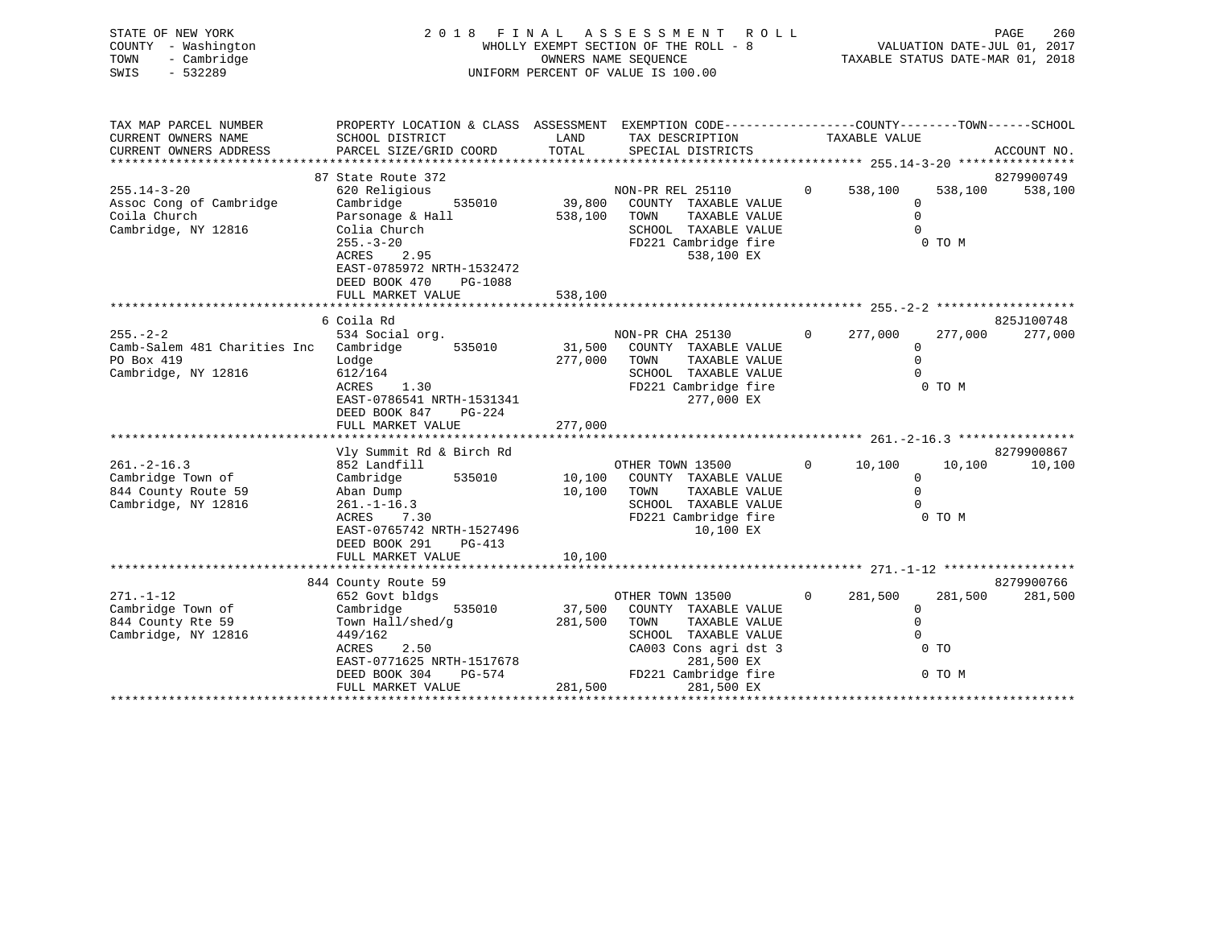STATE OF NEW YORK
COUNTY - Washington
TOWN - Cambridge
SWIS - 532289

2018 FINAL ASSESSMENT ROLL
WHOLLY EXEMPT SECTION OF THE ROLL - 8
OWNERS NAME SEQUENCE
UNIFORM PERCENT OF VALUE IS 100.00

VALUATION DATE-JUL 01, 2017
TAXABLE STATUS DATE-MAR 01, 2018

```
TAX MAP PARCEL NUMBER          PROPERTY LOCATION & CLASS  ASSESSMENT  EXEMPTION CODE------------------COUNTY--------TOWN------SCHOOL
CURRENT OWNERS NAME            SCHOOL DISTRICT               LAND      TAX DESCRIPTION              TAXABLE VALUE
CURRENT OWNERS ADDRESS         PARCEL SIZE/GRID COORD        TOTAL     SPECIAL DISTRICTS                                      ACCOUNT NO.
*********************************************************************************************** 255.14-3-20 ****************
                               87 State Route 372                                                                          8279900749
255.14-3-20                    620 Religious                           NON-PR REL 25110          0     538,100     538,100     538,100
Assoc Cong of Cambridge        Cambridge         535010      39,800    COUNTY  TAXABLE VALUE                 0
Coila Church                   Parsonage & Hall             538,100    TOWN    TAXABLE VALUE                 0
Cambridge, NY 12816            Colia Church                            SCHOOL  TAXABLE VALUE                 0
                               255.-3-20                               FD221 Cambridge fire                  0 TO M
                               ACRES    2.95                                    538,100 EX
                               EAST-0785972 NRTH-1532472
                               DEED BOOK 470    PG-1088
                               FULL MARKET VALUE            538,100
*********************************************************************************************** 255.-2-2 *******************
                               6 Coila Rd                                                                                  825J100748
255.-2-2                       534 Social org.                         NON-PR CHA 25130          0     277,000     277,000     277,000
Camb-Salem 481 Charities Inc   Cambridge         535010      31,500    COUNTY  TAXABLE VALUE                 0
PO Box 419                     Lodge                        277,000    TOWN    TAXABLE VALUE                 0
Cambridge, NY 12816            612/164                                 SCHOOL  TAXABLE VALUE                 0
                               ACRES    1.30                           FD221 Cambridge fire                  0 TO M
                               EAST-0786541 NRTH-1531341                        277,000 EX
                               DEED BOOK 847    PG-224
                               FULL MARKET VALUE            277,000
*********************************************************************************************** 261.-2-16.3 ****************
                               Vly Summit Rd & Birch Rd                                                                    8279900867
261.-2-16.3                    852 Landfill                            OTHER TOWN 13500          0      10,100      10,100      10,100
Cambridge Town of              Cambridge         535010      10,100    COUNTY  TAXABLE VALUE                 0
844 County Route 59            Aban Dump                     10,100    TOWN    TAXABLE VALUE                 0
Cambridge, NY 12816            261.-1-16.3                             SCHOOL  TAXABLE VALUE                 0
                               ACRES    7.30                           FD221 Cambridge fire                  0 TO M
                               EAST-0765742 NRTH-1527496                         10,100 EX
                               DEED BOOK 291    PG-413
                               FULL MARKET VALUE             10,100
*********************************************************************************************** 271.-1-12 ******************
                               844 County Route 59                                                                         8279900766
271.-1-12                      652 Govt bldgs                          OTHER TOWN 13500          0     281,500     281,500     281,500
Cambridge Town of              Cambridge         535010      37,500    COUNTY  TAXABLE VALUE                 0
844 County Rte 59              Town Hall/shed/g             281,500    TOWN    TAXABLE VALUE                 0
Cambridge, NY 12816            449/162                                 SCHOOL  TAXABLE VALUE                 0
                               ACRES    2.50                           CA003 Cons agri dst 3                 0 TO
                               EAST-0771625 NRTH-1517678                        281,500 EX
                               DEED BOOK 304    PG-574                 FD221 Cambridge fire                  0 TO M
                               FULL MARKET VALUE            281,500             281,500 EX
****************************************************************************************************************************
```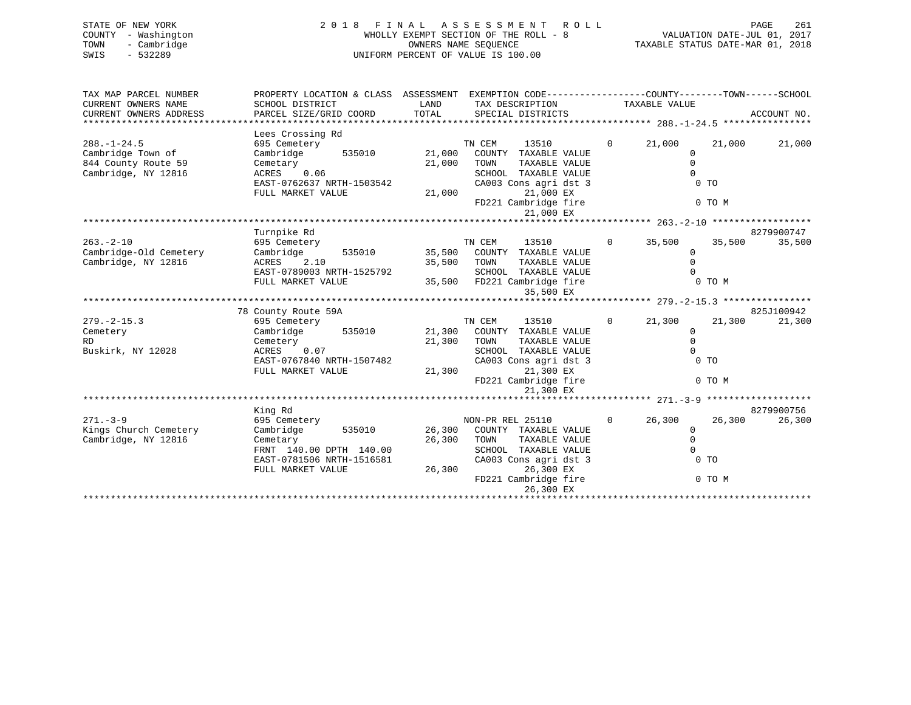STATE OF NEW YORK
COUNTY - Washington
TOWN - Cambridge
SWIS - 532289

2018 FINAL ASSESSMENT ROLL
WHOLLY EXEMPT SECTION OF THE ROLL - 8
OWNERS NAME SEQUENCE
UNIFORM PERCENT OF VALUE IS 100.00

VALUATION DATE-JUL 01, 2017
TAXABLE STATUS DATE-MAR 01, 2018

| TAX MAP PARCEL NUMBER / CURRENT OWNERS NAME / CURRENT OWNERS ADDRESS | PROPERTY LOCATION & CLASS / SCHOOL DISTRICT / PARCEL SIZE/GRID COORD | ASSESSMENT LAND / TOTAL | EXEMPTION CODE / TAX DESCRIPTION / SPECIAL DISTRICTS | COUNTY TAXABLE VALUE | TOWN | SCHOOL | ACCOUNT NO. |
|---|---|---|---|---|---|---|---|
| 288.-1-24.5 | Lees Crossing Rd | | | | | | |
| 288.-1-24.5 | 695 Cemetery | | TN CEM 13510 0 | 21,000 | 21,000 | 21,000 | |
| Cambridge Town of | Cambridge 535010 | 21,000 | COUNTY TAXABLE VALUE | 0 | | | |
| 844 County Route 59 | Cemetary | 21,000 | TOWN TAXABLE VALUE | 0 | | | |
| Cambridge, NY 12816 | ACRES 0.06 | | SCHOOL TAXABLE VALUE | 0 | | | |
| | EAST-0762637 NRTH-1503542 | | CA003 Cons agri dst 3 | 0 TO | | | |
| | FULL MARKET VALUE | 21,000 | 21,000 EX | | | | |
| | | | FD221 Cambridge fire | 0 TO M | | | |
| | | | 21,000 EX | | | | |
| 263.-2-10 | Turnpike Rd | | | | | | 8279900747 |
| 263.-2-10 | 695 Cemetery | | TN CEM 13510 0 | 35,500 | 35,500 | 35,500 | |
| Cambridge-Old Cemetery | Cambridge 535010 | 35,500 | COUNTY TAXABLE VALUE | 0 | | | |
| Cambridge, NY 12816 | ACRES 2.10 | 35,500 | TOWN TAXABLE VALUE | 0 | | | |
| | EAST-0789003 NRTH-1525792 | | SCHOOL TAXABLE VALUE | 0 | | | |
| | FULL MARKET VALUE | 35,500 | FD221 Cambridge fire | 0 TO M | | | |
| | | | 35,500 EX | | | | |
| 279.-2-15.3 | 78 County Route 59A | | | | | | 825J100942 |
| 279.-2-15.3 | 695 Cemetery | | TN CEM 13510 0 | 21,300 | 21,300 | 21,300 | |
| Cemetery | Cambridge 535010 | 21,300 | COUNTY TAXABLE VALUE | 0 | | | |
| RD | Cemetery | 21,300 | TOWN TAXABLE VALUE | 0 | | | |
| Buskirk, NY 12028 | ACRES 0.07 | | SCHOOL TAXABLE VALUE | 0 | | | |
| | EAST-0767840 NRTH-1507482 | | CA003 Cons agri dst 3 | 0 TO | | | |
| | FULL MARKET VALUE | 21,300 | 21,300 EX | | | | |
| | | | FD221 Cambridge fire | 0 TO M | | | |
| | | | 21,300 EX | | | | |
| 271.-3-9 | King Rd | | | | | | 8279900756 |
| 271.-3-9 | 695 Cemetery | | NON-PR REL 25110 0 | 26,300 | 26,300 | 26,300 | |
| Kings Church Cemetery | Cambridge 535010 | 26,300 | COUNTY TAXABLE VALUE | 0 | | | |
| Cambridge, NY 12816 | Cemetary | 26,300 | TOWN TAXABLE VALUE | 0 | | | |
| | FRNT 140.00 DPTH 140.00 | | SCHOOL TAXABLE VALUE | 0 | | | |
| | EAST-0781506 NRTH-1516581 | | CA003 Cons agri dst 3 | 0 TO | | | |
| | FULL MARKET VALUE | 26,300 | 26,300 EX | | | | |
| | | | FD221 Cambridge fire | 0 TO M | | | |
| | | | 26,300 EX | | | | |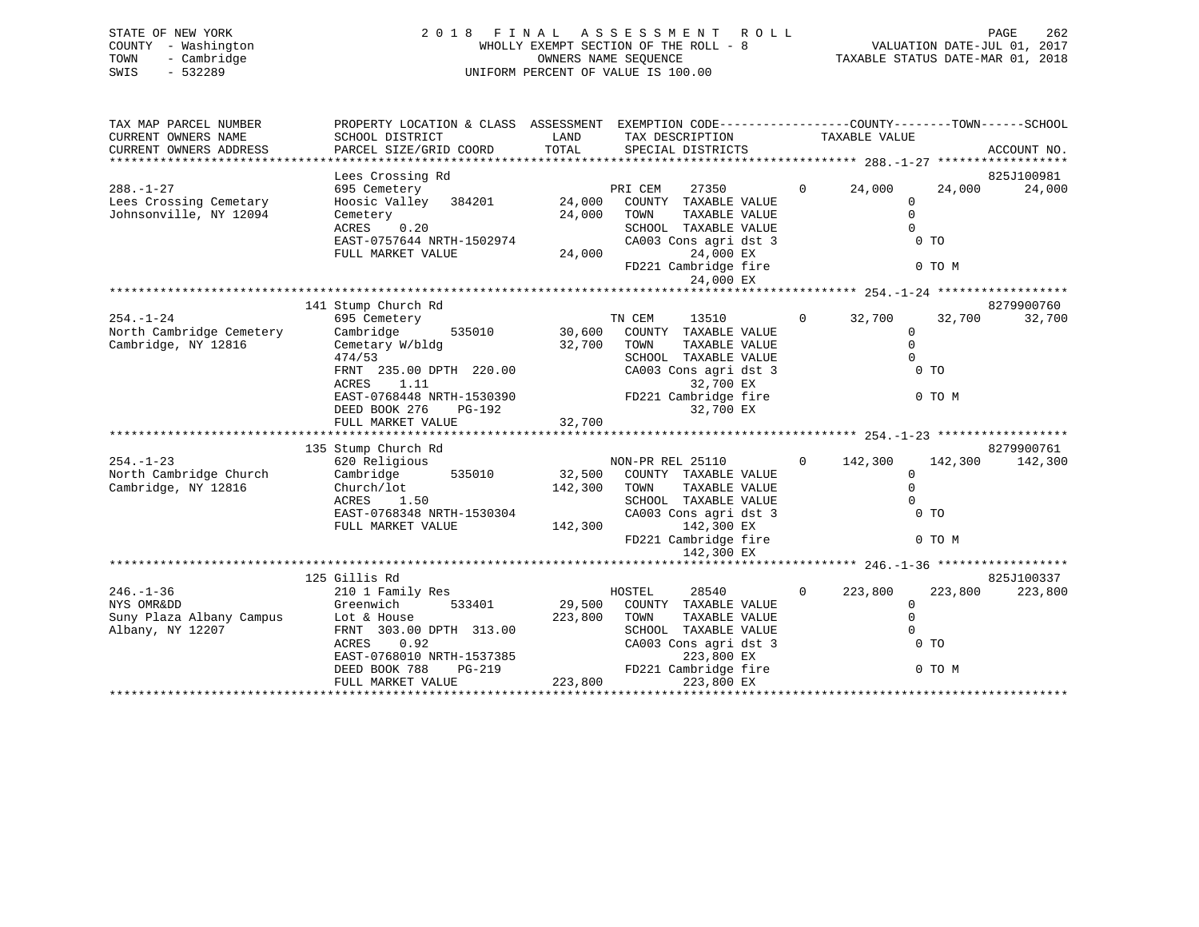STATE OF NEW YORK
COUNTY - Washington
TOWN - Cambridge
SWIS - 532289

# 2018 FINAL ASSESSMENT ROLL

WHOLLY EXEMPT SECTION OF THE ROLL - 8
OWNERS NAME SEQUENCE
UNIFORM PERCENT OF VALUE IS 100.00

VALUATION DATE-JUL 01, 2017
TAXABLE STATUS DATE-MAR 01, 2018

```
TAX MAP PARCEL NUMBER          PROPERTY LOCATION & CLASS  ASSESSMENT  EXEMPTION CODE-----------------COUNTY--------TOWN------SCHOOL
CURRENT OWNERS NAME            SCHOOL DISTRICT              LAND      TAX DESCRIPTION              TAXABLE VALUE
CURRENT OWNERS ADDRESS         PARCEL SIZE/GRID COORD       TOTAL     SPECIAL DISTRICTS                                   ACCOUNT NO.
******************************************************************************************** 288.-1-27 ******************
                               Lees Crossing Rd                                                                     825J100981
288.-1-27                      695 Cemetery                           PRI CEM    27350         0     24,000     24,000     24,000
Lees Crossing Cemetary         Hoosic Valley   384201       24,000    COUNTY  TAXABLE VALUE              0
Johnsonville, NY 12094         Cemetery                     24,000    TOWN    TAXABLE VALUE              0
                               ACRES     0.20                         SCHOOL  TAXABLE VALUE              0
                               EAST-0757644 NRTH-1502974              CA003 Cons agri dst 3                 0 TO
                               FULL MARKET VALUE            24,000          24,000 EX
                                                                      FD221 Cambridge fire                  0 TO M
                                                                            24,000 EX
******************************************************************************************** 254.-1-24 ******************
                               141 Stump Church Rd                                                                  8279900760
254.-1-24                      695 Cemetery                           TN CEM     13510         0     32,700     32,700     32,700
North Cambridge Cemetery       Cambridge       535010       30,600    COUNTY  TAXABLE VALUE              0
Cambridge, NY 12816            Cemetary W/bldg              32,700    TOWN    TAXABLE VALUE              0
                               474/53                                 SCHOOL  TAXABLE VALUE              0
                               FRNT  235.00 DPTH  220.00              CA003 Cons agri dst 3                 0 TO
                               ACRES     1.11                               32,700 EX
                               EAST-0768448 NRTH-1530390              FD221 Cambridge fire                  0 TO M
                               DEED BOOK 276    PG-192                      32,700 EX
                               FULL MARKET VALUE            32,700
******************************************************************************************** 254.-1-23 ******************
                               135 Stump Church Rd                                                                  8279900761
254.-1-23                      620 Religious                          NON-PR REL 25110         0    142,300    142,300    142,300
North Cambridge Church         Cambridge       535010       32,500    COUNTY  TAXABLE VALUE              0
Cambridge, NY 12816            Church/lot                  142,300    TOWN    TAXABLE VALUE              0
                               ACRES     1.50                         SCHOOL  TAXABLE VALUE              0
                               EAST-0768348 NRTH-1530304              CA003 Cons agri dst 3                 0 TO
                               FULL MARKET VALUE           142,300         142,300 EX
                                                                      FD221 Cambridge fire                  0 TO M
                                                                           142,300 EX
******************************************************************************************** 246.-1-36 ******************
                               125 Gillis Rd                                                                        825J100337
246.-1-36                      210 1 Family Res                       HOSTEL     28540         0    223,800    223,800    223,800
NYS OMR&DD                     Greenwich       533401       29,500    COUNTY  TAXABLE VALUE              0
Suny Plaza Albany Campus       Lot & House                 223,800    TOWN    TAXABLE VALUE              0
Albany, NY 12207               FRNT  303.00 DPTH  313.00              SCHOOL  TAXABLE VALUE              0
                               ACRES     0.92                         CA003 Cons agri dst 3                 0 TO
                               EAST-0768010 NRTH-1537385                   223,800 EX
                               DEED BOOK 788    PG-219                FD221 Cambridge fire                  0 TO M
                               FULL MARKET VALUE           223,800         223,800 EX
******************************************************************************************************************************
```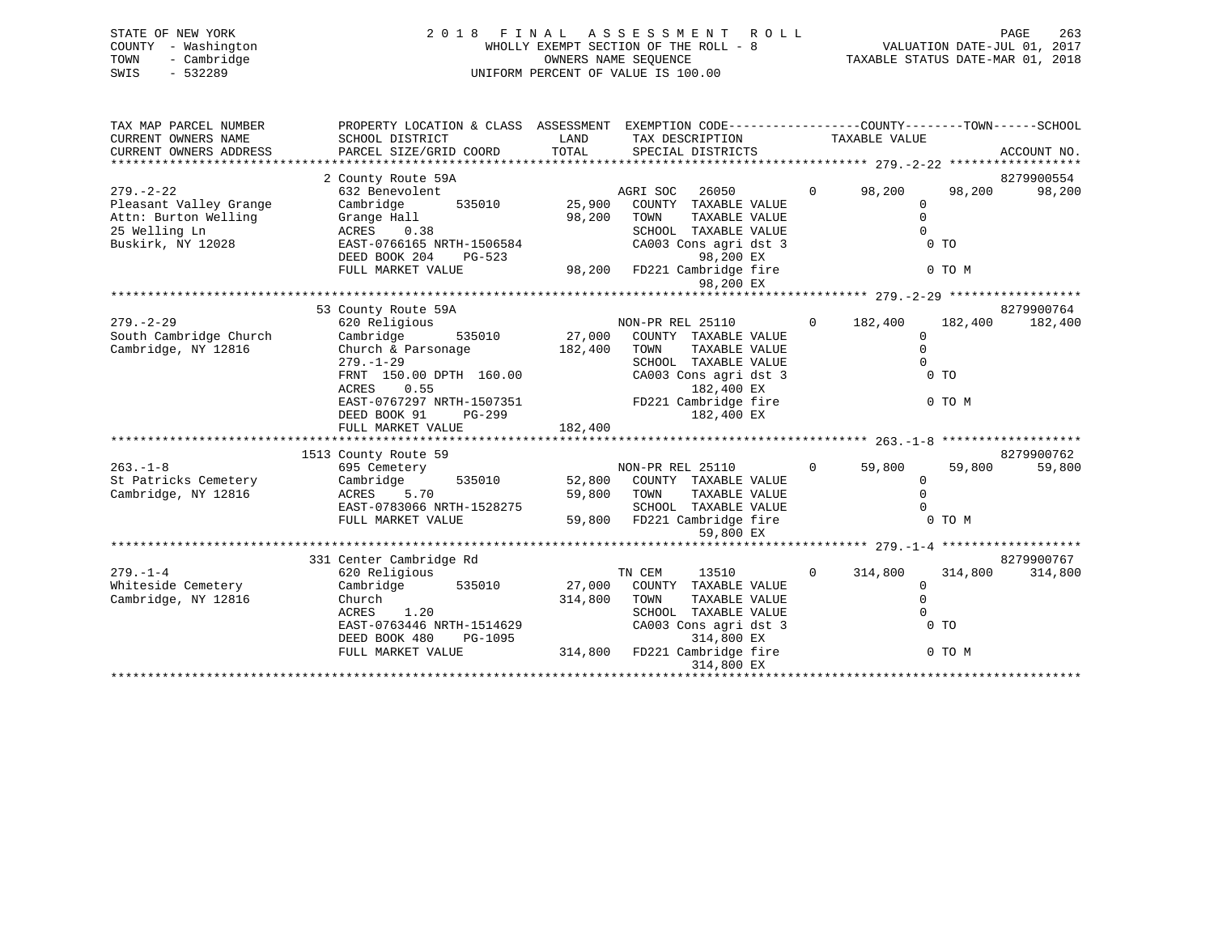STATE OF NEW YORK
COUNTY - Washington
TOWN - Cambridge
SWIS - 532289

# 2018 FINAL ASSESSMENT ROLL

WHOLLY EXEMPT SECTION OF THE ROLL - 8
OWNERS NAME SEQUENCE
UNIFORM PERCENT OF VALUE IS 100.00

VALUATION DATE-JUL 01, 2017
TAXABLE STATUS DATE-MAR 01, 2018

| TAX MAP PARCEL NUMBER / CURRENT OWNERS NAME / CURRENT OWNERS ADDRESS | PROPERTY LOCATION & CLASS / SCHOOL DISTRICT / PARCEL SIZE/GRID COORD | ASSESSMENT LAND | TOTAL | EXEMPTION CODE / TAX DESCRIPTION / SPECIAL DISTRICTS | COUNTY | TOWN | SCHOOL | ACCOUNT NO. |
|---|---|---|---|---|---|---|---|---|
| **279.-2-22** | 2 County Route 59A | | | | | | | 8279900554 |
| 279.-2-22 | 632 Benevolent | | | AGRI SOC 26050 0 | 98,200 | 98,200 | 98,200 | |
| Pleasant Valley Grange | Cambridge 535010 | 25,900 | | COUNTY TAXABLE VALUE | 0 | | | |
| Attn: Burton Welling | Grange Hall | | 98,200 | TOWN TAXABLE VALUE | | 0 | | |
| 25 Welling Ln | ACRES 0.38 | | | SCHOOL TAXABLE VALUE | | | 0 | |
| Buskirk, NY 12028 | EAST-0766165 NRTH-1506584 | | | CA003 Cons agri dst 3 | | 0 TO | | |
| | DEED BOOK 204 PG-523 | | | 98,200 EX | | | | |
| | FULL MARKET VALUE | | 98,200 | FD221 Cambridge fire | | 0 TO M | | |
| | | | | 98,200 EX | | | | |
| **279.-2-29** | 53 County Route 59A | | | | | | | 8279900764 |
| 279.-2-29 | 620 Religious | | | NON-PR REL 25110 0 | 182,400 | 182,400 | 182,400 | |
| South Cambridge Church | Cambridge 535010 | 27,000 | | COUNTY TAXABLE VALUE | 0 | | | |
| Cambridge, NY 12816 | Church & Parsonage | | 182,400 | TOWN TAXABLE VALUE | | 0 | | |
| | 279.-1-29 | | | SCHOOL TAXABLE VALUE | | | 0 | |
| | FRNT 150.00 DPTH 160.00 | | | CA003 Cons agri dst 3 | | 0 TO | | |
| | ACRES 0.55 | | | 182,400 EX | | | | |
| | EAST-0767297 NRTH-1507351 | | | FD221 Cambridge fire | | 0 TO M | | |
| | DEED BOOK 91 PG-299 | | | 182,400 EX | | | | |
| | FULL MARKET VALUE | | 182,400 | | | | | |
| **263.-1-8** | 1513 County Route 59 | | | | | | | 8279900762 |
| 263.-1-8 | 695 Cemetery | | | NON-PR REL 25110 0 | 59,800 | 59,800 | 59,800 | |
| St Patricks Cemetery | Cambridge 535010 | 52,800 | | COUNTY TAXABLE VALUE | 0 | | | |
| Cambridge, NY 12816 | ACRES 5.70 | | 59,800 | TOWN TAXABLE VALUE | | 0 | | |
| | EAST-0783066 NRTH-1528275 | | | SCHOOL TAXABLE VALUE | | | 0 | |
| | FULL MARKET VALUE | | 59,800 | FD221 Cambridge fire | | 0 TO M | | |
| | | | | 59,800 EX | | | | |
| **279.-1-4** | 331 Center Cambridge Rd | | | | | | | 8279900767 |
| 279.-1-4 | 620 Religious | | | TN CEM 13510 0 | 314,800 | 314,800 | 314,800 | |
| Whiteside Cemetery | Cambridge 535010 | 27,000 | | COUNTY TAXABLE VALUE | 0 | | | |
| Cambridge, NY 12816 | Church | | 314,800 | TOWN TAXABLE VALUE | | 0 | | |
| | ACRES 1.20 | | | SCHOOL TAXABLE VALUE | | | 0 | |
| | EAST-0763446 NRTH-1514629 | | | CA003 Cons agri dst 3 | | 0 TO | | |
| | DEED BOOK 480 PG-1095 | | | 314,800 EX | | | | |
| | FULL MARKET VALUE | | 314,800 | FD221 Cambridge fire | | 0 TO M | | |
| | | | | 314,800 EX | | | | |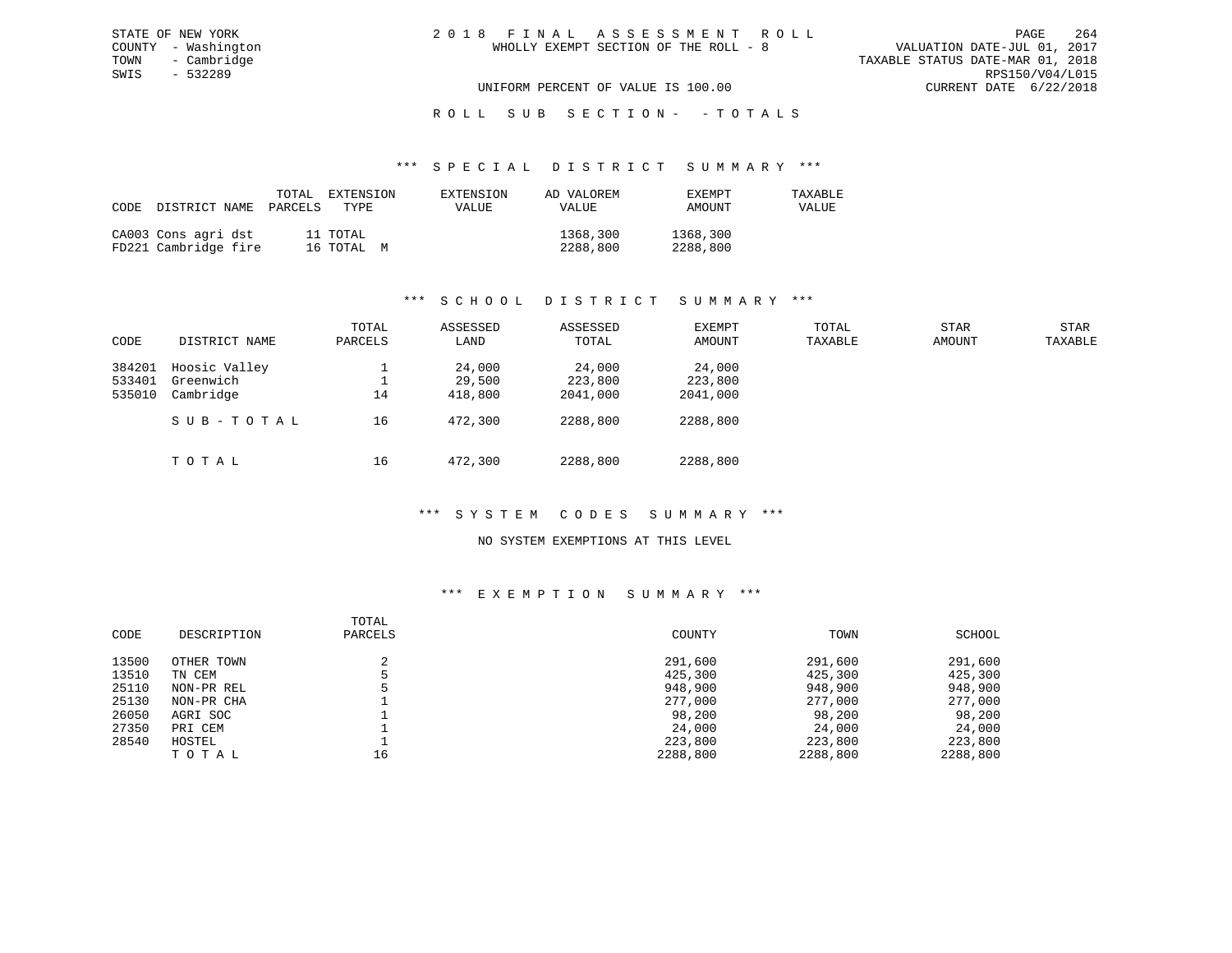STATE OF NEW YORK
COUNTY - Washington
TOWN - Cambridge
SWIS - 532289

# 2018 FINAL ASSESSMENT ROLL

WHOLLY EXEMPT SECTION OF THE ROLL - 8

UNIFORM PERCENT OF VALUE IS 100.00

VALUATION DATE-JUL 01, 2017
TAXABLE STATUS DATE-MAR 01, 2018
RPS150/V04/L015
CURRENT DATE 6/22/2018

## ROLL SUB SECTION - - TOTALS

### *** SPECIAL DISTRICT SUMMARY ***

| CODE | DISTRICT NAME | TOTAL PARCELS | EXTENSION TYPE | EXTENSION VALUE | AD VALOREM VALUE | EXEMPT AMOUNT | TAXABLE VALUE |
|---|---|---|---|---|---|---|---|
| CA003 | Cons agri dst | 11 | TOTAL | | 1368,300 | 1368,300 | |
| FD221 | Cambridge fire | 16 | TOTAL M | | 2288,800 | 2288,800 | |

### *** SCHOOL DISTRICT SUMMARY ***

| CODE | DISTRICT NAME | TOTAL PARCELS | ASSESSED LAND | ASSESSED TOTAL | EXEMPT AMOUNT | TOTAL TAXABLE | STAR AMOUNT | STAR TAXABLE |
|---|---|---|---|---|---|---|---|---|
| 384201 | Hoosic Valley | 1 | 24,000 | 24,000 | 24,000 | | | |
| 533401 | Greenwich | 1 | 29,500 | 223,800 | 223,800 | | | |
| 535010 | Cambridge | 14 | 418,800 | 2041,000 | 2041,000 | | | |
| | SUB-TOTAL | 16 | 472,300 | 2288,800 | 2288,800 | | | |
| | TOTAL | 16 | 472,300 | 2288,800 | 2288,800 | | | |

### *** SYSTEM CODES SUMMARY ***

NO SYSTEM EXEMPTIONS AT THIS LEVEL

### *** EXEMPTION SUMMARY ***

| CODE | DESCRIPTION | TOTAL PARCELS | COUNTY | TOWN | SCHOOL |
|---|---|---|---|---|---|
| 13500 | OTHER TOWN | 2 | 291,600 | 291,600 | 291,600 |
| 13510 | TN CEM | 5 | 425,300 | 425,300 | 425,300 |
| 25110 | NON-PR REL | 5 | 948,900 | 948,900 | 948,900 |
| 25130 | NON-PR CHA | 1 | 277,000 | 277,000 | 277,000 |
| 26050 | AGRI SOC | 1 | 98,200 | 98,200 | 98,200 |
| 27350 | PRI CEM | 1 | 24,000 | 24,000 | 24,000 |
| 28540 | HOSTEL | 1 | 223,800 | 223,800 | 223,800 |
| | TOTAL | 16 | 2288,800 | 2288,800 | 2288,800 |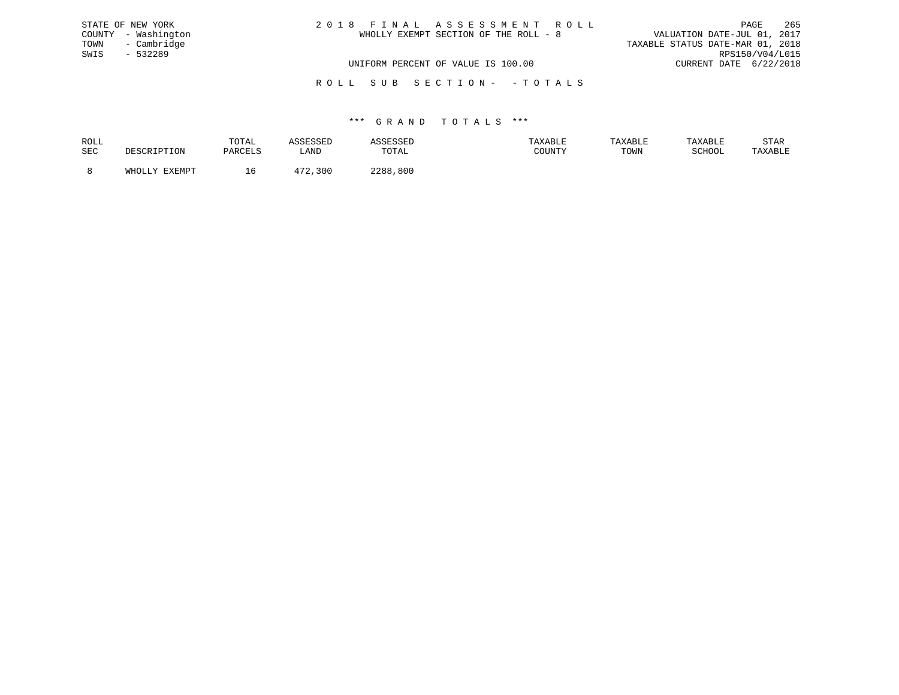STATE OF NEW YORK
COUNTY - Washington
TOWN - Cambridge
SWIS - 532289

2 0 1 8 F I N A L A S S E S S M E N T R O L L
WHOLLY EXEMPT SECTION OF THE ROLL - 8

VALUATION DATE-JUL 01, 2017
TAXABLE STATUS DATE-MAR 01, 2018
RPS150/V04/L015
CURRENT DATE 6/22/2018

UNIFORM PERCENT OF VALUE IS 100.00

R O L L S U B S E C T I O N - - T O T A L S

\*\*\* G R A N D T O T A L S \*\*\*

| ROLL SEC | DESCRIPTION | TOTAL PARCELS | ASSESSED LAND | ASSESSED TOTAL | TAXABLE COUNTY | TAXABLE TOWN | TAXABLE SCHOOL | STAR TAXABLE |
|---|---|---|---|---|---|---|---|---|
| 8 | WHOLLY EXEMPT | 16 | 472,300 | 2288,800 | | | | |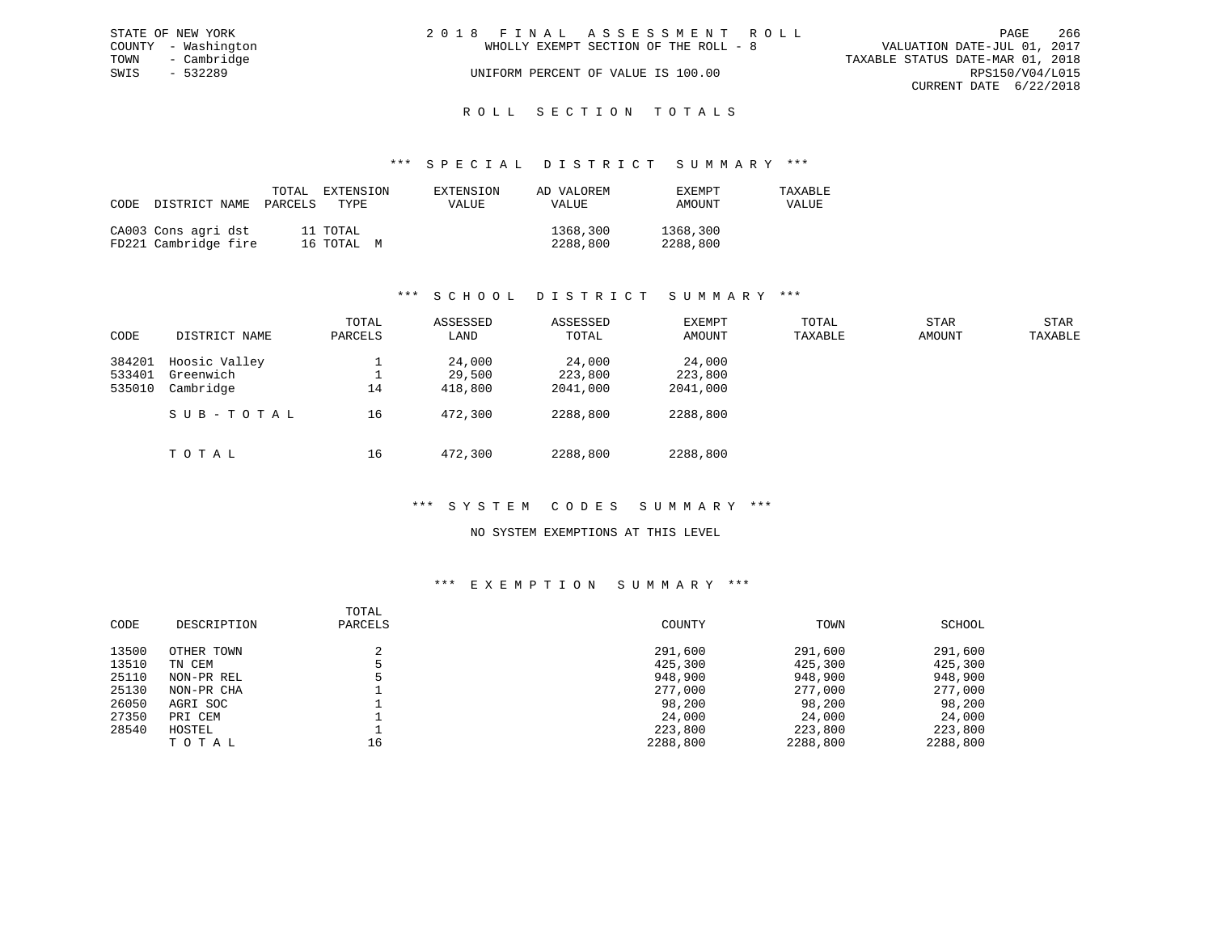STATE OF NEW YORK
COUNTY - Washington
TOWN - Cambridge
SWIS - 532289

2018 FINAL ASSESSMENT ROLL
WHOLLY EXEMPT SECTION OF THE ROLL - 8
UNIFORM PERCENT OF VALUE IS 100.00

VALUATION DATE-JUL 01, 2017
TAXABLE STATUS DATE-MAR 01, 2018
RPS150/V04/L015
CURRENT DATE 6/22/2018

# ROLL SECTION TOTALS

## *** SPECIAL DISTRICT SUMMARY ***

| CODE | DISTRICT NAME | TOTAL PARCELS | EXTENSION TYPE | EXTENSION VALUE | AD VALOREM VALUE | EXEMPT AMOUNT | TAXABLE VALUE |
|---|---|---|---|---|---|---|---|
| CA003 | Cons agri dst | 11 | TOTAL | | 1368,300 | 1368,300 | |
| FD221 | Cambridge fire | 16 | TOTAL M | | 2288,800 | 2288,800 | |

## *** SCHOOL DISTRICT SUMMARY ***

| CODE | DISTRICT NAME | TOTAL PARCELS | ASSESSED LAND | ASSESSED TOTAL | EXEMPT AMOUNT | TOTAL TAXABLE | STAR AMOUNT | STAR TAXABLE |
|---|---|---|---|---|---|---|---|---|
| 384201 | Hoosic Valley | 1 | 24,000 | 24,000 | 24,000 | | | |
| 533401 | Greenwich | 1 | 29,500 | 223,800 | 223,800 | | | |
| 535010 | Cambridge | 14 | 418,800 | 2041,000 | 2041,000 | | | |
| | SUB-TOTAL | 16 | 472,300 | 2288,800 | 2288,800 | | | |
| | TOTAL | 16 | 472,300 | 2288,800 | 2288,800 | | | |

## *** SYSTEM CODES SUMMARY ***

NO SYSTEM EXEMPTIONS AT THIS LEVEL

## *** EXEMPTION SUMMARY ***

| CODE | DESCRIPTION | TOTAL PARCELS | COUNTY | TOWN | SCHOOL |
|---|---|---|---|---|---|
| 13500 | OTHER TOWN | 2 | 291,600 | 291,600 | 291,600 |
| 13510 | TN CEM | 5 | 425,300 | 425,300 | 425,300 |
| 25110 | NON-PR REL | 5 | 948,900 | 948,900 | 948,900 |
| 25130 | NON-PR CHA | 1 | 277,000 | 277,000 | 277,000 |
| 26050 | AGRI SOC | 1 | 98,200 | 98,200 | 98,200 |
| 27350 | PRI CEM | 1 | 24,000 | 24,000 | 24,000 |
| 28540 | HOSTEL | 1 | 223,800 | 223,800 | 223,800 |
| | TOTAL | 16 | 2288,800 | 2288,800 | 2288,800 |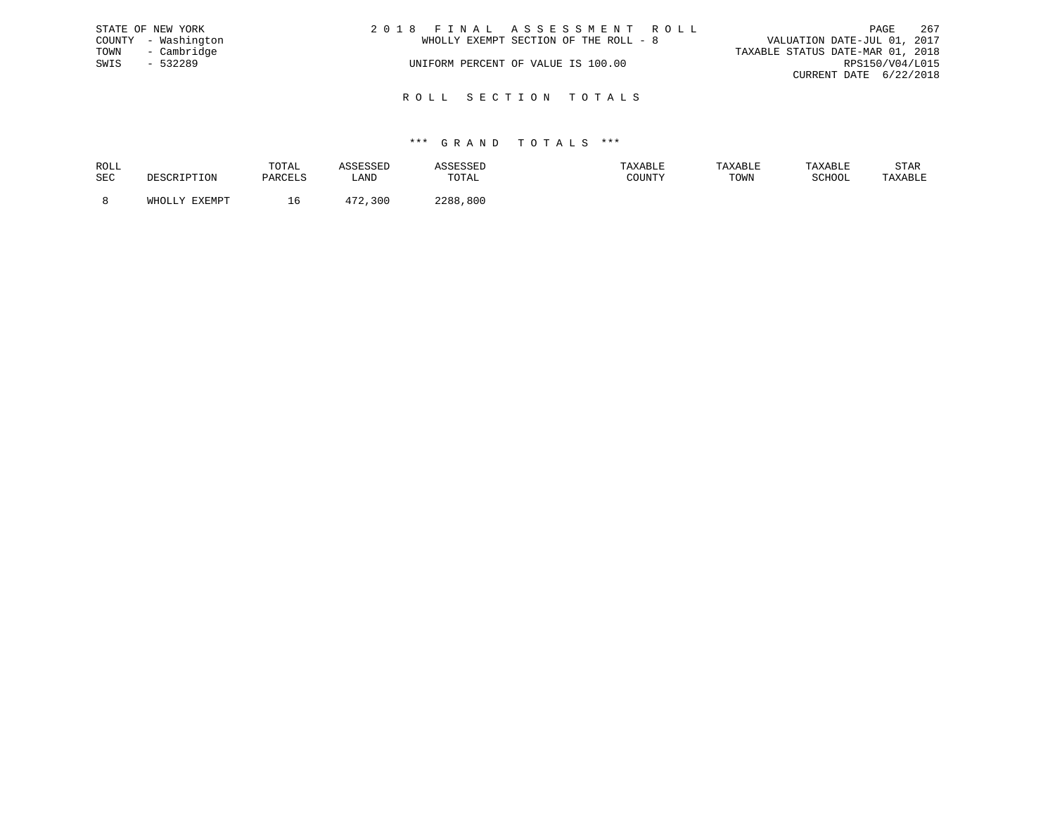STATE OF NEW YORK
COUNTY - Washington
TOWN - Cambridge
SWIS - 532289

2 0 1 8 F I N A L A S S E S S M E N T R O L L
WHOLLY EXEMPT SECTION OF THE ROLL - 8

UNIFORM PERCENT OF VALUE IS 100.00

VALUATION DATE-JUL 01, 2017
TAXABLE STATUS DATE-MAR 01, 2018
RPS150/V04/L015
CURRENT DATE 6/22/2018

## R O L L S E C T I O N T O T A L S

### \*\*\* G R A N D T O T A L S \*\*\*

| ROLL SEC | DESCRIPTION | TOTAL PARCELS | ASSESSED LAND | ASSESSED TOTAL | TAXABLE COUNTY | TAXABLE TOWN | TAXABLE SCHOOL | STAR TAXABLE |
|---|---|---|---|---|---|---|---|---|
| 8 | WHOLLY EXEMPT | 16 | 472,300 | 2288,800 | | | | |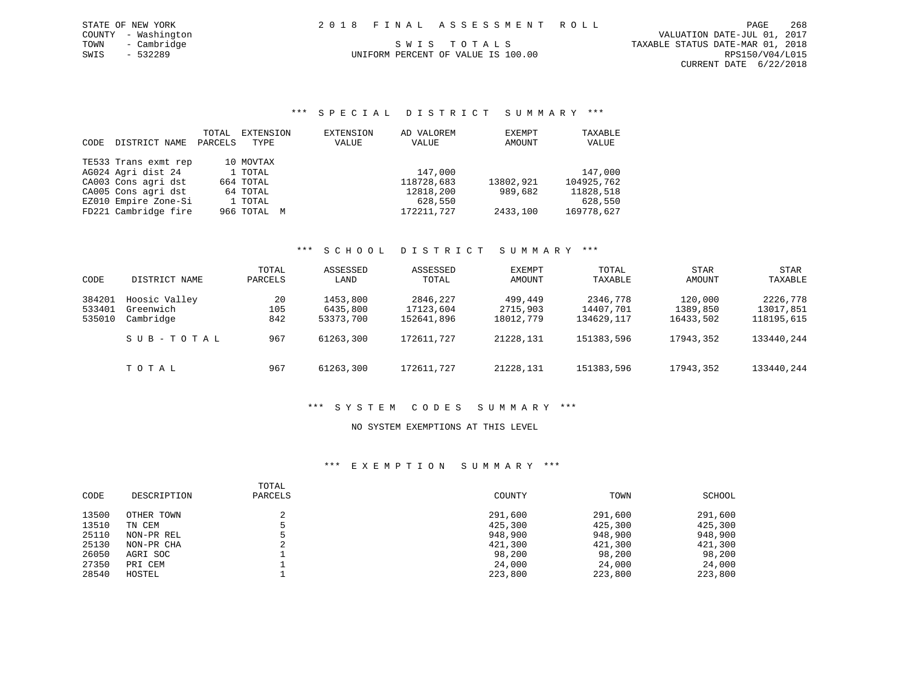STATE OF NEW YORK
COUNTY - Washington
TOWN - Cambridge
SWIS - 532289

2 0 1 8 F I N A L A S S E S S M E N T R O L L

S W I S T O T A L S

UNIFORM PERCENT OF VALUE IS 100.00

VALUATION DATE-JUL 01, 2017
TAXABLE STATUS DATE-MAR 01, 2018
RPS150/V04/L015
CURRENT DATE 6/22/2018

### *** S P E C I A L D I S T R I C T S U M M A R Y ***

| CODE | DISTRICT NAME | TOTAL PARCELS | EXTENSION TYPE | EXTENSION VALUE | AD VALOREM VALUE | EXEMPT AMOUNT | TAXABLE VALUE |
|---|---|---|---|---|---|---|---|
| TE533 | Trans exmt rep | 10 | MOVTAX | | | | |
| AG024 | Agri dist 24 | 1 | TOTAL | | 147,000 | | 147,000 |
| CA003 | Cons agri dst | 664 | TOTAL | | 118728,683 | 13802,921 | 104925,762 |
| CA005 | Cons agri dst | 64 | TOTAL | | 12818,200 | 989,682 | 11828,518 |
| EZ010 | Empire Zone-Si | 1 | TOTAL | | 628,550 | | 628,550 |
| FD221 | Cambridge fire | 966 | TOTAL M | | 172211,727 | 2433,100 | 169778,627 |

### *** S C H O O L D I S T R I C T S U M M A R Y ***

| CODE | DISTRICT NAME | TOTAL PARCELS | ASSESSED LAND | ASSESSED TOTAL | EXEMPT AMOUNT | TOTAL TAXABLE | STAR AMOUNT | STAR TAXABLE |
|---|---|---|---|---|---|---|---|---|
| 384201 | Hoosic Valley | 20 | 1453,800 | 2846,227 | 499,449 | 2346,778 | 120,000 | 2226,778 |
| 533401 | Greenwich | 105 | 6435,800 | 17123,604 | 2715,903 | 14407,701 | 1389,850 | 13017,851 |
| 535010 | Cambridge | 842 | 53373,700 | 152641,896 | 18012,779 | 134629,117 | 16433,502 | 118195,615 |
| | S U B - T O T A L | 967 | 61263,300 | 172611,727 | 21228,131 | 151383,596 | 17943,352 | 133440,244 |
| | T O T A L | 967 | 61263,300 | 172611,727 | 21228,131 | 151383,596 | 17943,352 | 133440,244 |

### *** S Y S T E M C O D E S S U M M A R Y ***

NO SYSTEM EXEMPTIONS AT THIS LEVEL

### *** E X E M P T I O N S U M M A R Y ***

| CODE | DESCRIPTION | TOTAL PARCELS | COUNTY | TOWN | SCHOOL |
|---|---|---|---|---|---|
| 13500 | OTHER TOWN | 2 | 291,600 | 291,600 | 291,600 |
| 13510 | TN CEM | 5 | 425,300 | 425,300 | 425,300 |
| 25110 | NON-PR REL | 5 | 948,900 | 948,900 | 948,900 |
| 25130 | NON-PR CHA | 2 | 421,300 | 421,300 | 421,300 |
| 26050 | AGRI SOC | 1 | 98,200 | 98,200 | 98,200 |
| 27350 | PRI CEM | 1 | 24,000 | 24,000 | 24,000 |
| 28540 | HOSTEL | 1 | 223,800 | 223,800 | 223,800 |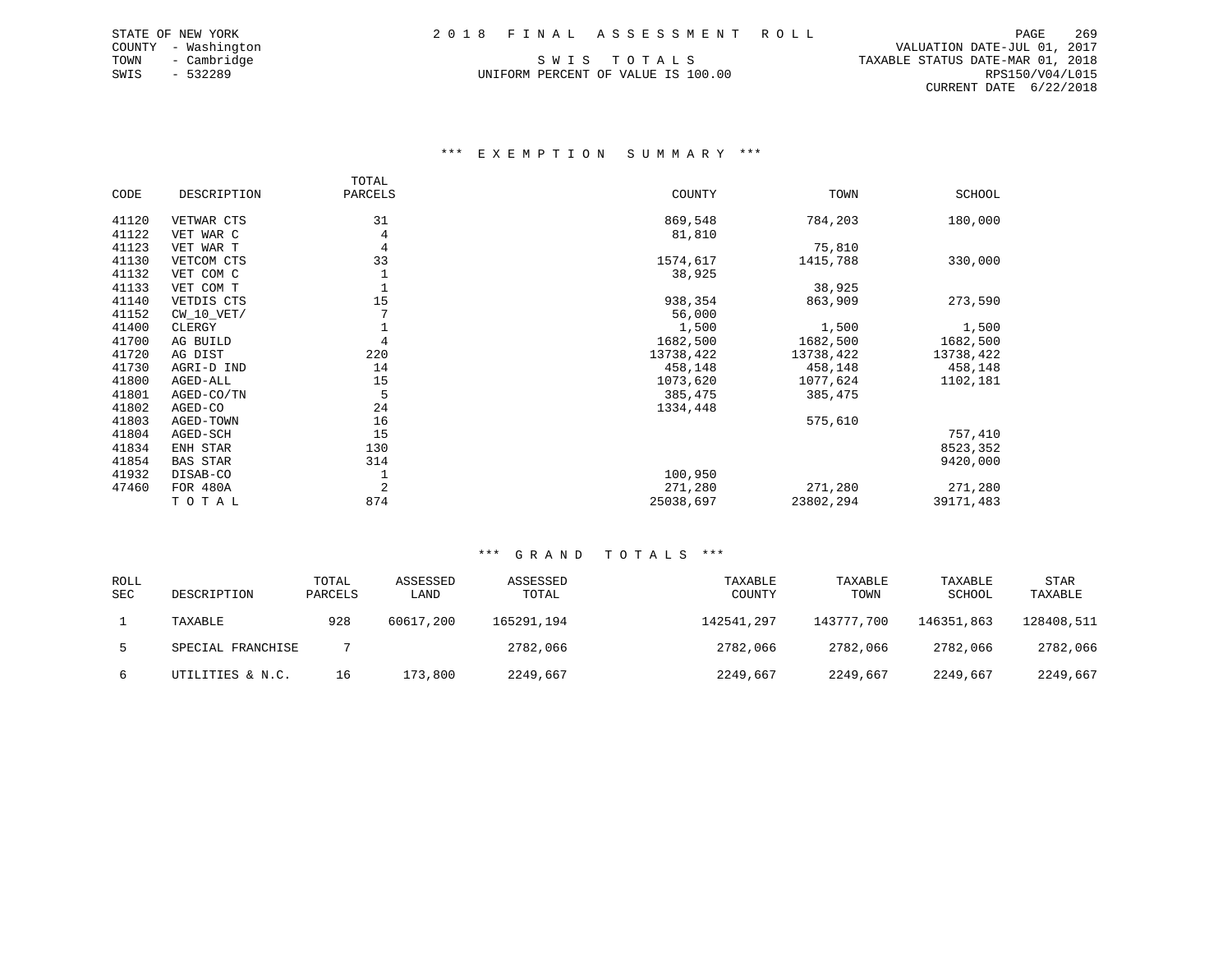STATE OF NEW YORK
COUNTY - Washington
TOWN - Cambridge
SWIS - 532289

2 0 1 8 F I N A L A S S E S S M E N T R O L L

S W I S T O T A L S

UNIFORM PERCENT OF VALUE IS 100.00

VALUATION DATE-JUL 01, 2017
TAXABLE STATUS DATE-MAR 01, 2018
RPS150/V04/L015
CURRENT DATE 6/22/2018

### *** E X E M P T I O N S U M M A R Y ***

| CODE | DESCRIPTION | TOTAL PARCELS | COUNTY | TOWN | SCHOOL |
|---|---|---|---|---|---|
| 41120 | VETWAR CTS | 31 | 869,548 | 784,203 | 180,000 |
| 41122 | VET WAR C | 4 | 81,810 | | |
| 41123 | VET WAR T | 4 | | 75,810 | |
| 41130 | VETCOM CTS | 33 | 1574,617 | 1415,788 | 330,000 |
| 41132 | VET COM C | 1 | 38,925 | | |
| 41133 | VET COM T | 1 | | 38,925 | |
| 41140 | VETDIS CTS | 15 | 938,354 | 863,909 | 273,590 |
| 41152 | CW_10_VET/ | 7 | 56,000 | | |
| 41400 | CLERGY | 1 | 1,500 | 1,500 | 1,500 |
| 41700 | AG BUILD | 4 | 1682,500 | 1682,500 | 1682,500 |
| 41720 | AG DIST | 220 | 13738,422 | 13738,422 | 13738,422 |
| 41730 | AGRI-D IND | 14 | 458,148 | 458,148 | 458,148 |
| 41800 | AGED-ALL | 15 | 1073,620 | 1077,624 | 1102,181 |
| 41801 | AGED-CO/TN | 5 | 385,475 | 385,475 | |
| 41802 | AGED-CO | 24 | 1334,448 | | |
| 41803 | AGED-TOWN | 16 | | 575,610 | |
| 41804 | AGED-SCH | 15 | | | 757,410 |
| 41834 | ENH STAR | 130 | | | 8523,352 |
| 41854 | BAS STAR | 314 | | | 9420,000 |
| 41932 | DISAB-CO | 1 | 100,950 | | |
| 47460 | FOR 480A | 2 | 271,280 | 271,280 | 271,280 |
| | T O T A L | 874 | 25038,697 | 23802,294 | 39171,483 |

### *** G R A N D T O T A L S ***

| ROLL SEC | DESCRIPTION | TOTAL PARCELS | ASSESSED LAND | ASSESSED TOTAL | TAXABLE COUNTY | TAXABLE TOWN | TAXABLE SCHOOL | STAR TAXABLE |
|---|---|---|---|---|---|---|---|---|
| 1 | TAXABLE | 928 | 60617,200 | 165291,194 | 142541,297 | 143777,700 | 146351,863 | 128408,511 |
| 5 | SPECIAL FRANCHISE | 7 | | 2782,066 | 2782,066 | 2782,066 | 2782,066 | 2782,066 |
| 6 | UTILITIES & N.C. | 16 | 173,800 | 2249,667 | 2249,667 | 2249,667 | 2249,667 | 2249,667 |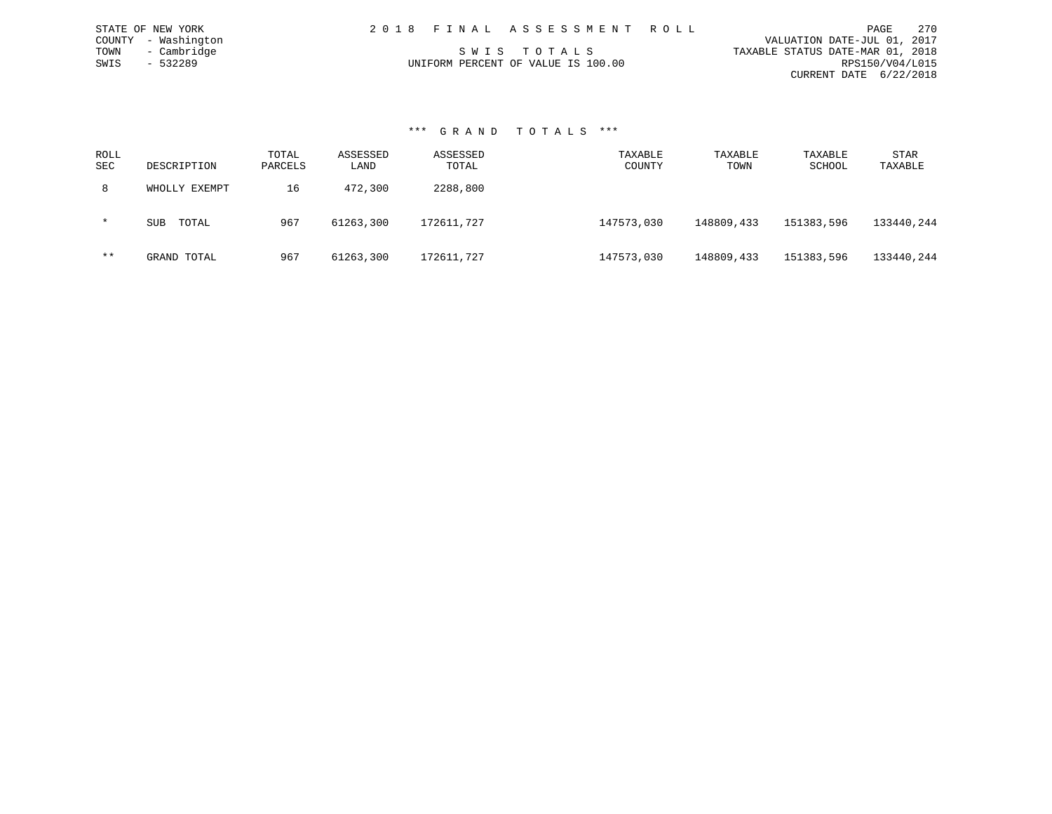STATE OF NEW YORK
COUNTY - Washington
TOWN - Cambridge
SWIS - 532289

2018 FINAL ASSESSMENT ROLL

SWIS TOTALS

UNIFORM PERCENT OF VALUE IS 100.00

VALUATION DATE-JUL 01, 2017
TAXABLE STATUS DATE-MAR 01, 2018
RPS150/V04/L015
CURRENT DATE 6/22/2018

### *** GRAND TOTALS ***

| ROLL SEC | DESCRIPTION | TOTAL PARCELS | ASSESSED LAND | ASSESSED TOTAL | TAXABLE COUNTY | TAXABLE TOWN | TAXABLE SCHOOL | STAR TAXABLE |
|---|---|---|---|---|---|---|---|---|
| 8 | WHOLLY EXEMPT | 16 | 472,300 | 2288,800 | | | | |
| * | SUB TOTAL | 967 | 61263,300 | 172611,727 | 147573,030 | 148809,433 | 151383,596 | 133440,244 |
| ** | GRAND TOTAL | 967 | 61263,300 | 172611,727 | 147573,030 | 148809,433 | 151383,596 | 133440,244 |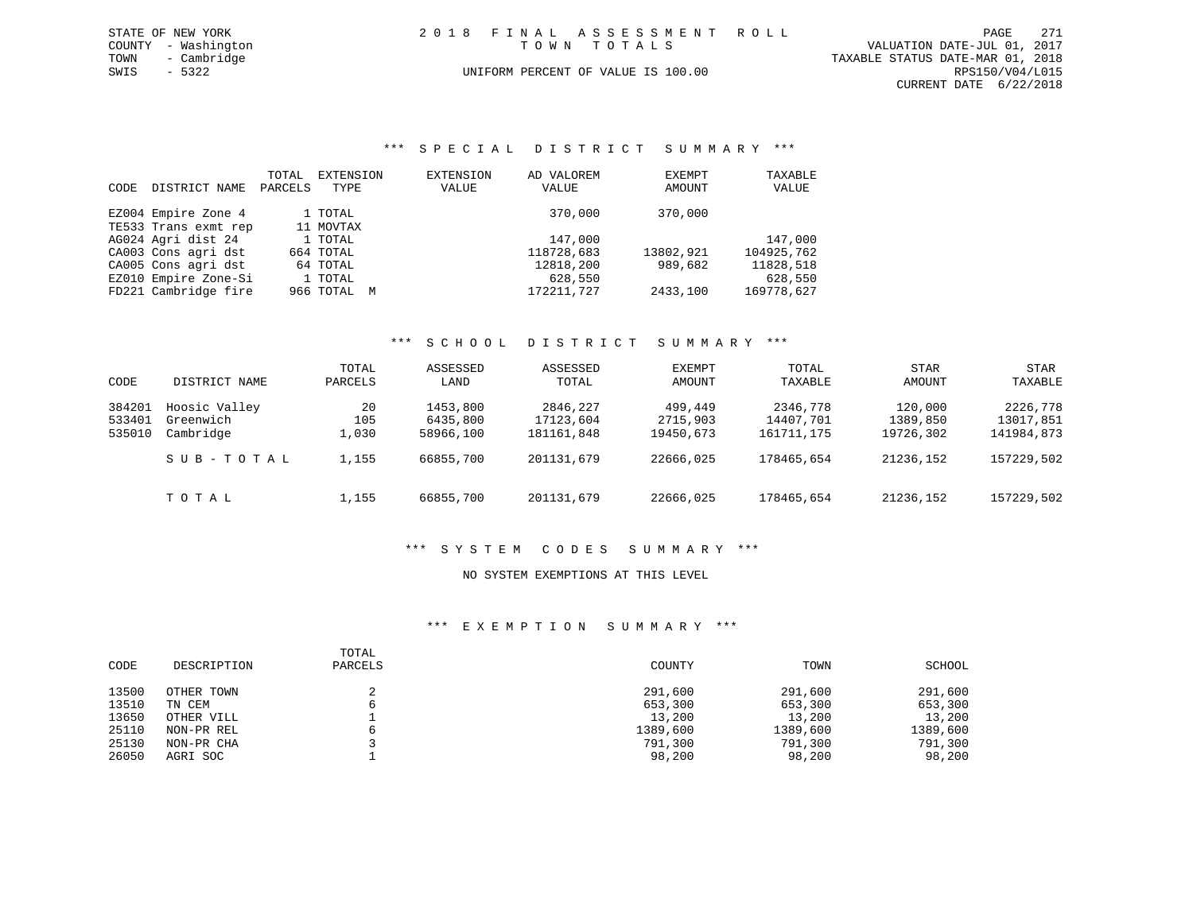STATE OF NEW YORK
COUNTY - Washington
TOWN - Cambridge
SWIS - 5322

2018 FINAL ASSESSMENT ROLL
TOWN TOTALS
UNIFORM PERCENT OF VALUE IS 100.00

VALUATION DATE-JUL 01, 2017
TAXABLE STATUS DATE-MAR 01, 2018
RPS150/V04/L015
CURRENT DATE 6/22/2018

## *** SPECIAL DISTRICT SUMMARY ***

| CODE | DISTRICT NAME | TOTAL PARCELS | EXTENSION TYPE | EXTENSION VALUE | AD VALOREM VALUE | EXEMPT AMOUNT | TAXABLE VALUE |
|---|---|---|---|---|---|---|---|
| EZ004 | Empire Zone 4 | 1 | TOTAL | | 370,000 | 370,000 | |
| TE533 | Trans exmt rep | 11 | MOVTAX | | | | |
| AG024 | Agri dist 24 | 1 | TOTAL | | 147,000 | | 147,000 |
| CA003 | Cons agri dst | 664 | TOTAL | | 118728,683 | 13802,921 | 104925,762 |
| CA005 | Cons agri dst | 64 | TOTAL | | 12818,200 | 989,682 | 11828,518 |
| EZ010 | Empire Zone-Si | 1 | TOTAL | | 628,550 | | 628,550 |
| FD221 | Cambridge fire | 966 | TOTAL M | | 172211,727 | 2433,100 | 169778,627 |

## *** SCHOOL DISTRICT SUMMARY ***

| CODE | DISTRICT NAME | TOTAL PARCELS | ASSESSED LAND | ASSESSED TOTAL | EXEMPT AMOUNT | TOTAL TAXABLE | STAR AMOUNT | STAR TAXABLE |
|---|---|---|---|---|---|---|---|---|
| 384201 | Hoosic Valley | 20 | 1453,800 | 2846,227 | 499,449 | 2346,778 | 120,000 | 2226,778 |
| 533401 | Greenwich | 105 | 6435,800 | 17123,604 | 2715,903 | 14407,701 | 1389,850 | 13017,851 |
| 535010 | Cambridge | 1,030 | 58966,100 | 181161,848 | 19450,673 | 161711,175 | 19726,302 | 141984,873 |
| | SUB-TOTAL | 1,155 | 66855,700 | 201131,679 | 22666,025 | 178465,654 | 21236,152 | 157229,502 |
| | TOTAL | 1,155 | 66855,700 | 201131,679 | 22666,025 | 178465,654 | 21236,152 | 157229,502 |

## *** SYSTEM CODES SUMMARY ***

NO SYSTEM EXEMPTIONS AT THIS LEVEL

## *** EXEMPTION SUMMARY ***

| CODE | DESCRIPTION | TOTAL PARCELS | COUNTY | TOWN | SCHOOL |
|---|---|---|---|---|---|
| 13500 | OTHER TOWN | 2 | 291,600 | 291,600 | 291,600 |
| 13510 | TN CEM | 6 | 653,300 | 653,300 | 653,300 |
| 13650 | OTHER VILL | 1 | 13,200 | 13,200 | 13,200 |
| 25110 | NON-PR REL | 6 | 1389,600 | 1389,600 | 1389,600 |
| 25130 | NON-PR CHA | 3 | 791,300 | 791,300 | 791,300 |
| 26050 | AGRI SOC | 1 | 98,200 | 98,200 | 98,200 |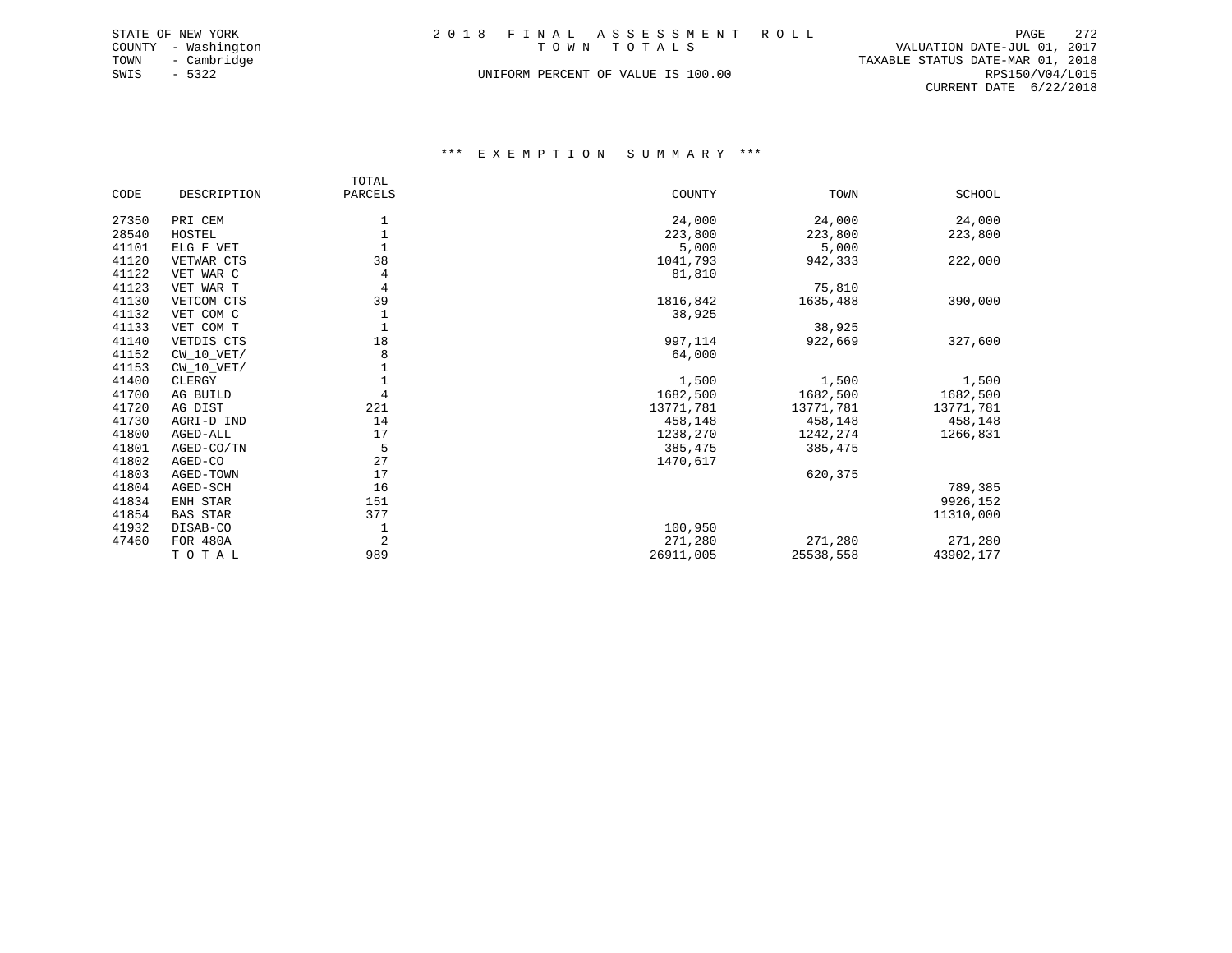STATE OF NEW YORK
COUNTY - Washington
TOWN - Cambridge
SWIS - 5322

# 2018 FINAL ASSESSMENT ROLL
## TOWN TOTALS

UNIFORM PERCENT OF VALUE IS 100.00

VALUATION DATE-JUL 01, 2017
TAXABLE STATUS DATE-MAR 01, 2018
RPS150/V04/L015
CURRENT DATE 6/22/2018

### *** EXEMPTION SUMMARY ***

| CODE | DESCRIPTION | TOTAL PARCELS | COUNTY | TOWN | SCHOOL |
|---|---|---|---|---|---|
| 27350 | PRI CEM | 1 | 24,000 | 24,000 | 24,000 |
| 28540 | HOSTEL | 1 | 223,800 | 223,800 | 223,800 |
| 41101 | ELG F VET | 1 | 5,000 | 5,000 | |
| 41120 | VETWAR CTS | 38 | 1041,793 | 942,333 | 222,000 |
| 41122 | VET WAR C | 4 | 81,810 | | |
| 41123 | VET WAR T | 4 | | 75,810 | |
| 41130 | VETCOM CTS | 39 | 1816,842 | 1635,488 | 390,000 |
| 41132 | VET COM C | 1 | 38,925 | | |
| 41133 | VET COM T | 1 | | 38,925 | |
| 41140 | VETDIS CTS | 18 | 997,114 | 922,669 | 327,600 |
| 41152 | CW_10_VET/ | 8 | 64,000 | | |
| 41153 | CW_10_VET/ | 1 | | | |
| 41400 | CLERGY | 1 | 1,500 | 1,500 | 1,500 |
| 41700 | AG BUILD | 4 | 1682,500 | 1682,500 | 1682,500 |
| 41720 | AG DIST | 221 | 13771,781 | 13771,781 | 13771,781 |
| 41730 | AGRI-D IND | 14 | 458,148 | 458,148 | 458,148 |
| 41800 | AGED-ALL | 17 | 1238,270 | 1242,274 | 1266,831 |
| 41801 | AGED-CO/TN | 5 | 385,475 | 385,475 | |
| 41802 | AGED-CO | 27 | 1470,617 | | |
| 41803 | AGED-TOWN | 17 | | 620,375 | |
| 41804 | AGED-SCH | 16 | | | 789,385 |
| 41834 | ENH STAR | 151 | | | 9926,152 |
| 41854 | BAS STAR | 377 | | | 11310,000 |
| 41932 | DISAB-CO | 1 | 100,950 | | |
| 47460 | FOR 480A | 2 | 271,280 | 271,280 | 271,280 |
| | TOTAL | 989 | 26911,005 | 25538,558 | 43902,177 |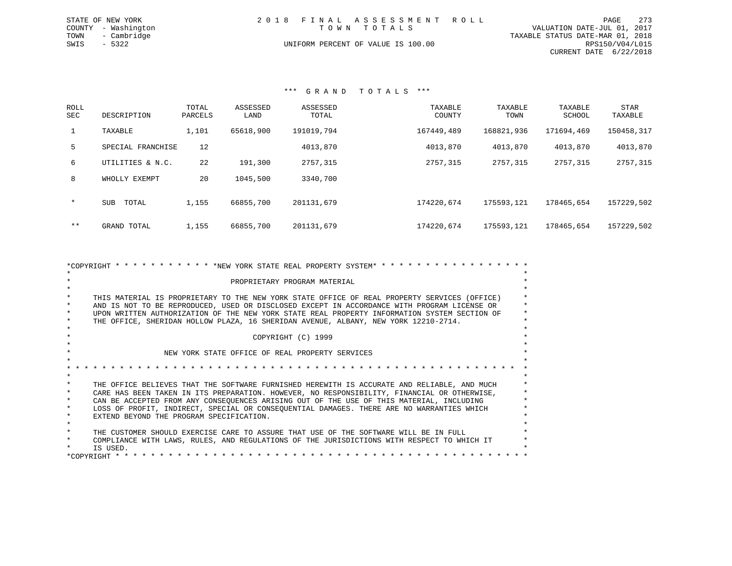STATE OF NEW YORK
COUNTY - Washington
TOWN - Cambridge
SWIS - 5322

2018 FINAL ASSESSMENT ROLL
TOWN TOTALS
UNIFORM PERCENT OF VALUE IS 100.00

VALUATION DATE-JUL 01, 2017
TAXABLE STATUS DATE-MAR 01, 2018
RPS150/V04/L015
CURRENT DATE 6/22/2018

## *** GRAND TOTALS ***

| ROLL SEC | DESCRIPTION | TOTAL PARCELS | ASSESSED LAND | ASSESSED TOTAL | TAXABLE COUNTY | TAXABLE TOWN | TAXABLE SCHOOL | STAR TAXABLE |
|---|---|---|---|---|---|---|---|---|
| 1 | TAXABLE | 1,101 | 65618,900 | 191019,794 | 167449,489 | 168821,936 | 171694,469 | 150458,317 |
| 5 | SPECIAL FRANCHISE | 12 | | 4013,870 | 4013,870 | 4013,870 | 4013,870 | 4013,870 |
| 6 | UTILITIES & N.C. | 22 | 191,300 | 2757,315 | 2757,315 | 2757,315 | 2757,315 | 2757,315 |
| 8 | WHOLLY EXEMPT | 20 | 1045,500 | 3340,700 | | | | |
| * | SUB TOTAL | 1,155 | 66855,700 | 201131,679 | 174220,674 | 175593,121 | 178465,654 | 157229,502 |
| ** | GRAND TOTAL | 1,155 | 66855,700 | 201131,679 | 174220,674 | 175593,121 | 178465,654 | 157229,502 |

*COPYRIGHT * * * * * * * * * * * *NEW YORK STATE REAL PROPERTY SYSTEM* * * * * * * * * * * * * * * * * *

PROPRIETARY PROGRAM MATERIAL

THIS MATERIAL IS PROPRIETARY TO THE NEW YORK STATE OFFICE OF REAL PROPERTY SERVICES (OFFICE) AND IS NOT TO BE REPRODUCED, USED OR DISCLOSED EXCEPT IN ACCORDANCE WITH PROGRAM LICENSE OR UPON WRITTEN AUTHORIZATION OF THE NEW YORK STATE REAL PROPERTY INFORMATION SYSTEM SECTION OF THE OFFICE, SHERIDAN HOLLOW PLAZA, 16 SHERIDAN AVENUE, ALBANY, NEW YORK 12210-2714.

COPYRIGHT (C) 1999

NEW YORK STATE OFFICE OF REAL PROPERTY SERVICES

THE OFFICE BELIEVES THAT THE SOFTWARE FURNISHED HEREWITH IS ACCURATE AND RELIABLE, AND MUCH CARE HAS BEEN TAKEN IN ITS PREPARATION. HOWEVER, NO RESPONSIBILITY, FINANCIAL OR OTHERWISE, CAN BE ACCEPTED FROM ANY CONSEQUENCES ARISING OUT OF THE USE OF THIS MATERIAL, INCLUDING LOSS OF PROFIT, INDIRECT, SPECIAL OR CONSEQUENTIAL DAMAGES. THERE ARE NO WARRANTIES WHICH EXTEND BEYOND THE PROGRAM SPECIFICATION.

THE CUSTOMER SHOULD EXERCISE CARE TO ASSURE THAT USE OF THE SOFTWARE WILL BE IN FULL COMPLIANCE WITH LAWS, RULES, AND REGULATIONS OF THE JURISDICTIONS WITH RESPECT TO WHICH IT IS USED.

*COPYRIGHT * * * * * * * * * * * * * * * * * * * * * * * * * * * * * * * * * * * * * * * * * * * * *